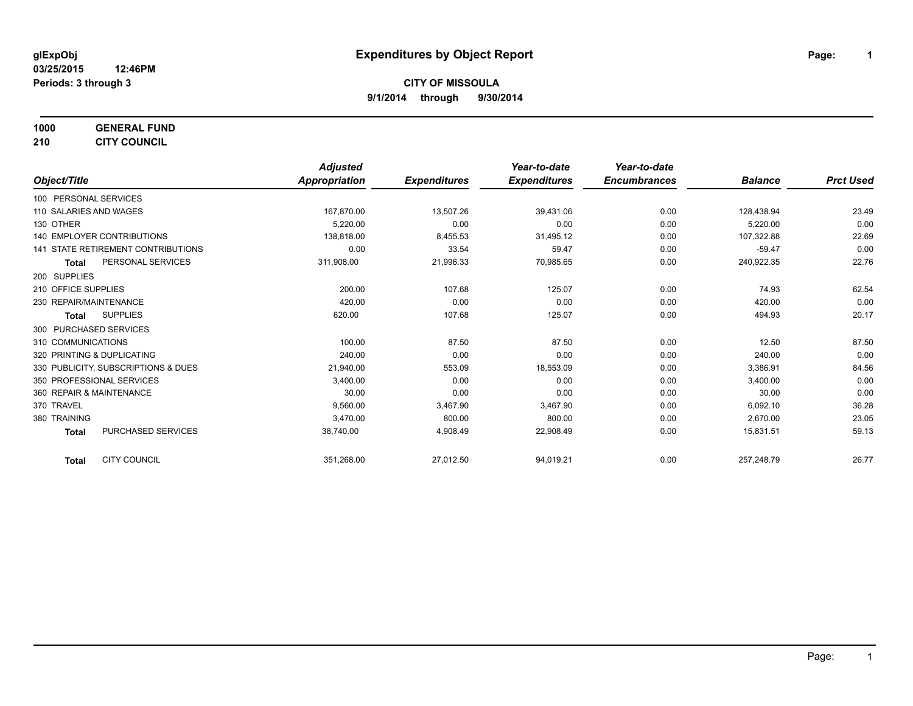glExpObj
03/25/2015 12:46PM
Periods: 3 through 3

# Expenditures by Object Report

**CITY OF MISSOULA**
**9/1/2014 through 9/30/2014**

**1000 GENERAL FUND**
**210 CITY COUNCIL**

| Object/Title | Adjusted Appropriation | Expenditures | Year-to-date Expenditures | Year-to-date Encumbrances | Balance | Prct Used |
|---|---|---|---|---|---|---|
| 100 PERSONAL SERVICES | | | | | | |
| 110 SALARIES AND WAGES | 167,870.00 | 13,507.26 | 39,431.06 | 0.00 | 128,438.94 | 23.49 |
| 130 OTHER | 5,220.00 | 0.00 | 0.00 | 0.00 | 5,220.00 | 0.00 |
| 140 EMPLOYER CONTRIBUTIONS | 138,818.00 | 8,455.53 | 31,495.12 | 0.00 | 107,322.88 | 22.69 |
| 141 STATE RETIREMENT CONTRIBUTIONS | 0.00 | 33.54 | 59.47 | 0.00 | -59.47 | 0.00 |
| **Total** PERSONAL SERVICES | 311,908.00 | 21,996.33 | 70,985.65 | 0.00 | 240,922.35 | 22.76 |
| 200 SUPPLIES | | | | | | |
| 210 OFFICE SUPPLIES | 200.00 | 107.68 | 125.07 | 0.00 | 74.93 | 62.54 |
| 230 REPAIR/MAINTENANCE | 420.00 | 0.00 | 0.00 | 0.00 | 420.00 | 0.00 |
| **Total** SUPPLIES | 620.00 | 107.68 | 125.07 | 0.00 | 494.93 | 20.17 |
| 300 PURCHASED SERVICES | | | | | | |
| 310 COMMUNICATIONS | 100.00 | 87.50 | 87.50 | 0.00 | 12.50 | 87.50 |
| 320 PRINTING & DUPLICATING | 240.00 | 0.00 | 0.00 | 0.00 | 240.00 | 0.00 |
| 330 PUBLICITY, SUBSCRIPTIONS & DUES | 21,940.00 | 553.09 | 18,553.09 | 0.00 | 3,386.91 | 84.56 |
| 350 PROFESSIONAL SERVICES | 3,400.00 | 0.00 | 0.00 | 0.00 | 3,400.00 | 0.00 |
| 360 REPAIR & MAINTENANCE | 30.00 | 0.00 | 0.00 | 0.00 | 30.00 | 0.00 |
| 370 TRAVEL | 9,560.00 | 3,467.90 | 3,467.90 | 0.00 | 6,092.10 | 36.28 |
| 380 TRAINING | 3,470.00 | 800.00 | 800.00 | 0.00 | 2,670.00 | 23.05 |
| **Total** PURCHASED SERVICES | 38,740.00 | 4,908.49 | 22,908.49 | 0.00 | 15,831.51 | 59.13 |
| **Total** CITY COUNCIL | 351,268.00 | 27,012.50 | 94,019.21 | 0.00 | 257,248.79 | 26.77 |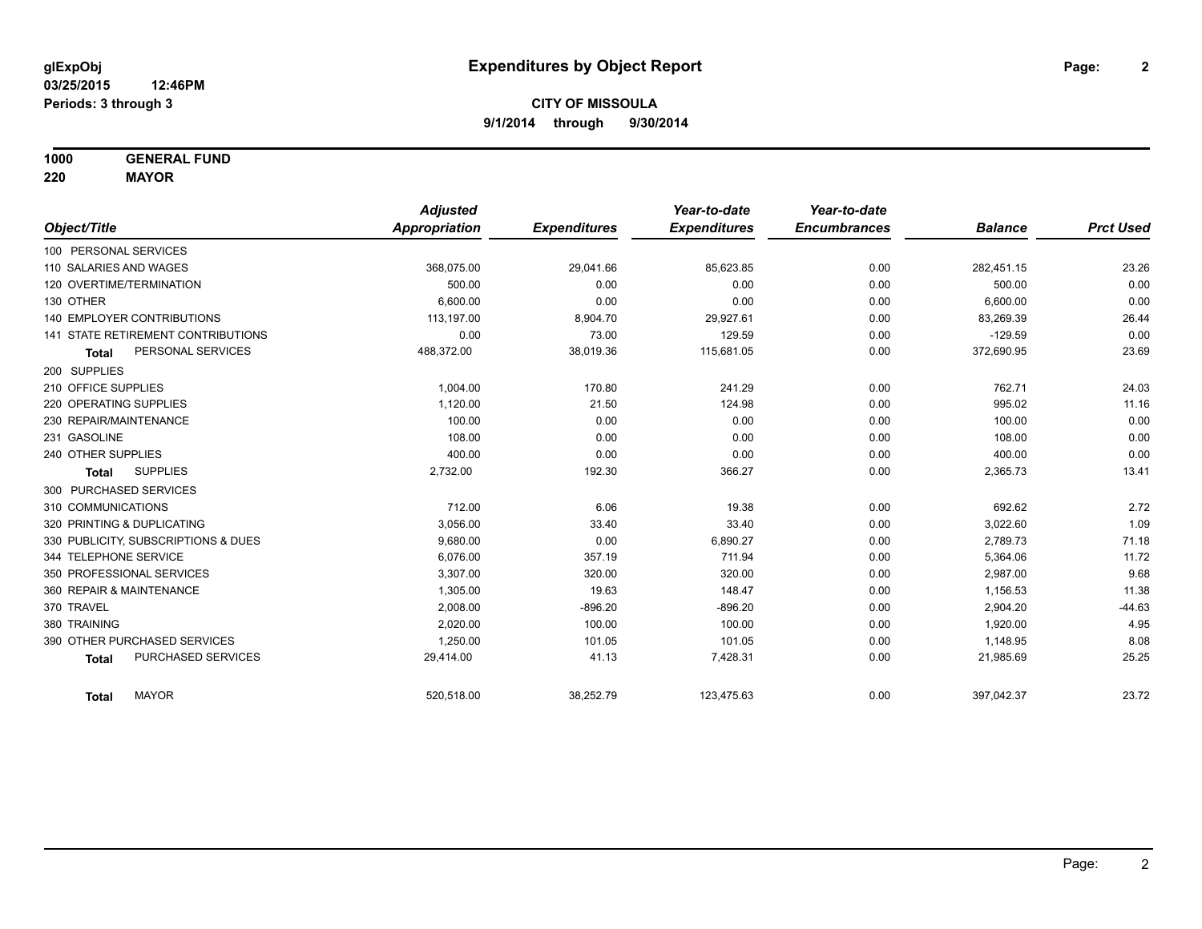**glExpObj**
**03/25/2015 12:46PM**
**Periods: 3 through 3**

# Expenditures by Object Report

**CITY OF MISSOULA**
**9/1/2014 through 9/30/2014**

**1000 GENERAL FUND**
**220 MAYOR**

| Object/Title | Adjusted Appropriation | Expenditures | Year-to-date Expenditures | Year-to-date Encumbrances | Balance | Prct Used |
|---|---|---|---|---|---|---|
| 100 PERSONAL SERVICES | | | | | | |
| 110 SALARIES AND WAGES | 368,075.00 | 29,041.66 | 85,623.85 | 0.00 | 282,451.15 | 23.26 |
| 120 OVERTIME/TERMINATION | 500.00 | 0.00 | 0.00 | 0.00 | 500.00 | 0.00 |
| 130 OTHER | 6,600.00 | 0.00 | 0.00 | 0.00 | 6,600.00 | 0.00 |
| 140 EMPLOYER CONTRIBUTIONS | 113,197.00 | 8,904.70 | 29,927.61 | 0.00 | 83,269.39 | 26.44 |
| 141 STATE RETIREMENT CONTRIBUTIONS | 0.00 | 73.00 | 129.59 | 0.00 | -129.59 | 0.00 |
| **Total** PERSONAL SERVICES | 488,372.00 | 38,019.36 | 115,681.05 | 0.00 | 372,690.95 | 23.69 |
| 200 SUPPLIES | | | | | | |
| 210 OFFICE SUPPLIES | 1,004.00 | 170.80 | 241.29 | 0.00 | 762.71 | 24.03 |
| 220 OPERATING SUPPLIES | 1,120.00 | 21.50 | 124.98 | 0.00 | 995.02 | 11.16 |
| 230 REPAIR/MAINTENANCE | 100.00 | 0.00 | 0.00 | 0.00 | 100.00 | 0.00 |
| 231 GASOLINE | 108.00 | 0.00 | 0.00 | 0.00 | 108.00 | 0.00 |
| 240 OTHER SUPPLIES | 400.00 | 0.00 | 0.00 | 0.00 | 400.00 | 0.00 |
| **Total** SUPPLIES | 2,732.00 | 192.30 | 366.27 | 0.00 | 2,365.73 | 13.41 |
| 300 PURCHASED SERVICES | | | | | | |
| 310 COMMUNICATIONS | 712.00 | 6.06 | 19.38 | 0.00 | 692.62 | 2.72 |
| 320 PRINTING & DUPLICATING | 3,056.00 | 33.40 | 33.40 | 0.00 | 3,022.60 | 1.09 |
| 330 PUBLICITY, SUBSCRIPTIONS & DUES | 9,680.00 | 0.00 | 6,890.27 | 0.00 | 2,789.73 | 71.18 |
| 344 TELEPHONE SERVICE | 6,076.00 | 357.19 | 711.94 | 0.00 | 5,364.06 | 11.72 |
| 350 PROFESSIONAL SERVICES | 3,307.00 | 320.00 | 320.00 | 0.00 | 2,987.00 | 9.68 |
| 360 REPAIR & MAINTENANCE | 1,305.00 | 19.63 | 148.47 | 0.00 | 1,156.53 | 11.38 |
| 370 TRAVEL | 2,008.00 | -896.20 | -896.20 | 0.00 | 2,904.20 | -44.63 |
| 380 TRAINING | 2,020.00 | 100.00 | 100.00 | 0.00 | 1,920.00 | 4.95 |
| 390 OTHER PURCHASED SERVICES | 1,250.00 | 101.05 | 101.05 | 0.00 | 1,148.95 | 8.08 |
| **Total** PURCHASED SERVICES | 29,414.00 | 41.13 | 7,428.31 | 0.00 | 21,985.69 | 25.25 |
| **Total** MAYOR | 520,518.00 | 38,252.79 | 123,475.63 | 0.00 | 397,042.37 | 23.72 |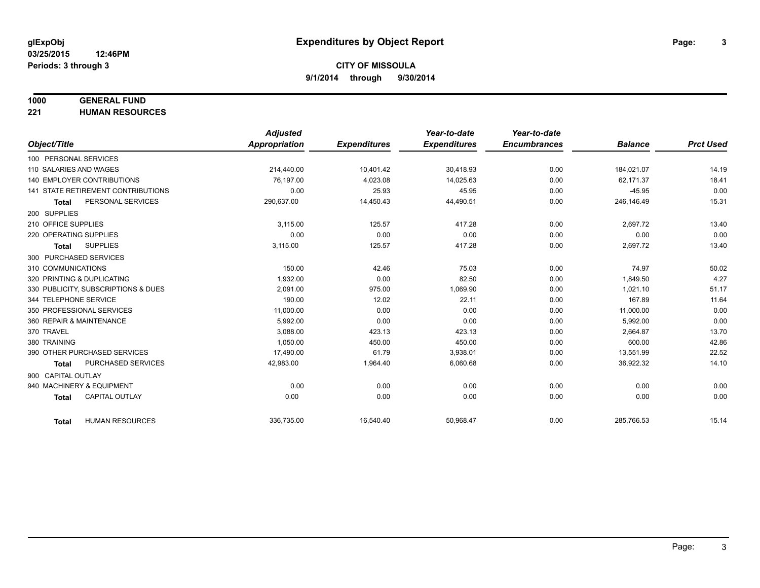**glExpObj**
**03/25/2015 12:46PM**
**Periods: 3 through 3**

# Expenditures by Object Report

**CITY OF MISSOULA**
**9/1/2014 through 9/30/2014**

**1000 GENERAL FUND**
**221 HUMAN RESOURCES**

| Object/Title | Adjusted Appropriation | Expenditures | Year-to-date Expenditures | Year-to-date Encumbrances | Balance | Prct Used |
|---|---|---|---|---|---|---|
| 100 PERSONAL SERVICES | | | | | | |
| 110 SALARIES AND WAGES | 214,440.00 | 10,401.42 | 30,418.93 | 0.00 | 184,021.07 | 14.19 |
| 140 EMPLOYER CONTRIBUTIONS | 76,197.00 | 4,023.08 | 14,025.63 | 0.00 | 62,171.37 | 18.41 |
| 141 STATE RETIREMENT CONTRIBUTIONS | 0.00 | 25.93 | 45.95 | 0.00 | -45.95 | 0.00 |
| **Total** PERSONAL SERVICES | 290,637.00 | 14,450.43 | 44,490.51 | 0.00 | 246,146.49 | 15.31 |
| 200 SUPPLIES | | | | | | |
| 210 OFFICE SUPPLIES | 3,115.00 | 125.57 | 417.28 | 0.00 | 2,697.72 | 13.40 |
| 220 OPERATING SUPPLIES | 0.00 | 0.00 | 0.00 | 0.00 | 0.00 | 0.00 |
| **Total** SUPPLIES | 3,115.00 | 125.57 | 417.28 | 0.00 | 2,697.72 | 13.40 |
| 300 PURCHASED SERVICES | | | | | | |
| 310 COMMUNICATIONS | 150.00 | 42.46 | 75.03 | 0.00 | 74.97 | 50.02 |
| 320 PRINTING & DUPLICATING | 1,932.00 | 0.00 | 82.50 | 0.00 | 1,849.50 | 4.27 |
| 330 PUBLICITY, SUBSCRIPTIONS & DUES | 2,091.00 | 975.00 | 1,069.90 | 0.00 | 1,021.10 | 51.17 |
| 344 TELEPHONE SERVICE | 190.00 | 12.02 | 22.11 | 0.00 | 167.89 | 11.64 |
| 350 PROFESSIONAL SERVICES | 11,000.00 | 0.00 | 0.00 | 0.00 | 11,000.00 | 0.00 |
| 360 REPAIR & MAINTENANCE | 5,992.00 | 0.00 | 0.00 | 0.00 | 5,992.00 | 0.00 |
| 370 TRAVEL | 3,088.00 | 423.13 | 423.13 | 0.00 | 2,664.87 | 13.70 |
| 380 TRAINING | 1,050.00 | 450.00 | 450.00 | 0.00 | 600.00 | 42.86 |
| 390 OTHER PURCHASED SERVICES | 17,490.00 | 61.79 | 3,938.01 | 0.00 | 13,551.99 | 22.52 |
| **Total** PURCHASED SERVICES | 42,983.00 | 1,964.40 | 6,060.68 | 0.00 | 36,922.32 | 14.10 |
| 900 CAPITAL OUTLAY | | | | | | |
| 940 MACHINERY & EQUIPMENT | 0.00 | 0.00 | 0.00 | 0.00 | 0.00 | 0.00 |
| **Total** CAPITAL OUTLAY | 0.00 | 0.00 | 0.00 | 0.00 | 0.00 | 0.00 |
| **Total** HUMAN RESOURCES | 336,735.00 | 16,540.40 | 50,968.47 | 0.00 | 285,766.53 | 15.14 |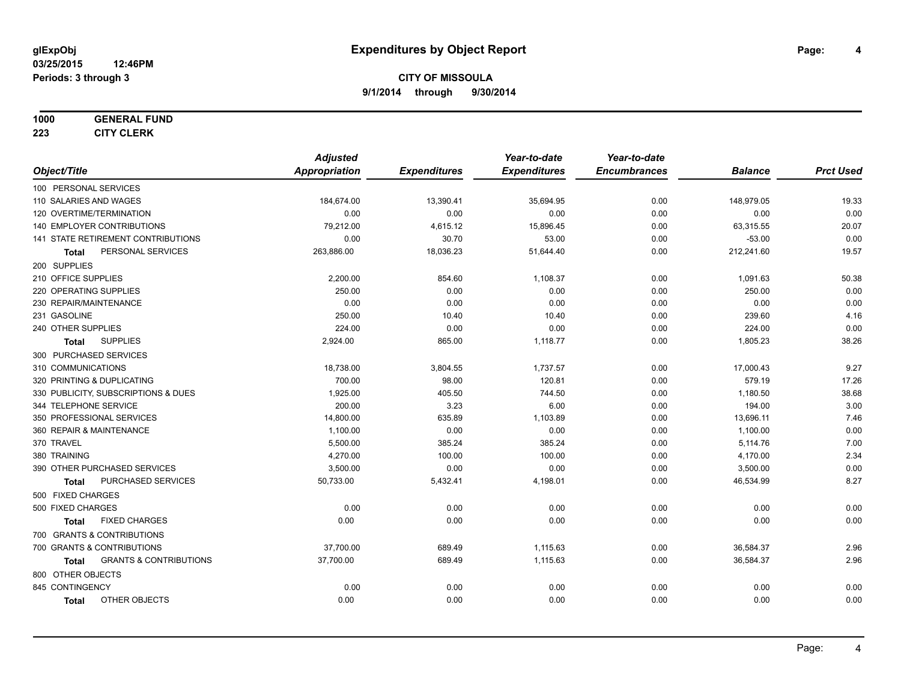# Expenditures by Object Report

glExpObj
03/25/2015 12:46PM
Periods: 3 through 3

**CITY OF MISSOULA**
**9/1/2014 through 9/30/2014**

**1000 GENERAL FUND**
**223 CITY CLERK**

| Object/Title | Adjusted Appropriation | Expenditures | Year-to-date Expenditures | Year-to-date Encumbrances | Balance | Prct Used |
|---|---|---|---|---|---|---|
| 100 PERSONAL SERVICES | | | | | | |
| 110 SALARIES AND WAGES | 184,674.00 | 13,390.41 | 35,694.95 | 0.00 | 148,979.05 | 19.33 |
| 120 OVERTIME/TERMINATION | 0.00 | 0.00 | 0.00 | 0.00 | 0.00 | 0.00 |
| 140 EMPLOYER CONTRIBUTIONS | 79,212.00 | 4,615.12 | 15,896.45 | 0.00 | 63,315.55 | 20.07 |
| 141 STATE RETIREMENT CONTRIBUTIONS | 0.00 | 30.70 | 53.00 | 0.00 | -53.00 | 0.00 |
| **Total** PERSONAL SERVICES | 263,886.00 | 18,036.23 | 51,644.40 | 0.00 | 212,241.60 | 19.57 |
| 200 SUPPLIES | | | | | | |
| 210 OFFICE SUPPLIES | 2,200.00 | 854.60 | 1,108.37 | 0.00 | 1,091.63 | 50.38 |
| 220 OPERATING SUPPLIES | 250.00 | 0.00 | 0.00 | 0.00 | 250.00 | 0.00 |
| 230 REPAIR/MAINTENANCE | 0.00 | 0.00 | 0.00 | 0.00 | 0.00 | 0.00 |
| 231 GASOLINE | 250.00 | 10.40 | 10.40 | 0.00 | 239.60 | 4.16 |
| 240 OTHER SUPPLIES | 224.00 | 0.00 | 0.00 | 0.00 | 224.00 | 0.00 |
| **Total** SUPPLIES | 2,924.00 | 865.00 | 1,118.77 | 0.00 | 1,805.23 | 38.26 |
| 300 PURCHASED SERVICES | | | | | | |
| 310 COMMUNICATIONS | 18,738.00 | 3,804.55 | 1,737.57 | 0.00 | 17,000.43 | 9.27 |
| 320 PRINTING & DUPLICATING | 700.00 | 98.00 | 120.81 | 0.00 | 579.19 | 17.26 |
| 330 PUBLICITY, SUBSCRIPTIONS & DUES | 1,925.00 | 405.50 | 744.50 | 0.00 | 1,180.50 | 38.68 |
| 344 TELEPHONE SERVICE | 200.00 | 3.23 | 6.00 | 0.00 | 194.00 | 3.00 |
| 350 PROFESSIONAL SERVICES | 14,800.00 | 635.89 | 1,103.89 | 0.00 | 13,696.11 | 7.46 |
| 360 REPAIR & MAINTENANCE | 1,100.00 | 0.00 | 0.00 | 0.00 | 1,100.00 | 0.00 |
| 370 TRAVEL | 5,500.00 | 385.24 | 385.24 | 0.00 | 5,114.76 | 7.00 |
| 380 TRAINING | 4,270.00 | 100.00 | 100.00 | 0.00 | 4,170.00 | 2.34 |
| 390 OTHER PURCHASED SERVICES | 3,500.00 | 0.00 | 0.00 | 0.00 | 3,500.00 | 0.00 |
| **Total** PURCHASED SERVICES | 50,733.00 | 5,432.41 | 4,198.01 | 0.00 | 46,534.99 | 8.27 |
| 500 FIXED CHARGES | | | | | | |
| 500 FIXED CHARGES | 0.00 | 0.00 | 0.00 | 0.00 | 0.00 | 0.00 |
| **Total** FIXED CHARGES | 0.00 | 0.00 | 0.00 | 0.00 | 0.00 | 0.00 |
| 700 GRANTS & CONTRIBUTIONS | | | | | | |
| 700 GRANTS & CONTRIBUTIONS | 37,700.00 | 689.49 | 1,115.63 | 0.00 | 36,584.37 | 2.96 |
| **Total** GRANTS & CONTRIBUTIONS | 37,700.00 | 689.49 | 1,115.63 | 0.00 | 36,584.37 | 2.96 |
| 800 OTHER OBJECTS | | | | | | |
| 845 CONTINGENCY | 0.00 | 0.00 | 0.00 | 0.00 | 0.00 | 0.00 |
| **Total** OTHER OBJECTS | 0.00 | 0.00 | 0.00 | 0.00 | 0.00 | 0.00 |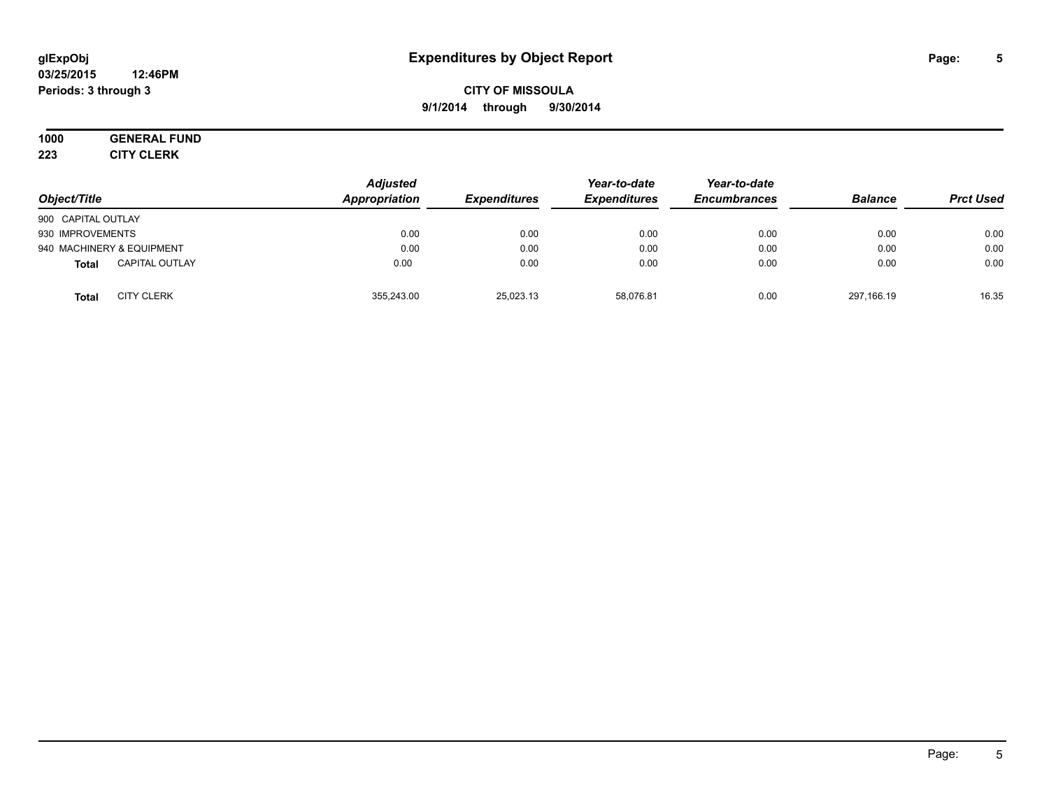# Expenditures by Object Report

glExpObj
03/25/2015 12:46PM
Periods: 3 through 3

**CITY OF MISSOULA**
**9/1/2014 through 9/30/2014**

**1000 GENERAL FUND**
**223 CITY CLERK**

| Object/Title | | Adjusted Appropriation | Expenditures | Year-to-date Expenditures | Year-to-date Encumbrances | Balance | Prct Used |
|---|---|---|---|---|---|---|---|
| 900 CAPITAL OUTLAY | | | | | | | |
| 930 IMPROVEMENTS | | 0.00 | 0.00 | 0.00 | 0.00 | 0.00 | 0.00 |
| 940 MACHINERY & EQUIPMENT | | 0.00 | 0.00 | 0.00 | 0.00 | 0.00 | 0.00 |
| **Total** | CAPITAL OUTLAY | 0.00 | 0.00 | 0.00 | 0.00 | 0.00 | 0.00 |
| **Total** | CITY CLERK | 355,243.00 | 25,023.13 | 58,076.81 | 0.00 | 297,166.19 | 16.35 |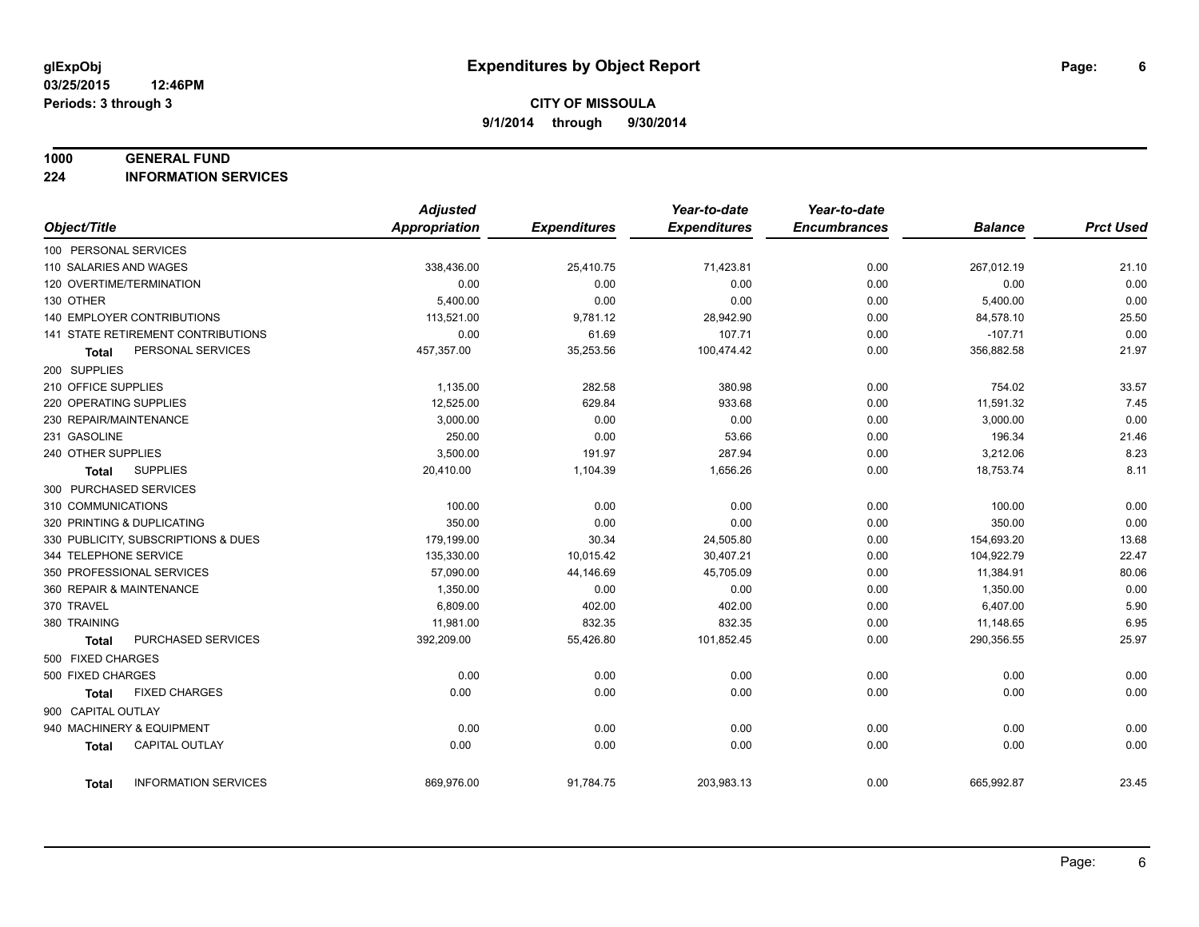# Expenditures by Object Report

glExpObj
03/25/2015 12:46PM
Periods: 3 through 3

**CITY OF MISSOULA**
**9/1/2014 through 9/30/2014**

**1000 GENERAL FUND**
**224 INFORMATION SERVICES**

| Object/Title | Adjusted Appropriation | Expenditures | Year-to-date Expenditures | Year-to-date Encumbrances | Balance | Prct Used |
|---|---|---|---|---|---|---|
| 100 PERSONAL SERVICES | | | | | | |
| 110 SALARIES AND WAGES | 338,436.00 | 25,410.75 | 71,423.81 | 0.00 | 267,012.19 | 21.10 |
| 120 OVERTIME/TERMINATION | 0.00 | 0.00 | 0.00 | 0.00 | 0.00 | 0.00 |
| 130 OTHER | 5,400.00 | 0.00 | 0.00 | 0.00 | 5,400.00 | 0.00 |
| 140 EMPLOYER CONTRIBUTIONS | 113,521.00 | 9,781.12 | 28,942.90 | 0.00 | 84,578.10 | 25.50 |
| 141 STATE RETIREMENT CONTRIBUTIONS | 0.00 | 61.69 | 107.71 | 0.00 | -107.71 | 0.00 |
| **Total** PERSONAL SERVICES | 457,357.00 | 35,253.56 | 100,474.42 | 0.00 | 356,882.58 | 21.97 |
| 200 SUPPLIES | | | | | | |
| 210 OFFICE SUPPLIES | 1,135.00 | 282.58 | 380.98 | 0.00 | 754.02 | 33.57 |
| 220 OPERATING SUPPLIES | 12,525.00 | 629.84 | 933.68 | 0.00 | 11,591.32 | 7.45 |
| 230 REPAIR/MAINTENANCE | 3,000.00 | 0.00 | 0.00 | 0.00 | 3,000.00 | 0.00 |
| 231 GASOLINE | 250.00 | 0.00 | 53.66 | 0.00 | 196.34 | 21.46 |
| 240 OTHER SUPPLIES | 3,500.00 | 191.97 | 287.94 | 0.00 | 3,212.06 | 8.23 |
| **Total** SUPPLIES | 20,410.00 | 1,104.39 | 1,656.26 | 0.00 | 18,753.74 | 8.11 |
| 300 PURCHASED SERVICES | | | | | | |
| 310 COMMUNICATIONS | 100.00 | 0.00 | 0.00 | 0.00 | 100.00 | 0.00 |
| 320 PRINTING & DUPLICATING | 350.00 | 0.00 | 0.00 | 0.00 | 350.00 | 0.00 |
| 330 PUBLICITY, SUBSCRIPTIONS & DUES | 179,199.00 | 30.34 | 24,505.80 | 0.00 | 154,693.20 | 13.68 |
| 344 TELEPHONE SERVICE | 135,330.00 | 10,015.42 | 30,407.21 | 0.00 | 104,922.79 | 22.47 |
| 350 PROFESSIONAL SERVICES | 57,090.00 | 44,146.69 | 45,705.09 | 0.00 | 11,384.91 | 80.06 |
| 360 REPAIR & MAINTENANCE | 1,350.00 | 0.00 | 0.00 | 0.00 | 1,350.00 | 0.00 |
| 370 TRAVEL | 6,809.00 | 402.00 | 402.00 | 0.00 | 6,407.00 | 5.90 |
| 380 TRAINING | 11,981.00 | 832.35 | 832.35 | 0.00 | 11,148.65 | 6.95 |
| **Total** PURCHASED SERVICES | 392,209.00 | 55,426.80 | 101,852.45 | 0.00 | 290,356.55 | 25.97 |
| 500 FIXED CHARGES | | | | | | |
| 500 FIXED CHARGES | 0.00 | 0.00 | 0.00 | 0.00 | 0.00 | 0.00 |
| **Total** FIXED CHARGES | 0.00 | 0.00 | 0.00 | 0.00 | 0.00 | 0.00 |
| 900 CAPITAL OUTLAY | | | | | | |
| 940 MACHINERY & EQUIPMENT | 0.00 | 0.00 | 0.00 | 0.00 | 0.00 | 0.00 |
| **Total** CAPITAL OUTLAY | 0.00 | 0.00 | 0.00 | 0.00 | 0.00 | 0.00 |
| **Total** INFORMATION SERVICES | 869,976.00 | 91,784.75 | 203,983.13 | 0.00 | 665,992.87 | 23.45 |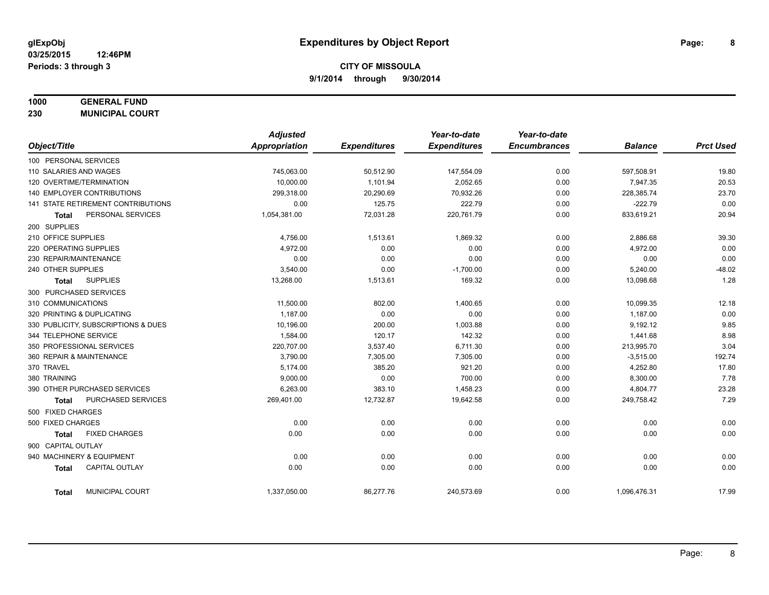# Expenditures by Object Report

glExpObj
03/25/2015 12:46PM
Periods: 3 through 3

**CITY OF MISSOULA**
**9/1/2014 through 9/30/2014**

**1000 GENERAL FUND**
**230 MUNICIPAL COURT**

| Object/Title | Adjusted Appropriation | Expenditures | Year-to-date Expenditures | Year-to-date Encumbrances | Balance | Prct Used |
|---|---|---|---|---|---|---|
| 100 PERSONAL SERVICES | | | | | | |
| 110 SALARIES AND WAGES | 745,063.00 | 50,512.90 | 147,554.09 | 0.00 | 597,508.91 | 19.80 |
| 120 OVERTIME/TERMINATION | 10,000.00 | 1,101.94 | 2,052.65 | 0.00 | 7,947.35 | 20.53 |
| 140 EMPLOYER CONTRIBUTIONS | 299,318.00 | 20,290.69 | 70,932.26 | 0.00 | 228,385.74 | 23.70 |
| 141 STATE RETIREMENT CONTRIBUTIONS | 0.00 | 125.75 | 222.79 | 0.00 | -222.79 | 0.00 |
| **Total** PERSONAL SERVICES | 1,054,381.00 | 72,031.28 | 220,761.79 | 0.00 | 833,619.21 | 20.94 |
| 200 SUPPLIES | | | | | | |
| 210 OFFICE SUPPLIES | 4,756.00 | 1,513.61 | 1,869.32 | 0.00 | 2,886.68 | 39.30 |
| 220 OPERATING SUPPLIES | 4,972.00 | 0.00 | 0.00 | 0.00 | 4,972.00 | 0.00 |
| 230 REPAIR/MAINTENANCE | 0.00 | 0.00 | 0.00 | 0.00 | 0.00 | 0.00 |
| 240 OTHER SUPPLIES | 3,540.00 | 0.00 | -1,700.00 | 0.00 | 5,240.00 | -48.02 |
| **Total** SUPPLIES | 13,268.00 | 1,513.61 | 169.32 | 0.00 | 13,098.68 | 1.28 |
| 300 PURCHASED SERVICES | | | | | | |
| 310 COMMUNICATIONS | 11,500.00 | 802.00 | 1,400.65 | 0.00 | 10,099.35 | 12.18 |
| 320 PRINTING & DUPLICATING | 1,187.00 | 0.00 | 0.00 | 0.00 | 1,187.00 | 0.00 |
| 330 PUBLICITY, SUBSCRIPTIONS & DUES | 10,196.00 | 200.00 | 1,003.88 | 0.00 | 9,192.12 | 9.85 |
| 344 TELEPHONE SERVICE | 1,584.00 | 120.17 | 142.32 | 0.00 | 1,441.68 | 8.98 |
| 350 PROFESSIONAL SERVICES | 220,707.00 | 3,537.40 | 6,711.30 | 0.00 | 213,995.70 | 3.04 |
| 360 REPAIR & MAINTENANCE | 3,790.00 | 7,305.00 | 7,305.00 | 0.00 | -3,515.00 | 192.74 |
| 370 TRAVEL | 5,174.00 | 385.20 | 921.20 | 0.00 | 4,252.80 | 17.80 |
| 380 TRAINING | 9,000.00 | 0.00 | 700.00 | 0.00 | 8,300.00 | 7.78 |
| 390 OTHER PURCHASED SERVICES | 6,263.00 | 383.10 | 1,458.23 | 0.00 | 4,804.77 | 23.28 |
| **Total** PURCHASED SERVICES | 269,401.00 | 12,732.87 | 19,642.58 | 0.00 | 249,758.42 | 7.29 |
| 500 FIXED CHARGES | | | | | | |
| 500 FIXED CHARGES | 0.00 | 0.00 | 0.00 | 0.00 | 0.00 | 0.00 |
| **Total** FIXED CHARGES | 0.00 | 0.00 | 0.00 | 0.00 | 0.00 | 0.00 |
| 900 CAPITAL OUTLAY | | | | | | |
| 940 MACHINERY & EQUIPMENT | 0.00 | 0.00 | 0.00 | 0.00 | 0.00 | 0.00 |
| **Total** CAPITAL OUTLAY | 0.00 | 0.00 | 0.00 | 0.00 | 0.00 | 0.00 |
| **Total** MUNICIPAL COURT | 1,337,050.00 | 86,277.76 | 240,573.69 | 0.00 | 1,096,476.31 | 17.99 |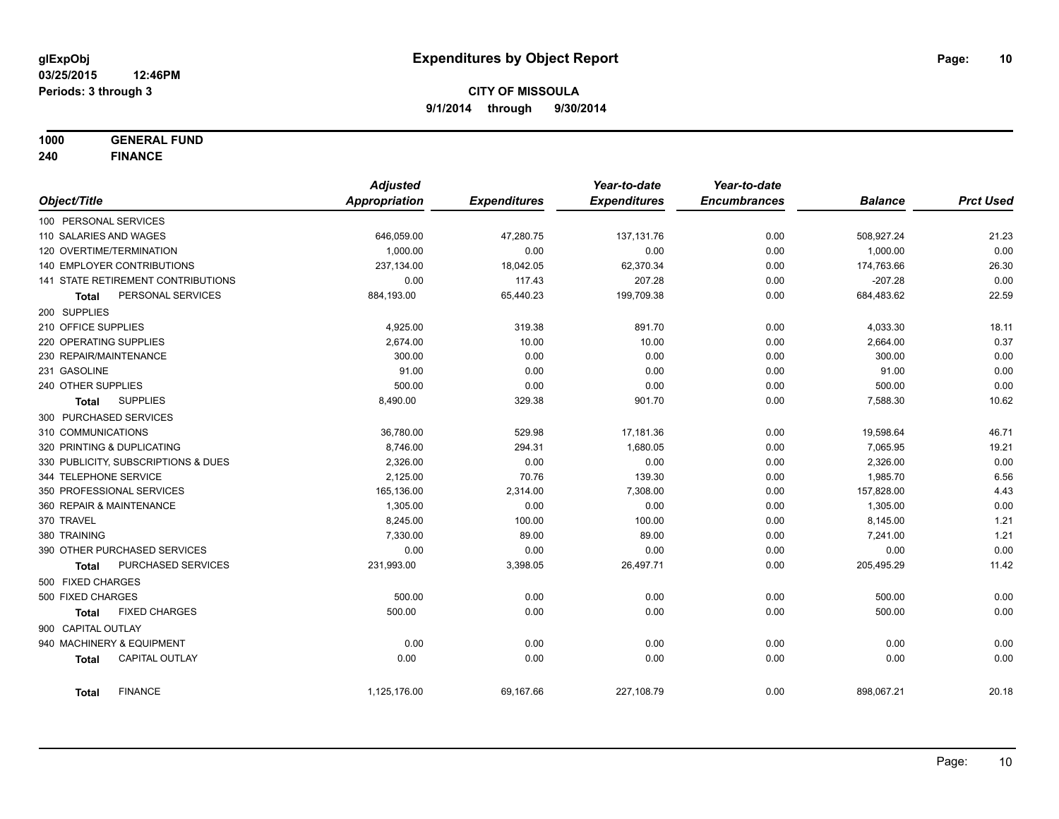**glExpObj**
**03/25/2015 12:46PM**
**Periods: 3 through 3**

# Expenditures by Object Report

**CITY OF MISSOULA**
**9/1/2014 through 9/30/2014**

**1000 GENERAL FUND**
**240 FINANCE**

| Object/Title | Adjusted Appropriation | Expenditures | Year-to-date Expenditures | Year-to-date Encumbrances | Balance | Prct Used |
|---|---|---|---|---|---|---|
| 100 PERSONAL SERVICES | | | | | | |
| 110 SALARIES AND WAGES | 646,059.00 | 47,280.75 | 137,131.76 | 0.00 | 508,927.24 | 21.23 |
| 120 OVERTIME/TERMINATION | 1,000.00 | 0.00 | 0.00 | 0.00 | 1,000.00 | 0.00 |
| 140 EMPLOYER CONTRIBUTIONS | 237,134.00 | 18,042.05 | 62,370.34 | 0.00 | 174,763.66 | 26.30 |
| 141 STATE RETIREMENT CONTRIBUTIONS | 0.00 | 117.43 | 207.28 | 0.00 | -207.28 | 0.00 |
| **Total** PERSONAL SERVICES | 884,193.00 | 65,440.23 | 199,709.38 | 0.00 | 684,483.62 | 22.59 |
| 200 SUPPLIES | | | | | | |
| 210 OFFICE SUPPLIES | 4,925.00 | 319.38 | 891.70 | 0.00 | 4,033.30 | 18.11 |
| 220 OPERATING SUPPLIES | 2,674.00 | 10.00 | 10.00 | 0.00 | 2,664.00 | 0.37 |
| 230 REPAIR/MAINTENANCE | 300.00 | 0.00 | 0.00 | 0.00 | 300.00 | 0.00 |
| 231 GASOLINE | 91.00 | 0.00 | 0.00 | 0.00 | 91.00 | 0.00 |
| 240 OTHER SUPPLIES | 500.00 | 0.00 | 0.00 | 0.00 | 500.00 | 0.00 |
| **Total** SUPPLIES | 8,490.00 | 329.38 | 901.70 | 0.00 | 7,588.30 | 10.62 |
| 300 PURCHASED SERVICES | | | | | | |
| 310 COMMUNICATIONS | 36,780.00 | 529.98 | 17,181.36 | 0.00 | 19,598.64 | 46.71 |
| 320 PRINTING & DUPLICATING | 8,746.00 | 294.31 | 1,680.05 | 0.00 | 7,065.95 | 19.21 |
| 330 PUBLICITY, SUBSCRIPTIONS & DUES | 2,326.00 | 0.00 | 0.00 | 0.00 | 2,326.00 | 0.00 |
| 344 TELEPHONE SERVICE | 2,125.00 | 70.76 | 139.30 | 0.00 | 1,985.70 | 6.56 |
| 350 PROFESSIONAL SERVICES | 165,136.00 | 2,314.00 | 7,308.00 | 0.00 | 157,828.00 | 4.43 |
| 360 REPAIR & MAINTENANCE | 1,305.00 | 0.00 | 0.00 | 0.00 | 1,305.00 | 0.00 |
| 370 TRAVEL | 8,245.00 | 100.00 | 100.00 | 0.00 | 8,145.00 | 1.21 |
| 380 TRAINING | 7,330.00 | 89.00 | 89.00 | 0.00 | 7,241.00 | 1.21 |
| 390 OTHER PURCHASED SERVICES | 0.00 | 0.00 | 0.00 | 0.00 | 0.00 | 0.00 |
| **Total** PURCHASED SERVICES | 231,993.00 | 3,398.05 | 26,497.71 | 0.00 | 205,495.29 | 11.42 |
| 500 FIXED CHARGES | | | | | | |
| 500 FIXED CHARGES | 500.00 | 0.00 | 0.00 | 0.00 | 500.00 | 0.00 |
| **Total** FIXED CHARGES | 500.00 | 0.00 | 0.00 | 0.00 | 500.00 | 0.00 |
| 900 CAPITAL OUTLAY | | | | | | |
| 940 MACHINERY & EQUIPMENT | 0.00 | 0.00 | 0.00 | 0.00 | 0.00 | 0.00 |
| **Total** CAPITAL OUTLAY | 0.00 | 0.00 | 0.00 | 0.00 | 0.00 | 0.00 |
| **Total** FINANCE | 1,125,176.00 | 69,167.66 | 227,108.79 | 0.00 | 898,067.21 | 20.18 |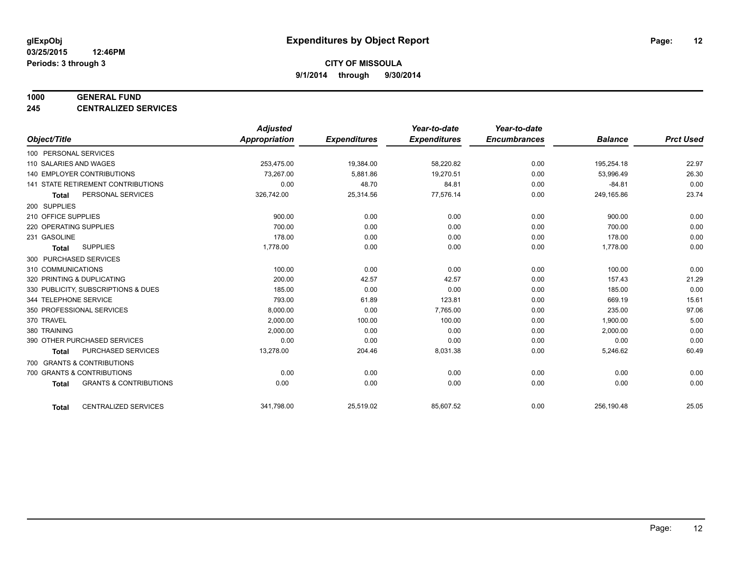# Expenditures by Object Report

glExpObj
03/25/2015 12:46PM
Periods: 3 through 3

**CITY OF MISSOULA**
**9/1/2014 through 9/30/2014**

## 1000 GENERAL FUND
## 245 CENTRALIZED SERVICES

| Object/Title | Adjusted Appropriation | Expenditures | Year-to-date Expenditures | Year-to-date Encumbrances | Balance | Prct Used |
|---|---|---|---|---|---|---|
| 100 PERSONAL SERVICES | | | | | | |
| 110 SALARIES AND WAGES | 253,475.00 | 19,384.00 | 58,220.82 | 0.00 | 195,254.18 | 22.97 |
| 140 EMPLOYER CONTRIBUTIONS | 73,267.00 | 5,881.86 | 19,270.51 | 0.00 | 53,996.49 | 26.30 |
| 141 STATE RETIREMENT CONTRIBUTIONS | 0.00 | 48.70 | 84.81 | 0.00 | -84.81 | 0.00 |
| **Total** PERSONAL SERVICES | 326,742.00 | 25,314.56 | 77,576.14 | 0.00 | 249,165.86 | 23.74 |
| 200 SUPPLIES | | | | | | |
| 210 OFFICE SUPPLIES | 900.00 | 0.00 | 0.00 | 0.00 | 900.00 | 0.00 |
| 220 OPERATING SUPPLIES | 700.00 | 0.00 | 0.00 | 0.00 | 700.00 | 0.00 |
| 231 GASOLINE | 178.00 | 0.00 | 0.00 | 0.00 | 178.00 | 0.00 |
| **Total** SUPPLIES | 1,778.00 | 0.00 | 0.00 | 0.00 | 1,778.00 | 0.00 |
| 300 PURCHASED SERVICES | | | | | | |
| 310 COMMUNICATIONS | 100.00 | 0.00 | 0.00 | 0.00 | 100.00 | 0.00 |
| 320 PRINTING & DUPLICATING | 200.00 | 42.57 | 42.57 | 0.00 | 157.43 | 21.29 |
| 330 PUBLICITY, SUBSCRIPTIONS & DUES | 185.00 | 0.00 | 0.00 | 0.00 | 185.00 | 0.00 |
| 344 TELEPHONE SERVICE | 793.00 | 61.89 | 123.81 | 0.00 | 669.19 | 15.61 |
| 350 PROFESSIONAL SERVICES | 8,000.00 | 0.00 | 7,765.00 | 0.00 | 235.00 | 97.06 |
| 370 TRAVEL | 2,000.00 | 100.00 | 100.00 | 0.00 | 1,900.00 | 5.00 |
| 380 TRAINING | 2,000.00 | 0.00 | 0.00 | 0.00 | 2,000.00 | 0.00 |
| 390 OTHER PURCHASED SERVICES | 0.00 | 0.00 | 0.00 | 0.00 | 0.00 | 0.00 |
| **Total** PURCHASED SERVICES | 13,278.00 | 204.46 | 8,031.38 | 0.00 | 5,246.62 | 60.49 |
| 700 GRANTS & CONTRIBUTIONS | | | | | | |
| 700 GRANTS & CONTRIBUTIONS | 0.00 | 0.00 | 0.00 | 0.00 | 0.00 | 0.00 |
| **Total** GRANTS & CONTRIBUTIONS | 0.00 | 0.00 | 0.00 | 0.00 | 0.00 | 0.00 |
| **Total** CENTRALIZED SERVICES | 341,798.00 | 25,519.02 | 85,607.52 | 0.00 | 256,190.48 | 25.05 |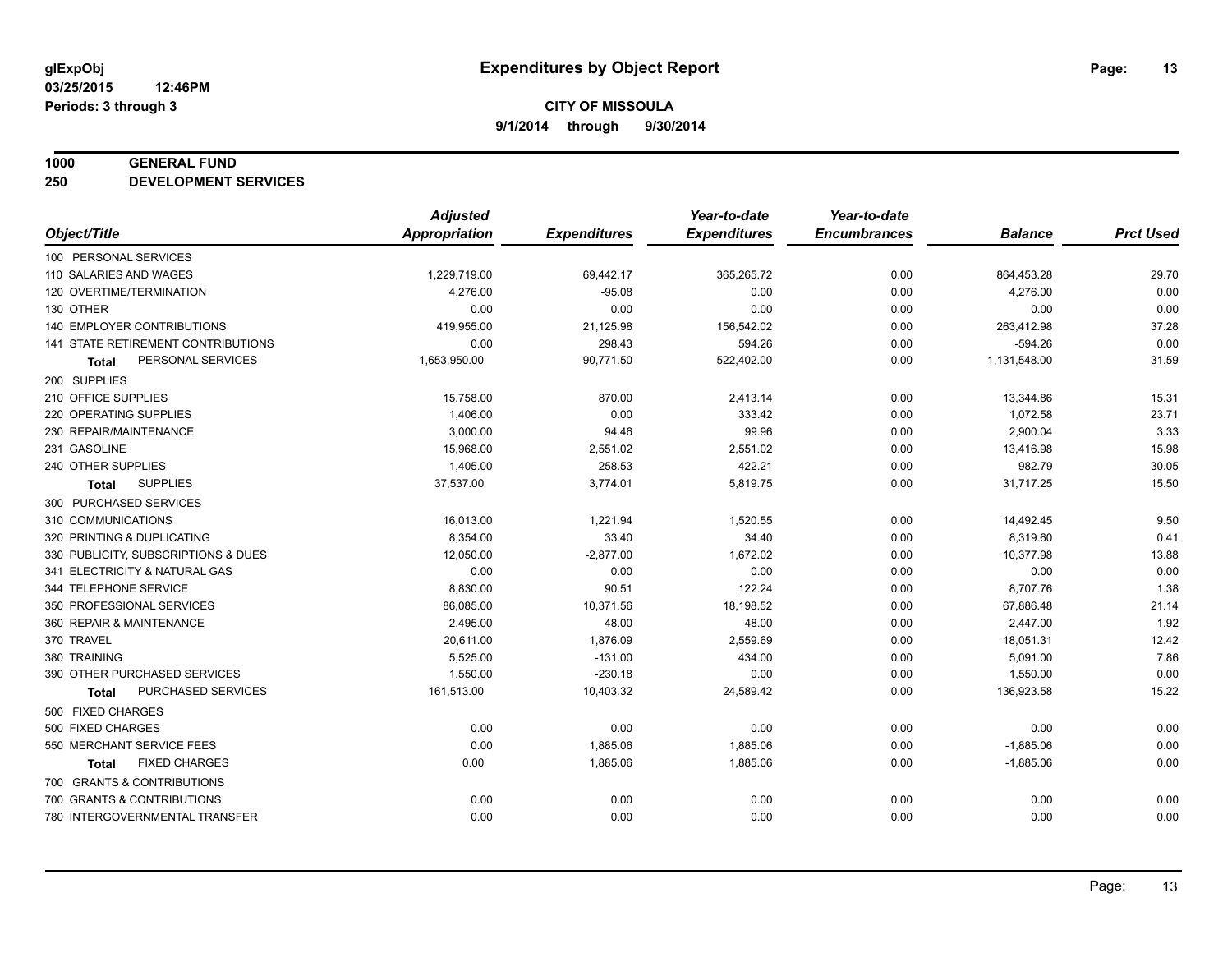**glExpObj** **Expenditures by Object Report**

**03/25/2015 12:46PM**

**Periods: 3 through 3**

**CITY OF MISSOULA**

**9/1/2014 through 9/30/2014**

**1000 GENERAL FUND**

**250 DEVELOPMENT SERVICES**

| Object/Title | Adjusted Appropriation | Expenditures | Year-to-date Expenditures | Year-to-date Encumbrances | Balance | Prct Used |
|---|---|---|---|---|---|---|
| 100 PERSONAL SERVICES | | | | | | |
| 110 SALARIES AND WAGES | 1,229,719.00 | 69,442.17 | 365,265.72 | 0.00 | 864,453.28 | 29.70 |
| 120 OVERTIME/TERMINATION | 4,276.00 | -95.08 | 0.00 | 0.00 | 4,276.00 | 0.00 |
| 130 OTHER | 0.00 | 0.00 | 0.00 | 0.00 | 0.00 | 0.00 |
| 140 EMPLOYER CONTRIBUTIONS | 419,955.00 | 21,125.98 | 156,542.02 | 0.00 | 263,412.98 | 37.28 |
| 141 STATE RETIREMENT CONTRIBUTIONS | 0.00 | 298.43 | 594.26 | 0.00 | -594.26 | 0.00 |
| **Total** PERSONAL SERVICES | 1,653,950.00 | 90,771.50 | 522,402.00 | 0.00 | 1,131,548.00 | 31.59 |
| 200 SUPPLIES | | | | | | |
| 210 OFFICE SUPPLIES | 15,758.00 | 870.00 | 2,413.14 | 0.00 | 13,344.86 | 15.31 |
| 220 OPERATING SUPPLIES | 1,406.00 | 0.00 | 333.42 | 0.00 | 1,072.58 | 23.71 |
| 230 REPAIR/MAINTENANCE | 3,000.00 | 94.46 | 99.96 | 0.00 | 2,900.04 | 3.33 |
| 231 GASOLINE | 15,968.00 | 2,551.02 | 2,551.02 | 0.00 | 13,416.98 | 15.98 |
| 240 OTHER SUPPLIES | 1,405.00 | 258.53 | 422.21 | 0.00 | 982.79 | 30.05 |
| **Total** SUPPLIES | 37,537.00 | 3,774.01 | 5,819.75 | 0.00 | 31,717.25 | 15.50 |
| 300 PURCHASED SERVICES | | | | | | |
| 310 COMMUNICATIONS | 16,013.00 | 1,221.94 | 1,520.55 | 0.00 | 14,492.45 | 9.50 |
| 320 PRINTING & DUPLICATING | 8,354.00 | 33.40 | 34.40 | 0.00 | 8,319.60 | 0.41 |
| 330 PUBLICITY, SUBSCRIPTIONS & DUES | 12,050.00 | -2,877.00 | 1,672.02 | 0.00 | 10,377.98 | 13.88 |
| 341 ELECTRICITY & NATURAL GAS | 0.00 | 0.00 | 0.00 | 0.00 | 0.00 | 0.00 |
| 344 TELEPHONE SERVICE | 8,830.00 | 90.51 | 122.24 | 0.00 | 8,707.76 | 1.38 |
| 350 PROFESSIONAL SERVICES | 86,085.00 | 10,371.56 | 18,198.52 | 0.00 | 67,886.48 | 21.14 |
| 360 REPAIR & MAINTENANCE | 2,495.00 | 48.00 | 48.00 | 0.00 | 2,447.00 | 1.92 |
| 370 TRAVEL | 20,611.00 | 1,876.09 | 2,559.69 | 0.00 | 18,051.31 | 12.42 |
| 380 TRAINING | 5,525.00 | -131.00 | 434.00 | 0.00 | 5,091.00 | 7.86 |
| 390 OTHER PURCHASED SERVICES | 1,550.00 | -230.18 | 0.00 | 0.00 | 1,550.00 | 0.00 |
| **Total** PURCHASED SERVICES | 161,513.00 | 10,403.32 | 24,589.42 | 0.00 | 136,923.58 | 15.22 |
| 500 FIXED CHARGES | | | | | | |
| 500 FIXED CHARGES | 0.00 | 0.00 | 0.00 | 0.00 | 0.00 | 0.00 |
| 550 MERCHANT SERVICE FEES | 0.00 | 1,885.06 | 1,885.06 | 0.00 | -1,885.06 | 0.00 |
| **Total** FIXED CHARGES | 0.00 | 1,885.06 | 1,885.06 | 0.00 | -1,885.06 | 0.00 |
| 700 GRANTS & CONTRIBUTIONS | | | | | | |
| 700 GRANTS & CONTRIBUTIONS | 0.00 | 0.00 | 0.00 | 0.00 | 0.00 | 0.00 |
| 780 INTERGOVERNMENTAL TRANSFER | 0.00 | 0.00 | 0.00 | 0.00 | 0.00 | 0.00 |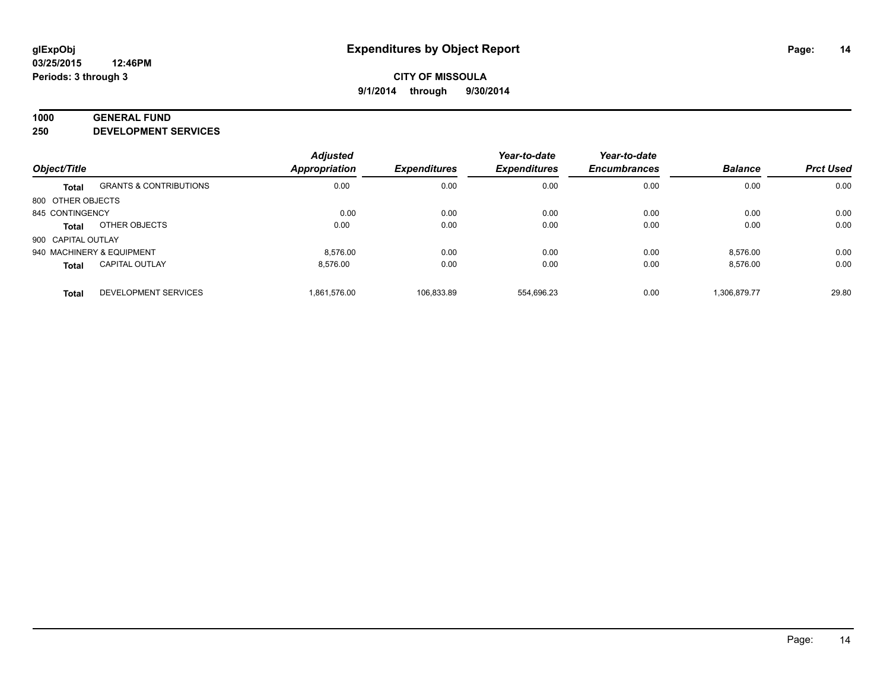# Expenditures by Object Report

glExpObj
03/25/2015 12:46PM
Periods: 3 through 3

**CITY OF MISSOULA**
**9/1/2014 through 9/30/2014**

**1000 GENERAL FUND**
**250 DEVELOPMENT SERVICES**

| Object/Title | | Adjusted Appropriation | Expenditures | Year-to-date Expenditures | Year-to-date Encumbrances | Balance | Prct Used |
|---|---|---|---|---|---|---|---|
| **Total** | GRANTS & CONTRIBUTIONS | 0.00 | 0.00 | 0.00 | 0.00 | 0.00 | 0.00 |
| 800 OTHER OBJECTS | | | | | | | |
| 845 CONTINGENCY | | 0.00 | 0.00 | 0.00 | 0.00 | 0.00 | 0.00 |
| **Total** | OTHER OBJECTS | 0.00 | 0.00 | 0.00 | 0.00 | 0.00 | 0.00 |
| 900 CAPITAL OUTLAY | | | | | | | |
| 940 MACHINERY & EQUIPMENT | | 8,576.00 | 0.00 | 0.00 | 0.00 | 8,576.00 | 0.00 |
| **Total** | CAPITAL OUTLAY | 8,576.00 | 0.00 | 0.00 | 0.00 | 8,576.00 | 0.00 |
| **Total** | DEVELOPMENT SERVICES | 1,861,576.00 | 106,833.89 | 554,696.23 | 0.00 | 1,306,879.77 | 29.80 |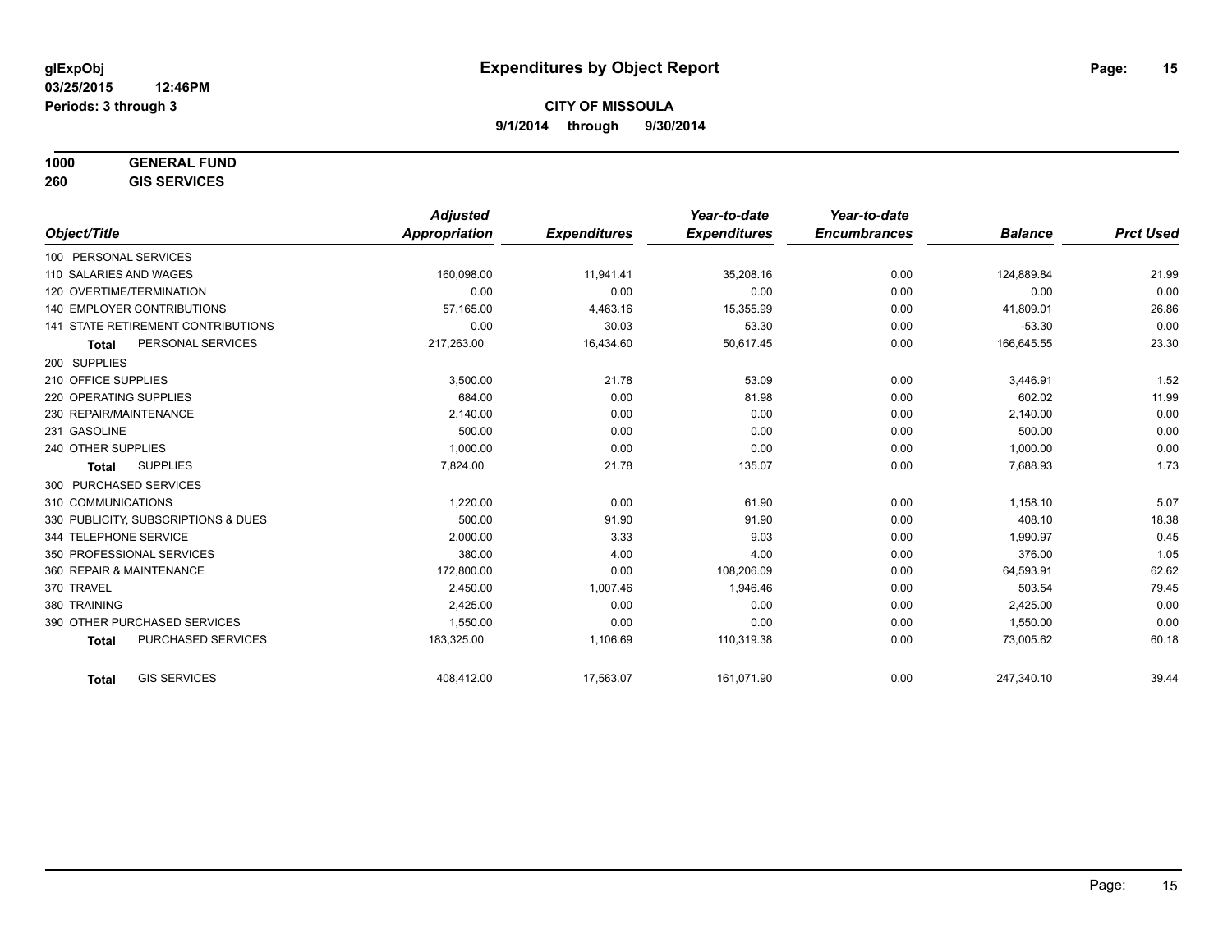# Expenditures by Object Report

glExpObj
03/25/2015 12:46PM
Periods: 3 through 3

**CITY OF MISSOULA**
**9/1/2014 through 9/30/2014**

**1000 GENERAL FUND**
**260 GIS SERVICES**

| Object/Title | Adjusted Appropriation | Expenditures | Year-to-date Expenditures | Year-to-date Encumbrances | Balance | Prct Used |
|---|---|---|---|---|---|---|
| 100 PERSONAL SERVICES | | | | | | |
| 110 SALARIES AND WAGES | 160,098.00 | 11,941.41 | 35,208.16 | 0.00 | 124,889.84 | 21.99 |
| 120 OVERTIME/TERMINATION | 0.00 | 0.00 | 0.00 | 0.00 | 0.00 | 0.00 |
| 140 EMPLOYER CONTRIBUTIONS | 57,165.00 | 4,463.16 | 15,355.99 | 0.00 | 41,809.01 | 26.86 |
| 141 STATE RETIREMENT CONTRIBUTIONS | 0.00 | 30.03 | 53.30 | 0.00 | -53.30 | 0.00 |
| **Total** PERSONAL SERVICES | 217,263.00 | 16,434.60 | 50,617.45 | 0.00 | 166,645.55 | 23.30 |
| 200 SUPPLIES | | | | | | |
| 210 OFFICE SUPPLIES | 3,500.00 | 21.78 | 53.09 | 0.00 | 3,446.91 | 1.52 |
| 220 OPERATING SUPPLIES | 684.00 | 0.00 | 81.98 | 0.00 | 602.02 | 11.99 |
| 230 REPAIR/MAINTENANCE | 2,140.00 | 0.00 | 0.00 | 0.00 | 2,140.00 | 0.00 |
| 231 GASOLINE | 500.00 | 0.00 | 0.00 | 0.00 | 500.00 | 0.00 |
| 240 OTHER SUPPLIES | 1,000.00 | 0.00 | 0.00 | 0.00 | 1,000.00 | 0.00 |
| **Total** SUPPLIES | 7,824.00 | 21.78 | 135.07 | 0.00 | 7,688.93 | 1.73 |
| 300 PURCHASED SERVICES | | | | | | |
| 310 COMMUNICATIONS | 1,220.00 | 0.00 | 61.90 | 0.00 | 1,158.10 | 5.07 |
| 330 PUBLICITY, SUBSCRIPTIONS & DUES | 500.00 | 91.90 | 91.90 | 0.00 | 408.10 | 18.38 |
| 344 TELEPHONE SERVICE | 2,000.00 | 3.33 | 9.03 | 0.00 | 1,990.97 | 0.45 |
| 350 PROFESSIONAL SERVICES | 380.00 | 4.00 | 4.00 | 0.00 | 376.00 | 1.05 |
| 360 REPAIR & MAINTENANCE | 172,800.00 | 0.00 | 108,206.09 | 0.00 | 64,593.91 | 62.62 |
| 370 TRAVEL | 2,450.00 | 1,007.46 | 1,946.46 | 0.00 | 503.54 | 79.45 |
| 380 TRAINING | 2,425.00 | 0.00 | 0.00 | 0.00 | 2,425.00 | 0.00 |
| 390 OTHER PURCHASED SERVICES | 1,550.00 | 0.00 | 0.00 | 0.00 | 1,550.00 | 0.00 |
| **Total** PURCHASED SERVICES | 183,325.00 | 1,106.69 | 110,319.38 | 0.00 | 73,005.62 | 60.18 |
| **Total** GIS SERVICES | 408,412.00 | 17,563.07 | 161,071.90 | 0.00 | 247,340.10 | 39.44 |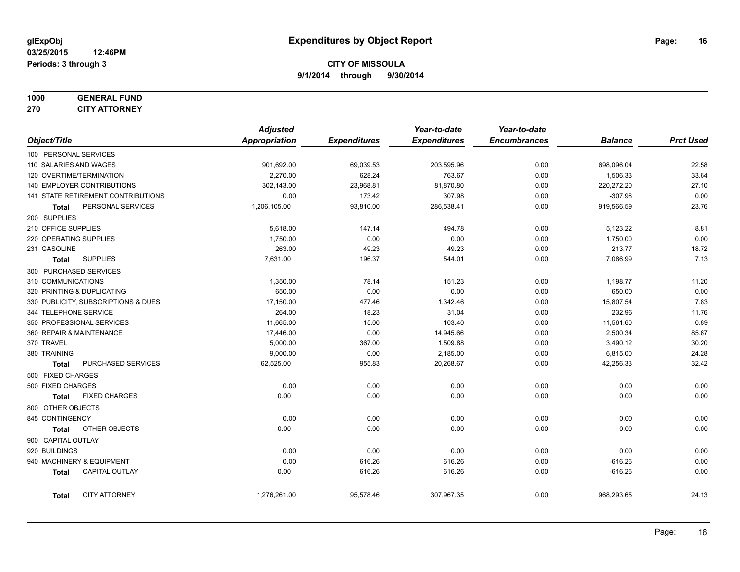glExpObj
03/25/2015 12:46PM
Periods: 3 through 3

# Expenditures by Object Report

**CITY OF MISSOULA**
**9/1/2014 through 9/30/2014**

**1000 GENERAL FUND**
**270 CITY ATTORNEY**

| Object/Title | Adjusted Appropriation | Expenditures | Year-to-date Expenditures | Year-to-date Encumbrances | Balance | Prct Used |
|---|---|---|---|---|---|---|
| 100 PERSONAL SERVICES | | | | | | |
| 110 SALARIES AND WAGES | 901,692.00 | 69,039.53 | 203,595.96 | 0.00 | 698,096.04 | 22.58 |
| 120 OVERTIME/TERMINATION | 2,270.00 | 628.24 | 763.67 | 0.00 | 1,506.33 | 33.64 |
| 140 EMPLOYER CONTRIBUTIONS | 302,143.00 | 23,968.81 | 81,870.80 | 0.00 | 220,272.20 | 27.10 |
| 141 STATE RETIREMENT CONTRIBUTIONS | 0.00 | 173.42 | 307.98 | 0.00 | -307.98 | 0.00 |
| **Total** PERSONAL SERVICES | 1,206,105.00 | 93,810.00 | 286,538.41 | 0.00 | 919,566.59 | 23.76 |
| 200 SUPPLIES | | | | | | |
| 210 OFFICE SUPPLIES | 5,618.00 | 147.14 | 494.78 | 0.00 | 5,123.22 | 8.81 |
| 220 OPERATING SUPPLIES | 1,750.00 | 0.00 | 0.00 | 0.00 | 1,750.00 | 0.00 |
| 231 GASOLINE | 263.00 | 49.23 | 49.23 | 0.00 | 213.77 | 18.72 |
| **Total** SUPPLIES | 7,631.00 | 196.37 | 544.01 | 0.00 | 7,086.99 | 7.13 |
| 300 PURCHASED SERVICES | | | | | | |
| 310 COMMUNICATIONS | 1,350.00 | 78.14 | 151.23 | 0.00 | 1,198.77 | 11.20 |
| 320 PRINTING & DUPLICATING | 650.00 | 0.00 | 0.00 | 0.00 | 650.00 | 0.00 |
| 330 PUBLICITY, SUBSCRIPTIONS & DUES | 17,150.00 | 477.46 | 1,342.46 | 0.00 | 15,807.54 | 7.83 |
| 344 TELEPHONE SERVICE | 264.00 | 18.23 | 31.04 | 0.00 | 232.96 | 11.76 |
| 350 PROFESSIONAL SERVICES | 11,665.00 | 15.00 | 103.40 | 0.00 | 11,561.60 | 0.89 |
| 360 REPAIR & MAINTENANCE | 17,446.00 | 0.00 | 14,945.66 | 0.00 | 2,500.34 | 85.67 |
| 370 TRAVEL | 5,000.00 | 367.00 | 1,509.88 | 0.00 | 3,490.12 | 30.20 |
| 380 TRAINING | 9,000.00 | 0.00 | 2,185.00 | 0.00 | 6,815.00 | 24.28 |
| **Total** PURCHASED SERVICES | 62,525.00 | 955.83 | 20,268.67 | 0.00 | 42,256.33 | 32.42 |
| 500 FIXED CHARGES | | | | | | |
| 500 FIXED CHARGES | 0.00 | 0.00 | 0.00 | 0.00 | 0.00 | 0.00 |
| **Total** FIXED CHARGES | 0.00 | 0.00 | 0.00 | 0.00 | 0.00 | 0.00 |
| 800 OTHER OBJECTS | | | | | | |
| 845 CONTINGENCY | 0.00 | 0.00 | 0.00 | 0.00 | 0.00 | 0.00 |
| **Total** OTHER OBJECTS | 0.00 | 0.00 | 0.00 | 0.00 | 0.00 | 0.00 |
| 900 CAPITAL OUTLAY | | | | | | |
| 920 BUILDINGS | 0.00 | 0.00 | 0.00 | 0.00 | 0.00 | 0.00 |
| 940 MACHINERY & EQUIPMENT | 0.00 | 616.26 | 616.26 | 0.00 | -616.26 | 0.00 |
| **Total** CAPITAL OUTLAY | 0.00 | 616.26 | 616.26 | 0.00 | -616.26 | 0.00 |
| **Total** CITY ATTORNEY | 1,276,261.00 | 95,578.46 | 307,967.35 | 0.00 | 968,293.65 | 24.13 |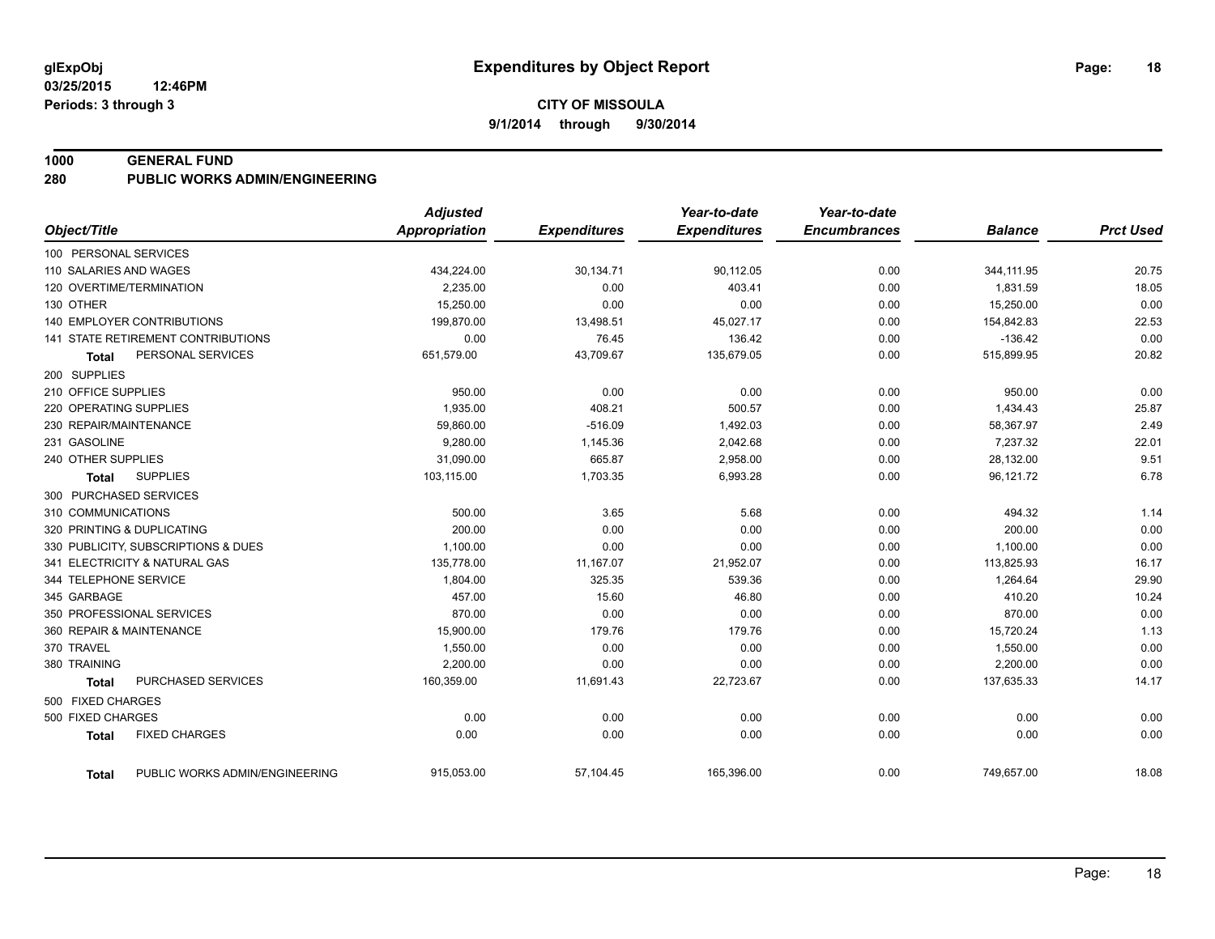**glExpObj** | **Expenditures by Object Report**

**03/25/2015 12:46PM**

**Periods: 3 through 3**

**CITY OF MISSOULA**

**9/1/2014 through 9/30/2014**

## 1000 GENERAL FUND
## 280 PUBLIC WORKS ADMIN/ENGINEERING

| Object/Title | Adjusted Appropriation | Expenditures | Year-to-date Expenditures | Year-to-date Encumbrances | Balance | Prct Used |
|---|---|---|---|---|---|---|
| 100 PERSONAL SERVICES | | | | | | |
| 110 SALARIES AND WAGES | 434,224.00 | 30,134.71 | 90,112.05 | 0.00 | 344,111.95 | 20.75 |
| 120 OVERTIME/TERMINATION | 2,235.00 | 0.00 | 403.41 | 0.00 | 1,831.59 | 18.05 |
| 130 OTHER | 15,250.00 | 0.00 | 0.00 | 0.00 | 15,250.00 | 0.00 |
| 140 EMPLOYER CONTRIBUTIONS | 199,870.00 | 13,498.51 | 45,027.17 | 0.00 | 154,842.83 | 22.53 |
| 141 STATE RETIREMENT CONTRIBUTIONS | 0.00 | 76.45 | 136.42 | 0.00 | -136.42 | 0.00 |
| **Total** PERSONAL SERVICES | 651,579.00 | 43,709.67 | 135,679.05 | 0.00 | 515,899.95 | 20.82 |
| 200 SUPPLIES | | | | | | |
| 210 OFFICE SUPPLIES | 950.00 | 0.00 | 0.00 | 0.00 | 950.00 | 0.00 |
| 220 OPERATING SUPPLIES | 1,935.00 | 408.21 | 500.57 | 0.00 | 1,434.43 | 25.87 |
| 230 REPAIR/MAINTENANCE | 59,860.00 | -516.09 | 1,492.03 | 0.00 | 58,367.97 | 2.49 |
| 231 GASOLINE | 9,280.00 | 1,145.36 | 2,042.68 | 0.00 | 7,237.32 | 22.01 |
| 240 OTHER SUPPLIES | 31,090.00 | 665.87 | 2,958.00 | 0.00 | 28,132.00 | 9.51 |
| **Total** SUPPLIES | 103,115.00 | 1,703.35 | 6,993.28 | 0.00 | 96,121.72 | 6.78 |
| 300 PURCHASED SERVICES | | | | | | |
| 310 COMMUNICATIONS | 500.00 | 3.65 | 5.68 | 0.00 | 494.32 | 1.14 |
| 320 PRINTING & DUPLICATING | 200.00 | 0.00 | 0.00 | 0.00 | 200.00 | 0.00 |
| 330 PUBLICITY, SUBSCRIPTIONS & DUES | 1,100.00 | 0.00 | 0.00 | 0.00 | 1,100.00 | 0.00 |
| 341 ELECTRICITY & NATURAL GAS | 135,778.00 | 11,167.07 | 21,952.07 | 0.00 | 113,825.93 | 16.17 |
| 344 TELEPHONE SERVICE | 1,804.00 | 325.35 | 539.36 | 0.00 | 1,264.64 | 29.90 |
| 345 GARBAGE | 457.00 | 15.60 | 46.80 | 0.00 | 410.20 | 10.24 |
| 350 PROFESSIONAL SERVICES | 870.00 | 0.00 | 0.00 | 0.00 | 870.00 | 0.00 |
| 360 REPAIR & MAINTENANCE | 15,900.00 | 179.76 | 179.76 | 0.00 | 15,720.24 | 1.13 |
| 370 TRAVEL | 1,550.00 | 0.00 | 0.00 | 0.00 | 1,550.00 | 0.00 |
| 380 TRAINING | 2,200.00 | 0.00 | 0.00 | 0.00 | 2,200.00 | 0.00 |
| **Total** PURCHASED SERVICES | 160,359.00 | 11,691.43 | 22,723.67 | 0.00 | 137,635.33 | 14.17 |
| 500 FIXED CHARGES | | | | | | |
| 500 FIXED CHARGES | 0.00 | 0.00 | 0.00 | 0.00 | 0.00 | 0.00 |
| **Total** FIXED CHARGES | 0.00 | 0.00 | 0.00 | 0.00 | 0.00 | 0.00 |
| **Total** PUBLIC WORKS ADMIN/ENGINEERING | 915,053.00 | 57,104.45 | 165,396.00 | 0.00 | 749,657.00 | 18.08 |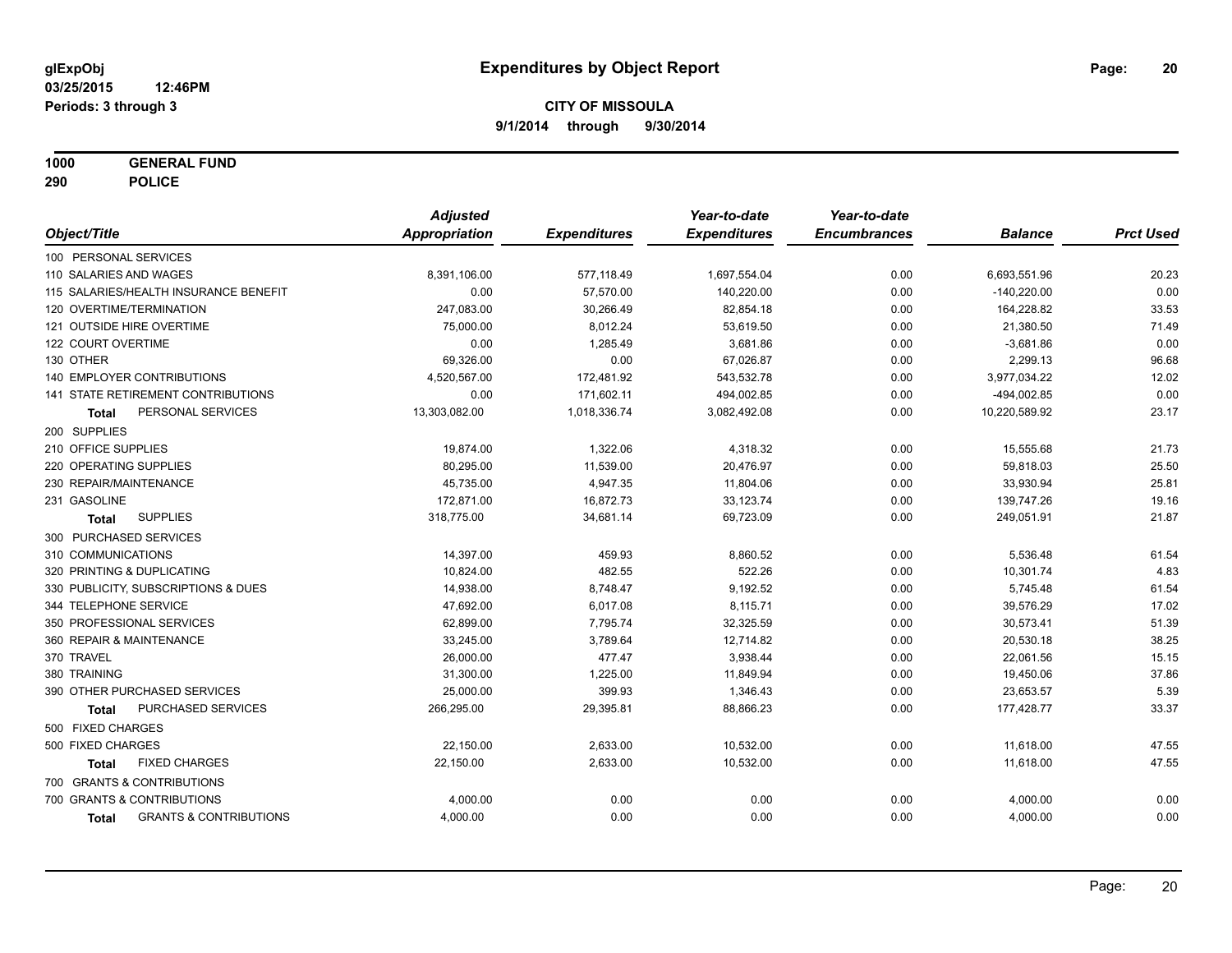**glExpObj**
**03/25/2015 12:46PM**
**Periods: 3 through 3**

# Expenditures by Object Report

**CITY OF MISSOULA**
**9/1/2014 through 9/30/2014**

**1000 GENERAL FUND**
**290 POLICE**

| Object/Title | Adjusted Appropriation | Expenditures | Year-to-date Expenditures | Year-to-date Encumbrances | Balance | Prct Used |
|---|---|---|---|---|---|---|
| 100 PERSONAL SERVICES | | | | | | |
| 110 SALARIES AND WAGES | 8,391,106.00 | 577,118.49 | 1,697,554.04 | 0.00 | 6,693,551.96 | 20.23 |
| 115 SALARIES/HEALTH INSURANCE BENEFIT | 0.00 | 57,570.00 | 140,220.00 | 0.00 | -140,220.00 | 0.00 |
| 120 OVERTIME/TERMINATION | 247,083.00 | 30,266.49 | 82,854.18 | 0.00 | 164,228.82 | 33.53 |
| 121 OUTSIDE HIRE OVERTIME | 75,000.00 | 8,012.24 | 53,619.50 | 0.00 | 21,380.50 | 71.49 |
| 122 COURT OVERTIME | 0.00 | 1,285.49 | 3,681.86 | 0.00 | -3,681.86 | 0.00 |
| 130 OTHER | 69,326.00 | 0.00 | 67,026.87 | 0.00 | 2,299.13 | 96.68 |
| 140 EMPLOYER CONTRIBUTIONS | 4,520,567.00 | 172,481.92 | 543,532.78 | 0.00 | 3,977,034.22 | 12.02 |
| 141 STATE RETIREMENT CONTRIBUTIONS | 0.00 | 171,602.11 | 494,002.85 | 0.00 | -494,002.85 | 0.00 |
| **Total** PERSONAL SERVICES | 13,303,082.00 | 1,018,336.74 | 3,082,492.08 | 0.00 | 10,220,589.92 | 23.17 |
| 200 SUPPLIES | | | | | | |
| 210 OFFICE SUPPLIES | 19,874.00 | 1,322.06 | 4,318.32 | 0.00 | 15,555.68 | 21.73 |
| 220 OPERATING SUPPLIES | 80,295.00 | 11,539.00 | 20,476.97 | 0.00 | 59,818.03 | 25.50 |
| 230 REPAIR/MAINTENANCE | 45,735.00 | 4,947.35 | 11,804.06 | 0.00 | 33,930.94 | 25.81 |
| 231 GASOLINE | 172,871.00 | 16,872.73 | 33,123.74 | 0.00 | 139,747.26 | 19.16 |
| **Total** SUPPLIES | 318,775.00 | 34,681.14 | 69,723.09 | 0.00 | 249,051.91 | 21.87 |
| 300 PURCHASED SERVICES | | | | | | |
| 310 COMMUNICATIONS | 14,397.00 | 459.93 | 8,860.52 | 0.00 | 5,536.48 | 61.54 |
| 320 PRINTING & DUPLICATING | 10,824.00 | 482.55 | 522.26 | 0.00 | 10,301.74 | 4.83 |
| 330 PUBLICITY, SUBSCRIPTIONS & DUES | 14,938.00 | 8,748.47 | 9,192.52 | 0.00 | 5,745.48 | 61.54 |
| 344 TELEPHONE SERVICE | 47,692.00 | 6,017.08 | 8,115.71 | 0.00 | 39,576.29 | 17.02 |
| 350 PROFESSIONAL SERVICES | 62,899.00 | 7,795.74 | 32,325.59 | 0.00 | 30,573.41 | 51.39 |
| 360 REPAIR & MAINTENANCE | 33,245.00 | 3,789.64 | 12,714.82 | 0.00 | 20,530.18 | 38.25 |
| 370 TRAVEL | 26,000.00 | 477.47 | 3,938.44 | 0.00 | 22,061.56 | 15.15 |
| 380 TRAINING | 31,300.00 | 1,225.00 | 11,849.94 | 0.00 | 19,450.06 | 37.86 |
| 390 OTHER PURCHASED SERVICES | 25,000.00 | 399.93 | 1,346.43 | 0.00 | 23,653.57 | 5.39 |
| **Total** PURCHASED SERVICES | 266,295.00 | 29,395.81 | 88,866.23 | 0.00 | 177,428.77 | 33.37 |
| 500 FIXED CHARGES | | | | | | |
| 500 FIXED CHARGES | 22,150.00 | 2,633.00 | 10,532.00 | 0.00 | 11,618.00 | 47.55 |
| **Total** FIXED CHARGES | 22,150.00 | 2,633.00 | 10,532.00 | 0.00 | 11,618.00 | 47.55 |
| 700 GRANTS & CONTRIBUTIONS | | | | | | |
| 700 GRANTS & CONTRIBUTIONS | 4,000.00 | 0.00 | 0.00 | 0.00 | 4,000.00 | 0.00 |
| **Total** GRANTS & CONTRIBUTIONS | 4,000.00 | 0.00 | 0.00 | 0.00 | 4,000.00 | 0.00 |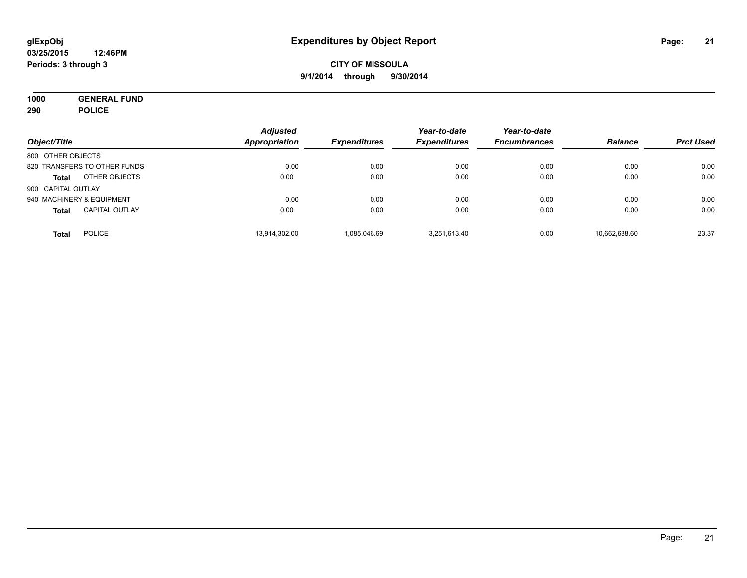**glExpObj**
**03/25/2015 12:46PM**
**Periods: 3 through 3**

# Expenditures by Object Report

**CITY OF MISSOULA**
**9/1/2014 through 9/30/2014**

**1000 GENERAL FUND**
**290 POLICE**

| Object/Title | | Adjusted Appropriation | Expenditures | Year-to-date Expenditures | Year-to-date Encumbrances | Balance | Prct Used |
|---|---|---|---|---|---|---|---|
| 800 OTHER OBJECTS | | | | | | | |
| 820 TRANSFERS TO OTHER FUNDS | | 0.00 | 0.00 | 0.00 | 0.00 | 0.00 | 0.00 |
| **Total** | OTHER OBJECTS | 0.00 | 0.00 | 0.00 | 0.00 | 0.00 | 0.00 |
| 900 CAPITAL OUTLAY | | | | | | | |
| 940 MACHINERY & EQUIPMENT | | 0.00 | 0.00 | 0.00 | 0.00 | 0.00 | 0.00 |
| **Total** | CAPITAL OUTLAY | 0.00 | 0.00 | 0.00 | 0.00 | 0.00 | 0.00 |
| **Total** | POLICE | 13,914,302.00 | 1,085,046.69 | 3,251,613.40 | 0.00 | 10,662,688.60 | 23.37 |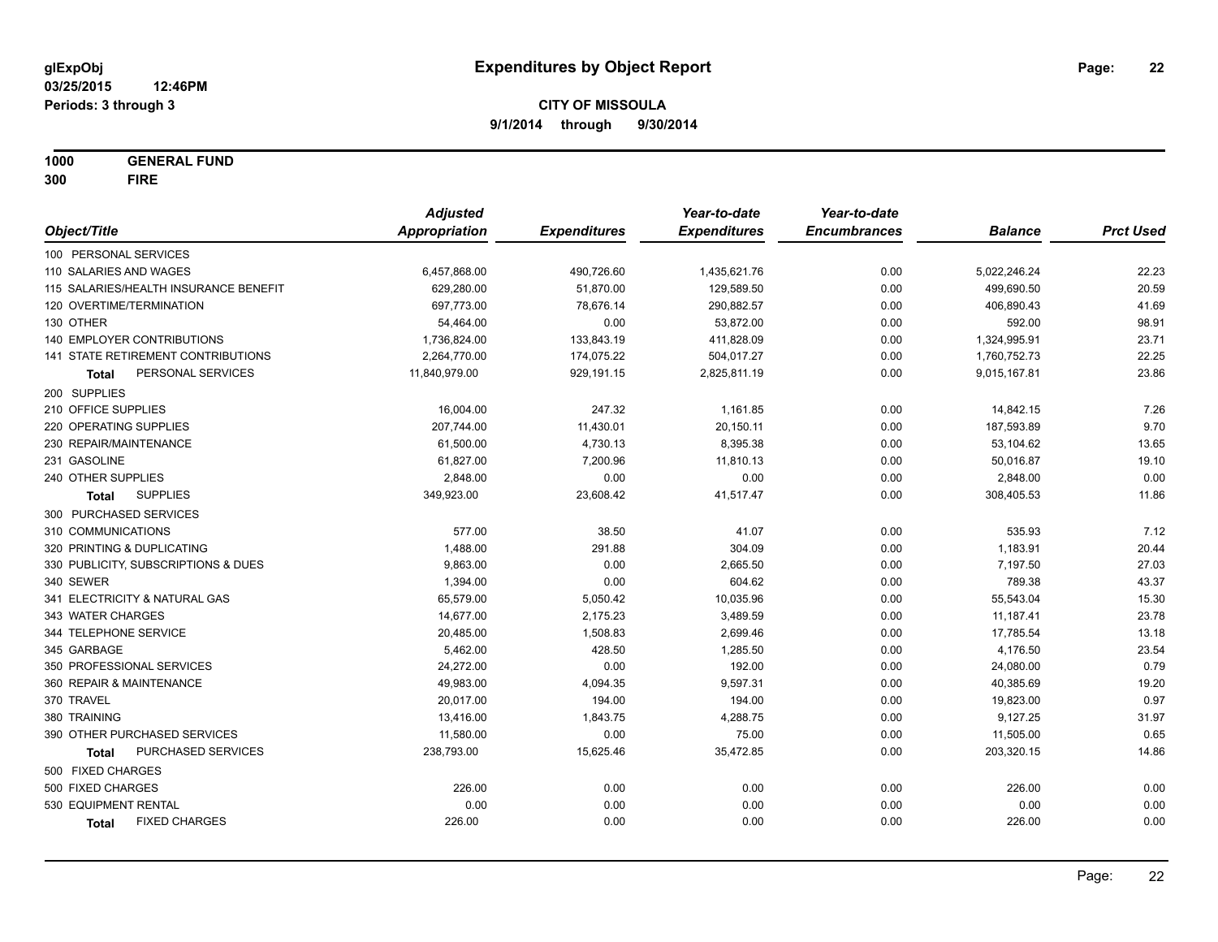**glExpObj** **Expenditures by Object Report**

**03/25/2015 12:46PM**

**Periods: 3 through 3**

**CITY OF MISSOULA**

**9/1/2014 through 9/30/2014**

**1000 GENERAL FUND**

**300 FIRE**

| Object/Title | Adjusted Appropriation | Expenditures | Year-to-date Expenditures | Year-to-date Encumbrances | Balance | Prct Used |
|---|---|---|---|---|---|---|
| 100 PERSONAL SERVICES | | | | | | |
| 110 SALARIES AND WAGES | 6,457,868.00 | 490,726.60 | 1,435,621.76 | 0.00 | 5,022,246.24 | 22.23 |
| 115 SALARIES/HEALTH INSURANCE BENEFIT | 629,280.00 | 51,870.00 | 129,589.50 | 0.00 | 499,690.50 | 20.59 |
| 120 OVERTIME/TERMINATION | 697,773.00 | 78,676.14 | 290,882.57 | 0.00 | 406,890.43 | 41.69 |
| 130 OTHER | 54,464.00 | 0.00 | 53,872.00 | 0.00 | 592.00 | 98.91 |
| 140 EMPLOYER CONTRIBUTIONS | 1,736,824.00 | 133,843.19 | 411,828.09 | 0.00 | 1,324,995.91 | 23.71 |
| 141 STATE RETIREMENT CONTRIBUTIONS | 2,264,770.00 | 174,075.22 | 504,017.27 | 0.00 | 1,760,752.73 | 22.25 |
| **Total** PERSONAL SERVICES | 11,840,979.00 | 929,191.15 | 2,825,811.19 | 0.00 | 9,015,167.81 | 23.86 |
| 200 SUPPLIES | | | | | | |
| 210 OFFICE SUPPLIES | 16,004.00 | 247.32 | 1,161.85 | 0.00 | 14,842.15 | 7.26 |
| 220 OPERATING SUPPLIES | 207,744.00 | 11,430.01 | 20,150.11 | 0.00 | 187,593.89 | 9.70 |
| 230 REPAIR/MAINTENANCE | 61,500.00 | 4,730.13 | 8,395.38 | 0.00 | 53,104.62 | 13.65 |
| 231 GASOLINE | 61,827.00 | 7,200.96 | 11,810.13 | 0.00 | 50,016.87 | 19.10 |
| 240 OTHER SUPPLIES | 2,848.00 | 0.00 | 0.00 | 0.00 | 2,848.00 | 0.00 |
| **Total** SUPPLIES | 349,923.00 | 23,608.42 | 41,517.47 | 0.00 | 308,405.53 | 11.86 |
| 300 PURCHASED SERVICES | | | | | | |
| 310 COMMUNICATIONS | 577.00 | 38.50 | 41.07 | 0.00 | 535.93 | 7.12 |
| 320 PRINTING & DUPLICATING | 1,488.00 | 291.88 | 304.09 | 0.00 | 1,183.91 | 20.44 |
| 330 PUBLICITY, SUBSCRIPTIONS & DUES | 9,863.00 | 0.00 | 2,665.50 | 0.00 | 7,197.50 | 27.03 |
| 340 SEWER | 1,394.00 | 0.00 | 604.62 | 0.00 | 789.38 | 43.37 |
| 341 ELECTRICITY & NATURAL GAS | 65,579.00 | 5,050.42 | 10,035.96 | 0.00 | 55,543.04 | 15.30 |
| 343 WATER CHARGES | 14,677.00 | 2,175.23 | 3,489.59 | 0.00 | 11,187.41 | 23.78 |
| 344 TELEPHONE SERVICE | 20,485.00 | 1,508.83 | 2,699.46 | 0.00 | 17,785.54 | 13.18 |
| 345 GARBAGE | 5,462.00 | 428.50 | 1,285.50 | 0.00 | 4,176.50 | 23.54 |
| 350 PROFESSIONAL SERVICES | 24,272.00 | 0.00 | 192.00 | 0.00 | 24,080.00 | 0.79 |
| 360 REPAIR & MAINTENANCE | 49,983.00 | 4,094.35 | 9,597.31 | 0.00 | 40,385.69 | 19.20 |
| 370 TRAVEL | 20,017.00 | 194.00 | 194.00 | 0.00 | 19,823.00 | 0.97 |
| 380 TRAINING | 13,416.00 | 1,843.75 | 4,288.75 | 0.00 | 9,127.25 | 31.97 |
| 390 OTHER PURCHASED SERVICES | 11,580.00 | 0.00 | 75.00 | 0.00 | 11,505.00 | 0.65 |
| **Total** PURCHASED SERVICES | 238,793.00 | 15,625.46 | 35,472.85 | 0.00 | 203,320.15 | 14.86 |
| 500 FIXED CHARGES | | | | | | |
| 500 FIXED CHARGES | 226.00 | 0.00 | 0.00 | 0.00 | 226.00 | 0.00 |
| 530 EQUIPMENT RENTAL | 0.00 | 0.00 | 0.00 | 0.00 | 0.00 | 0.00 |
| **Total** FIXED CHARGES | 226.00 | 0.00 | 0.00 | 0.00 | 226.00 | 0.00 |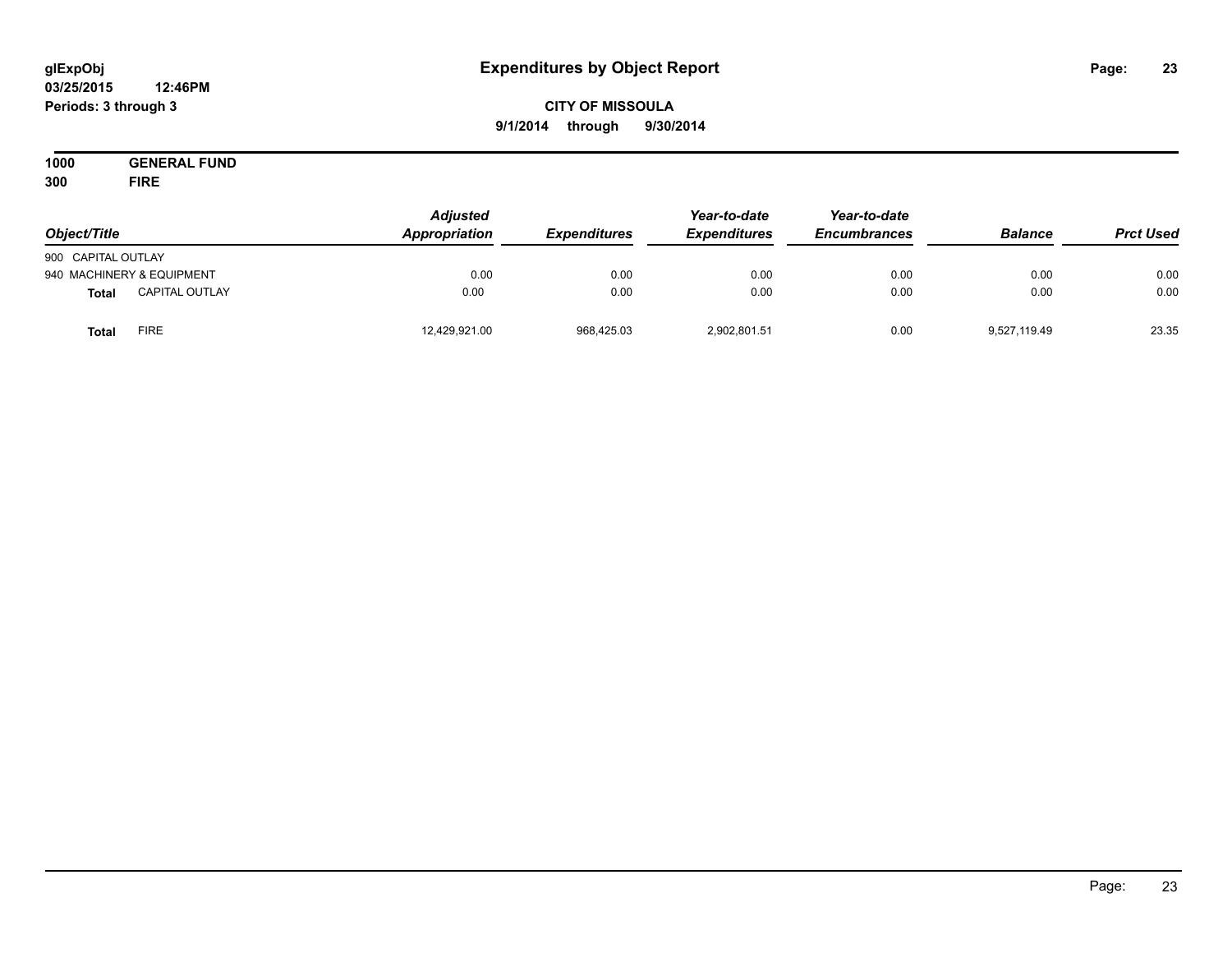**glExpObj**
**03/25/2015 12:46PM**
**Periods: 3 through 3**

# Expenditures by Object Report

**CITY OF MISSOULA**
**9/1/2014 through 9/30/2014**

**1000 GENERAL FUND**
**300 FIRE**

| *Object/Title* | *Adjusted Appropriation* | *Expenditures* | *Year-to-date Expenditures* | *Year-to-date Encumbrances* | *Balance* | *Prct Used* |
|---|---|---|---|---|---|---|
| 900 CAPITAL OUTLAY | | | | | | |
| 940 MACHINERY & EQUIPMENT | 0.00 | 0.00 | 0.00 | 0.00 | 0.00 | 0.00 |
| **Total** CAPITAL OUTLAY | 0.00 | 0.00 | 0.00 | 0.00 | 0.00 | 0.00 |
| **Total** FIRE | 12,429,921.00 | 968,425.03 | 2,902,801.51 | 0.00 | 9,527,119.49 | 23.35 |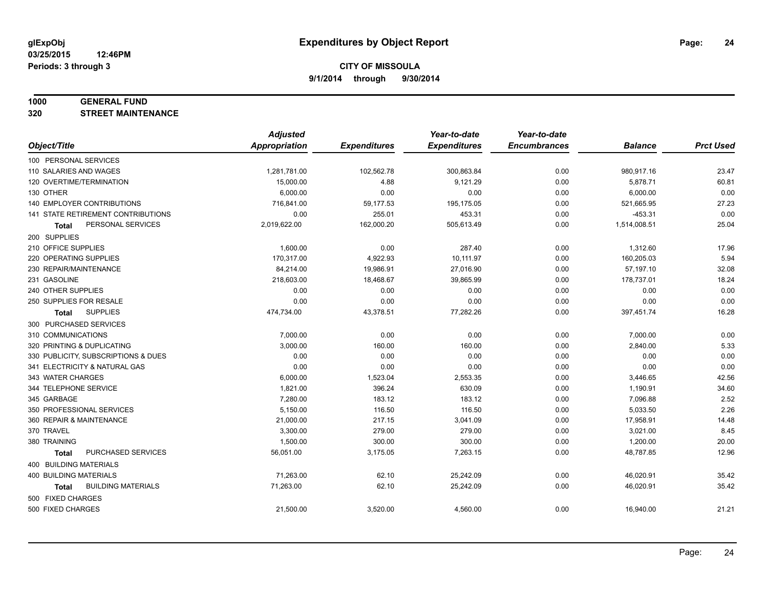**glExpObj** **Expenditures by Object Report**
**03/25/2015 12:46PM**
**Periods: 3 through 3**

**CITY OF MISSOULA**
**9/1/2014 through 9/30/2014**

**1000 GENERAL FUND**
**320 STREET MAINTENANCE**

| Object/Title | Adjusted Appropriation | Expenditures | Year-to-date Expenditures | Year-to-date Encumbrances | Balance | Prct Used |
|---|---|---|---|---|---|---|
| 100 PERSONAL SERVICES | | | | | | |
| 110 SALARIES AND WAGES | 1,281,781.00 | 102,562.78 | 300,863.84 | 0.00 | 980,917.16 | 23.47 |
| 120 OVERTIME/TERMINATION | 15,000.00 | 4.88 | 9,121.29 | 0.00 | 5,878.71 | 60.81 |
| 130 OTHER | 6,000.00 | 0.00 | 0.00 | 0.00 | 6,000.00 | 0.00 |
| 140 EMPLOYER CONTRIBUTIONS | 716,841.00 | 59,177.53 | 195,175.05 | 0.00 | 521,665.95 | 27.23 |
| 141 STATE RETIREMENT CONTRIBUTIONS | 0.00 | 255.01 | 453.31 | 0.00 | -453.31 | 0.00 |
| **Total** PERSONAL SERVICES | 2,019,622.00 | 162,000.20 | 505,613.49 | 0.00 | 1,514,008.51 | 25.04 |
| 200 SUPPLIES | | | | | | |
| 210 OFFICE SUPPLIES | 1,600.00 | 0.00 | 287.40 | 0.00 | 1,312.60 | 17.96 |
| 220 OPERATING SUPPLIES | 170,317.00 | 4,922.93 | 10,111.97 | 0.00 | 160,205.03 | 5.94 |
| 230 REPAIR/MAINTENANCE | 84,214.00 | 19,986.91 | 27,016.90 | 0.00 | 57,197.10 | 32.08 |
| 231 GASOLINE | 218,603.00 | 18,468.67 | 39,865.99 | 0.00 | 178,737.01 | 18.24 |
| 240 OTHER SUPPLIES | 0.00 | 0.00 | 0.00 | 0.00 | 0.00 | 0.00 |
| 250 SUPPLIES FOR RESALE | 0.00 | 0.00 | 0.00 | 0.00 | 0.00 | 0.00 |
| **Total** SUPPLIES | 474,734.00 | 43,378.51 | 77,282.26 | 0.00 | 397,451.74 | 16.28 |
| 300 PURCHASED SERVICES | | | | | | |
| 310 COMMUNICATIONS | 7,000.00 | 0.00 | 0.00 | 0.00 | 7,000.00 | 0.00 |
| 320 PRINTING & DUPLICATING | 3,000.00 | 160.00 | 160.00 | 0.00 | 2,840.00 | 5.33 |
| 330 PUBLICITY, SUBSCRIPTIONS & DUES | 0.00 | 0.00 | 0.00 | 0.00 | 0.00 | 0.00 |
| 341 ELECTRICITY & NATURAL GAS | 0.00 | 0.00 | 0.00 | 0.00 | 0.00 | 0.00 |
| 343 WATER CHARGES | 6,000.00 | 1,523.04 | 2,553.35 | 0.00 | 3,446.65 | 42.56 |
| 344 TELEPHONE SERVICE | 1,821.00 | 396.24 | 630.09 | 0.00 | 1,190.91 | 34.60 |
| 345 GARBAGE | 7,280.00 | 183.12 | 183.12 | 0.00 | 7,096.88 | 2.52 |
| 350 PROFESSIONAL SERVICES | 5,150.00 | 116.50 | 116.50 | 0.00 | 5,033.50 | 2.26 |
| 360 REPAIR & MAINTENANCE | 21,000.00 | 217.15 | 3,041.09 | 0.00 | 17,958.91 | 14.48 |
| 370 TRAVEL | 3,300.00 | 279.00 | 279.00 | 0.00 | 3,021.00 | 8.45 |
| 380 TRAINING | 1,500.00 | 300.00 | 300.00 | 0.00 | 1,200.00 | 20.00 |
| **Total** PURCHASED SERVICES | 56,051.00 | 3,175.05 | 7,263.15 | 0.00 | 48,787.85 | 12.96 |
| 400 BUILDING MATERIALS | | | | | | |
| 400 BUILDING MATERIALS | 71,263.00 | 62.10 | 25,242.09 | 0.00 | 46,020.91 | 35.42 |
| **Total** BUILDING MATERIALS | 71,263.00 | 62.10 | 25,242.09 | 0.00 | 46,020.91 | 35.42 |
| 500 FIXED CHARGES | | | | | | |
| 500 FIXED CHARGES | 21,500.00 | 3,520.00 | 4,560.00 | 0.00 | 16,940.00 | 21.21 |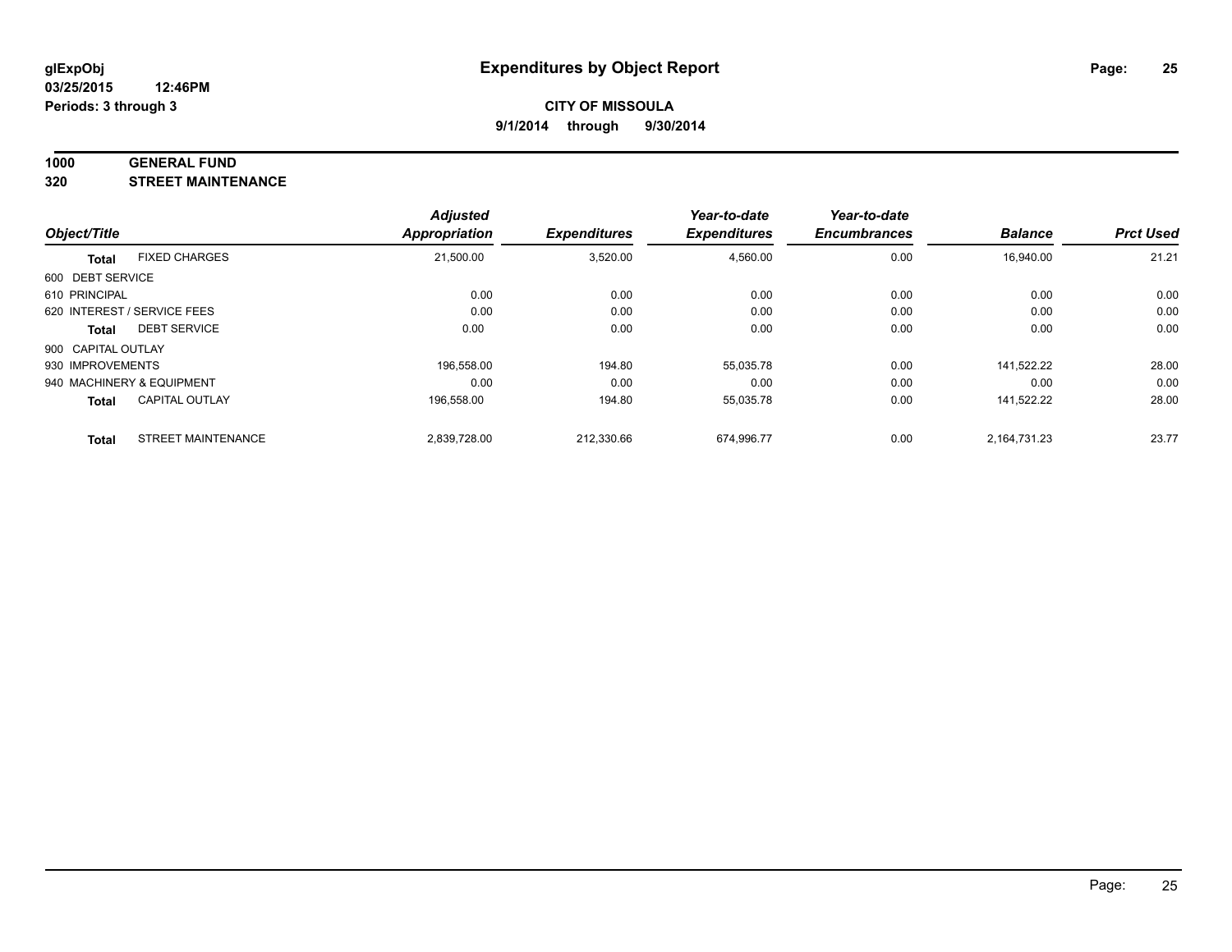**glExpObj**
**03/25/2015 12:46PM**
**Periods: 3 through 3**

# Expenditures by Object Report

**CITY OF MISSOULA**
**9/1/2014 through 9/30/2014**

**1000 GENERAL FUND**
**320 STREET MAINTENANCE**

| Object/Title | | Adjusted Appropriation | Expenditures | Year-to-date Expenditures | Year-to-date Encumbrances | Balance | Prct Used |
|---|---|---|---|---|---|---|---|
| **Total** | FIXED CHARGES | 21,500.00 | 3,520.00 | 4,560.00 | 0.00 | 16,940.00 | 21.21 |
| 600 DEBT SERVICE | | | | | | | |
| 610 PRINCIPAL | | 0.00 | 0.00 | 0.00 | 0.00 | 0.00 | 0.00 |
| 620 INTEREST / SERVICE FEES | | 0.00 | 0.00 | 0.00 | 0.00 | 0.00 | 0.00 |
| **Total** | DEBT SERVICE | 0.00 | 0.00 | 0.00 | 0.00 | 0.00 | 0.00 |
| 900 CAPITAL OUTLAY | | | | | | | |
| 930 IMPROVEMENTS | | 196,558.00 | 194.80 | 55,035.78 | 0.00 | 141,522.22 | 28.00 |
| 940 MACHINERY & EQUIPMENT | | 0.00 | 0.00 | 0.00 | 0.00 | 0.00 | 0.00 |
| **Total** | CAPITAL OUTLAY | 196,558.00 | 194.80 | 55,035.78 | 0.00 | 141,522.22 | 28.00 |
| **Total** | STREET MAINTENANCE | 2,839,728.00 | 212,330.66 | 674,996.77 | 0.00 | 2,164,731.23 | 23.77 |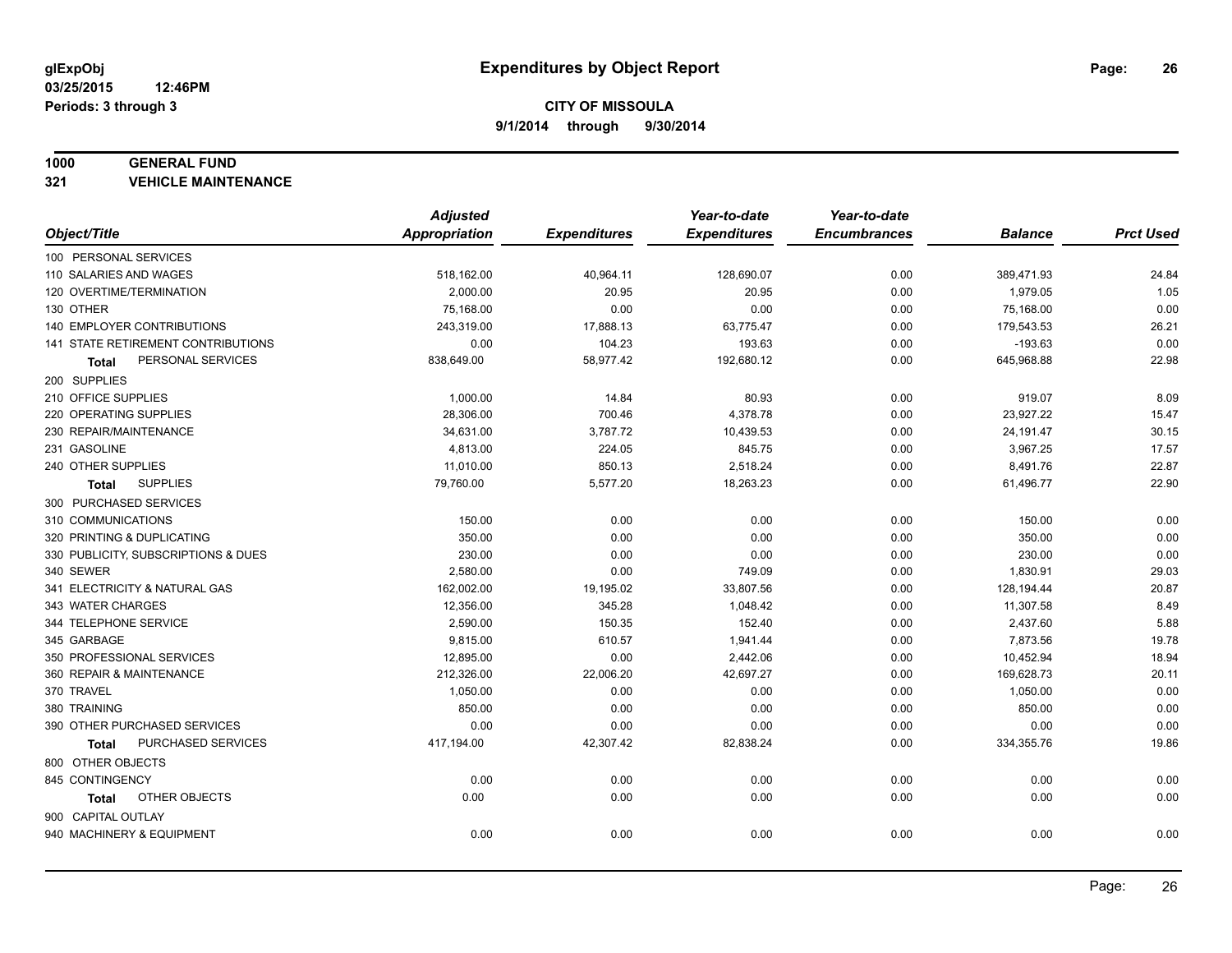**glExpObj** **Expenditures by Object Report**

**03/25/2015 12:46PM**

**Periods: 3 through 3**

**CITY OF MISSOULA**

**9/1/2014 through 9/30/2014**

**1000 GENERAL FUND**

**321 VEHICLE MAINTENANCE**

| Object/Title | Adjusted Appropriation | Expenditures | Year-to-date Expenditures | Year-to-date Encumbrances | Balance | Prct Used |
|---|---|---|---|---|---|---|
| 100 PERSONAL SERVICES | | | | | | |
| 110 SALARIES AND WAGES | 518,162.00 | 40,964.11 | 128,690.07 | 0.00 | 389,471.93 | 24.84 |
| 120 OVERTIME/TERMINATION | 2,000.00 | 20.95 | 20.95 | 0.00 | 1,979.05 | 1.05 |
| 130 OTHER | 75,168.00 | 0.00 | 0.00 | 0.00 | 75,168.00 | 0.00 |
| 140 EMPLOYER CONTRIBUTIONS | 243,319.00 | 17,888.13 | 63,775.47 | 0.00 | 179,543.53 | 26.21 |
| 141 STATE RETIREMENT CONTRIBUTIONS | 0.00 | 104.23 | 193.63 | 0.00 | -193.63 | 0.00 |
| **Total** PERSONAL SERVICES | 838,649.00 | 58,977.42 | 192,680.12 | 0.00 | 645,968.88 | 22.98 |
| 200 SUPPLIES | | | | | | |
| 210 OFFICE SUPPLIES | 1,000.00 | 14.84 | 80.93 | 0.00 | 919.07 | 8.09 |
| 220 OPERATING SUPPLIES | 28,306.00 | 700.46 | 4,378.78 | 0.00 | 23,927.22 | 15.47 |
| 230 REPAIR/MAINTENANCE | 34,631.00 | 3,787.72 | 10,439.53 | 0.00 | 24,191.47 | 30.15 |
| 231 GASOLINE | 4,813.00 | 224.05 | 845.75 | 0.00 | 3,967.25 | 17.57 |
| 240 OTHER SUPPLIES | 11,010.00 | 850.13 | 2,518.24 | 0.00 | 8,491.76 | 22.87 |
| **Total** SUPPLIES | 79,760.00 | 5,577.20 | 18,263.23 | 0.00 | 61,496.77 | 22.90 |
| 300 PURCHASED SERVICES | | | | | | |
| 310 COMMUNICATIONS | 150.00 | 0.00 | 0.00 | 0.00 | 150.00 | 0.00 |
| 320 PRINTING & DUPLICATING | 350.00 | 0.00 | 0.00 | 0.00 | 350.00 | 0.00 |
| 330 PUBLICITY, SUBSCRIPTIONS & DUES | 230.00 | 0.00 | 0.00 | 0.00 | 230.00 | 0.00 |
| 340 SEWER | 2,580.00 | 0.00 | 749.09 | 0.00 | 1,830.91 | 29.03 |
| 341 ELECTRICITY & NATURAL GAS | 162,002.00 | 19,195.02 | 33,807.56 | 0.00 | 128,194.44 | 20.87 |
| 343 WATER CHARGES | 12,356.00 | 345.28 | 1,048.42 | 0.00 | 11,307.58 | 8.49 |
| 344 TELEPHONE SERVICE | 2,590.00 | 150.35 | 152.40 | 0.00 | 2,437.60 | 5.88 |
| 345 GARBAGE | 9,815.00 | 610.57 | 1,941.44 | 0.00 | 7,873.56 | 19.78 |
| 350 PROFESSIONAL SERVICES | 12,895.00 | 0.00 | 2,442.06 | 0.00 | 10,452.94 | 18.94 |
| 360 REPAIR & MAINTENANCE | 212,326.00 | 22,006.20 | 42,697.27 | 0.00 | 169,628.73 | 20.11 |
| 370 TRAVEL | 1,050.00 | 0.00 | 0.00 | 0.00 | 1,050.00 | 0.00 |
| 380 TRAINING | 850.00 | 0.00 | 0.00 | 0.00 | 850.00 | 0.00 |
| 390 OTHER PURCHASED SERVICES | 0.00 | 0.00 | 0.00 | 0.00 | 0.00 | 0.00 |
| **Total** PURCHASED SERVICES | 417,194.00 | 42,307.42 | 82,838.24 | 0.00 | 334,355.76 | 19.86 |
| 800 OTHER OBJECTS | | | | | | |
| 845 CONTINGENCY | 0.00 | 0.00 | 0.00 | 0.00 | 0.00 | 0.00 |
| **Total** OTHER OBJECTS | 0.00 | 0.00 | 0.00 | 0.00 | 0.00 | 0.00 |
| 900 CAPITAL OUTLAY | | | | | | |
| 940 MACHINERY & EQUIPMENT | 0.00 | 0.00 | 0.00 | 0.00 | 0.00 | 0.00 |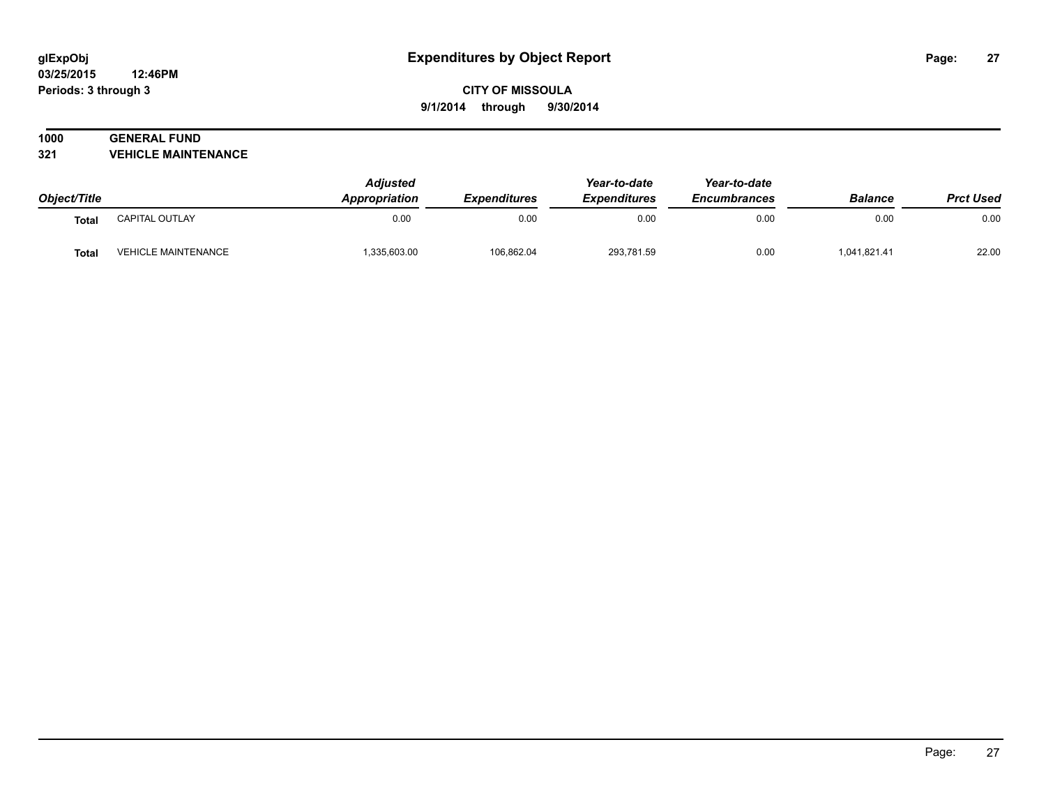**glExpObj**
**03/25/2015 12:46PM**
**Periods: 3 through 3**

# Expenditures by Object Report

**CITY OF MISSOULA**
**9/1/2014 through 9/30/2014**

## 1000 GENERAL FUND
## 321 VEHICLE MAINTENANCE

| Object/Title | | Adjusted Appropriation | Expenditures | Year-to-date Expenditures | Year-to-date Encumbrances | Balance | Prct Used |
|---|---|---|---|---|---|---|---|
| **Total** | CAPITAL OUTLAY | 0.00 | 0.00 | 0.00 | 0.00 | 0.00 | 0.00 |
| **Total** | VEHICLE MAINTENANCE | 1,335,603.00 | 106,862.04 | 293,781.59 | 0.00 | 1,041,821.41 | 22.00 |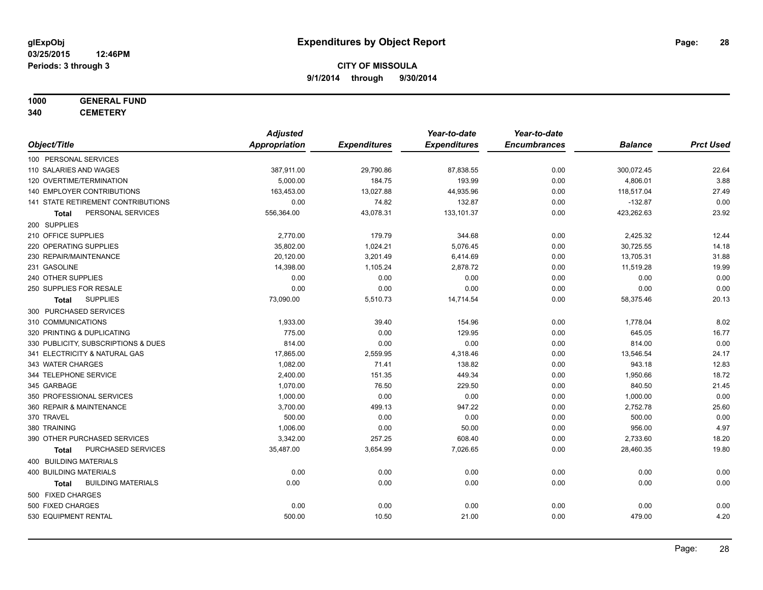**glExpObj**
**03/25/2015 12:46PM**
**Periods: 3 through 3**

# Expenditures by Object Report

**CITY OF MISSOULA**
**9/1/2014 through 9/30/2014**

**1000 GENERAL FUND**
**340 CEMETERY**

| Object/Title | Adjusted Appropriation | Expenditures | Year-to-date Expenditures | Year-to-date Encumbrances | Balance | Prct Used |
|---|---|---|---|---|---|---|
| 100 PERSONAL SERVICES | | | | | | |
| 110 SALARIES AND WAGES | 387,911.00 | 29,790.86 | 87,838.55 | 0.00 | 300,072.45 | 22.64 |
| 120 OVERTIME/TERMINATION | 5,000.00 | 184.75 | 193.99 | 0.00 | 4,806.01 | 3.88 |
| 140 EMPLOYER CONTRIBUTIONS | 163,453.00 | 13,027.88 | 44,935.96 | 0.00 | 118,517.04 | 27.49 |
| 141 STATE RETIREMENT CONTRIBUTIONS | 0.00 | 74.82 | 132.87 | 0.00 | -132.87 | 0.00 |
| **Total** PERSONAL SERVICES | 556,364.00 | 43,078.31 | 133,101.37 | 0.00 | 423,262.63 | 23.92 |
| 200 SUPPLIES | | | | | | |
| 210 OFFICE SUPPLIES | 2,770.00 | 179.79 | 344.68 | 0.00 | 2,425.32 | 12.44 |
| 220 OPERATING SUPPLIES | 35,802.00 | 1,024.21 | 5,076.45 | 0.00 | 30,725.55 | 14.18 |
| 230 REPAIR/MAINTENANCE | 20,120.00 | 3,201.49 | 6,414.69 | 0.00 | 13,705.31 | 31.88 |
| 231 GASOLINE | 14,398.00 | 1,105.24 | 2,878.72 | 0.00 | 11,519.28 | 19.99 |
| 240 OTHER SUPPLIES | 0.00 | 0.00 | 0.00 | 0.00 | 0.00 | 0.00 |
| 250 SUPPLIES FOR RESALE | 0.00 | 0.00 | 0.00 | 0.00 | 0.00 | 0.00 |
| **Total** SUPPLIES | 73,090.00 | 5,510.73 | 14,714.54 | 0.00 | 58,375.46 | 20.13 |
| 300 PURCHASED SERVICES | | | | | | |
| 310 COMMUNICATIONS | 1,933.00 | 39.40 | 154.96 | 0.00 | 1,778.04 | 8.02 |
| 320 PRINTING & DUPLICATING | 775.00 | 0.00 | 129.95 | 0.00 | 645.05 | 16.77 |
| 330 PUBLICITY, SUBSCRIPTIONS & DUES | 814.00 | 0.00 | 0.00 | 0.00 | 814.00 | 0.00 |
| 341 ELECTRICITY & NATURAL GAS | 17,865.00 | 2,559.95 | 4,318.46 | 0.00 | 13,546.54 | 24.17 |
| 343 WATER CHARGES | 1,082.00 | 71.41 | 138.82 | 0.00 | 943.18 | 12.83 |
| 344 TELEPHONE SERVICE | 2,400.00 | 151.35 | 449.34 | 0.00 | 1,950.66 | 18.72 |
| 345 GARBAGE | 1,070.00 | 76.50 | 229.50 | 0.00 | 840.50 | 21.45 |
| 350 PROFESSIONAL SERVICES | 1,000.00 | 0.00 | 0.00 | 0.00 | 1,000.00 | 0.00 |
| 360 REPAIR & MAINTENANCE | 3,700.00 | 499.13 | 947.22 | 0.00 | 2,752.78 | 25.60 |
| 370 TRAVEL | 500.00 | 0.00 | 0.00 | 0.00 | 500.00 | 0.00 |
| 380 TRAINING | 1,006.00 | 0.00 | 50.00 | 0.00 | 956.00 | 4.97 |
| 390 OTHER PURCHASED SERVICES | 3,342.00 | 257.25 | 608.40 | 0.00 | 2,733.60 | 18.20 |
| **Total** PURCHASED SERVICES | 35,487.00 | 3,654.99 | 7,026.65 | 0.00 | 28,460.35 | 19.80 |
| 400 BUILDING MATERIALS | | | | | | |
| 400 BUILDING MATERIALS | 0.00 | 0.00 | 0.00 | 0.00 | 0.00 | 0.00 |
| **Total** BUILDING MATERIALS | 0.00 | 0.00 | 0.00 | 0.00 | 0.00 | 0.00 |
| 500 FIXED CHARGES | | | | | | |
| 500 FIXED CHARGES | 0.00 | 0.00 | 0.00 | 0.00 | 0.00 | 0.00 |
| 530 EQUIPMENT RENTAL | 500.00 | 10.50 | 21.00 | 0.00 | 479.00 | 4.20 |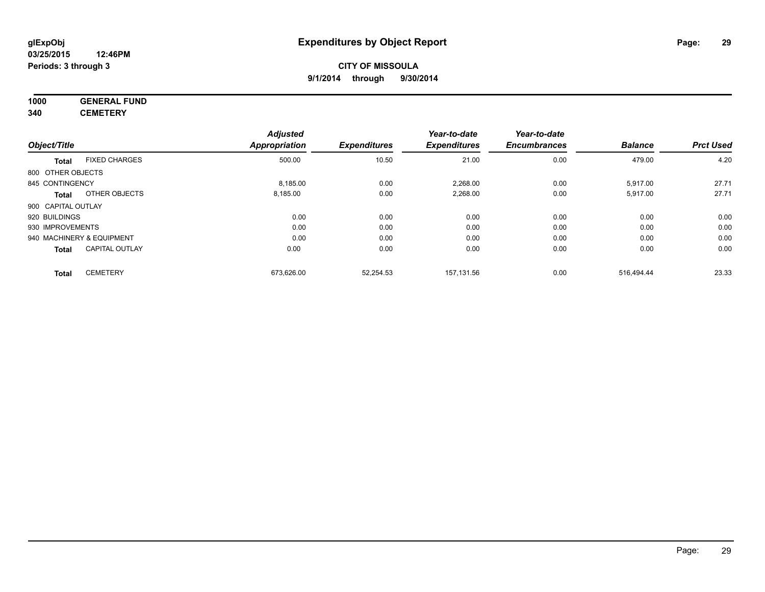**glExpObj**
**03/25/2015 12:46PM**
**Periods: 3 through 3**

# Expenditures by Object Report

**CITY OF MISSOULA**
**9/1/2014 through 9/30/2014**

**1000 GENERAL FUND**
**340 CEMETERY**

| Object/Title | | Adjusted Appropriation | Expenditures | Year-to-date Expenditures | Year-to-date Encumbrances | Balance | Prct Used |
|---|---|---|---|---|---|---|---|
| **Total** | FIXED CHARGES | 500.00 | 10.50 | 21.00 | 0.00 | 479.00 | 4.20 |
| 800 OTHER OBJECTS | | | | | | | |
| 845 CONTINGENCY | | 8,185.00 | 0.00 | 2,268.00 | 0.00 | 5,917.00 | 27.71 |
| **Total** | OTHER OBJECTS | 8,185.00 | 0.00 | 2,268.00 | 0.00 | 5,917.00 | 27.71 |
| 900 CAPITAL OUTLAY | | | | | | | |
| 920 BUILDINGS | | 0.00 | 0.00 | 0.00 | 0.00 | 0.00 | 0.00 |
| 930 IMPROVEMENTS | | 0.00 | 0.00 | 0.00 | 0.00 | 0.00 | 0.00 |
| 940 MACHINERY & EQUIPMENT | | 0.00 | 0.00 | 0.00 | 0.00 | 0.00 | 0.00 |
| **Total** | CAPITAL OUTLAY | 0.00 | 0.00 | 0.00 | 0.00 | 0.00 | 0.00 |
| **Total** | CEMETERY | 673,626.00 | 52,254.53 | 157,131.56 | 0.00 | 516,494.44 | 23.33 |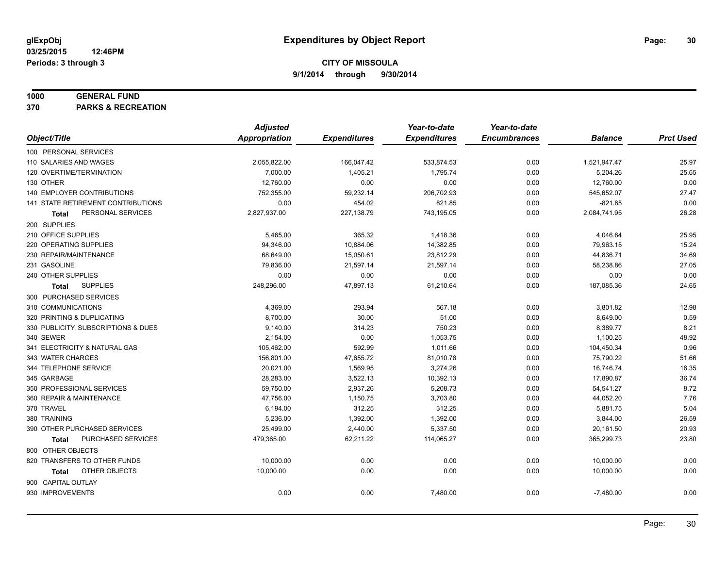glExpObj
03/25/2015 12:46PM
Periods: 3 through 3

# Expenditures by Object Report

**CITY OF MISSOULA**
**9/1/2014 through 9/30/2014**

**1000 GENERAL FUND**
**370 PARKS & RECREATION**

| Object/Title | Adjusted Appropriation | Expenditures | Year-to-date Expenditures | Year-to-date Encumbrances | Balance | Prct Used |
|---|---|---|---|---|---|---|
| 100 PERSONAL SERVICES | | | | | | |
| 110 SALARIES AND WAGES | 2,055,822.00 | 166,047.42 | 533,874.53 | 0.00 | 1,521,947.47 | 25.97 |
| 120 OVERTIME/TERMINATION | 7,000.00 | 1,405.21 | 1,795.74 | 0.00 | 5,204.26 | 25.65 |
| 130 OTHER | 12,760.00 | 0.00 | 0.00 | 0.00 | 12,760.00 | 0.00 |
| 140 EMPLOYER CONTRIBUTIONS | 752,355.00 | 59,232.14 | 206,702.93 | 0.00 | 545,652.07 | 27.47 |
| 141 STATE RETIREMENT CONTRIBUTIONS | 0.00 | 454.02 | 821.85 | 0.00 | -821.85 | 0.00 |
| **Total** PERSONAL SERVICES | 2,827,937.00 | 227,138.79 | 743,195.05 | 0.00 | 2,084,741.95 | 26.28 |
| 200 SUPPLIES | | | | | | |
| 210 OFFICE SUPPLIES | 5,465.00 | 365.32 | 1,418.36 | 0.00 | 4,046.64 | 25.95 |
| 220 OPERATING SUPPLIES | 94,346.00 | 10,884.06 | 14,382.85 | 0.00 | 79,963.15 | 15.24 |
| 230 REPAIR/MAINTENANCE | 68,649.00 | 15,050.61 | 23,812.29 | 0.00 | 44,836.71 | 34.69 |
| 231 GASOLINE | 79,836.00 | 21,597.14 | 21,597.14 | 0.00 | 58,238.86 | 27.05 |
| 240 OTHER SUPPLIES | 0.00 | 0.00 | 0.00 | 0.00 | 0.00 | 0.00 |
| **Total** SUPPLIES | 248,296.00 | 47,897.13 | 61,210.64 | 0.00 | 187,085.36 | 24.65 |
| 300 PURCHASED SERVICES | | | | | | |
| 310 COMMUNICATIONS | 4,369.00 | 293.94 | 567.18 | 0.00 | 3,801.82 | 12.98 |
| 320 PRINTING & DUPLICATING | 8,700.00 | 30.00 | 51.00 | 0.00 | 8,649.00 | 0.59 |
| 330 PUBLICITY, SUBSCRIPTIONS & DUES | 9,140.00 | 314.23 | 750.23 | 0.00 | 8,389.77 | 8.21 |
| 340 SEWER | 2,154.00 | 0.00 | 1,053.75 | 0.00 | 1,100.25 | 48.92 |
| 341 ELECTRICITY & NATURAL GAS | 105,462.00 | 592.99 | 1,011.66 | 0.00 | 104,450.34 | 0.96 |
| 343 WATER CHARGES | 156,801.00 | 47,655.72 | 81,010.78 | 0.00 | 75,790.22 | 51.66 |
| 344 TELEPHONE SERVICE | 20,021.00 | 1,569.95 | 3,274.26 | 0.00 | 16,746.74 | 16.35 |
| 345 GARBAGE | 28,283.00 | 3,522.13 | 10,392.13 | 0.00 | 17,890.87 | 36.74 |
| 350 PROFESSIONAL SERVICES | 59,750.00 | 2,937.26 | 5,208.73 | 0.00 | 54,541.27 | 8.72 |
| 360 REPAIR & MAINTENANCE | 47,756.00 | 1,150.75 | 3,703.80 | 0.00 | 44,052.20 | 7.76 |
| 370 TRAVEL | 6,194.00 | 312.25 | 312.25 | 0.00 | 5,881.75 | 5.04 |
| 380 TRAINING | 5,236.00 | 1,392.00 | 1,392.00 | 0.00 | 3,844.00 | 26.59 |
| 390 OTHER PURCHASED SERVICES | 25,499.00 | 2,440.00 | 5,337.50 | 0.00 | 20,161.50 | 20.93 |
| **Total** PURCHASED SERVICES | 479,365.00 | 62,211.22 | 114,065.27 | 0.00 | 365,299.73 | 23.80 |
| 800 OTHER OBJECTS | | | | | | |
| 820 TRANSFERS TO OTHER FUNDS | 10,000.00 | 0.00 | 0.00 | 0.00 | 10,000.00 | 0.00 |
| **Total** OTHER OBJECTS | 10,000.00 | 0.00 | 0.00 | 0.00 | 10,000.00 | 0.00 |
| 900 CAPITAL OUTLAY | | | | | | |
| 930 IMPROVEMENTS | 0.00 | 0.00 | 7,480.00 | 0.00 | -7,480.00 | 0.00 |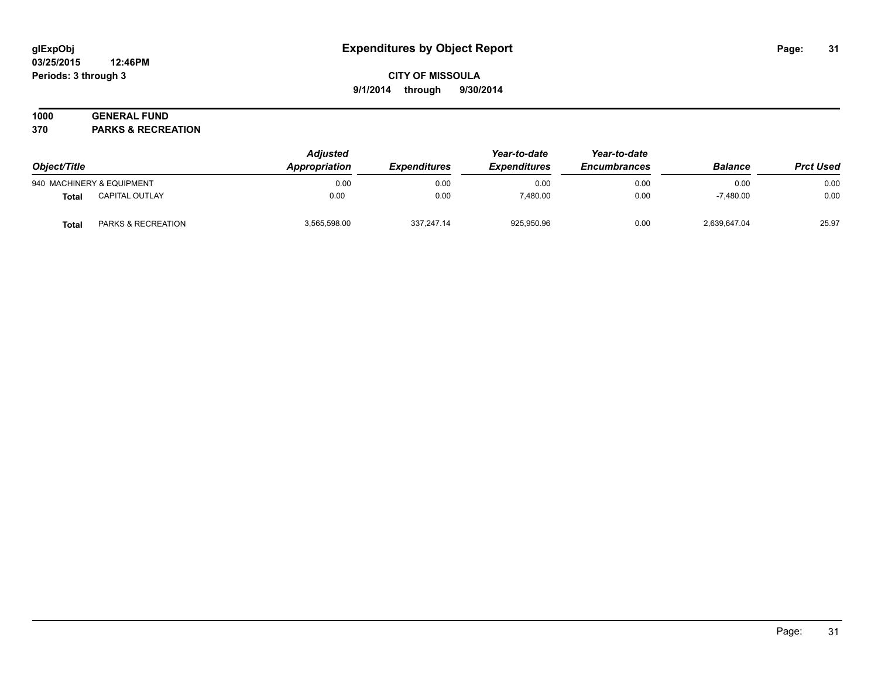**glExpObj** **Expenditures by Object Report**

**03/25/2015 12:46PM**

**Periods: 3 through 3**

**CITY OF MISSOULA**

**9/1/2014 through 9/30/2014**

**1000 GENERAL FUND**

**370 PARKS & RECREATION**

| Object/Title | | Adjusted Appropriation | Expenditures | Year-to-date Expenditures | Year-to-date Encumbrances | Balance | Prct Used |
|---|---|---|---|---|---|---|---|
| 940 MACHINERY & EQUIPMENT | | 0.00 | 0.00 | 0.00 | 0.00 | 0.00 | 0.00 |
| **Total** | CAPITAL OUTLAY | 0.00 | 0.00 | 7,480.00 | 0.00 | -7,480.00 | 0.00 |
| **Total** | PARKS & RECREATION | 3,565,598.00 | 337,247.14 | 925,950.96 | 0.00 | 2,639,647.04 | 25.97 |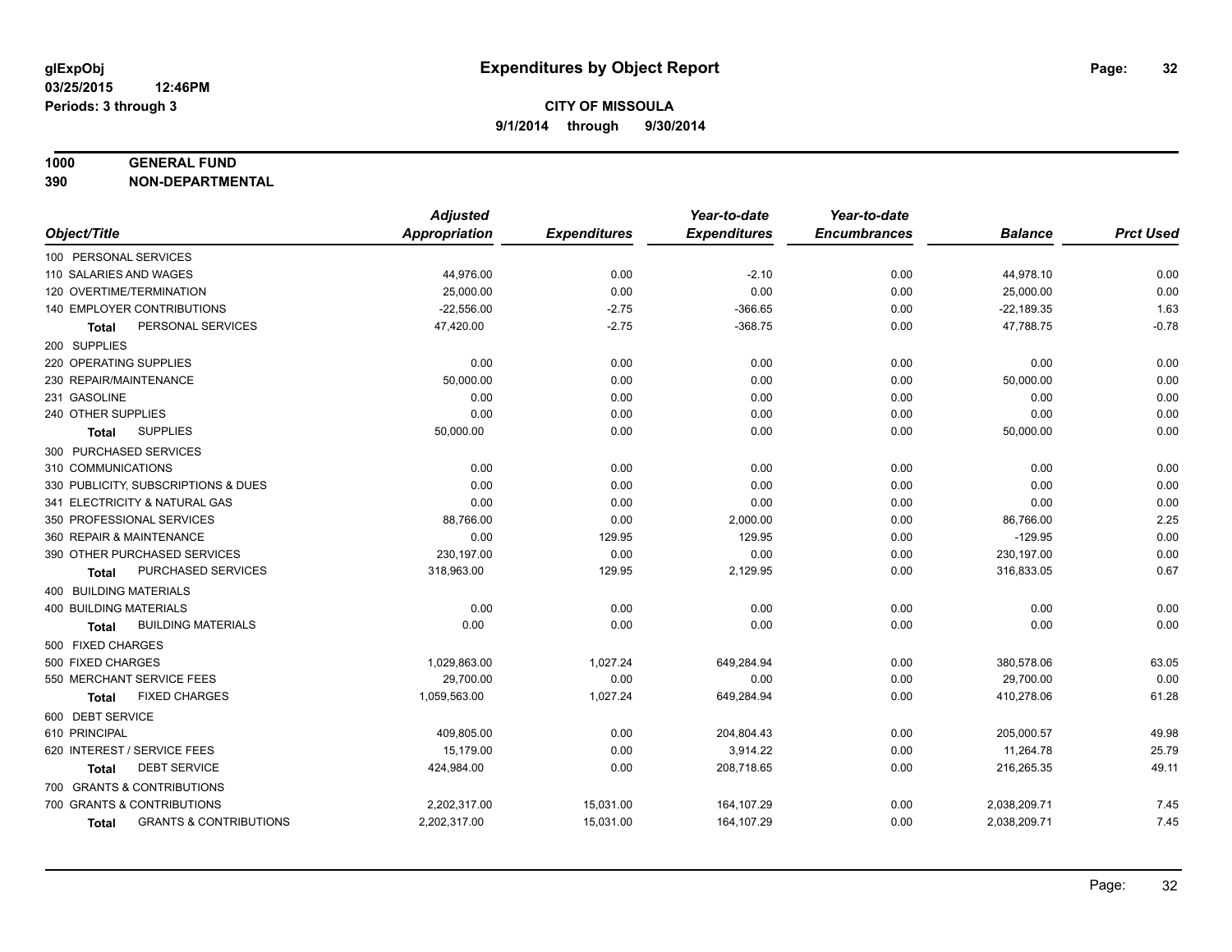**glExpObj**
**03/25/2015 12:46PM**
**Periods: 3 through 3**

# Expenditures by Object Report

**CITY OF MISSOULA**
**9/1/2014 through 9/30/2014**

**1000 GENERAL FUND**
**390 NON-DEPARTMENTAL**

| Object/Title | Adjusted Appropriation | Expenditures | Year-to-date Expenditures | Year-to-date Encumbrances | Balance | Prct Used |
|---|---|---|---|---|---|---|
| 100 PERSONAL SERVICES | | | | | | |
| 110 SALARIES AND WAGES | 44,976.00 | 0.00 | -2.10 | 0.00 | 44,978.10 | 0.00 |
| 120 OVERTIME/TERMINATION | 25,000.00 | 0.00 | 0.00 | 0.00 | 25,000.00 | 0.00 |
| 140 EMPLOYER CONTRIBUTIONS | -22,556.00 | -2.75 | -366.65 | 0.00 | -22,189.35 | 1.63 |
| **Total** PERSONAL SERVICES | 47,420.00 | -2.75 | -368.75 | 0.00 | 47,788.75 | -0.78 |
| 200 SUPPLIES | | | | | | |
| 220 OPERATING SUPPLIES | 0.00 | 0.00 | 0.00 | 0.00 | 0.00 | 0.00 |
| 230 REPAIR/MAINTENANCE | 50,000.00 | 0.00 | 0.00 | 0.00 | 50,000.00 | 0.00 |
| 231 GASOLINE | 0.00 | 0.00 | 0.00 | 0.00 | 0.00 | 0.00 |
| 240 OTHER SUPPLIES | 0.00 | 0.00 | 0.00 | 0.00 | 0.00 | 0.00 |
| **Total** SUPPLIES | 50,000.00 | 0.00 | 0.00 | 0.00 | 50,000.00 | 0.00 |
| 300 PURCHASED SERVICES | | | | | | |
| 310 COMMUNICATIONS | 0.00 | 0.00 | 0.00 | 0.00 | 0.00 | 0.00 |
| 330 PUBLICITY, SUBSCRIPTIONS & DUES | 0.00 | 0.00 | 0.00 | 0.00 | 0.00 | 0.00 |
| 341 ELECTRICITY & NATURAL GAS | 0.00 | 0.00 | 0.00 | 0.00 | 0.00 | 0.00 |
| 350 PROFESSIONAL SERVICES | 88,766.00 | 0.00 | 2,000.00 | 0.00 | 86,766.00 | 2.25 |
| 360 REPAIR & MAINTENANCE | 0.00 | 129.95 | 129.95 | 0.00 | -129.95 | 0.00 |
| 390 OTHER PURCHASED SERVICES | 230,197.00 | 0.00 | 0.00 | 0.00 | 230,197.00 | 0.00 |
| **Total** PURCHASED SERVICES | 318,963.00 | 129.95 | 2,129.95 | 0.00 | 316,833.05 | 0.67 |
| 400 BUILDING MATERIALS | | | | | | |
| 400 BUILDING MATERIALS | 0.00 | 0.00 | 0.00 | 0.00 | 0.00 | 0.00 |
| **Total** BUILDING MATERIALS | 0.00 | 0.00 | 0.00 | 0.00 | 0.00 | 0.00 |
| 500 FIXED CHARGES | | | | | | |
| 500 FIXED CHARGES | 1,029,863.00 | 1,027.24 | 649,284.94 | 0.00 | 380,578.06 | 63.05 |
| 550 MERCHANT SERVICE FEES | 29,700.00 | 0.00 | 0.00 | 0.00 | 29,700.00 | 0.00 |
| **Total** FIXED CHARGES | 1,059,563.00 | 1,027.24 | 649,284.94 | 0.00 | 410,278.06 | 61.28 |
| 600 DEBT SERVICE | | | | | | |
| 610 PRINCIPAL | 409,805.00 | 0.00 | 204,804.43 | 0.00 | 205,000.57 | 49.98 |
| 620 INTEREST / SERVICE FEES | 15,179.00 | 0.00 | 3,914.22 | 0.00 | 11,264.78 | 25.79 |
| **Total** DEBT SERVICE | 424,984.00 | 0.00 | 208,718.65 | 0.00 | 216,265.35 | 49.11 |
| 700 GRANTS & CONTRIBUTIONS | | | | | | |
| 700 GRANTS & CONTRIBUTIONS | 2,202,317.00 | 15,031.00 | 164,107.29 | 0.00 | 2,038,209.71 | 7.45 |
| **Total** GRANTS & CONTRIBUTIONS | 2,202,317.00 | 15,031.00 | 164,107.29 | 0.00 | 2,038,209.71 | 7.45 |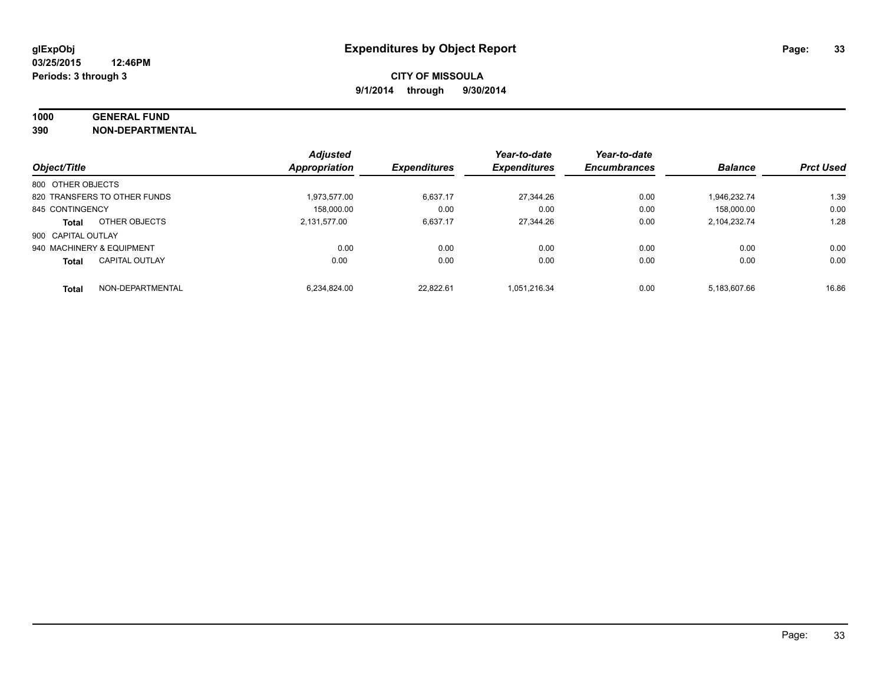**glExpObj** **Expenditures by Object Report**

**03/25/2015 12:46PM**

**Periods: 3 through 3**

**CITY OF MISSOULA**

**9/1/2014 through 9/30/2014**

**1000 GENERAL FUND**

**390 NON-DEPARTMENTAL**

| Object/Title | Adjusted Appropriation | Expenditures | Year-to-date Expenditures | Year-to-date Encumbrances | Balance | Prct Used |
|---|---|---|---|---|---|---|
| 800 OTHER OBJECTS | | | | | | |
| 820 TRANSFERS TO OTHER FUNDS | 1,973,577.00 | 6,637.17 | 27,344.26 | 0.00 | 1,946,232.74 | 1.39 |
| 845 CONTINGENCY | 158,000.00 | 0.00 | 0.00 | 0.00 | 158,000.00 | 0.00 |
| **Total** OTHER OBJECTS | 2,131,577.00 | 6,637.17 | 27,344.26 | 0.00 | 2,104,232.74 | 1.28 |
| 900 CAPITAL OUTLAY | | | | | | |
| 940 MACHINERY & EQUIPMENT | 0.00 | 0.00 | 0.00 | 0.00 | 0.00 | 0.00 |
| **Total** CAPITAL OUTLAY | 0.00 | 0.00 | 0.00 | 0.00 | 0.00 | 0.00 |
| **Total** NON-DEPARTMENTAL | 6,234,824.00 | 22,822.61 | 1,051,216.34 | 0.00 | 5,183,607.66 | 16.86 |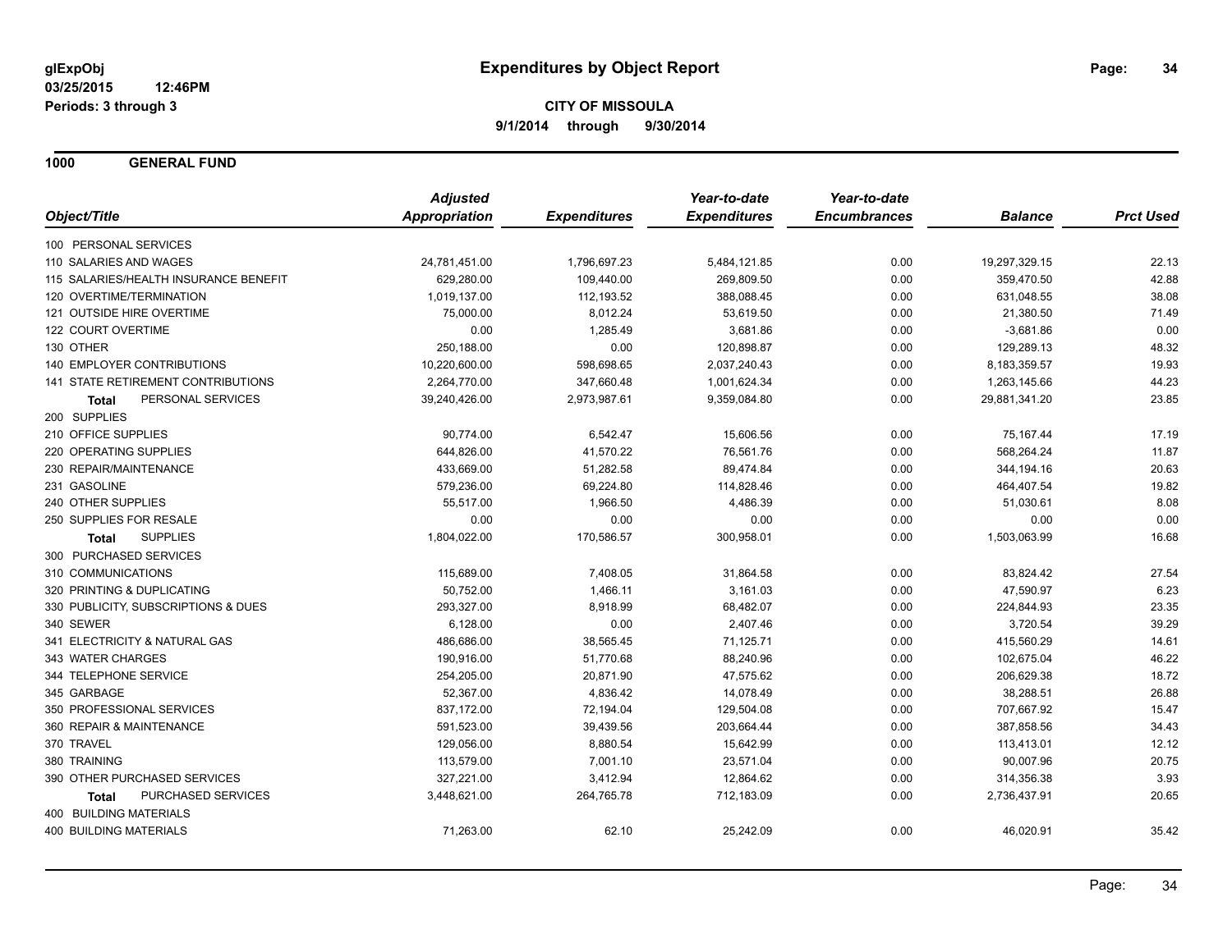# Expenditures by Object Report

glExpObj
03/25/2015 12:46PM
Periods: 3 through 3

**CITY OF MISSOULA**
**9/1/2014 through 9/30/2014**

## 1000 GENERAL FUND

| Object/Title | Adjusted Appropriation | Expenditures | Year-to-date Expenditures | Year-to-date Encumbrances | Balance | Prct Used |
|---|---|---|---|---|---|---|
| 100 PERSONAL SERVICES | | | | | | |
| 110 SALARIES AND WAGES | 24,781,451.00 | 1,796,697.23 | 5,484,121.85 | 0.00 | 19,297,329.15 | 22.13 |
| 115 SALARIES/HEALTH INSURANCE BENEFIT | 629,280.00 | 109,440.00 | 269,809.50 | 0.00 | 359,470.50 | 42.88 |
| 120 OVERTIME/TERMINATION | 1,019,137.00 | 112,193.52 | 388,088.45 | 0.00 | 631,048.55 | 38.08 |
| 121 OUTSIDE HIRE OVERTIME | 75,000.00 | 8,012.24 | 53,619.50 | 0.00 | 21,380.50 | 71.49 |
| 122 COURT OVERTIME | 0.00 | 1,285.49 | 3,681.86 | 0.00 | -3,681.86 | 0.00 |
| 130 OTHER | 250,188.00 | 0.00 | 120,898.87 | 0.00 | 129,289.13 | 48.32 |
| 140 EMPLOYER CONTRIBUTIONS | 10,220,600.00 | 598,698.65 | 2,037,240.43 | 0.00 | 8,183,359.57 | 19.93 |
| 141 STATE RETIREMENT CONTRIBUTIONS | 2,264,770.00 | 347,660.48 | 1,001,624.34 | 0.00 | 1,263,145.66 | 44.23 |
| **Total** PERSONAL SERVICES | 39,240,426.00 | 2,973,987.61 | 9,359,084.80 | 0.00 | 29,881,341.20 | 23.85 |
| 200 SUPPLIES | | | | | | |
| 210 OFFICE SUPPLIES | 90,774.00 | 6,542.47 | 15,606.56 | 0.00 | 75,167.44 | 17.19 |
| 220 OPERATING SUPPLIES | 644,826.00 | 41,570.22 | 76,561.76 | 0.00 | 568,264.24 | 11.87 |
| 230 REPAIR/MAINTENANCE | 433,669.00 | 51,282.58 | 89,474.84 | 0.00 | 344,194.16 | 20.63 |
| 231 GASOLINE | 579,236.00 | 69,224.80 | 114,828.46 | 0.00 | 464,407.54 | 19.82 |
| 240 OTHER SUPPLIES | 55,517.00 | 1,966.50 | 4,486.39 | 0.00 | 51,030.61 | 8.08 |
| 250 SUPPLIES FOR RESALE | 0.00 | 0.00 | 0.00 | 0.00 | 0.00 | 0.00 |
| **Total** SUPPLIES | 1,804,022.00 | 170,586.57 | 300,958.01 | 0.00 | 1,503,063.99 | 16.68 |
| 300 PURCHASED SERVICES | | | | | | |
| 310 COMMUNICATIONS | 115,689.00 | 7,408.05 | 31,864.58 | 0.00 | 83,824.42 | 27.54 |
| 320 PRINTING & DUPLICATING | 50,752.00 | 1,466.11 | 3,161.03 | 0.00 | 47,590.97 | 6.23 |
| 330 PUBLICITY, SUBSCRIPTIONS & DUES | 293,327.00 | 8,918.99 | 68,482.07 | 0.00 | 224,844.93 | 23.35 |
| 340 SEWER | 6,128.00 | 0.00 | 2,407.46 | 0.00 | 3,720.54 | 39.29 |
| 341 ELECTRICITY & NATURAL GAS | 486,686.00 | 38,565.45 | 71,125.71 | 0.00 | 415,560.29 | 14.61 |
| 343 WATER CHARGES | 190,916.00 | 51,770.68 | 88,240.96 | 0.00 | 102,675.04 | 46.22 |
| 344 TELEPHONE SERVICE | 254,205.00 | 20,871.90 | 47,575.62 | 0.00 | 206,629.38 | 18.72 |
| 345 GARBAGE | 52,367.00 | 4,836.42 | 14,078.49 | 0.00 | 38,288.51 | 26.88 |
| 350 PROFESSIONAL SERVICES | 837,172.00 | 72,194.04 | 129,504.08 | 0.00 | 707,667.92 | 15.47 |
| 360 REPAIR & MAINTENANCE | 591,523.00 | 39,439.56 | 203,664.44 | 0.00 | 387,858.56 | 34.43 |
| 370 TRAVEL | 129,056.00 | 8,880.54 | 15,642.99 | 0.00 | 113,413.01 | 12.12 |
| 380 TRAINING | 113,579.00 | 7,001.10 | 23,571.04 | 0.00 | 90,007.96 | 20.75 |
| 390 OTHER PURCHASED SERVICES | 327,221.00 | 3,412.94 | 12,864.62 | 0.00 | 314,356.38 | 3.93 |
| **Total** PURCHASED SERVICES | 3,448,621.00 | 264,765.78 | 712,183.09 | 0.00 | 2,736,437.91 | 20.65 |
| 400 BUILDING MATERIALS | | | | | | |
| 400 BUILDING MATERIALS | 71,263.00 | 62.10 | 25,242.09 | 0.00 | 46,020.91 | 35.42 |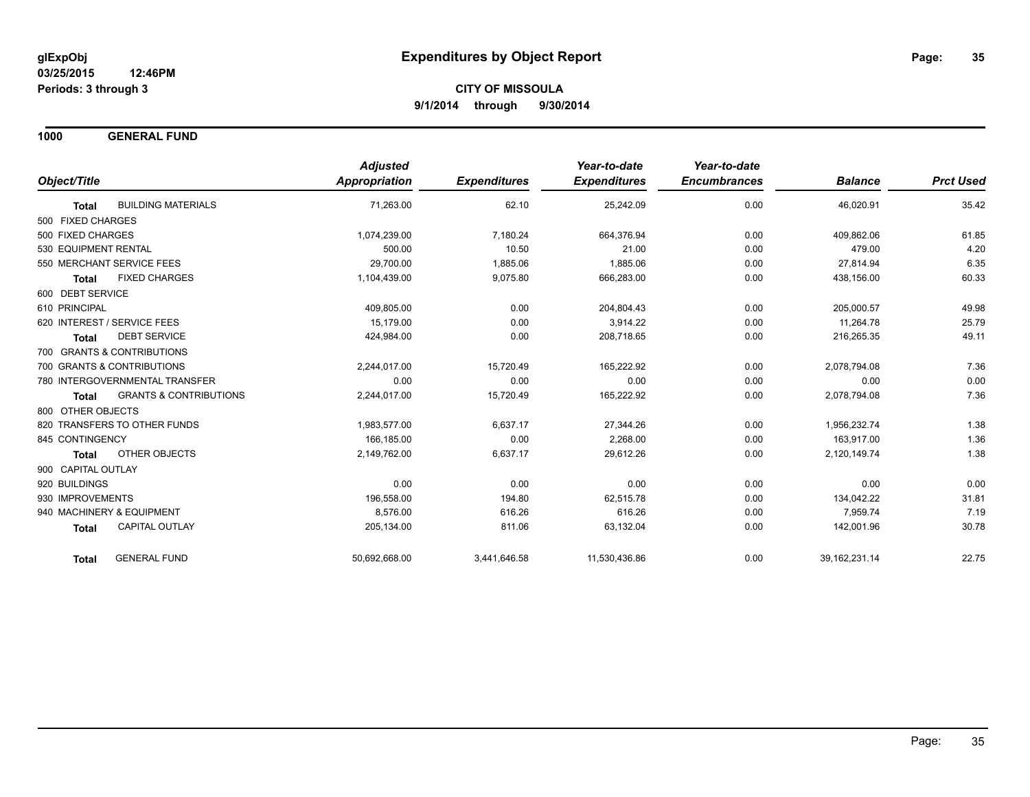**glExpObj** **Expenditures by Object Report**

**03/25/2015 12:46PM**

**Periods: 3 through 3**

**CITY OF MISSOULA**

**9/1/2014 through 9/30/2014**

## 1000 GENERAL FUND

| Object/Title | | Adjusted Appropriation | Expenditures | Year-to-date Expenditures | Year-to-date Encumbrances | Balance | Prct Used |
|---|---|---|---|---|---|---|---|
| **Total** | BUILDING MATERIALS | 71,263.00 | 62.10 | 25,242.09 | 0.00 | 46,020.91 | 35.42 |
| 500 FIXED CHARGES | | | | | | | |
| 500 FIXED CHARGES | | 1,074,239.00 | 7,180.24 | 664,376.94 | 0.00 | 409,862.06 | 61.85 |
| 530 EQUIPMENT RENTAL | | 500.00 | 10.50 | 21.00 | 0.00 | 479.00 | 4.20 |
| 550 MERCHANT SERVICE FEES | | 29,700.00 | 1,885.06 | 1,885.06 | 0.00 | 27,814.94 | 6.35 |
| **Total** | FIXED CHARGES | 1,104,439.00 | 9,075.80 | 666,283.00 | 0.00 | 438,156.00 | 60.33 |
| 600 DEBT SERVICE | | | | | | | |
| 610 PRINCIPAL | | 409,805.00 | 0.00 | 204,804.43 | 0.00 | 205,000.57 | 49.98 |
| 620 INTEREST / SERVICE FEES | | 15,179.00 | 0.00 | 3,914.22 | 0.00 | 11,264.78 | 25.79 |
| **Total** | DEBT SERVICE | 424,984.00 | 0.00 | 208,718.65 | 0.00 | 216,265.35 | 49.11 |
| 700 GRANTS & CONTRIBUTIONS | | | | | | | |
| 700 GRANTS & CONTRIBUTIONS | | 2,244,017.00 | 15,720.49 | 165,222.92 | 0.00 | 2,078,794.08 | 7.36 |
| 780 INTERGOVERNMENTAL TRANSFER | | 0.00 | 0.00 | 0.00 | 0.00 | 0.00 | 0.00 |
| **Total** | GRANTS & CONTRIBUTIONS | 2,244,017.00 | 15,720.49 | 165,222.92 | 0.00 | 2,078,794.08 | 7.36 |
| 800 OTHER OBJECTS | | | | | | | |
| 820 TRANSFERS TO OTHER FUNDS | | 1,983,577.00 | 6,637.17 | 27,344.26 | 0.00 | 1,956,232.74 | 1.38 |
| 845 CONTINGENCY | | 166,185.00 | 0.00 | 2,268.00 | 0.00 | 163,917.00 | 1.36 |
| **Total** | OTHER OBJECTS | 2,149,762.00 | 6,637.17 | 29,612.26 | 0.00 | 2,120,149.74 | 1.38 |
| 900 CAPITAL OUTLAY | | | | | | | |
| 920 BUILDINGS | | 0.00 | 0.00 | 0.00 | 0.00 | 0.00 | 0.00 |
| 930 IMPROVEMENTS | | 196,558.00 | 194.80 | 62,515.78 | 0.00 | 134,042.22 | 31.81 |
| 940 MACHINERY & EQUIPMENT | | 8,576.00 | 616.26 | 616.26 | 0.00 | 7,959.74 | 7.19 |
| **Total** | CAPITAL OUTLAY | 205,134.00 | 811.06 | 63,132.04 | 0.00 | 142,001.96 | 30.78 |
| **Total** | GENERAL FUND | 50,692,668.00 | 3,441,646.58 | 11,530,436.86 | 0.00 | 39,162,231.14 | 22.75 |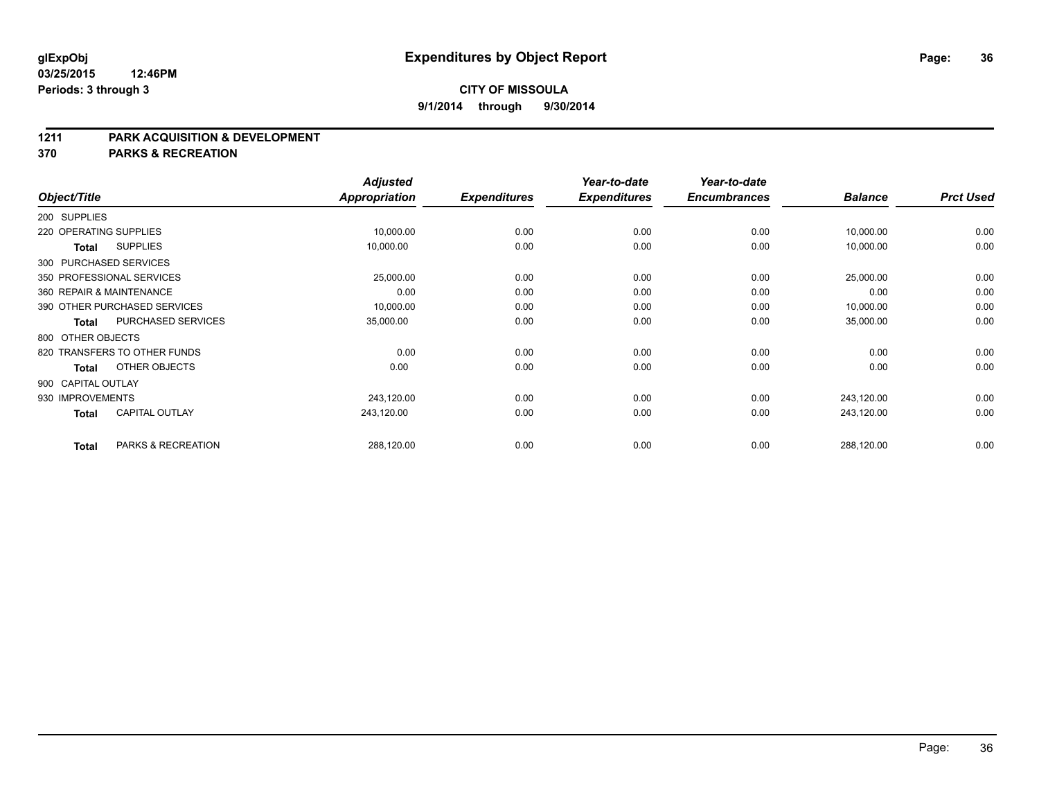glExpObj
03/25/2015 12:46PM
Periods: 3 through 3

# Expenditures by Object Report

**CITY OF MISSOULA**
**9/1/2014 through 9/30/2014**

## 1211 PARK ACQUISITION & DEVELOPMENT
## 370 PARKS & RECREATION

| Object/Title | Adjusted Appropriation | Expenditures | Year-to-date Expenditures | Year-to-date Encumbrances | Balance | Prct Used |
|---|---|---|---|---|---|---|
| 200 SUPPLIES | | | | | | |
| 220 OPERATING SUPPLIES | 10,000.00 | 0.00 | 0.00 | 0.00 | 10,000.00 | 0.00 |
| **Total** SUPPLIES | 10,000.00 | 0.00 | 0.00 | 0.00 | 10,000.00 | 0.00 |
| 300 PURCHASED SERVICES | | | | | | |
| 350 PROFESSIONAL SERVICES | 25,000.00 | 0.00 | 0.00 | 0.00 | 25,000.00 | 0.00 |
| 360 REPAIR & MAINTENANCE | 0.00 | 0.00 | 0.00 | 0.00 | 0.00 | 0.00 |
| 390 OTHER PURCHASED SERVICES | 10,000.00 | 0.00 | 0.00 | 0.00 | 10,000.00 | 0.00 |
| **Total** PURCHASED SERVICES | 35,000.00 | 0.00 | 0.00 | 0.00 | 35,000.00 | 0.00 |
| 800 OTHER OBJECTS | | | | | | |
| 820 TRANSFERS TO OTHER FUNDS | 0.00 | 0.00 | 0.00 | 0.00 | 0.00 | 0.00 |
| **Total** OTHER OBJECTS | 0.00 | 0.00 | 0.00 | 0.00 | 0.00 | 0.00 |
| 900 CAPITAL OUTLAY | | | | | | |
| 930 IMPROVEMENTS | 243,120.00 | 0.00 | 0.00 | 0.00 | 243,120.00 | 0.00 |
| **Total** CAPITAL OUTLAY | 243,120.00 | 0.00 | 0.00 | 0.00 | 243,120.00 | 0.00 |
| **Total** PARKS & RECREATION | 288,120.00 | 0.00 | 0.00 | 0.00 | 288,120.00 | 0.00 |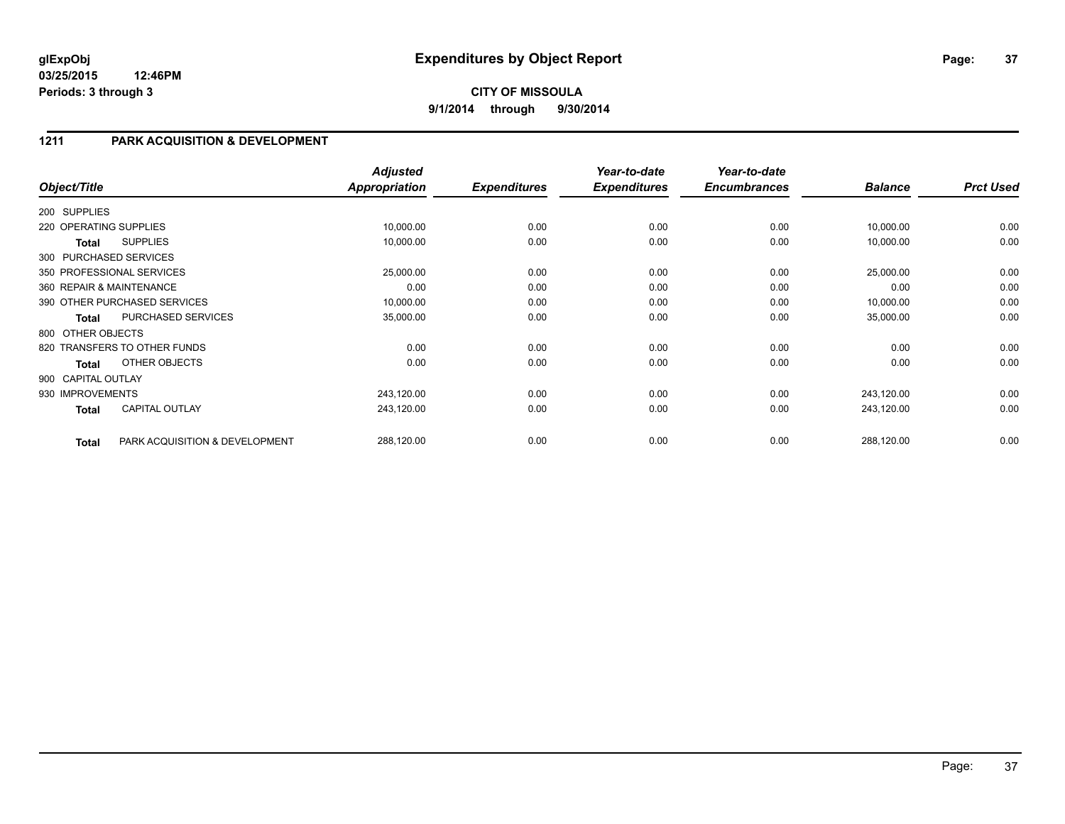# Expenditures by Object Report

glExpObj
03/25/2015 12:46PM
Periods: 3 through 3

**CITY OF MISSOULA**
**9/1/2014 through 9/30/2014**

## 1211 PARK ACQUISITION & DEVELOPMENT

| Object/Title | | *Adjusted Appropriation* | *Expenditures* | *Year-to-date Expenditures* | *Year-to-date Encumbrances* | *Balance* | *Prct Used* |
|---|---|---|---|---|---|---|---|
| 200 SUPPLIES | | | | | | | |
| 220 OPERATING SUPPLIES | | 10,000.00 | 0.00 | 0.00 | 0.00 | 10,000.00 | 0.00 |
| **Total** | SUPPLIES | 10,000.00 | 0.00 | 0.00 | 0.00 | 10,000.00 | 0.00 |
| 300 PURCHASED SERVICES | | | | | | | |
| 350 PROFESSIONAL SERVICES | | 25,000.00 | 0.00 | 0.00 | 0.00 | 25,000.00 | 0.00 |
| 360 REPAIR & MAINTENANCE | | 0.00 | 0.00 | 0.00 | 0.00 | 0.00 | 0.00 |
| 390 OTHER PURCHASED SERVICES | | 10,000.00 | 0.00 | 0.00 | 0.00 | 10,000.00 | 0.00 |
| **Total** | PURCHASED SERVICES | 35,000.00 | 0.00 | 0.00 | 0.00 | 35,000.00 | 0.00 |
| 800 OTHER OBJECTS | | | | | | | |
| 820 TRANSFERS TO OTHER FUNDS | | 0.00 | 0.00 | 0.00 | 0.00 | 0.00 | 0.00 |
| **Total** | OTHER OBJECTS | 0.00 | 0.00 | 0.00 | 0.00 | 0.00 | 0.00 |
| 900 CAPITAL OUTLAY | | | | | | | |
| 930 IMPROVEMENTS | | 243,120.00 | 0.00 | 0.00 | 0.00 | 243,120.00 | 0.00 |
| **Total** | CAPITAL OUTLAY | 243,120.00 | 0.00 | 0.00 | 0.00 | 243,120.00 | 0.00 |
| **Total** | PARK ACQUISITION & DEVELOPMENT | 288,120.00 | 0.00 | 0.00 | 0.00 | 288,120.00 | 0.00 |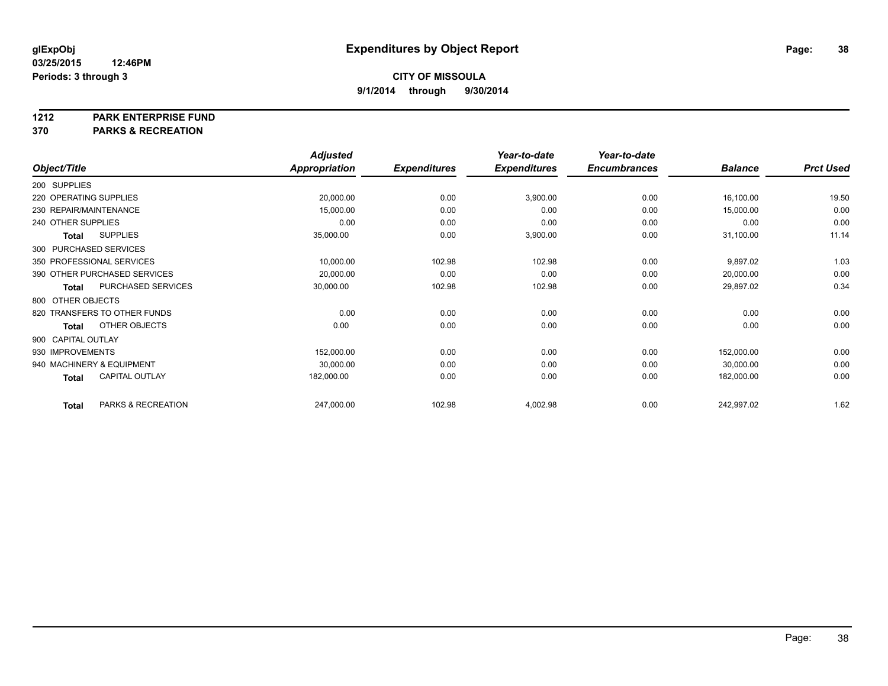**glExpObj** **Expenditures by Object Report**

**03/25/2015 12:46PM**

**Periods: 3 through 3**

**CITY OF MISSOULA**

**9/1/2014 through 9/30/2014**

**1212 PARK ENTERPRISE FUND**

**370 PARKS & RECREATION**

| Object/Title | Adjusted Appropriation | Expenditures | Year-to-date Expenditures | Year-to-date Encumbrances | Balance | Prct Used |
|---|---|---|---|---|---|---|
| 200 SUPPLIES | | | | | | |
| 220 OPERATING SUPPLIES | 20,000.00 | 0.00 | 3,900.00 | 0.00 | 16,100.00 | 19.50 |
| 230 REPAIR/MAINTENANCE | 15,000.00 | 0.00 | 0.00 | 0.00 | 15,000.00 | 0.00 |
| 240 OTHER SUPPLIES | 0.00 | 0.00 | 0.00 | 0.00 | 0.00 | 0.00 |
| **Total** SUPPLIES | 35,000.00 | 0.00 | 3,900.00 | 0.00 | 31,100.00 | 11.14 |
| 300 PURCHASED SERVICES | | | | | | |
| 350 PROFESSIONAL SERVICES | 10,000.00 | 102.98 | 102.98 | 0.00 | 9,897.02 | 1.03 |
| 390 OTHER PURCHASED SERVICES | 20,000.00 | 0.00 | 0.00 | 0.00 | 20,000.00 | 0.00 |
| **Total** PURCHASED SERVICES | 30,000.00 | 102.98 | 102.98 | 0.00 | 29,897.02 | 0.34 |
| 800 OTHER OBJECTS | | | | | | |
| 820 TRANSFERS TO OTHER FUNDS | 0.00 | 0.00 | 0.00 | 0.00 | 0.00 | 0.00 |
| **Total** OTHER OBJECTS | 0.00 | 0.00 | 0.00 | 0.00 | 0.00 | 0.00 |
| 900 CAPITAL OUTLAY | | | | | | |
| 930 IMPROVEMENTS | 152,000.00 | 0.00 | 0.00 | 0.00 | 152,000.00 | 0.00 |
| 940 MACHINERY & EQUIPMENT | 30,000.00 | 0.00 | 0.00 | 0.00 | 30,000.00 | 0.00 |
| **Total** CAPITAL OUTLAY | 182,000.00 | 0.00 | 0.00 | 0.00 | 182,000.00 | 0.00 |
| **Total** PARKS & RECREATION | 247,000.00 | 102.98 | 4,002.98 | 0.00 | 242,997.02 | 1.62 |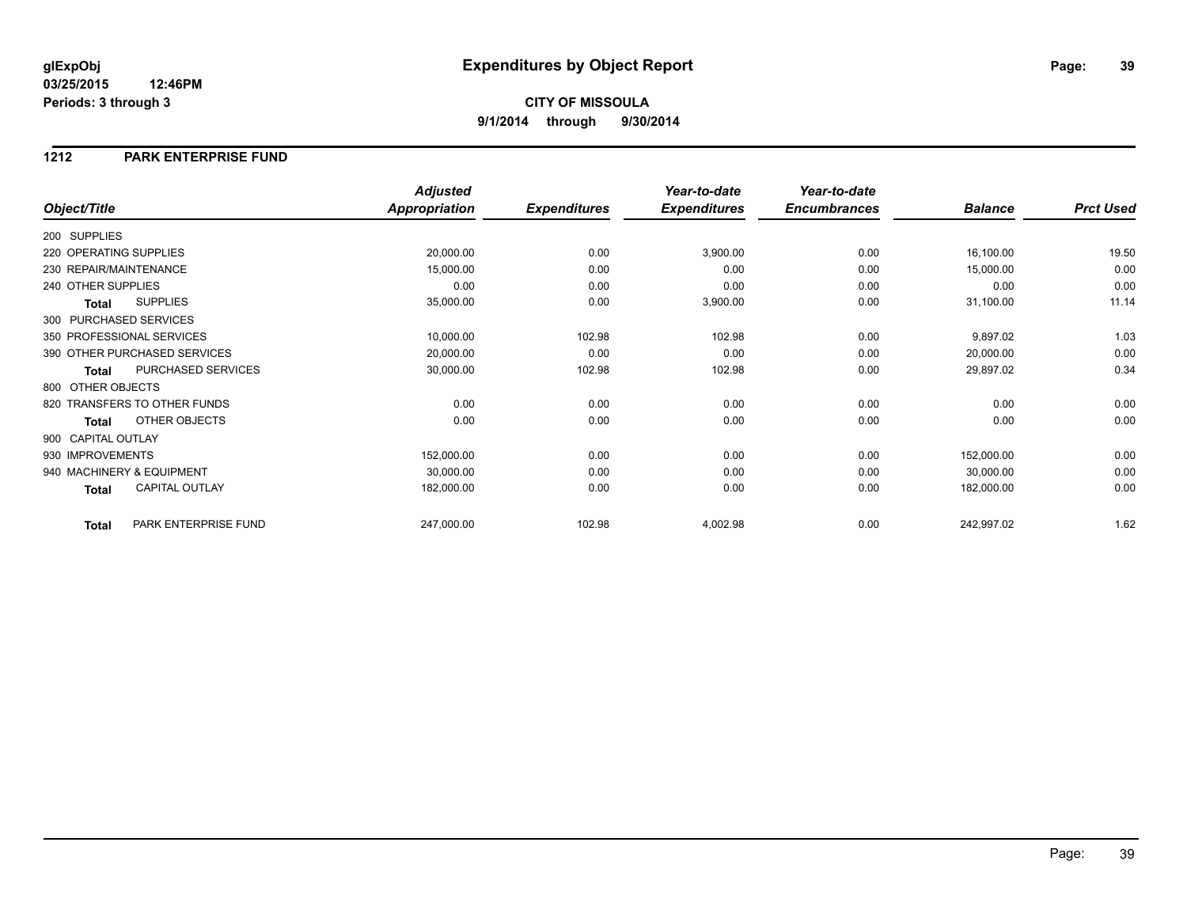# Expenditures by Object Report

glExpObj
03/25/2015 12:46PM
Periods: 3 through 3

**CITY OF MISSOULA**
**9/1/2014 through 9/30/2014**

## 1212 PARK ENTERPRISE FUND

| Object/Title | | Adjusted Appropriation | Expenditures | Year-to-date Expenditures | Year-to-date Encumbrances | Balance | Prct Used |
|---|---|---|---|---|---|---|---|
| 200 SUPPLIES | | | | | | | |
| 220 OPERATING SUPPLIES | | 20,000.00 | 0.00 | 3,900.00 | 0.00 | 16,100.00 | 19.50 |
| 230 REPAIR/MAINTENANCE | | 15,000.00 | 0.00 | 0.00 | 0.00 | 15,000.00 | 0.00 |
| 240 OTHER SUPPLIES | | 0.00 | 0.00 | 0.00 | 0.00 | 0.00 | 0.00 |
| **Total** | SUPPLIES | 35,000.00 | 0.00 | 3,900.00 | 0.00 | 31,100.00 | 11.14 |
| 300 PURCHASED SERVICES | | | | | | | |
| 350 PROFESSIONAL SERVICES | | 10,000.00 | 102.98 | 102.98 | 0.00 | 9,897.02 | 1.03 |
| 390 OTHER PURCHASED SERVICES | | 20,000.00 | 0.00 | 0.00 | 0.00 | 20,000.00 | 0.00 |
| **Total** | PURCHASED SERVICES | 30,000.00 | 102.98 | 102.98 | 0.00 | 29,897.02 | 0.34 |
| 800 OTHER OBJECTS | | | | | | | |
| 820 TRANSFERS TO OTHER FUNDS | | 0.00 | 0.00 | 0.00 | 0.00 | 0.00 | 0.00 |
| **Total** | OTHER OBJECTS | 0.00 | 0.00 | 0.00 | 0.00 | 0.00 | 0.00 |
| 900 CAPITAL OUTLAY | | | | | | | |
| 930 IMPROVEMENTS | | 152,000.00 | 0.00 | 0.00 | 0.00 | 152,000.00 | 0.00 |
| 940 MACHINERY & EQUIPMENT | | 30,000.00 | 0.00 | 0.00 | 0.00 | 30,000.00 | 0.00 |
| **Total** | CAPITAL OUTLAY | 182,000.00 | 0.00 | 0.00 | 0.00 | 182,000.00 | 0.00 |
| **Total** | PARK ENTERPRISE FUND | 247,000.00 | 102.98 | 4,002.98 | 0.00 | 242,997.02 | 1.62 |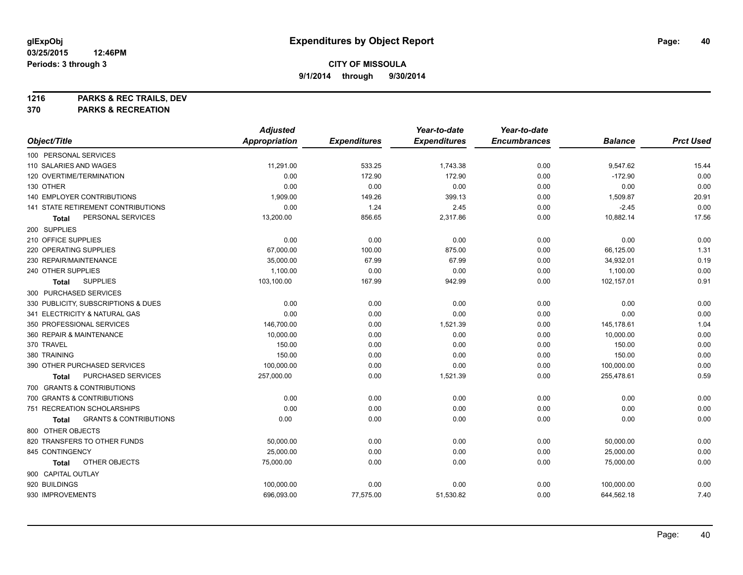# Expenditures by Object Report

**glExpObj**
**03/25/2015 12:46PM**
**Periods: 3 through 3**

**CITY OF MISSOULA**
**9/1/2014 through 9/30/2014**

**1216 PARKS & REC TRAILS, DEV**
**370 PARKS & RECREATION**

| Object/Title | Adjusted Appropriation | Expenditures | Year-to-date Expenditures | Year-to-date Encumbrances | Balance | Prct Used |
|---|---|---|---|---|---|---|
| 100 PERSONAL SERVICES | | | | | | |
| 110 SALARIES AND WAGES | 11,291.00 | 533.25 | 1,743.38 | 0.00 | 9,547.62 | 15.44 |
| 120 OVERTIME/TERMINATION | 0.00 | 172.90 | 172.90 | 0.00 | -172.90 | 0.00 |
| 130 OTHER | 0.00 | 0.00 | 0.00 | 0.00 | 0.00 | 0.00 |
| 140 EMPLOYER CONTRIBUTIONS | 1,909.00 | 149.26 | 399.13 | 0.00 | 1,509.87 | 20.91 |
| 141 STATE RETIREMENT CONTRIBUTIONS | 0.00 | 1.24 | 2.45 | 0.00 | -2.45 | 0.00 |
| **Total** PERSONAL SERVICES | 13,200.00 | 856.65 | 2,317.86 | 0.00 | 10,882.14 | 17.56 |
| 200 SUPPLIES | | | | | | |
| 210 OFFICE SUPPLIES | 0.00 | 0.00 | 0.00 | 0.00 | 0.00 | 0.00 |
| 220 OPERATING SUPPLIES | 67,000.00 | 100.00 | 875.00 | 0.00 | 66,125.00 | 1.31 |
| 230 REPAIR/MAINTENANCE | 35,000.00 | 67.99 | 67.99 | 0.00 | 34,932.01 | 0.19 |
| 240 OTHER SUPPLIES | 1,100.00 | 0.00 | 0.00 | 0.00 | 1,100.00 | 0.00 |
| **Total** SUPPLIES | 103,100.00 | 167.99 | 942.99 | 0.00 | 102,157.01 | 0.91 |
| 300 PURCHASED SERVICES | | | | | | |
| 330 PUBLICITY, SUBSCRIPTIONS & DUES | 0.00 | 0.00 | 0.00 | 0.00 | 0.00 | 0.00 |
| 341 ELECTRICITY & NATURAL GAS | 0.00 | 0.00 | 0.00 | 0.00 | 0.00 | 0.00 |
| 350 PROFESSIONAL SERVICES | 146,700.00 | 0.00 | 1,521.39 | 0.00 | 145,178.61 | 1.04 |
| 360 REPAIR & MAINTENANCE | 10,000.00 | 0.00 | 0.00 | 0.00 | 10,000.00 | 0.00 |
| 370 TRAVEL | 150.00 | 0.00 | 0.00 | 0.00 | 150.00 | 0.00 |
| 380 TRAINING | 150.00 | 0.00 | 0.00 | 0.00 | 150.00 | 0.00 |
| 390 OTHER PURCHASED SERVICES | 100,000.00 | 0.00 | 0.00 | 0.00 | 100,000.00 | 0.00 |
| **Total** PURCHASED SERVICES | 257,000.00 | 0.00 | 1,521.39 | 0.00 | 255,478.61 | 0.59 |
| 700 GRANTS & CONTRIBUTIONS | | | | | | |
| 700 GRANTS & CONTRIBUTIONS | 0.00 | 0.00 | 0.00 | 0.00 | 0.00 | 0.00 |
| 751 RECREATION SCHOLARSHIPS | 0.00 | 0.00 | 0.00 | 0.00 | 0.00 | 0.00 |
| **Total** GRANTS & CONTRIBUTIONS | 0.00 | 0.00 | 0.00 | 0.00 | 0.00 | 0.00 |
| 800 OTHER OBJECTS | | | | | | |
| 820 TRANSFERS TO OTHER FUNDS | 50,000.00 | 0.00 | 0.00 | 0.00 | 50,000.00 | 0.00 |
| 845 CONTINGENCY | 25,000.00 | 0.00 | 0.00 | 0.00 | 25,000.00 | 0.00 |
| **Total** OTHER OBJECTS | 75,000.00 | 0.00 | 0.00 | 0.00 | 75,000.00 | 0.00 |
| 900 CAPITAL OUTLAY | | | | | | |
| 920 BUILDINGS | 100,000.00 | 0.00 | 0.00 | 0.00 | 100,000.00 | 0.00 |
| 930 IMPROVEMENTS | 696,093.00 | 77,575.00 | 51,530.82 | 0.00 | 644,562.18 | 7.40 |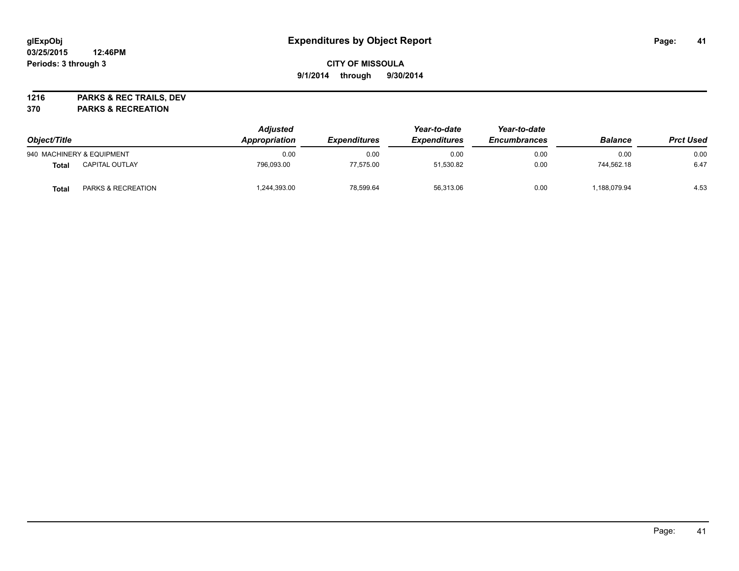**glExpObj** **Expenditures by Object Report**

**03/25/2015 12:46PM**

**Periods: 3 through 3**

**CITY OF MISSOULA**

**9/1/2014 through 9/30/2014**

**1216 PARKS & REC TRAILS, DEV**

**370 PARKS & RECREATION**

| Object/Title | | Adjusted Appropriation | Expenditures | Year-to-date Expenditures | Year-to-date Encumbrances | Balance | Prct Used |
|---|---|---|---|---|---|---|---|
| 940 MACHINERY & EQUIPMENT | | 0.00 | 0.00 | 0.00 | 0.00 | 0.00 | 0.00 |
| **Total** | CAPITAL OUTLAY | 796,093.00 | 77,575.00 | 51,530.82 | 0.00 | 744,562.18 | 6.47 |
| **Total** | PARKS & RECREATION | 1,244,393.00 | 78,599.64 | 56,313.06 | 0.00 | 1,188,079.94 | 4.53 |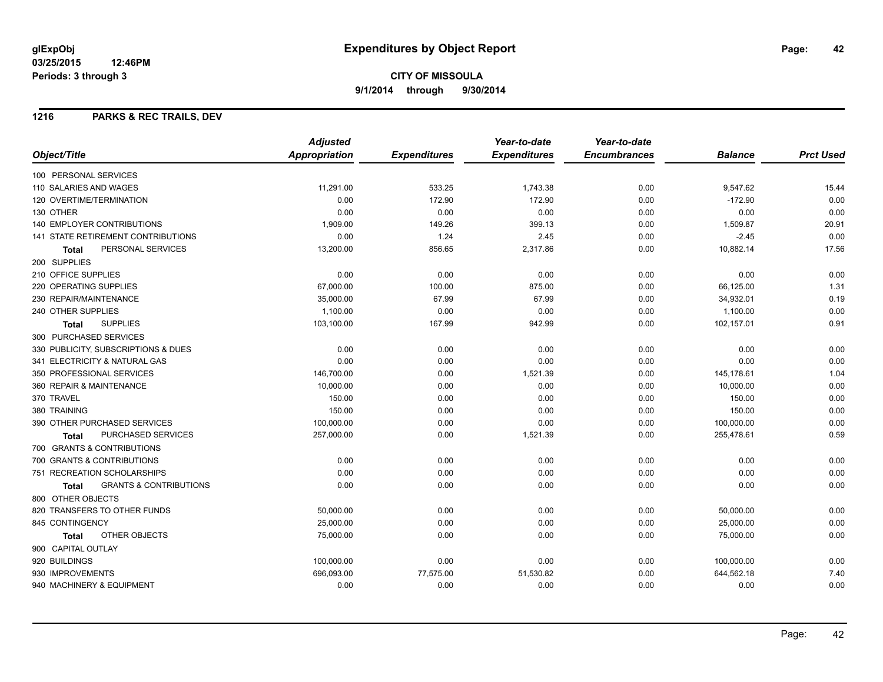# Expenditures by Object Report

glExpObj
03/25/2015 12:46PM
Periods: 3 through 3

**CITY OF MISSOULA**
**9/1/2014 through 9/30/2014**

## 1216 PARKS & REC TRAILS, DEV

| Object/Title | Adjusted Appropriation | Expenditures | Year-to-date Expenditures | Year-to-date Encumbrances | Balance | Prct Used |
|---|---|---|---|---|---|---|
| 100 PERSONAL SERVICES | | | | | | |
| 110 SALARIES AND WAGES | 11,291.00 | 533.25 | 1,743.38 | 0.00 | 9,547.62 | 15.44 |
| 120 OVERTIME/TERMINATION | 0.00 | 172.90 | 172.90 | 0.00 | -172.90 | 0.00 |
| 130 OTHER | 0.00 | 0.00 | 0.00 | 0.00 | 0.00 | 0.00 |
| 140 EMPLOYER CONTRIBUTIONS | 1,909.00 | 149.26 | 399.13 | 0.00 | 1,509.87 | 20.91 |
| 141 STATE RETIREMENT CONTRIBUTIONS | 0.00 | 1.24 | 2.45 | 0.00 | -2.45 | 0.00 |
| **Total** PERSONAL SERVICES | 13,200.00 | 856.65 | 2,317.86 | 0.00 | 10,882.14 | 17.56 |
| 200 SUPPLIES | | | | | | |
| 210 OFFICE SUPPLIES | 0.00 | 0.00 | 0.00 | 0.00 | 0.00 | 0.00 |
| 220 OPERATING SUPPLIES | 67,000.00 | 100.00 | 875.00 | 0.00 | 66,125.00 | 1.31 |
| 230 REPAIR/MAINTENANCE | 35,000.00 | 67.99 | 67.99 | 0.00 | 34,932.01 | 0.19 |
| 240 OTHER SUPPLIES | 1,100.00 | 0.00 | 0.00 | 0.00 | 1,100.00 | 0.00 |
| **Total** SUPPLIES | 103,100.00 | 167.99 | 942.99 | 0.00 | 102,157.01 | 0.91 |
| 300 PURCHASED SERVICES | | | | | | |
| 330 PUBLICITY, SUBSCRIPTIONS & DUES | 0.00 | 0.00 | 0.00 | 0.00 | 0.00 | 0.00 |
| 341 ELECTRICITY & NATURAL GAS | 0.00 | 0.00 | 0.00 | 0.00 | 0.00 | 0.00 |
| 350 PROFESSIONAL SERVICES | 146,700.00 | 0.00 | 1,521.39 | 0.00 | 145,178.61 | 1.04 |
| 360 REPAIR & MAINTENANCE | 10,000.00 | 0.00 | 0.00 | 0.00 | 10,000.00 | 0.00 |
| 370 TRAVEL | 150.00 | 0.00 | 0.00 | 0.00 | 150.00 | 0.00 |
| 380 TRAINING | 150.00 | 0.00 | 0.00 | 0.00 | 150.00 | 0.00 |
| 390 OTHER PURCHASED SERVICES | 100,000.00 | 0.00 | 0.00 | 0.00 | 100,000.00 | 0.00 |
| **Total** PURCHASED SERVICES | 257,000.00 | 0.00 | 1,521.39 | 0.00 | 255,478.61 | 0.59 |
| 700 GRANTS & CONTRIBUTIONS | | | | | | |
| 700 GRANTS & CONTRIBUTIONS | 0.00 | 0.00 | 0.00 | 0.00 | 0.00 | 0.00 |
| 751 RECREATION SCHOLARSHIPS | 0.00 | 0.00 | 0.00 | 0.00 | 0.00 | 0.00 |
| **Total** GRANTS & CONTRIBUTIONS | 0.00 | 0.00 | 0.00 | 0.00 | 0.00 | 0.00 |
| 800 OTHER OBJECTS | | | | | | |
| 820 TRANSFERS TO OTHER FUNDS | 50,000.00 | 0.00 | 0.00 | 0.00 | 50,000.00 | 0.00 |
| 845 CONTINGENCY | 25,000.00 | 0.00 | 0.00 | 0.00 | 25,000.00 | 0.00 |
| **Total** OTHER OBJECTS | 75,000.00 | 0.00 | 0.00 | 0.00 | 75,000.00 | 0.00 |
| 900 CAPITAL OUTLAY | | | | | | |
| 920 BUILDINGS | 100,000.00 | 0.00 | 0.00 | 0.00 | 100,000.00 | 0.00 |
| 930 IMPROVEMENTS | 696,093.00 | 77,575.00 | 51,530.82 | 0.00 | 644,562.18 | 7.40 |
| 940 MACHINERY & EQUIPMENT | 0.00 | 0.00 | 0.00 | 0.00 | 0.00 | 0.00 |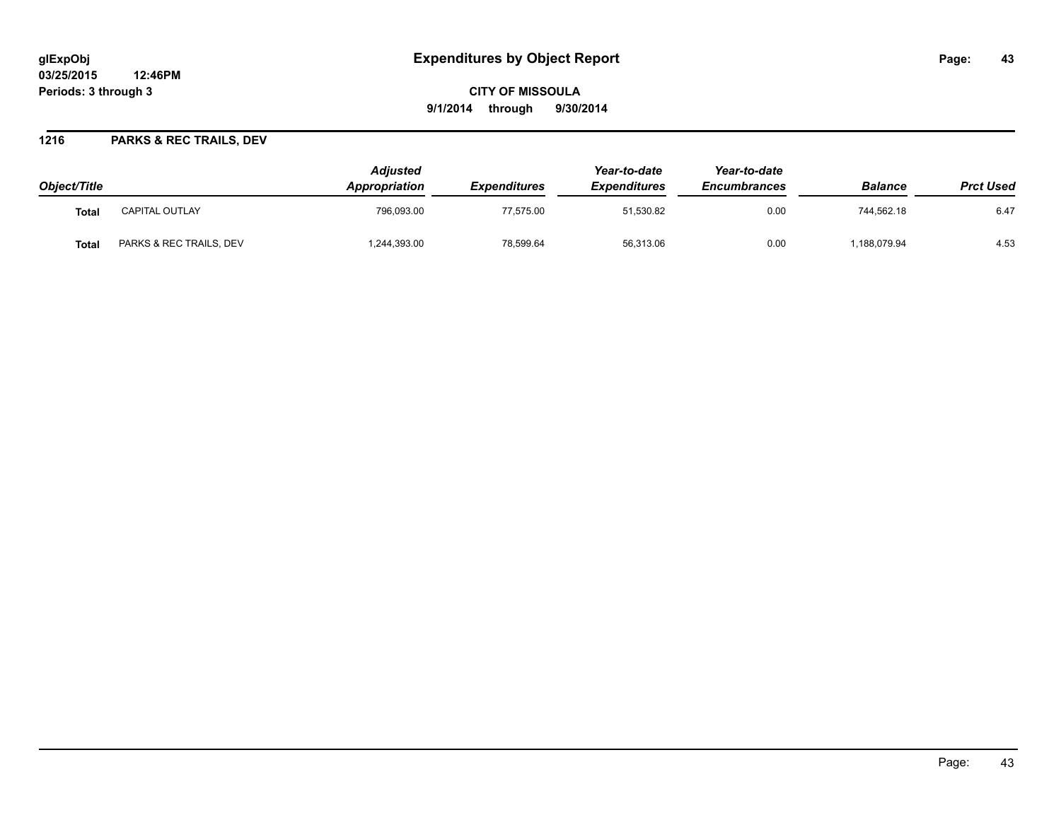**glExpObj**
**03/25/2015 12:46PM**
**Periods: 3 through 3**

# Expenditures by Object Report

**CITY OF MISSOULA**
**9/1/2014 through 9/30/2014**

## 1216 PARKS & REC TRAILS, DEV

| Object/Title | | *Adjusted Appropriation* | *Expenditures* | *Year-to-date Expenditures* | *Year-to-date Encumbrances* | *Balance* | *Prct Used* |
|---|---|---|---|---|---|---|---|
| **Total** | CAPITAL OUTLAY | 796,093.00 | 77,575.00 | 51,530.82 | 0.00 | 744,562.18 | 6.47 |
| **Total** | PARKS & REC TRAILS, DEV | 1,244,393.00 | 78,599.64 | 56,313.06 | 0.00 | 1,188,079.94 | 4.53 |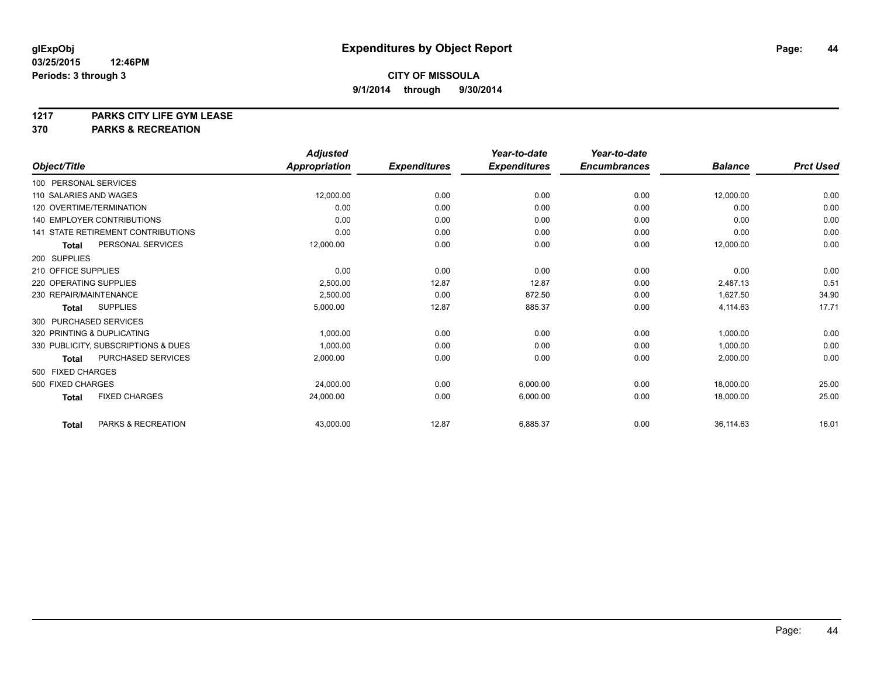# Expenditures by Object Report

glExpObj
03/25/2015 12:46PM
Periods: 3 through 3

**CITY OF MISSOULA**
**9/1/2014 through 9/30/2014**

**1217 PARKS CITY LIFE GYM LEASE**
**370 PARKS & RECREATION**

| Object/Title | Adjusted Appropriation | Expenditures | Year-to-date Expenditures | Year-to-date Encumbrances | Balance | Prct Used |
|---|---|---|---|---|---|---|
| 100 PERSONAL SERVICES | | | | | | |
| 110 SALARIES AND WAGES | 12,000.00 | 0.00 | 0.00 | 0.00 | 12,000.00 | 0.00 |
| 120 OVERTIME/TERMINATION | 0.00 | 0.00 | 0.00 | 0.00 | 0.00 | 0.00 |
| 140 EMPLOYER CONTRIBUTIONS | 0.00 | 0.00 | 0.00 | 0.00 | 0.00 | 0.00 |
| 141 STATE RETIREMENT CONTRIBUTIONS | 0.00 | 0.00 | 0.00 | 0.00 | 0.00 | 0.00 |
| **Total** PERSONAL SERVICES | 12,000.00 | 0.00 | 0.00 | 0.00 | 12,000.00 | 0.00 |
| 200 SUPPLIES | | | | | | |
| 210 OFFICE SUPPLIES | 0.00 | 0.00 | 0.00 | 0.00 | 0.00 | 0.00 |
| 220 OPERATING SUPPLIES | 2,500.00 | 12.87 | 12.87 | 0.00 | 2,487.13 | 0.51 |
| 230 REPAIR/MAINTENANCE | 2,500.00 | 0.00 | 872.50 | 0.00 | 1,627.50 | 34.90 |
| **Total** SUPPLIES | 5,000.00 | 12.87 | 885.37 | 0.00 | 4,114.63 | 17.71 |
| 300 PURCHASED SERVICES | | | | | | |
| 320 PRINTING & DUPLICATING | 1,000.00 | 0.00 | 0.00 | 0.00 | 1,000.00 | 0.00 |
| 330 PUBLICITY, SUBSCRIPTIONS & DUES | 1,000.00 | 0.00 | 0.00 | 0.00 | 1,000.00 | 0.00 |
| **Total** PURCHASED SERVICES | 2,000.00 | 0.00 | 0.00 | 0.00 | 2,000.00 | 0.00 |
| 500 FIXED CHARGES | | | | | | |
| 500 FIXED CHARGES | 24,000.00 | 0.00 | 6,000.00 | 0.00 | 18,000.00 | 25.00 |
| **Total** FIXED CHARGES | 24,000.00 | 0.00 | 6,000.00 | 0.00 | 18,000.00 | 25.00 |
| **Total** PARKS & RECREATION | 43,000.00 | 12.87 | 6,885.37 | 0.00 | 36,114.63 | 16.01 |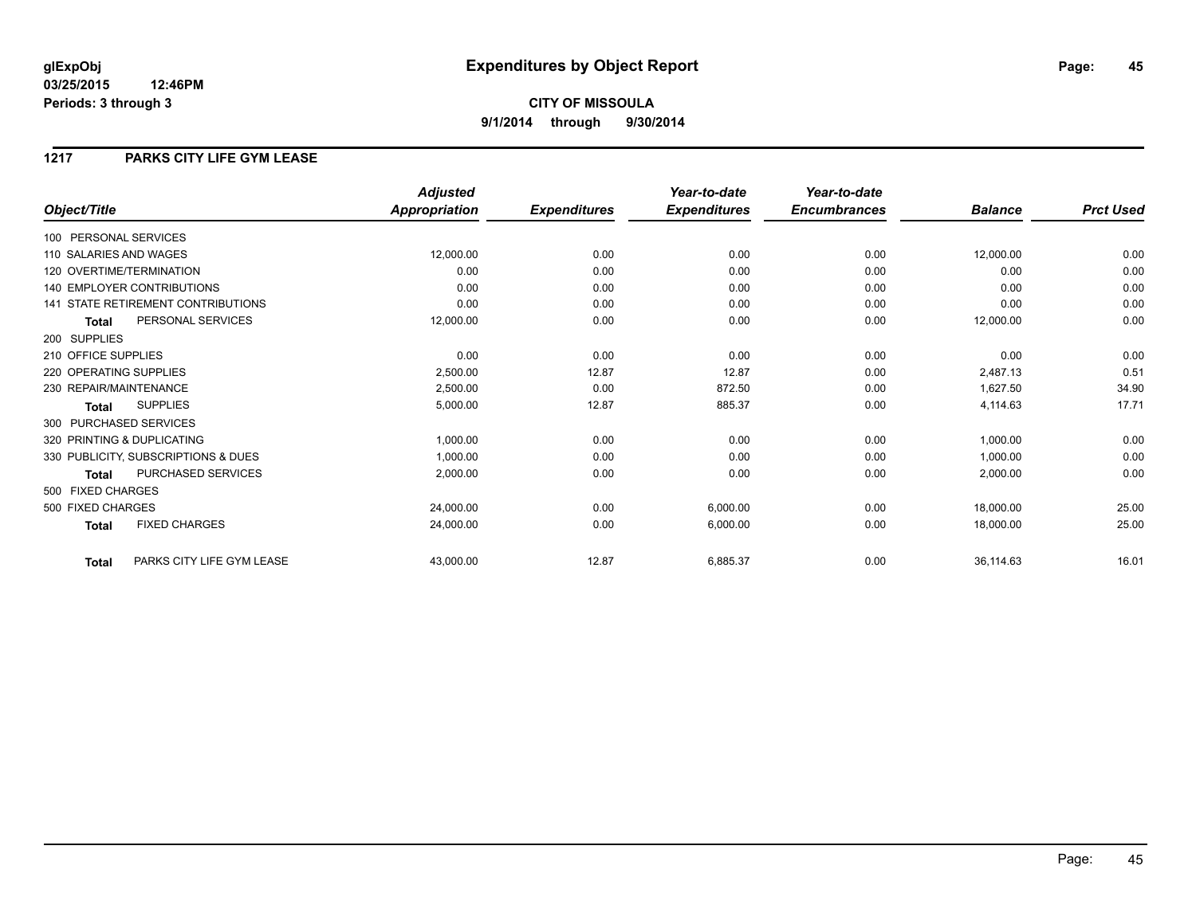**glExpObj**
**03/25/2015 12:46PM**
**Periods: 3 through 3**

# Expenditures by Object Report

**CITY OF MISSOULA**
**9/1/2014 through 9/30/2014**

## 1217 PARKS CITY LIFE GYM LEASE

| Object/Title | | Adjusted Appropriation | Expenditures | Year-to-date Expenditures | Year-to-date Encumbrances | Balance | Prct Used |
|---|---|---|---|---|---|---|---|
| 100 PERSONAL SERVICES | | | | | | | |
| 110 SALARIES AND WAGES | | 12,000.00 | 0.00 | 0.00 | 0.00 | 12,000.00 | 0.00 |
| 120 OVERTIME/TERMINATION | | 0.00 | 0.00 | 0.00 | 0.00 | 0.00 | 0.00 |
| 140 EMPLOYER CONTRIBUTIONS | | 0.00 | 0.00 | 0.00 | 0.00 | 0.00 | 0.00 |
| 141 STATE RETIREMENT CONTRIBUTIONS | | 0.00 | 0.00 | 0.00 | 0.00 | 0.00 | 0.00 |
| **Total** | PERSONAL SERVICES | 12,000.00 | 0.00 | 0.00 | 0.00 | 12,000.00 | 0.00 |
| 200 SUPPLIES | | | | | | | |
| 210 OFFICE SUPPLIES | | 0.00 | 0.00 | 0.00 | 0.00 | 0.00 | 0.00 |
| 220 OPERATING SUPPLIES | | 2,500.00 | 12.87 | 12.87 | 0.00 | 2,487.13 | 0.51 |
| 230 REPAIR/MAINTENANCE | | 2,500.00 | 0.00 | 872.50 | 0.00 | 1,627.50 | 34.90 |
| **Total** | SUPPLIES | 5,000.00 | 12.87 | 885.37 | 0.00 | 4,114.63 | 17.71 |
| 300 PURCHASED SERVICES | | | | | | | |
| 320 PRINTING & DUPLICATING | | 1,000.00 | 0.00 | 0.00 | 0.00 | 1,000.00 | 0.00 |
| 330 PUBLICITY, SUBSCRIPTIONS & DUES | | 1,000.00 | 0.00 | 0.00 | 0.00 | 1,000.00 | 0.00 |
| **Total** | PURCHASED SERVICES | 2,000.00 | 0.00 | 0.00 | 0.00 | 2,000.00 | 0.00 |
| 500 FIXED CHARGES | | | | | | | |
| 500 FIXED CHARGES | | 24,000.00 | 0.00 | 6,000.00 | 0.00 | 18,000.00 | 25.00 |
| **Total** | FIXED CHARGES | 24,000.00 | 0.00 | 6,000.00 | 0.00 | 18,000.00 | 25.00 |
| **Total** | PARKS CITY LIFE GYM LEASE | 43,000.00 | 12.87 | 6,885.37 | 0.00 | 36,114.63 | 16.01 |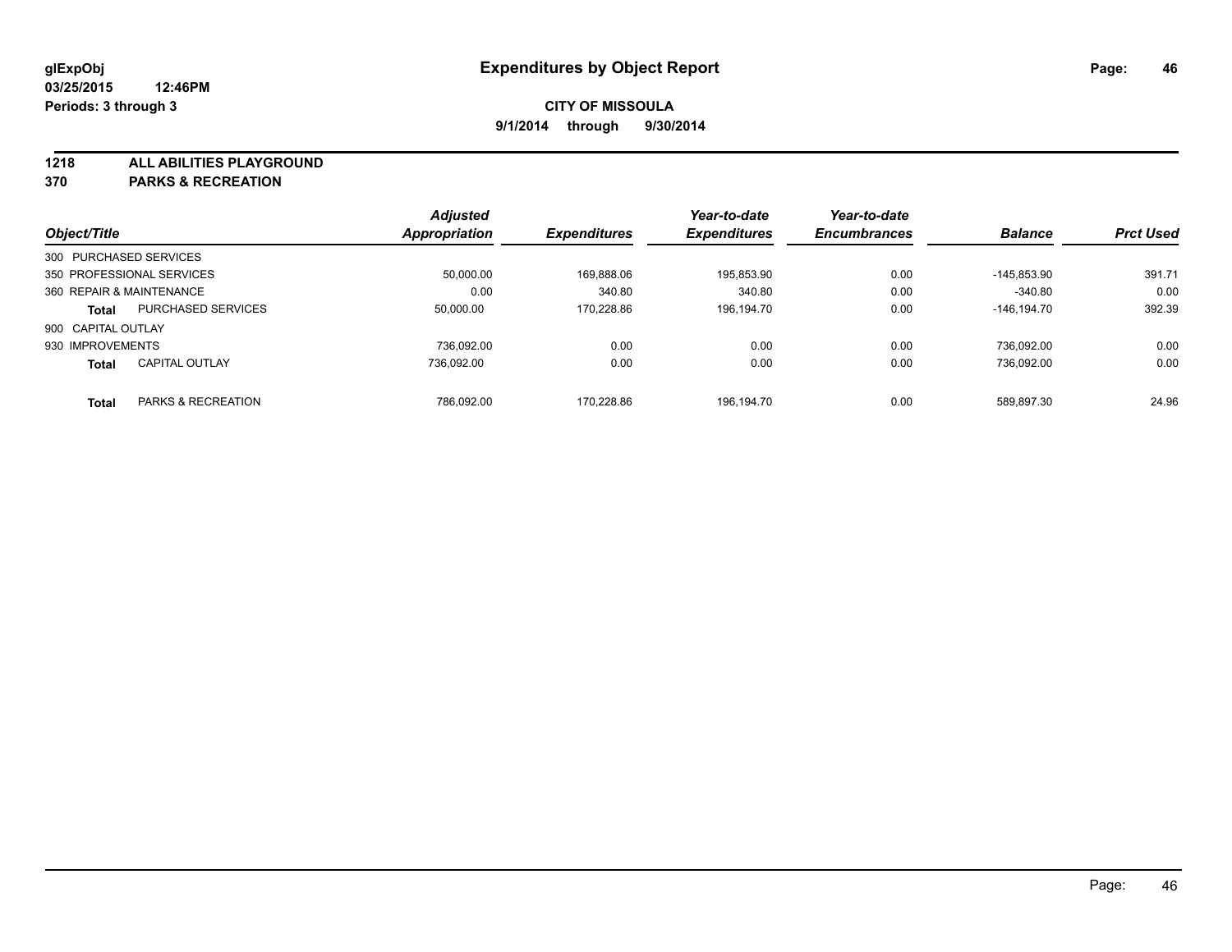**glExpObj**
**03/25/2015 12:46PM**
**Periods: 3 through 3**

# Expenditures by Object Report

**CITY OF MISSOULA**
**9/1/2014 through 9/30/2014**

**1218 ALL ABILITIES PLAYGROUND**
**370 PARKS & RECREATION**

| Object/Title | | Adjusted Appropriation | Expenditures | Year-to-date Expenditures | Year-to-date Encumbrances | Balance | Prct Used |
|---|---|---|---|---|---|---|---|
| 300 PURCHASED SERVICES | | | | | | | |
| 350 PROFESSIONAL SERVICES | | 50,000.00 | 169,888.06 | 195,853.90 | 0.00 | -145,853.90 | 391.71 |
| 360 REPAIR & MAINTENANCE | | 0.00 | 340.80 | 340.80 | 0.00 | -340.80 | 0.00 |
| **Total** | PURCHASED SERVICES | 50,000.00 | 170,228.86 | 196,194.70 | 0.00 | -146,194.70 | 392.39 |
| 900 CAPITAL OUTLAY | | | | | | | |
| 930 IMPROVEMENTS | | 736,092.00 | 0.00 | 0.00 | 0.00 | 736,092.00 | 0.00 |
| **Total** | CAPITAL OUTLAY | 736,092.00 | 0.00 | 0.00 | 0.00 | 736,092.00 | 0.00 |
| **Total** | PARKS & RECREATION | 786,092.00 | 170,228.86 | 196,194.70 | 0.00 | 589,897.30 | 24.96 |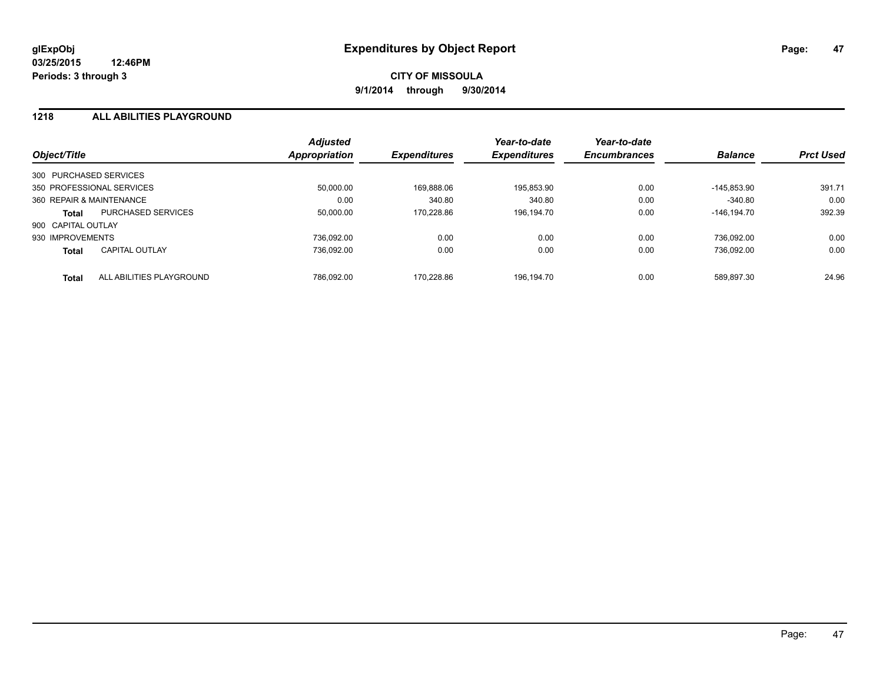**glExpObj** **Expenditures by Object Report**
**03/25/2015 12:46PM**
**Periods: 3 through 3**

**CITY OF MISSOULA**
**9/1/2014 through 9/30/2014**

## 1218 ALL ABILITIES PLAYGROUND

| Object/Title | | Adjusted Appropriation | Expenditures | Year-to-date Expenditures | Year-to-date Encumbrances | Balance | Prct Used |
|---|---|---|---|---|---|---|---|
| 300 PURCHASED SERVICES | | | | | | | |
| 350 PROFESSIONAL SERVICES | | 50,000.00 | 169,888.06 | 195,853.90 | 0.00 | -145,853.90 | 391.71 |
| 360 REPAIR & MAINTENANCE | | 0.00 | 340.80 | 340.80 | 0.00 | -340.80 | 0.00 |
| **Total** | PURCHASED SERVICES | 50,000.00 | 170,228.86 | 196,194.70 | 0.00 | -146,194.70 | 392.39 |
| 900 CAPITAL OUTLAY | | | | | | | |
| 930 IMPROVEMENTS | | 736,092.00 | 0.00 | 0.00 | 0.00 | 736,092.00 | 0.00 |
| **Total** | CAPITAL OUTLAY | 736,092.00 | 0.00 | 0.00 | 0.00 | 736,092.00 | 0.00 |
| **Total** | ALL ABILITIES PLAYGROUND | 786,092.00 | 170,228.86 | 196,194.70 | 0.00 | 589,897.30 | 24.96 |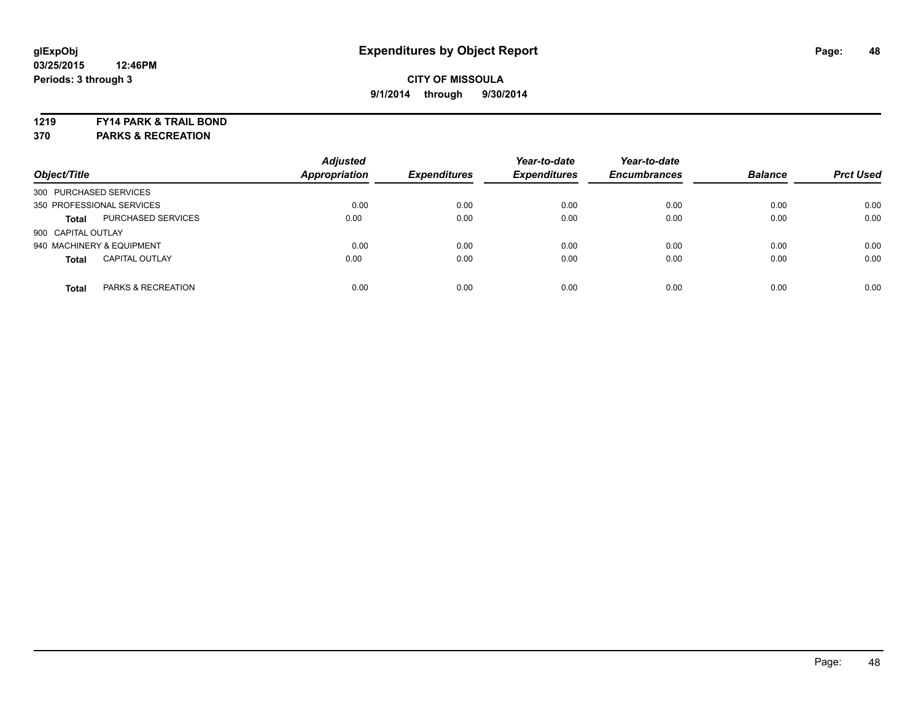**glExpObj**
**03/25/2015 12:46PM**
**Periods: 3 through 3**

# Expenditures by Object Report

**CITY OF MISSOULA**
**9/1/2014 through 9/30/2014**

**1219 FY14 PARK & TRAIL BOND**
**370 PARKS & RECREATION**

| Object/Title | | Adjusted Appropriation | Expenditures | Year-to-date Expenditures | Year-to-date Encumbrances | Balance | Prct Used |
|---|---|---|---|---|---|---|---|
| 300 PURCHASED SERVICES | | | | | | | |
| 350 PROFESSIONAL SERVICES | | 0.00 | 0.00 | 0.00 | 0.00 | 0.00 | 0.00 |
| **Total** | PURCHASED SERVICES | 0.00 | 0.00 | 0.00 | 0.00 | 0.00 | 0.00 |
| 900 CAPITAL OUTLAY | | | | | | | |
| 940 MACHINERY & EQUIPMENT | | 0.00 | 0.00 | 0.00 | 0.00 | 0.00 | 0.00 |
| **Total** | CAPITAL OUTLAY | 0.00 | 0.00 | 0.00 | 0.00 | 0.00 | 0.00 |
| **Total** | PARKS & RECREATION | 0.00 | 0.00 | 0.00 | 0.00 | 0.00 | 0.00 |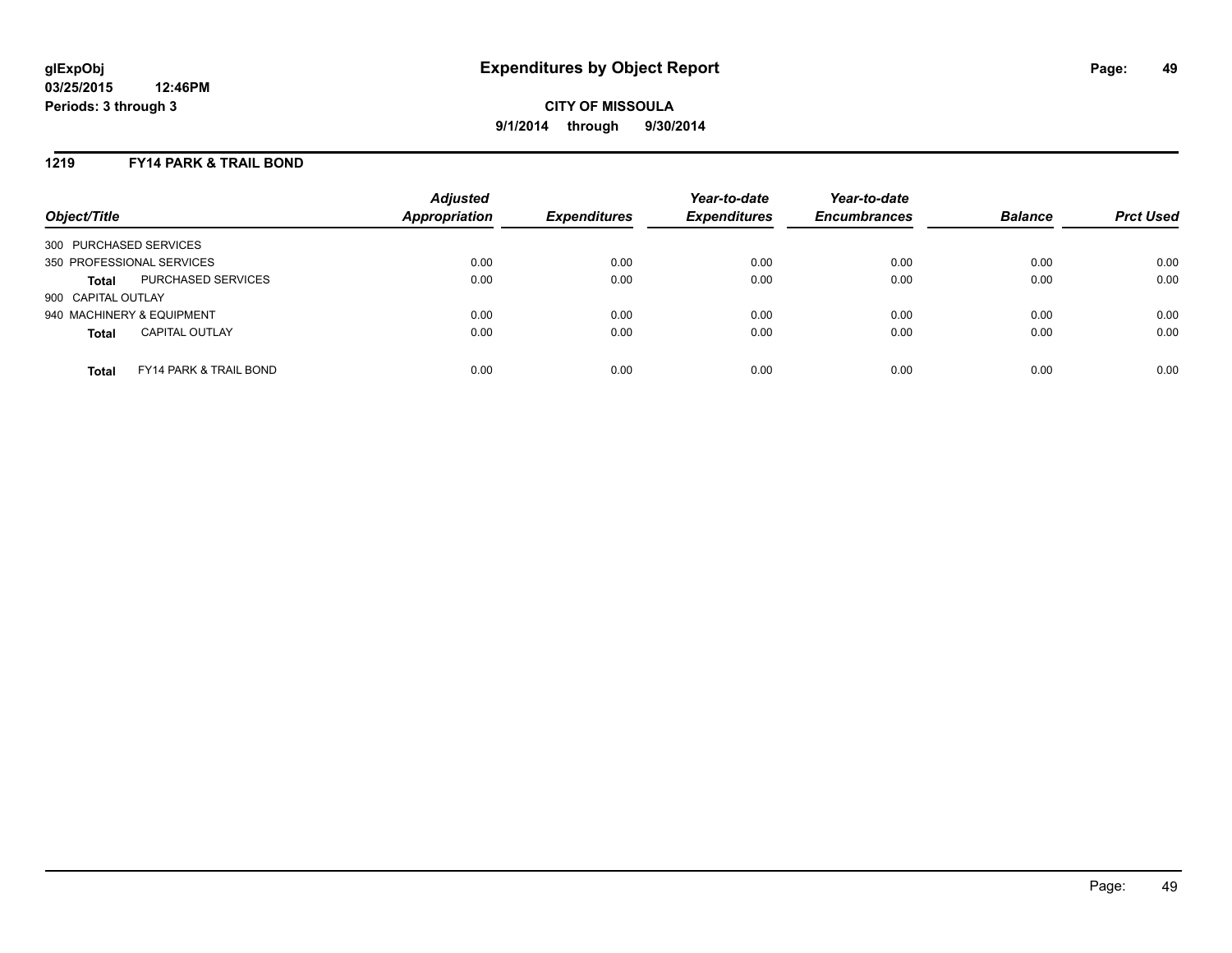# Expenditures by Object Report

glExpObj
03/25/2015 12:46PM
Periods: 3 through 3

**CITY OF MISSOULA**

**9/1/2014 through 9/30/2014**

## 1219 FY14 PARK & TRAIL BOND

| Object/Title | Adjusted Appropriation | Expenditures | Year-to-date Expenditures | Year-to-date Encumbrances | Balance | Prct Used |
|---|---|---|---|---|---|---|
| 300 PURCHASED SERVICES | | | | | | |
| 350 PROFESSIONAL SERVICES | 0.00 | 0.00 | 0.00 | 0.00 | 0.00 | 0.00 |
| **Total** PURCHASED SERVICES | 0.00 | 0.00 | 0.00 | 0.00 | 0.00 | 0.00 |
| 900 CAPITAL OUTLAY | | | | | | |
| 940 MACHINERY & EQUIPMENT | 0.00 | 0.00 | 0.00 | 0.00 | 0.00 | 0.00 |
| **Total** CAPITAL OUTLAY | 0.00 | 0.00 | 0.00 | 0.00 | 0.00 | 0.00 |
| **Total** FY14 PARK & TRAIL BOND | 0.00 | 0.00 | 0.00 | 0.00 | 0.00 | 0.00 |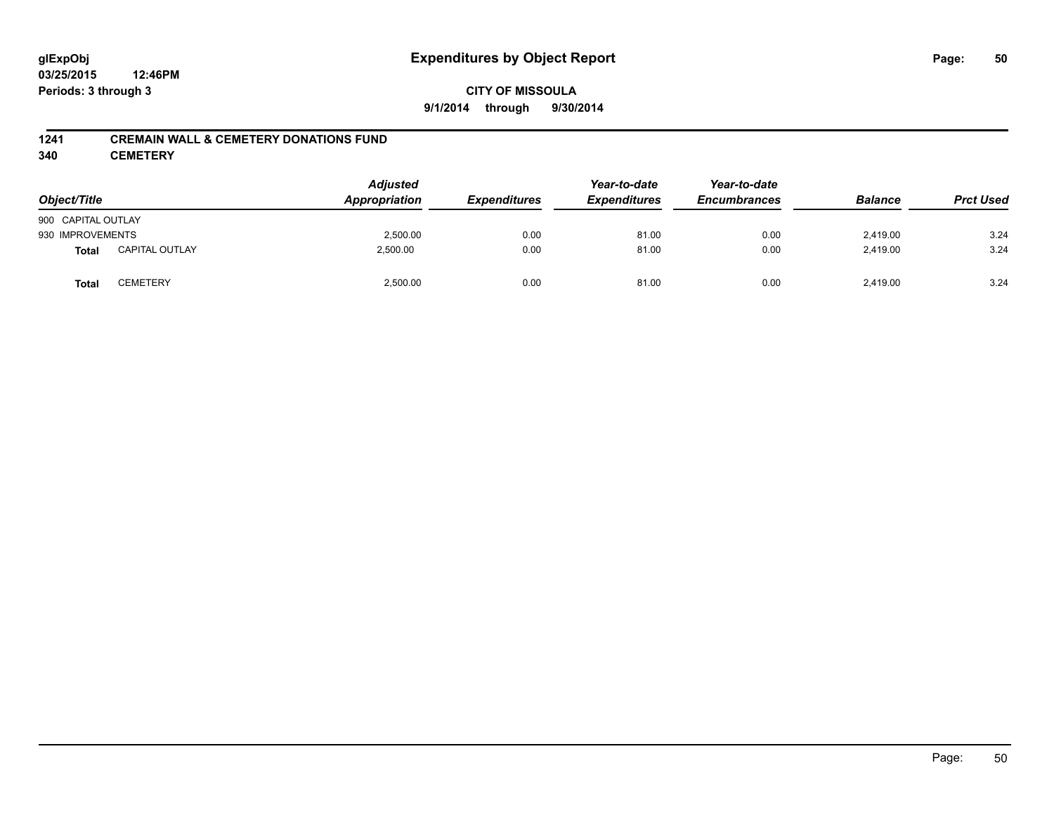# Expenditures by Object Report

glExpObj
03/25/2015 12:46PM
Periods: 3 through 3

**CITY OF MISSOULA**

**9/1/2014 through 9/30/2014**

**1241 CREMAIN WALL & CEMETERY DONATIONS FUND**

**340 CEMETERY**

| Object/Title | | Adjusted Appropriation | Expenditures | Year-to-date Expenditures | Year-to-date Encumbrances | Balance | Prct Used |
|---|---|---|---|---|---|---|---|
| 900 CAPITAL OUTLAY | | | | | | | |
| 930 IMPROVEMENTS | | 2,500.00 | 0.00 | 81.00 | 0.00 | 2,419.00 | 3.24 |
| **Total** | CAPITAL OUTLAY | 2,500.00 | 0.00 | 81.00 | 0.00 | 2,419.00 | 3.24 |
| **Total** | CEMETERY | 2,500.00 | 0.00 | 81.00 | 0.00 | 2,419.00 | 3.24 |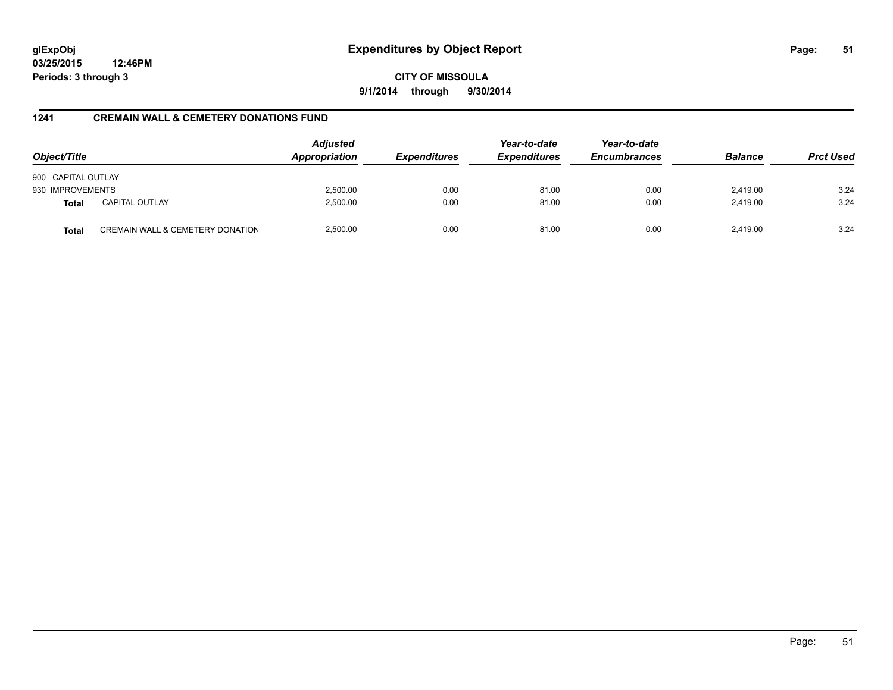**glExpObj** **Expenditures by Object Report**
**03/25/2015 12:46PM**
**Periods: 3 through 3**

**CITY OF MISSOULA**
**9/1/2014 through 9/30/2014**

## 1241 CREMAIN WALL & CEMETERY DONATIONS FUND

| Object/Title | | Adjusted Appropriation | Expenditures | Year-to-date Expenditures | Year-to-date Encumbrances | Balance | Prct Used |
|---|---|---|---|---|---|---|---|
| 900 CAPITAL OUTLAY | | | | | | | |
| 930 IMPROVEMENTS | | 2,500.00 | 0.00 | 81.00 | 0.00 | 2,419.00 | 3.24 |
| **Total** | CAPITAL OUTLAY | 2,500.00 | 0.00 | 81.00 | 0.00 | 2,419.00 | 3.24 |
| **Total** | CREMAIN WALL & CEMETERY DONATION | 2,500.00 | 0.00 | 81.00 | 0.00 | 2,419.00 | 3.24 |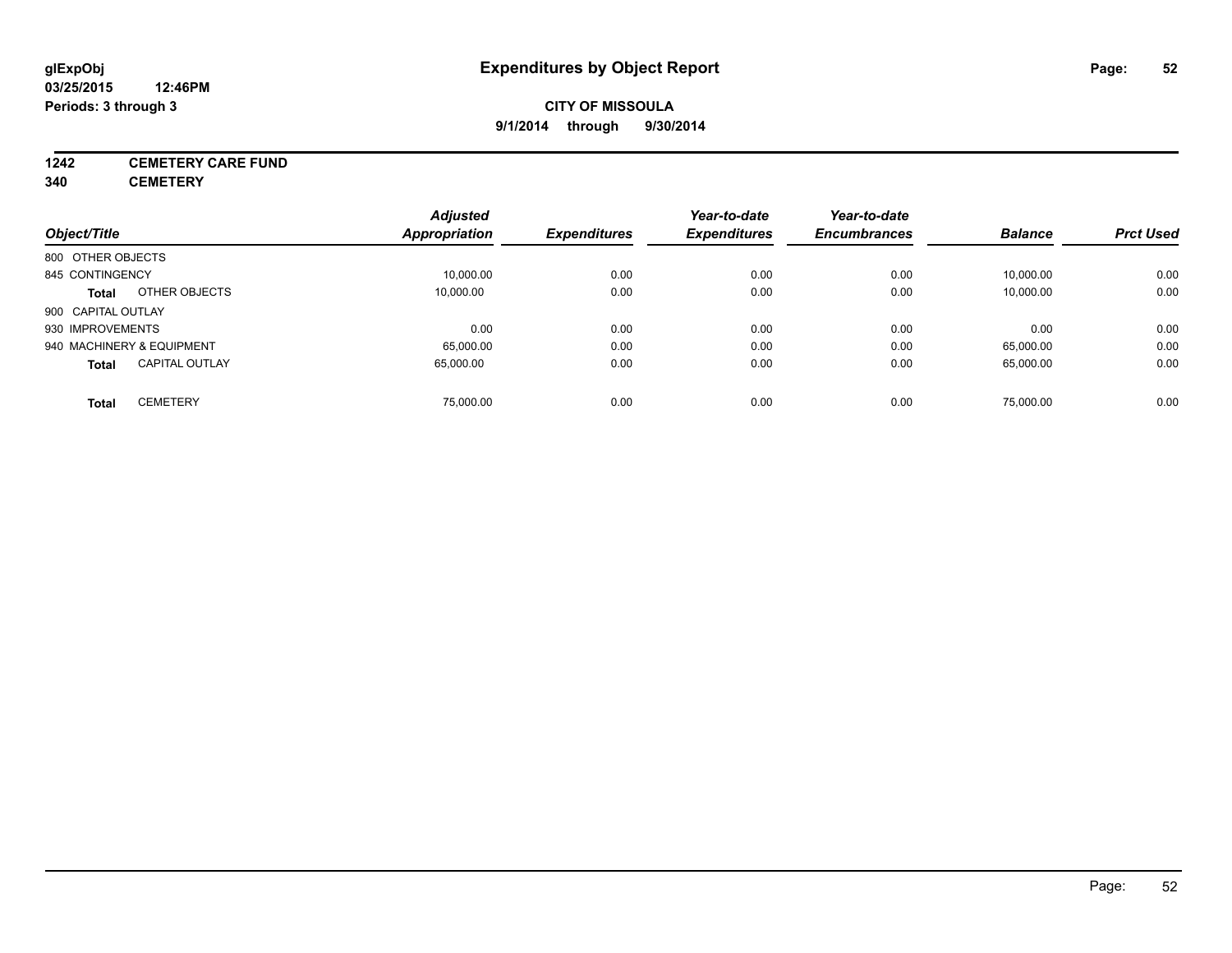# Expenditures by Object Report

glExpObj
03/25/2015 12:46PM
Periods: 3 through 3

**CITY OF MISSOULA**
**9/1/2014 through 9/30/2014**

**1242 CEMETERY CARE FUND**
**340 CEMETERY**

| Object/Title | | Adjusted Appropriation | Expenditures | Year-to-date Expenditures | Year-to-date Encumbrances | Balance | Prct Used |
|---|---|---|---|---|---|---|---|
| 800 OTHER OBJECTS | | | | | | | |
| 845 CONTINGENCY | | 10,000.00 | 0.00 | 0.00 | 0.00 | 10,000.00 | 0.00 |
| **Total** | OTHER OBJECTS | 10,000.00 | 0.00 | 0.00 | 0.00 | 10,000.00 | 0.00 |
| 900 CAPITAL OUTLAY | | | | | | | |
| 930 IMPROVEMENTS | | 0.00 | 0.00 | 0.00 | 0.00 | 0.00 | 0.00 |
| 940 MACHINERY & EQUIPMENT | | 65,000.00 | 0.00 | 0.00 | 0.00 | 65,000.00 | 0.00 |
| **Total** | CAPITAL OUTLAY | 65,000.00 | 0.00 | 0.00 | 0.00 | 65,000.00 | 0.00 |
| **Total** | CEMETERY | 75,000.00 | 0.00 | 0.00 | 0.00 | 75,000.00 | 0.00 |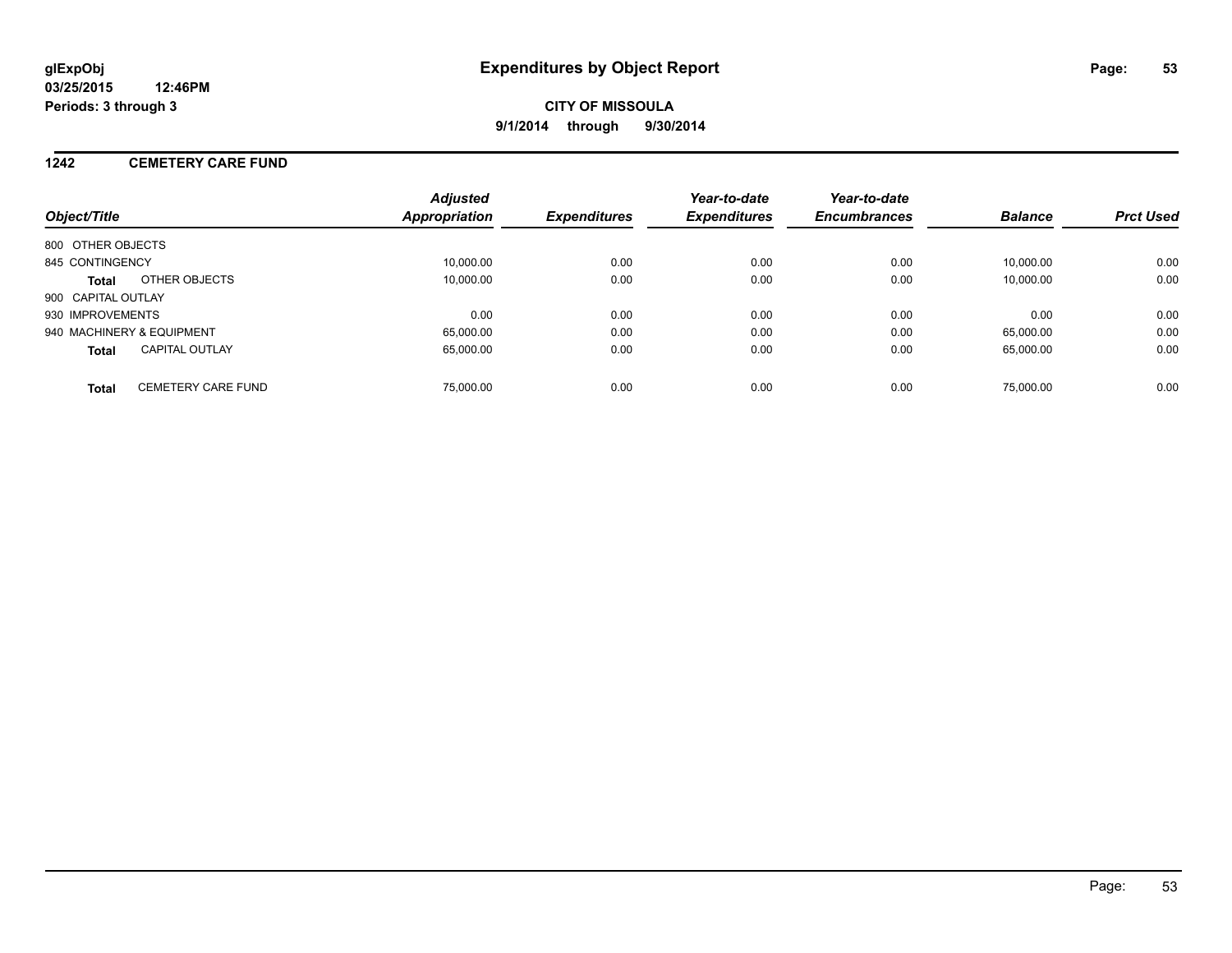**glExpObj**
**03/25/2015 12:46PM**
**Periods: 3 through 3**

# Expenditures by Object Report

**CITY OF MISSOULA**
**9/1/2014 through 9/30/2014**

## 1242 CEMETERY CARE FUND

| Object/Title | Adjusted Appropriation | Expenditures | Year-to-date Expenditures | Year-to-date Encumbrances | Balance | Prct Used |
|---|---|---|---|---|---|---|
| 800 OTHER OBJECTS | | | | | | |
| 845 CONTINGENCY | 10,000.00 | 0.00 | 0.00 | 0.00 | 10,000.00 | 0.00 |
| **Total** OTHER OBJECTS | 10,000.00 | 0.00 | 0.00 | 0.00 | 10,000.00 | 0.00 |
| 900 CAPITAL OUTLAY | | | | | | |
| 930 IMPROVEMENTS | 0.00 | 0.00 | 0.00 | 0.00 | 0.00 | 0.00 |
| 940 MACHINERY & EQUIPMENT | 65,000.00 | 0.00 | 0.00 | 0.00 | 65,000.00 | 0.00 |
| **Total** CAPITAL OUTLAY | 65,000.00 | 0.00 | 0.00 | 0.00 | 65,000.00 | 0.00 |
| **Total** CEMETERY CARE FUND | 75,000.00 | 0.00 | 0.00 | 0.00 | 75,000.00 | 0.00 |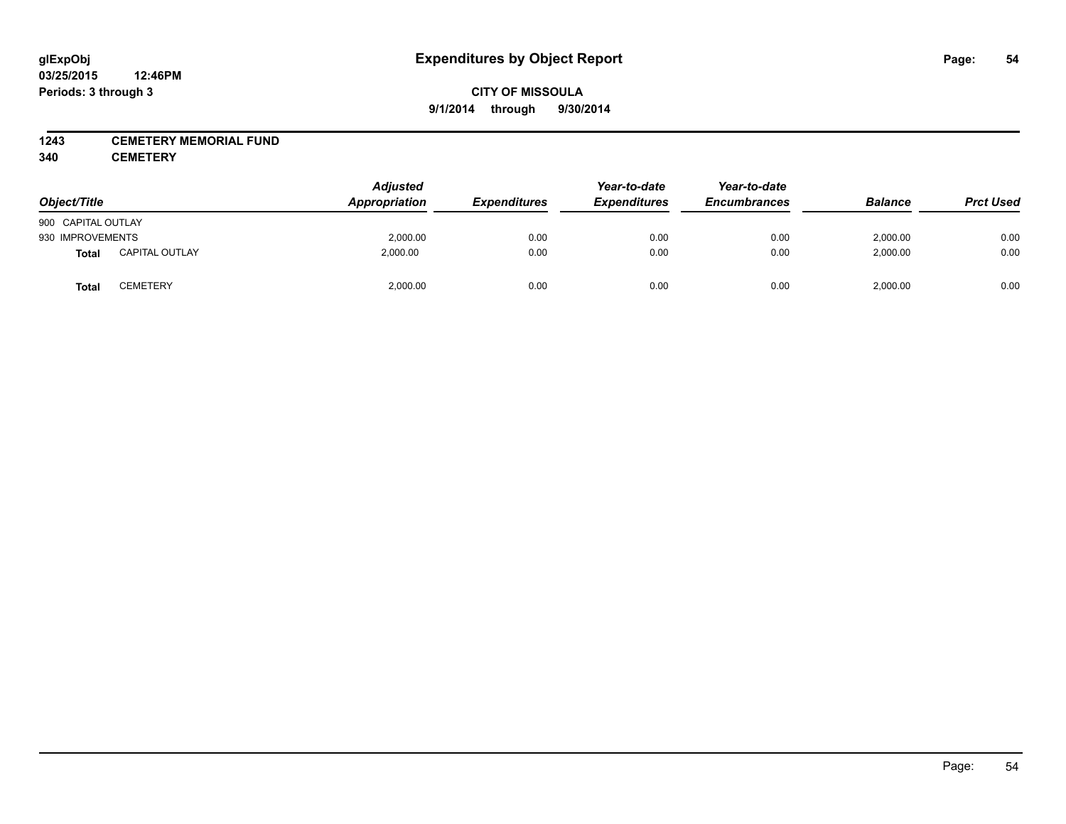# Expenditures by Object Report

glExpObj
03/25/2015 12:46PM
Periods: 3 through 3

**CITY OF MISSOULA**
**9/1/2014 through 9/30/2014**

**1243 CEMETERY MEMORIAL FUND**
**340 CEMETERY**

| Object/Title | | Adjusted Appropriation | Expenditures | Year-to-date Expenditures | Year-to-date Encumbrances | Balance | Prct Used |
|---|---|---|---|---|---|---|---|
| 900 CAPITAL OUTLAY | | | | | | | |
| 930 IMPROVEMENTS | | 2,000.00 | 0.00 | 0.00 | 0.00 | 2,000.00 | 0.00 |
| **Total** | CAPITAL OUTLAY | 2,000.00 | 0.00 | 0.00 | 0.00 | 2,000.00 | 0.00 |
| **Total** | CEMETERY | 2,000.00 | 0.00 | 0.00 | 0.00 | 2,000.00 | 0.00 |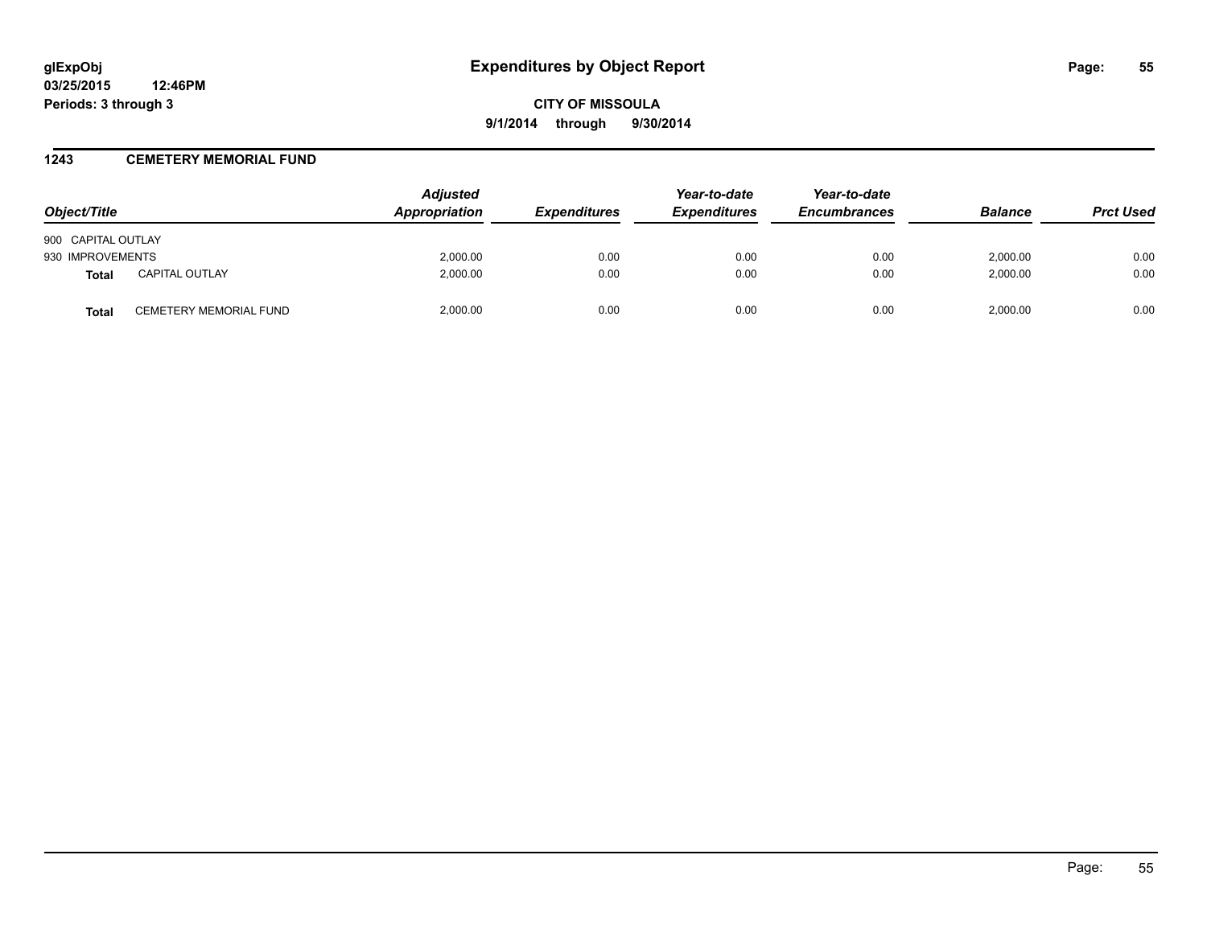**glExpObj**
**03/25/2015 12:46PM**
**Periods: 3 through 3**

# Expenditures by Object Report

**CITY OF MISSOULA**
**9/1/2014 through 9/30/2014**

## 1243 CEMETERY MEMORIAL FUND

| Object/Title | | Adjusted Appropriation | Expenditures | Year-to-date Expenditures | Year-to-date Encumbrances | Balance | Prct Used |
|---|---|---|---|---|---|---|---|
| 900 CAPITAL OUTLAY | | | | | | | |
| 930 IMPROVEMENTS | | 2,000.00 | 0.00 | 0.00 | 0.00 | 2,000.00 | 0.00 |
| **Total** | CAPITAL OUTLAY | 2,000.00 | 0.00 | 0.00 | 0.00 | 2,000.00 | 0.00 |
| **Total** | CEMETERY MEMORIAL FUND | 2,000.00 | 0.00 | 0.00 | 0.00 | 2,000.00 | 0.00 |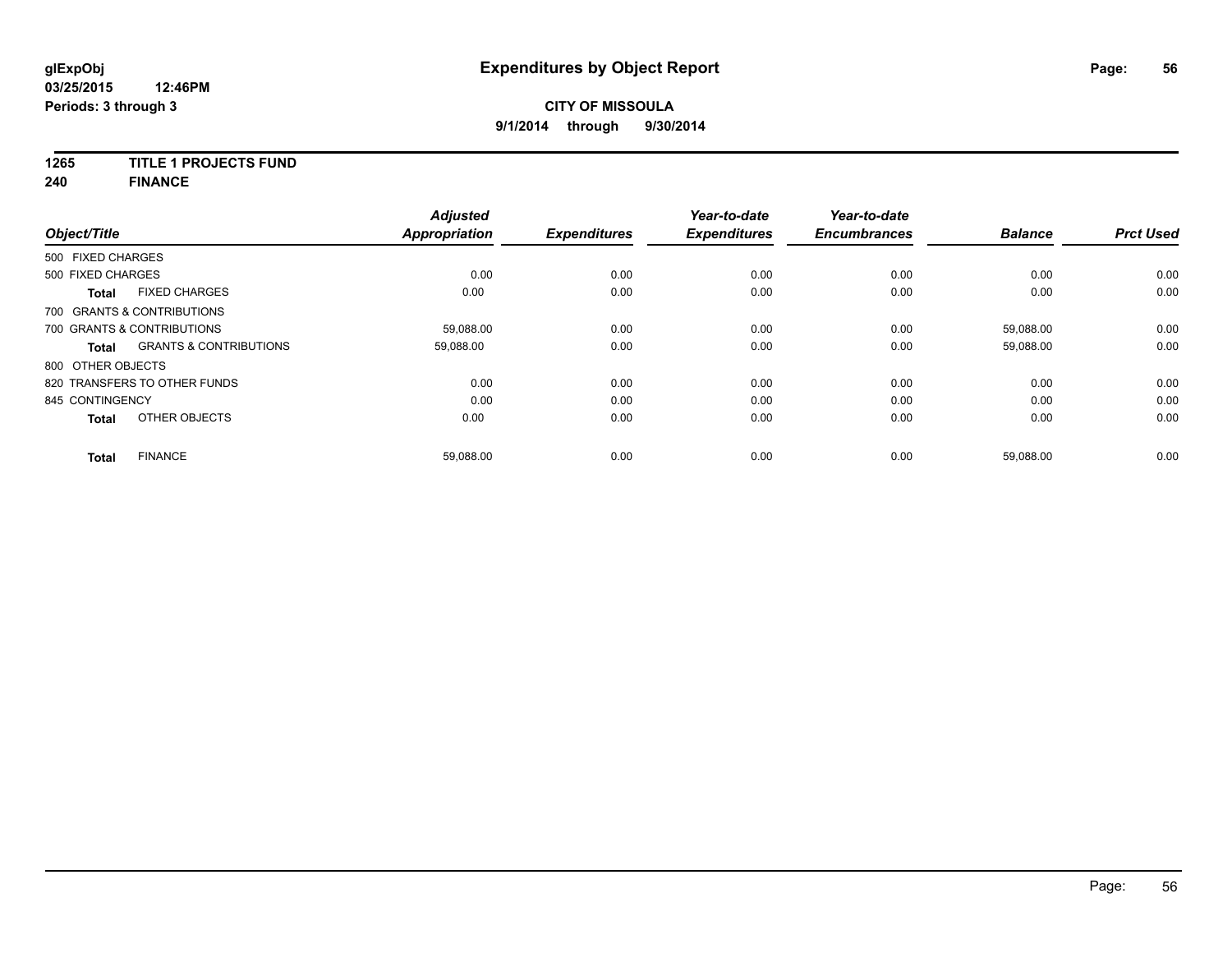# Expenditures by Object Report

glExpObj
03/25/2015 12:46PM
Periods: 3 through 3

**CITY OF MISSOULA**
**9/1/2014 through 9/30/2014**

**1265 TITLE 1 PROJECTS FUND**
**240 FINANCE**

| Object/Title | Adjusted Appropriation | Expenditures | Year-to-date Expenditures | Year-to-date Encumbrances | Balance | Prct Used |
|---|---|---|---|---|---|---|
| 500 FIXED CHARGES | | | | | | |
| 500 FIXED CHARGES | 0.00 | 0.00 | 0.00 | 0.00 | 0.00 | 0.00 |
| **Total** FIXED CHARGES | 0.00 | 0.00 | 0.00 | 0.00 | 0.00 | 0.00 |
| 700 GRANTS & CONTRIBUTIONS | | | | | | |
| 700 GRANTS & CONTRIBUTIONS | 59,088.00 | 0.00 | 0.00 | 0.00 | 59,088.00 | 0.00 |
| **Total** GRANTS & CONTRIBUTIONS | 59,088.00 | 0.00 | 0.00 | 0.00 | 59,088.00 | 0.00 |
| 800 OTHER OBJECTS | | | | | | |
| 820 TRANSFERS TO OTHER FUNDS | 0.00 | 0.00 | 0.00 | 0.00 | 0.00 | 0.00 |
| 845 CONTINGENCY | 0.00 | 0.00 | 0.00 | 0.00 | 0.00 | 0.00 |
| **Total** OTHER OBJECTS | 0.00 | 0.00 | 0.00 | 0.00 | 0.00 | 0.00 |
| **Total** FINANCE | 59,088.00 | 0.00 | 0.00 | 0.00 | 59,088.00 | 0.00 |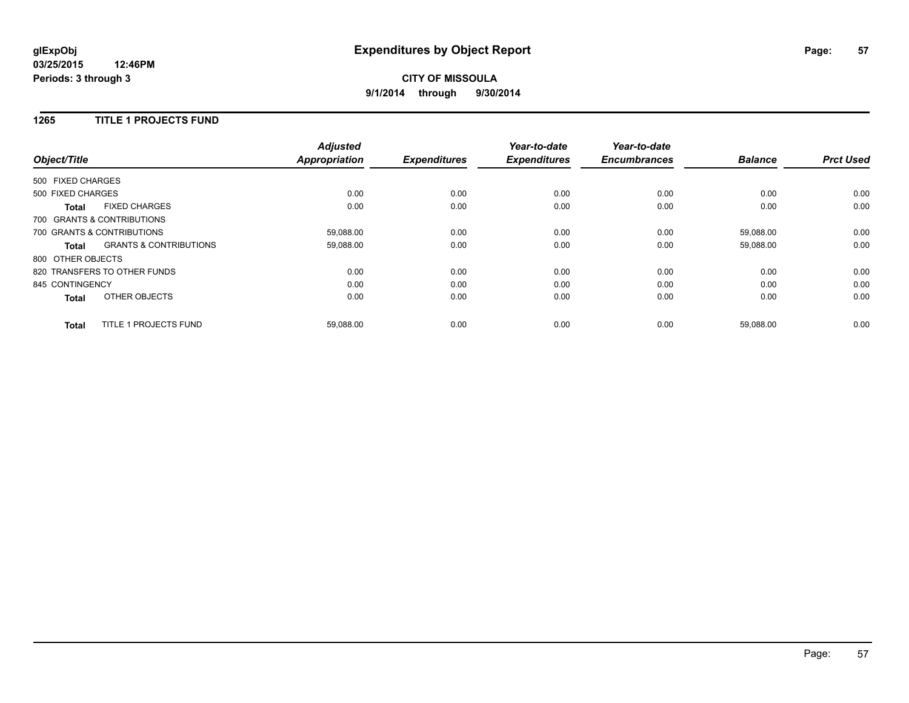# Expenditures by Object Report

glExpObj
03/25/2015 12:46PM
Periods: 3 through 3

**CITY OF MISSOULA**

**9/1/2014 through 9/30/2014**

## 1265 TITLE 1 PROJECTS FUND

| Object/Title | | Adjusted Appropriation | Expenditures | Year-to-date Expenditures | Year-to-date Encumbrances | Balance | Prct Used |
|---|---|---|---|---|---|---|---|
| 500 FIXED CHARGES | | | | | | | |
| 500 FIXED CHARGES | | 0.00 | 0.00 | 0.00 | 0.00 | 0.00 | 0.00 |
| **Total** | FIXED CHARGES | 0.00 | 0.00 | 0.00 | 0.00 | 0.00 | 0.00 |
| 700 GRANTS & CONTRIBUTIONS | | | | | | | |
| 700 GRANTS & CONTRIBUTIONS | | 59,088.00 | 0.00 | 0.00 | 0.00 | 59,088.00 | 0.00 |
| **Total** | GRANTS & CONTRIBUTIONS | 59,088.00 | 0.00 | 0.00 | 0.00 | 59,088.00 | 0.00 |
| 800 OTHER OBJECTS | | | | | | | |
| 820 TRANSFERS TO OTHER FUNDS | | 0.00 | 0.00 | 0.00 | 0.00 | 0.00 | 0.00 |
| 845 CONTINGENCY | | 0.00 | 0.00 | 0.00 | 0.00 | 0.00 | 0.00 |
| **Total** | OTHER OBJECTS | 0.00 | 0.00 | 0.00 | 0.00 | 0.00 | 0.00 |
| **Total** | TITLE 1 PROJECTS FUND | 59,088.00 | 0.00 | 0.00 | 0.00 | 59,088.00 | 0.00 |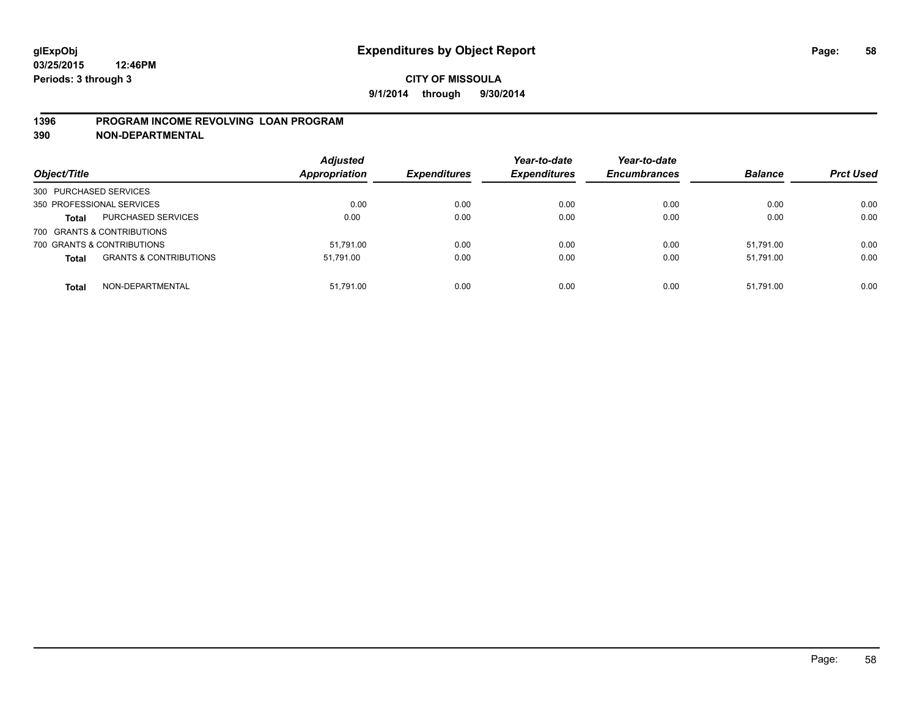**glExpObj**
**03/25/2015 12:46PM**
**Periods: 3 through 3**

# Expenditures by Object Report

**CITY OF MISSOULA**
**9/1/2014 through 9/30/2014**

## 1396 PROGRAM INCOME REVOLVING LOAN PROGRAM
## 390 NON-DEPARTMENTAL

| Object/Title | | *Adjusted Appropriation* | *Expenditures* | *Year-to-date Expenditures* | *Year-to-date Encumbrances* | *Balance* | *Prct Used* |
|---|---|---|---|---|---|---|---|
| 300 PURCHASED SERVICES | | | | | | | |
| 350 PROFESSIONAL SERVICES | | 0.00 | 0.00 | 0.00 | 0.00 | 0.00 | 0.00 |
| **Total** | PURCHASED SERVICES | 0.00 | 0.00 | 0.00 | 0.00 | 0.00 | 0.00 |
| 700 GRANTS & CONTRIBUTIONS | | | | | | | |
| 700 GRANTS & CONTRIBUTIONS | | 51,791.00 | 0.00 | 0.00 | 0.00 | 51,791.00 | 0.00 |
| **Total** | GRANTS & CONTRIBUTIONS | 51,791.00 | 0.00 | 0.00 | 0.00 | 51,791.00 | 0.00 |
| **Total** | NON-DEPARTMENTAL | 51,791.00 | 0.00 | 0.00 | 0.00 | 51,791.00 | 0.00 |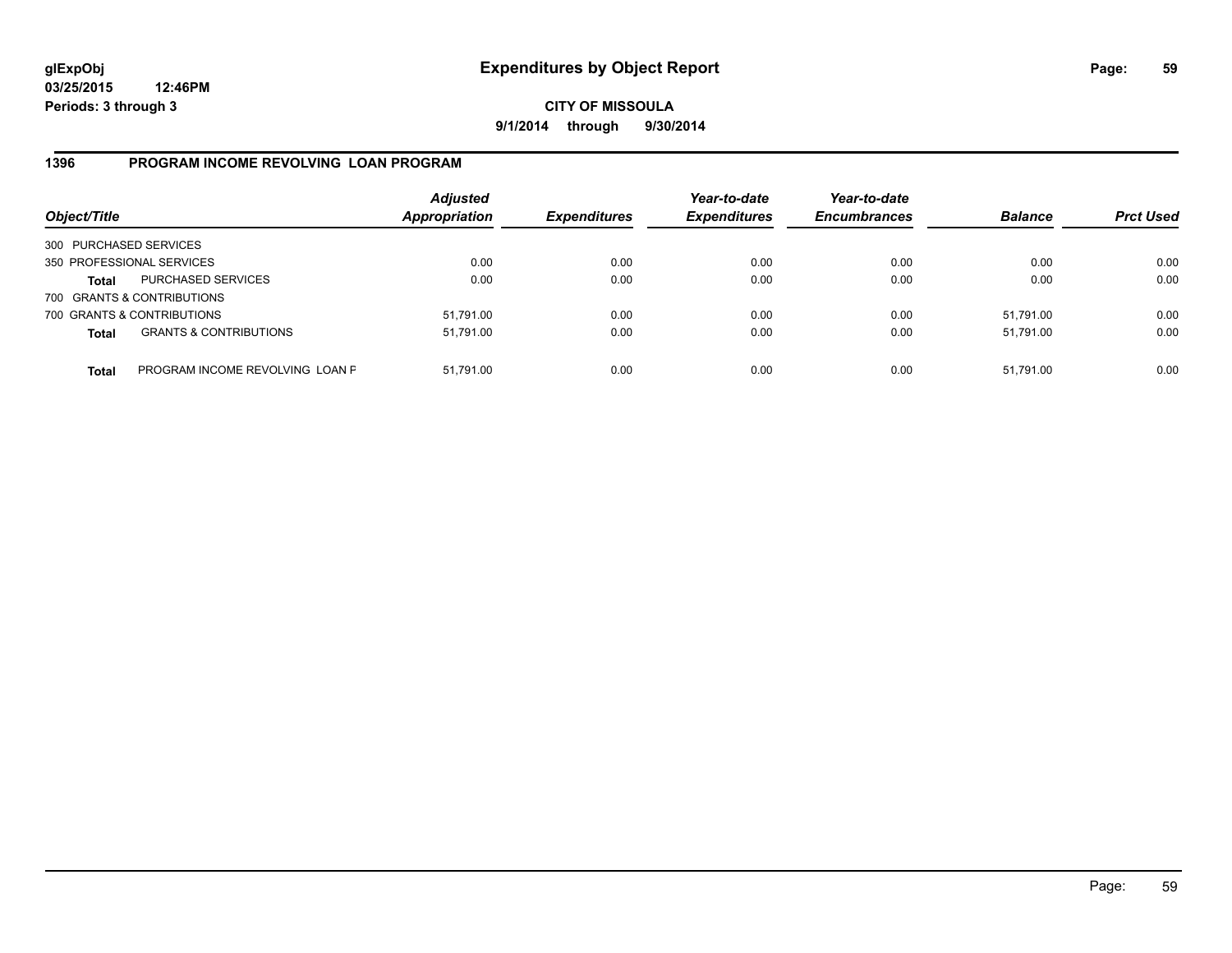**glExpObj**
**03/25/2015 12:46PM**
**Periods: 3 through 3**

# Expenditures by Object Report

**CITY OF MISSOULA**
**9/1/2014 through 9/30/2014**

## 1396 PROGRAM INCOME REVOLVING LOAN PROGRAM

| Object/Title | | Adjusted Appropriation | Expenditures | Year-to-date Expenditures | Year-to-date Encumbrances | Balance | Prct Used |
|---|---|---|---|---|---|---|---|
| 300 PURCHASED SERVICES | | | | | | | |
| 350 PROFESSIONAL SERVICES | | 0.00 | 0.00 | 0.00 | 0.00 | 0.00 | 0.00 |
| **Total** | PURCHASED SERVICES | 0.00 | 0.00 | 0.00 | 0.00 | 0.00 | 0.00 |
| 700 GRANTS & CONTRIBUTIONS | | | | | | | |
| 700 GRANTS & CONTRIBUTIONS | | 51,791.00 | 0.00 | 0.00 | 0.00 | 51,791.00 | 0.00 |
| **Total** | GRANTS & CONTRIBUTIONS | 51,791.00 | 0.00 | 0.00 | 0.00 | 51,791.00 | 0.00 |
| **Total** | PROGRAM INCOME REVOLVING LOAN F | 51,791.00 | 0.00 | 0.00 | 0.00 | 51,791.00 | 0.00 |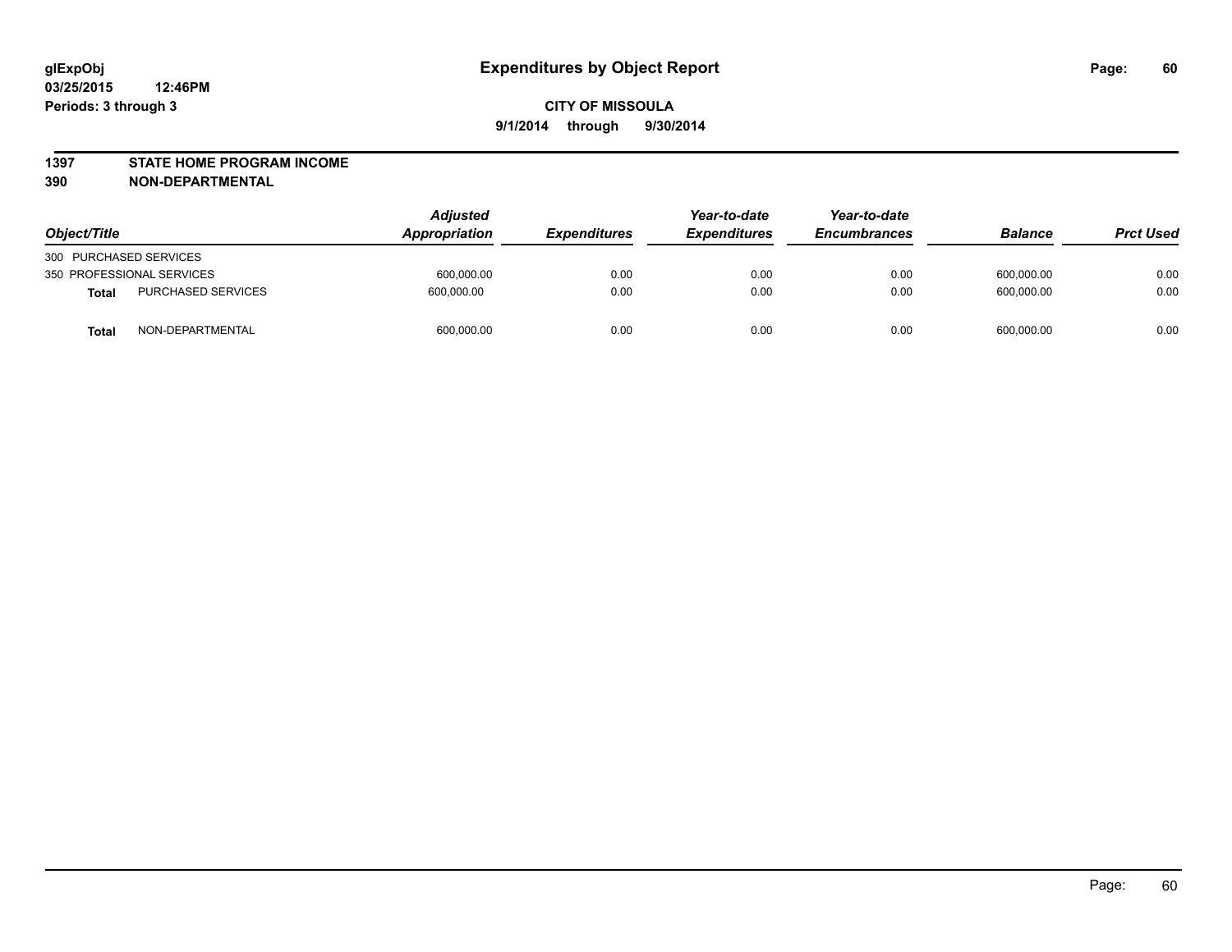# Expenditures by Object Report

glExpObj
03/25/2015 12:46PM
Periods: 3 through 3

**CITY OF MISSOULA**
**9/1/2014 through 9/30/2014**

**1397 STATE HOME PROGRAM INCOME**
**390 NON-DEPARTMENTAL**

| Object/Title | | Adjusted Appropriation | Expenditures | Year-to-date Expenditures | Year-to-date Encumbrances | Balance | Prct Used |
|---|---|---|---|---|---|---|---|
| 300 PURCHASED SERVICES | | | | | | | |
| 350 PROFESSIONAL SERVICES | | 600,000.00 | 0.00 | 0.00 | 0.00 | 600,000.00 | 0.00 |
| **Total** | PURCHASED SERVICES | 600,000.00 | 0.00 | 0.00 | 0.00 | 600,000.00 | 0.00 |
| **Total** | NON-DEPARTMENTAL | 600,000.00 | 0.00 | 0.00 | 0.00 | 600,000.00 | 0.00 |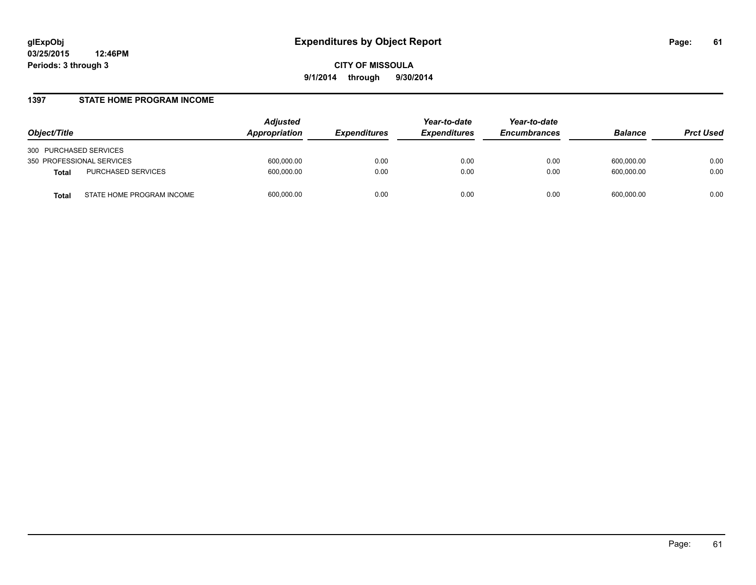**glExpObj**
**03/25/2015 12:46PM**
**Periods: 3 through 3**

# Expenditures by Object Report

**CITY OF MISSOULA**
**9/1/2014 through 9/30/2014**

## 1397 STATE HOME PROGRAM INCOME

| Object/Title | | Adjusted Appropriation | Expenditures | Year-to-date Expenditures | Year-to-date Encumbrances | Balance | Prct Used |
|---|---|---|---|---|---|---|---|
| 300 PURCHASED SERVICES | | | | | | | |
| 350 PROFESSIONAL SERVICES | | 600,000.00 | 0.00 | 0.00 | 0.00 | 600,000.00 | 0.00 |
| **Total** | PURCHASED SERVICES | 600,000.00 | 0.00 | 0.00 | 0.00 | 600,000.00 | 0.00 |
| **Total** | STATE HOME PROGRAM INCOME | 600,000.00 | 0.00 | 0.00 | 0.00 | 600,000.00 | 0.00 |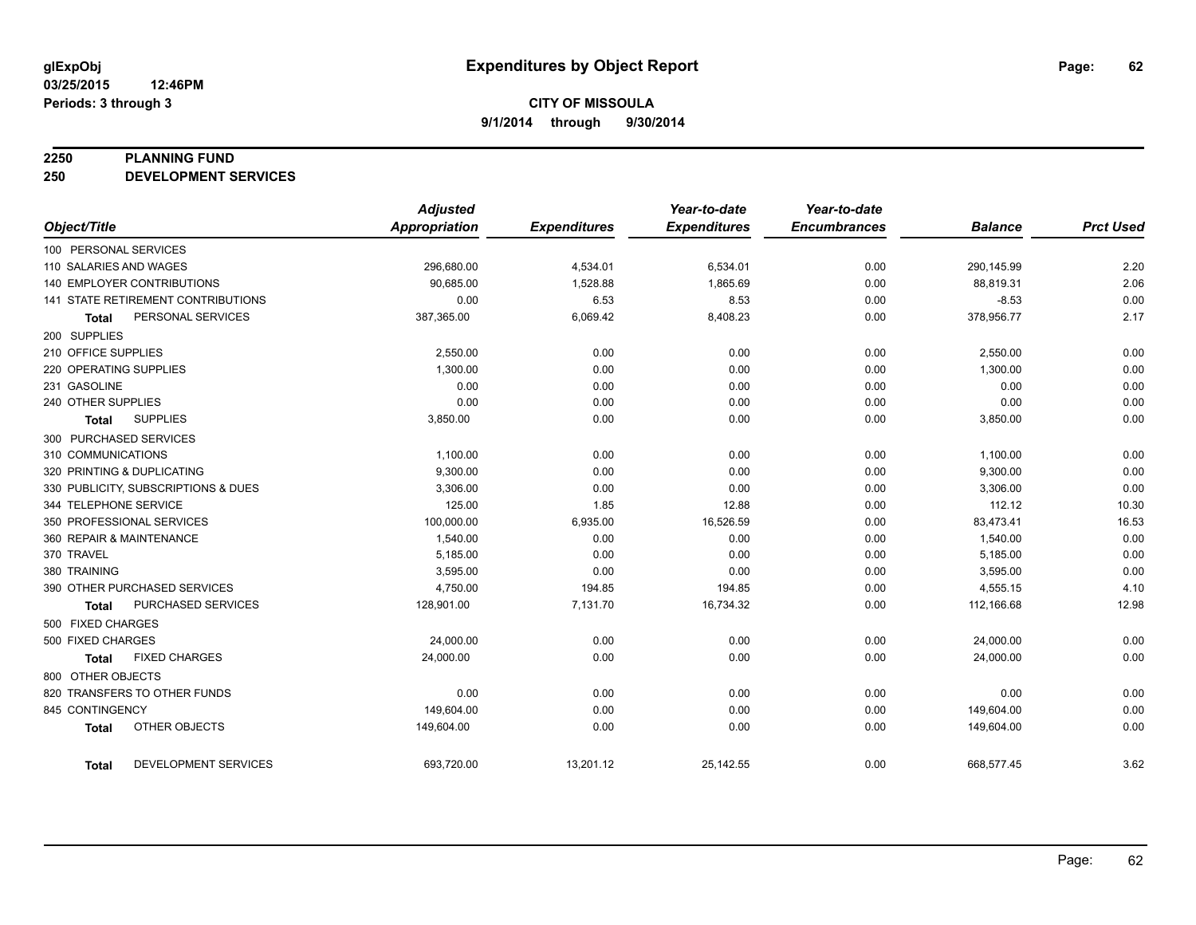**glExpObj**
**03/25/2015 12:46PM**
**Periods: 3 through 3**

# Expenditures by Object Report

**CITY OF MISSOULA**
**9/1/2014 through 9/30/2014**

## 2250 PLANNING FUND
## 250 DEVELOPMENT SERVICES

| Object/Title | Adjusted Appropriation | Expenditures | Year-to-date Expenditures | Year-to-date Encumbrances | Balance | Prct Used |
|---|---|---|---|---|---|---|
| 100 PERSONAL SERVICES | | | | | | |
| 110 SALARIES AND WAGES | 296,680.00 | 4,534.01 | 6,534.01 | 0.00 | 290,145.99 | 2.20 |
| 140 EMPLOYER CONTRIBUTIONS | 90,685.00 | 1,528.88 | 1,865.69 | 0.00 | 88,819.31 | 2.06 |
| 141 STATE RETIREMENT CONTRIBUTIONS | 0.00 | 6.53 | 8.53 | 0.00 | -8.53 | 0.00 |
| **Total** PERSONAL SERVICES | 387,365.00 | 6,069.42 | 8,408.23 | 0.00 | 378,956.77 | 2.17 |
| 200 SUPPLIES | | | | | | |
| 210 OFFICE SUPPLIES | 2,550.00 | 0.00 | 0.00 | 0.00 | 2,550.00 | 0.00 |
| 220 OPERATING SUPPLIES | 1,300.00 | 0.00 | 0.00 | 0.00 | 1,300.00 | 0.00 |
| 231 GASOLINE | 0.00 | 0.00 | 0.00 | 0.00 | 0.00 | 0.00 |
| 240 OTHER SUPPLIES | 0.00 | 0.00 | 0.00 | 0.00 | 0.00 | 0.00 |
| **Total** SUPPLIES | 3,850.00 | 0.00 | 0.00 | 0.00 | 3,850.00 | 0.00 |
| 300 PURCHASED SERVICES | | | | | | |
| 310 COMMUNICATIONS | 1,100.00 | 0.00 | 0.00 | 0.00 | 1,100.00 | 0.00 |
| 320 PRINTING & DUPLICATING | 9,300.00 | 0.00 | 0.00 | 0.00 | 9,300.00 | 0.00 |
| 330 PUBLICITY, SUBSCRIPTIONS & DUES | 3,306.00 | 0.00 | 0.00 | 0.00 | 3,306.00 | 0.00 |
| 344 TELEPHONE SERVICE | 125.00 | 1.85 | 12.88 | 0.00 | 112.12 | 10.30 |
| 350 PROFESSIONAL SERVICES | 100,000.00 | 6,935.00 | 16,526.59 | 0.00 | 83,473.41 | 16.53 |
| 360 REPAIR & MAINTENANCE | 1,540.00 | 0.00 | 0.00 | 0.00 | 1,540.00 | 0.00 |
| 370 TRAVEL | 5,185.00 | 0.00 | 0.00 | 0.00 | 5,185.00 | 0.00 |
| 380 TRAINING | 3,595.00 | 0.00 | 0.00 | 0.00 | 3,595.00 | 0.00 |
| 390 OTHER PURCHASED SERVICES | 4,750.00 | 194.85 | 194.85 | 0.00 | 4,555.15 | 4.10 |
| **Total** PURCHASED SERVICES | 128,901.00 | 7,131.70 | 16,734.32 | 0.00 | 112,166.68 | 12.98 |
| 500 FIXED CHARGES | | | | | | |
| 500 FIXED CHARGES | 24,000.00 | 0.00 | 0.00 | 0.00 | 24,000.00 | 0.00 |
| **Total** FIXED CHARGES | 24,000.00 | 0.00 | 0.00 | 0.00 | 24,000.00 | 0.00 |
| 800 OTHER OBJECTS | | | | | | |
| 820 TRANSFERS TO OTHER FUNDS | 0.00 | 0.00 | 0.00 | 0.00 | 0.00 | 0.00 |
| 845 CONTINGENCY | 149,604.00 | 0.00 | 0.00 | 0.00 | 149,604.00 | 0.00 |
| **Total** OTHER OBJECTS | 149,604.00 | 0.00 | 0.00 | 0.00 | 149,604.00 | 0.00 |
| **Total** DEVELOPMENT SERVICES | 693,720.00 | 13,201.12 | 25,142.55 | 0.00 | 668,577.45 | 3.62 |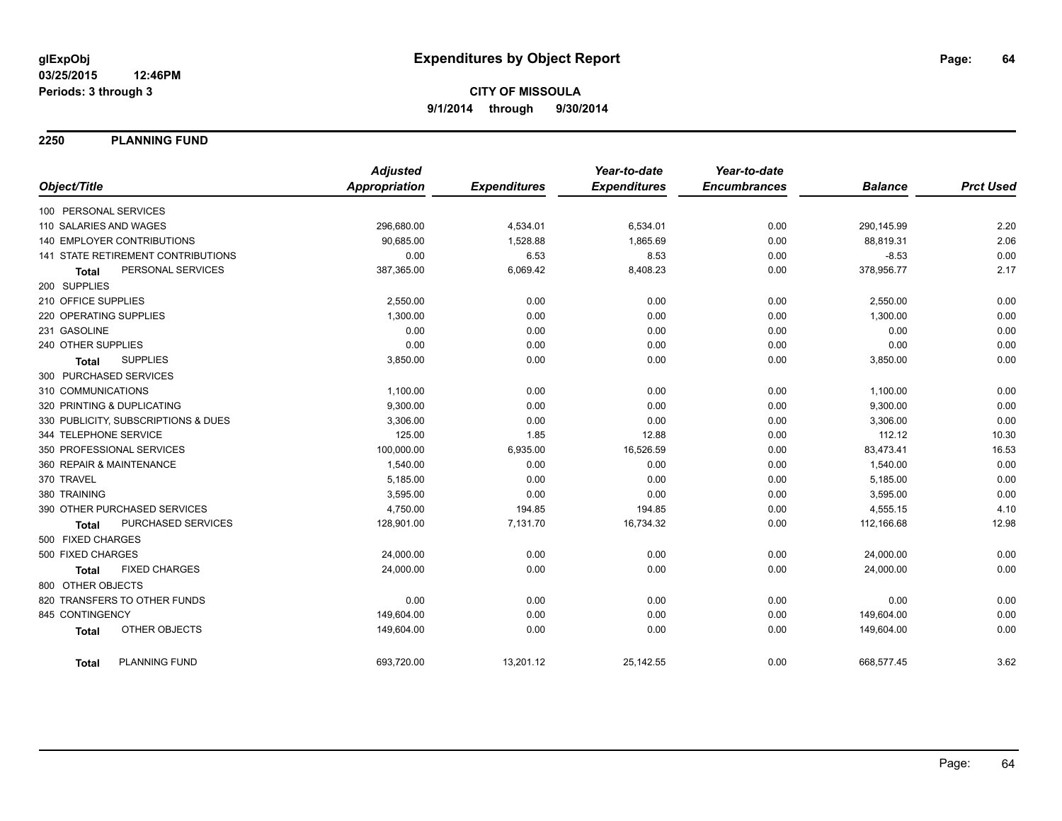# Expenditures by Object Report

glExpObj
03/25/2015 12:46PM
Periods: 3 through 3

**CITY OF MISSOULA**
**9/1/2014 through 9/30/2014**

## 2250 PLANNING FUND

| Object/Title | Adjusted Appropriation | Expenditures | Year-to-date Expenditures | Year-to-date Encumbrances | Balance | Prct Used |
|---|---|---|---|---|---|---|
| 100 PERSONAL SERVICES | | | | | | |
| 110 SALARIES AND WAGES | 296,680.00 | 4,534.01 | 6,534.01 | 0.00 | 290,145.99 | 2.20 |
| 140 EMPLOYER CONTRIBUTIONS | 90,685.00 | 1,528.88 | 1,865.69 | 0.00 | 88,819.31 | 2.06 |
| 141 STATE RETIREMENT CONTRIBUTIONS | 0.00 | 6.53 | 8.53 | 0.00 | -8.53 | 0.00 |
| **Total** PERSONAL SERVICES | 387,365.00 | 6,069.42 | 8,408.23 | 0.00 | 378,956.77 | 2.17 |
| 200 SUPPLIES | | | | | | |
| 210 OFFICE SUPPLIES | 2,550.00 | 0.00 | 0.00 | 0.00 | 2,550.00 | 0.00 |
| 220 OPERATING SUPPLIES | 1,300.00 | 0.00 | 0.00 | 0.00 | 1,300.00 | 0.00 |
| 231 GASOLINE | 0.00 | 0.00 | 0.00 | 0.00 | 0.00 | 0.00 |
| 240 OTHER SUPPLIES | 0.00 | 0.00 | 0.00 | 0.00 | 0.00 | 0.00 |
| **Total** SUPPLIES | 3,850.00 | 0.00 | 0.00 | 0.00 | 3,850.00 | 0.00 |
| 300 PURCHASED SERVICES | | | | | | |
| 310 COMMUNICATIONS | 1,100.00 | 0.00 | 0.00 | 0.00 | 1,100.00 | 0.00 |
| 320 PRINTING & DUPLICATING | 9,300.00 | 0.00 | 0.00 | 0.00 | 9,300.00 | 0.00 |
| 330 PUBLICITY, SUBSCRIPTIONS & DUES | 3,306.00 | 0.00 | 0.00 | 0.00 | 3,306.00 | 0.00 |
| 344 TELEPHONE SERVICE | 125.00 | 1.85 | 12.88 | 0.00 | 112.12 | 10.30 |
| 350 PROFESSIONAL SERVICES | 100,000.00 | 6,935.00 | 16,526.59 | 0.00 | 83,473.41 | 16.53 |
| 360 REPAIR & MAINTENANCE | 1,540.00 | 0.00 | 0.00 | 0.00 | 1,540.00 | 0.00 |
| 370 TRAVEL | 5,185.00 | 0.00 | 0.00 | 0.00 | 5,185.00 | 0.00 |
| 380 TRAINING | 3,595.00 | 0.00 | 0.00 | 0.00 | 3,595.00 | 0.00 |
| 390 OTHER PURCHASED SERVICES | 4,750.00 | 194.85 | 194.85 | 0.00 | 4,555.15 | 4.10 |
| **Total** PURCHASED SERVICES | 128,901.00 | 7,131.70 | 16,734.32 | 0.00 | 112,166.68 | 12.98 |
| 500 FIXED CHARGES | | | | | | |
| 500 FIXED CHARGES | 24,000.00 | 0.00 | 0.00 | 0.00 | 24,000.00 | 0.00 |
| **Total** FIXED CHARGES | 24,000.00 | 0.00 | 0.00 | 0.00 | 24,000.00 | 0.00 |
| 800 OTHER OBJECTS | | | | | | |
| 820 TRANSFERS TO OTHER FUNDS | 0.00 | 0.00 | 0.00 | 0.00 | 0.00 | 0.00 |
| 845 CONTINGENCY | 149,604.00 | 0.00 | 0.00 | 0.00 | 149,604.00 | 0.00 |
| **Total** OTHER OBJECTS | 149,604.00 | 0.00 | 0.00 | 0.00 | 149,604.00 | 0.00 |
| **Total** PLANNING FUND | 693,720.00 | 13,201.12 | 25,142.55 | 0.00 | 668,577.45 | 3.62 |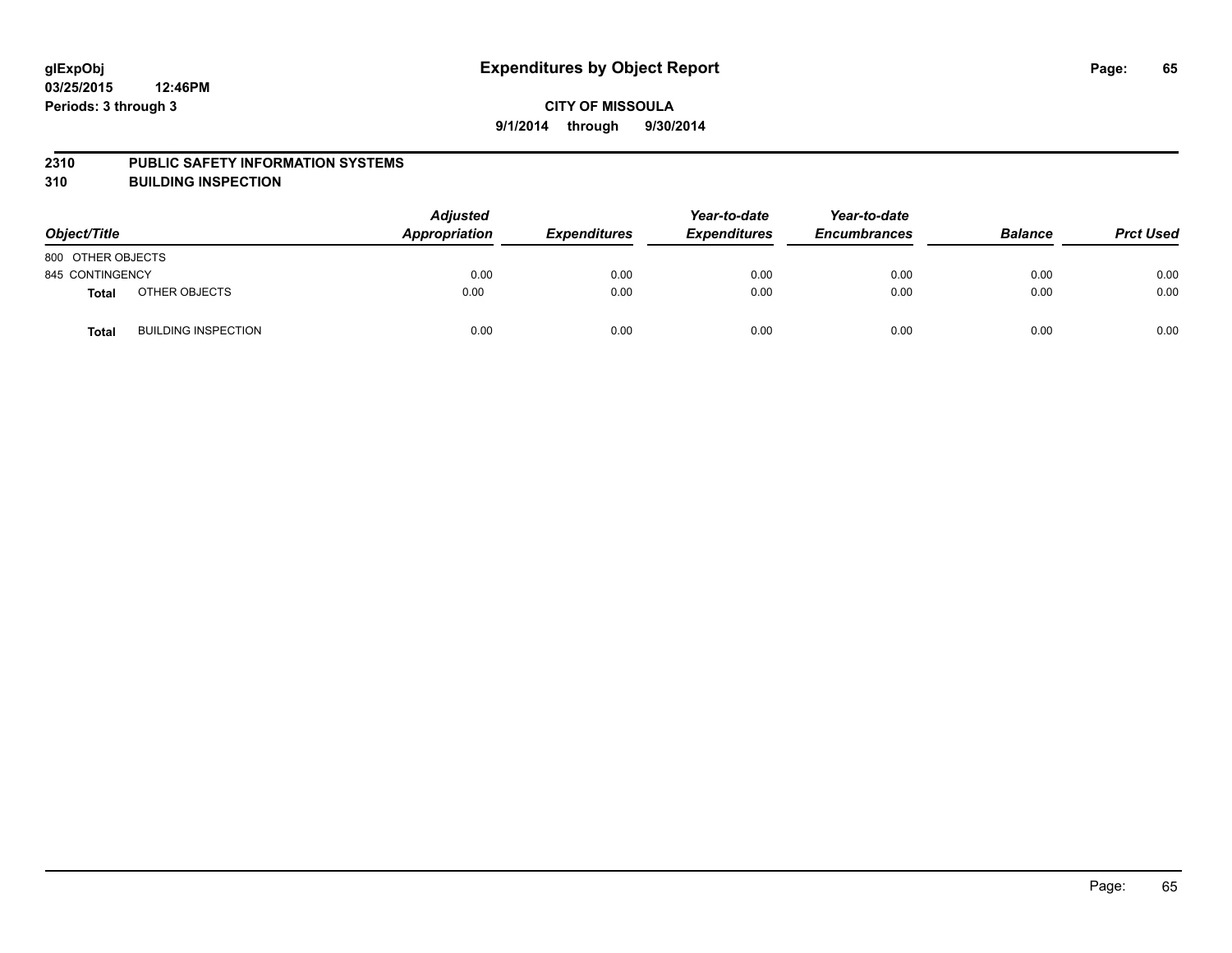# Expenditures by Object Report

glExpObj
03/25/2015 12:46PM
Periods: 3 through 3

**CITY OF MISSOULA**
**9/1/2014 through 9/30/2014**

**2310 PUBLIC SAFETY INFORMATION SYSTEMS**
**310 BUILDING INSPECTION**

| Object/Title | | Adjusted Appropriation | Expenditures | Year-to-date Expenditures | Year-to-date Encumbrances | Balance | Prct Used |
|---|---|---|---|---|---|---|---|
| 800 OTHER OBJECTS | | | | | | | |
| 845 CONTINGENCY | | 0.00 | 0.00 | 0.00 | 0.00 | 0.00 | 0.00 |
| **Total** | OTHER OBJECTS | 0.00 | 0.00 | 0.00 | 0.00 | 0.00 | 0.00 |
| **Total** | BUILDING INSPECTION | 0.00 | 0.00 | 0.00 | 0.00 | 0.00 | 0.00 |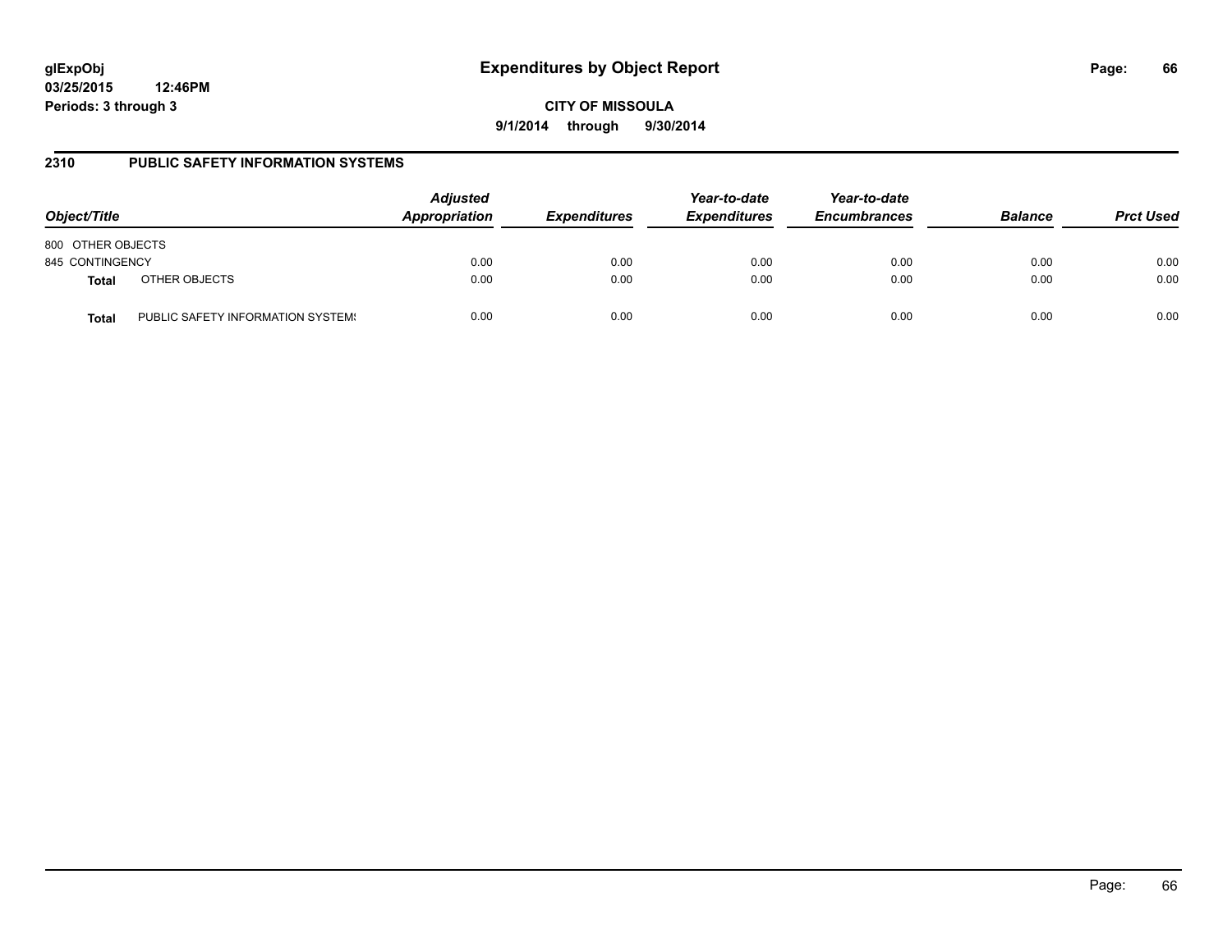glExpObj
03/25/2015 12:46PM
Periods: 3 through 3

# Expenditures by Object Report

**CITY OF MISSOULA**
**9/1/2014 through 9/30/2014**

## 2310 PUBLIC SAFETY INFORMATION SYSTEMS

| Object/Title | | Adjusted Appropriation | Expenditures | Year-to-date Expenditures | Year-to-date Encumbrances | Balance | Prct Used |
|---|---|---|---|---|---|---|---|
| 800 OTHER OBJECTS | | | | | | | |
| 845 CONTINGENCY | | 0.00 | 0.00 | 0.00 | 0.00 | 0.00 | 0.00 |
| **Total** | OTHER OBJECTS | 0.00 | 0.00 | 0.00 | 0.00 | 0.00 | 0.00 |
| **Total** | PUBLIC SAFETY INFORMATION SYSTEMS | 0.00 | 0.00 | 0.00 | 0.00 | 0.00 | 0.00 |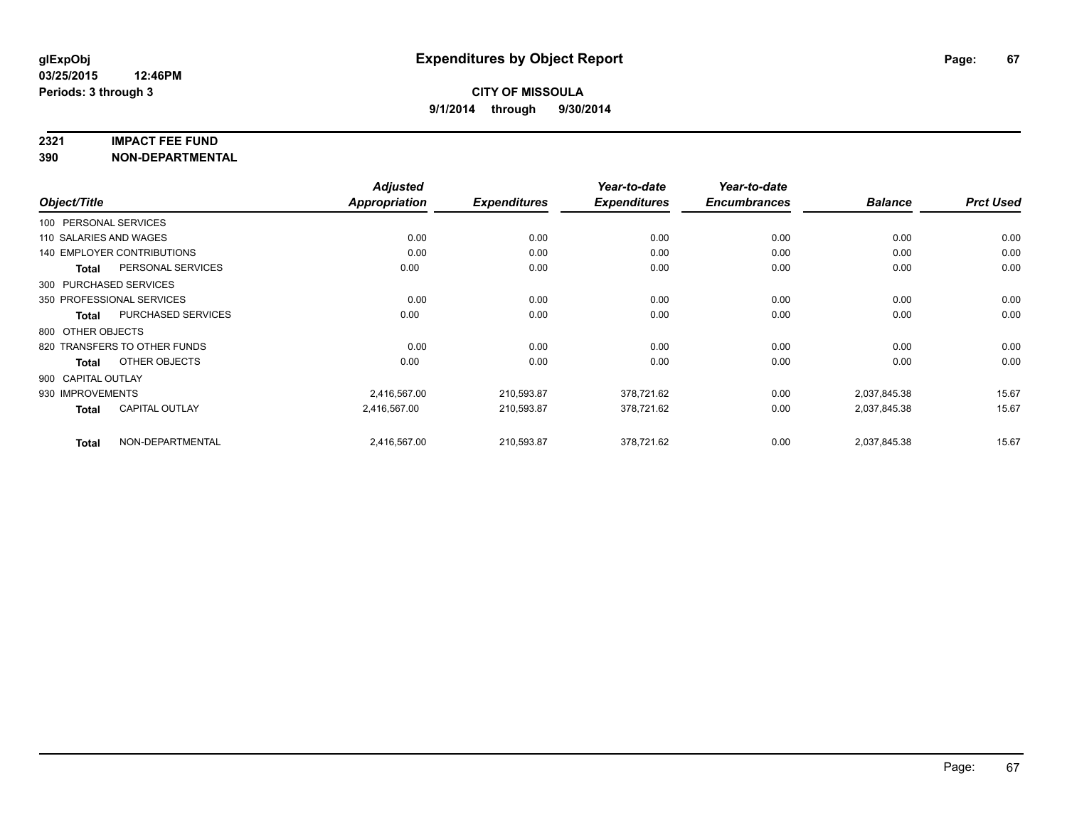**glExpObj** **Expenditures by Object Report**

**03/25/2015 12:46PM**

**Periods: 3 through 3**

**CITY OF MISSOULA**

**9/1/2014 through 9/30/2014**

## 2321 IMPACT FEE FUND
## 390 NON-DEPARTMENTAL

| Object/Title | | Adjusted Appropriation | Expenditures | Year-to-date Expenditures | Year-to-date Encumbrances | Balance | Prct Used |
|---|---|---|---|---|---|---|---|
| 100 PERSONAL SERVICES | | | | | | | |
| 110 SALARIES AND WAGES | | 0.00 | 0.00 | 0.00 | 0.00 | 0.00 | 0.00 |
| 140 EMPLOYER CONTRIBUTIONS | | 0.00 | 0.00 | 0.00 | 0.00 | 0.00 | 0.00 |
| Total | PERSONAL SERVICES | 0.00 | 0.00 | 0.00 | 0.00 | 0.00 | 0.00 |
| 300 PURCHASED SERVICES | | | | | | | |
| 350 PROFESSIONAL SERVICES | | 0.00 | 0.00 | 0.00 | 0.00 | 0.00 | 0.00 |
| Total | PURCHASED SERVICES | 0.00 | 0.00 | 0.00 | 0.00 | 0.00 | 0.00 |
| 800 OTHER OBJECTS | | | | | | | |
| 820 TRANSFERS TO OTHER FUNDS | | 0.00 | 0.00 | 0.00 | 0.00 | 0.00 | 0.00 |
| Total | OTHER OBJECTS | 0.00 | 0.00 | 0.00 | 0.00 | 0.00 | 0.00 |
| 900 CAPITAL OUTLAY | | | | | | | |
| 930 IMPROVEMENTS | | 2,416,567.00 | 210,593.87 | 378,721.62 | 0.00 | 2,037,845.38 | 15.67 |
| Total | CAPITAL OUTLAY | 2,416,567.00 | 210,593.87 | 378,721.62 | 0.00 | 2,037,845.38 | 15.67 |
| Total | NON-DEPARTMENTAL | 2,416,567.00 | 210,593.87 | 378,721.62 | 0.00 | 2,037,845.38 | 15.67 |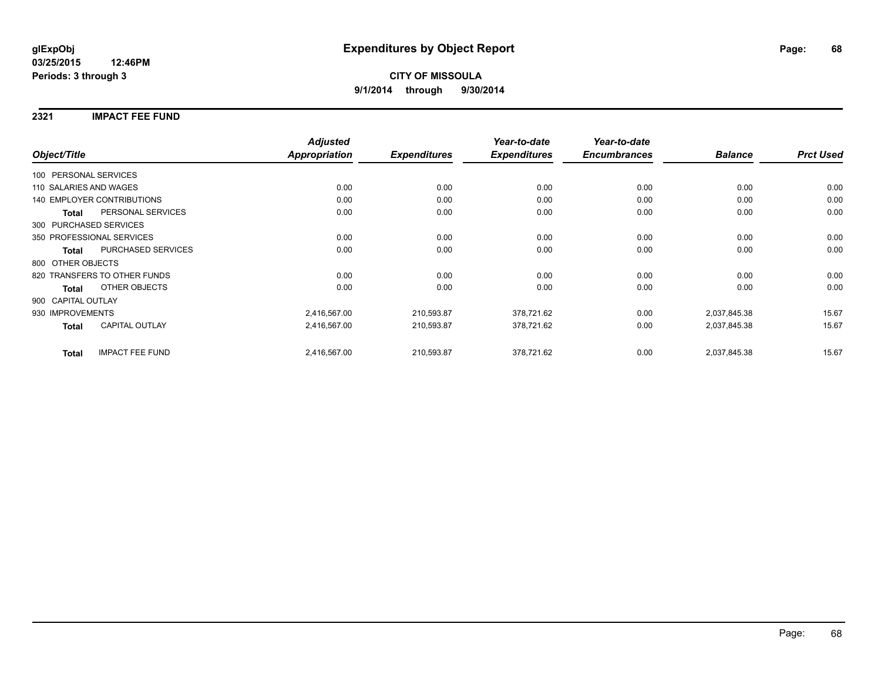**glExpObj**
**03/25/2015 12:46PM**
**Periods: 3 through 3**

# Expenditures by Object Report

**CITY OF MISSOULA**
**9/1/2014 through 9/30/2014**

## 2321 IMPACT FEE FUND

| Object/Title | | Adjusted Appropriation | Expenditures | Year-to-date Expenditures | Year-to-date Encumbrances | Balance | Prct Used |
|---|---|---|---|---|---|---|---|
| 100 PERSONAL SERVICES | | | | | | | |
| 110 SALARIES AND WAGES | | 0.00 | 0.00 | 0.00 | 0.00 | 0.00 | 0.00 |
| 140 EMPLOYER CONTRIBUTIONS | | 0.00 | 0.00 | 0.00 | 0.00 | 0.00 | 0.00 |
| **Total** | PERSONAL SERVICES | 0.00 | 0.00 | 0.00 | 0.00 | 0.00 | 0.00 |
| 300 PURCHASED SERVICES | | | | | | | |
| 350 PROFESSIONAL SERVICES | | 0.00 | 0.00 | 0.00 | 0.00 | 0.00 | 0.00 |
| **Total** | PURCHASED SERVICES | 0.00 | 0.00 | 0.00 | 0.00 | 0.00 | 0.00 |
| 800 OTHER OBJECTS | | | | | | | |
| 820 TRANSFERS TO OTHER FUNDS | | 0.00 | 0.00 | 0.00 | 0.00 | 0.00 | 0.00 |
| **Total** | OTHER OBJECTS | 0.00 | 0.00 | 0.00 | 0.00 | 0.00 | 0.00 |
| 900 CAPITAL OUTLAY | | | | | | | |
| 930 IMPROVEMENTS | | 2,416,567.00 | 210,593.87 | 378,721.62 | 0.00 | 2,037,845.38 | 15.67 |
| **Total** | CAPITAL OUTLAY | 2,416,567.00 | 210,593.87 | 378,721.62 | 0.00 | 2,037,845.38 | 15.67 |
| **Total** | IMPACT FEE FUND | 2,416,567.00 | 210,593.87 | 378,721.62 | 0.00 | 2,037,845.38 | 15.67 |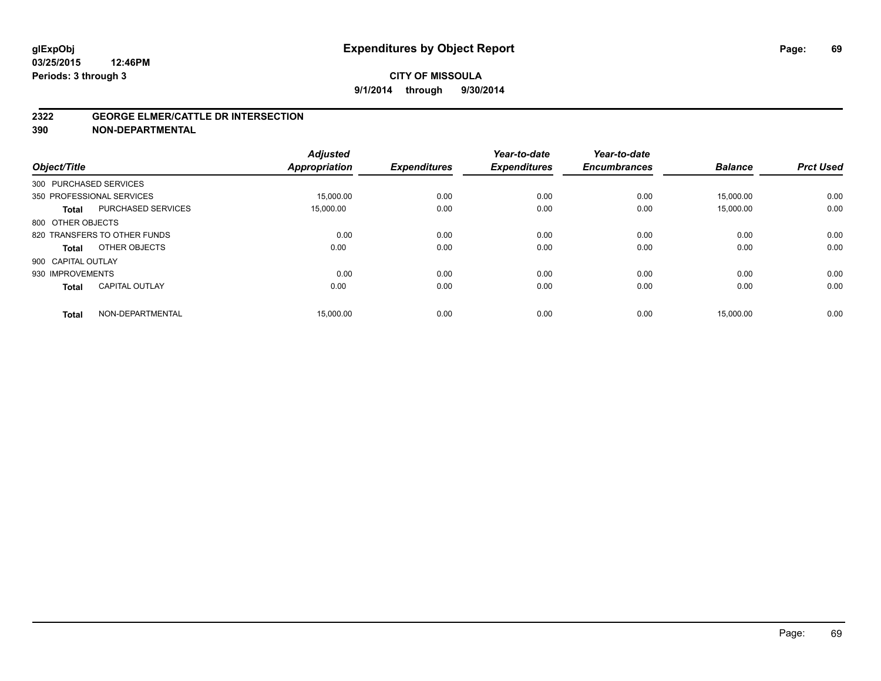**glExpObj**
**03/25/2015 12:46PM**
**Periods: 3 through 3**

# Expenditures by Object Report

**CITY OF MISSOULA**
**9/1/2014 through 9/30/2014**

## 2322 GEORGE ELMER/CATTLE DR INTERSECTION
## 390 NON-DEPARTMENTAL

| Object/Title | | Adjusted Appropriation | Expenditures | Year-to-date Expenditures | Year-to-date Encumbrances | Balance | Prct Used |
|---|---|---|---|---|---|---|---|
| 300 PURCHASED SERVICES | | | | | | | |
| 350 PROFESSIONAL SERVICES | | 15,000.00 | 0.00 | 0.00 | 0.00 | 15,000.00 | 0.00 |
| **Total** | PURCHASED SERVICES | 15,000.00 | 0.00 | 0.00 | 0.00 | 15,000.00 | 0.00 |
| 800 OTHER OBJECTS | | | | | | | |
| 820 TRANSFERS TO OTHER FUNDS | | 0.00 | 0.00 | 0.00 | 0.00 | 0.00 | 0.00 |
| **Total** | OTHER OBJECTS | 0.00 | 0.00 | 0.00 | 0.00 | 0.00 | 0.00 |
| 900 CAPITAL OUTLAY | | | | | | | |
| 930 IMPROVEMENTS | | 0.00 | 0.00 | 0.00 | 0.00 | 0.00 | 0.00 |
| **Total** | CAPITAL OUTLAY | 0.00 | 0.00 | 0.00 | 0.00 | 0.00 | 0.00 |
| **Total** | NON-DEPARTMENTAL | 15,000.00 | 0.00 | 0.00 | 0.00 | 15,000.00 | 0.00 |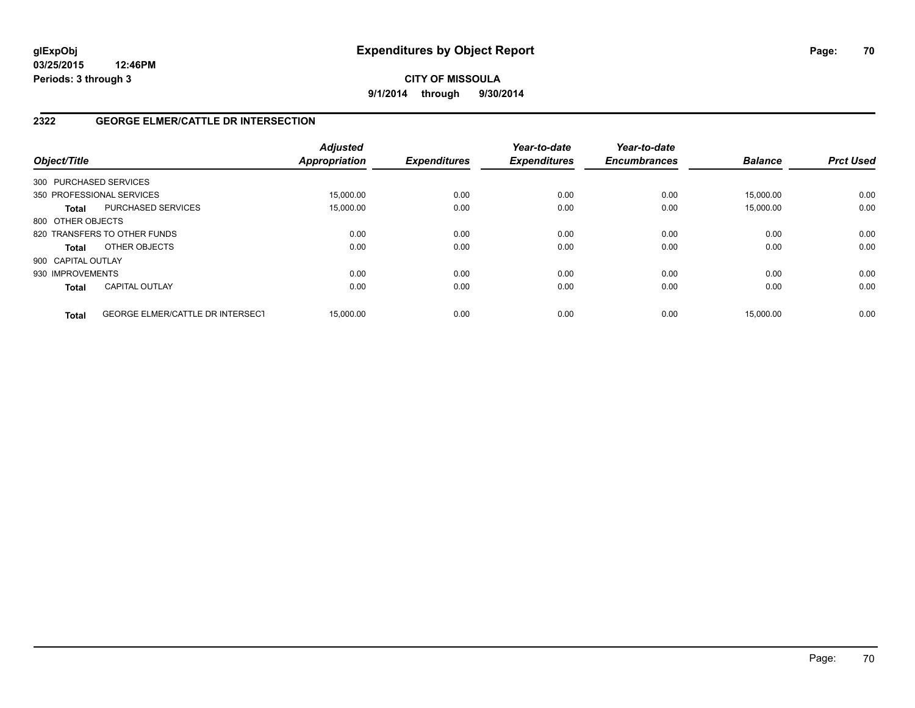**glExpObj**
**03/25/2015 12:46PM**
**Periods: 3 through 3**

# Expenditures by Object Report

**CITY OF MISSOULA**
**9/1/2014 through 9/30/2014**

## 2322 GEORGE ELMER/CATTLE DR INTERSECTION

| Object/Title | | Adjusted Appropriation | Expenditures | Year-to-date Expenditures | Year-to-date Encumbrances | Balance | Prct Used |
|---|---|---|---|---|---|---|---|
| 300 PURCHASED SERVICES | | | | | | | |
| 350 PROFESSIONAL SERVICES | | 15,000.00 | 0.00 | 0.00 | 0.00 | 15,000.00 | 0.00 |
| **Total** | PURCHASED SERVICES | 15,000.00 | 0.00 | 0.00 | 0.00 | 15,000.00 | 0.00 |
| 800 OTHER OBJECTS | | | | | | | |
| 820 TRANSFERS TO OTHER FUNDS | | 0.00 | 0.00 | 0.00 | 0.00 | 0.00 | 0.00 |
| **Total** | OTHER OBJECTS | 0.00 | 0.00 | 0.00 | 0.00 | 0.00 | 0.00 |
| 900 CAPITAL OUTLAY | | | | | | | |
| 930 IMPROVEMENTS | | 0.00 | 0.00 | 0.00 | 0.00 | 0.00 | 0.00 |
| **Total** | CAPITAL OUTLAY | 0.00 | 0.00 | 0.00 | 0.00 | 0.00 | 0.00 |
| **Total** | GEORGE ELMER/CATTLE DR INTERSECT | 15,000.00 | 0.00 | 0.00 | 0.00 | 15,000.00 | 0.00 |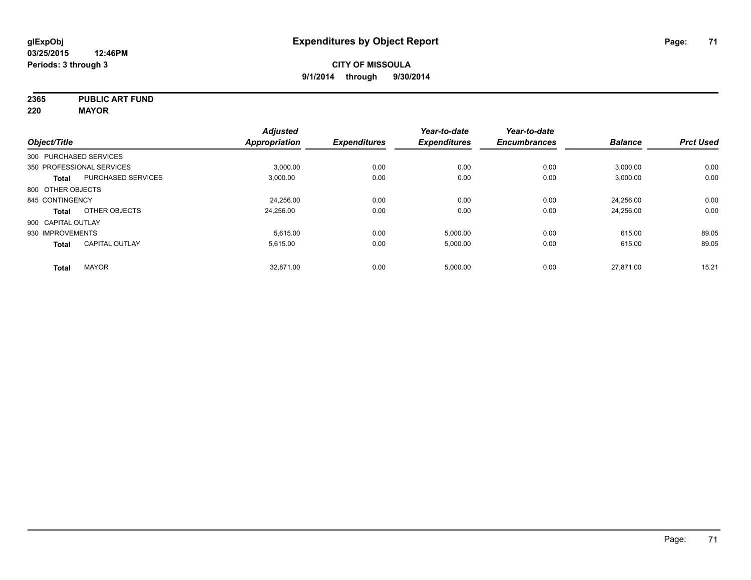# Expenditures by Object Report

glExpObj
03/25/2015 12:46PM
Periods: 3 through 3

**CITY OF MISSOULA**
**9/1/2014 through 9/30/2014**

**2365 PUBLIC ART FUND**
**220 MAYOR**

| Object/Title | | Adjusted Appropriation | Expenditures | Year-to-date Expenditures | Year-to-date Encumbrances | Balance | Prct Used |
|---|---|---|---|---|---|---|---|
| 300 PURCHASED SERVICES | | | | | | | |
| 350 PROFESSIONAL SERVICES | | 3,000.00 | 0.00 | 0.00 | 0.00 | 3,000.00 | 0.00 |
| **Total** | PURCHASED SERVICES | 3,000.00 | 0.00 | 0.00 | 0.00 | 3,000.00 | 0.00 |
| 800 OTHER OBJECTS | | | | | | | |
| 845 CONTINGENCY | | 24,256.00 | 0.00 | 0.00 | 0.00 | 24,256.00 | 0.00 |
| **Total** | OTHER OBJECTS | 24,256.00 | 0.00 | 0.00 | 0.00 | 24,256.00 | 0.00 |
| 900 CAPITAL OUTLAY | | | | | | | |
| 930 IMPROVEMENTS | | 5,615.00 | 0.00 | 5,000.00 | 0.00 | 615.00 | 89.05 |
| **Total** | CAPITAL OUTLAY | 5,615.00 | 0.00 | 5,000.00 | 0.00 | 615.00 | 89.05 |
| **Total** | MAYOR | 32,871.00 | 0.00 | 5,000.00 | 0.00 | 27,871.00 | 15.21 |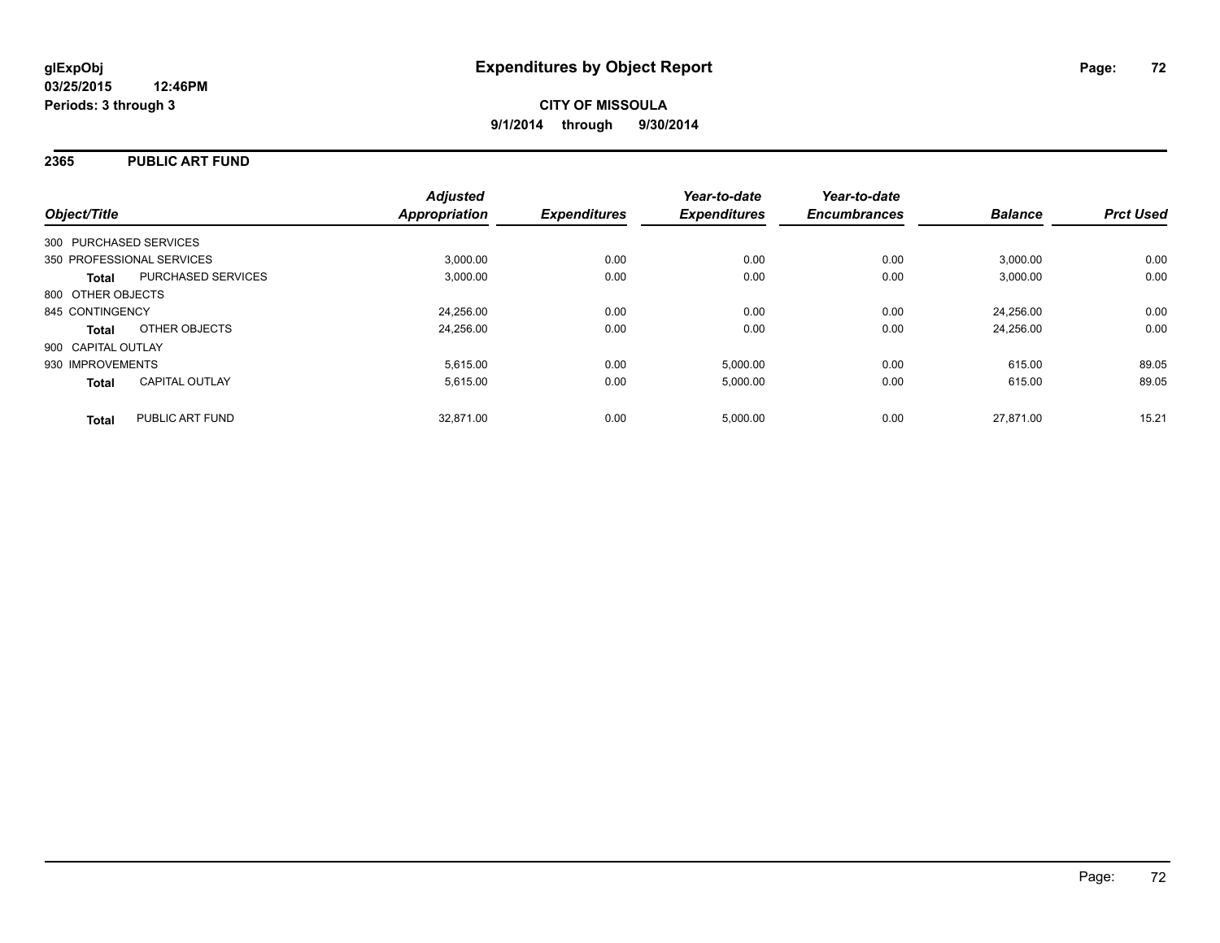**glExpObj**
**03/25/2015 12:46PM**
**Periods: 3 through 3**

# Expenditures by Object Report

**CITY OF MISSOULA**
**9/1/2014 through 9/30/2014**

## 2365 PUBLIC ART FUND

| Object/Title | | Adjusted Appropriation | Expenditures | Year-to-date Expenditures | Year-to-date Encumbrances | Balance | Prct Used |
|---|---|---|---|---|---|---|---|
| 300 PURCHASED SERVICES | | | | | | | |
| 350 PROFESSIONAL SERVICES | | 3,000.00 | 0.00 | 0.00 | 0.00 | 3,000.00 | 0.00 |
| **Total** | PURCHASED SERVICES | 3,000.00 | 0.00 | 0.00 | 0.00 | 3,000.00 | 0.00 |
| 800 OTHER OBJECTS | | | | | | | |
| 845 CONTINGENCY | | 24,256.00 | 0.00 | 0.00 | 0.00 | 24,256.00 | 0.00 |
| **Total** | OTHER OBJECTS | 24,256.00 | 0.00 | 0.00 | 0.00 | 24,256.00 | 0.00 |
| 900 CAPITAL OUTLAY | | | | | | | |
| 930 IMPROVEMENTS | | 5,615.00 | 0.00 | 5,000.00 | 0.00 | 615.00 | 89.05 |
| **Total** | CAPITAL OUTLAY | 5,615.00 | 0.00 | 5,000.00 | 0.00 | 615.00 | 89.05 |
| **Total** | PUBLIC ART FUND | 32,871.00 | 0.00 | 5,000.00 | 0.00 | 27,871.00 | 15.21 |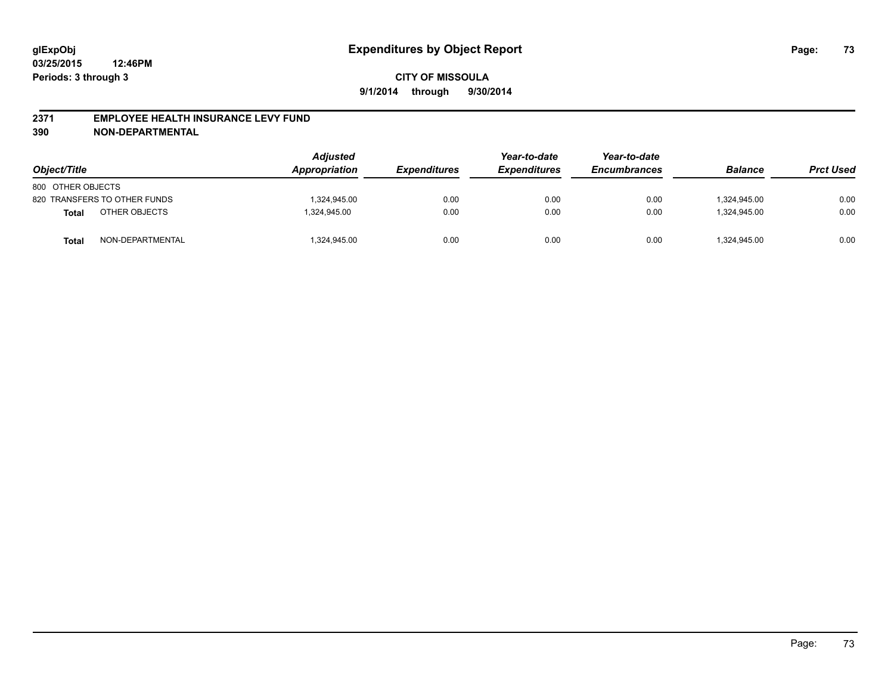**glExpObj** 
**03/25/2015 12:46PM** 
**Periods: 3 through 3**

# Expenditures by Object Report

**CITY OF MISSOULA**

**9/1/2014 through 9/30/2014**

## 2371 EMPLOYEE HEALTH INSURANCE LEVY FUND
## 390 NON-DEPARTMENTAL

| Object/Title | | Adjusted Appropriation | Expenditures | Year-to-date Expenditures | Year-to-date Encumbrances | Balance | Prct Used |
|---|---|---|---|---|---|---|---|
| 800 OTHER OBJECTS | | | | | | | |
| 820 TRANSFERS TO OTHER FUNDS | | 1,324,945.00 | 0.00 | 0.00 | 0.00 | 1,324,945.00 | 0.00 |
| **Total** | OTHER OBJECTS | 1,324,945.00 | 0.00 | 0.00 | 0.00 | 1,324,945.00 | 0.00 |
| **Total** | NON-DEPARTMENTAL | 1,324,945.00 | 0.00 | 0.00 | 0.00 | 1,324,945.00 | 0.00 |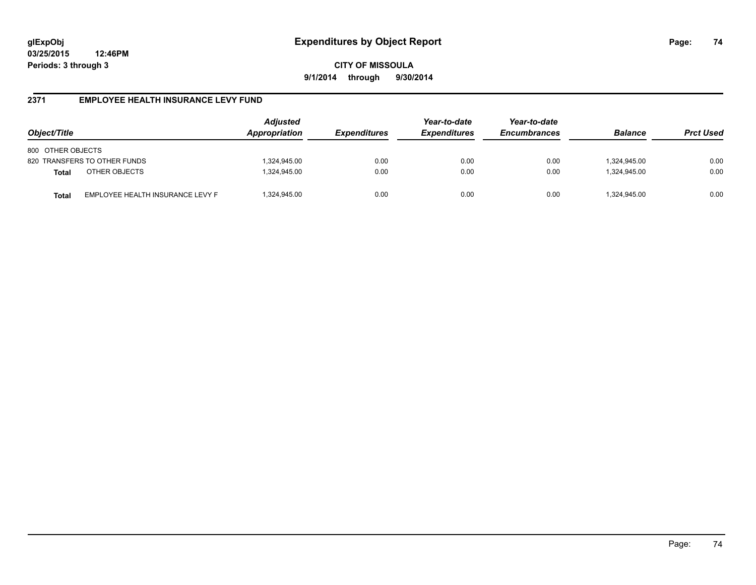**glExpObj**
**03/25/2015 12:46PM**
**Periods: 3 through 3**

# Expenditures by Object Report

**CITY OF MISSOULA**
**9/1/2014 through 9/30/2014**

## 2371 EMPLOYEE HEALTH INSURANCE LEVY FUND

| Object/Title | | Adjusted Appropriation | Expenditures | Year-to-date Expenditures | Year-to-date Encumbrances | Balance | Prct Used |
|---|---|---|---|---|---|---|---|
| 800 OTHER OBJECTS | | | | | | | |
| 820 TRANSFERS TO OTHER FUNDS | | 1,324,945.00 | 0.00 | 0.00 | 0.00 | 1,324,945.00 | 0.00 |
| **Total** | OTHER OBJECTS | 1,324,945.00 | 0.00 | 0.00 | 0.00 | 1,324,945.00 | 0.00 |
| **Total** | EMPLOYEE HEALTH INSURANCE LEVY F | 1,324,945.00 | 0.00 | 0.00 | 0.00 | 1,324,945.00 | 0.00 |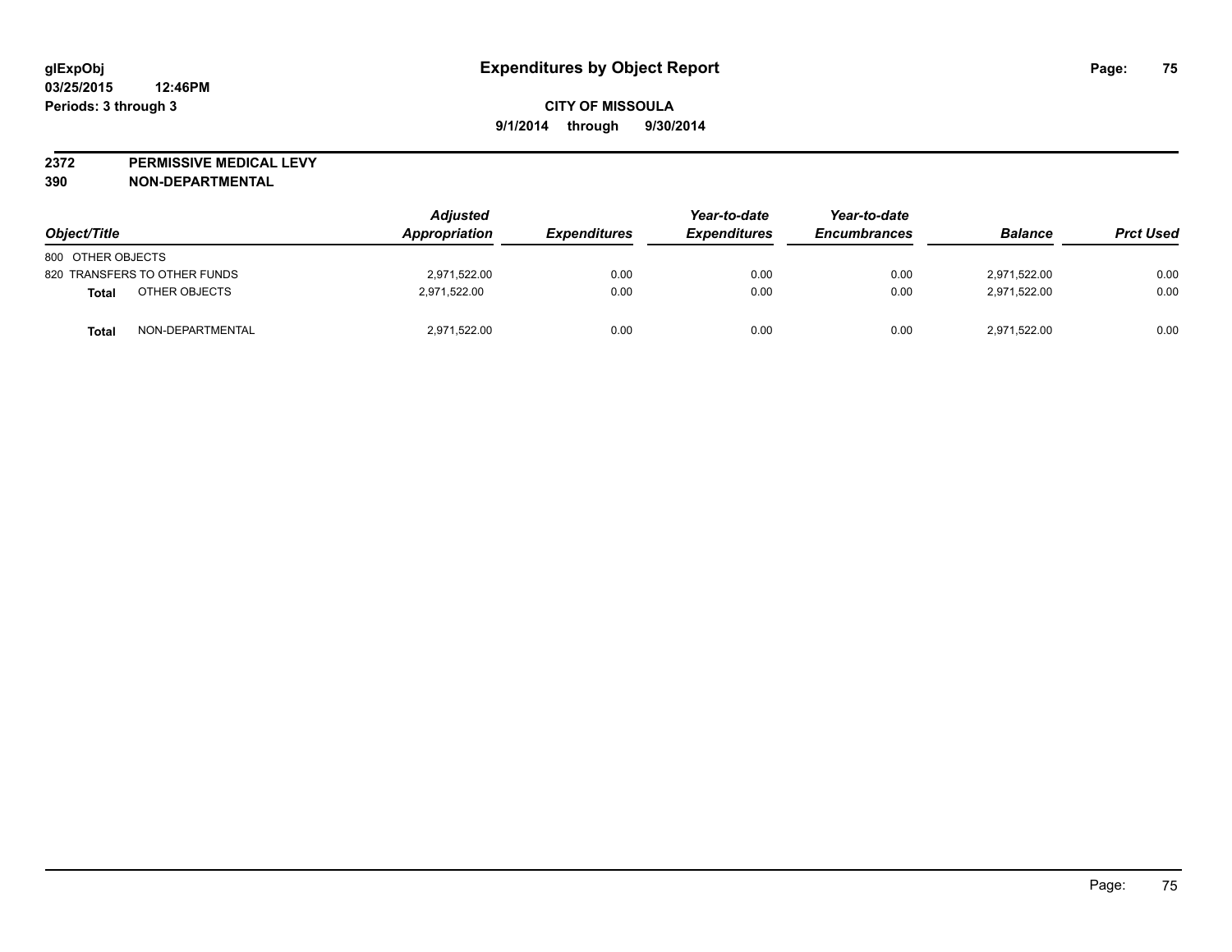**glExpObj** **Expenditures by Object Report**

**03/25/2015 12:46PM**

**Periods: 3 through 3**

**CITY OF MISSOULA**

**9/1/2014 through 9/30/2014**

**2372 PERMISSIVE MEDICAL LEVY**

**390 NON-DEPARTMENTAL**

| Object/Title | | Adjusted Appropriation | Expenditures | Year-to-date Expenditures | Year-to-date Encumbrances | Balance | Prct Used |
|---|---|---|---|---|---|---|---|
| 800 OTHER OBJECTS | | | | | | | |
| 820 TRANSFERS TO OTHER FUNDS | | 2,971,522.00 | 0.00 | 0.00 | 0.00 | 2,971,522.00 | 0.00 |
| **Total** | OTHER OBJECTS | 2,971,522.00 | 0.00 | 0.00 | 0.00 | 2,971,522.00 | 0.00 |
| **Total** | NON-DEPARTMENTAL | 2,971,522.00 | 0.00 | 0.00 | 0.00 | 2,971,522.00 | 0.00 |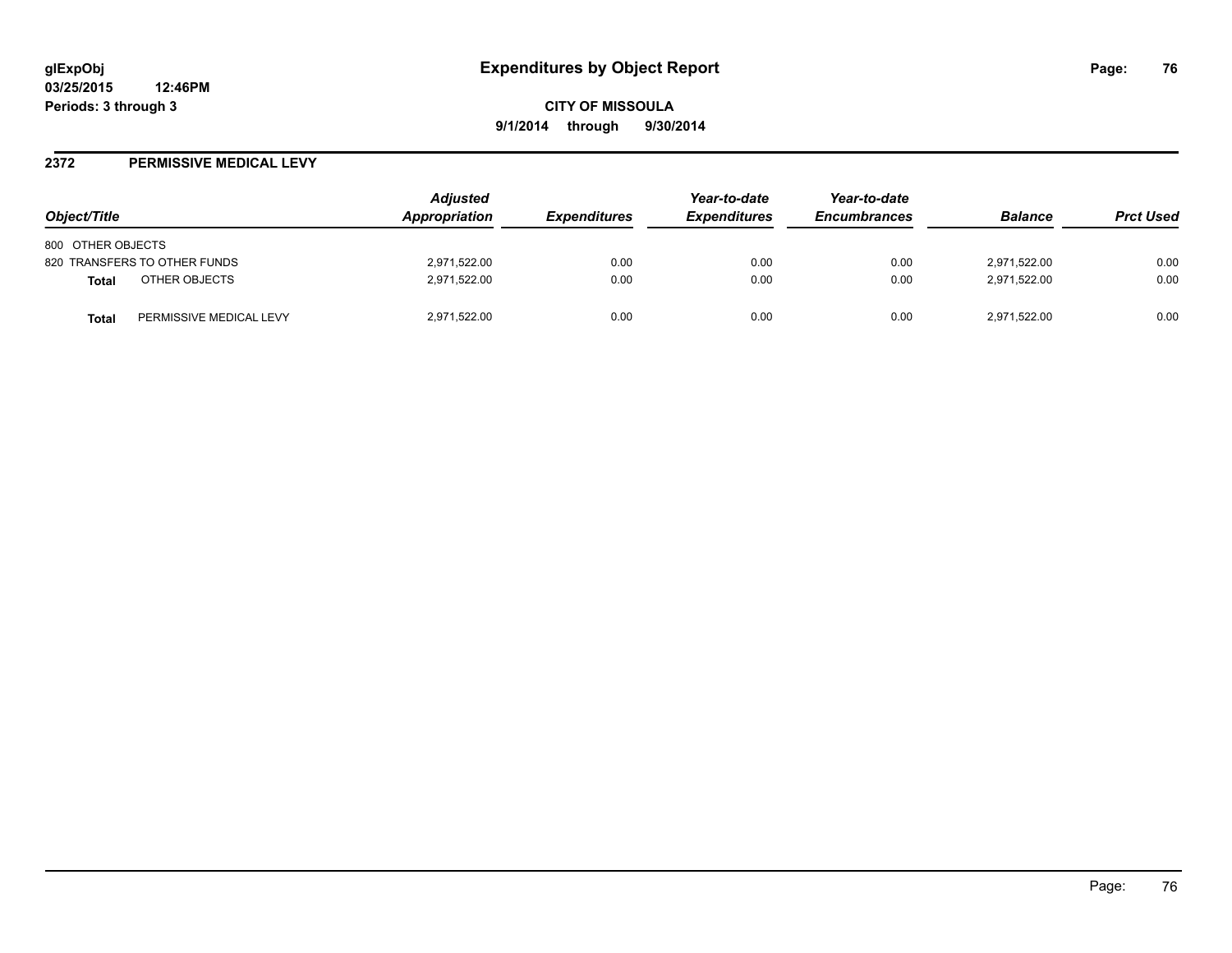# Expenditures by Object Report

glExpObj
03/25/2015 12:46PM
Periods: 3 through 3

**CITY OF MISSOULA**
**9/1/2014 through 9/30/2014**

## 2372 PERMISSIVE MEDICAL LEVY

| Object/Title | | Adjusted Appropriation | Expenditures | Year-to-date Expenditures | Year-to-date Encumbrances | Balance | Prct Used |
|---|---|---|---|---|---|---|---|
| 800 OTHER OBJECTS | | | | | | | |
| 820 TRANSFERS TO OTHER FUNDS | | 2,971,522.00 | 0.00 | 0.00 | 0.00 | 2,971,522.00 | 0.00 |
| **Total** | OTHER OBJECTS | 2,971,522.00 | 0.00 | 0.00 | 0.00 | 2,971,522.00 | 0.00 |
| **Total** | PERMISSIVE MEDICAL LEVY | 2,971,522.00 | 0.00 | 0.00 | 0.00 | 2,971,522.00 | 0.00 |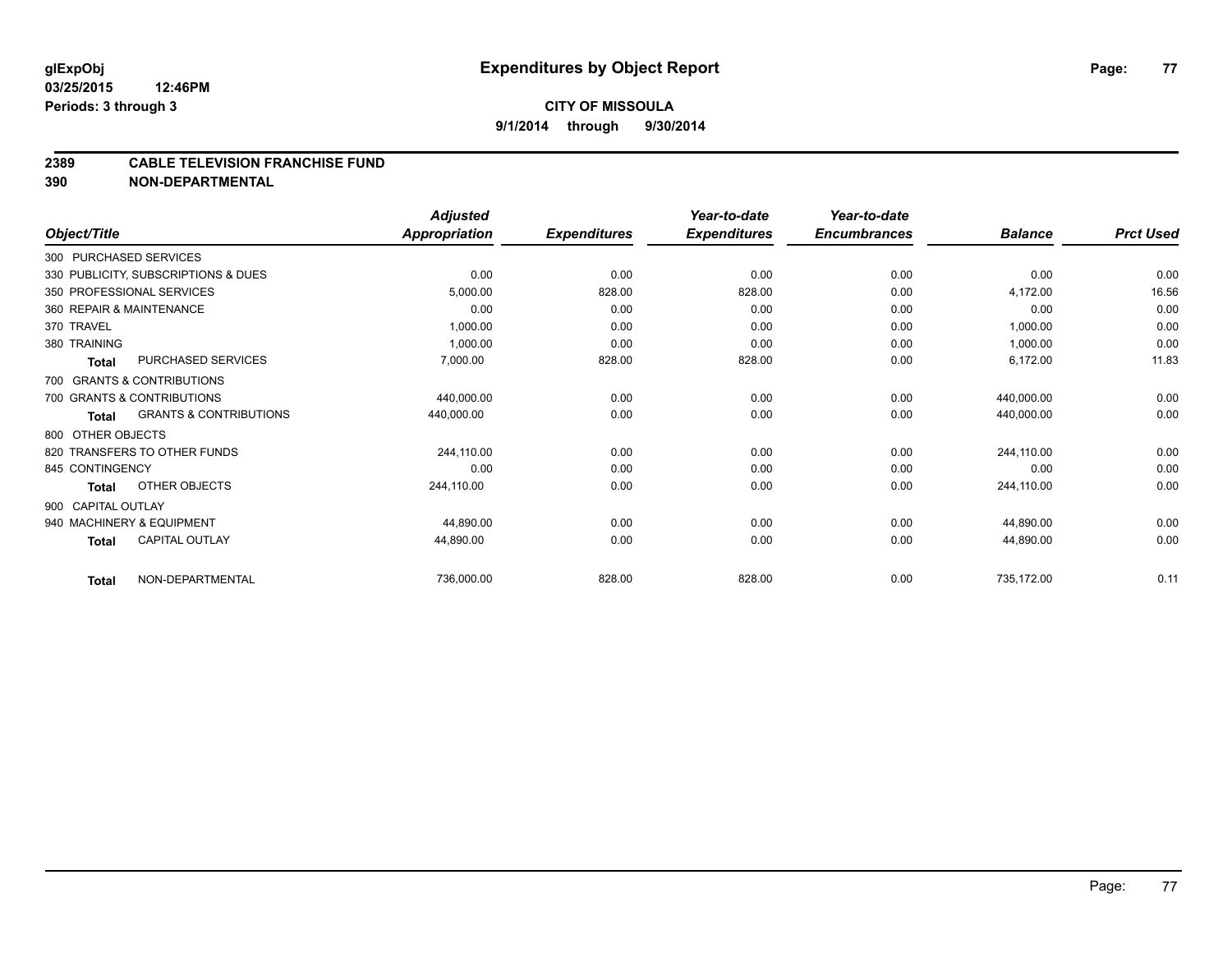glExpObj
03/25/2015 12:46PM
Periods: 3 through 3

# Expenditures by Object Report

**CITY OF MISSOULA**
**9/1/2014 through 9/30/2014**

## 2389 CABLE TELEVISION FRANCHISE FUND
## 390 NON-DEPARTMENTAL

| Object/Title | Adjusted Appropriation | Expenditures | Year-to-date Expenditures | Year-to-date Encumbrances | Balance | Prct Used |
|---|---|---|---|---|---|---|
| 300 PURCHASED SERVICES | | | | | | |
| 330 PUBLICITY, SUBSCRIPTIONS & DUES | 0.00 | 0.00 | 0.00 | 0.00 | 0.00 | 0.00 |
| 350 PROFESSIONAL SERVICES | 5,000.00 | 828.00 | 828.00 | 0.00 | 4,172.00 | 16.56 |
| 360 REPAIR & MAINTENANCE | 0.00 | 0.00 | 0.00 | 0.00 | 0.00 | 0.00 |
| 370 TRAVEL | 1,000.00 | 0.00 | 0.00 | 0.00 | 1,000.00 | 0.00 |
| 380 TRAINING | 1,000.00 | 0.00 | 0.00 | 0.00 | 1,000.00 | 0.00 |
| **Total** PURCHASED SERVICES | 7,000.00 | 828.00 | 828.00 | 0.00 | 6,172.00 | 11.83 |
| 700 GRANTS & CONTRIBUTIONS | | | | | | |
| 700 GRANTS & CONTRIBUTIONS | 440,000.00 | 0.00 | 0.00 | 0.00 | 440,000.00 | 0.00 |
| **Total** GRANTS & CONTRIBUTIONS | 440,000.00 | 0.00 | 0.00 | 0.00 | 440,000.00 | 0.00 |
| 800 OTHER OBJECTS | | | | | | |
| 820 TRANSFERS TO OTHER FUNDS | 244,110.00 | 0.00 | 0.00 | 0.00 | 244,110.00 | 0.00 |
| 845 CONTINGENCY | 0.00 | 0.00 | 0.00 | 0.00 | 0.00 | 0.00 |
| **Total** OTHER OBJECTS | 244,110.00 | 0.00 | 0.00 | 0.00 | 244,110.00 | 0.00 |
| 900 CAPITAL OUTLAY | | | | | | |
| 940 MACHINERY & EQUIPMENT | 44,890.00 | 0.00 | 0.00 | 0.00 | 44,890.00 | 0.00 |
| **Total** CAPITAL OUTLAY | 44,890.00 | 0.00 | 0.00 | 0.00 | 44,890.00 | 0.00 |
| **Total** NON-DEPARTMENTAL | 736,000.00 | 828.00 | 828.00 | 0.00 | 735,172.00 | 0.11 |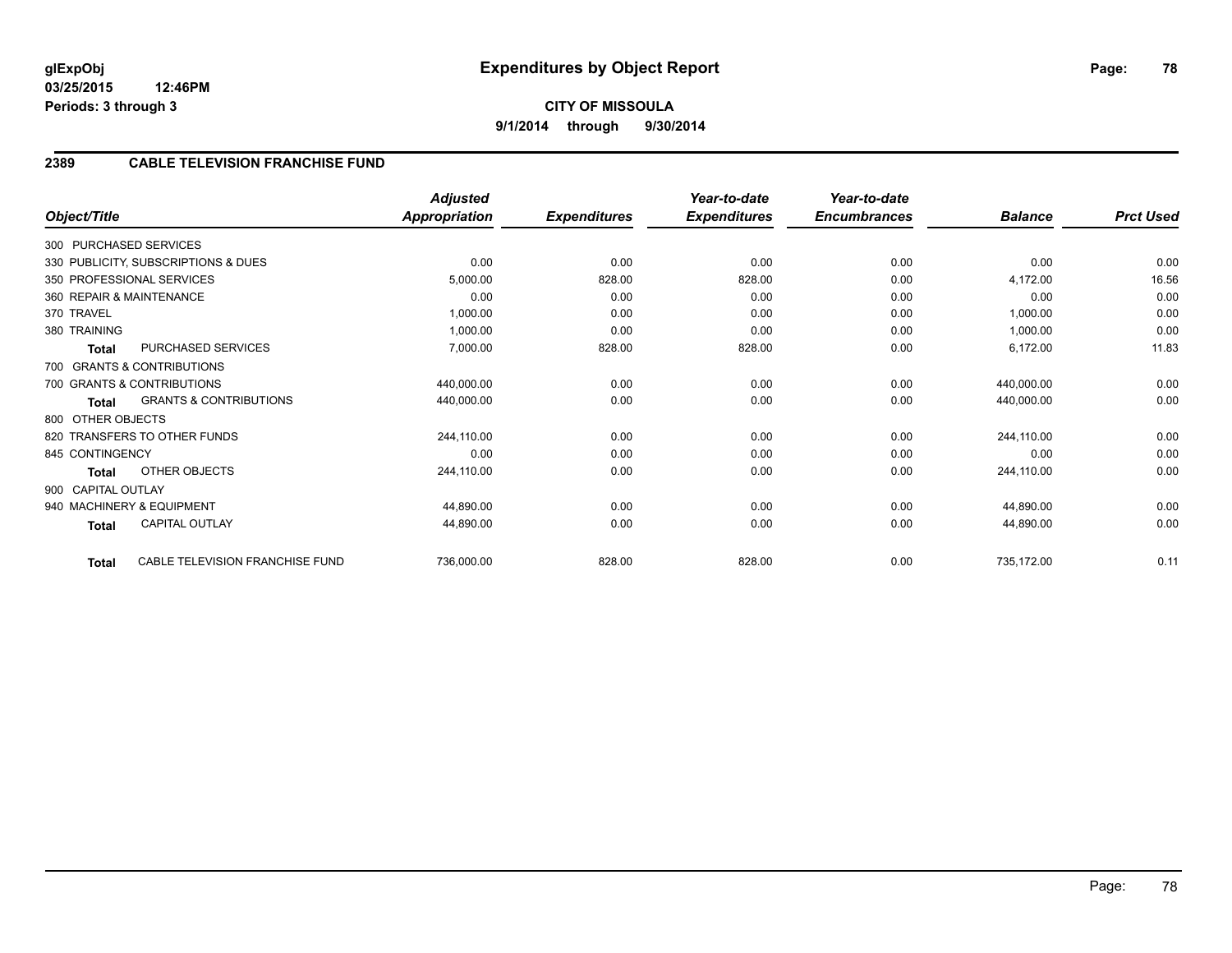**glExpObj**
**03/25/2015 12:46PM**
**Periods: 3 through 3**

# Expenditures by Object Report

**CITY OF MISSOULA**
**9/1/2014 through 9/30/2014**

## 2389 CABLE TELEVISION FRANCHISE FUND

| Object/Title | | Adjusted Appropriation | Expenditures | Year-to-date Expenditures | Year-to-date Encumbrances | Balance | Prct Used |
|---|---|---|---|---|---|---|---|
| 300 PURCHASED SERVICES | | | | | | | |
| 330 PUBLICITY, SUBSCRIPTIONS & DUES | | 0.00 | 0.00 | 0.00 | 0.00 | 0.00 | 0.00 |
| 350 PROFESSIONAL SERVICES | | 5,000.00 | 828.00 | 828.00 | 0.00 | 4,172.00 | 16.56 |
| 360 REPAIR & MAINTENANCE | | 0.00 | 0.00 | 0.00 | 0.00 | 0.00 | 0.00 |
| 370 TRAVEL | | 1,000.00 | 0.00 | 0.00 | 0.00 | 1,000.00 | 0.00 |
| 380 TRAINING | | 1,000.00 | 0.00 | 0.00 | 0.00 | 1,000.00 | 0.00 |
| **Total** | PURCHASED SERVICES | 7,000.00 | 828.00 | 828.00 | 0.00 | 6,172.00 | 11.83 |
| 700 GRANTS & CONTRIBUTIONS | | | | | | | |
| 700 GRANTS & CONTRIBUTIONS | | 440,000.00 | 0.00 | 0.00 | 0.00 | 440,000.00 | 0.00 |
| **Total** | GRANTS & CONTRIBUTIONS | 440,000.00 | 0.00 | 0.00 | 0.00 | 440,000.00 | 0.00 |
| 800 OTHER OBJECTS | | | | | | | |
| 820 TRANSFERS TO OTHER FUNDS | | 244,110.00 | 0.00 | 0.00 | 0.00 | 244,110.00 | 0.00 |
| 845 CONTINGENCY | | 0.00 | 0.00 | 0.00 | 0.00 | 0.00 | 0.00 |
| **Total** | OTHER OBJECTS | 244,110.00 | 0.00 | 0.00 | 0.00 | 244,110.00 | 0.00 |
| 900 CAPITAL OUTLAY | | | | | | | |
| 940 MACHINERY & EQUIPMENT | | 44,890.00 | 0.00 | 0.00 | 0.00 | 44,890.00 | 0.00 |
| **Total** | CAPITAL OUTLAY | 44,890.00 | 0.00 | 0.00 | 0.00 | 44,890.00 | 0.00 |
| **Total** | CABLE TELEVISION FRANCHISE FUND | 736,000.00 | 828.00 | 828.00 | 0.00 | 735,172.00 | 0.11 |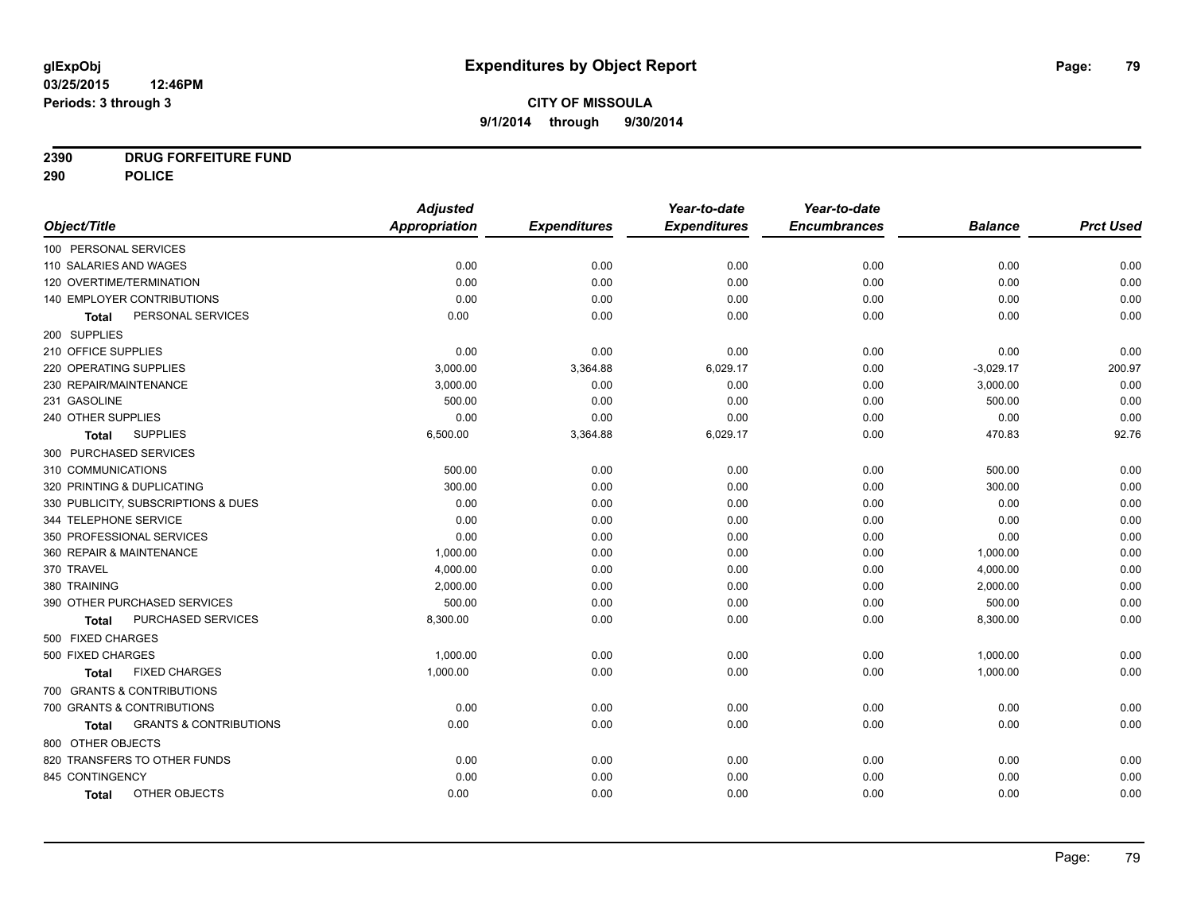# Expenditures by Object Report

glExpObj
03/25/2015 12:46PM
Periods: 3 through 3

**CITY OF MISSOULA**
**9/1/2014 through 9/30/2014**

**2390 DRUG FORFEITURE FUND**
**290 POLICE**

| Object/Title | Adjusted Appropriation | Expenditures | Year-to-date Expenditures | Year-to-date Encumbrances | Balance | Prct Used |
|---|---|---|---|---|---|---|
| 100 PERSONAL SERVICES | | | | | | |
| 110 SALARIES AND WAGES | 0.00 | 0.00 | 0.00 | 0.00 | 0.00 | 0.00 |
| 120 OVERTIME/TERMINATION | 0.00 | 0.00 | 0.00 | 0.00 | 0.00 | 0.00 |
| 140 EMPLOYER CONTRIBUTIONS | 0.00 | 0.00 | 0.00 | 0.00 | 0.00 | 0.00 |
| **Total** PERSONAL SERVICES | 0.00 | 0.00 | 0.00 | 0.00 | 0.00 | 0.00 |
| 200 SUPPLIES | | | | | | |
| 210 OFFICE SUPPLIES | 0.00 | 0.00 | 0.00 | 0.00 | 0.00 | 0.00 |
| 220 OPERATING SUPPLIES | 3,000.00 | 3,364.88 | 6,029.17 | 0.00 | -3,029.17 | 200.97 |
| 230 REPAIR/MAINTENANCE | 3,000.00 | 0.00 | 0.00 | 0.00 | 3,000.00 | 0.00 |
| 231 GASOLINE | 500.00 | 0.00 | 0.00 | 0.00 | 500.00 | 0.00 |
| 240 OTHER SUPPLIES | 0.00 | 0.00 | 0.00 | 0.00 | 0.00 | 0.00 |
| **Total** SUPPLIES | 6,500.00 | 3,364.88 | 6,029.17 | 0.00 | 470.83 | 92.76 |
| 300 PURCHASED SERVICES | | | | | | |
| 310 COMMUNICATIONS | 500.00 | 0.00 | 0.00 | 0.00 | 500.00 | 0.00 |
| 320 PRINTING & DUPLICATING | 300.00 | 0.00 | 0.00 | 0.00 | 300.00 | 0.00 |
| 330 PUBLICITY, SUBSCRIPTIONS & DUES | 0.00 | 0.00 | 0.00 | 0.00 | 0.00 | 0.00 |
| 344 TELEPHONE SERVICE | 0.00 | 0.00 | 0.00 | 0.00 | 0.00 | 0.00 |
| 350 PROFESSIONAL SERVICES | 0.00 | 0.00 | 0.00 | 0.00 | 0.00 | 0.00 |
| 360 REPAIR & MAINTENANCE | 1,000.00 | 0.00 | 0.00 | 0.00 | 1,000.00 | 0.00 |
| 370 TRAVEL | 4,000.00 | 0.00 | 0.00 | 0.00 | 4,000.00 | 0.00 |
| 380 TRAINING | 2,000.00 | 0.00 | 0.00 | 0.00 | 2,000.00 | 0.00 |
| 390 OTHER PURCHASED SERVICES | 500.00 | 0.00 | 0.00 | 0.00 | 500.00 | 0.00 |
| **Total** PURCHASED SERVICES | 8,300.00 | 0.00 | 0.00 | 0.00 | 8,300.00 | 0.00 |
| 500 FIXED CHARGES | | | | | | |
| 500 FIXED CHARGES | 1,000.00 | 0.00 | 0.00 | 0.00 | 1,000.00 | 0.00 |
| **Total** FIXED CHARGES | 1,000.00 | 0.00 | 0.00 | 0.00 | 1,000.00 | 0.00 |
| 700 GRANTS & CONTRIBUTIONS | | | | | | |
| 700 GRANTS & CONTRIBUTIONS | 0.00 | 0.00 | 0.00 | 0.00 | 0.00 | 0.00 |
| **Total** GRANTS & CONTRIBUTIONS | 0.00 | 0.00 | 0.00 | 0.00 | 0.00 | 0.00 |
| 800 OTHER OBJECTS | | | | | | |
| 820 TRANSFERS TO OTHER FUNDS | 0.00 | 0.00 | 0.00 | 0.00 | 0.00 | 0.00 |
| 845 CONTINGENCY | 0.00 | 0.00 | 0.00 | 0.00 | 0.00 | 0.00 |
| **Total** OTHER OBJECTS | 0.00 | 0.00 | 0.00 | 0.00 | 0.00 | 0.00 |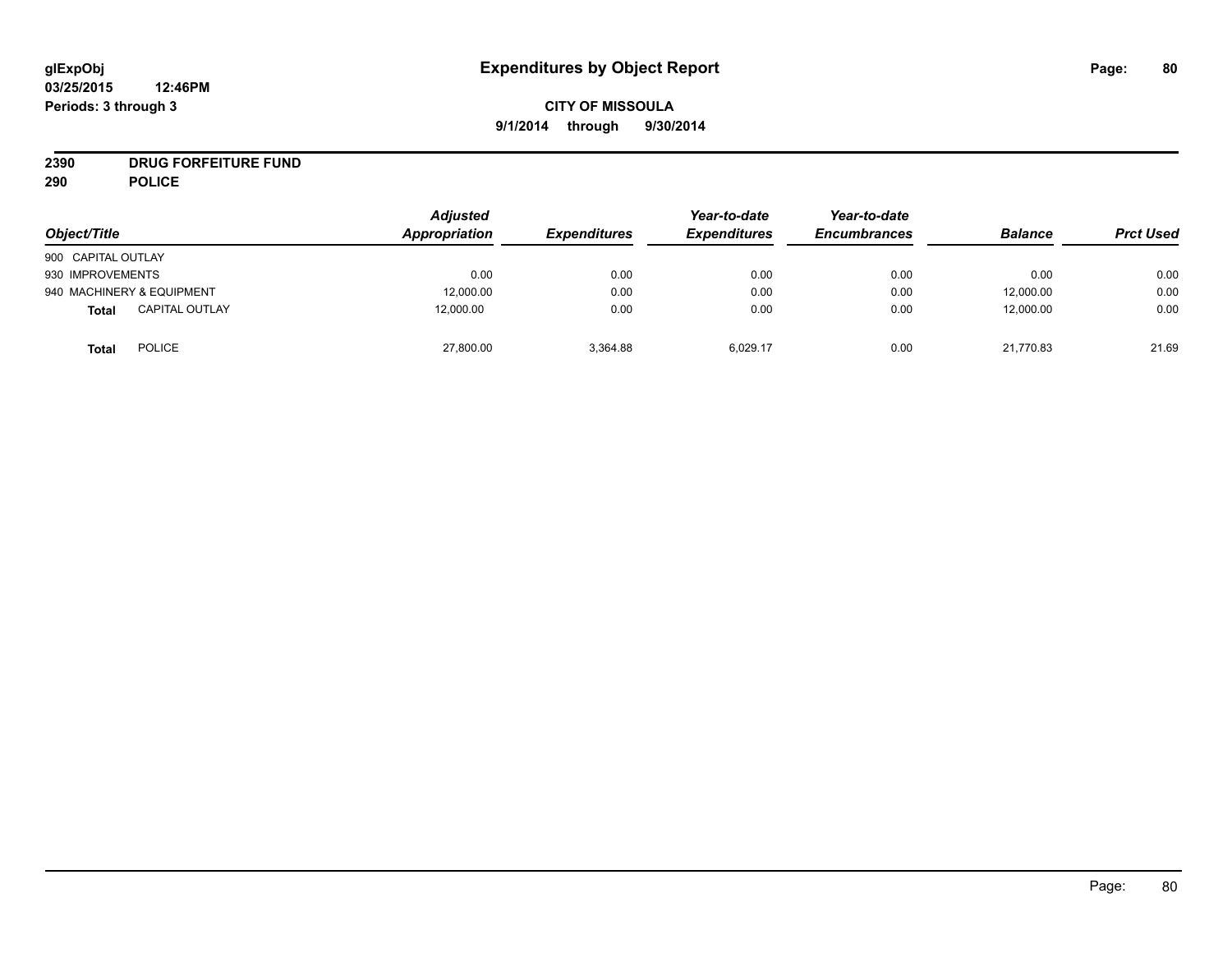# Expenditures by Object Report

**CITY OF MISSOULA**

**9/1/2014 through 9/30/2014**

glExpObj
03/25/2015 12:46PM
Periods: 3 through 3

**2390 DRUG FORFEITURE FUND**
**290 POLICE**

| Object/Title | | Adjusted Appropriation | Expenditures | Year-to-date Expenditures | Year-to-date Encumbrances | Balance | Prct Used |
|---|---|---|---|---|---|---|---|
| 900 CAPITAL OUTLAY | | | | | | | |
| 930 IMPROVEMENTS | | 0.00 | 0.00 | 0.00 | 0.00 | 0.00 | 0.00 |
| 940 MACHINERY & EQUIPMENT | | 12,000.00 | 0.00 | 0.00 | 0.00 | 12,000.00 | 0.00 |
| **Total** | CAPITAL OUTLAY | 12,000.00 | 0.00 | 0.00 | 0.00 | 12,000.00 | 0.00 |
| **Total** | POLICE | 27,800.00 | 3,364.88 | 6,029.17 | 0.00 | 21,770.83 | 21.69 |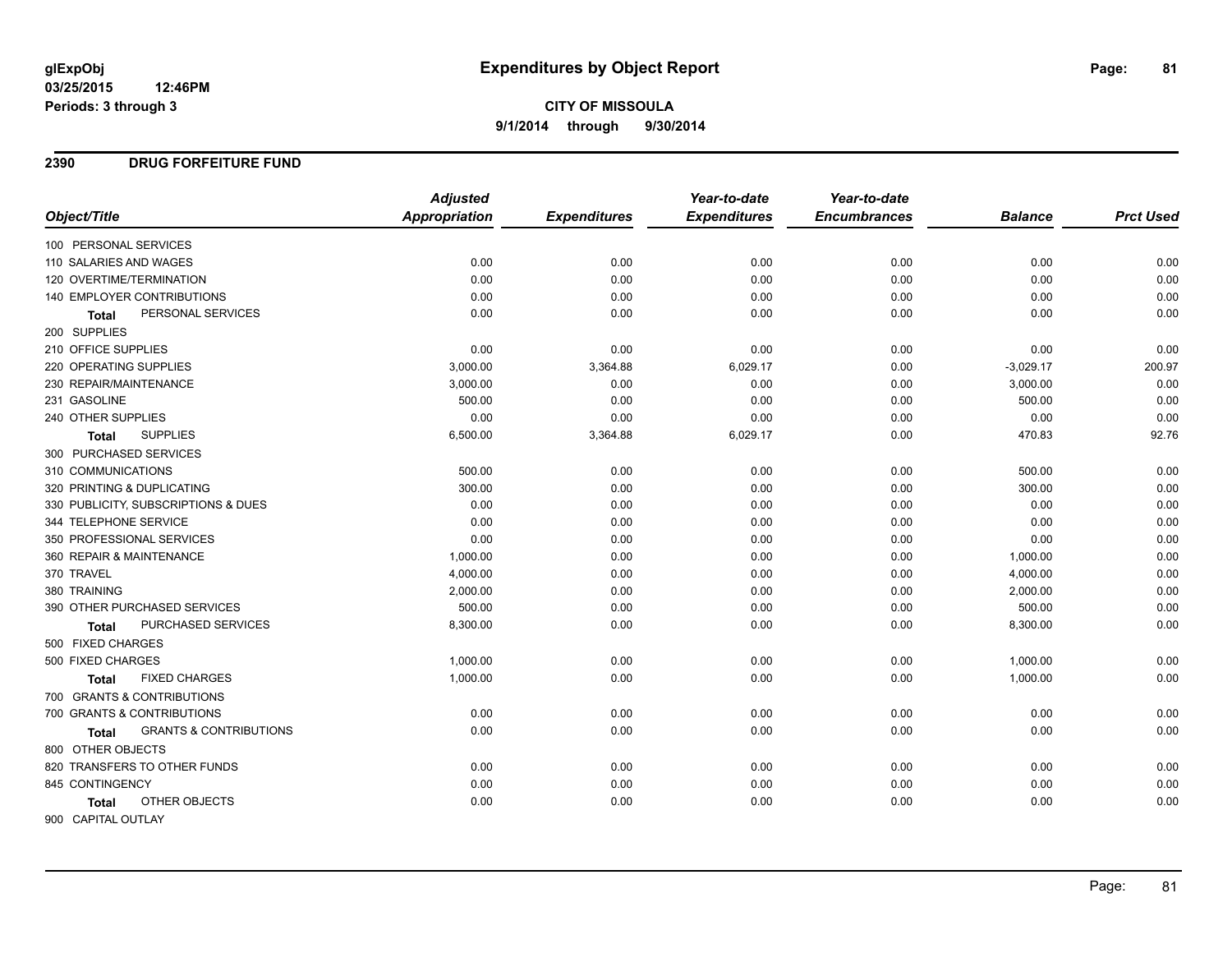# Expenditures by Object Report

glExpObj
03/25/2015 12:46PM
Periods: 3 through 3

**CITY OF MISSOULA**
**9/1/2014 through 9/30/2014**

## 2390 DRUG FORFEITURE FUND

| Object/Title | Adjusted Appropriation | Expenditures | Year-to-date Expenditures | Year-to-date Encumbrances | Balance | Prct Used |
|---|---|---|---|---|---|---|
| 100 PERSONAL SERVICES | | | | | | |
| 110 SALARIES AND WAGES | 0.00 | 0.00 | 0.00 | 0.00 | 0.00 | 0.00 |
| 120 OVERTIME/TERMINATION | 0.00 | 0.00 | 0.00 | 0.00 | 0.00 | 0.00 |
| 140 EMPLOYER CONTRIBUTIONS | 0.00 | 0.00 | 0.00 | 0.00 | 0.00 | 0.00 |
| **Total** PERSONAL SERVICES | 0.00 | 0.00 | 0.00 | 0.00 | 0.00 | 0.00 |
| 200 SUPPLIES | | | | | | |
| 210 OFFICE SUPPLIES | 0.00 | 0.00 | 0.00 | 0.00 | 0.00 | 0.00 |
| 220 OPERATING SUPPLIES | 3,000.00 | 3,364.88 | 6,029.17 | 0.00 | -3,029.17 | 200.97 |
| 230 REPAIR/MAINTENANCE | 3,000.00 | 0.00 | 0.00 | 0.00 | 3,000.00 | 0.00 |
| 231 GASOLINE | 500.00 | 0.00 | 0.00 | 0.00 | 500.00 | 0.00 |
| 240 OTHER SUPPLIES | 0.00 | 0.00 | 0.00 | 0.00 | 0.00 | 0.00 |
| **Total** SUPPLIES | 6,500.00 | 3,364.88 | 6,029.17 | 0.00 | 470.83 | 92.76 |
| 300 PURCHASED SERVICES | | | | | | |
| 310 COMMUNICATIONS | 500.00 | 0.00 | 0.00 | 0.00 | 500.00 | 0.00 |
| 320 PRINTING & DUPLICATING | 300.00 | 0.00 | 0.00 | 0.00 | 300.00 | 0.00 |
| 330 PUBLICITY, SUBSCRIPTIONS & DUES | 0.00 | 0.00 | 0.00 | 0.00 | 0.00 | 0.00 |
| 344 TELEPHONE SERVICE | 0.00 | 0.00 | 0.00 | 0.00 | 0.00 | 0.00 |
| 350 PROFESSIONAL SERVICES | 0.00 | 0.00 | 0.00 | 0.00 | 0.00 | 0.00 |
| 360 REPAIR & MAINTENANCE | 1,000.00 | 0.00 | 0.00 | 0.00 | 1,000.00 | 0.00 |
| 370 TRAVEL | 4,000.00 | 0.00 | 0.00 | 0.00 | 4,000.00 | 0.00 |
| 380 TRAINING | 2,000.00 | 0.00 | 0.00 | 0.00 | 2,000.00 | 0.00 |
| 390 OTHER PURCHASED SERVICES | 500.00 | 0.00 | 0.00 | 0.00 | 500.00 | 0.00 |
| **Total** PURCHASED SERVICES | 8,300.00 | 0.00 | 0.00 | 0.00 | 8,300.00 | 0.00 |
| 500 FIXED CHARGES | | | | | | |
| 500 FIXED CHARGES | 1,000.00 | 0.00 | 0.00 | 0.00 | 1,000.00 | 0.00 |
| **Total** FIXED CHARGES | 1,000.00 | 0.00 | 0.00 | 0.00 | 1,000.00 | 0.00 |
| 700 GRANTS & CONTRIBUTIONS | | | | | | |
| 700 GRANTS & CONTRIBUTIONS | 0.00 | 0.00 | 0.00 | 0.00 | 0.00 | 0.00 |
| **Total** GRANTS & CONTRIBUTIONS | 0.00 | 0.00 | 0.00 | 0.00 | 0.00 | 0.00 |
| 800 OTHER OBJECTS | | | | | | |
| 820 TRANSFERS TO OTHER FUNDS | 0.00 | 0.00 | 0.00 | 0.00 | 0.00 | 0.00 |
| 845 CONTINGENCY | 0.00 | 0.00 | 0.00 | 0.00 | 0.00 | 0.00 |
| **Total** OTHER OBJECTS | 0.00 | 0.00 | 0.00 | 0.00 | 0.00 | 0.00 |
| 900 CAPITAL OUTLAY | | | | | | |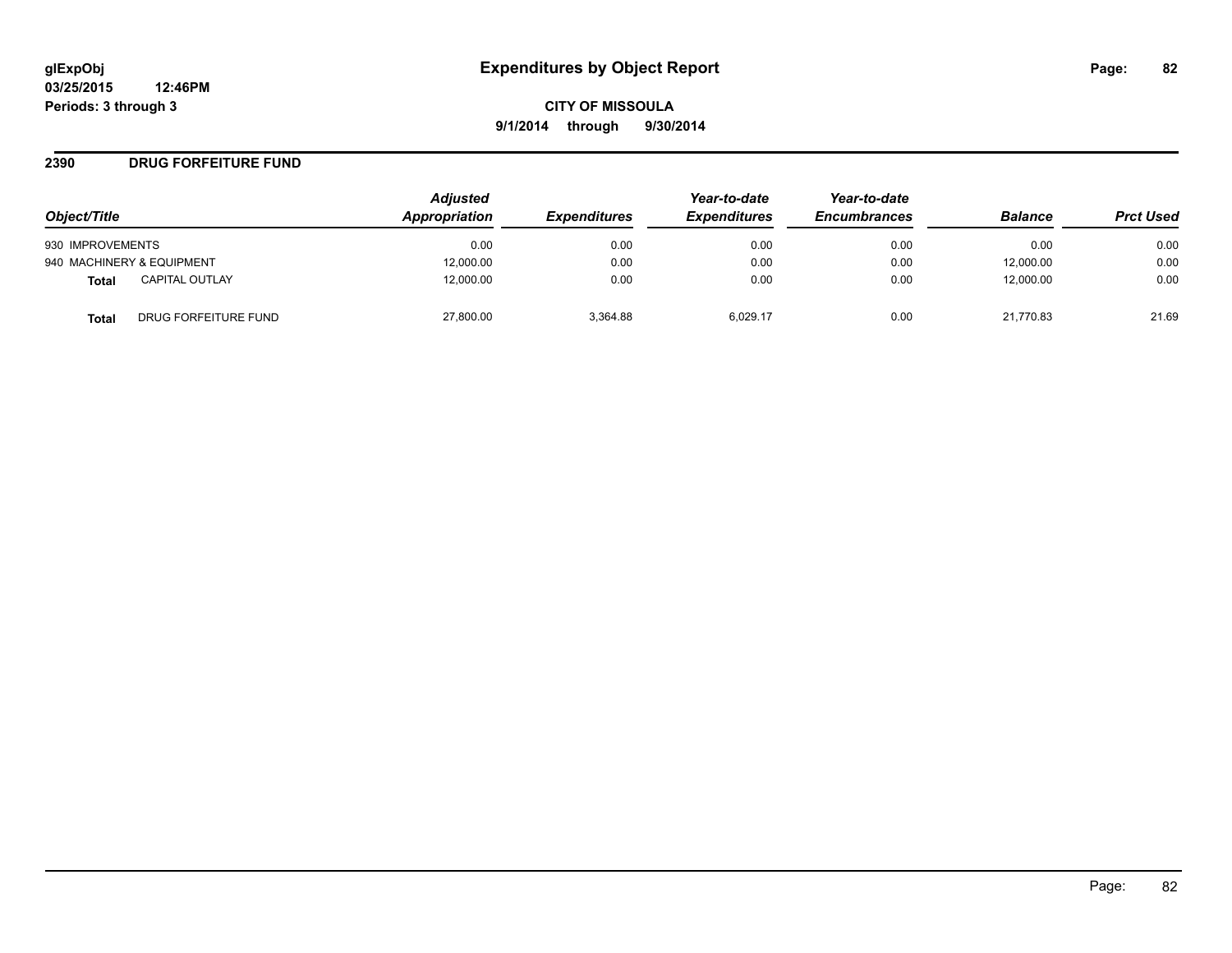# Expenditures by Object Report

**CITY OF MISSOULA**

**9/1/2014 through 9/30/2014**

## 2390 DRUG FORFEITURE FUND

| Object/Title | Adjusted Appropriation | Expenditures | Year-to-date Expenditures | Year-to-date Encumbrances | Balance | Prct Used |
|---|---|---|---|---|---|---|
| 930 IMPROVEMENTS | 0.00 | 0.00 | 0.00 | 0.00 | 0.00 | 0.00 |
| 940 MACHINERY & EQUIPMENT | 12,000.00 | 0.00 | 0.00 | 0.00 | 12,000.00 | 0.00 |
| **Total** CAPITAL OUTLAY | 12,000.00 | 0.00 | 0.00 | 0.00 | 12,000.00 | 0.00 |
| **Total** DRUG FORFEITURE FUND | 27,800.00 | 3,364.88 | 6,029.17 | 0.00 | 21,770.83 | 21.69 |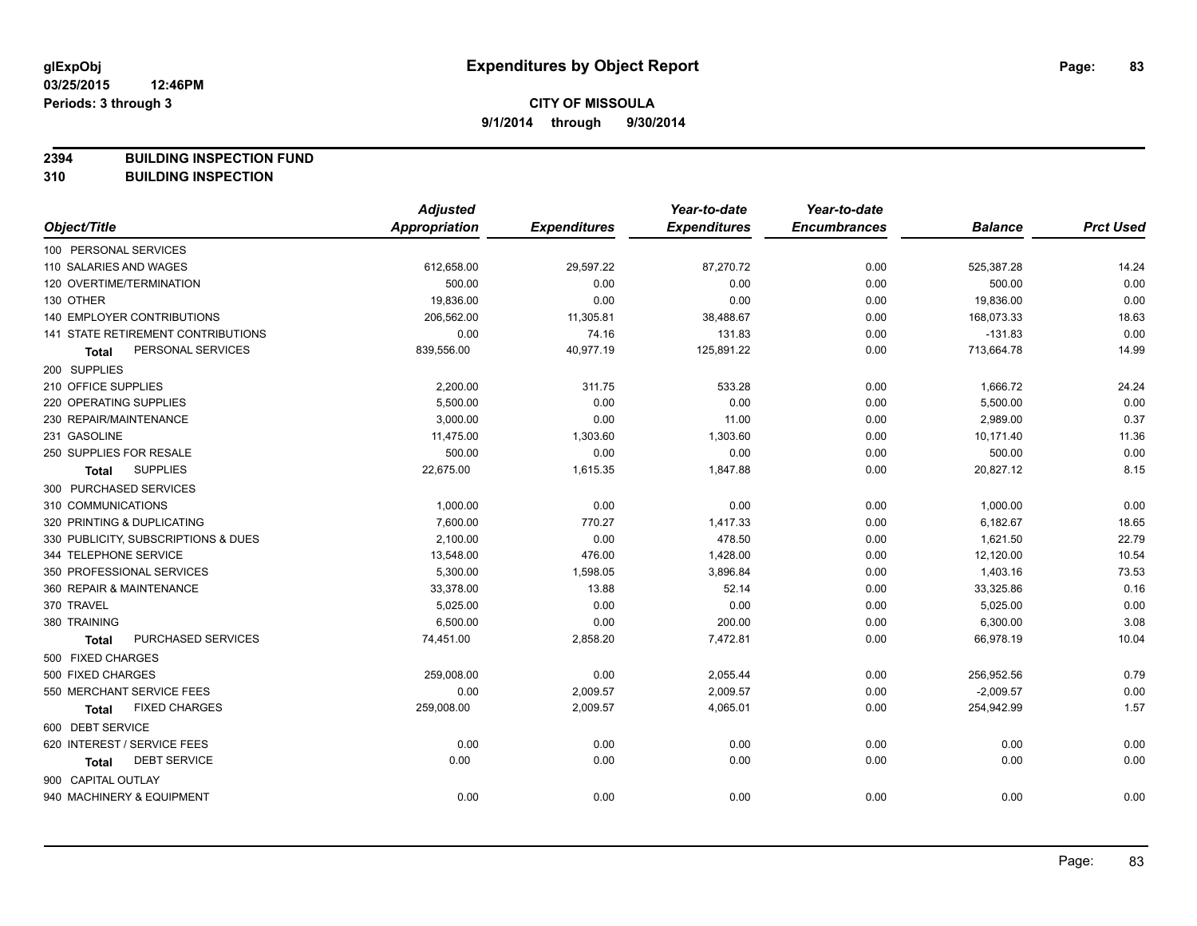glExpObj
03/25/2015 12:46PM
Periods: 3 through 3

# Expenditures by Object Report

**CITY OF MISSOULA**
**9/1/2014 through 9/30/2014**

**2394 BUILDING INSPECTION FUND**
**310 BUILDING INSPECTION**

| Object/Title | Adjusted Appropriation | Expenditures | Year-to-date Expenditures | Year-to-date Encumbrances | Balance | Prct Used |
|---|---|---|---|---|---|---|
| 100 PERSONAL SERVICES | | | | | | |
| 110 SALARIES AND WAGES | 612,658.00 | 29,597.22 | 87,270.72 | 0.00 | 525,387.28 | 14.24 |
| 120 OVERTIME/TERMINATION | 500.00 | 0.00 | 0.00 | 0.00 | 500.00 | 0.00 |
| 130 OTHER | 19,836.00 | 0.00 | 0.00 | 0.00 | 19,836.00 | 0.00 |
| 140 EMPLOYER CONTRIBUTIONS | 206,562.00 | 11,305.81 | 38,488.67 | 0.00 | 168,073.33 | 18.63 |
| 141 STATE RETIREMENT CONTRIBUTIONS | 0.00 | 74.16 | 131.83 | 0.00 | -131.83 | 0.00 |
| **Total** PERSONAL SERVICES | 839,556.00 | 40,977.19 | 125,891.22 | 0.00 | 713,664.78 | 14.99 |
| 200 SUPPLIES | | | | | | |
| 210 OFFICE SUPPLIES | 2,200.00 | 311.75 | 533.28 | 0.00 | 1,666.72 | 24.24 |
| 220 OPERATING SUPPLIES | 5,500.00 | 0.00 | 0.00 | 0.00 | 5,500.00 | 0.00 |
| 230 REPAIR/MAINTENANCE | 3,000.00 | 0.00 | 11.00 | 0.00 | 2,989.00 | 0.37 |
| 231 GASOLINE | 11,475.00 | 1,303.60 | 1,303.60 | 0.00 | 10,171.40 | 11.36 |
| 250 SUPPLIES FOR RESALE | 500.00 | 0.00 | 0.00 | 0.00 | 500.00 | 0.00 |
| **Total** SUPPLIES | 22,675.00 | 1,615.35 | 1,847.88 | 0.00 | 20,827.12 | 8.15 |
| 300 PURCHASED SERVICES | | | | | | |
| 310 COMMUNICATIONS | 1,000.00 | 0.00 | 0.00 | 0.00 | 1,000.00 | 0.00 |
| 320 PRINTING & DUPLICATING | 7,600.00 | 770.27 | 1,417.33 | 0.00 | 6,182.67 | 18.65 |
| 330 PUBLICITY, SUBSCRIPTIONS & DUES | 2,100.00 | 0.00 | 478.50 | 0.00 | 1,621.50 | 22.79 |
| 344 TELEPHONE SERVICE | 13,548.00 | 476.00 | 1,428.00 | 0.00 | 12,120.00 | 10.54 |
| 350 PROFESSIONAL SERVICES | 5,300.00 | 1,598.05 | 3,896.84 | 0.00 | 1,403.16 | 73.53 |
| 360 REPAIR & MAINTENANCE | 33,378.00 | 13.88 | 52.14 | 0.00 | 33,325.86 | 0.16 |
| 370 TRAVEL | 5,025.00 | 0.00 | 0.00 | 0.00 | 5,025.00 | 0.00 |
| 380 TRAINING | 6,500.00 | 0.00 | 200.00 | 0.00 | 6,300.00 | 3.08 |
| **Total** PURCHASED SERVICES | 74,451.00 | 2,858.20 | 7,472.81 | 0.00 | 66,978.19 | 10.04 |
| 500 FIXED CHARGES | | | | | | |
| 500 FIXED CHARGES | 259,008.00 | 0.00 | 2,055.44 | 0.00 | 256,952.56 | 0.79 |
| 550 MERCHANT SERVICE FEES | 0.00 | 2,009.57 | 2,009.57 | 0.00 | -2,009.57 | 0.00 |
| **Total** FIXED CHARGES | 259,008.00 | 2,009.57 | 4,065.01 | 0.00 | 254,942.99 | 1.57 |
| 600 DEBT SERVICE | | | | | | |
| 620 INTEREST / SERVICE FEES | 0.00 | 0.00 | 0.00 | 0.00 | 0.00 | 0.00 |
| **Total** DEBT SERVICE | 0.00 | 0.00 | 0.00 | 0.00 | 0.00 | 0.00 |
| 900 CAPITAL OUTLAY | | | | | | |
| 940 MACHINERY & EQUIPMENT | 0.00 | 0.00 | 0.00 | 0.00 | 0.00 | 0.00 |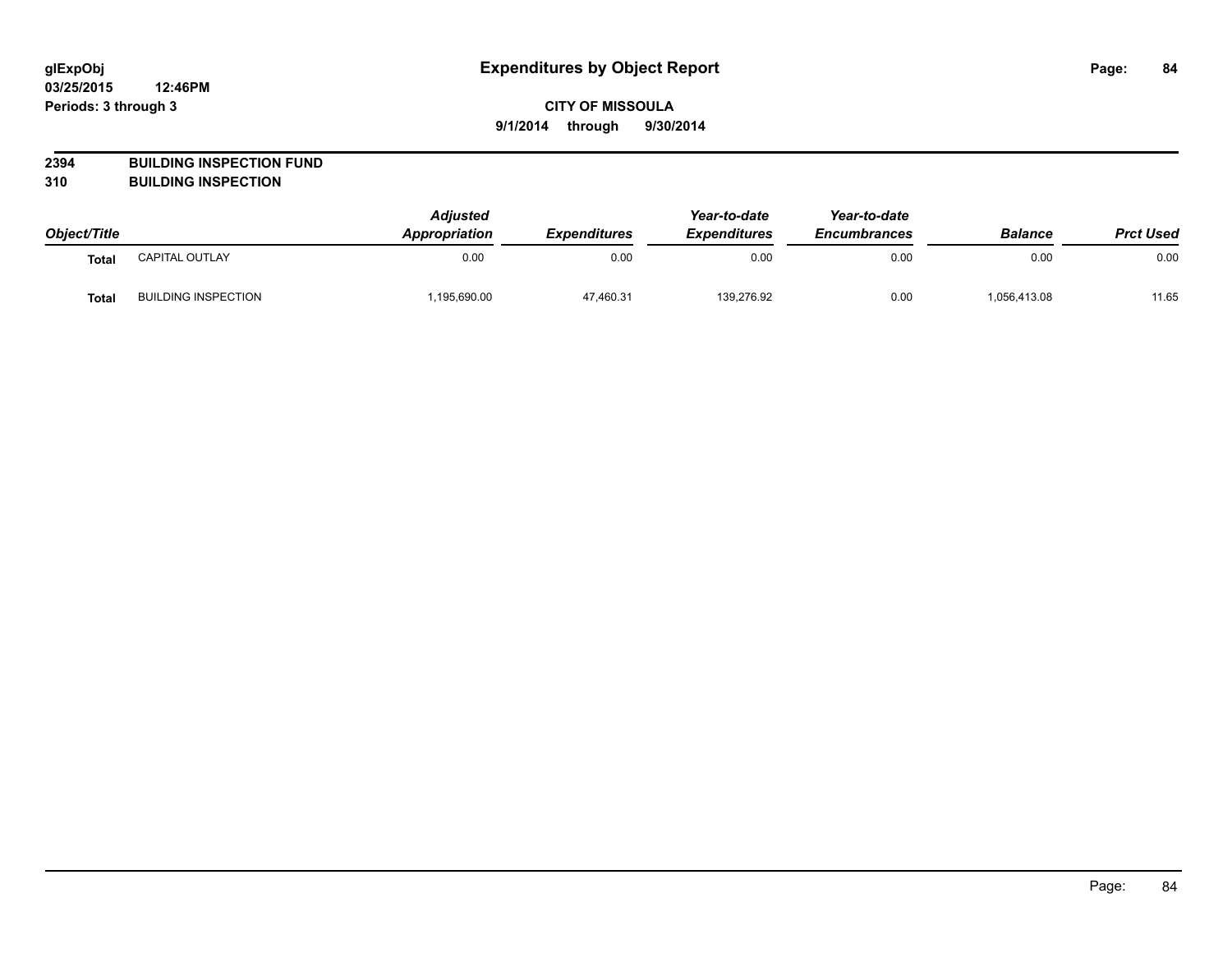# Expenditures by Object Report

**CITY OF MISSOULA**

**9/1/2014 through 9/30/2014**

glExpObj
03/25/2015 12:46PM
Periods: 3 through 3

**2394 BUILDING INSPECTION FUND**
**310 BUILDING INSPECTION**

| Object/Title | | Adjusted Appropriation | Expenditures | Year-to-date Expenditures | Year-to-date Encumbrances | Balance | Prct Used |
|---|---|---|---|---|---|---|---|
| Total | CAPITAL OUTLAY | 0.00 | 0.00 | 0.00 | 0.00 | 0.00 | 0.00 |
| Total | BUILDING INSPECTION | 1,195,690.00 | 47,460.31 | 139,276.92 | 0.00 | 1,056,413.08 | 11.65 |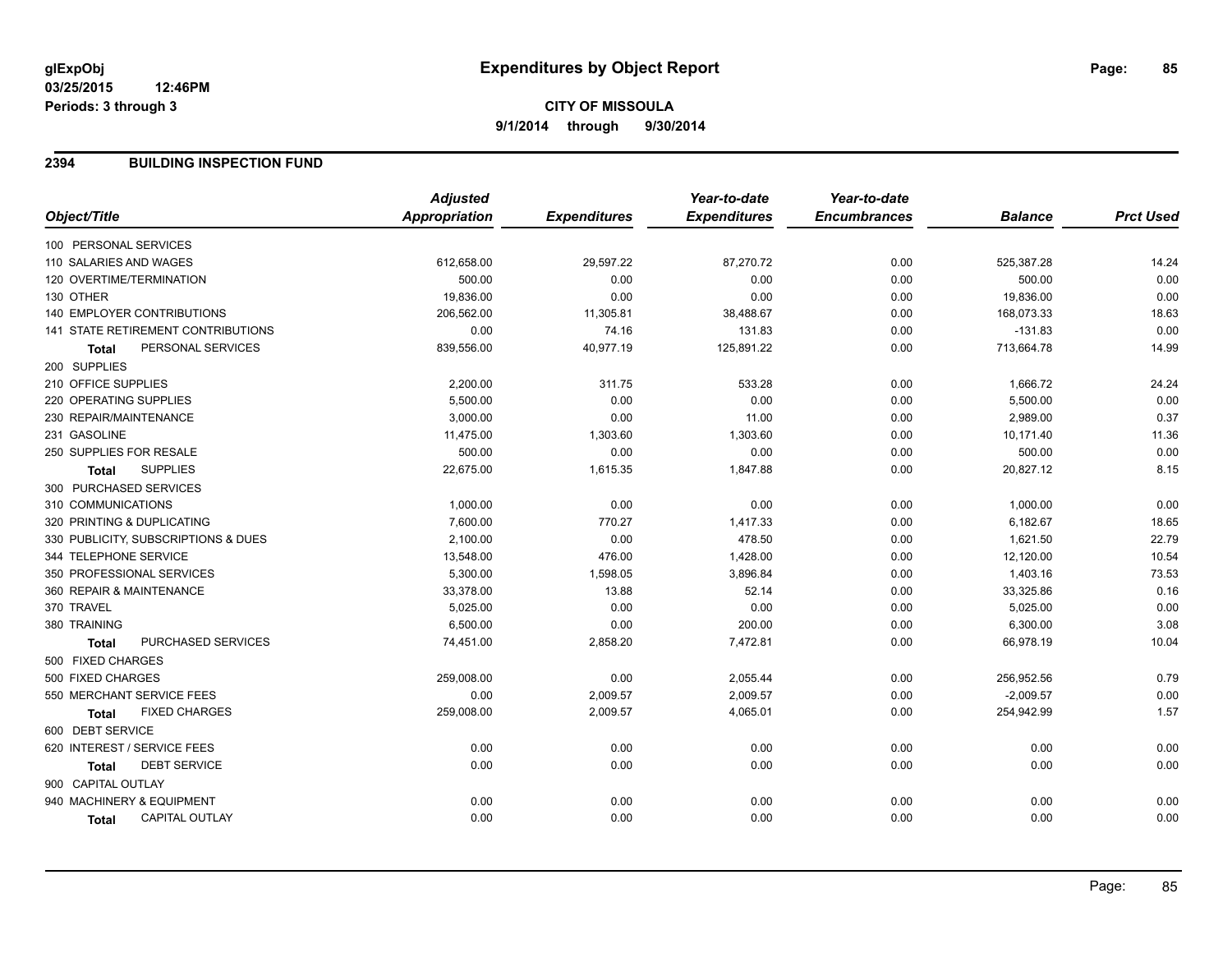**glExpObj** 03/25/2015 12:46PM
**Periods: 3 through 3**

# Expenditures by Object Report

**CITY OF MISSOULA**
**9/1/2014 through 9/30/2014**

## 2394 BUILDING INSPECTION FUND

| Object/Title | Adjusted Appropriation | Expenditures | Year-to-date Expenditures | Year-to-date Encumbrances | Balance | Prct Used |
|---|---|---|---|---|---|---|
| 100 PERSONAL SERVICES | | | | | | |
| 110 SALARIES AND WAGES | 612,658.00 | 29,597.22 | 87,270.72 | 0.00 | 525,387.28 | 14.24 |
| 120 OVERTIME/TERMINATION | 500.00 | 0.00 | 0.00 | 0.00 | 500.00 | 0.00 |
| 130 OTHER | 19,836.00 | 0.00 | 0.00 | 0.00 | 19,836.00 | 0.00 |
| 140 EMPLOYER CONTRIBUTIONS | 206,562.00 | 11,305.81 | 38,488.67 | 0.00 | 168,073.33 | 18.63 |
| 141 STATE RETIREMENT CONTRIBUTIONS | 0.00 | 74.16 | 131.83 | 0.00 | -131.83 | 0.00 |
| **Total** PERSONAL SERVICES | 839,556.00 | 40,977.19 | 125,891.22 | 0.00 | 713,664.78 | 14.99 |
| 200 SUPPLIES | | | | | | |
| 210 OFFICE SUPPLIES | 2,200.00 | 311.75 | 533.28 | 0.00 | 1,666.72 | 24.24 |
| 220 OPERATING SUPPLIES | 5,500.00 | 0.00 | 0.00 | 0.00 | 5,500.00 | 0.00 |
| 230 REPAIR/MAINTENANCE | 3,000.00 | 0.00 | 11.00 | 0.00 | 2,989.00 | 0.37 |
| 231 GASOLINE | 11,475.00 | 1,303.60 | 1,303.60 | 0.00 | 10,171.40 | 11.36 |
| 250 SUPPLIES FOR RESALE | 500.00 | 0.00 | 0.00 | 0.00 | 500.00 | 0.00 |
| **Total** SUPPLIES | 22,675.00 | 1,615.35 | 1,847.88 | 0.00 | 20,827.12 | 8.15 |
| 300 PURCHASED SERVICES | | | | | | |
| 310 COMMUNICATIONS | 1,000.00 | 0.00 | 0.00 | 0.00 | 1,000.00 | 0.00 |
| 320 PRINTING & DUPLICATING | 7,600.00 | 770.27 | 1,417.33 | 0.00 | 6,182.67 | 18.65 |
| 330 PUBLICITY, SUBSCRIPTIONS & DUES | 2,100.00 | 0.00 | 478.50 | 0.00 | 1,621.50 | 22.79 |
| 344 TELEPHONE SERVICE | 13,548.00 | 476.00 | 1,428.00 | 0.00 | 12,120.00 | 10.54 |
| 350 PROFESSIONAL SERVICES | 5,300.00 | 1,598.05 | 3,896.84 | 0.00 | 1,403.16 | 73.53 |
| 360 REPAIR & MAINTENANCE | 33,378.00 | 13.88 | 52.14 | 0.00 | 33,325.86 | 0.16 |
| 370 TRAVEL | 5,025.00 | 0.00 | 0.00 | 0.00 | 5,025.00 | 0.00 |
| 380 TRAINING | 6,500.00 | 0.00 | 200.00 | 0.00 | 6,300.00 | 3.08 |
| **Total** PURCHASED SERVICES | 74,451.00 | 2,858.20 | 7,472.81 | 0.00 | 66,978.19 | 10.04 |
| 500 FIXED CHARGES | | | | | | |
| 500 FIXED CHARGES | 259,008.00 | 0.00 | 2,055.44 | 0.00 | 256,952.56 | 0.79 |
| 550 MERCHANT SERVICE FEES | 0.00 | 2,009.57 | 2,009.57 | 0.00 | -2,009.57 | 0.00 |
| **Total** FIXED CHARGES | 259,008.00 | 2,009.57 | 4,065.01 | 0.00 | 254,942.99 | 1.57 |
| 600 DEBT SERVICE | | | | | | |
| 620 INTEREST / SERVICE FEES | 0.00 | 0.00 | 0.00 | 0.00 | 0.00 | 0.00 |
| **Total** DEBT SERVICE | 0.00 | 0.00 | 0.00 | 0.00 | 0.00 | 0.00 |
| 900 CAPITAL OUTLAY | | | | | | |
| 940 MACHINERY & EQUIPMENT | 0.00 | 0.00 | 0.00 | 0.00 | 0.00 | 0.00 |
| **Total** CAPITAL OUTLAY | 0.00 | 0.00 | 0.00 | 0.00 | 0.00 | 0.00 |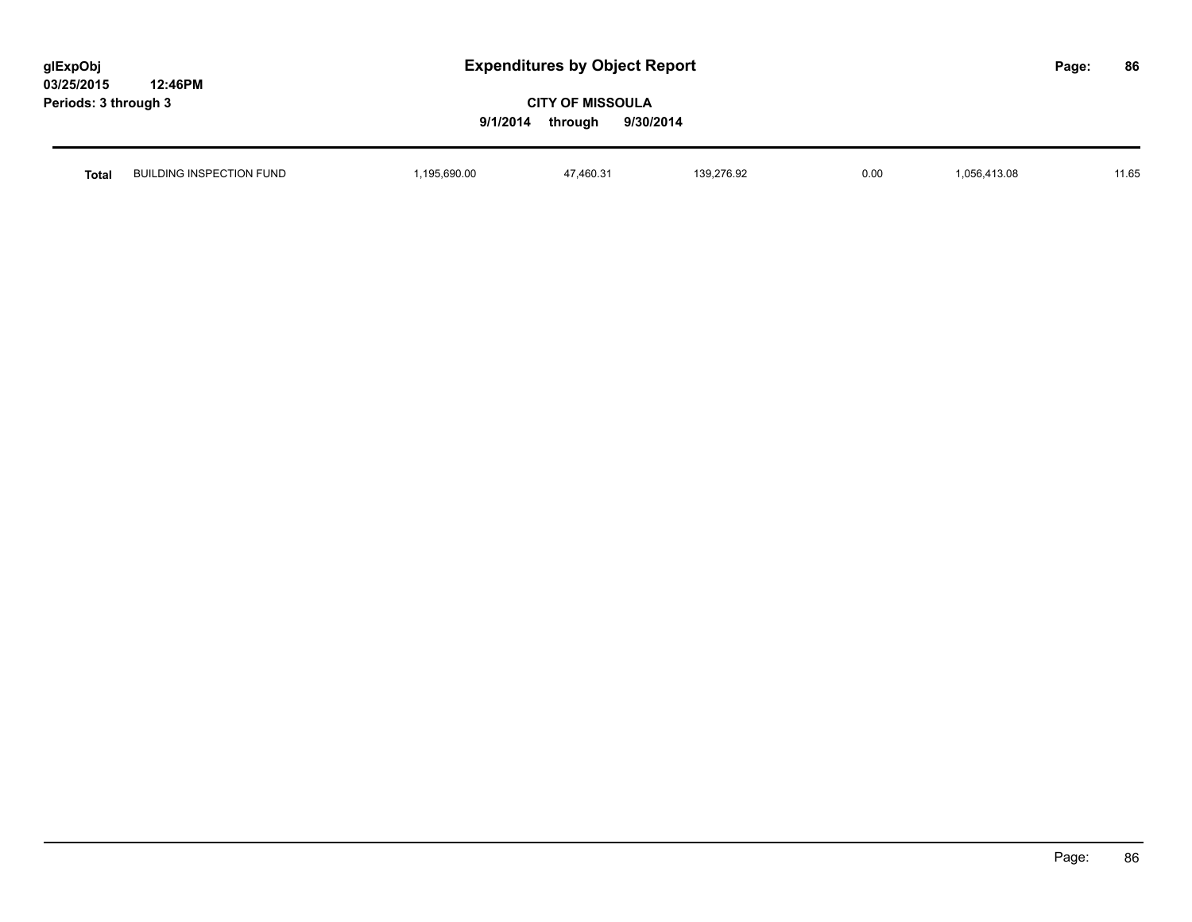| | | | | | | | |
|---|---|---|---|---|---|---|---|
| **Total** | BUILDING INSPECTION FUND | 1,195,690.00 | 47,460.31 | 139,276.92 | 0.00 | 1,056,413.08 | 11.65 |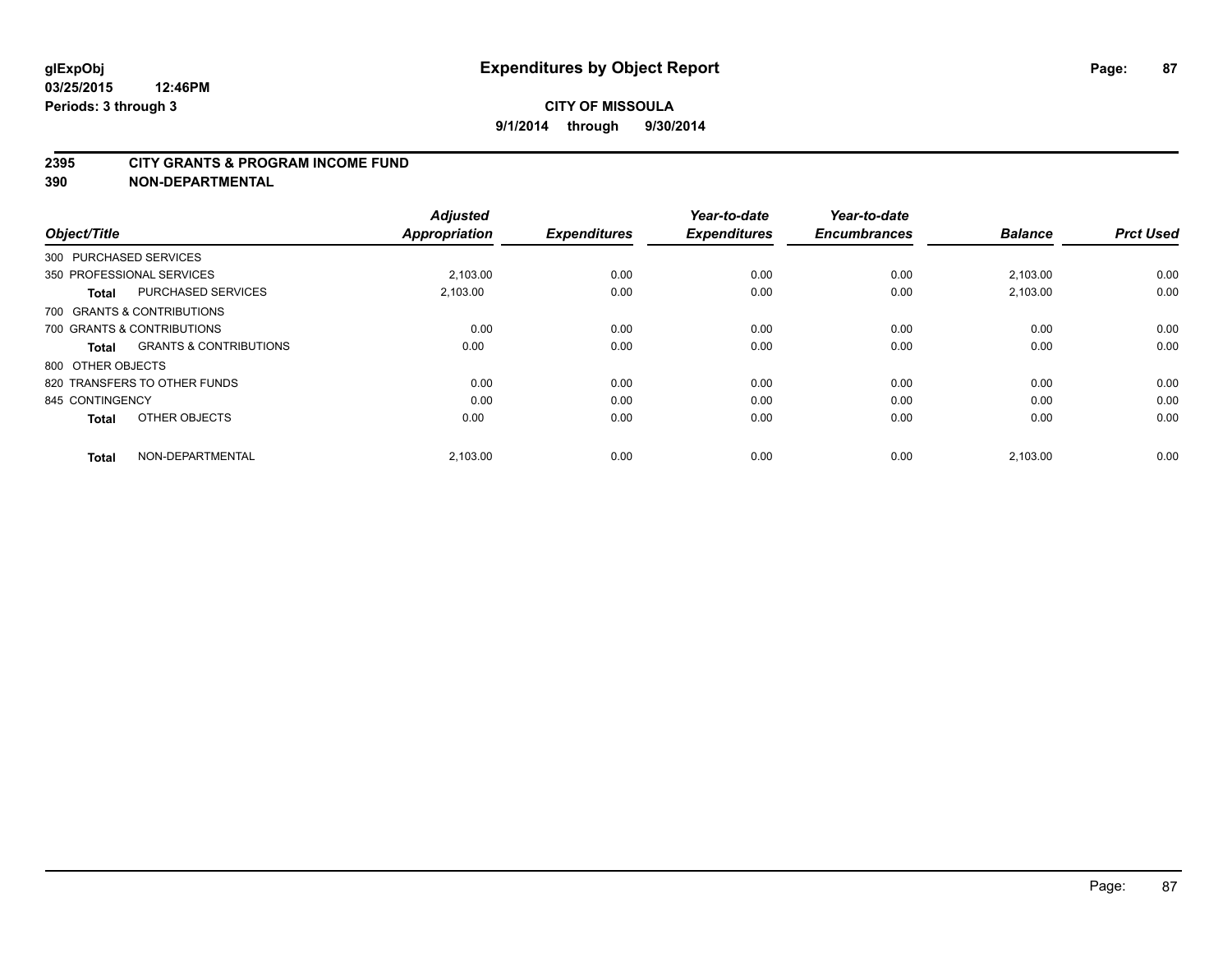# Expenditures by Object Report

glExpObj
03/25/2015 12:46PM
Periods: 3 through 3

**CITY OF MISSOULA**
**9/1/2014 through 9/30/2014**

## 2395 CITY GRANTS & PROGRAM INCOME FUND
## 390 NON-DEPARTMENTAL

| Object/Title | | Adjusted Appropriation | Expenditures | Year-to-date Expenditures | Year-to-date Encumbrances | Balance | Prct Used |
|---|---|---|---|---|---|---|---|
| 300 PURCHASED SERVICES | | | | | | | |
| 350 PROFESSIONAL SERVICES | | 2,103.00 | 0.00 | 0.00 | 0.00 | 2,103.00 | 0.00 |
| **Total** | PURCHASED SERVICES | 2,103.00 | 0.00 | 0.00 | 0.00 | 2,103.00 | 0.00 |
| 700 GRANTS & CONTRIBUTIONS | | | | | | | |
| 700 GRANTS & CONTRIBUTIONS | | 0.00 | 0.00 | 0.00 | 0.00 | 0.00 | 0.00 |
| **Total** | GRANTS & CONTRIBUTIONS | 0.00 | 0.00 | 0.00 | 0.00 | 0.00 | 0.00 |
| 800 OTHER OBJECTS | | | | | | | |
| 820 TRANSFERS TO OTHER FUNDS | | 0.00 | 0.00 | 0.00 | 0.00 | 0.00 | 0.00 |
| 845 CONTINGENCY | | 0.00 | 0.00 | 0.00 | 0.00 | 0.00 | 0.00 |
| **Total** | OTHER OBJECTS | 0.00 | 0.00 | 0.00 | 0.00 | 0.00 | 0.00 |
| **Total** | NON-DEPARTMENTAL | 2,103.00 | 0.00 | 0.00 | 0.00 | 2,103.00 | 0.00 |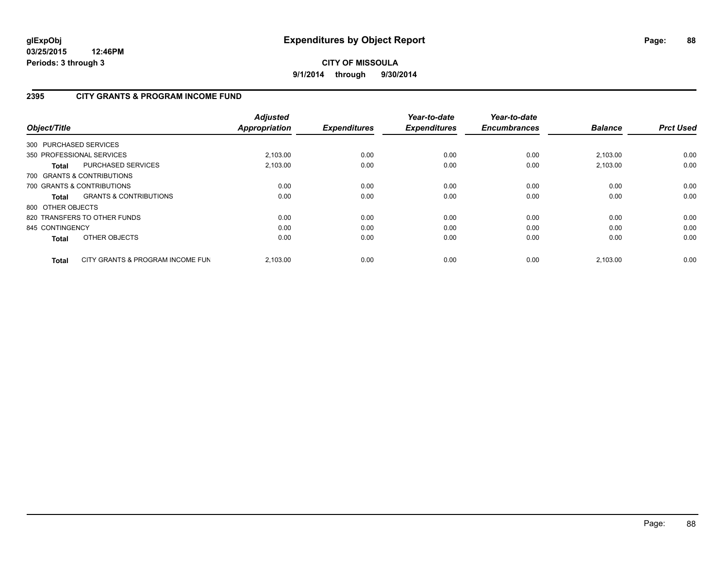**glExpObj**
**03/25/2015 12:46PM**
**Periods: 3 through 3**

# Expenditures by Object Report

**CITY OF MISSOULA**
**9/1/2014 through 9/30/2014**

## 2395 CITY GRANTS & PROGRAM INCOME FUND

| Object/Title | | *Adjusted Appropriation* | *Expenditures* | *Year-to-date Expenditures* | *Year-to-date Encumbrances* | *Balance* | *Prct Used* |
|---|---|---|---|---|---|---|---|
| 300 PURCHASED SERVICES | | | | | | | |
| 350 PROFESSIONAL SERVICES | | 2,103.00 | 0.00 | 0.00 | 0.00 | 2,103.00 | 0.00 |
| **Total** | PURCHASED SERVICES | 2,103.00 | 0.00 | 0.00 | 0.00 | 2,103.00 | 0.00 |
| 700 GRANTS & CONTRIBUTIONS | | | | | | | |
| 700 GRANTS & CONTRIBUTIONS | | 0.00 | 0.00 | 0.00 | 0.00 | 0.00 | 0.00 |
| **Total** | GRANTS & CONTRIBUTIONS | 0.00 | 0.00 | 0.00 | 0.00 | 0.00 | 0.00 |
| 800 OTHER OBJECTS | | | | | | | |
| 820 TRANSFERS TO OTHER FUNDS | | 0.00 | 0.00 | 0.00 | 0.00 | 0.00 | 0.00 |
| 845 CONTINGENCY | | 0.00 | 0.00 | 0.00 | 0.00 | 0.00 | 0.00 |
| **Total** | OTHER OBJECTS | 0.00 | 0.00 | 0.00 | 0.00 | 0.00 | 0.00 |
| **Total** | CITY GRANTS & PROGRAM INCOME FUN | 2,103.00 | 0.00 | 0.00 | 0.00 | 2,103.00 | 0.00 |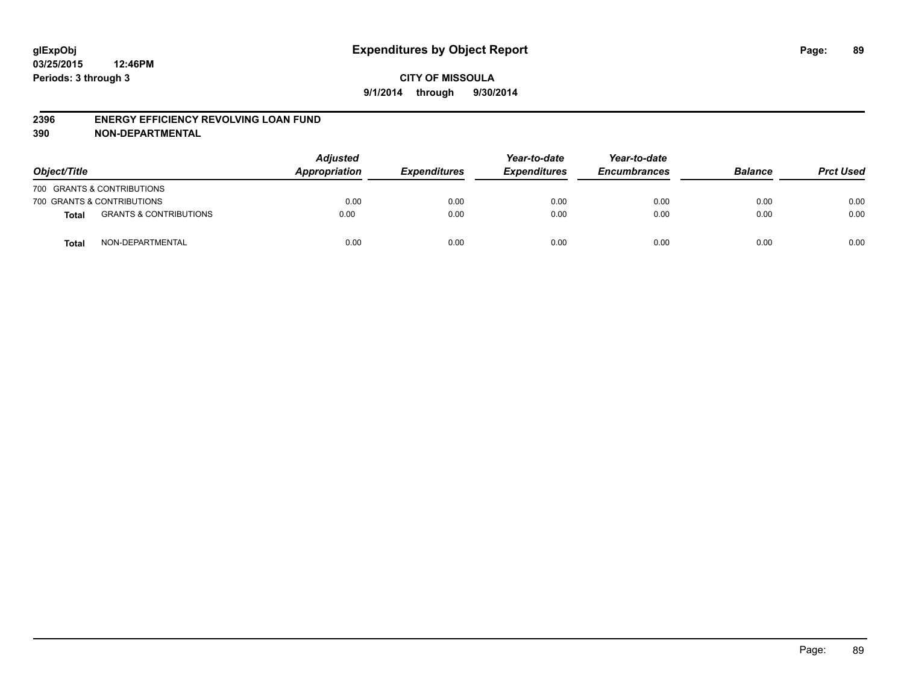# Expenditures by Object Report

glExpObj
03/25/2015 12:46PM
Periods: 3 through 3

**CITY OF MISSOULA**

**9/1/2014 through 9/30/2014**

## 2396 ENERGY EFFICIENCY REVOLVING LOAN FUND
## 390 NON-DEPARTMENTAL

| Object/Title | | Adjusted Appropriation | Expenditures | Year-to-date Expenditures | Year-to-date Encumbrances | Balance | Prct Used |
|---|---|---|---|---|---|---|---|
| 700 GRANTS & CONTRIBUTIONS | | | | | | | |
| 700 GRANTS & CONTRIBUTIONS | | 0.00 | 0.00 | 0.00 | 0.00 | 0.00 | 0.00 |
| **Total** | GRANTS & CONTRIBUTIONS | 0.00 | 0.00 | 0.00 | 0.00 | 0.00 | 0.00 |
| **Total** | NON-DEPARTMENTAL | 0.00 | 0.00 | 0.00 | 0.00 | 0.00 | 0.00 |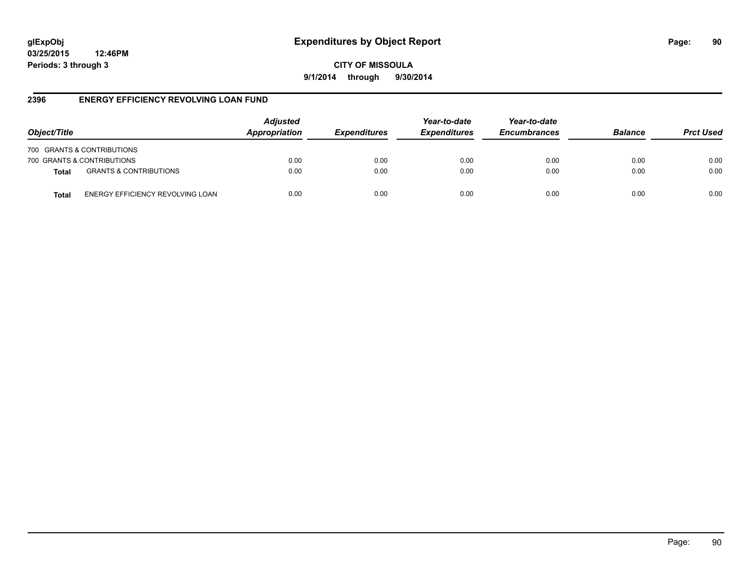# Expenditures by Object Report

glExpObj
03/25/2015 12:46PM
Periods: 3 through 3

**CITY OF MISSOULA**
**9/1/2014 through 9/30/2014**

## 2396 ENERGY EFFICIENCY REVOLVING LOAN FUND

| Object/Title | | Adjusted Appropriation | Expenditures | Year-to-date Expenditures | Year-to-date Encumbrances | Balance | Prct Used |
|---|---|---|---|---|---|---|---|
| 700 GRANTS & CONTRIBUTIONS | | | | | | | |
| 700 GRANTS & CONTRIBUTIONS | | 0.00 | 0.00 | 0.00 | 0.00 | 0.00 | 0.00 |
| **Total** | GRANTS & CONTRIBUTIONS | 0.00 | 0.00 | 0.00 | 0.00 | 0.00 | 0.00 |
| **Total** | ENERGY EFFICIENCY REVOLVING LOAN | 0.00 | 0.00 | 0.00 | 0.00 | 0.00 | 0.00 |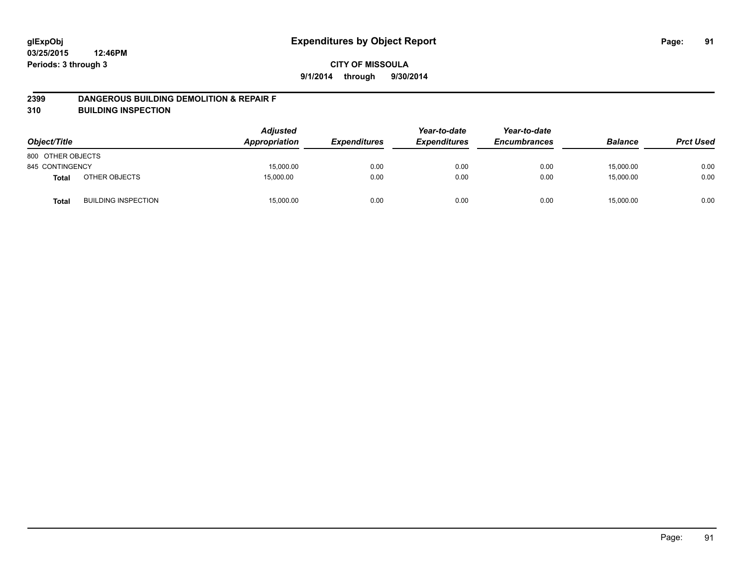**glExpObj** **Expenditures by Object Report**

**03/25/2015 12:46PM**

**Periods: 3 through 3**

**CITY OF MISSOULA**

**9/1/2014 through 9/30/2014**

## 2399 DANGEROUS BUILDING DEMOLITION & REPAIR F

## 310 BUILDING INSPECTION

| Object/Title | Adjusted Appropriation | Expenditures | Year-to-date Expenditures | Year-to-date Encumbrances | Balance | Prct Used |
|---|---|---|---|---|---|---|
| 800 OTHER OBJECTS | | | | | | |
| 845 CONTINGENCY | 15,000.00 | 0.00 | 0.00 | 0.00 | 15,000.00 | 0.00 |
| **Total** OTHER OBJECTS | 15,000.00 | 0.00 | 0.00 | 0.00 | 15,000.00 | 0.00 |
| **Total** BUILDING INSPECTION | 15,000.00 | 0.00 | 0.00 | 0.00 | 15,000.00 | 0.00 |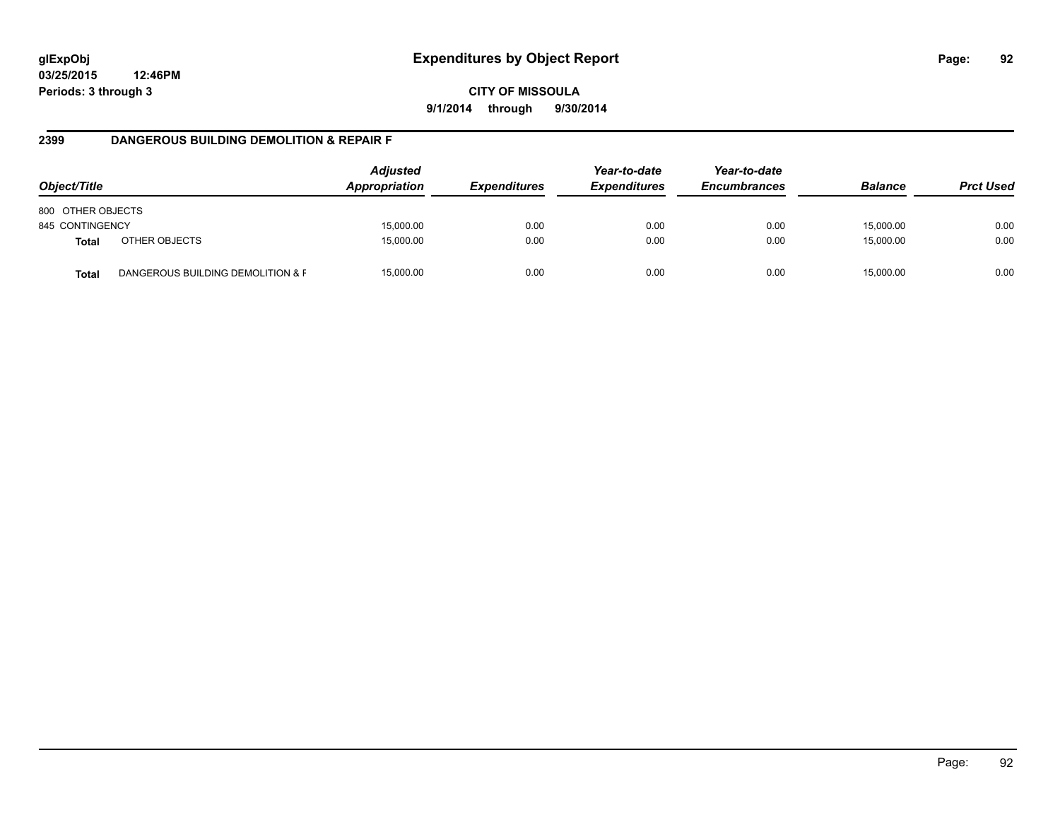**Expenditures by Object Report**

**CITY OF MISSOULA**

**9/1/2014 through 9/30/2014**

glExpObj
03/25/2015 12:46PM
Periods: 3 through 3

## 2399 DANGEROUS BUILDING DEMOLITION & REPAIR F

| Object/Title | | Adjusted Appropriation | Expenditures | Year-to-date Expenditures | Year-to-date Encumbrances | Balance | Prct Used |
|---|---|---|---|---|---|---|---|
| 800 OTHER OBJECTS | | | | | | | |
| 845 CONTINGENCY | | 15,000.00 | 0.00 | 0.00 | 0.00 | 15,000.00 | 0.00 |
| **Total** | OTHER OBJECTS | 15,000.00 | 0.00 | 0.00 | 0.00 | 15,000.00 | 0.00 |
| **Total** | DANGEROUS BUILDING DEMOLITION & F | 15,000.00 | 0.00 | 0.00 | 0.00 | 15,000.00 | 0.00 |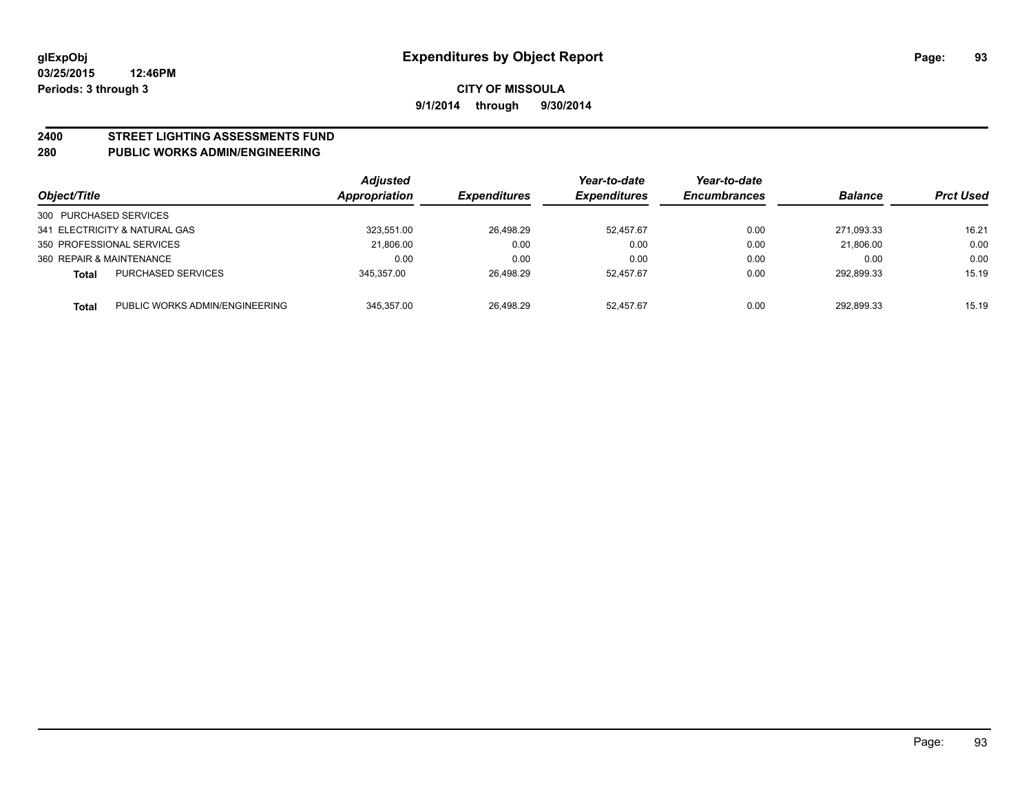**glExpObj**
**03/25/2015 12:46PM**
**Periods: 3 through 3**

# Expenditures by Object Report

**CITY OF MISSOULA**
**9/1/2014 through 9/30/2014**

## 2400 STREET LIGHTING ASSESSMENTS FUND
## 280 PUBLIC WORKS ADMIN/ENGINEERING

| Object/Title | | Adjusted Appropriation | Expenditures | Year-to-date Expenditures | Year-to-date Encumbrances | Balance | Prct Used |
|---|---|---|---|---|---|---|---|
| 300 PURCHASED SERVICES | | | | | | | |
| 341 ELECTRICITY & NATURAL GAS | | 323,551.00 | 26,498.29 | 52,457.67 | 0.00 | 271,093.33 | 16.21 |
| 350 PROFESSIONAL SERVICES | | 21,806.00 | 0.00 | 0.00 | 0.00 | 21,806.00 | 0.00 |
| 360 REPAIR & MAINTENANCE | | 0.00 | 0.00 | 0.00 | 0.00 | 0.00 | 0.00 |
| **Total** | PURCHASED SERVICES | 345,357.00 | 26,498.29 | 52,457.67 | 0.00 | 292,899.33 | 15.19 |
| **Total** | PUBLIC WORKS ADMIN/ENGINEERING | 345,357.00 | 26,498.29 | 52,457.67 | 0.00 | 292,899.33 | 15.19 |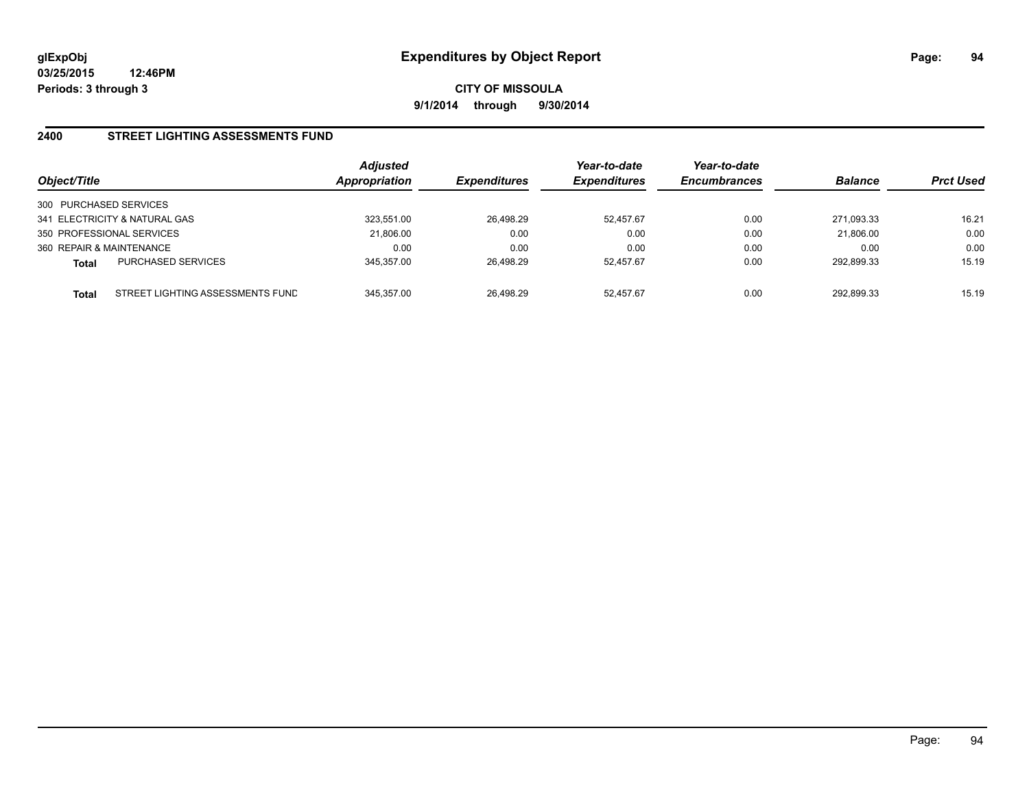# Expenditures by Object Report

**glExpObj**
**03/25/2015 12:46PM**
**Periods: 3 through 3**

**CITY OF MISSOULA**
**9/1/2014 through 9/30/2014**

## 2400 STREET LIGHTING ASSESSMENTS FUND

| Object/Title | | Adjusted Appropriation | Expenditures | Year-to-date Expenditures | Year-to-date Encumbrances | Balance | Prct Used |
|---|---|---|---|---|---|---|---|
| 300 PURCHASED SERVICES | | | | | | | |
| 341 ELECTRICITY & NATURAL GAS | | 323,551.00 | 26,498.29 | 52,457.67 | 0.00 | 271,093.33 | 16.21 |
| 350 PROFESSIONAL SERVICES | | 21,806.00 | 0.00 | 0.00 | 0.00 | 21,806.00 | 0.00 |
| 360 REPAIR & MAINTENANCE | | 0.00 | 0.00 | 0.00 | 0.00 | 0.00 | 0.00 |
| **Total** | PURCHASED SERVICES | 345,357.00 | 26,498.29 | 52,457.67 | 0.00 | 292,899.33 | 15.19 |
| **Total** | STREET LIGHTING ASSESSMENTS FUND | 345,357.00 | 26,498.29 | 52,457.67 | 0.00 | 292,899.33 | 15.19 |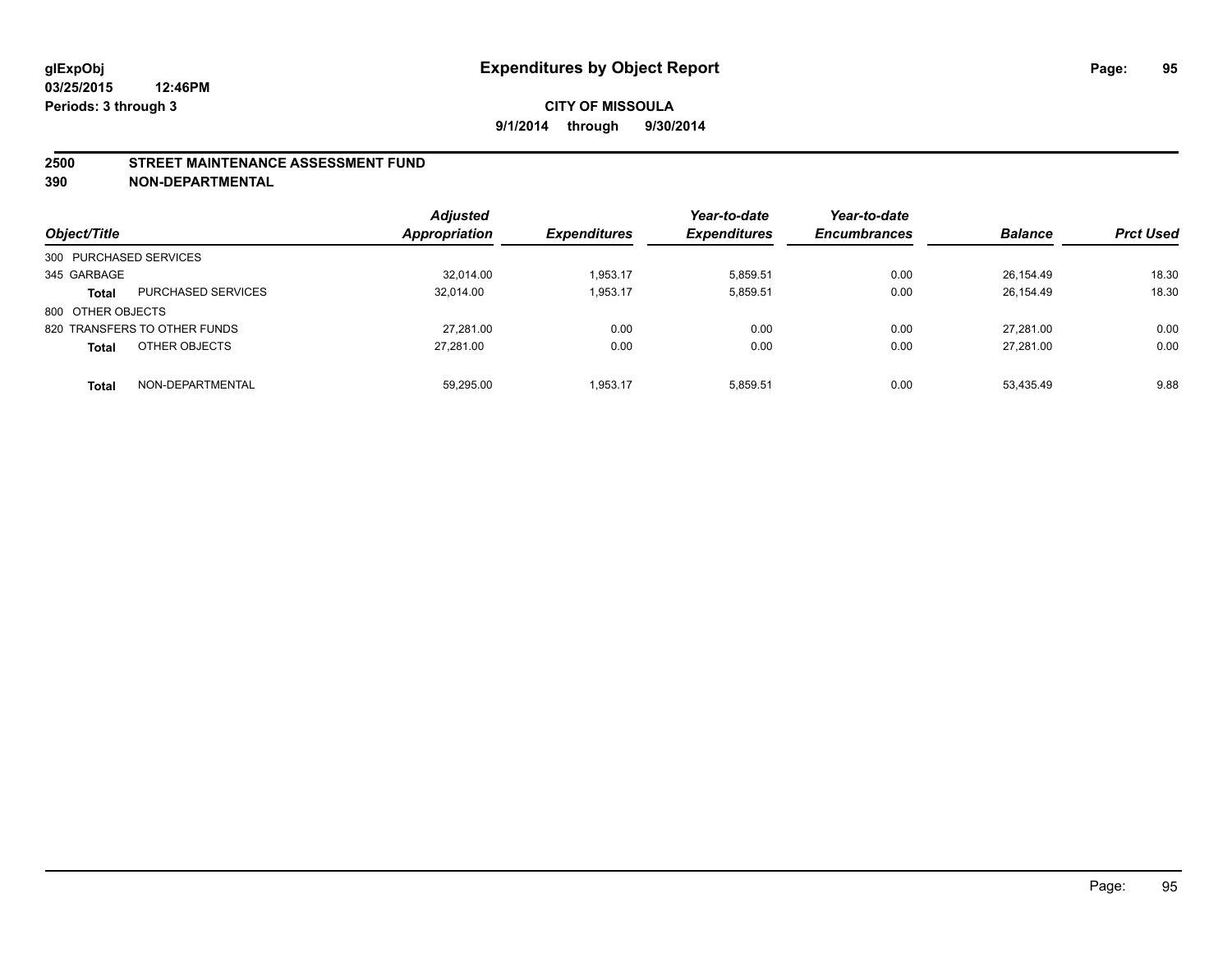**glExpObj**
**03/25/2015 12:46PM**
**Periods: 3 through 3**

# Expenditures by Object Report

**CITY OF MISSOULA**
**9/1/2014 through 9/30/2014**

## 2500 STREET MAINTENANCE ASSESSMENT FUND
## 390 NON-DEPARTMENTAL

| Object/Title | | Adjusted Appropriation | Expenditures | Year-to-date Expenditures | Year-to-date Encumbrances | Balance | Prct Used |
|---|---|---|---|---|---|---|---|
| 300 PURCHASED SERVICES | | | | | | | |
| 345 GARBAGE | | 32,014.00 | 1,953.17 | 5,859.51 | 0.00 | 26,154.49 | 18.30 |
| **Total** | PURCHASED SERVICES | 32,014.00 | 1,953.17 | 5,859.51 | 0.00 | 26,154.49 | 18.30 |
| 800 OTHER OBJECTS | | | | | | | |
| 820 TRANSFERS TO OTHER FUNDS | | 27,281.00 | 0.00 | 0.00 | 0.00 | 27,281.00 | 0.00 |
| **Total** | OTHER OBJECTS | 27,281.00 | 0.00 | 0.00 | 0.00 | 27,281.00 | 0.00 |
| **Total** | NON-DEPARTMENTAL | 59,295.00 | 1,953.17 | 5,859.51 | 0.00 | 53,435.49 | 9.88 |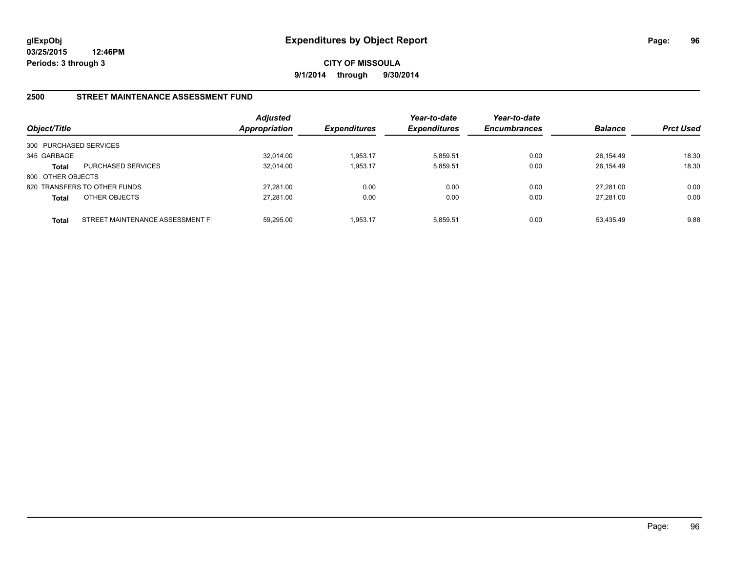**glExpObj**
**03/25/2015 12:46PM**
**Periods: 3 through 3**

# Expenditures by Object Report

**CITY OF MISSOULA**
**9/1/2014 through 9/30/2014**

## 2500 STREET MAINTENANCE ASSESSMENT FUND

| Object/Title | | Adjusted Appropriation | Expenditures | Year-to-date Expenditures | Year-to-date Encumbrances | Balance | Prct Used |
|---|---|---|---|---|---|---|---|
| 300 PURCHASED SERVICES | | | | | | | |
| 345 GARBAGE | | 32,014.00 | 1,953.17 | 5,859.51 | 0.00 | 26,154.49 | 18.30 |
| **Total** | PURCHASED SERVICES | 32,014.00 | 1,953.17 | 5,859.51 | 0.00 | 26,154.49 | 18.30 |
| 800 OTHER OBJECTS | | | | | | | |
| 820 TRANSFERS TO OTHER FUNDS | | 27,281.00 | 0.00 | 0.00 | 0.00 | 27,281.00 | 0.00 |
| **Total** | OTHER OBJECTS | 27,281.00 | 0.00 | 0.00 | 0.00 | 27,281.00 | 0.00 |
| **Total** | STREET MAINTENANCE ASSESSMENT FI | 59,295.00 | 1,953.17 | 5,859.51 | 0.00 | 53,435.49 | 9.88 |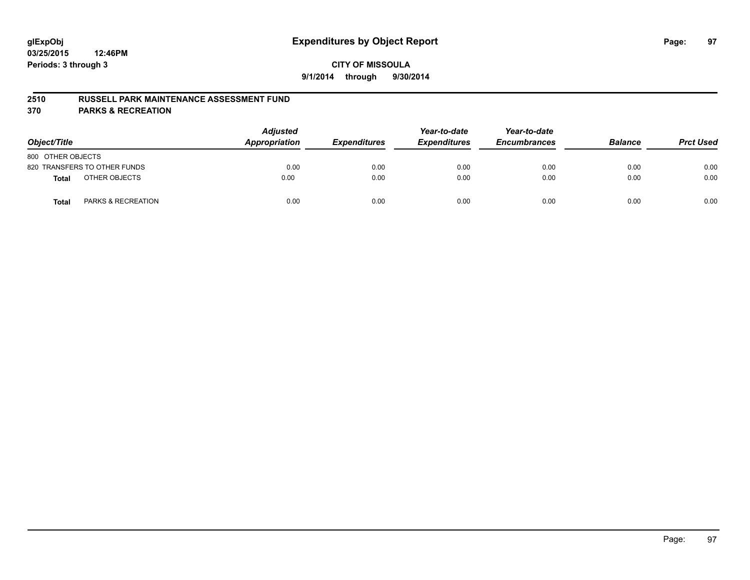**glExpObj** **Expenditures by Object Report**

**03/25/2015 12:46PM**

**Periods: 3 through 3**

**CITY OF MISSOULA**

**9/1/2014 through 9/30/2014**

## 2510 RUSSELL PARK MAINTENANCE ASSESSMENT FUND

## 370 PARKS & RECREATION

| Object/Title | Adjusted Appropriation | Expenditures | Year-to-date Expenditures | Year-to-date Encumbrances | Balance | Prct Used |
|---|---|---|---|---|---|---|
| 800 OTHER OBJECTS | | | | | | |
| 820 TRANSFERS TO OTHER FUNDS | 0.00 | 0.00 | 0.00 | 0.00 | 0.00 | 0.00 |
| **Total** OTHER OBJECTS | 0.00 | 0.00 | 0.00 | 0.00 | 0.00 | 0.00 |
| **Total** PARKS & RECREATION | 0.00 | 0.00 | 0.00 | 0.00 | 0.00 | 0.00 |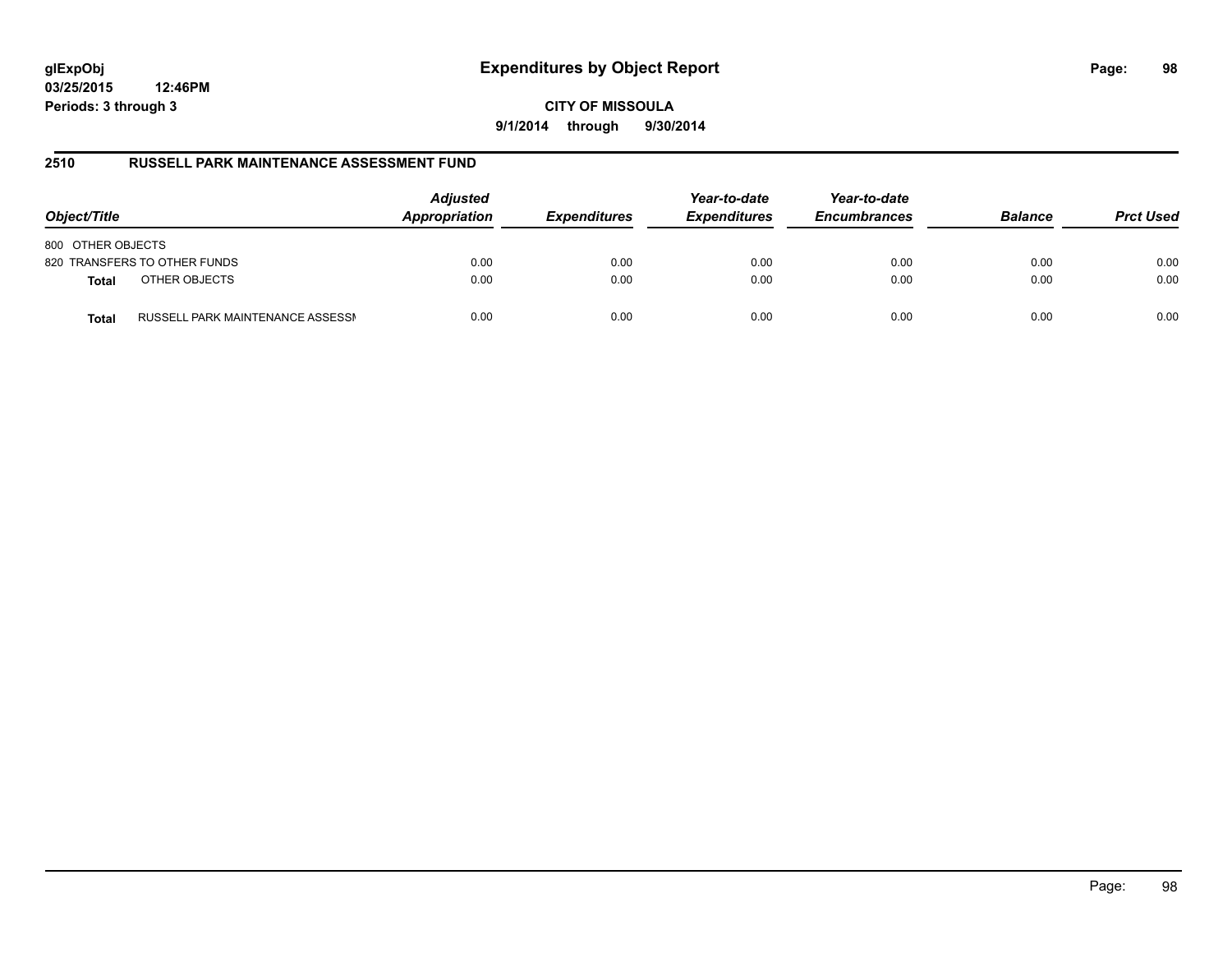glExpObj
03/25/2015 12:46PM
Periods: 3 through 3

# Expenditures by Object Report

CITY OF MISSOULA

9/1/2014 through 9/30/2014

## 2510 RUSSELL PARK MAINTENANCE ASSESSMENT FUND

| Object/Title | | Adjusted Appropriation | Expenditures | Year-to-date Expenditures | Year-to-date Encumbrances | Balance | Prct Used |
|---|---|---|---|---|---|---|---|
| 800 OTHER OBJECTS | | | | | | | |
| 820 TRANSFERS TO OTHER FUNDS | | 0.00 | 0.00 | 0.00 | 0.00 | 0.00 | 0.00 |
| **Total** | OTHER OBJECTS | 0.00 | 0.00 | 0.00 | 0.00 | 0.00 | 0.00 |
| **Total** | RUSSELL PARK MAINTENANCE ASSESSI | 0.00 | 0.00 | 0.00 | 0.00 | 0.00 | 0.00 |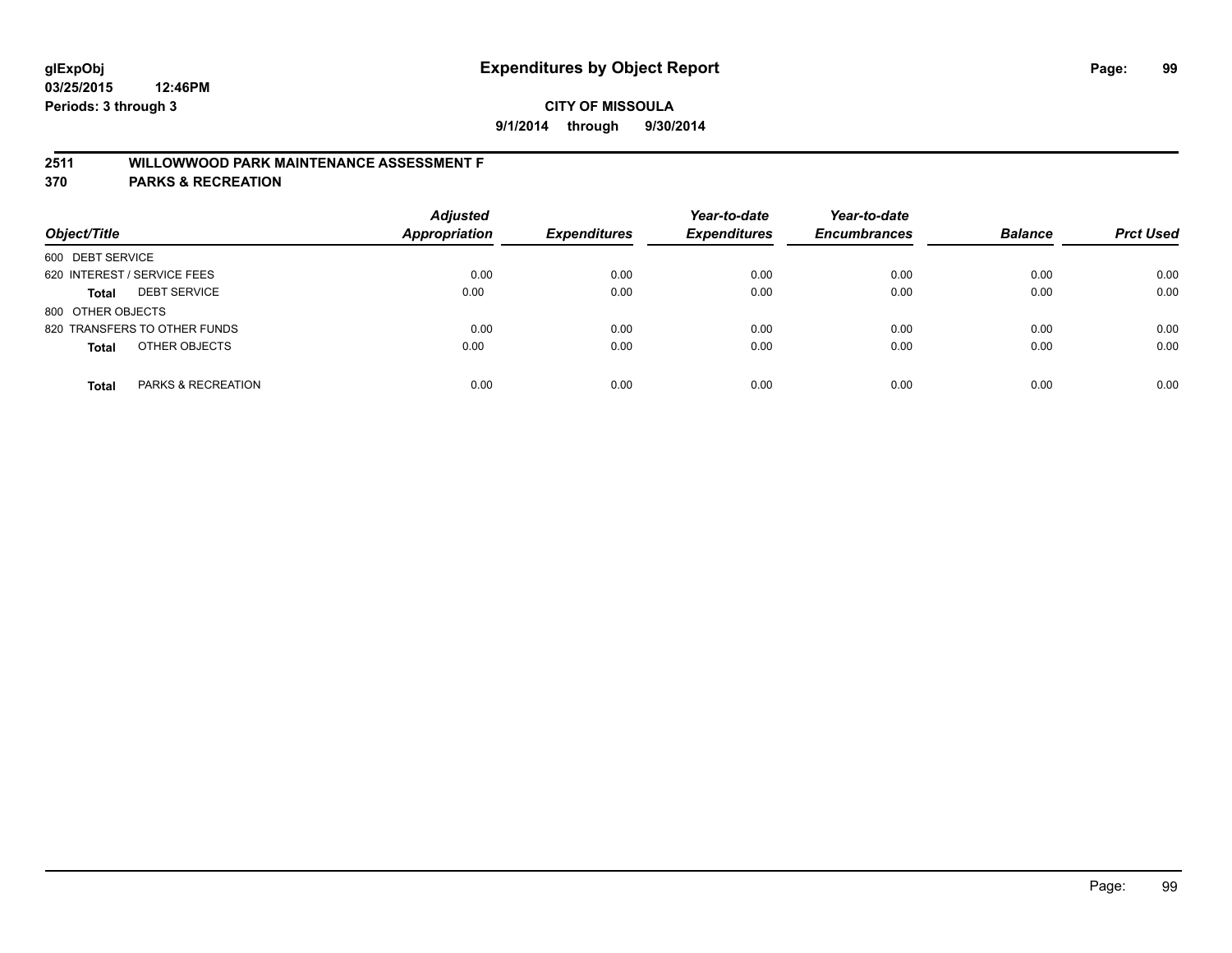# Expenditures by Object Report

glExpObj
03/25/2015 12:46PM
Periods: 3 through 3

**CITY OF MISSOULA**

**9/1/2014 through 9/30/2014**

## 2511 WILLOWWOOD PARK MAINTENANCE ASSESSMENT F
## 370 PARKS & RECREATION

| Object/Title | Adjusted Appropriation | Expenditures | Year-to-date Expenditures | Year-to-date Encumbrances | Balance | Prct Used |
|---|---|---|---|---|---|---|
| 600 DEBT SERVICE | | | | | | |
| 620 INTEREST / SERVICE FEES | 0.00 | 0.00 | 0.00 | 0.00 | 0.00 | 0.00 |
| **Total** DEBT SERVICE | 0.00 | 0.00 | 0.00 | 0.00 | 0.00 | 0.00 |
| 800 OTHER OBJECTS | | | | | | |
| 820 TRANSFERS TO OTHER FUNDS | 0.00 | 0.00 | 0.00 | 0.00 | 0.00 | 0.00 |
| **Total** OTHER OBJECTS | 0.00 | 0.00 | 0.00 | 0.00 | 0.00 | 0.00 |
| **Total** PARKS & RECREATION | 0.00 | 0.00 | 0.00 | 0.00 | 0.00 | 0.00 |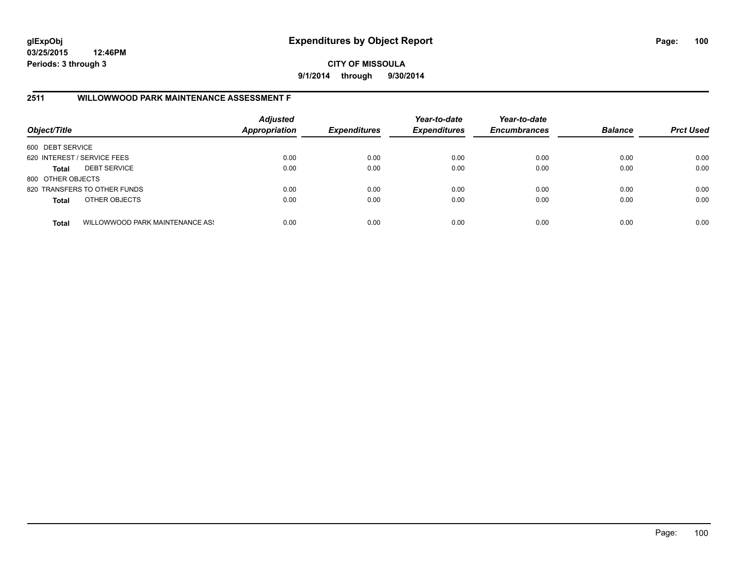**glExpObj**
**03/25/2015 12:46PM**
**Periods: 3 through 3**

# Expenditures by Object Report

**CITY OF MISSOULA**
**9/1/2014 through 9/30/2014**

## 2511 WILLOWWOOD PARK MAINTENANCE ASSESSMENT F

| Object/Title | | Adjusted Appropriation | Expenditures | Year-to-date Expenditures | Year-to-date Encumbrances | Balance | Prct Used |
|---|---|---|---|---|---|---|---|
| 600 DEBT SERVICE | | | | | | | |
| 620 INTEREST / SERVICE FEES | | 0.00 | 0.00 | 0.00 | 0.00 | 0.00 | 0.00 |
| **Total** | DEBT SERVICE | 0.00 | 0.00 | 0.00 | 0.00 | 0.00 | 0.00 |
| 800 OTHER OBJECTS | | | | | | | |
| 820 TRANSFERS TO OTHER FUNDS | | 0.00 | 0.00 | 0.00 | 0.00 | 0.00 | 0.00 |
| **Total** | OTHER OBJECTS | 0.00 | 0.00 | 0.00 | 0.00 | 0.00 | 0.00 |
| **Total** | WILLOWWOOD PARK MAINTENANCE ASS | 0.00 | 0.00 | 0.00 | 0.00 | 0.00 | 0.00 |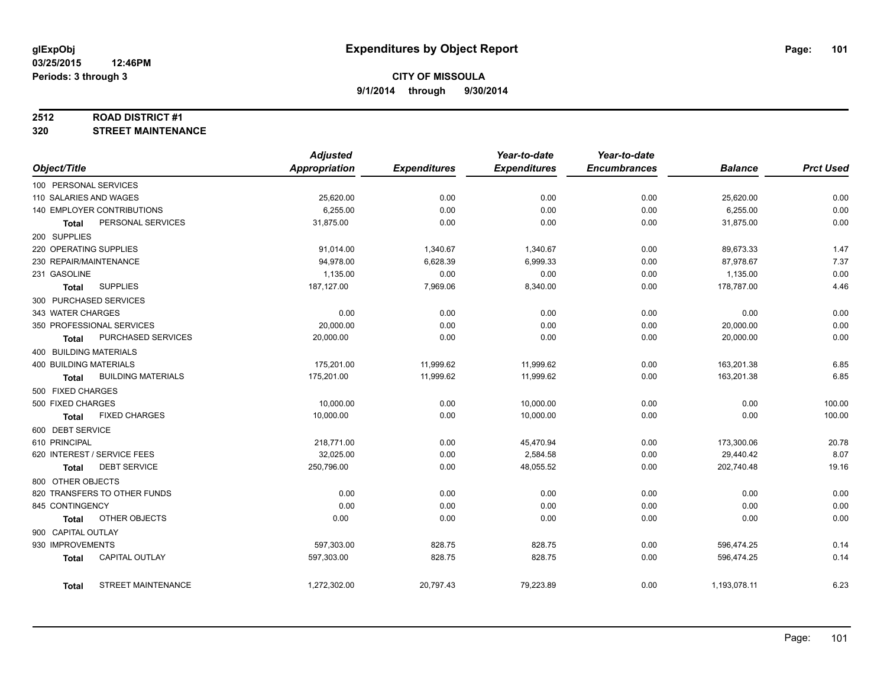glExpObj
03/25/2015 12:46PM
Periods: 3 through 3

# Expenditures by Object Report

**CITY OF MISSOULA**
**9/1/2014 through 9/30/2014**

## 2512 ROAD DISTRICT #1
## 320 STREET MAINTENANCE

| Object/Title | Adjusted Appropriation | Expenditures | Year-to-date Expenditures | Year-to-date Encumbrances | Balance | Prct Used |
|---|---|---|---|---|---|---|
| 100 PERSONAL SERVICES | | | | | | |
| 110 SALARIES AND WAGES | 25,620.00 | 0.00 | 0.00 | 0.00 | 25,620.00 | 0.00 |
| 140 EMPLOYER CONTRIBUTIONS | 6,255.00 | 0.00 | 0.00 | 0.00 | 6,255.00 | 0.00 |
| **Total** PERSONAL SERVICES | 31,875.00 | 0.00 | 0.00 | 0.00 | 31,875.00 | 0.00 |
| 200 SUPPLIES | | | | | | |
| 220 OPERATING SUPPLIES | 91,014.00 | 1,340.67 | 1,340.67 | 0.00 | 89,673.33 | 1.47 |
| 230 REPAIR/MAINTENANCE | 94,978.00 | 6,628.39 | 6,999.33 | 0.00 | 87,978.67 | 7.37 |
| 231 GASOLINE | 1,135.00 | 0.00 | 0.00 | 0.00 | 1,135.00 | 0.00 |
| **Total** SUPPLIES | 187,127.00 | 7,969.06 | 8,340.00 | 0.00 | 178,787.00 | 4.46 |
| 300 PURCHASED SERVICES | | | | | | |
| 343 WATER CHARGES | 0.00 | 0.00 | 0.00 | 0.00 | 0.00 | 0.00 |
| 350 PROFESSIONAL SERVICES | 20,000.00 | 0.00 | 0.00 | 0.00 | 20,000.00 | 0.00 |
| **Total** PURCHASED SERVICES | 20,000.00 | 0.00 | 0.00 | 0.00 | 20,000.00 | 0.00 |
| 400 BUILDING MATERIALS | | | | | | |
| 400 BUILDING MATERIALS | 175,201.00 | 11,999.62 | 11,999.62 | 0.00 | 163,201.38 | 6.85 |
| **Total** BUILDING MATERIALS | 175,201.00 | 11,999.62 | 11,999.62 | 0.00 | 163,201.38 | 6.85 |
| 500 FIXED CHARGES | | | | | | |
| 500 FIXED CHARGES | 10,000.00 | 0.00 | 10,000.00 | 0.00 | 0.00 | 100.00 |
| **Total** FIXED CHARGES | 10,000.00 | 0.00 | 10,000.00 | 0.00 | 0.00 | 100.00 |
| 600 DEBT SERVICE | | | | | | |
| 610 PRINCIPAL | 218,771.00 | 0.00 | 45,470.94 | 0.00 | 173,300.06 | 20.78 |
| 620 INTEREST / SERVICE FEES | 32,025.00 | 0.00 | 2,584.58 | 0.00 | 29,440.42 | 8.07 |
| **Total** DEBT SERVICE | 250,796.00 | 0.00 | 48,055.52 | 0.00 | 202,740.48 | 19.16 |
| 800 OTHER OBJECTS | | | | | | |
| 820 TRANSFERS TO OTHER FUNDS | 0.00 | 0.00 | 0.00 | 0.00 | 0.00 | 0.00 |
| 845 CONTINGENCY | 0.00 | 0.00 | 0.00 | 0.00 | 0.00 | 0.00 |
| **Total** OTHER OBJECTS | 0.00 | 0.00 | 0.00 | 0.00 | 0.00 | 0.00 |
| 900 CAPITAL OUTLAY | | | | | | |
| 930 IMPROVEMENTS | 597,303.00 | 828.75 | 828.75 | 0.00 | 596,474.25 | 0.14 |
| **Total** CAPITAL OUTLAY | 597,303.00 | 828.75 | 828.75 | 0.00 | 596,474.25 | 0.14 |
| **Total** STREET MAINTENANCE | 1,272,302.00 | 20,797.43 | 79,223.89 | 0.00 | 1,193,078.11 | 6.23 |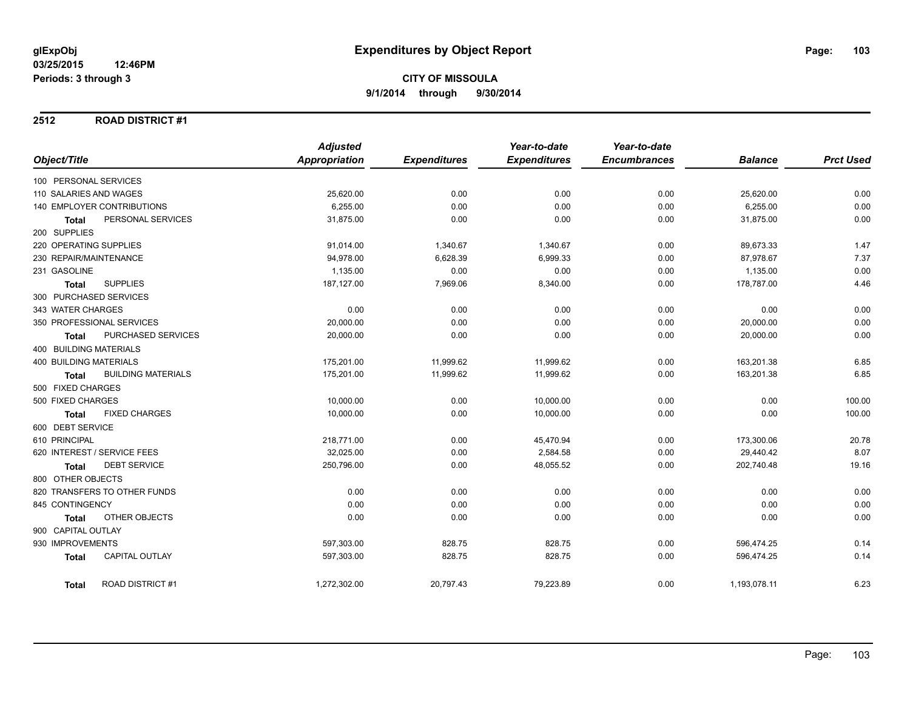**glExpObj**
**03/25/2015 12:46PM**
**Periods: 3 through 3**

# Expenditures by Object Report

**CITY OF MISSOULA**
**9/1/2014 through 9/30/2014**

## 2512 ROAD DISTRICT #1

| Object/Title | Adjusted Appropriation | Expenditures | Year-to-date Expenditures | Year-to-date Encumbrances | Balance | Prct Used |
|---|---|---|---|---|---|---|
| 100 PERSONAL SERVICES | | | | | | |
| 110 SALARIES AND WAGES | 25,620.00 | 0.00 | 0.00 | 0.00 | 25,620.00 | 0.00 |
| 140 EMPLOYER CONTRIBUTIONS | 6,255.00 | 0.00 | 0.00 | 0.00 | 6,255.00 | 0.00 |
| **Total** PERSONAL SERVICES | 31,875.00 | 0.00 | 0.00 | 0.00 | 31,875.00 | 0.00 |
| 200 SUPPLIES | | | | | | |
| 220 OPERATING SUPPLIES | 91,014.00 | 1,340.67 | 1,340.67 | 0.00 | 89,673.33 | 1.47 |
| 230 REPAIR/MAINTENANCE | 94,978.00 | 6,628.39 | 6,999.33 | 0.00 | 87,978.67 | 7.37 |
| 231 GASOLINE | 1,135.00 | 0.00 | 0.00 | 0.00 | 1,135.00 | 0.00 |
| **Total** SUPPLIES | 187,127.00 | 7,969.06 | 8,340.00 | 0.00 | 178,787.00 | 4.46 |
| 300 PURCHASED SERVICES | | | | | | |
| 343 WATER CHARGES | 0.00 | 0.00 | 0.00 | 0.00 | 0.00 | 0.00 |
| 350 PROFESSIONAL SERVICES | 20,000.00 | 0.00 | 0.00 | 0.00 | 20,000.00 | 0.00 |
| **Total** PURCHASED SERVICES | 20,000.00 | 0.00 | 0.00 | 0.00 | 20,000.00 | 0.00 |
| 400 BUILDING MATERIALS | | | | | | |
| 400 BUILDING MATERIALS | 175,201.00 | 11,999.62 | 11,999.62 | 0.00 | 163,201.38 | 6.85 |
| **Total** BUILDING MATERIALS | 175,201.00 | 11,999.62 | 11,999.62 | 0.00 | 163,201.38 | 6.85 |
| 500 FIXED CHARGES | | | | | | |
| 500 FIXED CHARGES | 10,000.00 | 0.00 | 10,000.00 | 0.00 | 0.00 | 100.00 |
| **Total** FIXED CHARGES | 10,000.00 | 0.00 | 10,000.00 | 0.00 | 0.00 | 100.00 |
| 600 DEBT SERVICE | | | | | | |
| 610 PRINCIPAL | 218,771.00 | 0.00 | 45,470.94 | 0.00 | 173,300.06 | 20.78 |
| 620 INTEREST / SERVICE FEES | 32,025.00 | 0.00 | 2,584.58 | 0.00 | 29,440.42 | 8.07 |
| **Total** DEBT SERVICE | 250,796.00 | 0.00 | 48,055.52 | 0.00 | 202,740.48 | 19.16 |
| 800 OTHER OBJECTS | | | | | | |
| 820 TRANSFERS TO OTHER FUNDS | 0.00 | 0.00 | 0.00 | 0.00 | 0.00 | 0.00 |
| 845 CONTINGENCY | 0.00 | 0.00 | 0.00 | 0.00 | 0.00 | 0.00 |
| **Total** OTHER OBJECTS | 0.00 | 0.00 | 0.00 | 0.00 | 0.00 | 0.00 |
| 900 CAPITAL OUTLAY | | | | | | |
| 930 IMPROVEMENTS | 597,303.00 | 828.75 | 828.75 | 0.00 | 596,474.25 | 0.14 |
| **Total** CAPITAL OUTLAY | 597,303.00 | 828.75 | 828.75 | 0.00 | 596,474.25 | 0.14 |
| **Total** ROAD DISTRICT #1 | 1,272,302.00 | 20,797.43 | 79,223.89 | 0.00 | 1,193,078.11 | 6.23 |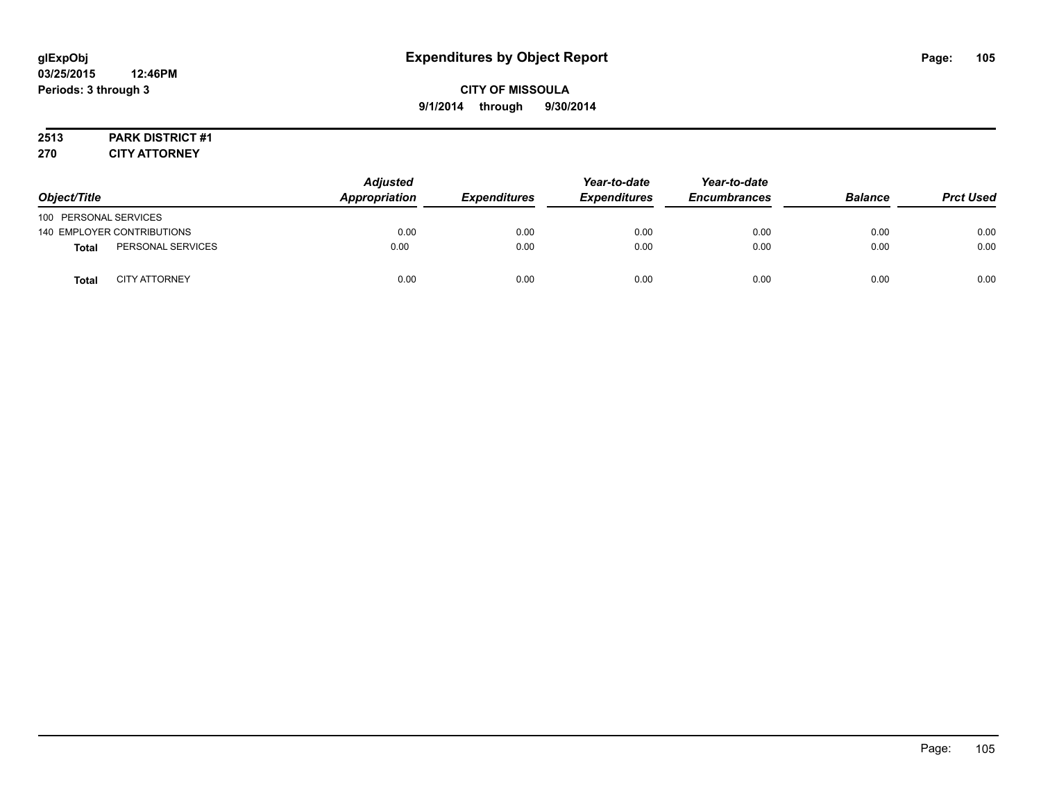# Expenditures by Object Report

glExpObj
03/25/2015 12:46PM
Periods: 3 through 3

**CITY OF MISSOULA**
**9/1/2014 through 9/30/2014**

**2513 PARK DISTRICT #1**
**270 CITY ATTORNEY**

| Object/Title | | Adjusted Appropriation | Expenditures | Year-to-date Expenditures | Year-to-date Encumbrances | Balance | Prct Used |
|---|---|---|---|---|---|---|---|
| 100 PERSONAL SERVICES | | | | | | | |
| 140 EMPLOYER CONTRIBUTIONS | | 0.00 | 0.00 | 0.00 | 0.00 | 0.00 | 0.00 |
| **Total** | PERSONAL SERVICES | 0.00 | 0.00 | 0.00 | 0.00 | 0.00 | 0.00 |
| **Total** | CITY ATTORNEY | 0.00 | 0.00 | 0.00 | 0.00 | 0.00 | 0.00 |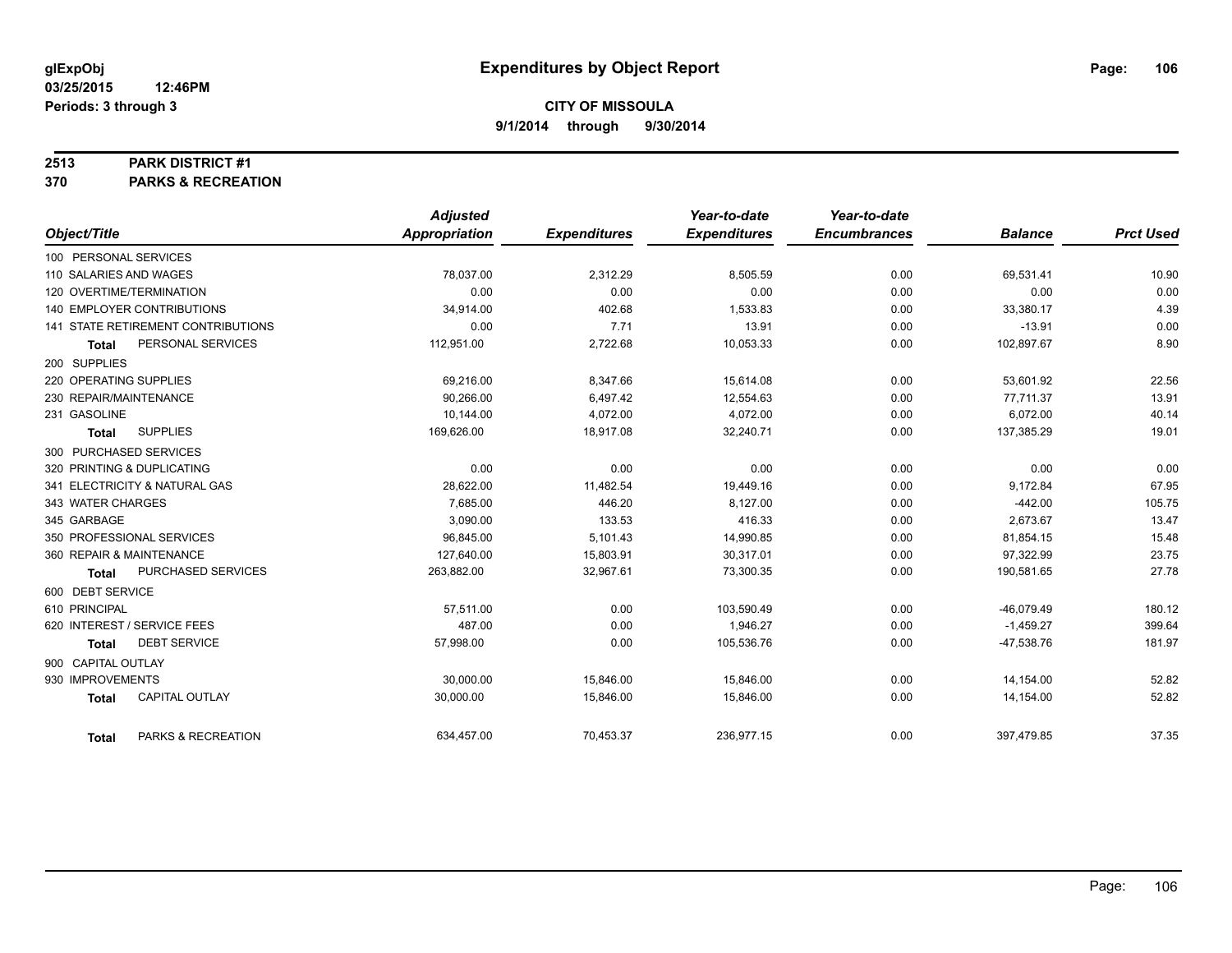**glExpObj**
**03/25/2015 12:46PM**
**Periods: 3 through 3**

# Expenditures by Object Report

**CITY OF MISSOULA**
**9/1/2014 through 9/30/2014**

## 2513 PARK DISTRICT #1
## 370 PARKS & RECREATION

| Object/Title | Adjusted Appropriation | Expenditures | Year-to-date Expenditures | Year-to-date Encumbrances | Balance | Prct Used |
|---|---|---|---|---|---|---|
| 100 PERSONAL SERVICES | | | | | | |
| 110 SALARIES AND WAGES | 78,037.00 | 2,312.29 | 8,505.59 | 0.00 | 69,531.41 | 10.90 |
| 120 OVERTIME/TERMINATION | 0.00 | 0.00 | 0.00 | 0.00 | 0.00 | 0.00 |
| 140 EMPLOYER CONTRIBUTIONS | 34,914.00 | 402.68 | 1,533.83 | 0.00 | 33,380.17 | 4.39 |
| 141 STATE RETIREMENT CONTRIBUTIONS | 0.00 | 7.71 | 13.91 | 0.00 | -13.91 | 0.00 |
| **Total** PERSONAL SERVICES | 112,951.00 | 2,722.68 | 10,053.33 | 0.00 | 102,897.67 | 8.90 |
| 200 SUPPLIES | | | | | | |
| 220 OPERATING SUPPLIES | 69,216.00 | 8,347.66 | 15,614.08 | 0.00 | 53,601.92 | 22.56 |
| 230 REPAIR/MAINTENANCE | 90,266.00 | 6,497.42 | 12,554.63 | 0.00 | 77,711.37 | 13.91 |
| 231 GASOLINE | 10,144.00 | 4,072.00 | 4,072.00 | 0.00 | 6,072.00 | 40.14 |
| **Total** SUPPLIES | 169,626.00 | 18,917.08 | 32,240.71 | 0.00 | 137,385.29 | 19.01 |
| 300 PURCHASED SERVICES | | | | | | |
| 320 PRINTING & DUPLICATING | 0.00 | 0.00 | 0.00 | 0.00 | 0.00 | 0.00 |
| 341 ELECTRICITY & NATURAL GAS | 28,622.00 | 11,482.54 | 19,449.16 | 0.00 | 9,172.84 | 67.95 |
| 343 WATER CHARGES | 7,685.00 | 446.20 | 8,127.00 | 0.00 | -442.00 | 105.75 |
| 345 GARBAGE | 3,090.00 | 133.53 | 416.33 | 0.00 | 2,673.67 | 13.47 |
| 350 PROFESSIONAL SERVICES | 96,845.00 | 5,101.43 | 14,990.85 | 0.00 | 81,854.15 | 15.48 |
| 360 REPAIR & MAINTENANCE | 127,640.00 | 15,803.91 | 30,317.01 | 0.00 | 97,322.99 | 23.75 |
| **Total** PURCHASED SERVICES | 263,882.00 | 32,967.61 | 73,300.35 | 0.00 | 190,581.65 | 27.78 |
| 600 DEBT SERVICE | | | | | | |
| 610 PRINCIPAL | 57,511.00 | 0.00 | 103,590.49 | 0.00 | -46,079.49 | 180.12 |
| 620 INTEREST / SERVICE FEES | 487.00 | 0.00 | 1,946.27 | 0.00 | -1,459.27 | 399.64 |
| **Total** DEBT SERVICE | 57,998.00 | 0.00 | 105,536.76 | 0.00 | -47,538.76 | 181.97 |
| 900 CAPITAL OUTLAY | | | | | | |
| 930 IMPROVEMENTS | 30,000.00 | 15,846.00 | 15,846.00 | 0.00 | 14,154.00 | 52.82 |
| **Total** CAPITAL OUTLAY | 30,000.00 | 15,846.00 | 15,846.00 | 0.00 | 14,154.00 | 52.82 |
| **Total** PARKS & RECREATION | 634,457.00 | 70,453.37 | 236,977.15 | 0.00 | 397,479.85 | 37.35 |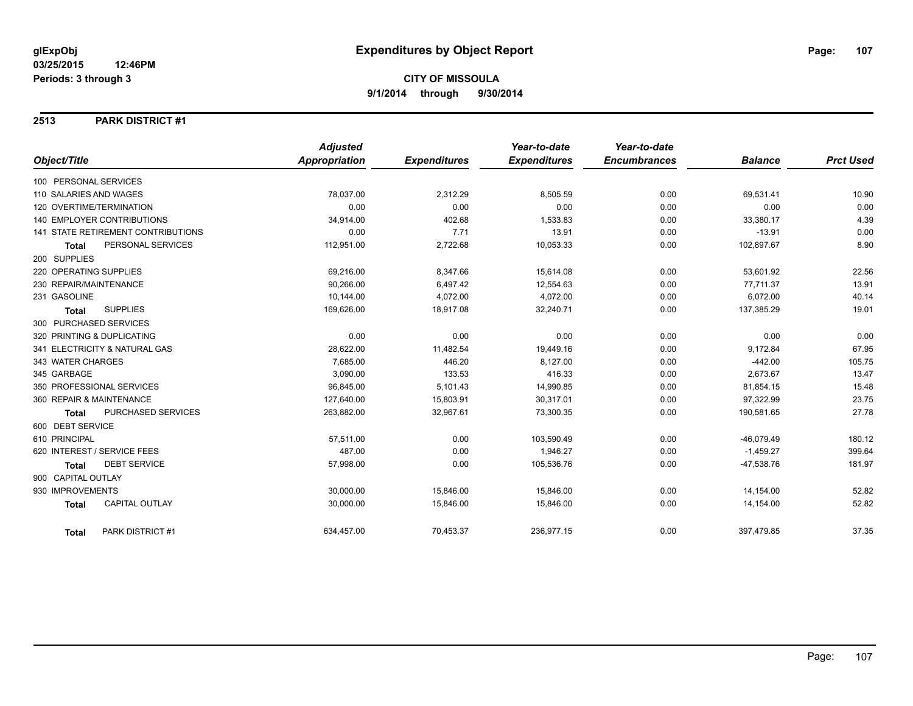**glExpObj** 03/25/2015 12:46PM
**Periods: 3 through 3**

# Expenditures by Object Report

**CITY OF MISSOULA**
**9/1/2014 through 9/30/2014**

## 2513 PARK DISTRICT #1

| Object/Title | | Adjusted Appropriation | Expenditures | Year-to-date Expenditures | Year-to-date Encumbrances | Balance | Prct Used |
|---|---|---|---|---|---|---|---|
| 100 PERSONAL SERVICES | | | | | | | |
| 110 SALARIES AND WAGES | | 78,037.00 | 2,312.29 | 8,505.59 | 0.00 | 69,531.41 | 10.90 |
| 120 OVERTIME/TERMINATION | | 0.00 | 0.00 | 0.00 | 0.00 | 0.00 | 0.00 |
| 140 EMPLOYER CONTRIBUTIONS | | 34,914.00 | 402.68 | 1,533.83 | 0.00 | 33,380.17 | 4.39 |
| 141 STATE RETIREMENT CONTRIBUTIONS | | 0.00 | 7.71 | 13.91 | 0.00 | -13.91 | 0.00 |
| **Total** | PERSONAL SERVICES | 112,951.00 | 2,722.68 | 10,053.33 | 0.00 | 102,897.67 | 8.90 |
| 200 SUPPLIES | | | | | | | |
| 220 OPERATING SUPPLIES | | 69,216.00 | 8,347.66 | 15,614.08 | 0.00 | 53,601.92 | 22.56 |
| 230 REPAIR/MAINTENANCE | | 90,266.00 | 6,497.42 | 12,554.63 | 0.00 | 77,711.37 | 13.91 |
| 231 GASOLINE | | 10,144.00 | 4,072.00 | 4,072.00 | 0.00 | 6,072.00 | 40.14 |
| **Total** | SUPPLIES | 169,626.00 | 18,917.08 | 32,240.71 | 0.00 | 137,385.29 | 19.01 |
| 300 PURCHASED SERVICES | | | | | | | |
| 320 PRINTING & DUPLICATING | | 0.00 | 0.00 | 0.00 | 0.00 | 0.00 | 0.00 |
| 341 ELECTRICITY & NATURAL GAS | | 28,622.00 | 11,482.54 | 19,449.16 | 0.00 | 9,172.84 | 67.95 |
| 343 WATER CHARGES | | 7,685.00 | 446.20 | 8,127.00 | 0.00 | -442.00 | 105.75 |
| 345 GARBAGE | | 3,090.00 | 133.53 | 416.33 | 0.00 | 2,673.67 | 13.47 |
| 350 PROFESSIONAL SERVICES | | 96,845.00 | 5,101.43 | 14,990.85 | 0.00 | 81,854.15 | 15.48 |
| 360 REPAIR & MAINTENANCE | | 127,640.00 | 15,803.91 | 30,317.01 | 0.00 | 97,322.99 | 23.75 |
| **Total** | PURCHASED SERVICES | 263,882.00 | 32,967.61 | 73,300.35 | 0.00 | 190,581.65 | 27.78 |
| 600 DEBT SERVICE | | | | | | | |
| 610 PRINCIPAL | | 57,511.00 | 0.00 | 103,590.49 | 0.00 | -46,079.49 | 180.12 |
| 620 INTEREST / SERVICE FEES | | 487.00 | 0.00 | 1,946.27 | 0.00 | -1,459.27 | 399.64 |
| **Total** | DEBT SERVICE | 57,998.00 | 0.00 | 105,536.76 | 0.00 | -47,538.76 | 181.97 |
| 900 CAPITAL OUTLAY | | | | | | | |
| 930 IMPROVEMENTS | | 30,000.00 | 15,846.00 | 15,846.00 | 0.00 | 14,154.00 | 52.82 |
| **Total** | CAPITAL OUTLAY | 30,000.00 | 15,846.00 | 15,846.00 | 0.00 | 14,154.00 | 52.82 |
| **Total** | PARK DISTRICT #1 | 634,457.00 | 70,453.37 | 236,977.15 | 0.00 | 397,479.85 | 37.35 |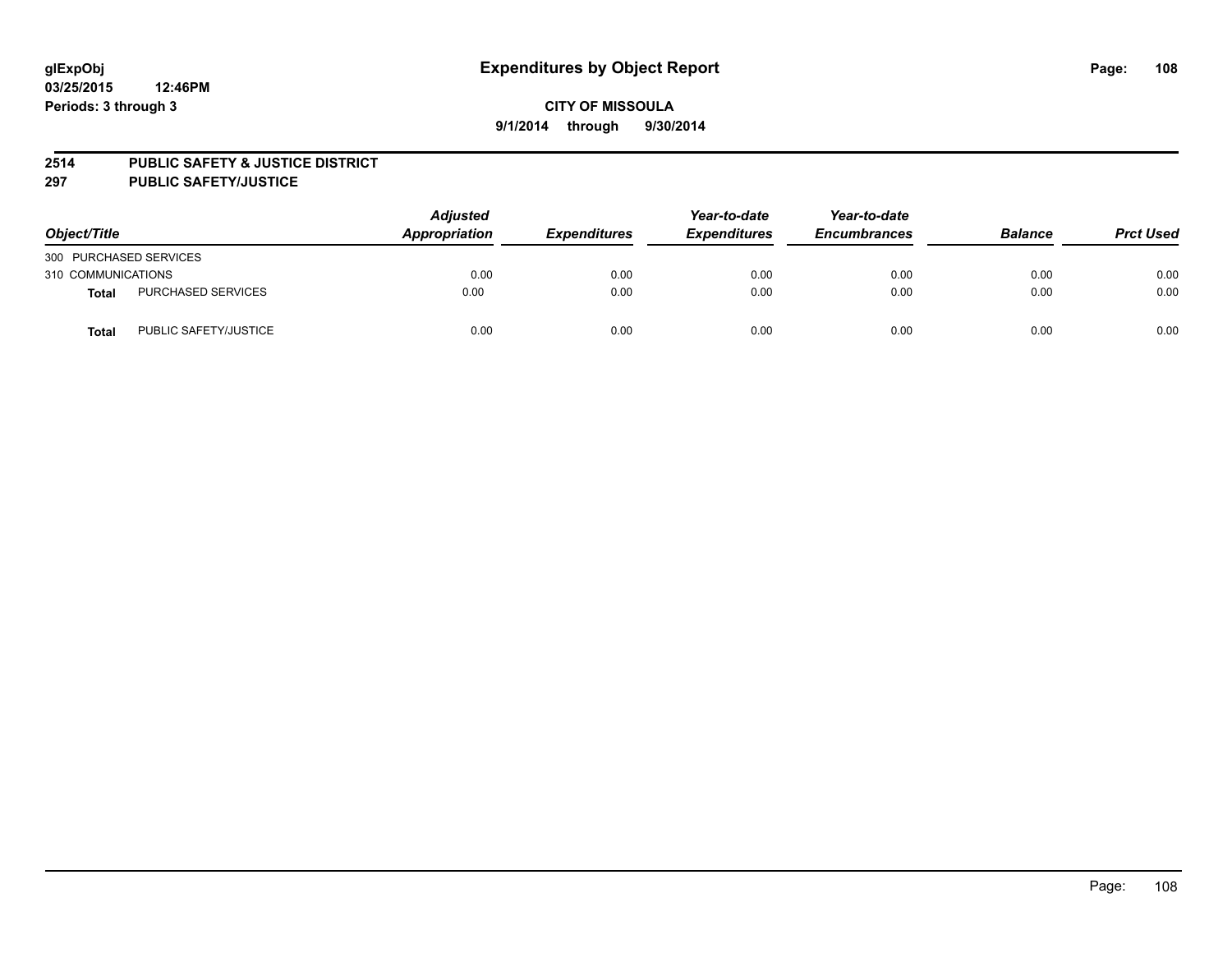glExpObj
03/25/2015 12:46PM
Periods: 3 through 3

# Expenditures by Object Report

**CITY OF MISSOULA**
**9/1/2014 through 9/30/2014**

**2514 PUBLIC SAFETY & JUSTICE DISTRICT**
**297 PUBLIC SAFETY/JUSTICE**

| Object/Title | | Adjusted Appropriation | Expenditures | Year-to-date Expenditures | Year-to-date Encumbrances | Balance | Prct Used |
|---|---|---|---|---|---|---|---|
| 300 PURCHASED SERVICES | | | | | | | |
| 310 COMMUNICATIONS | | 0.00 | 0.00 | 0.00 | 0.00 | 0.00 | 0.00 |
| **Total** | PURCHASED SERVICES | 0.00 | 0.00 | 0.00 | 0.00 | 0.00 | 0.00 |
| **Total** | PUBLIC SAFETY/JUSTICE | 0.00 | 0.00 | 0.00 | 0.00 | 0.00 | 0.00 |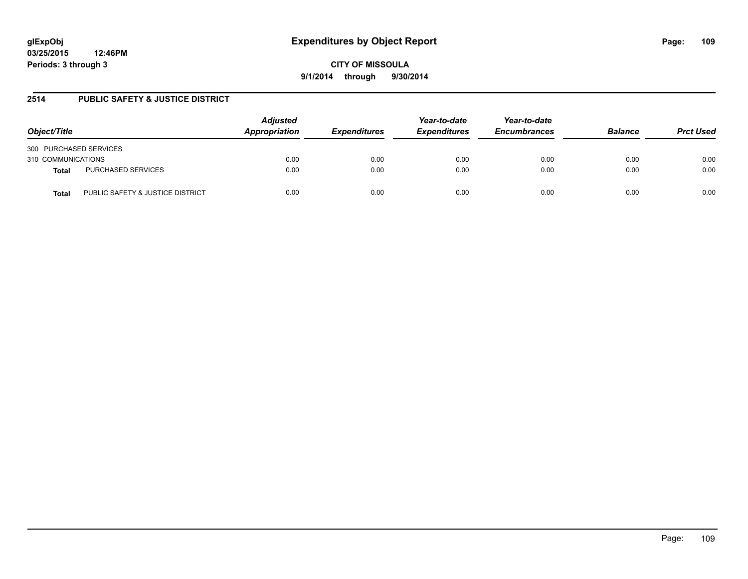# Expenditures by Object Report

glExpObj
03/25/2015 12:46PM
Periods: 3 through 3

**CITY OF MISSOULA**
**9/1/2014 through 9/30/2014**

## 2514 PUBLIC SAFETY & JUSTICE DISTRICT

| Object/Title | | Adjusted Appropriation | Expenditures | Year-to-date Expenditures | Year-to-date Encumbrances | Balance | Prct Used |
|---|---|---|---|---|---|---|---|
| 300 PURCHASED SERVICES | | | | | | | |
| 310 COMMUNICATIONS | | 0.00 | 0.00 | 0.00 | 0.00 | 0.00 | 0.00 |
| **Total** | PURCHASED SERVICES | 0.00 | 0.00 | 0.00 | 0.00 | 0.00 | 0.00 |
| **Total** | PUBLIC SAFETY & JUSTICE DISTRICT | 0.00 | 0.00 | 0.00 | 0.00 | 0.00 | 0.00 |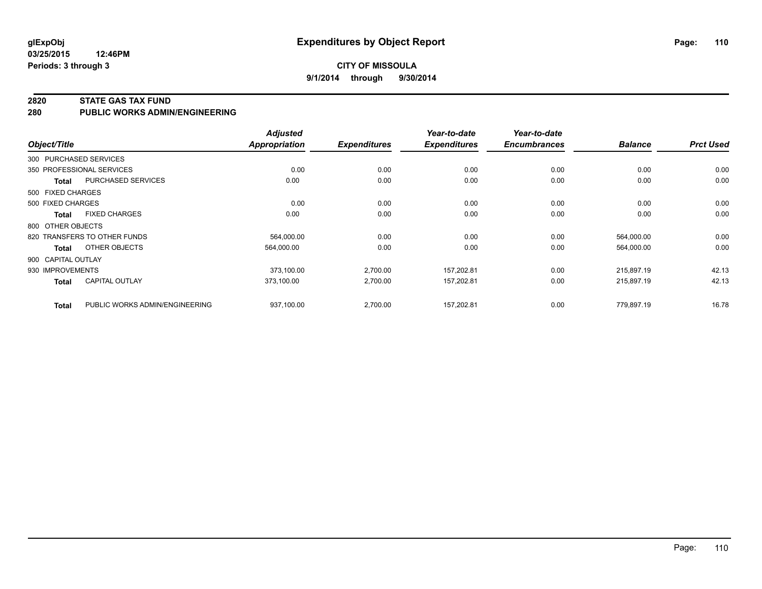**glExpObj** **Expenditures by Object Report**

**03/25/2015 12:46PM**

**Periods: 3 through 3**

**CITY OF MISSOULA**

**9/1/2014 through 9/30/2014**

## 2820 STATE GAS TAX FUND

## 280 PUBLIC WORKS ADMIN/ENGINEERING

| Object/Title | | Adjusted Appropriation | Expenditures | Year-to-date Expenditures | Year-to-date Encumbrances | Balance | Prct Used |
|---|---|---|---|---|---|---|---|
| 300 PURCHASED SERVICES | | | | | | | |
| 350 PROFESSIONAL SERVICES | | 0.00 | 0.00 | 0.00 | 0.00 | 0.00 | 0.00 |
| **Total** | PURCHASED SERVICES | 0.00 | 0.00 | 0.00 | 0.00 | 0.00 | 0.00 |
| 500 FIXED CHARGES | | | | | | | |
| 500 FIXED CHARGES | | 0.00 | 0.00 | 0.00 | 0.00 | 0.00 | 0.00 |
| **Total** | FIXED CHARGES | 0.00 | 0.00 | 0.00 | 0.00 | 0.00 | 0.00 |
| 800 OTHER OBJECTS | | | | | | | |
| 820 TRANSFERS TO OTHER FUNDS | | 564,000.00 | 0.00 | 0.00 | 0.00 | 564,000.00 | 0.00 |
| **Total** | OTHER OBJECTS | 564,000.00 | 0.00 | 0.00 | 0.00 | 564,000.00 | 0.00 |
| 900 CAPITAL OUTLAY | | | | | | | |
| 930 IMPROVEMENTS | | 373,100.00 | 2,700.00 | 157,202.81 | 0.00 | 215,897.19 | 42.13 |
| **Total** | CAPITAL OUTLAY | 373,100.00 | 2,700.00 | 157,202.81 | 0.00 | 215,897.19 | 42.13 |
| **Total** | PUBLIC WORKS ADMIN/ENGINEERING | 937,100.00 | 2,700.00 | 157,202.81 | 0.00 | 779,897.19 | 16.78 |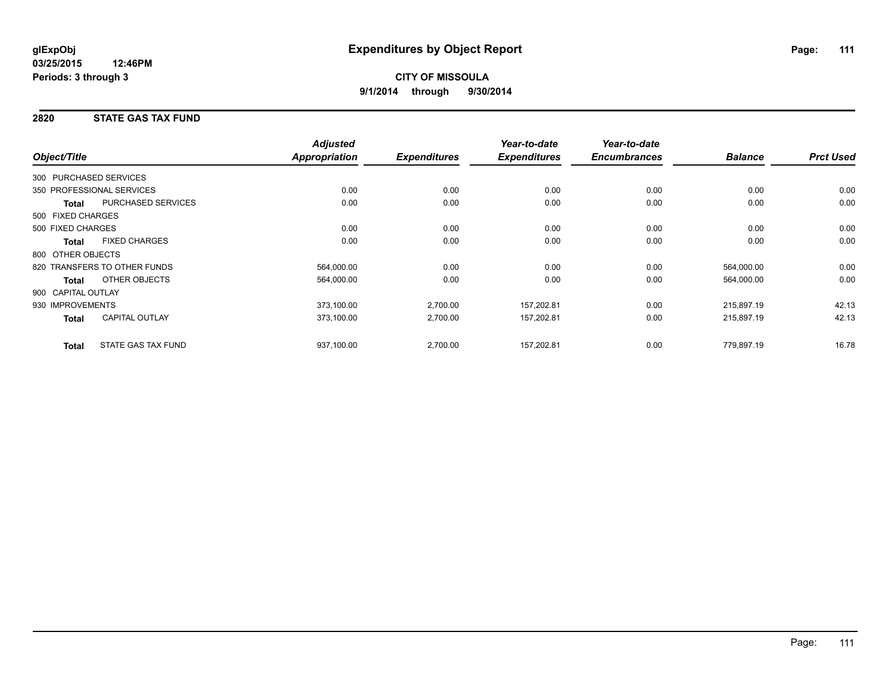**glExpObj**
**03/25/2015 12:46PM**
**Periods: 3 through 3**

# Expenditures by Object Report

**CITY OF MISSOULA**
**9/1/2014 through 9/30/2014**

## 2820 STATE GAS TAX FUND

| Object/Title | | Adjusted Appropriation | Expenditures | Year-to-date Expenditures | Year-to-date Encumbrances | Balance | Prct Used |
|---|---|---|---|---|---|---|---|
| 300 PURCHASED SERVICES | | | | | | | |
| 350 PROFESSIONAL SERVICES | | 0.00 | 0.00 | 0.00 | 0.00 | 0.00 | 0.00 |
| **Total** | PURCHASED SERVICES | 0.00 | 0.00 | 0.00 | 0.00 | 0.00 | 0.00 |
| 500 FIXED CHARGES | | | | | | | |
| 500 FIXED CHARGES | | 0.00 | 0.00 | 0.00 | 0.00 | 0.00 | 0.00 |
| **Total** | FIXED CHARGES | 0.00 | 0.00 | 0.00 | 0.00 | 0.00 | 0.00 |
| 800 OTHER OBJECTS | | | | | | | |
| 820 TRANSFERS TO OTHER FUNDS | | 564,000.00 | 0.00 | 0.00 | 0.00 | 564,000.00 | 0.00 |
| **Total** | OTHER OBJECTS | 564,000.00 | 0.00 | 0.00 | 0.00 | 564,000.00 | 0.00 |
| 900 CAPITAL OUTLAY | | | | | | | |
| 930 IMPROVEMENTS | | 373,100.00 | 2,700.00 | 157,202.81 | 0.00 | 215,897.19 | 42.13 |
| **Total** | CAPITAL OUTLAY | 373,100.00 | 2,700.00 | 157,202.81 | 0.00 | 215,897.19 | 42.13 |
| **Total** | STATE GAS TAX FUND | 937,100.00 | 2,700.00 | 157,202.81 | 0.00 | 779,897.19 | 16.78 |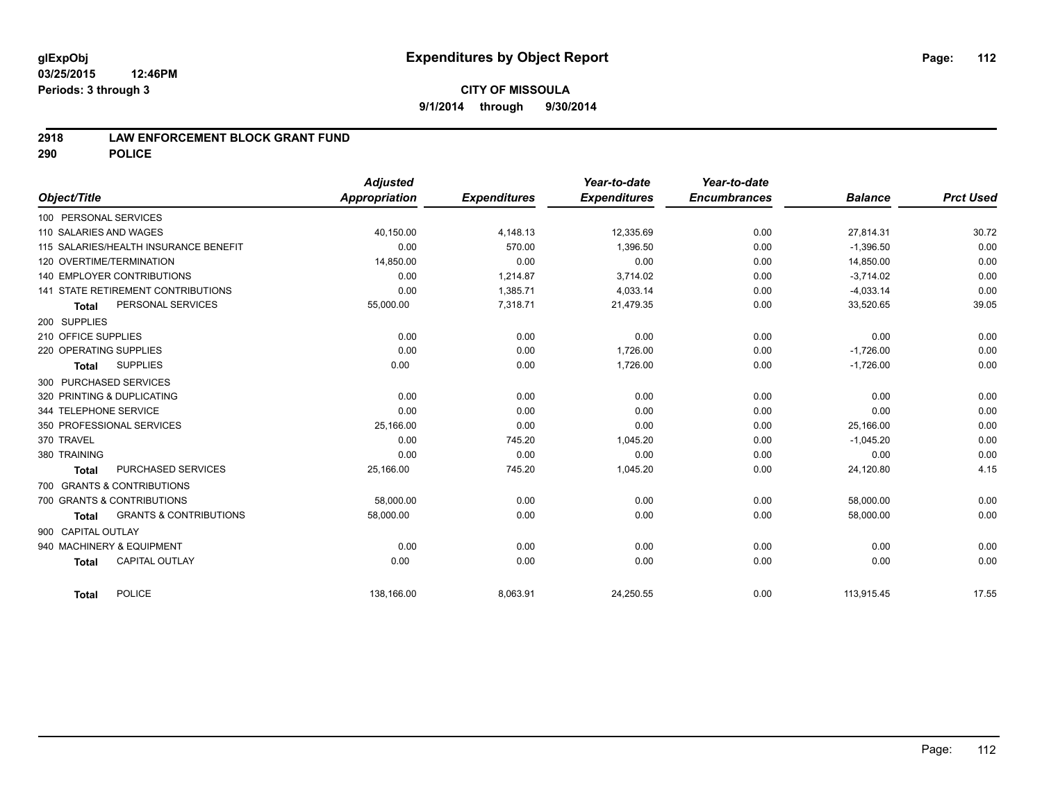glExpObj
03/25/2015 12:46PM
Periods: 3 through 3

# Expenditures by Object Report

**CITY OF MISSOULA**

**9/1/2014 through 9/30/2014**

## 2918 LAW ENFORCEMENT BLOCK GRANT FUND
## 290 POLICE

| Object/Title | Adjusted Appropriation | Expenditures | Year-to-date Expenditures | Year-to-date Encumbrances | Balance | Prct Used |
|---|---|---|---|---|---|---|
| 100 PERSONAL SERVICES | | | | | | |
| 110 SALARIES AND WAGES | 40,150.00 | 4,148.13 | 12,335.69 | 0.00 | 27,814.31 | 30.72 |
| 115 SALARIES/HEALTH INSURANCE BENEFIT | 0.00 | 570.00 | 1,396.50 | 0.00 | -1,396.50 | 0.00 |
| 120 OVERTIME/TERMINATION | 14,850.00 | 0.00 | 0.00 | 0.00 | 14,850.00 | 0.00 |
| 140 EMPLOYER CONTRIBUTIONS | 0.00 | 1,214.87 | 3,714.02 | 0.00 | -3,714.02 | 0.00 |
| 141 STATE RETIREMENT CONTRIBUTIONS | 0.00 | 1,385.71 | 4,033.14 | 0.00 | -4,033.14 | 0.00 |
| Total PERSONAL SERVICES | 55,000.00 | 7,318.71 | 21,479.35 | 0.00 | 33,520.65 | 39.05 |
| 200 SUPPLIES | | | | | | |
| 210 OFFICE SUPPLIES | 0.00 | 0.00 | 0.00 | 0.00 | 0.00 | 0.00 |
| 220 OPERATING SUPPLIES | 0.00 | 0.00 | 1,726.00 | 0.00 | -1,726.00 | 0.00 |
| Total SUPPLIES | 0.00 | 0.00 | 1,726.00 | 0.00 | -1,726.00 | 0.00 |
| 300 PURCHASED SERVICES | | | | | | |
| 320 PRINTING & DUPLICATING | 0.00 | 0.00 | 0.00 | 0.00 | 0.00 | 0.00 |
| 344 TELEPHONE SERVICE | 0.00 | 0.00 | 0.00 | 0.00 | 0.00 | 0.00 |
| 350 PROFESSIONAL SERVICES | 25,166.00 | 0.00 | 0.00 | 0.00 | 25,166.00 | 0.00 |
| 370 TRAVEL | 0.00 | 745.20 | 1,045.20 | 0.00 | -1,045.20 | 0.00 |
| 380 TRAINING | 0.00 | 0.00 | 0.00 | 0.00 | 0.00 | 0.00 |
| Total PURCHASED SERVICES | 25,166.00 | 745.20 | 1,045.20 | 0.00 | 24,120.80 | 4.15 |
| 700 GRANTS & CONTRIBUTIONS | | | | | | |
| 700 GRANTS & CONTRIBUTIONS | 58,000.00 | 0.00 | 0.00 | 0.00 | 58,000.00 | 0.00 |
| Total GRANTS & CONTRIBUTIONS | 58,000.00 | 0.00 | 0.00 | 0.00 | 58,000.00 | 0.00 |
| 900 CAPITAL OUTLAY | | | | | | |
| 940 MACHINERY & EQUIPMENT | 0.00 | 0.00 | 0.00 | 0.00 | 0.00 | 0.00 |
| Total CAPITAL OUTLAY | 0.00 | 0.00 | 0.00 | 0.00 | 0.00 | 0.00 |
| Total POLICE | 138,166.00 | 8,063.91 | 24,250.55 | 0.00 | 113,915.45 | 17.55 |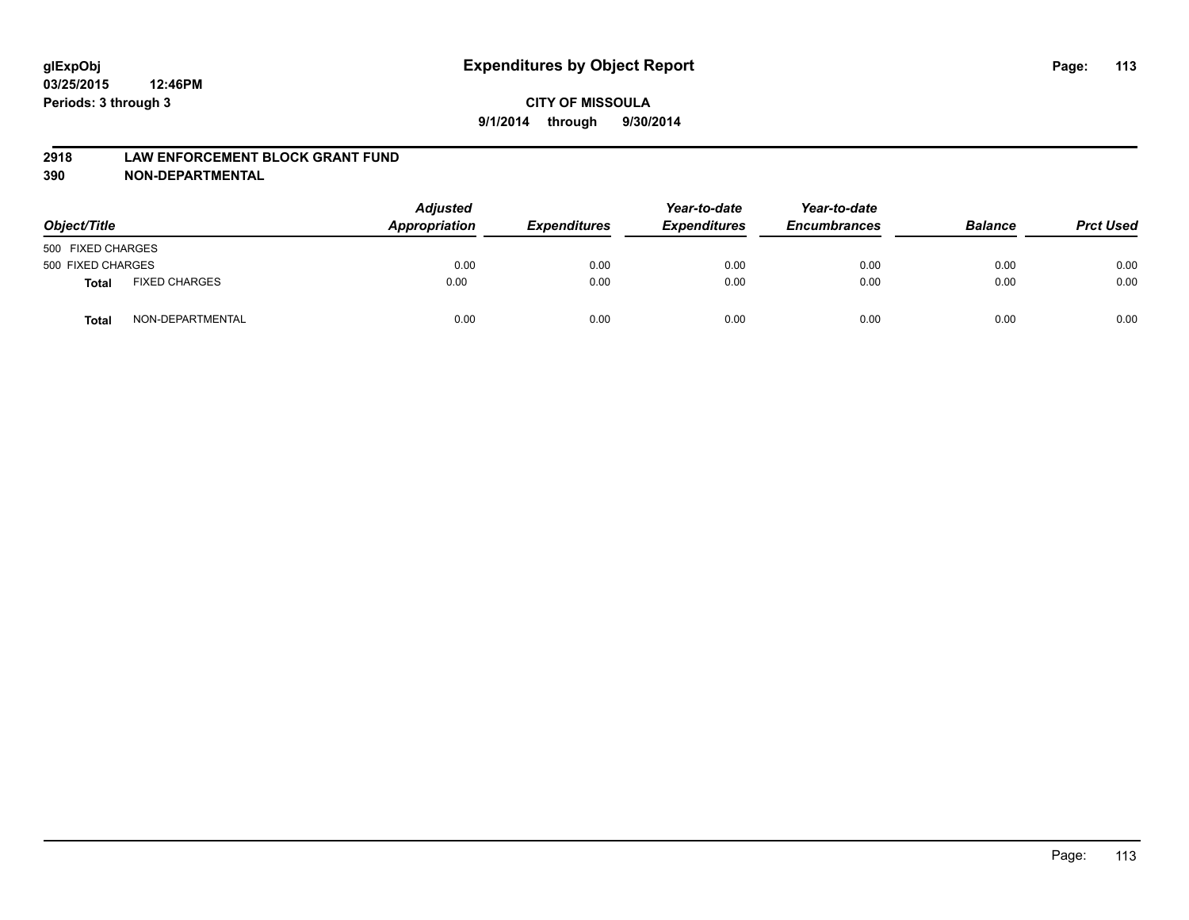# Expenditures by Object Report

glExpObj
03/25/2015 12:46PM
Periods: 3 through 3

**CITY OF MISSOULA**
**9/1/2014 through 9/30/2014**

## 2918 LAW ENFORCEMENT BLOCK GRANT FUND
## 390 NON-DEPARTMENTAL

| Object/Title | | Adjusted Appropriation | Expenditures | Year-to-date Expenditures | Year-to-date Encumbrances | Balance | Prct Used |
|---|---|---|---|---|---|---|---|
| 500 FIXED CHARGES | | | | | | | |
| 500 FIXED CHARGES | | 0.00 | 0.00 | 0.00 | 0.00 | 0.00 | 0.00 |
| **Total** | FIXED CHARGES | 0.00 | 0.00 | 0.00 | 0.00 | 0.00 | 0.00 |
| **Total** | NON-DEPARTMENTAL | 0.00 | 0.00 | 0.00 | 0.00 | 0.00 | 0.00 |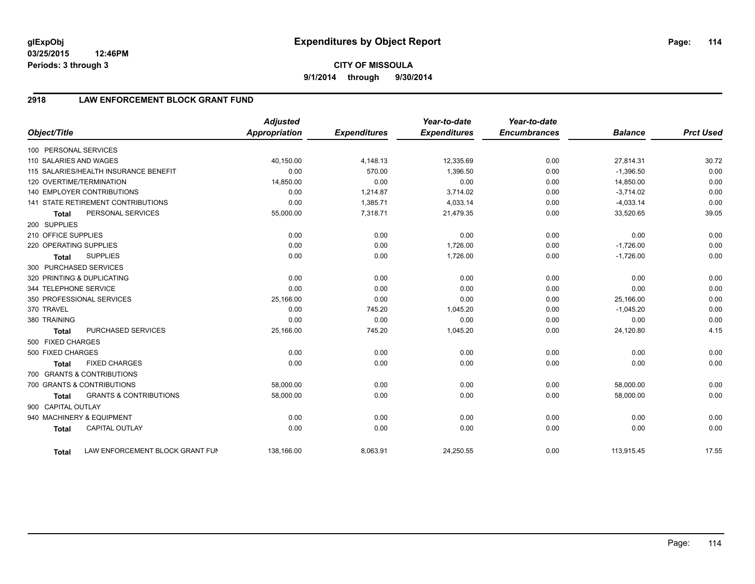# Expenditures by Object Report

glExpObj
03/25/2015 12:46PM
Periods: 3 through 3

**CITY OF MISSOULA**
**9/1/2014 through 9/30/2014**

## 2918 LAW ENFORCEMENT BLOCK GRANT FUND

| Object/Title | Adjusted Appropriation | Expenditures | Year-to-date Expenditures | Year-to-date Encumbrances | Balance | Prct Used |
|---|---|---|---|---|---|---|
| 100 PERSONAL SERVICES | | | | | | |
| 110 SALARIES AND WAGES | 40,150.00 | 4,148.13 | 12,335.69 | 0.00 | 27,814.31 | 30.72 |
| 115 SALARIES/HEALTH INSURANCE BENEFIT | 0.00 | 570.00 | 1,396.50 | 0.00 | -1,396.50 | 0.00 |
| 120 OVERTIME/TERMINATION | 14,850.00 | 0.00 | 0.00 | 0.00 | 14,850.00 | 0.00 |
| 140 EMPLOYER CONTRIBUTIONS | 0.00 | 1,214.87 | 3,714.02 | 0.00 | -3,714.02 | 0.00 |
| 141 STATE RETIREMENT CONTRIBUTIONS | 0.00 | 1,385.71 | 4,033.14 | 0.00 | -4,033.14 | 0.00 |
| **Total** PERSONAL SERVICES | 55,000.00 | 7,318.71 | 21,479.35 | 0.00 | 33,520.65 | 39.05 |
| 200 SUPPLIES | | | | | | |
| 210 OFFICE SUPPLIES | 0.00 | 0.00 | 0.00 | 0.00 | 0.00 | 0.00 |
| 220 OPERATING SUPPLIES | 0.00 | 0.00 | 1,726.00 | 0.00 | -1,726.00 | 0.00 |
| **Total** SUPPLIES | 0.00 | 0.00 | 1,726.00 | 0.00 | -1,726.00 | 0.00 |
| 300 PURCHASED SERVICES | | | | | | |
| 320 PRINTING & DUPLICATING | 0.00 | 0.00 | 0.00 | 0.00 | 0.00 | 0.00 |
| 344 TELEPHONE SERVICE | 0.00 | 0.00 | 0.00 | 0.00 | 0.00 | 0.00 |
| 350 PROFESSIONAL SERVICES | 25,166.00 | 0.00 | 0.00 | 0.00 | 25,166.00 | 0.00 |
| 370 TRAVEL | 0.00 | 745.20 | 1,045.20 | 0.00 | -1,045.20 | 0.00 |
| 380 TRAINING | 0.00 | 0.00 | 0.00 | 0.00 | 0.00 | 0.00 |
| **Total** PURCHASED SERVICES | 25,166.00 | 745.20 | 1,045.20 | 0.00 | 24,120.80 | 4.15 |
| 500 FIXED CHARGES | | | | | | |
| 500 FIXED CHARGES | 0.00 | 0.00 | 0.00 | 0.00 | 0.00 | 0.00 |
| **Total** FIXED CHARGES | 0.00 | 0.00 | 0.00 | 0.00 | 0.00 | 0.00 |
| 700 GRANTS & CONTRIBUTIONS | | | | | | |
| 700 GRANTS & CONTRIBUTIONS | 58,000.00 | 0.00 | 0.00 | 0.00 | 58,000.00 | 0.00 |
| **Total** GRANTS & CONTRIBUTIONS | 58,000.00 | 0.00 | 0.00 | 0.00 | 58,000.00 | 0.00 |
| 900 CAPITAL OUTLAY | | | | | | |
| 940 MACHINERY & EQUIPMENT | 0.00 | 0.00 | 0.00 | 0.00 | 0.00 | 0.00 |
| **Total** CAPITAL OUTLAY | 0.00 | 0.00 | 0.00 | 0.00 | 0.00 | 0.00 |
| **Total** LAW ENFORCEMENT BLOCK GRANT FUN | 138,166.00 | 8,063.91 | 24,250.55 | 0.00 | 113,915.45 | 17.55 |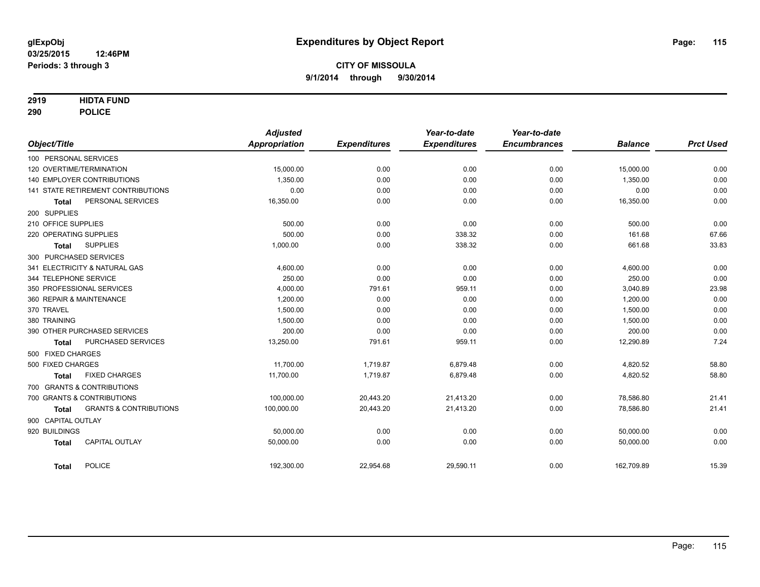# Expenditures by Object Report

glExpObj
03/25/2015 12:46PM
Periods: 3 through 3

**CITY OF MISSOULA**
**9/1/2014 through 9/30/2014**

**2919 HIDTA FUND**
**290 POLICE**

| Object/Title | Adjusted Appropriation | Expenditures | Year-to-date Expenditures | Year-to-date Encumbrances | Balance | Prct Used |
|---|---|---|---|---|---|---|
| 100 PERSONAL SERVICES | | | | | | |
| 120 OVERTIME/TERMINATION | 15,000.00 | 0.00 | 0.00 | 0.00 | 15,000.00 | 0.00 |
| 140 EMPLOYER CONTRIBUTIONS | 1,350.00 | 0.00 | 0.00 | 0.00 | 1,350.00 | 0.00 |
| 141 STATE RETIREMENT CONTRIBUTIONS | 0.00 | 0.00 | 0.00 | 0.00 | 0.00 | 0.00 |
| **Total** PERSONAL SERVICES | 16,350.00 | 0.00 | 0.00 | 0.00 | 16,350.00 | 0.00 |
| 200 SUPPLIES | | | | | | |
| 210 OFFICE SUPPLIES | 500.00 | 0.00 | 0.00 | 0.00 | 500.00 | 0.00 |
| 220 OPERATING SUPPLIES | 500.00 | 0.00 | 338.32 | 0.00 | 161.68 | 67.66 |
| **Total** SUPPLIES | 1,000.00 | 0.00 | 338.32 | 0.00 | 661.68 | 33.83 |
| 300 PURCHASED SERVICES | | | | | | |
| 341 ELECTRICITY & NATURAL GAS | 4,600.00 | 0.00 | 0.00 | 0.00 | 4,600.00 | 0.00 |
| 344 TELEPHONE SERVICE | 250.00 | 0.00 | 0.00 | 0.00 | 250.00 | 0.00 |
| 350 PROFESSIONAL SERVICES | 4,000.00 | 791.61 | 959.11 | 0.00 | 3,040.89 | 23.98 |
| 360 REPAIR & MAINTENANCE | 1,200.00 | 0.00 | 0.00 | 0.00 | 1,200.00 | 0.00 |
| 370 TRAVEL | 1,500.00 | 0.00 | 0.00 | 0.00 | 1,500.00 | 0.00 |
| 380 TRAINING | 1,500.00 | 0.00 | 0.00 | 0.00 | 1,500.00 | 0.00 |
| 390 OTHER PURCHASED SERVICES | 200.00 | 0.00 | 0.00 | 0.00 | 200.00 | 0.00 |
| **Total** PURCHASED SERVICES | 13,250.00 | 791.61 | 959.11 | 0.00 | 12,290.89 | 7.24 |
| 500 FIXED CHARGES | | | | | | |
| 500 FIXED CHARGES | 11,700.00 | 1,719.87 | 6,879.48 | 0.00 | 4,820.52 | 58.80 |
| **Total** FIXED CHARGES | 11,700.00 | 1,719.87 | 6,879.48 | 0.00 | 4,820.52 | 58.80 |
| 700 GRANTS & CONTRIBUTIONS | | | | | | |
| 700 GRANTS & CONTRIBUTIONS | 100,000.00 | 20,443.20 | 21,413.20 | 0.00 | 78,586.80 | 21.41 |
| **Total** GRANTS & CONTRIBUTIONS | 100,000.00 | 20,443.20 | 21,413.20 | 0.00 | 78,586.80 | 21.41 |
| 900 CAPITAL OUTLAY | | | | | | |
| 920 BUILDINGS | 50,000.00 | 0.00 | 0.00 | 0.00 | 50,000.00 | 0.00 |
| **Total** CAPITAL OUTLAY | 50,000.00 | 0.00 | 0.00 | 0.00 | 50,000.00 | 0.00 |
| **Total** POLICE | 192,300.00 | 22,954.68 | 29,590.11 | 0.00 | 162,709.89 | 15.39 |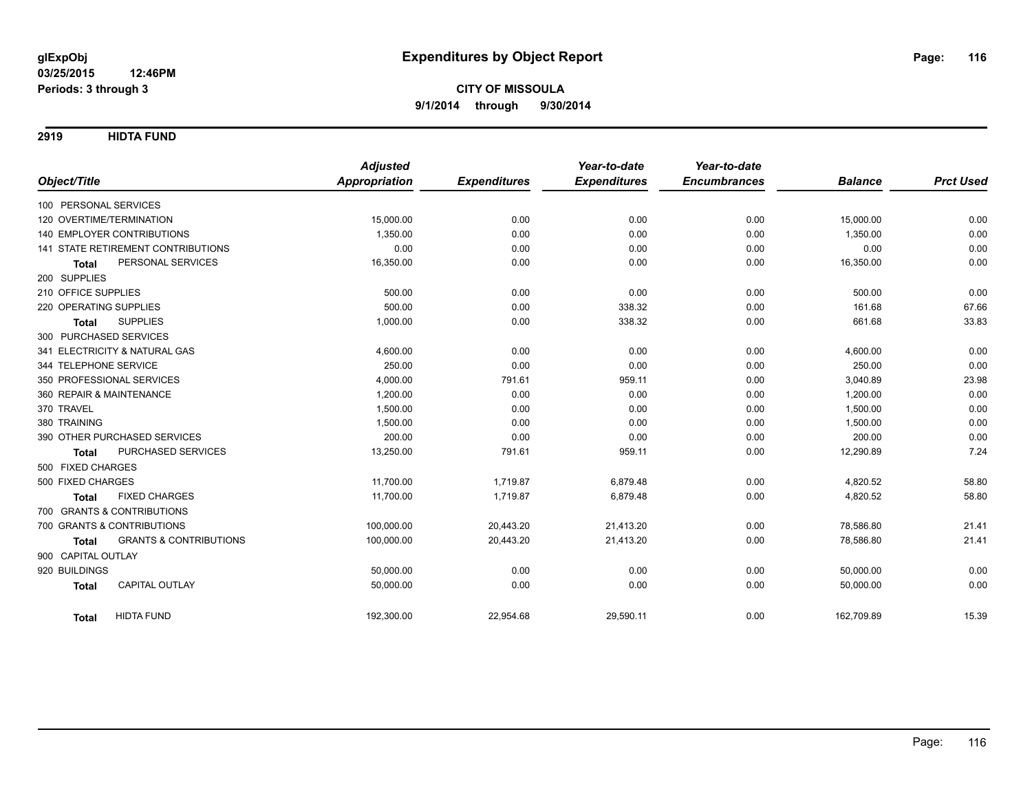**glExpObj** **Expenditures by Object Report**

**03/25/2015 12:46PM**

**Periods: 3 through 3**

**CITY OF MISSOULA**

**9/1/2014 through 9/30/2014**

## 2919 HIDTA FUND

| Object/Title | Adjusted Appropriation | Expenditures | Year-to-date Expenditures | Year-to-date Encumbrances | Balance | Prct Used |
|---|---|---|---|---|---|---|
| 100 PERSONAL SERVICES | | | | | | |
| 120 OVERTIME/TERMINATION | 15,000.00 | 0.00 | 0.00 | 0.00 | 15,000.00 | 0.00 |
| 140 EMPLOYER CONTRIBUTIONS | 1,350.00 | 0.00 | 0.00 | 0.00 | 1,350.00 | 0.00 |
| 141 STATE RETIREMENT CONTRIBUTIONS | 0.00 | 0.00 | 0.00 | 0.00 | 0.00 | 0.00 |
| **Total** PERSONAL SERVICES | 16,350.00 | 0.00 | 0.00 | 0.00 | 16,350.00 | 0.00 |
| 200 SUPPLIES | | | | | | |
| 210 OFFICE SUPPLIES | 500.00 | 0.00 | 0.00 | 0.00 | 500.00 | 0.00 |
| 220 OPERATING SUPPLIES | 500.00 | 0.00 | 338.32 | 0.00 | 161.68 | 67.66 |
| **Total** SUPPLIES | 1,000.00 | 0.00 | 338.32 | 0.00 | 661.68 | 33.83 |
| 300 PURCHASED SERVICES | | | | | | |
| 341 ELECTRICITY & NATURAL GAS | 4,600.00 | 0.00 | 0.00 | 0.00 | 4,600.00 | 0.00 |
| 344 TELEPHONE SERVICE | 250.00 | 0.00 | 0.00 | 0.00 | 250.00 | 0.00 |
| 350 PROFESSIONAL SERVICES | 4,000.00 | 791.61 | 959.11 | 0.00 | 3,040.89 | 23.98 |
| 360 REPAIR & MAINTENANCE | 1,200.00 | 0.00 | 0.00 | 0.00 | 1,200.00 | 0.00 |
| 370 TRAVEL | 1,500.00 | 0.00 | 0.00 | 0.00 | 1,500.00 | 0.00 |
| 380 TRAINING | 1,500.00 | 0.00 | 0.00 | 0.00 | 1,500.00 | 0.00 |
| 390 OTHER PURCHASED SERVICES | 200.00 | 0.00 | 0.00 | 0.00 | 200.00 | 0.00 |
| **Total** PURCHASED SERVICES | 13,250.00 | 791.61 | 959.11 | 0.00 | 12,290.89 | 7.24 |
| 500 FIXED CHARGES | | | | | | |
| 500 FIXED CHARGES | 11,700.00 | 1,719.87 | 6,879.48 | 0.00 | 4,820.52 | 58.80 |
| **Total** FIXED CHARGES | 11,700.00 | 1,719.87 | 6,879.48 | 0.00 | 4,820.52 | 58.80 |
| 700 GRANTS & CONTRIBUTIONS | | | | | | |
| 700 GRANTS & CONTRIBUTIONS | 100,000.00 | 20,443.20 | 21,413.20 | 0.00 | 78,586.80 | 21.41 |
| **Total** GRANTS & CONTRIBUTIONS | 100,000.00 | 20,443.20 | 21,413.20 | 0.00 | 78,586.80 | 21.41 |
| 900 CAPITAL OUTLAY | | | | | | |
| 920 BUILDINGS | 50,000.00 | 0.00 | 0.00 | 0.00 | 50,000.00 | 0.00 |
| **Total** CAPITAL OUTLAY | 50,000.00 | 0.00 | 0.00 | 0.00 | 50,000.00 | 0.00 |
| **Total** HIDTA FUND | 192,300.00 | 22,954.68 | 29,590.11 | 0.00 | 162,709.89 | 15.39 |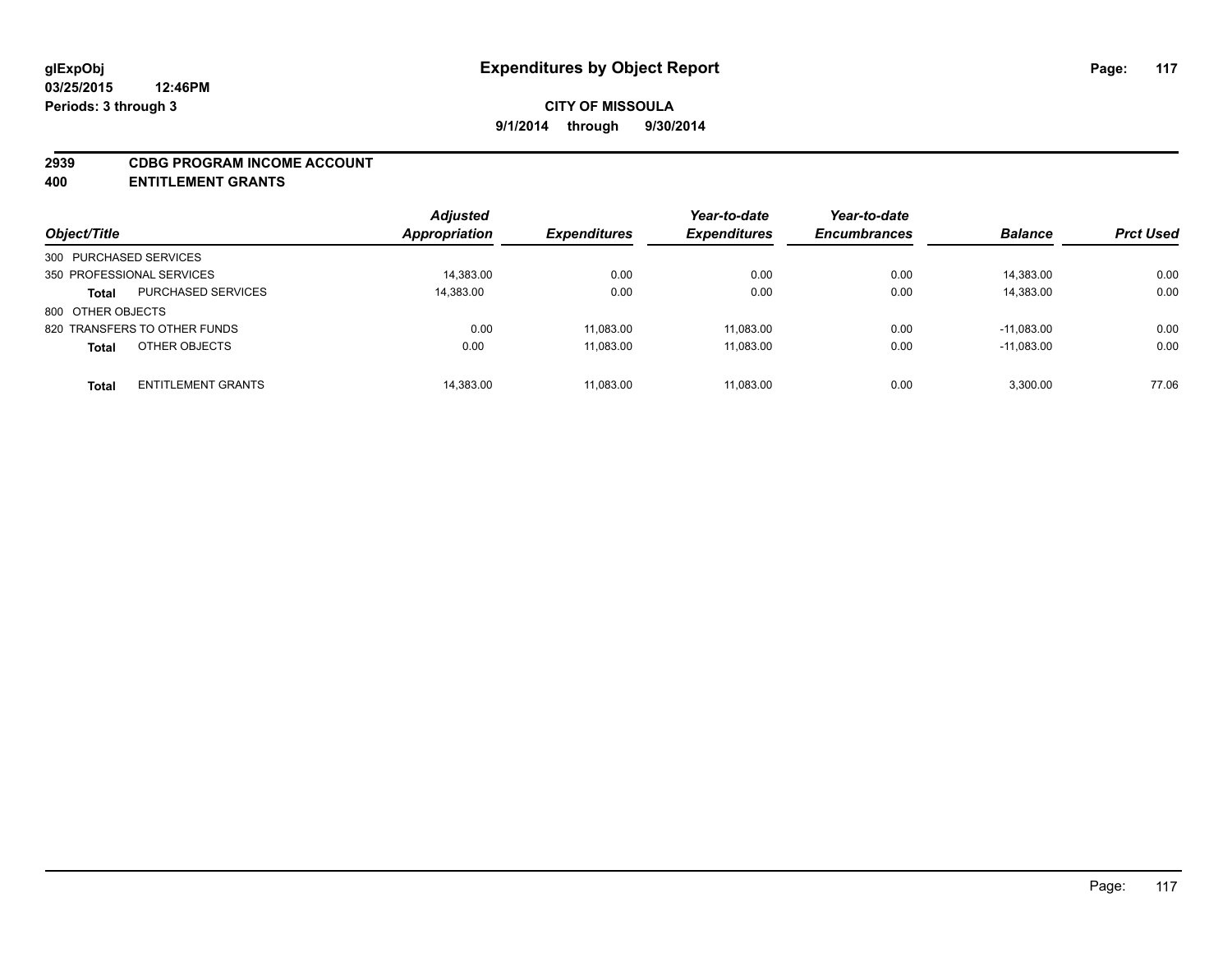**glExpObj**
**03/25/2015 12:46PM**
**Periods: 3 through 3**

# Expenditures by Object Report

**CITY OF MISSOULA**
**9/1/2014 through 9/30/2014**

## 2939 CDBG PROGRAM INCOME ACCOUNT
## 400 ENTITLEMENT GRANTS

| Object/Title | | Adjusted Appropriation | Expenditures | Year-to-date Expenditures | Year-to-date Encumbrances | Balance | Prct Used |
|---|---|---|---|---|---|---|---|
| 300 PURCHASED SERVICES | | | | | | | |
| 350 PROFESSIONAL SERVICES | | 14,383.00 | 0.00 | 0.00 | 0.00 | 14,383.00 | 0.00 |
| **Total** | PURCHASED SERVICES | 14,383.00 | 0.00 | 0.00 | 0.00 | 14,383.00 | 0.00 |
| 800 OTHER OBJECTS | | | | | | | |
| 820 TRANSFERS TO OTHER FUNDS | | 0.00 | 11,083.00 | 11,083.00 | 0.00 | -11,083.00 | 0.00 |
| **Total** | OTHER OBJECTS | 0.00 | 11,083.00 | 11,083.00 | 0.00 | -11,083.00 | 0.00 |
| **Total** | ENTITLEMENT GRANTS | 14,383.00 | 11,083.00 | 11,083.00 | 0.00 | 3,300.00 | 77.06 |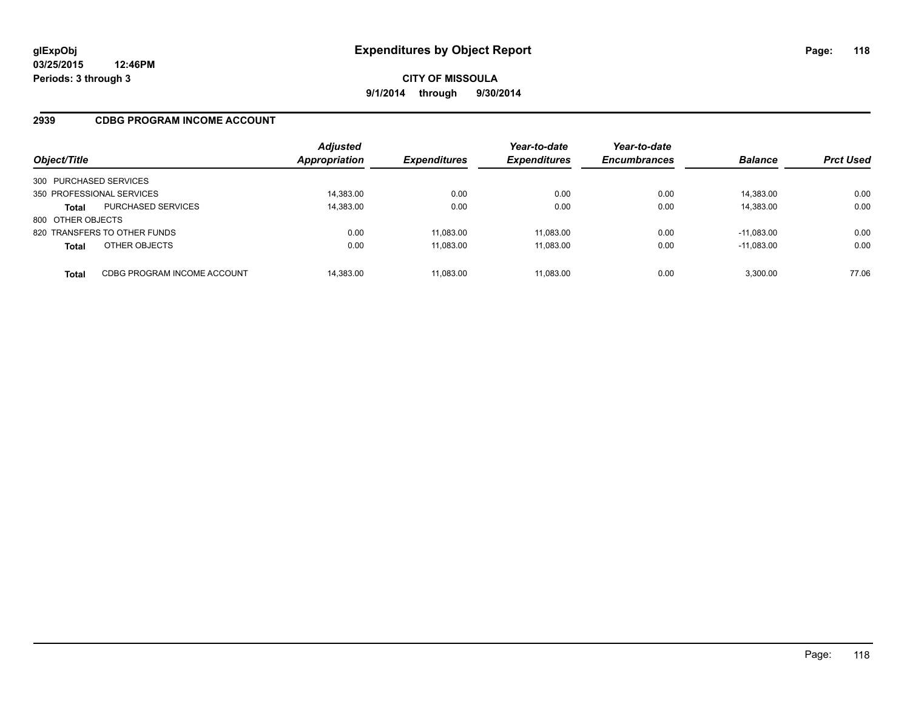# Expenditures by Object Report

glExpObj
03/25/2015 12:46PM
Periods: 3 through 3

**CITY OF MISSOULA**
**9/1/2014 through 9/30/2014**

## 2939 CDBG PROGRAM INCOME ACCOUNT

| Object/Title | | Adjusted Appropriation | Expenditures | Year-to-date Expenditures | Year-to-date Encumbrances | Balance | Prct Used |
|---|---|---|---|---|---|---|---|
| 300 PURCHASED SERVICES | | | | | | | |
| 350 PROFESSIONAL SERVICES | | 14,383.00 | 0.00 | 0.00 | 0.00 | 14,383.00 | 0.00 |
| **Total** | PURCHASED SERVICES | 14,383.00 | 0.00 | 0.00 | 0.00 | 14,383.00 | 0.00 |
| 800 OTHER OBJECTS | | | | | | | |
| 820 TRANSFERS TO OTHER FUNDS | | 0.00 | 11,083.00 | 11,083.00 | 0.00 | -11,083.00 | 0.00 |
| **Total** | OTHER OBJECTS | 0.00 | 11,083.00 | 11,083.00 | 0.00 | -11,083.00 | 0.00 |
| **Total** | CDBG PROGRAM INCOME ACCOUNT | 14,383.00 | 11,083.00 | 11,083.00 | 0.00 | 3,300.00 | 77.06 |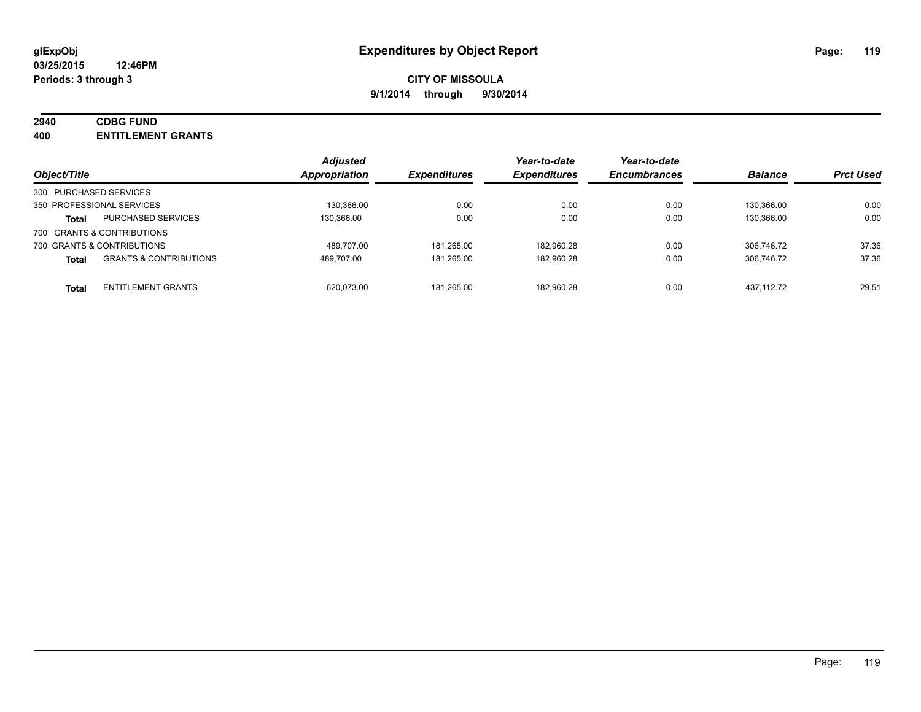**glExpObj** **Expenditures by Object Report**

**03/25/2015 12:46PM**

**Periods: 3 through 3**

**CITY OF MISSOULA**

**9/1/2014 through 9/30/2014**

**2940 CDBG FUND**

**400 ENTITLEMENT GRANTS**

| Object/Title | | Adjusted Appropriation | Expenditures | Year-to-date Expenditures | Year-to-date Encumbrances | Balance | Prct Used |
|---|---|---|---|---|---|---|---|
| 300 PURCHASED SERVICES | | | | | | | |
| 350 PROFESSIONAL SERVICES | | 130,366.00 | 0.00 | 0.00 | 0.00 | 130,366.00 | 0.00 |
| **Total** | PURCHASED SERVICES | 130,366.00 | 0.00 | 0.00 | 0.00 | 130,366.00 | 0.00 |
| 700 GRANTS & CONTRIBUTIONS | | | | | | | |
| 700 GRANTS & CONTRIBUTIONS | | 489,707.00 | 181,265.00 | 182,960.28 | 0.00 | 306,746.72 | 37.36 |
| **Total** | GRANTS & CONTRIBUTIONS | 489,707.00 | 181,265.00 | 182,960.28 | 0.00 | 306,746.72 | 37.36 |
| **Total** | ENTITLEMENT GRANTS | 620,073.00 | 181,265.00 | 182,960.28 | 0.00 | 437,112.72 | 29.51 |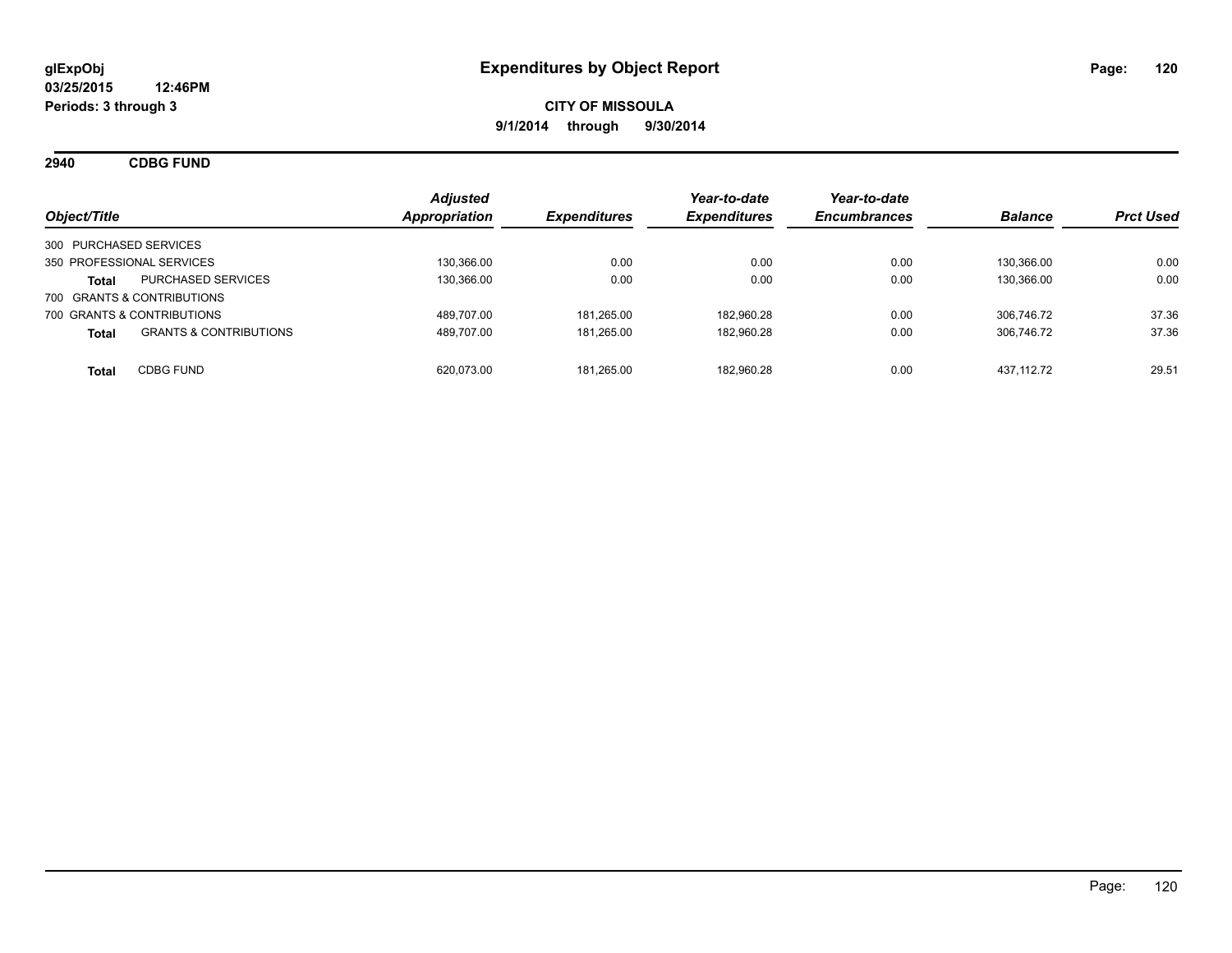glExpObj
03/25/2015 12:46PM
Periods: 3 through 3

# Expenditures by Object Report

**CITY OF MISSOULA**
**9/1/2014 through 9/30/2014**

## 2940 CDBG FUND

| Object/Title | | Adjusted Appropriation | Expenditures | Year-to-date Expenditures | Year-to-date Encumbrances | Balance | Prct Used |
|---|---|---|---|---|---|---|---|
| 300 PURCHASED SERVICES | | | | | | | |
| 350 PROFESSIONAL SERVICES | | 130,366.00 | 0.00 | 0.00 | 0.00 | 130,366.00 | 0.00 |
| **Total** | PURCHASED SERVICES | 130,366.00 | 0.00 | 0.00 | 0.00 | 130,366.00 | 0.00 |
| 700 GRANTS & CONTRIBUTIONS | | | | | | | |
| 700 GRANTS & CONTRIBUTIONS | | 489,707.00 | 181,265.00 | 182,960.28 | 0.00 | 306,746.72 | 37.36 |
| **Total** | GRANTS & CONTRIBUTIONS | 489,707.00 | 181,265.00 | 182,960.28 | 0.00 | 306,746.72 | 37.36 |
| **Total** | CDBG FUND | 620,073.00 | 181,265.00 | 182,960.28 | 0.00 | 437,112.72 | 29.51 |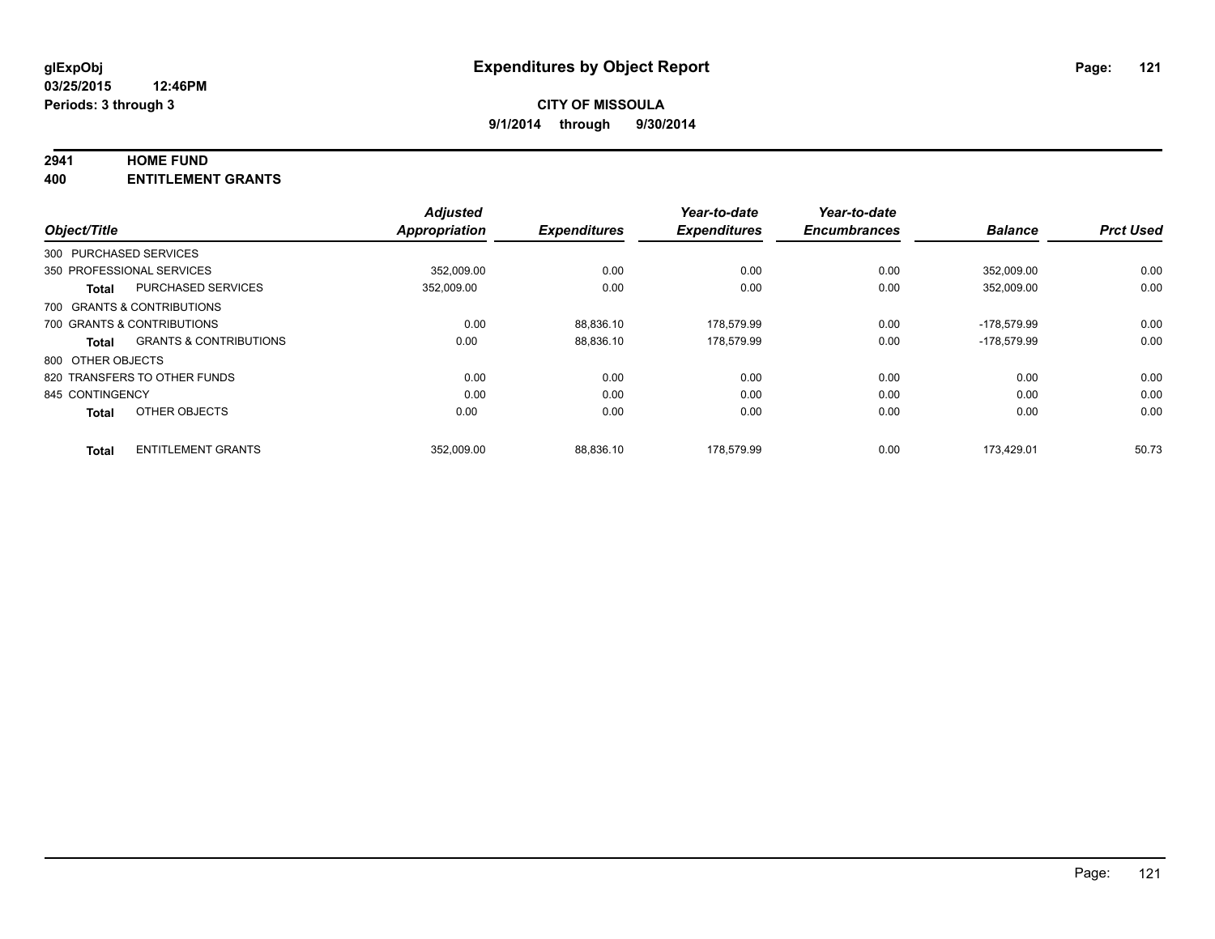glExpObj
03/25/2015 12:46PM
Periods: 3 through 3

# Expenditures by Object Report

**CITY OF MISSOULA**
**9/1/2014 through 9/30/2014**

**2941 HOME FUND**
**400 ENTITLEMENT GRANTS**

| Object/Title | | Adjusted Appropriation | Expenditures | Year-to-date Expenditures | Year-to-date Encumbrances | Balance | Prct Used |
|---|---|---|---|---|---|---|---|
| 300 PURCHASED SERVICES | | | | | | | |
| 350 PROFESSIONAL SERVICES | | 352,009.00 | 0.00 | 0.00 | 0.00 | 352,009.00 | 0.00 |
| **Total** | PURCHASED SERVICES | 352,009.00 | 0.00 | 0.00 | 0.00 | 352,009.00 | 0.00 |
| 700 GRANTS & CONTRIBUTIONS | | | | | | | |
| 700 GRANTS & CONTRIBUTIONS | | 0.00 | 88,836.10 | 178,579.99 | 0.00 | -178,579.99 | 0.00 |
| **Total** | GRANTS & CONTRIBUTIONS | 0.00 | 88,836.10 | 178,579.99 | 0.00 | -178,579.99 | 0.00 |
| 800 OTHER OBJECTS | | | | | | | |
| 820 TRANSFERS TO OTHER FUNDS | | 0.00 | 0.00 | 0.00 | 0.00 | 0.00 | 0.00 |
| 845 CONTINGENCY | | 0.00 | 0.00 | 0.00 | 0.00 | 0.00 | 0.00 |
| **Total** | OTHER OBJECTS | 0.00 | 0.00 | 0.00 | 0.00 | 0.00 | 0.00 |
| **Total** | ENTITLEMENT GRANTS | 352,009.00 | 88,836.10 | 178,579.99 | 0.00 | 173,429.01 | 50.73 |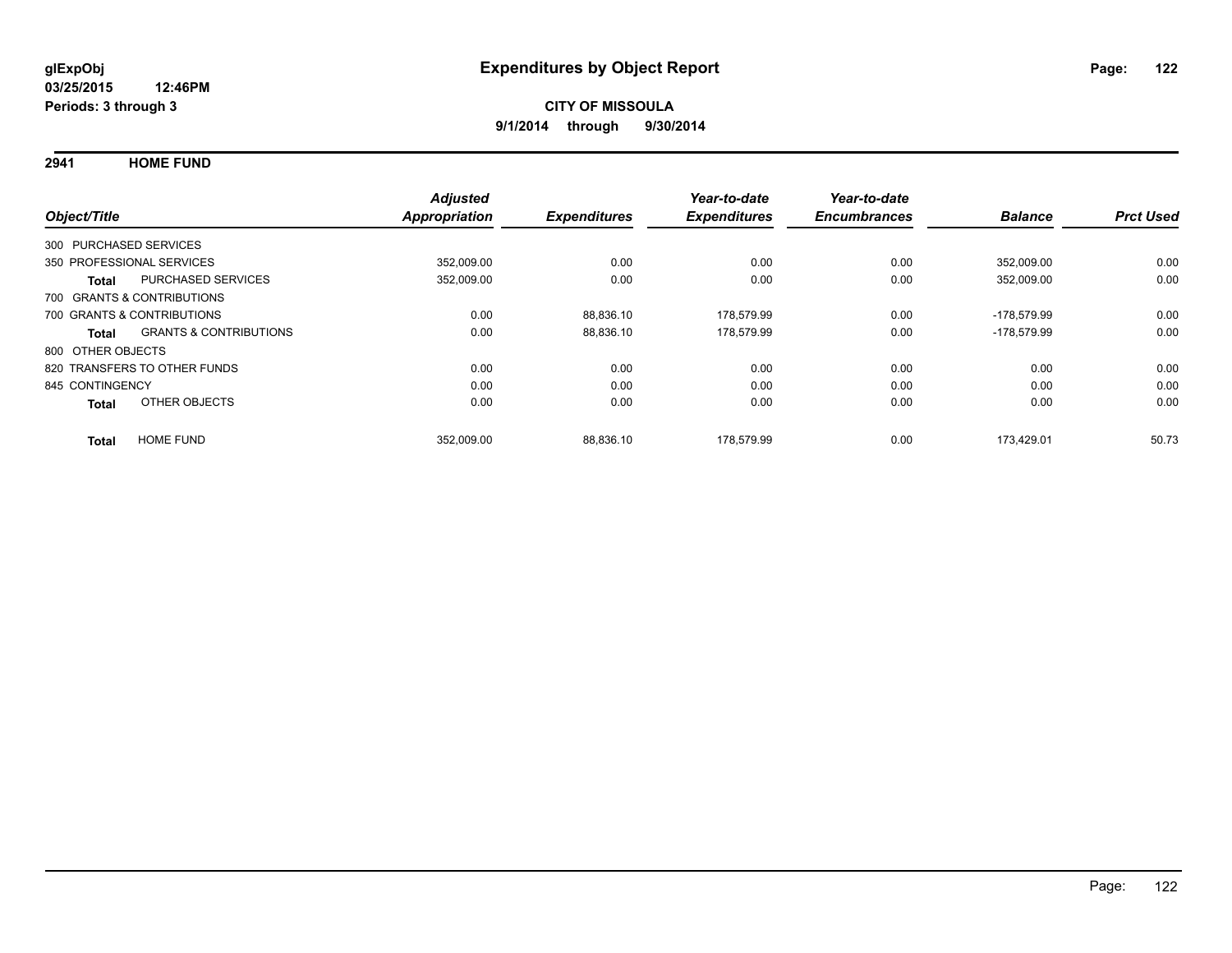**glExpObj**
**03/25/2015 12:46PM**
**Periods: 3 through 3**

# Expenditures by Object Report

**CITY OF MISSOULA**
**9/1/2014 through 9/30/2014**

## 2941 HOME FUND

| Object/Title | | Adjusted Appropriation | Expenditures | Year-to-date Expenditures | Year-to-date Encumbrances | Balance | Prct Used |
|---|---|---|---|---|---|---|---|
| 300 PURCHASED SERVICES | | | | | | | |
| 350 PROFESSIONAL SERVICES | | 352,009.00 | 0.00 | 0.00 | 0.00 | 352,009.00 | 0.00 |
| **Total** | PURCHASED SERVICES | 352,009.00 | 0.00 | 0.00 | 0.00 | 352,009.00 | 0.00 |
| 700 GRANTS & CONTRIBUTIONS | | | | | | | |
| 700 GRANTS & CONTRIBUTIONS | | 0.00 | 88,836.10 | 178,579.99 | 0.00 | -178,579.99 | 0.00 |
| **Total** | GRANTS & CONTRIBUTIONS | 0.00 | 88,836.10 | 178,579.99 | 0.00 | -178,579.99 | 0.00 |
| 800 OTHER OBJECTS | | | | | | | |
| 820 TRANSFERS TO OTHER FUNDS | | 0.00 | 0.00 | 0.00 | 0.00 | 0.00 | 0.00 |
| 845 CONTINGENCY | | 0.00 | 0.00 | 0.00 | 0.00 | 0.00 | 0.00 |
| **Total** | OTHER OBJECTS | 0.00 | 0.00 | 0.00 | 0.00 | 0.00 | 0.00 |
| **Total** | HOME FUND | 352,009.00 | 88,836.10 | 178,579.99 | 0.00 | 173,429.01 | 50.73 |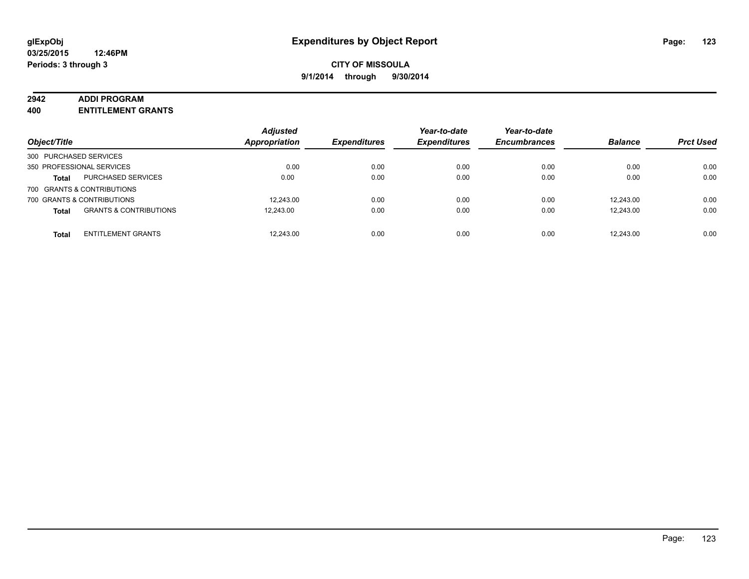# Expenditures by Object Report

glExpObj
03/25/2015 12:46PM
Periods: 3 through 3

**CITY OF MISSOULA**
**9/1/2014 through 9/30/2014**

**2942 ADDI PROGRAM**
**400 ENTITLEMENT GRANTS**

| Object/Title | | Adjusted Appropriation | Expenditures | Year-to-date Expenditures | Year-to-date Encumbrances | Balance | Prct Used |
|---|---|---|---|---|---|---|---|
| 300 PURCHASED SERVICES | | | | | | | |
| 350 PROFESSIONAL SERVICES | | 0.00 | 0.00 | 0.00 | 0.00 | 0.00 | 0.00 |
| **Total** | PURCHASED SERVICES | 0.00 | 0.00 | 0.00 | 0.00 | 0.00 | 0.00 |
| 700 GRANTS & CONTRIBUTIONS | | | | | | | |
| 700 GRANTS & CONTRIBUTIONS | | 12,243.00 | 0.00 | 0.00 | 0.00 | 12,243.00 | 0.00 |
| **Total** | GRANTS & CONTRIBUTIONS | 12,243.00 | 0.00 | 0.00 | 0.00 | 12,243.00 | 0.00 |
| **Total** | ENTITLEMENT GRANTS | 12,243.00 | 0.00 | 0.00 | 0.00 | 12,243.00 | 0.00 |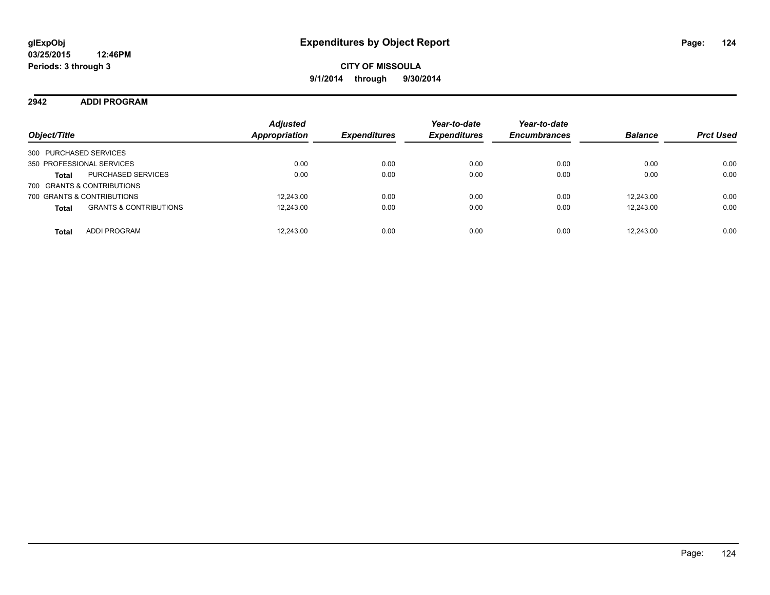**glExpObj**
**03/25/2015 12:46PM**
**Periods: 3 through 3**

# Expenditures by Object Report

**CITY OF MISSOULA**
**9/1/2014 through 9/30/2014**

## 2942 ADDI PROGRAM

| Object/Title | | Adjusted Appropriation | Expenditures | Year-to-date Expenditures | Year-to-date Encumbrances | Balance | Prct Used |
|---|---|---|---|---|---|---|---|
| 300 PURCHASED SERVICES | | | | | | | |
| 350 PROFESSIONAL SERVICES | | 0.00 | 0.00 | 0.00 | 0.00 | 0.00 | 0.00 |
| **Total** | PURCHASED SERVICES | 0.00 | 0.00 | 0.00 | 0.00 | 0.00 | 0.00 |
| 700 GRANTS & CONTRIBUTIONS | | | | | | | |
| 700 GRANTS & CONTRIBUTIONS | | 12,243.00 | 0.00 | 0.00 | 0.00 | 12,243.00 | 0.00 |
| **Total** | GRANTS & CONTRIBUTIONS | 12,243.00 | 0.00 | 0.00 | 0.00 | 12,243.00 | 0.00 |
| **Total** | ADDI PROGRAM | 12,243.00 | 0.00 | 0.00 | 0.00 | 12,243.00 | 0.00 |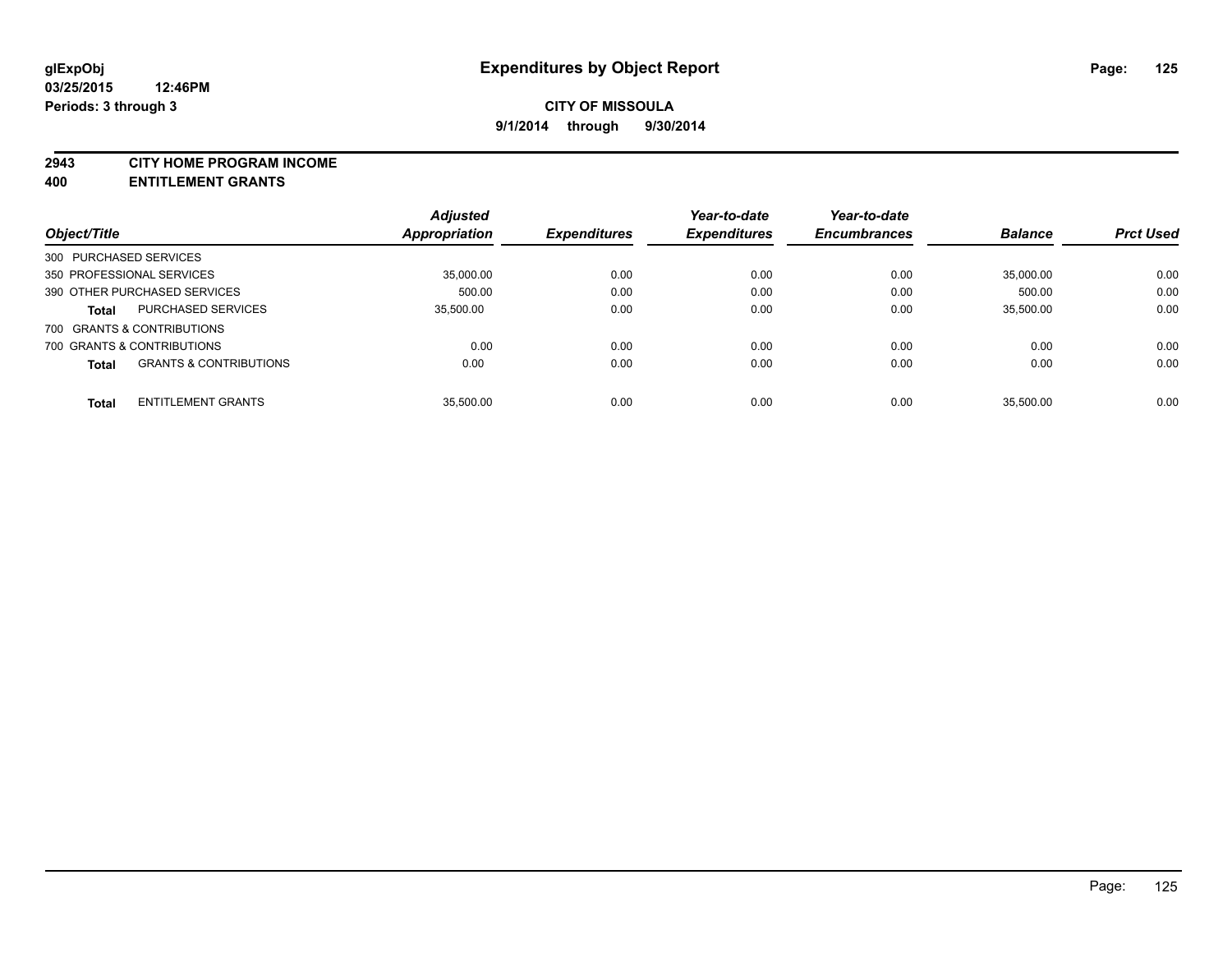**glExpObj**
**03/25/2015 12:46PM**
**Periods: 3 through 3**

# Expenditures by Object Report

**CITY OF MISSOULA**
**9/1/2014 through 9/30/2014**

**2943 CITY HOME PROGRAM INCOME**
**400 ENTITLEMENT GRANTS**

| Object/Title | | Adjusted Appropriation | Expenditures | Year-to-date Expenditures | Year-to-date Encumbrances | Balance | Prct Used |
|---|---|---|---|---|---|---|---|
| 300 PURCHASED SERVICES | | | | | | | |
| 350 PROFESSIONAL SERVICES | | 35,000.00 | 0.00 | 0.00 | 0.00 | 35,000.00 | 0.00 |
| 390 OTHER PURCHASED SERVICES | | 500.00 | 0.00 | 0.00 | 0.00 | 500.00 | 0.00 |
| **Total** | PURCHASED SERVICES | 35,500.00 | 0.00 | 0.00 | 0.00 | 35,500.00 | 0.00 |
| 700 GRANTS & CONTRIBUTIONS | | | | | | | |
| 700 GRANTS & CONTRIBUTIONS | | 0.00 | 0.00 | 0.00 | 0.00 | 0.00 | 0.00 |
| **Total** | GRANTS & CONTRIBUTIONS | 0.00 | 0.00 | 0.00 | 0.00 | 0.00 | 0.00 |
| **Total** | ENTITLEMENT GRANTS | 35,500.00 | 0.00 | 0.00 | 0.00 | 35,500.00 | 0.00 |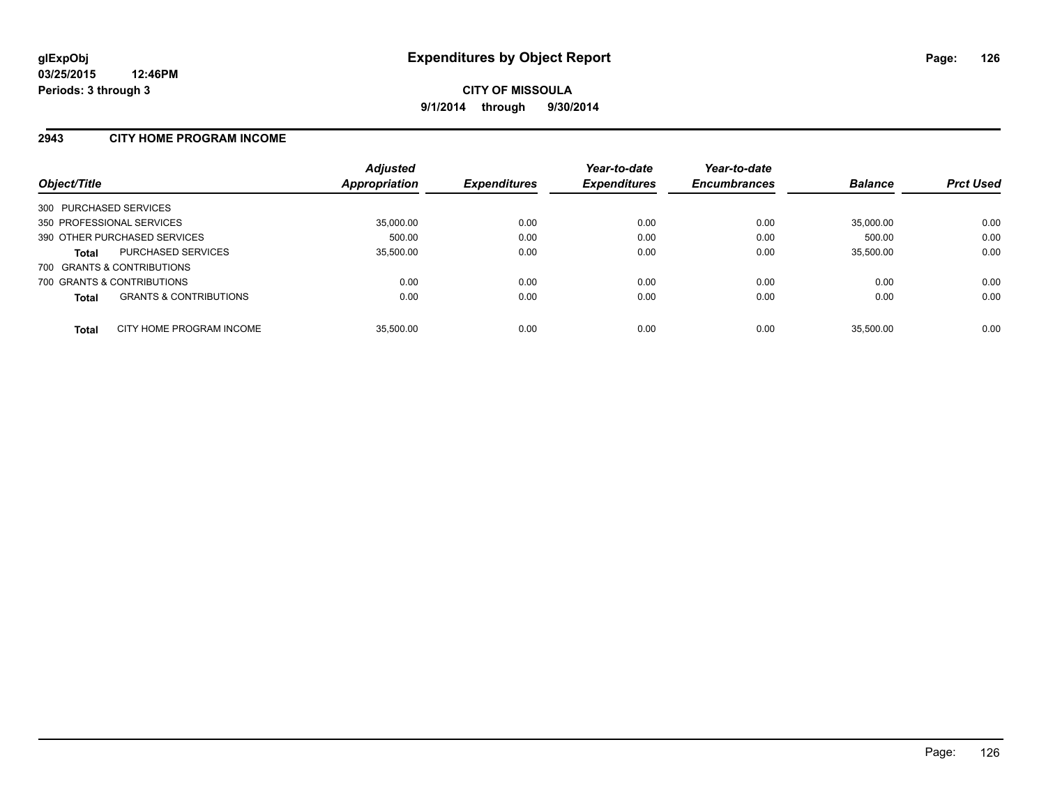glExpObj
03/25/2015 12:46PM
Periods: 3 through 3

# Expenditures by Object Report

**CITY OF MISSOULA**

**9/1/2014 through 9/30/2014**

## 2943 CITY HOME PROGRAM INCOME

| Object/Title | | Adjusted Appropriation | Expenditures | Year-to-date Expenditures | Year-to-date Encumbrances | Balance | Prct Used |
|---|---|---|---|---|---|---|---|
| 300 PURCHASED SERVICES | | | | | | | |
| 350 PROFESSIONAL SERVICES | | 35,000.00 | 0.00 | 0.00 | 0.00 | 35,000.00 | 0.00 |
| 390 OTHER PURCHASED SERVICES | | 500.00 | 0.00 | 0.00 | 0.00 | 500.00 | 0.00 |
| **Total** | PURCHASED SERVICES | 35,500.00 | 0.00 | 0.00 | 0.00 | 35,500.00 | 0.00 |
| 700 GRANTS & CONTRIBUTIONS | | | | | | | |
| 700 GRANTS & CONTRIBUTIONS | | 0.00 | 0.00 | 0.00 | 0.00 | 0.00 | 0.00 |
| **Total** | GRANTS & CONTRIBUTIONS | 0.00 | 0.00 | 0.00 | 0.00 | 0.00 | 0.00 |
| **Total** | CITY HOME PROGRAM INCOME | 35,500.00 | 0.00 | 0.00 | 0.00 | 35,500.00 | 0.00 |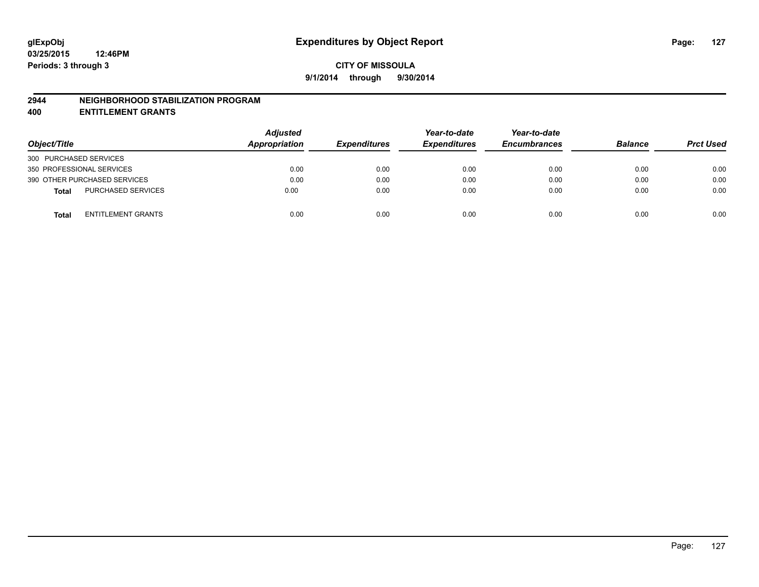**glExpObj**
**03/25/2015 12:46PM**
**Periods: 3 through 3**

# Expenditures by Object Report

**CITY OF MISSOULA**
**9/1/2014 through 9/30/2014**

## 2944 NEIGHBORHOOD STABILIZATION PROGRAM
## 400 ENTITLEMENT GRANTS

| Object/Title | | Adjusted Appropriation | Expenditures | Year-to-date Expenditures | Year-to-date Encumbrances | Balance | Prct Used |
|---|---|---|---|---|---|---|---|
| 300 PURCHASED SERVICES | | | | | | | |
| 350 PROFESSIONAL SERVICES | | 0.00 | 0.00 | 0.00 | 0.00 | 0.00 | 0.00 |
| 390 OTHER PURCHASED SERVICES | | 0.00 | 0.00 | 0.00 | 0.00 | 0.00 | 0.00 |
| **Total** | PURCHASED SERVICES | 0.00 | 0.00 | 0.00 | 0.00 | 0.00 | 0.00 |
| **Total** | ENTITLEMENT GRANTS | 0.00 | 0.00 | 0.00 | 0.00 | 0.00 | 0.00 |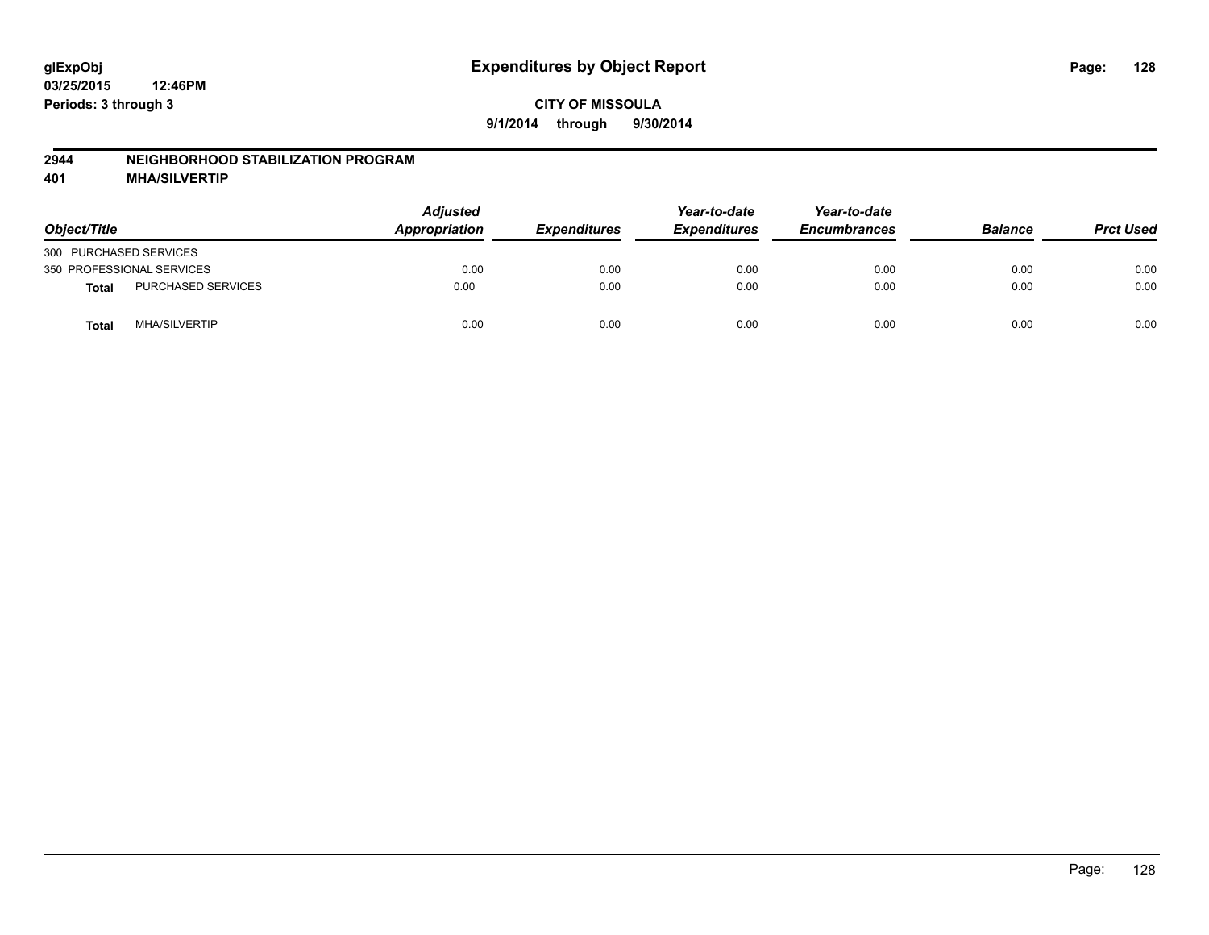**glExpObj**
**03/25/2015 12:46PM**
**Periods: 3 through 3**

# Expenditures by Object Report

**CITY OF MISSOULA**
**9/1/2014 through 9/30/2014**

## 2944 NEIGHBORHOOD STABILIZATION PROGRAM
## 401 MHA/SILVERTIP

| Object/Title | | Adjusted Appropriation | Expenditures | Year-to-date Expenditures | Year-to-date Encumbrances | Balance | Prct Used |
|---|---|---|---|---|---|---|---|
| 300 PURCHASED SERVICES | | | | | | | |
| 350 PROFESSIONAL SERVICES | | 0.00 | 0.00 | 0.00 | 0.00 | 0.00 | 0.00 |
| **Total** | PURCHASED SERVICES | 0.00 | 0.00 | 0.00 | 0.00 | 0.00 | 0.00 |
| **Total** | MHA/SILVERTIP | 0.00 | 0.00 | 0.00 | 0.00 | 0.00 | 0.00 |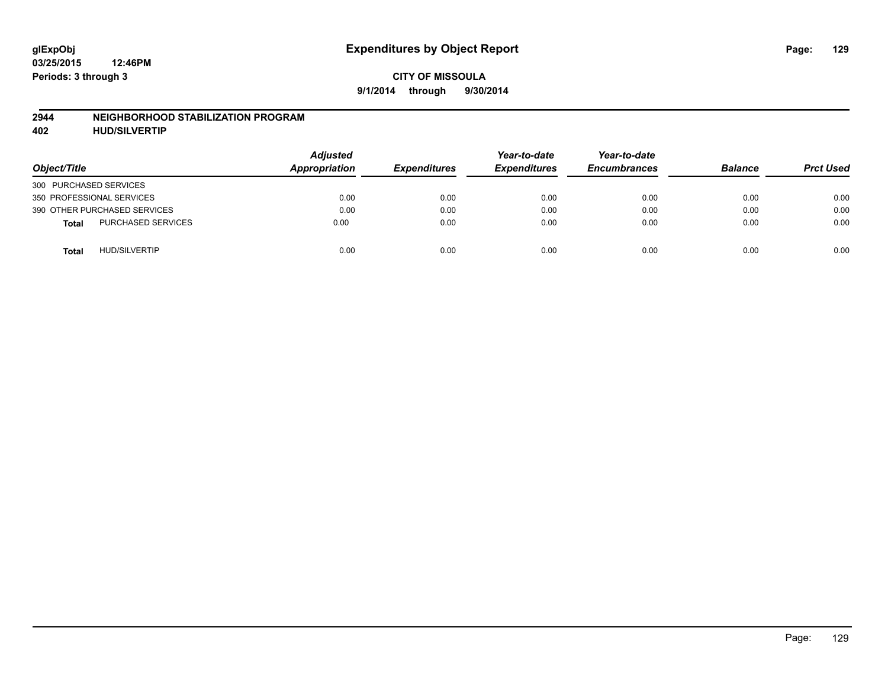**glExpObj**
**03/25/2015 12:46PM**
**Periods: 3 through 3**

# Expenditures by Object Report

**CITY OF MISSOULA**
**9/1/2014 through 9/30/2014**

## 2944 NEIGHBORHOOD STABILIZATION PROGRAM
## 402 HUD/SILVERTIP

| Object/Title | Adjusted Appropriation | Expenditures | Year-to-date Expenditures | Year-to-date Encumbrances | Balance | Prct Used |
|---|---|---|---|---|---|---|
| 300 PURCHASED SERVICES | | | | | | |
| 350 PROFESSIONAL SERVICES | 0.00 | 0.00 | 0.00 | 0.00 | 0.00 | 0.00 |
| 390 OTHER PURCHASED SERVICES | 0.00 | 0.00 | 0.00 | 0.00 | 0.00 | 0.00 |
| **Total** PURCHASED SERVICES | 0.00 | 0.00 | 0.00 | 0.00 | 0.00 | 0.00 |
| **Total** HUD/SILVERTIP | 0.00 | 0.00 | 0.00 | 0.00 | 0.00 | 0.00 |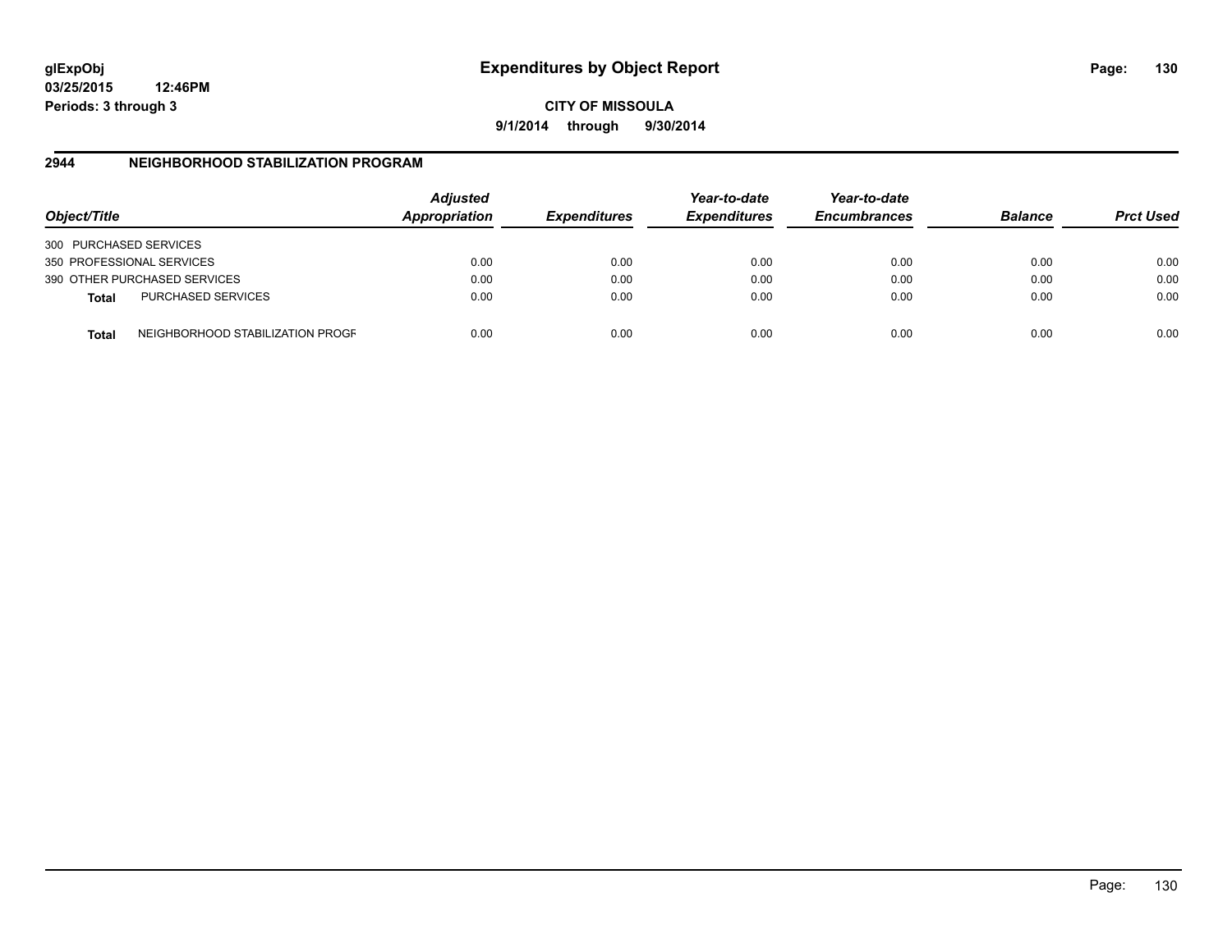**glExpObj** **Expenditures by Object Report**
**03/25/2015 12:46PM**
**Periods: 3 through 3**

**CITY OF MISSOULA**
**9/1/2014 through 9/30/2014**

## 2944 NEIGHBORHOOD STABILIZATION PROGRAM

| Object/Title | | Adjusted Appropriation | Expenditures | Year-to-date Expenditures | Year-to-date Encumbrances | Balance | Prct Used |
|---|---|---|---|---|---|---|---|
| 300 PURCHASED SERVICES | | | | | | | |
| 350 PROFESSIONAL SERVICES | | 0.00 | 0.00 | 0.00 | 0.00 | 0.00 | 0.00 |
| 390 OTHER PURCHASED SERVICES | | 0.00 | 0.00 | 0.00 | 0.00 | 0.00 | 0.00 |
| **Total** | PURCHASED SERVICES | 0.00 | 0.00 | 0.00 | 0.00 | 0.00 | 0.00 |
| **Total** | NEIGHBORHOOD STABILIZATION PROGF | 0.00 | 0.00 | 0.00 | 0.00 | 0.00 | 0.00 |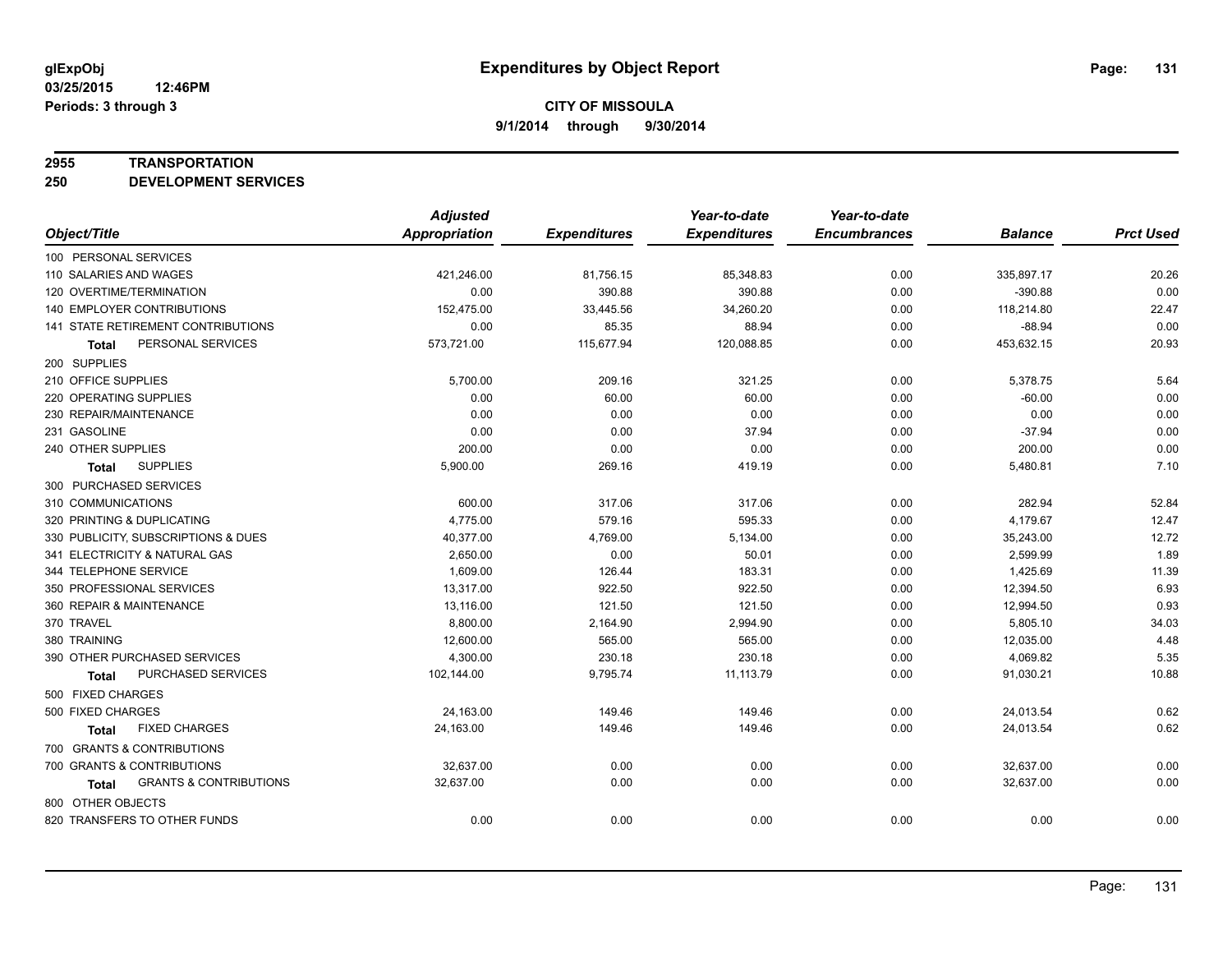glExpObj
03/25/2015 12:46PM
Periods: 3 through 3

# Expenditures by Object Report

**CITY OF MISSOULA**
**9/1/2014 through 9/30/2014**

**2955 TRANSPORTATION**
**250 DEVELOPMENT SERVICES**

| Object/Title | Adjusted Appropriation | Expenditures | Year-to-date Expenditures | Year-to-date Encumbrances | Balance | Prct Used |
|---|---|---|---|---|---|---|
| 100 PERSONAL SERVICES | | | | | | |
| 110 SALARIES AND WAGES | 421,246.00 | 81,756.15 | 85,348.83 | 0.00 | 335,897.17 | 20.26 |
| 120 OVERTIME/TERMINATION | 0.00 | 390.88 | 390.88 | 0.00 | -390.88 | 0.00 |
| 140 EMPLOYER CONTRIBUTIONS | 152,475.00 | 33,445.56 | 34,260.20 | 0.00 | 118,214.80 | 22.47 |
| 141 STATE RETIREMENT CONTRIBUTIONS | 0.00 | 85.35 | 88.94 | 0.00 | -88.94 | 0.00 |
| **Total** PERSONAL SERVICES | 573,721.00 | 115,677.94 | 120,088.85 | 0.00 | 453,632.15 | 20.93 |
| 200 SUPPLIES | | | | | | |
| 210 OFFICE SUPPLIES | 5,700.00 | 209.16 | 321.25 | 0.00 | 5,378.75 | 5.64 |
| 220 OPERATING SUPPLIES | 0.00 | 60.00 | 60.00 | 0.00 | -60.00 | 0.00 |
| 230 REPAIR/MAINTENANCE | 0.00 | 0.00 | 0.00 | 0.00 | 0.00 | 0.00 |
| 231 GASOLINE | 0.00 | 0.00 | 37.94 | 0.00 | -37.94 | 0.00 |
| 240 OTHER SUPPLIES | 200.00 | 0.00 | 0.00 | 0.00 | 200.00 | 0.00 |
| **Total** SUPPLIES | 5,900.00 | 269.16 | 419.19 | 0.00 | 5,480.81 | 7.10 |
| 300 PURCHASED SERVICES | | | | | | |
| 310 COMMUNICATIONS | 600.00 | 317.06 | 317.06 | 0.00 | 282.94 | 52.84 |
| 320 PRINTING & DUPLICATING | 4,775.00 | 579.16 | 595.33 | 0.00 | 4,179.67 | 12.47 |
| 330 PUBLICITY, SUBSCRIPTIONS & DUES | 40,377.00 | 4,769.00 | 5,134.00 | 0.00 | 35,243.00 | 12.72 |
| 341 ELECTRICITY & NATURAL GAS | 2,650.00 | 0.00 | 50.01 | 0.00 | 2,599.99 | 1.89 |
| 344 TELEPHONE SERVICE | 1,609.00 | 126.44 | 183.31 | 0.00 | 1,425.69 | 11.39 |
| 350 PROFESSIONAL SERVICES | 13,317.00 | 922.50 | 922.50 | 0.00 | 12,394.50 | 6.93 |
| 360 REPAIR & MAINTENANCE | 13,116.00 | 121.50 | 121.50 | 0.00 | 12,994.50 | 0.93 |
| 370 TRAVEL | 8,800.00 | 2,164.90 | 2,994.90 | 0.00 | 5,805.10 | 34.03 |
| 380 TRAINING | 12,600.00 | 565.00 | 565.00 | 0.00 | 12,035.00 | 4.48 |
| 390 OTHER PURCHASED SERVICES | 4,300.00 | 230.18 | 230.18 | 0.00 | 4,069.82 | 5.35 |
| **Total** PURCHASED SERVICES | 102,144.00 | 9,795.74 | 11,113.79 | 0.00 | 91,030.21 | 10.88 |
| 500 FIXED CHARGES | | | | | | |
| 500 FIXED CHARGES | 24,163.00 | 149.46 | 149.46 | 0.00 | 24,013.54 | 0.62 |
| **Total** FIXED CHARGES | 24,163.00 | 149.46 | 149.46 | 0.00 | 24,013.54 | 0.62 |
| 700 GRANTS & CONTRIBUTIONS | | | | | | |
| 700 GRANTS & CONTRIBUTIONS | 32,637.00 | 0.00 | 0.00 | 0.00 | 32,637.00 | 0.00 |
| **Total** GRANTS & CONTRIBUTIONS | 32,637.00 | 0.00 | 0.00 | 0.00 | 32,637.00 | 0.00 |
| 800 OTHER OBJECTS | | | | | | |
| 820 TRANSFERS TO OTHER FUNDS | 0.00 | 0.00 | 0.00 | 0.00 | 0.00 | 0.00 |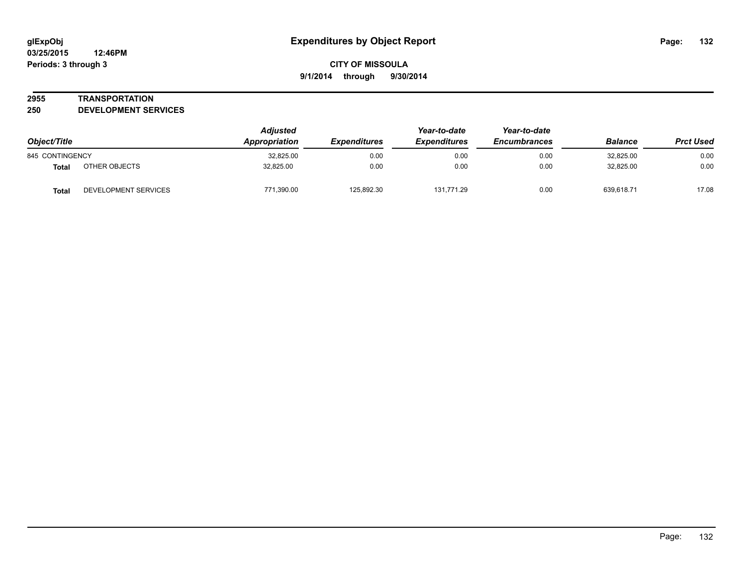**CITY OF MISSOULA**

**9/1/2014 through 9/30/2014**

**2955 TRANSPORTATION**

**250 DEVELOPMENT SERVICES**

| Object/Title | | Adjusted Appropriation | Expenditures | Year-to-date Expenditures | Year-to-date Encumbrances | Balance | Prct Used |
|---|---|---|---|---|---|---|---|
| 845 CONTINGENCY | | 32,825.00 | 0.00 | 0.00 | 0.00 | 32,825.00 | 0.00 |
| **Total** | OTHER OBJECTS | 32,825.00 | 0.00 | 0.00 | 0.00 | 32,825.00 | 0.00 |
| **Total** | DEVELOPMENT SERVICES | 771,390.00 | 125,892.30 | 131,771.29 | 0.00 | 639,618.71 | 17.08 |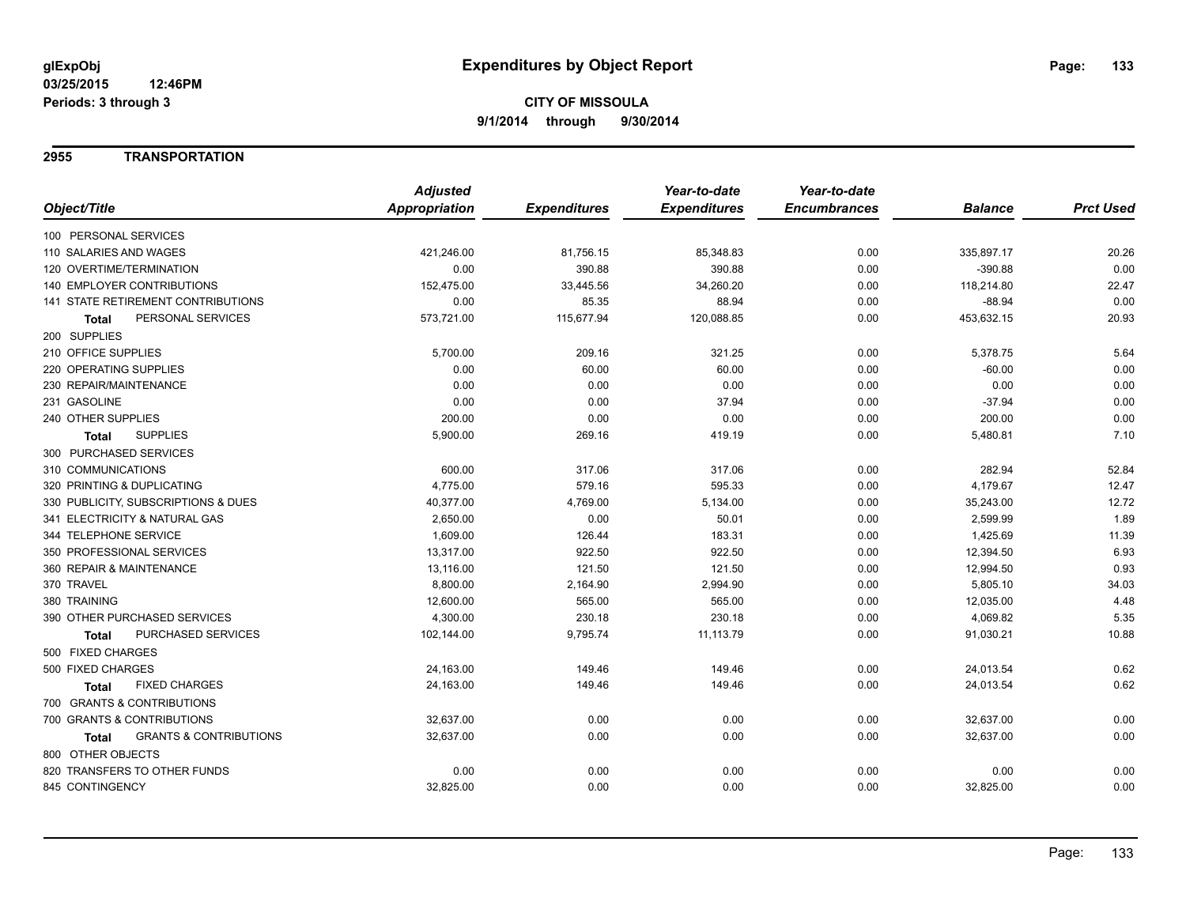**glExpObj**
**03/25/2015 12:46PM**
**Periods: 3 through 3**

# Expenditures by Object Report

**CITY OF MISSOULA**
**9/1/2014 through 9/30/2014**

## 2955 TRANSPORTATION

| Object/Title | Adjusted Appropriation | Expenditures | Year-to-date Expenditures | Year-to-date Encumbrances | Balance | Prct Used |
|---|---|---|---|---|---|---|
| 100 PERSONAL SERVICES | | | | | | |
| 110 SALARIES AND WAGES | 421,246.00 | 81,756.15 | 85,348.83 | 0.00 | 335,897.17 | 20.26 |
| 120 OVERTIME/TERMINATION | 0.00 | 390.88 | 390.88 | 0.00 | -390.88 | 0.00 |
| 140 EMPLOYER CONTRIBUTIONS | 152,475.00 | 33,445.56 | 34,260.20 | 0.00 | 118,214.80 | 22.47 |
| 141 STATE RETIREMENT CONTRIBUTIONS | 0.00 | 85.35 | 88.94 | 0.00 | -88.94 | 0.00 |
| **Total** PERSONAL SERVICES | 573,721.00 | 115,677.94 | 120,088.85 | 0.00 | 453,632.15 | 20.93 |
| 200 SUPPLIES | | | | | | |
| 210 OFFICE SUPPLIES | 5,700.00 | 209.16 | 321.25 | 0.00 | 5,378.75 | 5.64 |
| 220 OPERATING SUPPLIES | 0.00 | 60.00 | 60.00 | 0.00 | -60.00 | 0.00 |
| 230 REPAIR/MAINTENANCE | 0.00 | 0.00 | 0.00 | 0.00 | 0.00 | 0.00 |
| 231 GASOLINE | 0.00 | 0.00 | 37.94 | 0.00 | -37.94 | 0.00 |
| 240 OTHER SUPPLIES | 200.00 | 0.00 | 0.00 | 0.00 | 200.00 | 0.00 |
| **Total** SUPPLIES | 5,900.00 | 269.16 | 419.19 | 0.00 | 5,480.81 | 7.10 |
| 300 PURCHASED SERVICES | | | | | | |
| 310 COMMUNICATIONS | 600.00 | 317.06 | 317.06 | 0.00 | 282.94 | 52.84 |
| 320 PRINTING & DUPLICATING | 4,775.00 | 579.16 | 595.33 | 0.00 | 4,179.67 | 12.47 |
| 330 PUBLICITY, SUBSCRIPTIONS & DUES | 40,377.00 | 4,769.00 | 5,134.00 | 0.00 | 35,243.00 | 12.72 |
| 341 ELECTRICITY & NATURAL GAS | 2,650.00 | 0.00 | 50.01 | 0.00 | 2,599.99 | 1.89 |
| 344 TELEPHONE SERVICE | 1,609.00 | 126.44 | 183.31 | 0.00 | 1,425.69 | 11.39 |
| 350 PROFESSIONAL SERVICES | 13,317.00 | 922.50 | 922.50 | 0.00 | 12,394.50 | 6.93 |
| 360 REPAIR & MAINTENANCE | 13,116.00 | 121.50 | 121.50 | 0.00 | 12,994.50 | 0.93 |
| 370 TRAVEL | 8,800.00 | 2,164.90 | 2,994.90 | 0.00 | 5,805.10 | 34.03 |
| 380 TRAINING | 12,600.00 | 565.00 | 565.00 | 0.00 | 12,035.00 | 4.48 |
| 390 OTHER PURCHASED SERVICES | 4,300.00 | 230.18 | 230.18 | 0.00 | 4,069.82 | 5.35 |
| **Total** PURCHASED SERVICES | 102,144.00 | 9,795.74 | 11,113.79 | 0.00 | 91,030.21 | 10.88 |
| 500 FIXED CHARGES | | | | | | |
| 500 FIXED CHARGES | 24,163.00 | 149.46 | 149.46 | 0.00 | 24,013.54 | 0.62 |
| **Total** FIXED CHARGES | 24,163.00 | 149.46 | 149.46 | 0.00 | 24,013.54 | 0.62 |
| 700 GRANTS & CONTRIBUTIONS | | | | | | |
| 700 GRANTS & CONTRIBUTIONS | 32,637.00 | 0.00 | 0.00 | 0.00 | 32,637.00 | 0.00 |
| **Total** GRANTS & CONTRIBUTIONS | 32,637.00 | 0.00 | 0.00 | 0.00 | 32,637.00 | 0.00 |
| 800 OTHER OBJECTS | | | | | | |
| 820 TRANSFERS TO OTHER FUNDS | 0.00 | 0.00 | 0.00 | 0.00 | 0.00 | 0.00 |
| 845 CONTINGENCY | 32,825.00 | 0.00 | 0.00 | 0.00 | 32,825.00 | 0.00 |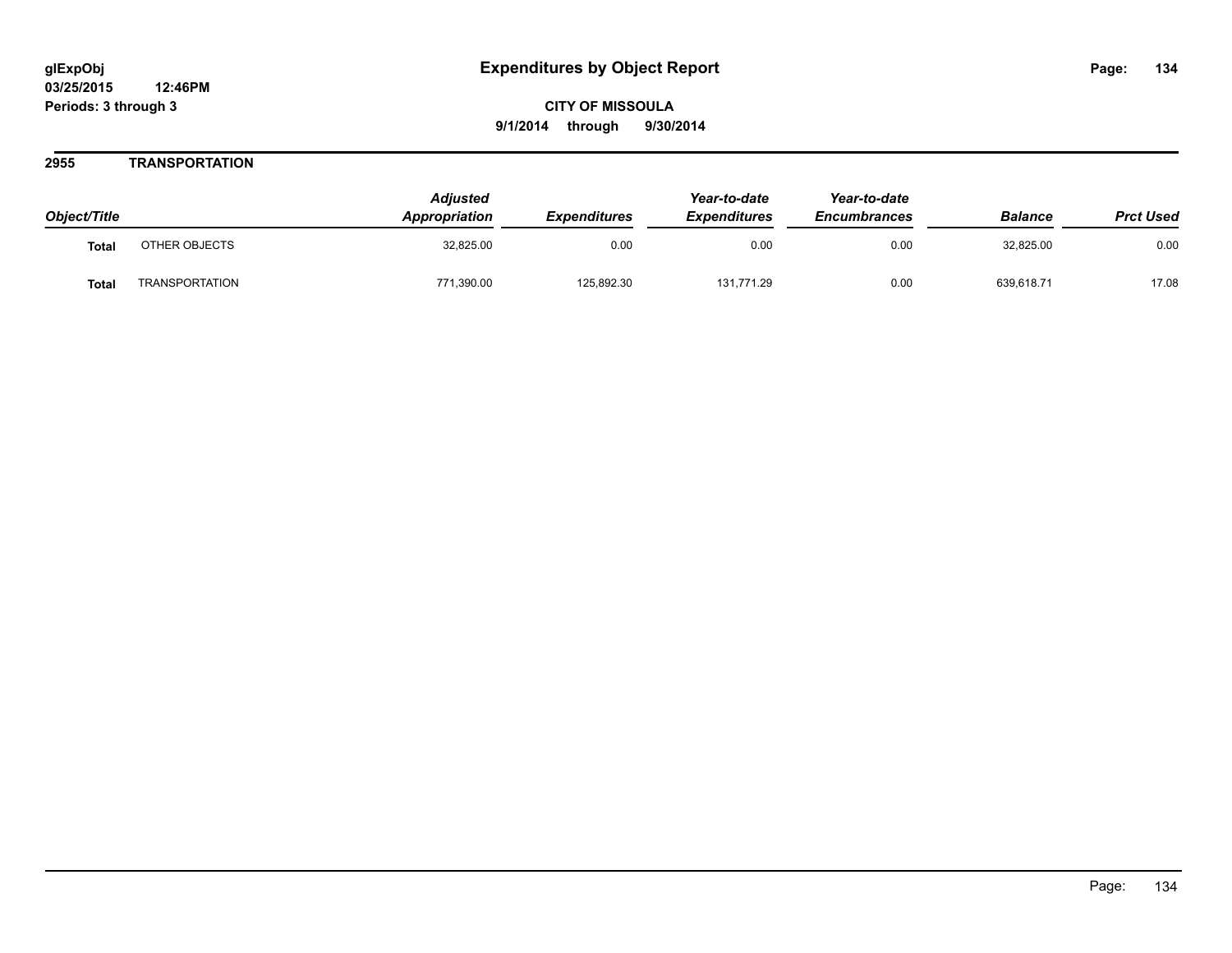# Expenditures by Object Report

glExpObj
03/25/2015 12:46PM
Periods: 3 through 3

**CITY OF MISSOULA**
**9/1/2014 through 9/30/2014**

## 2955 TRANSPORTATION

| Object/Title | | Adjusted Appropriation | Expenditures | Year-to-date Expenditures | Year-to-date Encumbrances | Balance | Prct Used |
|---|---|---|---|---|---|---|---|
| **Total** | OTHER OBJECTS | 32,825.00 | 0.00 | 0.00 | 0.00 | 32,825.00 | 0.00 |
| **Total** | TRANSPORTATION | 771,390.00 | 125,892.30 | 131,771.29 | 0.00 | 639,618.71 | 17.08 |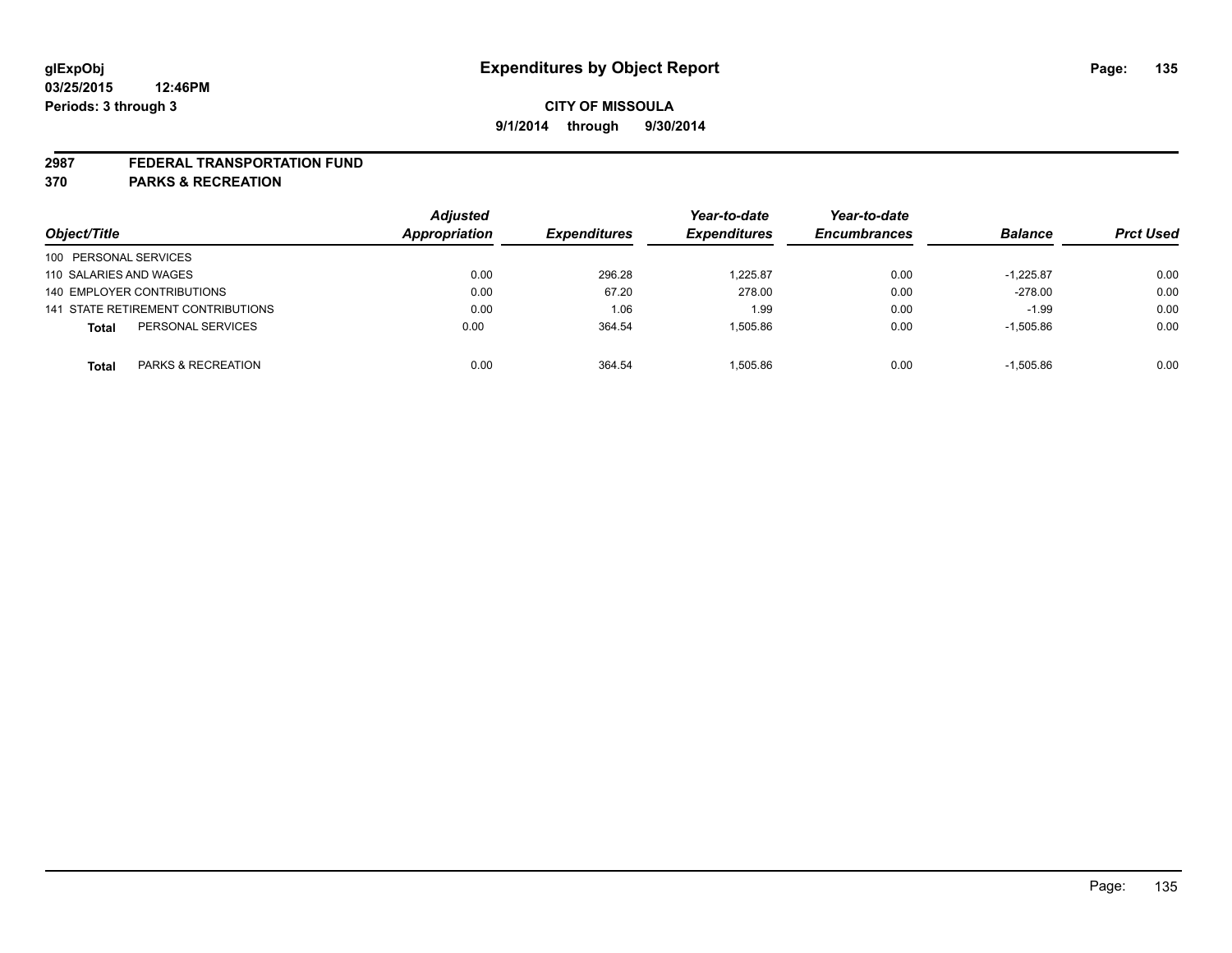**glExpObj**
**03/25/2015 12:46PM**
**Periods: 3 through 3**

# Expenditures by Object Report

**CITY OF MISSOULA**
**9/1/2014 through 9/30/2014**

## 2987 FEDERAL TRANSPORTATION FUND
## 370 PARKS & RECREATION

| Object/Title | Adjusted Appropriation | Expenditures | Year-to-date Expenditures | Year-to-date Encumbrances | Balance | Prct Used |
|---|---|---|---|---|---|---|
| 100 PERSONAL SERVICES | | | | | | |
| 110 SALARIES AND WAGES | 0.00 | 296.28 | 1,225.87 | 0.00 | -1,225.87 | 0.00 |
| 140 EMPLOYER CONTRIBUTIONS | 0.00 | 67.20 | 278.00 | 0.00 | -278.00 | 0.00 |
| 141 STATE RETIREMENT CONTRIBUTIONS | 0.00 | 1.06 | 1.99 | 0.00 | -1.99 | 0.00 |
| **Total** PERSONAL SERVICES | 0.00 | 364.54 | 1,505.86 | 0.00 | -1,505.86 | 0.00 |
| **Total** PARKS & RECREATION | 0.00 | 364.54 | 1,505.86 | 0.00 | -1,505.86 | 0.00 |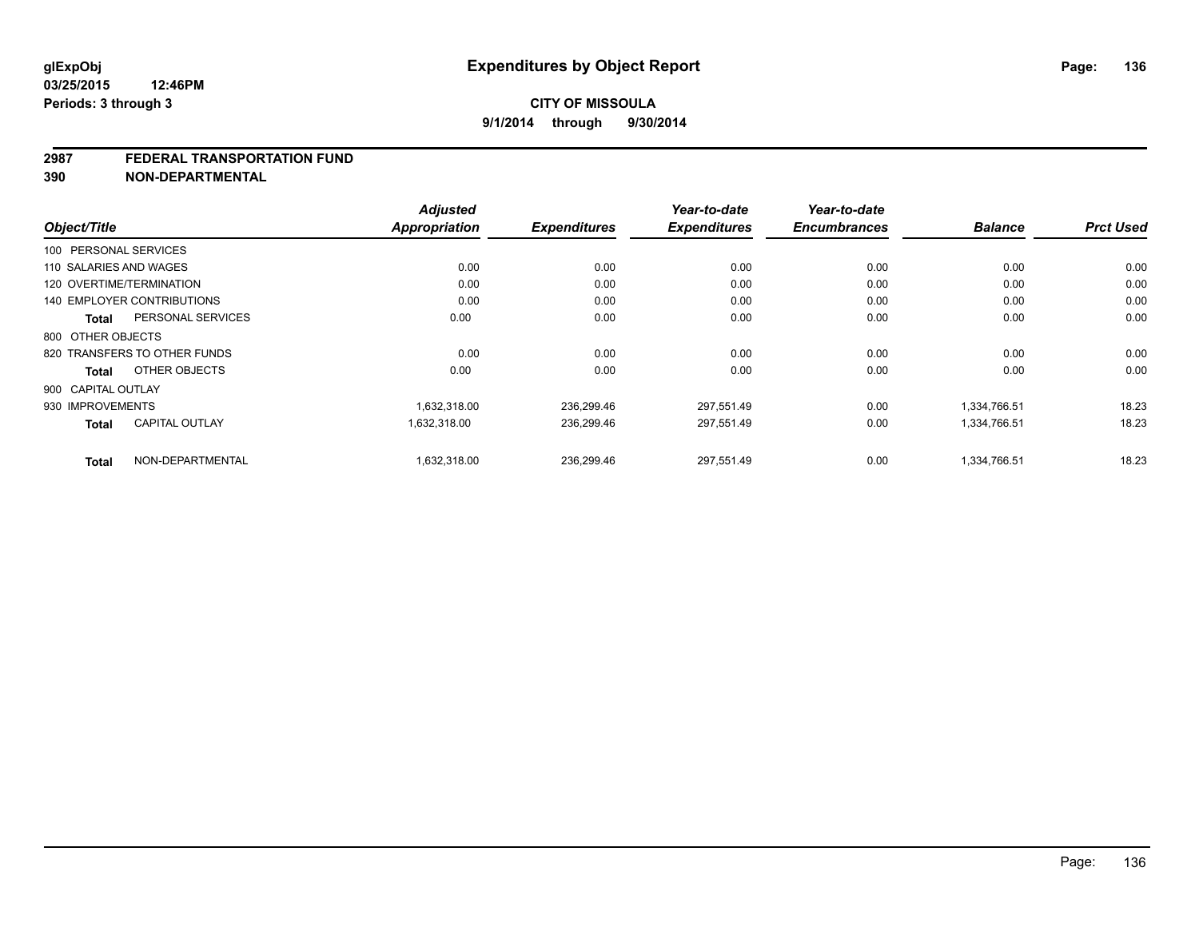**glExpObj**
**03/25/2015 12:46PM**
**Periods: 3 through 3**

# Expenditures by Object Report

**CITY OF MISSOULA**
**9/1/2014 through 9/30/2014**

## 2987 FEDERAL TRANSPORTATION FUND
## 390 NON-DEPARTMENTAL

| Object/Title | | Adjusted Appropriation | Expenditures | Year-to-date Expenditures | Year-to-date Encumbrances | Balance | Prct Used |
|---|---|---|---|---|---|---|---|
| 100 PERSONAL SERVICES | | | | | | | |
| 110 SALARIES AND WAGES | | 0.00 | 0.00 | 0.00 | 0.00 | 0.00 | 0.00 |
| 120 OVERTIME/TERMINATION | | 0.00 | 0.00 | 0.00 | 0.00 | 0.00 | 0.00 |
| 140 EMPLOYER CONTRIBUTIONS | | 0.00 | 0.00 | 0.00 | 0.00 | 0.00 | 0.00 |
| **Total** | PERSONAL SERVICES | 0.00 | 0.00 | 0.00 | 0.00 | 0.00 | 0.00 |
| 800 OTHER OBJECTS | | | | | | | |
| 820 TRANSFERS TO OTHER FUNDS | | 0.00 | 0.00 | 0.00 | 0.00 | 0.00 | 0.00 |
| **Total** | OTHER OBJECTS | 0.00 | 0.00 | 0.00 | 0.00 | 0.00 | 0.00 |
| 900 CAPITAL OUTLAY | | | | | | | |
| 930 IMPROVEMENTS | | 1,632,318.00 | 236,299.46 | 297,551.49 | 0.00 | 1,334,766.51 | 18.23 |
| **Total** | CAPITAL OUTLAY | 1,632,318.00 | 236,299.46 | 297,551.49 | 0.00 | 1,334,766.51 | 18.23 |
| **Total** | NON-DEPARTMENTAL | 1,632,318.00 | 236,299.46 | 297,551.49 | 0.00 | 1,334,766.51 | 18.23 |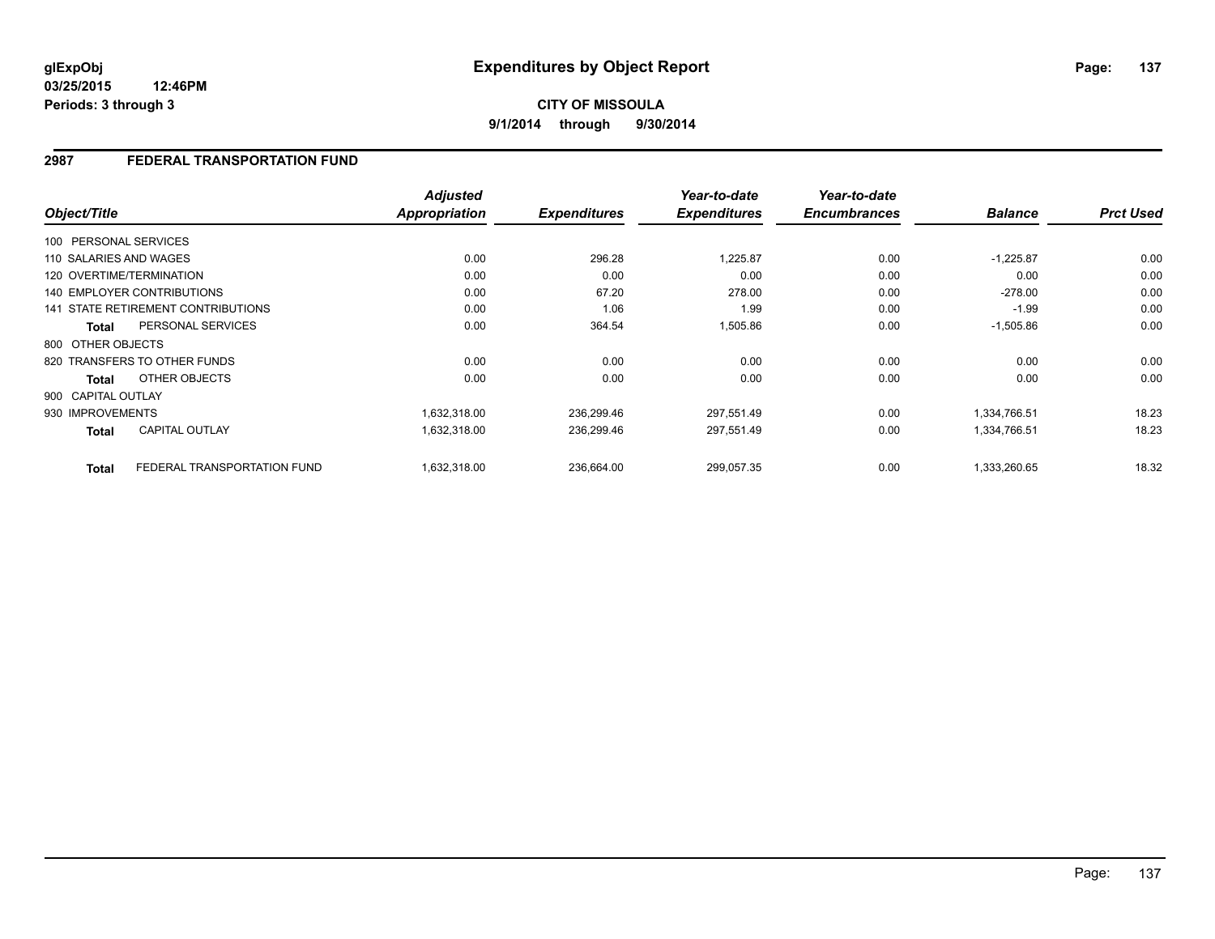# Expenditures by Object Report

glExpObj
03/25/2015 12:46PM
Periods: 3 through 3

**CITY OF MISSOULA**

**9/1/2014 through 9/30/2014**

## 2987 FEDERAL TRANSPORTATION FUND

| Object/Title | | Adjusted Appropriation | Expenditures | Year-to-date Expenditures | Year-to-date Encumbrances | Balance | Prct Used |
|---|---|---|---|---|---|---|---|
| 100 PERSONAL SERVICES | | | | | | | |
| 110 SALARIES AND WAGES | | 0.00 | 296.28 | 1,225.87 | 0.00 | -1,225.87 | 0.00 |
| 120 OVERTIME/TERMINATION | | 0.00 | 0.00 | 0.00 | 0.00 | 0.00 | 0.00 |
| 140 EMPLOYER CONTRIBUTIONS | | 0.00 | 67.20 | 278.00 | 0.00 | -278.00 | 0.00 |
| 141 STATE RETIREMENT CONTRIBUTIONS | | 0.00 | 1.06 | 1.99 | 0.00 | -1.99 | 0.00 |
| **Total** | PERSONAL SERVICES | 0.00 | 364.54 | 1,505.86 | 0.00 | -1,505.86 | 0.00 |
| 800 OTHER OBJECTS | | | | | | | |
| 820 TRANSFERS TO OTHER FUNDS | | 0.00 | 0.00 | 0.00 | 0.00 | 0.00 | 0.00 |
| **Total** | OTHER OBJECTS | 0.00 | 0.00 | 0.00 | 0.00 | 0.00 | 0.00 |
| 900 CAPITAL OUTLAY | | | | | | | |
| 930 IMPROVEMENTS | | 1,632,318.00 | 236,299.46 | 297,551.49 | 0.00 | 1,334,766.51 | 18.23 |
| **Total** | CAPITAL OUTLAY | 1,632,318.00 | 236,299.46 | 297,551.49 | 0.00 | 1,334,766.51 | 18.23 |
| **Total** | FEDERAL TRANSPORTATION FUND | 1,632,318.00 | 236,664.00 | 299,057.35 | 0.00 | 1,333,260.65 | 18.32 |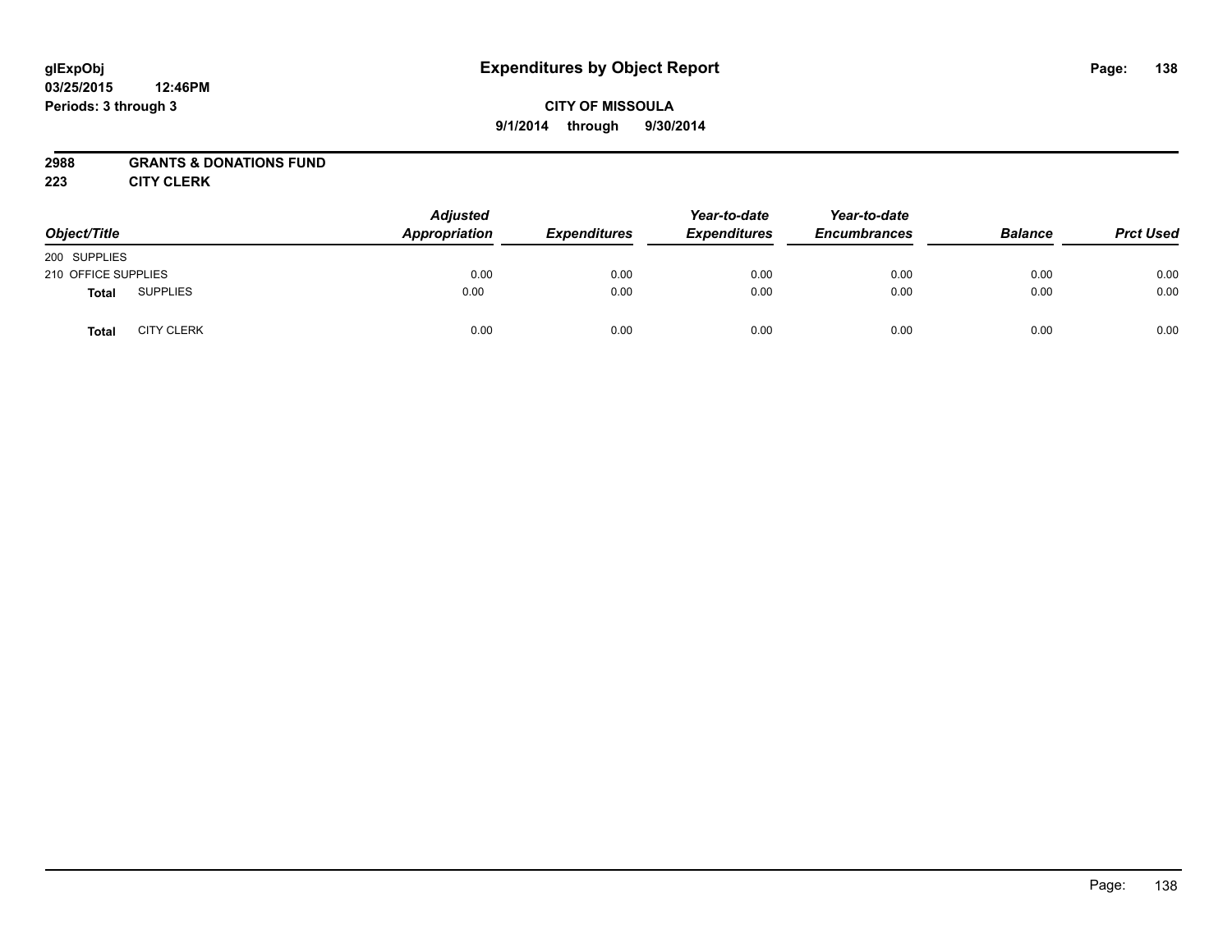glExpObj
03/25/2015 12:46PM
Periods: 3 through 3

# Expenditures by Object Report

**CITY OF MISSOULA**
**9/1/2014 through 9/30/2014**

**2988 GRANTS & DONATIONS FUND**
**223 CITY CLERK**

| Object/Title | | Adjusted Appropriation | Expenditures | Year-to-date Expenditures | Year-to-date Encumbrances | Balance | Prct Used |
|---|---|---|---|---|---|---|---|
| 200 SUPPLIES | | | | | | | |
| 210 OFFICE SUPPLIES | | 0.00 | 0.00 | 0.00 | 0.00 | 0.00 | 0.00 |
| **Total** | SUPPLIES | 0.00 | 0.00 | 0.00 | 0.00 | 0.00 | 0.00 |
| **Total** | CITY CLERK | 0.00 | 0.00 | 0.00 | 0.00 | 0.00 | 0.00 |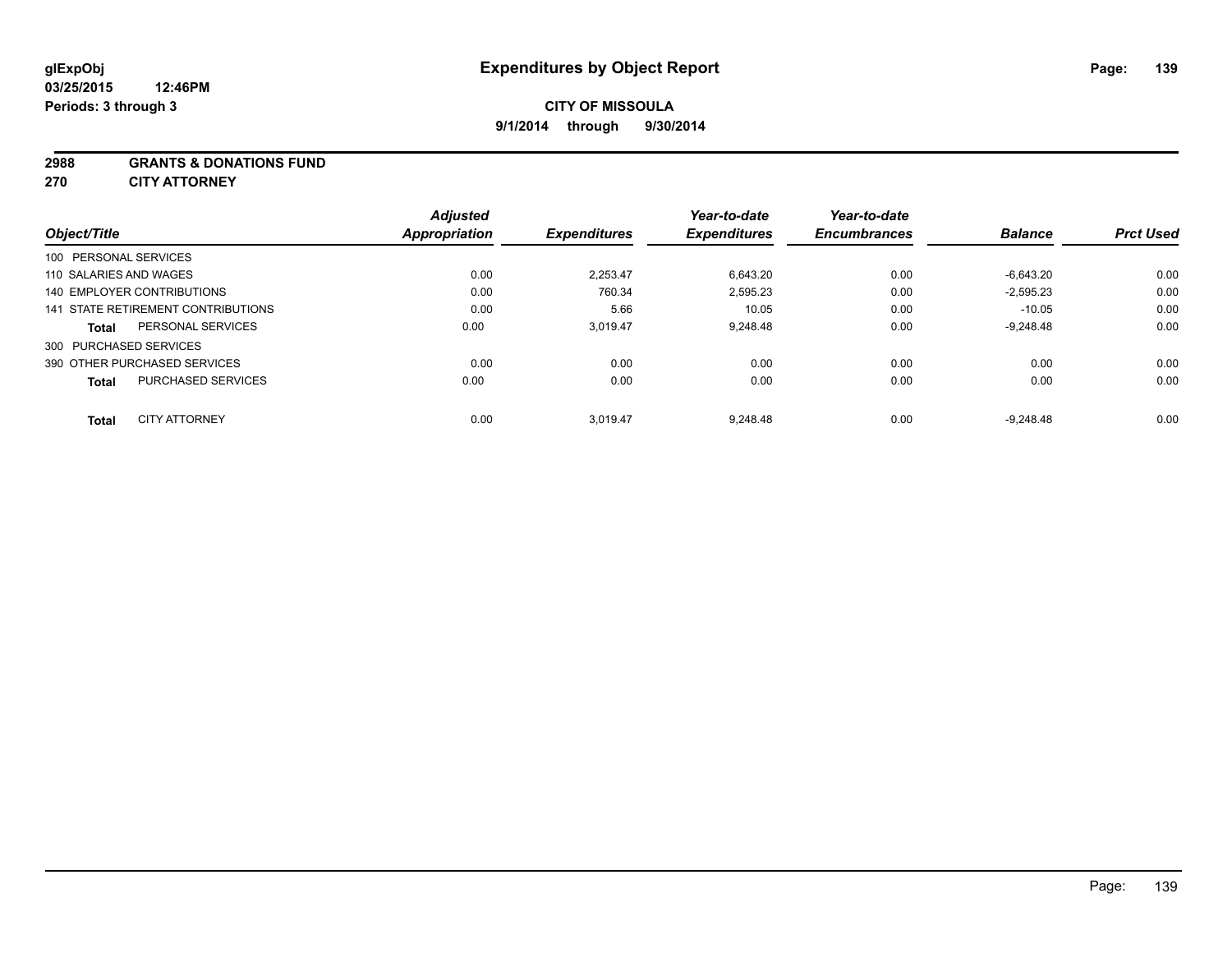**glExpObj**
**03/25/2015 12:46PM**
**Periods: 3 through 3**

# Expenditures by Object Report

**CITY OF MISSOULA**
**9/1/2014 through 9/30/2014**

**2988 GRANTS & DONATIONS FUND**
**270 CITY ATTORNEY**

| Object/Title | Adjusted Appropriation | Expenditures | Year-to-date Expenditures | Year-to-date Encumbrances | Balance | Prct Used |
|---|---|---|---|---|---|---|
| 100 PERSONAL SERVICES | | | | | | |
| 110 SALARIES AND WAGES | 0.00 | 2,253.47 | 6,643.20 | 0.00 | -6,643.20 | 0.00 |
| 140 EMPLOYER CONTRIBUTIONS | 0.00 | 760.34 | 2,595.23 | 0.00 | -2,595.23 | 0.00 |
| 141 STATE RETIREMENT CONTRIBUTIONS | 0.00 | 5.66 | 10.05 | 0.00 | -10.05 | 0.00 |
| **Total** PERSONAL SERVICES | 0.00 | 3,019.47 | 9,248.48 | 0.00 | -9,248.48 | 0.00 |
| 300 PURCHASED SERVICES | | | | | | |
| 390 OTHER PURCHASED SERVICES | 0.00 | 0.00 | 0.00 | 0.00 | 0.00 | 0.00 |
| **Total** PURCHASED SERVICES | 0.00 | 0.00 | 0.00 | 0.00 | 0.00 | 0.00 |
| **Total** CITY ATTORNEY | 0.00 | 3,019.47 | 9,248.48 | 0.00 | -9,248.48 | 0.00 |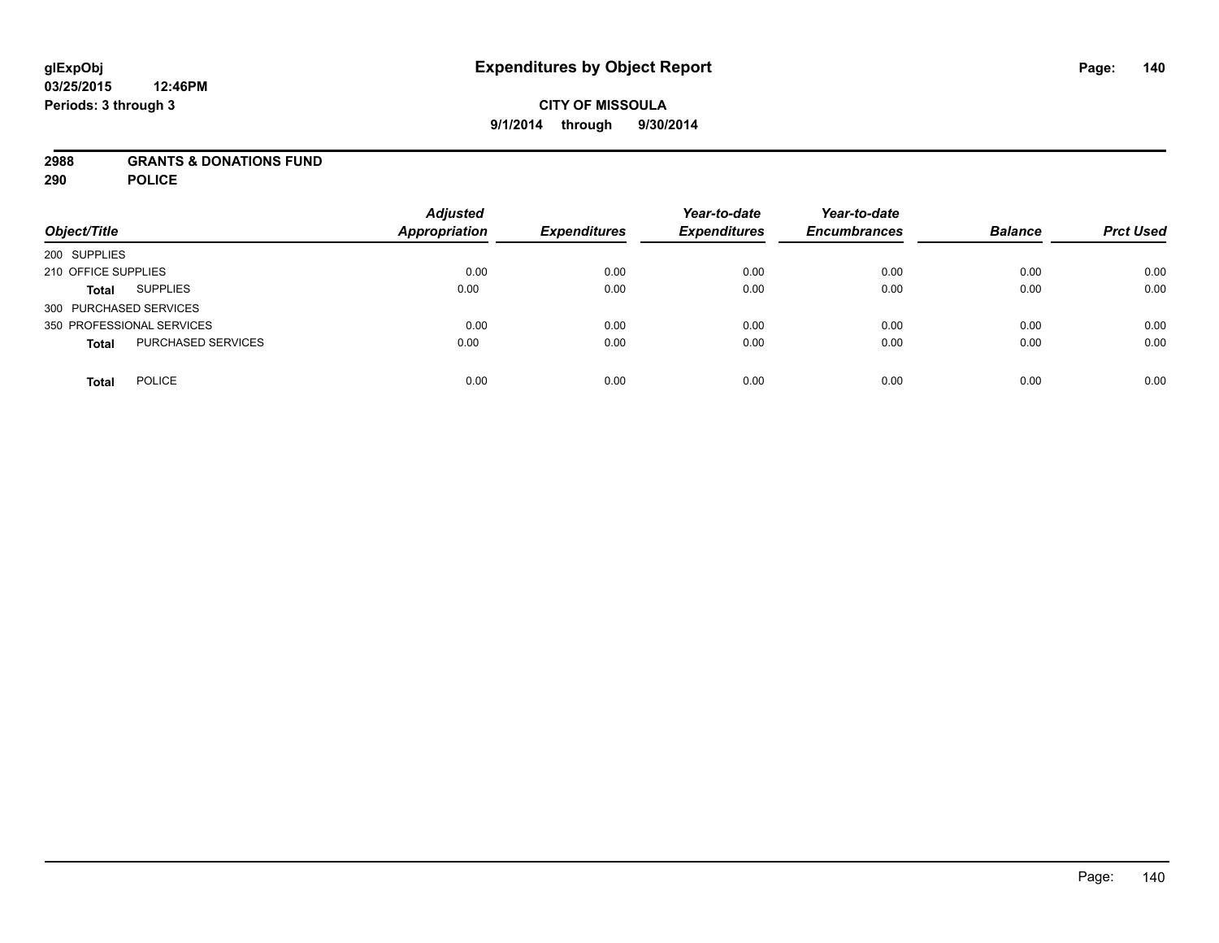# Expenditures by Object Report

glExpObj
03/25/2015 12:46PM
Periods: 3 through 3

**CITY OF MISSOULA**
**9/1/2014 through 9/30/2014**

**2988 GRANTS & DONATIONS FUND**
**290 POLICE**

| Object/Title | | Adjusted Appropriation | Expenditures | Year-to-date Expenditures | Year-to-date Encumbrances | Balance | Prct Used |
|---|---|---|---|---|---|---|---|
| 200 SUPPLIES | | | | | | | |
| 210 OFFICE SUPPLIES | | 0.00 | 0.00 | 0.00 | 0.00 | 0.00 | 0.00 |
| **Total** | SUPPLIES | 0.00 | 0.00 | 0.00 | 0.00 | 0.00 | 0.00 |
| 300 PURCHASED SERVICES | | | | | | | |
| 350 PROFESSIONAL SERVICES | | 0.00 | 0.00 | 0.00 | 0.00 | 0.00 | 0.00 |
| **Total** | PURCHASED SERVICES | 0.00 | 0.00 | 0.00 | 0.00 | 0.00 | 0.00 |
| **Total** | POLICE | 0.00 | 0.00 | 0.00 | 0.00 | 0.00 | 0.00 |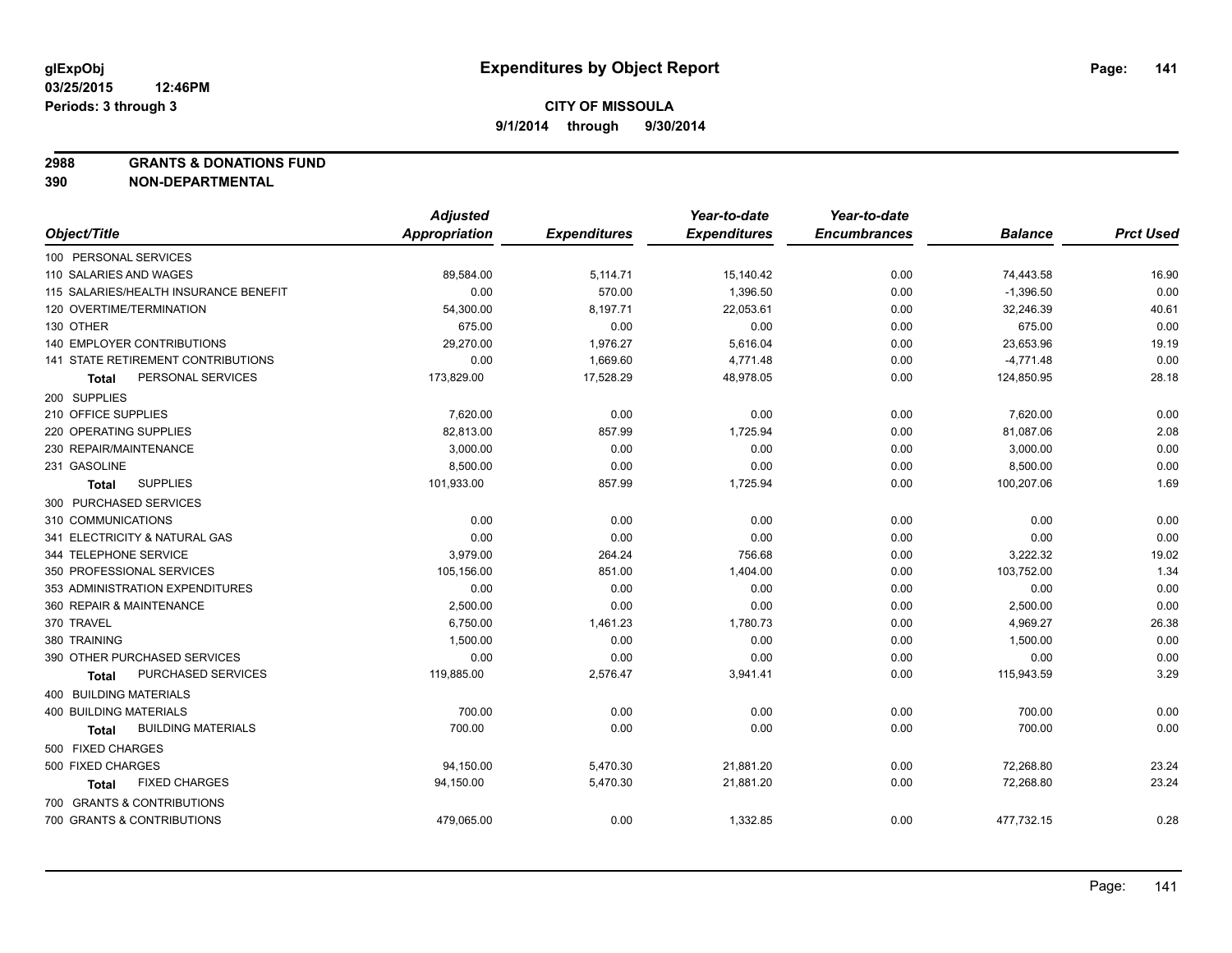**glExpObj** **Expenditures by Object Report**

**03/25/2015 12:46PM**

**Periods: 3 through 3**

**CITY OF MISSOULA**

**9/1/2014 through 9/30/2014**

**2988 GRANTS & DONATIONS FUND**

**390 NON-DEPARTMENTAL**

| Object/Title | Adjusted Appropriation | Expenditures | Year-to-date Expenditures | Year-to-date Encumbrances | Balance | Prct Used |
|---|---|---|---|---|---|---|
| 100 PERSONAL SERVICES | | | | | | |
| 110 SALARIES AND WAGES | 89,584.00 | 5,114.71 | 15,140.42 | 0.00 | 74,443.58 | 16.90 |
| 115 SALARIES/HEALTH INSURANCE BENEFIT | 0.00 | 570.00 | 1,396.50 | 0.00 | -1,396.50 | 0.00 |
| 120 OVERTIME/TERMINATION | 54,300.00 | 8,197.71 | 22,053.61 | 0.00 | 32,246.39 | 40.61 |
| 130 OTHER | 675.00 | 0.00 | 0.00 | 0.00 | 675.00 | 0.00 |
| 140 EMPLOYER CONTRIBUTIONS | 29,270.00 | 1,976.27 | 5,616.04 | 0.00 | 23,653.96 | 19.19 |
| 141 STATE RETIREMENT CONTRIBUTIONS | 0.00 | 1,669.60 | 4,771.48 | 0.00 | -4,771.48 | 0.00 |
| **Total** PERSONAL SERVICES | 173,829.00 | 17,528.29 | 48,978.05 | 0.00 | 124,850.95 | 28.18 |
| 200 SUPPLIES | | | | | | |
| 210 OFFICE SUPPLIES | 7,620.00 | 0.00 | 0.00 | 0.00 | 7,620.00 | 0.00 |
| 220 OPERATING SUPPLIES | 82,813.00 | 857.99 | 1,725.94 | 0.00 | 81,087.06 | 2.08 |
| 230 REPAIR/MAINTENANCE | 3,000.00 | 0.00 | 0.00 | 0.00 | 3,000.00 | 0.00 |
| 231 GASOLINE | 8,500.00 | 0.00 | 0.00 | 0.00 | 8,500.00 | 0.00 |
| **Total** SUPPLIES | 101,933.00 | 857.99 | 1,725.94 | 0.00 | 100,207.06 | 1.69 |
| 300 PURCHASED SERVICES | | | | | | |
| 310 COMMUNICATIONS | 0.00 | 0.00 | 0.00 | 0.00 | 0.00 | 0.00 |
| 341 ELECTRICITY & NATURAL GAS | 0.00 | 0.00 | 0.00 | 0.00 | 0.00 | 0.00 |
| 344 TELEPHONE SERVICE | 3,979.00 | 264.24 | 756.68 | 0.00 | 3,222.32 | 19.02 |
| 350 PROFESSIONAL SERVICES | 105,156.00 | 851.00 | 1,404.00 | 0.00 | 103,752.00 | 1.34 |
| 353 ADMINISTRATION EXPENDITURES | 0.00 | 0.00 | 0.00 | 0.00 | 0.00 | 0.00 |
| 360 REPAIR & MAINTENANCE | 2,500.00 | 0.00 | 0.00 | 0.00 | 2,500.00 | 0.00 |
| 370 TRAVEL | 6,750.00 | 1,461.23 | 1,780.73 | 0.00 | 4,969.27 | 26.38 |
| 380 TRAINING | 1,500.00 | 0.00 | 0.00 | 0.00 | 1,500.00 | 0.00 |
| 390 OTHER PURCHASED SERVICES | 0.00 | 0.00 | 0.00 | 0.00 | 0.00 | 0.00 |
| **Total** PURCHASED SERVICES | 119,885.00 | 2,576.47 | 3,941.41 | 0.00 | 115,943.59 | 3.29 |
| 400 BUILDING MATERIALS | | | | | | |
| 400 BUILDING MATERIALS | 700.00 | 0.00 | 0.00 | 0.00 | 700.00 | 0.00 |
| **Total** BUILDING MATERIALS | 700.00 | 0.00 | 0.00 | 0.00 | 700.00 | 0.00 |
| 500 FIXED CHARGES | | | | | | |
| 500 FIXED CHARGES | 94,150.00 | 5,470.30 | 21,881.20 | 0.00 | 72,268.80 | 23.24 |
| **Total** FIXED CHARGES | 94,150.00 | 5,470.30 | 21,881.20 | 0.00 | 72,268.80 | 23.24 |
| 700 GRANTS & CONTRIBUTIONS | | | | | | |
| 700 GRANTS & CONTRIBUTIONS | 479,065.00 | 0.00 | 1,332.85 | 0.00 | 477,732.15 | 0.28 |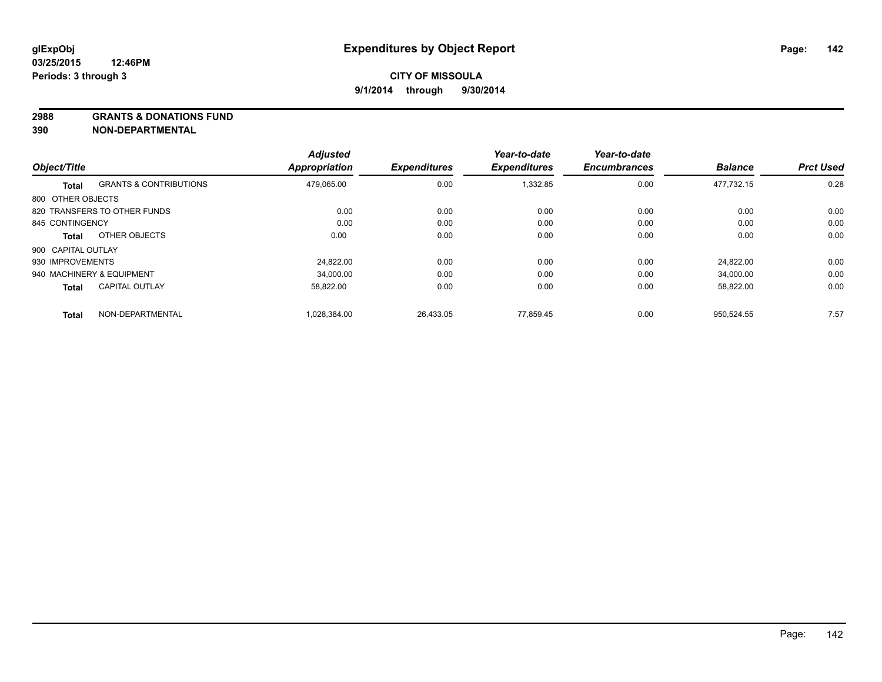glExpObj
03/25/2015 12:46PM
Periods: 3 through 3

# Expenditures by Object Report

**CITY OF MISSOULA**
**9/1/2014 through 9/30/2014**

## 2988 GRANTS & DONATIONS FUND
## 390 NON-DEPARTMENTAL

| Object/Title | | Adjusted Appropriation | Expenditures | Year-to-date Expenditures | Year-to-date Encumbrances | Balance | Prct Used |
|---|---|---|---|---|---|---|---|
| **Total** | GRANTS & CONTRIBUTIONS | 479,065.00 | 0.00 | 1,332.85 | 0.00 | 477,732.15 | 0.28 |
| 800 OTHER OBJECTS | | | | | | | |
| 820 TRANSFERS TO OTHER FUNDS | | 0.00 | 0.00 | 0.00 | 0.00 | 0.00 | 0.00 |
| 845 CONTINGENCY | | 0.00 | 0.00 | 0.00 | 0.00 | 0.00 | 0.00 |
| **Total** | OTHER OBJECTS | 0.00 | 0.00 | 0.00 | 0.00 | 0.00 | 0.00 |
| 900 CAPITAL OUTLAY | | | | | | | |
| 930 IMPROVEMENTS | | 24,822.00 | 0.00 | 0.00 | 0.00 | 24,822.00 | 0.00 |
| 940 MACHINERY & EQUIPMENT | | 34,000.00 | 0.00 | 0.00 | 0.00 | 34,000.00 | 0.00 |
| **Total** | CAPITAL OUTLAY | 58,822.00 | 0.00 | 0.00 | 0.00 | 58,822.00 | 0.00 |
| **Total** | NON-DEPARTMENTAL | 1,028,384.00 | 26,433.05 | 77,859.45 | 0.00 | 950,524.55 | 7.57 |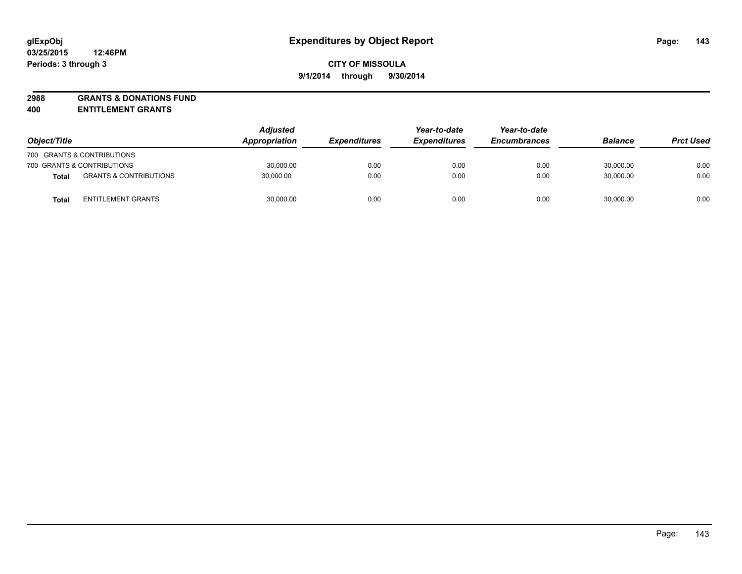**glExpObj**
**03/25/2015 12:46PM**
**Periods: 3 through 3**

# Expenditures by Object Report

**CITY OF MISSOULA**
**9/1/2014 through 9/30/2014**

**2988 GRANTS & DONATIONS FUND**
**400 ENTITLEMENT GRANTS**

| Object/Title | | *Adjusted Appropriation* | *Expenditures* | *Year-to-date Expenditures* | *Year-to-date Encumbrances* | *Balance* | *Prct Used* |
|---|---|---|---|---|---|---|---|
| 700 GRANTS & CONTRIBUTIONS | | | | | | | |
| 700 GRANTS & CONTRIBUTIONS | | 30,000.00 | 0.00 | 0.00 | 0.00 | 30,000.00 | 0.00 |
| **Total** | GRANTS & CONTRIBUTIONS | 30,000.00 | 0.00 | 0.00 | 0.00 | 30,000.00 | 0.00 |
| **Total** | ENTITLEMENT GRANTS | 30,000.00 | 0.00 | 0.00 | 0.00 | 30,000.00 | 0.00 |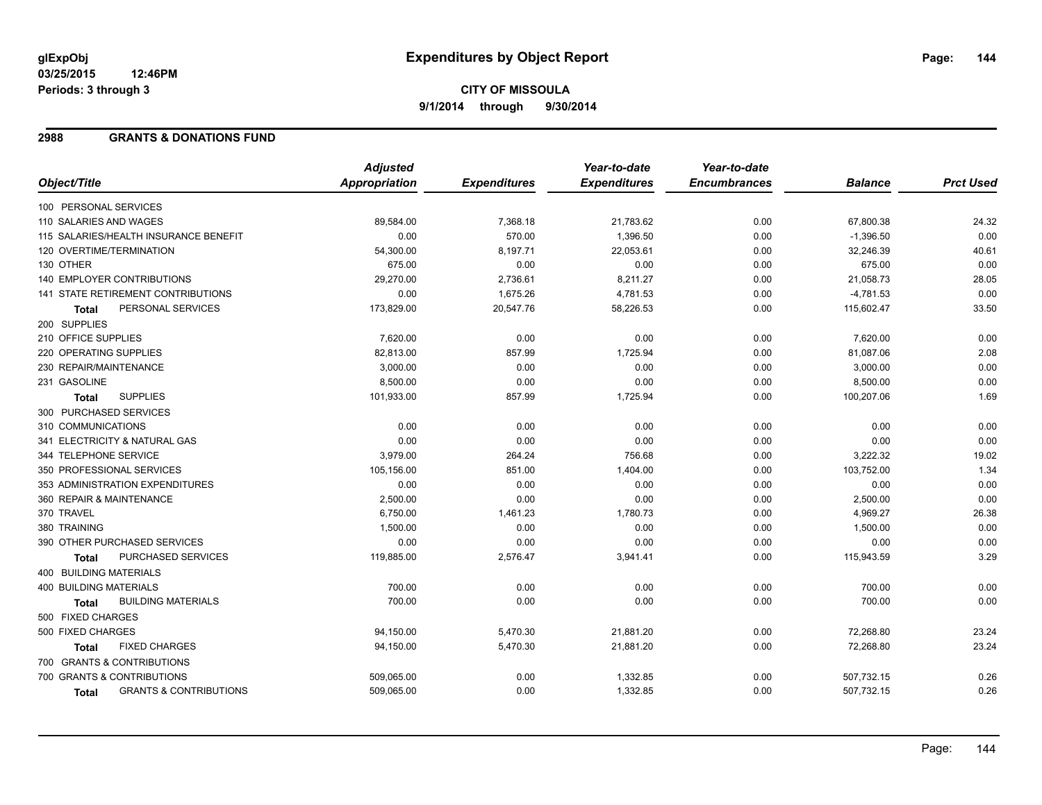# Expenditures by Object Report

glExpObj
03/25/2015 12:46PM
Periods: 3 through 3

**CITY OF MISSOULA**
**9/1/2014 through 9/30/2014**

## 2988 GRANTS & DONATIONS FUND

| Object/Title | Adjusted Appropriation | Expenditures | Year-to-date Expenditures | Year-to-date Encumbrances | Balance | Prct Used |
|---|---|---|---|---|---|---|
| 100 PERSONAL SERVICES | | | | | | |
| 110 SALARIES AND WAGES | 89,584.00 | 7,368.18 | 21,783.62 | 0.00 | 67,800.38 | 24.32 |
| 115 SALARIES/HEALTH INSURANCE BENEFIT | 0.00 | 570.00 | 1,396.50 | 0.00 | -1,396.50 | 0.00 |
| 120 OVERTIME/TERMINATION | 54,300.00 | 8,197.71 | 22,053.61 | 0.00 | 32,246.39 | 40.61 |
| 130 OTHER | 675.00 | 0.00 | 0.00 | 0.00 | 675.00 | 0.00 |
| 140 EMPLOYER CONTRIBUTIONS | 29,270.00 | 2,736.61 | 8,211.27 | 0.00 | 21,058.73 | 28.05 |
| 141 STATE RETIREMENT CONTRIBUTIONS | 0.00 | 1,675.26 | 4,781.53 | 0.00 | -4,781.53 | 0.00 |
| **Total** PERSONAL SERVICES | 173,829.00 | 20,547.76 | 58,226.53 | 0.00 | 115,602.47 | 33.50 |
| 200 SUPPLIES | | | | | | |
| 210 OFFICE SUPPLIES | 7,620.00 | 0.00 | 0.00 | 0.00 | 7,620.00 | 0.00 |
| 220 OPERATING SUPPLIES | 82,813.00 | 857.99 | 1,725.94 | 0.00 | 81,087.06 | 2.08 |
| 230 REPAIR/MAINTENANCE | 3,000.00 | 0.00 | 0.00 | 0.00 | 3,000.00 | 0.00 |
| 231 GASOLINE | 8,500.00 | 0.00 | 0.00 | 0.00 | 8,500.00 | 0.00 |
| **Total** SUPPLIES | 101,933.00 | 857.99 | 1,725.94 | 0.00 | 100,207.06 | 1.69 |
| 300 PURCHASED SERVICES | | | | | | |
| 310 COMMUNICATIONS | 0.00 | 0.00 | 0.00 | 0.00 | 0.00 | 0.00 |
| 341 ELECTRICITY & NATURAL GAS | 0.00 | 0.00 | 0.00 | 0.00 | 0.00 | 0.00 |
| 344 TELEPHONE SERVICE | 3,979.00 | 264.24 | 756.68 | 0.00 | 3,222.32 | 19.02 |
| 350 PROFESSIONAL SERVICES | 105,156.00 | 851.00 | 1,404.00 | 0.00 | 103,752.00 | 1.34 |
| 353 ADMINISTRATION EXPENDITURES | 0.00 | 0.00 | 0.00 | 0.00 | 0.00 | 0.00 |
| 360 REPAIR & MAINTENANCE | 2,500.00 | 0.00 | 0.00 | 0.00 | 2,500.00 | 0.00 |
| 370 TRAVEL | 6,750.00 | 1,461.23 | 1,780.73 | 0.00 | 4,969.27 | 26.38 |
| 380 TRAINING | 1,500.00 | 0.00 | 0.00 | 0.00 | 1,500.00 | 0.00 |
| 390 OTHER PURCHASED SERVICES | 0.00 | 0.00 | 0.00 | 0.00 | 0.00 | 0.00 |
| **Total** PURCHASED SERVICES | 119,885.00 | 2,576.47 | 3,941.41 | 0.00 | 115,943.59 | 3.29 |
| 400 BUILDING MATERIALS | | | | | | |
| 400 BUILDING MATERIALS | 700.00 | 0.00 | 0.00 | 0.00 | 700.00 | 0.00 |
| **Total** BUILDING MATERIALS | 700.00 | 0.00 | 0.00 | 0.00 | 700.00 | 0.00 |
| 500 FIXED CHARGES | | | | | | |
| 500 FIXED CHARGES | 94,150.00 | 5,470.30 | 21,881.20 | 0.00 | 72,268.80 | 23.24 |
| **Total** FIXED CHARGES | 94,150.00 | 5,470.30 | 21,881.20 | 0.00 | 72,268.80 | 23.24 |
| 700 GRANTS & CONTRIBUTIONS | | | | | | |
| 700 GRANTS & CONTRIBUTIONS | 509,065.00 | 0.00 | 1,332.85 | 0.00 | 507,732.15 | 0.26 |
| **Total** GRANTS & CONTRIBUTIONS | 509,065.00 | 0.00 | 1,332.85 | 0.00 | 507,732.15 | 0.26 |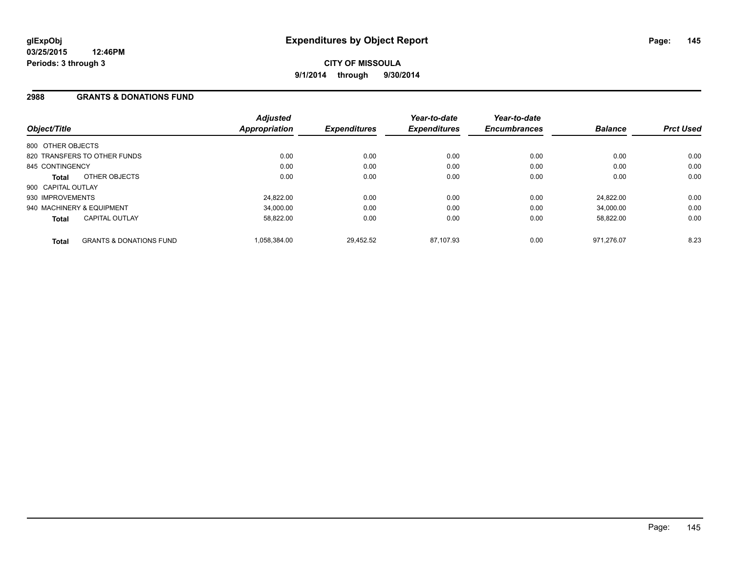**glExpObj**
**03/25/2015 12:46PM**
**Periods: 3 through 3**

# Expenditures by Object Report

**CITY OF MISSOULA**
**9/1/2014 through 9/30/2014**

## 2988 GRANTS & DONATIONS FUND

| Object/Title | Adjusted Appropriation | Expenditures | Year-to-date Expenditures | Year-to-date Encumbrances | Balance | Prct Used |
|---|---|---|---|---|---|---|
| 800 OTHER OBJECTS | | | | | | |
| 820 TRANSFERS TO OTHER FUNDS | 0.00 | 0.00 | 0.00 | 0.00 | 0.00 | 0.00 |
| 845 CONTINGENCY | 0.00 | 0.00 | 0.00 | 0.00 | 0.00 | 0.00 |
| **Total** OTHER OBJECTS | 0.00 | 0.00 | 0.00 | 0.00 | 0.00 | 0.00 |
| 900 CAPITAL OUTLAY | | | | | | |
| 930 IMPROVEMENTS | 24,822.00 | 0.00 | 0.00 | 0.00 | 24,822.00 | 0.00 |
| 940 MACHINERY & EQUIPMENT | 34,000.00 | 0.00 | 0.00 | 0.00 | 34,000.00 | 0.00 |
| **Total** CAPITAL OUTLAY | 58,822.00 | 0.00 | 0.00 | 0.00 | 58,822.00 | 0.00 |
| **Total** GRANTS & DONATIONS FUND | 1,058,384.00 | 29,452.52 | 87,107.93 | 0.00 | 971,276.07 | 8.23 |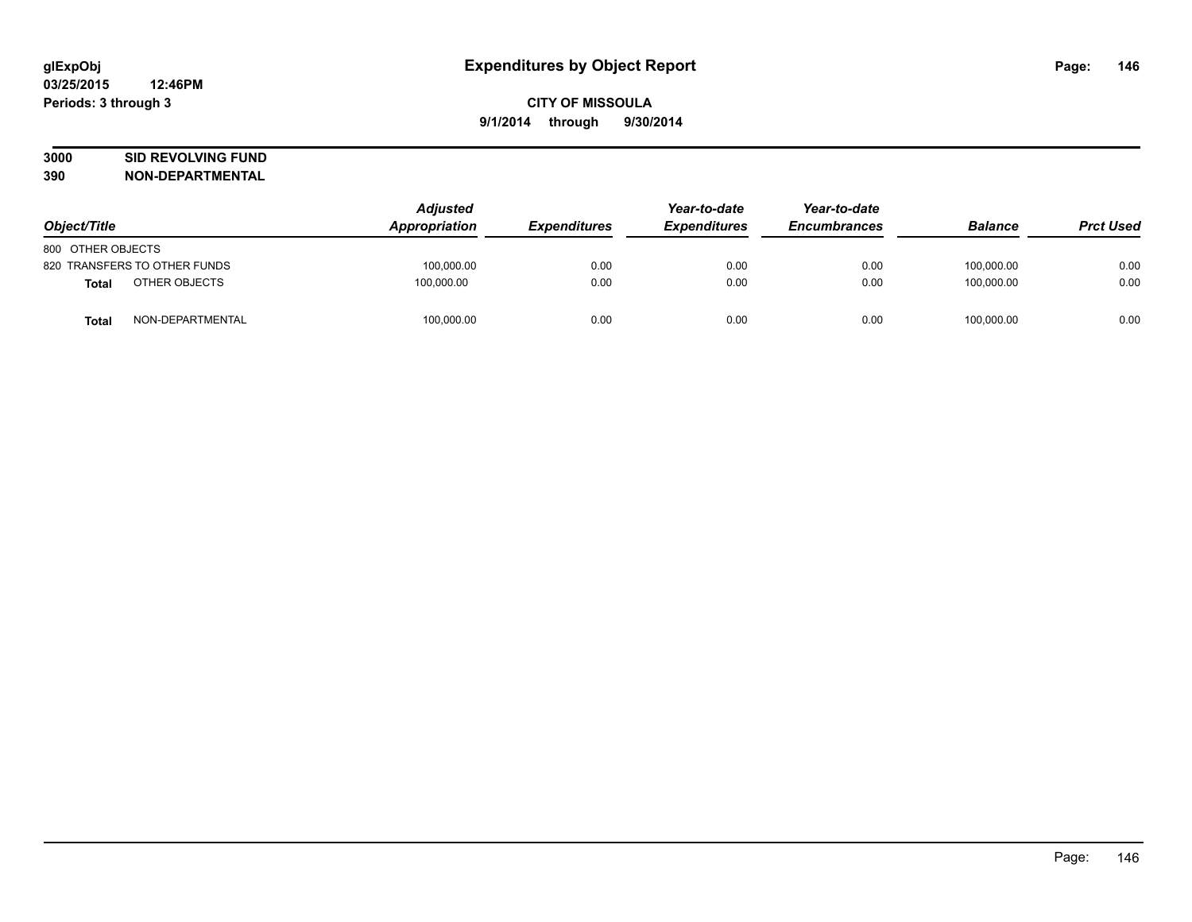**glExpObj**
**03/25/2015 12:46PM**
**Periods: 3 through 3**

# Expenditures by Object Report

**CITY OF MISSOULA**
**9/1/2014 through 9/30/2014**

**3000 SID REVOLVING FUND**
**390 NON-DEPARTMENTAL**

| Object/Title | | Adjusted Appropriation | Expenditures | Year-to-date Expenditures | Year-to-date Encumbrances | Balance | Prct Used |
|---|---|---|---|---|---|---|---|
| 800 OTHER OBJECTS | | | | | | | |
| 820 TRANSFERS TO OTHER FUNDS | | 100,000.00 | 0.00 | 0.00 | 0.00 | 100,000.00 | 0.00 |
| **Total** | OTHER OBJECTS | 100,000.00 | 0.00 | 0.00 | 0.00 | 100,000.00 | 0.00 |
| **Total** | NON-DEPARTMENTAL | 100,000.00 | 0.00 | 0.00 | 0.00 | 100,000.00 | 0.00 |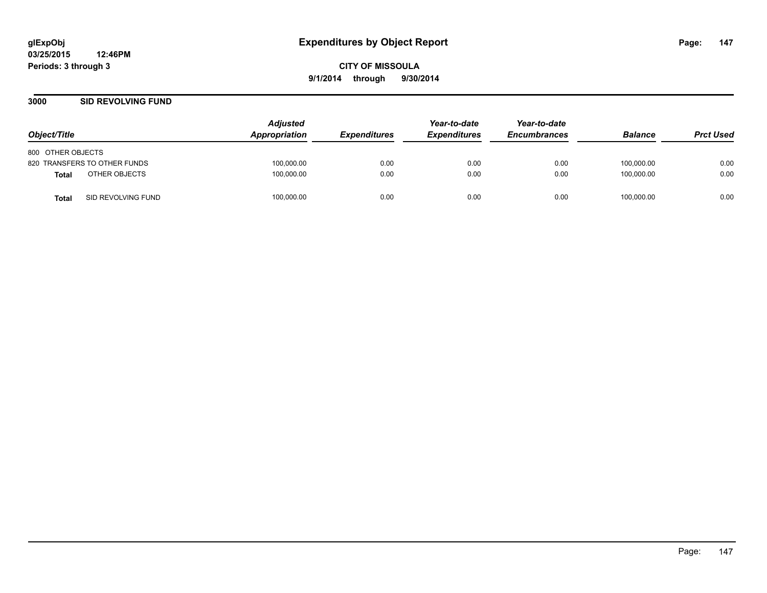**glExpObj**
**03/25/2015 12:46PM**
**Periods: 3 through 3**

# Expenditures by Object Report

**CITY OF MISSOULA**
**9/1/2014 through 9/30/2014**

## 3000 SID REVOLVING FUND

| Object/Title | Adjusted Appropriation | Expenditures | Year-to-date Expenditures | Year-to-date Encumbrances | Balance | Prct Used |
|---|---|---|---|---|---|---|
| 800 OTHER OBJECTS | | | | | | |
| 820 TRANSFERS TO OTHER FUNDS | 100,000.00 | 0.00 | 0.00 | 0.00 | 100,000.00 | 0.00 |
| **Total** OTHER OBJECTS | 100,000.00 | 0.00 | 0.00 | 0.00 | 100,000.00 | 0.00 |
| **Total** SID REVOLVING FUND | 100,000.00 | 0.00 | 0.00 | 0.00 | 100,000.00 | 0.00 |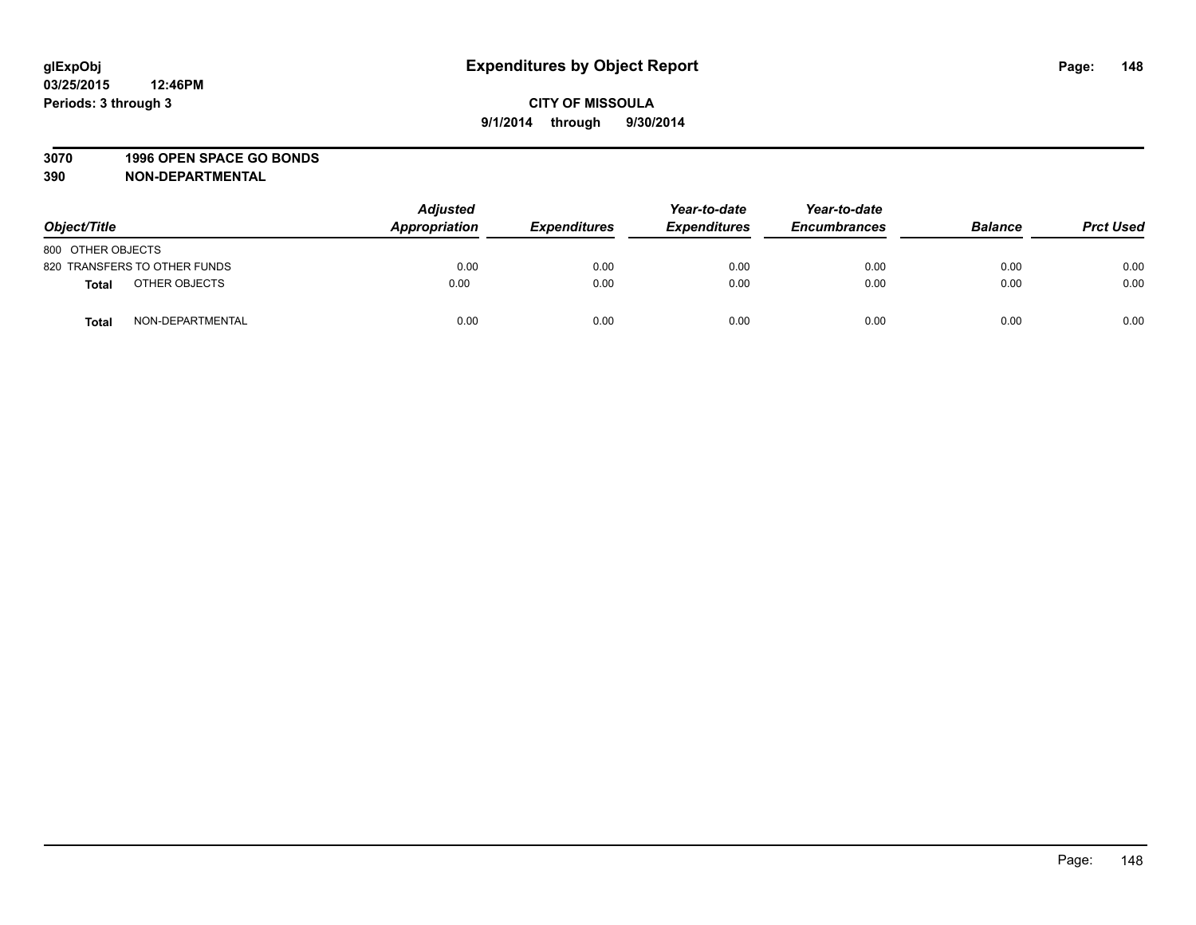# Expenditures by Object Report

glExpObj
03/25/2015 12:46PM
Periods: 3 through 3

**CITY OF MISSOULA**
**9/1/2014 through 9/30/2014**

**3070 1996 OPEN SPACE GO BONDS**
**390 NON-DEPARTMENTAL**

| Object/Title | Adjusted Appropriation | Expenditures | Year-to-date Expenditures | Year-to-date Encumbrances | Balance | Prct Used |
|---|---|---|---|---|---|---|
| 800 OTHER OBJECTS | | | | | | |
| 820 TRANSFERS TO OTHER FUNDS | 0.00 | 0.00 | 0.00 | 0.00 | 0.00 | 0.00 |
| **Total** OTHER OBJECTS | 0.00 | 0.00 | 0.00 | 0.00 | 0.00 | 0.00 |
| **Total** NON-DEPARTMENTAL | 0.00 | 0.00 | 0.00 | 0.00 | 0.00 | 0.00 |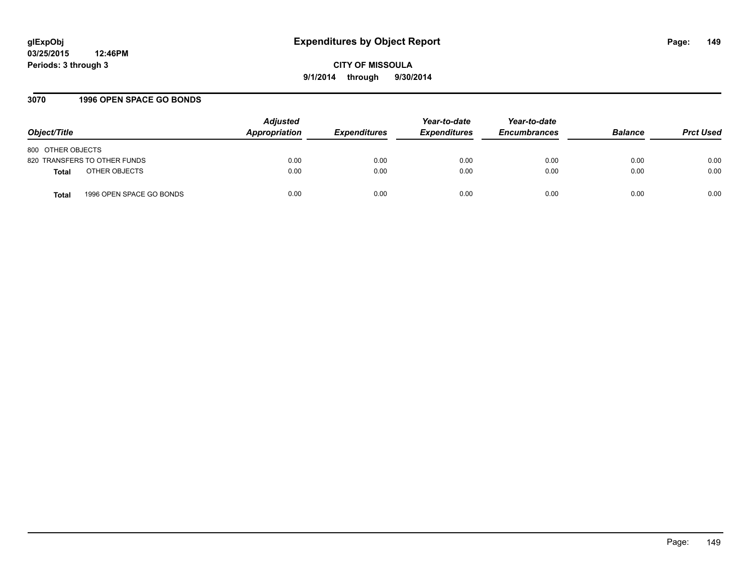**glExpObj** **Expenditures by Object Report**

**03/25/2015 12:46PM**

**Periods: 3 through 3**

**CITY OF MISSOULA**

**9/1/2014 through 9/30/2014**

## 3070 1996 OPEN SPACE GO BONDS

| Object/Title | Adjusted Appropriation | Expenditures | Year-to-date Expenditures | Year-to-date Encumbrances | Balance | Prct Used |
|---|---|---|---|---|---|---|
| 800 OTHER OBJECTS | | | | | | |
| 820 TRANSFERS TO OTHER FUNDS | 0.00 | 0.00 | 0.00 | 0.00 | 0.00 | 0.00 |
| **Total** OTHER OBJECTS | 0.00 | 0.00 | 0.00 | 0.00 | 0.00 | 0.00 |
| **Total** 1996 OPEN SPACE GO BONDS | 0.00 | 0.00 | 0.00 | 0.00 | 0.00 | 0.00 |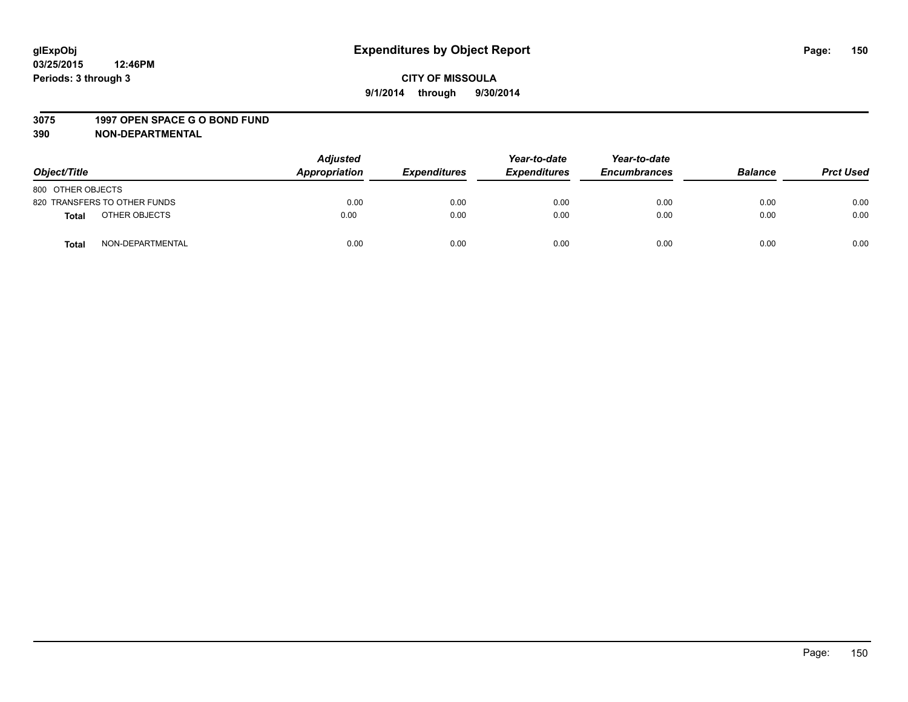**glExpObj** 
**03/25/2015 12:46PM** 
**Periods: 3 through 3**

# Expenditures by Object Report

**CITY OF MISSOULA** 
**9/1/2014 through 9/30/2014**

**3075 1997 OPEN SPACE G O BOND FUND** 
**390 NON-DEPARTMENTAL**

| Object/Title | Adjusted Appropriation | Expenditures | Year-to-date Expenditures | Year-to-date Encumbrances | Balance | Prct Used |
|---|---|---|---|---|---|---|
| 800 OTHER OBJECTS | | | | | | |
| 820 TRANSFERS TO OTHER FUNDS | 0.00 | 0.00 | 0.00 | 0.00 | 0.00 | 0.00 |
| **Total** OTHER OBJECTS | 0.00 | 0.00 | 0.00 | 0.00 | 0.00 | 0.00 |
| **Total** NON-DEPARTMENTAL | 0.00 | 0.00 | 0.00 | 0.00 | 0.00 | 0.00 |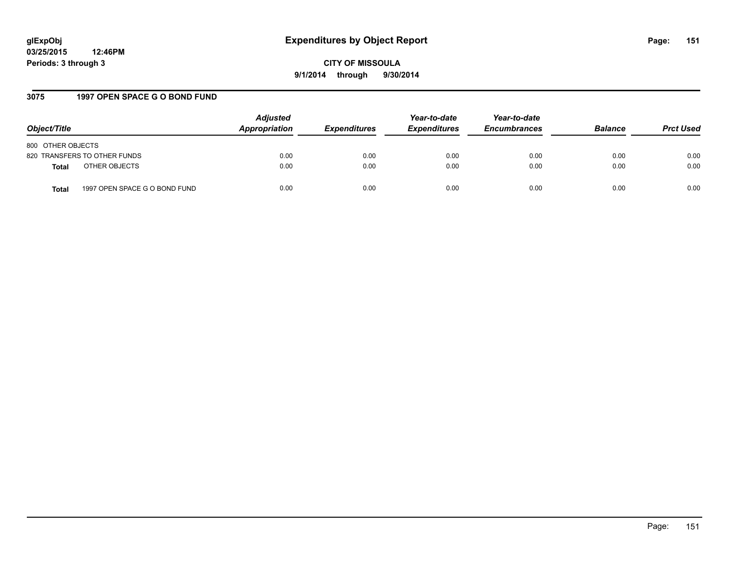**glExpObj** **Expenditures by Object Report**

**03/25/2015 12:46PM**

**Periods: 3 through 3**

**CITY OF MISSOULA**

**9/1/2014 through 9/30/2014**

### 3075 1997 OPEN SPACE G O BOND FUND

| Object/Title | Adjusted Appropriation | Expenditures | Year-to-date Expenditures | Year-to-date Encumbrances | Balance | Prct Used |
|---|---|---|---|---|---|---|
| 800 OTHER OBJECTS | | | | | | |
| 820 TRANSFERS TO OTHER FUNDS | 0.00 | 0.00 | 0.00 | 0.00 | 0.00 | 0.00 |
| **Total** OTHER OBJECTS | 0.00 | 0.00 | 0.00 | 0.00 | 0.00 | 0.00 |
| **Total** 1997 OPEN SPACE G O BOND FUND | 0.00 | 0.00 | 0.00 | 0.00 | 0.00 | 0.00 |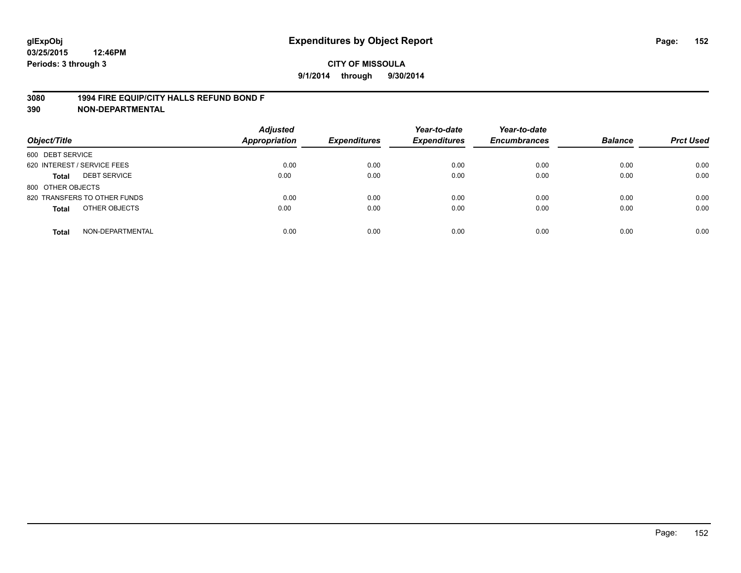# Expenditures by Object Report

glExpObj
03/25/2015 12:46PM
Periods: 3 through 3

**CITY OF MISSOULA**

**9/1/2014 through 9/30/2014**

**3080 1994 FIRE EQUIP/CITY HALLS REFUND BOND F**
**390 NON-DEPARTMENTAL**

| Object/Title | Adjusted Appropriation | Expenditures | Year-to-date Expenditures | Year-to-date Encumbrances | Balance | Prct Used |
|---|---|---|---|---|---|---|
| 600 DEBT SERVICE | | | | | | |
| 620 INTEREST / SERVICE FEES | 0.00 | 0.00 | 0.00 | 0.00 | 0.00 | 0.00 |
| **Total** DEBT SERVICE | 0.00 | 0.00 | 0.00 | 0.00 | 0.00 | 0.00 |
| 800 OTHER OBJECTS | | | | | | |
| 820 TRANSFERS TO OTHER FUNDS | 0.00 | 0.00 | 0.00 | 0.00 | 0.00 | 0.00 |
| **Total** OTHER OBJECTS | 0.00 | 0.00 | 0.00 | 0.00 | 0.00 | 0.00 |
| **Total** NON-DEPARTMENTAL | 0.00 | 0.00 | 0.00 | 0.00 | 0.00 | 0.00 |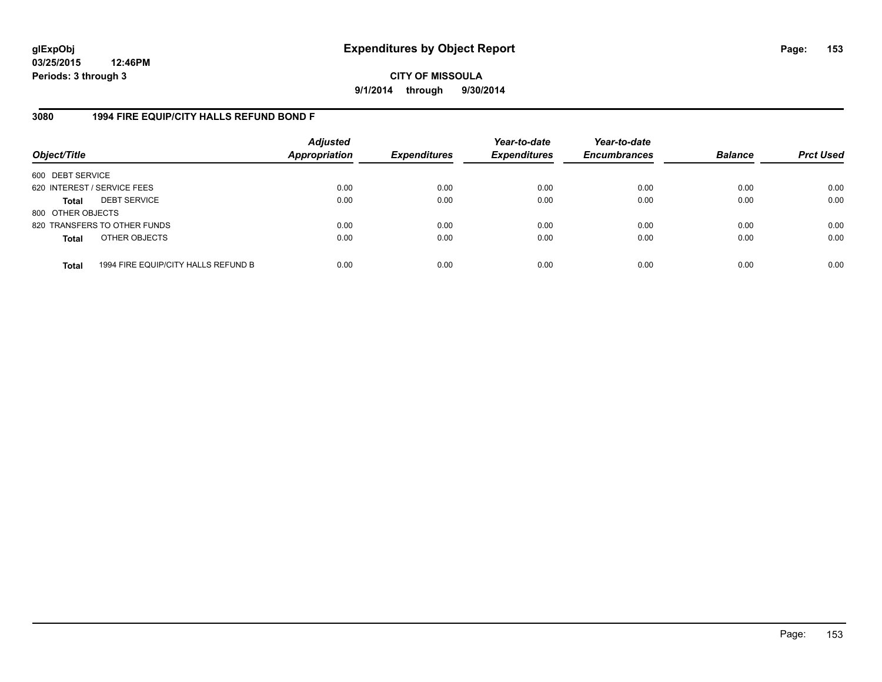# Expenditures by Object Report

glExpObj
03/25/2015 12:46PM
Periods: 3 through 3

**CITY OF MISSOULA**
**9/1/2014 through 9/30/2014**

## 3080 1994 FIRE EQUIP/CITY HALLS REFUND BOND F

| Object/Title | | *Adjusted Appropriation* | *Expenditures* | *Year-to-date Expenditures* | *Year-to-date Encumbrances* | *Balance* | *Prct Used* |
|---|---|---|---|---|---|---|---|
| 600 DEBT SERVICE | | | | | | | |
| 620 INTEREST / SERVICE FEES | | 0.00 | 0.00 | 0.00 | 0.00 | 0.00 | 0.00 |
| **Total** | DEBT SERVICE | 0.00 | 0.00 | 0.00 | 0.00 | 0.00 | 0.00 |
| 800 OTHER OBJECTS | | | | | | | |
| 820 TRANSFERS TO OTHER FUNDS | | 0.00 | 0.00 | 0.00 | 0.00 | 0.00 | 0.00 |
| **Total** | OTHER OBJECTS | 0.00 | 0.00 | 0.00 | 0.00 | 0.00 | 0.00 |
| **Total** | 1994 FIRE EQUIP/CITY HALLS REFUND B | 0.00 | 0.00 | 0.00 | 0.00 | 0.00 | 0.00 |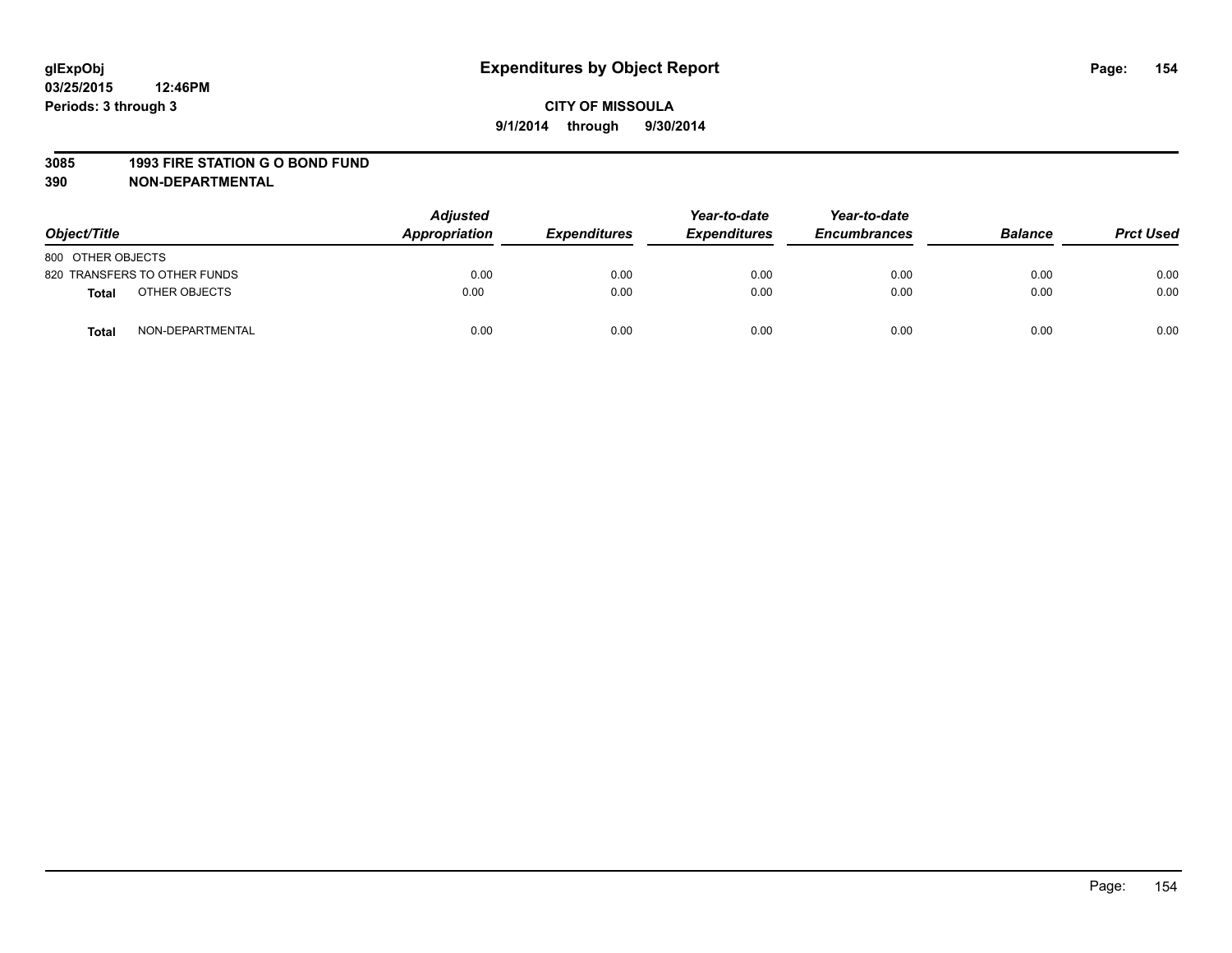# Expenditures by Object Report

glExpObj
03/25/2015 12:46PM
Periods: 3 through 3

**CITY OF MISSOULA**
**9/1/2014 through 9/30/2014**

**3085 1993 FIRE STATION G O BOND FUND**
**390 NON-DEPARTMENTAL**

| Object/Title | Adjusted Appropriation | Expenditures | Year-to-date Expenditures | Year-to-date Encumbrances | Balance | Prct Used |
|---|---|---|---|---|---|---|
| 800 OTHER OBJECTS | | | | | | |
| 820 TRANSFERS TO OTHER FUNDS | 0.00 | 0.00 | 0.00 | 0.00 | 0.00 | 0.00 |
| **Total** OTHER OBJECTS | 0.00 | 0.00 | 0.00 | 0.00 | 0.00 | 0.00 |
| **Total** NON-DEPARTMENTAL | 0.00 | 0.00 | 0.00 | 0.00 | 0.00 | 0.00 |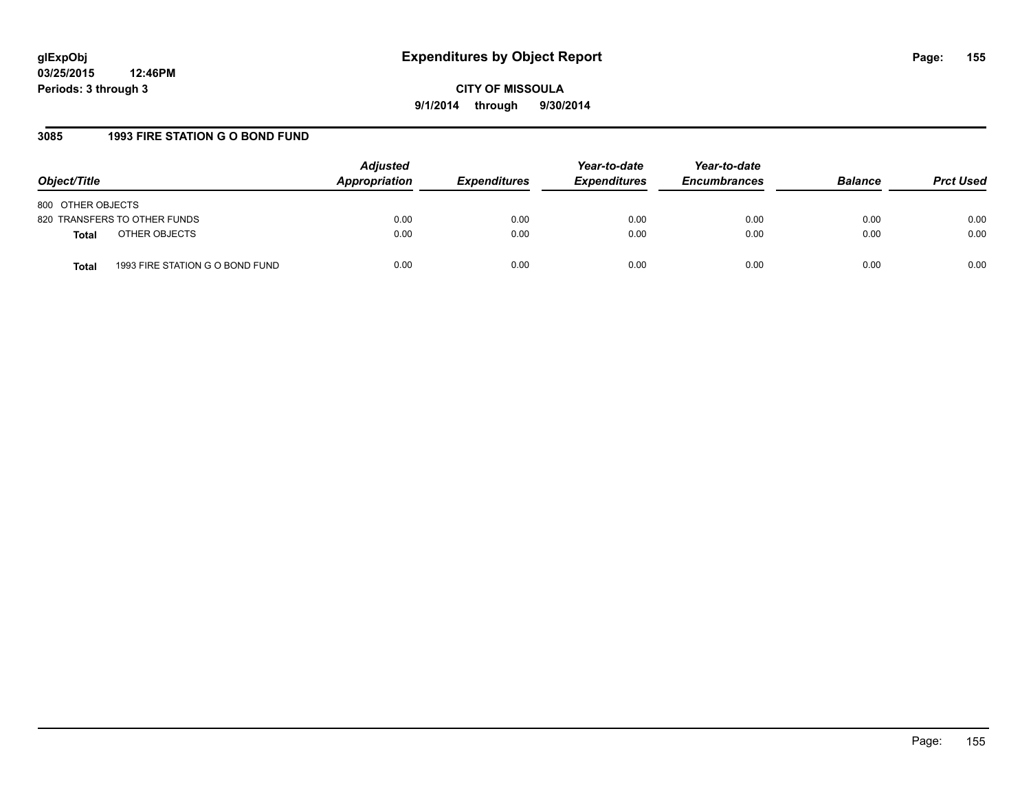# Expenditures by Object Report

glExpObj
03/25/2015 12:46PM
Periods: 3 through 3

**CITY OF MISSOULA**
**9/1/2014 through 9/30/2014**

## 3085 1993 FIRE STATION G O BOND FUND

| Object/Title | Adjusted Appropriation | Expenditures | Year-to-date Expenditures | Year-to-date Encumbrances | Balance | Prct Used |
|---|---|---|---|---|---|---|
| 800 OTHER OBJECTS | | | | | | |
| 820 TRANSFERS TO OTHER FUNDS | 0.00 | 0.00 | 0.00 | 0.00 | 0.00 | 0.00 |
| **Total** OTHER OBJECTS | 0.00 | 0.00 | 0.00 | 0.00 | 0.00 | 0.00 |
| **Total** 1993 FIRE STATION G O BOND FUND | 0.00 | 0.00 | 0.00 | 0.00 | 0.00 | 0.00 |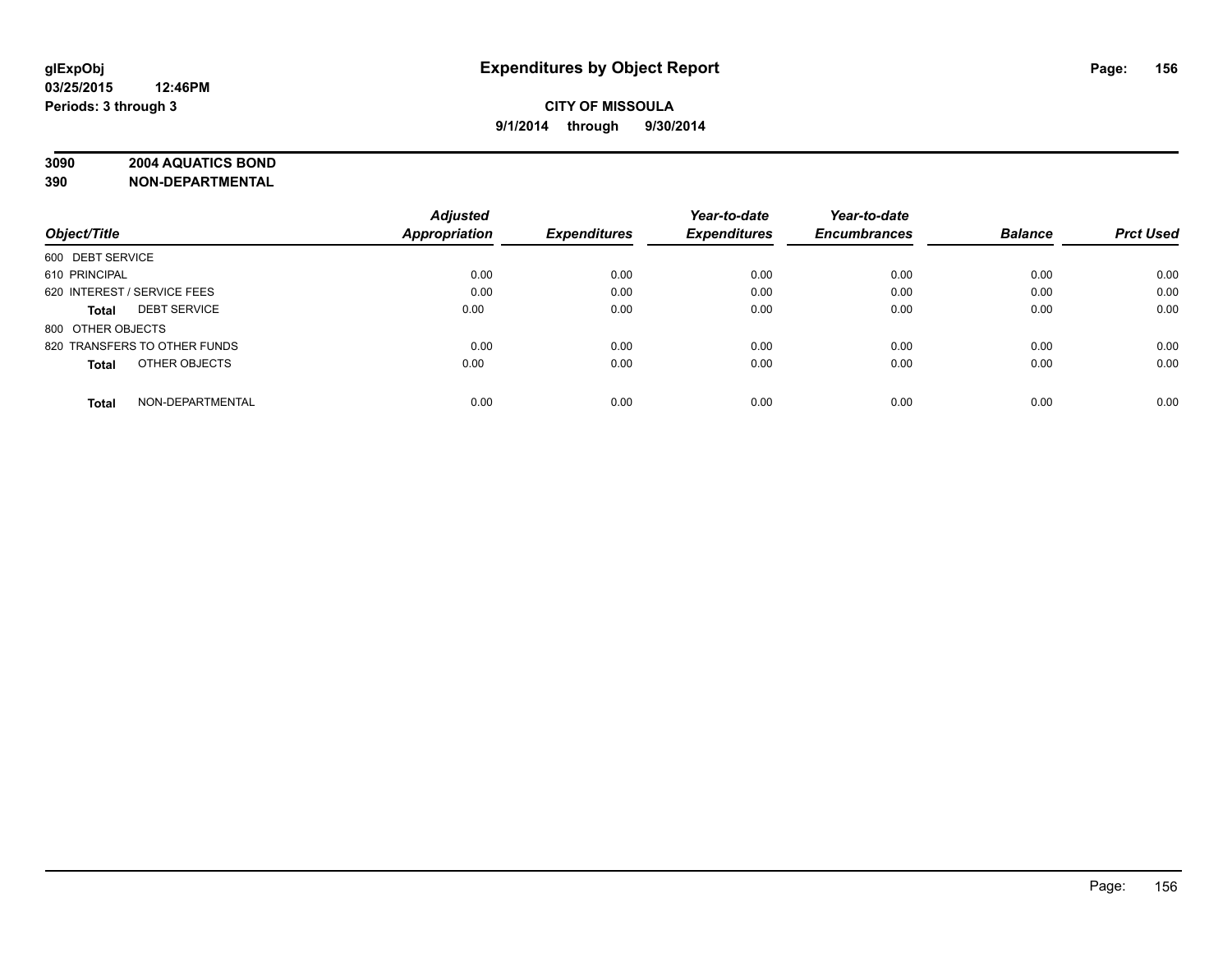# Expenditures by Object Report

glExpObj
03/25/2015 12:46PM
Periods: 3 through 3

**CITY OF MISSOULA**
**9/1/2014 through 9/30/2014**

**3090 2004 AQUATICS BOND**
**390 NON-DEPARTMENTAL**

| Object/Title | Adjusted Appropriation | Expenditures | Year-to-date Expenditures | Year-to-date Encumbrances | Balance | Prct Used |
|---|---|---|---|---|---|---|
| 600 DEBT SERVICE | | | | | | |
| 610 PRINCIPAL | 0.00 | 0.00 | 0.00 | 0.00 | 0.00 | 0.00 |
| 620 INTEREST / SERVICE FEES | 0.00 | 0.00 | 0.00 | 0.00 | 0.00 | 0.00 |
| **Total** DEBT SERVICE | 0.00 | 0.00 | 0.00 | 0.00 | 0.00 | 0.00 |
| 800 OTHER OBJECTS | | | | | | |
| 820 TRANSFERS TO OTHER FUNDS | 0.00 | 0.00 | 0.00 | 0.00 | 0.00 | 0.00 |
| **Total** OTHER OBJECTS | 0.00 | 0.00 | 0.00 | 0.00 | 0.00 | 0.00 |
| **Total** NON-DEPARTMENTAL | 0.00 | 0.00 | 0.00 | 0.00 | 0.00 | 0.00 |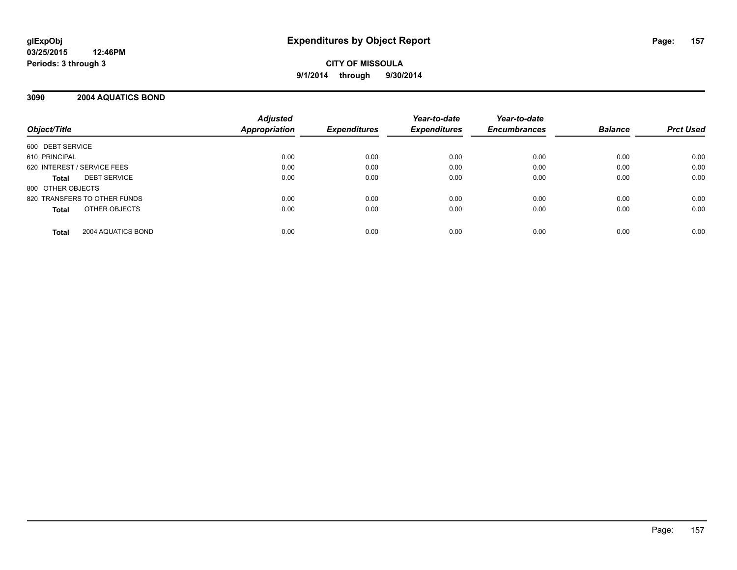glExpObj
03/25/2015 12:46PM
Periods: 3 through 3

# Expenditures by Object Report

**CITY OF MISSOULA**
**9/1/2014 through 9/30/2014**

## 3090 2004 AQUATICS BOND

| Object/Title | Adjusted Appropriation | Expenditures | Year-to-date Expenditures | Year-to-date Encumbrances | Balance | Prct Used |
|---|---|---|---|---|---|---|
| 600 DEBT SERVICE | | | | | | |
| 610 PRINCIPAL | 0.00 | 0.00 | 0.00 | 0.00 | 0.00 | 0.00 |
| 620 INTEREST / SERVICE FEES | 0.00 | 0.00 | 0.00 | 0.00 | 0.00 | 0.00 |
| **Total** DEBT SERVICE | 0.00 | 0.00 | 0.00 | 0.00 | 0.00 | 0.00 |
| 800 OTHER OBJECTS | | | | | | |
| 820 TRANSFERS TO OTHER FUNDS | 0.00 | 0.00 | 0.00 | 0.00 | 0.00 | 0.00 |
| **Total** OTHER OBJECTS | 0.00 | 0.00 | 0.00 | 0.00 | 0.00 | 0.00 |
| **Total** 2004 AQUATICS BOND | 0.00 | 0.00 | 0.00 | 0.00 | 0.00 | 0.00 |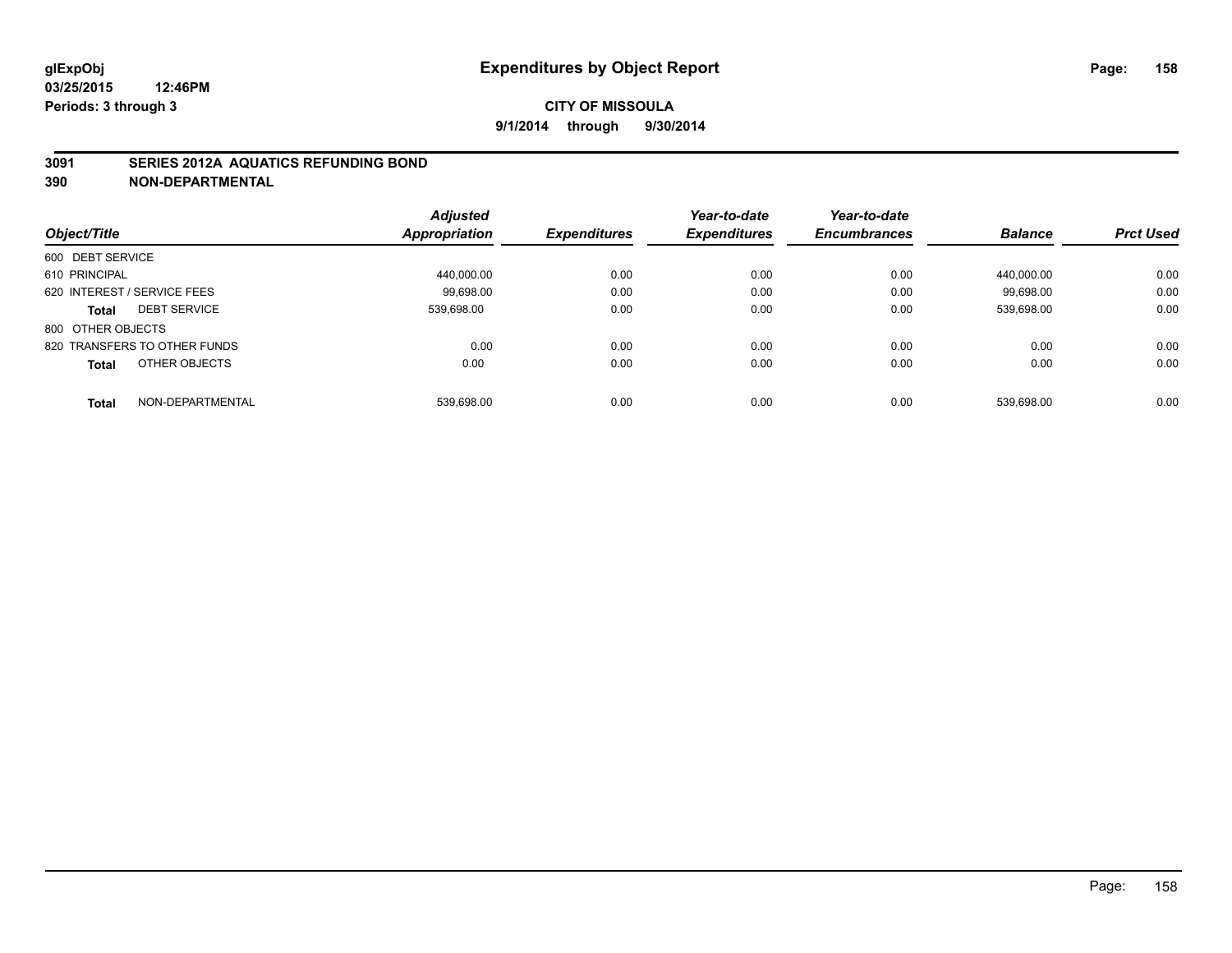**glExpObj**
**03/25/2015 12:46PM**
**Periods: 3 through 3**

# Expenditures by Object Report

**CITY OF MISSOULA**
**9/1/2014 through 9/30/2014**

## 3091 SERIES 2012A AQUATICS REFUNDING BOND
## 390 NON-DEPARTMENTAL

| Object/Title | Adjusted Appropriation | Expenditures | Year-to-date Expenditures | Year-to-date Encumbrances | Balance | Prct Used |
|---|---|---|---|---|---|---|
| 600 DEBT SERVICE | | | | | | |
| 610 PRINCIPAL | 440,000.00 | 0.00 | 0.00 | 0.00 | 440,000.00 | 0.00 |
| 620 INTEREST / SERVICE FEES | 99,698.00 | 0.00 | 0.00 | 0.00 | 99,698.00 | 0.00 |
| **Total** DEBT SERVICE | 539,698.00 | 0.00 | 0.00 | 0.00 | 539,698.00 | 0.00 |
| 800 OTHER OBJECTS | | | | | | |
| 820 TRANSFERS TO OTHER FUNDS | 0.00 | 0.00 | 0.00 | 0.00 | 0.00 | 0.00 |
| **Total** OTHER OBJECTS | 0.00 | 0.00 | 0.00 | 0.00 | 0.00 | 0.00 |
| **Total** NON-DEPARTMENTAL | 539,698.00 | 0.00 | 0.00 | 0.00 | 539,698.00 | 0.00 |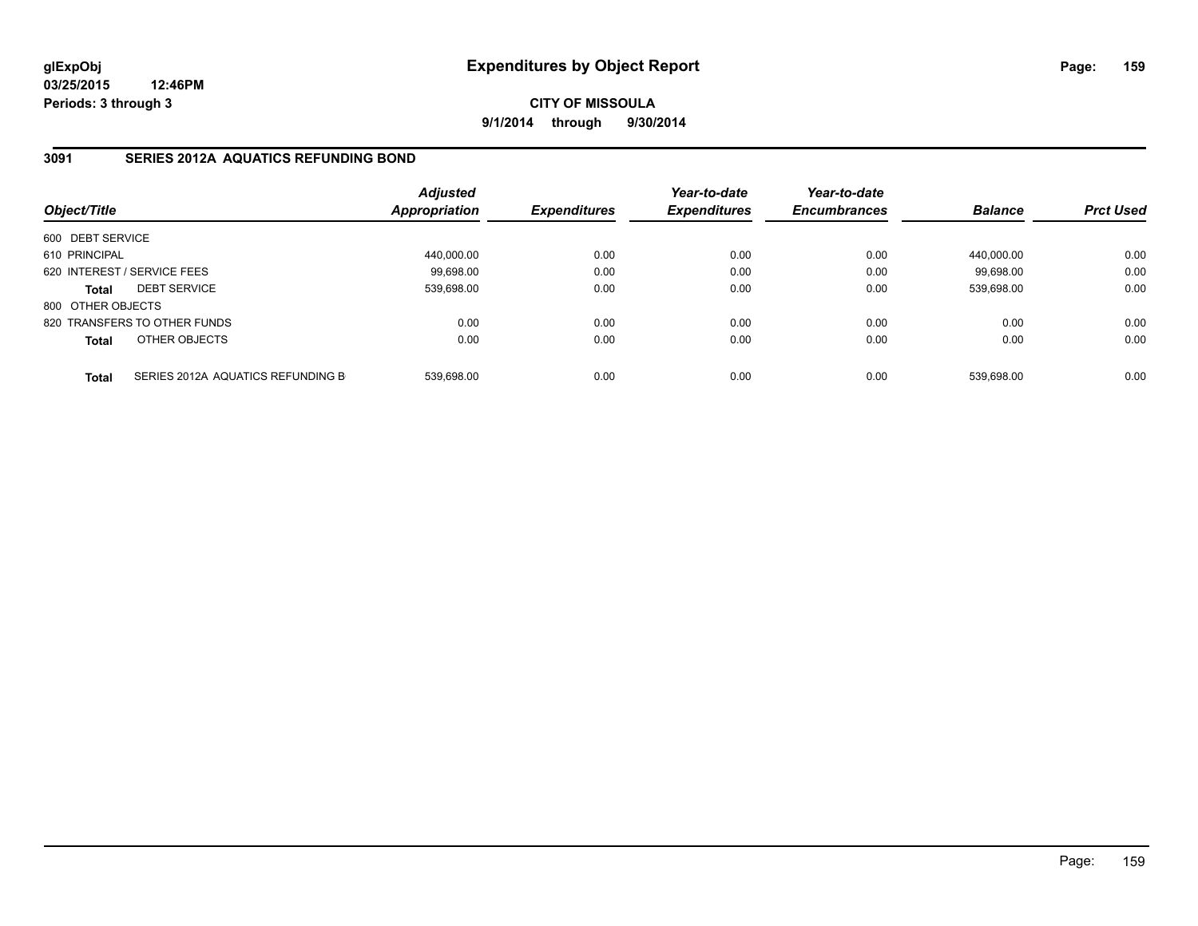**glExpObj**
**03/25/2015 12:46PM**
**Periods: 3 through 3**

# Expenditures by Object Report

**CITY OF MISSOULA**
**9/1/2014 through 9/30/2014**

## 3091 SERIES 2012A AQUATICS REFUNDING BOND

| Object/Title | | *Adjusted Appropriation* | *Expenditures* | *Year-to-date Expenditures* | *Year-to-date Encumbrances* | *Balance* | *Prct Used* |
|---|---|---|---|---|---|---|---|
| 600 DEBT SERVICE | | | | | | | |
| 610 PRINCIPAL | | 440,000.00 | 0.00 | 0.00 | 0.00 | 440,000.00 | 0.00 |
| 620 INTEREST / SERVICE FEES | | 99,698.00 | 0.00 | 0.00 | 0.00 | 99,698.00 | 0.00 |
| **Total** | DEBT SERVICE | 539,698.00 | 0.00 | 0.00 | 0.00 | 539,698.00 | 0.00 |
| 800 OTHER OBJECTS | | | | | | | |
| 820 TRANSFERS TO OTHER FUNDS | | 0.00 | 0.00 | 0.00 | 0.00 | 0.00 | 0.00 |
| **Total** | OTHER OBJECTS | 0.00 | 0.00 | 0.00 | 0.00 | 0.00 | 0.00 |
| **Total** | SERIES 2012A AQUATICS REFUNDING B | 539,698.00 | 0.00 | 0.00 | 0.00 | 539,698.00 | 0.00 |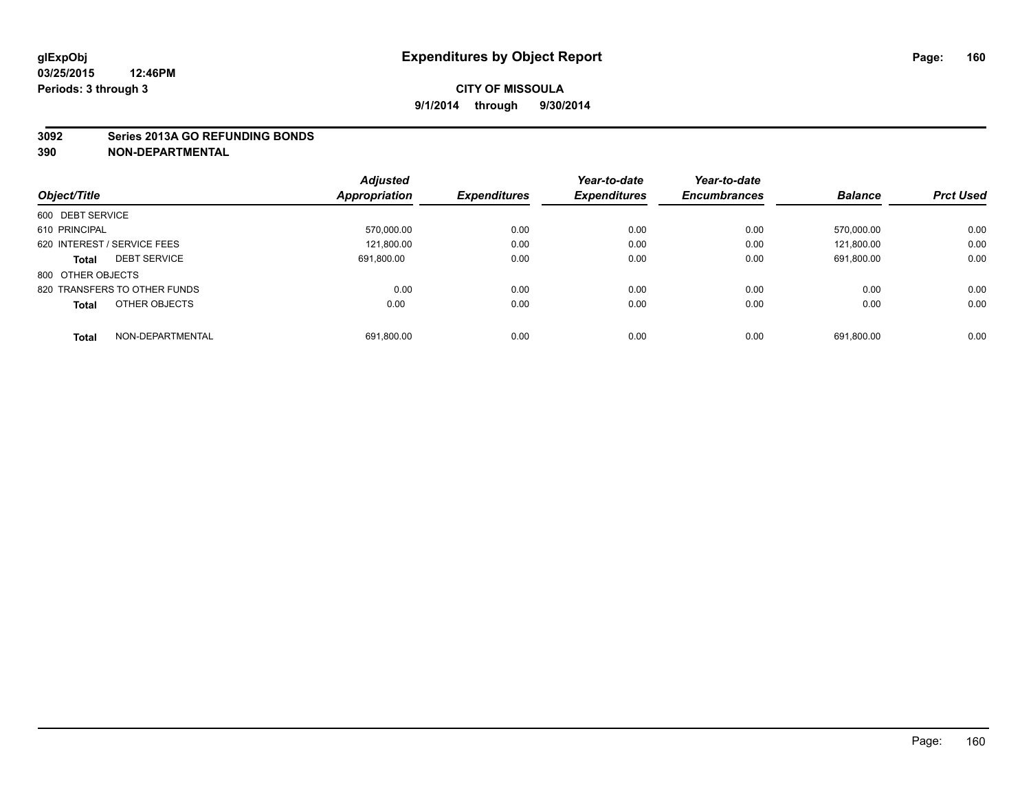# Expenditures by Object Report

glExpObj
03/25/2015 12:46PM
Periods: 3 through 3

**CITY OF MISSOULA**
**9/1/2014 through 9/30/2014**

**3092 Series 2013A GO REFUNDING BONDS**
**390 NON-DEPARTMENTAL**

| Object/Title | Adjusted Appropriation | Expenditures | Year-to-date Expenditures | Year-to-date Encumbrances | Balance | Prct Used |
|---|---|---|---|---|---|---|
| 600 DEBT SERVICE | | | | | | |
| 610 PRINCIPAL | 570,000.00 | 0.00 | 0.00 | 0.00 | 570,000.00 | 0.00 |
| 620 INTEREST / SERVICE FEES | 121,800.00 | 0.00 | 0.00 | 0.00 | 121,800.00 | 0.00 |
| **Total** DEBT SERVICE | 691,800.00 | 0.00 | 0.00 | 0.00 | 691,800.00 | 0.00 |
| 800 OTHER OBJECTS | | | | | | |
| 820 TRANSFERS TO OTHER FUNDS | 0.00 | 0.00 | 0.00 | 0.00 | 0.00 | 0.00 |
| **Total** OTHER OBJECTS | 0.00 | 0.00 | 0.00 | 0.00 | 0.00 | 0.00 |
| **Total** NON-DEPARTMENTAL | 691,800.00 | 0.00 | 0.00 | 0.00 | 691,800.00 | 0.00 |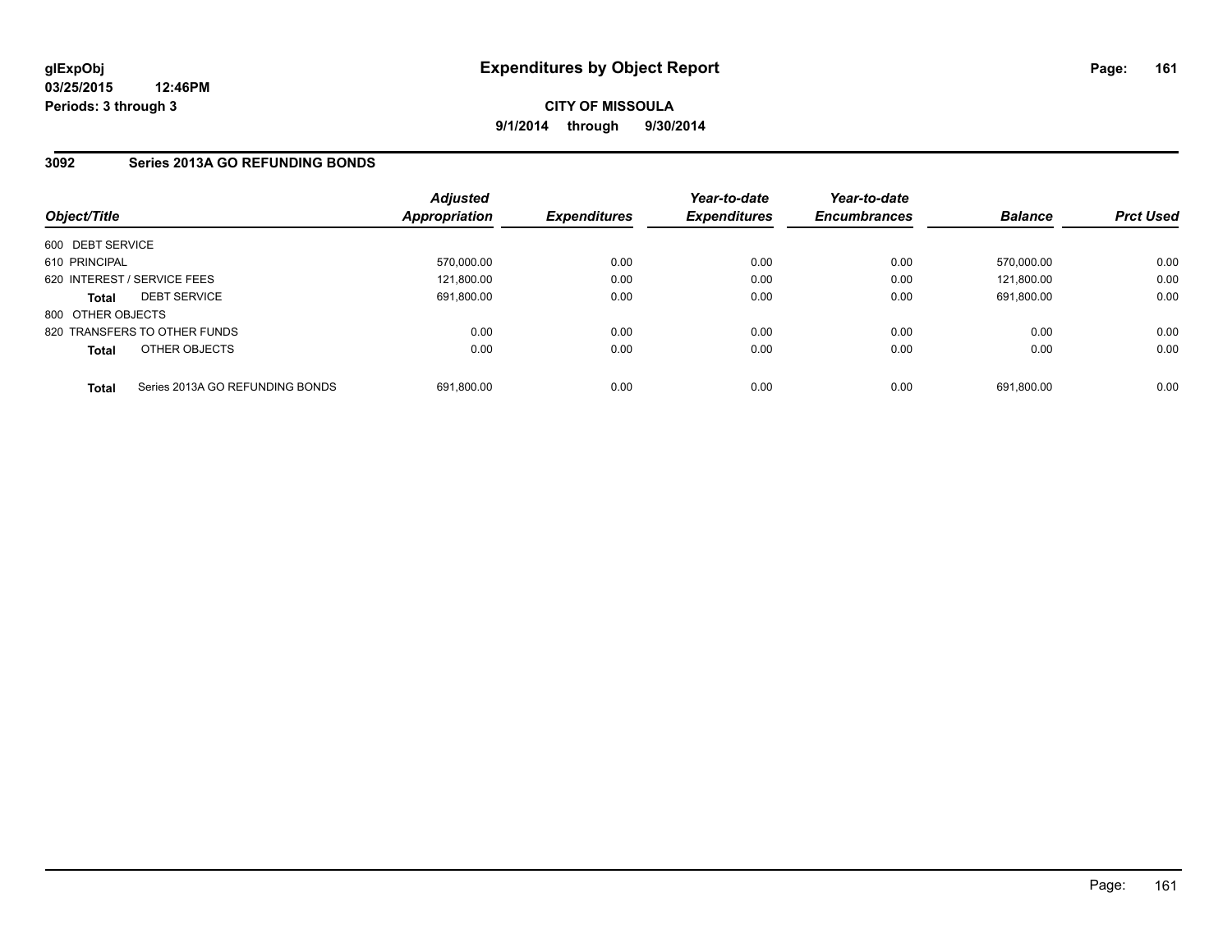# Expenditures by Object Report

glExpObj
03/25/2015 12:46PM
Periods: 3 through 3

**CITY OF MISSOULA**
**9/1/2014 through 9/30/2014**

## 3092 Series 2013A GO REFUNDING BONDS

| Object/Title | | Adjusted Appropriation | Expenditures | Year-to-date Expenditures | Year-to-date Encumbrances | Balance | Prct Used |
|---|---|---|---|---|---|---|---|
| 600 DEBT SERVICE | | | | | | | |
| 610 PRINCIPAL | | 570,000.00 | 0.00 | 0.00 | 0.00 | 570,000.00 | 0.00 |
| 620 INTEREST / SERVICE FEES | | 121,800.00 | 0.00 | 0.00 | 0.00 | 121,800.00 | 0.00 |
| **Total** | DEBT SERVICE | 691,800.00 | 0.00 | 0.00 | 0.00 | 691,800.00 | 0.00 |
| 800 OTHER OBJECTS | | | | | | | |
| 820 TRANSFERS TO OTHER FUNDS | | 0.00 | 0.00 | 0.00 | 0.00 | 0.00 | 0.00 |
| **Total** | OTHER OBJECTS | 0.00 | 0.00 | 0.00 | 0.00 | 0.00 | 0.00 |
| **Total** | Series 2013A GO REFUNDING BONDS | 691,800.00 | 0.00 | 0.00 | 0.00 | 691,800.00 | 0.00 |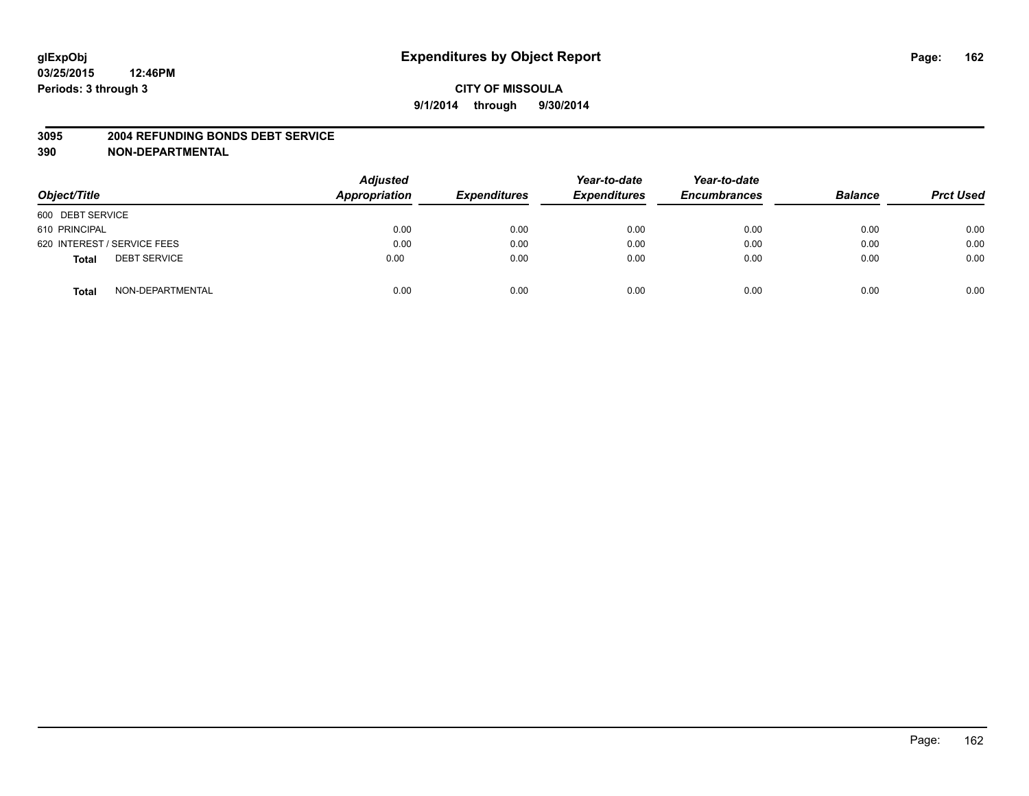**glExpObj**
**03/25/2015 12:46PM**
**Periods: 3 through 3**

# Expenditures by Object Report

**CITY OF MISSOULA**
**9/1/2014 through 9/30/2014**

## 3095 2004 REFUNDING BONDS DEBT SERVICE
## 390 NON-DEPARTMENTAL

| Object/Title | | Adjusted Appropriation | Expenditures | Year-to-date Expenditures | Year-to-date Encumbrances | Balance | Prct Used |
|---|---|---|---|---|---|---|---|
| 600 DEBT SERVICE | | | | | | | |
| 610 PRINCIPAL | | 0.00 | 0.00 | 0.00 | 0.00 | 0.00 | 0.00 |
| 620 INTEREST / SERVICE FEES | | 0.00 | 0.00 | 0.00 | 0.00 | 0.00 | 0.00 |
| **Total** | DEBT SERVICE | 0.00 | 0.00 | 0.00 | 0.00 | 0.00 | 0.00 |
| **Total** | NON-DEPARTMENTAL | 0.00 | 0.00 | 0.00 | 0.00 | 0.00 | 0.00 |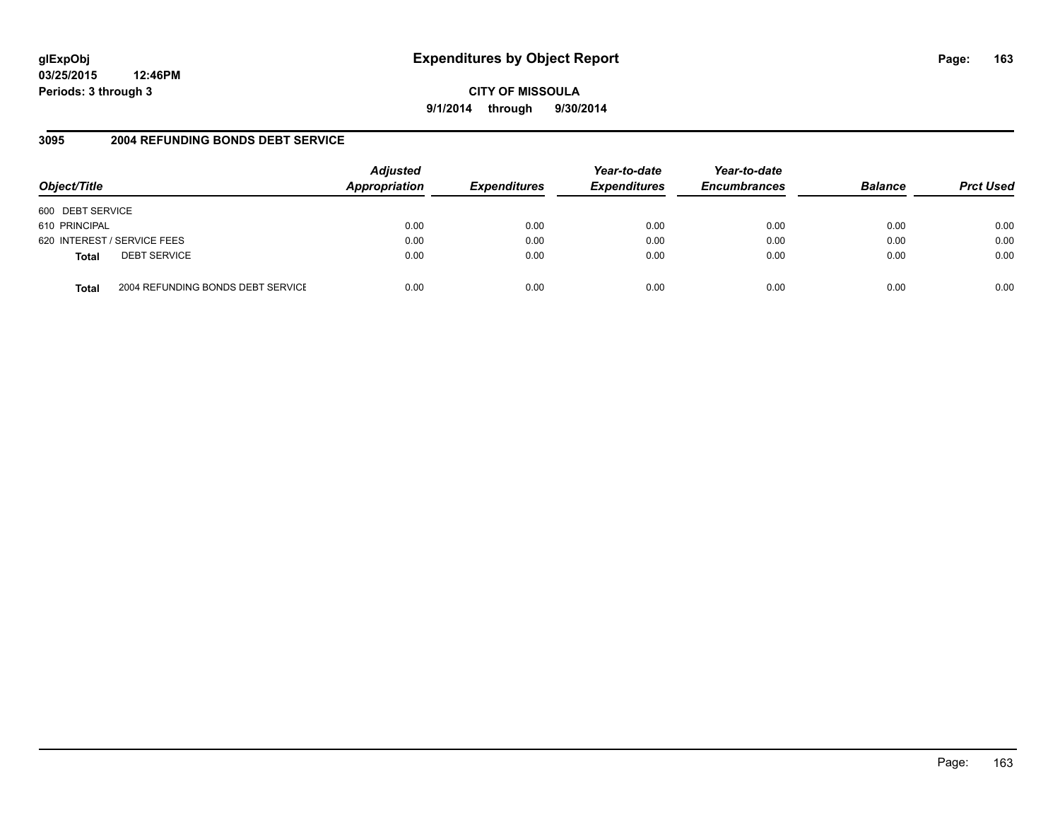**glExpObj**
**03/25/2015 12:46PM**
**Periods: 3 through 3**

# Expenditures by Object Report

**CITY OF MISSOULA**
**9/1/2014 through 9/30/2014**

## 3095 2004 REFUNDING BONDS DEBT SERVICE

| Object/Title | Adjusted Appropriation | Expenditures | Year-to-date Expenditures | Year-to-date Encumbrances | Balance | Prct Used |
|---|---|---|---|---|---|---|
| 600 DEBT SERVICE | | | | | | |
| 610 PRINCIPAL | 0.00 | 0.00 | 0.00 | 0.00 | 0.00 | 0.00 |
| 620 INTEREST / SERVICE FEES | 0.00 | 0.00 | 0.00 | 0.00 | 0.00 | 0.00 |
| **Total** DEBT SERVICE | 0.00 | 0.00 | 0.00 | 0.00 | 0.00 | 0.00 |
| **Total** 2004 REFUNDING BONDS DEBT SERVICE | 0.00 | 0.00 | 0.00 | 0.00 | 0.00 | 0.00 |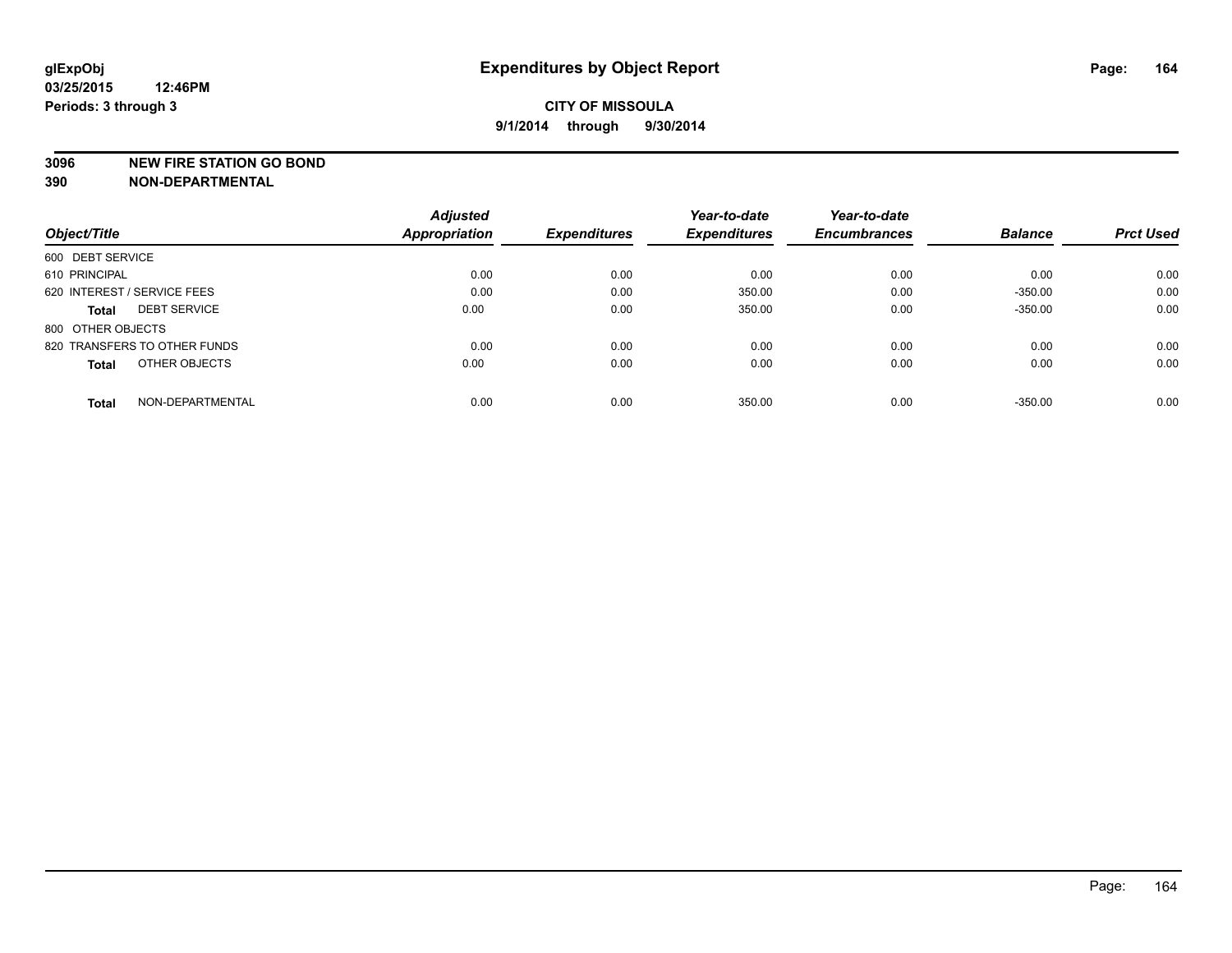glExpObj
03/25/2015 12:46PM
Periods: 3 through 3

# Expenditures by Object Report

**CITY OF MISSOULA**
**9/1/2014 through 9/30/2014**

**3096 NEW FIRE STATION GO BOND**
**390 NON-DEPARTMENTAL**

| Object/Title | Adjusted Appropriation | Expenditures | Year-to-date Expenditures | Year-to-date Encumbrances | Balance | Prct Used |
|---|---|---|---|---|---|---|
| 600 DEBT SERVICE | | | | | | |
| 610 PRINCIPAL | 0.00 | 0.00 | 0.00 | 0.00 | 0.00 | 0.00 |
| 620 INTEREST / SERVICE FEES | 0.00 | 0.00 | 350.00 | 0.00 | -350.00 | 0.00 |
| **Total** DEBT SERVICE | 0.00 | 0.00 | 350.00 | 0.00 | -350.00 | 0.00 |
| 800 OTHER OBJECTS | | | | | | |
| 820 TRANSFERS TO OTHER FUNDS | 0.00 | 0.00 | 0.00 | 0.00 | 0.00 | 0.00 |
| **Total** OTHER OBJECTS | 0.00 | 0.00 | 0.00 | 0.00 | 0.00 | 0.00 |
| **Total** NON-DEPARTMENTAL | 0.00 | 0.00 | 350.00 | 0.00 | -350.00 | 0.00 |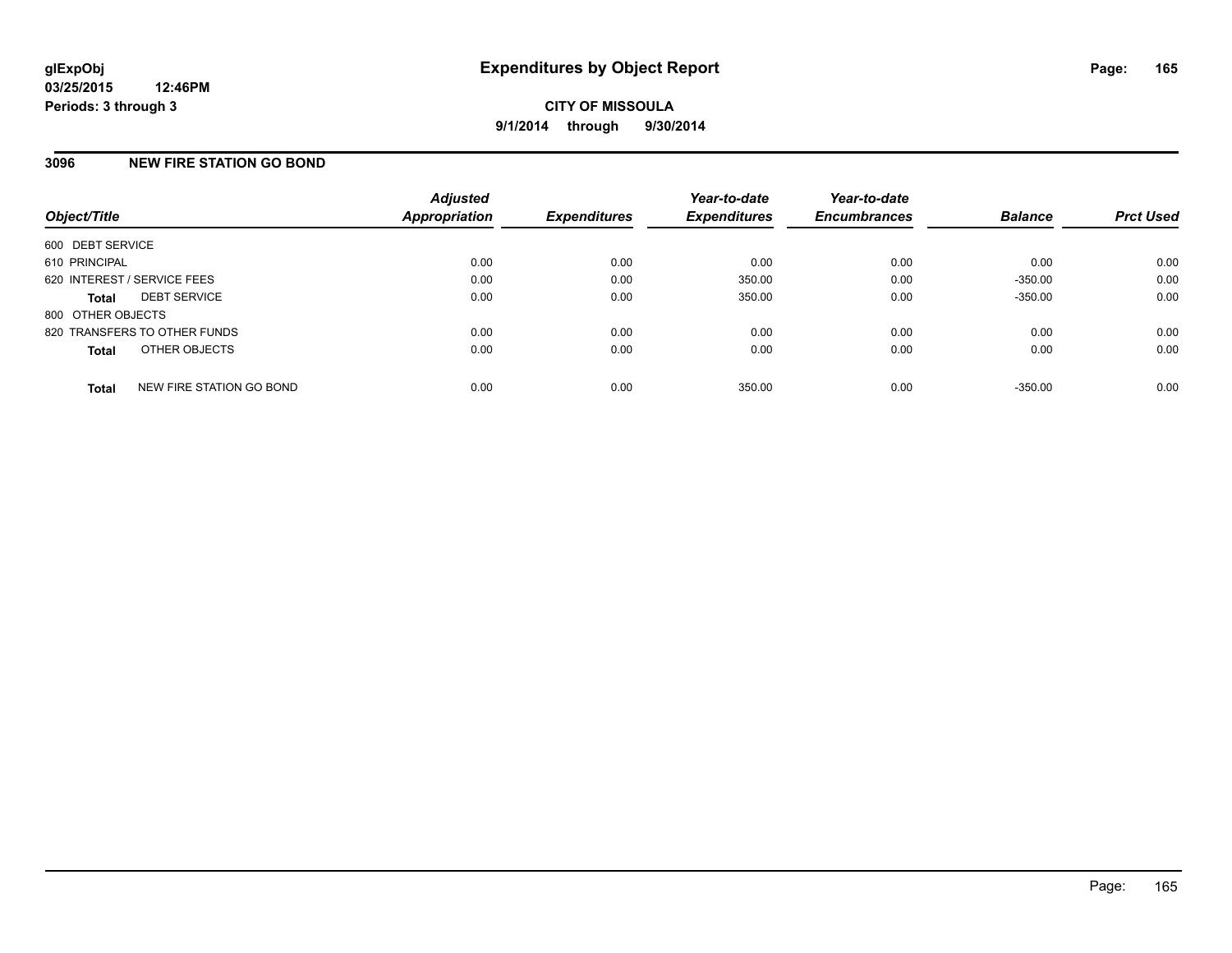glExpObj
03/25/2015 12:46PM
Periods: 3 through 3

# Expenditures by Object Report

**CITY OF MISSOULA**
**9/1/2014 through 9/30/2014**

## 3096 NEW FIRE STATION GO BOND

| Object/Title | Adjusted Appropriation | Expenditures | Year-to-date Expenditures | Year-to-date Encumbrances | Balance | Prct Used |
|---|---|---|---|---|---|---|
| 600 DEBT SERVICE | | | | | | |
| 610 PRINCIPAL | 0.00 | 0.00 | 0.00 | 0.00 | 0.00 | 0.00 |
| 620 INTEREST / SERVICE FEES | 0.00 | 0.00 | 350.00 | 0.00 | -350.00 | 0.00 |
| **Total** DEBT SERVICE | 0.00 | 0.00 | 350.00 | 0.00 | -350.00 | 0.00 |
| 800 OTHER OBJECTS | | | | | | |
| 820 TRANSFERS TO OTHER FUNDS | 0.00 | 0.00 | 0.00 | 0.00 | 0.00 | 0.00 |
| **Total** OTHER OBJECTS | 0.00 | 0.00 | 0.00 | 0.00 | 0.00 | 0.00 |
| **Total** NEW FIRE STATION GO BOND | 0.00 | 0.00 | 350.00 | 0.00 | -350.00 | 0.00 |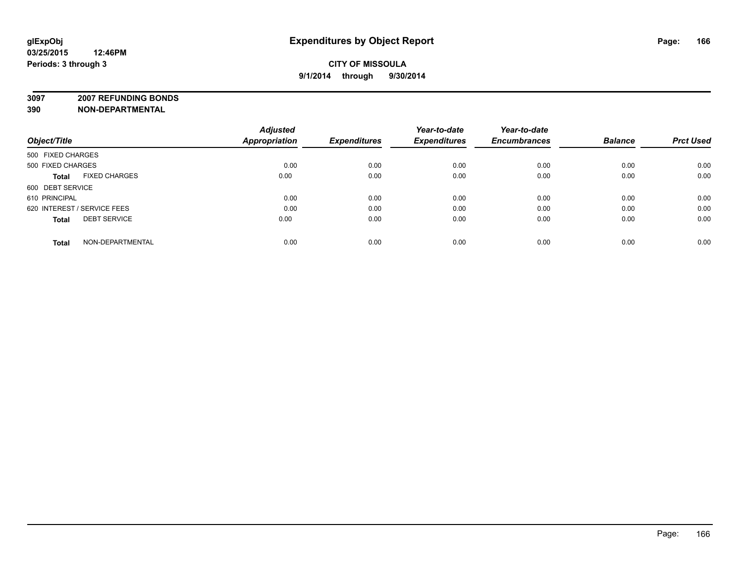# Expenditures by Object Report

glExpObj
03/25/2015 12:46PM
Periods: 3 through 3

**CITY OF MISSOULA**
**9/1/2014 through 9/30/2014**

**3097 2007 REFUNDING BONDS**
**390 NON-DEPARTMENTAL**

| Object/Title | Adjusted Appropriation | Expenditures | Year-to-date Expenditures | Year-to-date Encumbrances | Balance | Prct Used |
|---|---|---|---|---|---|---|
| 500 FIXED CHARGES | | | | | | |
| 500 FIXED CHARGES | 0.00 | 0.00 | 0.00 | 0.00 | 0.00 | 0.00 |
| **Total** FIXED CHARGES | 0.00 | 0.00 | 0.00 | 0.00 | 0.00 | 0.00 |
| 600 DEBT SERVICE | | | | | | |
| 610 PRINCIPAL | 0.00 | 0.00 | 0.00 | 0.00 | 0.00 | 0.00 |
| 620 INTEREST / SERVICE FEES | 0.00 | 0.00 | 0.00 | 0.00 | 0.00 | 0.00 |
| **Total** DEBT SERVICE | 0.00 | 0.00 | 0.00 | 0.00 | 0.00 | 0.00 |
| **Total** NON-DEPARTMENTAL | 0.00 | 0.00 | 0.00 | 0.00 | 0.00 | 0.00 |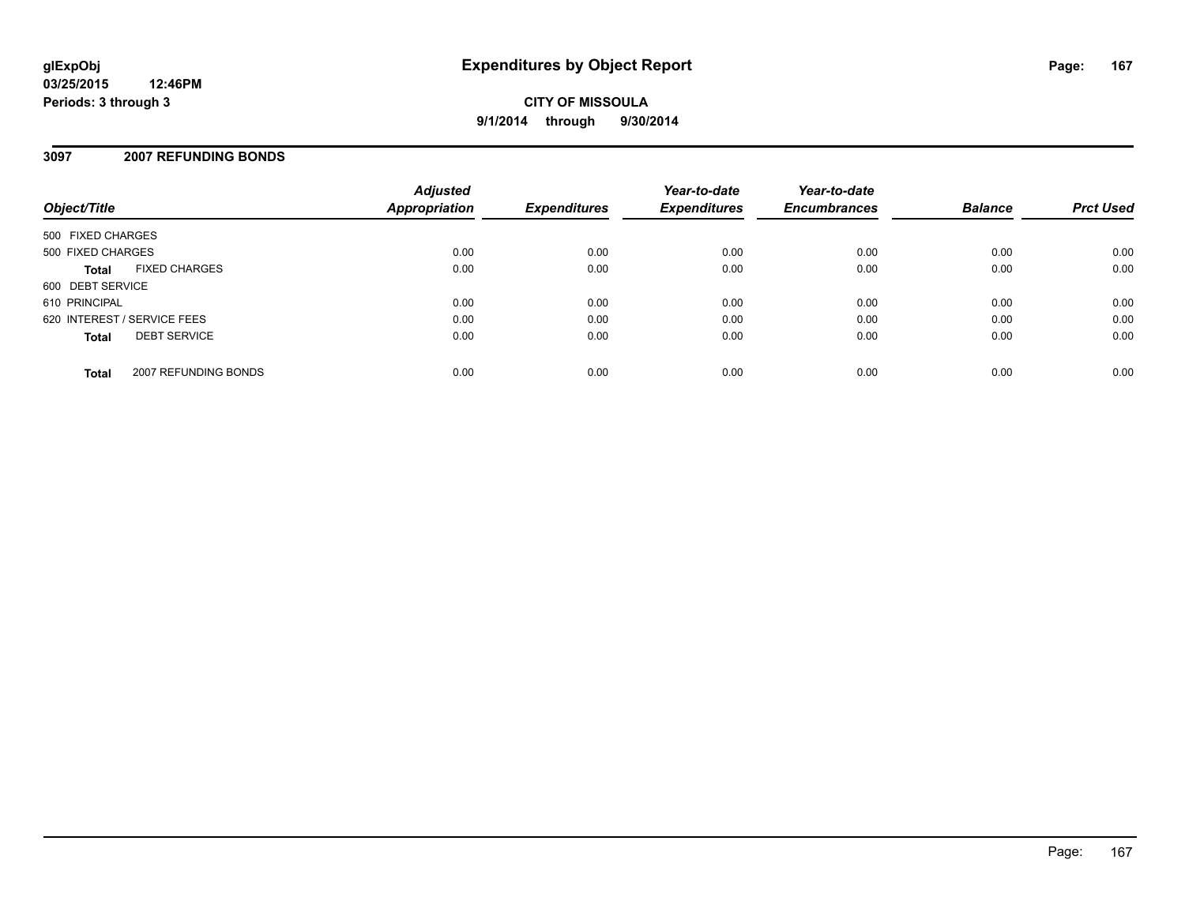# Expenditures by Object Report

glExpObj
03/25/2015 12:46PM
Periods: 3 through 3

**CITY OF MISSOULA**
**9/1/2014 through 9/30/2014**

## 3097 2007 REFUNDING BONDS

| Object/Title | | Adjusted Appropriation | Expenditures | Year-to-date Expenditures | Year-to-date Encumbrances | Balance | Prct Used |
|---|---|---|---|---|---|---|---|
| 500 FIXED CHARGES | | | | | | | |
| 500 FIXED CHARGES | | 0.00 | 0.00 | 0.00 | 0.00 | 0.00 | 0.00 |
| **Total** | FIXED CHARGES | 0.00 | 0.00 | 0.00 | 0.00 | 0.00 | 0.00 |
| 600 DEBT SERVICE | | | | | | | |
| 610 PRINCIPAL | | 0.00 | 0.00 | 0.00 | 0.00 | 0.00 | 0.00 |
| 620 INTEREST / SERVICE FEES | | 0.00 | 0.00 | 0.00 | 0.00 | 0.00 | 0.00 |
| **Total** | DEBT SERVICE | 0.00 | 0.00 | 0.00 | 0.00 | 0.00 | 0.00 |
| **Total** | 2007 REFUNDING BONDS | 0.00 | 0.00 | 0.00 | 0.00 | 0.00 | 0.00 |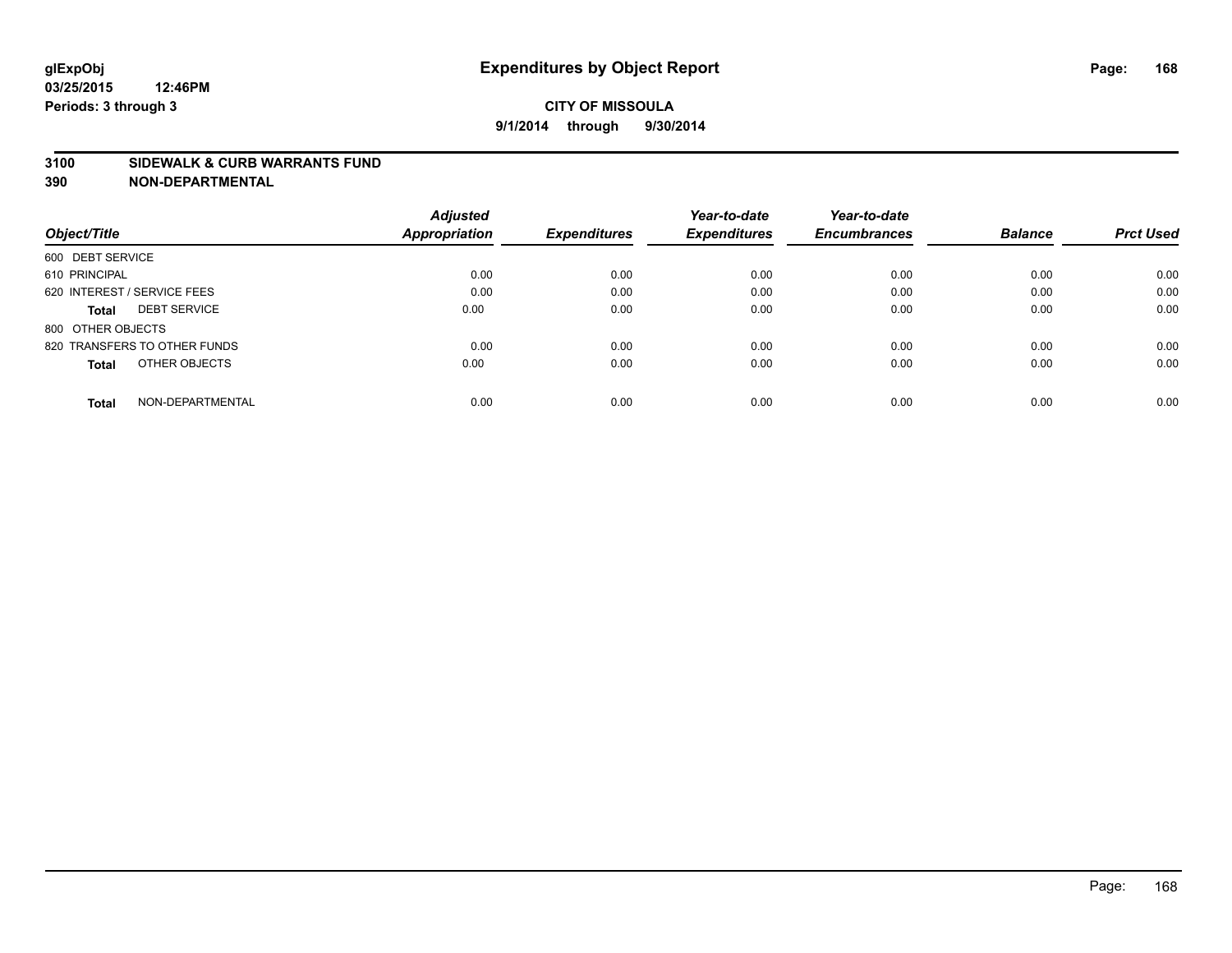**glExpObj**
**03/25/2015 12:46PM**
**Periods: 3 through 3**

# Expenditures by Object Report

**CITY OF MISSOULA**
**9/1/2014 through 9/30/2014**

**3100 SIDEWALK & CURB WARRANTS FUND**
**390 NON-DEPARTMENTAL**

| Object/Title | | Adjusted Appropriation | Expenditures | Year-to-date Expenditures | Year-to-date Encumbrances | Balance | Prct Used |
|---|---|---|---|---|---|---|---|
| 600 DEBT SERVICE | | | | | | | |
| 610 PRINCIPAL | | 0.00 | 0.00 | 0.00 | 0.00 | 0.00 | 0.00 |
| 620 INTEREST / SERVICE FEES | | 0.00 | 0.00 | 0.00 | 0.00 | 0.00 | 0.00 |
| **Total** | DEBT SERVICE | 0.00 | 0.00 | 0.00 | 0.00 | 0.00 | 0.00 |
| 800 OTHER OBJECTS | | | | | | | |
| 820 TRANSFERS TO OTHER FUNDS | | 0.00 | 0.00 | 0.00 | 0.00 | 0.00 | 0.00 |
| **Total** | OTHER OBJECTS | 0.00 | 0.00 | 0.00 | 0.00 | 0.00 | 0.00 |
| **Total** | NON-DEPARTMENTAL | 0.00 | 0.00 | 0.00 | 0.00 | 0.00 | 0.00 |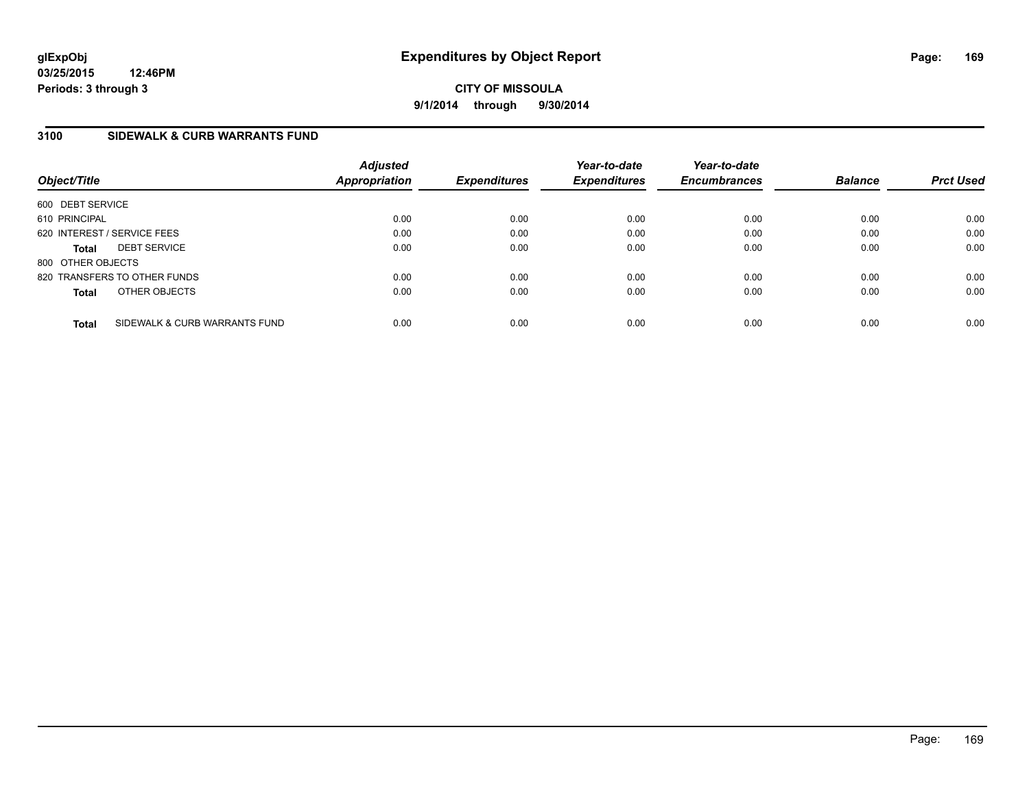**glExpObj**
**03/25/2015 12:46PM**
**Periods: 3 through 3**

# Expenditures by Object Report

**CITY OF MISSOULA**
**9/1/2014 through 9/30/2014**

## 3100 SIDEWALK & CURB WARRANTS FUND

| Object/Title | Adjusted Appropriation | Expenditures | Year-to-date Expenditures | Year-to-date Encumbrances | Balance | Prct Used |
|---|---|---|---|---|---|---|
| 600 DEBT SERVICE | | | | | | |
| 610 PRINCIPAL | 0.00 | 0.00 | 0.00 | 0.00 | 0.00 | 0.00 |
| 620 INTEREST / SERVICE FEES | 0.00 | 0.00 | 0.00 | 0.00 | 0.00 | 0.00 |
| **Total** DEBT SERVICE | 0.00 | 0.00 | 0.00 | 0.00 | 0.00 | 0.00 |
| 800 OTHER OBJECTS | | | | | | |
| 820 TRANSFERS TO OTHER FUNDS | 0.00 | 0.00 | 0.00 | 0.00 | 0.00 | 0.00 |
| **Total** OTHER OBJECTS | 0.00 | 0.00 | 0.00 | 0.00 | 0.00 | 0.00 |
| **Total** SIDEWALK & CURB WARRANTS FUND | 0.00 | 0.00 | 0.00 | 0.00 | 0.00 | 0.00 |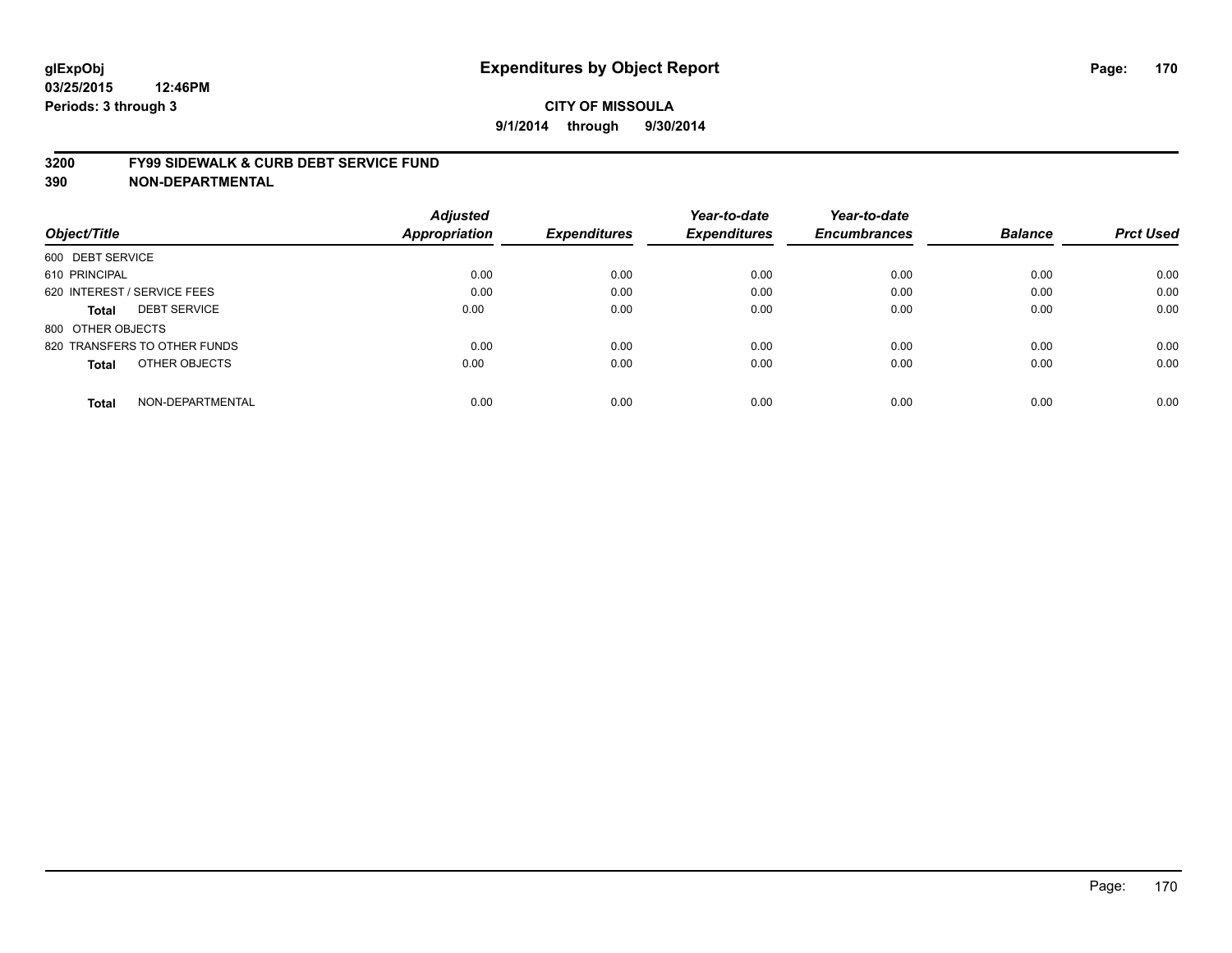**glExpObj**
**03/25/2015 12:46PM**
**Periods: 3 through 3**

# Expenditures by Object Report

**CITY OF MISSOULA**
**9/1/2014 through 9/30/2014**

## 3200 FY99 SIDEWALK & CURB DEBT SERVICE FUND
## 390 NON-DEPARTMENTAL

| Object/Title | Adjusted Appropriation | Expenditures | Year-to-date Expenditures | Year-to-date Encumbrances | Balance | Prct Used |
|---|---|---|---|---|---|---|
| 600 DEBT SERVICE | | | | | | |
| 610 PRINCIPAL | 0.00 | 0.00 | 0.00 | 0.00 | 0.00 | 0.00 |
| 620 INTEREST / SERVICE FEES | 0.00 | 0.00 | 0.00 | 0.00 | 0.00 | 0.00 |
| **Total** DEBT SERVICE | 0.00 | 0.00 | 0.00 | 0.00 | 0.00 | 0.00 |
| 800 OTHER OBJECTS | | | | | | |
| 820 TRANSFERS TO OTHER FUNDS | 0.00 | 0.00 | 0.00 | 0.00 | 0.00 | 0.00 |
| **Total** OTHER OBJECTS | 0.00 | 0.00 | 0.00 | 0.00 | 0.00 | 0.00 |
| **Total** NON-DEPARTMENTAL | 0.00 | 0.00 | 0.00 | 0.00 | 0.00 | 0.00 |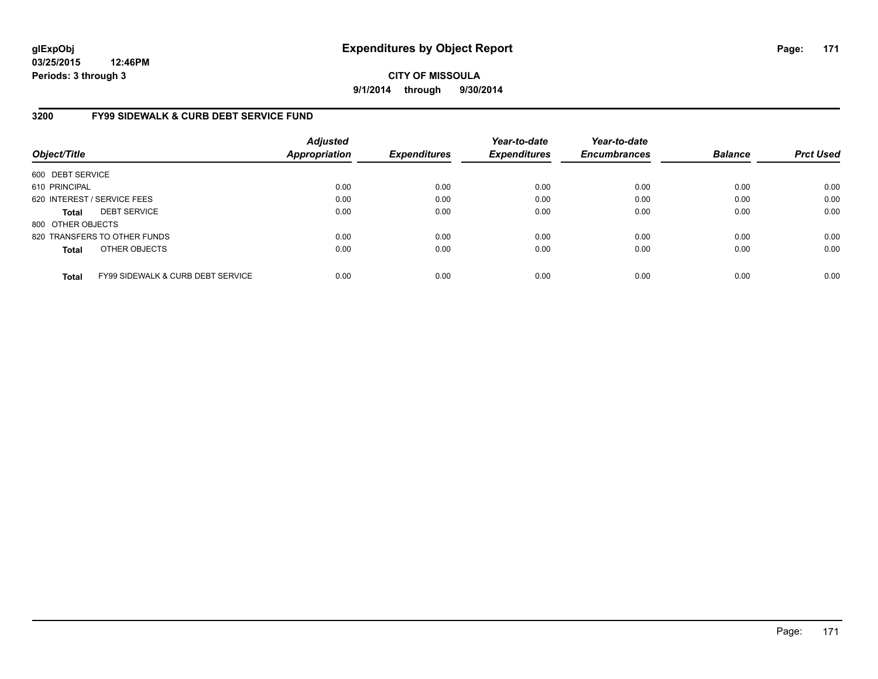**glExpObj**
**03/25/2015 12:46PM**
**Periods: 3 through 3**

# Expenditures by Object Report

**CITY OF MISSOULA**
**9/1/2014 through 9/30/2014**

## 3200 FY99 SIDEWALK & CURB DEBT SERVICE FUND

| Object/Title | Adjusted Appropriation | Expenditures | Year-to-date Expenditures | Year-to-date Encumbrances | Balance | Prct Used |
|---|---|---|---|---|---|---|
| 600 DEBT SERVICE | | | | | | |
| 610 PRINCIPAL | 0.00 | 0.00 | 0.00 | 0.00 | 0.00 | 0.00 |
| 620 INTEREST / SERVICE FEES | 0.00 | 0.00 | 0.00 | 0.00 | 0.00 | 0.00 |
| **Total** DEBT SERVICE | 0.00 | 0.00 | 0.00 | 0.00 | 0.00 | 0.00 |
| 800 OTHER OBJECTS | | | | | | |
| 820 TRANSFERS TO OTHER FUNDS | 0.00 | 0.00 | 0.00 | 0.00 | 0.00 | 0.00 |
| **Total** OTHER OBJECTS | 0.00 | 0.00 | 0.00 | 0.00 | 0.00 | 0.00 |
| **Total** FY99 SIDEWALK & CURB DEBT SERVICE | 0.00 | 0.00 | 0.00 | 0.00 | 0.00 | 0.00 |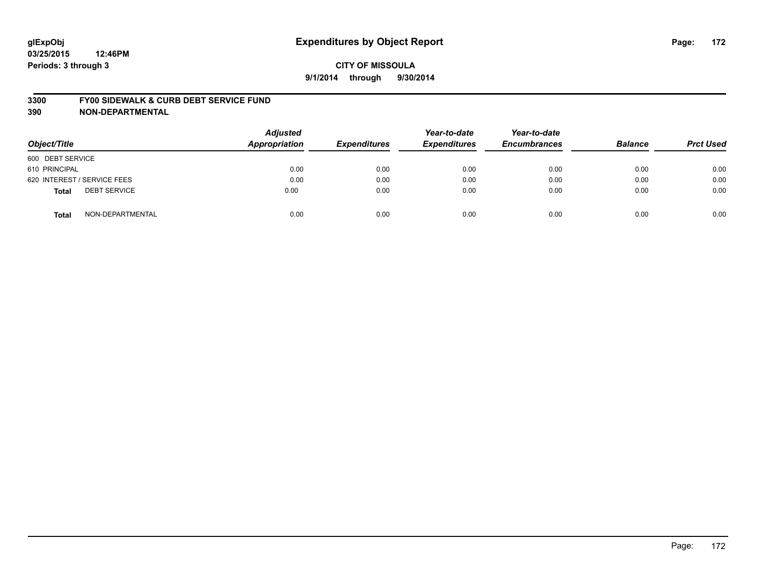**glExpObj**
**03/25/2015 12:46PM**
**Periods: 3 through 3**

# Expenditures by Object Report

**CITY OF MISSOULA**
**9/1/2014 through 9/30/2014**

**3300 FY00 SIDEWALK & CURB DEBT SERVICE FUND**
**390 NON-DEPARTMENTAL**

| Object/Title | Adjusted Appropriation | Expenditures | Year-to-date Expenditures | Year-to-date Encumbrances | Balance | Prct Used |
|---|---|---|---|---|---|---|
| 600 DEBT SERVICE | | | | | | |
| 610 PRINCIPAL | 0.00 | 0.00 | 0.00 | 0.00 | 0.00 | 0.00 |
| 620 INTEREST / SERVICE FEES | 0.00 | 0.00 | 0.00 | 0.00 | 0.00 | 0.00 |
| **Total** DEBT SERVICE | 0.00 | 0.00 | 0.00 | 0.00 | 0.00 | 0.00 |
| **Total** NON-DEPARTMENTAL | 0.00 | 0.00 | 0.00 | 0.00 | 0.00 | 0.00 |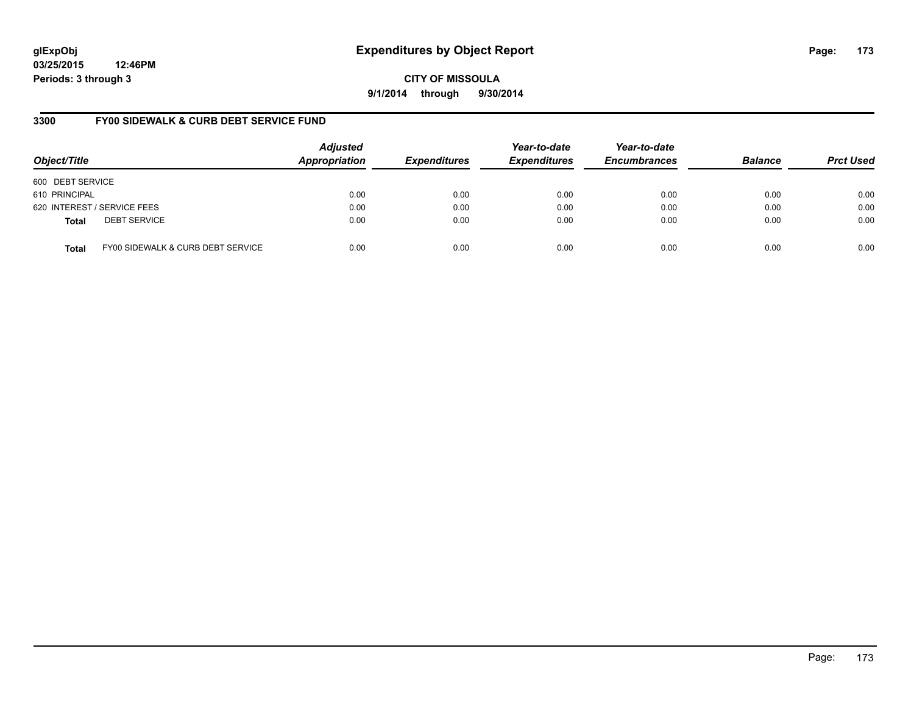**glExpObj**
**03/25/2015 12:46PM**
**Periods: 3 through 3**

# Expenditures by Object Report

**CITY OF MISSOULA**
**9/1/2014 through 9/30/2014**

## 3300 FY00 SIDEWALK & CURB DEBT SERVICE FUND

| Object/Title | Adjusted Appropriation | Expenditures | Year-to-date Expenditures | Year-to-date Encumbrances | Balance | Prct Used |
|---|---|---|---|---|---|---|
| 600 DEBT SERVICE | | | | | | |
| 610 PRINCIPAL | 0.00 | 0.00 | 0.00 | 0.00 | 0.00 | 0.00 |
| 620 INTEREST / SERVICE FEES | 0.00 | 0.00 | 0.00 | 0.00 | 0.00 | 0.00 |
| **Total** DEBT SERVICE | 0.00 | 0.00 | 0.00 | 0.00 | 0.00 | 0.00 |
| **Total** FY00 SIDEWALK & CURB DEBT SERVICE | 0.00 | 0.00 | 0.00 | 0.00 | 0.00 | 0.00 |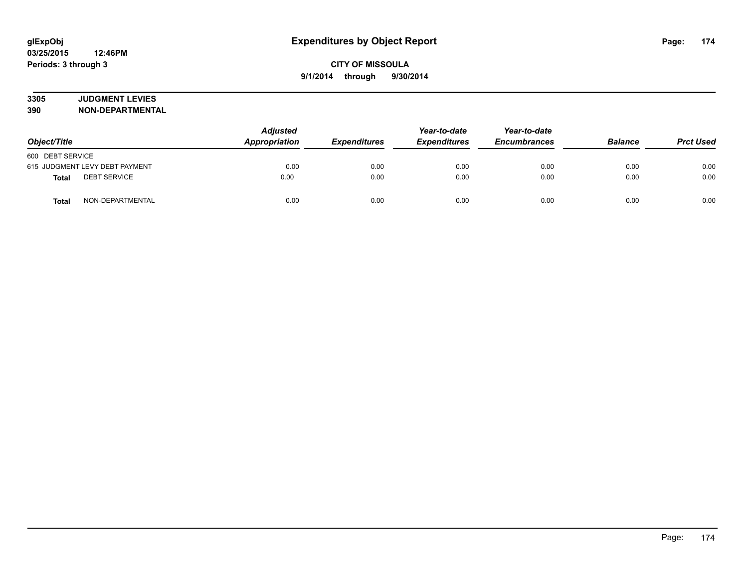# Expenditures by Object Report

glExpObj
03/25/2015 12:46PM
Periods: 3 through 3

**CITY OF MISSOULA**
**9/1/2014 through 9/30/2014**

**3305 JUDGMENT LEVIES**
**390 NON-DEPARTMENTAL**

| Object/Title | Adjusted Appropriation | Expenditures | Year-to-date Expenditures | Year-to-date Encumbrances | Balance | Prct Used |
|---|---|---|---|---|---|---|
| 600 DEBT SERVICE | | | | | | |
| 615 JUDGMENT LEVY DEBT PAYMENT | 0.00 | 0.00 | 0.00 | 0.00 | 0.00 | 0.00 |
| **Total** DEBT SERVICE | 0.00 | 0.00 | 0.00 | 0.00 | 0.00 | 0.00 |
| **Total** NON-DEPARTMENTAL | 0.00 | 0.00 | 0.00 | 0.00 | 0.00 | 0.00 |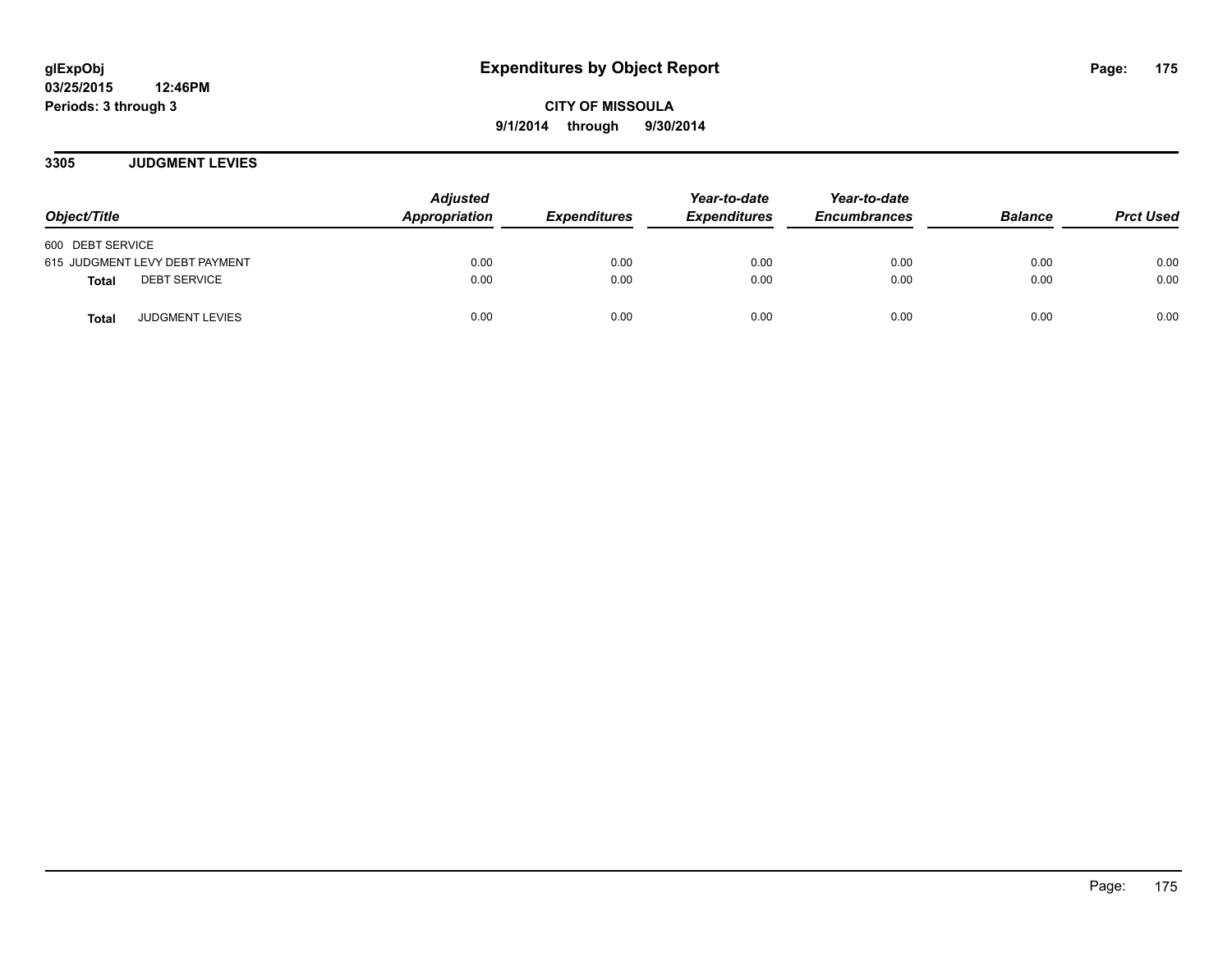**glExpObj**
**03/25/2015 12:46PM**
**Periods: 3 through 3**

# Expenditures by Object Report

**CITY OF MISSOULA**
**9/1/2014 through 9/30/2014**

## 3305 JUDGMENT LEVIES

| Object/Title | Adjusted Appropriation | Expenditures | Year-to-date Expenditures | Year-to-date Encumbrances | Balance | Prct Used |
|---|---|---|---|---|---|---|
| 600 DEBT SERVICE | | | | | | |
| 615 JUDGMENT LEVY DEBT PAYMENT | 0.00 | 0.00 | 0.00 | 0.00 | 0.00 | 0.00 |
| **Total** DEBT SERVICE | 0.00 | 0.00 | 0.00 | 0.00 | 0.00 | 0.00 |
| **Total** JUDGMENT LEVIES | 0.00 | 0.00 | 0.00 | 0.00 | 0.00 | 0.00 |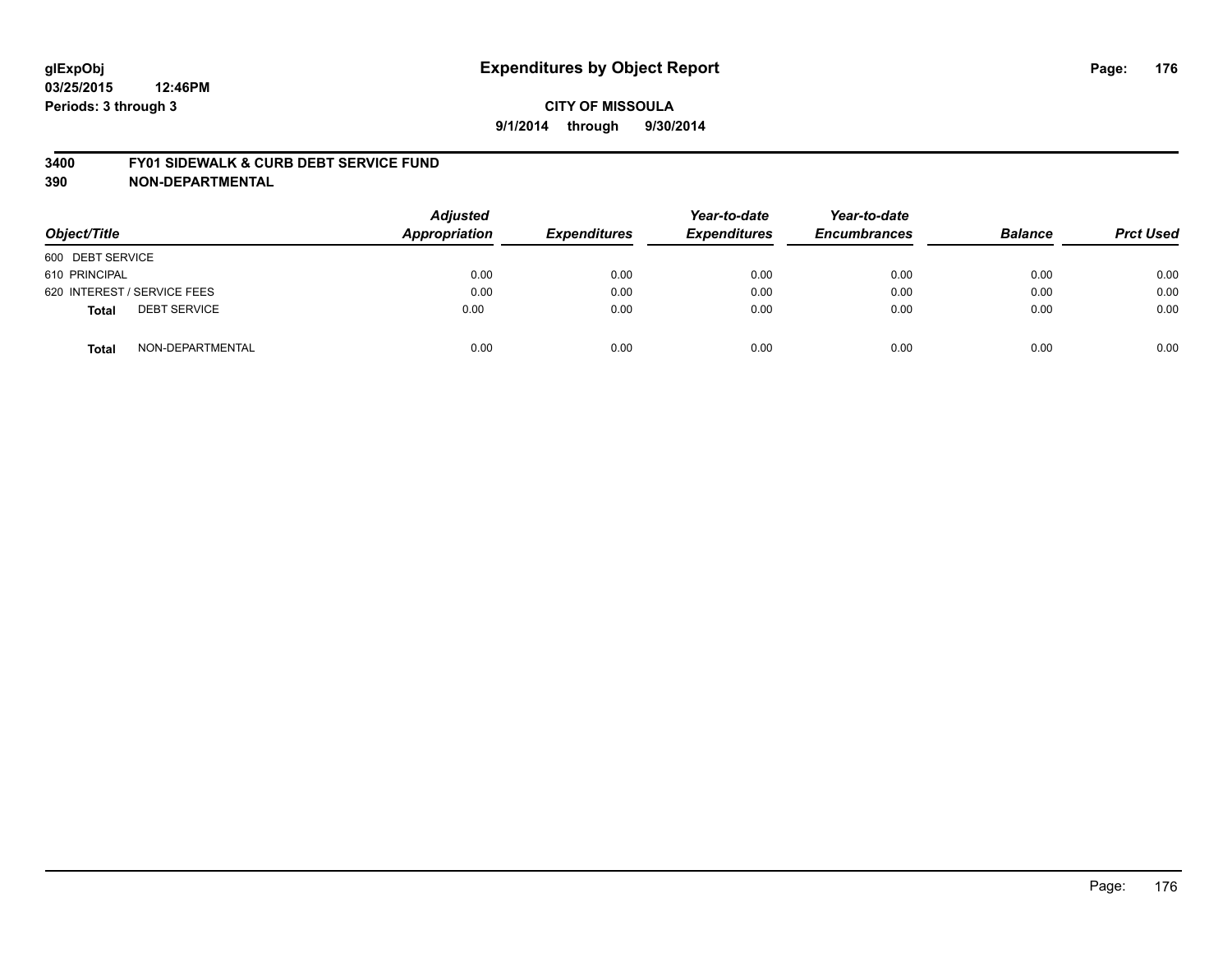**glExpObj**
**03/25/2015 12:46PM**
**Periods: 3 through 3**

# Expenditures by Object Report

**CITY OF MISSOULA**
**9/1/2014 through 9/30/2014**

## 3400 FY01 SIDEWALK & CURB DEBT SERVICE FUND
## 390 NON-DEPARTMENTAL

| Object/Title | Adjusted Appropriation | Expenditures | Year-to-date Expenditures | Year-to-date Encumbrances | Balance | Prct Used |
|---|---|---|---|---|---|---|
| 600 DEBT SERVICE | | | | | | |
| 610 PRINCIPAL | 0.00 | 0.00 | 0.00 | 0.00 | 0.00 | 0.00 |
| 620 INTEREST / SERVICE FEES | 0.00 | 0.00 | 0.00 | 0.00 | 0.00 | 0.00 |
| **Total** DEBT SERVICE | 0.00 | 0.00 | 0.00 | 0.00 | 0.00 | 0.00 |
| **Total** NON-DEPARTMENTAL | 0.00 | 0.00 | 0.00 | 0.00 | 0.00 | 0.00 |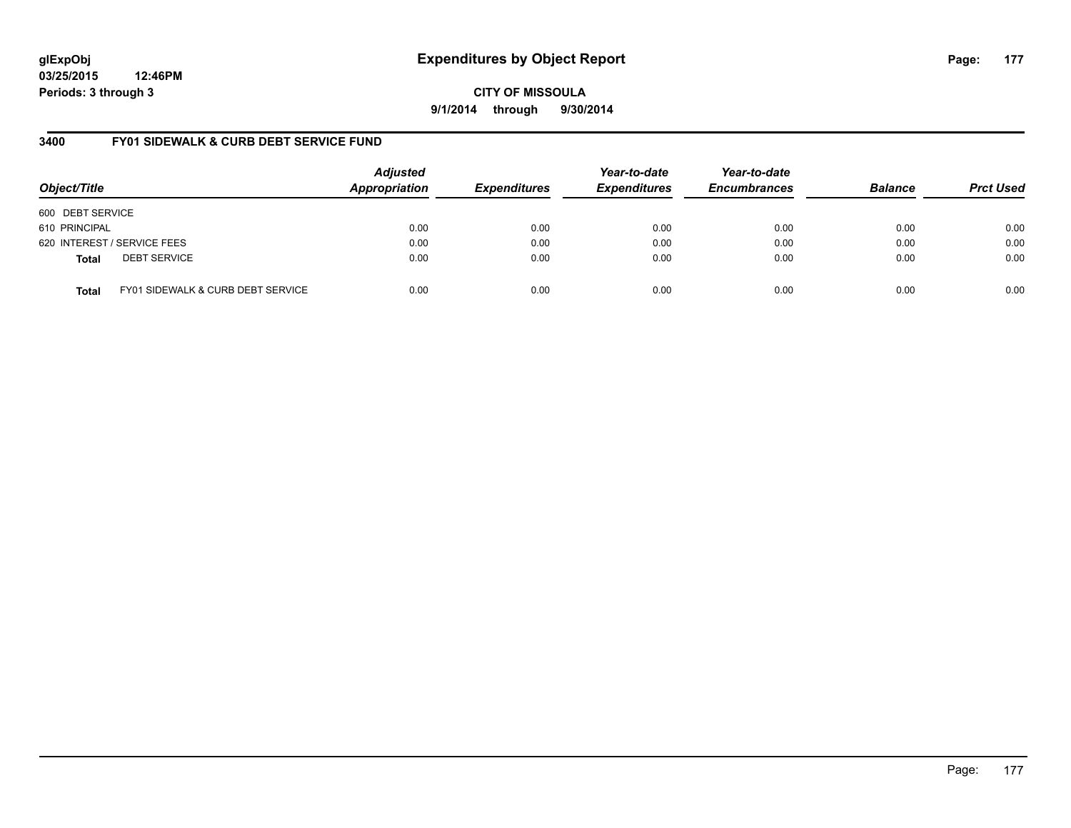**glExpObj**
**03/25/2015 12:46PM**
**Periods: 3 through 3**

# Expenditures by Object Report

**CITY OF MISSOULA**
**9/1/2014 through 9/30/2014**

## 3400 FY01 SIDEWALK & CURB DEBT SERVICE FUND

| Object/Title | Adjusted Appropriation | Expenditures | Year-to-date Expenditures | Year-to-date Encumbrances | Balance | Prct Used |
|---|---|---|---|---|---|---|
| 600 DEBT SERVICE | | | | | | |
| 610 PRINCIPAL | 0.00 | 0.00 | 0.00 | 0.00 | 0.00 | 0.00 |
| 620 INTEREST / SERVICE FEES | 0.00 | 0.00 | 0.00 | 0.00 | 0.00 | 0.00 |
| **Total** DEBT SERVICE | 0.00 | 0.00 | 0.00 | 0.00 | 0.00 | 0.00 |
| **Total** FY01 SIDEWALK & CURB DEBT SERVICE | 0.00 | 0.00 | 0.00 | 0.00 | 0.00 | 0.00 |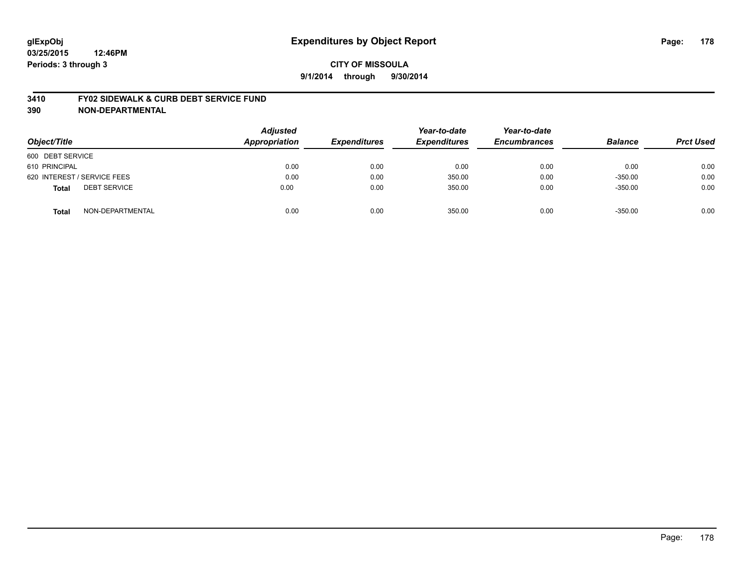# Expenditures by Object Report

glExpObj
03/25/2015 12:46PM
Periods: 3 through 3

**CITY OF MISSOULA**
**9/1/2014 through 9/30/2014**

## 3410 FY02 SIDEWALK & CURB DEBT SERVICE FUND
## 390 NON-DEPARTMENTAL

| Object/Title | | Adjusted Appropriation | Expenditures | Year-to-date Expenditures | Year-to-date Encumbrances | Balance | Prct Used |
|---|---|---|---|---|---|---|---|
| 600 DEBT SERVICE | | | | | | | |
| 610 PRINCIPAL | | 0.00 | 0.00 | 0.00 | 0.00 | 0.00 | 0.00 |
| 620 INTEREST / SERVICE FEES | | 0.00 | 0.00 | 350.00 | 0.00 | -350.00 | 0.00 |
| **Total** | DEBT SERVICE | 0.00 | 0.00 | 350.00 | 0.00 | -350.00 | 0.00 |
| **Total** | NON-DEPARTMENTAL | 0.00 | 0.00 | 350.00 | 0.00 | -350.00 | 0.00 |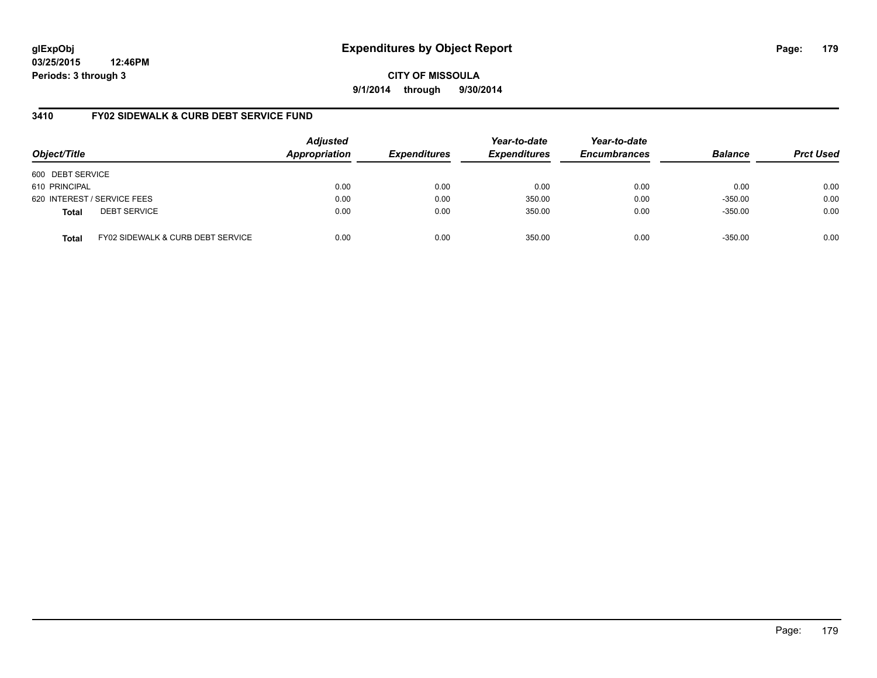glExpObj
03/25/2015 12:46PM
Periods: 3 through 3

# Expenditures by Object Report

CITY OF MISSOULA

9/1/2014 through 9/30/2014

## 3410 FY02 SIDEWALK & CURB DEBT SERVICE FUND

| Object/Title | Adjusted Appropriation | Expenditures | Year-to-date Expenditures | Year-to-date Encumbrances | Balance | Prct Used |
|---|---|---|---|---|---|---|
| 600 DEBT SERVICE | | | | | | |
| 610 PRINCIPAL | 0.00 | 0.00 | 0.00 | 0.00 | 0.00 | 0.00 |
| 620 INTEREST / SERVICE FEES | 0.00 | 0.00 | 350.00 | 0.00 | -350.00 | 0.00 |
| **Total** DEBT SERVICE | 0.00 | 0.00 | 350.00 | 0.00 | -350.00 | 0.00 |
| **Total** FY02 SIDEWALK & CURB DEBT SERVICE | 0.00 | 0.00 | 350.00 | 0.00 | -350.00 | 0.00 |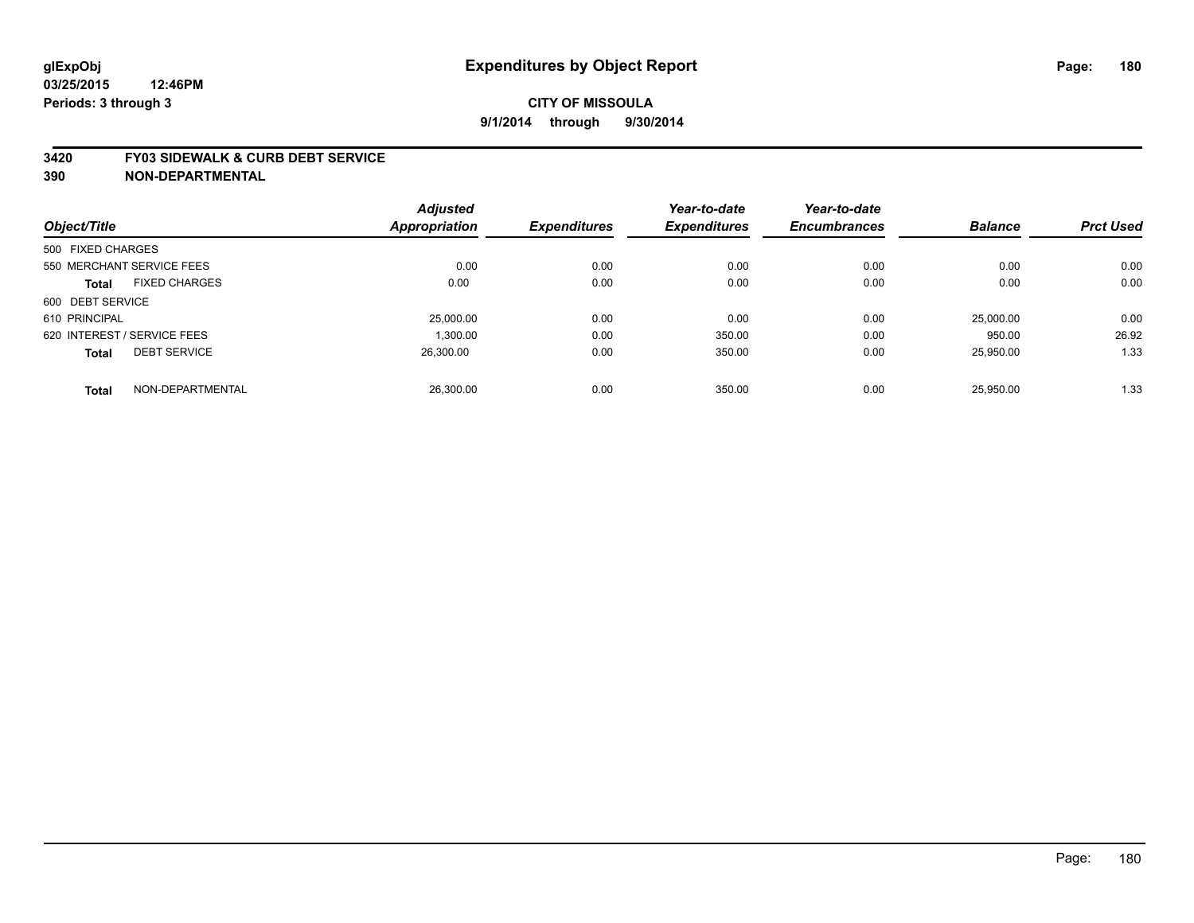**glExpObj**
**03/25/2015 12:46PM**
**Periods: 3 through 3**

# Expenditures by Object Report

**CITY OF MISSOULA**
**9/1/2014 through 9/30/2014**

**3420 FY03 SIDEWALK & CURB DEBT SERVICE**
**390 NON-DEPARTMENTAL**

| Object/Title | | Adjusted Appropriation | Expenditures | Year-to-date Expenditures | Year-to-date Encumbrances | Balance | Prct Used |
|---|---|---|---|---|---|---|---|
| 500 FIXED CHARGES | | | | | | | |
| 550 MERCHANT SERVICE FEES | | 0.00 | 0.00 | 0.00 | 0.00 | 0.00 | 0.00 |
| **Total** | FIXED CHARGES | 0.00 | 0.00 | 0.00 | 0.00 | 0.00 | 0.00 |
| 600 DEBT SERVICE | | | | | | | |
| 610 PRINCIPAL | | 25,000.00 | 0.00 | 0.00 | 0.00 | 25,000.00 | 0.00 |
| 620 INTEREST / SERVICE FEES | | 1,300.00 | 0.00 | 350.00 | 0.00 | 950.00 | 26.92 |
| **Total** | DEBT SERVICE | 26,300.00 | 0.00 | 350.00 | 0.00 | 25,950.00 | 1.33 |
| **Total** | NON-DEPARTMENTAL | 26,300.00 | 0.00 | 350.00 | 0.00 | 25,950.00 | 1.33 |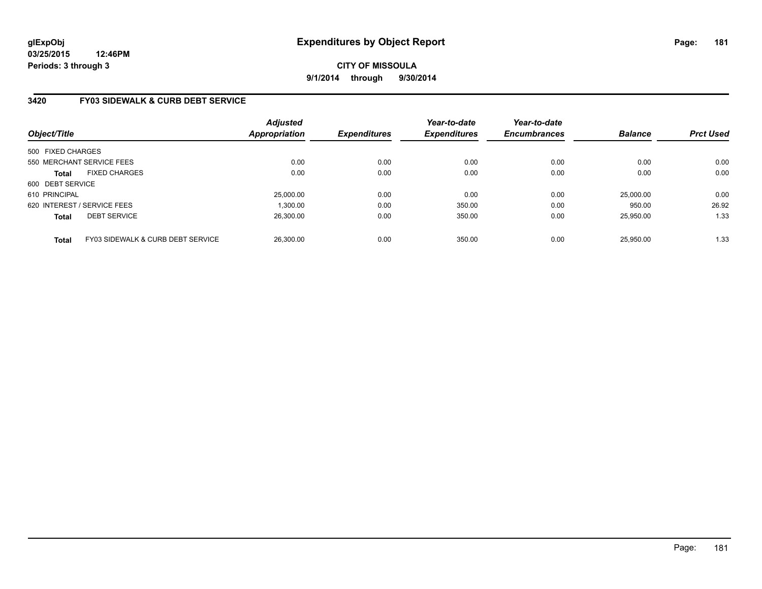**glExpObj**
**03/25/2015 12:46PM**
**Periods: 3 through 3**

# Expenditures by Object Report

**CITY OF MISSOULA**
**9/1/2014 through 9/30/2014**

## 3420 FY03 SIDEWALK & CURB DEBT SERVICE

| Object/Title | | Adjusted Appropriation | Expenditures | Year-to-date Expenditures | Year-to-date Encumbrances | Balance | Prct Used |
|---|---|---|---|---|---|---|---|
| 500 FIXED CHARGES | | | | | | | |
| 550 MERCHANT SERVICE FEES | | 0.00 | 0.00 | 0.00 | 0.00 | 0.00 | 0.00 |
| **Total** | FIXED CHARGES | 0.00 | 0.00 | 0.00 | 0.00 | 0.00 | 0.00 |
| 600 DEBT SERVICE | | | | | | | |
| 610 PRINCIPAL | | 25,000.00 | 0.00 | 0.00 | 0.00 | 25,000.00 | 0.00 |
| 620 INTEREST / SERVICE FEES | | 1,300.00 | 0.00 | 350.00 | 0.00 | 950.00 | 26.92 |
| **Total** | DEBT SERVICE | 26,300.00 | 0.00 | 350.00 | 0.00 | 25,950.00 | 1.33 |
| **Total** | FY03 SIDEWALK & CURB DEBT SERVICE | 26,300.00 | 0.00 | 350.00 | 0.00 | 25,950.00 | 1.33 |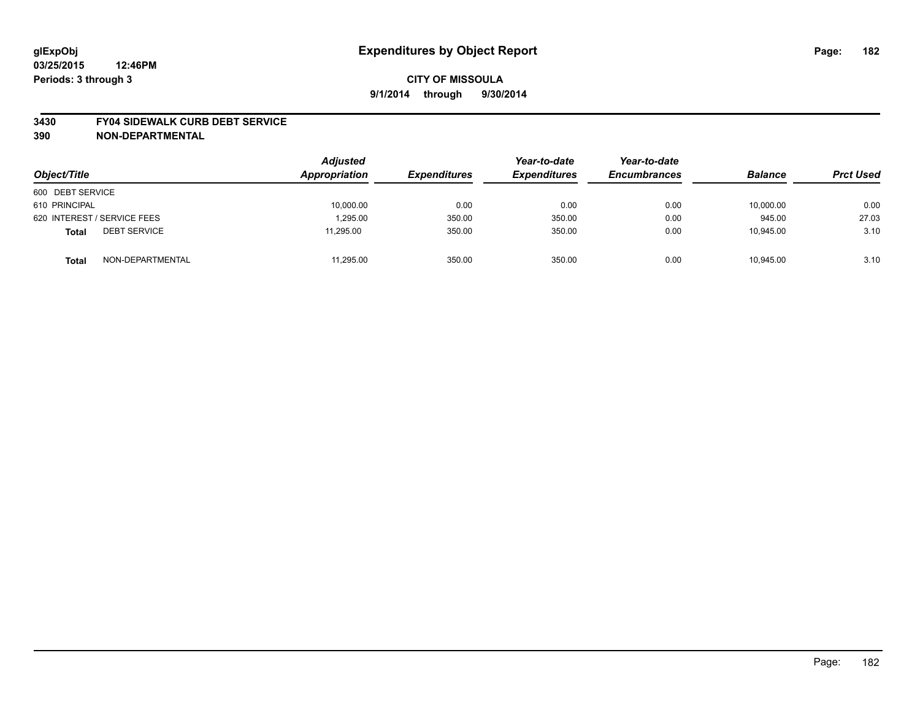**glExpObj**
**03/25/2015 12:46PM**
**Periods: 3 through 3**

# Expenditures by Object Report

**CITY OF MISSOULA**
**9/1/2014 through 9/30/2014**

**3430 FY04 SIDEWALK CURB DEBT SERVICE**
**390 NON-DEPARTMENTAL**

| Object/Title | Adjusted Appropriation | Expenditures | Year-to-date Expenditures | Year-to-date Encumbrances | Balance | Prct Used |
|---|---|---|---|---|---|---|
| 600 DEBT SERVICE | | | | | | |
| 610 PRINCIPAL | 10,000.00 | 0.00 | 0.00 | 0.00 | 10,000.00 | 0.00 |
| 620 INTEREST / SERVICE FEES | 1,295.00 | 350.00 | 350.00 | 0.00 | 945.00 | 27.03 |
| **Total** DEBT SERVICE | 11,295.00 | 350.00 | 350.00 | 0.00 | 10,945.00 | 3.10 |
| **Total** NON-DEPARTMENTAL | 11,295.00 | 350.00 | 350.00 | 0.00 | 10,945.00 | 3.10 |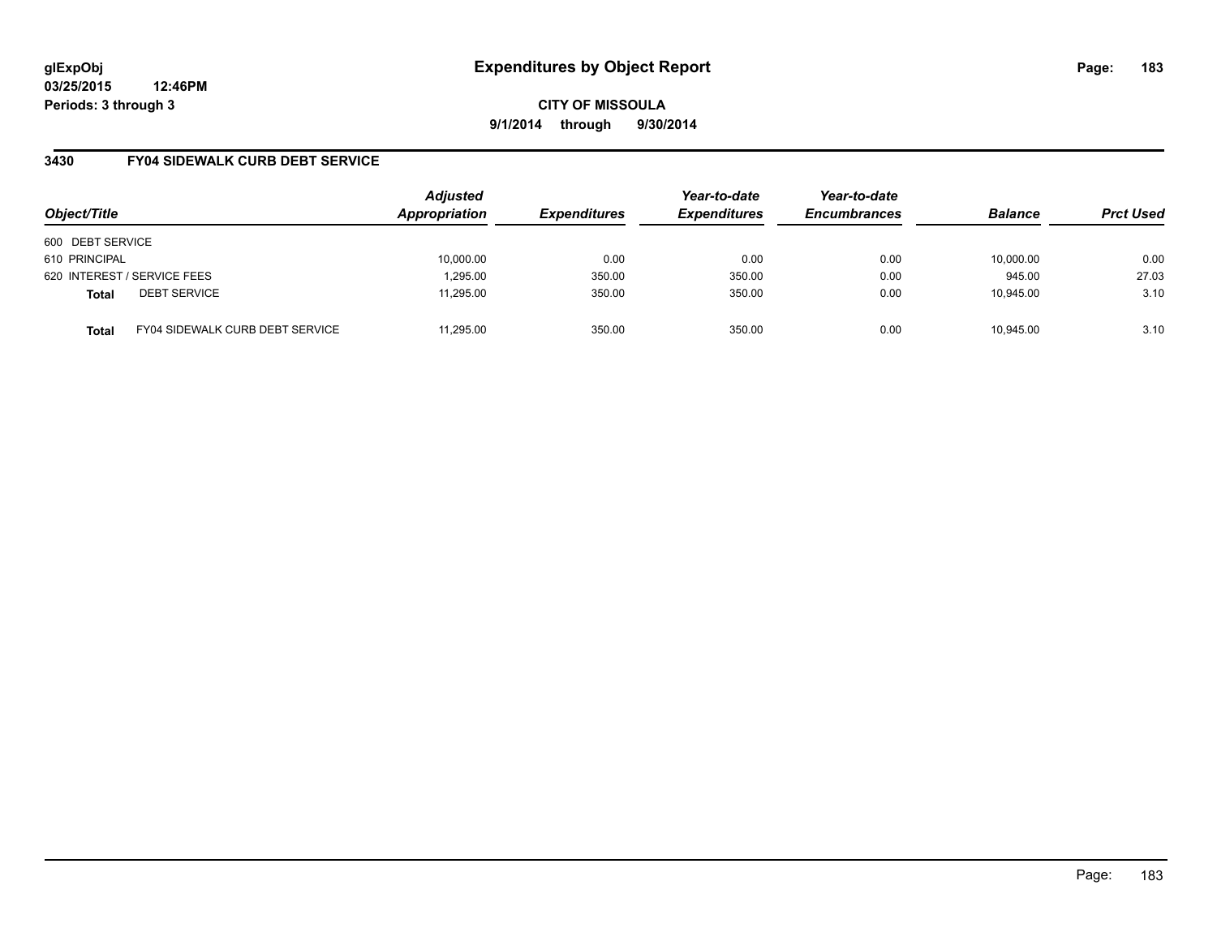glExpObj
03/25/2015 12:46PM
Periods: 3 through 3

# Expenditures by Object Report

CITY OF MISSOULA

9/1/2014 through 9/30/2014

## 3430 FY04 SIDEWALK CURB DEBT SERVICE

| Object/Title | | Adjusted Appropriation | Expenditures | Year-to-date Expenditures | Year-to-date Encumbrances | Balance | Prct Used |
|---|---|---|---|---|---|---|---|
| 600 DEBT SERVICE | | | | | | | |
| 610 PRINCIPAL | | 10,000.00 | 0.00 | 0.00 | 0.00 | 10,000.00 | 0.00 |
| 620 INTEREST / SERVICE FEES | | 1,295.00 | 350.00 | 350.00 | 0.00 | 945.00 | 27.03 |
| **Total** | DEBT SERVICE | 11,295.00 | 350.00 | 350.00 | 0.00 | 10,945.00 | 3.10 |
| **Total** | FY04 SIDEWALK CURB DEBT SERVICE | 11,295.00 | 350.00 | 350.00 | 0.00 | 10,945.00 | 3.10 |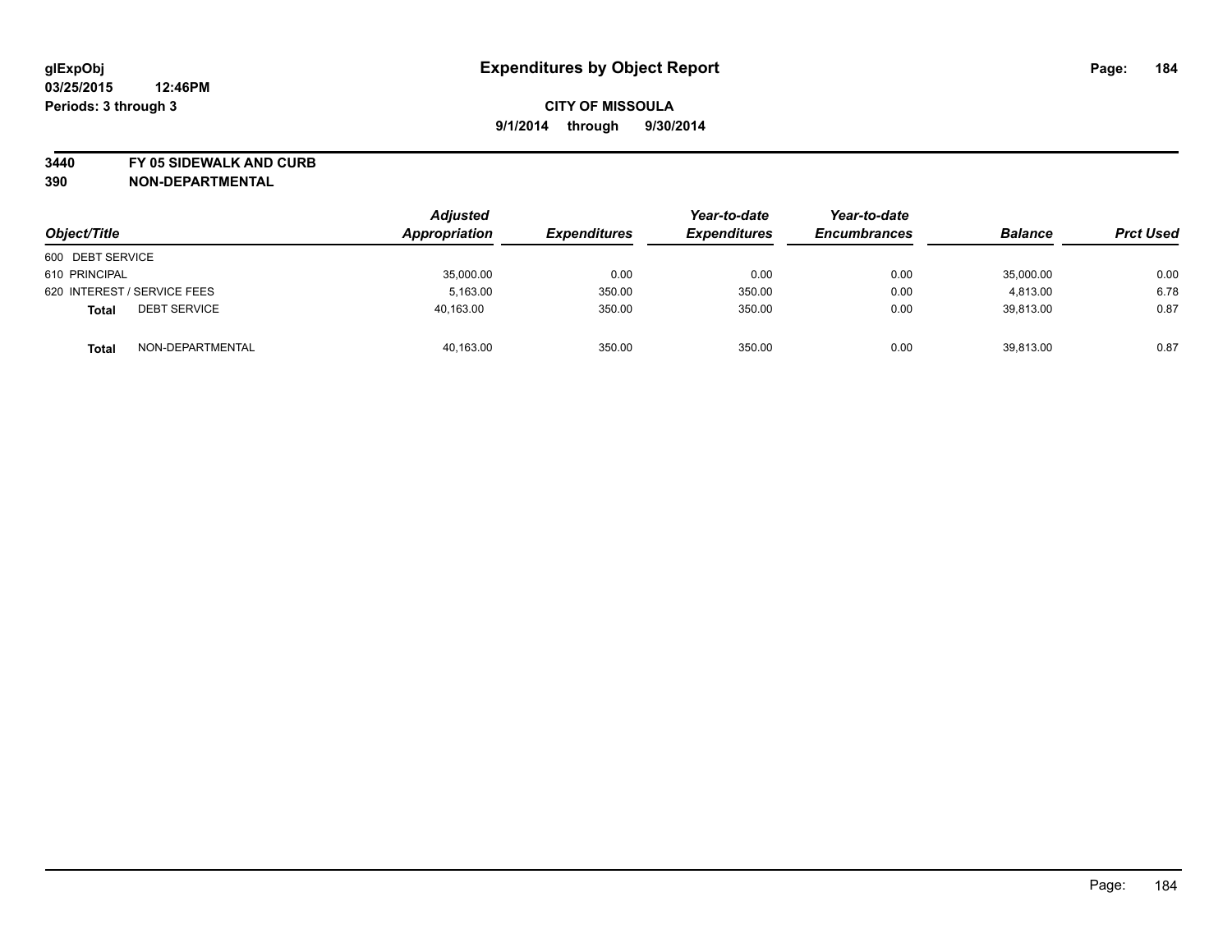**glExpObj** **Expenditures by Object Report**

**03/25/2015 12:46PM**

**Periods: 3 through 3**

**CITY OF MISSOULA**

**9/1/2014 through 9/30/2014**

**3440 FY 05 SIDEWALK AND CURB**

**390 NON-DEPARTMENTAL**

| Object/Title | | Adjusted Appropriation | Expenditures | Year-to-date Expenditures | Year-to-date Encumbrances | Balance | Prct Used |
|---|---|---|---|---|---|---|---|
| 600 DEBT SERVICE | | | | | | | |
| 610 PRINCIPAL | | 35,000.00 | 0.00 | 0.00 | 0.00 | 35,000.00 | 0.00 |
| 620 INTEREST / SERVICE FEES | | 5,163.00 | 350.00 | 350.00 | 0.00 | 4,813.00 | 6.78 |
| **Total** | DEBT SERVICE | 40,163.00 | 350.00 | 350.00 | 0.00 | 39,813.00 | 0.87 |
| **Total** | NON-DEPARTMENTAL | 40,163.00 | 350.00 | 350.00 | 0.00 | 39,813.00 | 0.87 |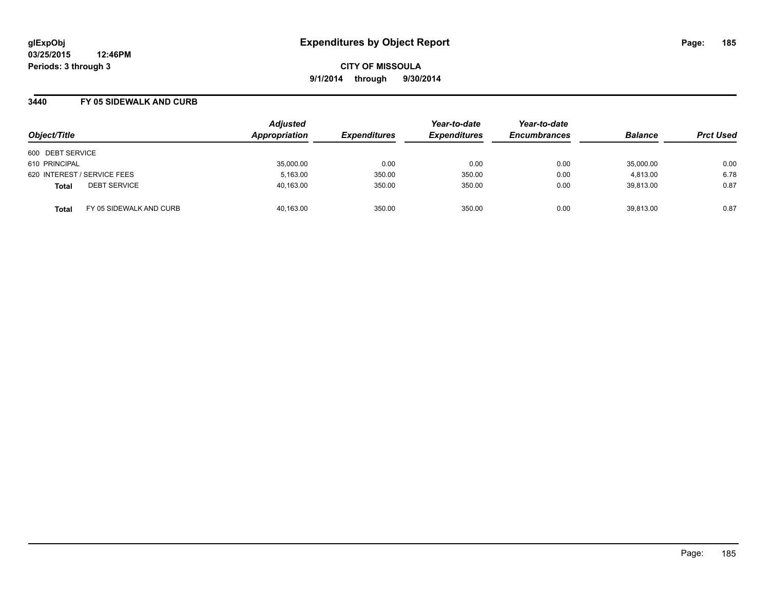# Expenditures by Object Report

glExpObj
03/25/2015 12:46PM
Periods: 3 through 3

CITY OF MISSOULA
9/1/2014 through 9/30/2014

### 3440 FY 05 SIDEWALK AND CURB

| Object/Title | Adjusted Appropriation | Expenditures | Year-to-date Expenditures | Year-to-date Encumbrances | Balance | Prct Used |
|---|---|---|---|---|---|---|
| 600 DEBT SERVICE | | | | | | |
| 610 PRINCIPAL | 35,000.00 | 0.00 | 0.00 | 0.00 | 35,000.00 | 0.00 |
| 620 INTEREST / SERVICE FEES | 5,163.00 | 350.00 | 350.00 | 0.00 | 4,813.00 | 6.78 |
| **Total** DEBT SERVICE | 40,163.00 | 350.00 | 350.00 | 0.00 | 39,813.00 | 0.87 |
| **Total** FY 05 SIDEWALK AND CURB | 40,163.00 | 350.00 | 350.00 | 0.00 | 39,813.00 | 0.87 |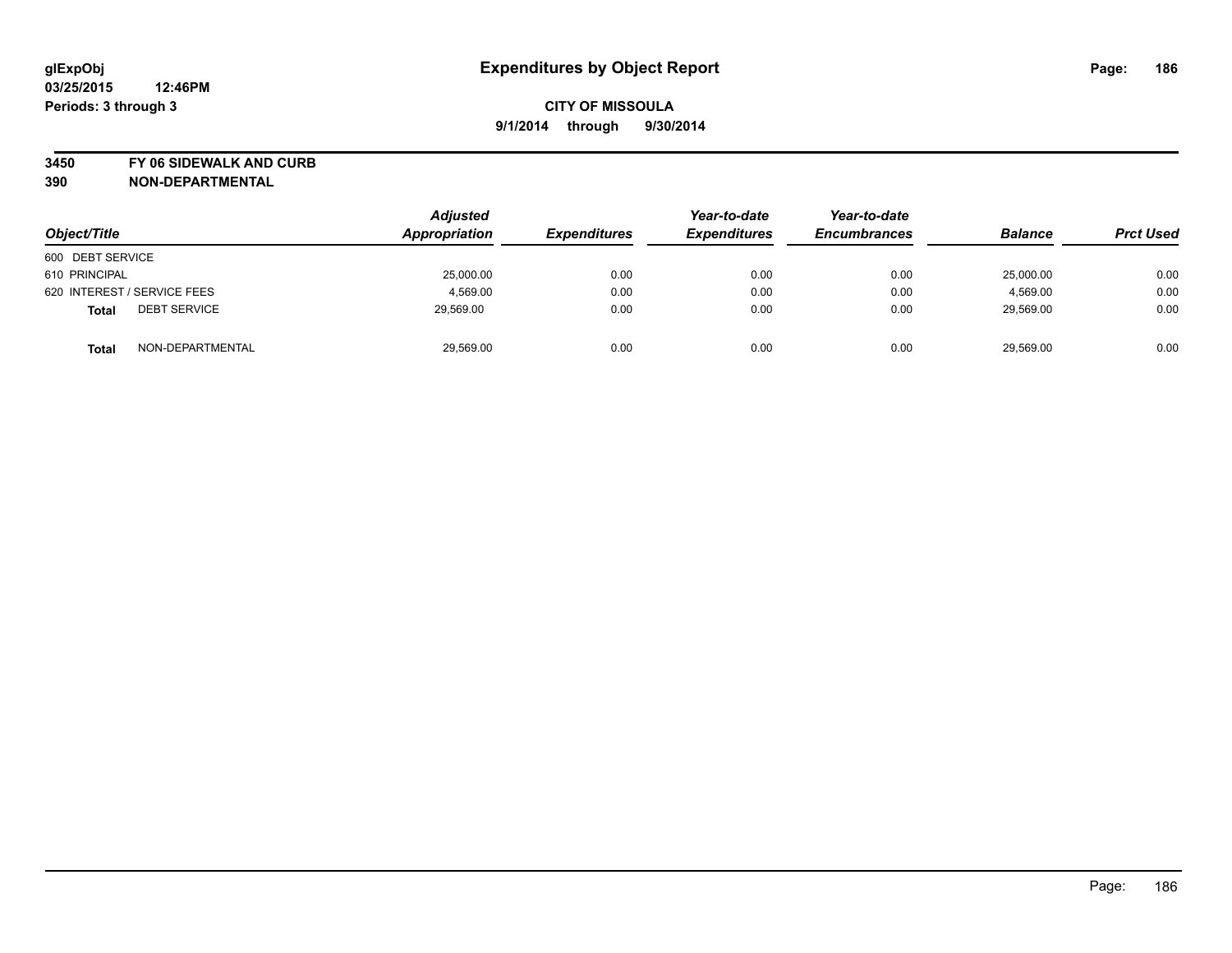**glExpObj**
**03/25/2015 12:46PM**
**Periods: 3 through 3**

# Expenditures by Object Report

**CITY OF MISSOULA**
**9/1/2014 through 9/30/2014**

**3450 FY 06 SIDEWALK AND CURB**
**390 NON-DEPARTMENTAL**

| Object/Title | Adjusted Appropriation | Expenditures | Year-to-date Expenditures | Year-to-date Encumbrances | Balance | Prct Used |
|---|---|---|---|---|---|---|
| 600 DEBT SERVICE | | | | | | |
| 610 PRINCIPAL | 25,000.00 | 0.00 | 0.00 | 0.00 | 25,000.00 | 0.00 |
| 620 INTEREST / SERVICE FEES | 4,569.00 | 0.00 | 0.00 | 0.00 | 4,569.00 | 0.00 |
| **Total** DEBT SERVICE | 29,569.00 | 0.00 | 0.00 | 0.00 | 29,569.00 | 0.00 |
| **Total** NON-DEPARTMENTAL | 29,569.00 | 0.00 | 0.00 | 0.00 | 29,569.00 | 0.00 |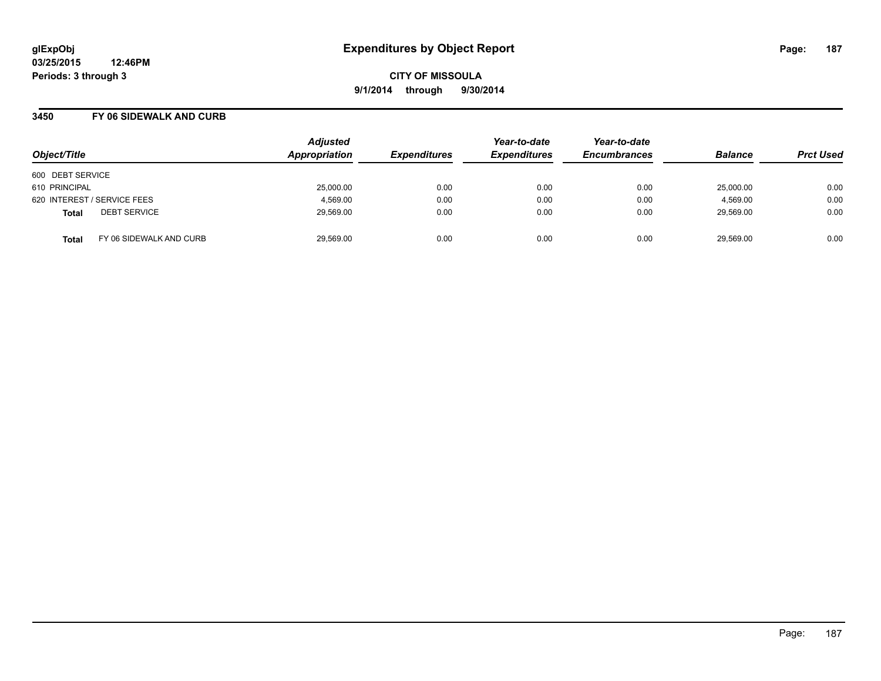# Expenditures by Object Report

glExpObj
03/25/2015 12:46PM
Periods: 3 through 3

**CITY OF MISSOULA**
**9/1/2014 through 9/30/2014**

## 3450 FY 06 SIDEWALK AND CURB

| Object/Title | Adjusted Appropriation | Expenditures | Year-to-date Expenditures | Year-to-date Encumbrances | Balance | Prct Used |
|---|---|---|---|---|---|---|
| 600 DEBT SERVICE | | | | | | |
| 610 PRINCIPAL | 25,000.00 | 0.00 | 0.00 | 0.00 | 25,000.00 | 0.00 |
| 620 INTEREST / SERVICE FEES | 4,569.00 | 0.00 | 0.00 | 0.00 | 4,569.00 | 0.00 |
| **Total** DEBT SERVICE | 29,569.00 | 0.00 | 0.00 | 0.00 | 29,569.00 | 0.00 |
| **Total** FY 06 SIDEWALK AND CURB | 29,569.00 | 0.00 | 0.00 | 0.00 | 29,569.00 | 0.00 |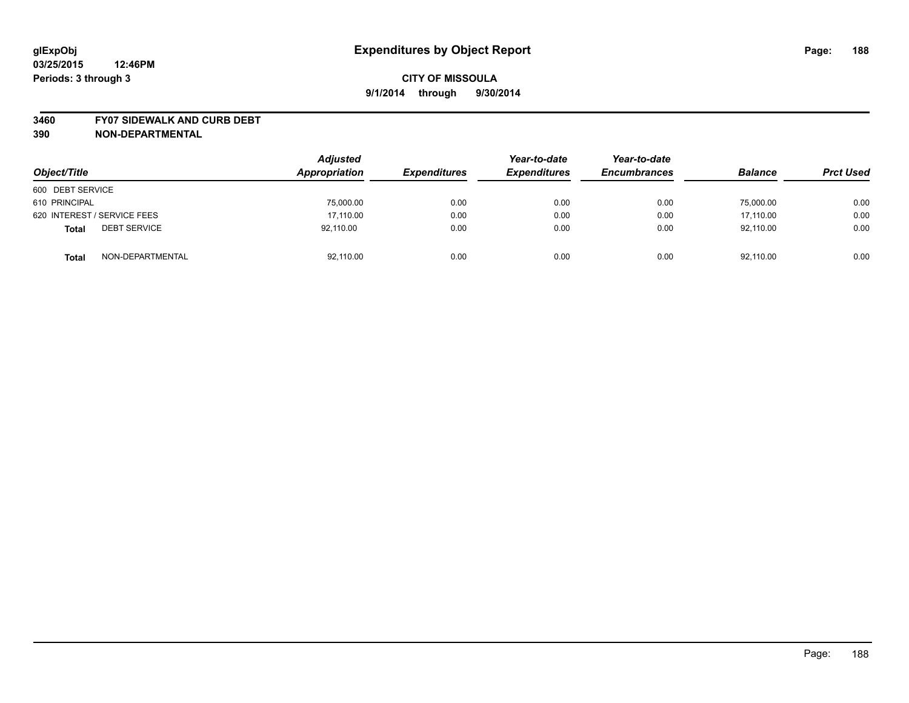**glExpObj**
**03/25/2015 12:46PM**
**Periods: 3 through 3**

# Expenditures by Object Report

**CITY OF MISSOULA**
**9/1/2014 through 9/30/2014**

**3460 FY07 SIDEWALK AND CURB DEBT**
**390 NON-DEPARTMENTAL**

| Object/Title | | Adjusted Appropriation | Expenditures | Year-to-date Expenditures | Year-to-date Encumbrances | Balance | Prct Used |
|---|---|---|---|---|---|---|---|
| 600 DEBT SERVICE | | | | | | | |
| 610 PRINCIPAL | | 75,000.00 | 0.00 | 0.00 | 0.00 | 75,000.00 | 0.00 |
| 620 INTEREST / SERVICE FEES | | 17,110.00 | 0.00 | 0.00 | 0.00 | 17,110.00 | 0.00 |
| **Total** | DEBT SERVICE | 92,110.00 | 0.00 | 0.00 | 0.00 | 92,110.00 | 0.00 |
| **Total** | NON-DEPARTMENTAL | 92,110.00 | 0.00 | 0.00 | 0.00 | 92,110.00 | 0.00 |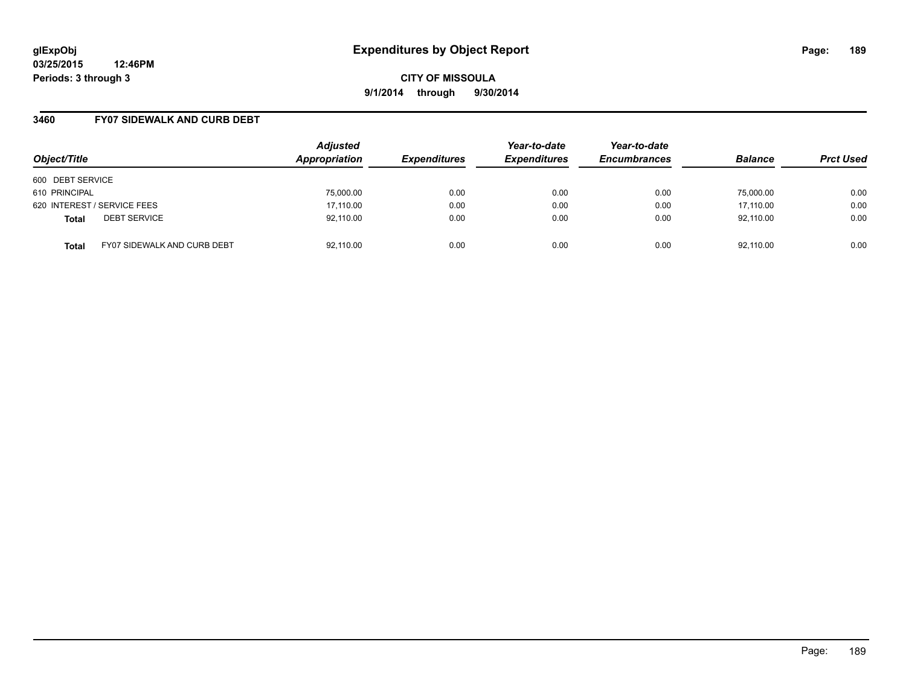glExpObj
03/25/2015 12:46PM
Periods: 3 through 3

# Expenditures by Object Report

**CITY OF MISSOULA**

**9/1/2014 through 9/30/2014**

## 3460 FY07 SIDEWALK AND CURB DEBT

| Object/Title | Adjusted Appropriation | Expenditures | Year-to-date Expenditures | Year-to-date Encumbrances | Balance | Prct Used |
|---|---|---|---|---|---|---|
| 600 DEBT SERVICE | | | | | | |
| 610 PRINCIPAL | 75,000.00 | 0.00 | 0.00 | 0.00 | 75,000.00 | 0.00 |
| 620 INTEREST / SERVICE FEES | 17,110.00 | 0.00 | 0.00 | 0.00 | 17,110.00 | 0.00 |
| **Total** DEBT SERVICE | 92,110.00 | 0.00 | 0.00 | 0.00 | 92,110.00 | 0.00 |
| **Total** FY07 SIDEWALK AND CURB DEBT | 92,110.00 | 0.00 | 0.00 | 0.00 | 92,110.00 | 0.00 |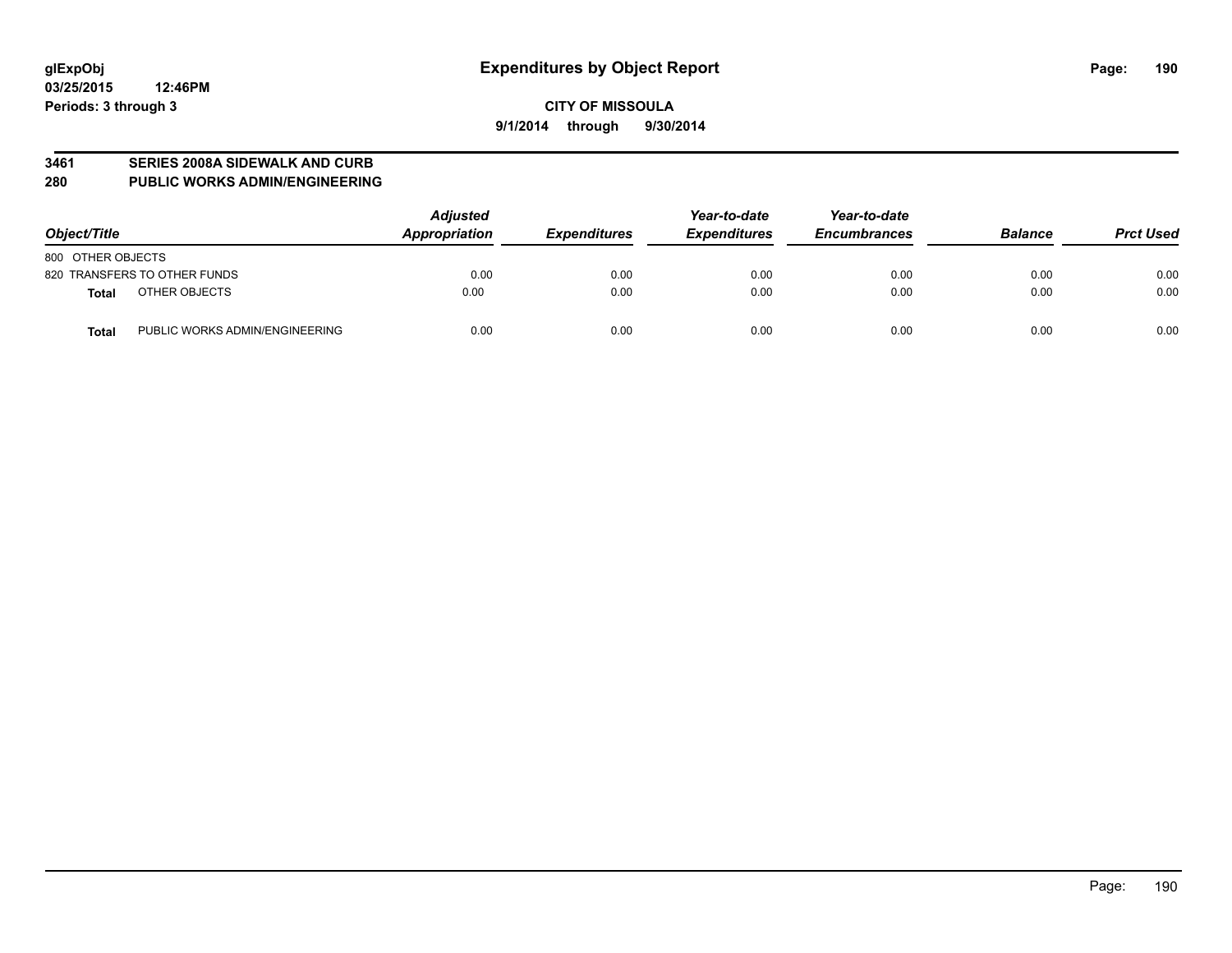**glExpObj**
**03/25/2015 12:46PM**
**Periods: 3 through 3**

# Expenditures by Object Report

**CITY OF MISSOULA**
**9/1/2014 through 9/30/2014**

## 3461 SERIES 2008A SIDEWALK AND CURB
## 280 PUBLIC WORKS ADMIN/ENGINEERING

| Object/Title | | Adjusted Appropriation | Expenditures | Year-to-date Expenditures | Year-to-date Encumbrances | Balance | Prct Used |
|---|---|---|---|---|---|---|---|
| 800 OTHER OBJECTS | | | | | | | |
| 820 TRANSFERS TO OTHER FUNDS | | 0.00 | 0.00 | 0.00 | 0.00 | 0.00 | 0.00 |
| **Total** | OTHER OBJECTS | 0.00 | 0.00 | 0.00 | 0.00 | 0.00 | 0.00 |
| **Total** | PUBLIC WORKS ADMIN/ENGINEERING | 0.00 | 0.00 | 0.00 | 0.00 | 0.00 | 0.00 |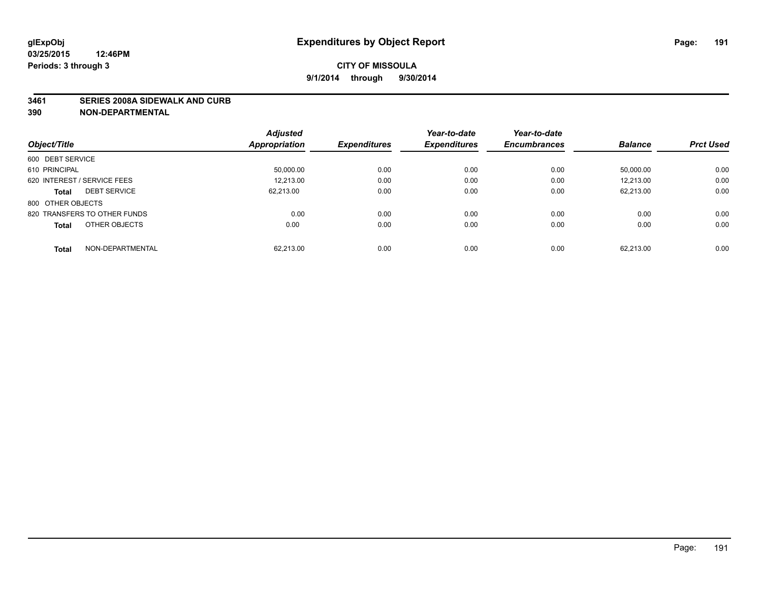**glExpObj**
**03/25/2015 12:46PM**
**Periods: 3 through 3**

# Expenditures by Object Report

**CITY OF MISSOULA**
**9/1/2014 through 9/30/2014**

**3461 SERIES 2008A SIDEWALK AND CURB**
**390 NON-DEPARTMENTAL**

| Object/Title | Adjusted Appropriation | Expenditures | Year-to-date Expenditures | Year-to-date Encumbrances | Balance | Prct Used |
|---|---|---|---|---|---|---|
| 600 DEBT SERVICE | | | | | | |
| 610 PRINCIPAL | 50,000.00 | 0.00 | 0.00 | 0.00 | 50,000.00 | 0.00 |
| 620 INTEREST / SERVICE FEES | 12,213.00 | 0.00 | 0.00 | 0.00 | 12,213.00 | 0.00 |
| **Total** DEBT SERVICE | 62,213.00 | 0.00 | 0.00 | 0.00 | 62,213.00 | 0.00 |
| 800 OTHER OBJECTS | | | | | | |
| 820 TRANSFERS TO OTHER FUNDS | 0.00 | 0.00 | 0.00 | 0.00 | 0.00 | 0.00 |
| **Total** OTHER OBJECTS | 0.00 | 0.00 | 0.00 | 0.00 | 0.00 | 0.00 |
| **Total** NON-DEPARTMENTAL | 62,213.00 | 0.00 | 0.00 | 0.00 | 62,213.00 | 0.00 |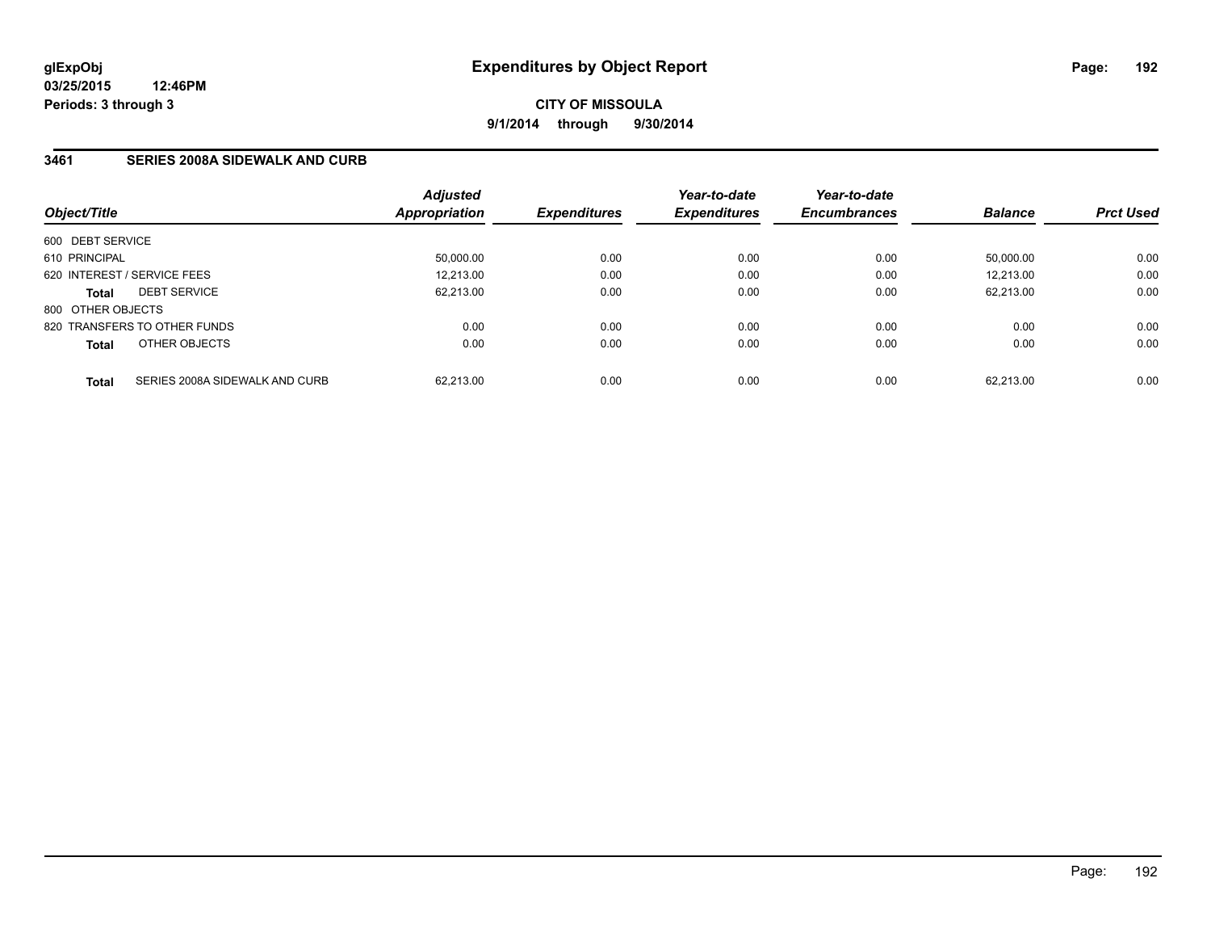**glExpObj**
**03/25/2015 12:46PM**
**Periods: 3 through 3**

# Expenditures by Object Report

**CITY OF MISSOULA**
**9/1/2014 through 9/30/2014**

## 3461 SERIES 2008A SIDEWALK AND CURB

| Object/Title | Adjusted Appropriation | Expenditures | Year-to-date Expenditures | Year-to-date Encumbrances | Balance | Prct Used |
|---|---|---|---|---|---|---|
| 600 DEBT SERVICE | | | | | | |
| 610 PRINCIPAL | 50,000.00 | 0.00 | 0.00 | 0.00 | 50,000.00 | 0.00 |
| 620 INTEREST / SERVICE FEES | 12,213.00 | 0.00 | 0.00 | 0.00 | 12,213.00 | 0.00 |
| **Total** DEBT SERVICE | 62,213.00 | 0.00 | 0.00 | 0.00 | 62,213.00 | 0.00 |
| 800 OTHER OBJECTS | | | | | | |
| 820 TRANSFERS TO OTHER FUNDS | 0.00 | 0.00 | 0.00 | 0.00 | 0.00 | 0.00 |
| **Total** OTHER OBJECTS | 0.00 | 0.00 | 0.00 | 0.00 | 0.00 | 0.00 |
| **Total** SERIES 2008A SIDEWALK AND CURB | 62,213.00 | 0.00 | 0.00 | 0.00 | 62,213.00 | 0.00 |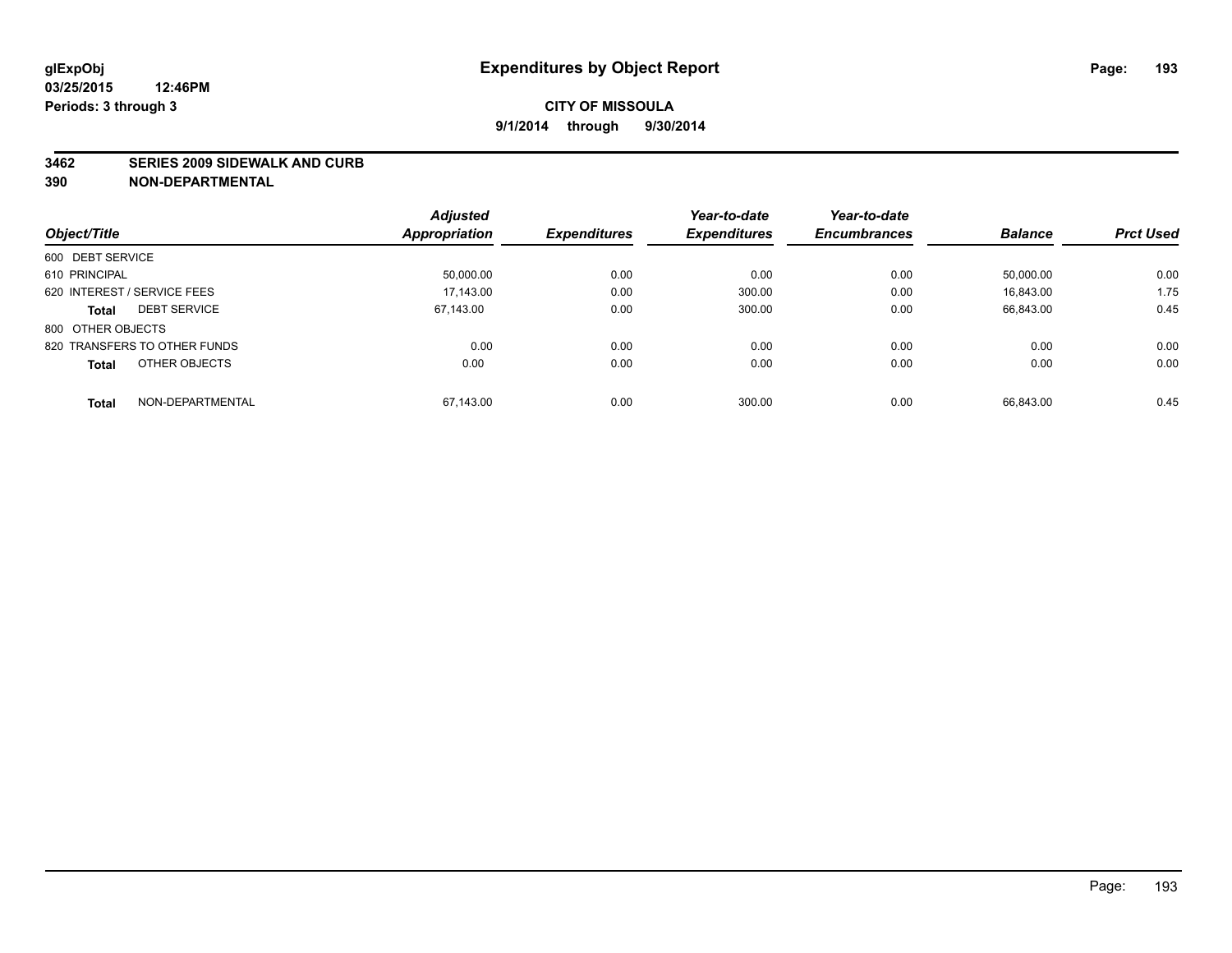# Expenditures by Object Report

glExpObj
03/25/2015 12:46PM
Periods: 3 through 3

**CITY OF MISSOULA**
**9/1/2014 through 9/30/2014**

**3462 SERIES 2009 SIDEWALK AND CURB**
**390 NON-DEPARTMENTAL**

| Object/Title | Adjusted Appropriation | Expenditures | Year-to-date Expenditures | Year-to-date Encumbrances | Balance | Prct Used |
|---|---|---|---|---|---|---|
| 600 DEBT SERVICE | | | | | | |
| 610 PRINCIPAL | 50,000.00 | 0.00 | 0.00 | 0.00 | 50,000.00 | 0.00 |
| 620 INTEREST / SERVICE FEES | 17,143.00 | 0.00 | 300.00 | 0.00 | 16,843.00 | 1.75 |
| **Total** DEBT SERVICE | 67,143.00 | 0.00 | 300.00 | 0.00 | 66,843.00 | 0.45 |
| 800 OTHER OBJECTS | | | | | | |
| 820 TRANSFERS TO OTHER FUNDS | 0.00 | 0.00 | 0.00 | 0.00 | 0.00 | 0.00 |
| **Total** OTHER OBJECTS | 0.00 | 0.00 | 0.00 | 0.00 | 0.00 | 0.00 |
| **Total** NON-DEPARTMENTAL | 67,143.00 | 0.00 | 300.00 | 0.00 | 66,843.00 | 0.45 |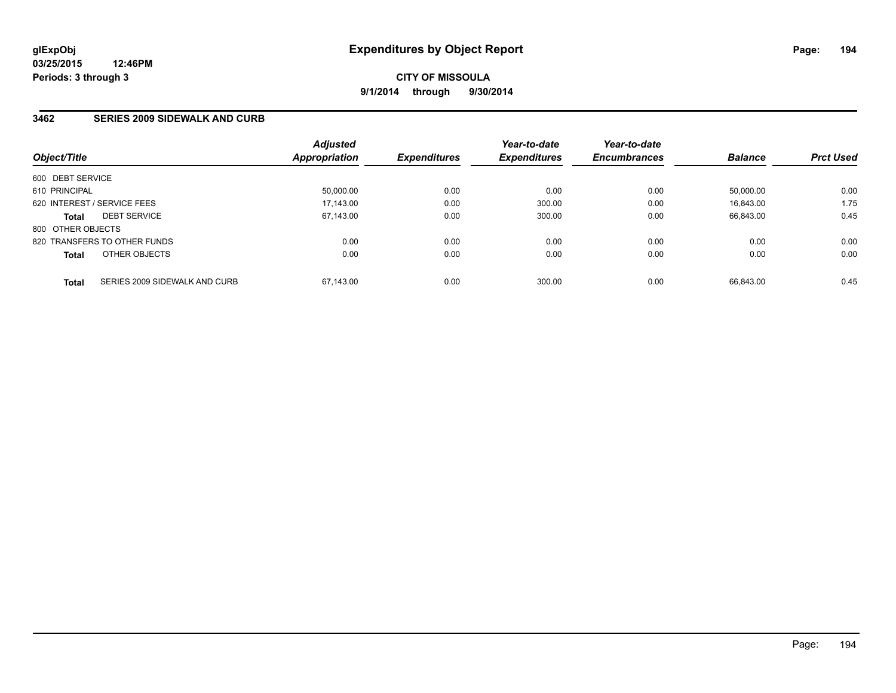**glExpObj**
**03/25/2015 12:46PM**
**Periods: 3 through 3**

# Expenditures by Object Report

**CITY OF MISSOULA**
**9/1/2014 through 9/30/2014**

## 3462 SERIES 2009 SIDEWALK AND CURB

| Object/Title | Adjusted Appropriation | Expenditures | Year-to-date Expenditures | Year-to-date Encumbrances | Balance | Prct Used |
|---|---|---|---|---|---|---|
| 600 DEBT SERVICE | | | | | | |
| 610 PRINCIPAL | 50,000.00 | 0.00 | 0.00 | 0.00 | 50,000.00 | 0.00 |
| 620 INTEREST / SERVICE FEES | 17,143.00 | 0.00 | 300.00 | 0.00 | 16,843.00 | 1.75 |
| **Total** DEBT SERVICE | 67,143.00 | 0.00 | 300.00 | 0.00 | 66,843.00 | 0.45 |
| 800 OTHER OBJECTS | | | | | | |
| 820 TRANSFERS TO OTHER FUNDS | 0.00 | 0.00 | 0.00 | 0.00 | 0.00 | 0.00 |
| **Total** OTHER OBJECTS | 0.00 | 0.00 | 0.00 | 0.00 | 0.00 | 0.00 |
| **Total** SERIES 2009 SIDEWALK AND CURB | 67,143.00 | 0.00 | 300.00 | 0.00 | 66,843.00 | 0.45 |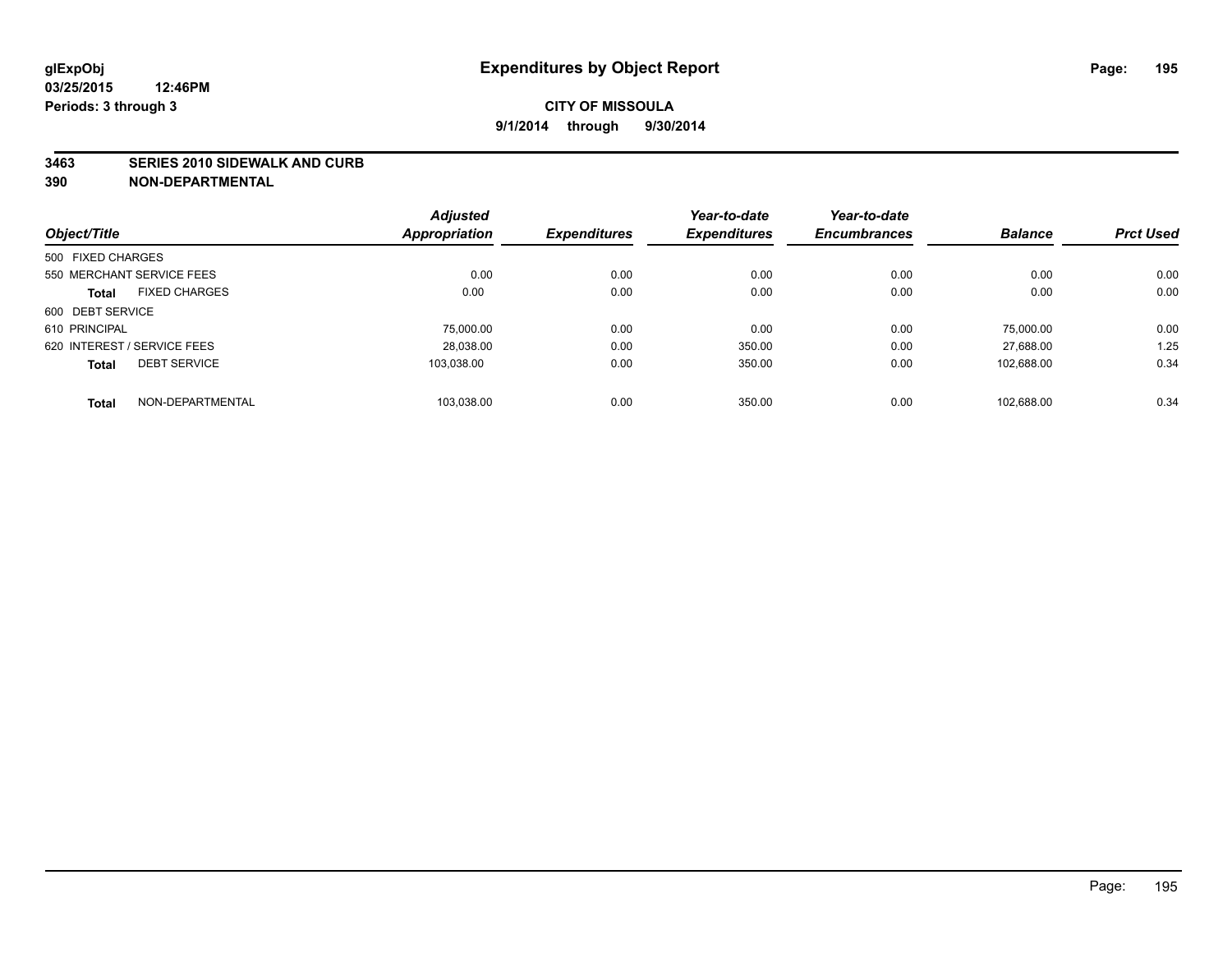**glExpObj**
**03/25/2015 12:46PM**
**Periods: 3 through 3**

# Expenditures by Object Report

**CITY OF MISSOULA**
**9/1/2014 through 9/30/2014**

## 3463 SERIES 2010 SIDEWALK AND CURB
## 390 NON-DEPARTMENTAL

| Object/Title | | Adjusted Appropriation | Expenditures | Year-to-date Expenditures | Year-to-date Encumbrances | Balance | Prct Used |
|---|---|---|---|---|---|---|---|
| 500 FIXED CHARGES | | | | | | | |
| 550 MERCHANT SERVICE FEES | | 0.00 | 0.00 | 0.00 | 0.00 | 0.00 | 0.00 |
| **Total** | FIXED CHARGES | 0.00 | 0.00 | 0.00 | 0.00 | 0.00 | 0.00 |
| 600 DEBT SERVICE | | | | | | | |
| 610 PRINCIPAL | | 75,000.00 | 0.00 | 0.00 | 0.00 | 75,000.00 | 0.00 |
| 620 INTEREST / SERVICE FEES | | 28,038.00 | 0.00 | 350.00 | 0.00 | 27,688.00 | 1.25 |
| **Total** | DEBT SERVICE | 103,038.00 | 0.00 | 350.00 | 0.00 | 102,688.00 | 0.34 |
| **Total** | NON-DEPARTMENTAL | 103,038.00 | 0.00 | 350.00 | 0.00 | 102,688.00 | 0.34 |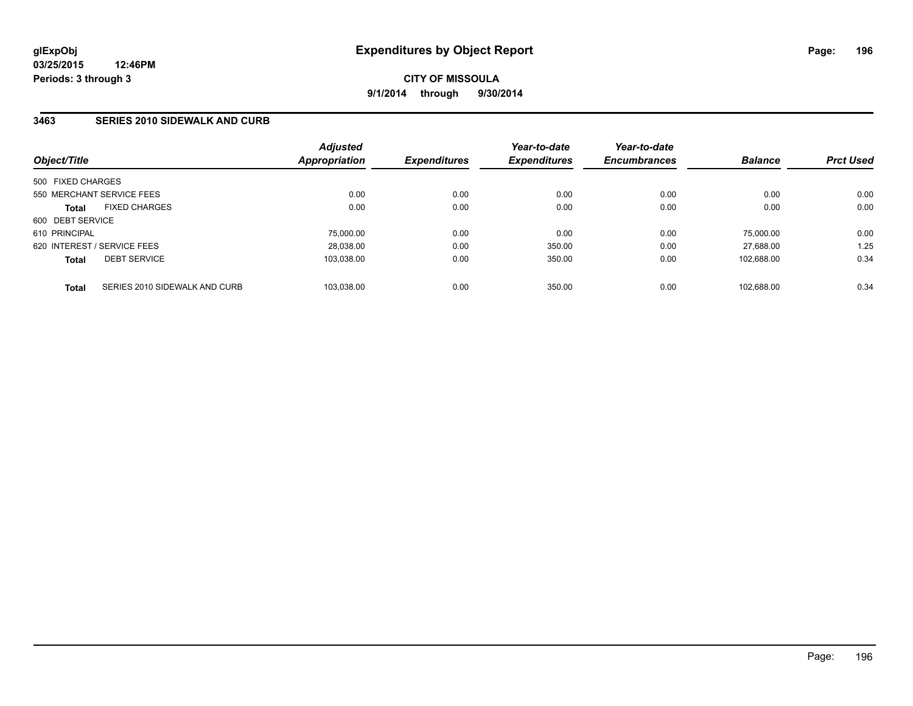# Expenditures by Object Report

glExpObj
03/25/2015 12:46PM
Periods: 3 through 3

**CITY OF MISSOULA**
**9/1/2014 through 9/30/2014**

## 3463 SERIES 2010 SIDEWALK AND CURB

| Object/Title | Adjusted Appropriation | Expenditures | Year-to-date Expenditures | Year-to-date Encumbrances | Balance | Prct Used |
|---|---|---|---|---|---|---|
| 500 FIXED CHARGES | | | | | | |
| 550 MERCHANT SERVICE FEES | 0.00 | 0.00 | 0.00 | 0.00 | 0.00 | 0.00 |
| **Total** FIXED CHARGES | 0.00 | 0.00 | 0.00 | 0.00 | 0.00 | 0.00 |
| 600 DEBT SERVICE | | | | | | |
| 610 PRINCIPAL | 75,000.00 | 0.00 | 0.00 | 0.00 | 75,000.00 | 0.00 |
| 620 INTEREST / SERVICE FEES | 28,038.00 | 0.00 | 350.00 | 0.00 | 27,688.00 | 1.25 |
| **Total** DEBT SERVICE | 103,038.00 | 0.00 | 350.00 | 0.00 | 102,688.00 | 0.34 |
| **Total** SERIES 2010 SIDEWALK AND CURB | 103,038.00 | 0.00 | 350.00 | 0.00 | 102,688.00 | 0.34 |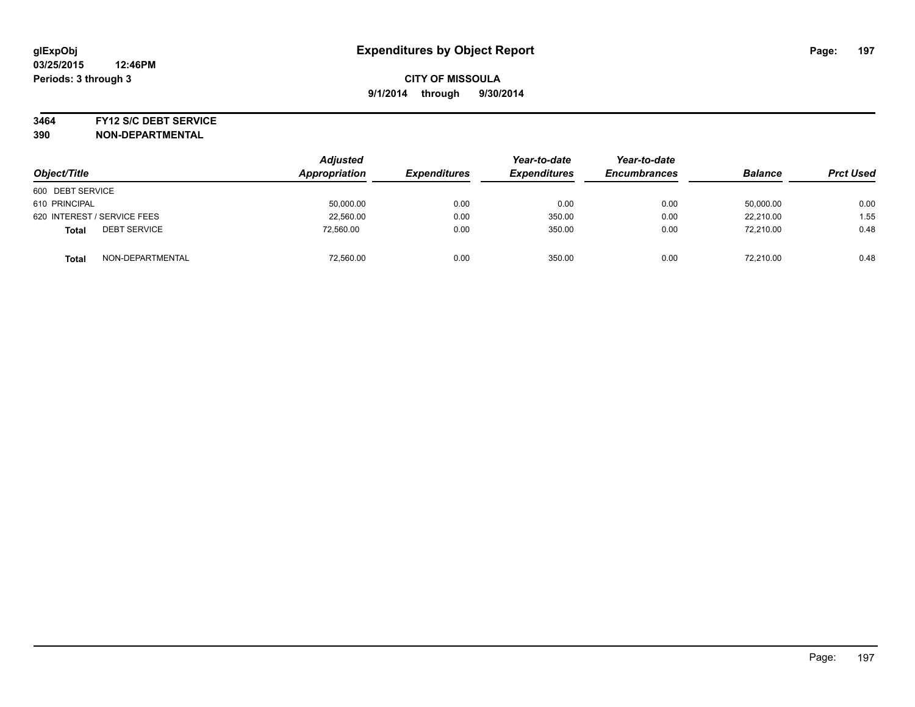**glExpObj** **Expenditures by Object Report**

**03/25/2015 12:46PM**

**Periods: 3 through 3**

**CITY OF MISSOULA**

**9/1/2014 through 9/30/2014**

**3464 FY12 S/C DEBT SERVICE**

**390 NON-DEPARTMENTAL**

| Object/Title | | Adjusted Appropriation | Expenditures | Year-to-date Expenditures | Year-to-date Encumbrances | Balance | Prct Used |
|---|---|---|---|---|---|---|---|
| 600 DEBT SERVICE | | | | | | | |
| 610 PRINCIPAL | | 50,000.00 | 0.00 | 0.00 | 0.00 | 50,000.00 | 0.00 |
| 620 INTEREST / SERVICE FEES | | 22,560.00 | 0.00 | 350.00 | 0.00 | 22,210.00 | 1.55 |
| **Total** | DEBT SERVICE | 72,560.00 | 0.00 | 350.00 | 0.00 | 72,210.00 | 0.48 |
| **Total** | NON-DEPARTMENTAL | 72,560.00 | 0.00 | 350.00 | 0.00 | 72,210.00 | 0.48 |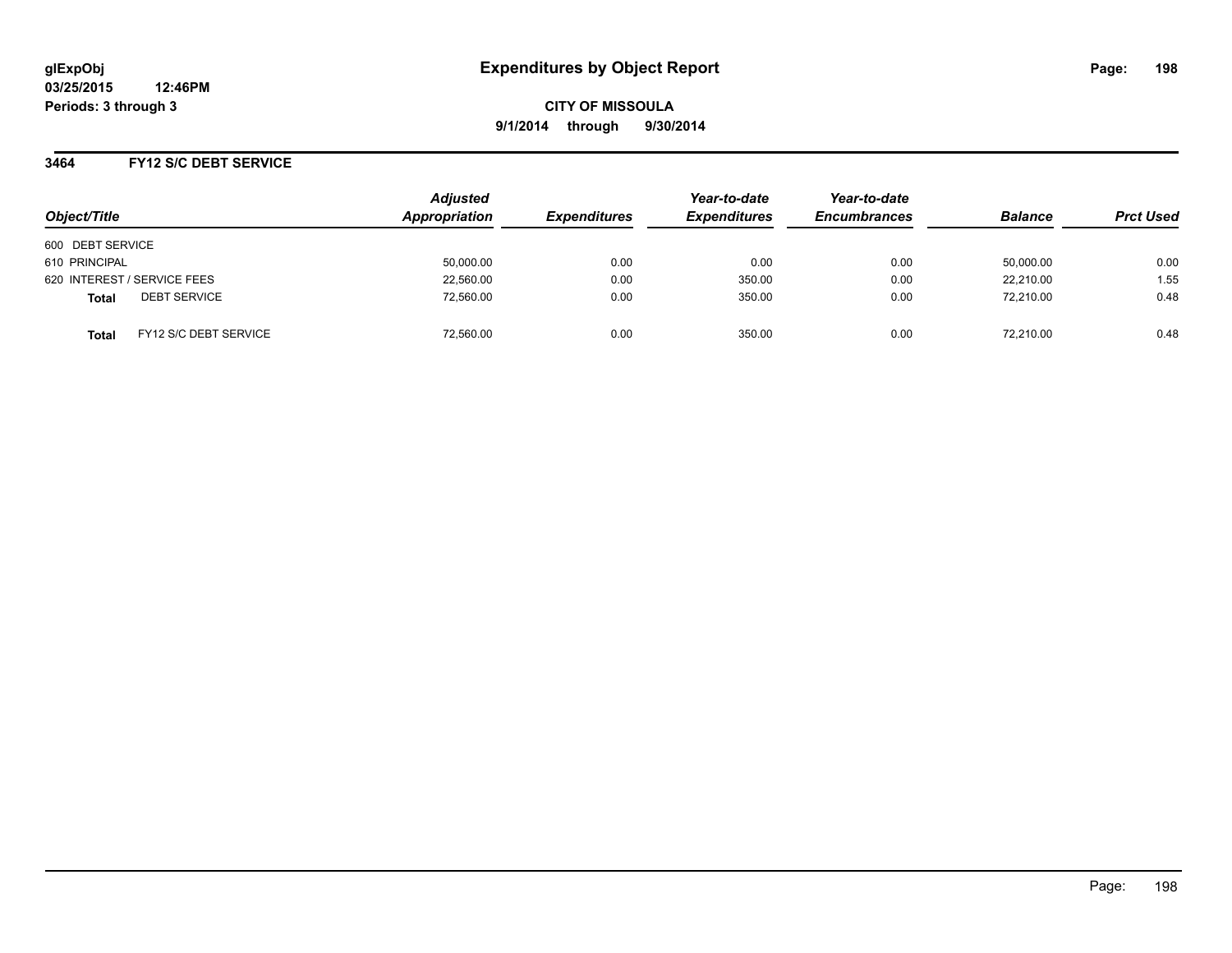# Expenditures by Object Report

glExpObj
03/25/2015 12:46PM
Periods: 3 through 3

**CITY OF MISSOULA**
**9/1/2014 through 9/30/2014**

## 3464 FY12 S/C DEBT SERVICE

| Object/Title | Adjusted Appropriation | Expenditures | Year-to-date Expenditures | Year-to-date Encumbrances | Balance | Prct Used |
|---|---|---|---|---|---|---|
| 600 DEBT SERVICE | | | | | | |
| 610 PRINCIPAL | 50,000.00 | 0.00 | 0.00 | 0.00 | 50,000.00 | 0.00 |
| 620 INTEREST / SERVICE FEES | 22,560.00 | 0.00 | 350.00 | 0.00 | 22,210.00 | 1.55 |
| **Total** DEBT SERVICE | 72,560.00 | 0.00 | 350.00 | 0.00 | 72,210.00 | 0.48 |
| **Total** FY12 S/C DEBT SERVICE | 72,560.00 | 0.00 | 350.00 | 0.00 | 72,210.00 | 0.48 |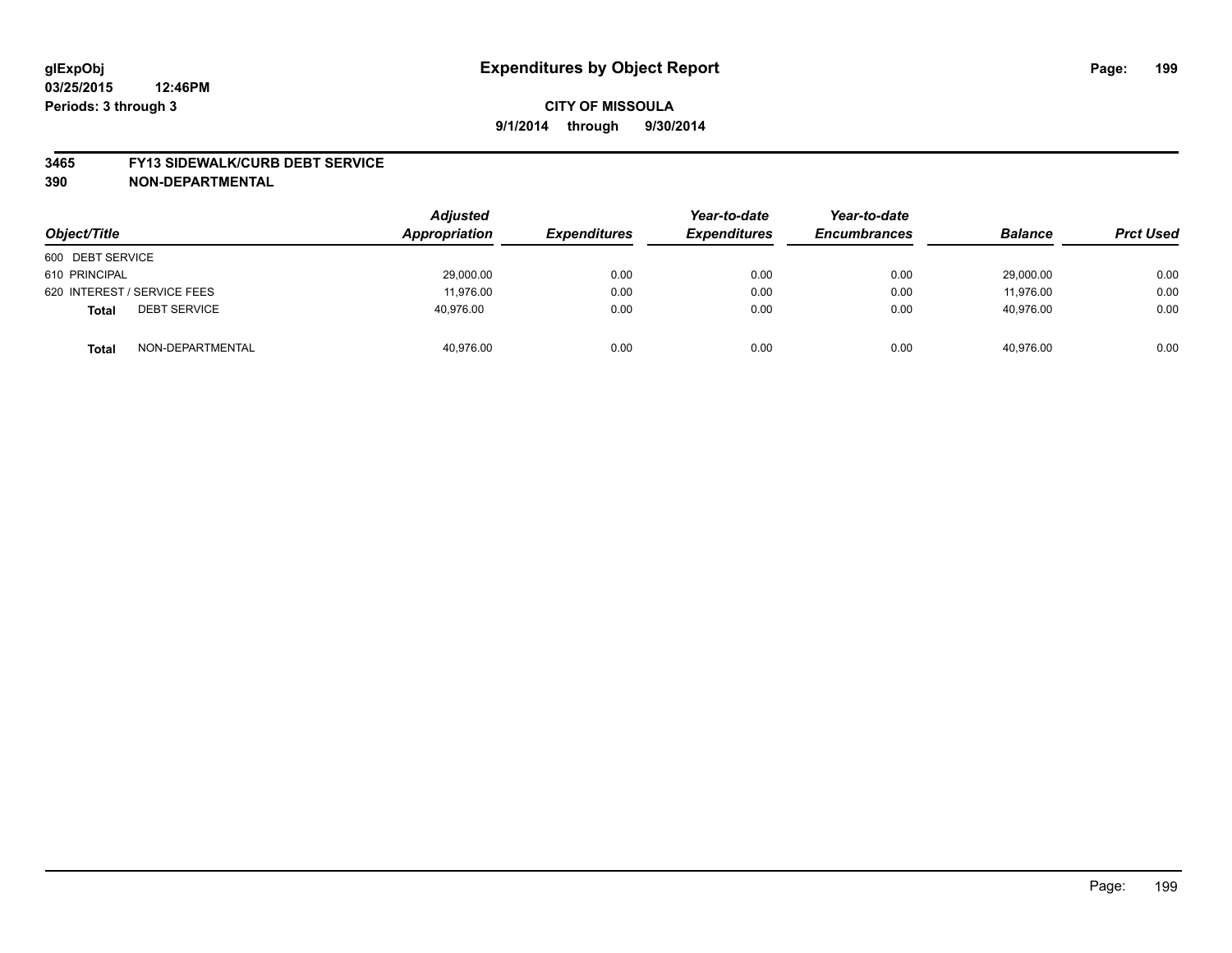glExpObj
03/25/2015 12:46PM
Periods: 3 through 3

# Expenditures by Object Report

**CITY OF MISSOULA**
**9/1/2014 through 9/30/2014**

**3465 FY13 SIDEWALK/CURB DEBT SERVICE**
**390 NON-DEPARTMENTAL**

| Object/Title | Adjusted Appropriation | Expenditures | Year-to-date Expenditures | Year-to-date Encumbrances | Balance | Prct Used |
|---|---|---|---|---|---|---|
| 600 DEBT SERVICE | | | | | | |
| 610 PRINCIPAL | 29,000.00 | 0.00 | 0.00 | 0.00 | 29,000.00 | 0.00 |
| 620 INTEREST / SERVICE FEES | 11,976.00 | 0.00 | 0.00 | 0.00 | 11,976.00 | 0.00 |
| **Total** DEBT SERVICE | 40,976.00 | 0.00 | 0.00 | 0.00 | 40,976.00 | 0.00 |
| **Total** NON-DEPARTMENTAL | 40,976.00 | 0.00 | 0.00 | 0.00 | 40,976.00 | 0.00 |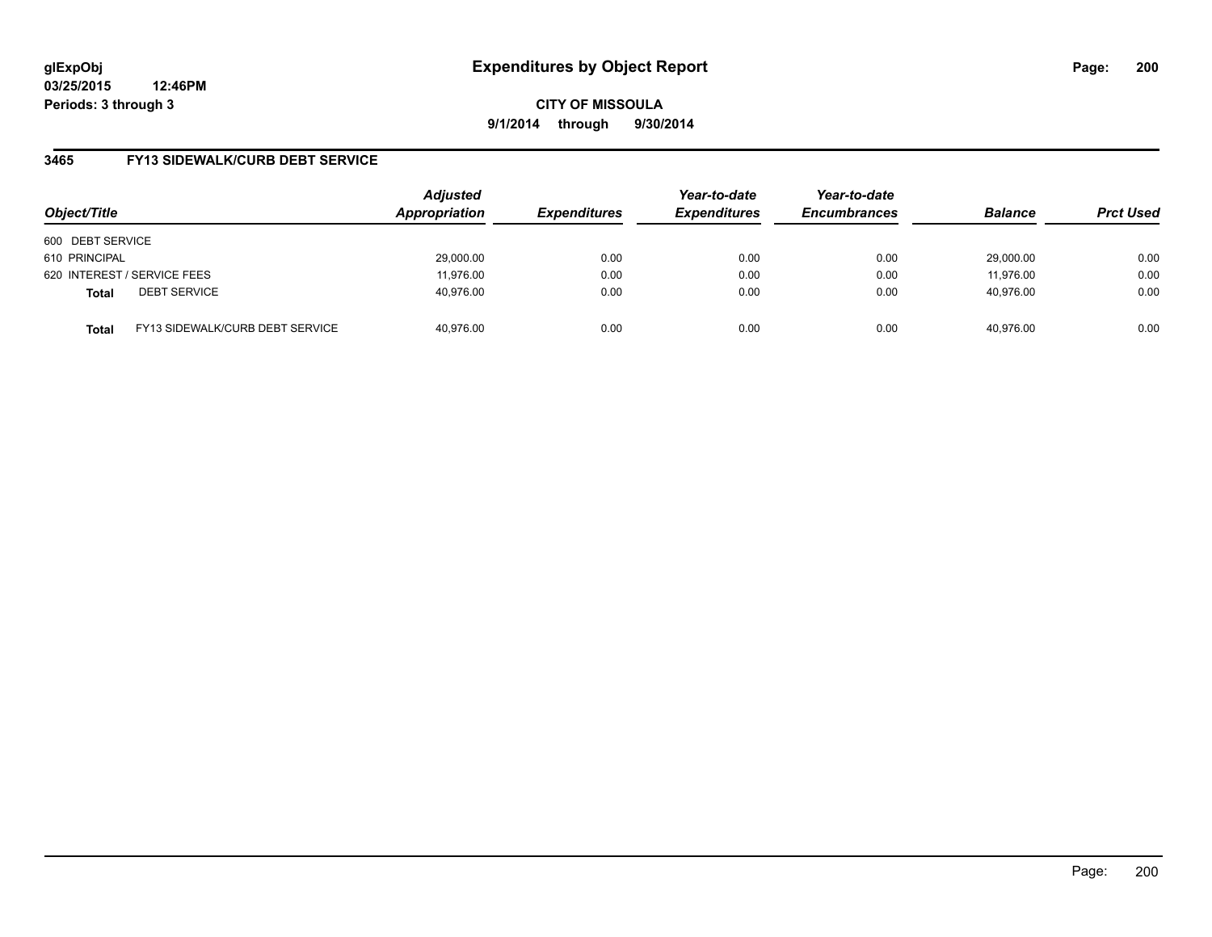**glExpObj**
**03/25/2015 12:46PM**
**Periods: 3 through 3**

# Expenditures by Object Report

**CITY OF MISSOULA**
**9/1/2014 through 9/30/2014**

## 3465 FY13 SIDEWALK/CURB DEBT SERVICE

| Object/Title | Adjusted Appropriation | Expenditures | Year-to-date Expenditures | Year-to-date Encumbrances | Balance | Prct Used |
|---|---|---|---|---|---|---|
| 600 DEBT SERVICE | | | | | | |
| 610 PRINCIPAL | 29,000.00 | 0.00 | 0.00 | 0.00 | 29,000.00 | 0.00 |
| 620 INTEREST / SERVICE FEES | 11,976.00 | 0.00 | 0.00 | 0.00 | 11,976.00 | 0.00 |
| **Total** DEBT SERVICE | 40,976.00 | 0.00 | 0.00 | 0.00 | 40,976.00 | 0.00 |
| **Total** FY13 SIDEWALK/CURB DEBT SERVICE | 40,976.00 | 0.00 | 0.00 | 0.00 | 40,976.00 | 0.00 |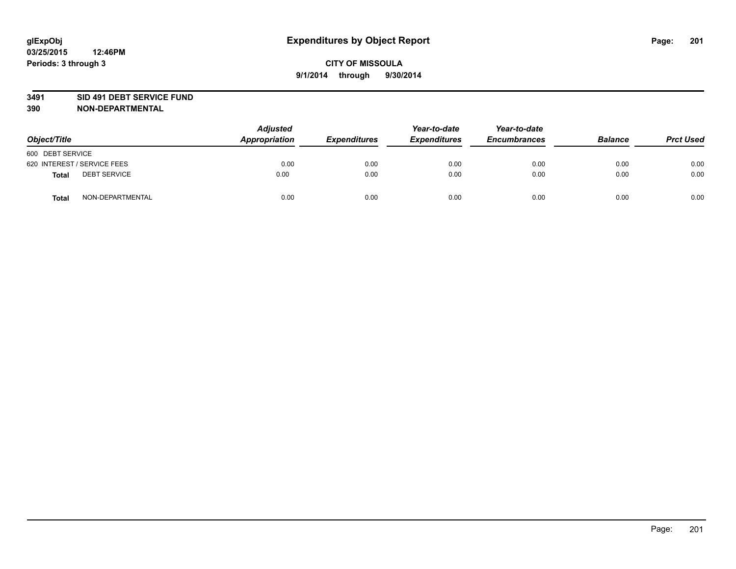**glExpObj**
**03/25/2015 12:46PM**
**Periods: 3 through 3**

# Expenditures by Object Report

**CITY OF MISSOULA**
**9/1/2014 through 9/30/2014**

**3491 SID 491 DEBT SERVICE FUND**
**390 NON-DEPARTMENTAL**

| Object/Title | | Adjusted Appropriation | Expenditures | Year-to-date Expenditures | Year-to-date Encumbrances | Balance | Prct Used |
|---|---|---|---|---|---|---|---|
| 600 DEBT SERVICE | | | | | | | |
| 620 INTEREST / SERVICE FEES | | 0.00 | 0.00 | 0.00 | 0.00 | 0.00 | 0.00 |
| **Total** | DEBT SERVICE | 0.00 | 0.00 | 0.00 | 0.00 | 0.00 | 0.00 |
| **Total** | NON-DEPARTMENTAL | 0.00 | 0.00 | 0.00 | 0.00 | 0.00 | 0.00 |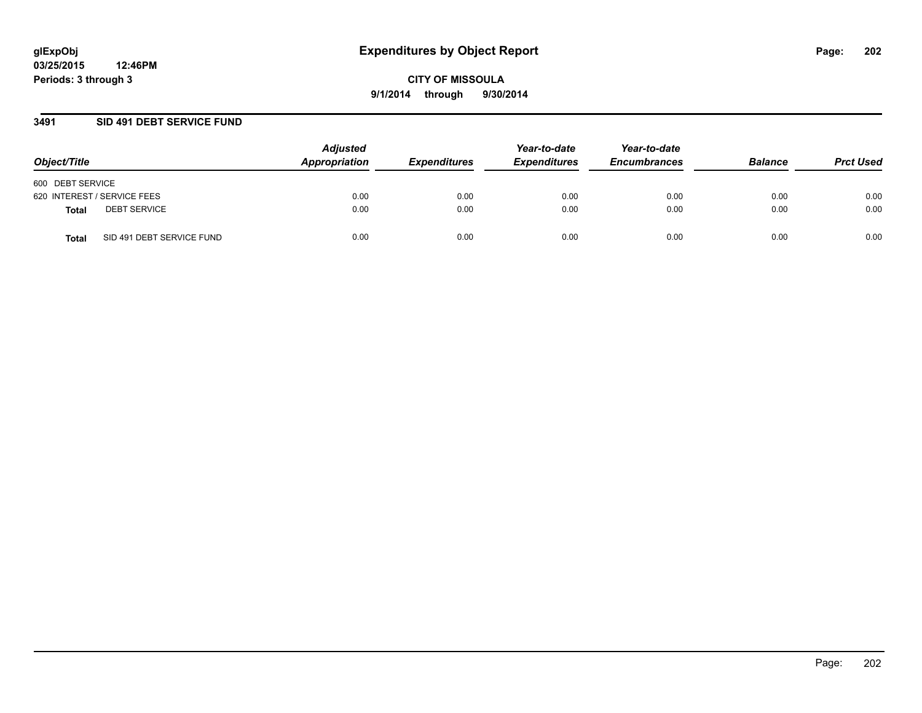**glExpObj**
**03/25/2015 12:46PM**
**Periods: 3 through 3**

# Expenditures by Object Report

**CITY OF MISSOULA**
**9/1/2014 through 9/30/2014**

## 3491 SID 491 DEBT SERVICE FUND

| Object/Title | Adjusted Appropriation | Expenditures | Year-to-date Expenditures | Year-to-date Encumbrances | Balance | Prct Used |
|---|---|---|---|---|---|---|
| 600 DEBT SERVICE | | | | | | |
| 620 INTEREST / SERVICE FEES | 0.00 | 0.00 | 0.00 | 0.00 | 0.00 | 0.00 |
| **Total** DEBT SERVICE | 0.00 | 0.00 | 0.00 | 0.00 | 0.00 | 0.00 |
| **Total** SID 491 DEBT SERVICE FUND | 0.00 | 0.00 | 0.00 | 0.00 | 0.00 | 0.00 |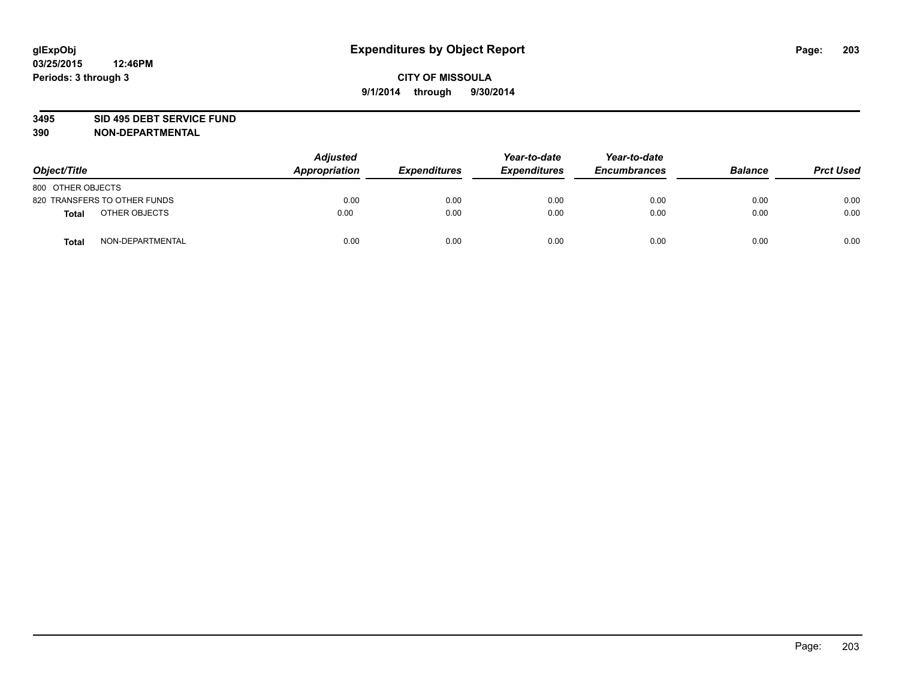glExpObj
03/25/2015 12:46PM
Periods: 3 through 3

# Expenditures by Object Report

**CITY OF MISSOULA**
**9/1/2014 through 9/30/2014**

**3495 SID 495 DEBT SERVICE FUND**
**390 NON-DEPARTMENTAL**

| Object/Title | | Adjusted Appropriation | Expenditures | Year-to-date Expenditures | Year-to-date Encumbrances | Balance | Prct Used |
|---|---|---|---|---|---|---|---|
| 800 OTHER OBJECTS | | | | | | | |
| 820 TRANSFERS TO OTHER FUNDS | | 0.00 | 0.00 | 0.00 | 0.00 | 0.00 | 0.00 |
| **Total** | OTHER OBJECTS | 0.00 | 0.00 | 0.00 | 0.00 | 0.00 | 0.00 |
| **Total** | NON-DEPARTMENTAL | 0.00 | 0.00 | 0.00 | 0.00 | 0.00 | 0.00 |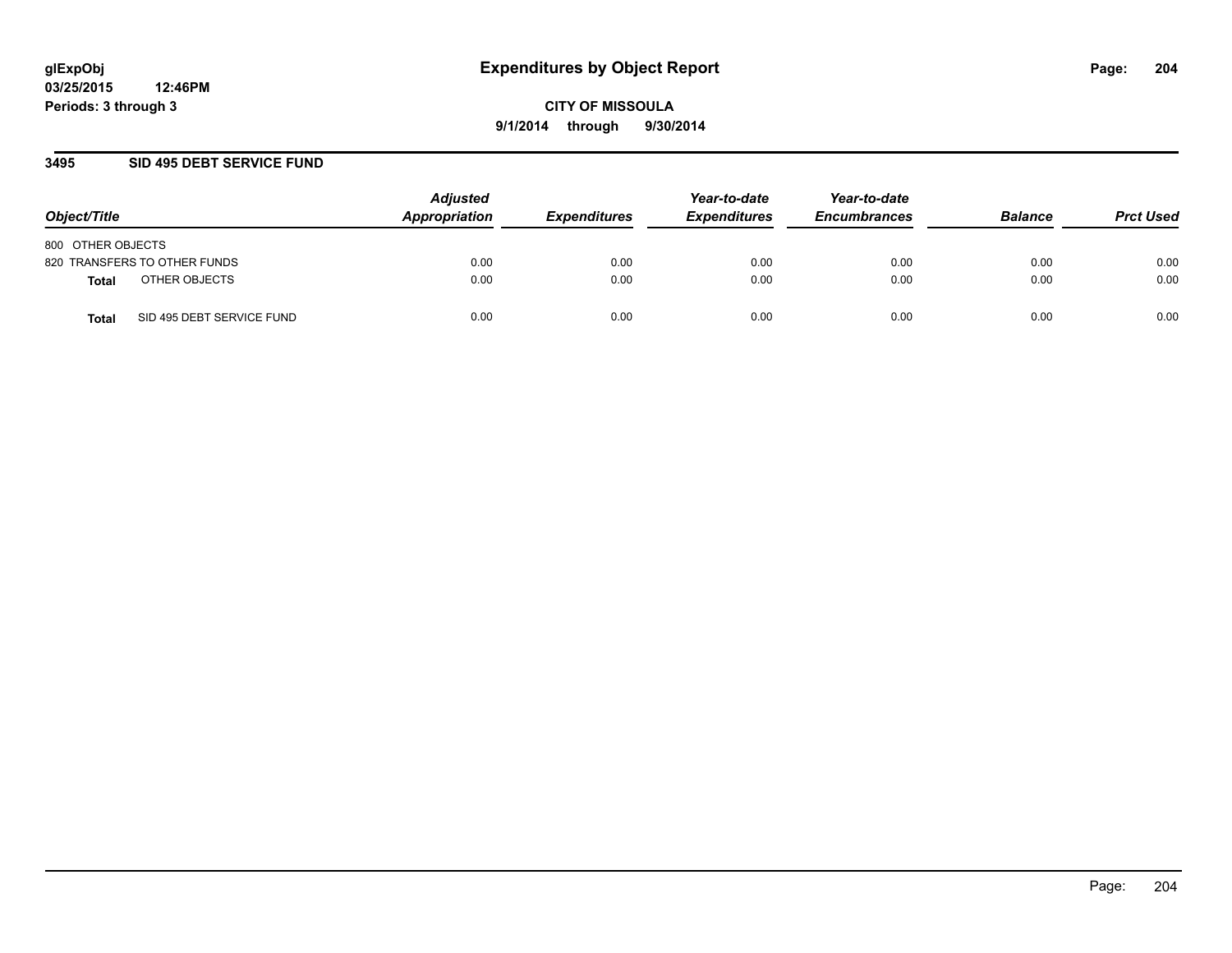**glExpObj**
**03/25/2015 12:46PM**
**Periods: 3 through 3**

# Expenditures by Object Report

**CITY OF MISSOULA**
**9/1/2014 through 9/30/2014**

## 3495 SID 495 DEBT SERVICE FUND

| Object/Title | Adjusted Appropriation | Expenditures | Year-to-date Expenditures | Year-to-date Encumbrances | Balance | Prct Used |
|---|---|---|---|---|---|---|
| 800 OTHER OBJECTS | | | | | | |
| 820 TRANSFERS TO OTHER FUNDS | 0.00 | 0.00 | 0.00 | 0.00 | 0.00 | 0.00 |
| **Total** OTHER OBJECTS | 0.00 | 0.00 | 0.00 | 0.00 | 0.00 | 0.00 |
| **Total** SID 495 DEBT SERVICE FUND | 0.00 | 0.00 | 0.00 | 0.00 | 0.00 | 0.00 |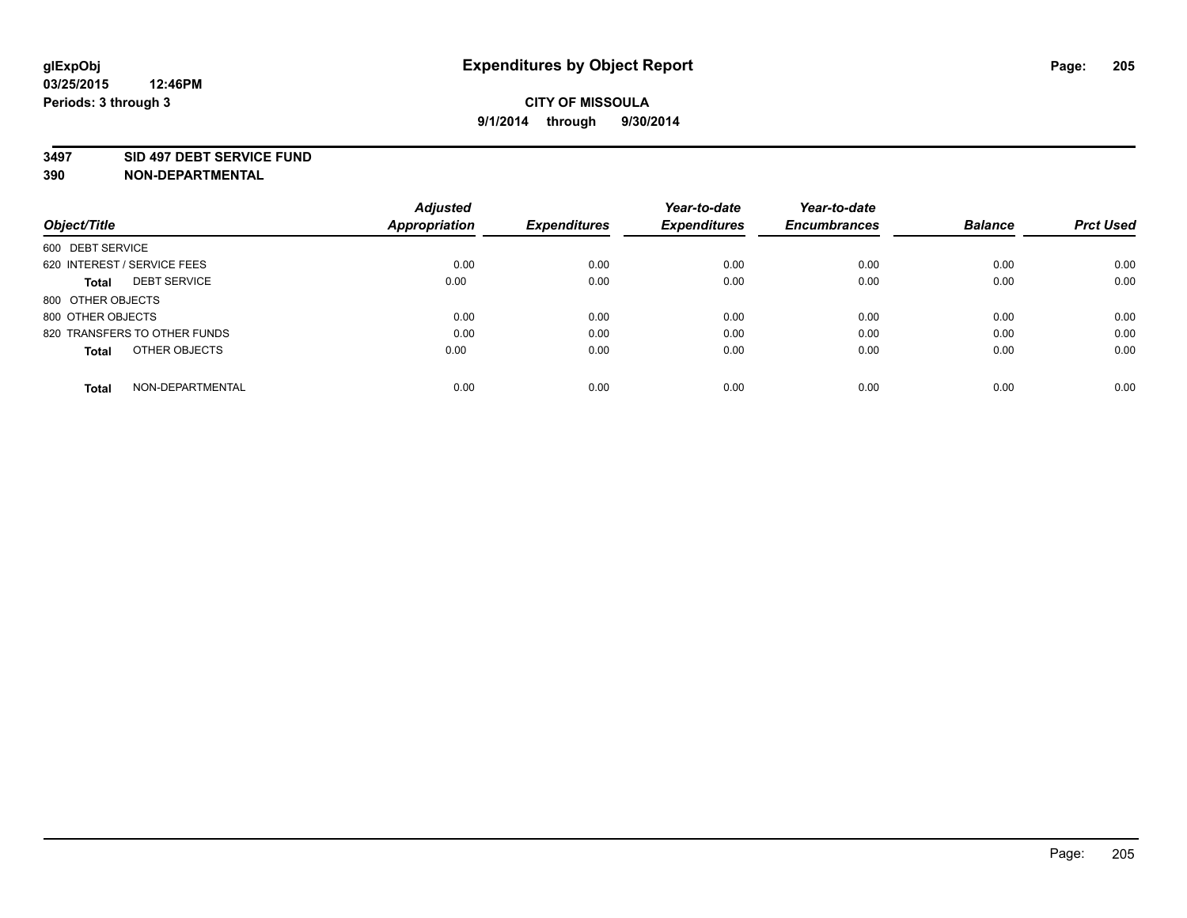**glExpObj** **Expenditures by Object Report**
**03/25/2015 12:46PM**
**Periods: 3 through 3**

**CITY OF MISSOULA**
**9/1/2014 through 9/30/2014**

**3497 SID 497 DEBT SERVICE FUND**
**390 NON-DEPARTMENTAL**

| Object/Title | Adjusted Appropriation | Expenditures | Year-to-date Expenditures | Year-to-date Encumbrances | Balance | Prct Used |
|---|---|---|---|---|---|---|
| 600 DEBT SERVICE | | | | | | |
| 620 INTEREST / SERVICE FEES | 0.00 | 0.00 | 0.00 | 0.00 | 0.00 | 0.00 |
| **Total** DEBT SERVICE | 0.00 | 0.00 | 0.00 | 0.00 | 0.00 | 0.00 |
| 800 OTHER OBJECTS | | | | | | |
| 800 OTHER OBJECTS | 0.00 | 0.00 | 0.00 | 0.00 | 0.00 | 0.00 |
| 820 TRANSFERS TO OTHER FUNDS | 0.00 | 0.00 | 0.00 | 0.00 | 0.00 | 0.00 |
| **Total** OTHER OBJECTS | 0.00 | 0.00 | 0.00 | 0.00 | 0.00 | 0.00 |
| **Total** NON-DEPARTMENTAL | 0.00 | 0.00 | 0.00 | 0.00 | 0.00 | 0.00 |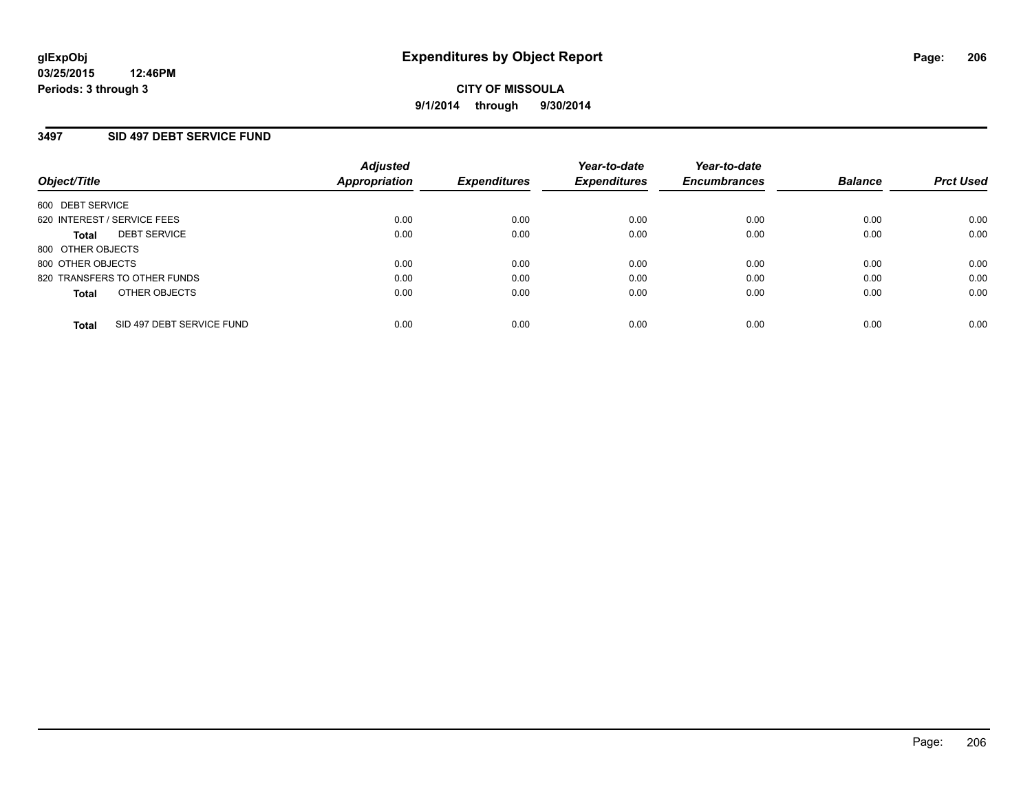**glExpObj**
**03/25/2015 12:46PM**
**Periods: 3 through 3**

# Expenditures by Object Report

**CITY OF MISSOULA**
**9/1/2014 through 9/30/2014**

## 3497 SID 497 DEBT SERVICE FUND

| Object/Title | | Adjusted Appropriation | Expenditures | Year-to-date Expenditures | Year-to-date Encumbrances | Balance | Prct Used |
|---|---|---|---|---|---|---|---|
| 600 DEBT SERVICE | | | | | | | |
| 620 INTEREST / SERVICE FEES | | 0.00 | 0.00 | 0.00 | 0.00 | 0.00 | 0.00 |
| **Total** | DEBT SERVICE | 0.00 | 0.00 | 0.00 | 0.00 | 0.00 | 0.00 |
| 800 OTHER OBJECTS | | | | | | | |
| 800 OTHER OBJECTS | | 0.00 | 0.00 | 0.00 | 0.00 | 0.00 | 0.00 |
| 820 TRANSFERS TO OTHER FUNDS | | 0.00 | 0.00 | 0.00 | 0.00 | 0.00 | 0.00 |
| **Total** | OTHER OBJECTS | 0.00 | 0.00 | 0.00 | 0.00 | 0.00 | 0.00 |
| **Total** | SID 497 DEBT SERVICE FUND | 0.00 | 0.00 | 0.00 | 0.00 | 0.00 | 0.00 |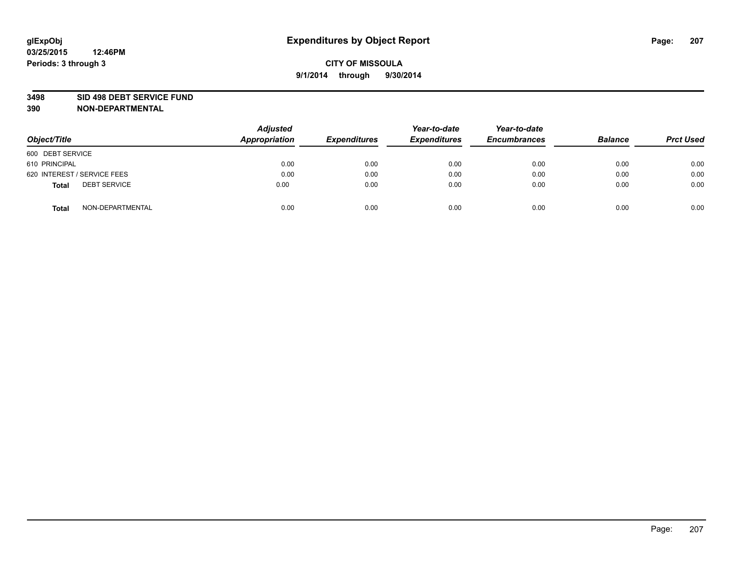**glExpObj**
**03/25/2015 12:46PM**
**Periods: 3 through 3**

# Expenditures by Object Report

**CITY OF MISSOULA**
**9/1/2014 through 9/30/2014**

**3498 SID 498 DEBT SERVICE FUND**
**390 NON-DEPARTMENTAL**

| Object/Title | Adjusted Appropriation | Expenditures | Year-to-date Expenditures | Year-to-date Encumbrances | Balance | Prct Used |
|---|---|---|---|---|---|---|
| 600 DEBT SERVICE | | | | | | |
| 610 PRINCIPAL | 0.00 | 0.00 | 0.00 | 0.00 | 0.00 | 0.00 |
| 620 INTEREST / SERVICE FEES | 0.00 | 0.00 | 0.00 | 0.00 | 0.00 | 0.00 |
| **Total** DEBT SERVICE | 0.00 | 0.00 | 0.00 | 0.00 | 0.00 | 0.00 |
| **Total** NON-DEPARTMENTAL | 0.00 | 0.00 | 0.00 | 0.00 | 0.00 | 0.00 |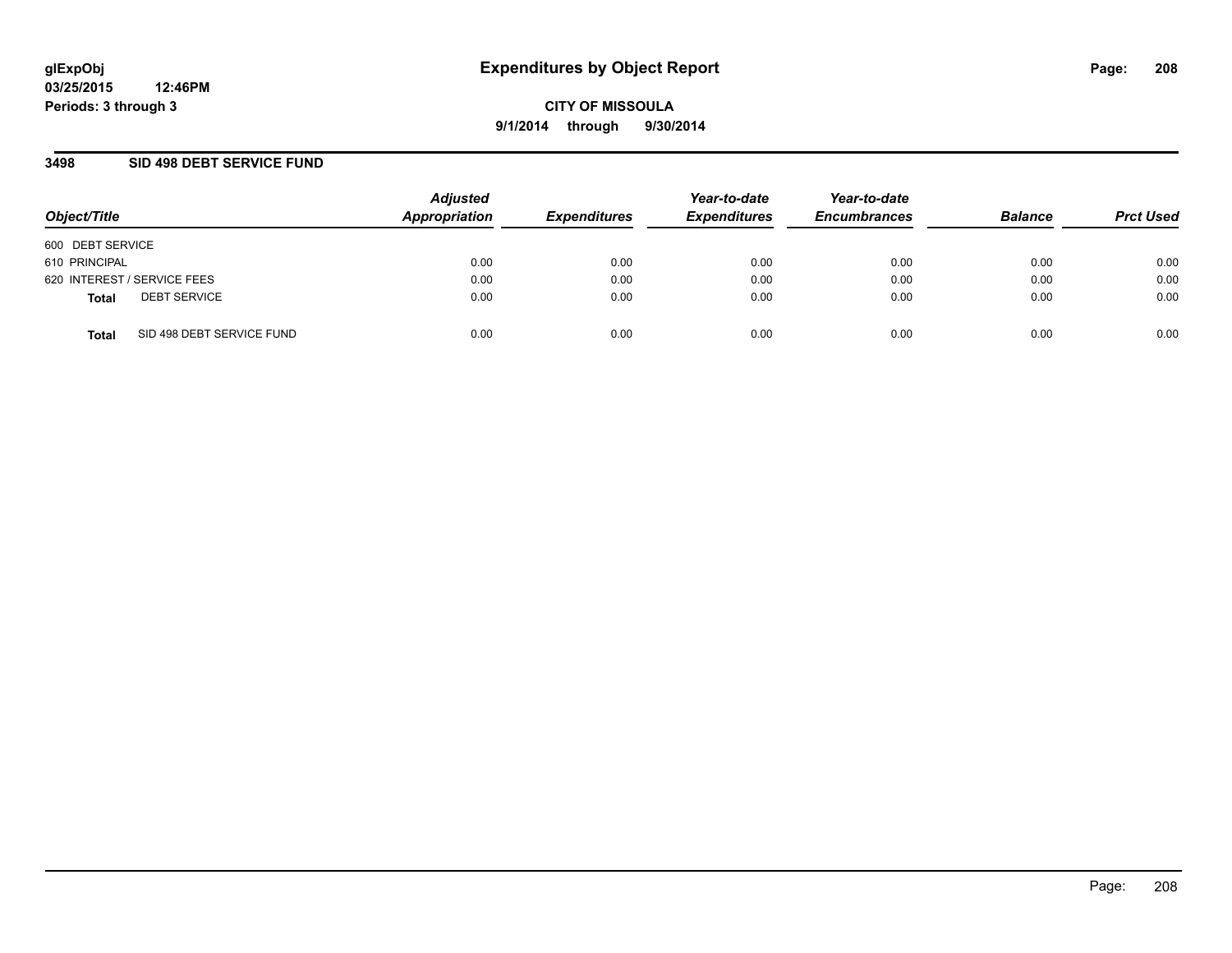glExpObj
03/25/2015 12:46PM
Periods: 3 through 3

# Expenditures by Object Report

CITY OF MISSOULA
9/1/2014 through 9/30/2014

## 3498 SID 498 DEBT SERVICE FUND

| Object/Title | | Adjusted Appropriation | Expenditures | Year-to-date Expenditures | Year-to-date Encumbrances | Balance | Prct Used |
|---|---|---|---|---|---|---|---|
| 600 DEBT SERVICE | | | | | | | |
| 610 PRINCIPAL | | 0.00 | 0.00 | 0.00 | 0.00 | 0.00 | 0.00 |
| 620 INTEREST / SERVICE FEES | | 0.00 | 0.00 | 0.00 | 0.00 | 0.00 | 0.00 |
| **Total** | DEBT SERVICE | 0.00 | 0.00 | 0.00 | 0.00 | 0.00 | 0.00 |
| **Total** | SID 498 DEBT SERVICE FUND | 0.00 | 0.00 | 0.00 | 0.00 | 0.00 | 0.00 |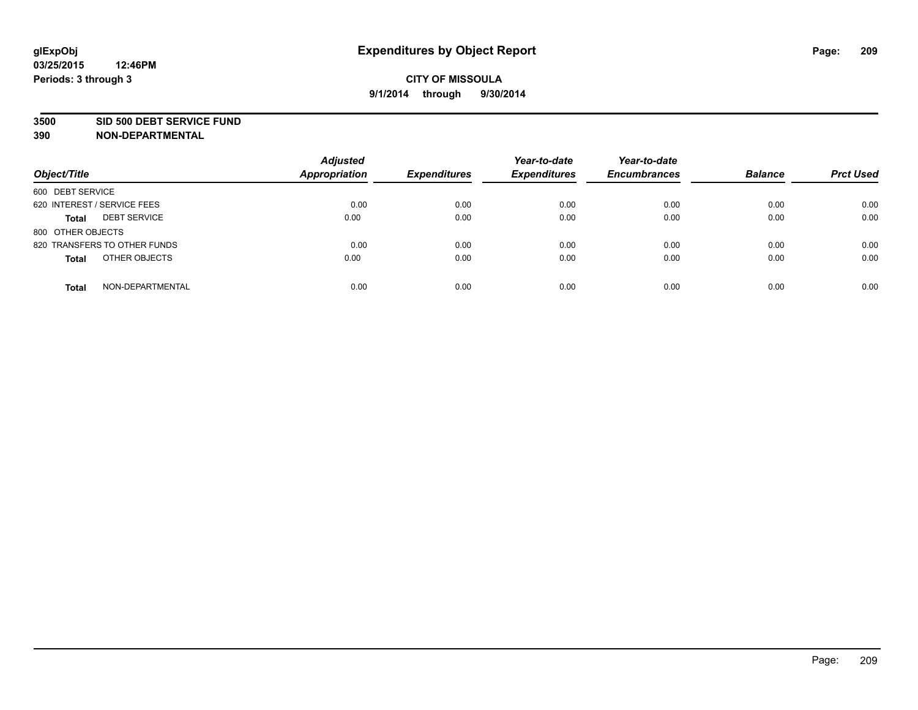glExpObj
03/25/2015 12:46PM
Periods: 3 through 3

# Expenditures by Object Report

**CITY OF MISSOULA**
**9/1/2014 through 9/30/2014**

**3500 SID 500 DEBT SERVICE FUND**
**390 NON-DEPARTMENTAL**

| Object/Title | Adjusted Appropriation | Expenditures | Year-to-date Expenditures | Year-to-date Encumbrances | Balance | Prct Used |
|---|---|---|---|---|---|---|
| 600 DEBT SERVICE | | | | | | |
| 620 INTEREST / SERVICE FEES | 0.00 | 0.00 | 0.00 | 0.00 | 0.00 | 0.00 |
| **Total** DEBT SERVICE | 0.00 | 0.00 | 0.00 | 0.00 | 0.00 | 0.00 |
| 800 OTHER OBJECTS | | | | | | |
| 820 TRANSFERS TO OTHER FUNDS | 0.00 | 0.00 | 0.00 | 0.00 | 0.00 | 0.00 |
| **Total** OTHER OBJECTS | 0.00 | 0.00 | 0.00 | 0.00 | 0.00 | 0.00 |
| **Total** NON-DEPARTMENTAL | 0.00 | 0.00 | 0.00 | 0.00 | 0.00 | 0.00 |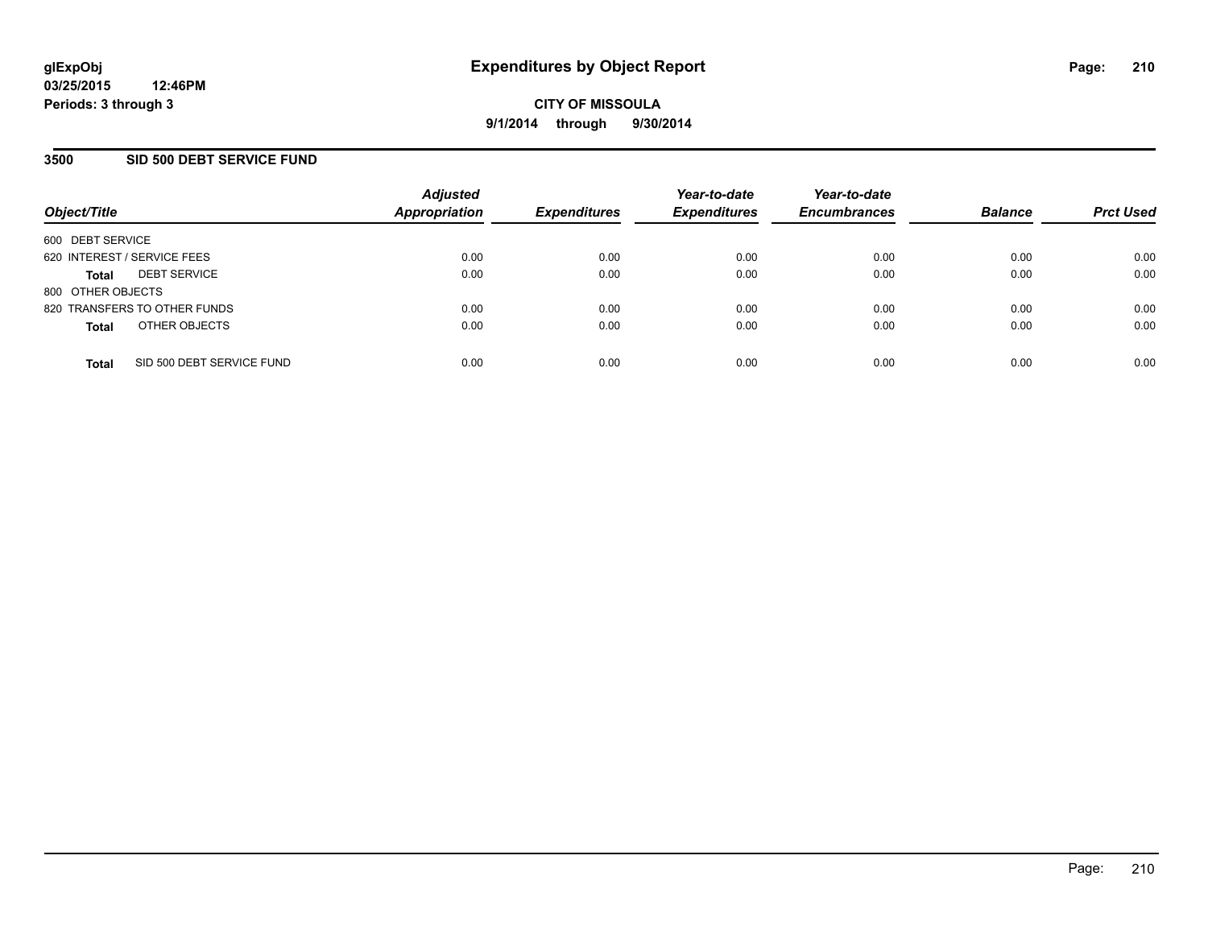glExpObj
03/25/2015 12:46PM
Periods: 3 through 3

# Expenditures by Object Report

**CITY OF MISSOULA**
**9/1/2014 through 9/30/2014**

## 3500 SID 500 DEBT SERVICE FUND

| Object/Title | | Adjusted Appropriation | Expenditures | Year-to-date Expenditures | Year-to-date Encumbrances | Balance | Prct Used |
|---|---|---|---|---|---|---|---|
| 600 DEBT SERVICE | | | | | | | |
| 620 INTEREST / SERVICE FEES | | 0.00 | 0.00 | 0.00 | 0.00 | 0.00 | 0.00 |
| **Total** | DEBT SERVICE | 0.00 | 0.00 | 0.00 | 0.00 | 0.00 | 0.00 |
| 800 OTHER OBJECTS | | | | | | | |
| 820 TRANSFERS TO OTHER FUNDS | | 0.00 | 0.00 | 0.00 | 0.00 | 0.00 | 0.00 |
| **Total** | OTHER OBJECTS | 0.00 | 0.00 | 0.00 | 0.00 | 0.00 | 0.00 |
| **Total** | SID 500 DEBT SERVICE FUND | 0.00 | 0.00 | 0.00 | 0.00 | 0.00 | 0.00 |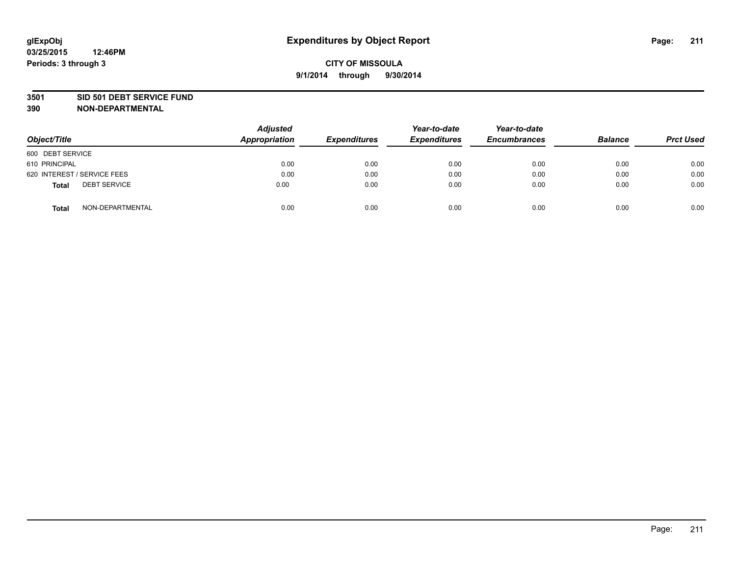**glExpObj**
**03/25/2015 12:46PM**
**Periods: 3 through 3**

# Expenditures by Object Report

**CITY OF MISSOULA**
**9/1/2014 through 9/30/2014**

**3501 SID 501 DEBT SERVICE FUND**
**390 NON-DEPARTMENTAL**

| Object/Title | Adjusted Appropriation | Expenditures | Year-to-date Expenditures | Year-to-date Encumbrances | Balance | Prct Used |
|---|---|---|---|---|---|---|
| 600 DEBT SERVICE | | | | | | |
| 610 PRINCIPAL | 0.00 | 0.00 | 0.00 | 0.00 | 0.00 | 0.00 |
| 620 INTEREST / SERVICE FEES | 0.00 | 0.00 | 0.00 | 0.00 | 0.00 | 0.00 |
| **Total** DEBT SERVICE | 0.00 | 0.00 | 0.00 | 0.00 | 0.00 | 0.00 |
| **Total** NON-DEPARTMENTAL | 0.00 | 0.00 | 0.00 | 0.00 | 0.00 | 0.00 |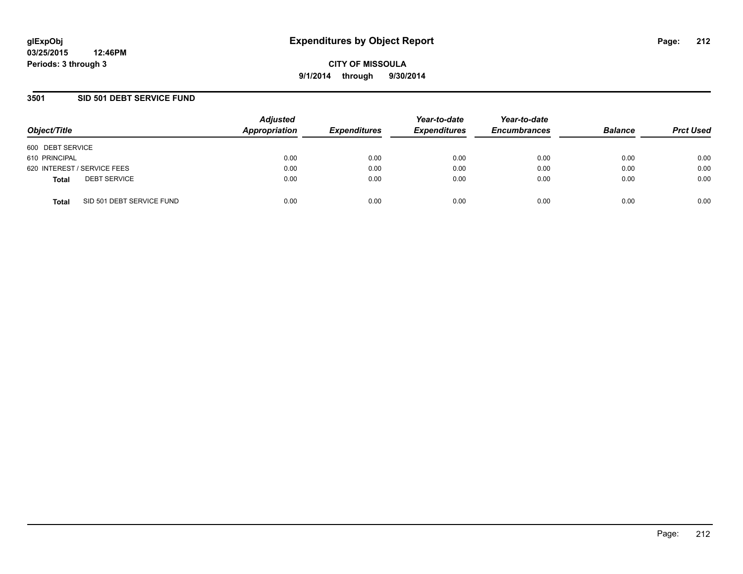**glExpObj** **Expenditures by Object Report**

**03/25/2015 12:46PM**

**Periods: 3 through 3**

**CITY OF MISSOULA**

**9/1/2014 through 9/30/2014**

## 3501 SID 501 DEBT SERVICE FUND

| Object/Title | Adjusted Appropriation | Expenditures | Year-to-date Expenditures | Year-to-date Encumbrances | Balance | Prct Used |
|---|---|---|---|---|---|---|
| 600 DEBT SERVICE | | | | | | |
| 610 PRINCIPAL | 0.00 | 0.00 | 0.00 | 0.00 | 0.00 | 0.00 |
| 620 INTEREST / SERVICE FEES | 0.00 | 0.00 | 0.00 | 0.00 | 0.00 | 0.00 |
| **Total** DEBT SERVICE | 0.00 | 0.00 | 0.00 | 0.00 | 0.00 | 0.00 |
| **Total** SID 501 DEBT SERVICE FUND | 0.00 | 0.00 | 0.00 | 0.00 | 0.00 | 0.00 |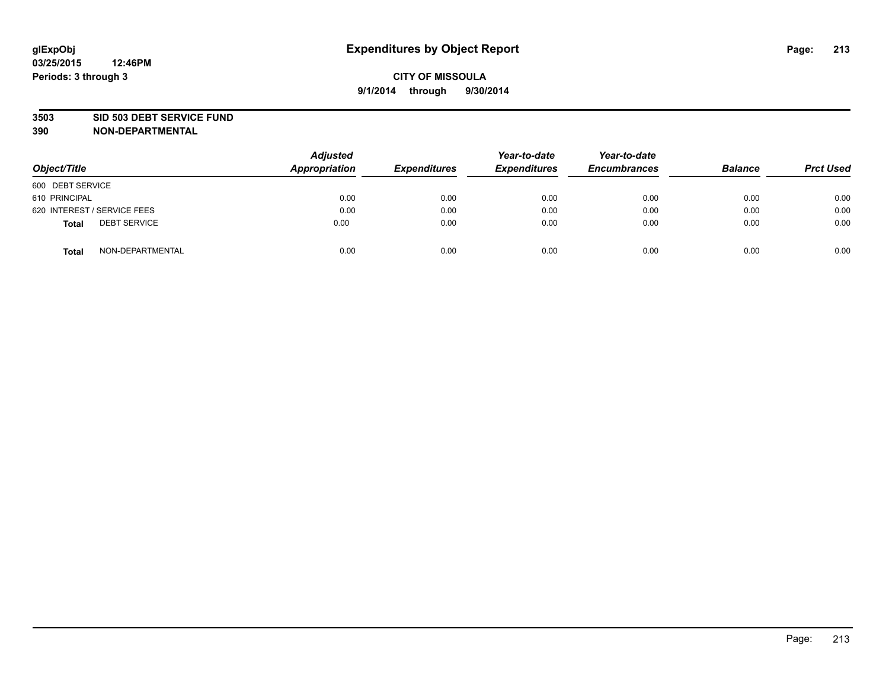# Expenditures by Object Report

glExpObj
03/25/2015 12:46PM
Periods: 3 through 3

**CITY OF MISSOULA**
**9/1/2014 through 9/30/2014**

**3503 SID 503 DEBT SERVICE FUND**
**390 NON-DEPARTMENTAL**

| Object/Title | Adjusted Appropriation | Expenditures | Year-to-date Expenditures | Year-to-date Encumbrances | Balance | Prct Used |
|---|---|---|---|---|---|---|
| 600 DEBT SERVICE | | | | | | |
| 610 PRINCIPAL | 0.00 | 0.00 | 0.00 | 0.00 | 0.00 | 0.00 |
| 620 INTEREST / SERVICE FEES | 0.00 | 0.00 | 0.00 | 0.00 | 0.00 | 0.00 |
| **Total** DEBT SERVICE | 0.00 | 0.00 | 0.00 | 0.00 | 0.00 | 0.00 |
| **Total** NON-DEPARTMENTAL | 0.00 | 0.00 | 0.00 | 0.00 | 0.00 | 0.00 |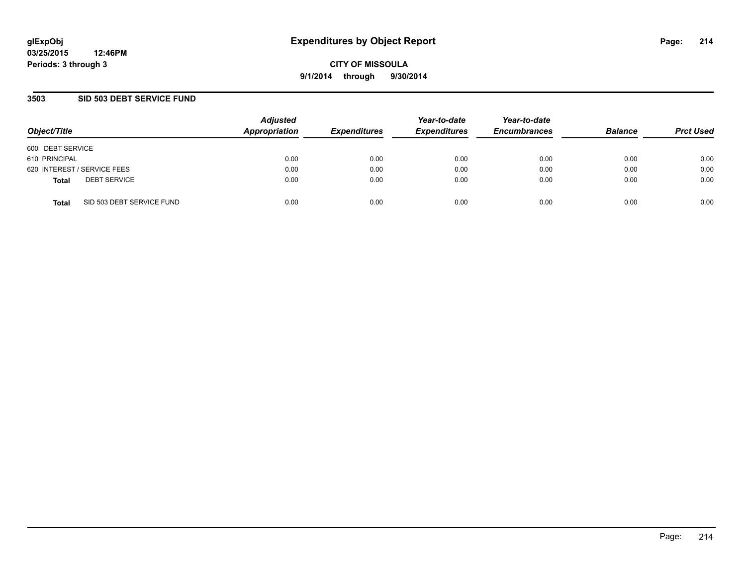**glExpObj**
**03/25/2015 12:46PM**
**Periods: 3 through 3**

# Expenditures by Object Report

**CITY OF MISSOULA**
**9/1/2014 through 9/30/2014**

## 3503 SID 503 DEBT SERVICE FUND

| Object/Title | Adjusted Appropriation | Expenditures | Year-to-date Expenditures | Year-to-date Encumbrances | Balance | Prct Used |
|---|---|---|---|---|---|---|
| 600 DEBT SERVICE | | | | | | |
| 610 PRINCIPAL | 0.00 | 0.00 | 0.00 | 0.00 | 0.00 | 0.00 |
| 620 INTEREST / SERVICE FEES | 0.00 | 0.00 | 0.00 | 0.00 | 0.00 | 0.00 |
| **Total** DEBT SERVICE | 0.00 | 0.00 | 0.00 | 0.00 | 0.00 | 0.00 |
| **Total** SID 503 DEBT SERVICE FUND | 0.00 | 0.00 | 0.00 | 0.00 | 0.00 | 0.00 |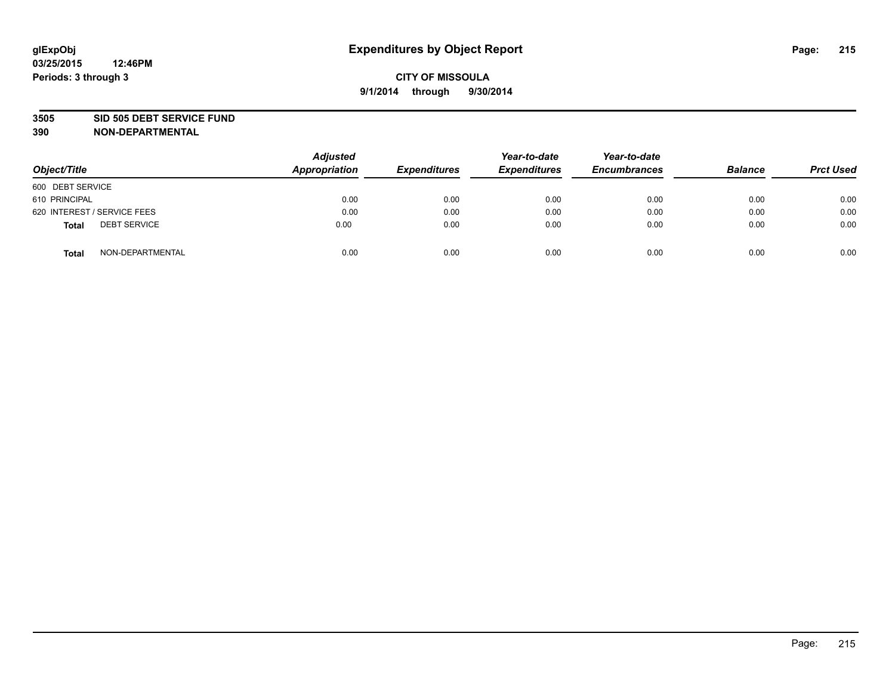**glExpObj**
**03/25/2015 12:46PM**
**Periods: 3 through 3**

# Expenditures by Object Report

**CITY OF MISSOULA**
**9/1/2014 through 9/30/2014**

**3505 SID 505 DEBT SERVICE FUND**
**390 NON-DEPARTMENTAL**

| Object/Title | Adjusted Appropriation | Expenditures | Year-to-date Expenditures | Year-to-date Encumbrances | Balance | Prct Used |
|---|---|---|---|---|---|---|
| 600 DEBT SERVICE | | | | | | |
| 610 PRINCIPAL | 0.00 | 0.00 | 0.00 | 0.00 | 0.00 | 0.00 |
| 620 INTEREST / SERVICE FEES | 0.00 | 0.00 | 0.00 | 0.00 | 0.00 | 0.00 |
| **Total** DEBT SERVICE | 0.00 | 0.00 | 0.00 | 0.00 | 0.00 | 0.00 |
| **Total** NON-DEPARTMENTAL | 0.00 | 0.00 | 0.00 | 0.00 | 0.00 | 0.00 |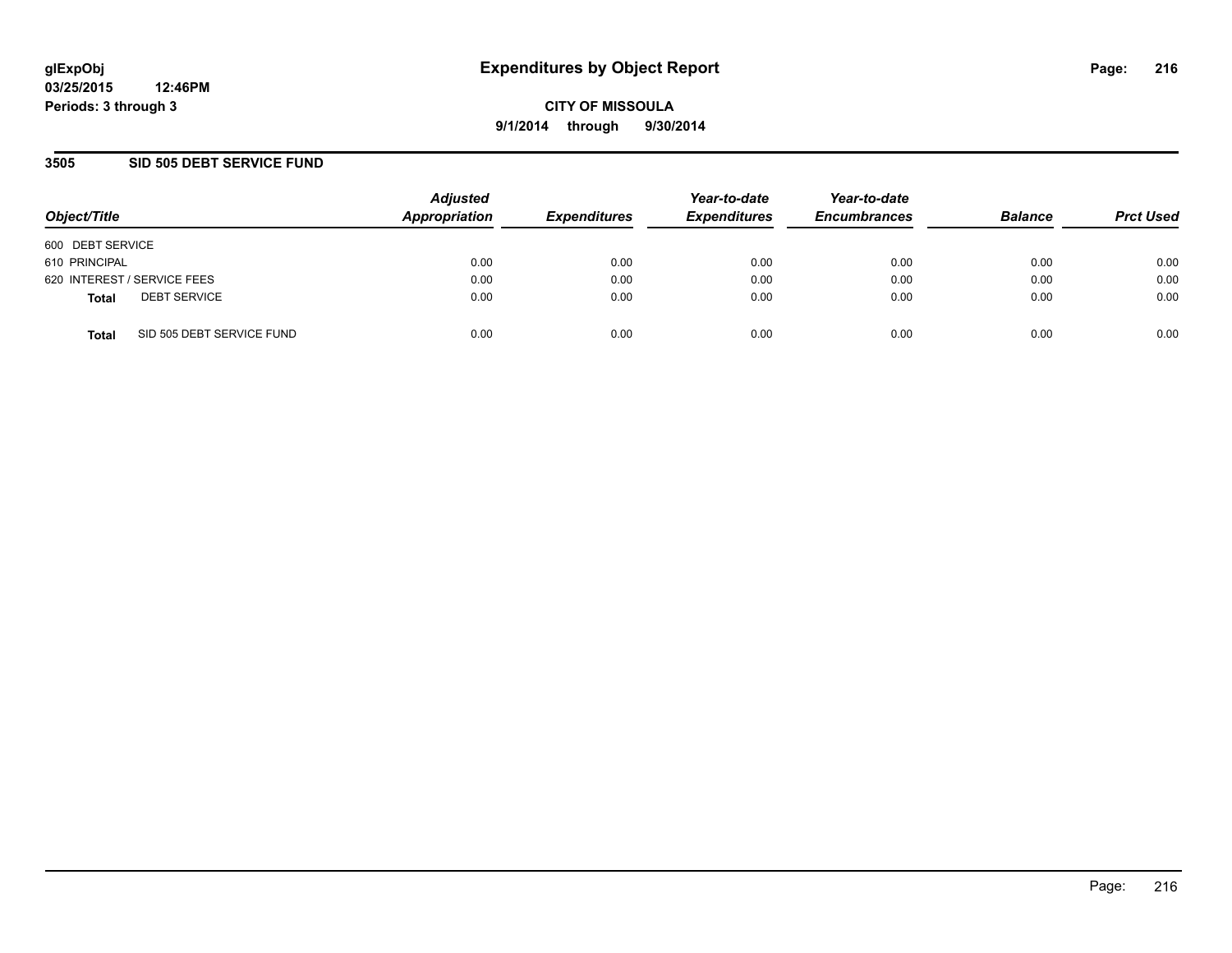glExpObj
03/25/2015 12:46PM
Periods: 3 through 3

# Expenditures by Object Report

**CITY OF MISSOULA**
**9/1/2014 through 9/30/2014**

## 3505 SID 505 DEBT SERVICE FUND

| Object/Title | Adjusted Appropriation | Expenditures | Year-to-date Expenditures | Year-to-date Encumbrances | Balance | Prct Used |
|---|---|---|---|---|---|---|
| 600 DEBT SERVICE | | | | | | |
| 610 PRINCIPAL | 0.00 | 0.00 | 0.00 | 0.00 | 0.00 | 0.00 |
| 620 INTEREST / SERVICE FEES | 0.00 | 0.00 | 0.00 | 0.00 | 0.00 | 0.00 |
| **Total** DEBT SERVICE | 0.00 | 0.00 | 0.00 | 0.00 | 0.00 | 0.00 |
| **Total** SID 505 DEBT SERVICE FUND | 0.00 | 0.00 | 0.00 | 0.00 | 0.00 | 0.00 |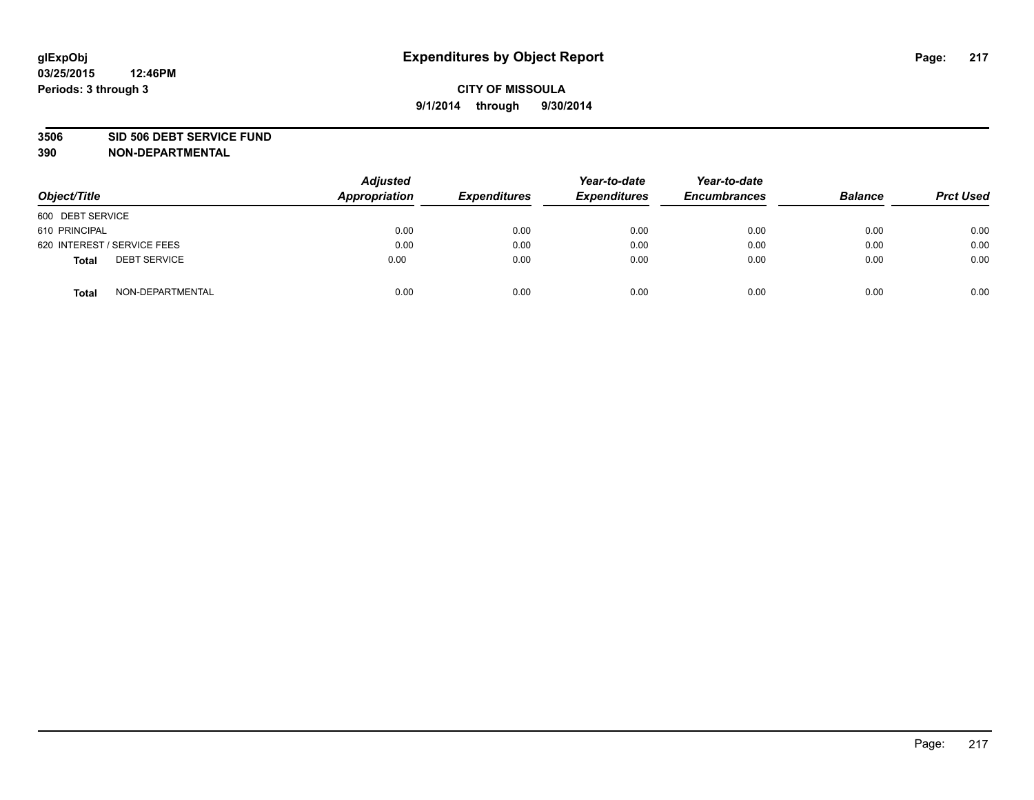# Expenditures by Object Report

glExpObj
03/25/2015 12:46PM
Periods: 3 through 3

**CITY OF MISSOULA**
**9/1/2014 through 9/30/2014**

**3506 SID 506 DEBT SERVICE FUND**
**390 NON-DEPARTMENTAL**

| Object/Title | Adjusted Appropriation | Expenditures | Year-to-date Expenditures | Year-to-date Encumbrances | Balance | Prct Used |
|---|---|---|---|---|---|---|
| 600 DEBT SERVICE | | | | | | |
| 610 PRINCIPAL | 0.00 | 0.00 | 0.00 | 0.00 | 0.00 | 0.00 |
| 620 INTEREST / SERVICE FEES | 0.00 | 0.00 | 0.00 | 0.00 | 0.00 | 0.00 |
| **Total** DEBT SERVICE | 0.00 | 0.00 | 0.00 | 0.00 | 0.00 | 0.00 |
| **Total** NON-DEPARTMENTAL | 0.00 | 0.00 | 0.00 | 0.00 | 0.00 | 0.00 |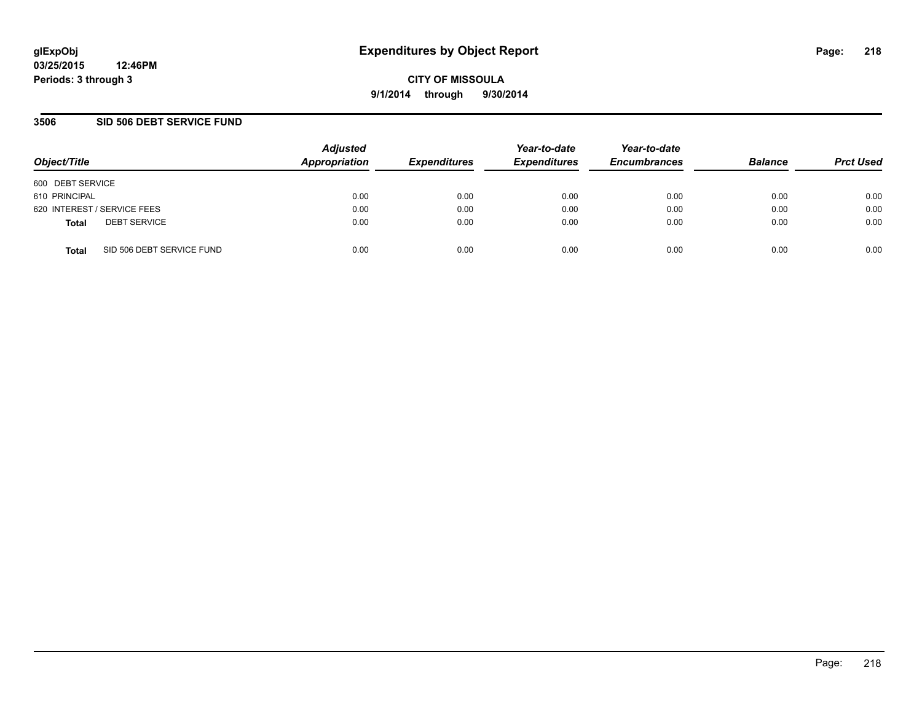**glExpObj**
**03/25/2015 12:46PM**
**Periods: 3 through 3**

# Expenditures by Object Report

**CITY OF MISSOULA**
**9/1/2014 through 9/30/2014**

## 3506 SID 506 DEBT SERVICE FUND

| Object/Title | | *Adjusted Appropriation* | *Expenditures* | *Year-to-date Expenditures* | *Year-to-date Encumbrances* | *Balance* | *Prct Used* |
|---|---|---|---|---|---|---|---|
| 600 DEBT SERVICE | | | | | | | |
| 610 PRINCIPAL | | 0.00 | 0.00 | 0.00 | 0.00 | 0.00 | 0.00 |
| 620 INTEREST / SERVICE FEES | | 0.00 | 0.00 | 0.00 | 0.00 | 0.00 | 0.00 |
| **Total** | DEBT SERVICE | 0.00 | 0.00 | 0.00 | 0.00 | 0.00 | 0.00 |
| **Total** | SID 506 DEBT SERVICE FUND | 0.00 | 0.00 | 0.00 | 0.00 | 0.00 | 0.00 |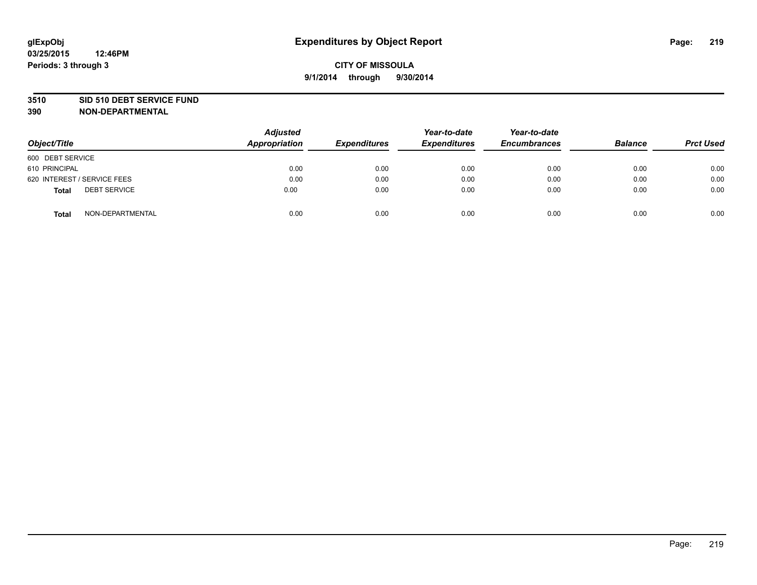# Expenditures by Object Report

glExpObj
03/25/2015 12:46PM
Periods: 3 through 3

**CITY OF MISSOULA**
**9/1/2014 through 9/30/2014**

**3510 SID 510 DEBT SERVICE FUND**
**390 NON-DEPARTMENTAL**

| Object/Title | Adjusted Appropriation | Expenditures | Year-to-date Expenditures | Year-to-date Encumbrances | Balance | Prct Used |
|---|---|---|---|---|---|---|
| 600 DEBT SERVICE | | | | | | |
| 610 PRINCIPAL | 0.00 | 0.00 | 0.00 | 0.00 | 0.00 | 0.00 |
| 620 INTEREST / SERVICE FEES | 0.00 | 0.00 | 0.00 | 0.00 | 0.00 | 0.00 |
| **Total** DEBT SERVICE | 0.00 | 0.00 | 0.00 | 0.00 | 0.00 | 0.00 |
| **Total** NON-DEPARTMENTAL | 0.00 | 0.00 | 0.00 | 0.00 | 0.00 | 0.00 |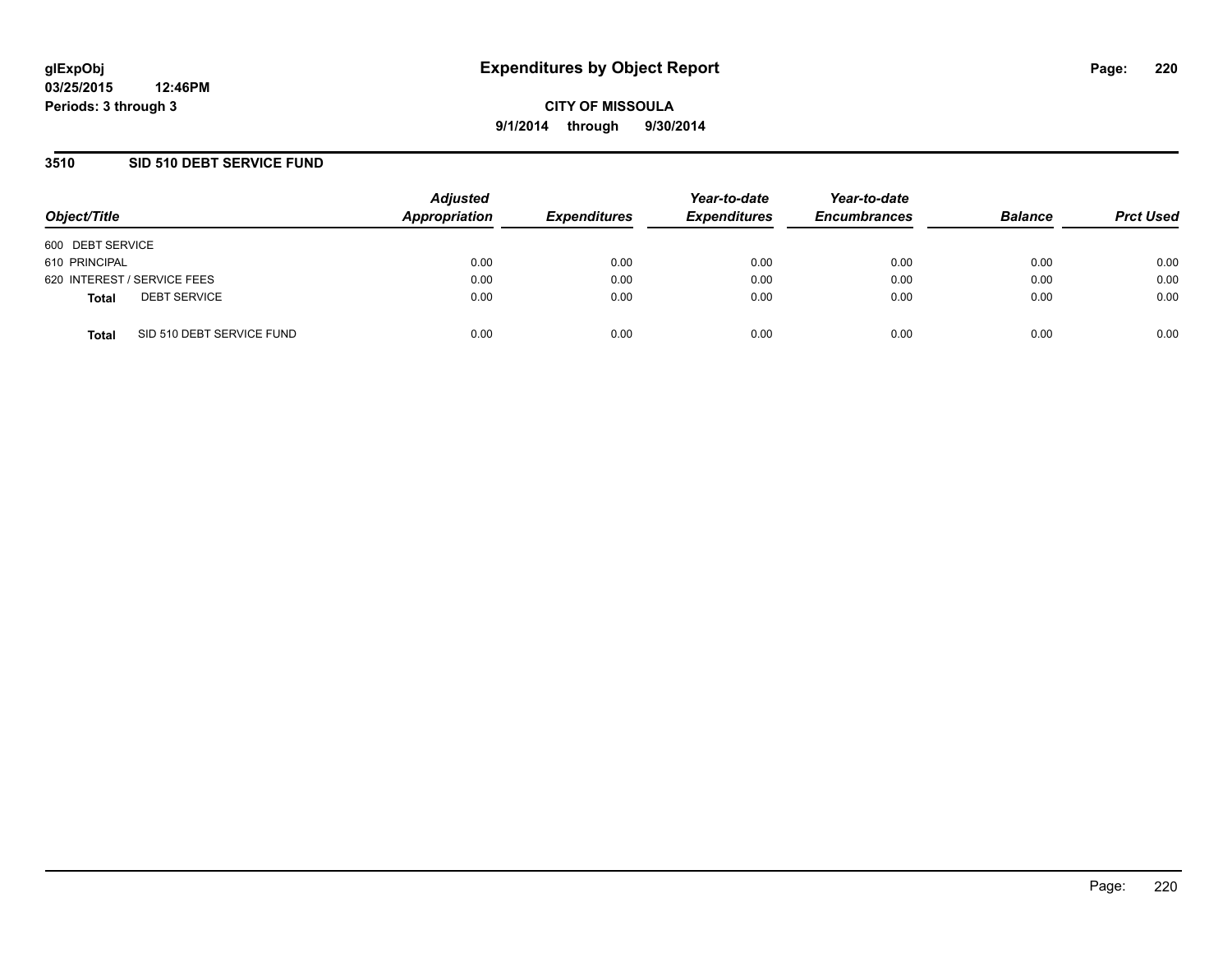**glExpObj**
**03/25/2015 12:46PM**
**Periods: 3 through 3**

# Expenditures by Object Report

**CITY OF MISSOULA**
**9/1/2014 through 9/30/2014**

## 3510 SID 510 DEBT SERVICE FUND

| Object/Title | Adjusted Appropriation | Expenditures | Year-to-date Expenditures | Year-to-date Encumbrances | Balance | Prct Used |
|---|---|---|---|---|---|---|
| 600 DEBT SERVICE | | | | | | |
| 610 PRINCIPAL | 0.00 | 0.00 | 0.00 | 0.00 | 0.00 | 0.00 |
| 620 INTEREST / SERVICE FEES | 0.00 | 0.00 | 0.00 | 0.00 | 0.00 | 0.00 |
| **Total** DEBT SERVICE | 0.00 | 0.00 | 0.00 | 0.00 | 0.00 | 0.00 |
| **Total** SID 510 DEBT SERVICE FUND | 0.00 | 0.00 | 0.00 | 0.00 | 0.00 | 0.00 |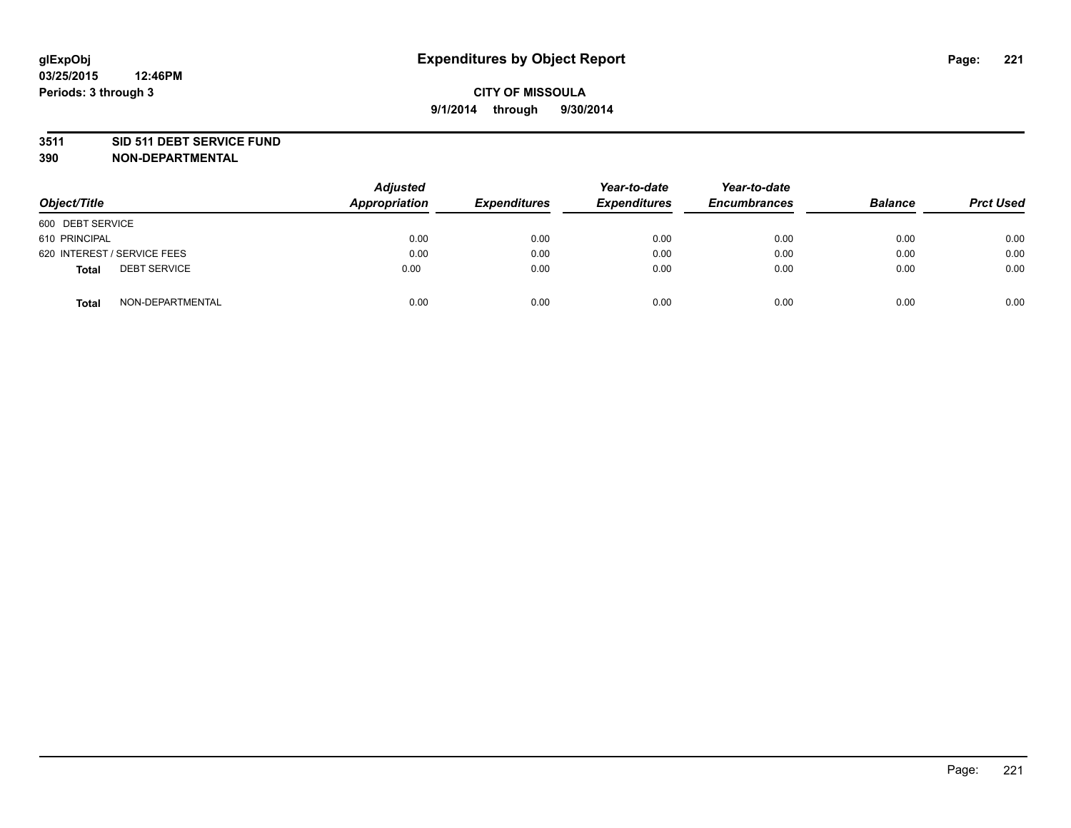glExpObj
03/25/2015 12:46PM
Periods: 3 through 3

# Expenditures by Object Report

**CITY OF MISSOULA**
**9/1/2014 through 9/30/2014**

**3511 SID 511 DEBT SERVICE FUND**
**390 NON-DEPARTMENTAL**

| Object/Title | Adjusted Appropriation | Expenditures | Year-to-date Expenditures | Year-to-date Encumbrances | Balance | Prct Used |
|---|---|---|---|---|---|---|
| 600 DEBT SERVICE | | | | | | |
| 610 PRINCIPAL | 0.00 | 0.00 | 0.00 | 0.00 | 0.00 | 0.00 |
| 620 INTEREST / SERVICE FEES | 0.00 | 0.00 | 0.00 | 0.00 | 0.00 | 0.00 |
| **Total** DEBT SERVICE | 0.00 | 0.00 | 0.00 | 0.00 | 0.00 | 0.00 |
| **Total** NON-DEPARTMENTAL | 0.00 | 0.00 | 0.00 | 0.00 | 0.00 | 0.00 |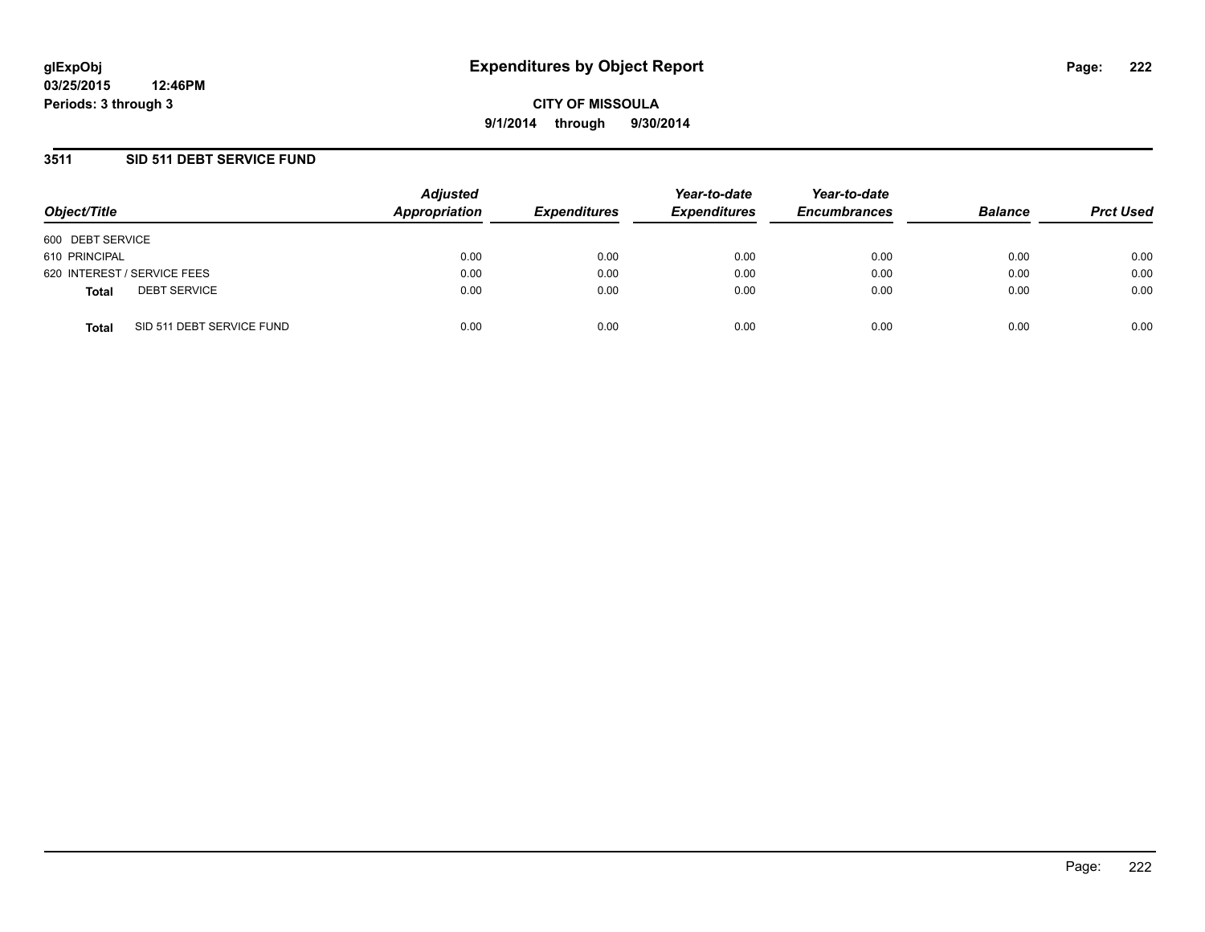# Expenditures by Object Report

glExpObj
03/25/2015 12:46PM
Periods: 3 through 3

**CITY OF MISSOULA**
**9/1/2014 through 9/30/2014**

## 3511 SID 511 DEBT SERVICE FUND

| Object/Title | | Adjusted Appropriation | Expenditures | Year-to-date Expenditures | Year-to-date Encumbrances | Balance | Prct Used |
|---|---|---|---|---|---|---|---|
| 600 DEBT SERVICE | | | | | | | |
| 610 PRINCIPAL | | 0.00 | 0.00 | 0.00 | 0.00 | 0.00 | 0.00 |
| 620 INTEREST / SERVICE FEES | | 0.00 | 0.00 | 0.00 | 0.00 | 0.00 | 0.00 |
| **Total** | DEBT SERVICE | 0.00 | 0.00 | 0.00 | 0.00 | 0.00 | 0.00 |
| **Total** | SID 511 DEBT SERVICE FUND | 0.00 | 0.00 | 0.00 | 0.00 | 0.00 | 0.00 |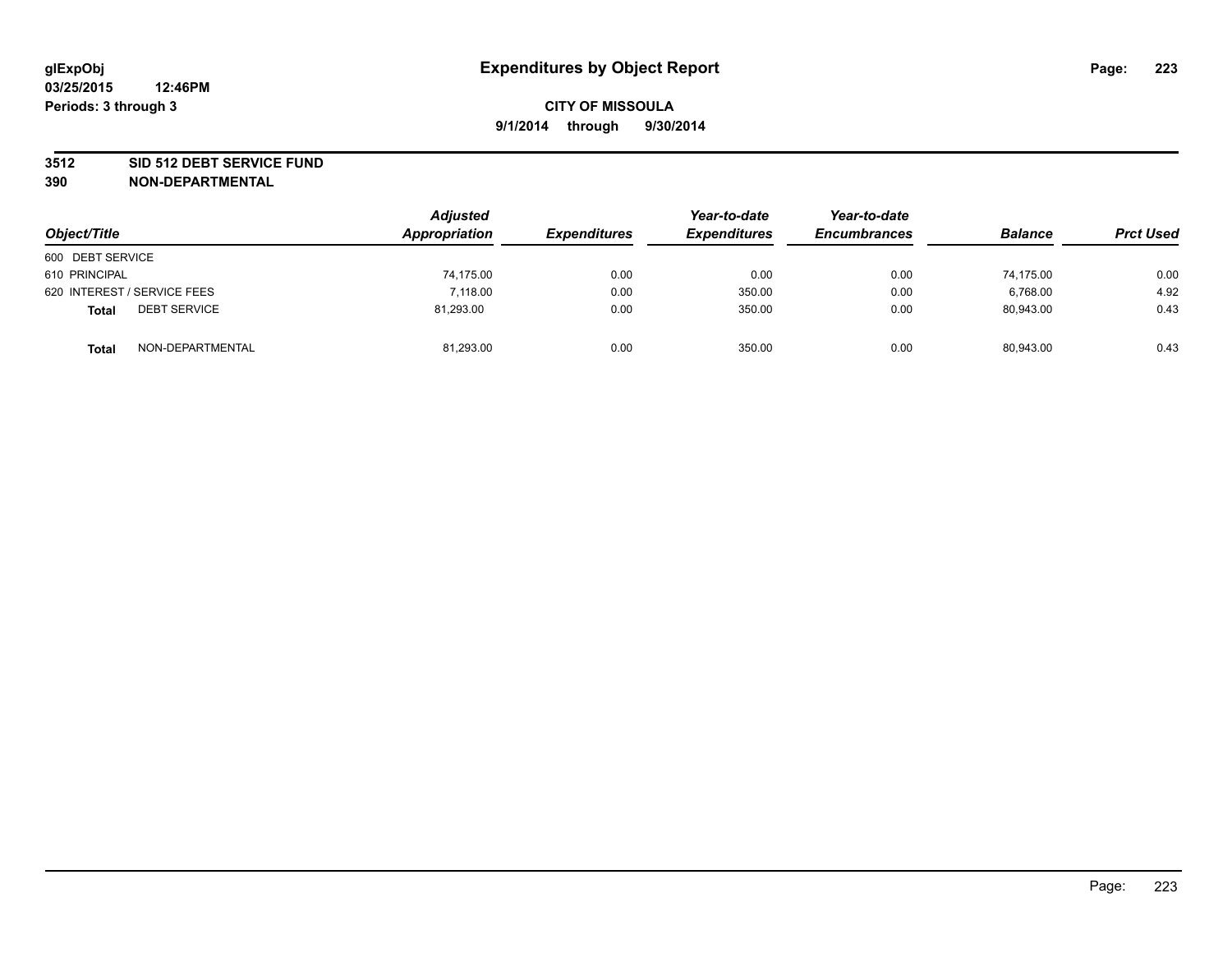# Expenditures by Object Report

glExpObj
03/25/2015 12:46PM
Periods: 3 through 3

**CITY OF MISSOULA**
**9/1/2014 through 9/30/2014**

**3512 SID 512 DEBT SERVICE FUND**
**390 NON-DEPARTMENTAL**

| Object/Title | Adjusted Appropriation | Expenditures | Year-to-date Expenditures | Year-to-date Encumbrances | Balance | Prct Used |
|---|---|---|---|---|---|---|
| 600 DEBT SERVICE | | | | | | |
| 610 PRINCIPAL | 74,175.00 | 0.00 | 0.00 | 0.00 | 74,175.00 | 0.00 |
| 620 INTEREST / SERVICE FEES | 7,118.00 | 0.00 | 350.00 | 0.00 | 6,768.00 | 4.92 |
| **Total** DEBT SERVICE | 81,293.00 | 0.00 | 350.00 | 0.00 | 80,943.00 | 0.43 |
| **Total** NON-DEPARTMENTAL | 81,293.00 | 0.00 | 350.00 | 0.00 | 80,943.00 | 0.43 |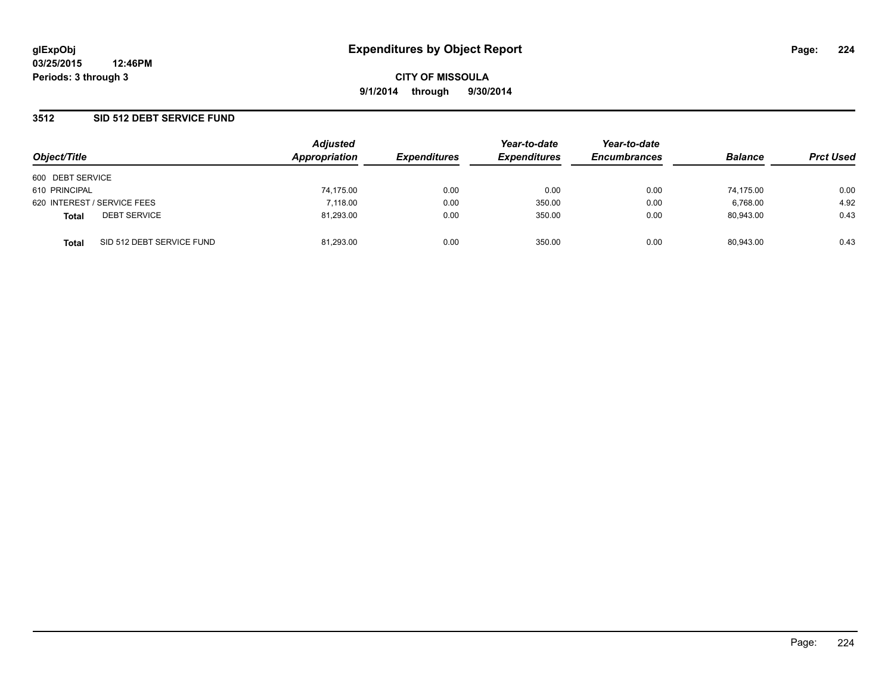glExpObj
03/25/2015 12:46PM
Periods: 3 through 3

# Expenditures by Object Report

**CITY OF MISSOULA**

**9/1/2014 through 9/30/2014**

## 3512 SID 512 DEBT SERVICE FUND

| Object/Title | | Adjusted Appropriation | Expenditures | Year-to-date Expenditures | Year-to-date Encumbrances | Balance | Prct Used |
|---|---|---|---|---|---|---|---|
| 600 DEBT SERVICE | | | | | | | |
| 610 PRINCIPAL | | 74,175.00 | 0.00 | 0.00 | 0.00 | 74,175.00 | 0.00 |
| 620 INTEREST / SERVICE FEES | | 7,118.00 | 0.00 | 350.00 | 0.00 | 6,768.00 | 4.92 |
| **Total** | DEBT SERVICE | 81,293.00 | 0.00 | 350.00 | 0.00 | 80,943.00 | 0.43 |
| **Total** | SID 512 DEBT SERVICE FUND | 81,293.00 | 0.00 | 350.00 | 0.00 | 80,943.00 | 0.43 |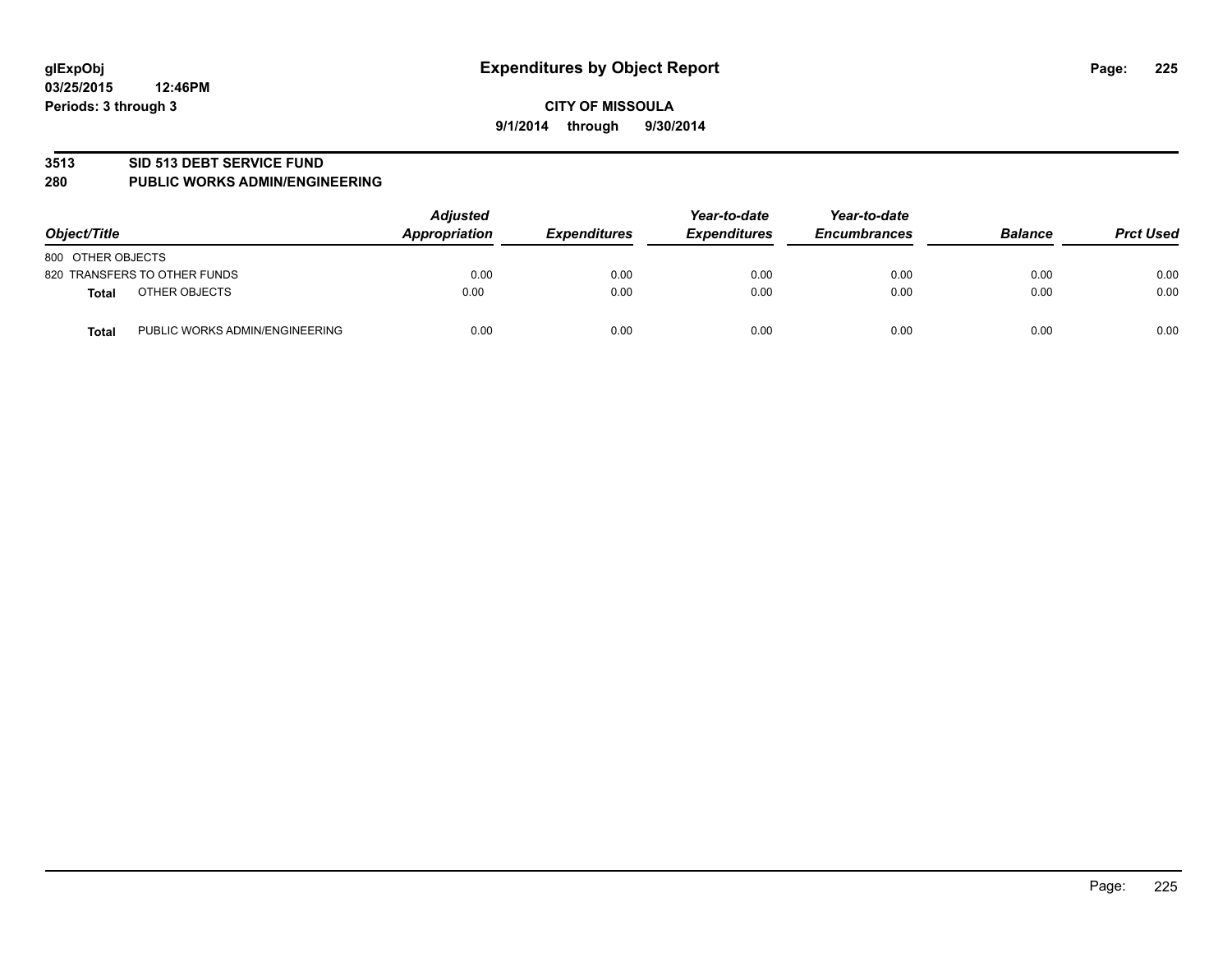# Expenditures by Object Report

glExpObj
03/25/2015 12:46PM
Periods: 3 through 3

**CITY OF MISSOULA**
**9/1/2014 through 9/30/2014**

## 3513 SID 513 DEBT SERVICE FUND
## 280 PUBLIC WORKS ADMIN/ENGINEERING

| Object/Title | Adjusted Appropriation | Expenditures | Year-to-date Expenditures | Year-to-date Encumbrances | Balance | Prct Used |
|---|---|---|---|---|---|---|
| 800 OTHER OBJECTS | | | | | | |
| 820 TRANSFERS TO OTHER FUNDS | 0.00 | 0.00 | 0.00 | 0.00 | 0.00 | 0.00 |
| **Total** OTHER OBJECTS | 0.00 | 0.00 | 0.00 | 0.00 | 0.00 | 0.00 |
| **Total** PUBLIC WORKS ADMIN/ENGINEERING | 0.00 | 0.00 | 0.00 | 0.00 | 0.00 | 0.00 |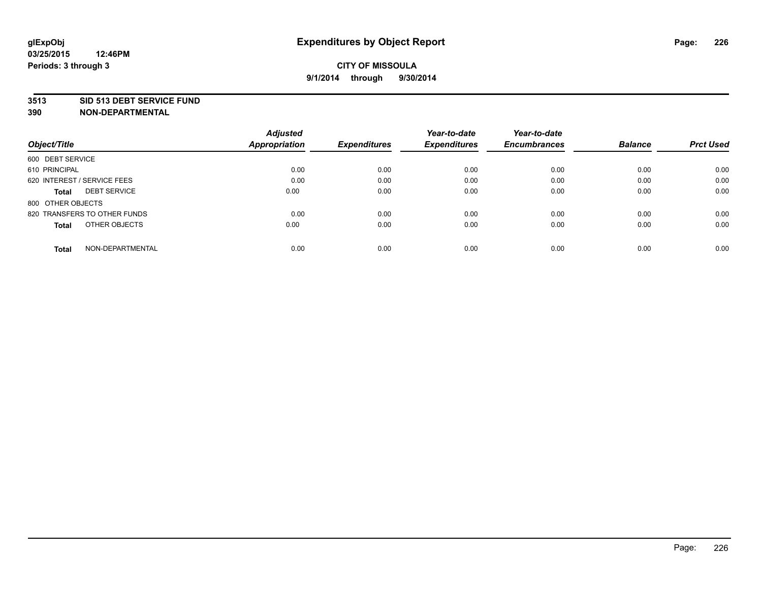glExpObj
03/25/2015 12:46PM
Periods: 3 through 3

# Expenditures by Object Report

**CITY OF MISSOULA**
**9/1/2014 through 9/30/2014**

**3513 SID 513 DEBT SERVICE FUND**
**390 NON-DEPARTMENTAL**

| Object/Title | | Adjusted Appropriation | Expenditures | Year-to-date Expenditures | Year-to-date Encumbrances | Balance | Prct Used |
|---|---|---|---|---|---|---|---|
| 600 DEBT SERVICE | | | | | | | |
| 610 PRINCIPAL | | 0.00 | 0.00 | 0.00 | 0.00 | 0.00 | 0.00 |
| 620 INTEREST / SERVICE FEES | | 0.00 | 0.00 | 0.00 | 0.00 | 0.00 | 0.00 |
| **Total** | DEBT SERVICE | 0.00 | 0.00 | 0.00 | 0.00 | 0.00 | 0.00 |
| 800 OTHER OBJECTS | | | | | | | |
| 820 TRANSFERS TO OTHER FUNDS | | 0.00 | 0.00 | 0.00 | 0.00 | 0.00 | 0.00 |
| **Total** | OTHER OBJECTS | 0.00 | 0.00 | 0.00 | 0.00 | 0.00 | 0.00 |
| **Total** | NON-DEPARTMENTAL | 0.00 | 0.00 | 0.00 | 0.00 | 0.00 | 0.00 |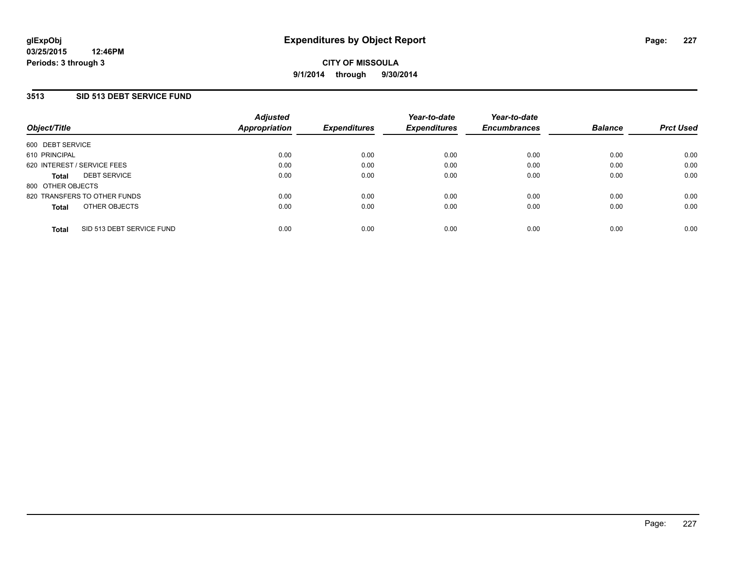# Expenditures by Object Report

glExpObj
03/25/2015 12:46PM
Periods: 3 through 3

**CITY OF MISSOULA**
**9/1/2014 through 9/30/2014**

## 3513 SID 513 DEBT SERVICE FUND

| Object/Title | Adjusted Appropriation | Expenditures | Year-to-date Expenditures | Year-to-date Encumbrances | Balance | Prct Used |
|---|---|---|---|---|---|---|
| 600 DEBT SERVICE | | | | | | |
| 610 PRINCIPAL | 0.00 | 0.00 | 0.00 | 0.00 | 0.00 | 0.00 |
| 620 INTEREST / SERVICE FEES | 0.00 | 0.00 | 0.00 | 0.00 | 0.00 | 0.00 |
| **Total** DEBT SERVICE | 0.00 | 0.00 | 0.00 | 0.00 | 0.00 | 0.00 |
| 800 OTHER OBJECTS | | | | | | |
| 820 TRANSFERS TO OTHER FUNDS | 0.00 | 0.00 | 0.00 | 0.00 | 0.00 | 0.00 |
| **Total** OTHER OBJECTS | 0.00 | 0.00 | 0.00 | 0.00 | 0.00 | 0.00 |
| **Total** SID 513 DEBT SERVICE FUND | 0.00 | 0.00 | 0.00 | 0.00 | 0.00 | 0.00 |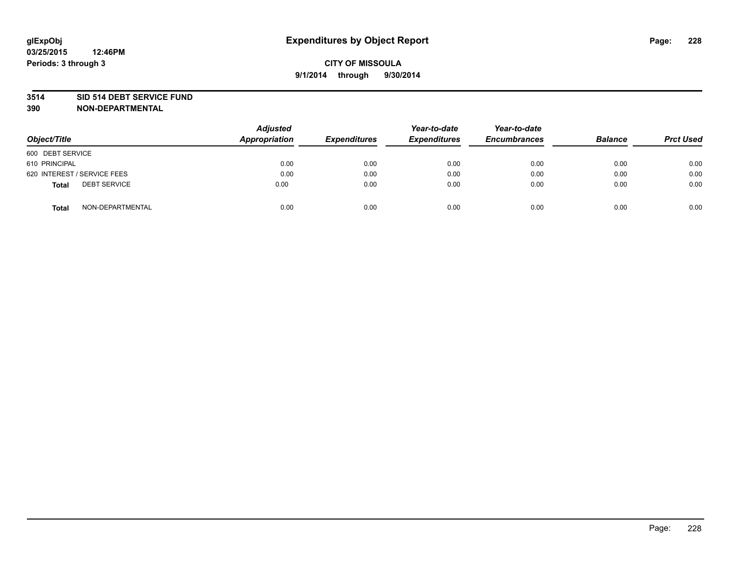**glExpObj**
**03/25/2015 12:46PM**
**Periods: 3 through 3**

# Expenditures by Object Report

**CITY OF MISSOULA**
**9/1/2014 through 9/30/2014**

**3514 SID 514 DEBT SERVICE FUND**
**390 NON-DEPARTMENTAL**

| Object/Title | | Adjusted Appropriation | Expenditures | Year-to-date Expenditures | Year-to-date Encumbrances | Balance | Prct Used |
|---|---|---|---|---|---|---|---|
| 600 DEBT SERVICE | | | | | | | |
| 610 PRINCIPAL | | 0.00 | 0.00 | 0.00 | 0.00 | 0.00 | 0.00 |
| 620 INTEREST / SERVICE FEES | | 0.00 | 0.00 | 0.00 | 0.00 | 0.00 | 0.00 |
| **Total** | DEBT SERVICE | 0.00 | 0.00 | 0.00 | 0.00 | 0.00 | 0.00 |
| **Total** | NON-DEPARTMENTAL | 0.00 | 0.00 | 0.00 | 0.00 | 0.00 | 0.00 |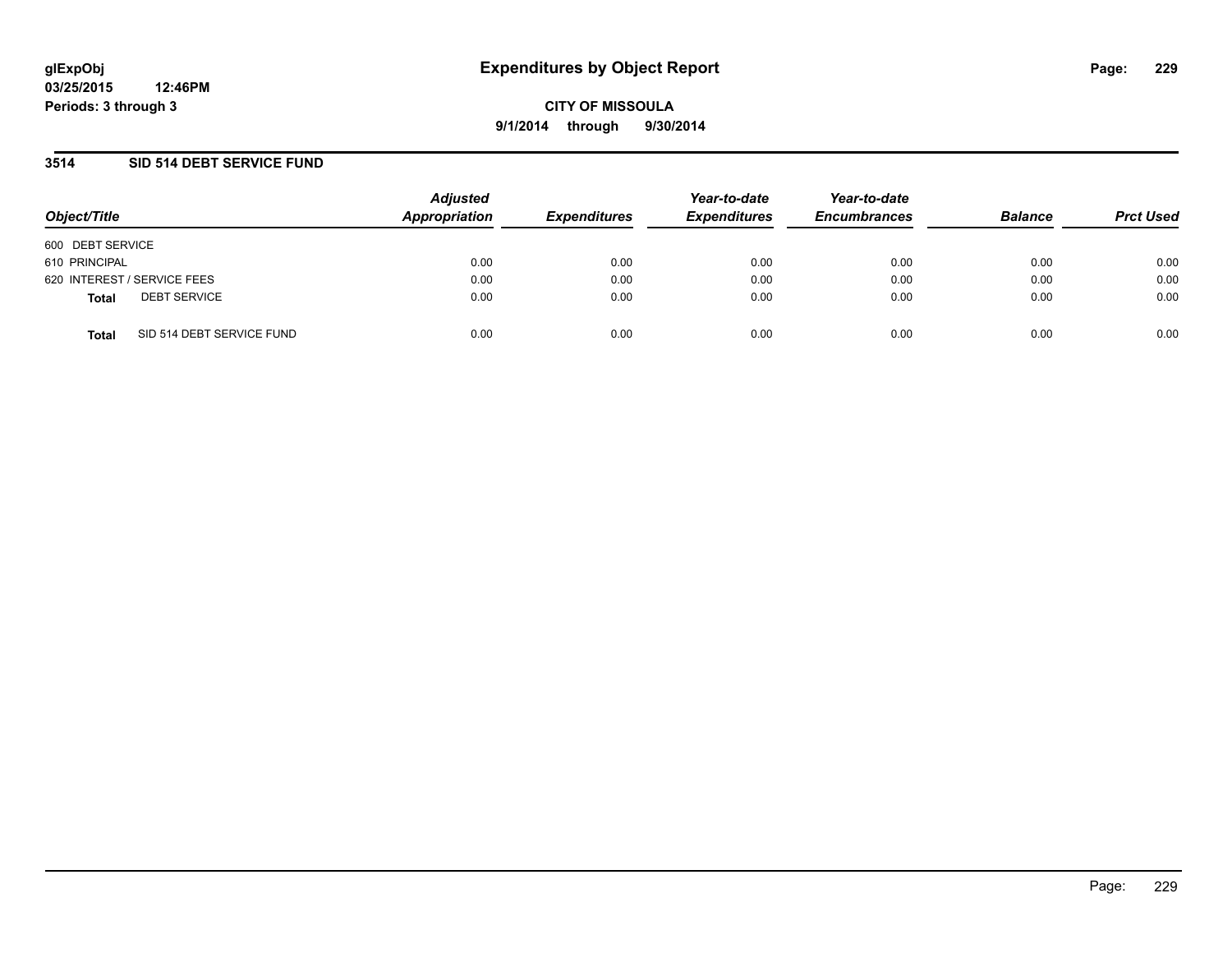glExpObj
03/25/2015 12:46PM
Periods: 3 through 3

# Expenditures by Object Report

**CITY OF MISSOULA**
**9/1/2014 through 9/30/2014**

## 3514 SID 514 DEBT SERVICE FUND

| Object/Title | | Adjusted Appropriation | Expenditures | Year-to-date Expenditures | Year-to-date Encumbrances | Balance | Prct Used |
|---|---|---|---|---|---|---|---|
| 600 DEBT SERVICE | | | | | | | |
| 610 PRINCIPAL | | 0.00 | 0.00 | 0.00 | 0.00 | 0.00 | 0.00 |
| 620 INTEREST / SERVICE FEES | | 0.00 | 0.00 | 0.00 | 0.00 | 0.00 | 0.00 |
| **Total** | DEBT SERVICE | 0.00 | 0.00 | 0.00 | 0.00 | 0.00 | 0.00 |
| **Total** | SID 514 DEBT SERVICE FUND | 0.00 | 0.00 | 0.00 | 0.00 | 0.00 | 0.00 |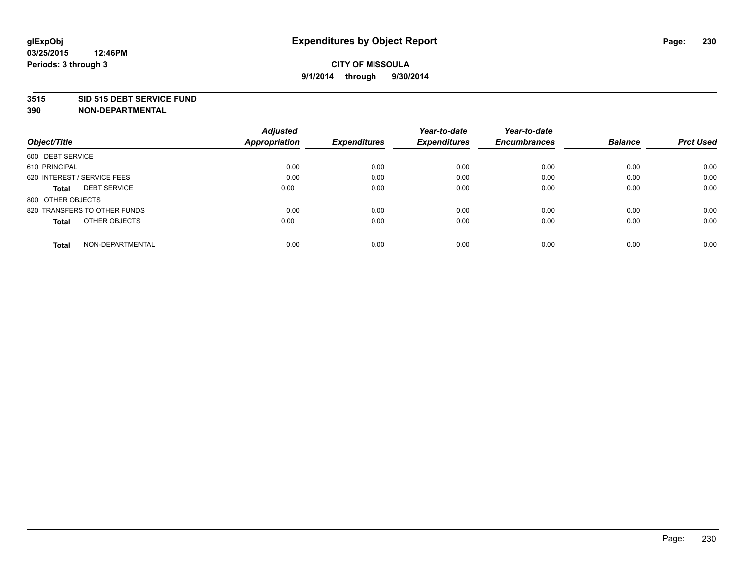# Expenditures by Object Report

glExpObj
03/25/2015 12:46PM
Periods: 3 through 3

**CITY OF MISSOULA**
**9/1/2014 through 9/30/2014**

**3515 SID 515 DEBT SERVICE FUND**
**390 NON-DEPARTMENTAL**

| Object/Title | Adjusted Appropriation | Expenditures | Year-to-date Expenditures | Year-to-date Encumbrances | Balance | Prct Used |
|---|---|---|---|---|---|---|
| 600 DEBT SERVICE | | | | | | |
| 610 PRINCIPAL | 0.00 | 0.00 | 0.00 | 0.00 | 0.00 | 0.00 |
| 620 INTEREST / SERVICE FEES | 0.00 | 0.00 | 0.00 | 0.00 | 0.00 | 0.00 |
| **Total** DEBT SERVICE | 0.00 | 0.00 | 0.00 | 0.00 | 0.00 | 0.00 |
| 800 OTHER OBJECTS | | | | | | |
| 820 TRANSFERS TO OTHER FUNDS | 0.00 | 0.00 | 0.00 | 0.00 | 0.00 | 0.00 |
| **Total** OTHER OBJECTS | 0.00 | 0.00 | 0.00 | 0.00 | 0.00 | 0.00 |
| **Total** NON-DEPARTMENTAL | 0.00 | 0.00 | 0.00 | 0.00 | 0.00 | 0.00 |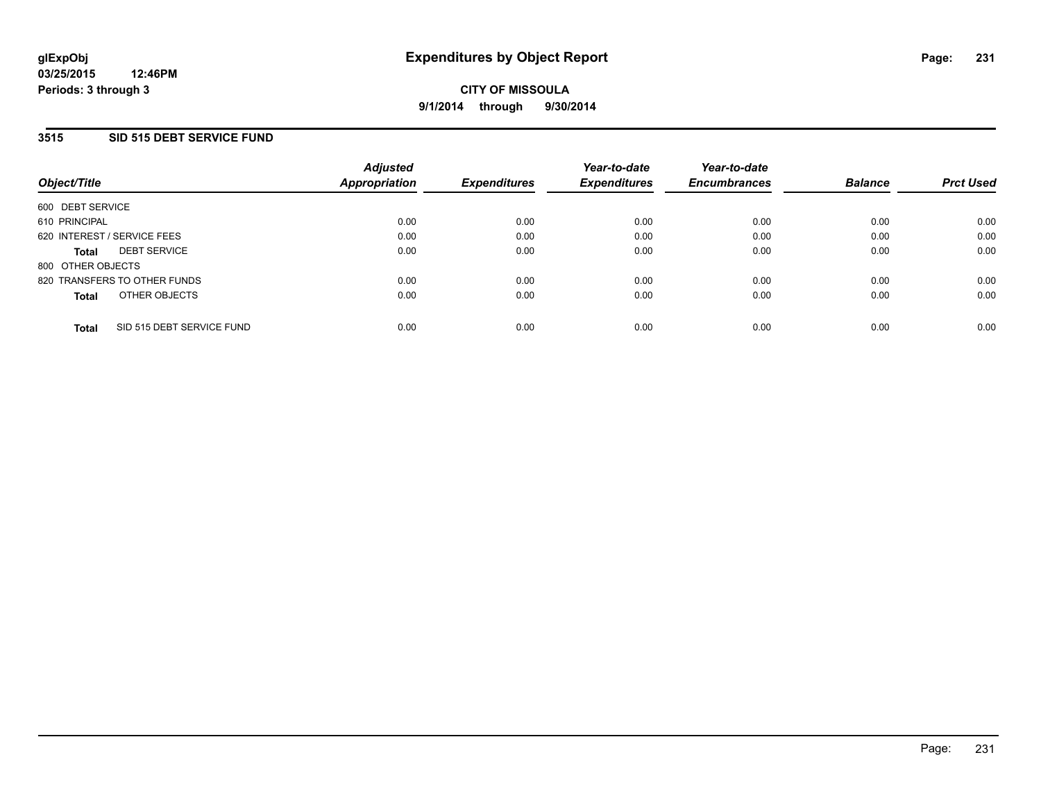**glExpObj** **Expenditures by Object Report**
**03/25/2015 12:46PM**
**Periods: 3 through 3**

**CITY OF MISSOULA**
**9/1/2014 through 9/30/2014**

## 3515 SID 515 DEBT SERVICE FUND

| Object/Title | Adjusted Appropriation | Expenditures | Year-to-date Expenditures | Year-to-date Encumbrances | Balance | Prct Used |
|---|---|---|---|---|---|---|
| 600 DEBT SERVICE | | | | | | |
| 610 PRINCIPAL | 0.00 | 0.00 | 0.00 | 0.00 | 0.00 | 0.00 |
| 620 INTEREST / SERVICE FEES | 0.00 | 0.00 | 0.00 | 0.00 | 0.00 | 0.00 |
| **Total** DEBT SERVICE | 0.00 | 0.00 | 0.00 | 0.00 | 0.00 | 0.00 |
| 800 OTHER OBJECTS | | | | | | |
| 820 TRANSFERS TO OTHER FUNDS | 0.00 | 0.00 | 0.00 | 0.00 | 0.00 | 0.00 |
| **Total** OTHER OBJECTS | 0.00 | 0.00 | 0.00 | 0.00 | 0.00 | 0.00 |
| **Total** SID 515 DEBT SERVICE FUND | 0.00 | 0.00 | 0.00 | 0.00 | 0.00 | 0.00 |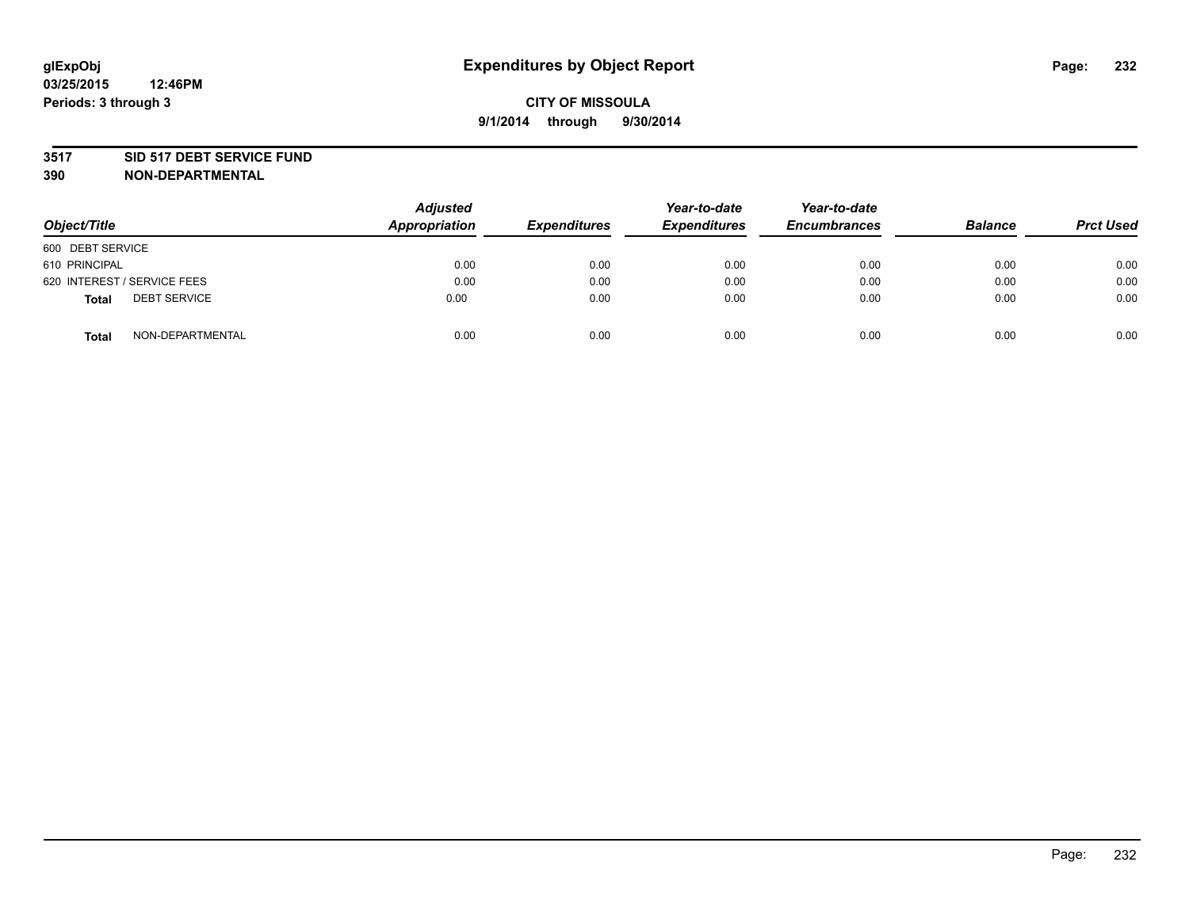**glExpObj**
**03/25/2015 12:46PM**
**Periods: 3 through 3**

# Expenditures by Object Report

**CITY OF MISSOULA**
**9/1/2014 through 9/30/2014**

**3517 SID 517 DEBT SERVICE FUND**
**390 NON-DEPARTMENTAL**

| Object/Title | Adjusted Appropriation | Expenditures | Year-to-date Expenditures | Year-to-date Encumbrances | Balance | Prct Used |
|---|---|---|---|---|---|---|
| 600 DEBT SERVICE | | | | | | |
| 610 PRINCIPAL | 0.00 | 0.00 | 0.00 | 0.00 | 0.00 | 0.00 |
| 620 INTEREST / SERVICE FEES | 0.00 | 0.00 | 0.00 | 0.00 | 0.00 | 0.00 |
| **Total** DEBT SERVICE | 0.00 | 0.00 | 0.00 | 0.00 | 0.00 | 0.00 |
| **Total** NON-DEPARTMENTAL | 0.00 | 0.00 | 0.00 | 0.00 | 0.00 | 0.00 |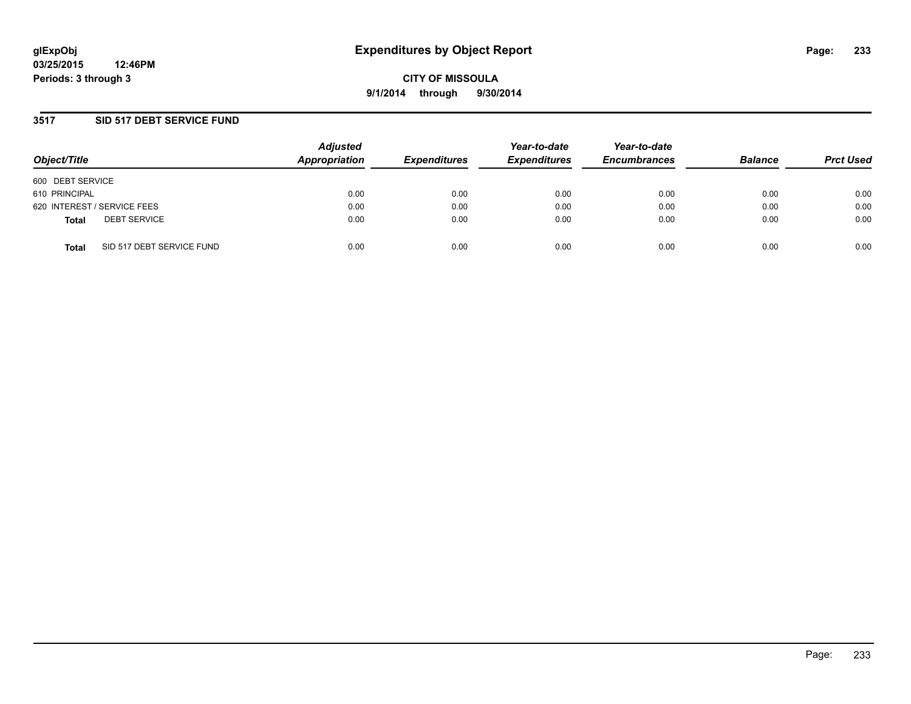# Expenditures by Object Report

glExpObj
03/25/2015 12:46PM
Periods: 3 through 3

**CITY OF MISSOULA**
**9/1/2014 through 9/30/2014**

## 3517 SID 517 DEBT SERVICE FUND

| Object/Title | Adjusted Appropriation | Expenditures | Year-to-date Expenditures | Year-to-date Encumbrances | Balance | Prct Used |
|---|---|---|---|---|---|---|
| 600 DEBT SERVICE | | | | | | |
| 610 PRINCIPAL | 0.00 | 0.00 | 0.00 | 0.00 | 0.00 | 0.00 |
| 620 INTEREST / SERVICE FEES | 0.00 | 0.00 | 0.00 | 0.00 | 0.00 | 0.00 |
| **Total** DEBT SERVICE | 0.00 | 0.00 | 0.00 | 0.00 | 0.00 | 0.00 |
| **Total** SID 517 DEBT SERVICE FUND | 0.00 | 0.00 | 0.00 | 0.00 | 0.00 | 0.00 |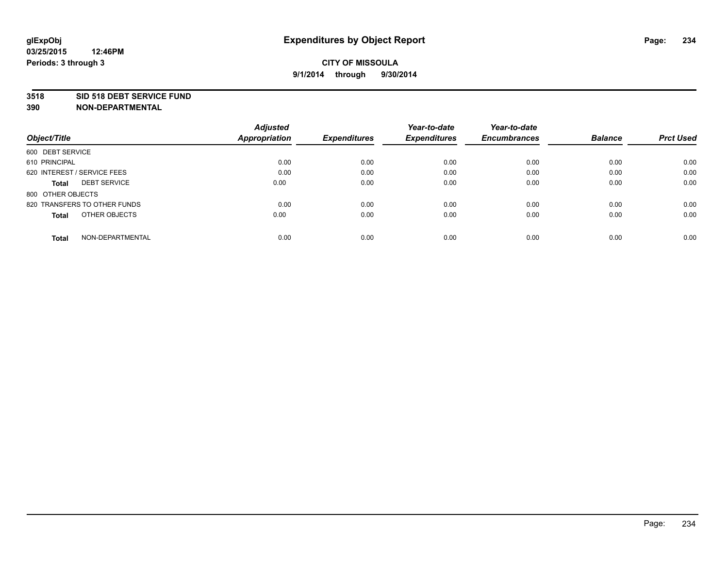# Expenditures by Object Report

glExpObj
03/25/2015 12:46PM
Periods: 3 through 3

**CITY OF MISSOULA**
**9/1/2014 through 9/30/2014**

**3518 SID 518 DEBT SERVICE FUND**
**390 NON-DEPARTMENTAL**

| Object/Title | Adjusted Appropriation | Expenditures | Year-to-date Expenditures | Year-to-date Encumbrances | Balance | Prct Used |
|---|---|---|---|---|---|---|
| 600 DEBT SERVICE | | | | | | |
| 610 PRINCIPAL | 0.00 | 0.00 | 0.00 | 0.00 | 0.00 | 0.00 |
| 620 INTEREST / SERVICE FEES | 0.00 | 0.00 | 0.00 | 0.00 | 0.00 | 0.00 |
| **Total** DEBT SERVICE | 0.00 | 0.00 | 0.00 | 0.00 | 0.00 | 0.00 |
| 800 OTHER OBJECTS | | | | | | |
| 820 TRANSFERS TO OTHER FUNDS | 0.00 | 0.00 | 0.00 | 0.00 | 0.00 | 0.00 |
| **Total** OTHER OBJECTS | 0.00 | 0.00 | 0.00 | 0.00 | 0.00 | 0.00 |
| **Total** NON-DEPARTMENTAL | 0.00 | 0.00 | 0.00 | 0.00 | 0.00 | 0.00 |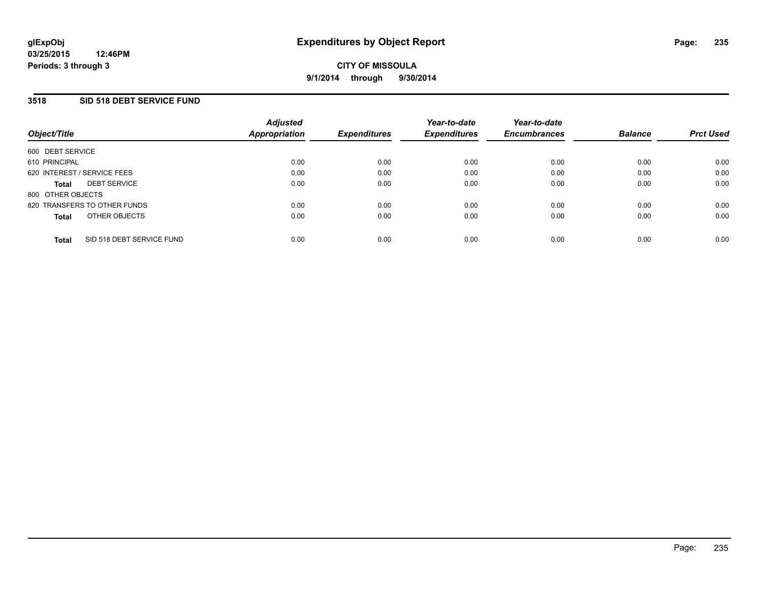# Expenditures by Object Report

glExpObj
03/25/2015 12:46PM
Periods: 3 through 3

**CITY OF MISSOULA**
**9/1/2014 through 9/30/2014**

## 3518 SID 518 DEBT SERVICE FUND

| Object/Title | Adjusted Appropriation | Expenditures | Year-to-date Expenditures | Year-to-date Encumbrances | Balance | Prct Used |
|---|---|---|---|---|---|---|
| 600 DEBT SERVICE | | | | | | |
| 610 PRINCIPAL | 0.00 | 0.00 | 0.00 | 0.00 | 0.00 | 0.00 |
| 620 INTEREST / SERVICE FEES | 0.00 | 0.00 | 0.00 | 0.00 | 0.00 | 0.00 |
| **Total** DEBT SERVICE | 0.00 | 0.00 | 0.00 | 0.00 | 0.00 | 0.00 |
| 800 OTHER OBJECTS | | | | | | |
| 820 TRANSFERS TO OTHER FUNDS | 0.00 | 0.00 | 0.00 | 0.00 | 0.00 | 0.00 |
| **Total** OTHER OBJECTS | 0.00 | 0.00 | 0.00 | 0.00 | 0.00 | 0.00 |
| **Total** SID 518 DEBT SERVICE FUND | 0.00 | 0.00 | 0.00 | 0.00 | 0.00 | 0.00 |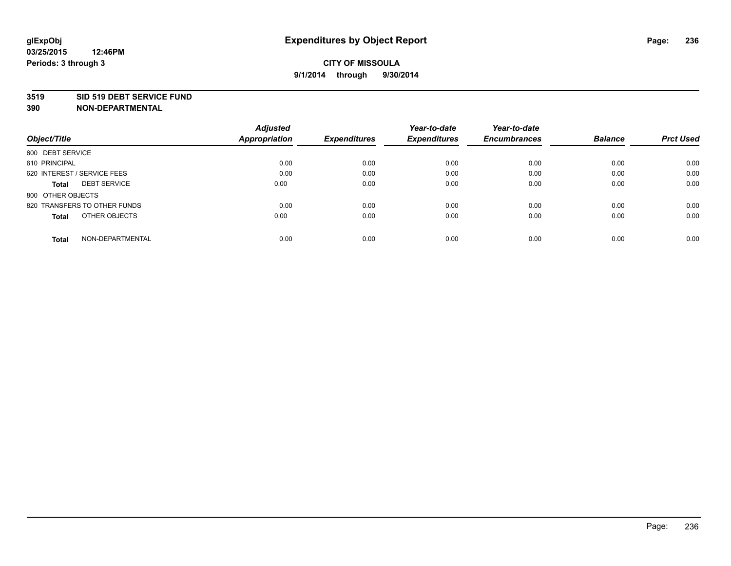glExpObj
03/25/2015 12:46PM
Periods: 3 through 3

# Expenditures by Object Report

**CITY OF MISSOULA**
**9/1/2014 through 9/30/2014**

**3519 SID 519 DEBT SERVICE FUND**
**390 NON-DEPARTMENTAL**

| Object/Title | | Adjusted Appropriation | Expenditures | Year-to-date Expenditures | Year-to-date Encumbrances | Balance | Prct Used |
|---|---|---|---|---|---|---|---|
| 600 DEBT SERVICE | | | | | | | |
| 610 PRINCIPAL | | 0.00 | 0.00 | 0.00 | 0.00 | 0.00 | 0.00 |
| 620 INTEREST / SERVICE FEES | | 0.00 | 0.00 | 0.00 | 0.00 | 0.00 | 0.00 |
| **Total** | DEBT SERVICE | 0.00 | 0.00 | 0.00 | 0.00 | 0.00 | 0.00 |
| 800 OTHER OBJECTS | | | | | | | |
| 820 TRANSFERS TO OTHER FUNDS | | 0.00 | 0.00 | 0.00 | 0.00 | 0.00 | 0.00 |
| **Total** | OTHER OBJECTS | 0.00 | 0.00 | 0.00 | 0.00 | 0.00 | 0.00 |
| **Total** | NON-DEPARTMENTAL | 0.00 | 0.00 | 0.00 | 0.00 | 0.00 | 0.00 |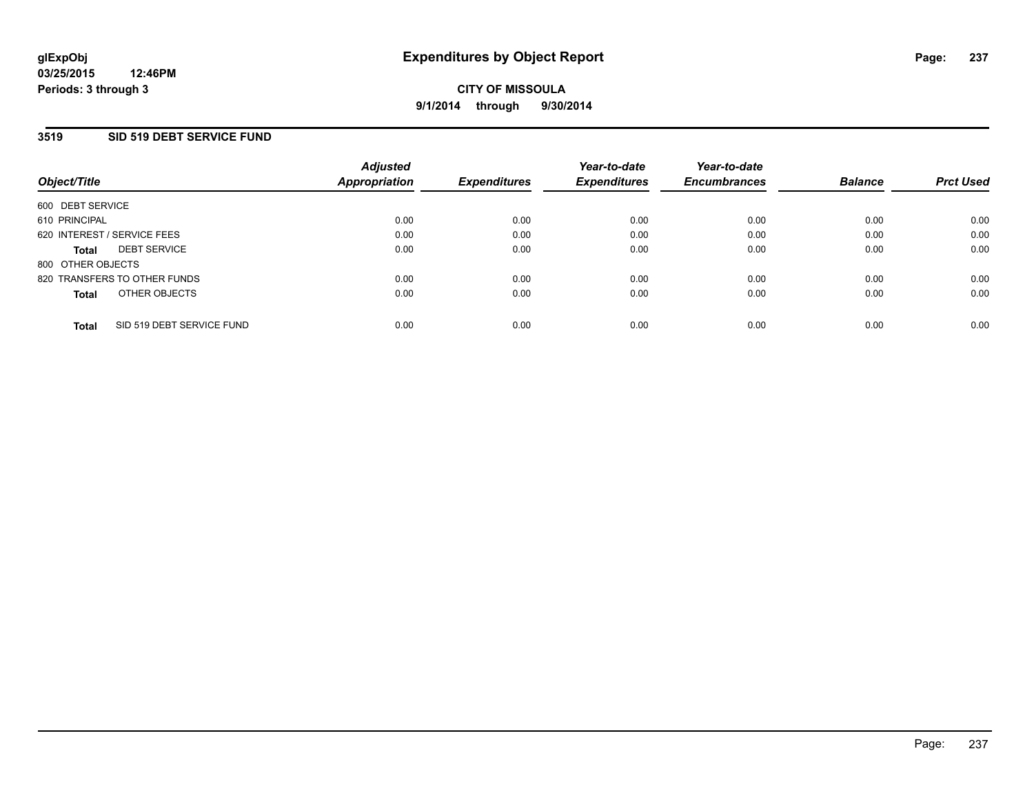**glExpObj** **Expenditures by Object Report**
**03/25/2015 12:46PM**
**Periods: 3 through 3**

**CITY OF MISSOULA**
**9/1/2014 through 9/30/2014**

## 3519 SID 519 DEBT SERVICE FUND

| Object/Title | Adjusted Appropriation | Expenditures | Year-to-date Expenditures | Year-to-date Encumbrances | Balance | Prct Used |
|---|---|---|---|---|---|---|
| 600 DEBT SERVICE | | | | | | |
| 610 PRINCIPAL | 0.00 | 0.00 | 0.00 | 0.00 | 0.00 | 0.00 |
| 620 INTEREST / SERVICE FEES | 0.00 | 0.00 | 0.00 | 0.00 | 0.00 | 0.00 |
| **Total** DEBT SERVICE | 0.00 | 0.00 | 0.00 | 0.00 | 0.00 | 0.00 |
| 800 OTHER OBJECTS | | | | | | |
| 820 TRANSFERS TO OTHER FUNDS | 0.00 | 0.00 | 0.00 | 0.00 | 0.00 | 0.00 |
| **Total** OTHER OBJECTS | 0.00 | 0.00 | 0.00 | 0.00 | 0.00 | 0.00 |
| **Total** SID 519 DEBT SERVICE FUND | 0.00 | 0.00 | 0.00 | 0.00 | 0.00 | 0.00 |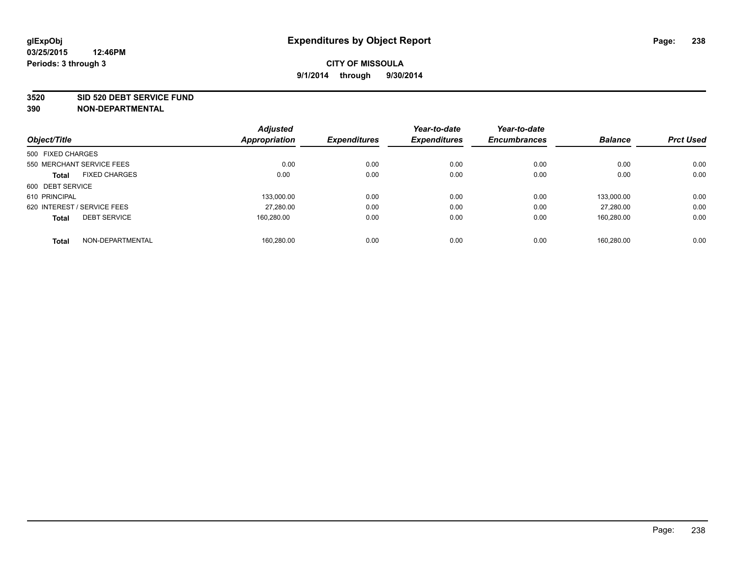glExpObj
03/25/2015 12:46PM
Periods: 3 through 3

# Expenditures by Object Report

**CITY OF MISSOULA**
**9/1/2014 through 9/30/2014**

**3520 SID 520 DEBT SERVICE FUND**
**390 NON-DEPARTMENTAL**

| Object/Title | | Adjusted Appropriation | Expenditures | Year-to-date Expenditures | Year-to-date Encumbrances | Balance | Prct Used |
|---|---|---|---|---|---|---|---|
| 500 FIXED CHARGES | | | | | | | |
| 550 MERCHANT SERVICE FEES | | 0.00 | 0.00 | 0.00 | 0.00 | 0.00 | 0.00 |
| **Total** | FIXED CHARGES | 0.00 | 0.00 | 0.00 | 0.00 | 0.00 | 0.00 |
| 600 DEBT SERVICE | | | | | | | |
| 610 PRINCIPAL | | 133,000.00 | 0.00 | 0.00 | 0.00 | 133,000.00 | 0.00 |
| 620 INTEREST / SERVICE FEES | | 27,280.00 | 0.00 | 0.00 | 0.00 | 27,280.00 | 0.00 |
| **Total** | DEBT SERVICE | 160,280.00 | 0.00 | 0.00 | 0.00 | 160,280.00 | 0.00 |
| **Total** | NON-DEPARTMENTAL | 160,280.00 | 0.00 | 0.00 | 0.00 | 160,280.00 | 0.00 |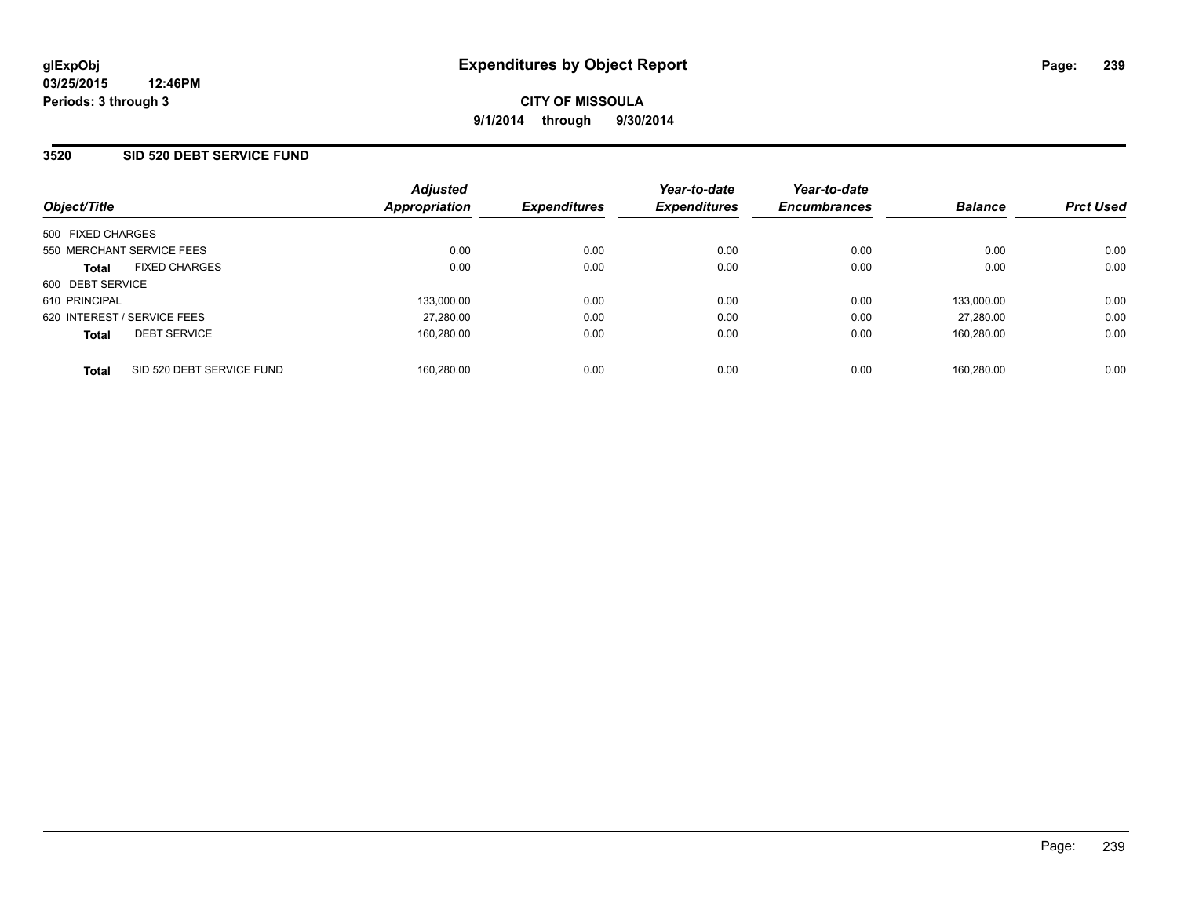**glExpObj**
**03/25/2015 12:46PM**
**Periods: 3 through 3**

# Expenditures by Object Report

**CITY OF MISSOULA**
**9/1/2014 through 9/30/2014**

## 3520 SID 520 DEBT SERVICE FUND

| Object/Title | Adjusted Appropriation | Expenditures | Year-to-date Expenditures | Year-to-date Encumbrances | Balance | Prct Used |
|---|---|---|---|---|---|---|
| 500 FIXED CHARGES | | | | | | |
| 550 MERCHANT SERVICE FEES | 0.00 | 0.00 | 0.00 | 0.00 | 0.00 | 0.00 |
| **Total** FIXED CHARGES | 0.00 | 0.00 | 0.00 | 0.00 | 0.00 | 0.00 |
| 600 DEBT SERVICE | | | | | | |
| 610 PRINCIPAL | 133,000.00 | 0.00 | 0.00 | 0.00 | 133,000.00 | 0.00 |
| 620 INTEREST / SERVICE FEES | 27,280.00 | 0.00 | 0.00 | 0.00 | 27,280.00 | 0.00 |
| **Total** DEBT SERVICE | 160,280.00 | 0.00 | 0.00 | 0.00 | 160,280.00 | 0.00 |
| **Total** SID 520 DEBT SERVICE FUND | 160,280.00 | 0.00 | 0.00 | 0.00 | 160,280.00 | 0.00 |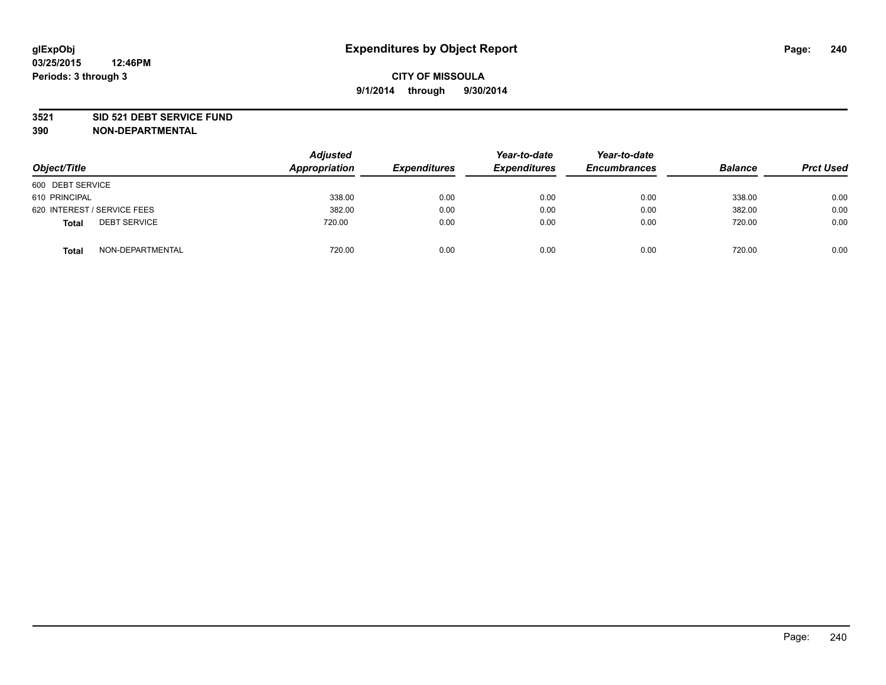**glExpObj**
**03/25/2015 12:46PM**
**Periods: 3 through 3**

# Expenditures by Object Report

**CITY OF MISSOULA**
**9/1/2014 through 9/30/2014**

**3521 SID 521 DEBT SERVICE FUND**
**390 NON-DEPARTMENTAL**

| Object/Title | Adjusted Appropriation | Expenditures | Year-to-date Expenditures | Year-to-date Encumbrances | Balance | Prct Used |
|---|---|---|---|---|---|---|
| 600 DEBT SERVICE | | | | | | |
| 610 PRINCIPAL | 338.00 | 0.00 | 0.00 | 0.00 | 338.00 | 0.00 |
| 620 INTEREST / SERVICE FEES | 382.00 | 0.00 | 0.00 | 0.00 | 382.00 | 0.00 |
| **Total** DEBT SERVICE | 720.00 | 0.00 | 0.00 | 0.00 | 720.00 | 0.00 |
| **Total** NON-DEPARTMENTAL | 720.00 | 0.00 | 0.00 | 0.00 | 720.00 | 0.00 |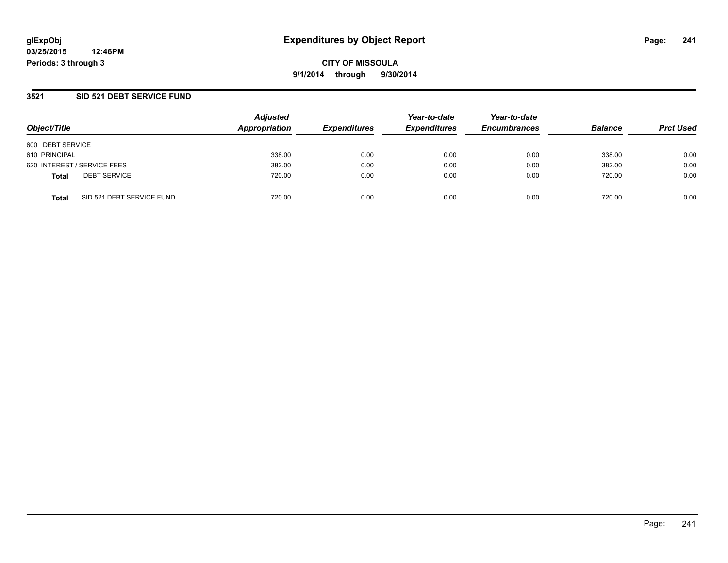# Expenditures by Object Report

glExpObj
03/25/2015 12:46PM
Periods: 3 through 3

CITY OF MISSOULA
9/1/2014 through 9/30/2014

## 3521 SID 521 DEBT SERVICE FUND

| Object/Title | Adjusted Appropriation | Expenditures | Year-to-date Expenditures | Year-to-date Encumbrances | Balance | Prct Used |
|---|---|---|---|---|---|---|
| 600 DEBT SERVICE | | | | | | |
| 610 PRINCIPAL | 338.00 | 0.00 | 0.00 | 0.00 | 338.00 | 0.00 |
| 620 INTEREST / SERVICE FEES | 382.00 | 0.00 | 0.00 | 0.00 | 382.00 | 0.00 |
| **Total** DEBT SERVICE | 720.00 | 0.00 | 0.00 | 0.00 | 720.00 | 0.00 |
| **Total** SID 521 DEBT SERVICE FUND | 720.00 | 0.00 | 0.00 | 0.00 | 720.00 | 0.00 |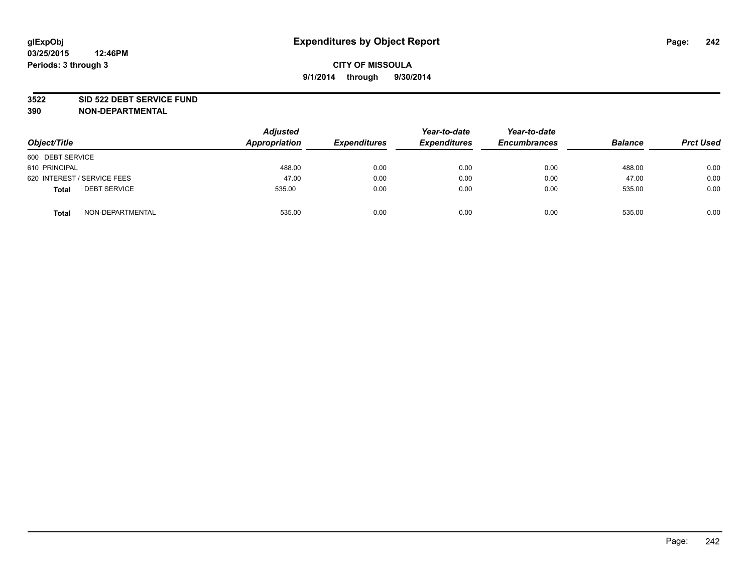glExpObj
03/25/2015 12:46PM
Periods: 3 through 3

# Expenditures by Object Report

**CITY OF MISSOULA**
**9/1/2014 through 9/30/2014**

**3522 SID 522 DEBT SERVICE FUND**
**390 NON-DEPARTMENTAL**

| Object/Title | Adjusted Appropriation | Expenditures | Year-to-date Expenditures | Year-to-date Encumbrances | Balance | Prct Used |
|---|---|---|---|---|---|---|
| 600 DEBT SERVICE | | | | | | |
| 610 PRINCIPAL | 488.00 | 0.00 | 0.00 | 0.00 | 488.00 | 0.00 |
| 620 INTEREST / SERVICE FEES | 47.00 | 0.00 | 0.00 | 0.00 | 47.00 | 0.00 |
| **Total** DEBT SERVICE | 535.00 | 0.00 | 0.00 | 0.00 | 535.00 | 0.00 |
| **Total** NON-DEPARTMENTAL | 535.00 | 0.00 | 0.00 | 0.00 | 535.00 | 0.00 |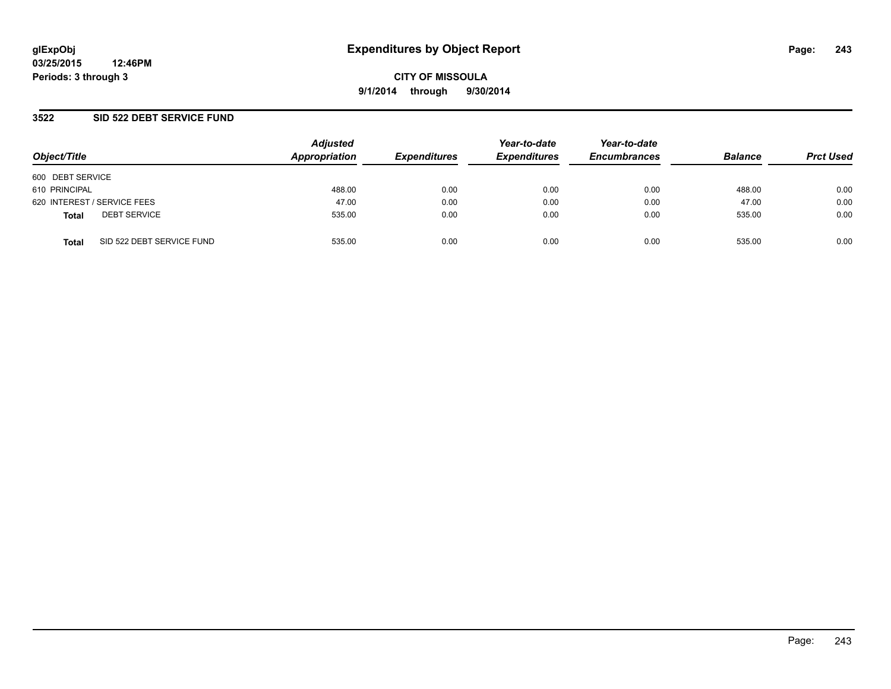**glExpObj**
**03/25/2015 12:46PM**
**Periods: 3 through 3**

# Expenditures by Object Report

**CITY OF MISSOULA**
**9/1/2014 through 9/30/2014**

## 3522 SID 522 DEBT SERVICE FUND

| Object/Title | Adjusted Appropriation | Expenditures | Year-to-date Expenditures | Year-to-date Encumbrances | Balance | Prct Used |
|---|---|---|---|---|---|---|
| 600 DEBT SERVICE | | | | | | |
| 610 PRINCIPAL | 488.00 | 0.00 | 0.00 | 0.00 | 488.00 | 0.00 |
| 620 INTEREST / SERVICE FEES | 47.00 | 0.00 | 0.00 | 0.00 | 47.00 | 0.00 |
| **Total** DEBT SERVICE | 535.00 | 0.00 | 0.00 | 0.00 | 535.00 | 0.00 |
| **Total** SID 522 DEBT SERVICE FUND | 535.00 | 0.00 | 0.00 | 0.00 | 535.00 | 0.00 |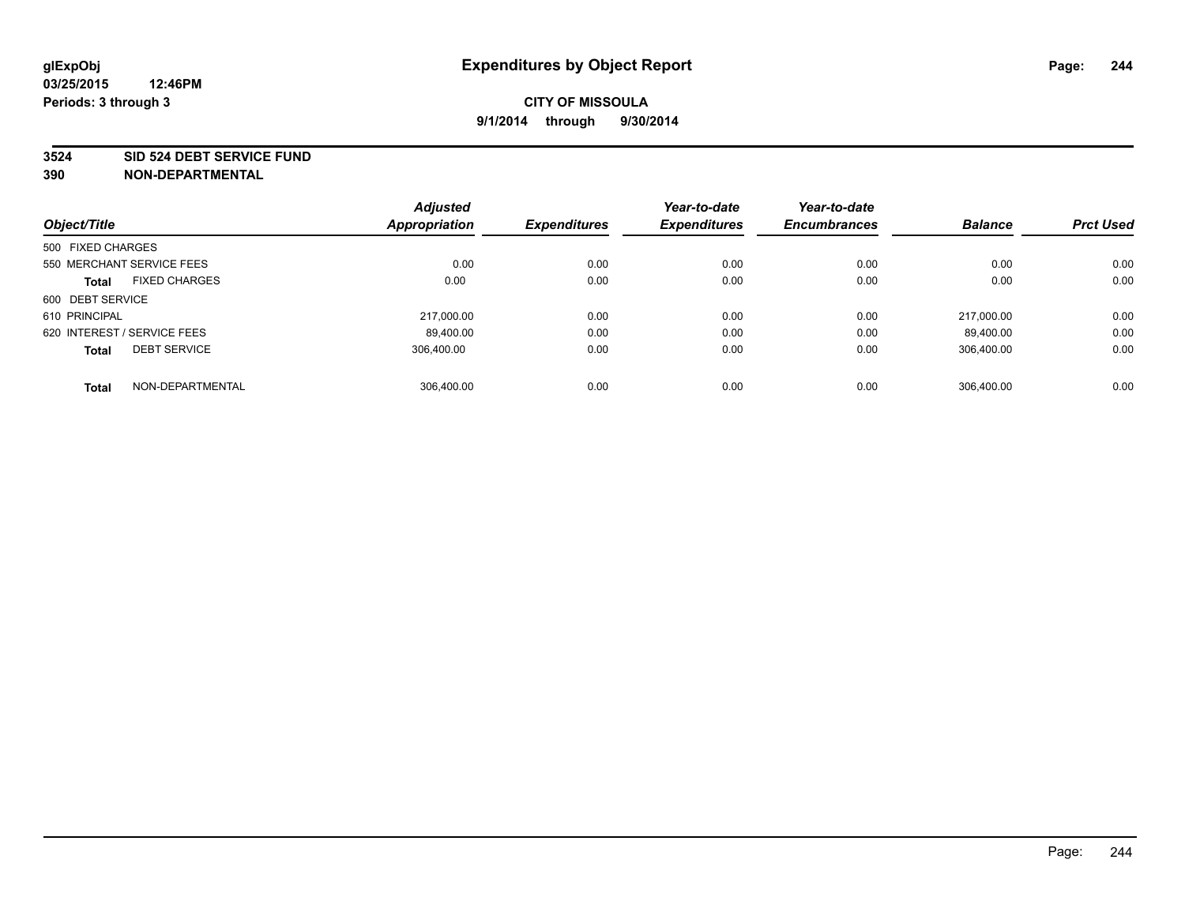**glExpObj** **Expenditures by Object Report**

**03/25/2015 12:46PM**

**Periods: 3 through 3**

**CITY OF MISSOULA**

**9/1/2014 through 9/30/2014**

**3524 SID 524 DEBT SERVICE FUND**

**390 NON-DEPARTMENTAL**

| Object/Title | Adjusted Appropriation | Expenditures | Year-to-date Expenditures | Year-to-date Encumbrances | Balance | Prct Used |
|---|---|---|---|---|---|---|
| 500 FIXED CHARGES | | | | | | |
| 550 MERCHANT SERVICE FEES | 0.00 | 0.00 | 0.00 | 0.00 | 0.00 | 0.00 |
| **Total** FIXED CHARGES | 0.00 | 0.00 | 0.00 | 0.00 | 0.00 | 0.00 |
| 600 DEBT SERVICE | | | | | | |
| 610 PRINCIPAL | 217,000.00 | 0.00 | 0.00 | 0.00 | 217,000.00 | 0.00 |
| 620 INTEREST / SERVICE FEES | 89,400.00 | 0.00 | 0.00 | 0.00 | 89,400.00 | 0.00 |
| **Total** DEBT SERVICE | 306,400.00 | 0.00 | 0.00 | 0.00 | 306,400.00 | 0.00 |
| **Total** NON-DEPARTMENTAL | 306,400.00 | 0.00 | 0.00 | 0.00 | 306,400.00 | 0.00 |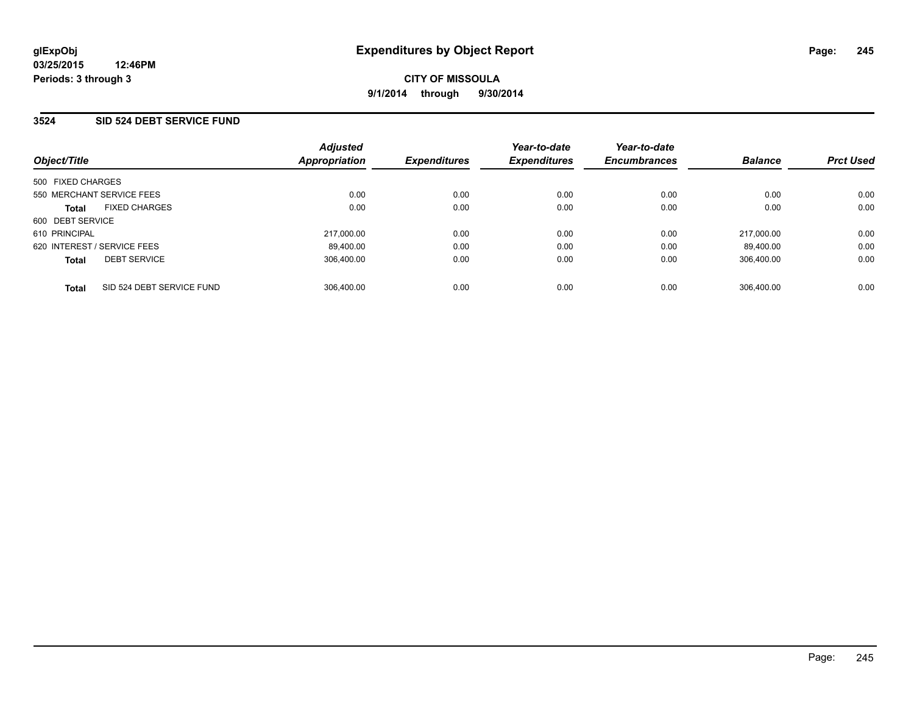**glExpObj**
**03/25/2015 12:46PM**
**Periods: 3 through 3**

# Expenditures by Object Report

**CITY OF MISSOULA**
**9/1/2014 through 9/30/2014**

## 3524 SID 524 DEBT SERVICE FUND

| Object/Title | Adjusted Appropriation | Expenditures | Year-to-date Expenditures | Year-to-date Encumbrances | Balance | Prct Used |
|---|---|---|---|---|---|---|
| 500 FIXED CHARGES | | | | | | |
| 550 MERCHANT SERVICE FEES | 0.00 | 0.00 | 0.00 | 0.00 | 0.00 | 0.00 |
| **Total** FIXED CHARGES | 0.00 | 0.00 | 0.00 | 0.00 | 0.00 | 0.00 |
| 600 DEBT SERVICE | | | | | | |
| 610 PRINCIPAL | 217,000.00 | 0.00 | 0.00 | 0.00 | 217,000.00 | 0.00 |
| 620 INTEREST / SERVICE FEES | 89,400.00 | 0.00 | 0.00 | 0.00 | 89,400.00 | 0.00 |
| **Total** DEBT SERVICE | 306,400.00 | 0.00 | 0.00 | 0.00 | 306,400.00 | 0.00 |
| **Total** SID 524 DEBT SERVICE FUND | 306,400.00 | 0.00 | 0.00 | 0.00 | 306,400.00 | 0.00 |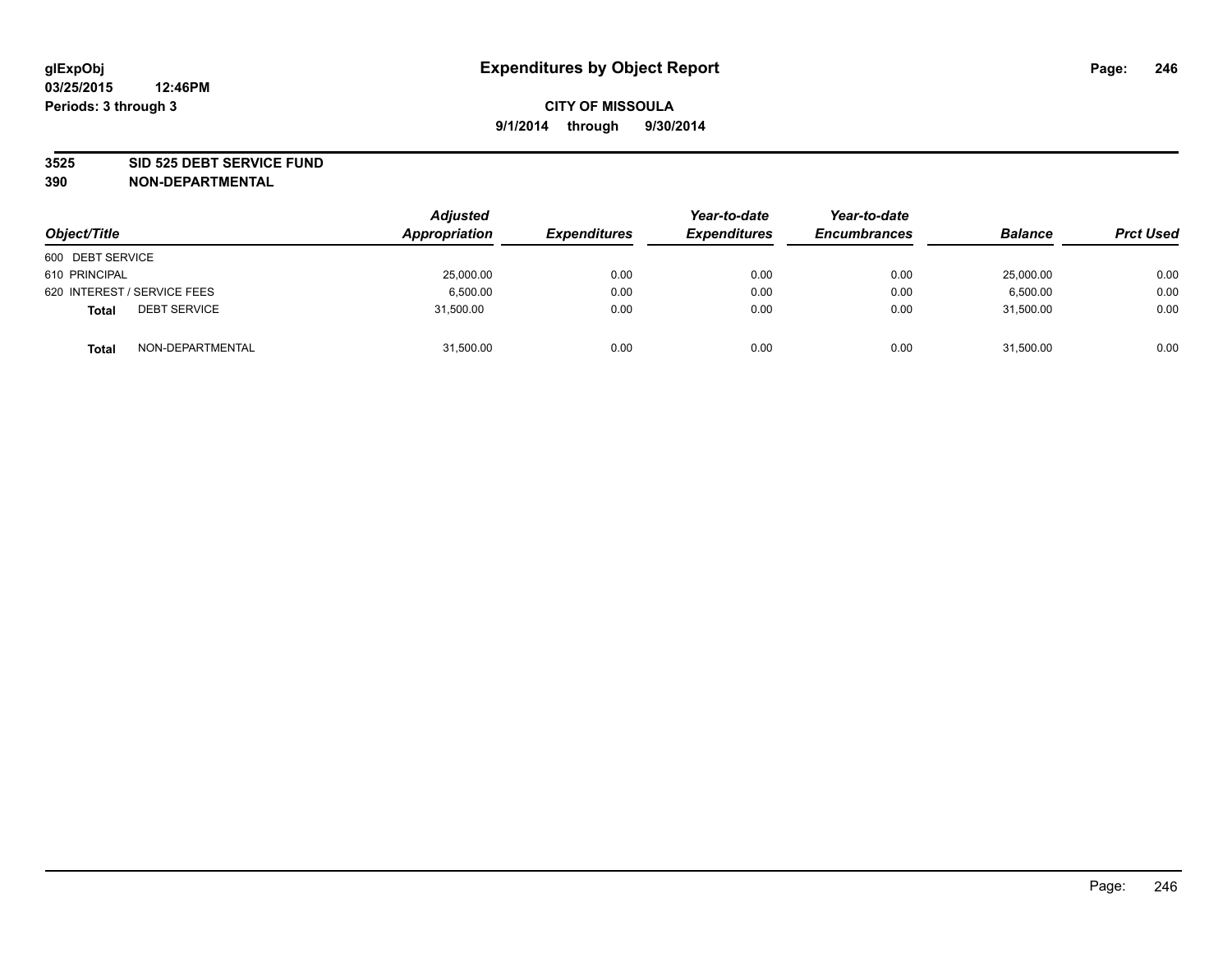# Expenditures by Object Report

glExpObj
03/25/2015 12:46PM
Periods: 3 through 3

**CITY OF MISSOULA**
**9/1/2014 through 9/30/2014**

**3525 SID 525 DEBT SERVICE FUND**
**390 NON-DEPARTMENTAL**

| Object/Title | Adjusted Appropriation | Expenditures | Year-to-date Expenditures | Year-to-date Encumbrances | Balance | Prct Used |
|---|---|---|---|---|---|---|
| 600 DEBT SERVICE | | | | | | |
| 610 PRINCIPAL | 25,000.00 | 0.00 | 0.00 | 0.00 | 25,000.00 | 0.00 |
| 620 INTEREST / SERVICE FEES | 6,500.00 | 0.00 | 0.00 | 0.00 | 6,500.00 | 0.00 |
| **Total** DEBT SERVICE | 31,500.00 | 0.00 | 0.00 | 0.00 | 31,500.00 | 0.00 |
| **Total** NON-DEPARTMENTAL | 31,500.00 | 0.00 | 0.00 | 0.00 | 31,500.00 | 0.00 |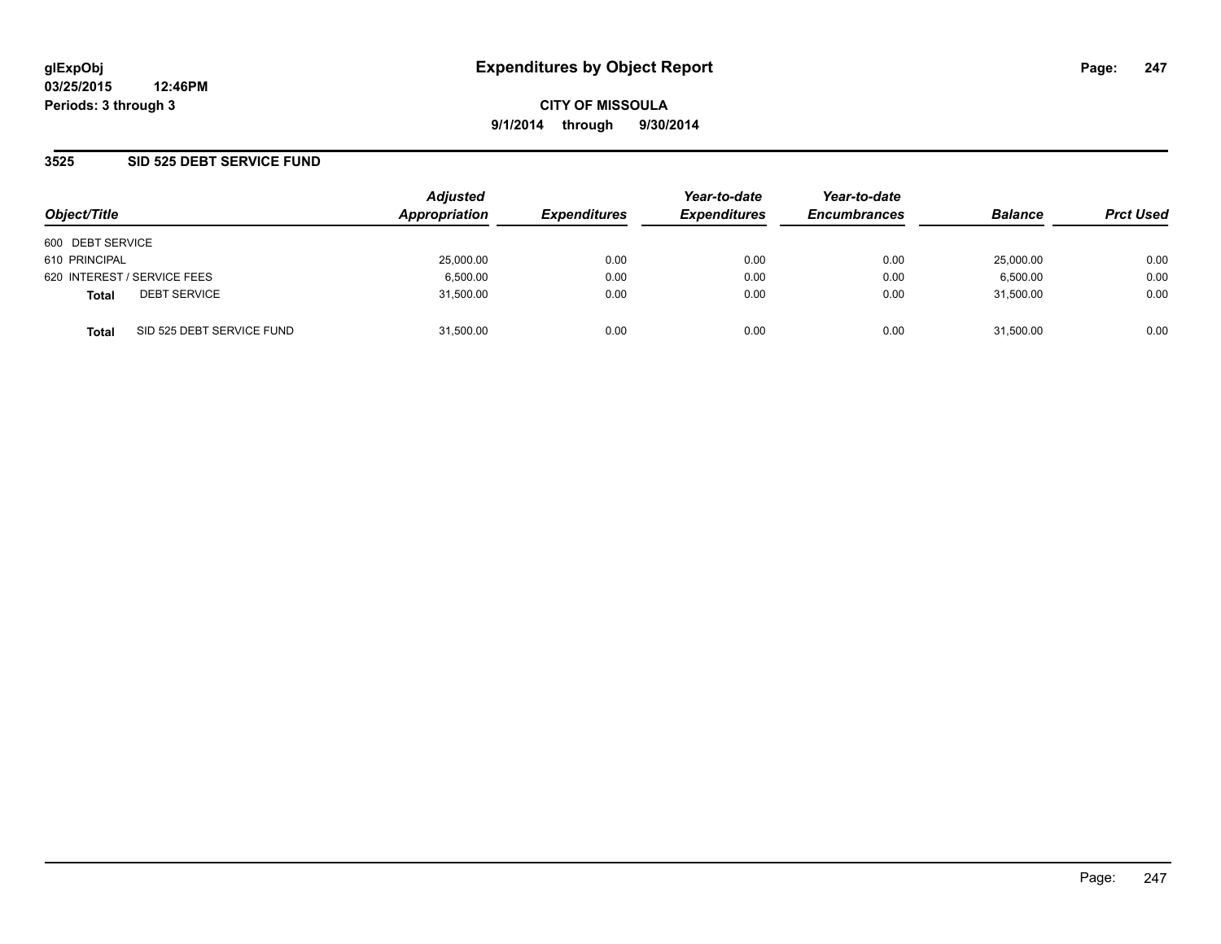glExpObj
03/25/2015 12:46PM
Periods: 3 through 3

# Expenditures by Object Report

CITY OF MISSOULA
9/1/2014 through 9/30/2014

## 3525 SID 525 DEBT SERVICE FUND

| Object/Title | Adjusted Appropriation | Expenditures | Year-to-date Expenditures | Year-to-date Encumbrances | Balance | Prct Used |
|---|---|---|---|---|---|---|
| 600 DEBT SERVICE | | | | | | |
| 610 PRINCIPAL | 25,000.00 | 0.00 | 0.00 | 0.00 | 25,000.00 | 0.00 |
| 620 INTEREST / SERVICE FEES | 6,500.00 | 0.00 | 0.00 | 0.00 | 6,500.00 | 0.00 |
| **Total** DEBT SERVICE | 31,500.00 | 0.00 | 0.00 | 0.00 | 31,500.00 | 0.00 |
| **Total** SID 525 DEBT SERVICE FUND | 31,500.00 | 0.00 | 0.00 | 0.00 | 31,500.00 | 0.00 |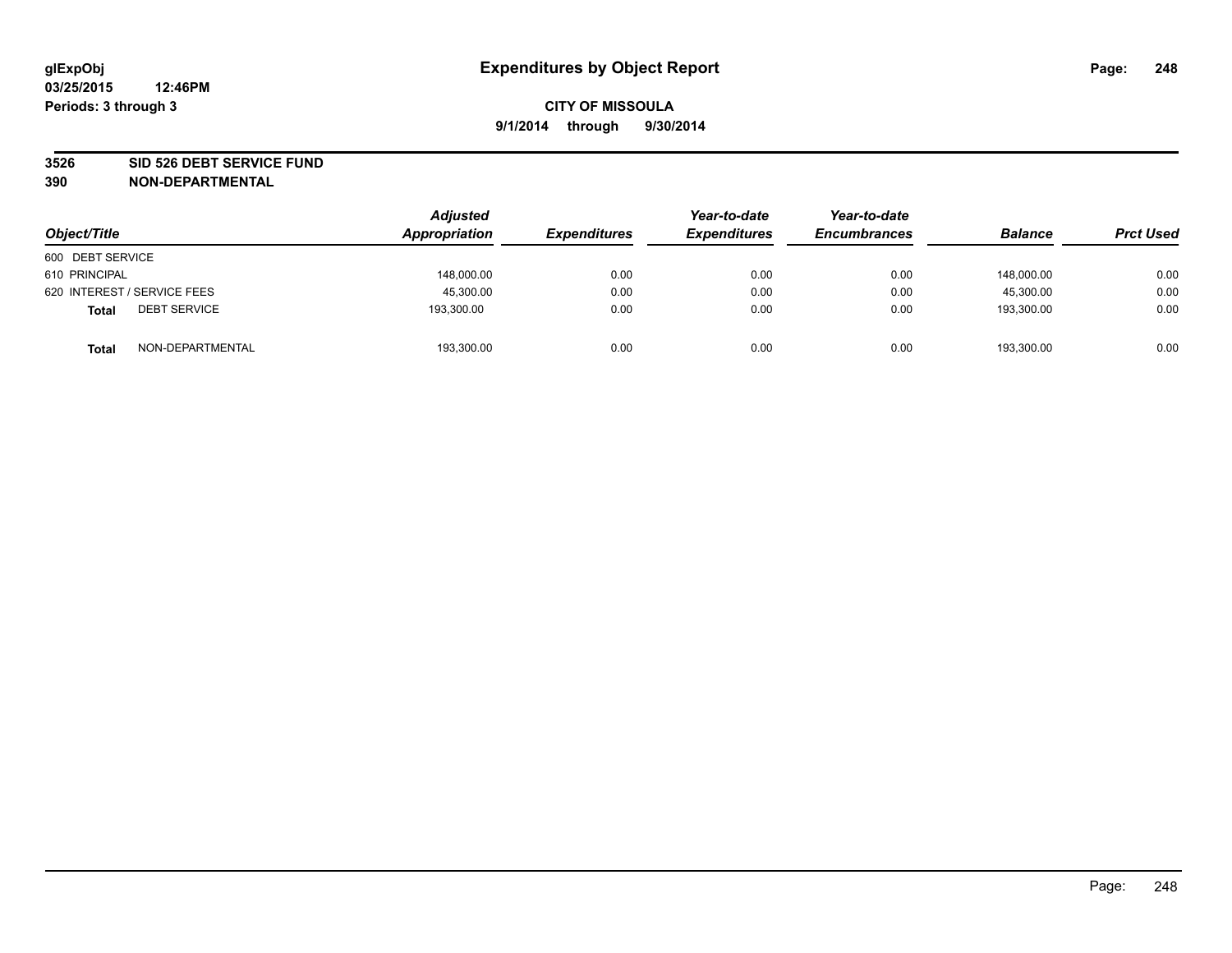**glExpObj**
**03/25/2015 12:46PM**
**Periods: 3 through 3**

# Expenditures by Object Report

**CITY OF MISSOULA**
**9/1/2014 through 9/30/2014**

**3526 SID 526 DEBT SERVICE FUND**
**390 NON-DEPARTMENTAL**

| Object/Title | Adjusted Appropriation | Expenditures | Year-to-date Expenditures | Year-to-date Encumbrances | Balance | Prct Used |
|---|---|---|---|---|---|---|
| 600 DEBT SERVICE | | | | | | |
| 610 PRINCIPAL | 148,000.00 | 0.00 | 0.00 | 0.00 | 148,000.00 | 0.00 |
| 620 INTEREST / SERVICE FEES | 45,300.00 | 0.00 | 0.00 | 0.00 | 45,300.00 | 0.00 |
| **Total** DEBT SERVICE | 193,300.00 | 0.00 | 0.00 | 0.00 | 193,300.00 | 0.00 |
| **Total** NON-DEPARTMENTAL | 193,300.00 | 0.00 | 0.00 | 0.00 | 193,300.00 | 0.00 |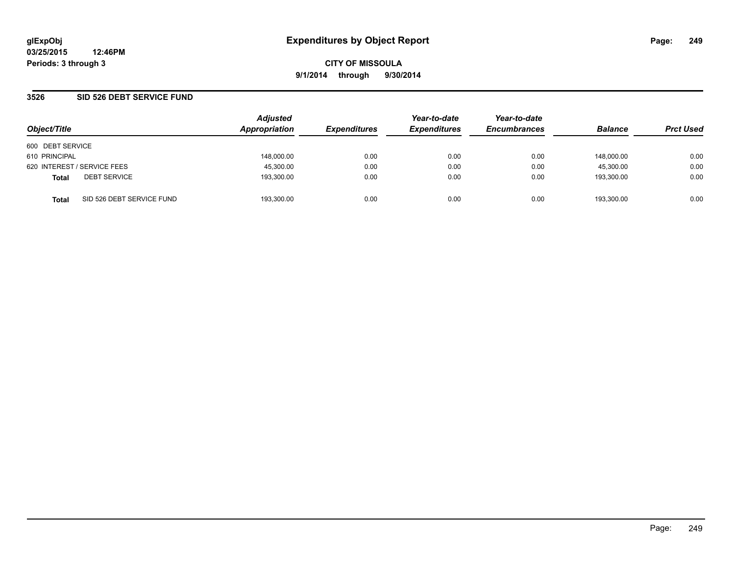# Expenditures by Object Report

glExpObj
03/25/2015 12:46PM
Periods: 3 through 3

**CITY OF MISSOULA**
**9/1/2014 through 9/30/2014**

## 3526 SID 526 DEBT SERVICE FUND

| Object/Title | | Adjusted Appropriation | Expenditures | Year-to-date Expenditures | Year-to-date Encumbrances | Balance | Prct Used |
|---|---|---|---|---|---|---|---|
| 600 DEBT SERVICE | | | | | | | |
| 610 PRINCIPAL | | 148,000.00 | 0.00 | 0.00 | 0.00 | 148,000.00 | 0.00 |
| 620 INTEREST / SERVICE FEES | | 45,300.00 | 0.00 | 0.00 | 0.00 | 45,300.00 | 0.00 |
| **Total** | DEBT SERVICE | 193,300.00 | 0.00 | 0.00 | 0.00 | 193,300.00 | 0.00 |
| **Total** | SID 526 DEBT SERVICE FUND | 193,300.00 | 0.00 | 0.00 | 0.00 | 193,300.00 | 0.00 |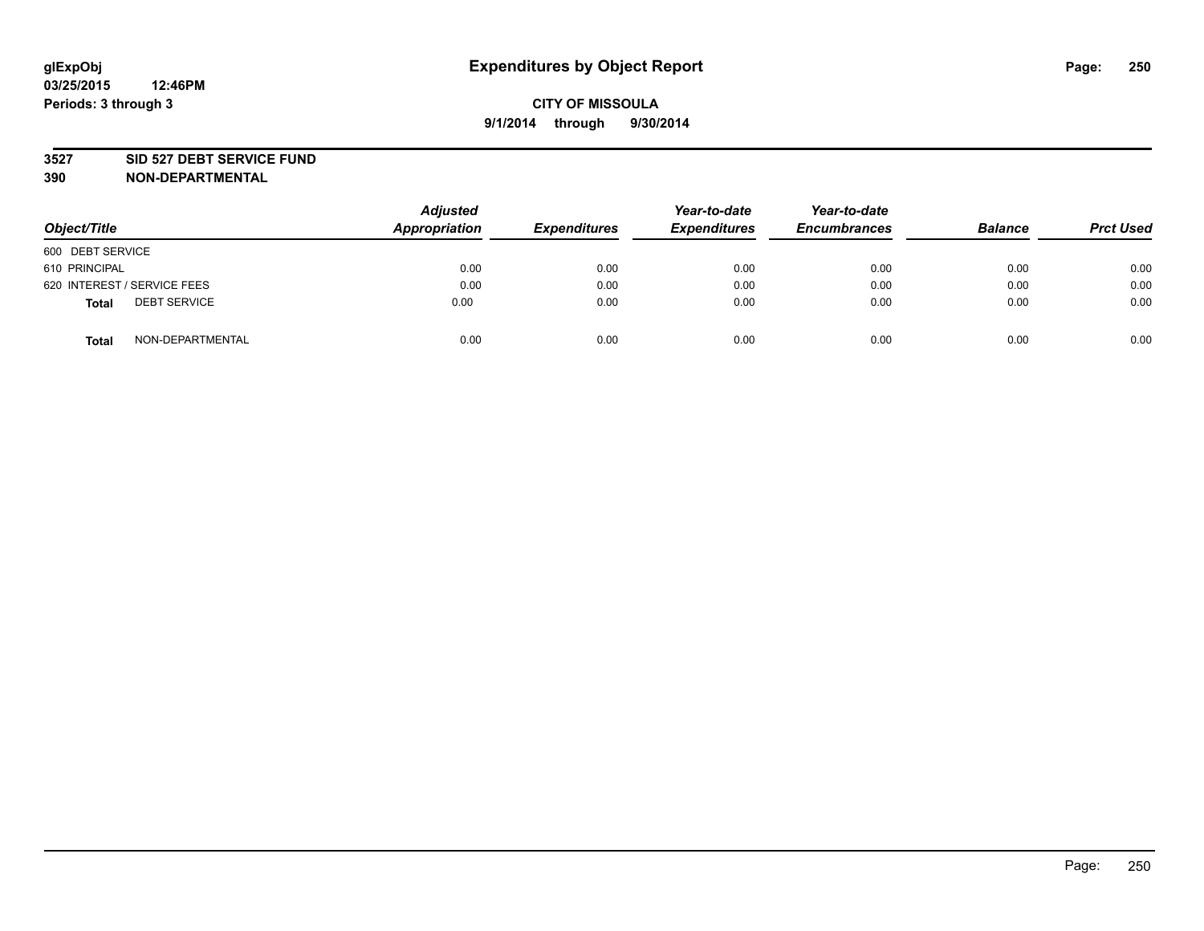**glExpObj** **Expenditures by Object Report**

**03/25/2015 12:46PM**

**Periods: 3 through 3**

**CITY OF MISSOULA**

**9/1/2014 through 9/30/2014**

**3527 SID 527 DEBT SERVICE FUND**

**390 NON-DEPARTMENTAL**

| Object/Title | | Adjusted Appropriation | Expenditures | Year-to-date Expenditures | Year-to-date Encumbrances | Balance | Prct Used |
|---|---|---|---|---|---|---|---|
| 600 DEBT SERVICE | | | | | | | |
| 610 PRINCIPAL | | 0.00 | 0.00 | 0.00 | 0.00 | 0.00 | 0.00 |
| 620 INTEREST / SERVICE FEES | | 0.00 | 0.00 | 0.00 | 0.00 | 0.00 | 0.00 |
| **Total** | DEBT SERVICE | 0.00 | 0.00 | 0.00 | 0.00 | 0.00 | 0.00 |
| **Total** | NON-DEPARTMENTAL | 0.00 | 0.00 | 0.00 | 0.00 | 0.00 | 0.00 |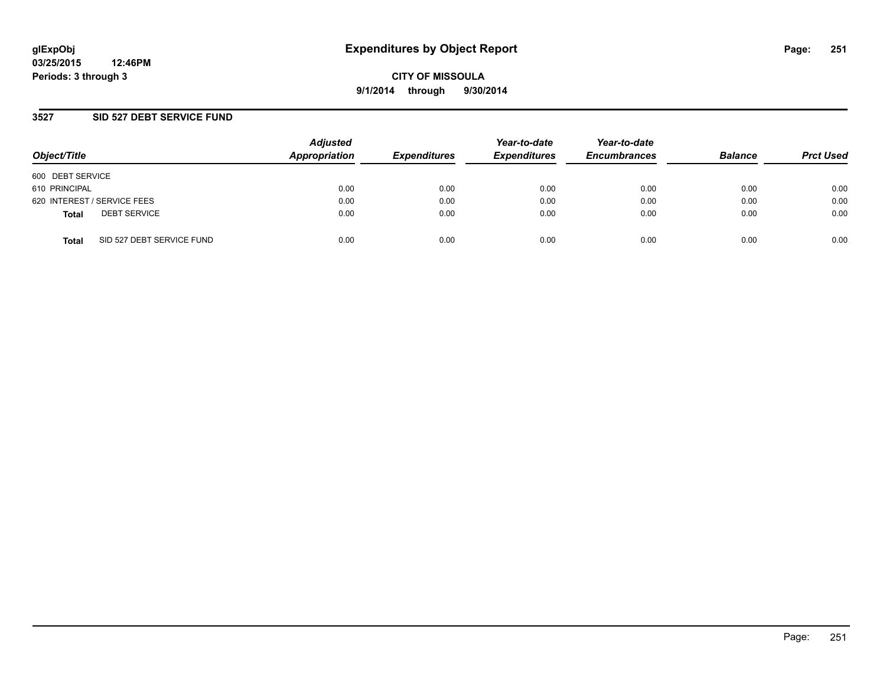# Expenditures by Object Report

glExpObj
03/25/2015 12:46PM
Periods: 3 through 3

**CITY OF MISSOULA**
**9/1/2014 through 9/30/2014**

## 3527 SID 527 DEBT SERVICE FUND

| Object/Title | Adjusted Appropriation | Expenditures | Year-to-date Expenditures | Year-to-date Encumbrances | Balance | Prct Used |
|---|---|---|---|---|---|---|
| 600 DEBT SERVICE | | | | | | |
| 610 PRINCIPAL | 0.00 | 0.00 | 0.00 | 0.00 | 0.00 | 0.00 |
| 620 INTEREST / SERVICE FEES | 0.00 | 0.00 | 0.00 | 0.00 | 0.00 | 0.00 |
| **Total** DEBT SERVICE | 0.00 | 0.00 | 0.00 | 0.00 | 0.00 | 0.00 |
| **Total** SID 527 DEBT SERVICE FUND | 0.00 | 0.00 | 0.00 | 0.00 | 0.00 | 0.00 |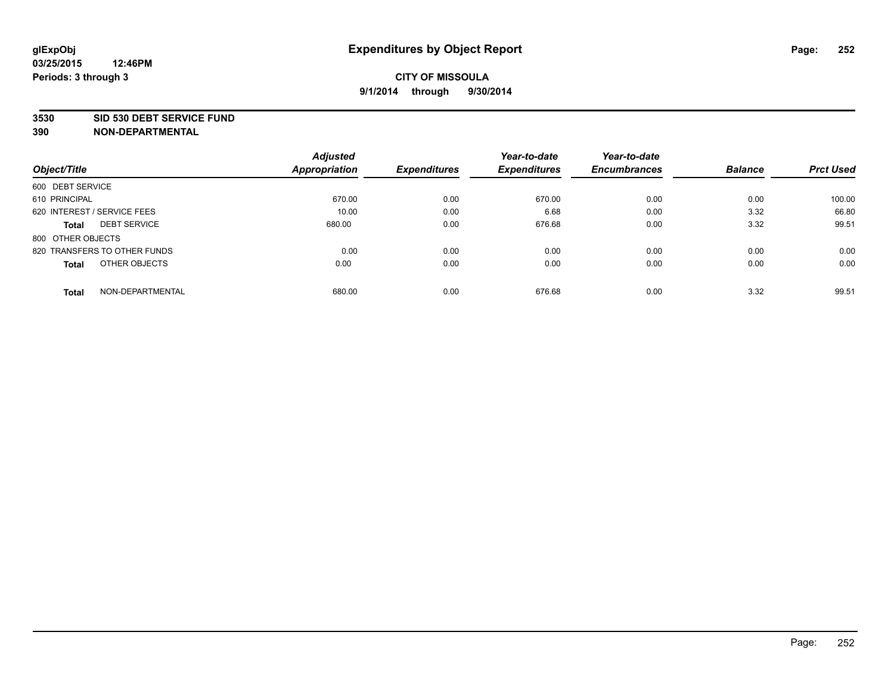# Expenditures by Object Report

glExpObj
03/25/2015 12:46PM
Periods: 3 through 3

**CITY OF MISSOULA**

**9/1/2014 through 9/30/2014**

**3530 SID 530 DEBT SERVICE FUND**
**390 NON-DEPARTMENTAL**

| Object/Title | | Adjusted Appropriation | Expenditures | Year-to-date Expenditures | Year-to-date Encumbrances | Balance | Prct Used |
|---|---|---|---|---|---|---|---|
| 600 DEBT SERVICE | | | | | | | |
| 610 PRINCIPAL | | 670.00 | 0.00 | 670.00 | 0.00 | 0.00 | 100.00 |
| 620 INTEREST / SERVICE FEES | | 10.00 | 0.00 | 6.68 | 0.00 | 3.32 | 66.80 |
| **Total** | DEBT SERVICE | 680.00 | 0.00 | 676.68 | 0.00 | 3.32 | 99.51 |
| 800 OTHER OBJECTS | | | | | | | |
| 820 TRANSFERS TO OTHER FUNDS | | 0.00 | 0.00 | 0.00 | 0.00 | 0.00 | 0.00 |
| **Total** | OTHER OBJECTS | 0.00 | 0.00 | 0.00 | 0.00 | 0.00 | 0.00 |
| **Total** | NON-DEPARTMENTAL | 680.00 | 0.00 | 676.68 | 0.00 | 3.32 | 99.51 |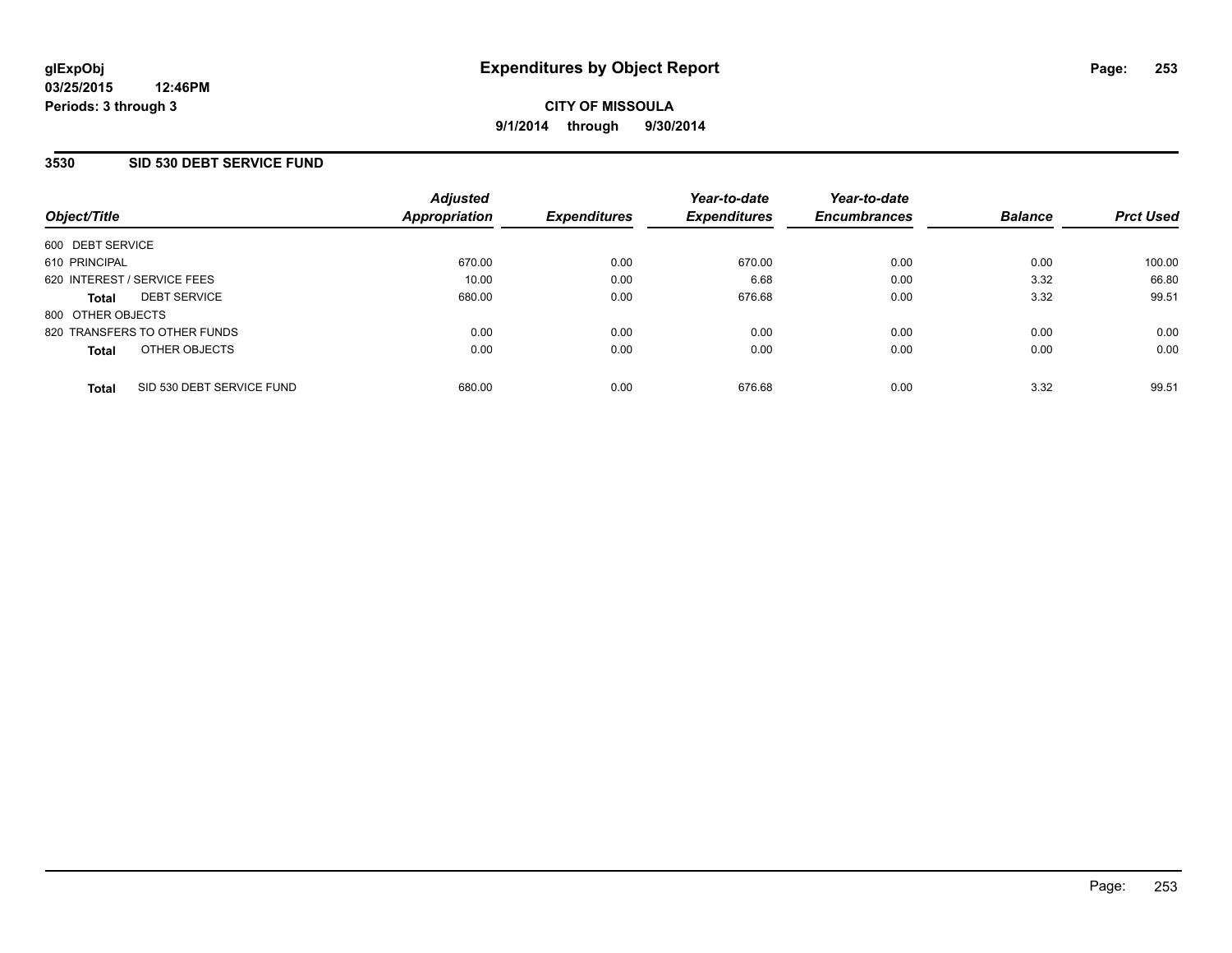**glExpObj**
**03/25/2015 12:46PM**
**Periods: 3 through 3**

# Expenditures by Object Report

**CITY OF MISSOULA**
**9/1/2014 through 9/30/2014**

## 3530 SID 530 DEBT SERVICE FUND

| Object/Title | Adjusted Appropriation | Expenditures | Year-to-date Expenditures | Year-to-date Encumbrances | Balance | Prct Used |
|---|---|---|---|---|---|---|
| 600 DEBT SERVICE | | | | | | |
| 610 PRINCIPAL | 670.00 | 0.00 | 670.00 | 0.00 | 0.00 | 100.00 |
| 620 INTEREST / SERVICE FEES | 10.00 | 0.00 | 6.68 | 0.00 | 3.32 | 66.80 |
| **Total** DEBT SERVICE | 680.00 | 0.00 | 676.68 | 0.00 | 3.32 | 99.51 |
| 800 OTHER OBJECTS | | | | | | |
| 820 TRANSFERS TO OTHER FUNDS | 0.00 | 0.00 | 0.00 | 0.00 | 0.00 | 0.00 |
| **Total** OTHER OBJECTS | 0.00 | 0.00 | 0.00 | 0.00 | 0.00 | 0.00 |
| **Total** SID 530 DEBT SERVICE FUND | 680.00 | 0.00 | 676.68 | 0.00 | 3.32 | 99.51 |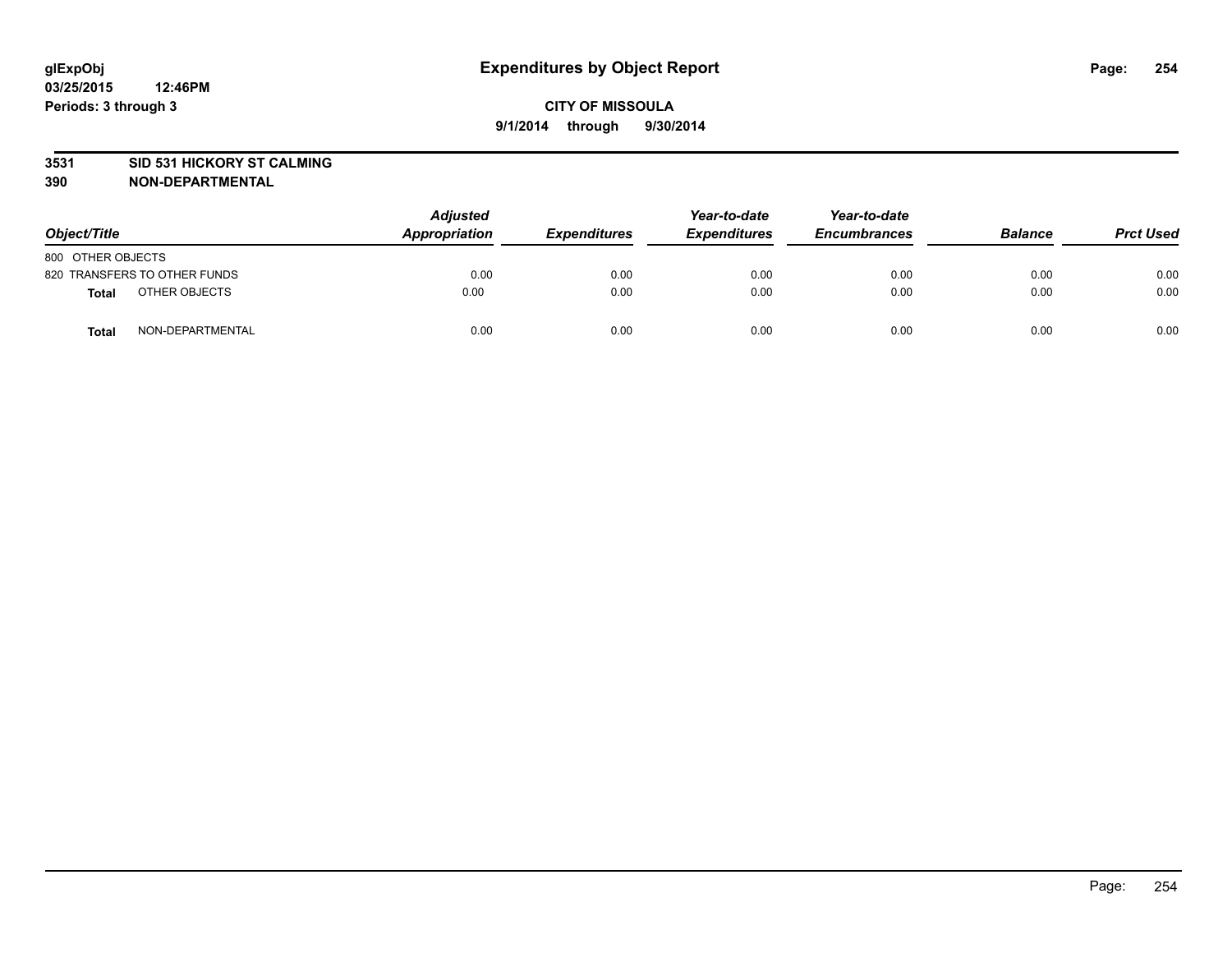**glExpObj**
**03/25/2015 12:46PM**
**Periods: 3 through 3**

# Expenditures by Object Report

**CITY OF MISSOULA**
**9/1/2014 through 9/30/2014**

**3531 SID 531 HICKORY ST CALMING**
**390 NON-DEPARTMENTAL**

| Object/Title | | Adjusted Appropriation | Expenditures | Year-to-date Expenditures | Year-to-date Encumbrances | Balance | Prct Used |
|---|---|---|---|---|---|---|---|
| 800 OTHER OBJECTS | | | | | | | |
| 820 TRANSFERS TO OTHER FUNDS | | 0.00 | 0.00 | 0.00 | 0.00 | 0.00 | 0.00 |
| **Total** | OTHER OBJECTS | 0.00 | 0.00 | 0.00 | 0.00 | 0.00 | 0.00 |
| **Total** | NON-DEPARTMENTAL | 0.00 | 0.00 | 0.00 | 0.00 | 0.00 | 0.00 |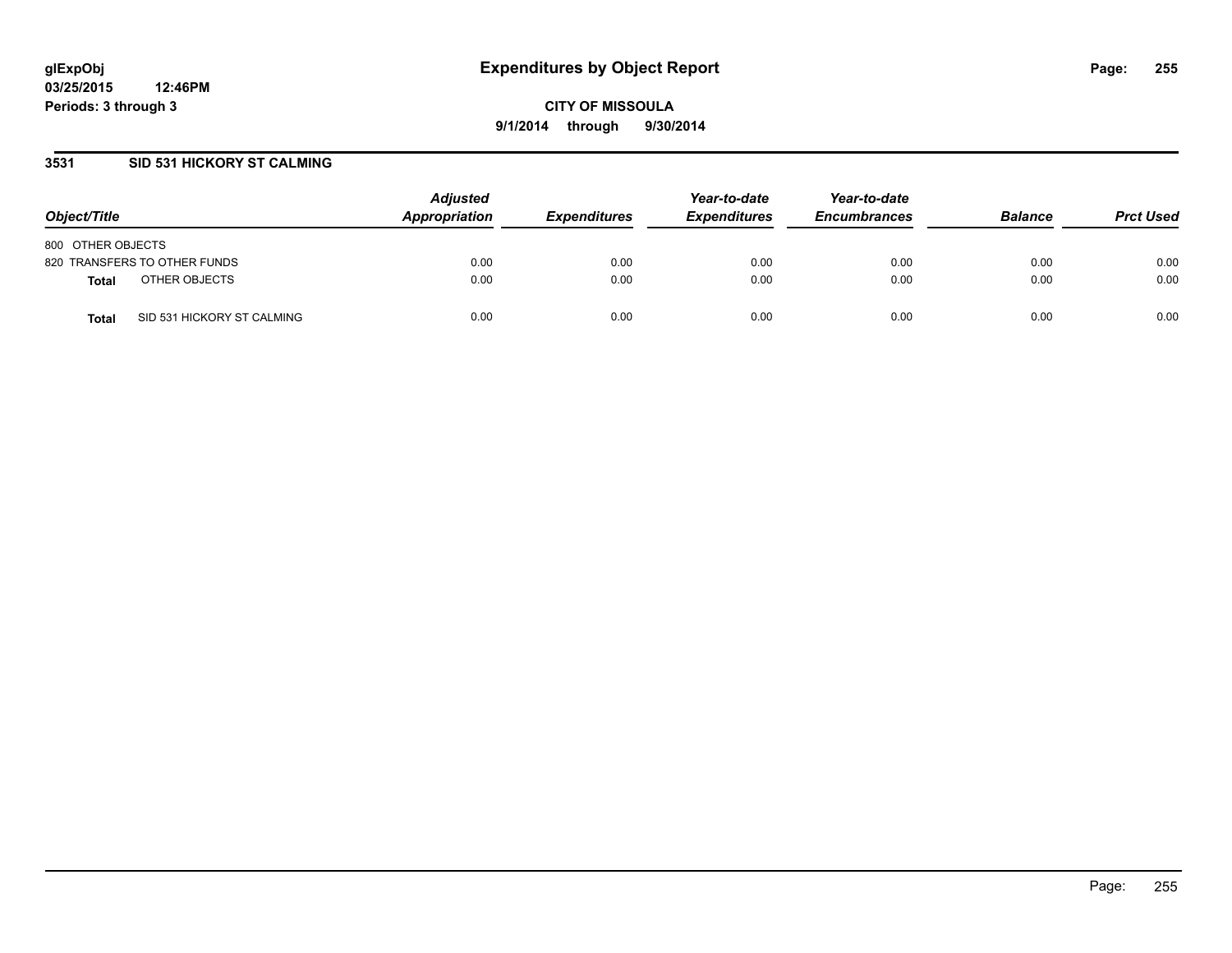**glExpObj**
**03/25/2015 12:46PM**
**Periods: 3 through 3**

# Expenditures by Object Report

**CITY OF MISSOULA**
**9/1/2014 through 9/30/2014**

## 3531 SID 531 HICKORY ST CALMING

| Object/Title | | *Adjusted Appropriation* | *Expenditures* | *Year-to-date Expenditures* | *Year-to-date Encumbrances* | *Balance* | *Prct Used* |
|---|---|---|---|---|---|---|---|
| 800 OTHER OBJECTS | | | | | | | |
| 820 TRANSFERS TO OTHER FUNDS | | 0.00 | 0.00 | 0.00 | 0.00 | 0.00 | 0.00 |
| **Total** | OTHER OBJECTS | 0.00 | 0.00 | 0.00 | 0.00 | 0.00 | 0.00 |
| **Total** | SID 531 HICKORY ST CALMING | 0.00 | 0.00 | 0.00 | 0.00 | 0.00 | 0.00 |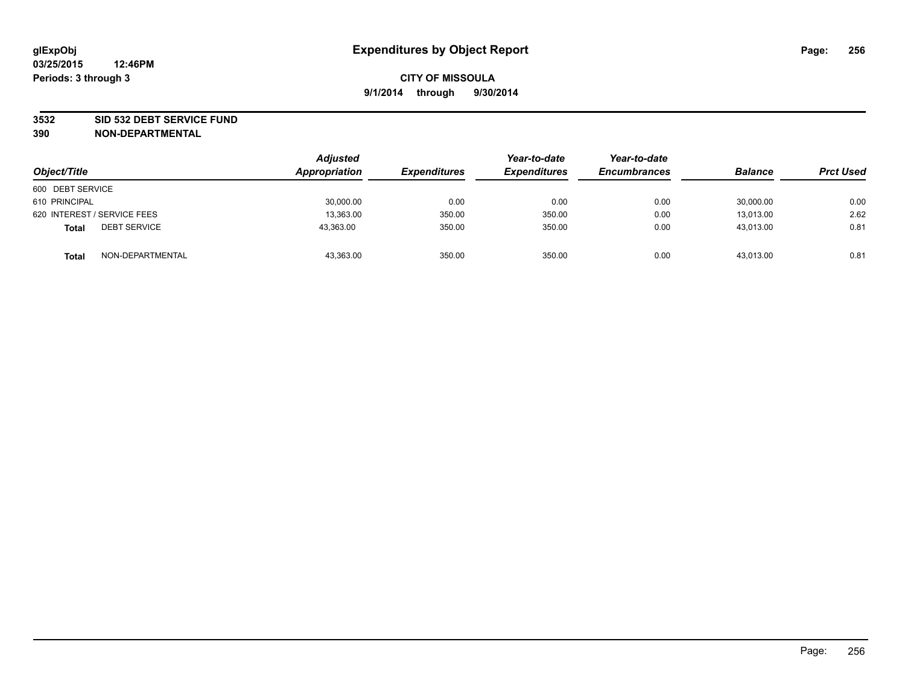glExpObj
03/25/2015 12:46PM
Periods: 3 through 3

# Expenditures by Object Report

**CITY OF MISSOULA**
**9/1/2014 through 9/30/2014**

**3532 SID 532 DEBT SERVICE FUND**
**390 NON-DEPARTMENTAL**

| Object/Title | | Adjusted Appropriation | Expenditures | Year-to-date Expenditures | Year-to-date Encumbrances | Balance | Prct Used |
|---|---|---|---|---|---|---|---|
| 600 DEBT SERVICE | | | | | | | |
| 610 PRINCIPAL | | 30,000.00 | 0.00 | 0.00 | 0.00 | 30,000.00 | 0.00 |
| 620 INTEREST / SERVICE FEES | | 13,363.00 | 350.00 | 350.00 | 0.00 | 13,013.00 | 2.62 |
| **Total** | DEBT SERVICE | 43,363.00 | 350.00 | 350.00 | 0.00 | 43,013.00 | 0.81 |
| **Total** | NON-DEPARTMENTAL | 43,363.00 | 350.00 | 350.00 | 0.00 | 43,013.00 | 0.81 |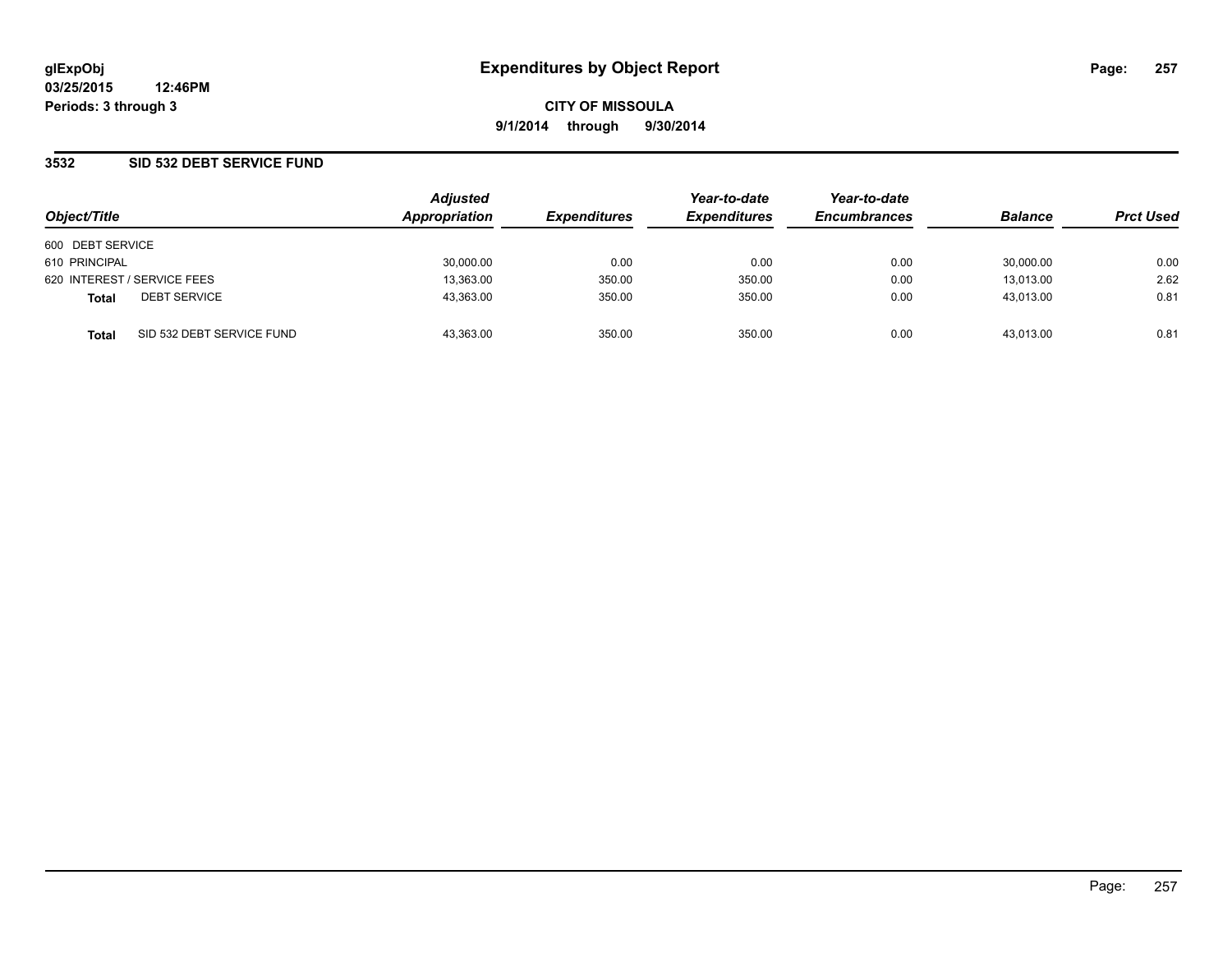**glExpObj**
**03/25/2015 12:46PM**
**Periods: 3 through 3**

# Expenditures by Object Report

**CITY OF MISSOULA**
**9/1/2014 through 9/30/2014**

## 3532 SID 532 DEBT SERVICE FUND

| Object/Title | Adjusted Appropriation | Expenditures | Year-to-date Expenditures | Year-to-date Encumbrances | Balance | Prct Used |
|---|---|---|---|---|---|---|
| 600 DEBT SERVICE | | | | | | |
| 610 PRINCIPAL | 30,000.00 | 0.00 | 0.00 | 0.00 | 30,000.00 | 0.00 |
| 620 INTEREST / SERVICE FEES | 13,363.00 | 350.00 | 350.00 | 0.00 | 13,013.00 | 2.62 |
| **Total** DEBT SERVICE | 43,363.00 | 350.00 | 350.00 | 0.00 | 43,013.00 | 0.81 |
| **Total** SID 532 DEBT SERVICE FUND | 43,363.00 | 350.00 | 350.00 | 0.00 | 43,013.00 | 0.81 |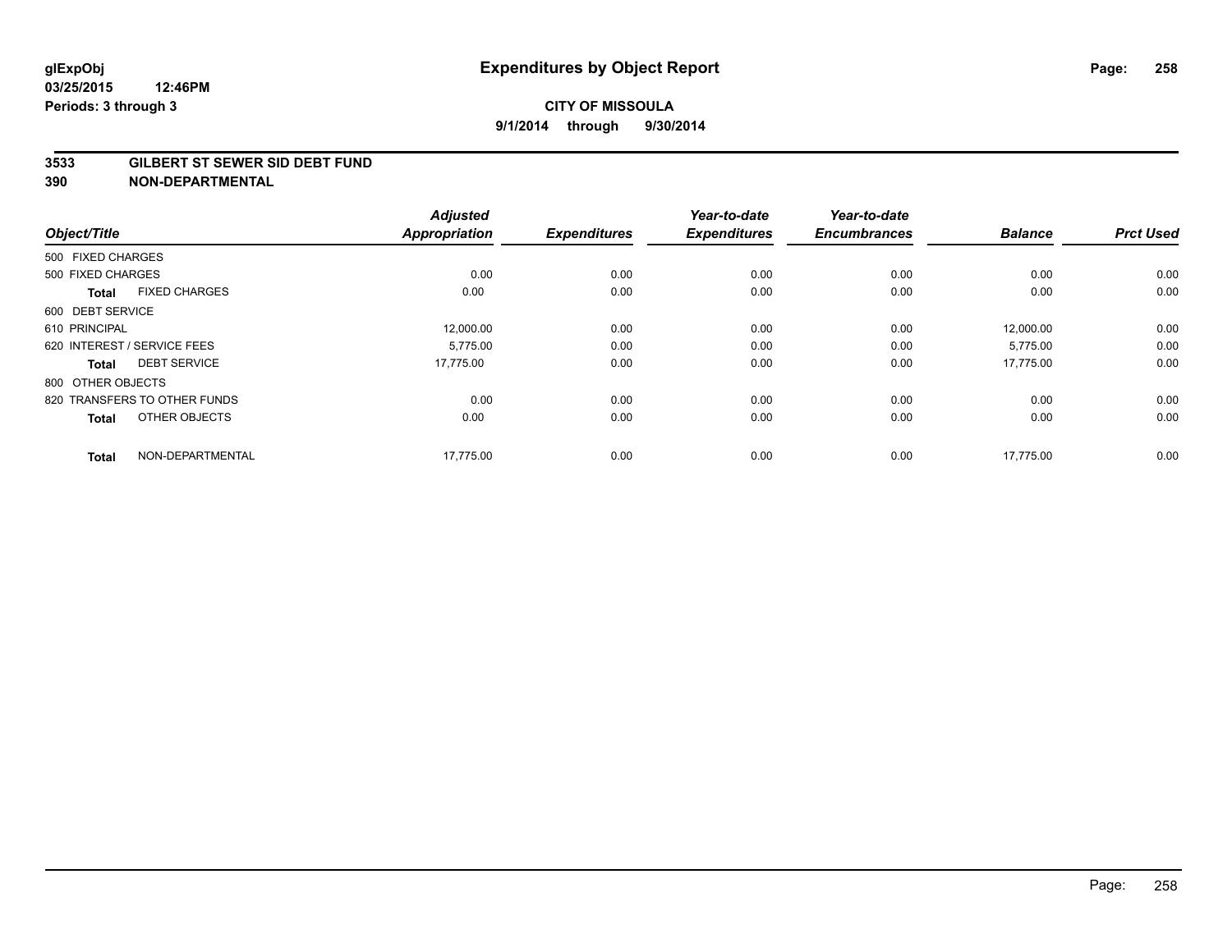glExpObj
03/25/2015 12:46PM
Periods: 3 through 3

# Expenditures by Object Report

**CITY OF MISSOULA**
**9/1/2014 through 9/30/2014**

**3533 GILBERT ST SEWER SID DEBT FUND**
**390 NON-DEPARTMENTAL**

| Object/Title | | Adjusted Appropriation | Expenditures | Year-to-date Expenditures | Year-to-date Encumbrances | Balance | Prct Used |
|---|---|---|---|---|---|---|---|
| 500 FIXED CHARGES | | | | | | | |
| 500 FIXED CHARGES | | 0.00 | 0.00 | 0.00 | 0.00 | 0.00 | 0.00 |
| **Total** | FIXED CHARGES | 0.00 | 0.00 | 0.00 | 0.00 | 0.00 | 0.00 |
| 600 DEBT SERVICE | | | | | | | |
| 610 PRINCIPAL | | 12,000.00 | 0.00 | 0.00 | 0.00 | 12,000.00 | 0.00 |
| 620 INTEREST / SERVICE FEES | | 5,775.00 | 0.00 | 0.00 | 0.00 | 5,775.00 | 0.00 |
| **Total** | DEBT SERVICE | 17,775.00 | 0.00 | 0.00 | 0.00 | 17,775.00 | 0.00 |
| 800 OTHER OBJECTS | | | | | | | |
| 820 TRANSFERS TO OTHER FUNDS | | 0.00 | 0.00 | 0.00 | 0.00 | 0.00 | 0.00 |
| **Total** | OTHER OBJECTS | 0.00 | 0.00 | 0.00 | 0.00 | 0.00 | 0.00 |
| **Total** | NON-DEPARTMENTAL | 17,775.00 | 0.00 | 0.00 | 0.00 | 17,775.00 | 0.00 |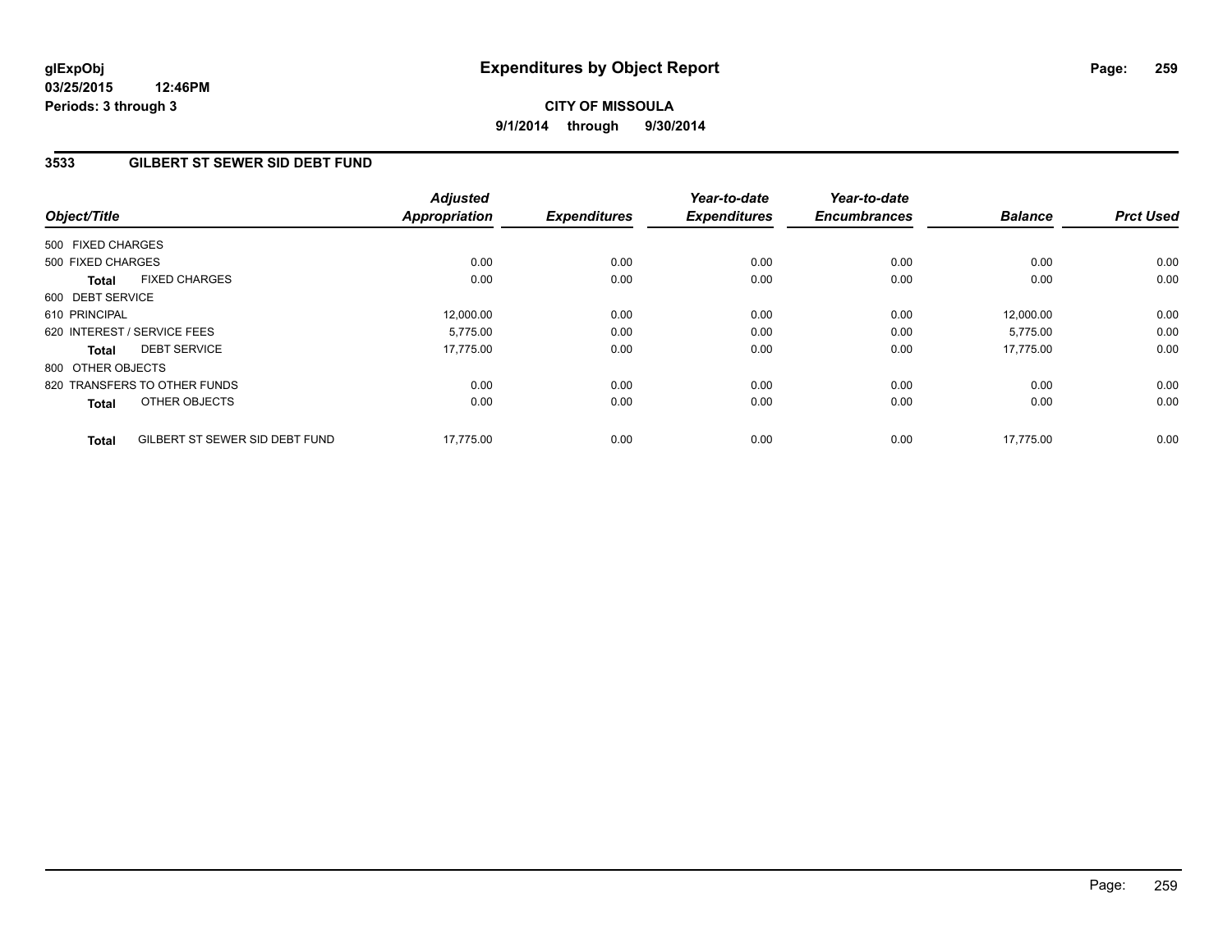**glExpObj**
**03/25/2015 12:46PM**
**Periods: 3 through 3**

# Expenditures by Object Report

**CITY OF MISSOULA**
**9/1/2014 through 9/30/2014**

## 3533 GILBERT ST SEWER SID DEBT FUND

| Object/Title | | *Adjusted Appropriation* | *Expenditures* | *Year-to-date Expenditures* | *Year-to-date Encumbrances* | *Balance* | *Prct Used* |
|---|---|---|---|---|---|---|---|
| 500 FIXED CHARGES | | | | | | | |
| 500 FIXED CHARGES | | 0.00 | 0.00 | 0.00 | 0.00 | 0.00 | 0.00 |
| **Total** | FIXED CHARGES | 0.00 | 0.00 | 0.00 | 0.00 | 0.00 | 0.00 |
| 600 DEBT SERVICE | | | | | | | |
| 610 PRINCIPAL | | 12,000.00 | 0.00 | 0.00 | 0.00 | 12,000.00 | 0.00 |
| 620 INTEREST / SERVICE FEES | | 5,775.00 | 0.00 | 0.00 | 0.00 | 5,775.00 | 0.00 |
| **Total** | DEBT SERVICE | 17,775.00 | 0.00 | 0.00 | 0.00 | 17,775.00 | 0.00 |
| 800 OTHER OBJECTS | | | | | | | |
| 820 TRANSFERS TO OTHER FUNDS | | 0.00 | 0.00 | 0.00 | 0.00 | 0.00 | 0.00 |
| **Total** | OTHER OBJECTS | 0.00 | 0.00 | 0.00 | 0.00 | 0.00 | 0.00 |
| **Total** | GILBERT ST SEWER SID DEBT FUND | 17,775.00 | 0.00 | 0.00 | 0.00 | 17,775.00 | 0.00 |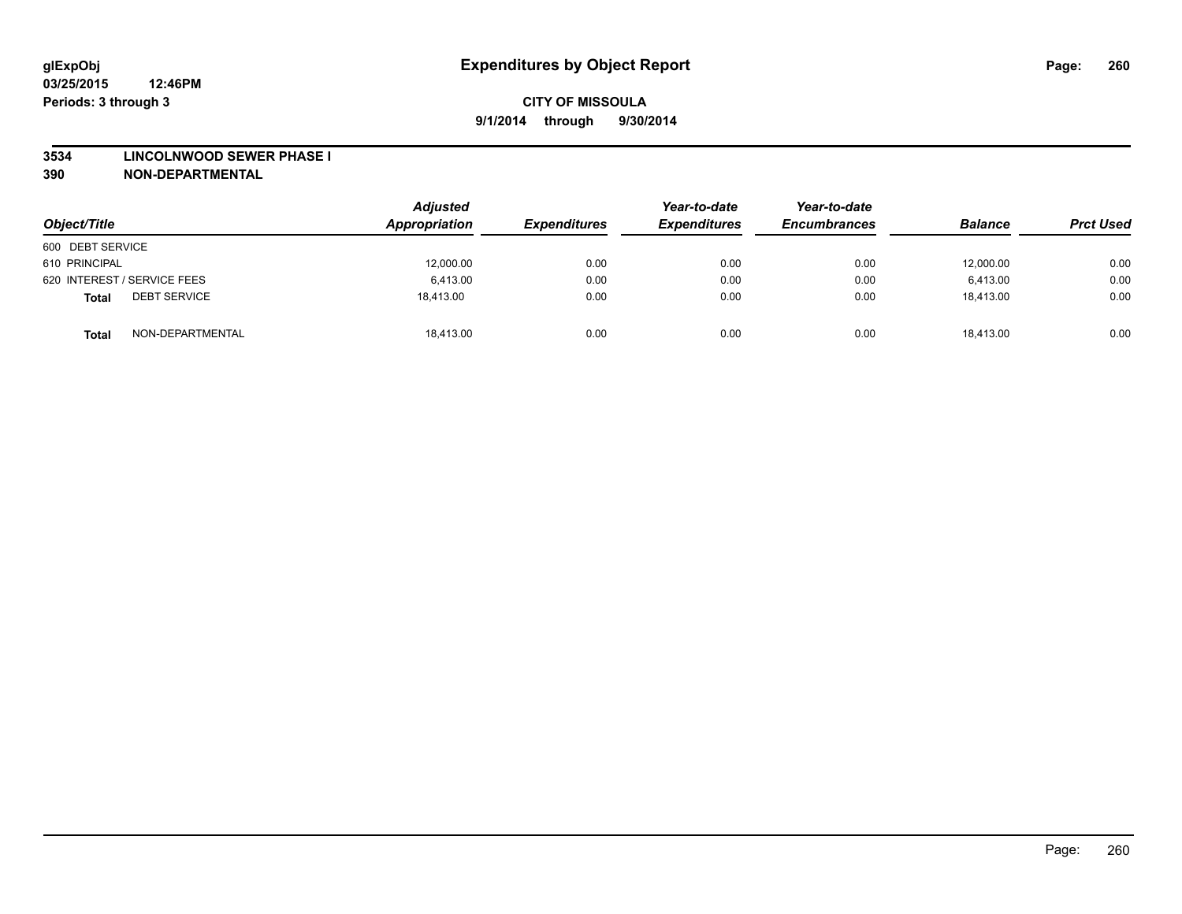# Expenditures by Object Report

glExpObj
03/25/2015 12:46PM
Periods: 3 through 3

**CITY OF MISSOULA**

**9/1/2014 through 9/30/2014**

**3534 LINCOLNWOOD SEWER PHASE I**

**390 NON-DEPARTMENTAL**

| Object/Title | | Adjusted Appropriation | Expenditures | Year-to-date Expenditures | Year-to-date Encumbrances | Balance | Prct Used |
|---|---|---|---|---|---|---|---|
| 600 DEBT SERVICE | | | | | | | |
| 610 PRINCIPAL | | 12,000.00 | 0.00 | 0.00 | 0.00 | 12,000.00 | 0.00 |
| 620 INTEREST / SERVICE FEES | | 6,413.00 | 0.00 | 0.00 | 0.00 | 6,413.00 | 0.00 |
| **Total** | DEBT SERVICE | 18,413.00 | 0.00 | 0.00 | 0.00 | 18,413.00 | 0.00 |
| **Total** | NON-DEPARTMENTAL | 18,413.00 | 0.00 | 0.00 | 0.00 | 18,413.00 | 0.00 |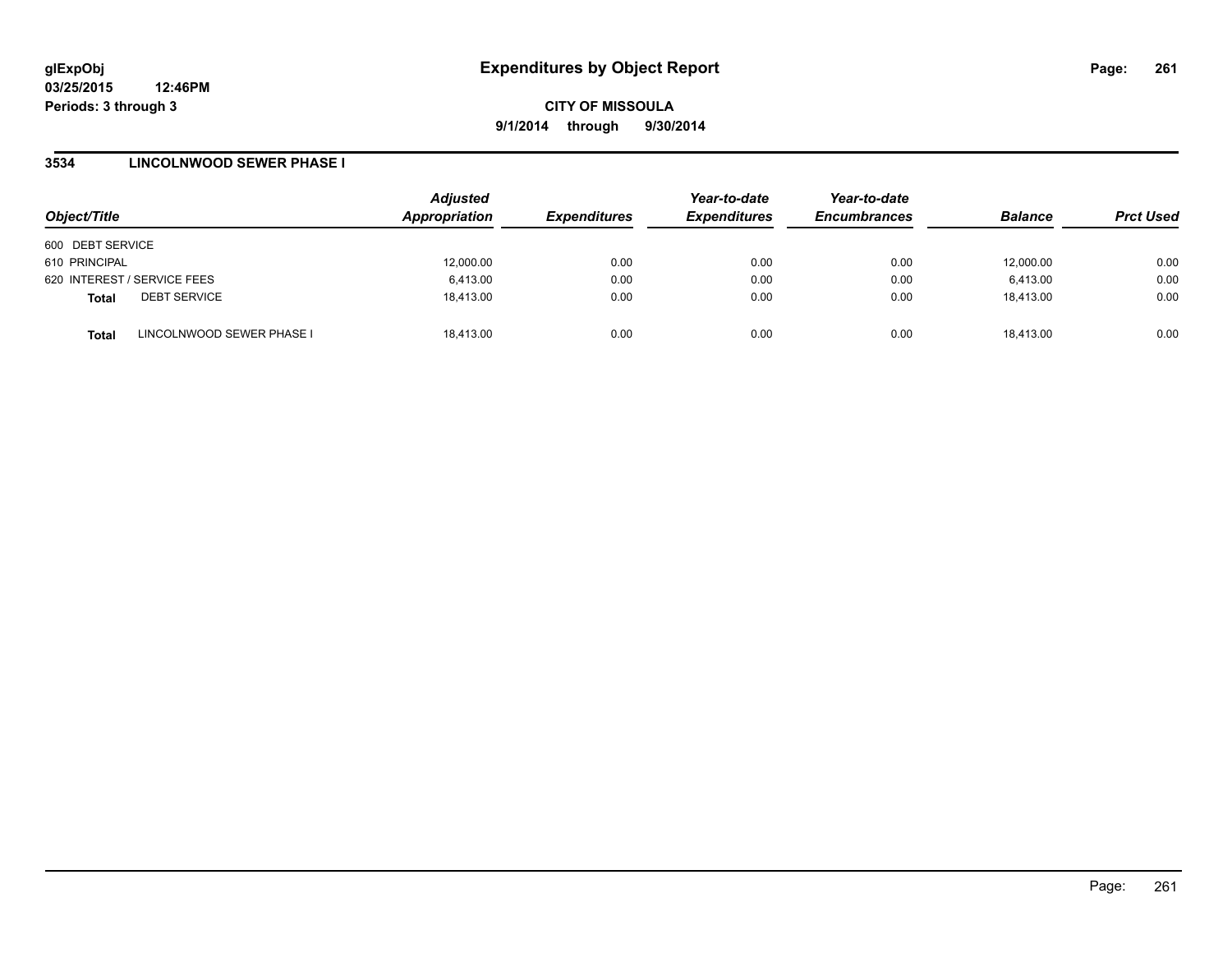# Expenditures by Object Report

glExpObj
03/25/2015 12:46PM
Periods: 3 through 3

**CITY OF MISSOULA**

**9/1/2014 through 9/30/2014**

## 3534 LINCOLNWOOD SEWER PHASE I

| Object/Title | | Adjusted Appropriation | Expenditures | Year-to-date Expenditures | Year-to-date Encumbrances | Balance | Prct Used |
|---|---|---|---|---|---|---|---|
| 600 DEBT SERVICE | | | | | | | |
| 610 PRINCIPAL | | 12,000.00 | 0.00 | 0.00 | 0.00 | 12,000.00 | 0.00 |
| 620 INTEREST / SERVICE FEES | | 6,413.00 | 0.00 | 0.00 | 0.00 | 6,413.00 | 0.00 |
| **Total** | DEBT SERVICE | 18,413.00 | 0.00 | 0.00 | 0.00 | 18,413.00 | 0.00 |
| **Total** | LINCOLNWOOD SEWER PHASE I | 18,413.00 | 0.00 | 0.00 | 0.00 | 18,413.00 | 0.00 |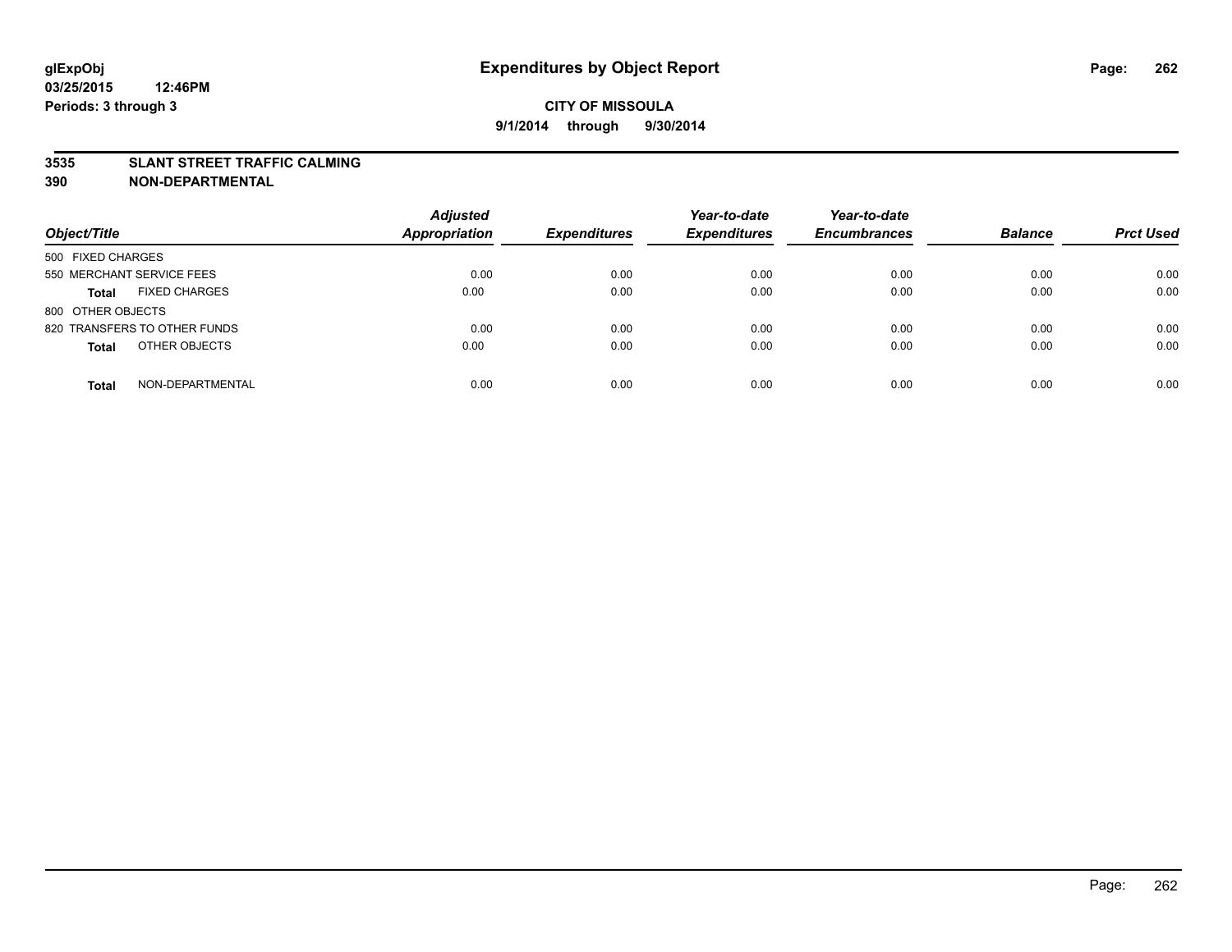**glExpObj**
**03/25/2015 12:46PM**
**Periods: 3 through 3**

# Expenditures by Object Report

**CITY OF MISSOULA**
**9/1/2014 through 9/30/2014**

**3535 SLANT STREET TRAFFIC CALMING**
**390 NON-DEPARTMENTAL**

| Object/Title | | Adjusted Appropriation | Expenditures | Year-to-date Expenditures | Year-to-date Encumbrances | Balance | Prct Used |
|---|---|---|---|---|---|---|---|
| 500 FIXED CHARGES | | | | | | | |
| 550 MERCHANT SERVICE FEES | | 0.00 | 0.00 | 0.00 | 0.00 | 0.00 | 0.00 |
| **Total** | FIXED CHARGES | 0.00 | 0.00 | 0.00 | 0.00 | 0.00 | 0.00 |
| 800 OTHER OBJECTS | | | | | | | |
| 820 TRANSFERS TO OTHER FUNDS | | 0.00 | 0.00 | 0.00 | 0.00 | 0.00 | 0.00 |
| **Total** | OTHER OBJECTS | 0.00 | 0.00 | 0.00 | 0.00 | 0.00 | 0.00 |
| **Total** | NON-DEPARTMENTAL | 0.00 | 0.00 | 0.00 | 0.00 | 0.00 | 0.00 |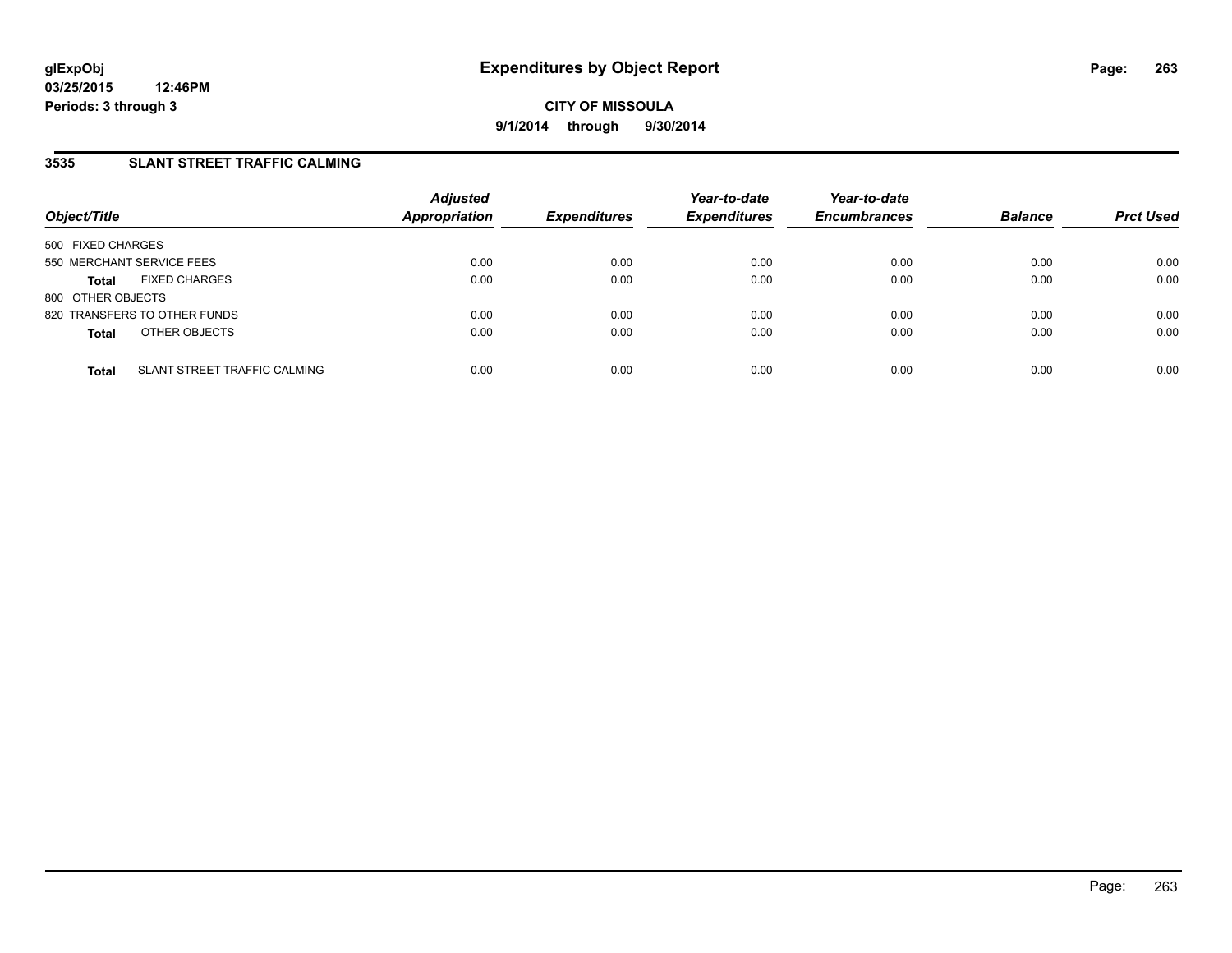# Expenditures by Object Report

glExpObj
03/25/2015 12:46PM
Periods: 3 through 3

**CITY OF MISSOULA**
**9/1/2014 through 9/30/2014**

## 3535 SLANT STREET TRAFFIC CALMING

| Object/Title | Adjusted Appropriation | Expenditures | Year-to-date Expenditures | Year-to-date Encumbrances | Balance | Prct Used |
|---|---|---|---|---|---|---|
| 500 FIXED CHARGES | | | | | | |
| 550 MERCHANT SERVICE FEES | 0.00 | 0.00 | 0.00 | 0.00 | 0.00 | 0.00 |
| **Total** FIXED CHARGES | 0.00 | 0.00 | 0.00 | 0.00 | 0.00 | 0.00 |
| 800 OTHER OBJECTS | | | | | | |
| 820 TRANSFERS TO OTHER FUNDS | 0.00 | 0.00 | 0.00 | 0.00 | 0.00 | 0.00 |
| **Total** OTHER OBJECTS | 0.00 | 0.00 | 0.00 | 0.00 | 0.00 | 0.00 |
| **Total** SLANT STREET TRAFFIC CALMING | 0.00 | 0.00 | 0.00 | 0.00 | 0.00 | 0.00 |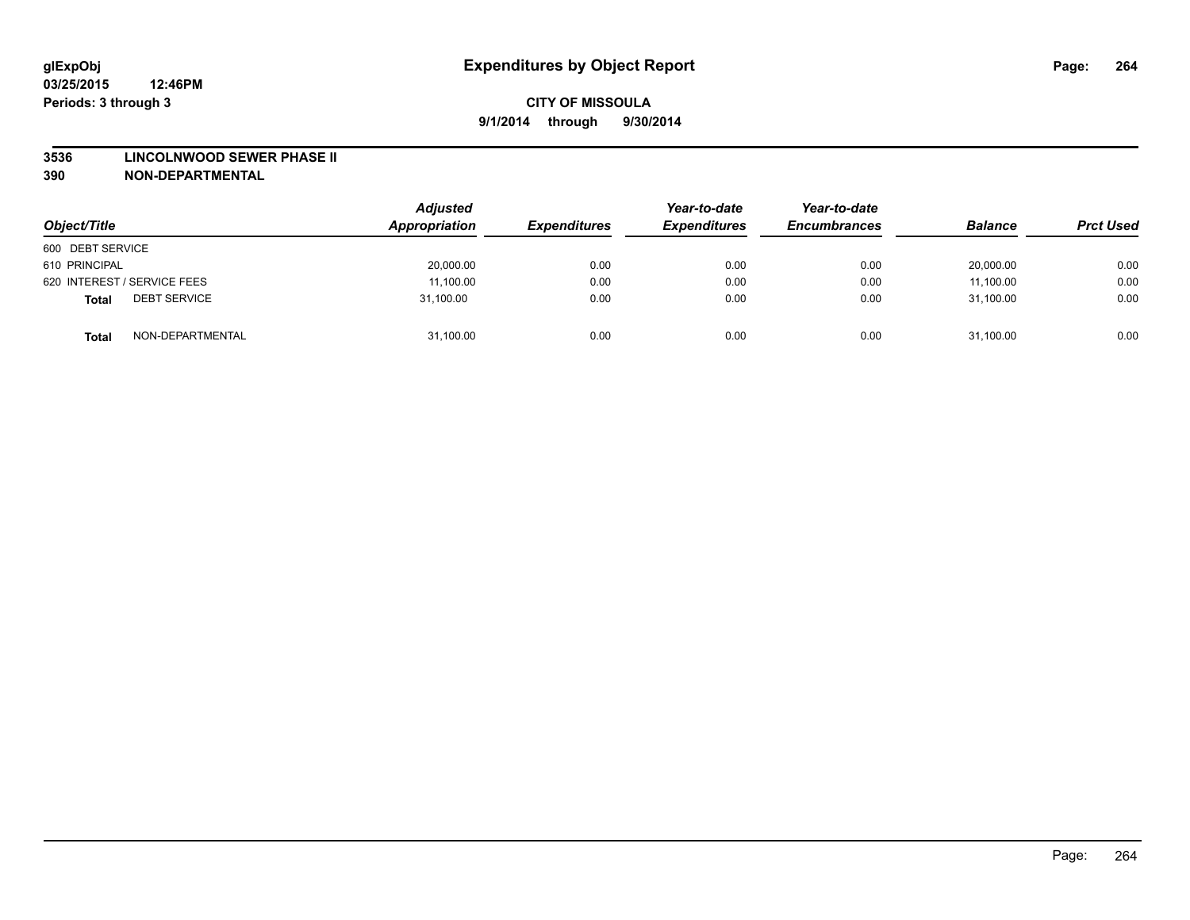**glExpObj**
**03/25/2015 12:46PM**
**Periods: 3 through 3**

# Expenditures by Object Report

**CITY OF MISSOULA**
**9/1/2014 through 9/30/2014**

## 3536 LINCOLNWOOD SEWER PHASE II
## 390 NON-DEPARTMENTAL

| Object/Title | Adjusted Appropriation | Expenditures | Year-to-date Expenditures | Year-to-date Encumbrances | Balance | Prct Used |
|---|---|---|---|---|---|---|
| 600 DEBT SERVICE | | | | | | |
| 610 PRINCIPAL | 20,000.00 | 0.00 | 0.00 | 0.00 | 20,000.00 | 0.00 |
| 620 INTEREST / SERVICE FEES | 11,100.00 | 0.00 | 0.00 | 0.00 | 11,100.00 | 0.00 |
| **Total** DEBT SERVICE | 31,100.00 | 0.00 | 0.00 | 0.00 | 31,100.00 | 0.00 |
| **Total** NON-DEPARTMENTAL | 31,100.00 | 0.00 | 0.00 | 0.00 | 31,100.00 | 0.00 |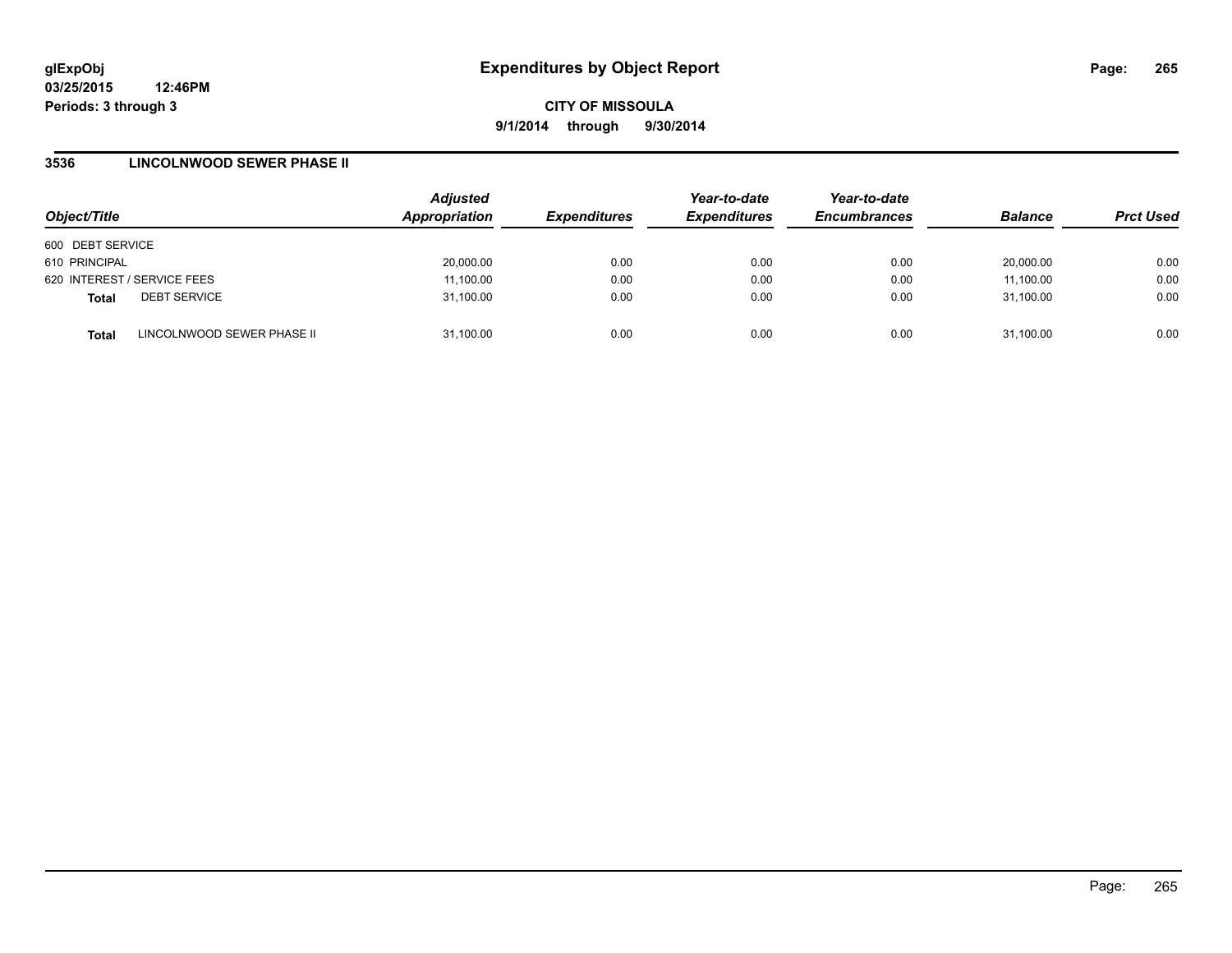# Expenditures by Object Report

glExpObj
03/25/2015 12:46PM
Periods: 3 through 3

**CITY OF MISSOULA**
**9/1/2014 through 9/30/2014**

## 3536 LINCOLNWOOD SEWER PHASE II

| Object/Title | Adjusted Appropriation | Expenditures | Year-to-date Expenditures | Year-to-date Encumbrances | Balance | Prct Used |
|---|---|---|---|---|---|---|
| 600 DEBT SERVICE | | | | | | |
| 610 PRINCIPAL | 20,000.00 | 0.00 | 0.00 | 0.00 | 20,000.00 | 0.00 |
| 620 INTEREST / SERVICE FEES | 11,100.00 | 0.00 | 0.00 | 0.00 | 11,100.00 | 0.00 |
| **Total** DEBT SERVICE | 31,100.00 | 0.00 | 0.00 | 0.00 | 31,100.00 | 0.00 |
| **Total** LINCOLNWOOD SEWER PHASE II | 31,100.00 | 0.00 | 0.00 | 0.00 | 31,100.00 | 0.00 |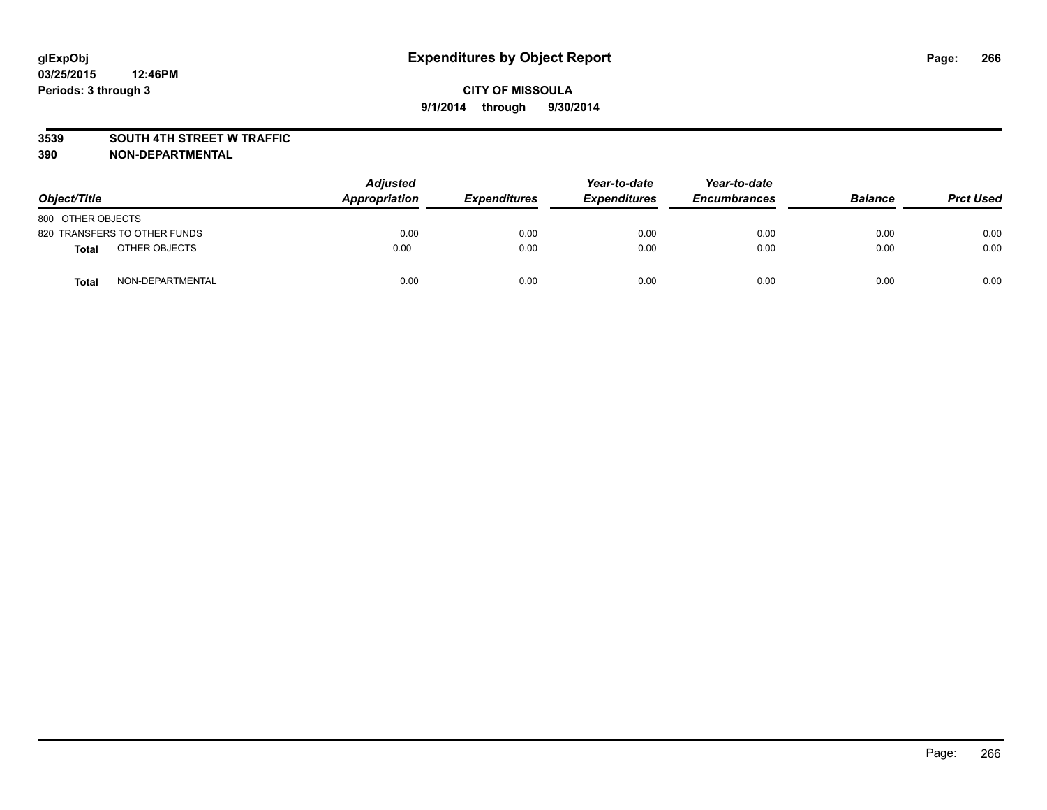**glExpObj** **Expenditures by Object Report**

**03/25/2015 12:46PM**

**Periods: 3 through 3**

**CITY OF MISSOULA**

**9/1/2014 through 9/30/2014**

**3539 SOUTH 4TH STREET W TRAFFIC**

**390 NON-DEPARTMENTAL**

| Object/Title | | Adjusted Appropriation | Expenditures | Year-to-date Expenditures | Year-to-date Encumbrances | Balance | Prct Used |
|---|---|---|---|---|---|---|---|
| 800 OTHER OBJECTS | | | | | | | |
| 820 TRANSFERS TO OTHER FUNDS | | 0.00 | 0.00 | 0.00 | 0.00 | 0.00 | 0.00 |
| **Total** | OTHER OBJECTS | 0.00 | 0.00 | 0.00 | 0.00 | 0.00 | 0.00 |
| **Total** | NON-DEPARTMENTAL | 0.00 | 0.00 | 0.00 | 0.00 | 0.00 | 0.00 |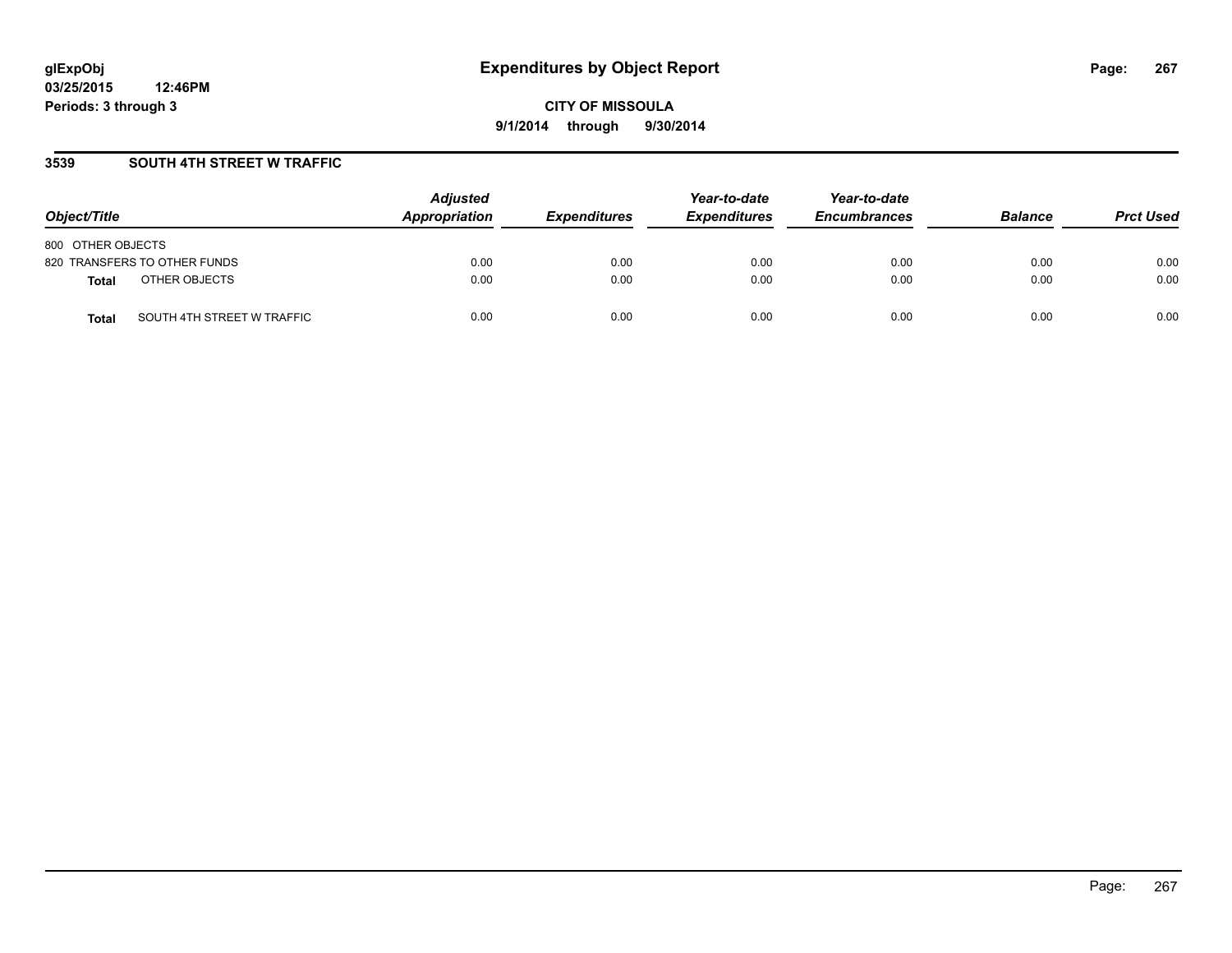glExpObj
03/25/2015 12:46PM
Periods: 3 through 3

# Expenditures by Object Report

**CITY OF MISSOULA**
**9/1/2014 through 9/30/2014**

## 3539 SOUTH 4TH STREET W TRAFFIC

| Object/Title | | Adjusted Appropriation | Expenditures | Year-to-date Expenditures | Year-to-date Encumbrances | Balance | Prct Used |
|---|---|---|---|---|---|---|---|
| 800 OTHER OBJECTS | | | | | | | |
| 820 TRANSFERS TO OTHER FUNDS | | 0.00 | 0.00 | 0.00 | 0.00 | 0.00 | 0.00 |
| **Total** | OTHER OBJECTS | 0.00 | 0.00 | 0.00 | 0.00 | 0.00 | 0.00 |
| **Total** | SOUTH 4TH STREET W TRAFFIC | 0.00 | 0.00 | 0.00 | 0.00 | 0.00 | 0.00 |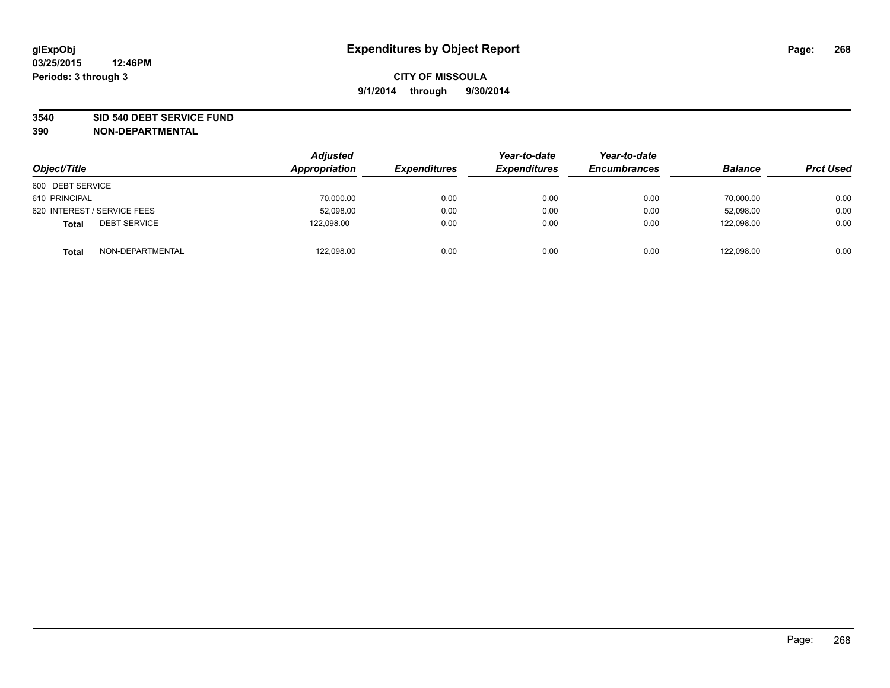# Expenditures by Object Report

glExpObj
03/25/2015 12:46PM
Periods: 3 through 3

**CITY OF MISSOULA**
**9/1/2014 through 9/30/2014**

**3540 SID 540 DEBT SERVICE FUND**
**390 NON-DEPARTMENTAL**

| Object/Title | Adjusted Appropriation | Expenditures | Year-to-date Expenditures | Year-to-date Encumbrances | Balance | Prct Used |
|---|---|---|---|---|---|---|
| 600 DEBT SERVICE | | | | | | |
| 610 PRINCIPAL | 70,000.00 | 0.00 | 0.00 | 0.00 | 70,000.00 | 0.00 |
| 620 INTEREST / SERVICE FEES | 52,098.00 | 0.00 | 0.00 | 0.00 | 52,098.00 | 0.00 |
| **Total** DEBT SERVICE | 122,098.00 | 0.00 | 0.00 | 0.00 | 122,098.00 | 0.00 |
| **Total** NON-DEPARTMENTAL | 122,098.00 | 0.00 | 0.00 | 0.00 | 122,098.00 | 0.00 |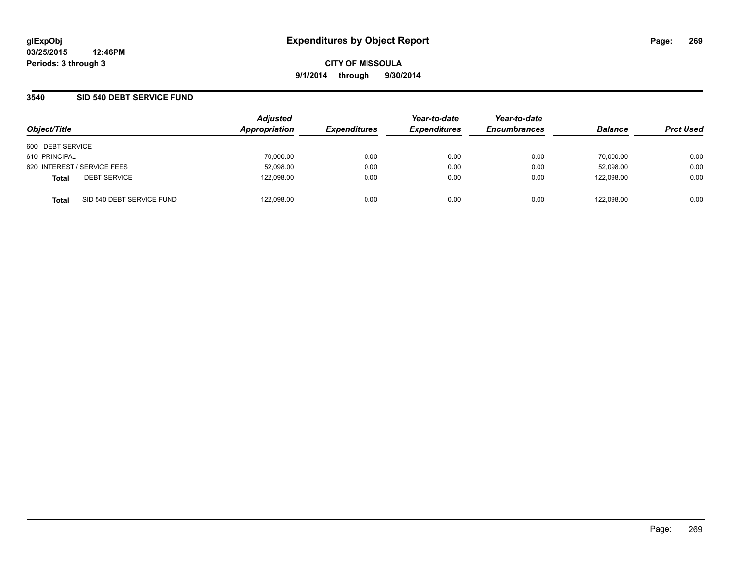# Expenditures by Object Report

**glExpObj**
**03/25/2015 12:46PM**
**Periods: 3 through 3**

**CITY OF MISSOULA**
**9/1/2014 through 9/30/2014**

## 3540 SID 540 DEBT SERVICE FUND

| Object/Title | Adjusted Appropriation | Expenditures | Year-to-date Expenditures | Year-to-date Encumbrances | Balance | Prct Used |
|---|---|---|---|---|---|---|
| 600 DEBT SERVICE | | | | | | |
| 610 PRINCIPAL | 70,000.00 | 0.00 | 0.00 | 0.00 | 70,000.00 | 0.00 |
| 620 INTEREST / SERVICE FEES | 52,098.00 | 0.00 | 0.00 | 0.00 | 52,098.00 | 0.00 |
| **Total** DEBT SERVICE | 122,098.00 | 0.00 | 0.00 | 0.00 | 122,098.00 | 0.00 |
| **Total** SID 540 DEBT SERVICE FUND | 122,098.00 | 0.00 | 0.00 | 0.00 | 122,098.00 | 0.00 |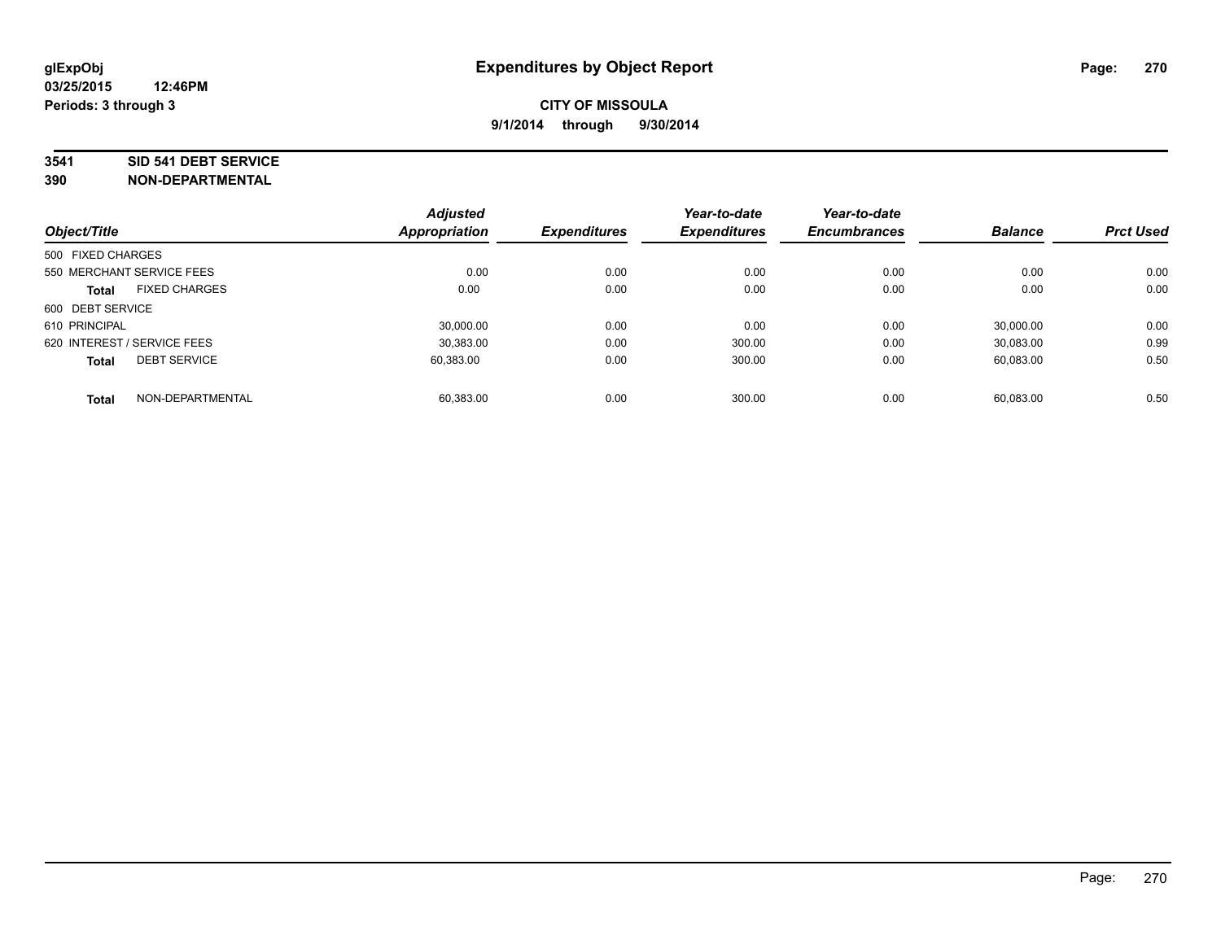glExpObj
03/25/2015 12:46PM
Periods: 3 through 3

# Expenditures by Object Report

**CITY OF MISSOULA**
**9/1/2014 through 9/30/2014**

**3541 SID 541 DEBT SERVICE**
**390 NON-DEPARTMENTAL**

| Object/Title | | Adjusted Appropriation | Expenditures | Year-to-date Expenditures | Year-to-date Encumbrances | Balance | Prct Used |
|---|---|---|---|---|---|---|---|
| 500 FIXED CHARGES | | | | | | | |
| 550 MERCHANT SERVICE FEES | | 0.00 | 0.00 | 0.00 | 0.00 | 0.00 | 0.00 |
| **Total** | FIXED CHARGES | 0.00 | 0.00 | 0.00 | 0.00 | 0.00 | 0.00 |
| 600 DEBT SERVICE | | | | | | | |
| 610 PRINCIPAL | | 30,000.00 | 0.00 | 0.00 | 0.00 | 30,000.00 | 0.00 |
| 620 INTEREST / SERVICE FEES | | 30,383.00 | 0.00 | 300.00 | 0.00 | 30,083.00 | 0.99 |
| **Total** | DEBT SERVICE | 60,383.00 | 0.00 | 300.00 | 0.00 | 60,083.00 | 0.50 |
| **Total** | NON-DEPARTMENTAL | 60,383.00 | 0.00 | 300.00 | 0.00 | 60,083.00 | 0.50 |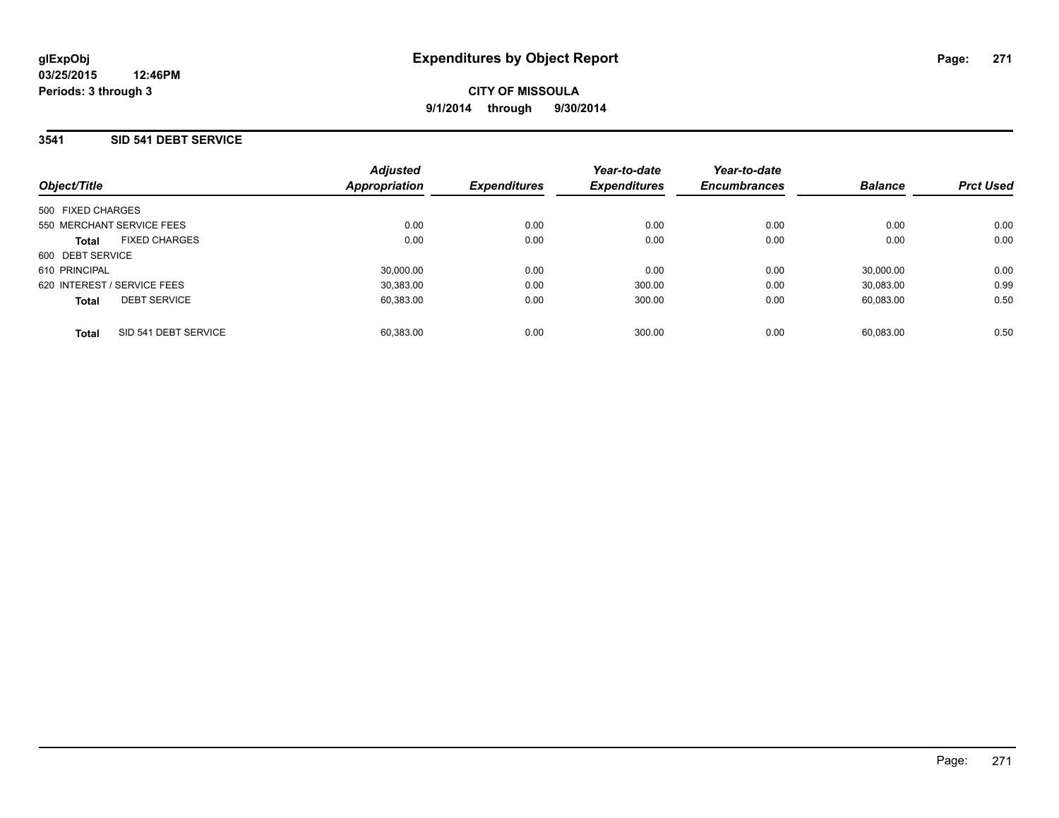glExpObj
03/25/2015 12:46PM
Periods: 3 through 3

# Expenditures by Object Report

**CITY OF MISSOULA**
**9/1/2014 through 9/30/2014**

## 3541 SID 541 DEBT SERVICE

| Object/Title | Adjusted Appropriation | Expenditures | Year-to-date Expenditures | Year-to-date Encumbrances | Balance | Prct Used |
|---|---|---|---|---|---|---|
| 500 FIXED CHARGES | | | | | | |
| 550 MERCHANT SERVICE FEES | 0.00 | 0.00 | 0.00 | 0.00 | 0.00 | 0.00 |
| **Total** FIXED CHARGES | 0.00 | 0.00 | 0.00 | 0.00 | 0.00 | 0.00 |
| 600 DEBT SERVICE | | | | | | |
| 610 PRINCIPAL | 30,000.00 | 0.00 | 0.00 | 0.00 | 30,000.00 | 0.00 |
| 620 INTEREST / SERVICE FEES | 30,383.00 | 0.00 | 300.00 | 0.00 | 30,083.00 | 0.99 |
| **Total** DEBT SERVICE | 60,383.00 | 0.00 | 300.00 | 0.00 | 60,083.00 | 0.50 |
| **Total** SID 541 DEBT SERVICE | 60,383.00 | 0.00 | 300.00 | 0.00 | 60,083.00 | 0.50 |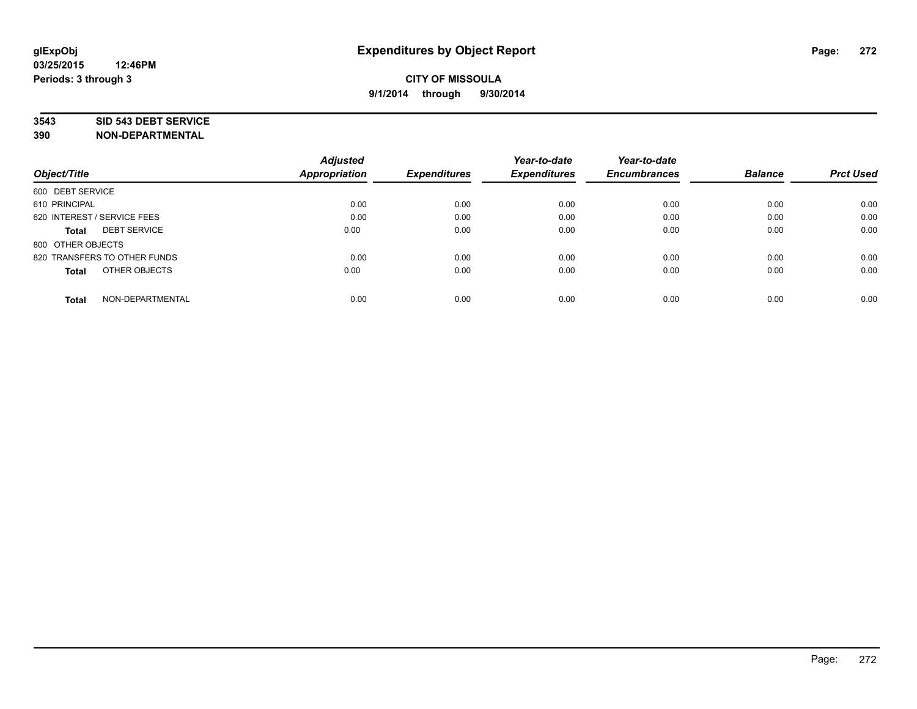**glExpObj**
**03/25/2015 12:46PM**
**Periods: 3 through 3**

# Expenditures by Object Report

**CITY OF MISSOULA**
**9/1/2014 through 9/30/2014**

**3543 SID 543 DEBT SERVICE**
**390 NON-DEPARTMENTAL**

| Object/Title | Adjusted Appropriation | Expenditures | Year-to-date Expenditures | Year-to-date Encumbrances | Balance | Prct Used |
|---|---|---|---|---|---|---|
| 600 DEBT SERVICE | | | | | | |
| 610 PRINCIPAL | 0.00 | 0.00 | 0.00 | 0.00 | 0.00 | 0.00 |
| 620 INTEREST / SERVICE FEES | 0.00 | 0.00 | 0.00 | 0.00 | 0.00 | 0.00 |
| **Total** DEBT SERVICE | 0.00 | 0.00 | 0.00 | 0.00 | 0.00 | 0.00 |
| 800 OTHER OBJECTS | | | | | | |
| 820 TRANSFERS TO OTHER FUNDS | 0.00 | 0.00 | 0.00 | 0.00 | 0.00 | 0.00 |
| **Total** OTHER OBJECTS | 0.00 | 0.00 | 0.00 | 0.00 | 0.00 | 0.00 |
| **Total** NON-DEPARTMENTAL | 0.00 | 0.00 | 0.00 | 0.00 | 0.00 | 0.00 |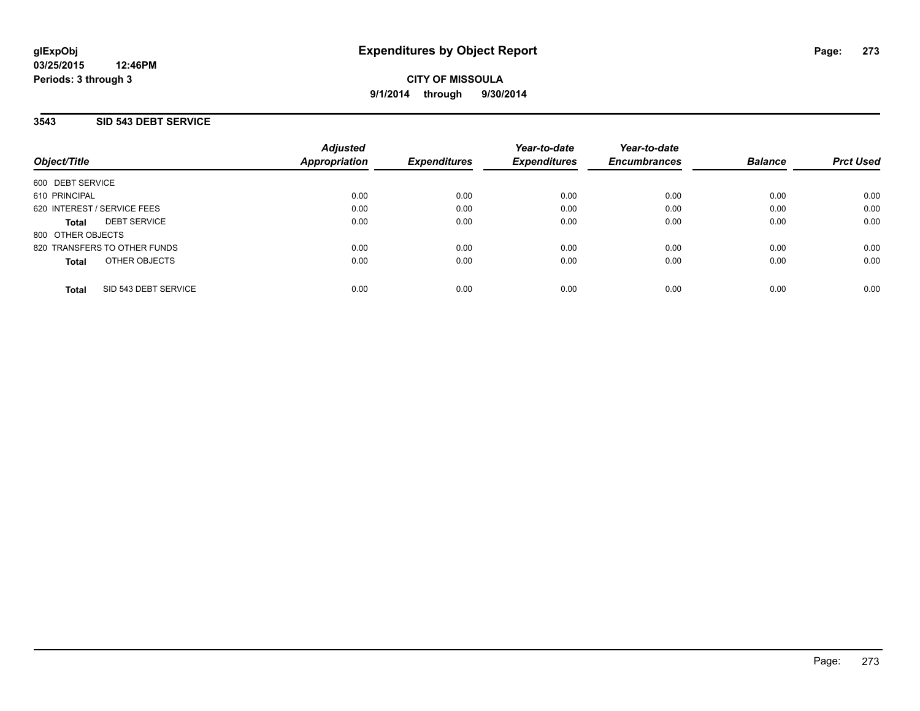**glExpObj**
**03/25/2015 12:46PM**
**Periods: 3 through 3**

# Expenditures by Object Report

**CITY OF MISSOULA**
**9/1/2014 through 9/30/2014**

## 3543 SID 543 DEBT SERVICE

| Object/Title | Adjusted Appropriation | Expenditures | Year-to-date Expenditures | Year-to-date Encumbrances | Balance | Prct Used |
|---|---|---|---|---|---|---|
| 600 DEBT SERVICE | | | | | | |
| 610 PRINCIPAL | 0.00 | 0.00 | 0.00 | 0.00 | 0.00 | 0.00 |
| 620 INTEREST / SERVICE FEES | 0.00 | 0.00 | 0.00 | 0.00 | 0.00 | 0.00 |
| **Total** DEBT SERVICE | 0.00 | 0.00 | 0.00 | 0.00 | 0.00 | 0.00 |
| 800 OTHER OBJECTS | | | | | | |
| 820 TRANSFERS TO OTHER FUNDS | 0.00 | 0.00 | 0.00 | 0.00 | 0.00 | 0.00 |
| **Total** OTHER OBJECTS | 0.00 | 0.00 | 0.00 | 0.00 | 0.00 | 0.00 |
| **Total** SID 543 DEBT SERVICE | 0.00 | 0.00 | 0.00 | 0.00 | 0.00 | 0.00 |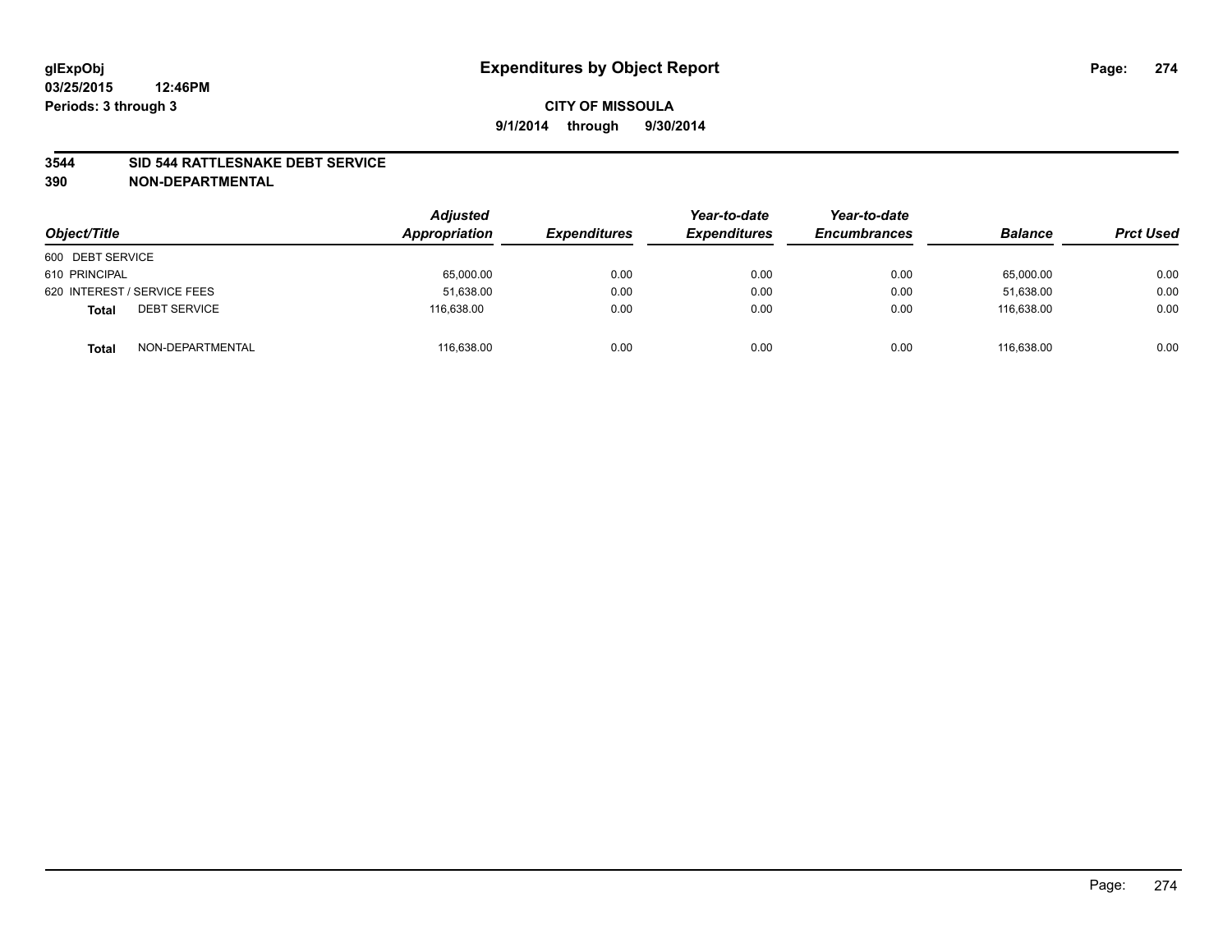# Expenditures by Object Report

glExpObj
03/25/2015 12:46PM
Periods: 3 through 3

**CITY OF MISSOULA**
**9/1/2014 through 9/30/2014**

**3544 SID 544 RATTLESNAKE DEBT SERVICE**
**390 NON-DEPARTMENTAL**

| Object/Title | Adjusted Appropriation | Expenditures | Year-to-date Expenditures | Year-to-date Encumbrances | Balance | Prct Used |
|---|---|---|---|---|---|---|
| 600 DEBT SERVICE | | | | | | |
| 610 PRINCIPAL | 65,000.00 | 0.00 | 0.00 | 0.00 | 65,000.00 | 0.00 |
| 620 INTEREST / SERVICE FEES | 51,638.00 | 0.00 | 0.00 | 0.00 | 51,638.00 | 0.00 |
| **Total** DEBT SERVICE | 116,638.00 | 0.00 | 0.00 | 0.00 | 116,638.00 | 0.00 |
| **Total** NON-DEPARTMENTAL | 116,638.00 | 0.00 | 0.00 | 0.00 | 116,638.00 | 0.00 |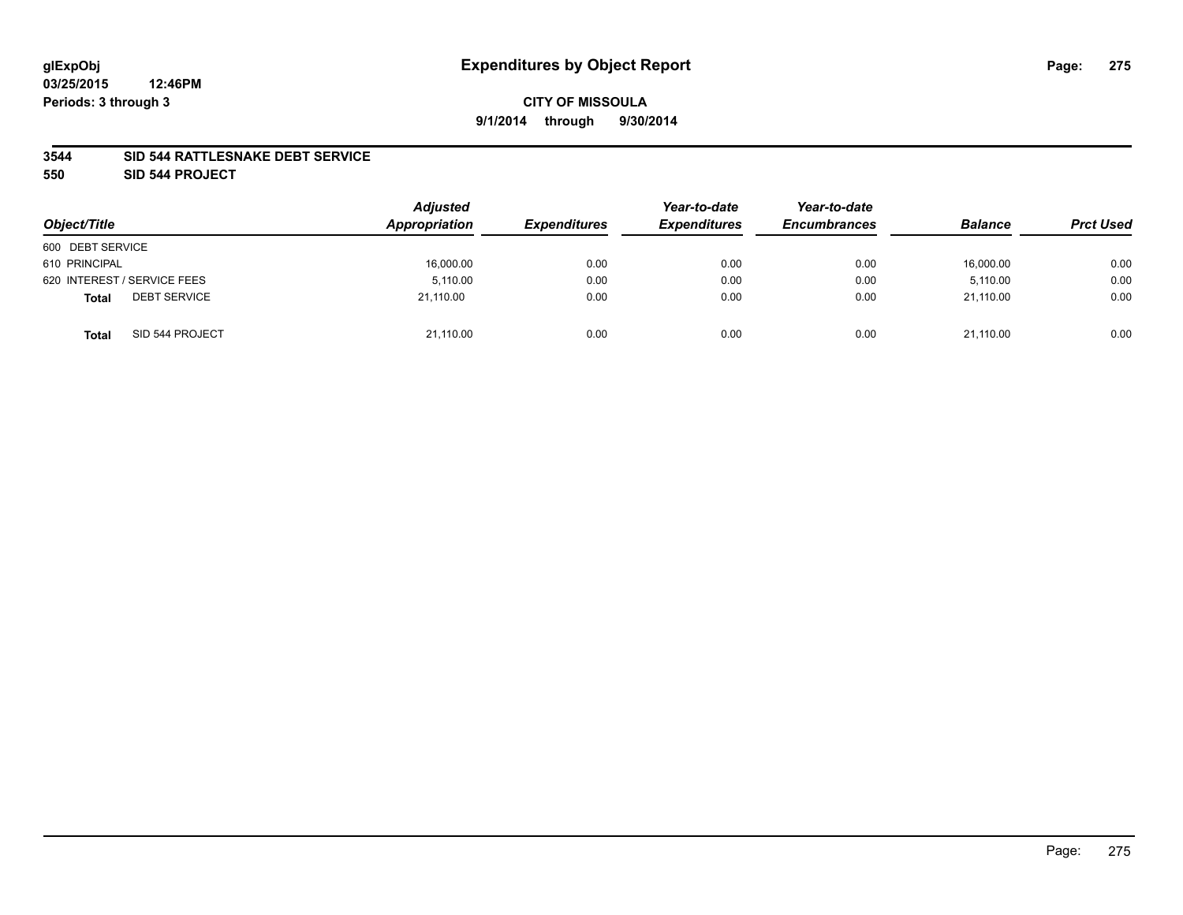**glExpObj**
**03/25/2015 12:46PM**
**Periods: 3 through 3**

# Expenditures by Object Report

**CITY OF MISSOULA**
**9/1/2014 through 9/30/2014**

## 3544 SID 544 RATTLESNAKE DEBT SERVICE
## 550 SID 544 PROJECT

| Object/Title | Adjusted Appropriation | Expenditures | Year-to-date Expenditures | Year-to-date Encumbrances | Balance | Prct Used |
|---|---|---|---|---|---|---|
| 600 DEBT SERVICE | | | | | | |
| 610 PRINCIPAL | 16,000.00 | 0.00 | 0.00 | 0.00 | 16,000.00 | 0.00 |
| 620 INTEREST / SERVICE FEES | 5,110.00 | 0.00 | 0.00 | 0.00 | 5,110.00 | 0.00 |
| **Total** DEBT SERVICE | 21,110.00 | 0.00 | 0.00 | 0.00 | 21,110.00 | 0.00 |
| **Total** SID 544 PROJECT | 21,110.00 | 0.00 | 0.00 | 0.00 | 21,110.00 | 0.00 |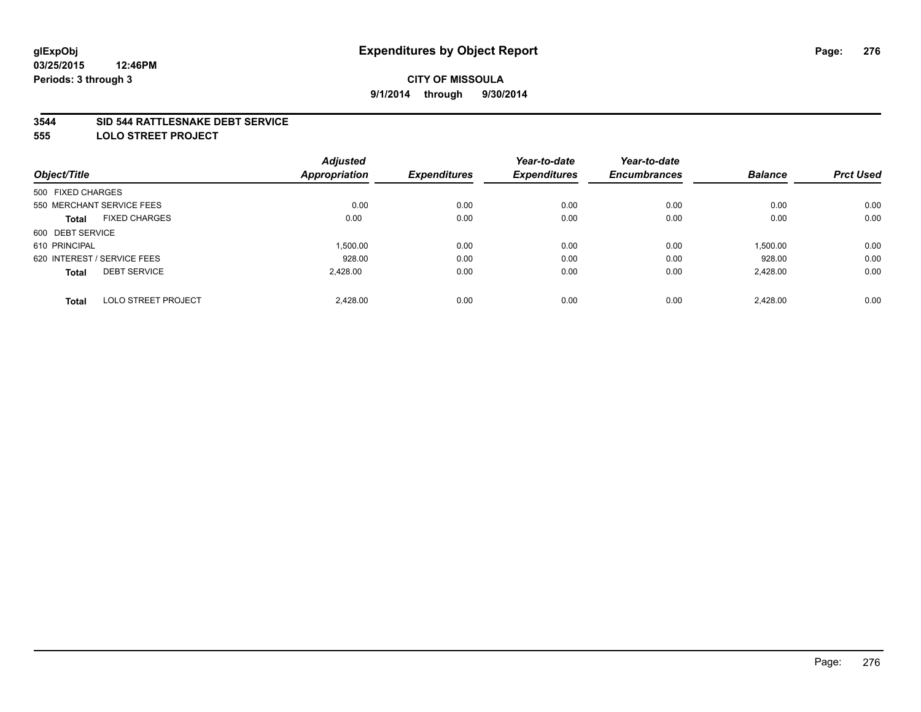**glExpObj**
**03/25/2015 12:46PM**
**Periods: 3 through 3**

# Expenditures by Object Report

**CITY OF MISSOULA**
**9/1/2014 through 9/30/2014**

## 3544 SID 544 RATTLESNAKE DEBT SERVICE
## 555 LOLO STREET PROJECT

| Object/Title | | Adjusted Appropriation | Expenditures | Year-to-date Expenditures | Year-to-date Encumbrances | Balance | Prct Used |
|---|---|---|---|---|---|---|---|
| 500 FIXED CHARGES | | | | | | | |
| 550 MERCHANT SERVICE FEES | | 0.00 | 0.00 | 0.00 | 0.00 | 0.00 | 0.00 |
| **Total** | FIXED CHARGES | 0.00 | 0.00 | 0.00 | 0.00 | 0.00 | 0.00 |
| 600 DEBT SERVICE | | | | | | | |
| 610 PRINCIPAL | | 1,500.00 | 0.00 | 0.00 | 0.00 | 1,500.00 | 0.00 |
| 620 INTEREST / SERVICE FEES | | 928.00 | 0.00 | 0.00 | 0.00 | 928.00 | 0.00 |
| **Total** | DEBT SERVICE | 2,428.00 | 0.00 | 0.00 | 0.00 | 2,428.00 | 0.00 |
| **Total** | LOLO STREET PROJECT | 2,428.00 | 0.00 | 0.00 | 0.00 | 2,428.00 | 0.00 |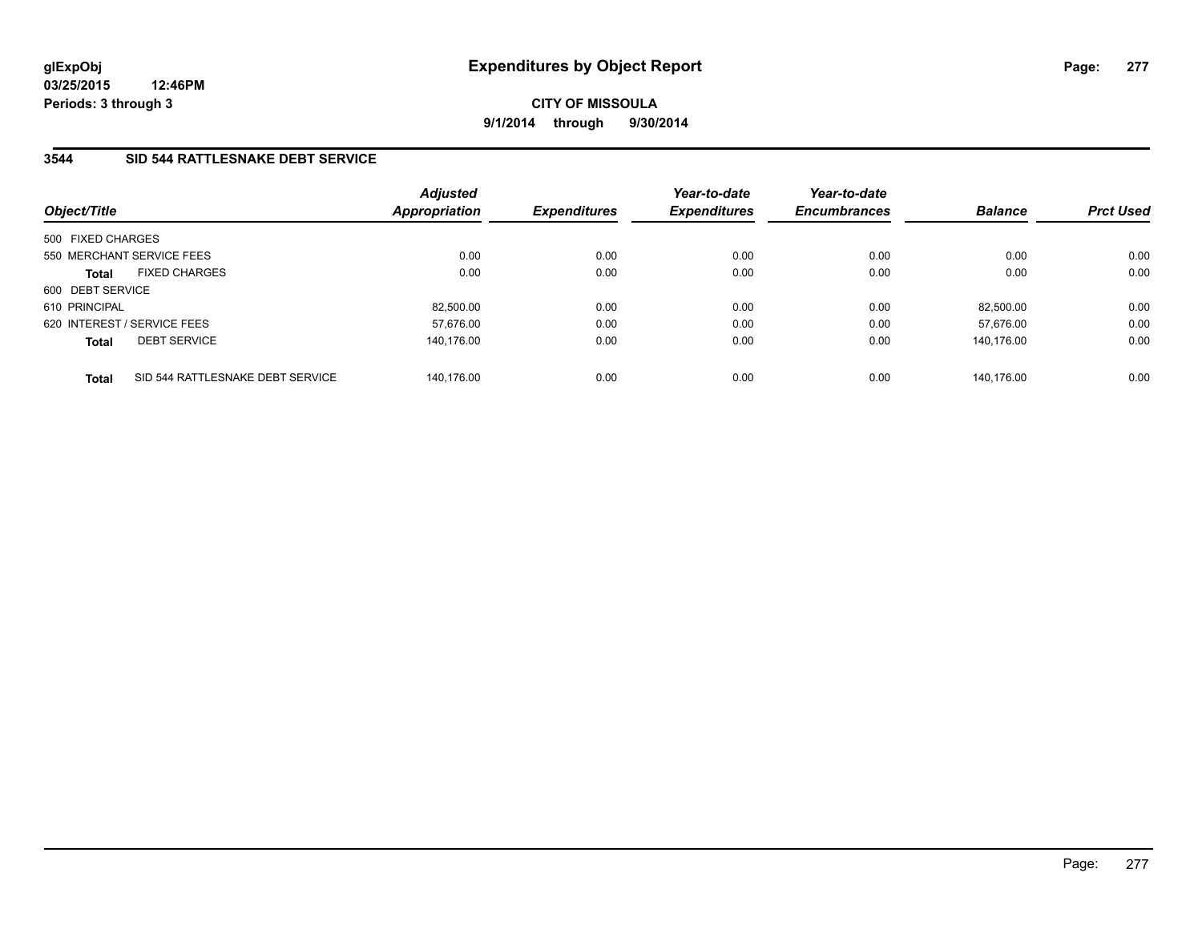glExpObj
03/25/2015 12:46PM
Periods: 3 through 3

# Expenditures by Object Report

**CITY OF MISSOULA**
**9/1/2014 through 9/30/2014**

## 3544 SID 544 RATTLESNAKE DEBT SERVICE

| Object/Title | Adjusted Appropriation | Expenditures | Year-to-date Expenditures | Year-to-date Encumbrances | Balance | Prct Used |
|---|---|---|---|---|---|---|
| 500 FIXED CHARGES | | | | | | |
| 550 MERCHANT SERVICE FEES | 0.00 | 0.00 | 0.00 | 0.00 | 0.00 | 0.00 |
| **Total** FIXED CHARGES | 0.00 | 0.00 | 0.00 | 0.00 | 0.00 | 0.00 |
| 600 DEBT SERVICE | | | | | | |
| 610 PRINCIPAL | 82,500.00 | 0.00 | 0.00 | 0.00 | 82,500.00 | 0.00 |
| 620 INTEREST / SERVICE FEES | 57,676.00 | 0.00 | 0.00 | 0.00 | 57,676.00 | 0.00 |
| **Total** DEBT SERVICE | 140,176.00 | 0.00 | 0.00 | 0.00 | 140,176.00 | 0.00 |
| **Total** SID 544 RATTLESNAKE DEBT SERVICE | 140,176.00 | 0.00 | 0.00 | 0.00 | 140,176.00 | 0.00 |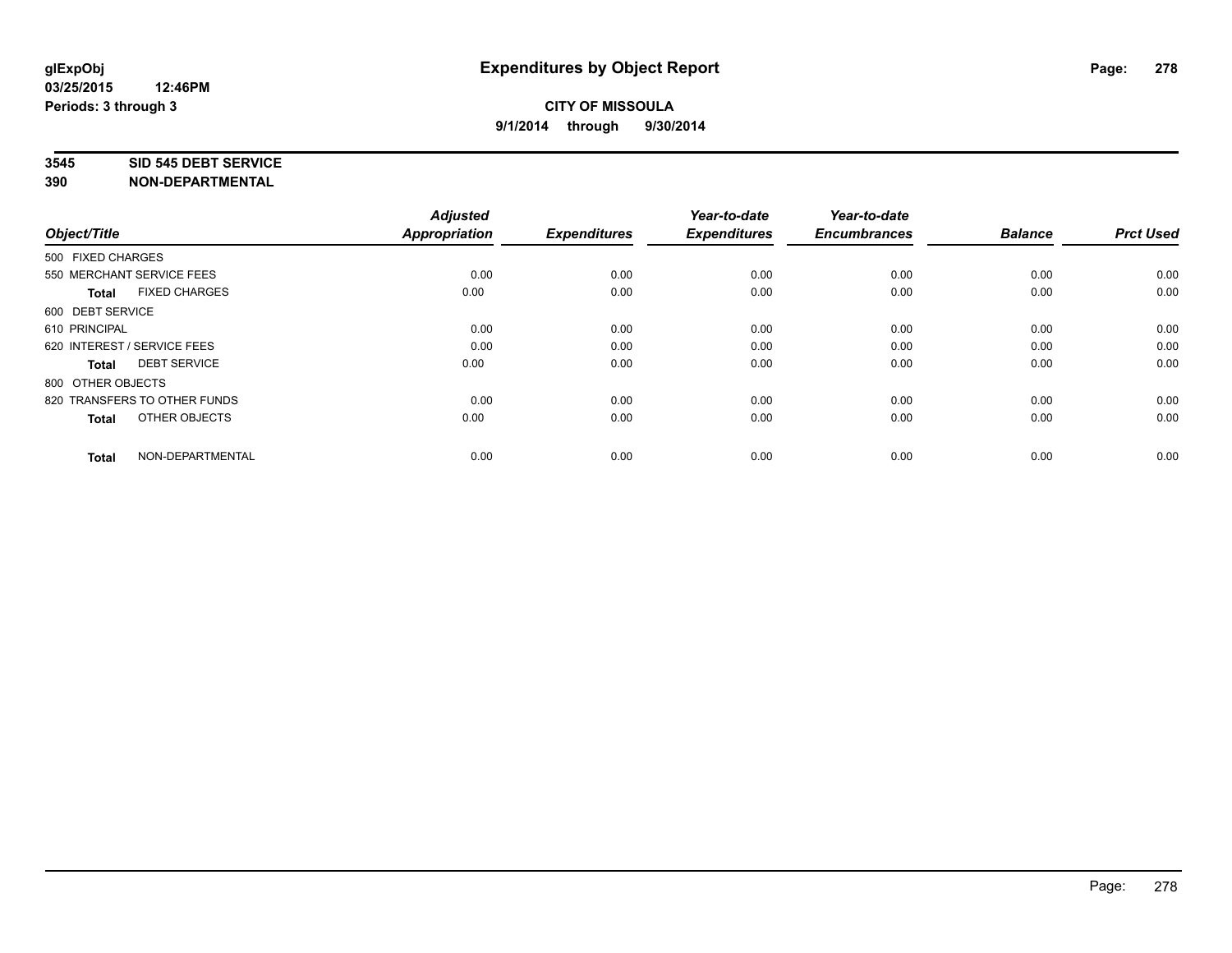**glExpObj**
**03/25/2015 12:46PM**
**Periods: 3 through 3**

# Expenditures by Object Report

**CITY OF MISSOULA**
**9/1/2014 through 9/30/2014**

**3545 SID 545 DEBT SERVICE**
**390 NON-DEPARTMENTAL**

| Object/Title | Adjusted Appropriation | Expenditures | Year-to-date Expenditures | Year-to-date Encumbrances | Balance | Prct Used |
|---|---|---|---|---|---|---|
| 500 FIXED CHARGES | | | | | | |
| 550 MERCHANT SERVICE FEES | 0.00 | 0.00 | 0.00 | 0.00 | 0.00 | 0.00 |
| **Total** FIXED CHARGES | 0.00 | 0.00 | 0.00 | 0.00 | 0.00 | 0.00 |
| 600 DEBT SERVICE | | | | | | |
| 610 PRINCIPAL | 0.00 | 0.00 | 0.00 | 0.00 | 0.00 | 0.00 |
| 620 INTEREST / SERVICE FEES | 0.00 | 0.00 | 0.00 | 0.00 | 0.00 | 0.00 |
| **Total** DEBT SERVICE | 0.00 | 0.00 | 0.00 | 0.00 | 0.00 | 0.00 |
| 800 OTHER OBJECTS | | | | | | |
| 820 TRANSFERS TO OTHER FUNDS | 0.00 | 0.00 | 0.00 | 0.00 | 0.00 | 0.00 |
| **Total** OTHER OBJECTS | 0.00 | 0.00 | 0.00 | 0.00 | 0.00 | 0.00 |
| **Total** NON-DEPARTMENTAL | 0.00 | 0.00 | 0.00 | 0.00 | 0.00 | 0.00 |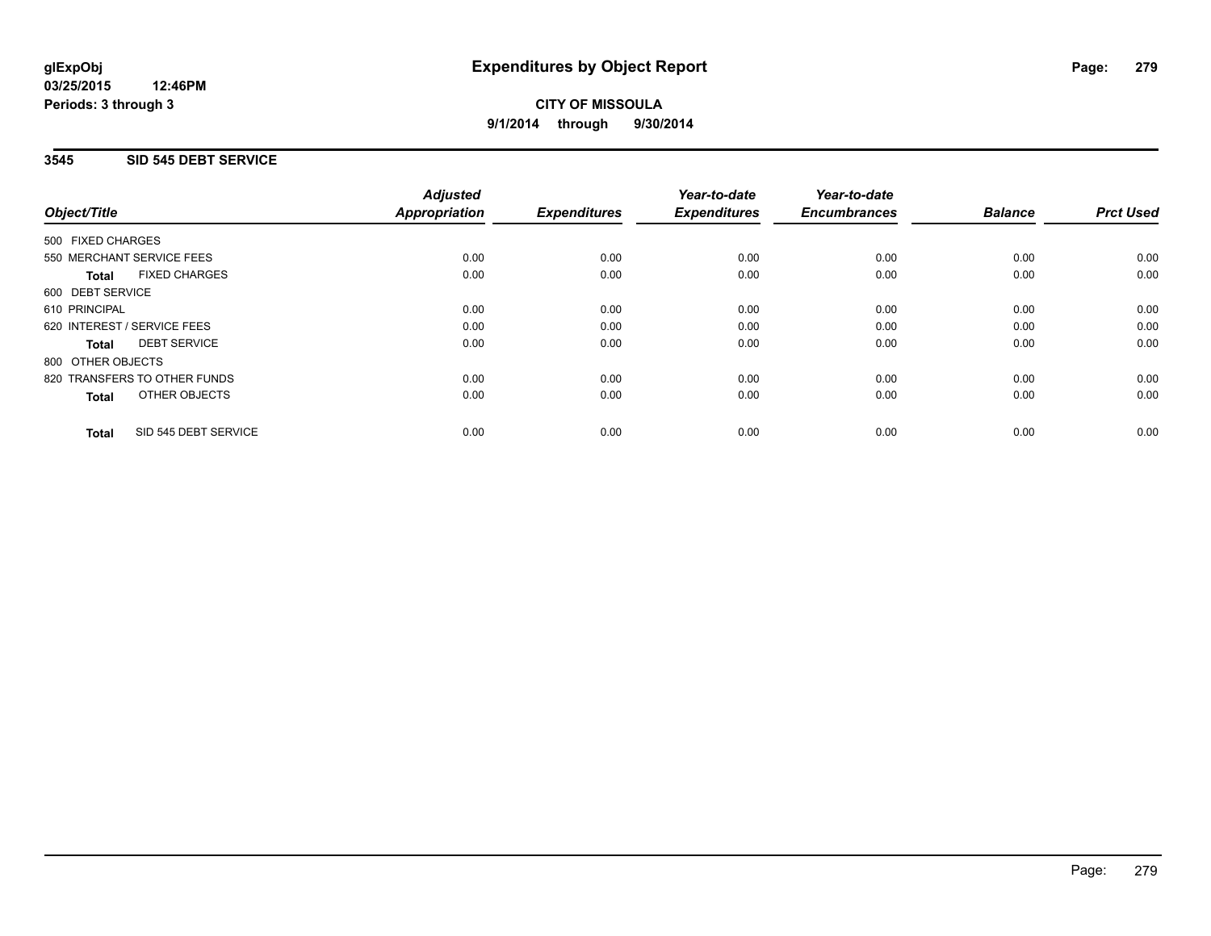**CITY OF MISSOULA**

**9/1/2014 through 9/30/2014**

**glExpObj**
**03/25/2015 12:46PM**
**Periods: 3 through 3**

# Expenditures by Object Report

## 3545 SID 545 DEBT SERVICE

| Object/Title | Adjusted Appropriation | Expenditures | Year-to-date Expenditures | Year-to-date Encumbrances | Balance | Prct Used |
|---|---|---|---|---|---|---|
| 500 FIXED CHARGES | | | | | | |
| 550 MERCHANT SERVICE FEES | 0.00 | 0.00 | 0.00 | 0.00 | 0.00 | 0.00 |
| **Total** FIXED CHARGES | 0.00 | 0.00 | 0.00 | 0.00 | 0.00 | 0.00 |
| 600 DEBT SERVICE | | | | | | |
| 610 PRINCIPAL | 0.00 | 0.00 | 0.00 | 0.00 | 0.00 | 0.00 |
| 620 INTEREST / SERVICE FEES | 0.00 | 0.00 | 0.00 | 0.00 | 0.00 | 0.00 |
| **Total** DEBT SERVICE | 0.00 | 0.00 | 0.00 | 0.00 | 0.00 | 0.00 |
| 800 OTHER OBJECTS | | | | | | |
| 820 TRANSFERS TO OTHER FUNDS | 0.00 | 0.00 | 0.00 | 0.00 | 0.00 | 0.00 |
| **Total** OTHER OBJECTS | 0.00 | 0.00 | 0.00 | 0.00 | 0.00 | 0.00 |
| **Total** SID 545 DEBT SERVICE | 0.00 | 0.00 | 0.00 | 0.00 | 0.00 | 0.00 |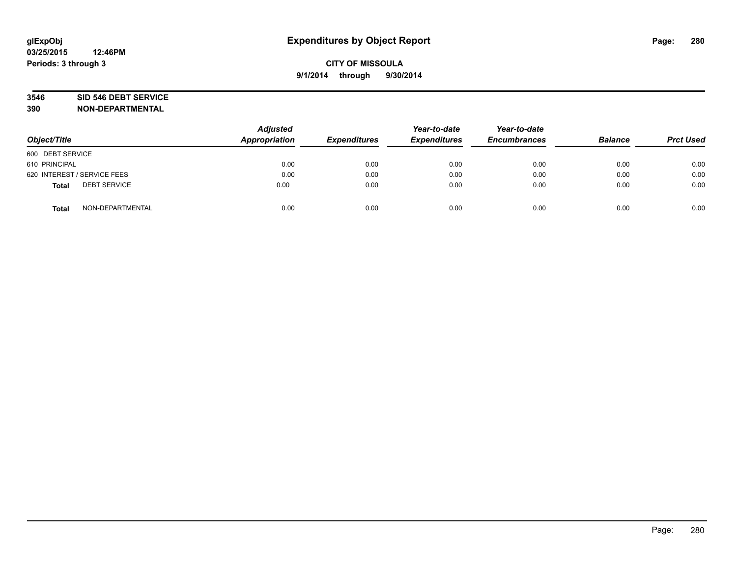# Expenditures by Object Report

glExpObj
03/25/2015 12:46PM
Periods: 3 through 3

**CITY OF MISSOULA**
**9/1/2014 through 9/30/2014**

**3546 SID 546 DEBT SERVICE**
**390 NON-DEPARTMENTAL**

| Object/Title | Adjusted Appropriation | Expenditures | Year-to-date Expenditures | Year-to-date Encumbrances | Balance | Prct Used |
|---|---|---|---|---|---|---|
| 600 DEBT SERVICE | | | | | | |
| 610 PRINCIPAL | 0.00 | 0.00 | 0.00 | 0.00 | 0.00 | 0.00 |
| 620 INTEREST / SERVICE FEES | 0.00 | 0.00 | 0.00 | 0.00 | 0.00 | 0.00 |
| **Total** DEBT SERVICE | 0.00 | 0.00 | 0.00 | 0.00 | 0.00 | 0.00 |
| **Total** NON-DEPARTMENTAL | 0.00 | 0.00 | 0.00 | 0.00 | 0.00 | 0.00 |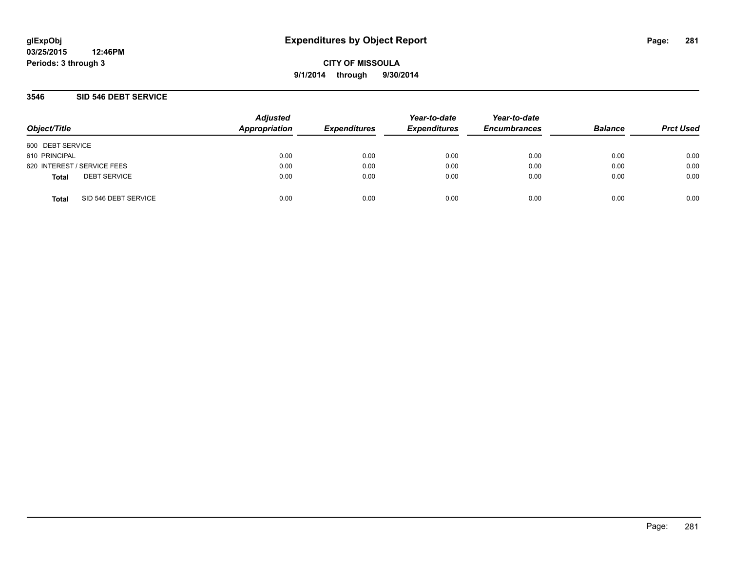**glExpObj** **Expenditures by Object Report**

**03/25/2015 12:46PM**

**Periods: 3 through 3**

**CITY OF MISSOULA**

**9/1/2014 through 9/30/2014**

## 3546 SID 546 DEBT SERVICE

| Object/Title | Adjusted Appropriation | Expenditures | Year-to-date Expenditures | Year-to-date Encumbrances | Balance | Prct Used |
|---|---|---|---|---|---|---|
| 600 DEBT SERVICE | | | | | | |
| 610 PRINCIPAL | 0.00 | 0.00 | 0.00 | 0.00 | 0.00 | 0.00 |
| 620 INTEREST / SERVICE FEES | 0.00 | 0.00 | 0.00 | 0.00 | 0.00 | 0.00 |
| **Total** DEBT SERVICE | 0.00 | 0.00 | 0.00 | 0.00 | 0.00 | 0.00 |
| **Total** SID 546 DEBT SERVICE | 0.00 | 0.00 | 0.00 | 0.00 | 0.00 | 0.00 |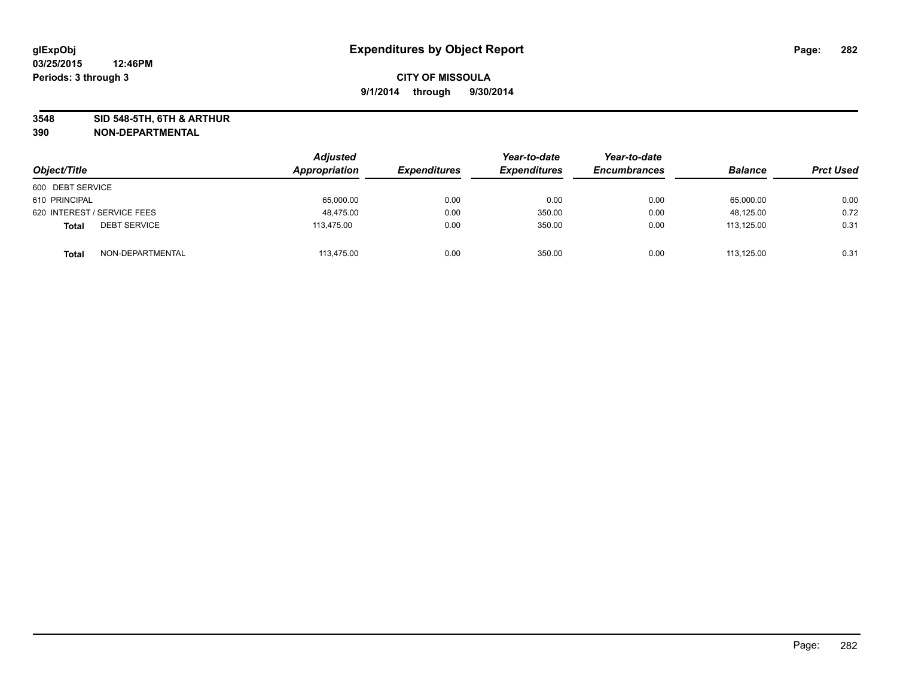**glExpObj**
**03/25/2015 12:46PM**
**Periods: 3 through 3**

# Expenditures by Object Report

**CITY OF MISSOULA**
**9/1/2014 through 9/30/2014**

**3548 SID 548-5TH, 6TH & ARTHUR**
**390 NON-DEPARTMENTAL**

| Object/Title | Adjusted Appropriation | Expenditures | Year-to-date Expenditures | Year-to-date Encumbrances | Balance | Prct Used |
|---|---|---|---|---|---|---|
| 600 DEBT SERVICE | | | | | | |
| 610 PRINCIPAL | 65,000.00 | 0.00 | 0.00 | 0.00 | 65,000.00 | 0.00 |
| 620 INTEREST / SERVICE FEES | 48,475.00 | 0.00 | 350.00 | 0.00 | 48,125.00 | 0.72 |
| **Total** DEBT SERVICE | 113,475.00 | 0.00 | 350.00 | 0.00 | 113,125.00 | 0.31 |
| **Total** NON-DEPARTMENTAL | 113,475.00 | 0.00 | 350.00 | 0.00 | 113,125.00 | 0.31 |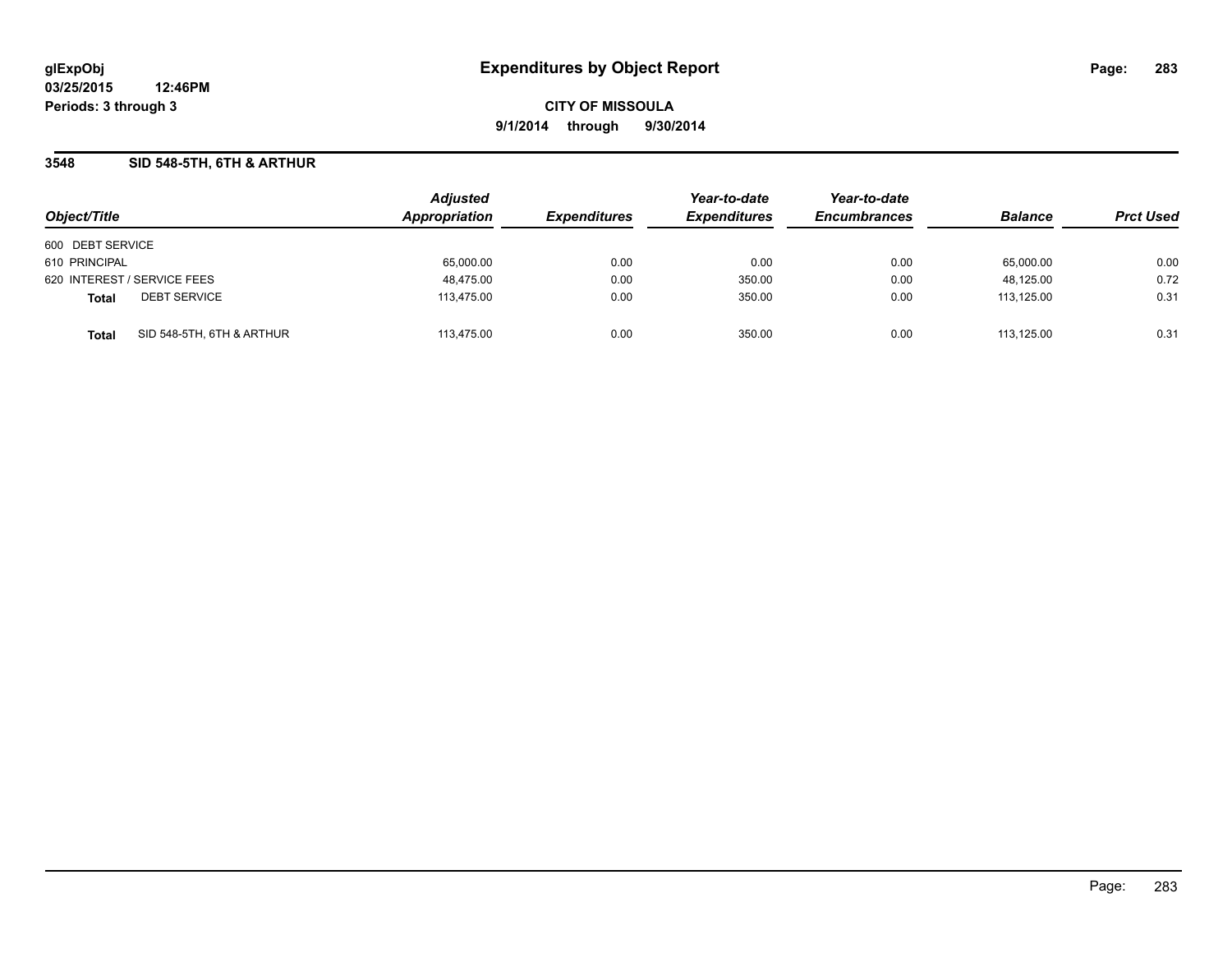# Expenditures by Object Report

glExpObj
03/25/2015 12:46PM
Periods: 3 through 3

**CITY OF MISSOULA**
**9/1/2014 through 9/30/2014**

## 3548 SID 548-5TH, 6TH & ARTHUR

| Object/Title | Adjusted Appropriation | Expenditures | Year-to-date Expenditures | Year-to-date Encumbrances | Balance | Prct Used |
|---|---|---|---|---|---|---|
| 600 DEBT SERVICE | | | | | | |
| 610 PRINCIPAL | 65,000.00 | 0.00 | 0.00 | 0.00 | 65,000.00 | 0.00 |
| 620 INTEREST / SERVICE FEES | 48,475.00 | 0.00 | 350.00 | 0.00 | 48,125.00 | 0.72 |
| **Total** DEBT SERVICE | 113,475.00 | 0.00 | 350.00 | 0.00 | 113,125.00 | 0.31 |
| **Total** SID 548-5TH, 6TH & ARTHUR | 113,475.00 | 0.00 | 350.00 | 0.00 | 113,125.00 | 0.31 |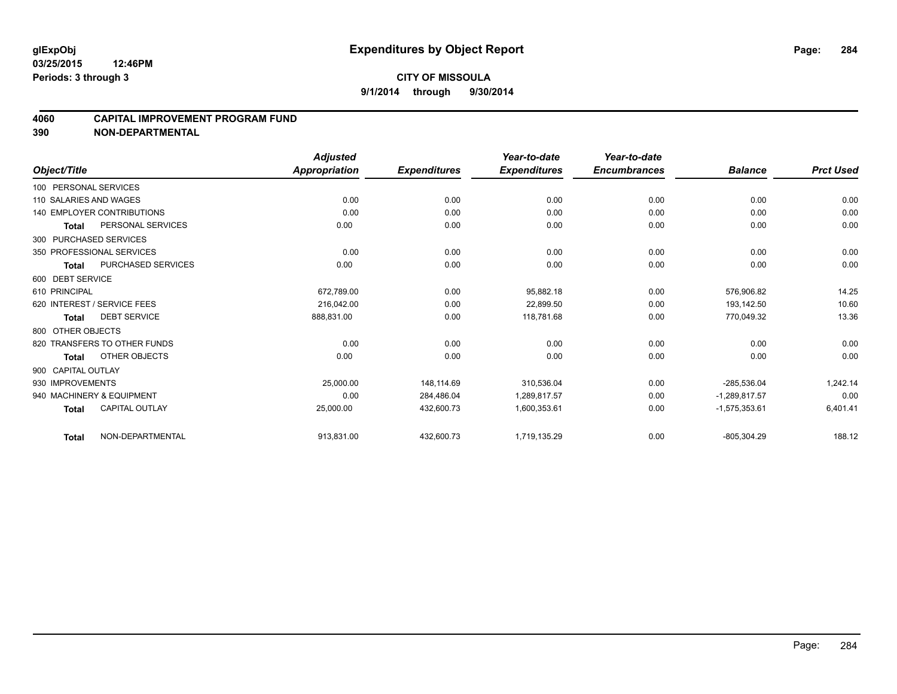glExpObj
03/25/2015 12:46PM
Periods: 3 through 3

# Expenditures by Object Report

**CITY OF MISSOULA**

**9/1/2014 through 9/30/2014**

## 4060 CAPITAL IMPROVEMENT PROGRAM FUND
## 390 NON-DEPARTMENTAL

| Object/Title | | Adjusted Appropriation | Expenditures | Year-to-date Expenditures | Year-to-date Encumbrances | Balance | Prct Used |
|---|---|---|---|---|---|---|---|
| 100 PERSONAL SERVICES | | | | | | | |
| 110 SALARIES AND WAGES | | 0.00 | 0.00 | 0.00 | 0.00 | 0.00 | 0.00 |
| 140 EMPLOYER CONTRIBUTIONS | | 0.00 | 0.00 | 0.00 | 0.00 | 0.00 | 0.00 |
| **Total** | PERSONAL SERVICES | 0.00 | 0.00 | 0.00 | 0.00 | 0.00 | 0.00 |
| 300 PURCHASED SERVICES | | | | | | | |
| 350 PROFESSIONAL SERVICES | | 0.00 | 0.00 | 0.00 | 0.00 | 0.00 | 0.00 |
| **Total** | PURCHASED SERVICES | 0.00 | 0.00 | 0.00 | 0.00 | 0.00 | 0.00 |
| 600 DEBT SERVICE | | | | | | | |
| 610 PRINCIPAL | | 672,789.00 | 0.00 | 95,882.18 | 0.00 | 576,906.82 | 14.25 |
| 620 INTEREST / SERVICE FEES | | 216,042.00 | 0.00 | 22,899.50 | 0.00 | 193,142.50 | 10.60 |
| **Total** | DEBT SERVICE | 888,831.00 | 0.00 | 118,781.68 | 0.00 | 770,049.32 | 13.36 |
| 800 OTHER OBJECTS | | | | | | | |
| 820 TRANSFERS TO OTHER FUNDS | | 0.00 | 0.00 | 0.00 | 0.00 | 0.00 | 0.00 |
| **Total** | OTHER OBJECTS | 0.00 | 0.00 | 0.00 | 0.00 | 0.00 | 0.00 |
| 900 CAPITAL OUTLAY | | | | | | | |
| 930 IMPROVEMENTS | | 25,000.00 | 148,114.69 | 310,536.04 | 0.00 | -285,536.04 | 1,242.14 |
| 940 MACHINERY & EQUIPMENT | | 0.00 | 284,486.04 | 1,289,817.57 | 0.00 | -1,289,817.57 | 0.00 |
| **Total** | CAPITAL OUTLAY | 25,000.00 | 432,600.73 | 1,600,353.61 | 0.00 | -1,575,353.61 | 6,401.41 |
| **Total** | NON-DEPARTMENTAL | 913,831.00 | 432,600.73 | 1,719,135.29 | 0.00 | -805,304.29 | 188.12 |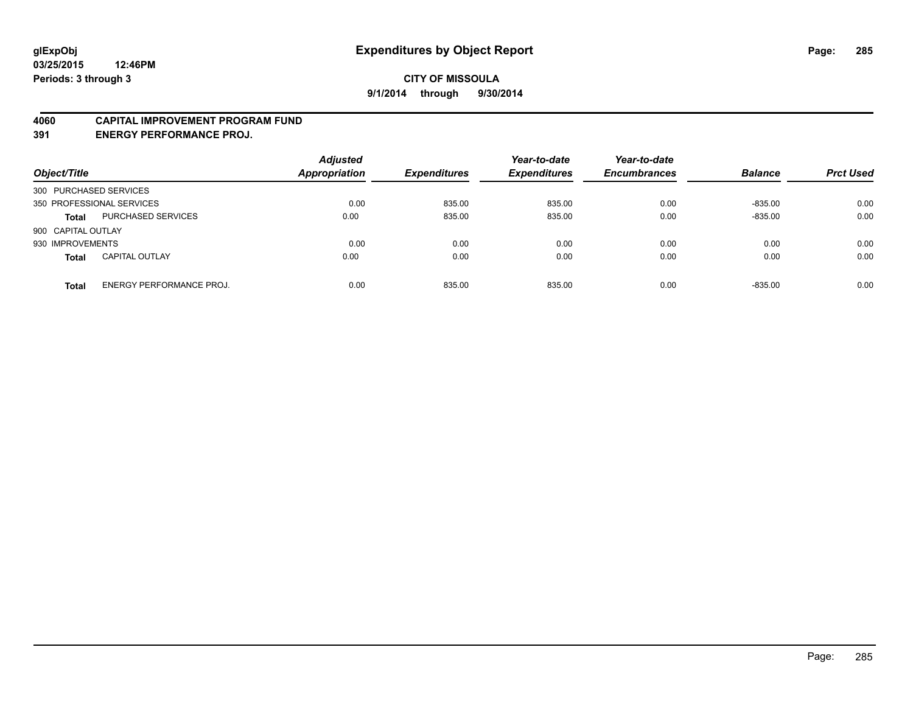**glExpObj**
**03/25/2015 12:46PM**
**Periods: 3 through 3**

# Expenditures by Object Report

**CITY OF MISSOULA**
**9/1/2014 through 9/30/2014**

## 4060 CAPITAL IMPROVEMENT PROGRAM FUND
## 391 ENERGY PERFORMANCE PROJ.

| Object/Title | | Adjusted Appropriation | Expenditures | Year-to-date Expenditures | Year-to-date Encumbrances | Balance | Prct Used |
|---|---|---|---|---|---|---|---|
| 300 PURCHASED SERVICES | | | | | | | |
| 350 PROFESSIONAL SERVICES | | 0.00 | 835.00 | 835.00 | 0.00 | -835.00 | 0.00 |
| **Total** | PURCHASED SERVICES | 0.00 | 835.00 | 835.00 | 0.00 | -835.00 | 0.00 |
| 900 CAPITAL OUTLAY | | | | | | | |
| 930 IMPROVEMENTS | | 0.00 | 0.00 | 0.00 | 0.00 | 0.00 | 0.00 |
| **Total** | CAPITAL OUTLAY | 0.00 | 0.00 | 0.00 | 0.00 | 0.00 | 0.00 |
| **Total** | ENERGY PERFORMANCE PROJ. | 0.00 | 835.00 | 835.00 | 0.00 | -835.00 | 0.00 |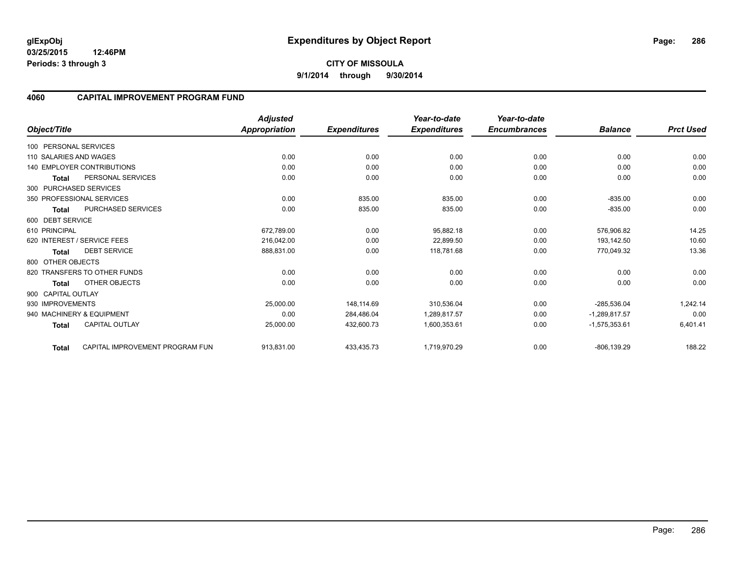**glExpObj** | **Expenditures by Object Report**

**03/25/2015 12:46PM**

**Periods: 3 through 3**

**CITY OF MISSOULA**

**9/1/2014 through 9/30/2014**

## 4060 CAPITAL IMPROVEMENT PROGRAM FUND

| Object/Title | | Adjusted Appropriation | Expenditures | Year-to-date Expenditures | Year-to-date Encumbrances | Balance | Prct Used |
|---|---|---|---|---|---|---|---|
| 100 PERSONAL SERVICES | | | | | | | |
| 110 SALARIES AND WAGES | | 0.00 | 0.00 | 0.00 | 0.00 | 0.00 | 0.00 |
| 140 EMPLOYER CONTRIBUTIONS | | 0.00 | 0.00 | 0.00 | 0.00 | 0.00 | 0.00 |
| **Total** | PERSONAL SERVICES | 0.00 | 0.00 | 0.00 | 0.00 | 0.00 | 0.00 |
| 300 PURCHASED SERVICES | | | | | | | |
| 350 PROFESSIONAL SERVICES | | 0.00 | 835.00 | 835.00 | 0.00 | -835.00 | 0.00 |
| **Total** | PURCHASED SERVICES | 0.00 | 835.00 | 835.00 | 0.00 | -835.00 | 0.00 |
| 600 DEBT SERVICE | | | | | | | |
| 610 PRINCIPAL | | 672,789.00 | 0.00 | 95,882.18 | 0.00 | 576,906.82 | 14.25 |
| 620 INTEREST / SERVICE FEES | | 216,042.00 | 0.00 | 22,899.50 | 0.00 | 193,142.50 | 10.60 |
| **Total** | DEBT SERVICE | 888,831.00 | 0.00 | 118,781.68 | 0.00 | 770,049.32 | 13.36 |
| 800 OTHER OBJECTS | | | | | | | |
| 820 TRANSFERS TO OTHER FUNDS | | 0.00 | 0.00 | 0.00 | 0.00 | 0.00 | 0.00 |
| **Total** | OTHER OBJECTS | 0.00 | 0.00 | 0.00 | 0.00 | 0.00 | 0.00 |
| 900 CAPITAL OUTLAY | | | | | | | |
| 930 IMPROVEMENTS | | 25,000.00 | 148,114.69 | 310,536.04 | 0.00 | -285,536.04 | 1,242.14 |
| 940 MACHINERY & EQUIPMENT | | 0.00 | 284,486.04 | 1,289,817.57 | 0.00 | -1,289,817.57 | 0.00 |
| **Total** | CAPITAL OUTLAY | 25,000.00 | 432,600.73 | 1,600,353.61 | 0.00 | -1,575,353.61 | 6,401.41 |
| **Total** | CAPITAL IMPROVEMENT PROGRAM FUN | 913,831.00 | 433,435.73 | 1,719,970.29 | 0.00 | -806,139.29 | 188.22 |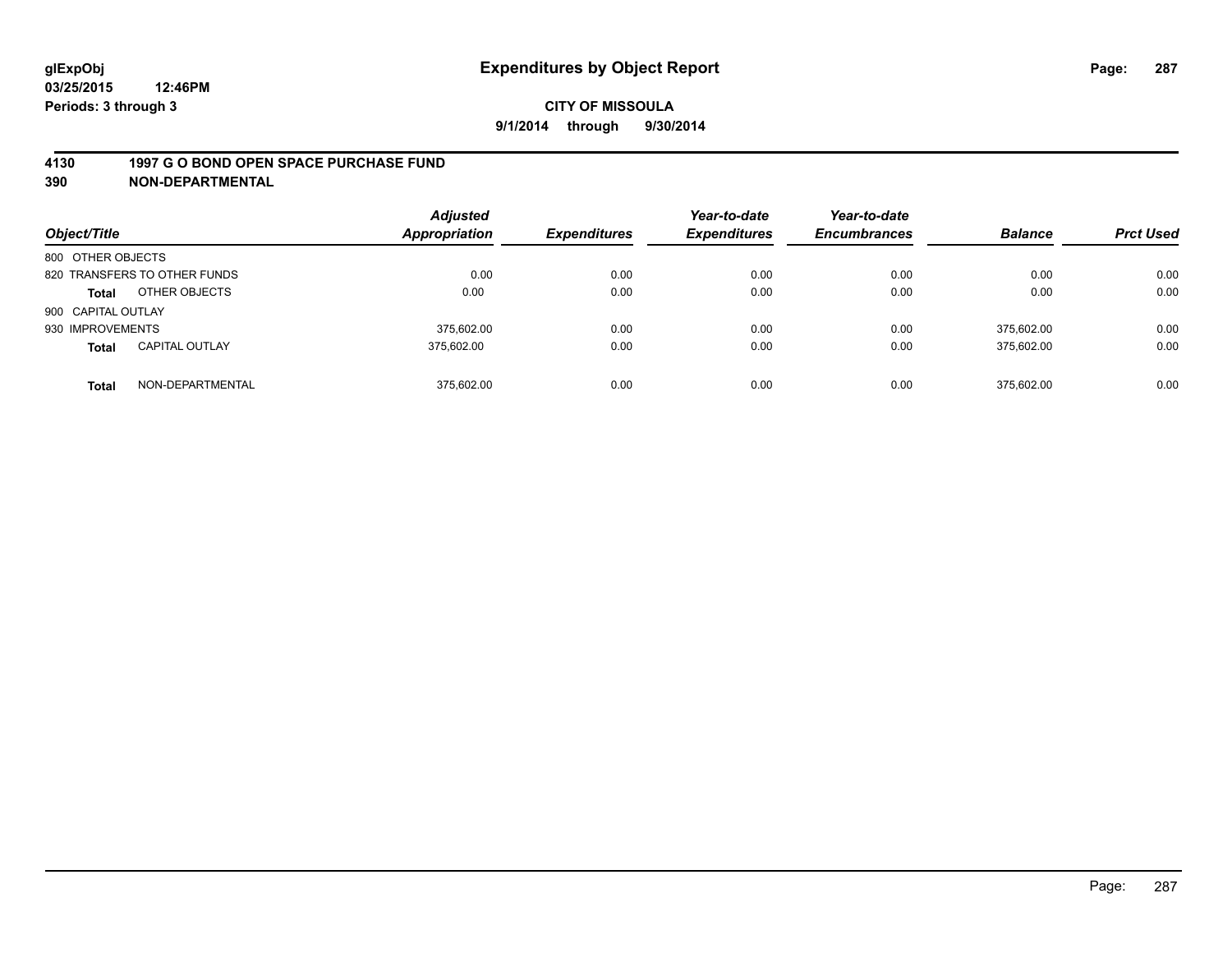# Expenditures by Object Report

glExpObj
03/25/2015 12:46PM
Periods: 3 through 3

**CITY OF MISSOULA**
**9/1/2014 through 9/30/2014**

## 4130 1997 G O BOND OPEN SPACE PURCHASE FUND
## 390 NON-DEPARTMENTAL

| Object/Title | | Adjusted Appropriation | Expenditures | Year-to-date Expenditures | Year-to-date Encumbrances | Balance | Prct Used |
|---|---|---|---|---|---|---|---|
| 800 OTHER OBJECTS | | | | | | | |
| 820 TRANSFERS TO OTHER FUNDS | | 0.00 | 0.00 | 0.00 | 0.00 | 0.00 | 0.00 |
| **Total** | OTHER OBJECTS | 0.00 | 0.00 | 0.00 | 0.00 | 0.00 | 0.00 |
| 900 CAPITAL OUTLAY | | | | | | | |
| 930 IMPROVEMENTS | | 375,602.00 | 0.00 | 0.00 | 0.00 | 375,602.00 | 0.00 |
| **Total** | CAPITAL OUTLAY | 375,602.00 | 0.00 | 0.00 | 0.00 | 375,602.00 | 0.00 |
| **Total** | NON-DEPARTMENTAL | 375,602.00 | 0.00 | 0.00 | 0.00 | 375,602.00 | 0.00 |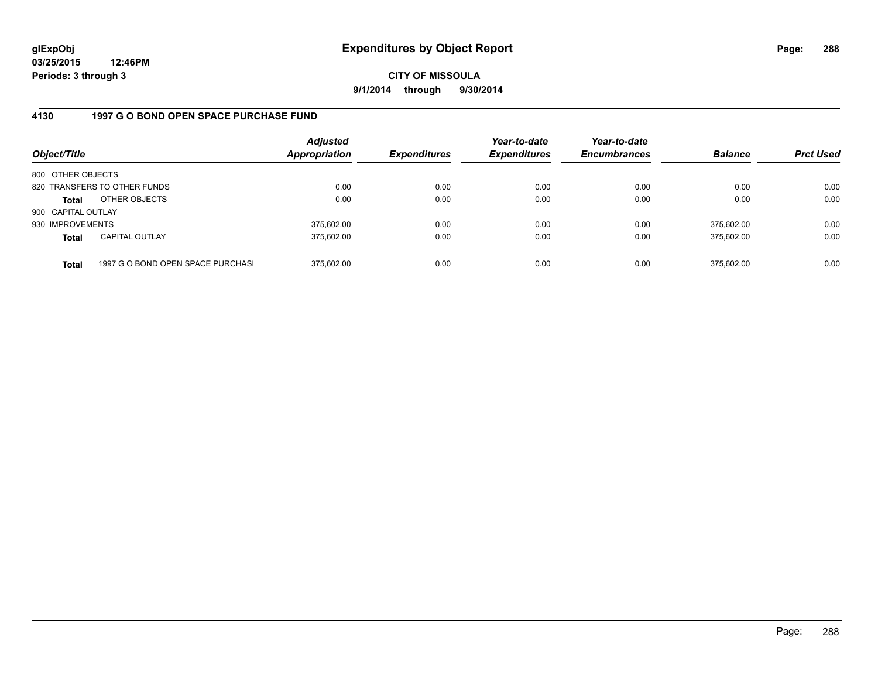**glExpObj**
**03/25/2015 12:46PM**
**Periods: 3 through 3**

# Expenditures by Object Report

**CITY OF MISSOULA**
**9/1/2014 through 9/30/2014**

## 4130 1997 G O BOND OPEN SPACE PURCHASE FUND

| Object/Title | | Adjusted Appropriation | Expenditures | Year-to-date Expenditures | Year-to-date Encumbrances | Balance | Prct Used |
|---|---|---|---|---|---|---|---|
| 800 OTHER OBJECTS | | | | | | | |
| 820 TRANSFERS TO OTHER FUNDS | | 0.00 | 0.00 | 0.00 | 0.00 | 0.00 | 0.00 |
| **Total** | OTHER OBJECTS | 0.00 | 0.00 | 0.00 | 0.00 | 0.00 | 0.00 |
| 900 CAPITAL OUTLAY | | | | | | | |
| 930 IMPROVEMENTS | | 375,602.00 | 0.00 | 0.00 | 0.00 | 375,602.00 | 0.00 |
| **Total** | CAPITAL OUTLAY | 375,602.00 | 0.00 | 0.00 | 0.00 | 375,602.00 | 0.00 |
| **Total** | 1997 G O BOND OPEN SPACE PURCHASI | 375,602.00 | 0.00 | 0.00 | 0.00 | 375,602.00 | 0.00 |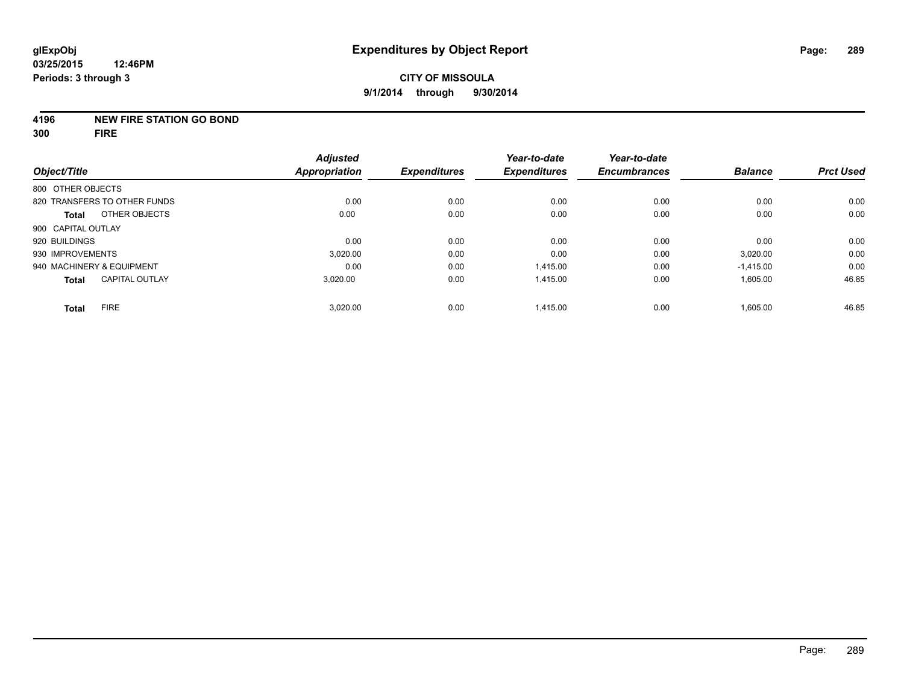# Expenditures by Object Report

glExpObj
03/25/2015 12:46PM
Periods: 3 through 3

**CITY OF MISSOULA**
**9/1/2014 through 9/30/2014**

**4196 NEW FIRE STATION GO BOND**
**300 FIRE**

| Object/Title | Adjusted Appropriation | Expenditures | Year-to-date Expenditures | Year-to-date Encumbrances | Balance | Prct Used |
|---|---|---|---|---|---|---|
| 800 OTHER OBJECTS | | | | | | |
| 820 TRANSFERS TO OTHER FUNDS | 0.00 | 0.00 | 0.00 | 0.00 | 0.00 | 0.00 |
| **Total** OTHER OBJECTS | 0.00 | 0.00 | 0.00 | 0.00 | 0.00 | 0.00 |
| 900 CAPITAL OUTLAY | | | | | | |
| 920 BUILDINGS | 0.00 | 0.00 | 0.00 | 0.00 | 0.00 | 0.00 |
| 930 IMPROVEMENTS | 3,020.00 | 0.00 | 0.00 | 0.00 | 3,020.00 | 0.00 |
| 940 MACHINERY & EQUIPMENT | 0.00 | 0.00 | 1,415.00 | 0.00 | -1,415.00 | 0.00 |
| **Total** CAPITAL OUTLAY | 3,020.00 | 0.00 | 1,415.00 | 0.00 | 1,605.00 | 46.85 |
| **Total** FIRE | 3,020.00 | 0.00 | 1,415.00 | 0.00 | 1,605.00 | 46.85 |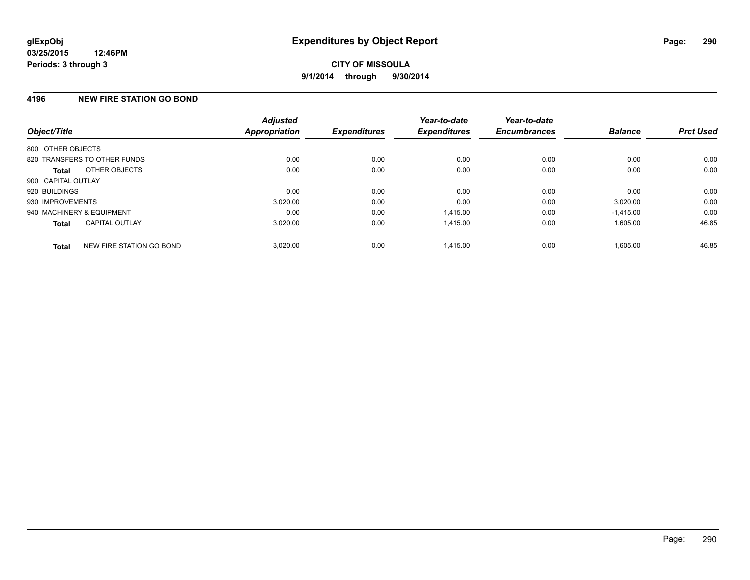**glExpObj**
**03/25/2015 12:46PM**
**Periods: 3 through 3**

# Expenditures by Object Report

**CITY OF MISSOULA**
**9/1/2014 through 9/30/2014**

## 4196 NEW FIRE STATION GO BOND

| Object/Title | Adjusted Appropriation | Expenditures | Year-to-date Expenditures | Year-to-date Encumbrances | Balance | Prct Used |
|---|---|---|---|---|---|---|
| 800 OTHER OBJECTS | | | | | | |
| 820 TRANSFERS TO OTHER FUNDS | 0.00 | 0.00 | 0.00 | 0.00 | 0.00 | 0.00 |
| **Total** OTHER OBJECTS | 0.00 | 0.00 | 0.00 | 0.00 | 0.00 | 0.00 |
| 900 CAPITAL OUTLAY | | | | | | |
| 920 BUILDINGS | 0.00 | 0.00 | 0.00 | 0.00 | 0.00 | 0.00 |
| 930 IMPROVEMENTS | 3,020.00 | 0.00 | 0.00 | 0.00 | 3,020.00 | 0.00 |
| 940 MACHINERY & EQUIPMENT | 0.00 | 0.00 | 1,415.00 | 0.00 | -1,415.00 | 0.00 |
| **Total** CAPITAL OUTLAY | 3,020.00 | 0.00 | 1,415.00 | 0.00 | 1,605.00 | 46.85 |
| **Total** NEW FIRE STATION GO BOND | 3,020.00 | 0.00 | 1,415.00 | 0.00 | 1,605.00 | 46.85 |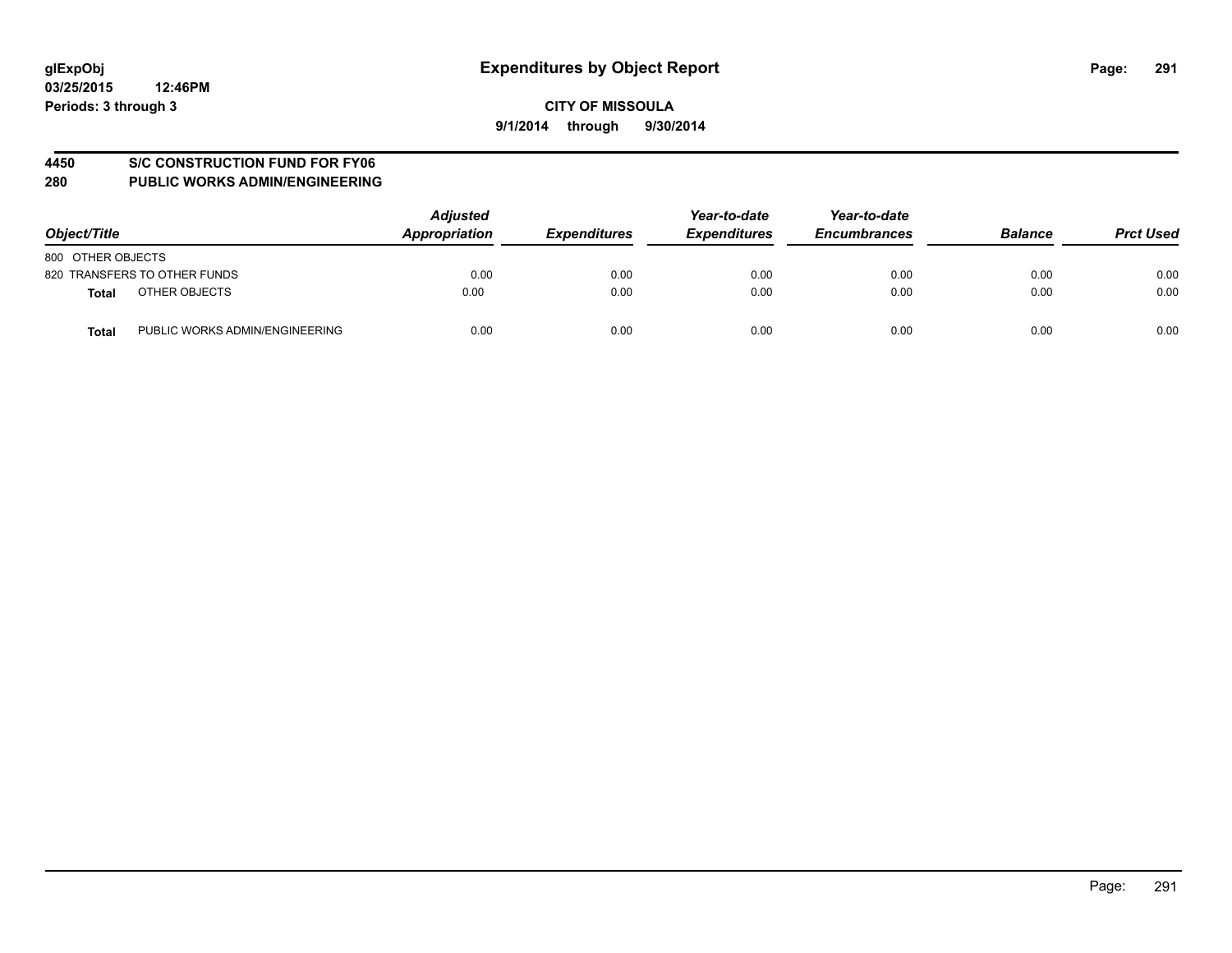**glExpObj** **Expenditures by Object Report**
**03/25/2015 12:46PM**
**Periods: 3 through 3**

**CITY OF MISSOULA**
**9/1/2014 through 9/30/2014**

## 4450 S/C CONSTRUCTION FUND FOR FY06
## 280 PUBLIC WORKS ADMIN/ENGINEERING

| *Object/Title* | *Adjusted Appropriation* | *Expenditures* | *Year-to-date Expenditures* | *Year-to-date Encumbrances* | *Balance* | *Prct Used* |
|---|---|---|---|---|---|---|
| 800 OTHER OBJECTS | | | | | | |
| 820 TRANSFERS TO OTHER FUNDS | 0.00 | 0.00 | 0.00 | 0.00 | 0.00 | 0.00 |
| **Total** OTHER OBJECTS | 0.00 | 0.00 | 0.00 | 0.00 | 0.00 | 0.00 |
| **Total** PUBLIC WORKS ADMIN/ENGINEERING | 0.00 | 0.00 | 0.00 | 0.00 | 0.00 | 0.00 |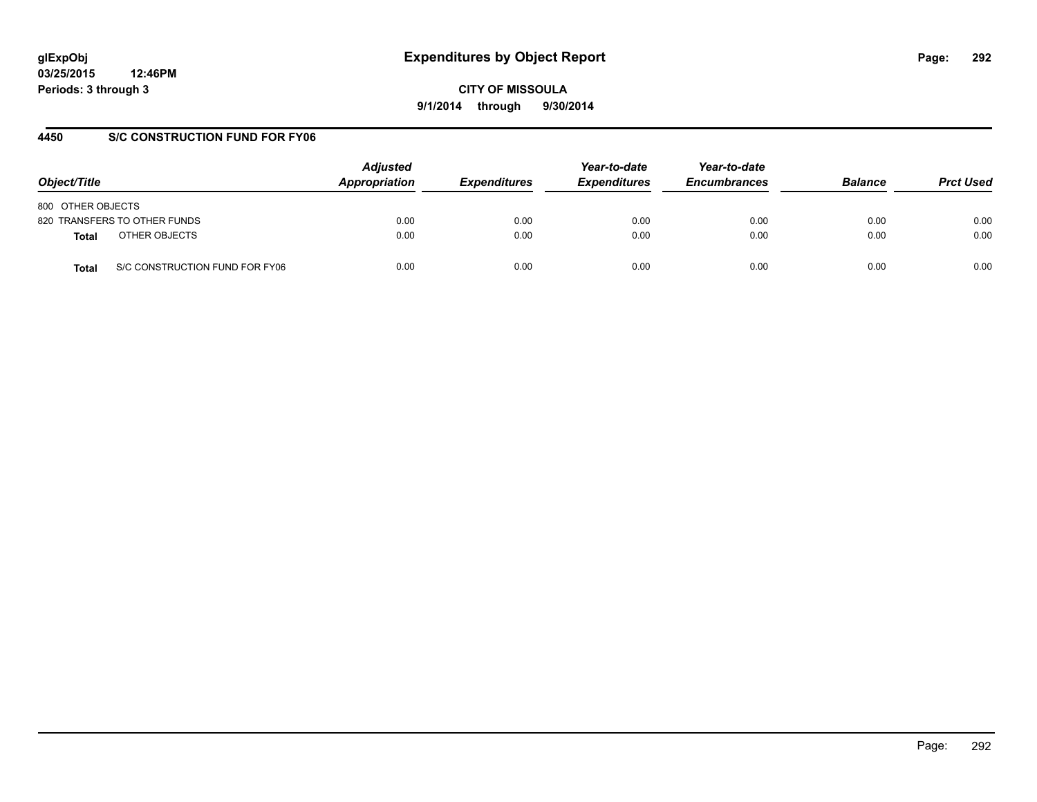# Expenditures by Object Report

glExpObj
03/25/2015 12:46PM
Periods: 3 through 3

**CITY OF MISSOULA**
**9/1/2014 through 9/30/2014**

## 4450 S/C CONSTRUCTION FUND FOR FY06

| Object/Title | Adjusted Appropriation | Expenditures | Year-to-date Expenditures | Year-to-date Encumbrances | Balance | Prct Used |
|---|---|---|---|---|---|---|
| 800 OTHER OBJECTS | | | | | | |
| 820 TRANSFERS TO OTHER FUNDS | 0.00 | 0.00 | 0.00 | 0.00 | 0.00 | 0.00 |
| **Total** OTHER OBJECTS | 0.00 | 0.00 | 0.00 | 0.00 | 0.00 | 0.00 |
| **Total** S/C CONSTRUCTION FUND FOR FY06 | 0.00 | 0.00 | 0.00 | 0.00 | 0.00 | 0.00 |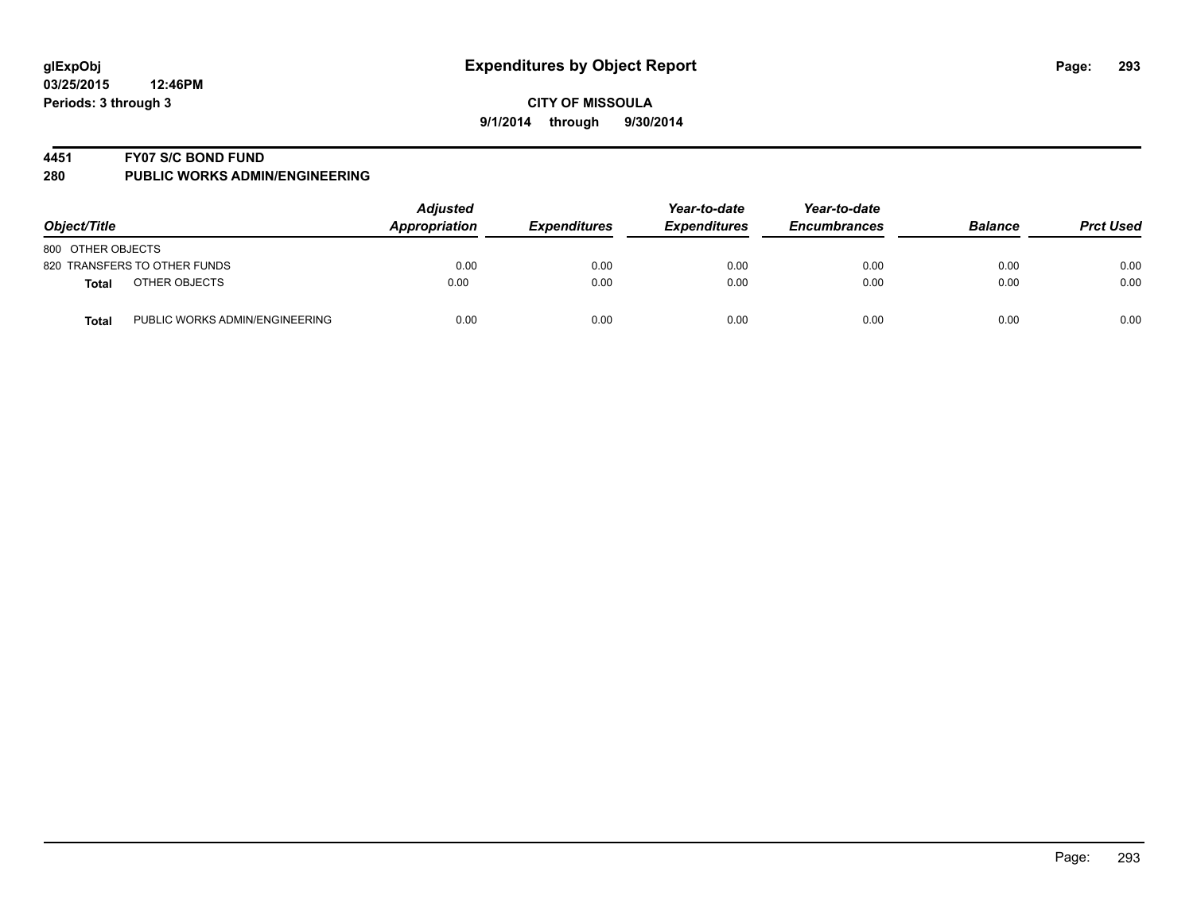**glExpObj**
**03/25/2015 12:46PM**
**Periods: 3 through 3**

# Expenditures by Object Report

**CITY OF MISSOULA**
**9/1/2014 through 9/30/2014**

## 4451 FY07 S/C BOND FUND
## 280 PUBLIC WORKS ADMIN/ENGINEERING

| Object/Title | | Adjusted Appropriation | Expenditures | Year-to-date Expenditures | Year-to-date Encumbrances | Balance | Prct Used |
|---|---|---|---|---|---|---|---|
| 800 OTHER OBJECTS | | | | | | | |
| 820 TRANSFERS TO OTHER FUNDS | | 0.00 | 0.00 | 0.00 | 0.00 | 0.00 | 0.00 |
| **Total** | OTHER OBJECTS | 0.00 | 0.00 | 0.00 | 0.00 | 0.00 | 0.00 |
| **Total** | PUBLIC WORKS ADMIN/ENGINEERING | 0.00 | 0.00 | 0.00 | 0.00 | 0.00 | 0.00 |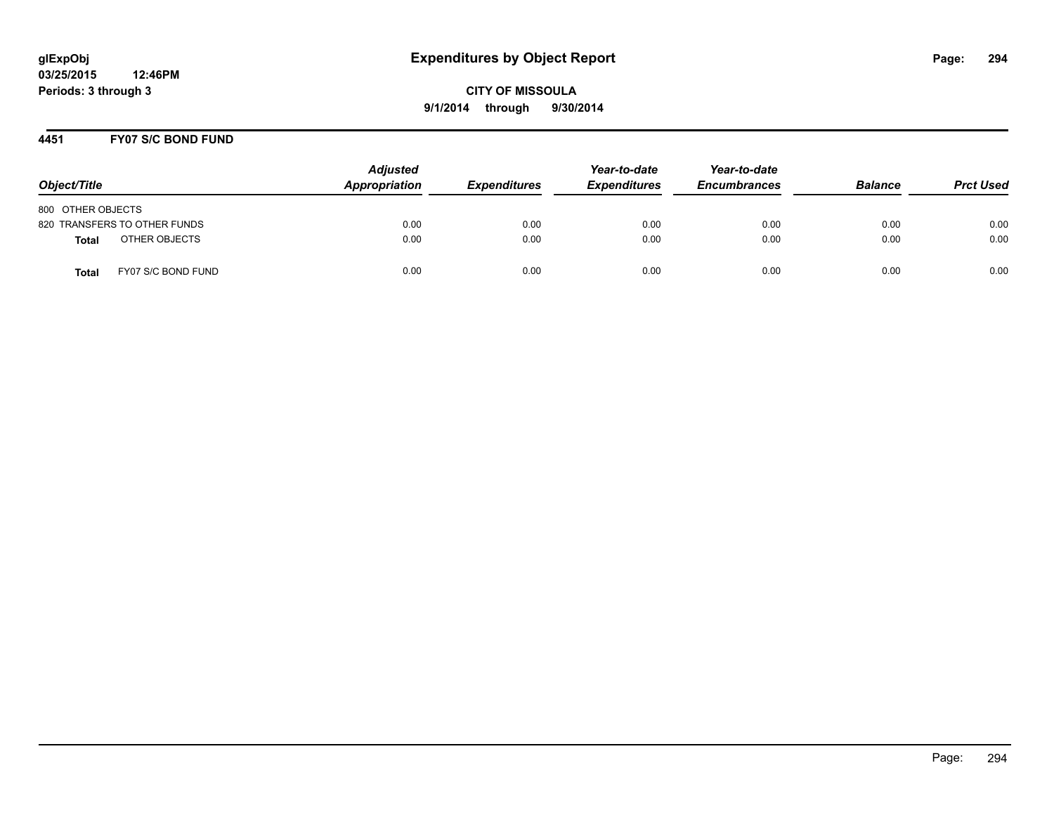glExpObj
03/25/2015 12:46PM
Periods: 3 through 3

# Expenditures by Object Report

**CITY OF MISSOULA**
**9/1/2014 through 9/30/2014**

## 4451 FY07 S/C BOND FUND

| Object/Title | Adjusted Appropriation | Expenditures | Year-to-date Expenditures | Year-to-date Encumbrances | Balance | Prct Used |
|---|---|---|---|---|---|---|
| 800 OTHER OBJECTS | | | | | | |
| 820 TRANSFERS TO OTHER FUNDS | 0.00 | 0.00 | 0.00 | 0.00 | 0.00 | 0.00 |
| **Total** OTHER OBJECTS | 0.00 | 0.00 | 0.00 | 0.00 | 0.00 | 0.00 |
| **Total** FY07 S/C BOND FUND | 0.00 | 0.00 | 0.00 | 0.00 | 0.00 | 0.00 |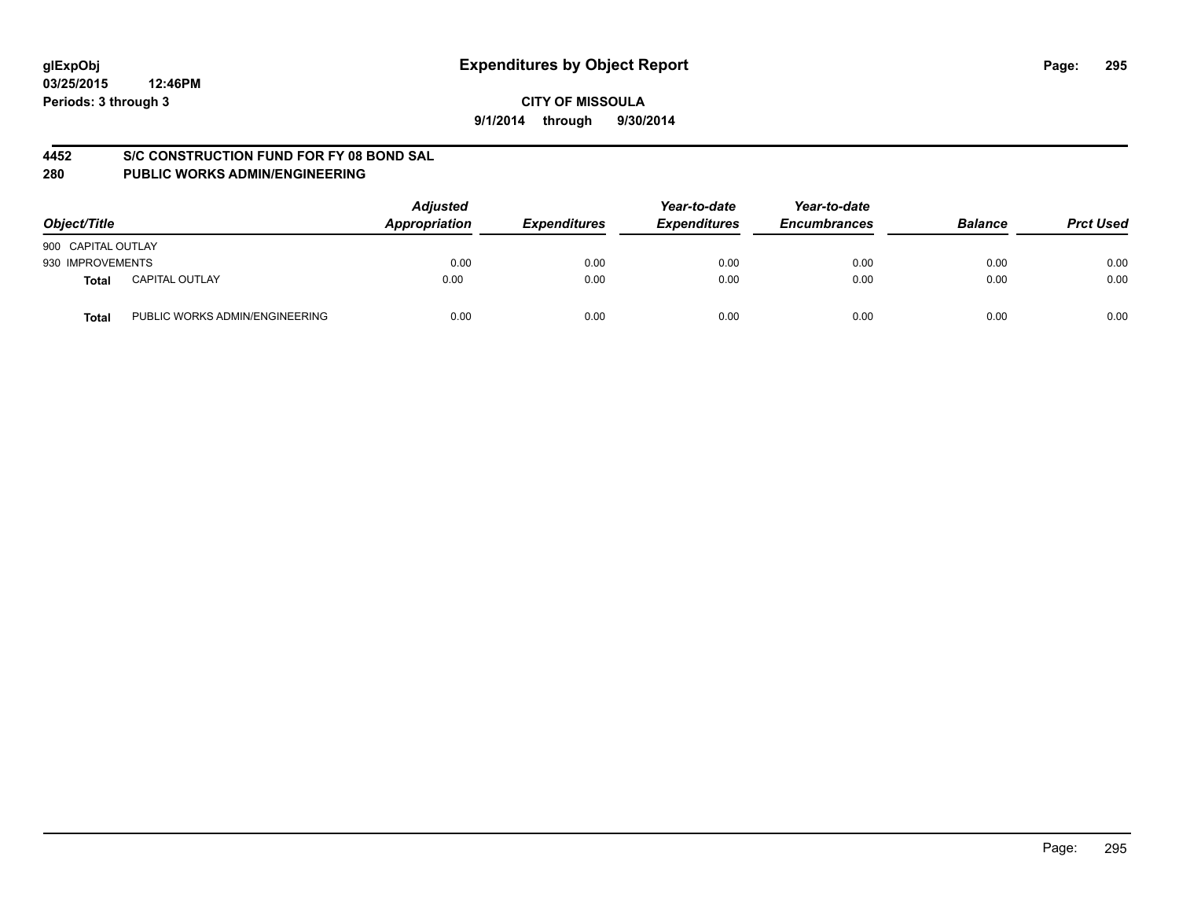# Expenditures by Object Report

glExpObj
03/25/2015 12:46PM
Periods: 3 through 3

**CITY OF MISSOULA**
**9/1/2014 through 9/30/2014**

## 4452 S/C CONSTRUCTION FUND FOR FY 08 BOND SAL
## 280 PUBLIC WORKS ADMIN/ENGINEERING

| Object/Title | | Adjusted Appropriation | Expenditures | Year-to-date Expenditures | Year-to-date Encumbrances | Balance | Prct Used |
|---|---|---|---|---|---|---|---|
| 900 CAPITAL OUTLAY | | | | | | | |
| 930 IMPROVEMENTS | | 0.00 | 0.00 | 0.00 | 0.00 | 0.00 | 0.00 |
| **Total** | CAPITAL OUTLAY | 0.00 | 0.00 | 0.00 | 0.00 | 0.00 | 0.00 |
| **Total** | PUBLIC WORKS ADMIN/ENGINEERING | 0.00 | 0.00 | 0.00 | 0.00 | 0.00 | 0.00 |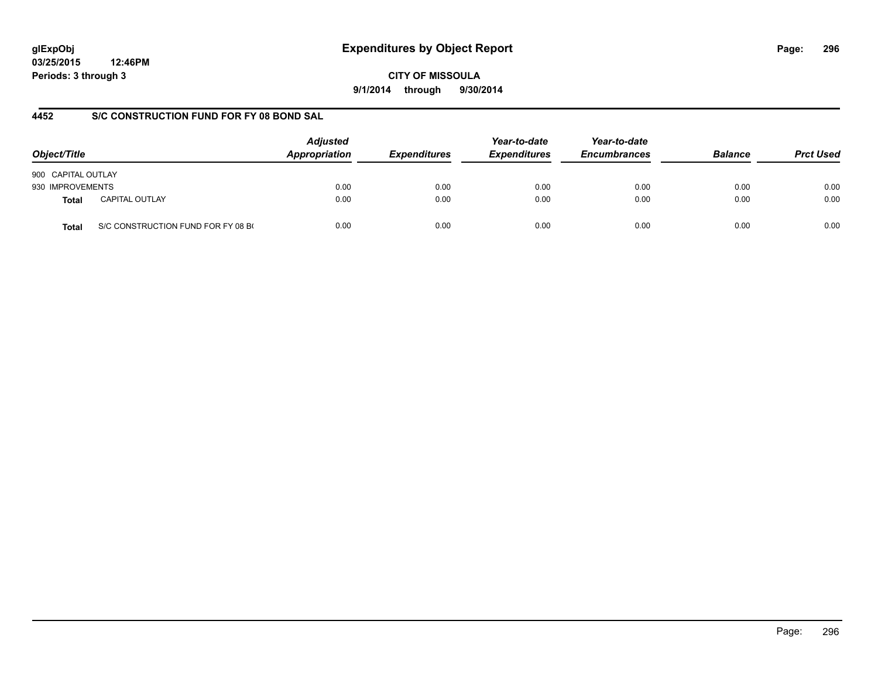**glExpObj**
**03/25/2015 12:46PM**
**Periods: 3 through 3**

# Expenditures by Object Report

**CITY OF MISSOULA**
**9/1/2014 through 9/30/2014**

## 4452 S/C CONSTRUCTION FUND FOR FY 08 BOND SAL

| Object/Title | | *Adjusted Appropriation* | *Expenditures* | *Year-to-date Expenditures* | *Year-to-date Encumbrances* | *Balance* | *Prct Used* |
|---|---|---|---|---|---|---|---|
| 900 CAPITAL OUTLAY | | | | | | | |
| 930 IMPROVEMENTS | | 0.00 | 0.00 | 0.00 | 0.00 | 0.00 | 0.00 |
| **Total** | CAPITAL OUTLAY | 0.00 | 0.00 | 0.00 | 0.00 | 0.00 | 0.00 |
| **Total** | S/C CONSTRUCTION FUND FOR FY 08 B( | 0.00 | 0.00 | 0.00 | 0.00 | 0.00 | 0.00 |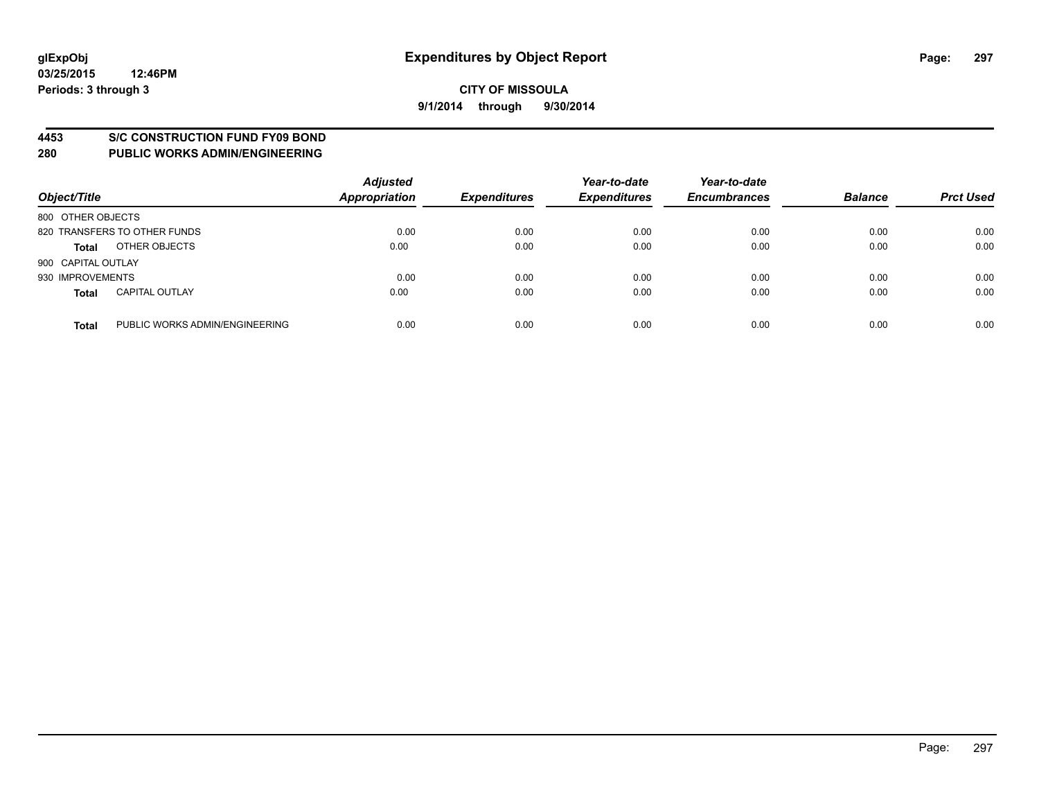# Expenditures by Object Report

glExpObj
03/25/2015 12:46PM
Periods: 3 through 3

**CITY OF MISSOULA**

**9/1/2014 through 9/30/2014**

## 4453 S/C CONSTRUCTION FUND FY09 BOND
## 280 PUBLIC WORKS ADMIN/ENGINEERING

| Object/Title | | Adjusted Appropriation | Expenditures | Year-to-date Expenditures | Year-to-date Encumbrances | Balance | Prct Used |
|---|---|---|---|---|---|---|---|
| 800 OTHER OBJECTS | | | | | | | |
| 820 TRANSFERS TO OTHER FUNDS | | 0.00 | 0.00 | 0.00 | 0.00 | 0.00 | 0.00 |
| **Total** | OTHER OBJECTS | 0.00 | 0.00 | 0.00 | 0.00 | 0.00 | 0.00 |
| 900 CAPITAL OUTLAY | | | | | | | |
| 930 IMPROVEMENTS | | 0.00 | 0.00 | 0.00 | 0.00 | 0.00 | 0.00 |
| **Total** | CAPITAL OUTLAY | 0.00 | 0.00 | 0.00 | 0.00 | 0.00 | 0.00 |
| **Total** | PUBLIC WORKS ADMIN/ENGINEERING | 0.00 | 0.00 | 0.00 | 0.00 | 0.00 | 0.00 |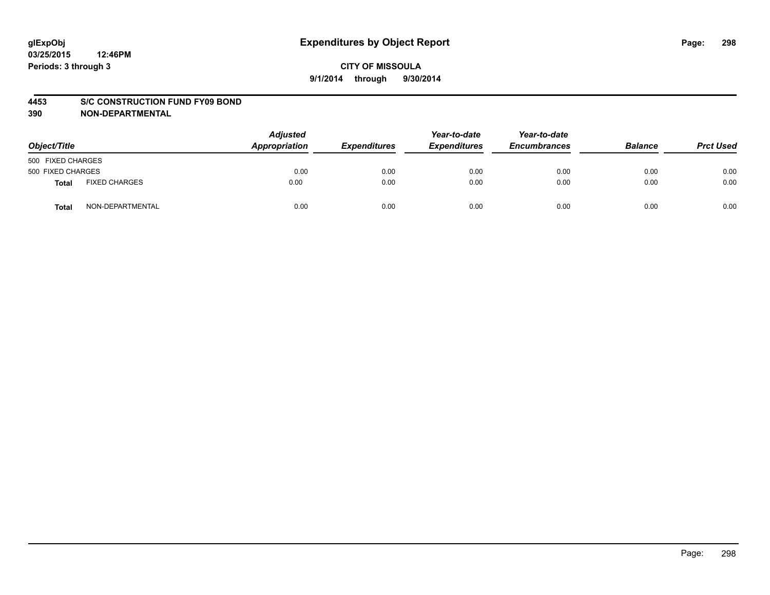# Expenditures by Object Report

glExpObj
03/25/2015 12:46PM
Periods: 3 through 3

**CITY OF MISSOULA**
**9/1/2014 through 9/30/2014**

**4453 S/C CONSTRUCTION FUND FY09 BOND**
**390 NON-DEPARTMENTAL**

| Object/Title | | Adjusted Appropriation | Expenditures | Year-to-date Expenditures | Year-to-date Encumbrances | Balance | Prct Used |
|---|---|---|---|---|---|---|---|
| 500 FIXED CHARGES | | | | | | | |
| 500 FIXED CHARGES | | 0.00 | 0.00 | 0.00 | 0.00 | 0.00 | 0.00 |
| **Total** | FIXED CHARGES | 0.00 | 0.00 | 0.00 | 0.00 | 0.00 | 0.00 |
| **Total** | NON-DEPARTMENTAL | 0.00 | 0.00 | 0.00 | 0.00 | 0.00 | 0.00 |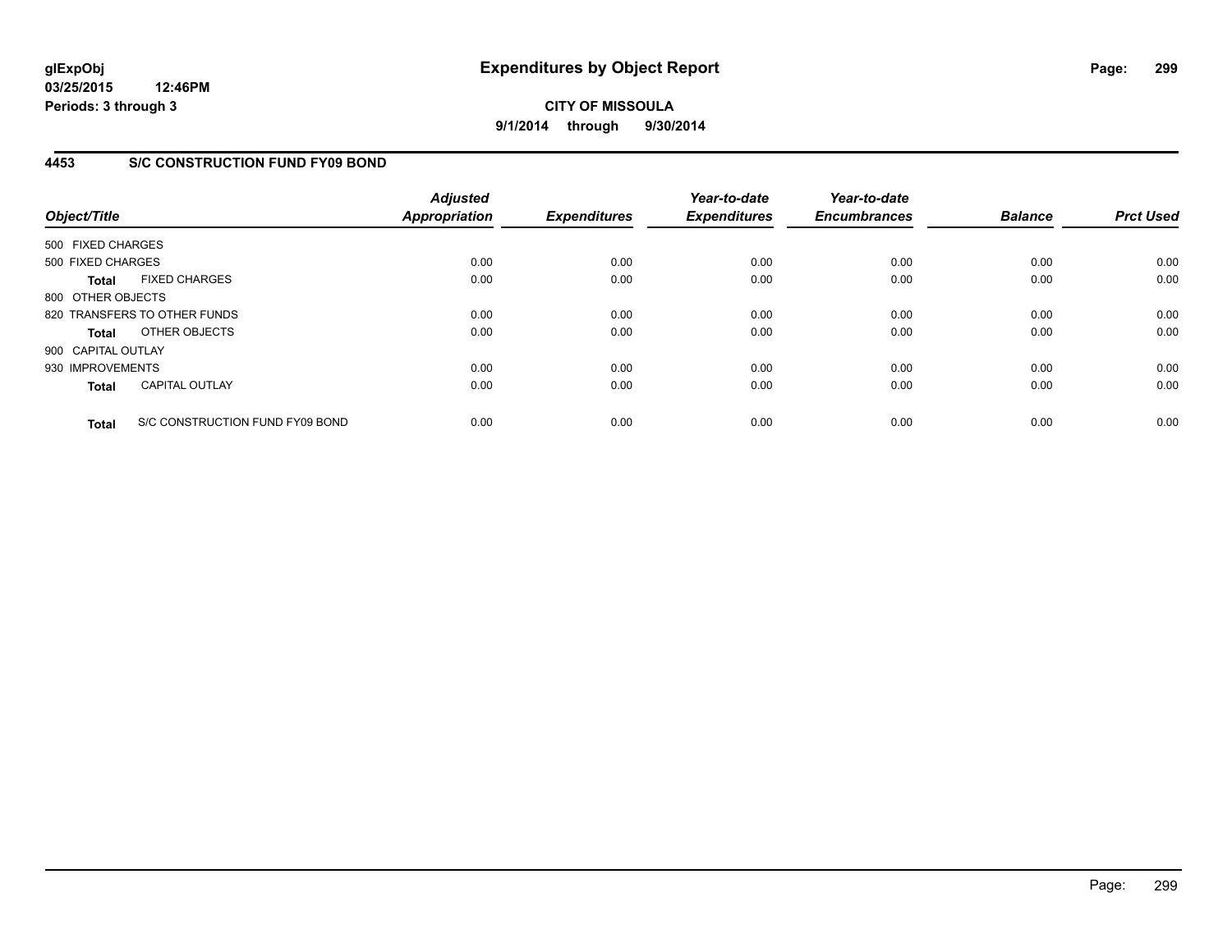# Expenditures by Object Report

glExpObj
03/25/2015 12:46PM
Periods: 3 through 3

**CITY OF MISSOULA**
**9/1/2014 through 9/30/2014**

## 4453 S/C CONSTRUCTION FUND FY09 BOND

| Object/Title | Adjusted Appropriation | Expenditures | Year-to-date Expenditures | Year-to-date Encumbrances | Balance | Prct Used |
|---|---|---|---|---|---|---|
| 500 FIXED CHARGES | | | | | | |
| 500 FIXED CHARGES | 0.00 | 0.00 | 0.00 | 0.00 | 0.00 | 0.00 |
| **Total** FIXED CHARGES | 0.00 | 0.00 | 0.00 | 0.00 | 0.00 | 0.00 |
| 800 OTHER OBJECTS | | | | | | |
| 820 TRANSFERS TO OTHER FUNDS | 0.00 | 0.00 | 0.00 | 0.00 | 0.00 | 0.00 |
| **Total** OTHER OBJECTS | 0.00 | 0.00 | 0.00 | 0.00 | 0.00 | 0.00 |
| 900 CAPITAL OUTLAY | | | | | | |
| 930 IMPROVEMENTS | 0.00 | 0.00 | 0.00 | 0.00 | 0.00 | 0.00 |
| **Total** CAPITAL OUTLAY | 0.00 | 0.00 | 0.00 | 0.00 | 0.00 | 0.00 |
| **Total** S/C CONSTRUCTION FUND FY09 BOND | 0.00 | 0.00 | 0.00 | 0.00 | 0.00 | 0.00 |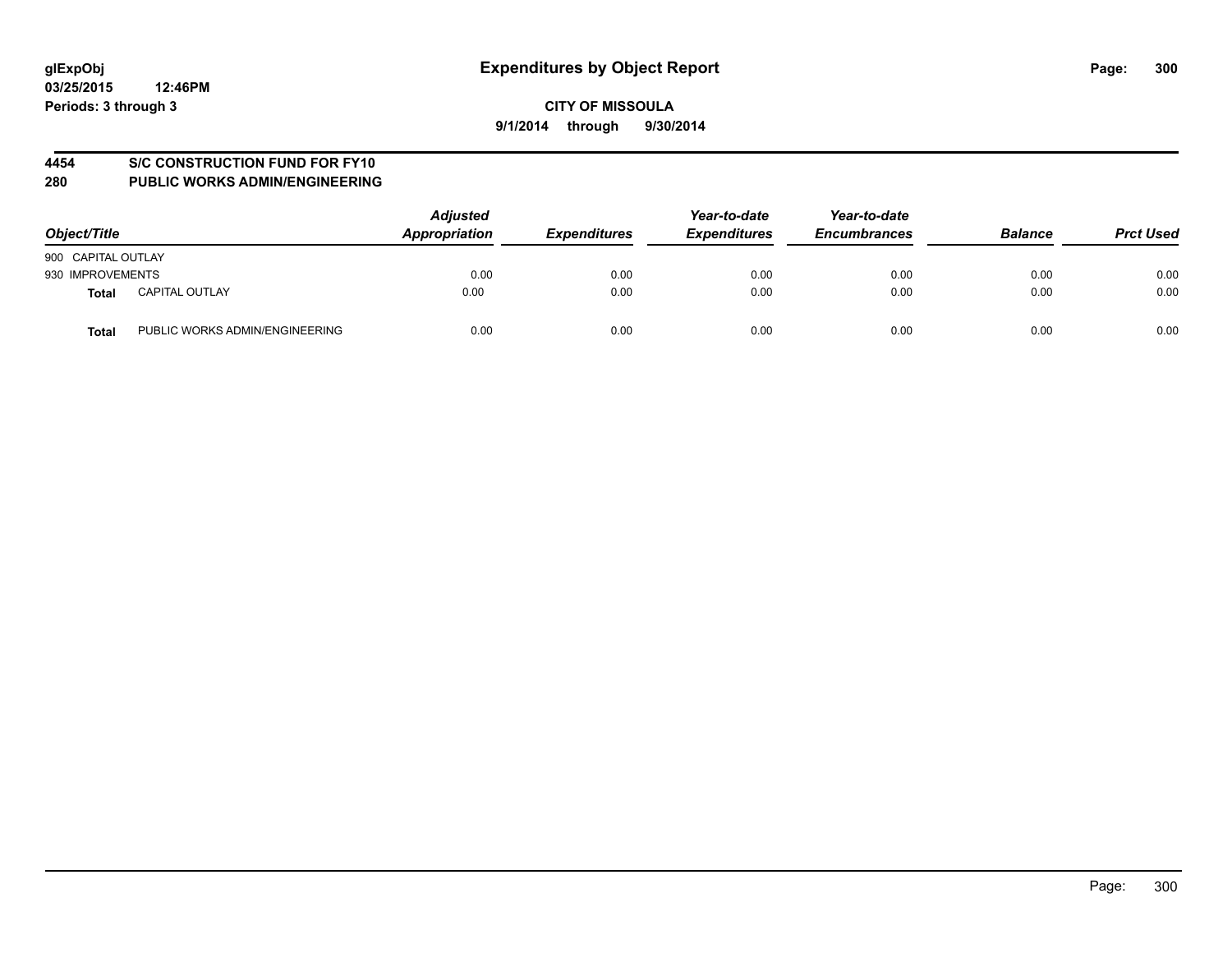glExpObj
03/25/2015 12:46PM
Periods: 3 through 3

# Expenditures by Object Report

**CITY OF MISSOULA**
**9/1/2014 through 9/30/2014**

## 4454 S/C CONSTRUCTION FUND FOR FY10
## 280 PUBLIC WORKS ADMIN/ENGINEERING

| Object/Title | | Adjusted Appropriation | Expenditures | Year-to-date Expenditures | Year-to-date Encumbrances | Balance | Prct Used |
|---|---|---|---|---|---|---|---|
| 900 CAPITAL OUTLAY | | | | | | | |
| 930 IMPROVEMENTS | | 0.00 | 0.00 | 0.00 | 0.00 | 0.00 | 0.00 |
| **Total** | CAPITAL OUTLAY | 0.00 | 0.00 | 0.00 | 0.00 | 0.00 | 0.00 |
| **Total** | PUBLIC WORKS ADMIN/ENGINEERING | 0.00 | 0.00 | 0.00 | 0.00 | 0.00 | 0.00 |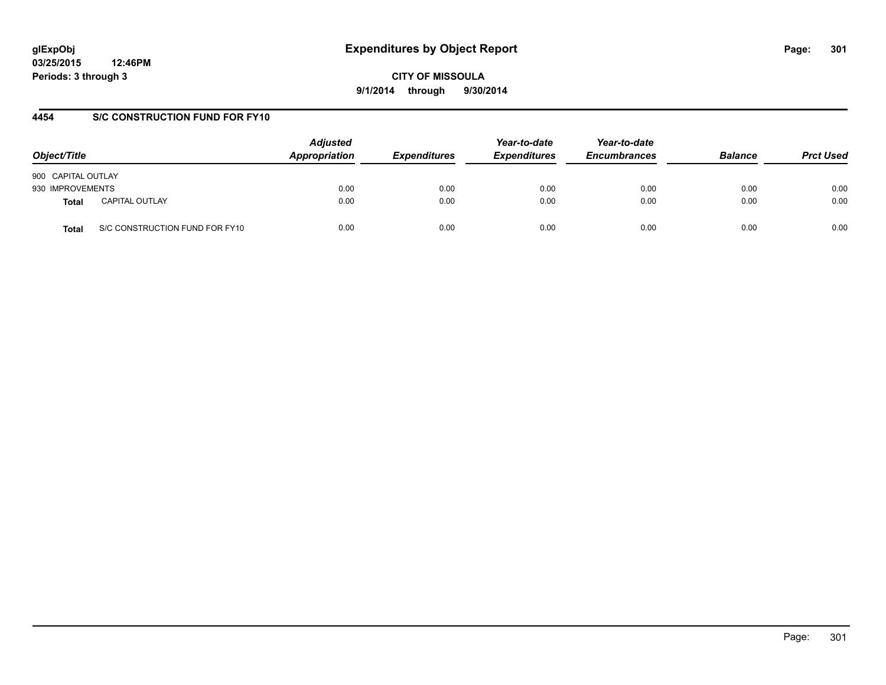**glExpObj**
**03/25/2015 12:46PM**
**Periods: 3 through 3**

# Expenditures by Object Report

**CITY OF MISSOULA**
**9/1/2014 through 9/30/2014**

## 4454 S/C CONSTRUCTION FUND FOR FY10

| Object/Title | | Adjusted Appropriation | Expenditures | Year-to-date Expenditures | Year-to-date Encumbrances | Balance | Prct Used |
|---|---|---|---|---|---|---|---|
| 900 CAPITAL OUTLAY | | | | | | | |
| 930 IMPROVEMENTS | | 0.00 | 0.00 | 0.00 | 0.00 | 0.00 | 0.00 |
| **Total** | CAPITAL OUTLAY | 0.00 | 0.00 | 0.00 | 0.00 | 0.00 | 0.00 |
| **Total** | S/C CONSTRUCTION FUND FOR FY10 | 0.00 | 0.00 | 0.00 | 0.00 | 0.00 | 0.00 |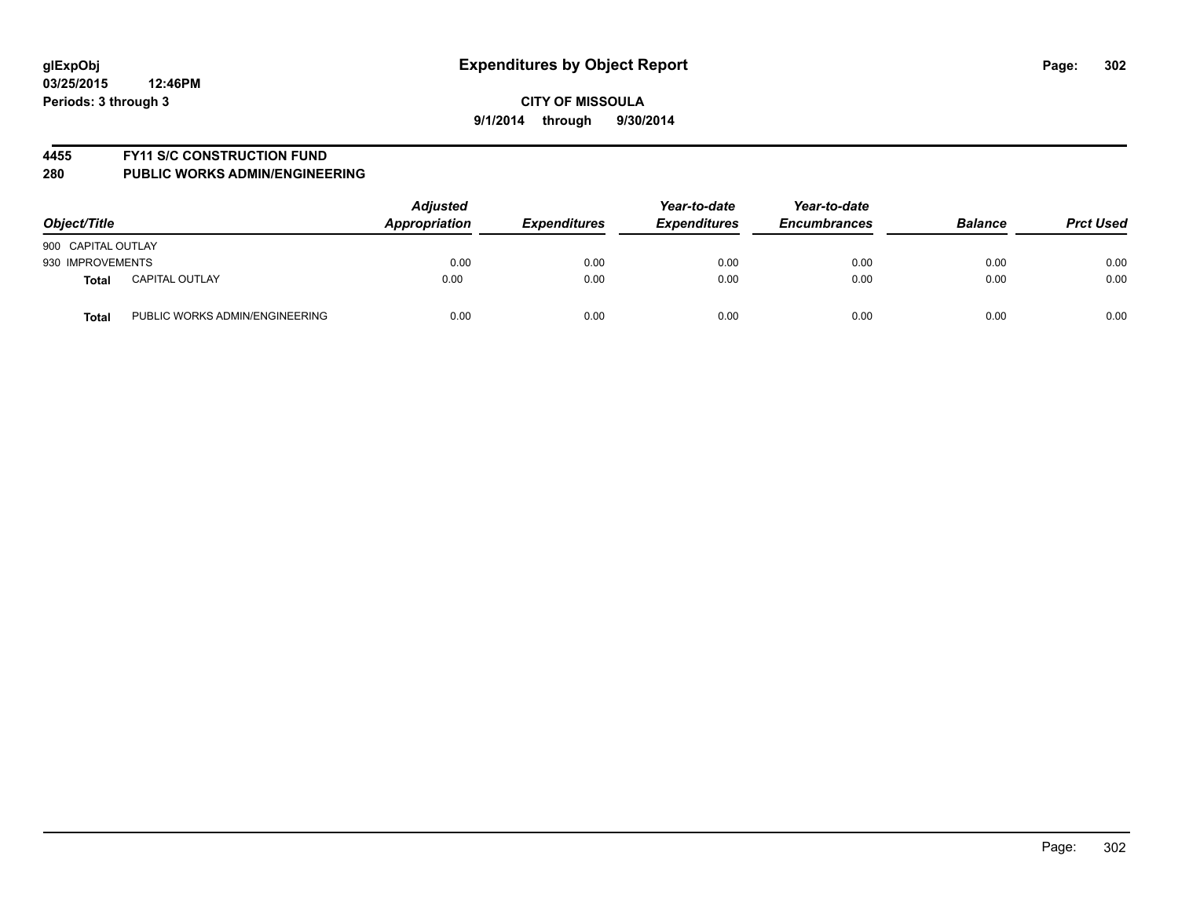**glExpObj**
**03/25/2015 12:46PM**
**Periods: 3 through 3**

# Expenditures by Object Report

**CITY OF MISSOULA**
**9/1/2014 through 9/30/2014**

## 4455 FY11 S/C CONSTRUCTION FUND
## 280 PUBLIC WORKS ADMIN/ENGINEERING

| *Object/Title* | | *Adjusted Appropriation* | *Expenditures* | *Year-to-date Expenditures* | *Year-to-date Encumbrances* | *Balance* | *Prct Used* |
|---|---|---|---|---|---|---|---|
| 900 CAPITAL OUTLAY | | | | | | | |
| 930 IMPROVEMENTS | | 0.00 | 0.00 | 0.00 | 0.00 | 0.00 | 0.00 |
| **Total** | CAPITAL OUTLAY | 0.00 | 0.00 | 0.00 | 0.00 | 0.00 | 0.00 |
| **Total** | PUBLIC WORKS ADMIN/ENGINEERING | 0.00 | 0.00 | 0.00 | 0.00 | 0.00 | 0.00 |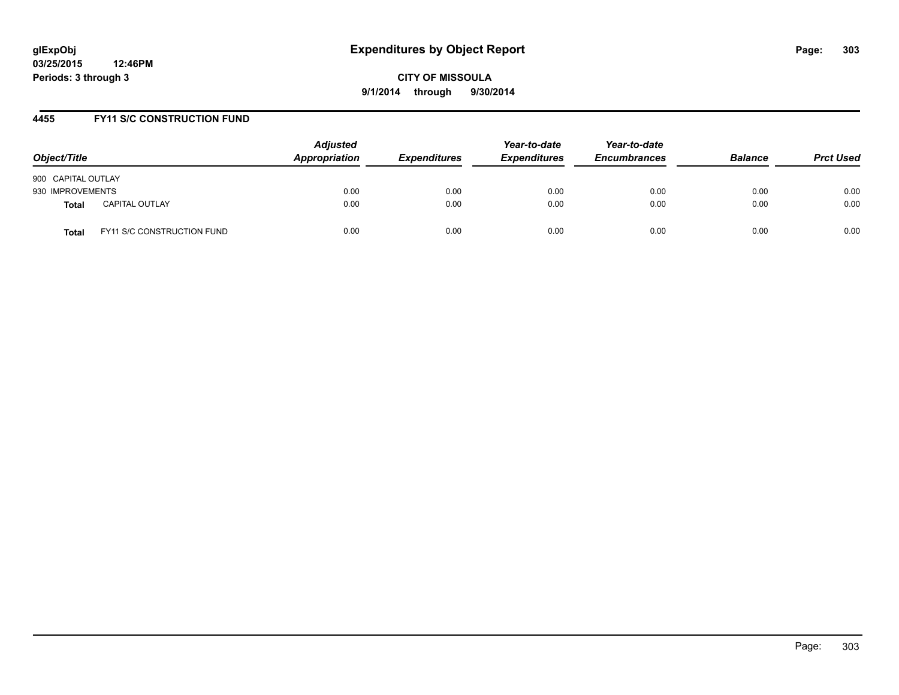**glExpObj**
**03/25/2015 12:46PM**
**Periods: 3 through 3**

# Expenditures by Object Report

**CITY OF MISSOULA**
**9/1/2014 through 9/30/2014**

## 4455 FY11 S/C CONSTRUCTION FUND

| Object/Title | Adjusted Appropriation | Expenditures | Year-to-date Expenditures | Year-to-date Encumbrances | Balance | Prct Used |
|---|---|---|---|---|---|---|
| 900 CAPITAL OUTLAY | | | | | | |
| 930 IMPROVEMENTS | 0.00 | 0.00 | 0.00 | 0.00 | 0.00 | 0.00 |
| **Total** CAPITAL OUTLAY | 0.00 | 0.00 | 0.00 | 0.00 | 0.00 | 0.00 |
| **Total** FY11 S/C CONSTRUCTION FUND | 0.00 | 0.00 | 0.00 | 0.00 | 0.00 | 0.00 |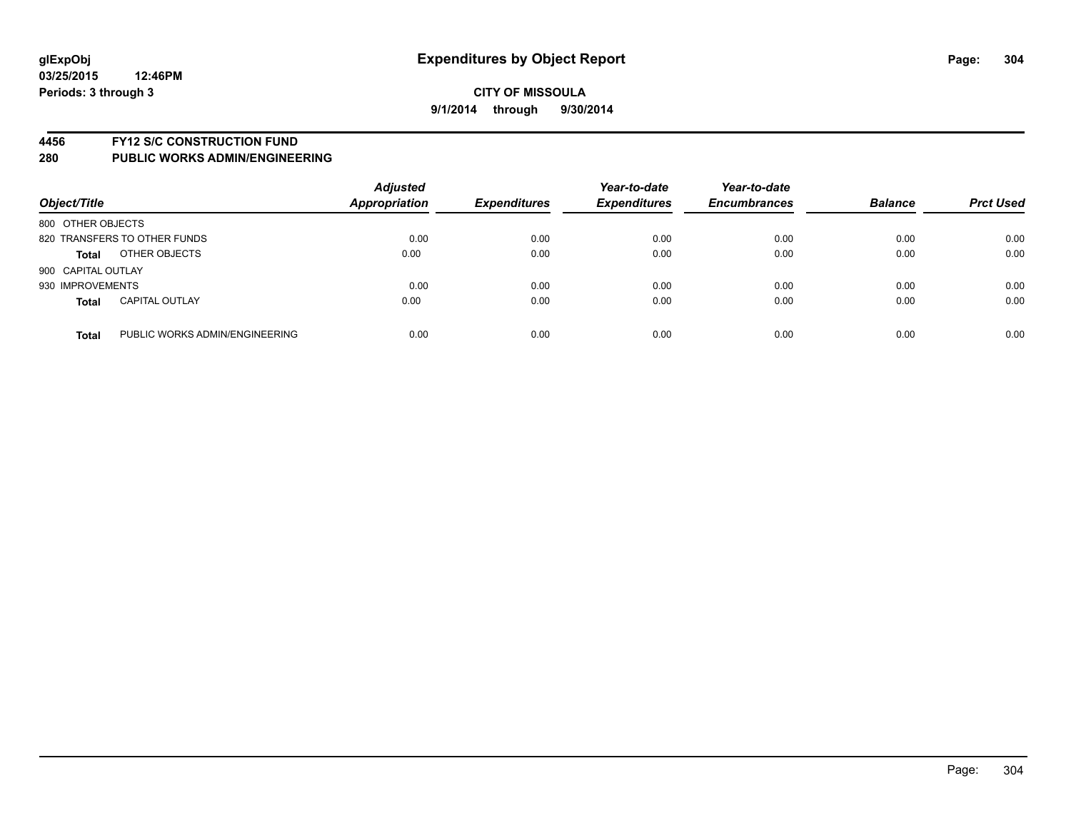**glExpObj**
**03/25/2015 12:46PM**
**Periods: 3 through 3**

# Expenditures by Object Report

**CITY OF MISSOULA**
**9/1/2014 through 9/30/2014**

**4456 FY12 S/C CONSTRUCTION FUND**
**280 PUBLIC WORKS ADMIN/ENGINEERING**

| Object/Title | | Adjusted Appropriation | Expenditures | Year-to-date Expenditures | Year-to-date Encumbrances | Balance | Prct Used |
|---|---|---|---|---|---|---|---|
| 800 OTHER OBJECTS | | | | | | | |
| 820 TRANSFERS TO OTHER FUNDS | | 0.00 | 0.00 | 0.00 | 0.00 | 0.00 | 0.00 |
| **Total** | OTHER OBJECTS | 0.00 | 0.00 | 0.00 | 0.00 | 0.00 | 0.00 |
| 900 CAPITAL OUTLAY | | | | | | | |
| 930 IMPROVEMENTS | | 0.00 | 0.00 | 0.00 | 0.00 | 0.00 | 0.00 |
| **Total** | CAPITAL OUTLAY | 0.00 | 0.00 | 0.00 | 0.00 | 0.00 | 0.00 |
| **Total** | PUBLIC WORKS ADMIN/ENGINEERING | 0.00 | 0.00 | 0.00 | 0.00 | 0.00 | 0.00 |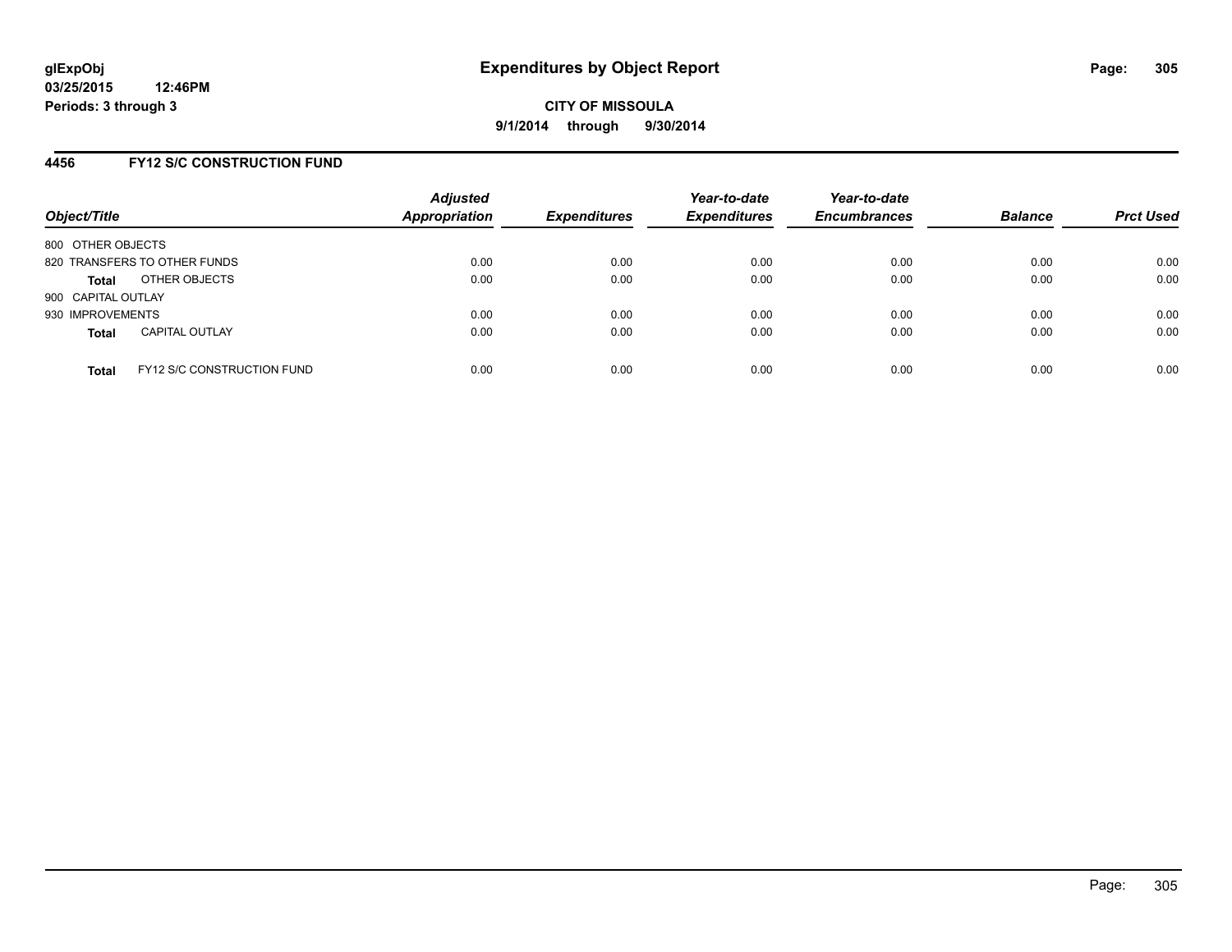**glExpObj**
**03/25/2015 12:46PM**
**Periods: 3 through 3**

# Expenditures by Object Report

**CITY OF MISSOULA**
**9/1/2014 through 9/30/2014**

## 4456 FY12 S/C CONSTRUCTION FUND

| Object/Title | Adjusted Appropriation | Expenditures | Year-to-date Expenditures | Year-to-date Encumbrances | Balance | Prct Used |
|---|---|---|---|---|---|---|
| 800 OTHER OBJECTS | | | | | | |
| 820 TRANSFERS TO OTHER FUNDS | 0.00 | 0.00 | 0.00 | 0.00 | 0.00 | 0.00 |
| **Total** OTHER OBJECTS | 0.00 | 0.00 | 0.00 | 0.00 | 0.00 | 0.00 |
| 900 CAPITAL OUTLAY | | | | | | |
| 930 IMPROVEMENTS | 0.00 | 0.00 | 0.00 | 0.00 | 0.00 | 0.00 |
| **Total** CAPITAL OUTLAY | 0.00 | 0.00 | 0.00 | 0.00 | 0.00 | 0.00 |
| **Total** FY12 S/C CONSTRUCTION FUND | 0.00 | 0.00 | 0.00 | 0.00 | 0.00 | 0.00 |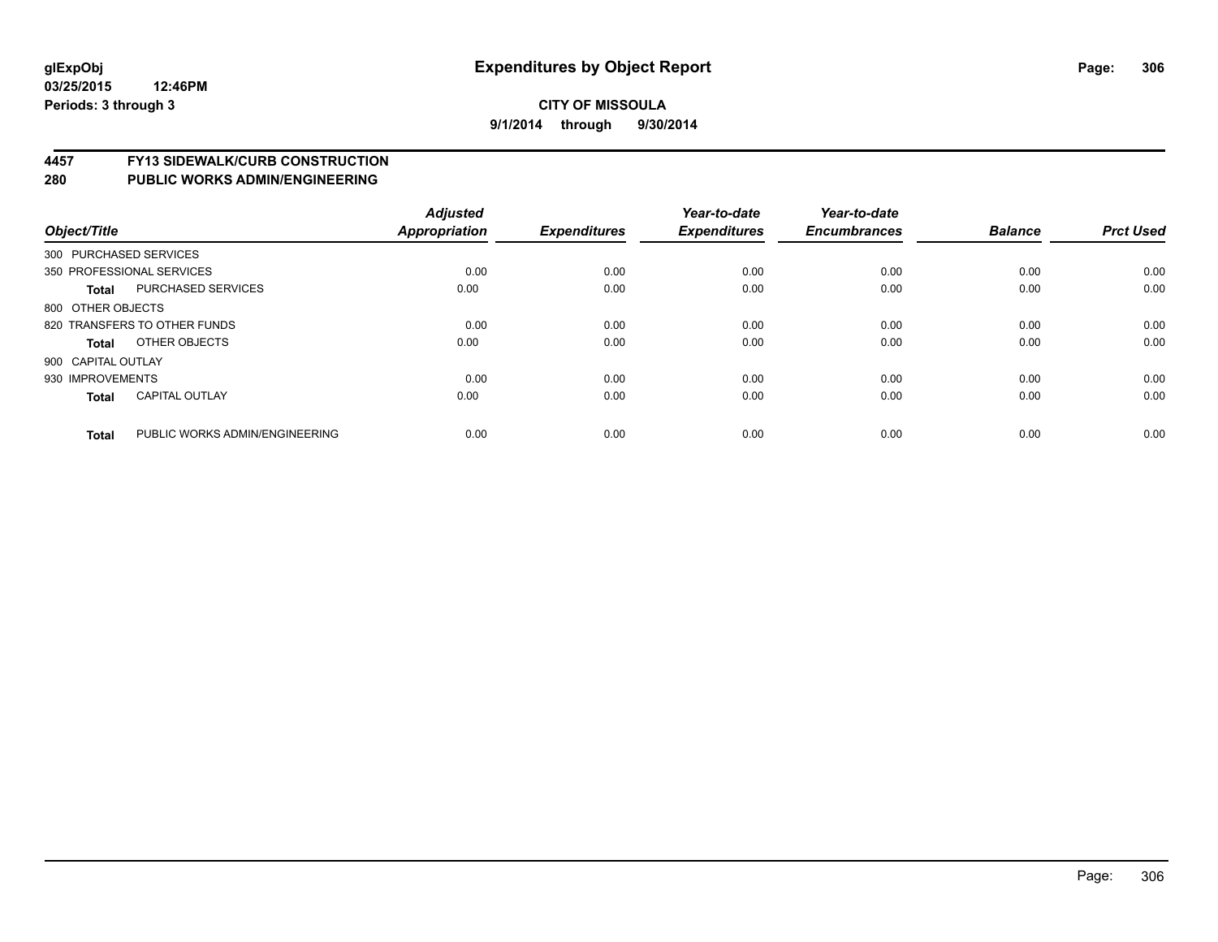**glExpObj** **Expenditures by Object Report**

**03/25/2015 12:46PM**

**Periods: 3 through 3**

**CITY OF MISSOULA**

**9/1/2014 through 9/30/2014**

## 4457 FY13 SIDEWALK/CURB CONSTRUCTION

## 280 PUBLIC WORKS ADMIN/ENGINEERING

| Object/Title | | Adjusted Appropriation | Expenditures | Year-to-date Expenditures | Year-to-date Encumbrances | Balance | Prct Used |
|---|---|---|---|---|---|---|---|
| 300 PURCHASED SERVICES | | | | | | | |
| 350 PROFESSIONAL SERVICES | | 0.00 | 0.00 | 0.00 | 0.00 | 0.00 | 0.00 |
| **Total** | PURCHASED SERVICES | 0.00 | 0.00 | 0.00 | 0.00 | 0.00 | 0.00 |
| 800 OTHER OBJECTS | | | | | | | |
| 820 TRANSFERS TO OTHER FUNDS | | 0.00 | 0.00 | 0.00 | 0.00 | 0.00 | 0.00 |
| **Total** | OTHER OBJECTS | 0.00 | 0.00 | 0.00 | 0.00 | 0.00 | 0.00 |
| 900 CAPITAL OUTLAY | | | | | | | |
| 930 IMPROVEMENTS | | 0.00 | 0.00 | 0.00 | 0.00 | 0.00 | 0.00 |
| **Total** | CAPITAL OUTLAY | 0.00 | 0.00 | 0.00 | 0.00 | 0.00 | 0.00 |
| **Total** | PUBLIC WORKS ADMIN/ENGINEERING | 0.00 | 0.00 | 0.00 | 0.00 | 0.00 | 0.00 |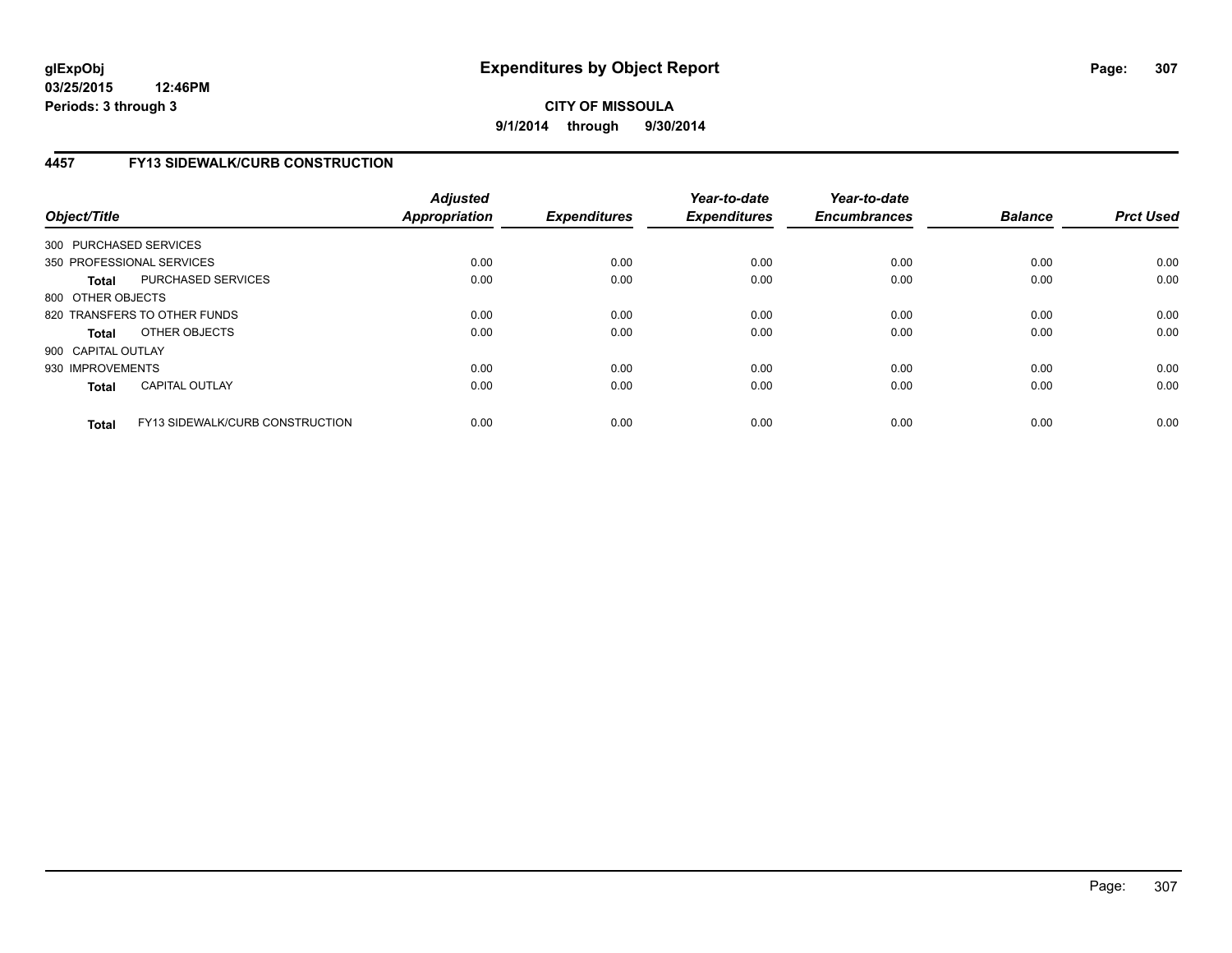# Expenditures by Object Report

glExpObj
03/25/2015 12:46PM
Periods: 3 through 3

**CITY OF MISSOULA**
**9/1/2014 through 9/30/2014**

## 4457 FY13 SIDEWALK/CURB CONSTRUCTION

| Object/Title | | Adjusted Appropriation | Expenditures | Year-to-date Expenditures | Year-to-date Encumbrances | Balance | Prct Used |
|---|---|---|---|---|---|---|---|
| 300 PURCHASED SERVICES | | | | | | | |
| 350 PROFESSIONAL SERVICES | | 0.00 | 0.00 | 0.00 | 0.00 | 0.00 | 0.00 |
| **Total** | PURCHASED SERVICES | 0.00 | 0.00 | 0.00 | 0.00 | 0.00 | 0.00 |
| 800 OTHER OBJECTS | | | | | | | |
| 820 TRANSFERS TO OTHER FUNDS | | 0.00 | 0.00 | 0.00 | 0.00 | 0.00 | 0.00 |
| **Total** | OTHER OBJECTS | 0.00 | 0.00 | 0.00 | 0.00 | 0.00 | 0.00 |
| 900 CAPITAL OUTLAY | | | | | | | |
| 930 IMPROVEMENTS | | 0.00 | 0.00 | 0.00 | 0.00 | 0.00 | 0.00 |
| **Total** | CAPITAL OUTLAY | 0.00 | 0.00 | 0.00 | 0.00 | 0.00 | 0.00 |
| **Total** | FY13 SIDEWALK/CURB CONSTRUCTION | 0.00 | 0.00 | 0.00 | 0.00 | 0.00 | 0.00 |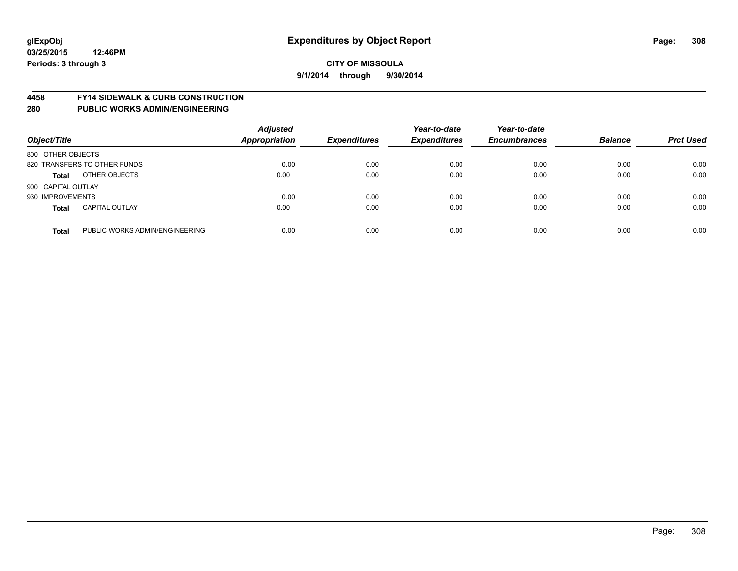**CITY OF MISSOULA**

**9/1/2014 through 9/30/2014**

## 4458 FY14 SIDEWALK & CURB CONSTRUCTION
## 280 PUBLIC WORKS ADMIN/ENGINEERING

| Object/Title | | *Adjusted Appropriation* | *Expenditures* | *Year-to-date Expenditures* | *Year-to-date Encumbrances* | *Balance* | *Prct Used* |
|---|---|---|---|---|---|---|---|
| 800 OTHER OBJECTS | | | | | | | |
| 820 TRANSFERS TO OTHER FUNDS | | 0.00 | 0.00 | 0.00 | 0.00 | 0.00 | 0.00 |
| **Total** | OTHER OBJECTS | 0.00 | 0.00 | 0.00 | 0.00 | 0.00 | 0.00 |
| 900 CAPITAL OUTLAY | | | | | | | |
| 930 IMPROVEMENTS | | 0.00 | 0.00 | 0.00 | 0.00 | 0.00 | 0.00 |
| **Total** | CAPITAL OUTLAY | 0.00 | 0.00 | 0.00 | 0.00 | 0.00 | 0.00 |
| **Total** | PUBLIC WORKS ADMIN/ENGINEERING | 0.00 | 0.00 | 0.00 | 0.00 | 0.00 | 0.00 |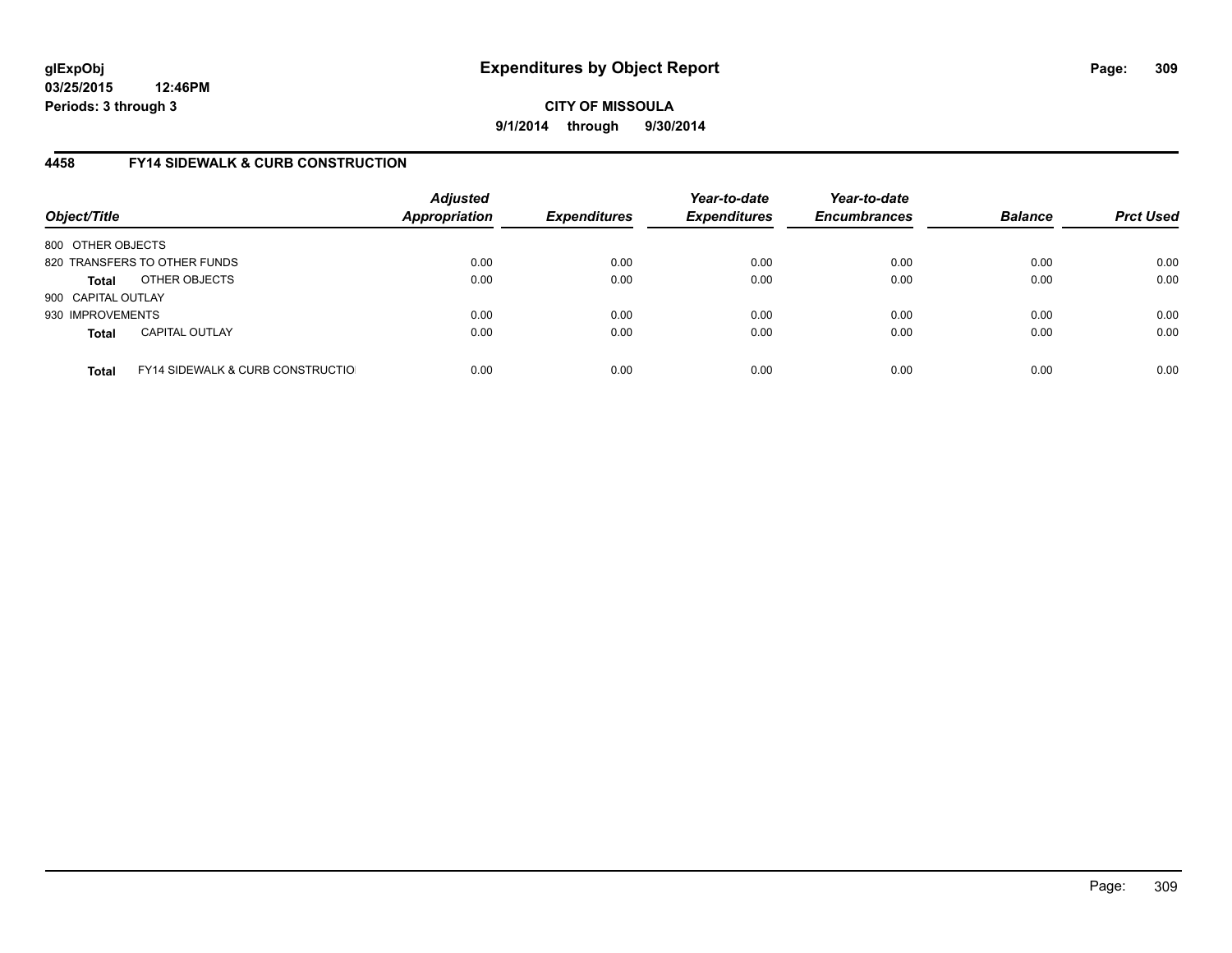# Expenditures by Object Report

glExpObj
03/25/2015 12:46PM
Periods: 3 through 3

**CITY OF MISSOULA**
**9/1/2014 through 9/30/2014**

## 4458 FY14 SIDEWALK & CURB CONSTRUCTION

| Object/Title | | Adjusted Appropriation | Expenditures | Year-to-date Expenditures | Year-to-date Encumbrances | Balance | Prct Used |
|---|---|---|---|---|---|---|---|
| 800 OTHER OBJECTS | | | | | | | |
| 820 TRANSFERS TO OTHER FUNDS | | 0.00 | 0.00 | 0.00 | 0.00 | 0.00 | 0.00 |
| **Total** | OTHER OBJECTS | 0.00 | 0.00 | 0.00 | 0.00 | 0.00 | 0.00 |
| 900 CAPITAL OUTLAY | | | | | | | |
| 930 IMPROVEMENTS | | 0.00 | 0.00 | 0.00 | 0.00 | 0.00 | 0.00 |
| **Total** | CAPITAL OUTLAY | 0.00 | 0.00 | 0.00 | 0.00 | 0.00 | 0.00 |
| **Total** | FY14 SIDEWALK & CURB CONSTRUCTIO | 0.00 | 0.00 | 0.00 | 0.00 | 0.00 | 0.00 |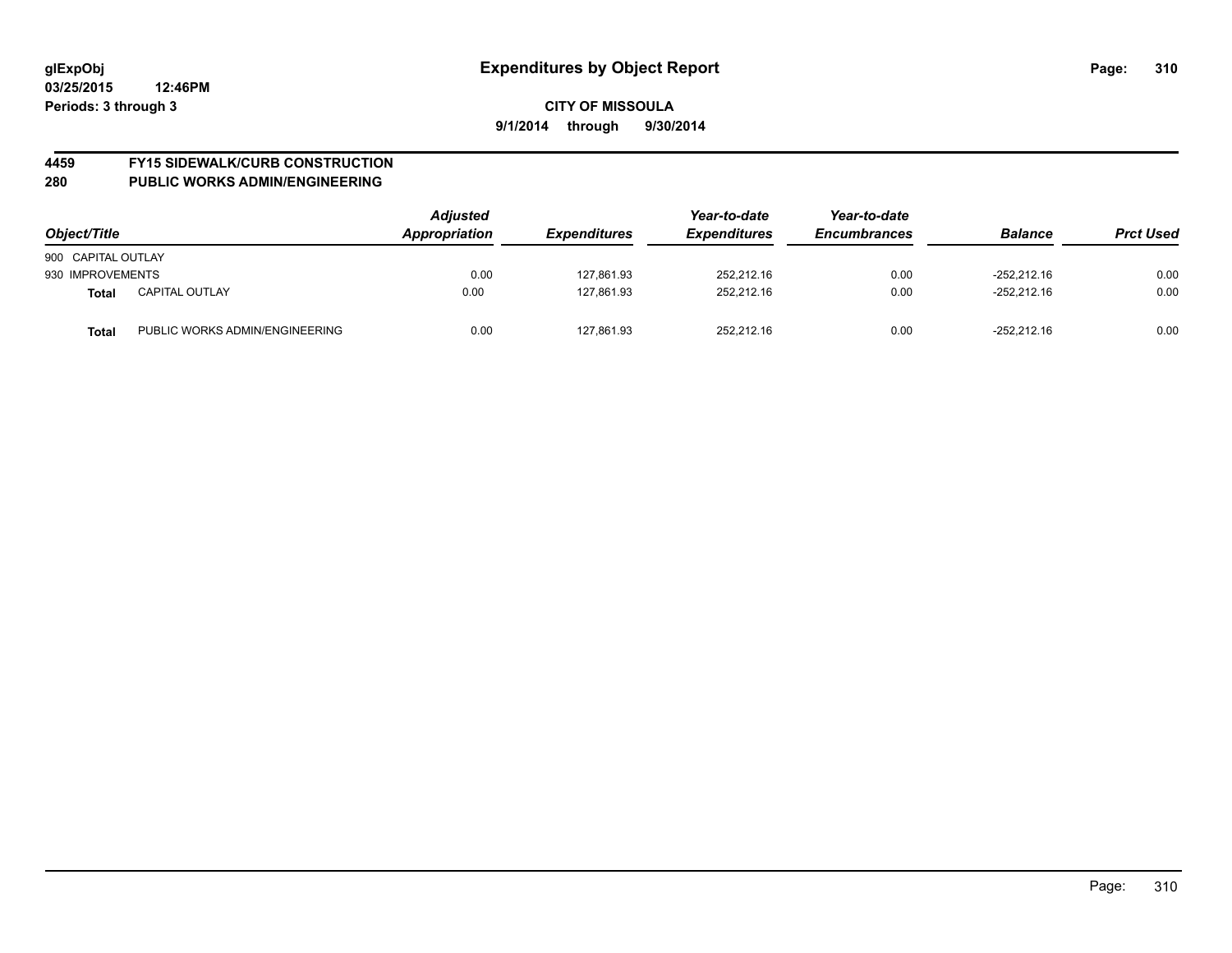glExpObj
03/25/2015 12:46PM
Periods: 3 through 3

# Expenditures by Object Report

**CITY OF MISSOULA**
**9/1/2014 through 9/30/2014**

## 4459 FY15 SIDEWALK/CURB CONSTRUCTION
## 280 PUBLIC WORKS ADMIN/ENGINEERING

| Object/Title | | Adjusted Appropriation | Expenditures | Year-to-date Expenditures | Year-to-date Encumbrances | Balance | Prct Used |
|---|---|---|---|---|---|---|---|
| 900 CAPITAL OUTLAY | | | | | | | |
| 930 IMPROVEMENTS | | 0.00 | 127,861.93 | 252,212.16 | 0.00 | -252,212.16 | 0.00 |
| **Total** | CAPITAL OUTLAY | 0.00 | 127,861.93 | 252,212.16 | 0.00 | -252,212.16 | 0.00 |
| **Total** | PUBLIC WORKS ADMIN/ENGINEERING | 0.00 | 127,861.93 | 252,212.16 | 0.00 | -252,212.16 | 0.00 |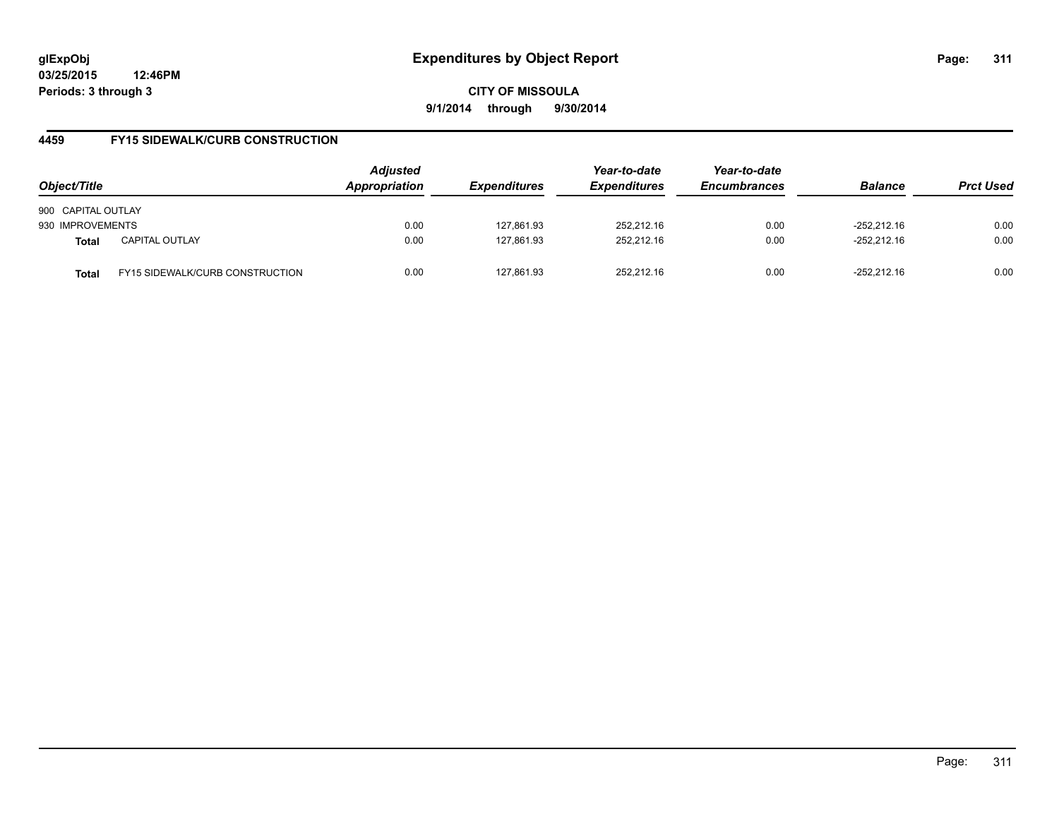**glExpObj**
**03/25/2015 12:46PM**
**Periods: 3 through 3**

# Expenditures by Object Report

**CITY OF MISSOULA**
**9/1/2014 through 9/30/2014**

## 4459 FY15 SIDEWALK/CURB CONSTRUCTION

| Object/Title | | Adjusted Appropriation | Expenditures | Year-to-date Expenditures | Year-to-date Encumbrances | Balance | Prct Used |
|---|---|---|---|---|---|---|---|
| 900 CAPITAL OUTLAY | | | | | | | |
| 930 IMPROVEMENTS | | 0.00 | 127,861.93 | 252,212.16 | 0.00 | -252,212.16 | 0.00 |
| **Total** | CAPITAL OUTLAY | 0.00 | 127,861.93 | 252,212.16 | 0.00 | -252,212.16 | 0.00 |
| **Total** | FY15 SIDEWALK/CURB CONSTRUCTION | 0.00 | 127,861.93 | 252,212.16 | 0.00 | -252,212.16 | 0.00 |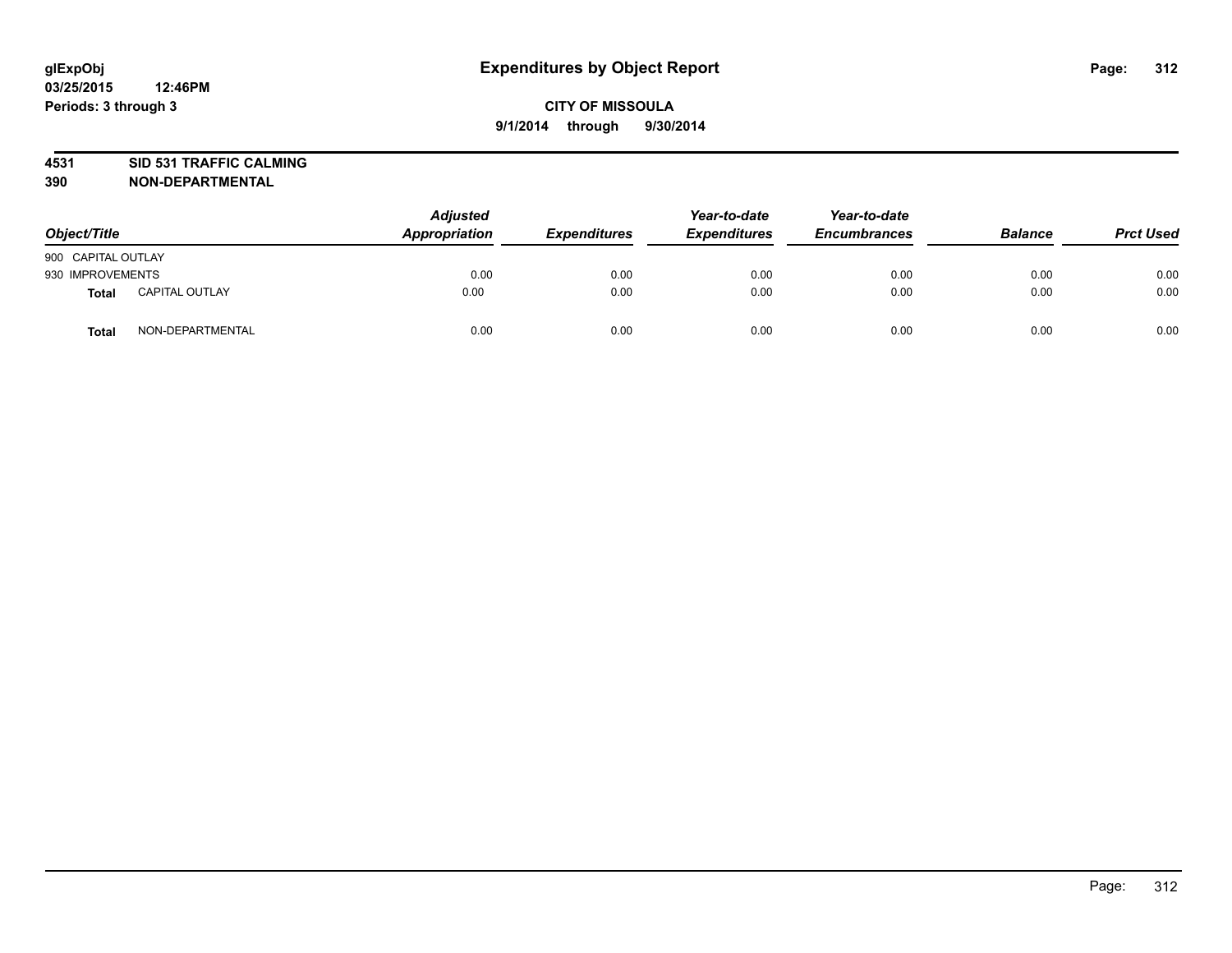glExpObj
03/25/2015 12:46PM
Periods: 3 through 3

# Expenditures by Object Report

**CITY OF MISSOULA**
**9/1/2014 through 9/30/2014**

**4531 SID 531 TRAFFIC CALMING**
**390 NON-DEPARTMENTAL**

| Object/Title | | Adjusted Appropriation | Expenditures | Year-to-date Expenditures | Year-to-date Encumbrances | Balance | Prct Used |
|---|---|---|---|---|---|---|---|
| 900 CAPITAL OUTLAY | | | | | | | |
| 930 IMPROVEMENTS | | 0.00 | 0.00 | 0.00 | 0.00 | 0.00 | 0.00 |
| **Total** | CAPITAL OUTLAY | 0.00 | 0.00 | 0.00 | 0.00 | 0.00 | 0.00 |
| **Total** | NON-DEPARTMENTAL | 0.00 | 0.00 | 0.00 | 0.00 | 0.00 | 0.00 |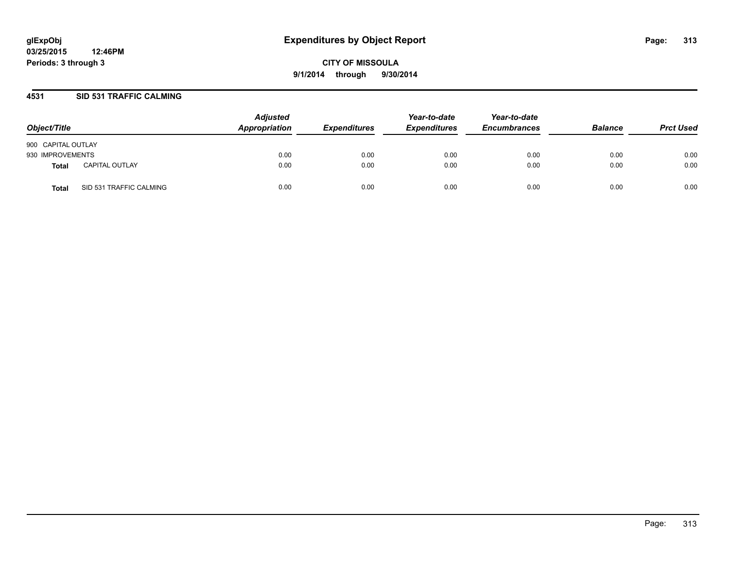# Expenditures by Object Report

glExpObj
03/25/2015 12:46PM
Periods: 3 through 3

**CITY OF MISSOULA**
**9/1/2014 through 9/30/2014**

## 4531 SID 531 TRAFFIC CALMING

| Object/Title | | Adjusted Appropriation | Expenditures | Year-to-date Expenditures | Year-to-date Encumbrances | Balance | Prct Used |
|---|---|---|---|---|---|---|---|
| 900 CAPITAL OUTLAY | | | | | | | |
| 930 IMPROVEMENTS | | 0.00 | 0.00 | 0.00 | 0.00 | 0.00 | 0.00 |
| **Total** | CAPITAL OUTLAY | 0.00 | 0.00 | 0.00 | 0.00 | 0.00 | 0.00 |
| **Total** | SID 531 TRAFFIC CALMING | 0.00 | 0.00 | 0.00 | 0.00 | 0.00 | 0.00 |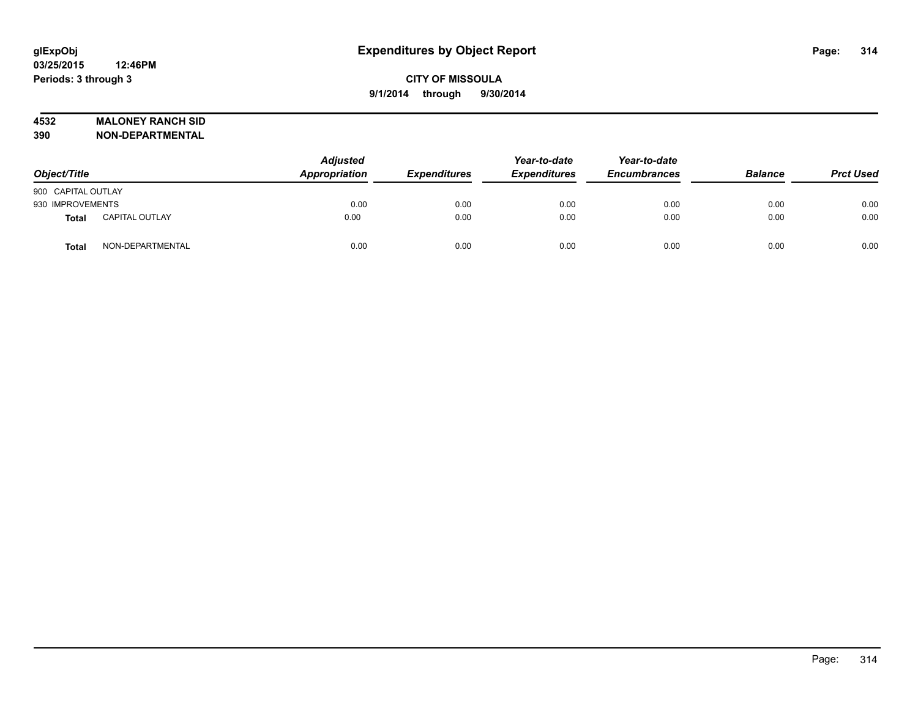# Expenditures by Object Report

glExpObj
03/25/2015 12:46PM
Periods: 3 through 3

**CITY OF MISSOULA**
**9/1/2014 through 9/30/2014**

**4532 MALONEY RANCH SID**
**390 NON-DEPARTMENTAL**

| Object/Title | | Adjusted Appropriation | Expenditures | Year-to-date Expenditures | Year-to-date Encumbrances | Balance | Prct Used |
|---|---|---|---|---|---|---|---|
| 900 CAPITAL OUTLAY | | | | | | | |
| 930 IMPROVEMENTS | | 0.00 | 0.00 | 0.00 | 0.00 | 0.00 | 0.00 |
| **Total** | CAPITAL OUTLAY | 0.00 | 0.00 | 0.00 | 0.00 | 0.00 | 0.00 |
| **Total** | NON-DEPARTMENTAL | 0.00 | 0.00 | 0.00 | 0.00 | 0.00 | 0.00 |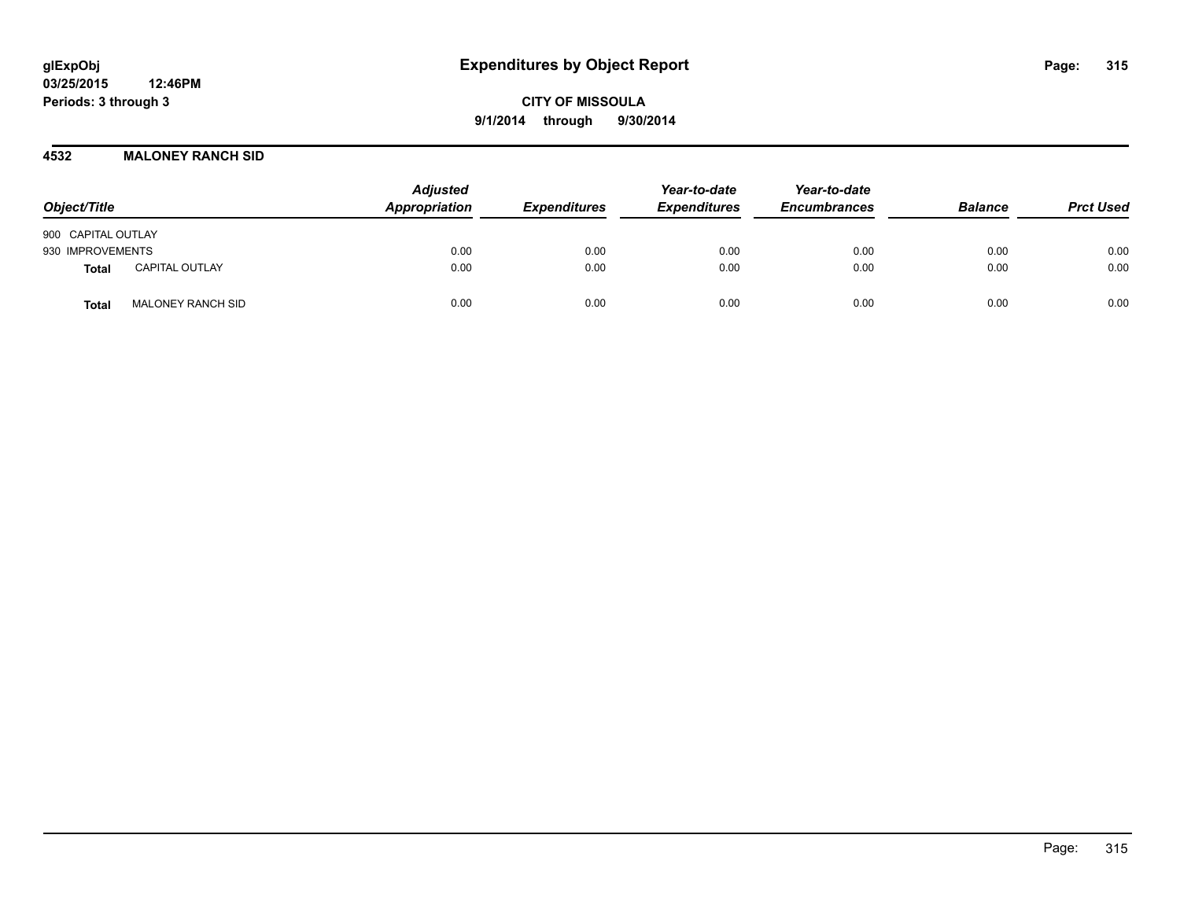**glExpObj** **Expenditures by Object Report**

**03/25/2015 12:46PM**

**Periods: 3 through 3**

**CITY OF MISSOULA**

**9/1/2014 through 9/30/2014**

## 4532 MALONEY RANCH SID

| Object/Title | | Adjusted Appropriation | Expenditures | Year-to-date Expenditures | Year-to-date Encumbrances | Balance | Prct Used |
|---|---|---|---|---|---|---|---|
| 900 CAPITAL OUTLAY | | | | | | | |
| 930 IMPROVEMENTS | | 0.00 | 0.00 | 0.00 | 0.00 | 0.00 | 0.00 |
| **Total** | CAPITAL OUTLAY | 0.00 | 0.00 | 0.00 | 0.00 | 0.00 | 0.00 |
| **Total** | MALONEY RANCH SID | 0.00 | 0.00 | 0.00 | 0.00 | 0.00 | 0.00 |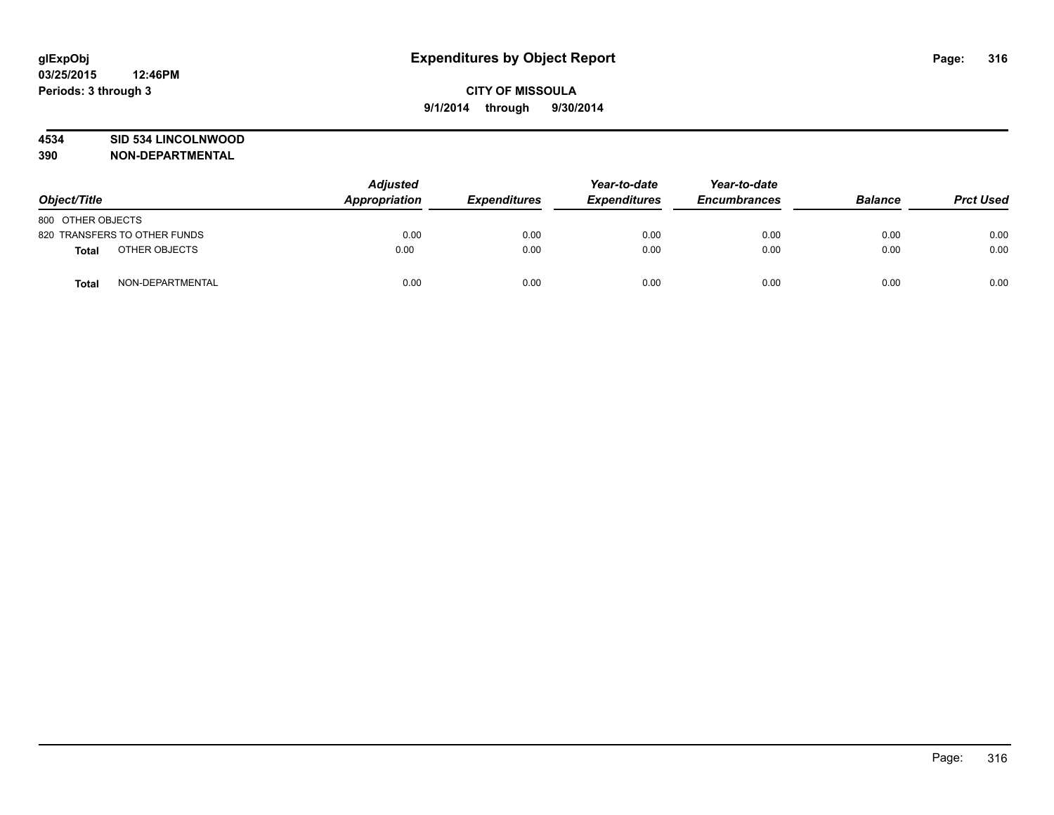# Expenditures by Object Report

glExpObj
03/25/2015 12:46PM
Periods: 3 through 3

**CITY OF MISSOULA**
**9/1/2014 through 9/30/2014**

**4534 SID 534 LINCOLNWOOD**
**390 NON-DEPARTMENTAL**

| Object/Title | Adjusted Appropriation | Expenditures | Year-to-date Expenditures | Year-to-date Encumbrances | Balance | Prct Used |
|---|---|---|---|---|---|---|
| 800 OTHER OBJECTS | | | | | | |
| 820 TRANSFERS TO OTHER FUNDS | 0.00 | 0.00 | 0.00 | 0.00 | 0.00 | 0.00 |
| **Total** OTHER OBJECTS | 0.00 | 0.00 | 0.00 | 0.00 | 0.00 | 0.00 |
| **Total** NON-DEPARTMENTAL | 0.00 | 0.00 | 0.00 | 0.00 | 0.00 | 0.00 |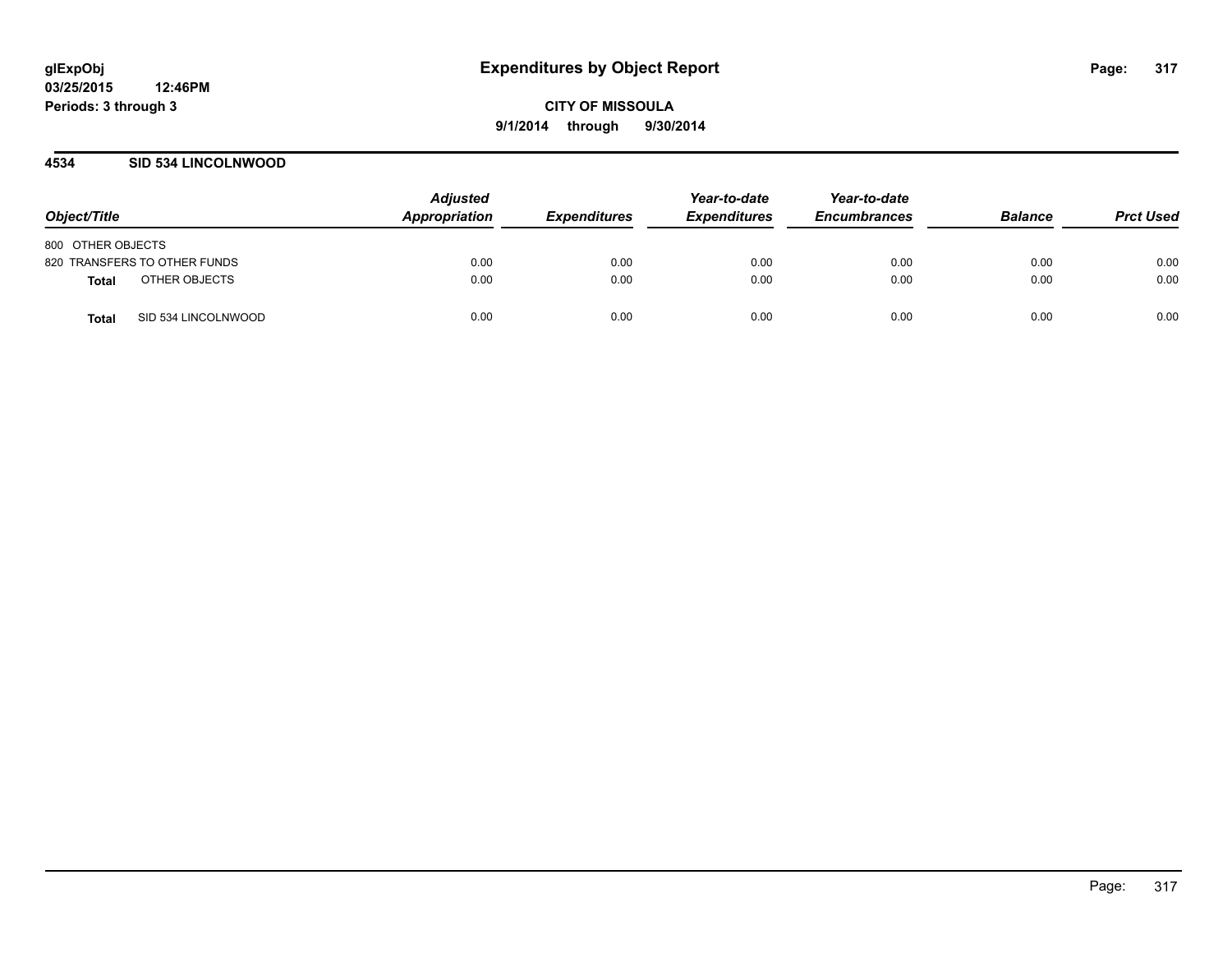**glExpObj**
**03/25/2015 12:46PM**
**Periods: 3 through 3**

# Expenditures by Object Report

**CITY OF MISSOULA**
**9/1/2014 through 9/30/2014**

## 4534 SID 534 LINCOLNWOOD

| Object/Title | Adjusted Appropriation | Expenditures | Year-to-date Expenditures | Year-to-date Encumbrances | Balance | Prct Used |
|---|---|---|---|---|---|---|
| 800 OTHER OBJECTS | | | | | | |
| 820 TRANSFERS TO OTHER FUNDS | 0.00 | 0.00 | 0.00 | 0.00 | 0.00 | 0.00 |
| **Total** OTHER OBJECTS | 0.00 | 0.00 | 0.00 | 0.00 | 0.00 | 0.00 |
| **Total** SID 534 LINCOLNWOOD | 0.00 | 0.00 | 0.00 | 0.00 | 0.00 | 0.00 |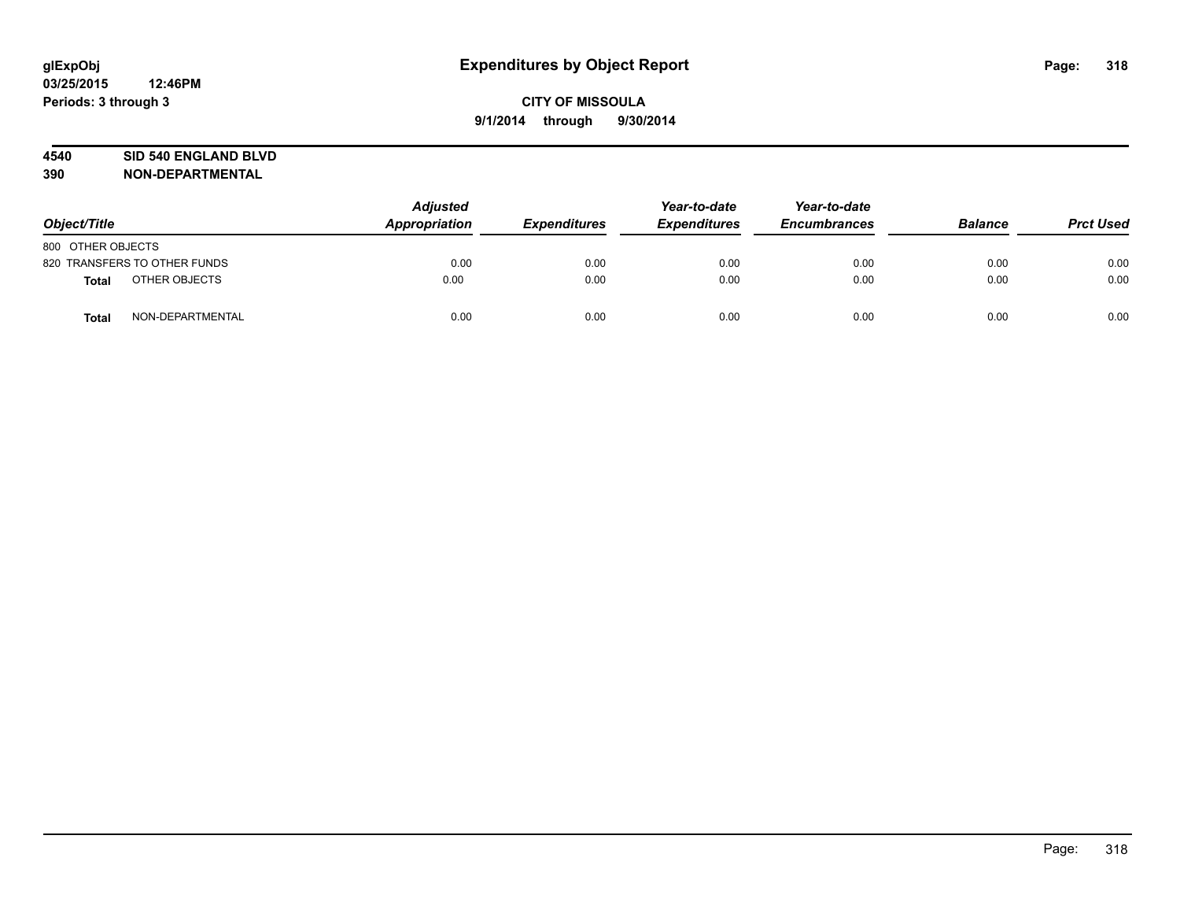**glExpObj**
**03/25/2015 12:46PM**
**Periods: 3 through 3**

# Expenditures by Object Report

**CITY OF MISSOULA**
**9/1/2014 through 9/30/2014**

**4540 SID 540 ENGLAND BLVD**
**390 NON-DEPARTMENTAL**

| Object/Title | | Adjusted Appropriation | Expenditures | Year-to-date Expenditures | Year-to-date Encumbrances | Balance | Prct Used |
|---|---|---|---|---|---|---|---|
| 800 OTHER OBJECTS | | | | | | | |
| 820 TRANSFERS TO OTHER FUNDS | | 0.00 | 0.00 | 0.00 | 0.00 | 0.00 | 0.00 |
| **Total** | OTHER OBJECTS | 0.00 | 0.00 | 0.00 | 0.00 | 0.00 | 0.00 |
| **Total** | NON-DEPARTMENTAL | 0.00 | 0.00 | 0.00 | 0.00 | 0.00 | 0.00 |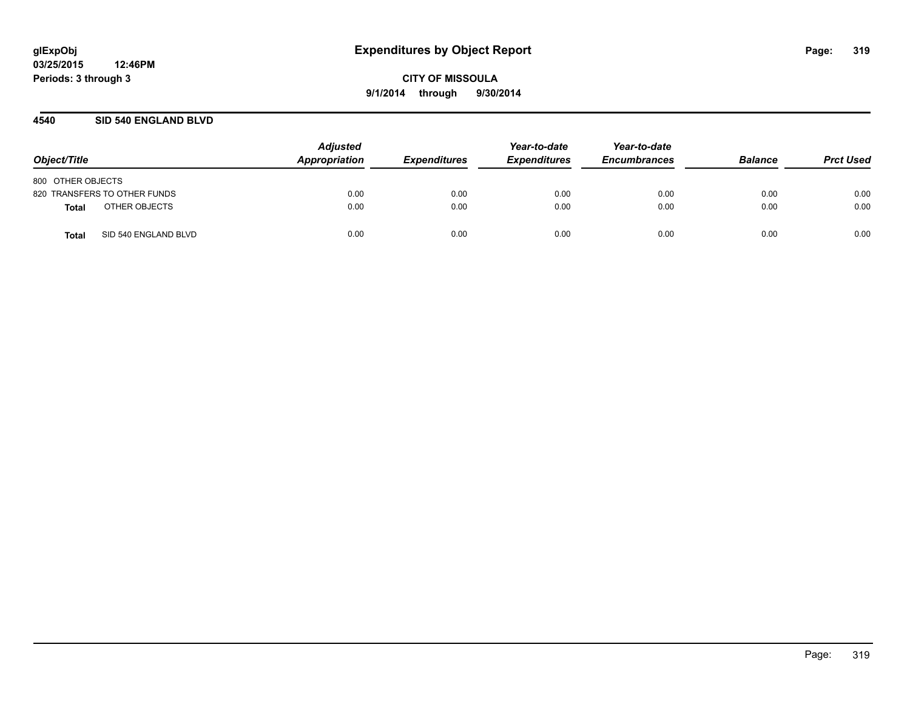# Expenditures by Object Report

glExpObj
03/25/2015 12:46PM
Periods: 3 through 3

**CITY OF MISSOULA**
**9/1/2014 through 9/30/2014**

## 4540 SID 540 ENGLAND BLVD

| Object/Title | | Adjusted Appropriation | Expenditures | Year-to-date Expenditures | Year-to-date Encumbrances | Balance | Prct Used |
|---|---|---|---|---|---|---|---|
| 800 OTHER OBJECTS | | | | | | | |
| 820 TRANSFERS TO OTHER FUNDS | | 0.00 | 0.00 | 0.00 | 0.00 | 0.00 | 0.00 |
| **Total** | OTHER OBJECTS | 0.00 | 0.00 | 0.00 | 0.00 | 0.00 | 0.00 |
| **Total** | SID 540 ENGLAND BLVD | 0.00 | 0.00 | 0.00 | 0.00 | 0.00 | 0.00 |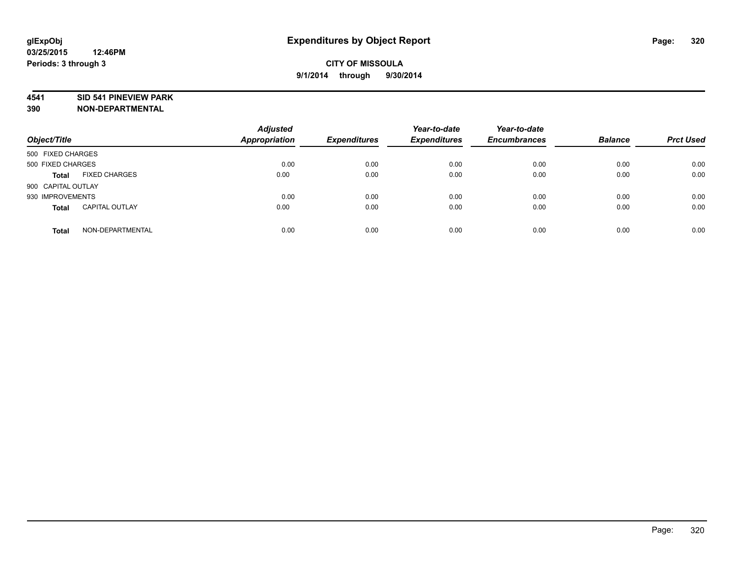**glExpObj**
**03/25/2015 12:46PM**
**Periods: 3 through 3**

# Expenditures by Object Report

**CITY OF MISSOULA**
**9/1/2014 through 9/30/2014**

**4541 SID 541 PINEVIEW PARK**
**390 NON-DEPARTMENTAL**

| Object/Title | | Adjusted Appropriation | Expenditures | Year-to-date Expenditures | Year-to-date Encumbrances | Balance | Prct Used |
|---|---|---|---|---|---|---|---|
| 500 FIXED CHARGES | | | | | | | |
| 500 FIXED CHARGES | | 0.00 | 0.00 | 0.00 | 0.00 | 0.00 | 0.00 |
| **Total** | FIXED CHARGES | 0.00 | 0.00 | 0.00 | 0.00 | 0.00 | 0.00 |
| 900 CAPITAL OUTLAY | | | | | | | |
| 930 IMPROVEMENTS | | 0.00 | 0.00 | 0.00 | 0.00 | 0.00 | 0.00 |
| **Total** | CAPITAL OUTLAY | 0.00 | 0.00 | 0.00 | 0.00 | 0.00 | 0.00 |
| **Total** | NON-DEPARTMENTAL | 0.00 | 0.00 | 0.00 | 0.00 | 0.00 | 0.00 |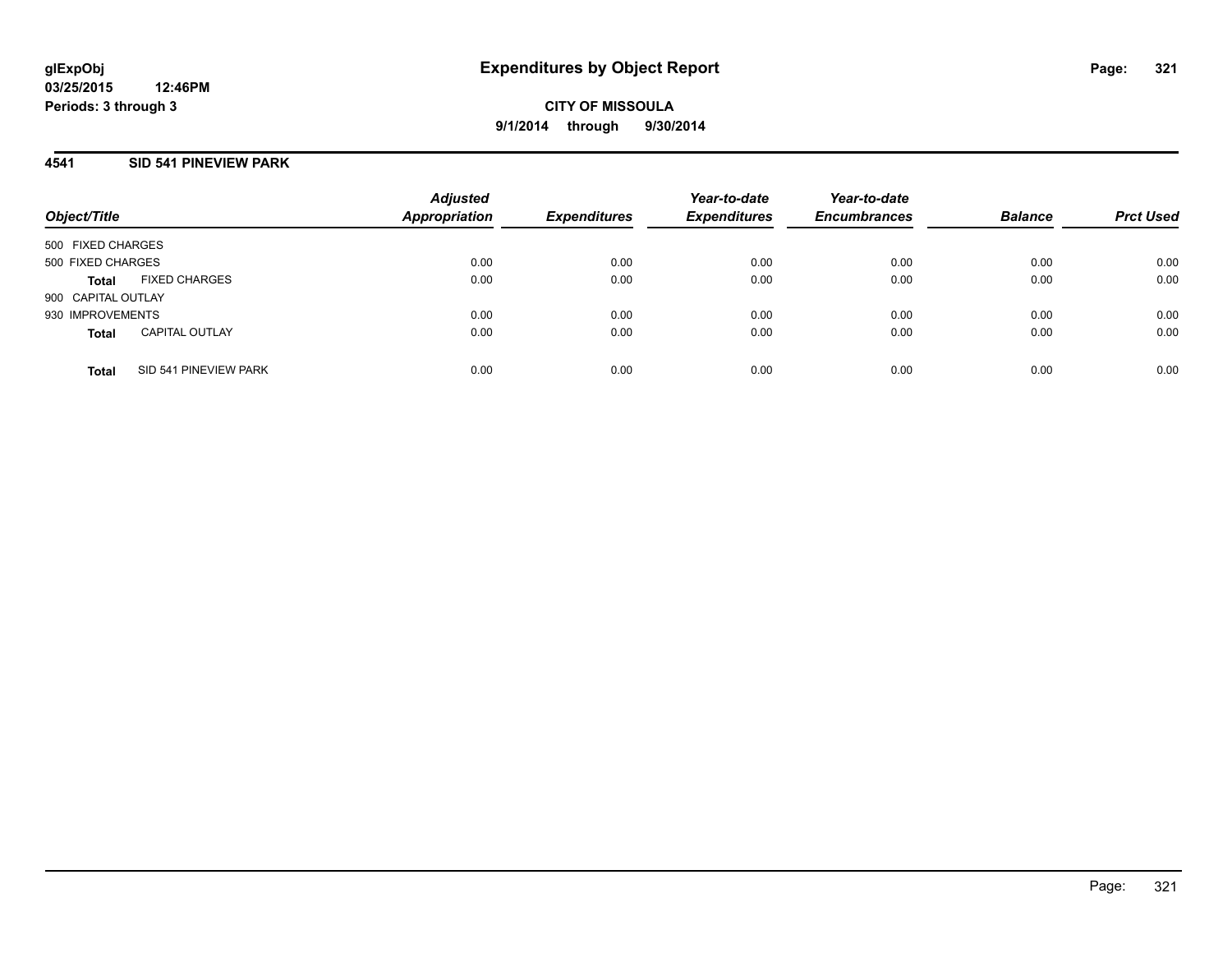**glExpObj**
**03/25/2015 12:46PM**
**Periods: 3 through 3**

# Expenditures by Object Report

**CITY OF MISSOULA**
**9/1/2014 through 9/30/2014**

## 4541 SID 541 PINEVIEW PARK

| Object/Title | | Adjusted Appropriation | Expenditures | Year-to-date Expenditures | Year-to-date Encumbrances | Balance | Prct Used |
|---|---|---|---|---|---|---|---|
| 500 FIXED CHARGES | | | | | | | |
| 500 FIXED CHARGES | | 0.00 | 0.00 | 0.00 | 0.00 | 0.00 | 0.00 |
| **Total** | FIXED CHARGES | 0.00 | 0.00 | 0.00 | 0.00 | 0.00 | 0.00 |
| 900 CAPITAL OUTLAY | | | | | | | |
| 930 IMPROVEMENTS | | 0.00 | 0.00 | 0.00 | 0.00 | 0.00 | 0.00 |
| **Total** | CAPITAL OUTLAY | 0.00 | 0.00 | 0.00 | 0.00 | 0.00 | 0.00 |
| **Total** | SID 541 PINEVIEW PARK | 0.00 | 0.00 | 0.00 | 0.00 | 0.00 | 0.00 |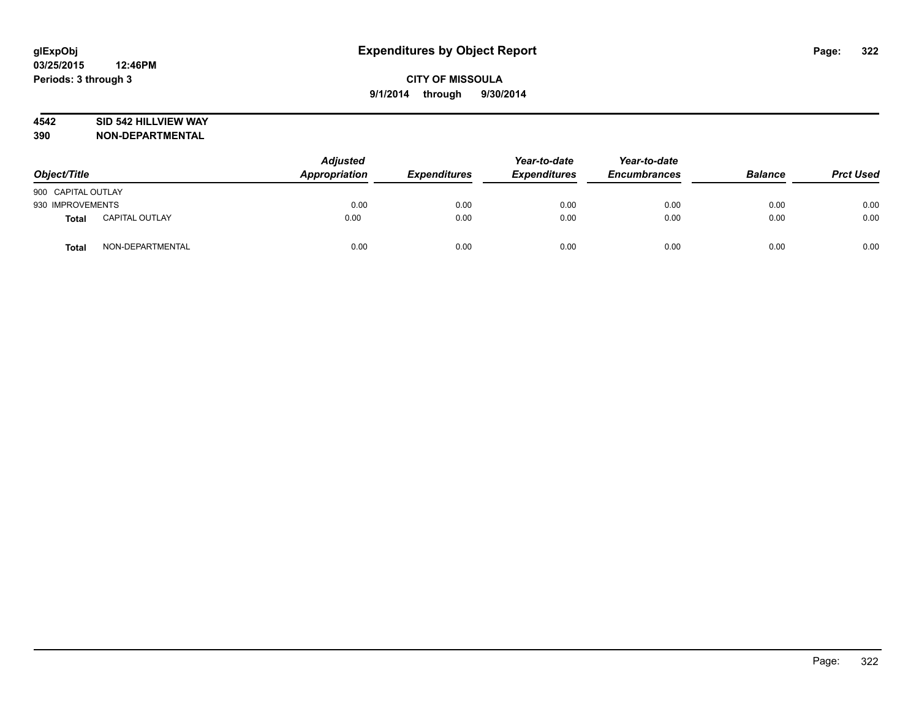# Expenditures by Object Report

glExpObj
03/25/2015 12:46PM
Periods: 3 through 3

**CITY OF MISSOULA**
**9/1/2014 through 9/30/2014**

**4542 SID 542 HILLVIEW WAY**
**390 NON-DEPARTMENTAL**

| Object/Title | | Adjusted Appropriation | Expenditures | Year-to-date Expenditures | Year-to-date Encumbrances | Balance | Prct Used |
|---|---|---|---|---|---|---|---|
| 900 CAPITAL OUTLAY | | | | | | | |
| 930 IMPROVEMENTS | | 0.00 | 0.00 | 0.00 | 0.00 | 0.00 | 0.00 |
| **Total** | CAPITAL OUTLAY | 0.00 | 0.00 | 0.00 | 0.00 | 0.00 | 0.00 |
| **Total** | NON-DEPARTMENTAL | 0.00 | 0.00 | 0.00 | 0.00 | 0.00 | 0.00 |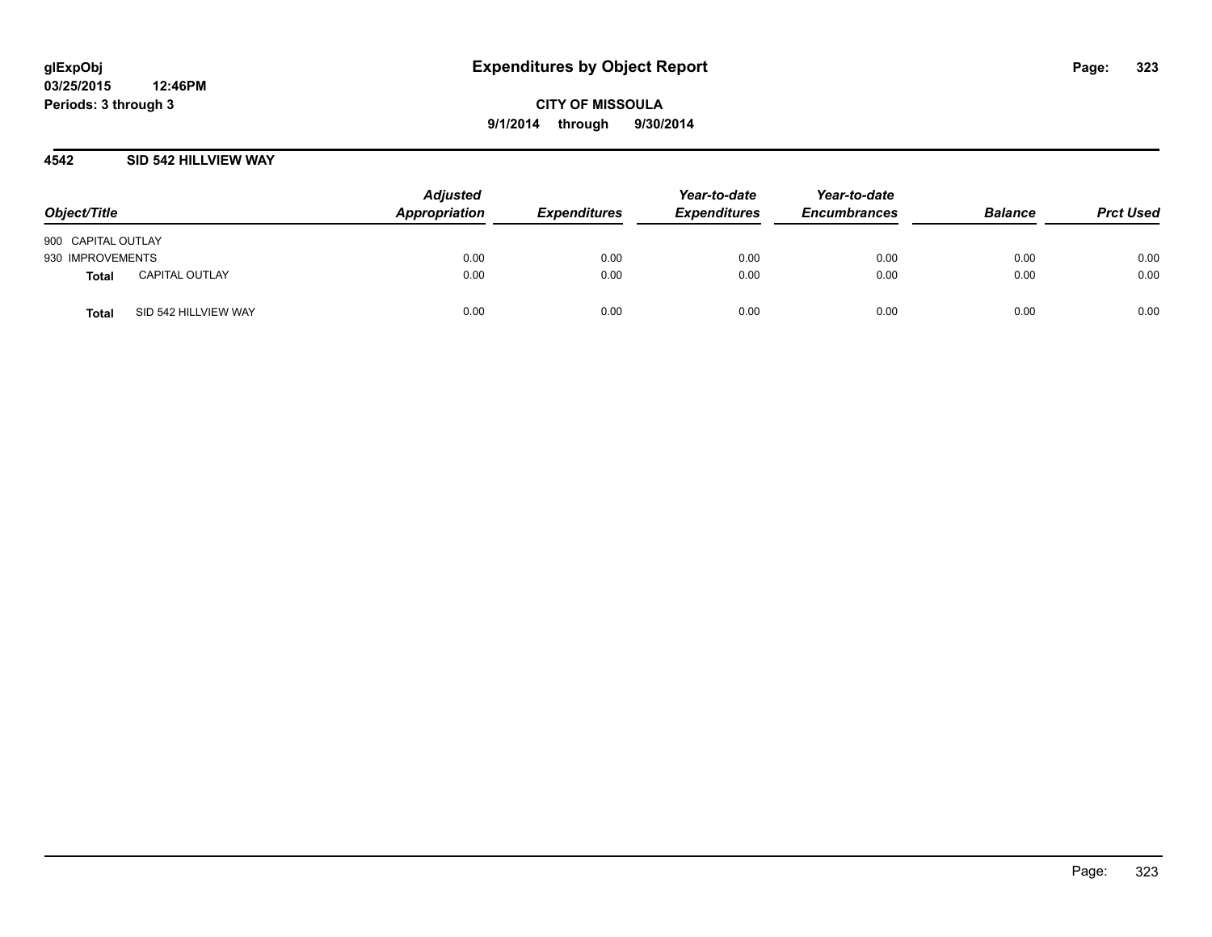glExpObj
03/25/2015 12:46PM
Periods: 3 through 3

# Expenditures by Object Report

**CITY OF MISSOULA**
**9/1/2014 through 9/30/2014**

## 4542 SID 542 HILLVIEW WAY

| Object/Title | | Adjusted Appropriation | Expenditures | Year-to-date Expenditures | Year-to-date Encumbrances | Balance | Prct Used |
|---|---|---|---|---|---|---|---|
| 900 CAPITAL OUTLAY | | | | | | | |
| 930 IMPROVEMENTS | | 0.00 | 0.00 | 0.00 | 0.00 | 0.00 | 0.00 |
| **Total** | CAPITAL OUTLAY | 0.00 | 0.00 | 0.00 | 0.00 | 0.00 | 0.00 |
| **Total** | SID 542 HILLVIEW WAY | 0.00 | 0.00 | 0.00 | 0.00 | 0.00 | 0.00 |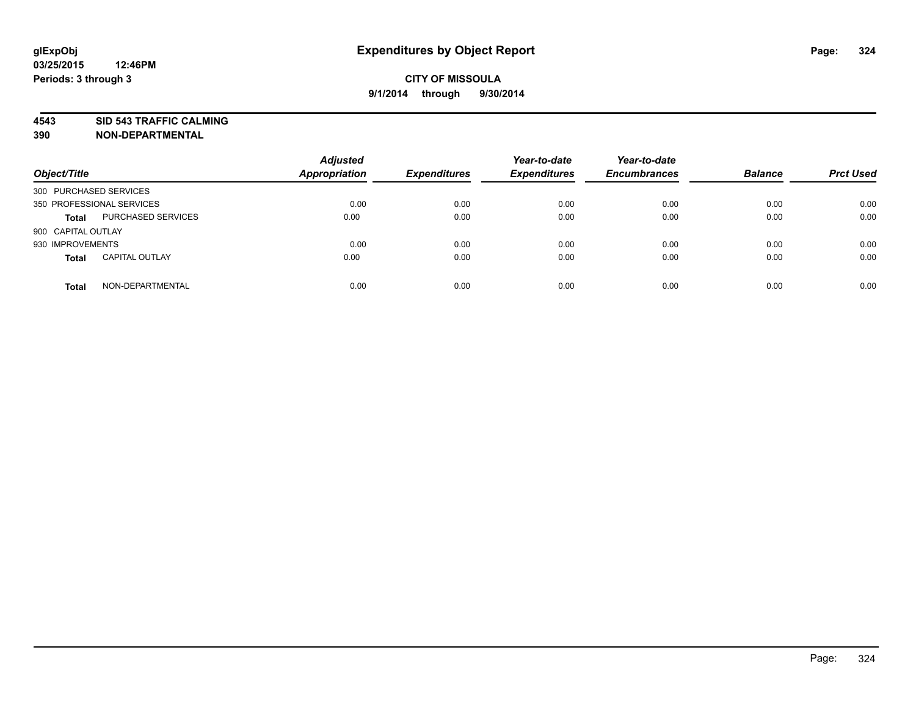**glExpObj**
**03/25/2015 12:46PM**
**Periods: 3 through 3**

# Expenditures by Object Report

**CITY OF MISSOULA**
**9/1/2014 through 9/30/2014**

**4543 SID 543 TRAFFIC CALMING**
**390 NON-DEPARTMENTAL**

| Object/Title | | Adjusted Appropriation | Expenditures | Year-to-date Expenditures | Year-to-date Encumbrances | Balance | Prct Used |
|---|---|---|---|---|---|---|---|
| 300 PURCHASED SERVICES | | | | | | | |
| 350 PROFESSIONAL SERVICES | | 0.00 | 0.00 | 0.00 | 0.00 | 0.00 | 0.00 |
| **Total** | PURCHASED SERVICES | 0.00 | 0.00 | 0.00 | 0.00 | 0.00 | 0.00 |
| 900 CAPITAL OUTLAY | | | | | | | |
| 930 IMPROVEMENTS | | 0.00 | 0.00 | 0.00 | 0.00 | 0.00 | 0.00 |
| **Total** | CAPITAL OUTLAY | 0.00 | 0.00 | 0.00 | 0.00 | 0.00 | 0.00 |
| **Total** | NON-DEPARTMENTAL | 0.00 | 0.00 | 0.00 | 0.00 | 0.00 | 0.00 |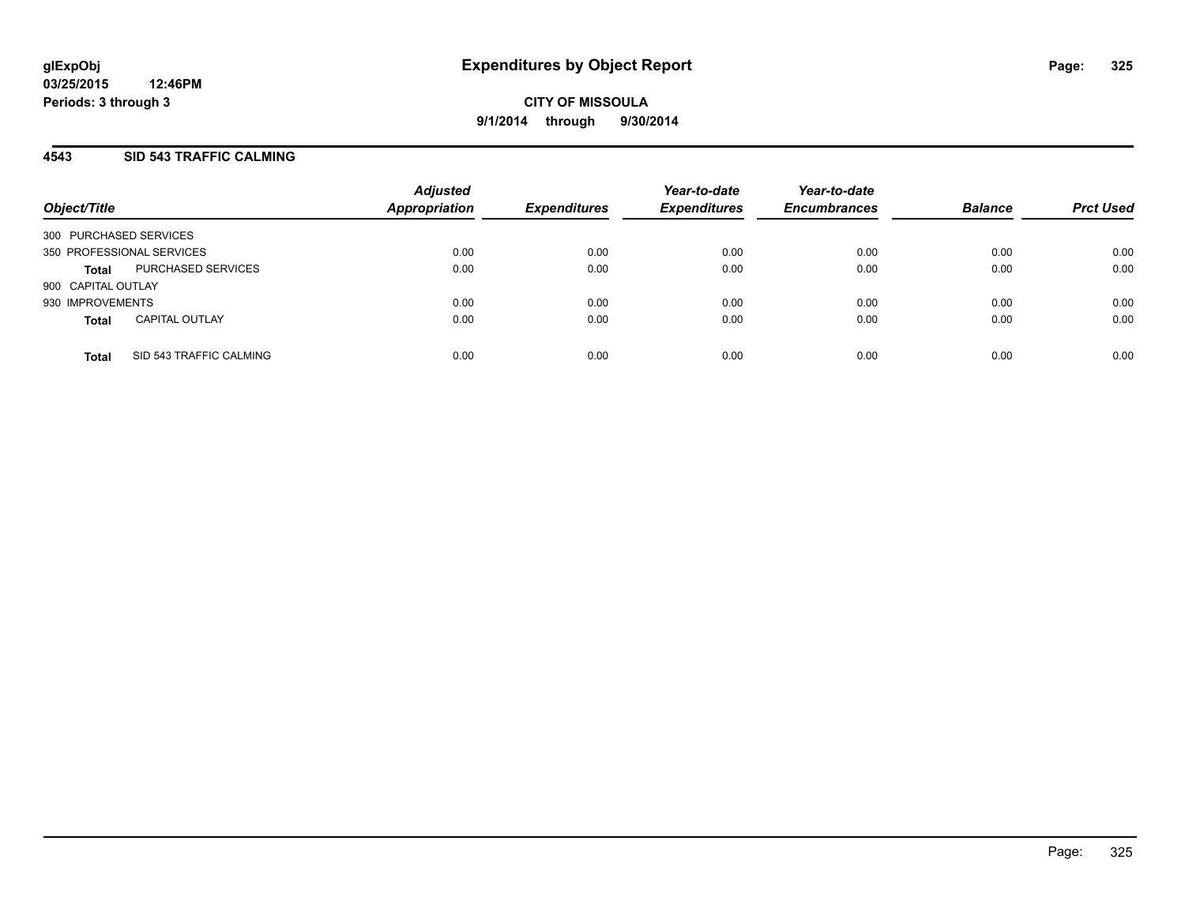**glExpObj**
**03/25/2015 12:46PM**
**Periods: 3 through 3**

# Expenditures by Object Report

**CITY OF MISSOULA**
**9/1/2014 through 9/30/2014**

## 4543 SID 543 TRAFFIC CALMING

| Object/Title | | Adjusted Appropriation | Expenditures | Year-to-date Expenditures | Year-to-date Encumbrances | Balance | Prct Used |
|---|---|---|---|---|---|---|---|
| 300 PURCHASED SERVICES | | | | | | | |
| 350 PROFESSIONAL SERVICES | | 0.00 | 0.00 | 0.00 | 0.00 | 0.00 | 0.00 |
| **Total** | PURCHASED SERVICES | 0.00 | 0.00 | 0.00 | 0.00 | 0.00 | 0.00 |
| 900 CAPITAL OUTLAY | | | | | | | |
| 930 IMPROVEMENTS | | 0.00 | 0.00 | 0.00 | 0.00 | 0.00 | 0.00 |
| **Total** | CAPITAL OUTLAY | 0.00 | 0.00 | 0.00 | 0.00 | 0.00 | 0.00 |
| **Total** | SID 543 TRAFFIC CALMING | 0.00 | 0.00 | 0.00 | 0.00 | 0.00 | 0.00 |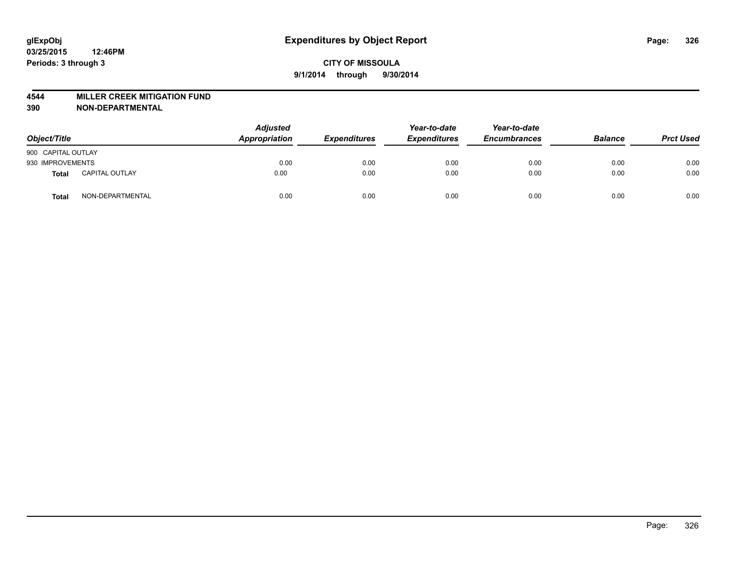**glExpObj**
**03/25/2015 12:46PM**
**Periods: 3 through 3**

# Expenditures by Object Report

**CITY OF MISSOULA**
**9/1/2014 through 9/30/2014**

## 4544 MILLER CREEK MITIGATION FUND
## 390 NON-DEPARTMENTAL

| Object/Title | | Adjusted Appropriation | Expenditures | Year-to-date Expenditures | Year-to-date Encumbrances | Balance | Prct Used |
|---|---|---|---|---|---|---|---|
| 900 CAPITAL OUTLAY | | | | | | | |
| 930 IMPROVEMENTS | | 0.00 | 0.00 | 0.00 | 0.00 | 0.00 | 0.00 |
| **Total** | CAPITAL OUTLAY | 0.00 | 0.00 | 0.00 | 0.00 | 0.00 | 0.00 |
| **Total** | NON-DEPARTMENTAL | 0.00 | 0.00 | 0.00 | 0.00 | 0.00 | 0.00 |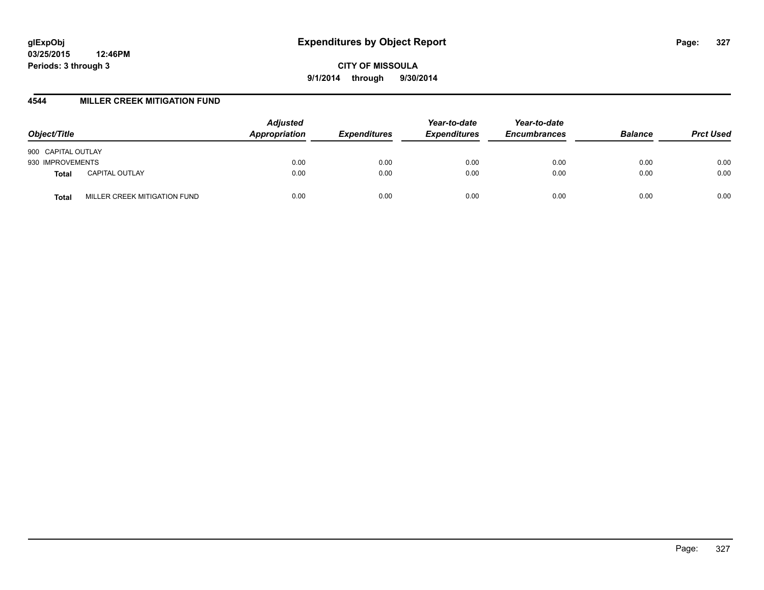**glExpObj**
**03/25/2015 12:46PM**
**Periods: 3 through 3**

# Expenditures by Object Report

**CITY OF MISSOULA**
**9/1/2014 through 9/30/2014**

## 4544 MILLER CREEK MITIGATION FUND

| Object/Title | | *Adjusted Appropriation* | *Expenditures* | *Year-to-date Expenditures* | *Year-to-date Encumbrances* | *Balance* | *Prct Used* |
|---|---|---|---|---|---|---|---|
| 900 CAPITAL OUTLAY | | | | | | | |
| 930 IMPROVEMENTS | | 0.00 | 0.00 | 0.00 | 0.00 | 0.00 | 0.00 |
| **Total** | CAPITAL OUTLAY | 0.00 | 0.00 | 0.00 | 0.00 | 0.00 | 0.00 |
| **Total** | MILLER CREEK MITIGATION FUND | 0.00 | 0.00 | 0.00 | 0.00 | 0.00 | 0.00 |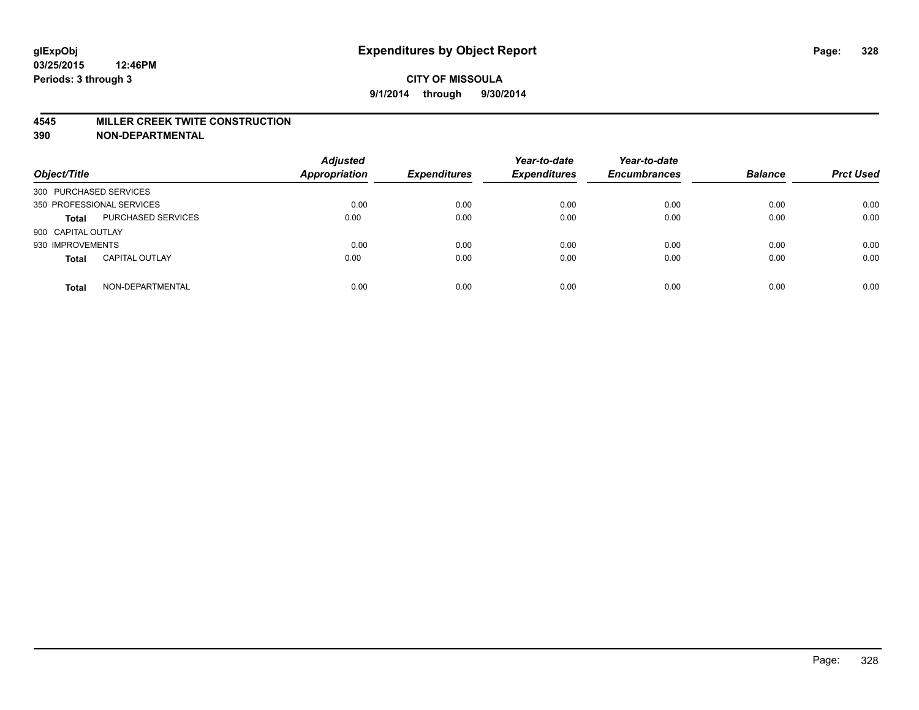**glExpObj**
**03/25/2015 12:46PM**
**Periods: 3 through 3**

# Expenditures by Object Report

**CITY OF MISSOULA**
**9/1/2014 through 9/30/2014**

## 4545 MILLER CREEK TWITE CONSTRUCTION
## 390 NON-DEPARTMENTAL

| Object/Title | | Adjusted Appropriation | Expenditures | Year-to-date Expenditures | Year-to-date Encumbrances | Balance | Prct Used |
|---|---|---|---|---|---|---|---|
| 300 PURCHASED SERVICES | | | | | | | |
| 350 PROFESSIONAL SERVICES | | 0.00 | 0.00 | 0.00 | 0.00 | 0.00 | 0.00 |
| **Total** | PURCHASED SERVICES | 0.00 | 0.00 | 0.00 | 0.00 | 0.00 | 0.00 |
| 900 CAPITAL OUTLAY | | | | | | | |
| 930 IMPROVEMENTS | | 0.00 | 0.00 | 0.00 | 0.00 | 0.00 | 0.00 |
| **Total** | CAPITAL OUTLAY | 0.00 | 0.00 | 0.00 | 0.00 | 0.00 | 0.00 |
| **Total** | NON-DEPARTMENTAL | 0.00 | 0.00 | 0.00 | 0.00 | 0.00 | 0.00 |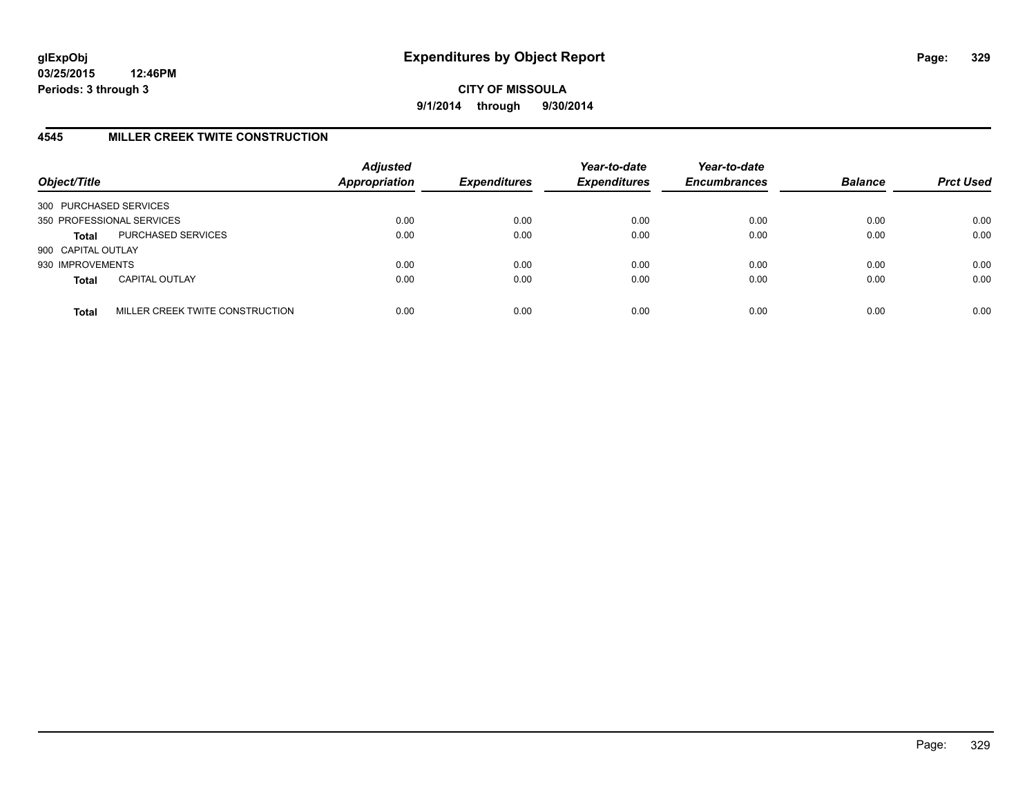# Expenditures by Object Report

glExpObj
03/25/2015 12:46PM
Periods: 3 through 3

**CITY OF MISSOULA**
**9/1/2014 through 9/30/2014**

## 4545 MILLER CREEK TWITE CONSTRUCTION

| Object/Title | | *Adjusted Appropriation* | *Expenditures* | *Year-to-date Expenditures* | *Year-to-date Encumbrances* | *Balance* | *Prct Used* |
|---|---|---|---|---|---|---|---|
| 300 PURCHASED SERVICES | | | | | | | |
| 350 PROFESSIONAL SERVICES | | 0.00 | 0.00 | 0.00 | 0.00 | 0.00 | 0.00 |
| **Total** | PURCHASED SERVICES | 0.00 | 0.00 | 0.00 | 0.00 | 0.00 | 0.00 |
| 900 CAPITAL OUTLAY | | | | | | | |
| 930 IMPROVEMENTS | | 0.00 | 0.00 | 0.00 | 0.00 | 0.00 | 0.00 |
| **Total** | CAPITAL OUTLAY | 0.00 | 0.00 | 0.00 | 0.00 | 0.00 | 0.00 |
| **Total** | MILLER CREEK TWITE CONSTRUCTION | 0.00 | 0.00 | 0.00 | 0.00 | 0.00 | 0.00 |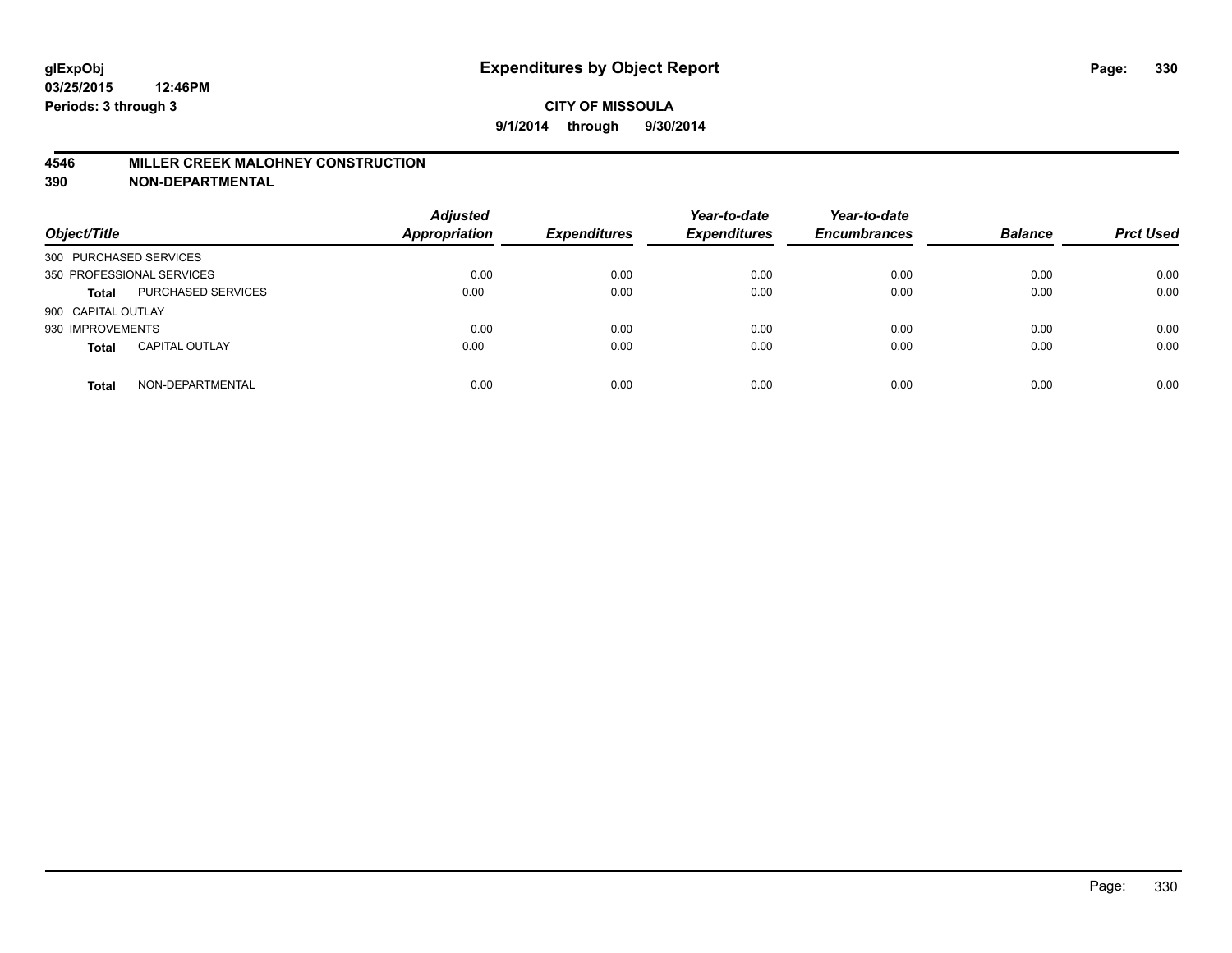# Expenditures by Object Report

glExpObj
03/25/2015 12:46PM
Periods: 3 through 3

**CITY OF MISSOULA**
**9/1/2014 through 9/30/2014**

**4546 MILLER CREEK MALOHNEY CONSTRUCTION**
**390 NON-DEPARTMENTAL**

| Object/Title | | Adjusted Appropriation | Expenditures | Year-to-date Expenditures | Year-to-date Encumbrances | Balance | Prct Used |
|---|---|---|---|---|---|---|---|
| 300 PURCHASED SERVICES | | | | | | | |
| 350 PROFESSIONAL SERVICES | | 0.00 | 0.00 | 0.00 | 0.00 | 0.00 | 0.00 |
| **Total** | PURCHASED SERVICES | 0.00 | 0.00 | 0.00 | 0.00 | 0.00 | 0.00 |
| 900 CAPITAL OUTLAY | | | | | | | |
| 930 IMPROVEMENTS | | 0.00 | 0.00 | 0.00 | 0.00 | 0.00 | 0.00 |
| **Total** | CAPITAL OUTLAY | 0.00 | 0.00 | 0.00 | 0.00 | 0.00 | 0.00 |
| **Total** | NON-DEPARTMENTAL | 0.00 | 0.00 | 0.00 | 0.00 | 0.00 | 0.00 |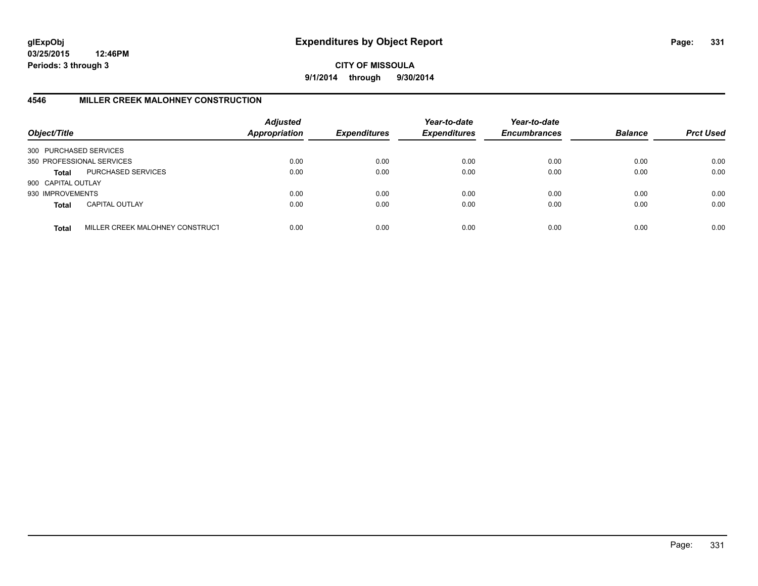**glExpObj**
**03/25/2015 12:46PM**
**Periods: 3 through 3**

# Expenditures by Object Report

**CITY OF MISSOULA**
**9/1/2014 through 9/30/2014**

## 4546 MILLER CREEK MALOHNEY CONSTRUCTION

| Object/Title | | Adjusted Appropriation | Expenditures | Year-to-date Expenditures | Year-to-date Encumbrances | Balance | Prct Used |
|---|---|---|---|---|---|---|---|
| 300 PURCHASED SERVICES | | | | | | | |
| 350 PROFESSIONAL SERVICES | | 0.00 | 0.00 | 0.00 | 0.00 | 0.00 | 0.00 |
| **Total** | PURCHASED SERVICES | 0.00 | 0.00 | 0.00 | 0.00 | 0.00 | 0.00 |
| 900 CAPITAL OUTLAY | | | | | | | |
| 930 IMPROVEMENTS | | 0.00 | 0.00 | 0.00 | 0.00 | 0.00 | 0.00 |
| **Total** | CAPITAL OUTLAY | 0.00 | 0.00 | 0.00 | 0.00 | 0.00 | 0.00 |
| **Total** | MILLER CREEK MALOHNEY CONSTRUCT | 0.00 | 0.00 | 0.00 | 0.00 | 0.00 | 0.00 |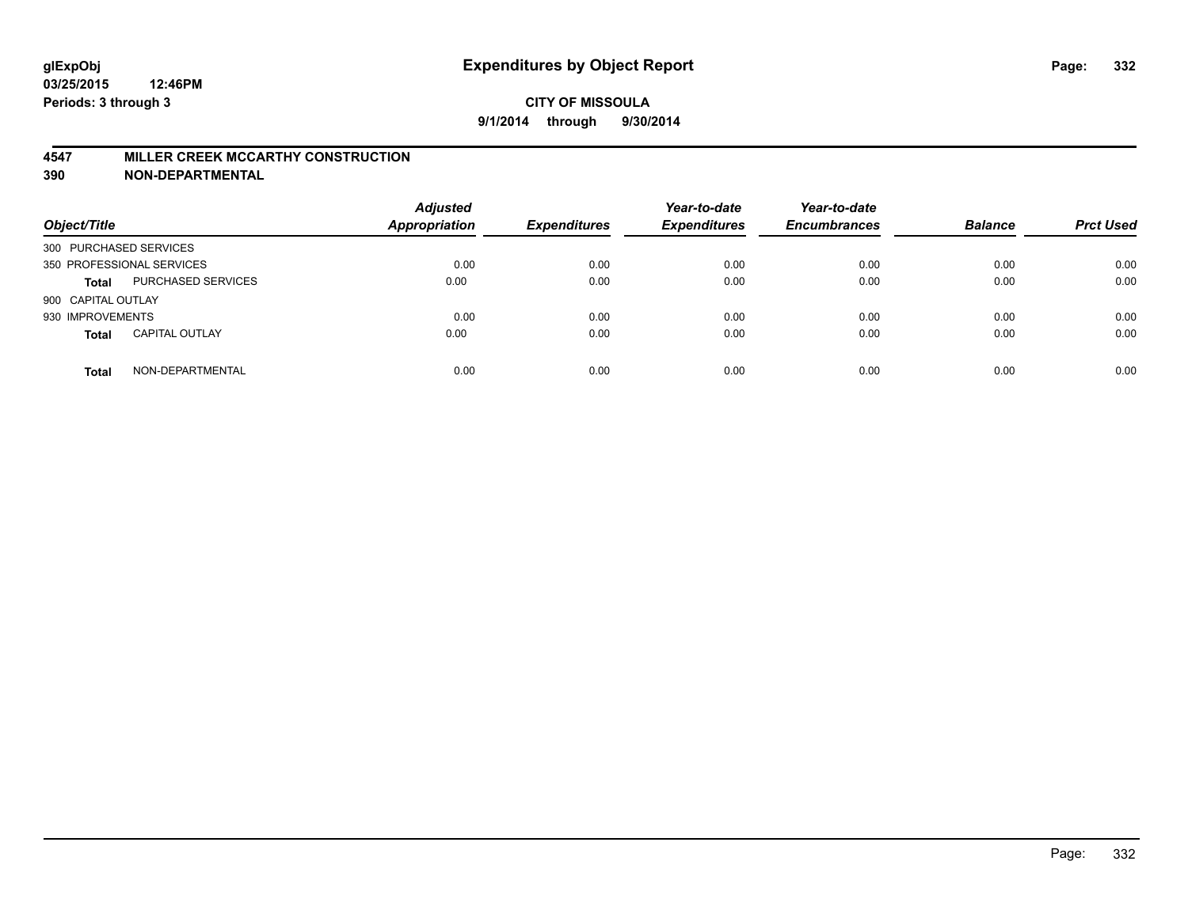# Expenditures by Object Report

glExpObj
03/25/2015 12:46PM
Periods: 3 through 3

**CITY OF MISSOULA**
**9/1/2014 through 9/30/2014**

## 4547 MILLER CREEK MCCARTHY CONSTRUCTION
## 390 NON-DEPARTMENTAL

| Object/Title | | Adjusted Appropriation | Expenditures | Year-to-date Expenditures | Year-to-date Encumbrances | Balance | Prct Used |
|---|---|---|---|---|---|---|---|
| 300 PURCHASED SERVICES | | | | | | | |
| 350 PROFESSIONAL SERVICES | | 0.00 | 0.00 | 0.00 | 0.00 | 0.00 | 0.00 |
| **Total** | PURCHASED SERVICES | 0.00 | 0.00 | 0.00 | 0.00 | 0.00 | 0.00 |
| 900 CAPITAL OUTLAY | | | | | | | |
| 930 IMPROVEMENTS | | 0.00 | 0.00 | 0.00 | 0.00 | 0.00 | 0.00 |
| **Total** | CAPITAL OUTLAY | 0.00 | 0.00 | 0.00 | 0.00 | 0.00 | 0.00 |
| **Total** | NON-DEPARTMENTAL | 0.00 | 0.00 | 0.00 | 0.00 | 0.00 | 0.00 |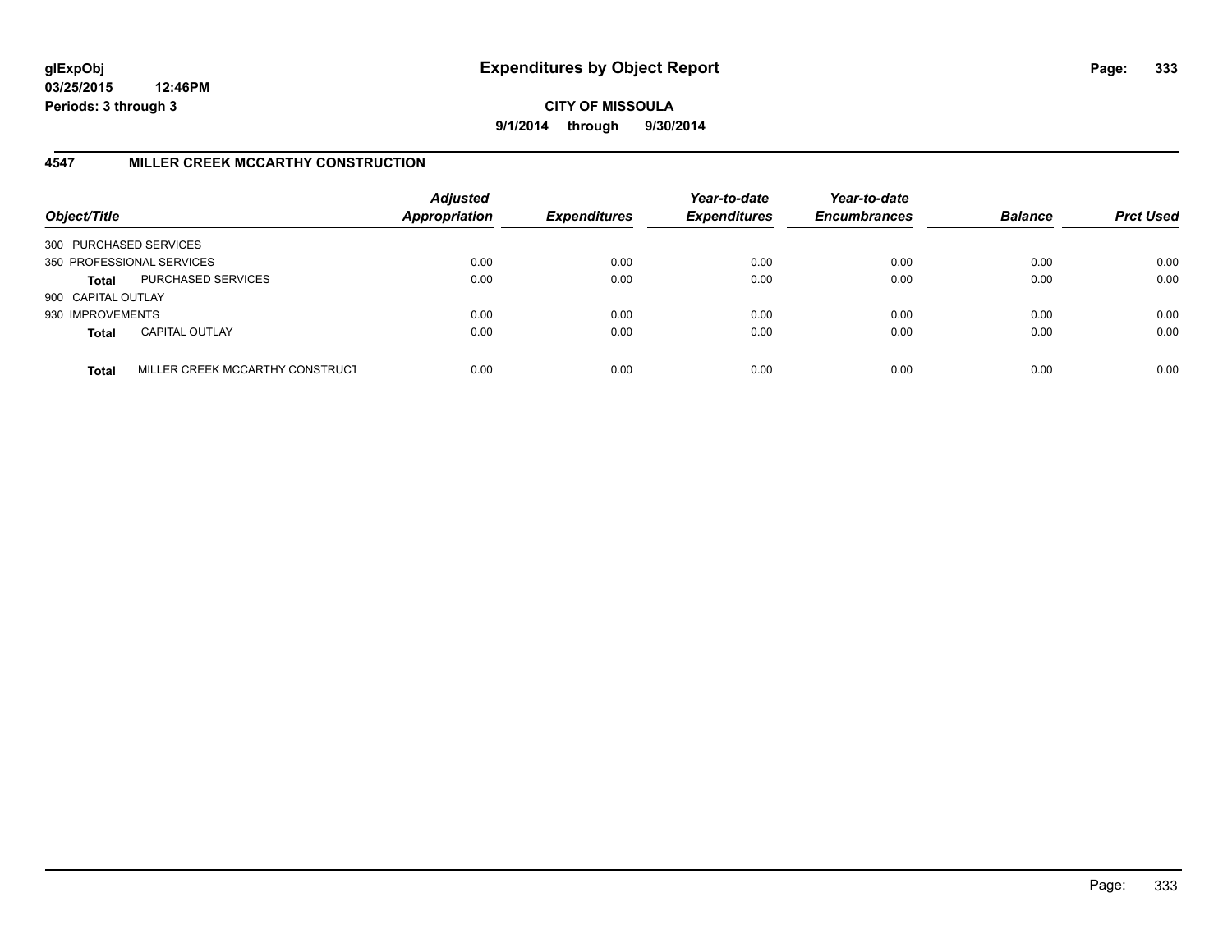**glExpObj**
**03/25/2015 12:46PM**
**Periods: 3 through 3**

# Expenditures by Object Report

**CITY OF MISSOULA**
**9/1/2014 through 9/30/2014**

## 4547 MILLER CREEK MCCARTHY CONSTRUCTION

| Object/Title | | Adjusted Appropriation | Expenditures | Year-to-date Expenditures | Year-to-date Encumbrances | Balance | Prct Used |
|---|---|---|---|---|---|---|---|
| 300 PURCHASED SERVICES | | | | | | | |
| 350 PROFESSIONAL SERVICES | | 0.00 | 0.00 | 0.00 | 0.00 | 0.00 | 0.00 |
| **Total** | PURCHASED SERVICES | 0.00 | 0.00 | 0.00 | 0.00 | 0.00 | 0.00 |
| 900 CAPITAL OUTLAY | | | | | | | |
| 930 IMPROVEMENTS | | 0.00 | 0.00 | 0.00 | 0.00 | 0.00 | 0.00 |
| **Total** | CAPITAL OUTLAY | 0.00 | 0.00 | 0.00 | 0.00 | 0.00 | 0.00 |
| **Total** | MILLER CREEK MCCARTHY CONSTRUCT | 0.00 | 0.00 | 0.00 | 0.00 | 0.00 | 0.00 |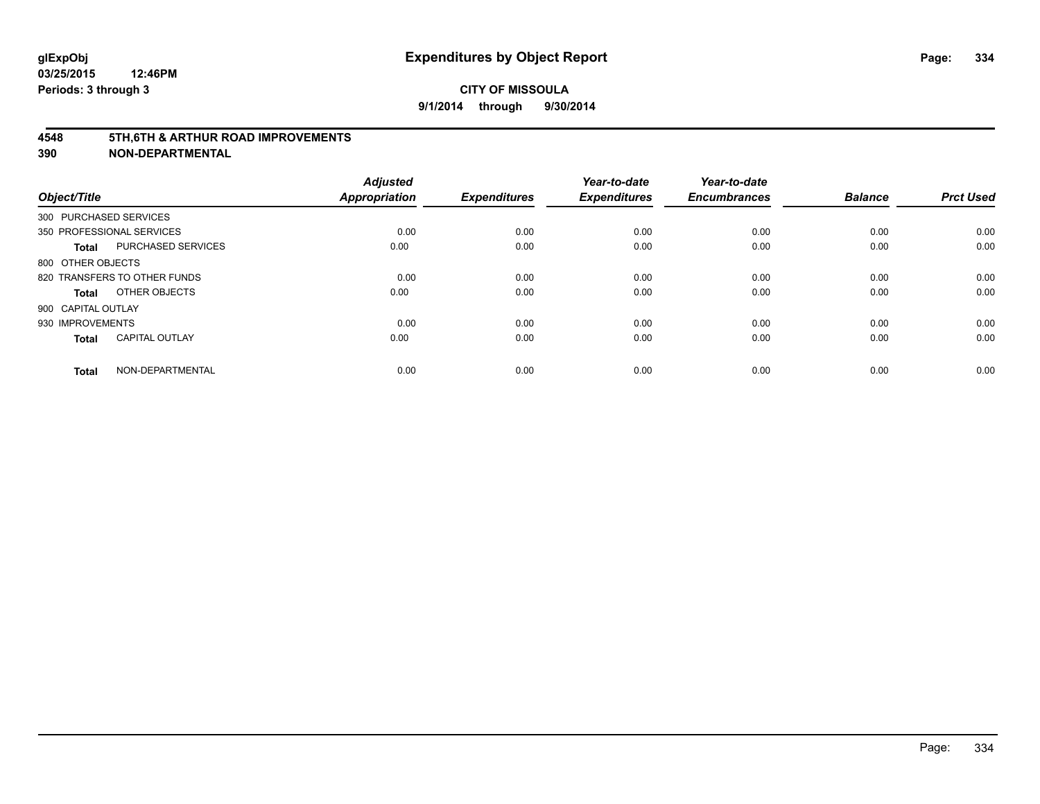**glExpObj**
**03/25/2015 12:46PM**
**Periods: 3 through 3**

# Expenditures by Object Report

**CITY OF MISSOULA**
**9/1/2014 through 9/30/2014**

## 4548 5TH,6TH & ARTHUR ROAD IMPROVEMENTS
## 390 NON-DEPARTMENTAL

| Object/Title | | Adjusted Appropriation | Expenditures | Year-to-date Expenditures | Year-to-date Encumbrances | Balance | Prct Used |
|---|---|---|---|---|---|---|---|
| 300 PURCHASED SERVICES | | | | | | | |
| 350 PROFESSIONAL SERVICES | | 0.00 | 0.00 | 0.00 | 0.00 | 0.00 | 0.00 |
| **Total** | PURCHASED SERVICES | 0.00 | 0.00 | 0.00 | 0.00 | 0.00 | 0.00 |
| 800 OTHER OBJECTS | | | | | | | |
| 820 TRANSFERS TO OTHER FUNDS | | 0.00 | 0.00 | 0.00 | 0.00 | 0.00 | 0.00 |
| **Total** | OTHER OBJECTS | 0.00 | 0.00 | 0.00 | 0.00 | 0.00 | 0.00 |
| 900 CAPITAL OUTLAY | | | | | | | |
| 930 IMPROVEMENTS | | 0.00 | 0.00 | 0.00 | 0.00 | 0.00 | 0.00 |
| **Total** | CAPITAL OUTLAY | 0.00 | 0.00 | 0.00 | 0.00 | 0.00 | 0.00 |
| **Total** | NON-DEPARTMENTAL | 0.00 | 0.00 | 0.00 | 0.00 | 0.00 | 0.00 |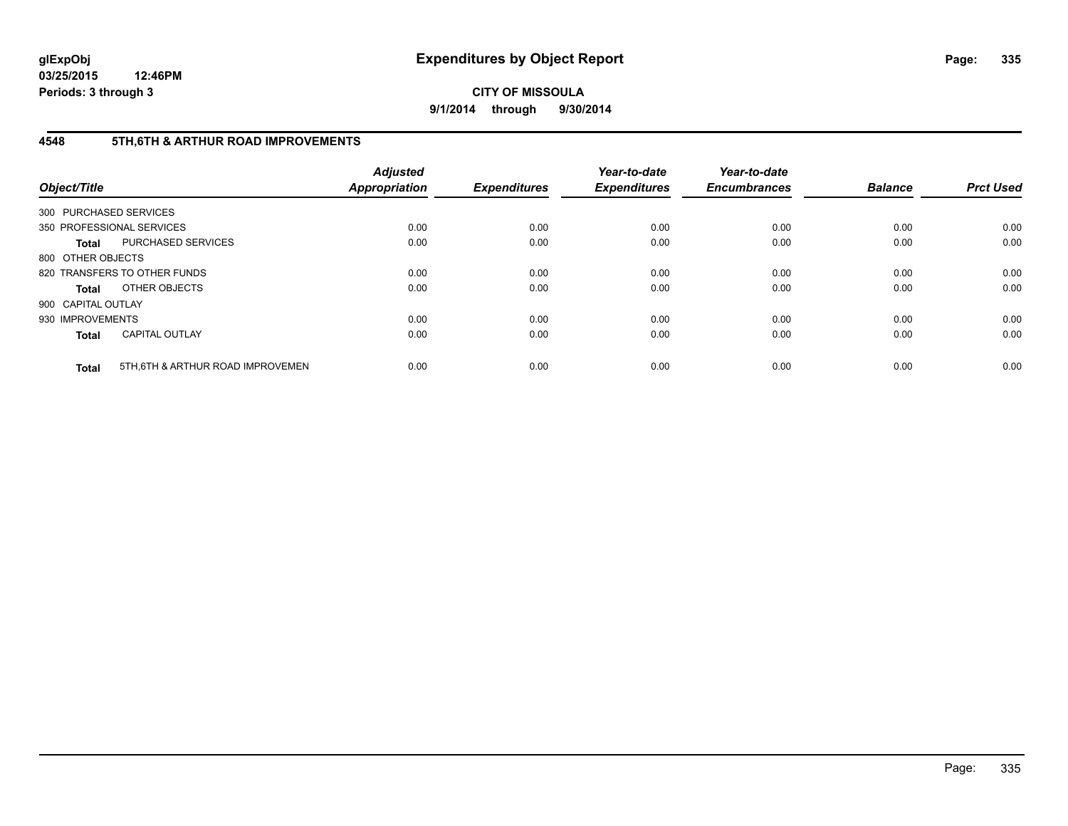**glExpObj**
**03/25/2015 12:46PM**
**Periods: 3 through 3**

# Expenditures by Object Report

**CITY OF MISSOULA**
**9/1/2014 through 9/30/2014**

## 4548 5TH,6TH & ARTHUR ROAD IMPROVEMENTS

| Object/Title | | Adjusted Appropriation | Expenditures | Year-to-date Expenditures | Year-to-date Encumbrances | Balance | Prct Used |
|---|---|---|---|---|---|---|---|
| 300 PURCHASED SERVICES | | | | | | | |
| 350 PROFESSIONAL SERVICES | | 0.00 | 0.00 | 0.00 | 0.00 | 0.00 | 0.00 |
| **Total** | PURCHASED SERVICES | 0.00 | 0.00 | 0.00 | 0.00 | 0.00 | 0.00 |
| 800 OTHER OBJECTS | | | | | | | |
| 820 TRANSFERS TO OTHER FUNDS | | 0.00 | 0.00 | 0.00 | 0.00 | 0.00 | 0.00 |
| **Total** | OTHER OBJECTS | 0.00 | 0.00 | 0.00 | 0.00 | 0.00 | 0.00 |
| 900 CAPITAL OUTLAY | | | | | | | |
| 930 IMPROVEMENTS | | 0.00 | 0.00 | 0.00 | 0.00 | 0.00 | 0.00 |
| **Total** | CAPITAL OUTLAY | 0.00 | 0.00 | 0.00 | 0.00 | 0.00 | 0.00 |
| **Total** | 5TH,6TH & ARTHUR ROAD IMPROVEMEN | 0.00 | 0.00 | 0.00 | 0.00 | 0.00 | 0.00 |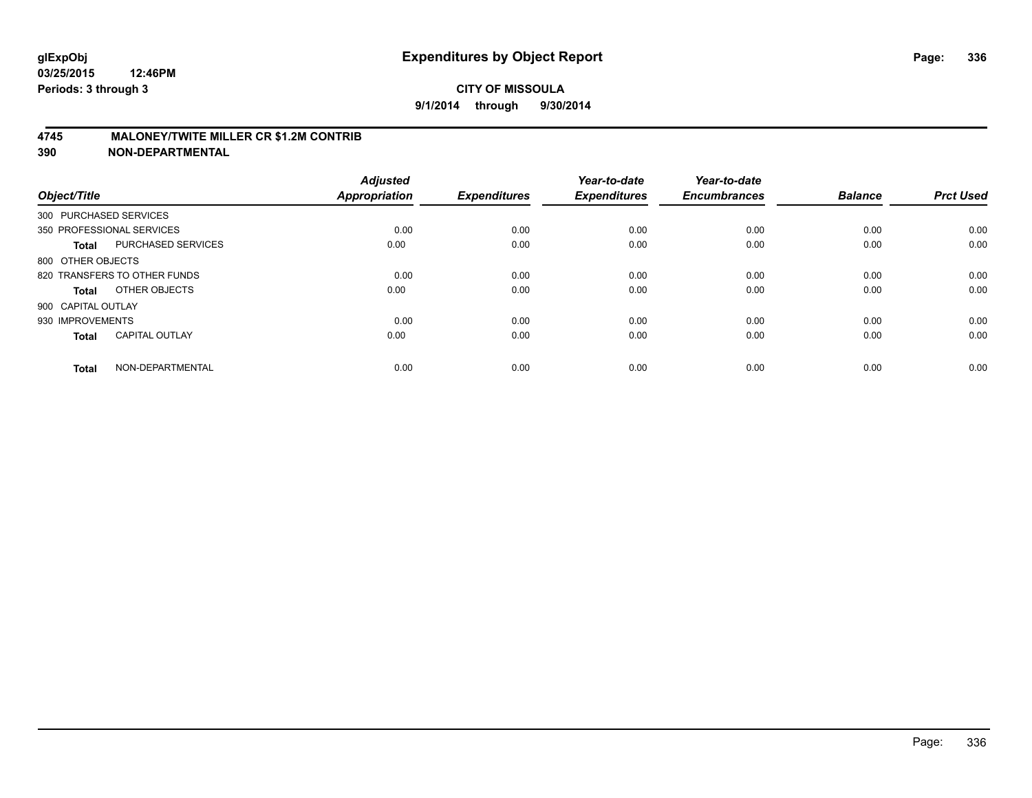# Expenditures by Object Report

glExpObj
03/25/2015 12:46PM
Periods: 3 through 3

**CITY OF MISSOULA**
**9/1/2014 through 9/30/2014**

## 4745 MALONEY/TWITE MILLER CR $1.2M CONTRIB
## 390 NON-DEPARTMENTAL

| Object/Title | | *Adjusted Appropriation* | *Expenditures* | *Year-to-date Expenditures* | *Year-to-date Encumbrances* | *Balance* | *Prct Used* |
|---|---|---|---|---|---|---|---|
| 300 PURCHASED SERVICES | | | | | | | |
| 350 PROFESSIONAL SERVICES | | 0.00 | 0.00 | 0.00 | 0.00 | 0.00 | 0.00 |
| **Total** | PURCHASED SERVICES | 0.00 | 0.00 | 0.00 | 0.00 | 0.00 | 0.00 |
| 800 OTHER OBJECTS | | | | | | | |
| 820 TRANSFERS TO OTHER FUNDS | | 0.00 | 0.00 | 0.00 | 0.00 | 0.00 | 0.00 |
| **Total** | OTHER OBJECTS | 0.00 | 0.00 | 0.00 | 0.00 | 0.00 | 0.00 |
| 900 CAPITAL OUTLAY | | | | | | | |
| 930 IMPROVEMENTS | | 0.00 | 0.00 | 0.00 | 0.00 | 0.00 | 0.00 |
| **Total** | CAPITAL OUTLAY | 0.00 | 0.00 | 0.00 | 0.00 | 0.00 | 0.00 |
| **Total** | NON-DEPARTMENTAL | 0.00 | 0.00 | 0.00 | 0.00 | 0.00 | 0.00 |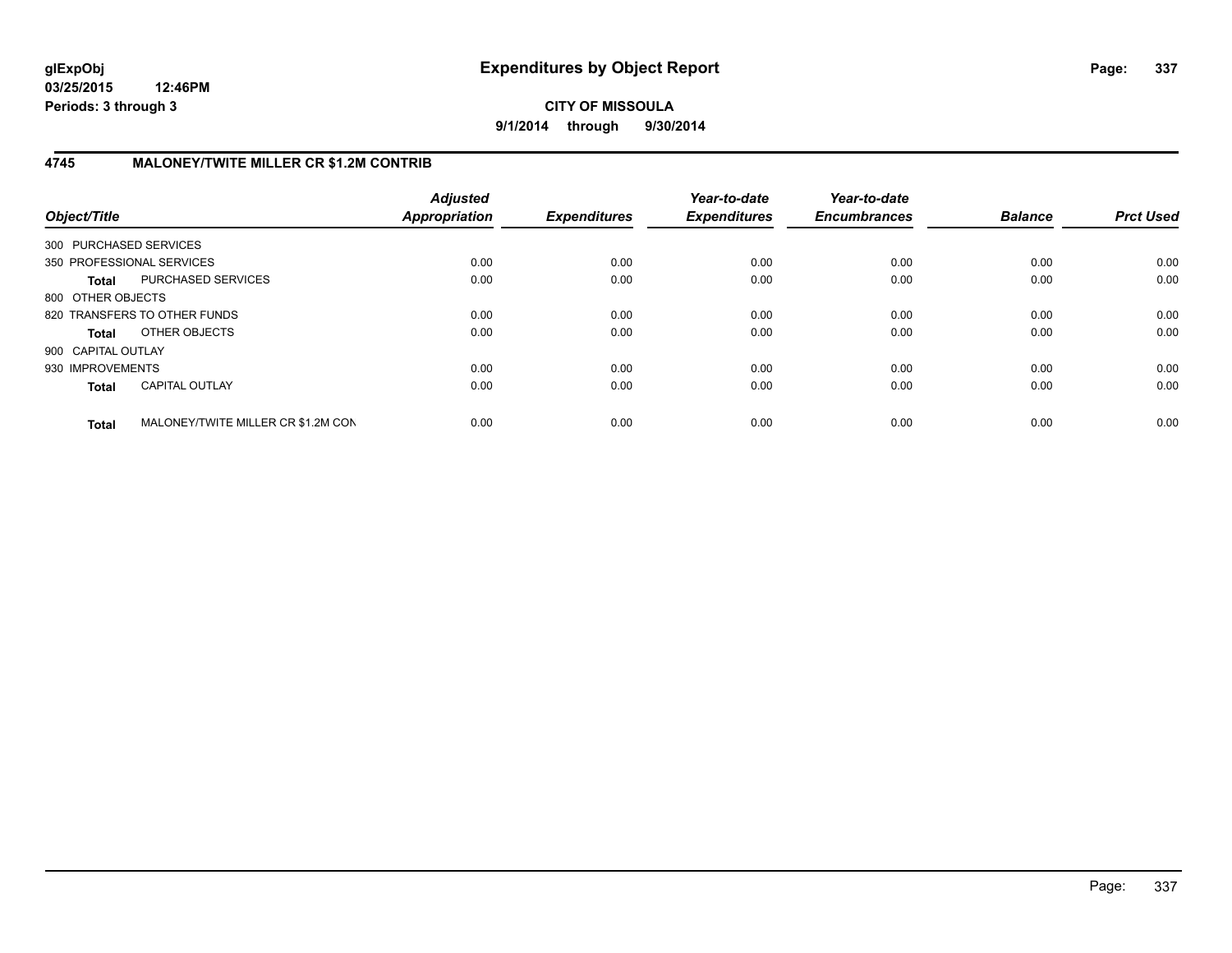glExpObj
03/25/2015 12:46PM
Periods: 3 through 3

# Expenditures by Object Report

**CITY OF MISSOULA**

**9/1/2014 through 9/30/2014**

## 4745 MALONEY/TWITE MILLER CR $1.2M CONTRIB

| Object/Title | | Adjusted Appropriation | Expenditures | Year-to-date Expenditures | Year-to-date Encumbrances | Balance | Prct Used |
|---|---|---|---|---|---|---|---|
| 300 PURCHASED SERVICES | | | | | | | |
| 350 PROFESSIONAL SERVICES | | 0.00 | 0.00 | 0.00 | 0.00 | 0.00 | 0.00 |
| **Total** | PURCHASED SERVICES | 0.00 | 0.00 | 0.00 | 0.00 | 0.00 | 0.00 |
| 800 OTHER OBJECTS | | | | | | | |
| 820 TRANSFERS TO OTHER FUNDS | | 0.00 | 0.00 | 0.00 | 0.00 | 0.00 | 0.00 |
| **Total** | OTHER OBJECTS | 0.00 | 0.00 | 0.00 | 0.00 | 0.00 | 0.00 |
| 900 CAPITAL OUTLAY | | | | | | | |
| 930 IMPROVEMENTS | | 0.00 | 0.00 | 0.00 | 0.00 | 0.00 | 0.00 |
| **Total** | CAPITAL OUTLAY | 0.00 | 0.00 | 0.00 | 0.00 | 0.00 | 0.00 |
| **Total** | MALONEY/TWITE MILLER CR $1.2M CON | 0.00 | 0.00 | 0.00 | 0.00 | 0.00 | 0.00 |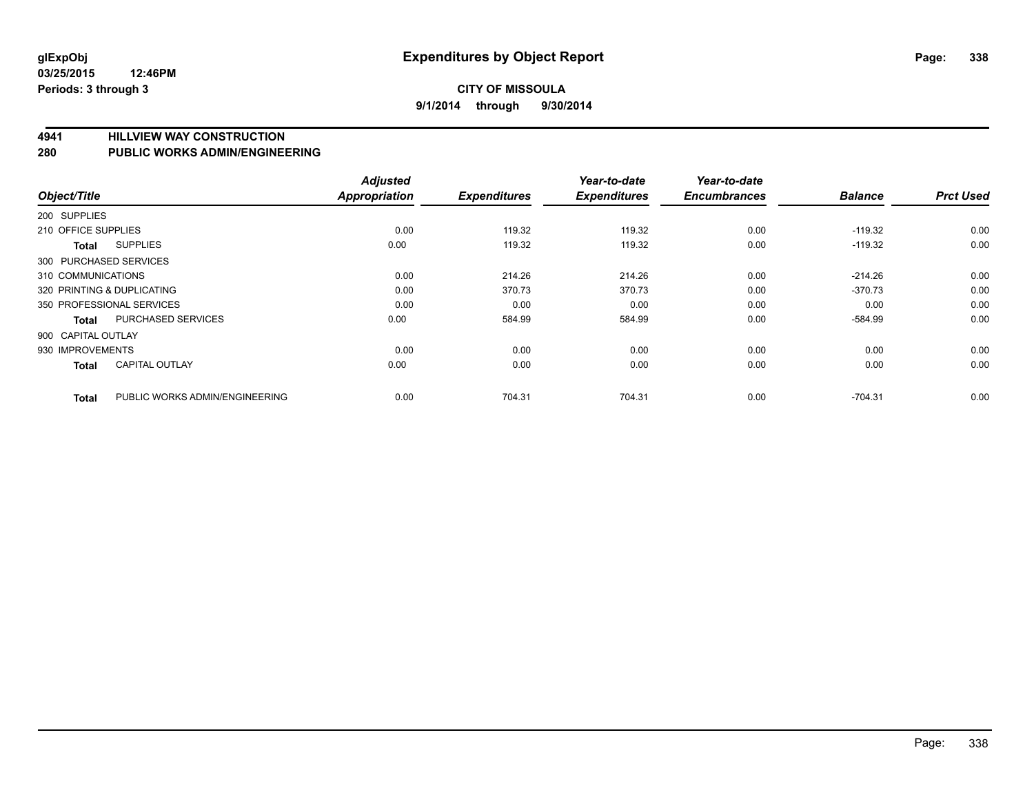**glExpObj**
**03/25/2015 12:46PM**
**Periods: 3 through 3**

# Expenditures by Object Report

**CITY OF MISSOULA**
**9/1/2014 through 9/30/2014**

## 4941 HILLVIEW WAY CONSTRUCTION
## 280 PUBLIC WORKS ADMIN/ENGINEERING

| Object/Title | | Adjusted Appropriation | Expenditures | Year-to-date Expenditures | Year-to-date Encumbrances | Balance | Prct Used |
|---|---|---|---|---|---|---|---|
| 200 SUPPLIES | | | | | | | |
| 210 OFFICE SUPPLIES | | 0.00 | 119.32 | 119.32 | 0.00 | -119.32 | 0.00 |
| Total | SUPPLIES | 0.00 | 119.32 | 119.32 | 0.00 | -119.32 | 0.00 |
| 300 PURCHASED SERVICES | | | | | | | |
| 310 COMMUNICATIONS | | 0.00 | 214.26 | 214.26 | 0.00 | -214.26 | 0.00 |
| 320 PRINTING & DUPLICATING | | 0.00 | 370.73 | 370.73 | 0.00 | -370.73 | 0.00 |
| 350 PROFESSIONAL SERVICES | | 0.00 | 0.00 | 0.00 | 0.00 | 0.00 | 0.00 |
| Total | PURCHASED SERVICES | 0.00 | 584.99 | 584.99 | 0.00 | -584.99 | 0.00 |
| 900 CAPITAL OUTLAY | | | | | | | |
| 930 IMPROVEMENTS | | 0.00 | 0.00 | 0.00 | 0.00 | 0.00 | 0.00 |
| Total | CAPITAL OUTLAY | 0.00 | 0.00 | 0.00 | 0.00 | 0.00 | 0.00 |
| Total | PUBLIC WORKS ADMIN/ENGINEERING | 0.00 | 704.31 | 704.31 | 0.00 | -704.31 | 0.00 |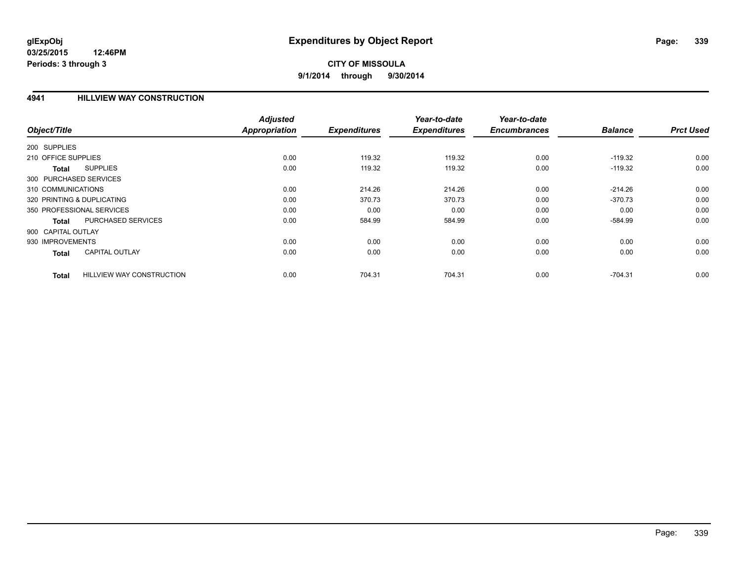**glExpObj**
**03/25/2015 12:46PM**
**Periods: 3 through 3**

# Expenditures by Object Report

**CITY OF MISSOULA**
**9/1/2014 through 9/30/2014**

## 4941 HILLVIEW WAY CONSTRUCTION

| Object/Title | | *Adjusted Appropriation* | *Expenditures* | *Year-to-date Expenditures* | *Year-to-date Encumbrances* | *Balance* | *Prct Used* |
|---|---|---|---|---|---|---|---|
| 200 SUPPLIES | | | | | | | |
| 210 OFFICE SUPPLIES | | 0.00 | 119.32 | 119.32 | 0.00 | -119.32 | 0.00 |
| **Total** | SUPPLIES | 0.00 | 119.32 | 119.32 | 0.00 | -119.32 | 0.00 |
| 300 PURCHASED SERVICES | | | | | | | |
| 310 COMMUNICATIONS | | 0.00 | 214.26 | 214.26 | 0.00 | -214.26 | 0.00 |
| 320 PRINTING & DUPLICATING | | 0.00 | 370.73 | 370.73 | 0.00 | -370.73 | 0.00 |
| 350 PROFESSIONAL SERVICES | | 0.00 | 0.00 | 0.00 | 0.00 | 0.00 | 0.00 |
| **Total** | PURCHASED SERVICES | 0.00 | 584.99 | 584.99 | 0.00 | -584.99 | 0.00 |
| 900 CAPITAL OUTLAY | | | | | | | |
| 930 IMPROVEMENTS | | 0.00 | 0.00 | 0.00 | 0.00 | 0.00 | 0.00 |
| **Total** | CAPITAL OUTLAY | 0.00 | 0.00 | 0.00 | 0.00 | 0.00 | 0.00 |
| **Total** | HILLVIEW WAY CONSTRUCTION | 0.00 | 704.31 | 704.31 | 0.00 | -704.31 | 0.00 |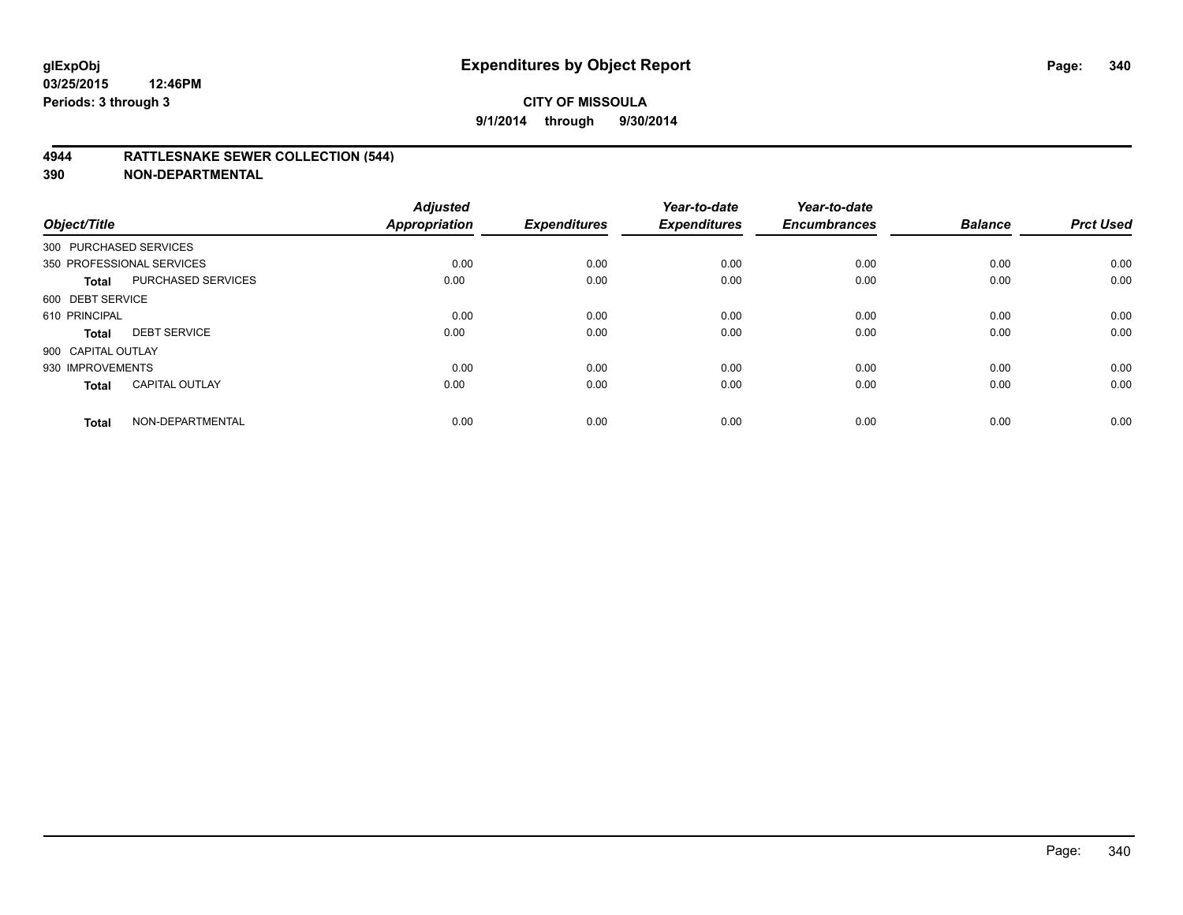**glExpObj** **Expenditures by Object Report**

**03/25/2015 12:46PM**

**Periods: 3 through 3**

**CITY OF MISSOULA**

**9/1/2014 through 9/30/2014**

## 4944 RATTLESNAKE SEWER COLLECTION (544)

## 390 NON-DEPARTMENTAL

| Object/Title | | Adjusted Appropriation | Expenditures | Year-to-date Expenditures | Year-to-date Encumbrances | Balance | Prct Used |
|---|---|---|---|---|---|---|---|
| 300 PURCHASED SERVICES | | | | | | | |
| 350 PROFESSIONAL SERVICES | | 0.00 | 0.00 | 0.00 | 0.00 | 0.00 | 0.00 |
| **Total** | PURCHASED SERVICES | 0.00 | 0.00 | 0.00 | 0.00 | 0.00 | 0.00 |
| 600 DEBT SERVICE | | | | | | | |
| 610 PRINCIPAL | | 0.00 | 0.00 | 0.00 | 0.00 | 0.00 | 0.00 |
| **Total** | DEBT SERVICE | 0.00 | 0.00 | 0.00 | 0.00 | 0.00 | 0.00 |
| 900 CAPITAL OUTLAY | | | | | | | |
| 930 IMPROVEMENTS | | 0.00 | 0.00 | 0.00 | 0.00 | 0.00 | 0.00 |
| **Total** | CAPITAL OUTLAY | 0.00 | 0.00 | 0.00 | 0.00 | 0.00 | 0.00 |
| **Total** | NON-DEPARTMENTAL | 0.00 | 0.00 | 0.00 | 0.00 | 0.00 | 0.00 |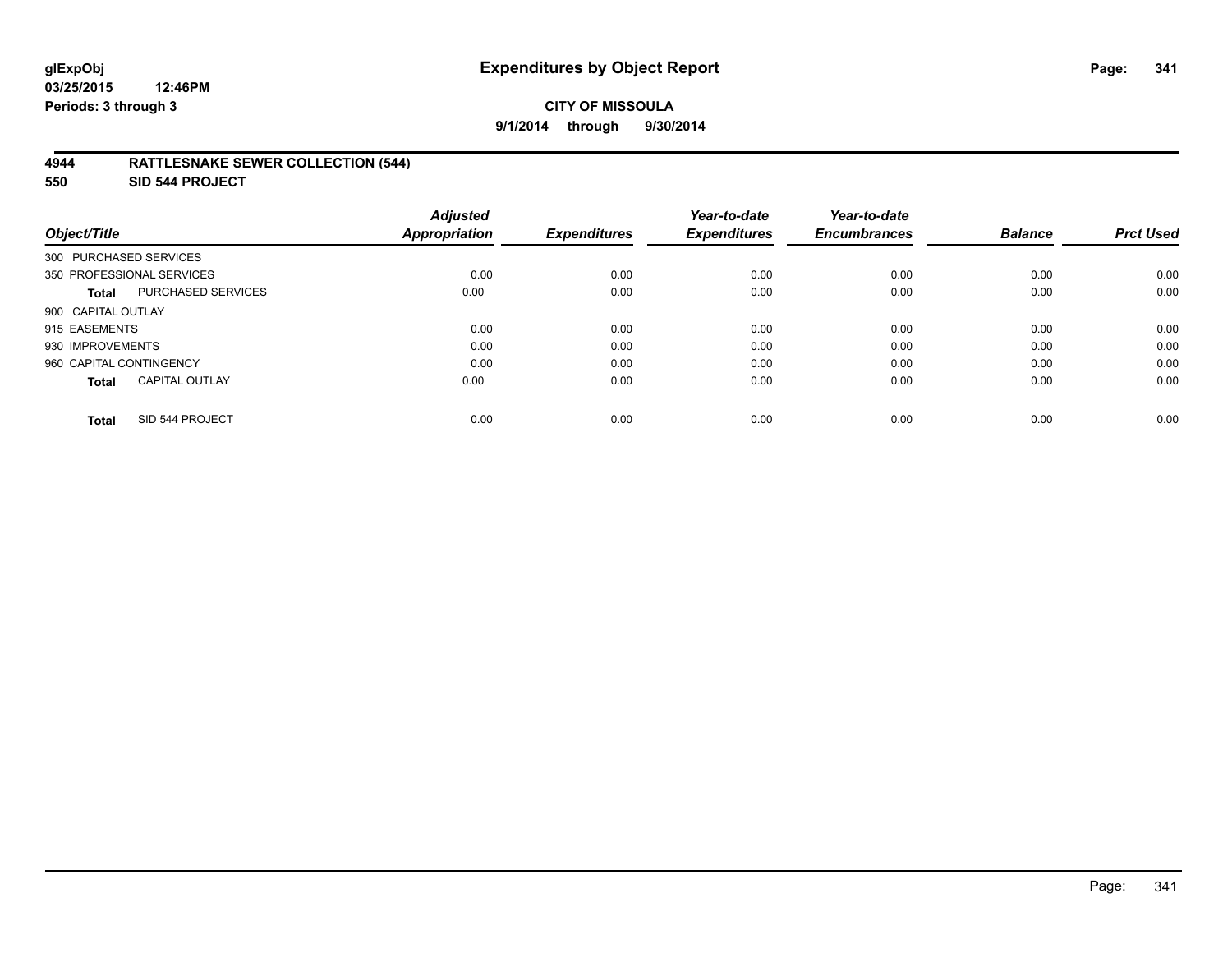**glExpObj**
**03/25/2015 12:46PM**
**Periods: 3 through 3**

# Expenditures by Object Report

**CITY OF MISSOULA**
**9/1/2014 through 9/30/2014**

## 4944 RATTLESNAKE SEWER COLLECTION (544)
## 550 SID 544 PROJECT

| Object/Title | Adjusted Appropriation | Expenditures | Year-to-date Expenditures | Year-to-date Encumbrances | Balance | Prct Used |
|---|---|---|---|---|---|---|
| 300 PURCHASED SERVICES | | | | | | |
| 350 PROFESSIONAL SERVICES | 0.00 | 0.00 | 0.00 | 0.00 | 0.00 | 0.00 |
| **Total** PURCHASED SERVICES | 0.00 | 0.00 | 0.00 | 0.00 | 0.00 | 0.00 |
| 900 CAPITAL OUTLAY | | | | | | |
| 915 EASEMENTS | 0.00 | 0.00 | 0.00 | 0.00 | 0.00 | 0.00 |
| 930 IMPROVEMENTS | 0.00 | 0.00 | 0.00 | 0.00 | 0.00 | 0.00 |
| 960 CAPITAL CONTINGENCY | 0.00 | 0.00 | 0.00 | 0.00 | 0.00 | 0.00 |
| **Total** CAPITAL OUTLAY | 0.00 | 0.00 | 0.00 | 0.00 | 0.00 | 0.00 |
| **Total** SID 544 PROJECT | 0.00 | 0.00 | 0.00 | 0.00 | 0.00 | 0.00 |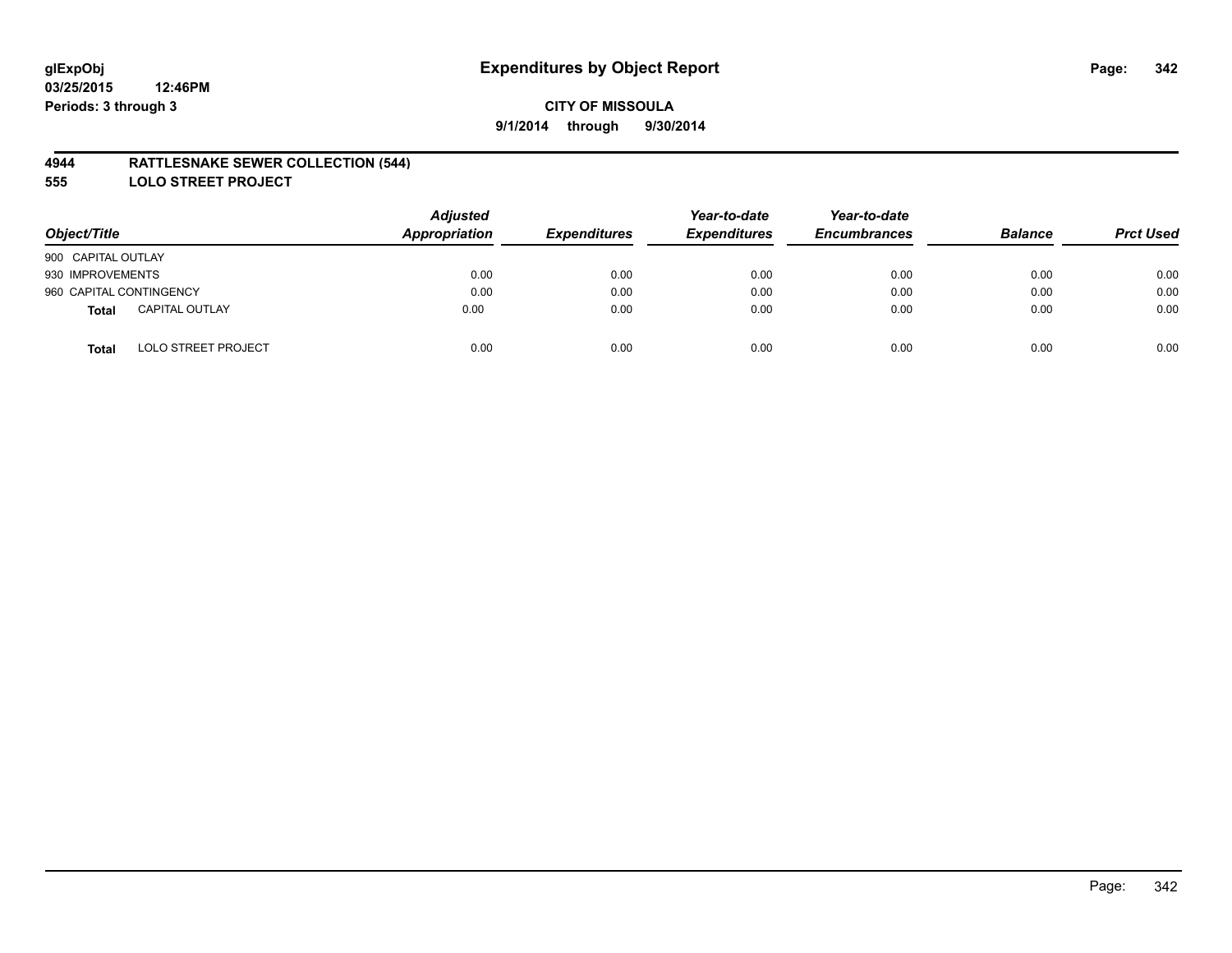**glExpObj** **Expenditures by Object Report**
**03/25/2015 12:46PM**
**Periods: 3 through 3**

**CITY OF MISSOULA**
**9/1/2014 through 9/30/2014**

## 4944 RATTLESNAKE SEWER COLLECTION (544)
## 555 LOLO STREET PROJECT

| Object/Title | | Adjusted Appropriation | Expenditures | Year-to-date Expenditures | Year-to-date Encumbrances | Balance | Prct Used |
|---|---|---|---|---|---|---|---|
| 900 CAPITAL OUTLAY | | | | | | | |
| 930 IMPROVEMENTS | | 0.00 | 0.00 | 0.00 | 0.00 | 0.00 | 0.00 |
| 960 CAPITAL CONTINGENCY | | 0.00 | 0.00 | 0.00 | 0.00 | 0.00 | 0.00 |
| **Total** | CAPITAL OUTLAY | 0.00 | 0.00 | 0.00 | 0.00 | 0.00 | 0.00 |
| **Total** | LOLO STREET PROJECT | 0.00 | 0.00 | 0.00 | 0.00 | 0.00 | 0.00 |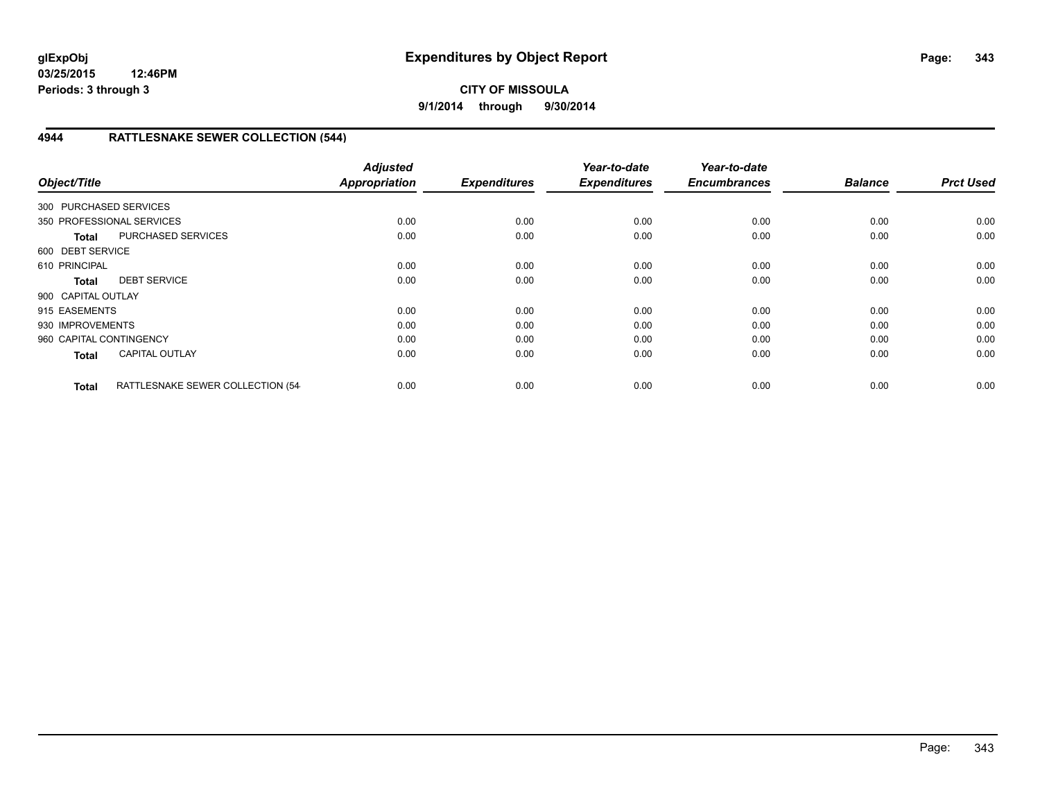# Expenditures by Object Report

glExpObj
03/25/2015 12:46PM
Periods: 3 through 3

**CITY OF MISSOULA**
**9/1/2014 through 9/30/2014**

## 4944 RATTLESNAKE SEWER COLLECTION (544)

| Object/Title | | Adjusted Appropriation | Expenditures | Year-to-date Expenditures | Year-to-date Encumbrances | Balance | Prct Used |
|---|---|---|---|---|---|---|---|
| 300 PURCHASED SERVICES | | | | | | | |
| 350 PROFESSIONAL SERVICES | | 0.00 | 0.00 | 0.00 | 0.00 | 0.00 | 0.00 |
| **Total** | PURCHASED SERVICES | 0.00 | 0.00 | 0.00 | 0.00 | 0.00 | 0.00 |
| 600 DEBT SERVICE | | | | | | | |
| 610 PRINCIPAL | | 0.00 | 0.00 | 0.00 | 0.00 | 0.00 | 0.00 |
| **Total** | DEBT SERVICE | 0.00 | 0.00 | 0.00 | 0.00 | 0.00 | 0.00 |
| 900 CAPITAL OUTLAY | | | | | | | |
| 915 EASEMENTS | | 0.00 | 0.00 | 0.00 | 0.00 | 0.00 | 0.00 |
| 930 IMPROVEMENTS | | 0.00 | 0.00 | 0.00 | 0.00 | 0.00 | 0.00 |
| 960 CAPITAL CONTINGENCY | | 0.00 | 0.00 | 0.00 | 0.00 | 0.00 | 0.00 |
| **Total** | CAPITAL OUTLAY | 0.00 | 0.00 | 0.00 | 0.00 | 0.00 | 0.00 |
| **Total** | RATTLESNAKE SEWER COLLECTION (54 | 0.00 | 0.00 | 0.00 | 0.00 | 0.00 | 0.00 |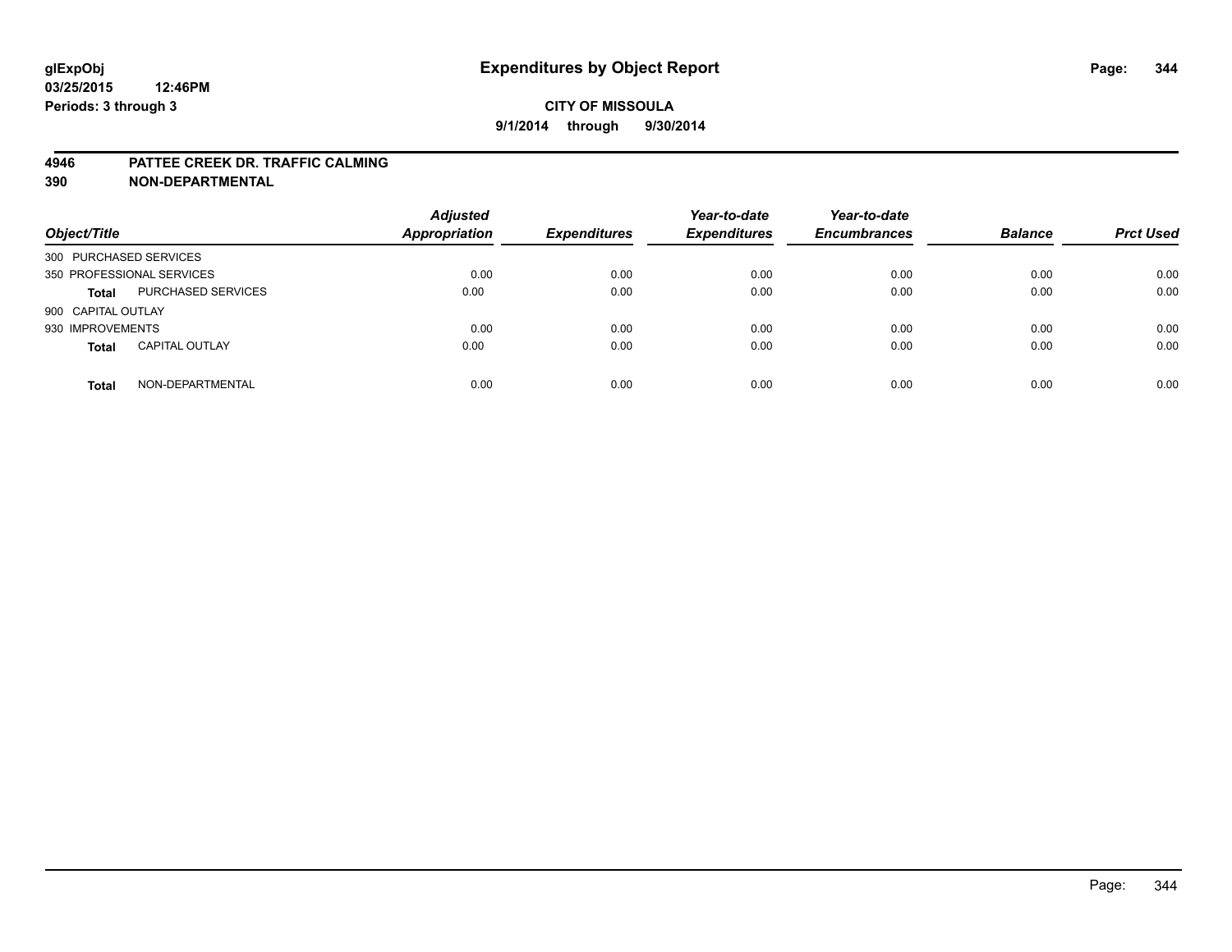**glExpObj**
**03/25/2015 12:46PM**
**Periods: 3 through 3**

# Expenditures by Object Report

**CITY OF MISSOULA**
**9/1/2014 through 9/30/2014**

## 4946 PATTEE CREEK DR. TRAFFIC CALMING
## 390 NON-DEPARTMENTAL

| Object/Title | | Adjusted Appropriation | Expenditures | Year-to-date Expenditures | Year-to-date Encumbrances | Balance | Prct Used |
|---|---|---|---|---|---|---|---|
| 300 PURCHASED SERVICES | | | | | | | |
| 350 PROFESSIONAL SERVICES | | 0.00 | 0.00 | 0.00 | 0.00 | 0.00 | 0.00 |
| **Total** | PURCHASED SERVICES | 0.00 | 0.00 | 0.00 | 0.00 | 0.00 | 0.00 |
| 900 CAPITAL OUTLAY | | | | | | | |
| 930 IMPROVEMENTS | | 0.00 | 0.00 | 0.00 | 0.00 | 0.00 | 0.00 |
| **Total** | CAPITAL OUTLAY | 0.00 | 0.00 | 0.00 | 0.00 | 0.00 | 0.00 |
| **Total** | NON-DEPARTMENTAL | 0.00 | 0.00 | 0.00 | 0.00 | 0.00 | 0.00 |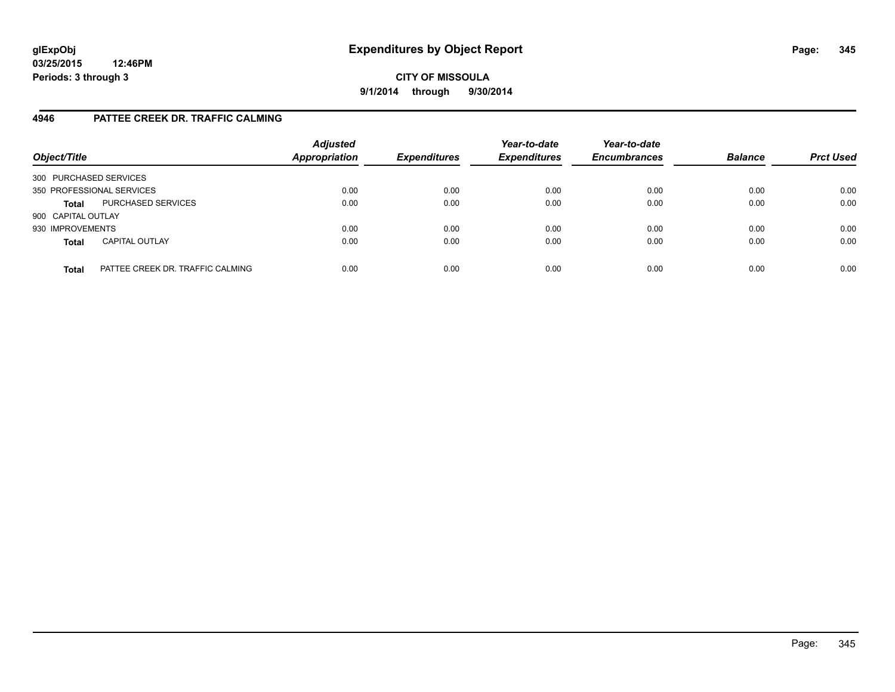# Expenditures by Object Report

glExpObj
03/25/2015 12:46PM
Periods: 3 through 3

**CITY OF MISSOULA**
**9/1/2014 through 9/30/2014**

## 4946 PATTEE CREEK DR. TRAFFIC CALMING

| Object/Title | | Adjusted Appropriation | Expenditures | Year-to-date Expenditures | Year-to-date Encumbrances | Balance | Prct Used |
|---|---|---|---|---|---|---|---|
| 300 PURCHASED SERVICES | | | | | | | |
| 350 PROFESSIONAL SERVICES | | 0.00 | 0.00 | 0.00 | 0.00 | 0.00 | 0.00 |
| **Total** | PURCHASED SERVICES | 0.00 | 0.00 | 0.00 | 0.00 | 0.00 | 0.00 |
| 900 CAPITAL OUTLAY | | | | | | | |
| 930 IMPROVEMENTS | | 0.00 | 0.00 | 0.00 | 0.00 | 0.00 | 0.00 |
| **Total** | CAPITAL OUTLAY | 0.00 | 0.00 | 0.00 | 0.00 | 0.00 | 0.00 |
| **Total** | PATTEE CREEK DR. TRAFFIC CALMING | 0.00 | 0.00 | 0.00 | 0.00 | 0.00 | 0.00 |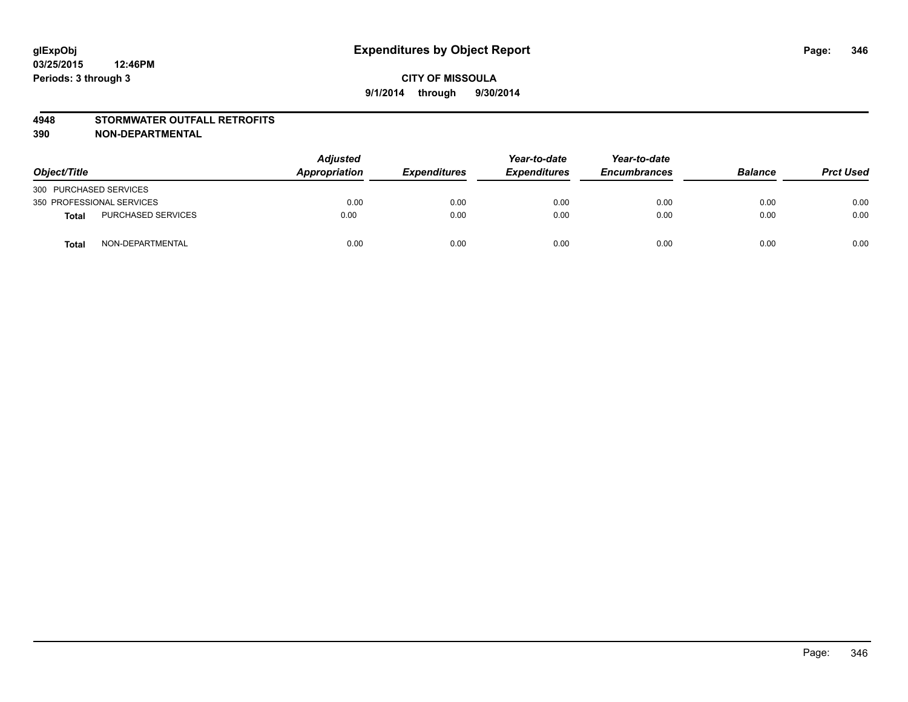**glExpObj**
**03/25/2015 12:46PM**
**Periods: 3 through 3**

# Expenditures by Object Report

**CITY OF MISSOULA**
**9/1/2014 through 9/30/2014**

## 4948 STORMWATER OUTFALL RETROFITS
## 390 NON-DEPARTMENTAL

| Object/Title | | Adjusted Appropriation | Expenditures | Year-to-date Expenditures | Year-to-date Encumbrances | Balance | Prct Used |
|---|---|---|---|---|---|---|---|
| 300 PURCHASED SERVICES | | | | | | | |
| 350 PROFESSIONAL SERVICES | | 0.00 | 0.00 | 0.00 | 0.00 | 0.00 | 0.00 |
| **Total** | PURCHASED SERVICES | 0.00 | 0.00 | 0.00 | 0.00 | 0.00 | 0.00 |
| **Total** | NON-DEPARTMENTAL | 0.00 | 0.00 | 0.00 | 0.00 | 0.00 | 0.00 |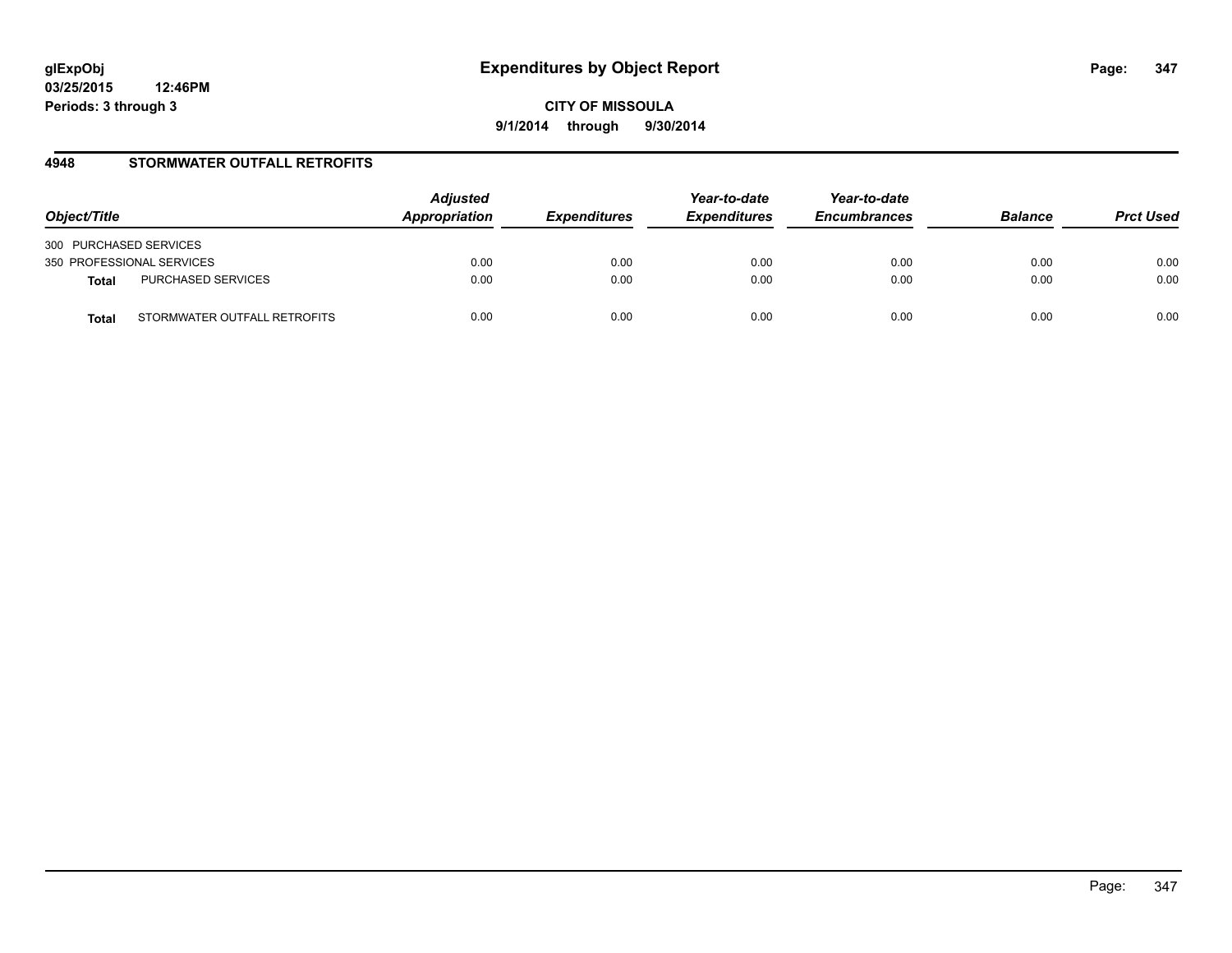**glExpObj**
**03/25/2015 12:46PM**
**Periods: 3 through 3**

# Expenditures by Object Report

**CITY OF MISSOULA**

**9/1/2014 through 9/30/2014**

## 4948 STORMWATER OUTFALL RETROFITS

| Object/Title | | Adjusted Appropriation | Expenditures | Year-to-date Expenditures | Year-to-date Encumbrances | Balance | Prct Used |
|---|---|---|---|---|---|---|---|
| 300 PURCHASED SERVICES | | | | | | | |
| 350 PROFESSIONAL SERVICES | | 0.00 | 0.00 | 0.00 | 0.00 | 0.00 | 0.00 |
| **Total** | PURCHASED SERVICES | 0.00 | 0.00 | 0.00 | 0.00 | 0.00 | 0.00 |
| **Total** | STORMWATER OUTFALL RETROFITS | 0.00 | 0.00 | 0.00 | 0.00 | 0.00 | 0.00 |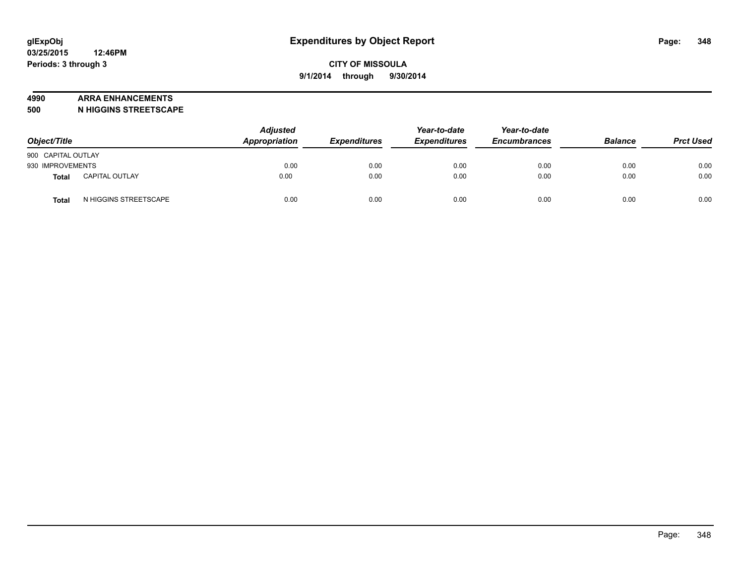# Expenditures by Object Report

glExpObj
03/25/2015 12:46PM
Periods: 3 through 3

**CITY OF MISSOULA**
**9/1/2014 through 9/30/2014**

## 4990 ARRA ENHANCEMENTS
## 500 N HIGGINS STREETSCAPE

| Object/Title | | Adjusted Appropriation | Expenditures | Year-to-date Expenditures | Year-to-date Encumbrances | Balance | Prct Used |
|---|---|---|---|---|---|---|---|
| 900 CAPITAL OUTLAY | | | | | | | |
| 930 IMPROVEMENTS | | 0.00 | 0.00 | 0.00 | 0.00 | 0.00 | 0.00 |
| **Total** | CAPITAL OUTLAY | 0.00 | 0.00 | 0.00 | 0.00 | 0.00 | 0.00 |
| **Total** | N HIGGINS STREETSCAPE | 0.00 | 0.00 | 0.00 | 0.00 | 0.00 | 0.00 |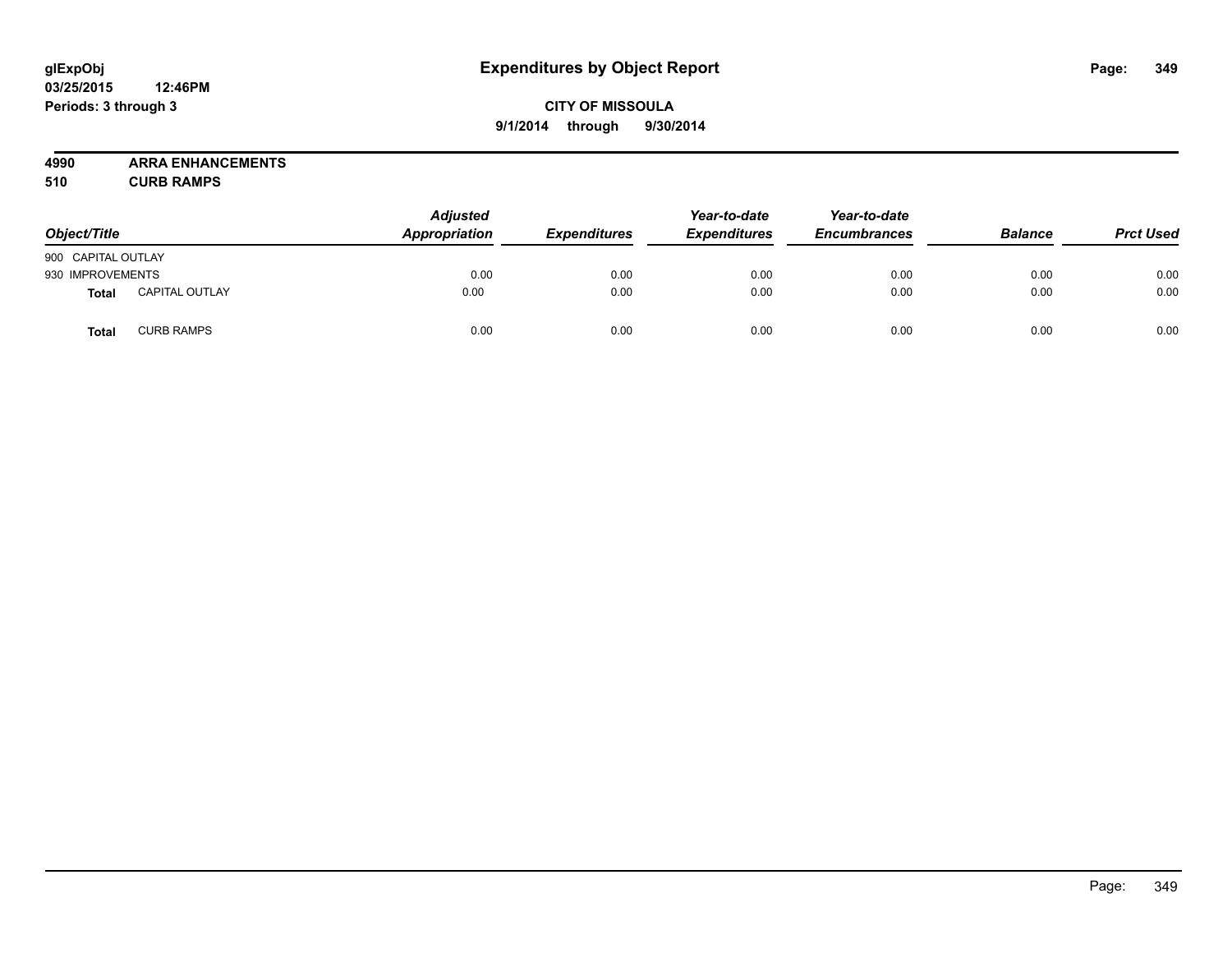# Expenditures by Object Report

glExpObj
03/25/2015 12:46PM
Periods: 3 through 3

**CITY OF MISSOULA**
**9/1/2014 through 9/30/2014**

**4990 ARRA ENHANCEMENTS**
**510 CURB RAMPS**

| Object/Title | | Adjusted Appropriation | Expenditures | Year-to-date Expenditures | Year-to-date Encumbrances | Balance | Prct Used |
|---|---|---|---|---|---|---|---|
| 900 CAPITAL OUTLAY | | | | | | | |
| 930 IMPROVEMENTS | | 0.00 | 0.00 | 0.00 | 0.00 | 0.00 | 0.00 |
| **Total** | CAPITAL OUTLAY | 0.00 | 0.00 | 0.00 | 0.00 | 0.00 | 0.00 |
| **Total** | CURB RAMPS | 0.00 | 0.00 | 0.00 | 0.00 | 0.00 | 0.00 |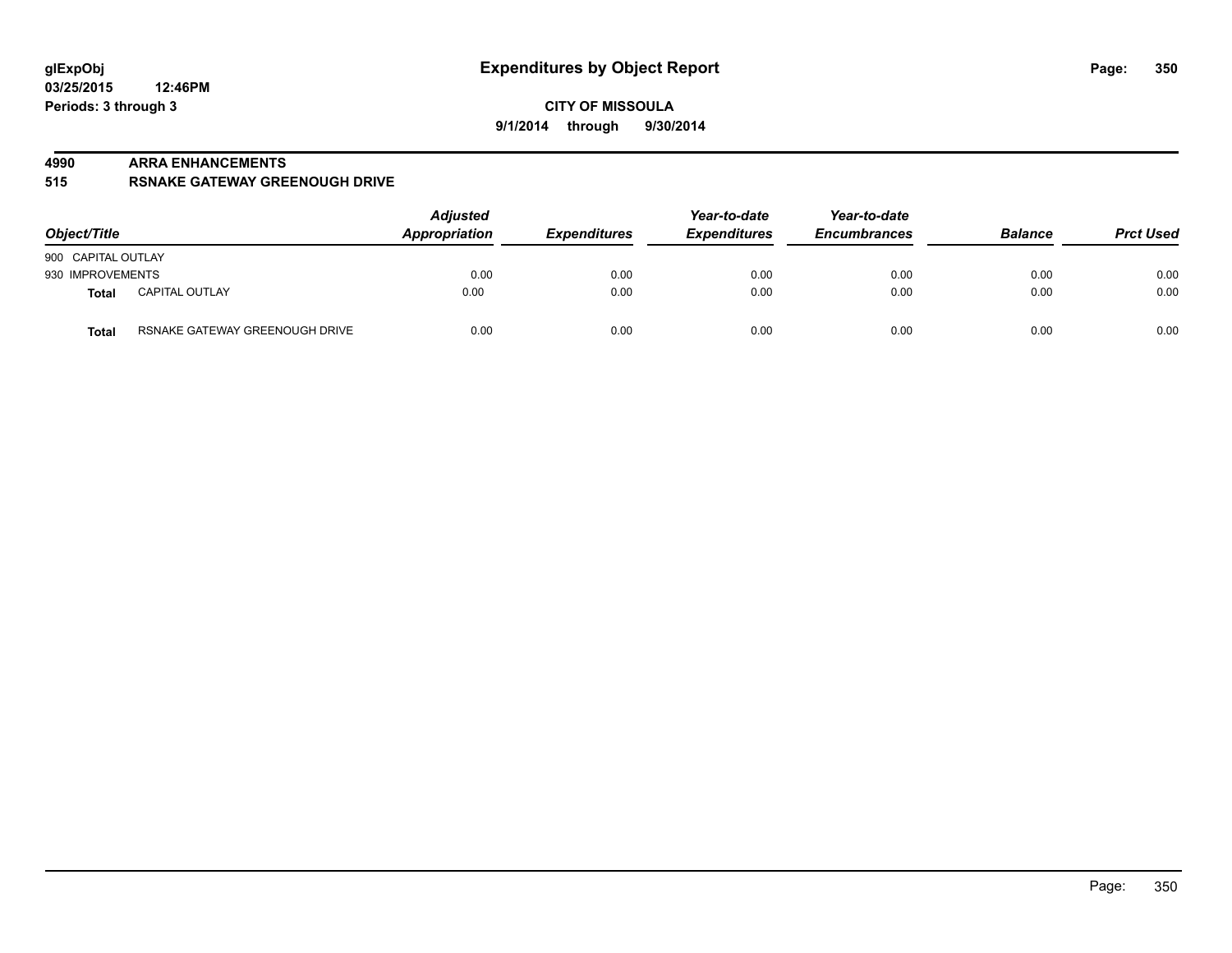**glExpObj** 
**03/25/2015 12:46PM** 
**Periods: 3 through 3**

# Expenditures by Object Report

**CITY OF MISSOULA**
**9/1/2014 through 9/30/2014**

**4990 ARRA ENHANCEMENTS**
**515 RSNAKE GATEWAY GREENOUGH DRIVE**

| Object/Title | | Adjusted Appropriation | Expenditures | Year-to-date Expenditures | Year-to-date Encumbrances | Balance | Prct Used |
|---|---|---|---|---|---|---|---|
| 900 CAPITAL OUTLAY | | | | | | | |
| 930 IMPROVEMENTS | | 0.00 | 0.00 | 0.00 | 0.00 | 0.00 | 0.00 |
| **Total** | CAPITAL OUTLAY | 0.00 | 0.00 | 0.00 | 0.00 | 0.00 | 0.00 |
| **Total** | RSNAKE GATEWAY GREENOUGH DRIVE | 0.00 | 0.00 | 0.00 | 0.00 | 0.00 | 0.00 |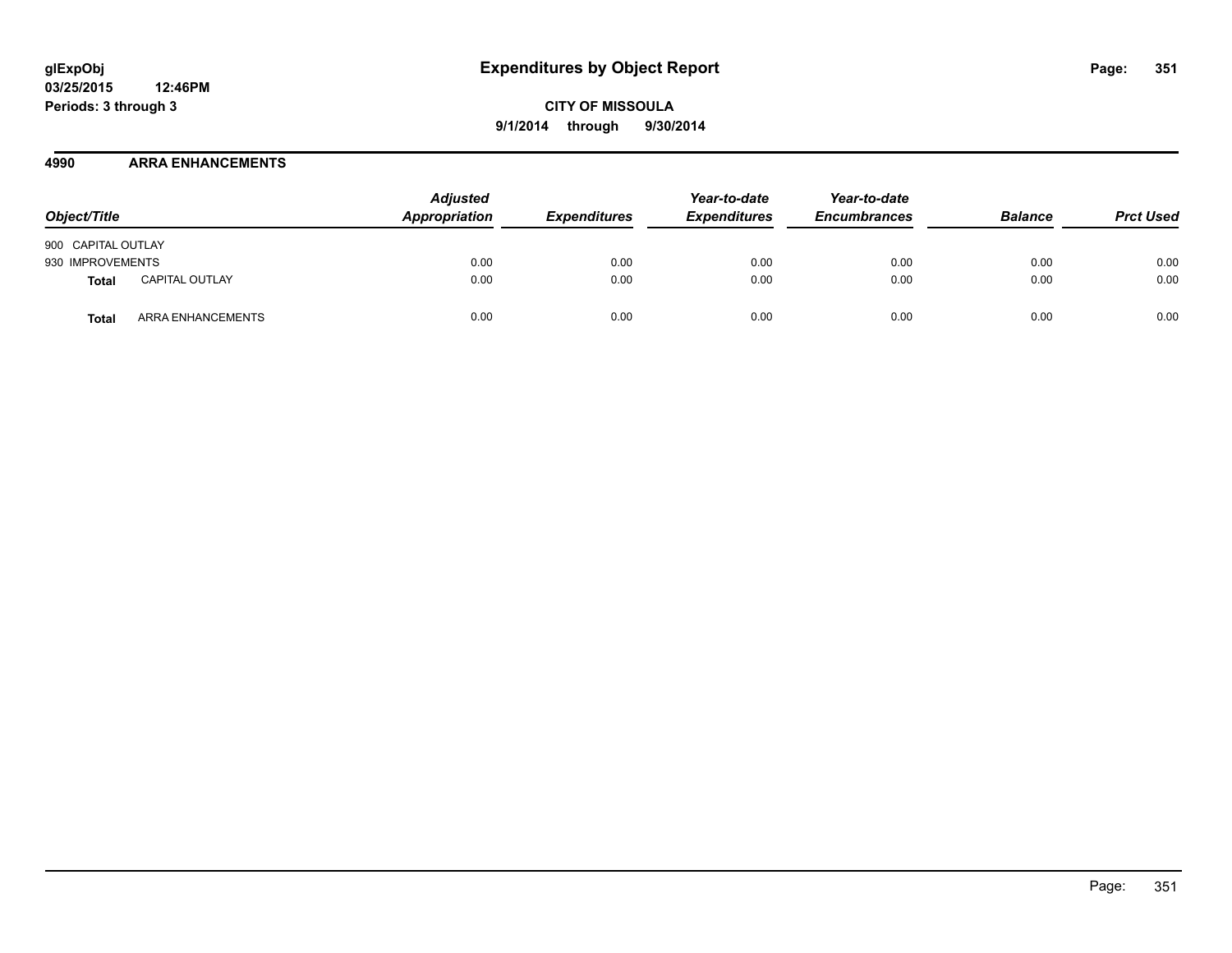**glExpObj** **Expenditures by Object Report**

**03/25/2015 12:46PM**

**Periods: 3 through 3**

**CITY OF MISSOULA**

**9/1/2014 through 9/30/2014**

## 4990 ARRA ENHANCEMENTS

| Object/Title | | Adjusted Appropriation | Expenditures | Year-to-date Expenditures | Year-to-date Encumbrances | Balance | Prct Used |
|---|---|---|---|---|---|---|---|
| 900 CAPITAL OUTLAY | | | | | | | |
| 930 IMPROVEMENTS | | 0.00 | 0.00 | 0.00 | 0.00 | 0.00 | 0.00 |
| **Total** | CAPITAL OUTLAY | 0.00 | 0.00 | 0.00 | 0.00 | 0.00 | 0.00 |
| **Total** | ARRA ENHANCEMENTS | 0.00 | 0.00 | 0.00 | 0.00 | 0.00 | 0.00 |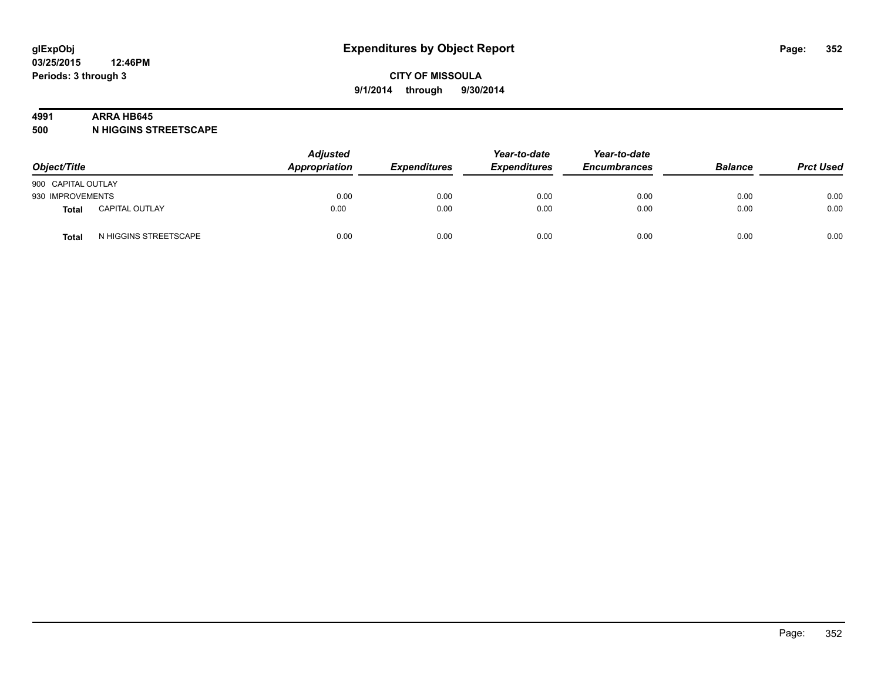**glExpObj** **Expenditures by Object Report**
**03/25/2015 12:46PM**
**Periods: 3 through 3**

**CITY OF MISSOULA**
**9/1/2014 through 9/30/2014**

**4991 ARRA HB645**
**500 N HIGGINS STREETSCAPE**

| Object/Title | | Adjusted Appropriation | Expenditures | Year-to-date Expenditures | Year-to-date Encumbrances | Balance | Prct Used |
|---|---|---|---|---|---|---|---|
| 900 CAPITAL OUTLAY | | | | | | | |
| 930 IMPROVEMENTS | | 0.00 | 0.00 | 0.00 | 0.00 | 0.00 | 0.00 |
| **Total** | CAPITAL OUTLAY | 0.00 | 0.00 | 0.00 | 0.00 | 0.00 | 0.00 |
| **Total** | N HIGGINS STREETSCAPE | 0.00 | 0.00 | 0.00 | 0.00 | 0.00 | 0.00 |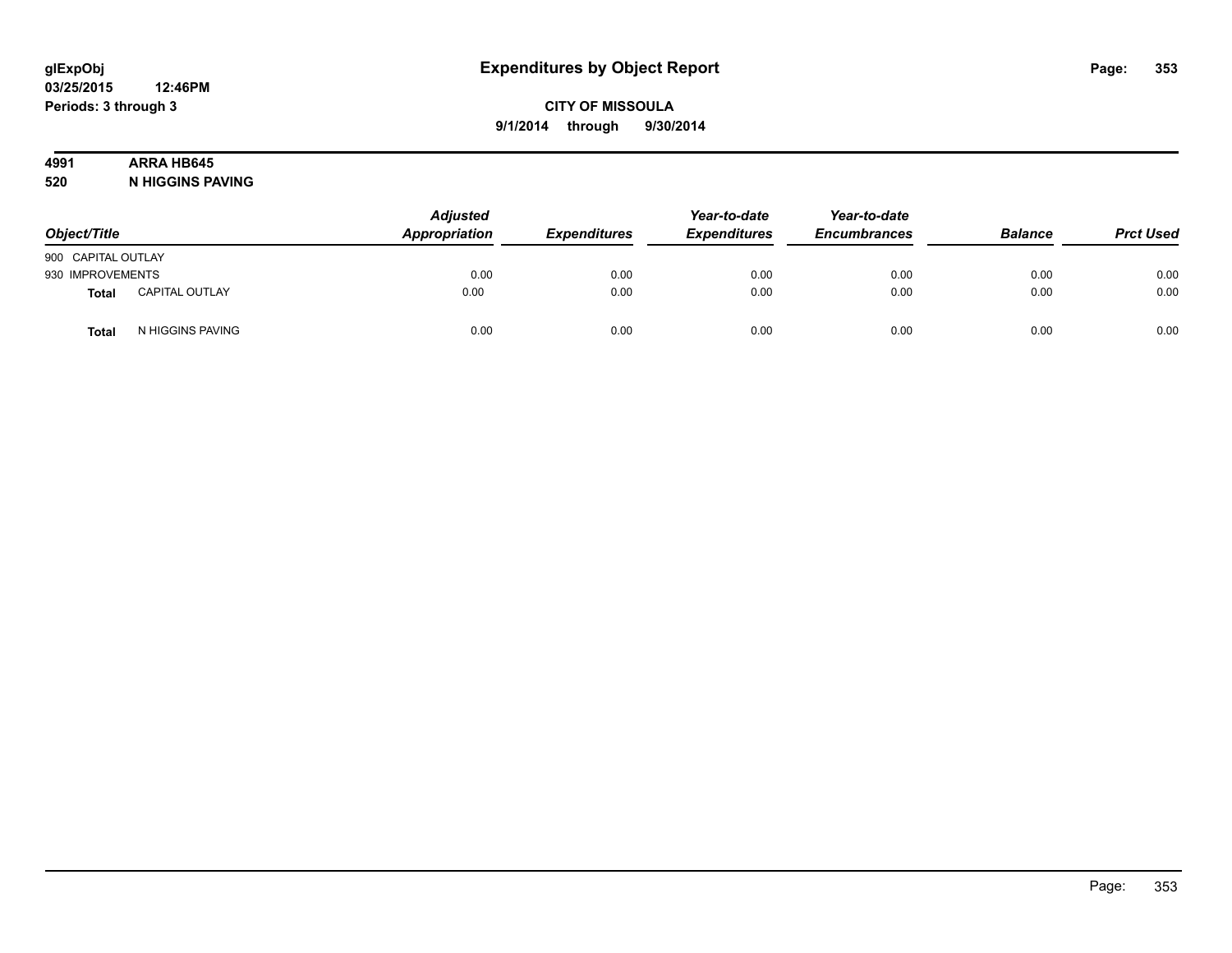# Expenditures by Object Report

glExpObj
03/25/2015 12:46PM
Periods: 3 through 3

**CITY OF MISSOULA**
**9/1/2014 through 9/30/2014**

**4991 ARRA HB645**
**520 N HIGGINS PAVING**

| Object/Title | | Adjusted Appropriation | Expenditures | Year-to-date Expenditures | Year-to-date Encumbrances | Balance | Prct Used |
|---|---|---|---|---|---|---|---|
| 900 CAPITAL OUTLAY | | | | | | | |
| 930 IMPROVEMENTS | | 0.00 | 0.00 | 0.00 | 0.00 | 0.00 | 0.00 |
| **Total** | CAPITAL OUTLAY | 0.00 | 0.00 | 0.00 | 0.00 | 0.00 | 0.00 |
| **Total** | N HIGGINS PAVING | 0.00 | 0.00 | 0.00 | 0.00 | 0.00 | 0.00 |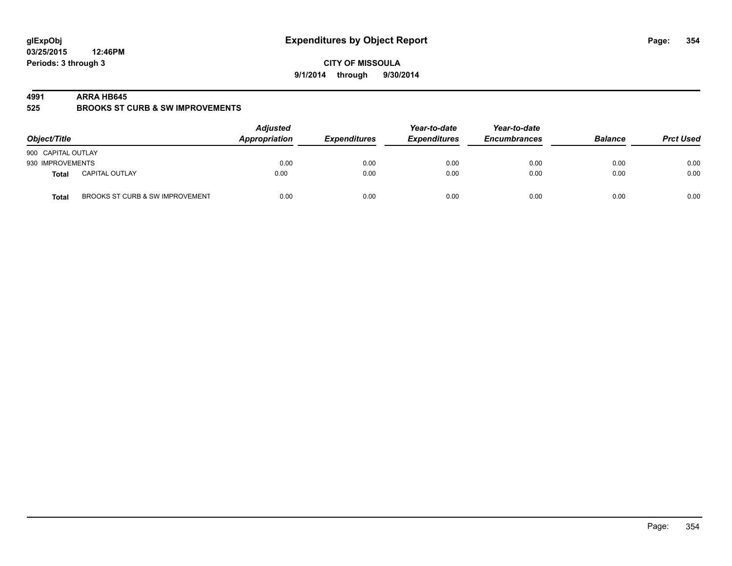glExpObj
03/25/2015 12:46PM
Periods: 3 through 3

# Expenditures by Object Report

**CITY OF MISSOULA**
**9/1/2014 through 9/30/2014**

**4991 ARRA HB645**
**525 BROOKS ST CURB & SW IMPROVEMENTS**

| Object/Title | | Adjusted Appropriation | Expenditures | Year-to-date Expenditures | Year-to-date Encumbrances | Balance | Prct Used |
|---|---|---|---|---|---|---|---|
| 900 CAPITAL OUTLAY | | | | | | | |
| 930 IMPROVEMENTS | | 0.00 | 0.00 | 0.00 | 0.00 | 0.00 | 0.00 |
| **Total** | CAPITAL OUTLAY | 0.00 | 0.00 | 0.00 | 0.00 | 0.00 | 0.00 |
| **Total** | BROOKS ST CURB & SW IMPROVEMENT | 0.00 | 0.00 | 0.00 | 0.00 | 0.00 | 0.00 |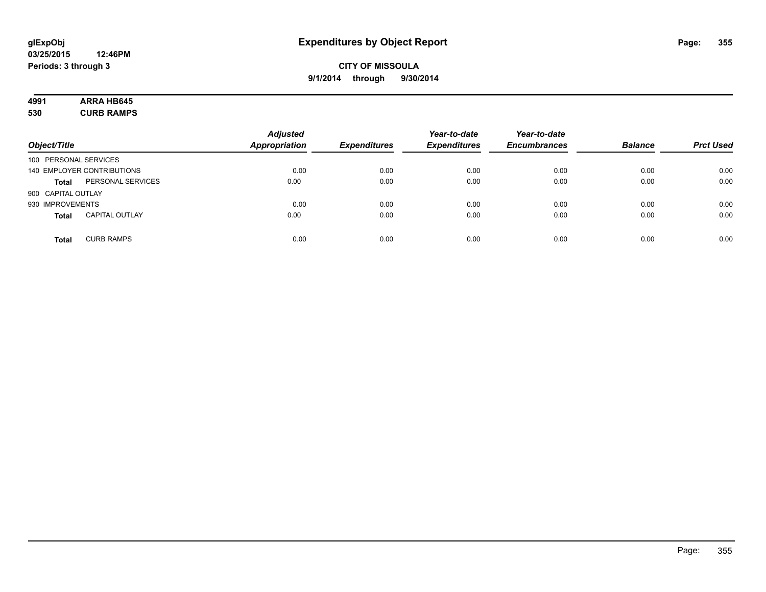# Expenditures by Object Report

**glExpObj**
**03/25/2015 12:46PM**
**Periods: 3 through 3**

**CITY OF MISSOULA**
**9/1/2014 through 9/30/2014**

**4991 ARRA HB645**
**530 CURB RAMPS**

| Object/Title | | Adjusted Appropriation | Expenditures | Year-to-date Expenditures | Year-to-date Encumbrances | Balance | Prct Used |
|---|---|---|---|---|---|---|---|
| 100 PERSONAL SERVICES | | | | | | | |
| 140 EMPLOYER CONTRIBUTIONS | | 0.00 | 0.00 | 0.00 | 0.00 | 0.00 | 0.00 |
| **Total** | PERSONAL SERVICES | 0.00 | 0.00 | 0.00 | 0.00 | 0.00 | 0.00 |
| 900 CAPITAL OUTLAY | | | | | | | |
| 930 IMPROVEMENTS | | 0.00 | 0.00 | 0.00 | 0.00 | 0.00 | 0.00 |
| **Total** | CAPITAL OUTLAY | 0.00 | 0.00 | 0.00 | 0.00 | 0.00 | 0.00 |
| **Total** | CURB RAMPS | 0.00 | 0.00 | 0.00 | 0.00 | 0.00 | 0.00 |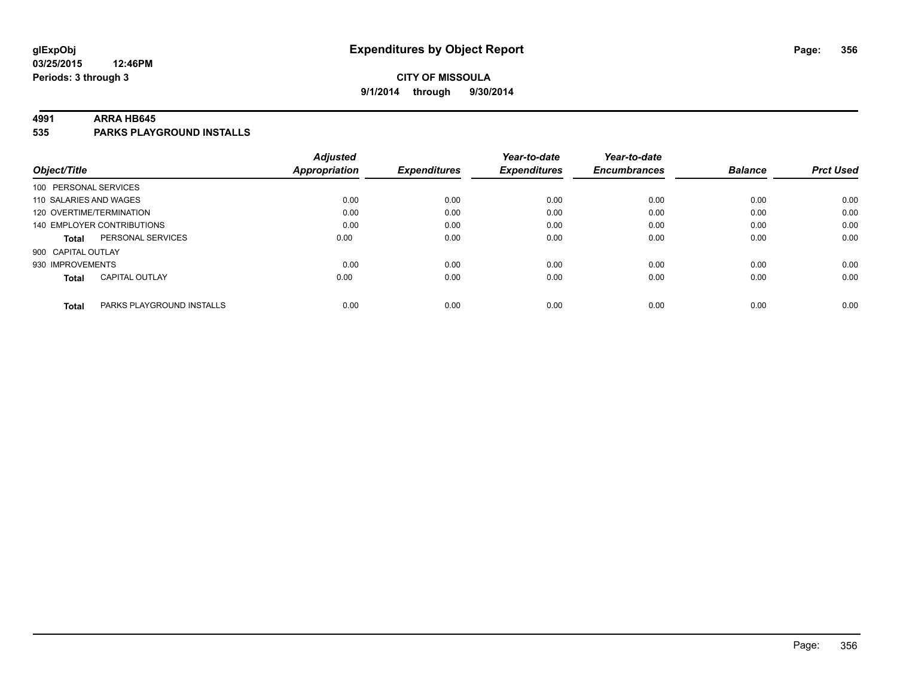glExpObj
03/25/2015 12:46PM
Periods: 3 through 3

# Expenditures by Object Report

**CITY OF MISSOULA**
**9/1/2014 through 9/30/2014**

## 4991 ARRA HB645
## 535 PARKS PLAYGROUND INSTALLS

| Object/Title | | Adjusted Appropriation | Expenditures | Year-to-date Expenditures | Year-to-date Encumbrances | Balance | Prct Used |
|---|---|---|---|---|---|---|---|
| 100 PERSONAL SERVICES | | | | | | | |
| 110 SALARIES AND WAGES | | 0.00 | 0.00 | 0.00 | 0.00 | 0.00 | 0.00 |
| 120 OVERTIME/TERMINATION | | 0.00 | 0.00 | 0.00 | 0.00 | 0.00 | 0.00 |
| 140 EMPLOYER CONTRIBUTIONS | | 0.00 | 0.00 | 0.00 | 0.00 | 0.00 | 0.00 |
| **Total** | PERSONAL SERVICES | 0.00 | 0.00 | 0.00 | 0.00 | 0.00 | 0.00 |
| 900 CAPITAL OUTLAY | | | | | | | |
| 930 IMPROVEMENTS | | 0.00 | 0.00 | 0.00 | 0.00 | 0.00 | 0.00 |
| **Total** | CAPITAL OUTLAY | 0.00 | 0.00 | 0.00 | 0.00 | 0.00 | 0.00 |
| **Total** | PARKS PLAYGROUND INSTALLS | 0.00 | 0.00 | 0.00 | 0.00 | 0.00 | 0.00 |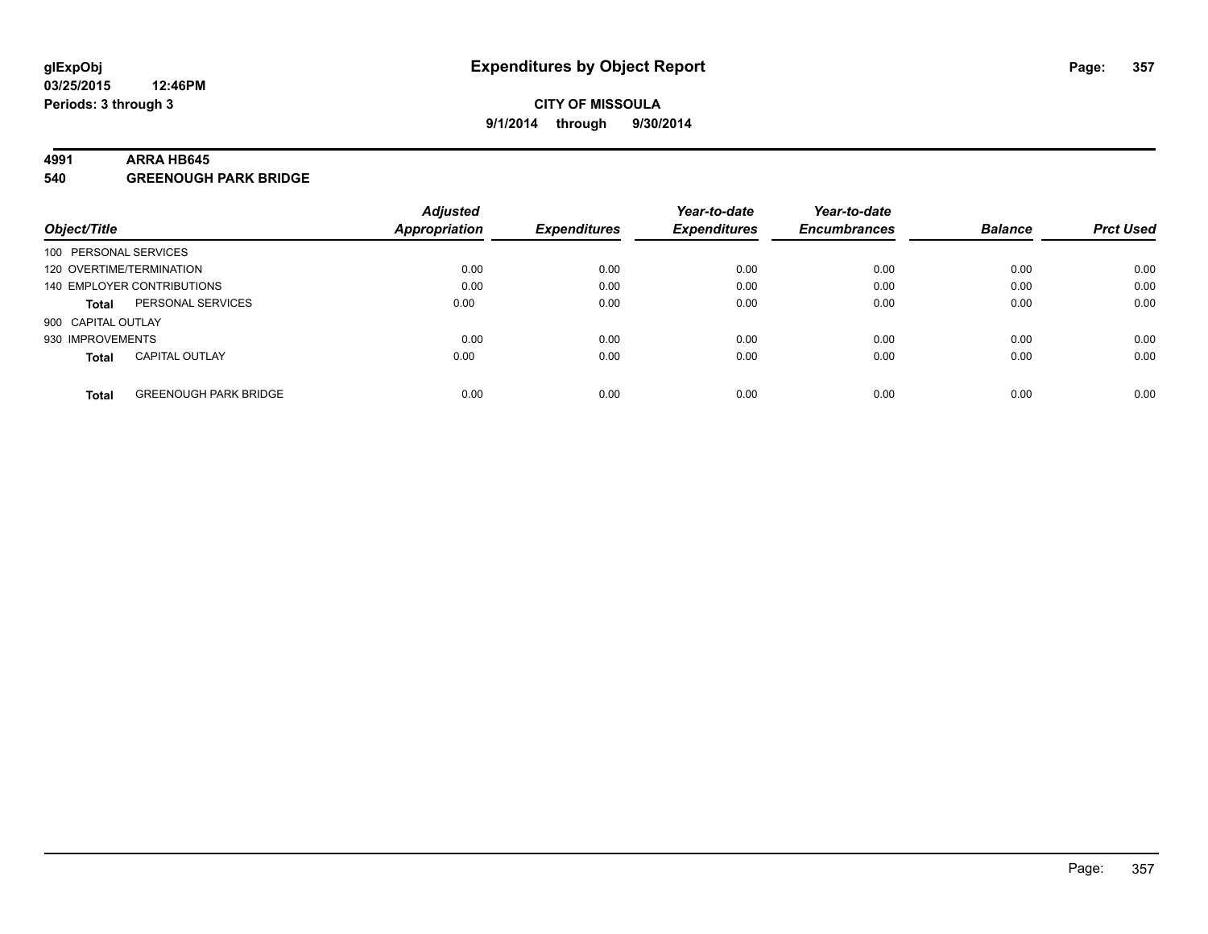**glExpObj**
**03/25/2015 12:46PM**
**Periods: 3 through 3**

# Expenditures by Object Report

**CITY OF MISSOULA**
**9/1/2014 through 9/30/2014**

## 4991 ARRA HB645
## 540 GREENOUGH PARK BRIDGE

| Object/Title | | Adjusted Appropriation | Expenditures | Year-to-date Expenditures | Year-to-date Encumbrances | Balance | Prct Used |
|---|---|---|---|---|---|---|---|
| 100 PERSONAL SERVICES | | | | | | | |
| 120 OVERTIME/TERMINATION | | 0.00 | 0.00 | 0.00 | 0.00 | 0.00 | 0.00 |
| 140 EMPLOYER CONTRIBUTIONS | | 0.00 | 0.00 | 0.00 | 0.00 | 0.00 | 0.00 |
| **Total** | PERSONAL SERVICES | 0.00 | 0.00 | 0.00 | 0.00 | 0.00 | 0.00 |
| 900 CAPITAL OUTLAY | | | | | | | |
| 930 IMPROVEMENTS | | 0.00 | 0.00 | 0.00 | 0.00 | 0.00 | 0.00 |
| **Total** | CAPITAL OUTLAY | 0.00 | 0.00 | 0.00 | 0.00 | 0.00 | 0.00 |
| **Total** | GREENOUGH PARK BRIDGE | 0.00 | 0.00 | 0.00 | 0.00 | 0.00 | 0.00 |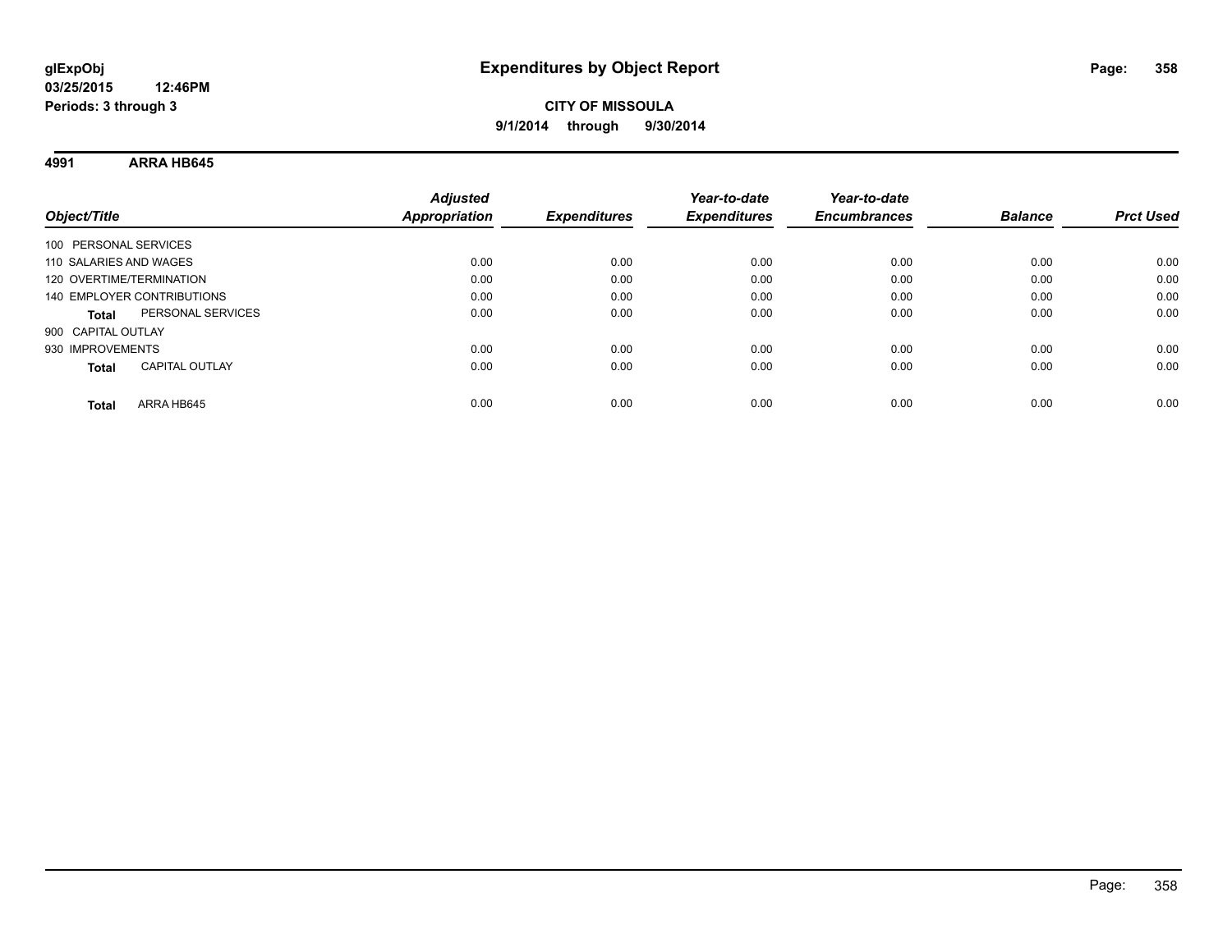**glExpObj**
**03/25/2015 12:46PM**
**Periods: 3 through 3**

# Expenditures by Object Report

**CITY OF MISSOULA**
**9/1/2014 through 9/30/2014**

## 4991 ARRA HB645

| Object/Title | Adjusted Appropriation | Expenditures | Year-to-date Expenditures | Year-to-date Encumbrances | Balance | Prct Used |
|---|---|---|---|---|---|---|
| 100 PERSONAL SERVICES | | | | | | |
| 110 SALARIES AND WAGES | 0.00 | 0.00 | 0.00 | 0.00 | 0.00 | 0.00 |
| 120 OVERTIME/TERMINATION | 0.00 | 0.00 | 0.00 | 0.00 | 0.00 | 0.00 |
| 140 EMPLOYER CONTRIBUTIONS | 0.00 | 0.00 | 0.00 | 0.00 | 0.00 | 0.00 |
| **Total** PERSONAL SERVICES | 0.00 | 0.00 | 0.00 | 0.00 | 0.00 | 0.00 |
| 900 CAPITAL OUTLAY | | | | | | |
| 930 IMPROVEMENTS | 0.00 | 0.00 | 0.00 | 0.00 | 0.00 | 0.00 |
| **Total** CAPITAL OUTLAY | 0.00 | 0.00 | 0.00 | 0.00 | 0.00 | 0.00 |
| **Total** ARRA HB645 | 0.00 | 0.00 | 0.00 | 0.00 | 0.00 | 0.00 |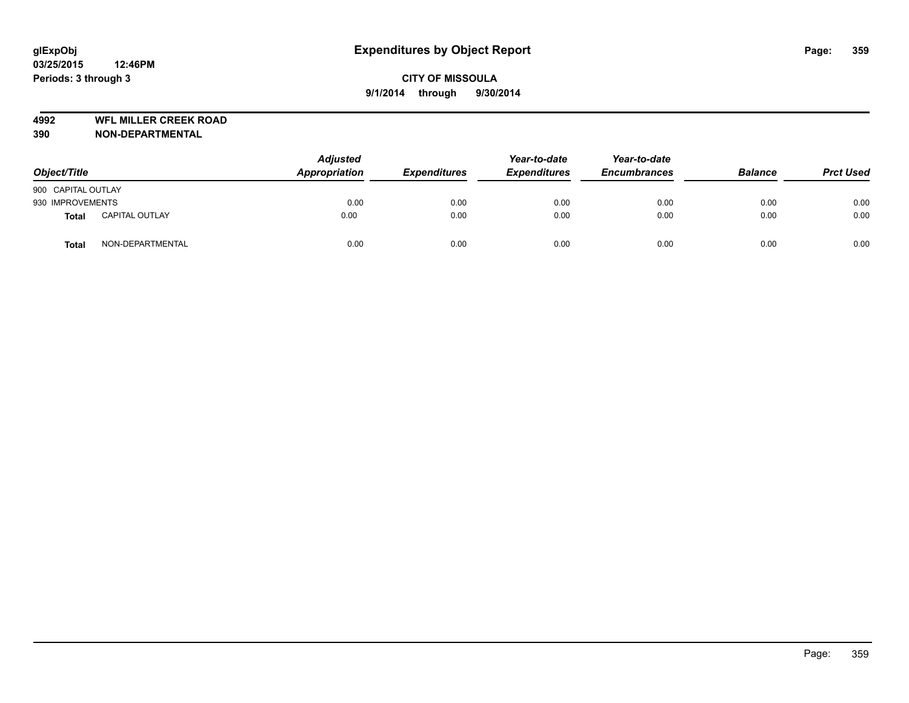# Expenditures by Object Report

glExpObj
03/25/2015 12:46PM
Periods: 3 through 3

**CITY OF MISSOULA**
**9/1/2014 through 9/30/2014**

**4992 WFL MILLER CREEK ROAD**
**390 NON-DEPARTMENTAL**

| Object/Title | | Adjusted Appropriation | Expenditures | Year-to-date Expenditures | Year-to-date Encumbrances | Balance | Prct Used |
|---|---|---|---|---|---|---|---|
| 900 CAPITAL OUTLAY | | | | | | | |
| 930 IMPROVEMENTS | | 0.00 | 0.00 | 0.00 | 0.00 | 0.00 | 0.00 |
| **Total** | CAPITAL OUTLAY | 0.00 | 0.00 | 0.00 | 0.00 | 0.00 | 0.00 |
| **Total** | NON-DEPARTMENTAL | 0.00 | 0.00 | 0.00 | 0.00 | 0.00 | 0.00 |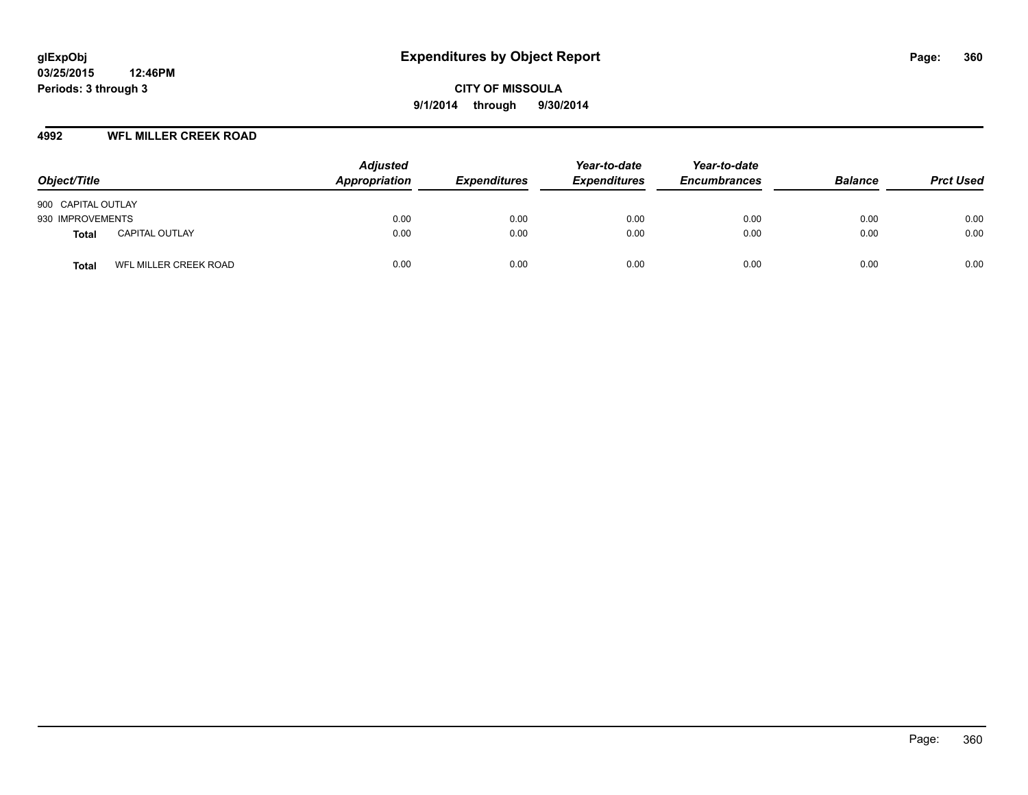**glExpObj** | **Expenditures by Object Report**

**03/25/2015 12:46PM**

**Periods: 3 through 3**

**CITY OF MISSOULA**

**9/1/2014 through 9/30/2014**

## 4992 WFL MILLER CREEK ROAD

| Object/Title | | *Adjusted Appropriation* | *Expenditures* | *Year-to-date Expenditures* | *Year-to-date Encumbrances* | *Balance* | *Prct Used* |
|---|---|---|---|---|---|---|---|
| 900 CAPITAL OUTLAY | | | | | | | |
| 930 IMPROVEMENTS | | 0.00 | 0.00 | 0.00 | 0.00 | 0.00 | 0.00 |
| **Total** | CAPITAL OUTLAY | 0.00 | 0.00 | 0.00 | 0.00 | 0.00 | 0.00 |
| **Total** | WFL MILLER CREEK ROAD | 0.00 | 0.00 | 0.00 | 0.00 | 0.00 | 0.00 |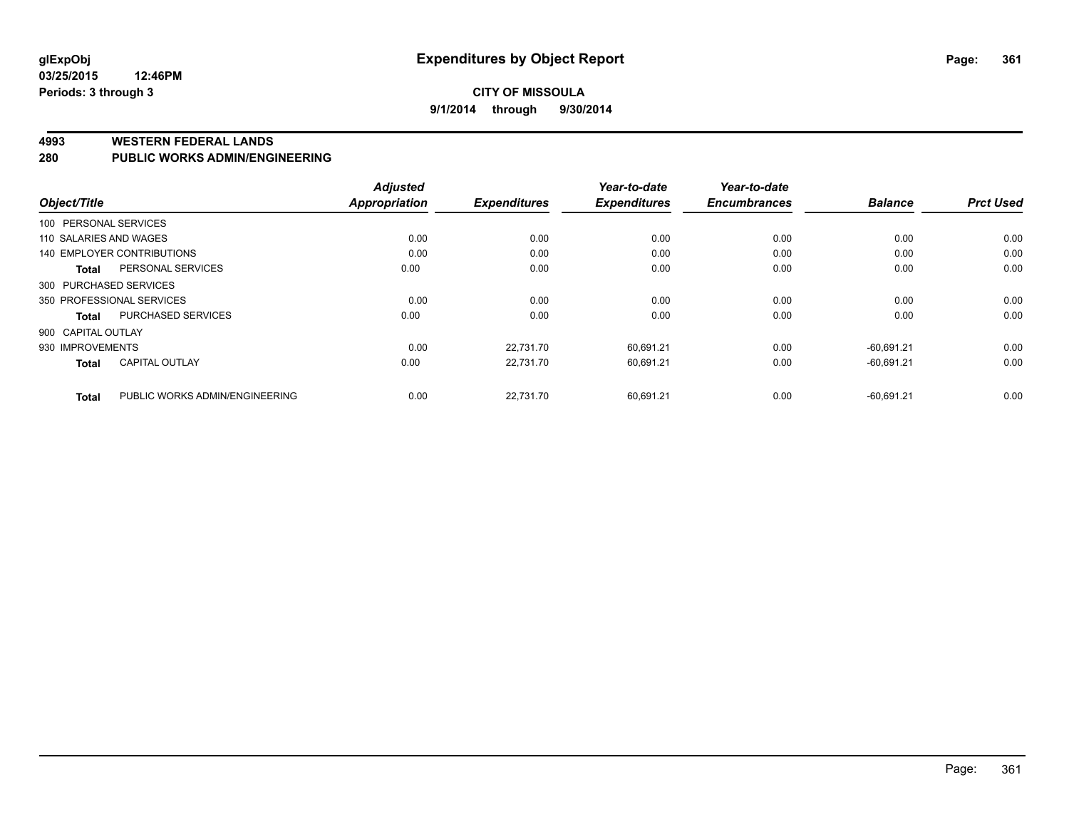glExpObj
03/25/2015 12:46PM
Periods: 3 through 3

# Expenditures by Object Report

**CITY OF MISSOULA**
**9/1/2014 through 9/30/2014**

## 4993 WESTERN FEDERAL LANDS
## 280 PUBLIC WORKS ADMIN/ENGINEERING

| Object/Title | | Adjusted Appropriation | Expenditures | Year-to-date Expenditures | Year-to-date Encumbrances | Balance | Prct Used |
|---|---|---|---|---|---|---|---|
| 100 PERSONAL SERVICES | | | | | | | |
| 110 SALARIES AND WAGES | | 0.00 | 0.00 | 0.00 | 0.00 | 0.00 | 0.00 |
| 140 EMPLOYER CONTRIBUTIONS | | 0.00 | 0.00 | 0.00 | 0.00 | 0.00 | 0.00 |
| **Total** | PERSONAL SERVICES | 0.00 | 0.00 | 0.00 | 0.00 | 0.00 | 0.00 |
| 300 PURCHASED SERVICES | | | | | | | |
| 350 PROFESSIONAL SERVICES | | 0.00 | 0.00 | 0.00 | 0.00 | 0.00 | 0.00 |
| **Total** | PURCHASED SERVICES | 0.00 | 0.00 | 0.00 | 0.00 | 0.00 | 0.00 |
| 900 CAPITAL OUTLAY | | | | | | | |
| 930 IMPROVEMENTS | | 0.00 | 22,731.70 | 60,691.21 | 0.00 | -60,691.21 | 0.00 |
| **Total** | CAPITAL OUTLAY | 0.00 | 22,731.70 | 60,691.21 | 0.00 | -60,691.21 | 0.00 |
| **Total** | PUBLIC WORKS ADMIN/ENGINEERING | 0.00 | 22,731.70 | 60,691.21 | 0.00 | -60,691.21 | 0.00 |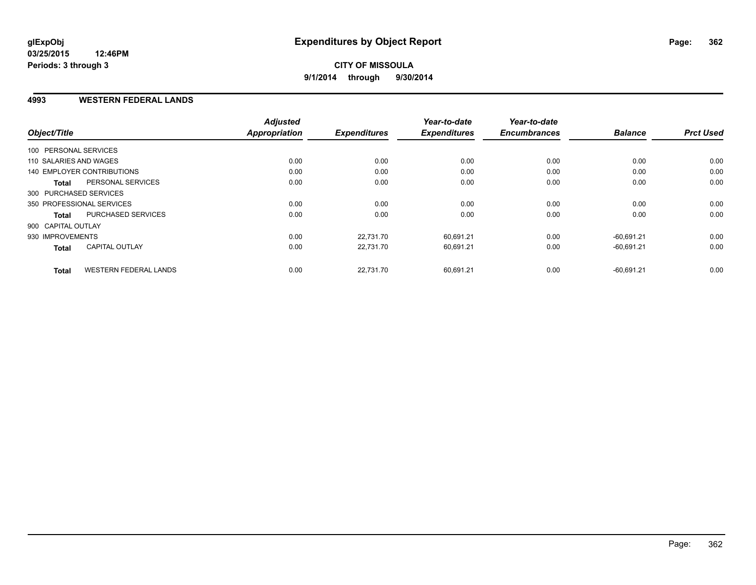**glExpObj**
**03/25/2015 12:46PM**
**Periods: 3 through 3**

# Expenditures by Object Report

**CITY OF MISSOULA**
**9/1/2014 through 9/30/2014**

## 4993 WESTERN FEDERAL LANDS

| Object/Title | | Adjusted Appropriation | Expenditures | Year-to-date Expenditures | Year-to-date Encumbrances | Balance | Prct Used |
|---|---|---|---|---|---|---|---|
| 100 PERSONAL SERVICES | | | | | | | |
| 110 SALARIES AND WAGES | | 0.00 | 0.00 | 0.00 | 0.00 | 0.00 | 0.00 |
| 140 EMPLOYER CONTRIBUTIONS | | 0.00 | 0.00 | 0.00 | 0.00 | 0.00 | 0.00 |
| **Total** | PERSONAL SERVICES | 0.00 | 0.00 | 0.00 | 0.00 | 0.00 | 0.00 |
| 300 PURCHASED SERVICES | | | | | | | |
| 350 PROFESSIONAL SERVICES | | 0.00 | 0.00 | 0.00 | 0.00 | 0.00 | 0.00 |
| **Total** | PURCHASED SERVICES | 0.00 | 0.00 | 0.00 | 0.00 | 0.00 | 0.00 |
| 900 CAPITAL OUTLAY | | | | | | | |
| 930 IMPROVEMENTS | | 0.00 | 22,731.70 | 60,691.21 | 0.00 | -60,691.21 | 0.00 |
| **Total** | CAPITAL OUTLAY | 0.00 | 22,731.70 | 60,691.21 | 0.00 | -60,691.21 | 0.00 |
| **Total** | WESTERN FEDERAL LANDS | 0.00 | 22,731.70 | 60,691.21 | 0.00 | -60,691.21 | 0.00 |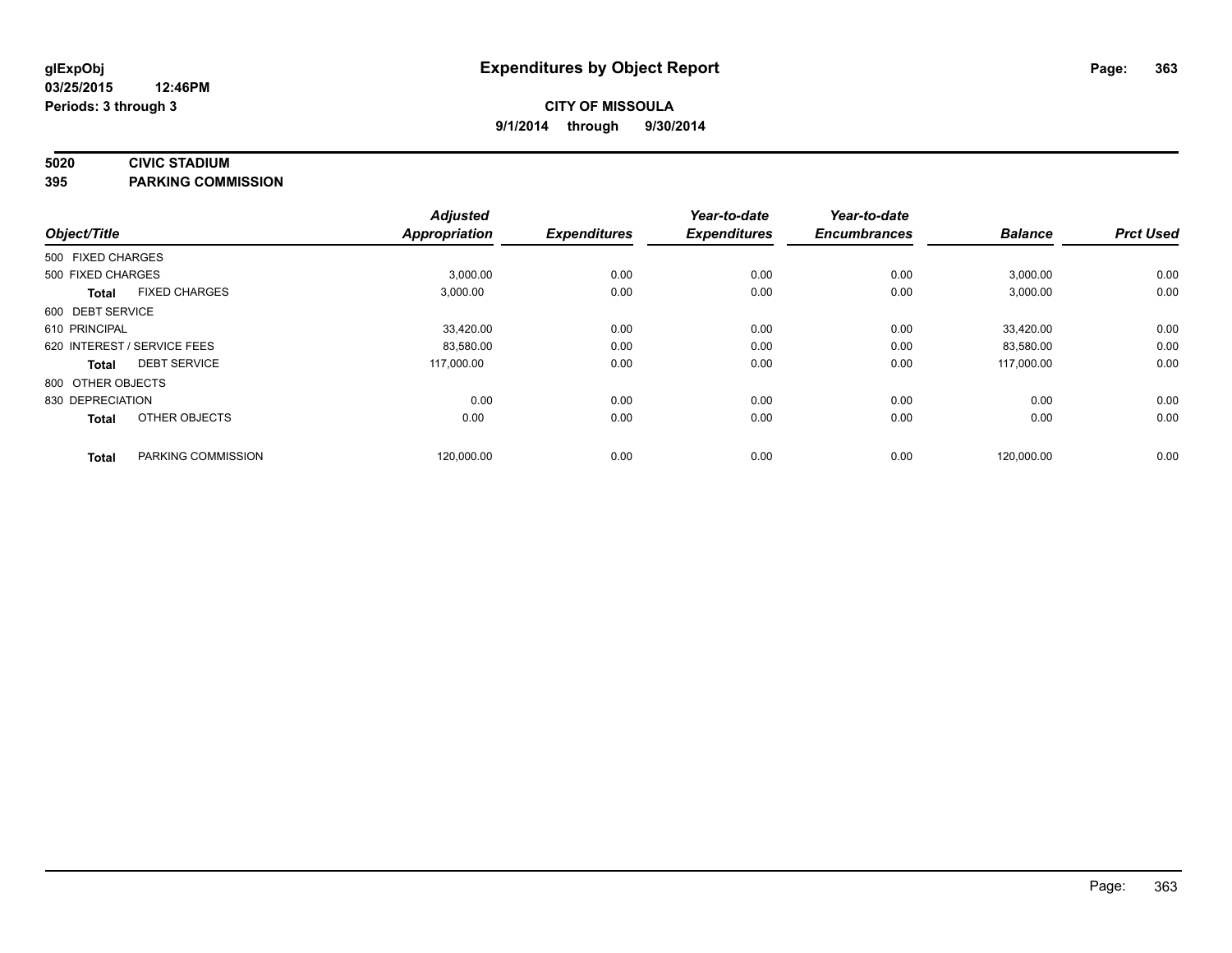# Expenditures by Object Report

glExpObj
03/25/2015 12:46PM
Periods: 3 through 3

**CITY OF MISSOULA**
**9/1/2014 through 9/30/2014**

**5020 CIVIC STADIUM**
**395 PARKING COMMISSION**

| Object/Title | | Adjusted Appropriation | Expenditures | Year-to-date Expenditures | Year-to-date Encumbrances | Balance | Prct Used |
|---|---|---|---|---|---|---|---|
| 500 FIXED CHARGES | | | | | | | |
| 500 FIXED CHARGES | | 3,000.00 | 0.00 | 0.00 | 0.00 | 3,000.00 | 0.00 |
| **Total** | FIXED CHARGES | 3,000.00 | 0.00 | 0.00 | 0.00 | 3,000.00 | 0.00 |
| 600 DEBT SERVICE | | | | | | | |
| 610 PRINCIPAL | | 33,420.00 | 0.00 | 0.00 | 0.00 | 33,420.00 | 0.00 |
| 620 INTEREST / SERVICE FEES | | 83,580.00 | 0.00 | 0.00 | 0.00 | 83,580.00 | 0.00 |
| **Total** | DEBT SERVICE | 117,000.00 | 0.00 | 0.00 | 0.00 | 117,000.00 | 0.00 |
| 800 OTHER OBJECTS | | | | | | | |
| 830 DEPRECIATION | | 0.00 | 0.00 | 0.00 | 0.00 | 0.00 | 0.00 |
| **Total** | OTHER OBJECTS | 0.00 | 0.00 | 0.00 | 0.00 | 0.00 | 0.00 |
| **Total** | PARKING COMMISSION | 120,000.00 | 0.00 | 0.00 | 0.00 | 120,000.00 | 0.00 |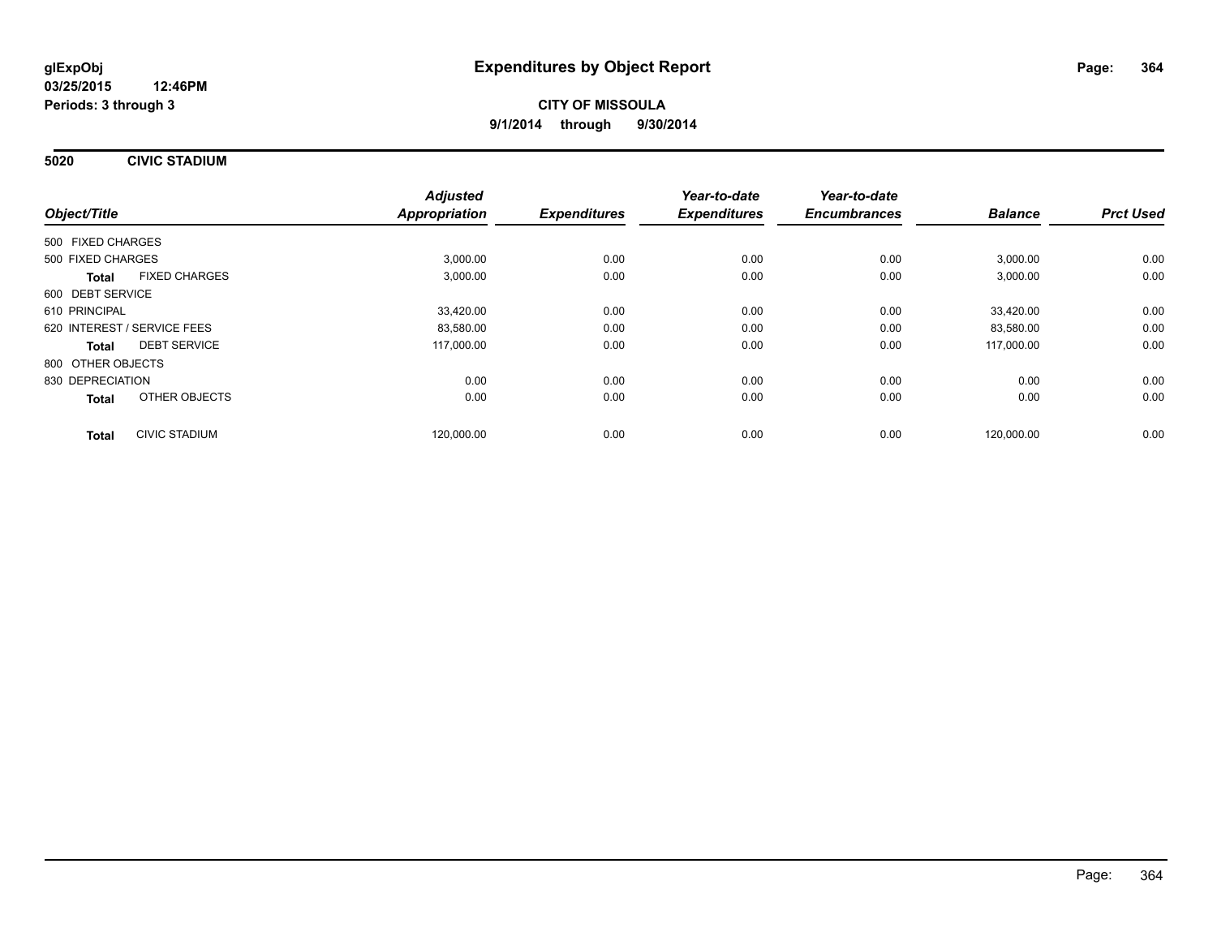**glExpObj** **Expenditures by Object Report**

**03/25/2015 12:46PM**

**Periods: 3 through 3**

**CITY OF MISSOULA**

**9/1/2014 through 9/30/2014**

## 5020 CIVIC STADIUM

| Object/Title | Adjusted Appropriation | Expenditures | Year-to-date Expenditures | Year-to-date Encumbrances | Balance | Prct Used |
|---|---|---|---|---|---|---|
| 500 FIXED CHARGES | | | | | | |
| 500 FIXED CHARGES | 3,000.00 | 0.00 | 0.00 | 0.00 | 3,000.00 | 0.00 |
| **Total** FIXED CHARGES | 3,000.00 | 0.00 | 0.00 | 0.00 | 3,000.00 | 0.00 |
| 600 DEBT SERVICE | | | | | | |
| 610 PRINCIPAL | 33,420.00 | 0.00 | 0.00 | 0.00 | 33,420.00 | 0.00 |
| 620 INTEREST / SERVICE FEES | 83,580.00 | 0.00 | 0.00 | 0.00 | 83,580.00 | 0.00 |
| **Total** DEBT SERVICE | 117,000.00 | 0.00 | 0.00 | 0.00 | 117,000.00 | 0.00 |
| 800 OTHER OBJECTS | | | | | | |
| 830 DEPRECIATION | 0.00 | 0.00 | 0.00 | 0.00 | 0.00 | 0.00 |
| **Total** OTHER OBJECTS | 0.00 | 0.00 | 0.00 | 0.00 | 0.00 | 0.00 |
| **Total** CIVIC STADIUM | 120,000.00 | 0.00 | 0.00 | 0.00 | 120,000.00 | 0.00 |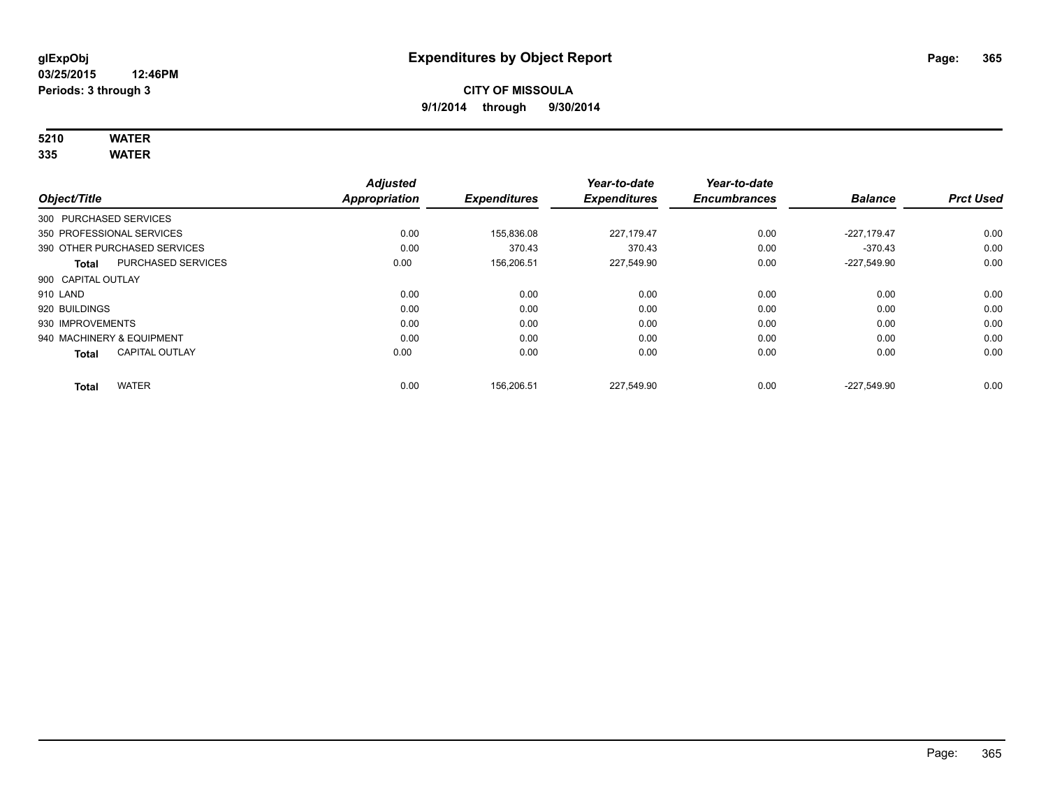# Expenditures by Object Report

glExpObj
03/25/2015 12:46PM
Periods: 3 through 3

**CITY OF MISSOULA**
**9/1/2014 through 9/30/2014**

**5210 WATER**
**335 WATER**

| Object/Title | Adjusted Appropriation | Expenditures | Year-to-date Expenditures | Year-to-date Encumbrances | Balance | Prct Used |
|---|---|---|---|---|---|---|
| 300 PURCHASED SERVICES | | | | | | |
| 350 PROFESSIONAL SERVICES | 0.00 | 155,836.08 | 227,179.47 | 0.00 | -227,179.47 | 0.00 |
| 390 OTHER PURCHASED SERVICES | 0.00 | 370.43 | 370.43 | 0.00 | -370.43 | 0.00 |
| **Total** PURCHASED SERVICES | 0.00 | 156,206.51 | 227,549.90 | 0.00 | -227,549.90 | 0.00 |
| 900 CAPITAL OUTLAY | | | | | | |
| 910 LAND | 0.00 | 0.00 | 0.00 | 0.00 | 0.00 | 0.00 |
| 920 BUILDINGS | 0.00 | 0.00 | 0.00 | 0.00 | 0.00 | 0.00 |
| 930 IMPROVEMENTS | 0.00 | 0.00 | 0.00 | 0.00 | 0.00 | 0.00 |
| 940 MACHINERY & EQUIPMENT | 0.00 | 0.00 | 0.00 | 0.00 | 0.00 | 0.00 |
| **Total** CAPITAL OUTLAY | 0.00 | 0.00 | 0.00 | 0.00 | 0.00 | 0.00 |
| **Total** WATER | 0.00 | 156,206.51 | 227,549.90 | 0.00 | -227,549.90 | 0.00 |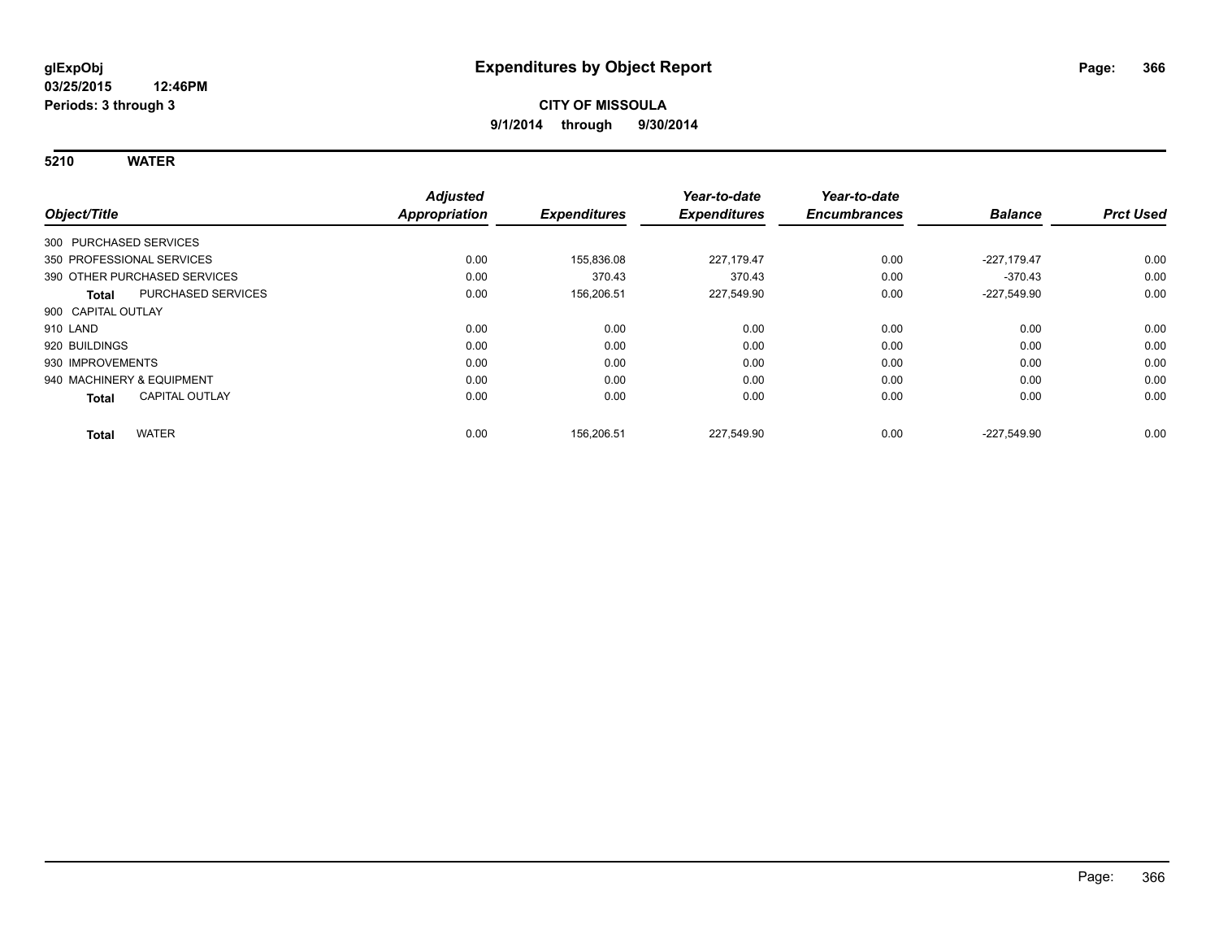**glExpObj**
**03/25/2015 12:46PM**
**Periods: 3 through 3**

# Expenditures by Object Report

**CITY OF MISSOULA**
**9/1/2014 through 9/30/2014**

## 5210 WATER

| Object/Title | Adjusted Appropriation | Expenditures | Year-to-date Expenditures | Year-to-date Encumbrances | Balance | Prct Used |
|---|---|---|---|---|---|---|
| 300 PURCHASED SERVICES | | | | | | |
| 350 PROFESSIONAL SERVICES | 0.00 | 155,836.08 | 227,179.47 | 0.00 | -227,179.47 | 0.00 |
| 390 OTHER PURCHASED SERVICES | 0.00 | 370.43 | 370.43 | 0.00 | -370.43 | 0.00 |
| **Total** PURCHASED SERVICES | 0.00 | 156,206.51 | 227,549.90 | 0.00 | -227,549.90 | 0.00 |
| 900 CAPITAL OUTLAY | | | | | | |
| 910 LAND | 0.00 | 0.00 | 0.00 | 0.00 | 0.00 | 0.00 |
| 920 BUILDINGS | 0.00 | 0.00 | 0.00 | 0.00 | 0.00 | 0.00 |
| 930 IMPROVEMENTS | 0.00 | 0.00 | 0.00 | 0.00 | 0.00 | 0.00 |
| 940 MACHINERY & EQUIPMENT | 0.00 | 0.00 | 0.00 | 0.00 | 0.00 | 0.00 |
| **Total** CAPITAL OUTLAY | 0.00 | 0.00 | 0.00 | 0.00 | 0.00 | 0.00 |
| **Total** WATER | 0.00 | 156,206.51 | 227,549.90 | 0.00 | -227,549.90 | 0.00 |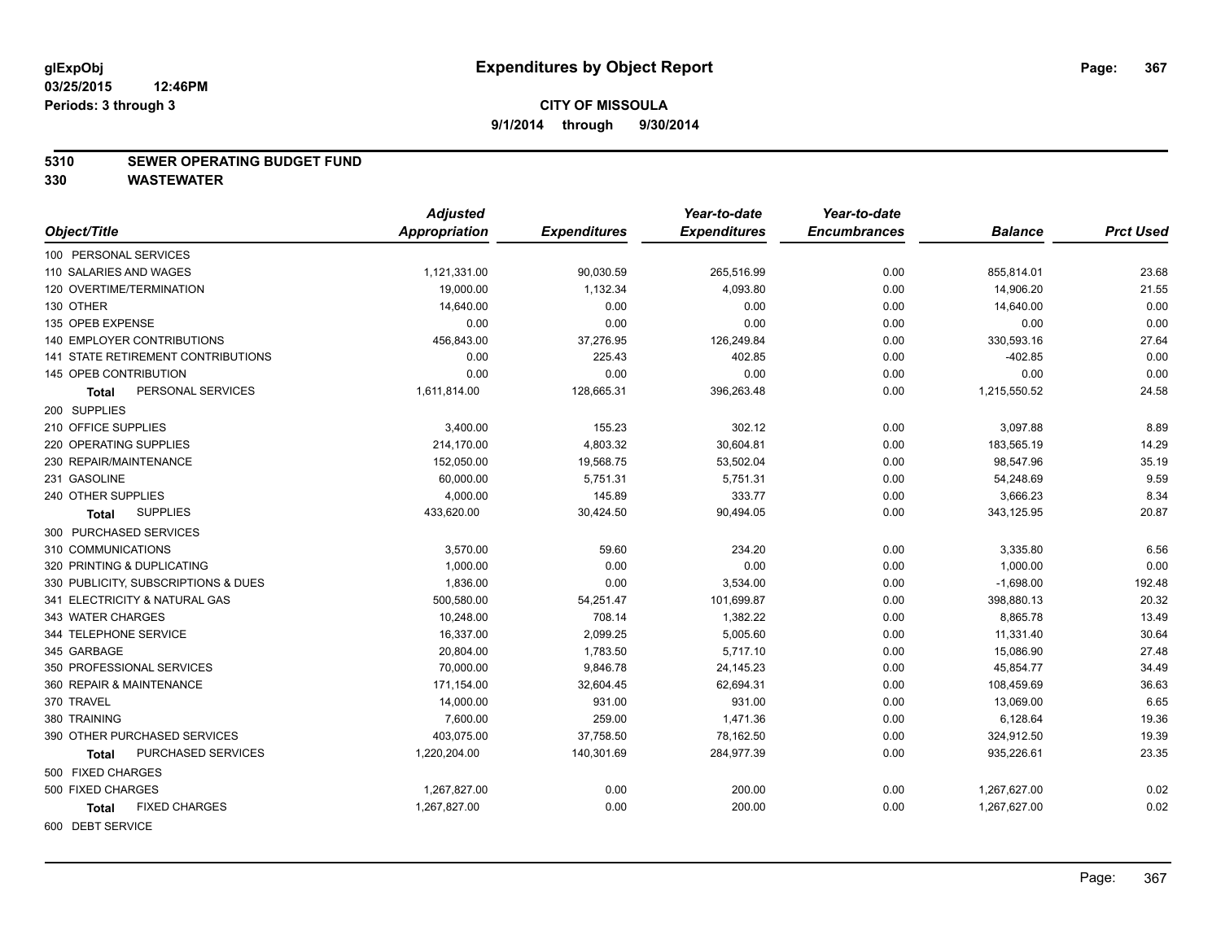glExpObj
03/25/2015 12:46PM
Periods: 3 through 3

# Expenditures by Object Report

**CITY OF MISSOULA**
**9/1/2014 through 9/30/2014**

## 5310 SEWER OPERATING BUDGET FUND
## 330 WASTEWATER

| Object/Title | Adjusted Appropriation | Expenditures | Year-to-date Expenditures | Year-to-date Encumbrances | Balance | Prct Used |
|---|---|---|---|---|---|---|
| 100 PERSONAL SERVICES | | | | | | |
| 110 SALARIES AND WAGES | 1,121,331.00 | 90,030.59 | 265,516.99 | 0.00 | 855,814.01 | 23.68 |
| 120 OVERTIME/TERMINATION | 19,000.00 | 1,132.34 | 4,093.80 | 0.00 | 14,906.20 | 21.55 |
| 130 OTHER | 14,640.00 | 0.00 | 0.00 | 0.00 | 14,640.00 | 0.00 |
| 135 OPEB EXPENSE | 0.00 | 0.00 | 0.00 | 0.00 | 0.00 | 0.00 |
| 140 EMPLOYER CONTRIBUTIONS | 456,843.00 | 37,276.95 | 126,249.84 | 0.00 | 330,593.16 | 27.64 |
| 141 STATE RETIREMENT CONTRIBUTIONS | 0.00 | 225.43 | 402.85 | 0.00 | -402.85 | 0.00 |
| 145 OPEB CONTRIBUTION | 0.00 | 0.00 | 0.00 | 0.00 | 0.00 | 0.00 |
| **Total** PERSONAL SERVICES | 1,611,814.00 | 128,665.31 | 396,263.48 | 0.00 | 1,215,550.52 | 24.58 |
| 200 SUPPLIES | | | | | | |
| 210 OFFICE SUPPLIES | 3,400.00 | 155.23 | 302.12 | 0.00 | 3,097.88 | 8.89 |
| 220 OPERATING SUPPLIES | 214,170.00 | 4,803.32 | 30,604.81 | 0.00 | 183,565.19 | 14.29 |
| 230 REPAIR/MAINTENANCE | 152,050.00 | 19,568.75 | 53,502.04 | 0.00 | 98,547.96 | 35.19 |
| 231 GASOLINE | 60,000.00 | 5,751.31 | 5,751.31 | 0.00 | 54,248.69 | 9.59 |
| 240 OTHER SUPPLIES | 4,000.00 | 145.89 | 333.77 | 0.00 | 3,666.23 | 8.34 |
| **Total** SUPPLIES | 433,620.00 | 30,424.50 | 90,494.05 | 0.00 | 343,125.95 | 20.87 |
| 300 PURCHASED SERVICES | | | | | | |
| 310 COMMUNICATIONS | 3,570.00 | 59.60 | 234.20 | 0.00 | 3,335.80 | 6.56 |
| 320 PRINTING & DUPLICATING | 1,000.00 | 0.00 | 0.00 | 0.00 | 1,000.00 | 0.00 |
| 330 PUBLICITY, SUBSCRIPTIONS & DUES | 1,836.00 | 0.00 | 3,534.00 | 0.00 | -1,698.00 | 192.48 |
| 341 ELECTRICITY & NATURAL GAS | 500,580.00 | 54,251.47 | 101,699.87 | 0.00 | 398,880.13 | 20.32 |
| 343 WATER CHARGES | 10,248.00 | 708.14 | 1,382.22 | 0.00 | 8,865.78 | 13.49 |
| 344 TELEPHONE SERVICE | 16,337.00 | 2,099.25 | 5,005.60 | 0.00 | 11,331.40 | 30.64 |
| 345 GARBAGE | 20,804.00 | 1,783.50 | 5,717.10 | 0.00 | 15,086.90 | 27.48 |
| 350 PROFESSIONAL SERVICES | 70,000.00 | 9,846.78 | 24,145.23 | 0.00 | 45,854.77 | 34.49 |
| 360 REPAIR & MAINTENANCE | 171,154.00 | 32,604.45 | 62,694.31 | 0.00 | 108,459.69 | 36.63 |
| 370 TRAVEL | 14,000.00 | 931.00 | 931.00 | 0.00 | 13,069.00 | 6.65 |
| 380 TRAINING | 7,600.00 | 259.00 | 1,471.36 | 0.00 | 6,128.64 | 19.36 |
| 390 OTHER PURCHASED SERVICES | 403,075.00 | 37,758.50 | 78,162.50 | 0.00 | 324,912.50 | 19.39 |
| **Total** PURCHASED SERVICES | 1,220,204.00 | 140,301.69 | 284,977.39 | 0.00 | 935,226.61 | 23.35 |
| 500 FIXED CHARGES | | | | | | |
| 500 FIXED CHARGES | 1,267,827.00 | 0.00 | 200.00 | 0.00 | 1,267,627.00 | 0.02 |
| **Total** FIXED CHARGES | 1,267,827.00 | 0.00 | 200.00 | 0.00 | 1,267,627.00 | 0.02 |
| 600 DEBT SERVICE | | | | | | |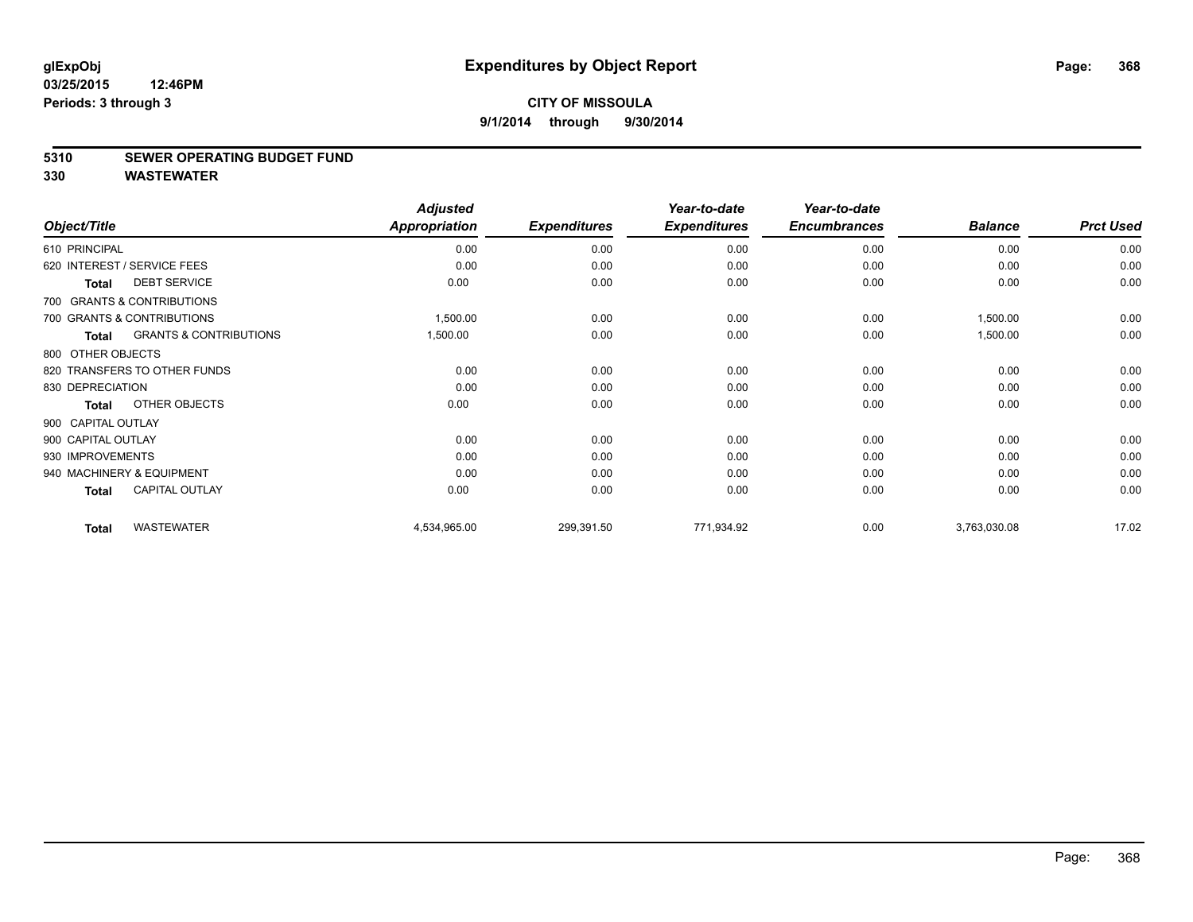**glExpObj** **Expenditures by Object Report**

**03/25/2015 12:46PM**

**Periods: 3 through 3**

**CITY OF MISSOULA**

**9/1/2014 through 9/30/2014**

## 5310 SEWER OPERATING BUDGET FUND

## 330 WASTEWATER

| Object/Title | | Adjusted Appropriation | Expenditures | Year-to-date Expenditures | Year-to-date Encumbrances | Balance | Prct Used |
|---|---|---|---|---|---|---|---|
| 610 PRINCIPAL | | 0.00 | 0.00 | 0.00 | 0.00 | 0.00 | 0.00 |
| 620 INTEREST / SERVICE FEES | | 0.00 | 0.00 | 0.00 | 0.00 | 0.00 | 0.00 |
| **Total** | DEBT SERVICE | 0.00 | 0.00 | 0.00 | 0.00 | 0.00 | 0.00 |
| 700 GRANTS & CONTRIBUTIONS | | | | | | | |
| 700 GRANTS & CONTRIBUTIONS | | 1,500.00 | 0.00 | 0.00 | 0.00 | 1,500.00 | 0.00 |
| **Total** | GRANTS & CONTRIBUTIONS | 1,500.00 | 0.00 | 0.00 | 0.00 | 1,500.00 | 0.00 |
| 800 OTHER OBJECTS | | | | | | | |
| 820 TRANSFERS TO OTHER FUNDS | | 0.00 | 0.00 | 0.00 | 0.00 | 0.00 | 0.00 |
| 830 DEPRECIATION | | 0.00 | 0.00 | 0.00 | 0.00 | 0.00 | 0.00 |
| **Total** | OTHER OBJECTS | 0.00 | 0.00 | 0.00 | 0.00 | 0.00 | 0.00 |
| 900 CAPITAL OUTLAY | | | | | | | |
| 900 CAPITAL OUTLAY | | 0.00 | 0.00 | 0.00 | 0.00 | 0.00 | 0.00 |
| 930 IMPROVEMENTS | | 0.00 | 0.00 | 0.00 | 0.00 | 0.00 | 0.00 |
| 940 MACHINERY & EQUIPMENT | | 0.00 | 0.00 | 0.00 | 0.00 | 0.00 | 0.00 |
| **Total** | CAPITAL OUTLAY | 0.00 | 0.00 | 0.00 | 0.00 | 0.00 | 0.00 |
| **Total** | WASTEWATER | 4,534,965.00 | 299,391.50 | 771,934.92 | 0.00 | 3,763,030.08 | 17.02 |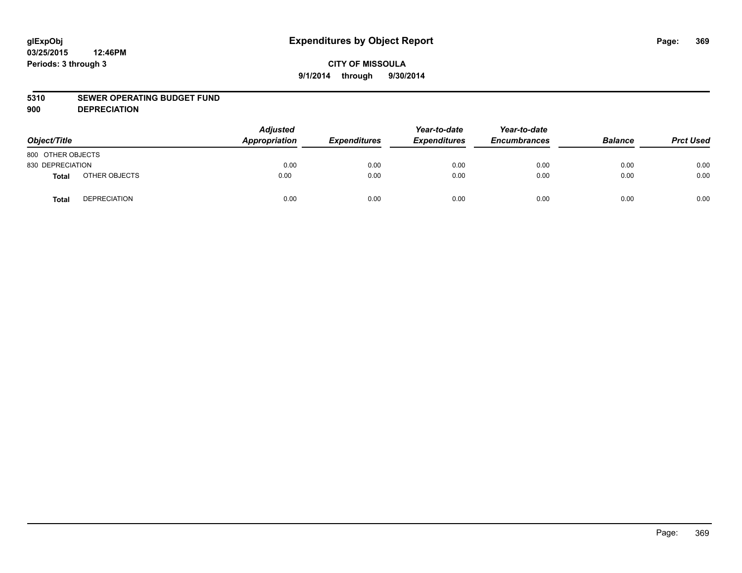# Expenditures by Object Report

glExpObj
03/25/2015 12:46PM
Periods: 3 through 3

**CITY OF MISSOULA**
**9/1/2014 through 9/30/2014**

**5310 SEWER OPERATING BUDGET FUND**
**900 DEPRECIATION**

| Object/Title | | Adjusted Appropriation | Expenditures | Year-to-date Expenditures | Year-to-date Encumbrances | Balance | Prct Used |
|---|---|---|---|---|---|---|---|
| 800 OTHER OBJECTS | | | | | | | |
| 830 DEPRECIATION | | 0.00 | 0.00 | 0.00 | 0.00 | 0.00 | 0.00 |
| **Total** | OTHER OBJECTS | 0.00 | 0.00 | 0.00 | 0.00 | 0.00 | 0.00 |
| **Total** | DEPRECIATION | 0.00 | 0.00 | 0.00 | 0.00 | 0.00 | 0.00 |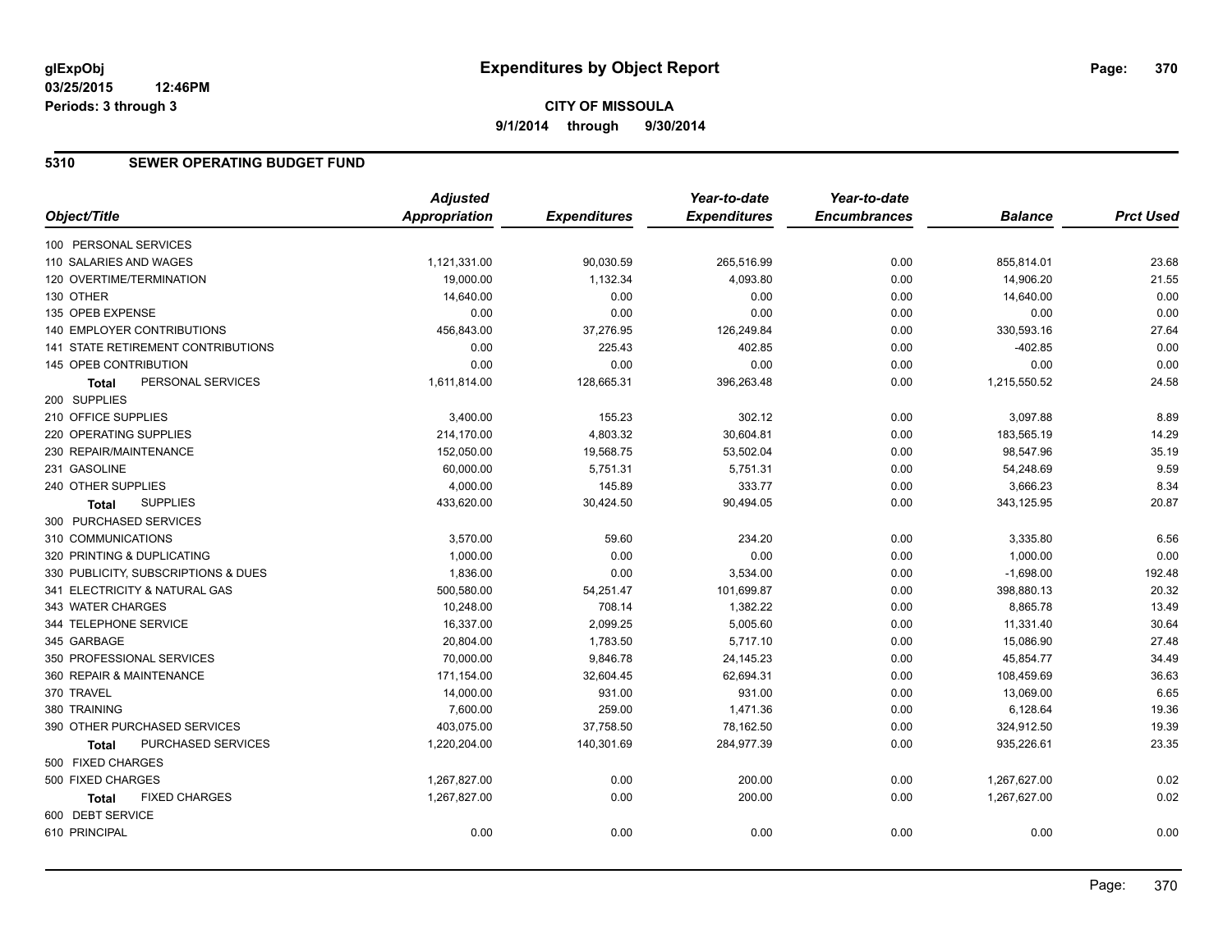**glExpObj**
**03/25/2015 12:46PM**
**Periods: 3 through 3**

# Expenditures by Object Report

**CITY OF MISSOULA**
**9/1/2014 through 9/30/2014**

## 5310 SEWER OPERATING BUDGET FUND

| Object/Title | Adjusted Appropriation | Expenditures | Year-to-date Expenditures | Year-to-date Encumbrances | Balance | Prct Used |
|---|---|---|---|---|---|---|
| 100 PERSONAL SERVICES | | | | | | |
| 110 SALARIES AND WAGES | 1,121,331.00 | 90,030.59 | 265,516.99 | 0.00 | 855,814.01 | 23.68 |
| 120 OVERTIME/TERMINATION | 19,000.00 | 1,132.34 | 4,093.80 | 0.00 | 14,906.20 | 21.55 |
| 130 OTHER | 14,640.00 | 0.00 | 0.00 | 0.00 | 14,640.00 | 0.00 |
| 135 OPEB EXPENSE | 0.00 | 0.00 | 0.00 | 0.00 | 0.00 | 0.00 |
| 140 EMPLOYER CONTRIBUTIONS | 456,843.00 | 37,276.95 | 126,249.84 | 0.00 | 330,593.16 | 27.64 |
| 141 STATE RETIREMENT CONTRIBUTIONS | 0.00 | 225.43 | 402.85 | 0.00 | -402.85 | 0.00 |
| 145 OPEB CONTRIBUTION | 0.00 | 0.00 | 0.00 | 0.00 | 0.00 | 0.00 |
| **Total** PERSONAL SERVICES | 1,611,814.00 | 128,665.31 | 396,263.48 | 0.00 | 1,215,550.52 | 24.58 |
| 200 SUPPLIES | | | | | | |
| 210 OFFICE SUPPLIES | 3,400.00 | 155.23 | 302.12 | 0.00 | 3,097.88 | 8.89 |
| 220 OPERATING SUPPLIES | 214,170.00 | 4,803.32 | 30,604.81 | 0.00 | 183,565.19 | 14.29 |
| 230 REPAIR/MAINTENANCE | 152,050.00 | 19,568.75 | 53,502.04 | 0.00 | 98,547.96 | 35.19 |
| 231 GASOLINE | 60,000.00 | 5,751.31 | 5,751.31 | 0.00 | 54,248.69 | 9.59 |
| 240 OTHER SUPPLIES | 4,000.00 | 145.89 | 333.77 | 0.00 | 3,666.23 | 8.34 |
| **Total** SUPPLIES | 433,620.00 | 30,424.50 | 90,494.05 | 0.00 | 343,125.95 | 20.87 |
| 300 PURCHASED SERVICES | | | | | | |
| 310 COMMUNICATIONS | 3,570.00 | 59.60 | 234.20 | 0.00 | 3,335.80 | 6.56 |
| 320 PRINTING & DUPLICATING | 1,000.00 | 0.00 | 0.00 | 0.00 | 1,000.00 | 0.00 |
| 330 PUBLICITY, SUBSCRIPTIONS & DUES | 1,836.00 | 0.00 | 3,534.00 | 0.00 | -1,698.00 | 192.48 |
| 341 ELECTRICITY & NATURAL GAS | 500,580.00 | 54,251.47 | 101,699.87 | 0.00 | 398,880.13 | 20.32 |
| 343 WATER CHARGES | 10,248.00 | 708.14 | 1,382.22 | 0.00 | 8,865.78 | 13.49 |
| 344 TELEPHONE SERVICE | 16,337.00 | 2,099.25 | 5,005.60 | 0.00 | 11,331.40 | 30.64 |
| 345 GARBAGE | 20,804.00 | 1,783.50 | 5,717.10 | 0.00 | 15,086.90 | 27.48 |
| 350 PROFESSIONAL SERVICES | 70,000.00 | 9,846.78 | 24,145.23 | 0.00 | 45,854.77 | 34.49 |
| 360 REPAIR & MAINTENANCE | 171,154.00 | 32,604.45 | 62,694.31 | 0.00 | 108,459.69 | 36.63 |
| 370 TRAVEL | 14,000.00 | 931.00 | 931.00 | 0.00 | 13,069.00 | 6.65 |
| 380 TRAINING | 7,600.00 | 259.00 | 1,471.36 | 0.00 | 6,128.64 | 19.36 |
| 390 OTHER PURCHASED SERVICES | 403,075.00 | 37,758.50 | 78,162.50 | 0.00 | 324,912.50 | 19.39 |
| **Total** PURCHASED SERVICES | 1,220,204.00 | 140,301.69 | 284,977.39 | 0.00 | 935,226.61 | 23.35 |
| 500 FIXED CHARGES | | | | | | |
| 500 FIXED CHARGES | 1,267,827.00 | 0.00 | 200.00 | 0.00 | 1,267,627.00 | 0.02 |
| **Total** FIXED CHARGES | 1,267,827.00 | 0.00 | 200.00 | 0.00 | 1,267,627.00 | 0.02 |
| 600 DEBT SERVICE | | | | | | |
| 610 PRINCIPAL | 0.00 | 0.00 | 0.00 | 0.00 | 0.00 | 0.00 |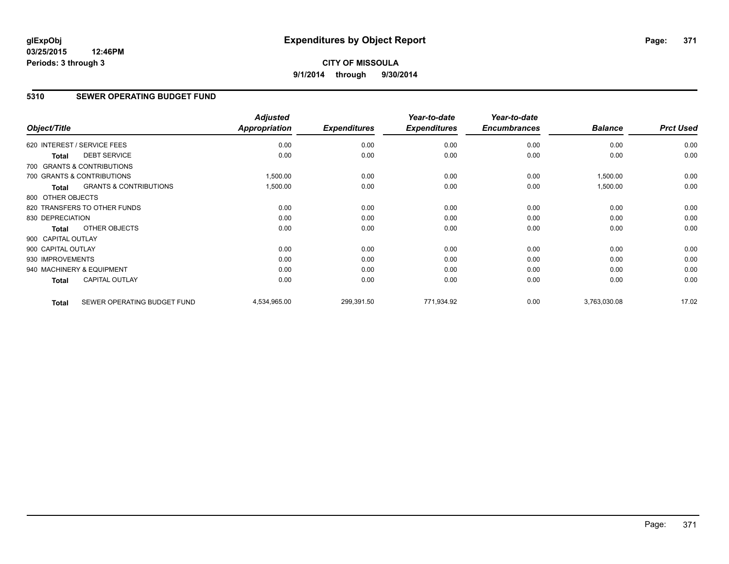**glExpObj**
**03/25/2015 12:46PM**
**Periods: 3 through 3**

# Expenditures by Object Report

**CITY OF MISSOULA**
**9/1/2014 through 9/30/2014**

## 5310 SEWER OPERATING BUDGET FUND

| Object/Title | | *Adjusted Appropriation* | *Expenditures* | *Year-to-date Expenditures* | *Year-to-date Encumbrances* | *Balance* | *Prct Used* |
|---|---|---|---|---|---|---|---|
| 620 INTEREST / SERVICE FEES | | 0.00 | 0.00 | 0.00 | 0.00 | 0.00 | 0.00 |
| **Total** | DEBT SERVICE | 0.00 | 0.00 | 0.00 | 0.00 | 0.00 | 0.00 |
| 700 GRANTS & CONTRIBUTIONS | | | | | | | |
| 700 GRANTS & CONTRIBUTIONS | | 1,500.00 | 0.00 | 0.00 | 0.00 | 1,500.00 | 0.00 |
| **Total** | GRANTS & CONTRIBUTIONS | 1,500.00 | 0.00 | 0.00 | 0.00 | 1,500.00 | 0.00 |
| 800 OTHER OBJECTS | | | | | | | |
| 820 TRANSFERS TO OTHER FUNDS | | 0.00 | 0.00 | 0.00 | 0.00 | 0.00 | 0.00 |
| 830 DEPRECIATION | | 0.00 | 0.00 | 0.00 | 0.00 | 0.00 | 0.00 |
| **Total** | OTHER OBJECTS | 0.00 | 0.00 | 0.00 | 0.00 | 0.00 | 0.00 |
| 900 CAPITAL OUTLAY | | | | | | | |
| 900 CAPITAL OUTLAY | | 0.00 | 0.00 | 0.00 | 0.00 | 0.00 | 0.00 |
| 930 IMPROVEMENTS | | 0.00 | 0.00 | 0.00 | 0.00 | 0.00 | 0.00 |
| 940 MACHINERY & EQUIPMENT | | 0.00 | 0.00 | 0.00 | 0.00 | 0.00 | 0.00 |
| **Total** | CAPITAL OUTLAY | 0.00 | 0.00 | 0.00 | 0.00 | 0.00 | 0.00 |
| **Total** | SEWER OPERATING BUDGET FUND | 4,534,965.00 | 299,391.50 | 771,934.92 | 0.00 | 3,763,030.08 | 17.02 |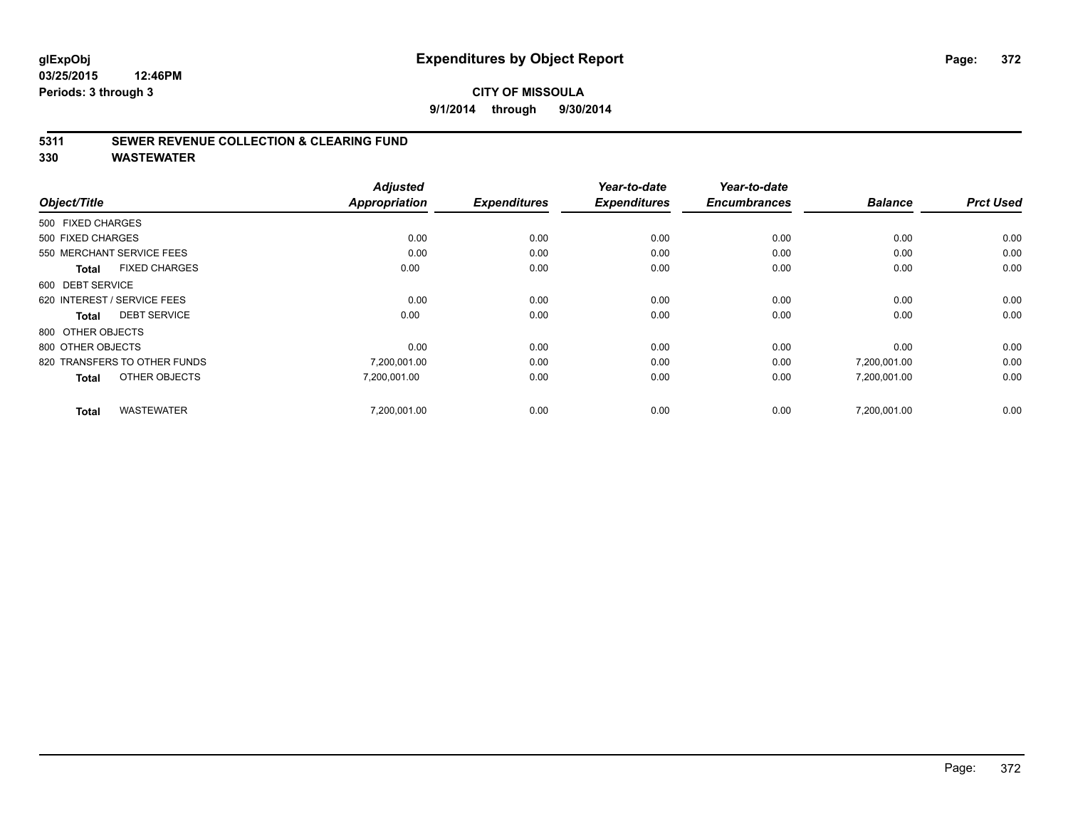glExpObj
03/25/2015 12:46PM
Periods: 3 through 3

# Expenditures by Object Report

**CITY OF MISSOULA**

**9/1/2014 through 9/30/2014**

## 5311 SEWER REVENUE COLLECTION & CLEARING FUND
## 330 WASTEWATER

| Object/Title | Adjusted Appropriation | Expenditures | Year-to-date Expenditures | Year-to-date Encumbrances | Balance | Prct Used |
|---|---|---|---|---|---|---|
| 500 FIXED CHARGES | | | | | | |
| 500 FIXED CHARGES | 0.00 | 0.00 | 0.00 | 0.00 | 0.00 | 0.00 |
| 550 MERCHANT SERVICE FEES | 0.00 | 0.00 | 0.00 | 0.00 | 0.00 | 0.00 |
| **Total** FIXED CHARGES | 0.00 | 0.00 | 0.00 | 0.00 | 0.00 | 0.00 |
| 600 DEBT SERVICE | | | | | | |
| 620 INTEREST / SERVICE FEES | 0.00 | 0.00 | 0.00 | 0.00 | 0.00 | 0.00 |
| **Total** DEBT SERVICE | 0.00 | 0.00 | 0.00 | 0.00 | 0.00 | 0.00 |
| 800 OTHER OBJECTS | | | | | | |
| 800 OTHER OBJECTS | 0.00 | 0.00 | 0.00 | 0.00 | 0.00 | 0.00 |
| 820 TRANSFERS TO OTHER FUNDS | 7,200,001.00 | 0.00 | 0.00 | 0.00 | 7,200,001.00 | 0.00 |
| **Total** OTHER OBJECTS | 7,200,001.00 | 0.00 | 0.00 | 0.00 | 7,200,001.00 | 0.00 |
| **Total** WASTEWATER | 7,200,001.00 | 0.00 | 0.00 | 0.00 | 7,200,001.00 | 0.00 |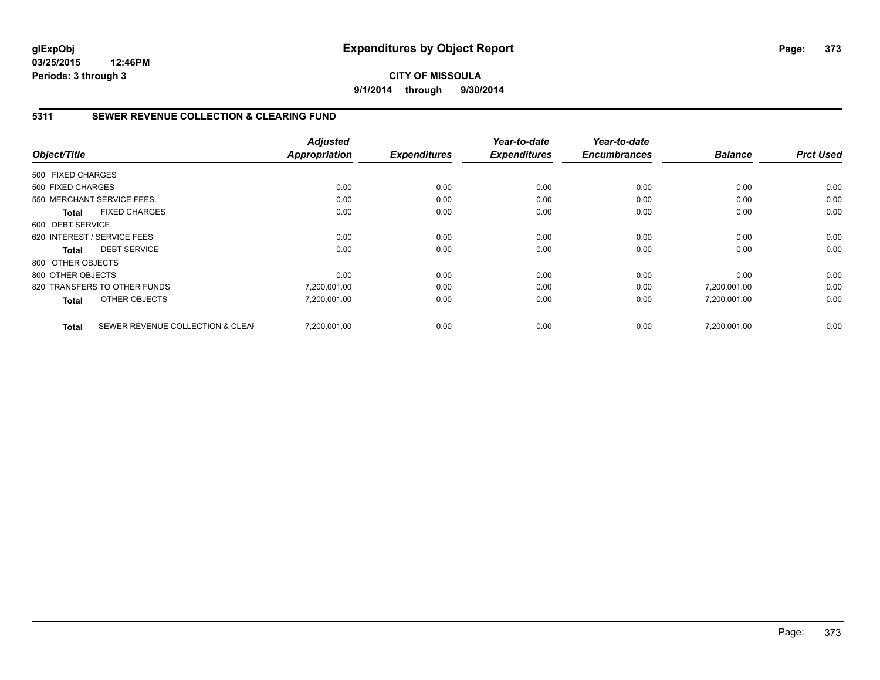**glExpObj**
**03/25/2015 12:46PM**
**Periods: 3 through 3**

# Expenditures by Object Report

**CITY OF MISSOULA**
**9/1/2014 through 9/30/2014**

## 5311 SEWER REVENUE COLLECTION & CLEARING FUND

| Object/Title | | Adjusted Appropriation | Expenditures | Year-to-date Expenditures | Year-to-date Encumbrances | Balance | Prct Used |
|---|---|---|---|---|---|---|---|
| 500 FIXED CHARGES | | | | | | | |
| 500 FIXED CHARGES | | 0.00 | 0.00 | 0.00 | 0.00 | 0.00 | 0.00 |
| 550 MERCHANT SERVICE FEES | | 0.00 | 0.00 | 0.00 | 0.00 | 0.00 | 0.00 |
| **Total** | FIXED CHARGES | 0.00 | 0.00 | 0.00 | 0.00 | 0.00 | 0.00 |
| 600 DEBT SERVICE | | | | | | | |
| 620 INTEREST / SERVICE FEES | | 0.00 | 0.00 | 0.00 | 0.00 | 0.00 | 0.00 |
| **Total** | DEBT SERVICE | 0.00 | 0.00 | 0.00 | 0.00 | 0.00 | 0.00 |
| 800 OTHER OBJECTS | | | | | | | |
| 800 OTHER OBJECTS | | 0.00 | 0.00 | 0.00 | 0.00 | 0.00 | 0.00 |
| 820 TRANSFERS TO OTHER FUNDS | | 7,200,001.00 | 0.00 | 0.00 | 0.00 | 7,200,001.00 | 0.00 |
| **Total** | OTHER OBJECTS | 7,200,001.00 | 0.00 | 0.00 | 0.00 | 7,200,001.00 | 0.00 |
| **Total** | SEWER REVENUE COLLECTION & CLEAI | 7,200,001.00 | 0.00 | 0.00 | 0.00 | 7,200,001.00 | 0.00 |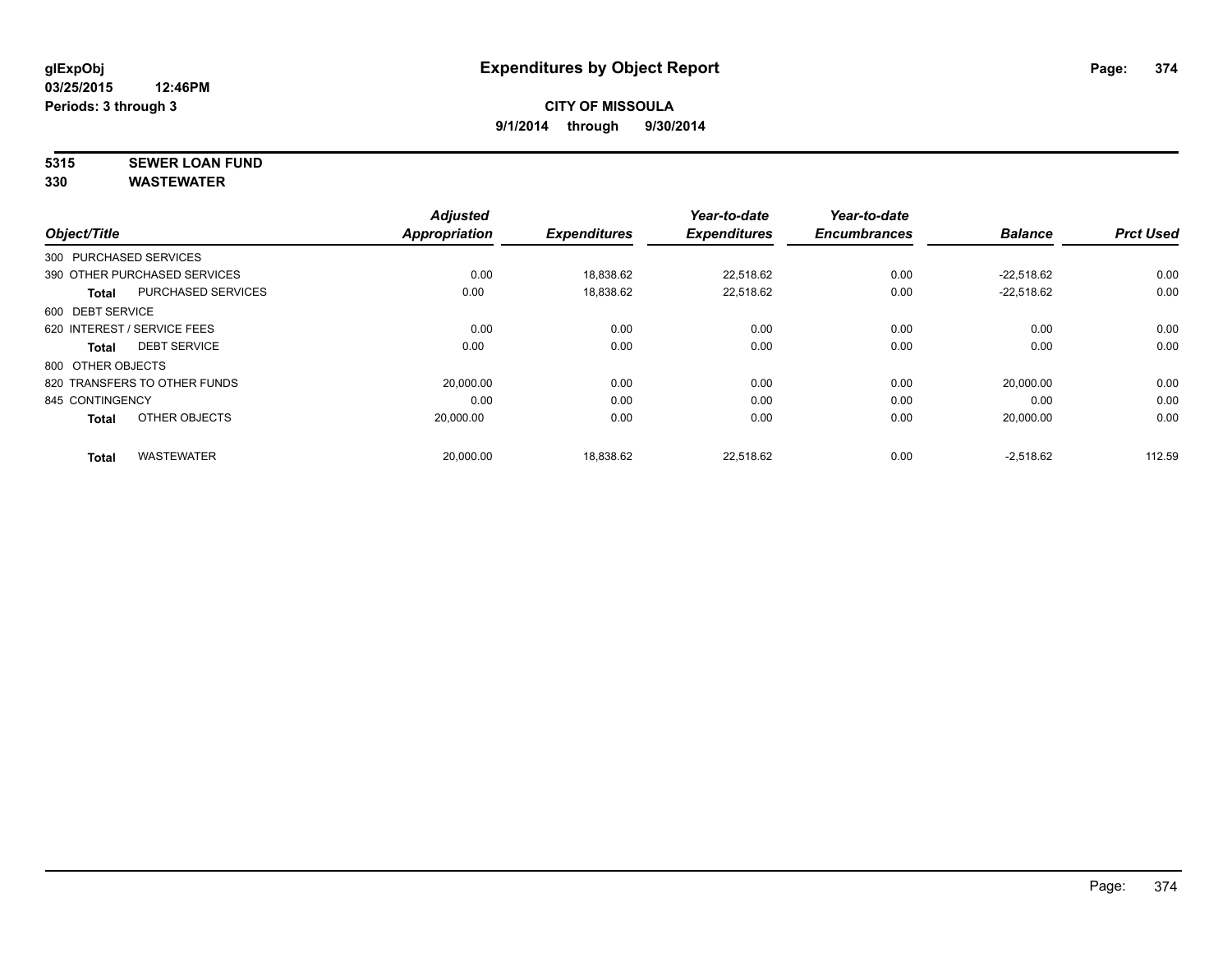**glExpObj**
**03/25/2015 12:46PM**
**Periods: 3 through 3**

# Expenditures by Object Report

**CITY OF MISSOULA**
**9/1/2014 through 9/30/2014**

**5315 SEWER LOAN FUND**
**330 WASTEWATER**

| Object/Title | | Adjusted Appropriation | Expenditures | Year-to-date Expenditures | Year-to-date Encumbrances | Balance | Prct Used |
|---|---|---|---|---|---|---|---|
| 300 PURCHASED SERVICES | | | | | | | |
| 390 OTHER PURCHASED SERVICES | | 0.00 | 18,838.62 | 22,518.62 | 0.00 | -22,518.62 | 0.00 |
| **Total** | PURCHASED SERVICES | 0.00 | 18,838.62 | 22,518.62 | 0.00 | -22,518.62 | 0.00 |
| 600 DEBT SERVICE | | | | | | | |
| 620 INTEREST / SERVICE FEES | | 0.00 | 0.00 | 0.00 | 0.00 | 0.00 | 0.00 |
| **Total** | DEBT SERVICE | 0.00 | 0.00 | 0.00 | 0.00 | 0.00 | 0.00 |
| 800 OTHER OBJECTS | | | | | | | |
| 820 TRANSFERS TO OTHER FUNDS | | 20,000.00 | 0.00 | 0.00 | 0.00 | 20,000.00 | 0.00 |
| 845 CONTINGENCY | | 0.00 | 0.00 | 0.00 | 0.00 | 0.00 | 0.00 |
| **Total** | OTHER OBJECTS | 20,000.00 | 0.00 | 0.00 | 0.00 | 20,000.00 | 0.00 |
| **Total** | WASTEWATER | 20,000.00 | 18,838.62 | 22,518.62 | 0.00 | -2,518.62 | 112.59 |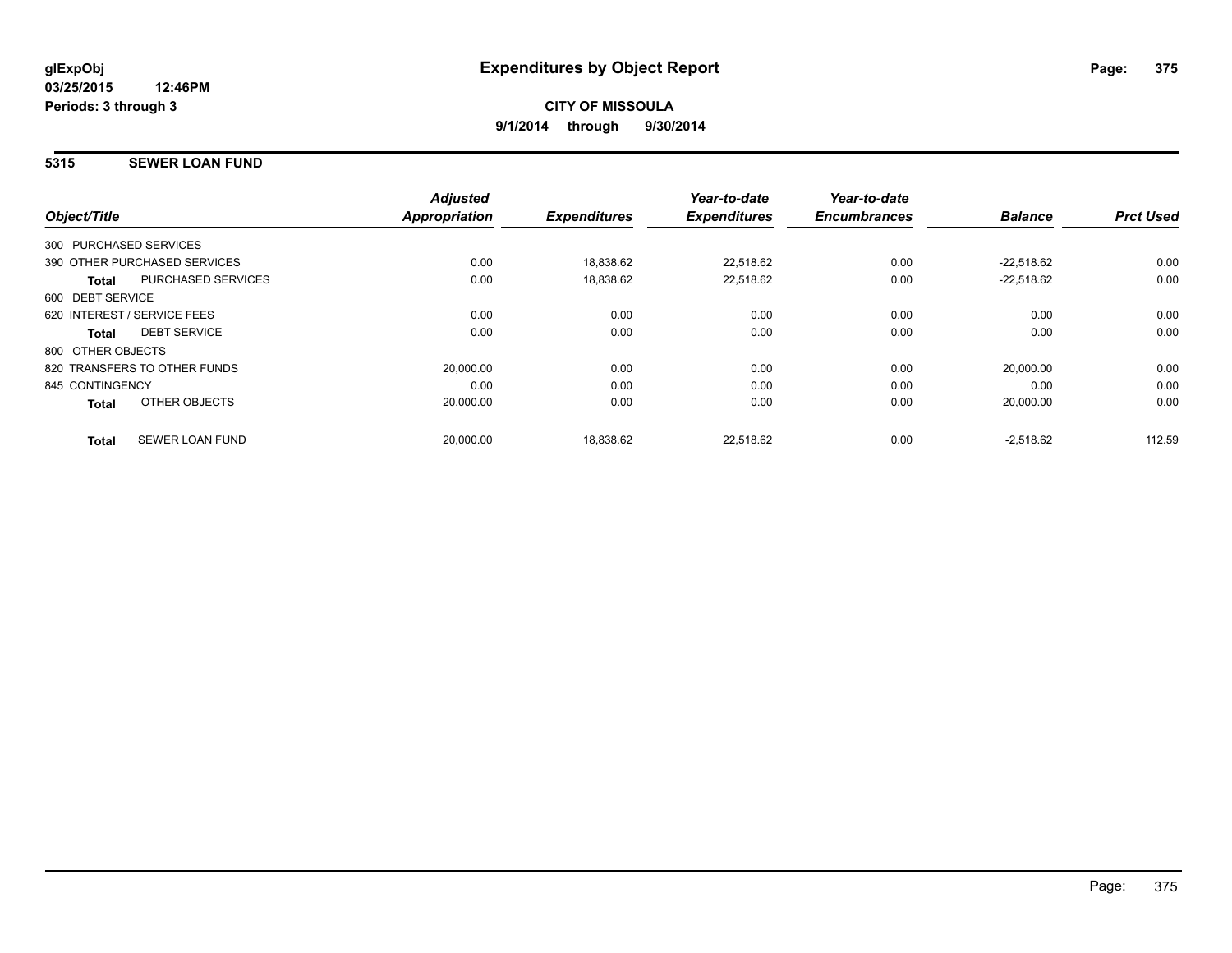glExpObj
03/25/2015 12:46PM
Periods: 3 through 3

# Expenditures by Object Report

**CITY OF MISSOULA**
**9/1/2014 through 9/30/2014**

## 5315 SEWER LOAN FUND

| Object/Title | Adjusted Appropriation | Expenditures | Year-to-date Expenditures | Year-to-date Encumbrances | Balance | Prct Used |
|---|---|---|---|---|---|---|
| 300 PURCHASED SERVICES | | | | | | |
| 390 OTHER PURCHASED SERVICES | 0.00 | 18,838.62 | 22,518.62 | 0.00 | -22,518.62 | 0.00 |
| **Total** PURCHASED SERVICES | 0.00 | 18,838.62 | 22,518.62 | 0.00 | -22,518.62 | 0.00 |
| 600 DEBT SERVICE | | | | | | |
| 620 INTEREST / SERVICE FEES | 0.00 | 0.00 | 0.00 | 0.00 | 0.00 | 0.00 |
| **Total** DEBT SERVICE | 0.00 | 0.00 | 0.00 | 0.00 | 0.00 | 0.00 |
| 800 OTHER OBJECTS | | | | | | |
| 820 TRANSFERS TO OTHER FUNDS | 20,000.00 | 0.00 | 0.00 | 0.00 | 20,000.00 | 0.00 |
| 845 CONTINGENCY | 0.00 | 0.00 | 0.00 | 0.00 | 0.00 | 0.00 |
| **Total** OTHER OBJECTS | 20,000.00 | 0.00 | 0.00 | 0.00 | 20,000.00 | 0.00 |
| **Total** SEWER LOAN FUND | 20,000.00 | 18,838.62 | 22,518.62 | 0.00 | -2,518.62 | 112.59 |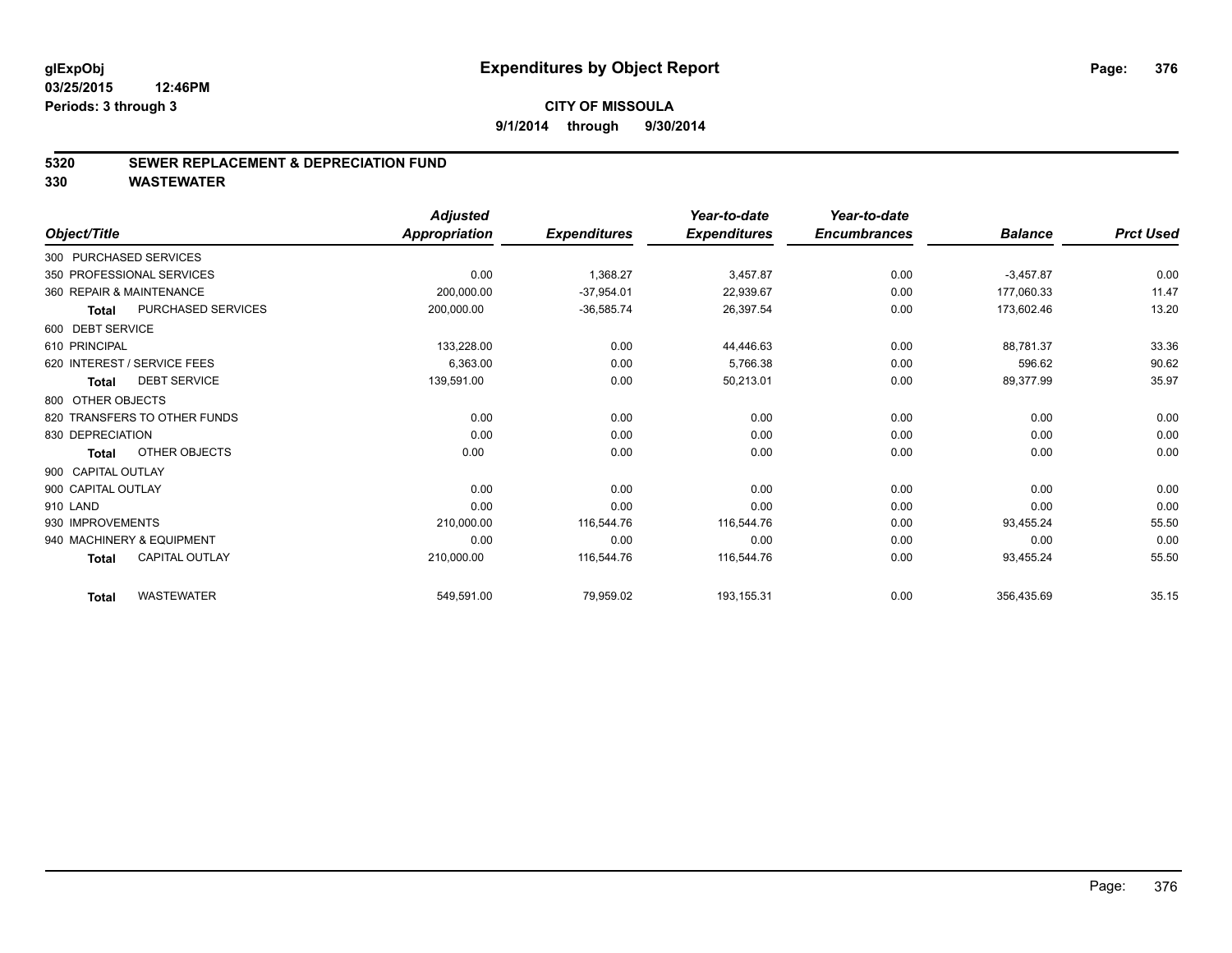# Expenditures by Object Report

glExpObj
03/25/2015 12:46PM
Periods: 3 through 3

**CITY OF MISSOULA**
**9/1/2014 through 9/30/2014**

## 5320 SEWER REPLACEMENT & DEPRECIATION FUND
## 330 WASTEWATER

| Object/Title | Adjusted Appropriation | Expenditures | Year-to-date Expenditures | Year-to-date Encumbrances | Balance | Prct Used |
|---|---|---|---|---|---|---|
| 300 PURCHASED SERVICES | | | | | | |
| 350 PROFESSIONAL SERVICES | 0.00 | 1,368.27 | 3,457.87 | 0.00 | -3,457.87 | 0.00 |
| 360 REPAIR & MAINTENANCE | 200,000.00 | -37,954.01 | 22,939.67 | 0.00 | 177,060.33 | 11.47 |
| **Total** PURCHASED SERVICES | 200,000.00 | -36,585.74 | 26,397.54 | 0.00 | 173,602.46 | 13.20 |
| 600 DEBT SERVICE | | | | | | |
| 610 PRINCIPAL | 133,228.00 | 0.00 | 44,446.63 | 0.00 | 88,781.37 | 33.36 |
| 620 INTEREST / SERVICE FEES | 6,363.00 | 0.00 | 5,766.38 | 0.00 | 596.62 | 90.62 |
| **Total** DEBT SERVICE | 139,591.00 | 0.00 | 50,213.01 | 0.00 | 89,377.99 | 35.97 |
| 800 OTHER OBJECTS | | | | | | |
| 820 TRANSFERS TO OTHER FUNDS | 0.00 | 0.00 | 0.00 | 0.00 | 0.00 | 0.00 |
| 830 DEPRECIATION | 0.00 | 0.00 | 0.00 | 0.00 | 0.00 | 0.00 |
| **Total** OTHER OBJECTS | 0.00 | 0.00 | 0.00 | 0.00 | 0.00 | 0.00 |
| 900 CAPITAL OUTLAY | | | | | | |
| 900 CAPITAL OUTLAY | 0.00 | 0.00 | 0.00 | 0.00 | 0.00 | 0.00 |
| 910 LAND | 0.00 | 0.00 | 0.00 | 0.00 | 0.00 | 0.00 |
| 930 IMPROVEMENTS | 210,000.00 | 116,544.76 | 116,544.76 | 0.00 | 93,455.24 | 55.50 |
| 940 MACHINERY & EQUIPMENT | 0.00 | 0.00 | 0.00 | 0.00 | 0.00 | 0.00 |
| **Total** CAPITAL OUTLAY | 210,000.00 | 116,544.76 | 116,544.76 | 0.00 | 93,455.24 | 55.50 |
| **Total** WASTEWATER | 549,591.00 | 79,959.02 | 193,155.31 | 0.00 | 356,435.69 | 35.15 |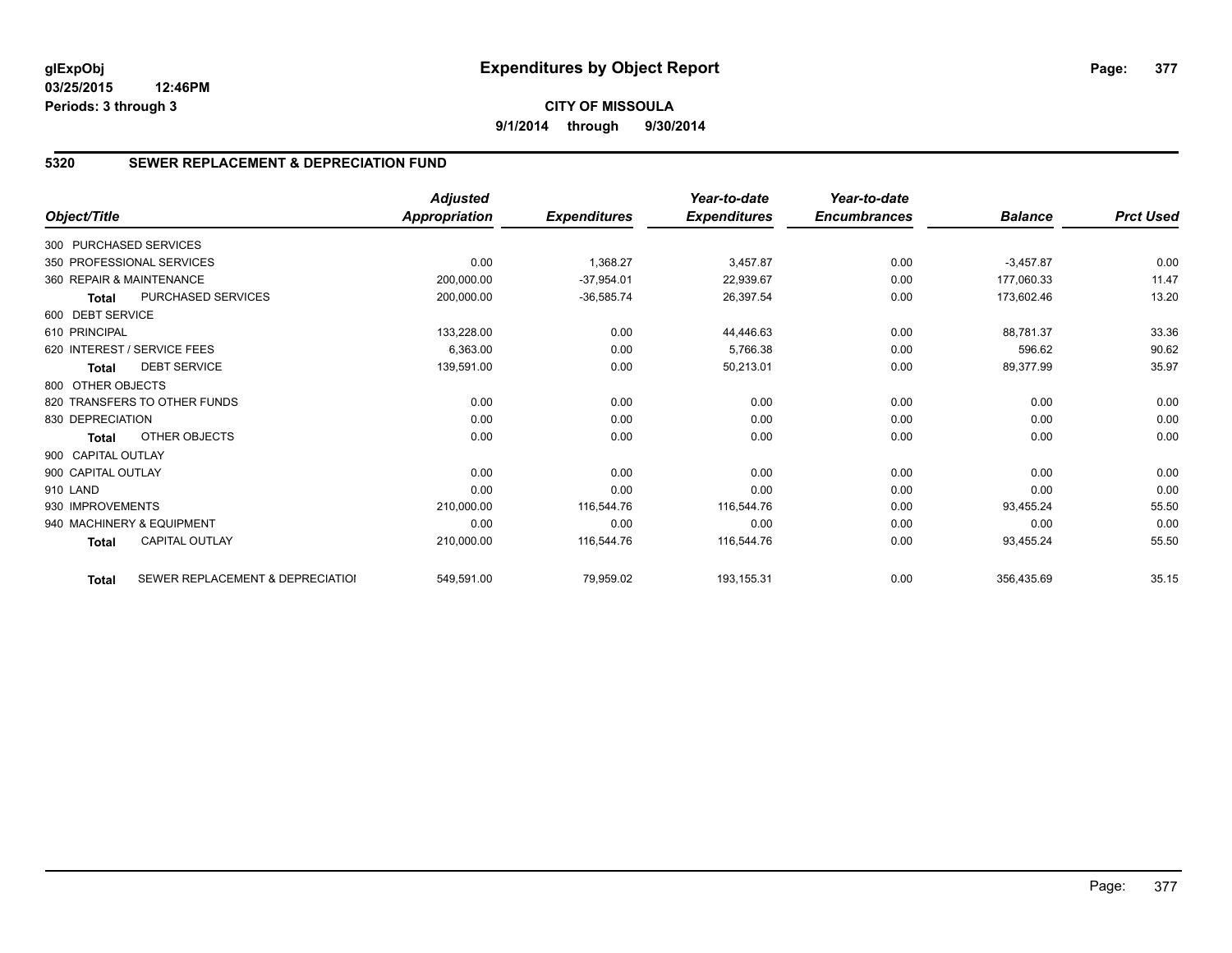# Expenditures by Object Report

glExpObj
03/25/2015 12:46PM
Periods: 3 through 3

**CITY OF MISSOULA**
**9/1/2014 through 9/30/2014**

## 5320 SEWER REPLACEMENT & DEPRECIATION FUND

| Object/Title | | Adjusted Appropriation | Expenditures | Year-to-date Expenditures | Year-to-date Encumbrances | Balance | Prct Used |
|---|---|---|---|---|---|---|---|
| 300 PURCHASED SERVICES | | | | | | | |
| 350 PROFESSIONAL SERVICES | | 0.00 | 1,368.27 | 3,457.87 | 0.00 | -3,457.87 | 0.00 |
| 360 REPAIR & MAINTENANCE | | 200,000.00 | -37,954.01 | 22,939.67 | 0.00 | 177,060.33 | 11.47 |
| **Total** | PURCHASED SERVICES | 200,000.00 | -36,585.74 | 26,397.54 | 0.00 | 173,602.46 | 13.20 |
| 600 DEBT SERVICE | | | | | | | |
| 610 PRINCIPAL | | 133,228.00 | 0.00 | 44,446.63 | 0.00 | 88,781.37 | 33.36 |
| 620 INTEREST / SERVICE FEES | | 6,363.00 | 0.00 | 5,766.38 | 0.00 | 596.62 | 90.62 |
| **Total** | DEBT SERVICE | 139,591.00 | 0.00 | 50,213.01 | 0.00 | 89,377.99 | 35.97 |
| 800 OTHER OBJECTS | | | | | | | |
| 820 TRANSFERS TO OTHER FUNDS | | 0.00 | 0.00 | 0.00 | 0.00 | 0.00 | 0.00 |
| 830 DEPRECIATION | | 0.00 | 0.00 | 0.00 | 0.00 | 0.00 | 0.00 |
| **Total** | OTHER OBJECTS | 0.00 | 0.00 | 0.00 | 0.00 | 0.00 | 0.00 |
| 900 CAPITAL OUTLAY | | | | | | | |
| 900 CAPITAL OUTLAY | | 0.00 | 0.00 | 0.00 | 0.00 | 0.00 | 0.00 |
| 910 LAND | | 0.00 | 0.00 | 0.00 | 0.00 | 0.00 | 0.00 |
| 930 IMPROVEMENTS | | 210,000.00 | 116,544.76 | 116,544.76 | 0.00 | 93,455.24 | 55.50 |
| 940 MACHINERY & EQUIPMENT | | 0.00 | 0.00 | 0.00 | 0.00 | 0.00 | 0.00 |
| **Total** | CAPITAL OUTLAY | 210,000.00 | 116,544.76 | 116,544.76 | 0.00 | 93,455.24 | 55.50 |
| **Total** | SEWER REPLACEMENT & DEPRECIATIOI | 549,591.00 | 79,959.02 | 193,155.31 | 0.00 | 356,435.69 | 35.15 |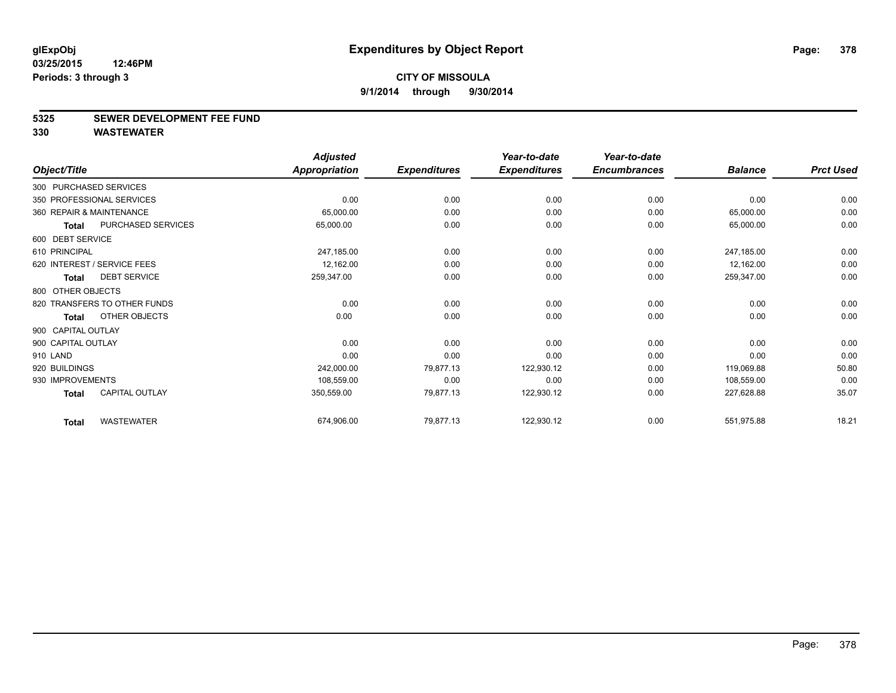**glExpObj** | **Expenditures by Object Report**

**03/25/2015 12:46PM**

**Periods: 3 through 3**

**CITY OF MISSOULA**

**9/1/2014 through 9/30/2014**

## 5325 SEWER DEVELOPMENT FEE FUND

## 330 WASTEWATER

| Object/Title | Adjusted Appropriation | Expenditures | Year-to-date Expenditures | Year-to-date Encumbrances | Balance | Prct Used |
|---|---|---|---|---|---|---|
| 300 PURCHASED SERVICES | | | | | | |
| 350 PROFESSIONAL SERVICES | 0.00 | 0.00 | 0.00 | 0.00 | 0.00 | 0.00 |
| 360 REPAIR & MAINTENANCE | 65,000.00 | 0.00 | 0.00 | 0.00 | 65,000.00 | 0.00 |
| **Total** PURCHASED SERVICES | 65,000.00 | 0.00 | 0.00 | 0.00 | 65,000.00 | 0.00 |
| 600 DEBT SERVICE | | | | | | |
| 610 PRINCIPAL | 247,185.00 | 0.00 | 0.00 | 0.00 | 247,185.00 | 0.00 |
| 620 INTEREST / SERVICE FEES | 12,162.00 | 0.00 | 0.00 | 0.00 | 12,162.00 | 0.00 |
| **Total** DEBT SERVICE | 259,347.00 | 0.00 | 0.00 | 0.00 | 259,347.00 | 0.00 |
| 800 OTHER OBJECTS | | | | | | |
| 820 TRANSFERS TO OTHER FUNDS | 0.00 | 0.00 | 0.00 | 0.00 | 0.00 | 0.00 |
| **Total** OTHER OBJECTS | 0.00 | 0.00 | 0.00 | 0.00 | 0.00 | 0.00 |
| 900 CAPITAL OUTLAY | | | | | | |
| 900 CAPITAL OUTLAY | 0.00 | 0.00 | 0.00 | 0.00 | 0.00 | 0.00 |
| 910 LAND | 0.00 | 0.00 | 0.00 | 0.00 | 0.00 | 0.00 |
| 920 BUILDINGS | 242,000.00 | 79,877.13 | 122,930.12 | 0.00 | 119,069.88 | 50.80 |
| 930 IMPROVEMENTS | 108,559.00 | 0.00 | 0.00 | 0.00 | 108,559.00 | 0.00 |
| **Total** CAPITAL OUTLAY | 350,559.00 | 79,877.13 | 122,930.12 | 0.00 | 227,628.88 | 35.07 |
| **Total** WASTEWATER | 674,906.00 | 79,877.13 | 122,930.12 | 0.00 | 551,975.88 | 18.21 |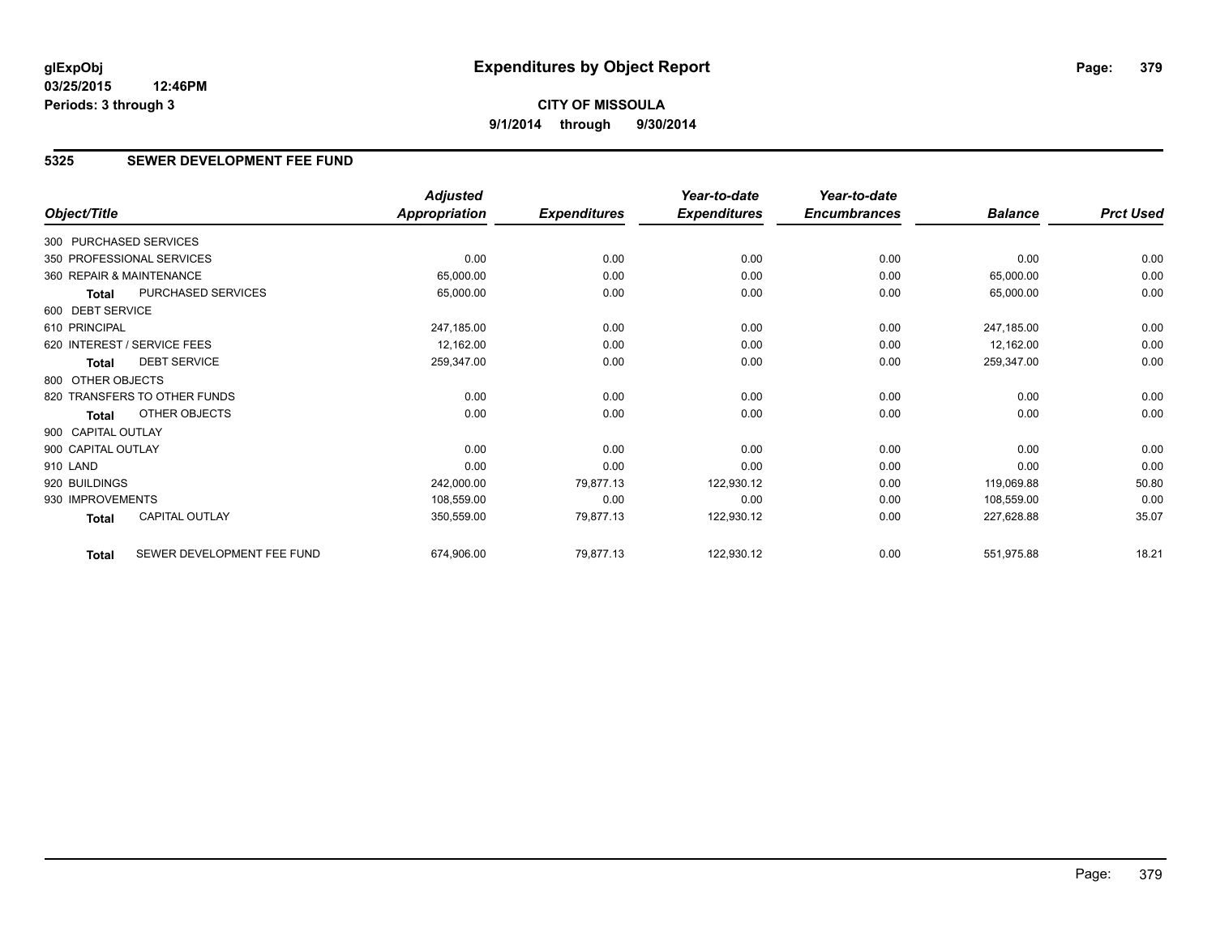**glExpObj**
**03/25/2015 12:46PM**
**Periods: 3 through 3**

# Expenditures by Object Report

**CITY OF MISSOULA**
**9/1/2014 through 9/30/2014**

## 5325 SEWER DEVELOPMENT FEE FUND

| Object/Title | | Adjusted Appropriation | Expenditures | Year-to-date Expenditures | Year-to-date Encumbrances | Balance | Prct Used |
|---|---|---|---|---|---|---|---|
| 300 PURCHASED SERVICES | | | | | | | |
| 350 PROFESSIONAL SERVICES | | 0.00 | 0.00 | 0.00 | 0.00 | 0.00 | 0.00 |
| 360 REPAIR & MAINTENANCE | | 65,000.00 | 0.00 | 0.00 | 0.00 | 65,000.00 | 0.00 |
| **Total** | PURCHASED SERVICES | 65,000.00 | 0.00 | 0.00 | 0.00 | 65,000.00 | 0.00 |
| 600 DEBT SERVICE | | | | | | | |
| 610 PRINCIPAL | | 247,185.00 | 0.00 | 0.00 | 0.00 | 247,185.00 | 0.00 |
| 620 INTEREST / SERVICE FEES | | 12,162.00 | 0.00 | 0.00 | 0.00 | 12,162.00 | 0.00 |
| **Total** | DEBT SERVICE | 259,347.00 | 0.00 | 0.00 | 0.00 | 259,347.00 | 0.00 |
| 800 OTHER OBJECTS | | | | | | | |
| 820 TRANSFERS TO OTHER FUNDS | | 0.00 | 0.00 | 0.00 | 0.00 | 0.00 | 0.00 |
| **Total** | OTHER OBJECTS | 0.00 | 0.00 | 0.00 | 0.00 | 0.00 | 0.00 |
| 900 CAPITAL OUTLAY | | | | | | | |
| 900 CAPITAL OUTLAY | | 0.00 | 0.00 | 0.00 | 0.00 | 0.00 | 0.00 |
| 910 LAND | | 0.00 | 0.00 | 0.00 | 0.00 | 0.00 | 0.00 |
| 920 BUILDINGS | | 242,000.00 | 79,877.13 | 122,930.12 | 0.00 | 119,069.88 | 50.80 |
| 930 IMPROVEMENTS | | 108,559.00 | 0.00 | 0.00 | 0.00 | 108,559.00 | 0.00 |
| **Total** | CAPITAL OUTLAY | 350,559.00 | 79,877.13 | 122,930.12 | 0.00 | 227,628.88 | 35.07 |
| **Total** | SEWER DEVELOPMENT FEE FUND | 674,906.00 | 79,877.13 | 122,930.12 | 0.00 | 551,975.88 | 18.21 |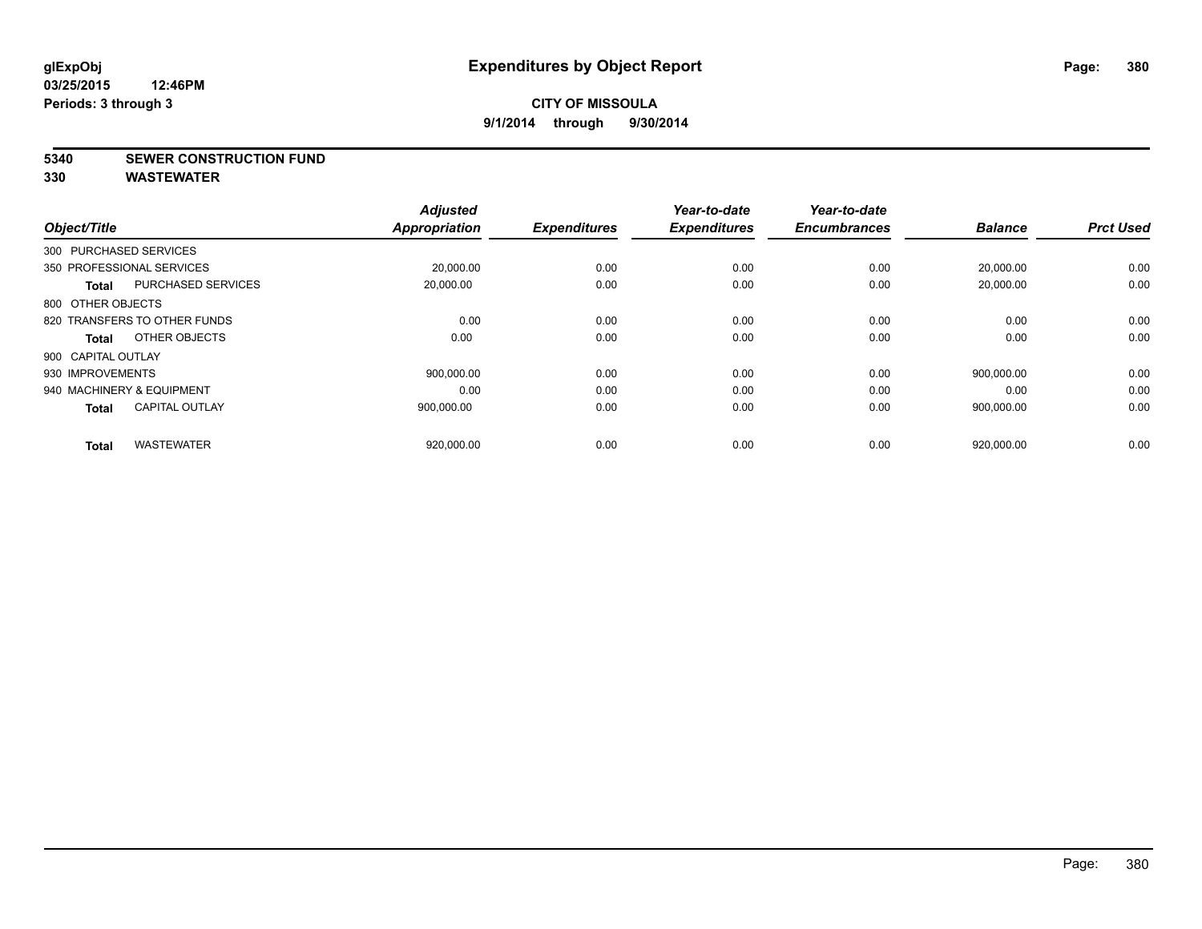# Expenditures by Object Report

glExpObj
03/25/2015 12:46PM
Periods: 3 through 3

**CITY OF MISSOULA**
**9/1/2014 through 9/30/2014**

**5340 SEWER CONSTRUCTION FUND**
**330 WASTEWATER**

| Object/Title | | Adjusted Appropriation | Expenditures | Year-to-date Expenditures | Year-to-date Encumbrances | Balance | Prct Used |
|---|---|---|---|---|---|---|---|
| 300 PURCHASED SERVICES | | | | | | | |
| 350 PROFESSIONAL SERVICES | | 20,000.00 | 0.00 | 0.00 | 0.00 | 20,000.00 | 0.00 |
| **Total** | PURCHASED SERVICES | 20,000.00 | 0.00 | 0.00 | 0.00 | 20,000.00 | 0.00 |
| 800 OTHER OBJECTS | | | | | | | |
| 820 TRANSFERS TO OTHER FUNDS | | 0.00 | 0.00 | 0.00 | 0.00 | 0.00 | 0.00 |
| **Total** | OTHER OBJECTS | 0.00 | 0.00 | 0.00 | 0.00 | 0.00 | 0.00 |
| 900 CAPITAL OUTLAY | | | | | | | |
| 930 IMPROVEMENTS | | 900,000.00 | 0.00 | 0.00 | 0.00 | 900,000.00 | 0.00 |
| 940 MACHINERY & EQUIPMENT | | 0.00 | 0.00 | 0.00 | 0.00 | 0.00 | 0.00 |
| **Total** | CAPITAL OUTLAY | 900,000.00 | 0.00 | 0.00 | 0.00 | 900,000.00 | 0.00 |
| **Total** | WASTEWATER | 920,000.00 | 0.00 | 0.00 | 0.00 | 920,000.00 | 0.00 |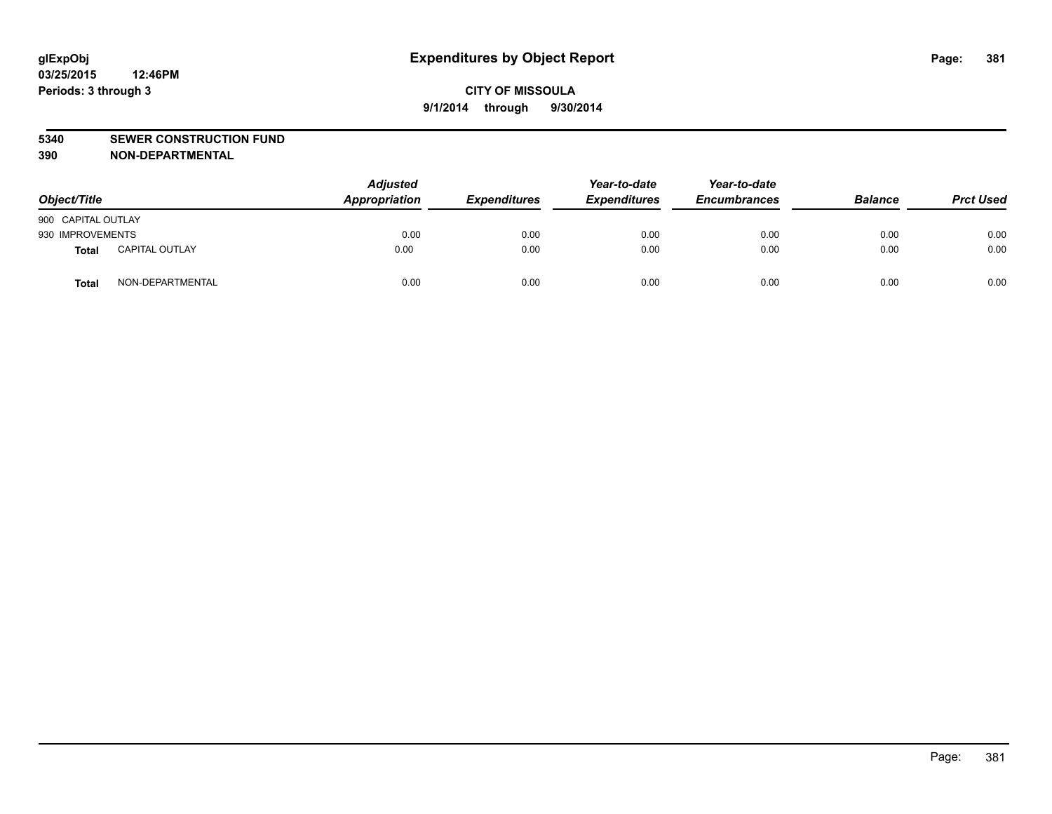**glExpObj** **Expenditures by Object Report**
**03/25/2015 12:46PM**
**Periods: 3 through 3**

**CITY OF MISSOULA**
**9/1/2014 through 9/30/2014**

## 5340 SEWER CONSTRUCTION FUND
## 390 NON-DEPARTMENTAL

| Object/Title | | Adjusted Appropriation | Expenditures | Year-to-date Expenditures | Year-to-date Encumbrances | Balance | Prct Used |
|---|---|---|---|---|---|---|---|
| 900 CAPITAL OUTLAY | | | | | | | |
| 930 IMPROVEMENTS | | 0.00 | 0.00 | 0.00 | 0.00 | 0.00 | 0.00 |
| **Total** | CAPITAL OUTLAY | 0.00 | 0.00 | 0.00 | 0.00 | 0.00 | 0.00 |
| **Total** | NON-DEPARTMENTAL | 0.00 | 0.00 | 0.00 | 0.00 | 0.00 | 0.00 |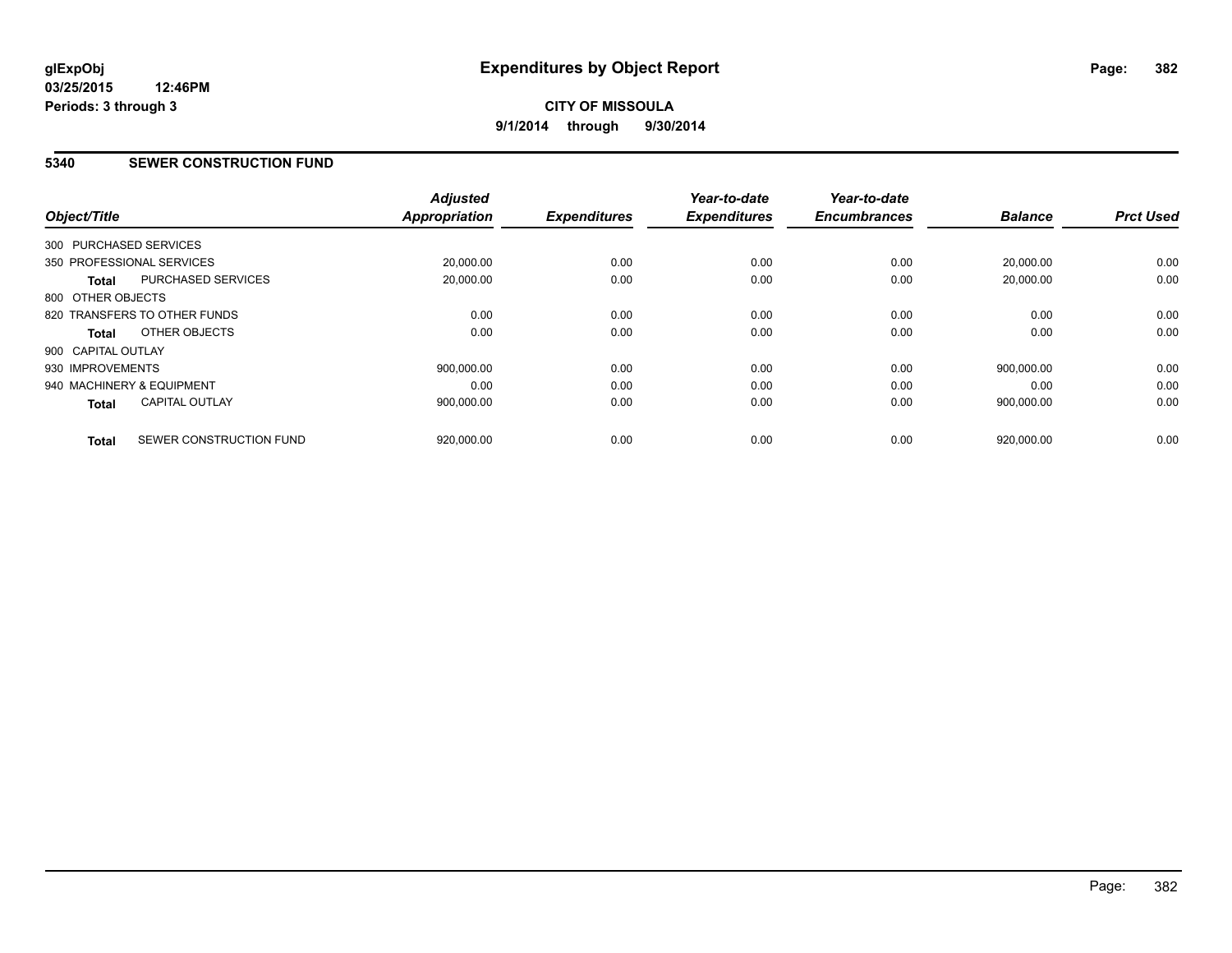**glExpObj** 03/25/2015 12:46PM
**Periods: 3 through 3**

# Expenditures by Object Report

**CITY OF MISSOULA**
**9/1/2014 through 9/30/2014**

## 5340 SEWER CONSTRUCTION FUND

| Object/Title | | Adjusted Appropriation | Expenditures | Year-to-date Expenditures | Year-to-date Encumbrances | Balance | Prct Used |
|---|---|---|---|---|---|---|---|
| 300 PURCHASED SERVICES | | | | | | | |
| 350 PROFESSIONAL SERVICES | | 20,000.00 | 0.00 | 0.00 | 0.00 | 20,000.00 | 0.00 |
| **Total** | PURCHASED SERVICES | 20,000.00 | 0.00 | 0.00 | 0.00 | 20,000.00 | 0.00 |
| 800 OTHER OBJECTS | | | | | | | |
| 820 TRANSFERS TO OTHER FUNDS | | 0.00 | 0.00 | 0.00 | 0.00 | 0.00 | 0.00 |
| **Total** | OTHER OBJECTS | 0.00 | 0.00 | 0.00 | 0.00 | 0.00 | 0.00 |
| 900 CAPITAL OUTLAY | | | | | | | |
| 930 IMPROVEMENTS | | 900,000.00 | 0.00 | 0.00 | 0.00 | 900,000.00 | 0.00 |
| 940 MACHINERY & EQUIPMENT | | 0.00 | 0.00 | 0.00 | 0.00 | 0.00 | 0.00 |
| **Total** | CAPITAL OUTLAY | 900,000.00 | 0.00 | 0.00 | 0.00 | 900,000.00 | 0.00 |
| **Total** | SEWER CONSTRUCTION FUND | 920,000.00 | 0.00 | 0.00 | 0.00 | 920,000.00 | 0.00 |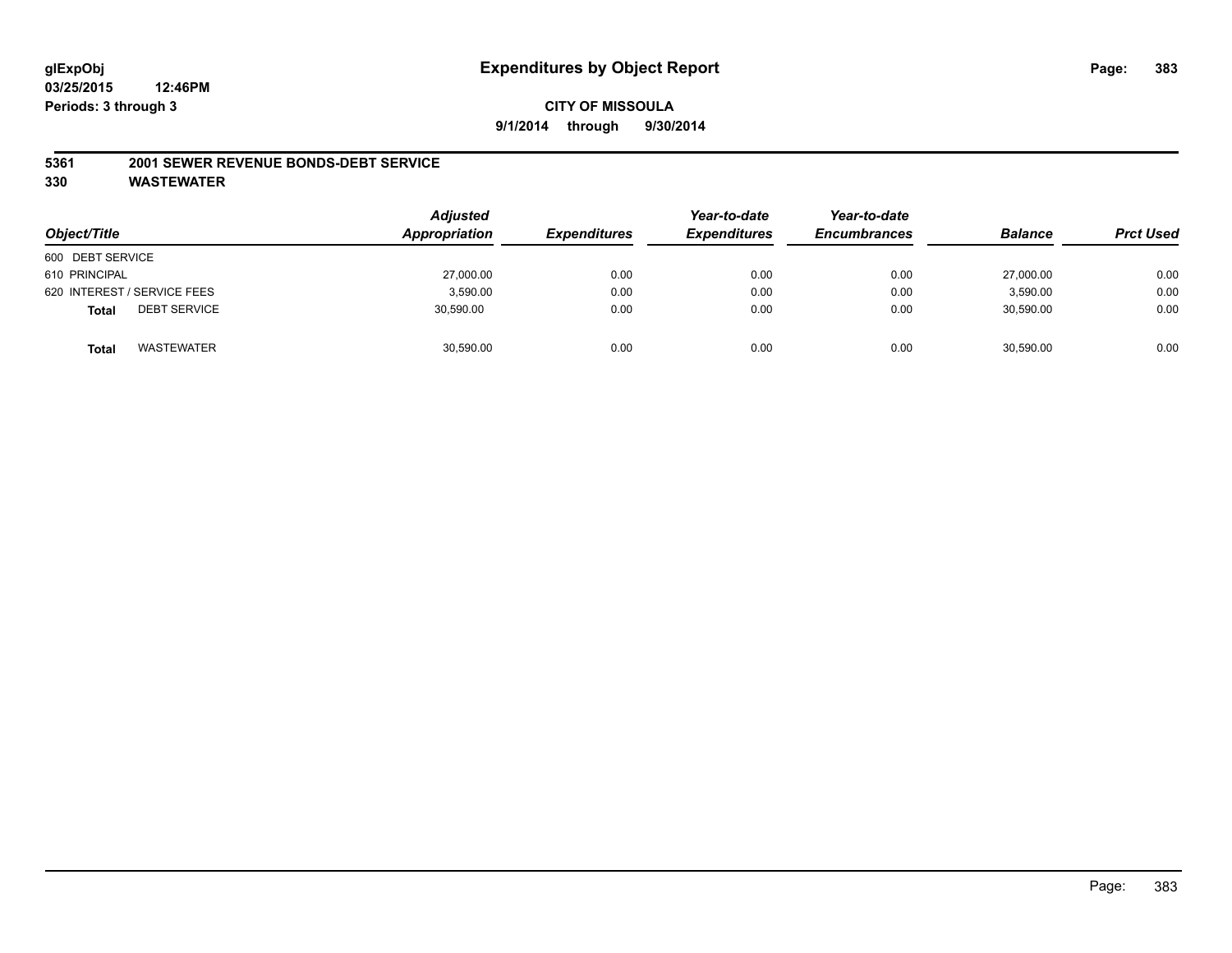# Expenditures by Object Report

glExpObj
03/25/2015 12:46PM
Periods: 3 through 3

**CITY OF MISSOULA**

**9/1/2014 through 9/30/2014**

## 5361 2001 SEWER REVENUE BONDS-DEBT SERVICE

## 330 WASTEWATER

| Object/Title | Adjusted Appropriation | Expenditures | Year-to-date Expenditures | Year-to-date Encumbrances | Balance | Prct Used |
|---|---|---|---|---|---|---|
| 600 DEBT SERVICE | | | | | | |
| 610 PRINCIPAL | 27,000.00 | 0.00 | 0.00 | 0.00 | 27,000.00 | 0.00 |
| 620 INTEREST / SERVICE FEES | 3,590.00 | 0.00 | 0.00 | 0.00 | 3,590.00 | 0.00 |
| **Total** DEBT SERVICE | 30,590.00 | 0.00 | 0.00 | 0.00 | 30,590.00 | 0.00 |
| **Total** WASTEWATER | 30,590.00 | 0.00 | 0.00 | 0.00 | 30,590.00 | 0.00 |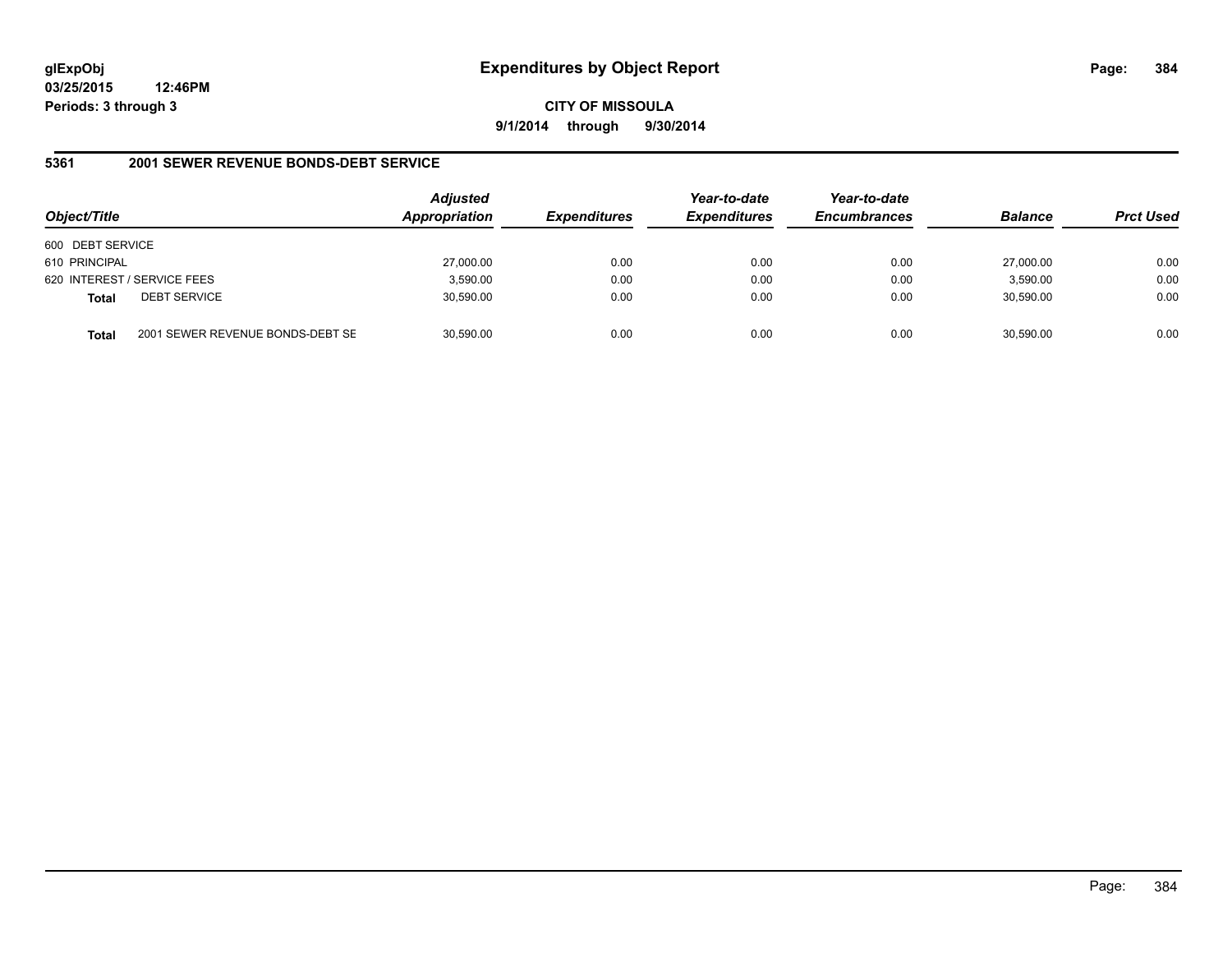**glExpObj**
**03/25/2015 12:46PM**
**Periods: 3 through 3**

# Expenditures by Object Report

**CITY OF MISSOULA**
**9/1/2014 through 9/30/2014**

## 5361 2001 SEWER REVENUE BONDS-DEBT SERVICE

| Object/Title | Adjusted Appropriation | Expenditures | Year-to-date Expenditures | Year-to-date Encumbrances | Balance | Prct Used |
|---|---|---|---|---|---|---|
| 600 DEBT SERVICE | | | | | | |
| 610 PRINCIPAL | 27,000.00 | 0.00 | 0.00 | 0.00 | 27,000.00 | 0.00 |
| 620 INTEREST / SERVICE FEES | 3,590.00 | 0.00 | 0.00 | 0.00 | 3,590.00 | 0.00 |
| **Total** DEBT SERVICE | 30,590.00 | 0.00 | 0.00 | 0.00 | 30,590.00 | 0.00 |
| **Total** 2001 SEWER REVENUE BONDS-DEBT SE | 30,590.00 | 0.00 | 0.00 | 0.00 | 30,590.00 | 0.00 |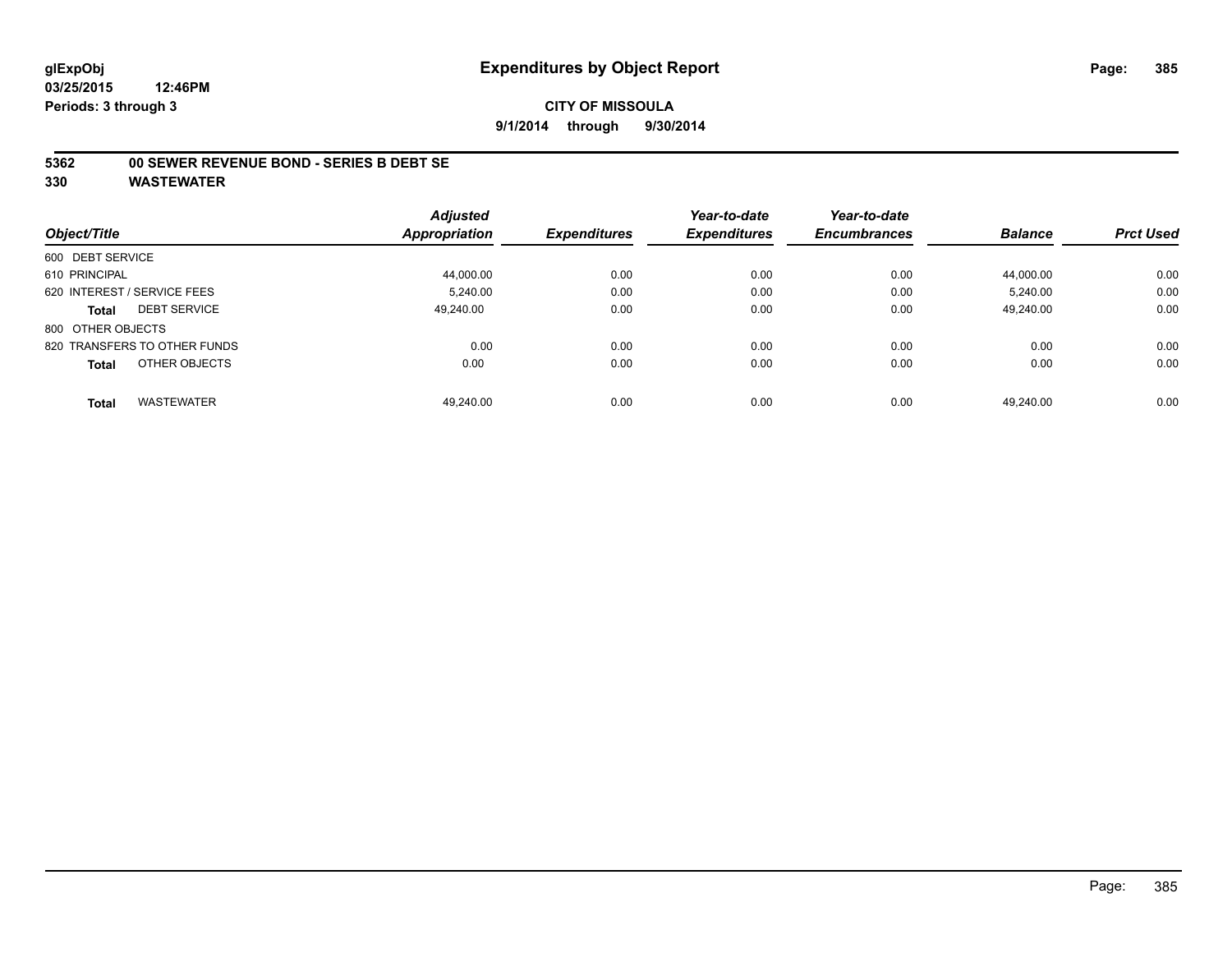# Expenditures by Object Report

**CITY OF MISSOULA**

**9/1/2014 through 9/30/2014**

glExpObj
03/25/2015 12:46PM
Periods: 3 through 3

## 5362 00 SEWER REVENUE BOND - SERIES B DEBT SE

## 330 WASTEWATER

| Object/Title | Adjusted Appropriation | Expenditures | Year-to-date Expenditures | Year-to-date Encumbrances | Balance | Prct Used |
|---|---|---|---|---|---|---|
| 600 DEBT SERVICE | | | | | | |
| 610 PRINCIPAL | 44,000.00 | 0.00 | 0.00 | 0.00 | 44,000.00 | 0.00 |
| 620 INTEREST / SERVICE FEES | 5,240.00 | 0.00 | 0.00 | 0.00 | 5,240.00 | 0.00 |
| **Total** DEBT SERVICE | 49,240.00 | 0.00 | 0.00 | 0.00 | 49,240.00 | 0.00 |
| 800 OTHER OBJECTS | | | | | | |
| 820 TRANSFERS TO OTHER FUNDS | 0.00 | 0.00 | 0.00 | 0.00 | 0.00 | 0.00 |
| **Total** OTHER OBJECTS | 0.00 | 0.00 | 0.00 | 0.00 | 0.00 | 0.00 |
| **Total** WASTEWATER | 49,240.00 | 0.00 | 0.00 | 0.00 | 49,240.00 | 0.00 |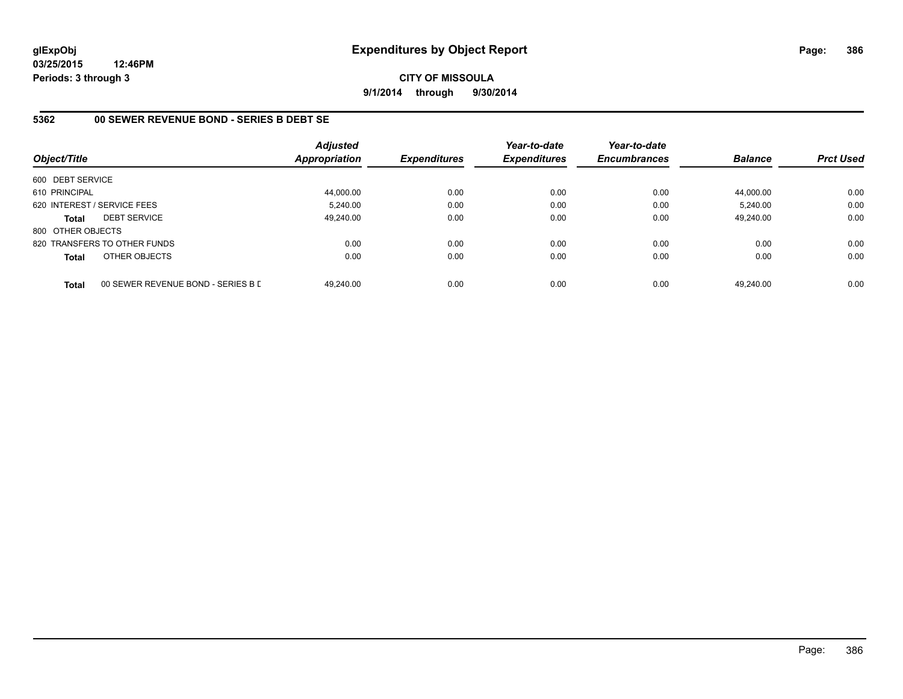glExpObj
03/25/2015 12:46PM
Periods: 3 through 3

# Expenditures by Object Report

**CITY OF MISSOULA**
**9/1/2014 through 9/30/2014**

## 5362 00 SEWER REVENUE BOND - SERIES B DEBT SE

| Object/Title | | Adjusted Appropriation | Expenditures | Year-to-date Expenditures | Year-to-date Encumbrances | Balance | Prct Used |
|---|---|---|---|---|---|---|---|
| 600 DEBT SERVICE | | | | | | | |
| 610 PRINCIPAL | | 44,000.00 | 0.00 | 0.00 | 0.00 | 44,000.00 | 0.00 |
| 620 INTEREST / SERVICE FEES | | 5,240.00 | 0.00 | 0.00 | 0.00 | 5,240.00 | 0.00 |
| **Total** | DEBT SERVICE | 49,240.00 | 0.00 | 0.00 | 0.00 | 49,240.00 | 0.00 |
| 800 OTHER OBJECTS | | | | | | | |
| 820 TRANSFERS TO OTHER FUNDS | | 0.00 | 0.00 | 0.00 | 0.00 | 0.00 | 0.00 |
| **Total** | OTHER OBJECTS | 0.00 | 0.00 | 0.00 | 0.00 | 0.00 | 0.00 |
| **Total** | 00 SEWER REVENUE BOND - SERIES B D | 49,240.00 | 0.00 | 0.00 | 0.00 | 49,240.00 | 0.00 |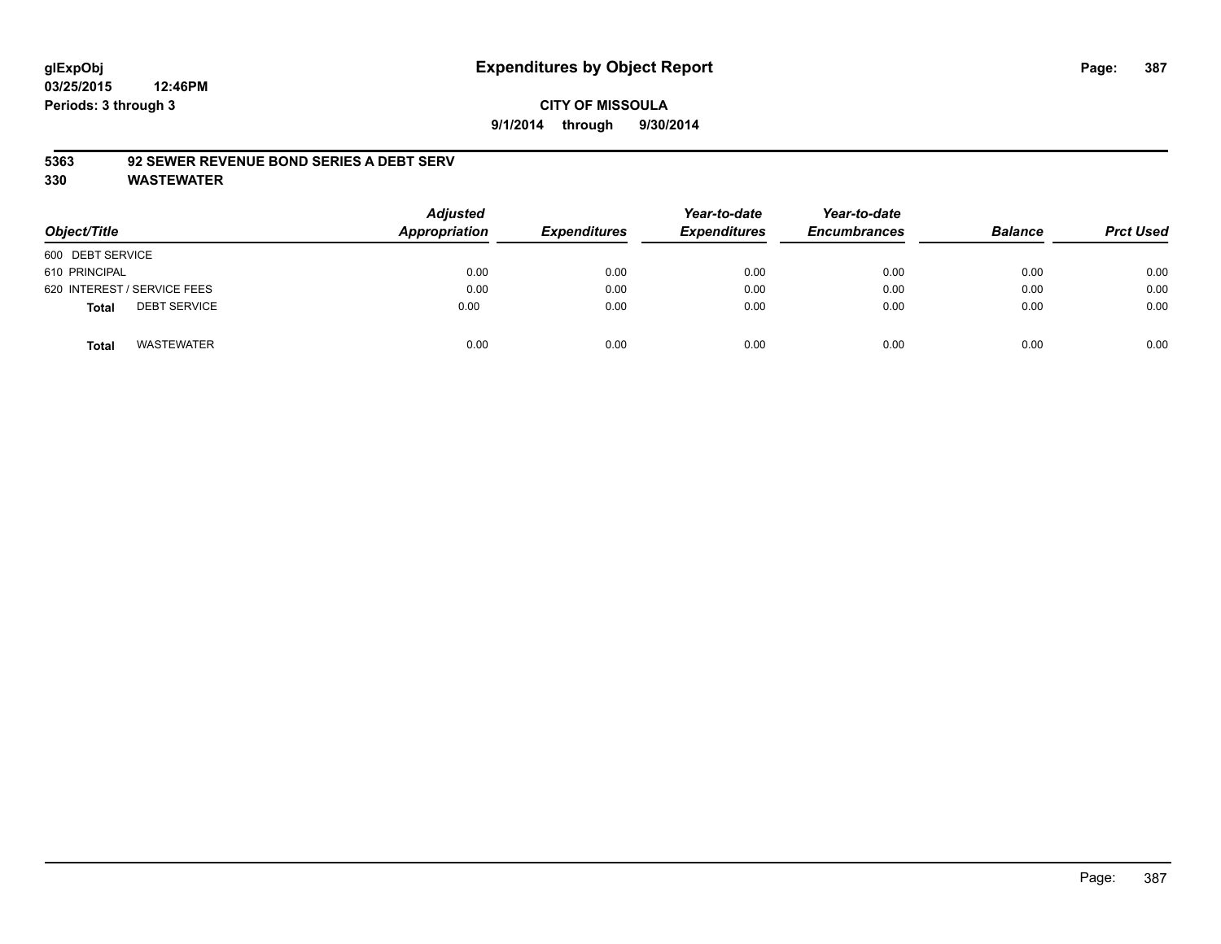**glExpObj**
**03/25/2015 12:46PM**
**Periods: 3 through 3**

# Expenditures by Object Report

**CITY OF MISSOULA**
**9/1/2014 through 9/30/2014**

## 5363 92 SEWER REVENUE BOND SERIES A DEBT SERV
## 330 WASTEWATER

| Object/Title | Adjusted Appropriation | Expenditures | Year-to-date Expenditures | Year-to-date Encumbrances | Balance | Prct Used |
|---|---|---|---|---|---|---|
| 600 DEBT SERVICE | | | | | | |
| 610 PRINCIPAL | 0.00 | 0.00 | 0.00 | 0.00 | 0.00 | 0.00 |
| 620 INTEREST / SERVICE FEES | 0.00 | 0.00 | 0.00 | 0.00 | 0.00 | 0.00 |
| **Total** DEBT SERVICE | 0.00 | 0.00 | 0.00 | 0.00 | 0.00 | 0.00 |
| **Total** WASTEWATER | 0.00 | 0.00 | 0.00 | 0.00 | 0.00 | 0.00 |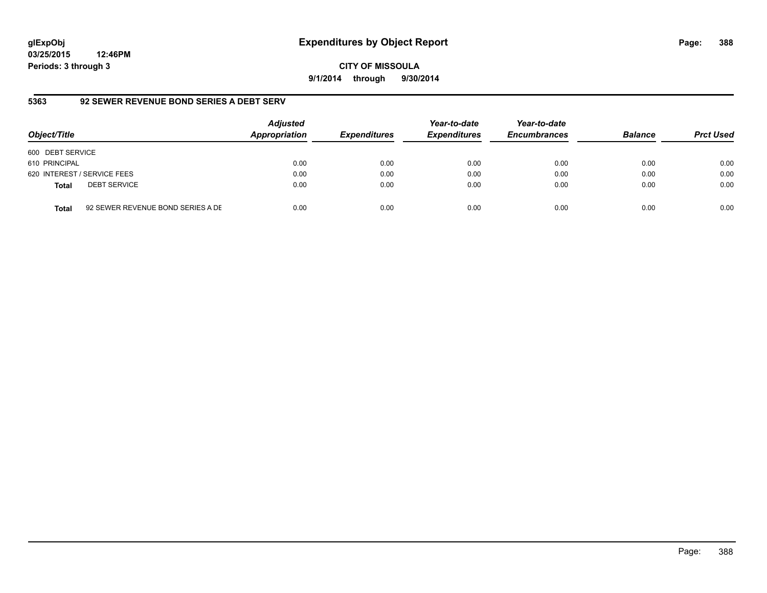# Expenditures by Object Report

glExpObj
03/25/2015 12:46PM
Periods: 3 through 3

**CITY OF MISSOULA**
**9/1/2014 through 9/30/2014**

## 5363 92 SEWER REVENUE BOND SERIES A DEBT SERV

| Object/Title | | Adjusted Appropriation | Expenditures | Year-to-date Expenditures | Year-to-date Encumbrances | Balance | Prct Used |
|---|---|---|---|---|---|---|---|
| 600 DEBT SERVICE | | | | | | | |
| 610 PRINCIPAL | | 0.00 | 0.00 | 0.00 | 0.00 | 0.00 | 0.00 |
| 620 INTEREST / SERVICE FEES | | 0.00 | 0.00 | 0.00 | 0.00 | 0.00 | 0.00 |
| **Total** | DEBT SERVICE | 0.00 | 0.00 | 0.00 | 0.00 | 0.00 | 0.00 |
| **Total** | 92 SEWER REVENUE BOND SERIES A DE | 0.00 | 0.00 | 0.00 | 0.00 | 0.00 | 0.00 |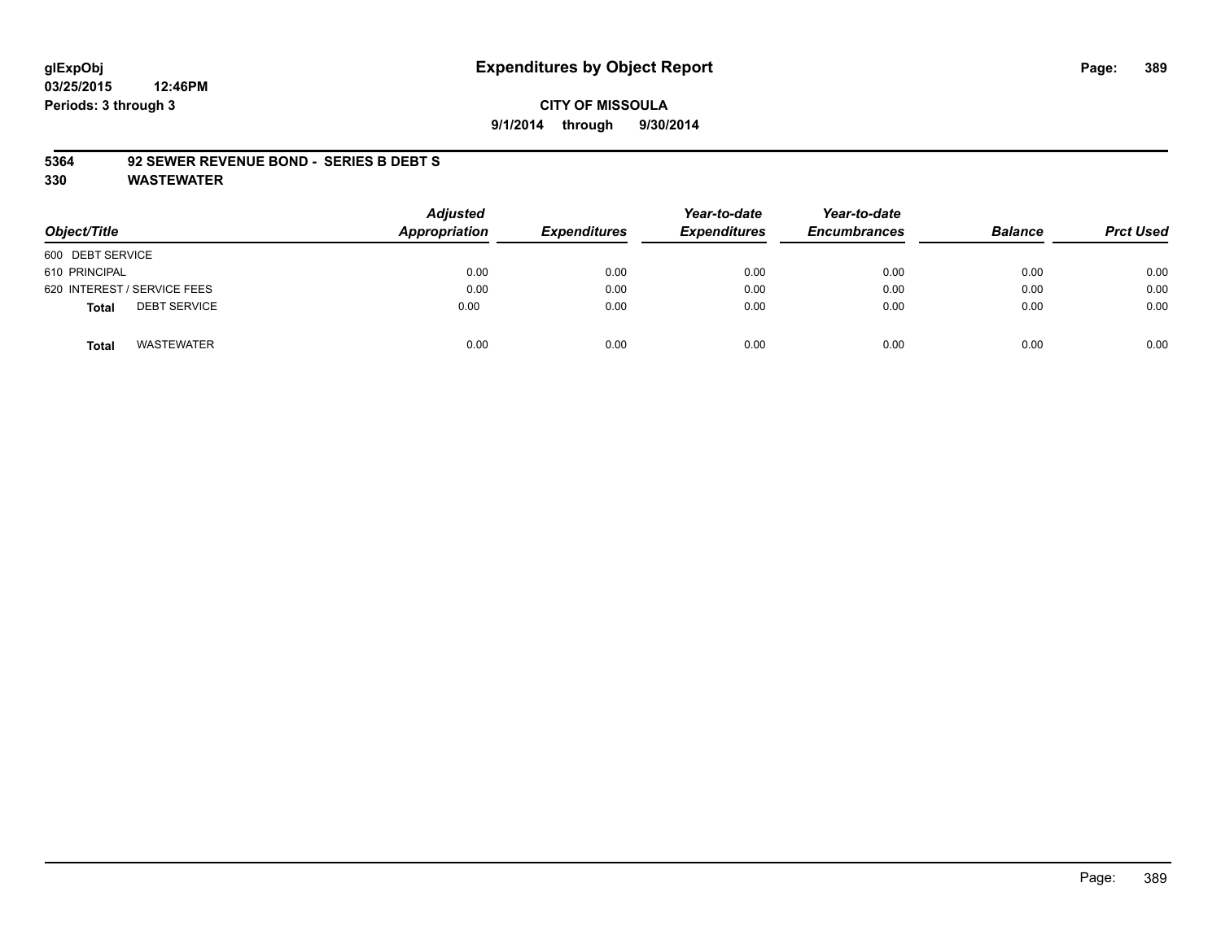**glExpObj**
**03/25/2015 12:46PM**
**Periods: 3 through 3**

# Expenditures by Object Report

**CITY OF MISSOULA**
**9/1/2014 through 9/30/2014**

## 5364 92 SEWER REVENUE BOND - SERIES B DEBT S
## 330 WASTEWATER

| Object/Title | Adjusted Appropriation | Expenditures | Year-to-date Expenditures | Year-to-date Encumbrances | Balance | Prct Used |
|---|---|---|---|---|---|---|
| 600 DEBT SERVICE | | | | | | |
| 610 PRINCIPAL | 0.00 | 0.00 | 0.00 | 0.00 | 0.00 | 0.00 |
| 620 INTEREST / SERVICE FEES | 0.00 | 0.00 | 0.00 | 0.00 | 0.00 | 0.00 |
| **Total** DEBT SERVICE | 0.00 | 0.00 | 0.00 | 0.00 | 0.00 | 0.00 |
| **Total** WASTEWATER | 0.00 | 0.00 | 0.00 | 0.00 | 0.00 | 0.00 |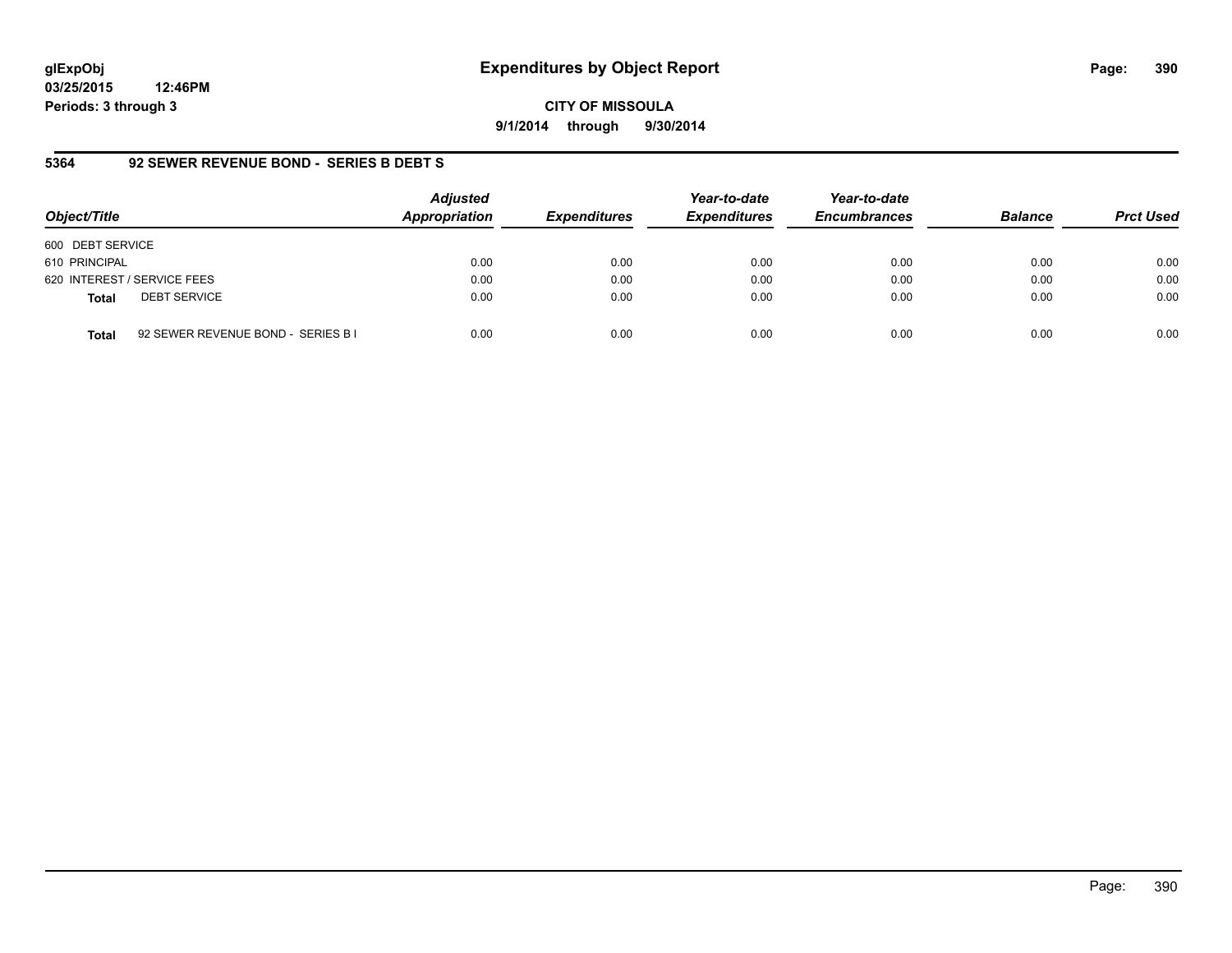# Expenditures by Object Report

glExpObj
03/25/2015 12:46PM
Periods: 3 through 3

**CITY OF MISSOULA**
**9/1/2014 through 9/30/2014**

## 5364 92 SEWER REVENUE BOND - SERIES B DEBT S

| Object/Title | Adjusted Appropriation | Expenditures | Year-to-date Expenditures | Year-to-date Encumbrances | Balance | Prct Used |
|---|---|---|---|---|---|---|
| 600 DEBT SERVICE | | | | | | |
| 610 PRINCIPAL | 0.00 | 0.00 | 0.00 | 0.00 | 0.00 | 0.00 |
| 620 INTEREST / SERVICE FEES | 0.00 | 0.00 | 0.00 | 0.00 | 0.00 | 0.00 |
| **Total** DEBT SERVICE | 0.00 | 0.00 | 0.00 | 0.00 | 0.00 | 0.00 |
| **Total** 92 SEWER REVENUE BOND - SERIES B I | 0.00 | 0.00 | 0.00 | 0.00 | 0.00 | 0.00 |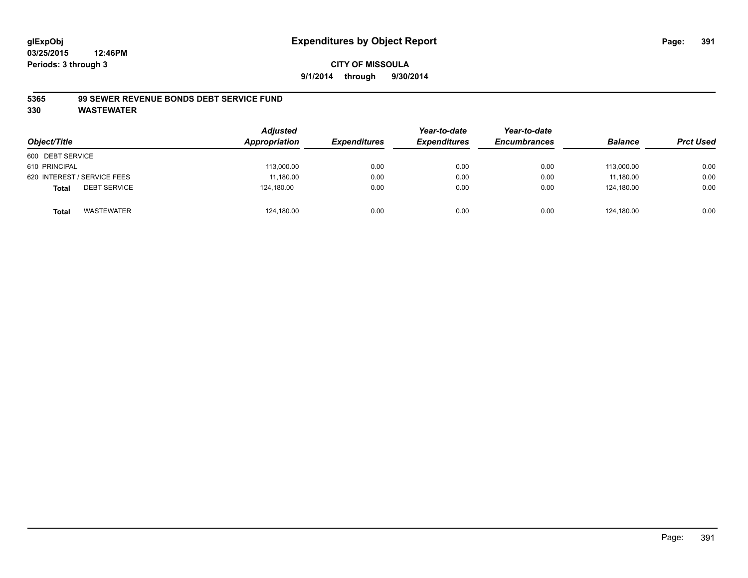# Expenditures by Object Report

glExpObj
03/25/2015 12:46PM
Periods: 3 through 3

**CITY OF MISSOULA**
**9/1/2014 through 9/30/2014**

## 5365 99 SEWER REVENUE BONDS DEBT SERVICE FUND
## 330 WASTEWATER

| Object/Title | Adjusted Appropriation | Expenditures | Year-to-date Expenditures | Year-to-date Encumbrances | Balance | Prct Used |
|---|---|---|---|---|---|---|
| 600 DEBT SERVICE | | | | | | |
| 610 PRINCIPAL | 113,000.00 | 0.00 | 0.00 | 0.00 | 113,000.00 | 0.00 |
| 620 INTEREST / SERVICE FEES | 11,180.00 | 0.00 | 0.00 | 0.00 | 11,180.00 | 0.00 |
| **Total** DEBT SERVICE | 124,180.00 | 0.00 | 0.00 | 0.00 | 124,180.00 | 0.00 |
| **Total** WASTEWATER | 124,180.00 | 0.00 | 0.00 | 0.00 | 124,180.00 | 0.00 |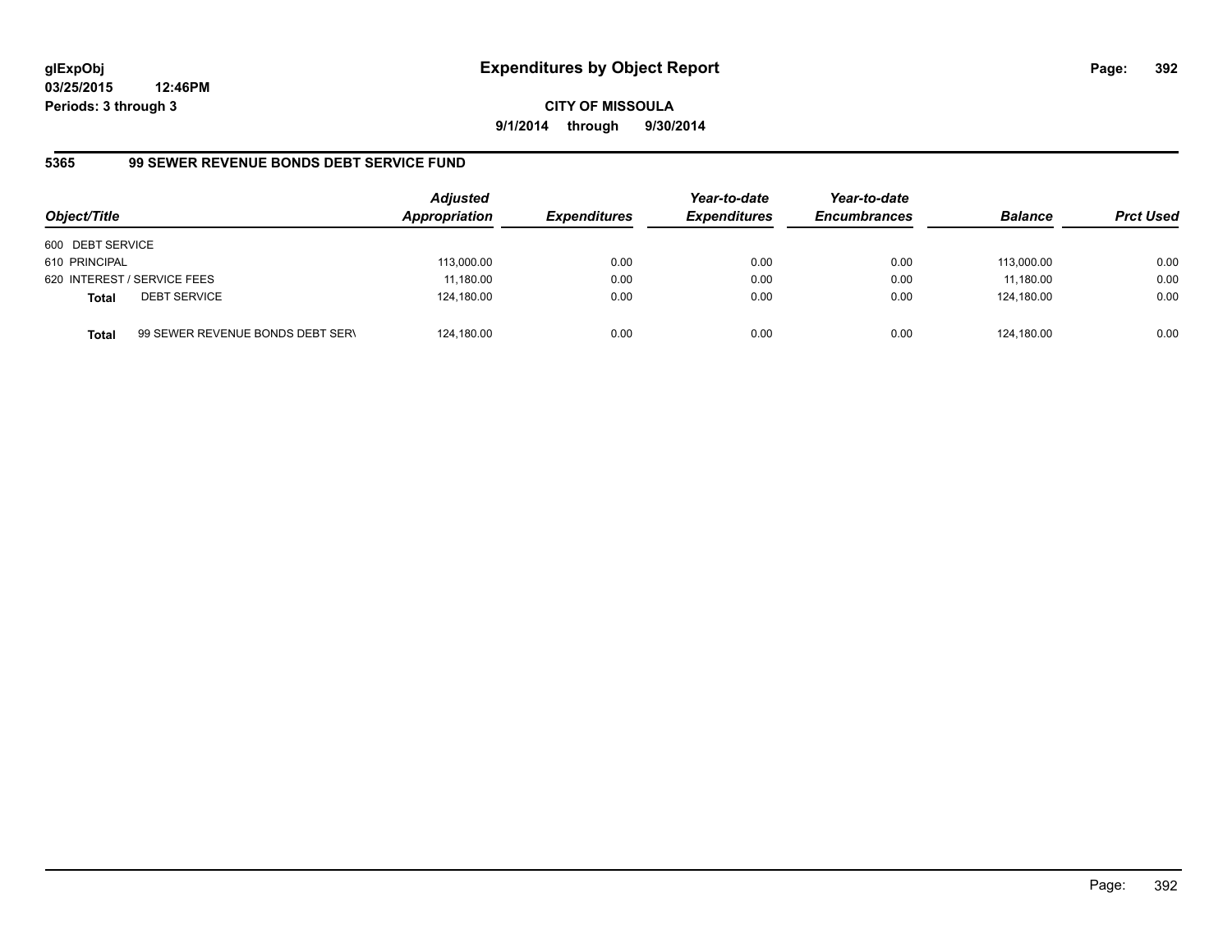glExpObj
03/25/2015 12:46PM
Periods: 3 through 3

# Expenditures by Object Report

**CITY OF MISSOULA**
**9/1/2014 through 9/30/2014**

## 5365 99 SEWER REVENUE BONDS DEBT SERVICE FUND

| Object/Title | | Adjusted Appropriation | Expenditures | Year-to-date Expenditures | Year-to-date Encumbrances | Balance | Prct Used |
|---|---|---|---|---|---|---|---|
| 600 DEBT SERVICE | | | | | | | |
| 610 PRINCIPAL | | 113,000.00 | 0.00 | 0.00 | 0.00 | 113,000.00 | 0.00 |
| 620 INTEREST / SERVICE FEES | | 11,180.00 | 0.00 | 0.00 | 0.00 | 11,180.00 | 0.00 |
| **Total** | DEBT SERVICE | 124,180.00 | 0.00 | 0.00 | 0.00 | 124,180.00 | 0.00 |
| **Total** | 99 SEWER REVENUE BONDS DEBT SERV | 124,180.00 | 0.00 | 0.00 | 0.00 | 124,180.00 | 0.00 |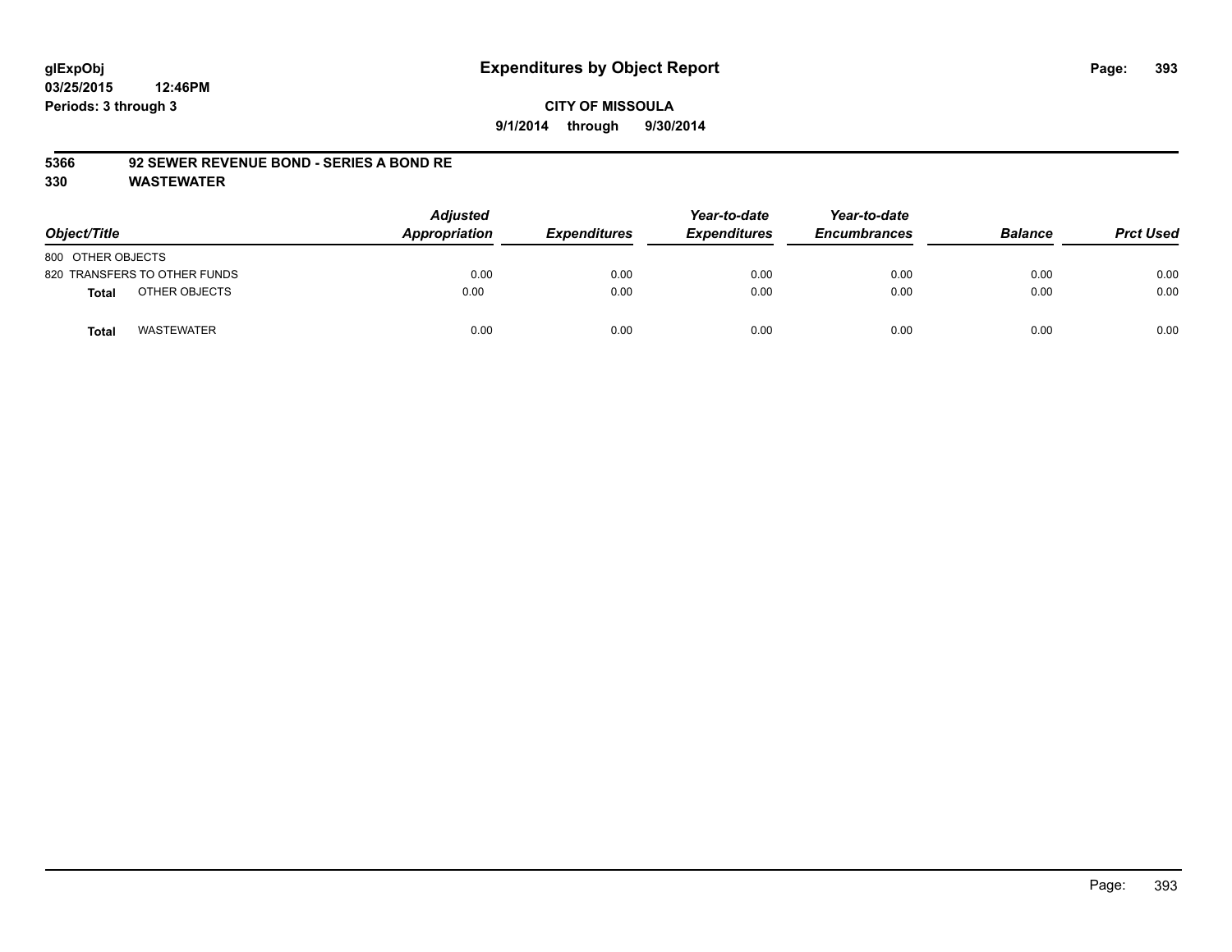glExpObj
03/25/2015 12:46PM
Periods: 3 through 3

# Expenditures by Object Report

**CITY OF MISSOULA**

**9/1/2014 through 9/30/2014**

**5366 92 SEWER REVENUE BOND - SERIES A BOND RE**

**330 WASTEWATER**

| Object/Title | Adjusted Appropriation | Expenditures | Year-to-date Expenditures | Year-to-date Encumbrances | Balance | Prct Used |
|---|---|---|---|---|---|---|
| 800 OTHER OBJECTS | | | | | | |
| 820 TRANSFERS TO OTHER FUNDS | 0.00 | 0.00 | 0.00 | 0.00 | 0.00 | 0.00 |
| **Total** OTHER OBJECTS | 0.00 | 0.00 | 0.00 | 0.00 | 0.00 | 0.00 |
| **Total** WASTEWATER | 0.00 | 0.00 | 0.00 | 0.00 | 0.00 | 0.00 |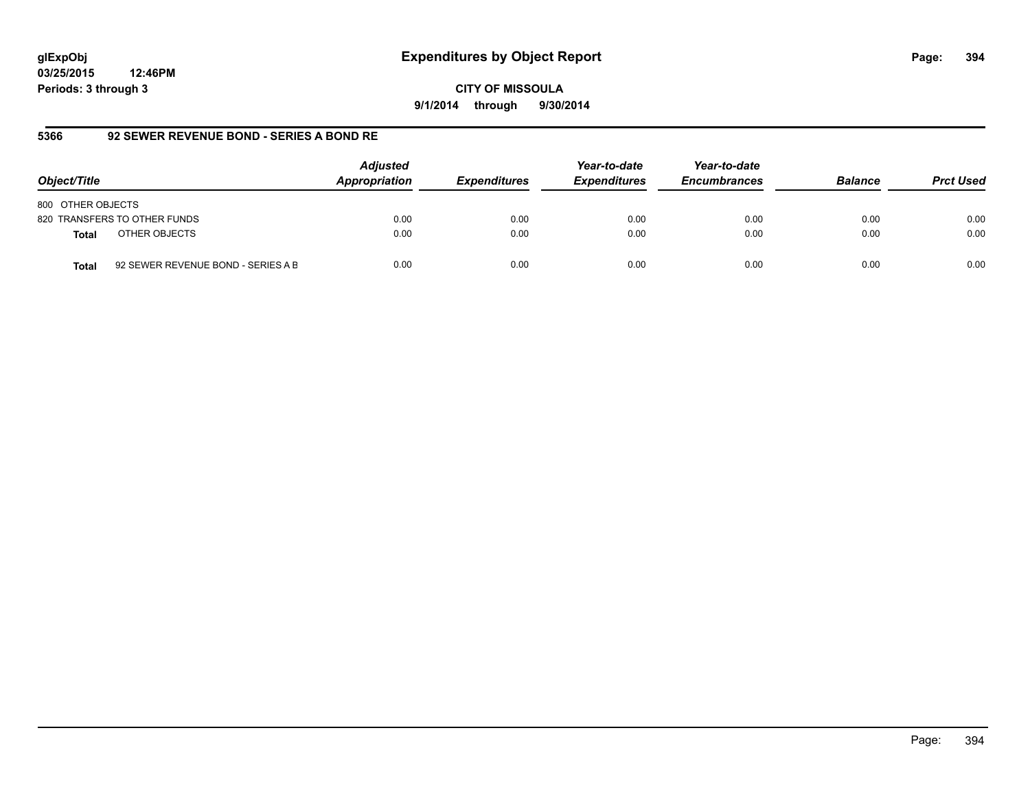**glExpObj**
**03/25/2015 12:46PM**
**Periods: 3 through 3**

# Expenditures by Object Report

**CITY OF MISSOULA**
**9/1/2014 through 9/30/2014**

## 5366 92 SEWER REVENUE BOND - SERIES A BOND RE

| Object/Title | | Adjusted Appropriation | Expenditures | Year-to-date Expenditures | Year-to-date Encumbrances | Balance | Prct Used |
|---|---|---|---|---|---|---|---|
| 800 OTHER OBJECTS | | | | | | | |
| 820 TRANSFERS TO OTHER FUNDS | | 0.00 | 0.00 | 0.00 | 0.00 | 0.00 | 0.00 |
| **Total** | OTHER OBJECTS | 0.00 | 0.00 | 0.00 | 0.00 | 0.00 | 0.00 |
| **Total** | 92 SEWER REVENUE BOND - SERIES A B | 0.00 | 0.00 | 0.00 | 0.00 | 0.00 | 0.00 |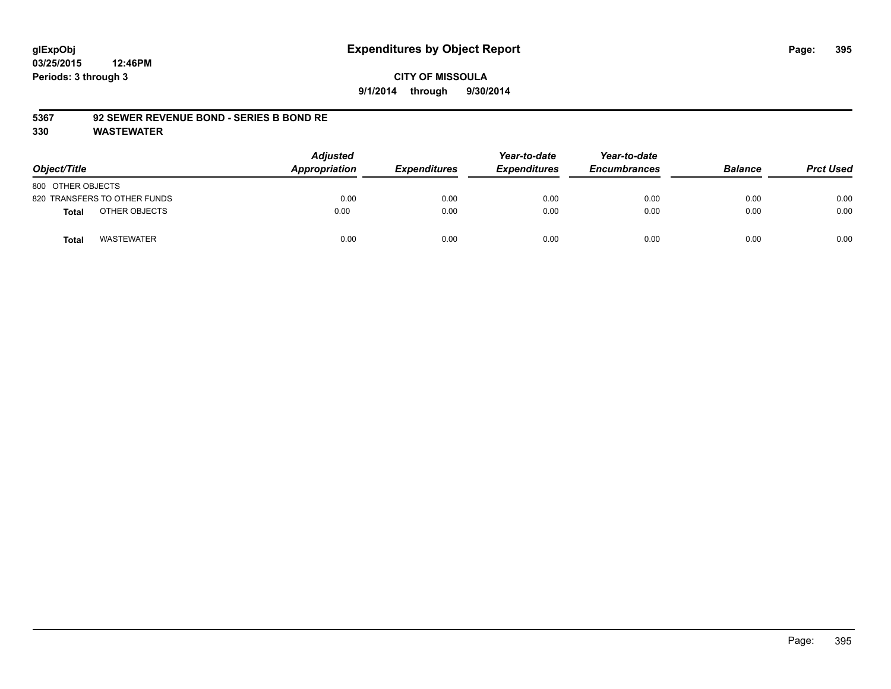**glExpObj**
**03/25/2015 12:46PM**
**Periods: 3 through 3**

# Expenditures by Object Report

**CITY OF MISSOULA**
**9/1/2014 through 9/30/2014**

**5367 92 SEWER REVENUE BOND - SERIES B BOND RE**
**330 WASTEWATER**

| Object/Title | Adjusted Appropriation | Expenditures | Year-to-date Expenditures | Year-to-date Encumbrances | Balance | Prct Used |
|---|---|---|---|---|---|---|
| 800 OTHER OBJECTS | | | | | | |
| 820 TRANSFERS TO OTHER FUNDS | 0.00 | 0.00 | 0.00 | 0.00 | 0.00 | 0.00 |
| **Total** OTHER OBJECTS | 0.00 | 0.00 | 0.00 | 0.00 | 0.00 | 0.00 |
| **Total** WASTEWATER | 0.00 | 0.00 | 0.00 | 0.00 | 0.00 | 0.00 |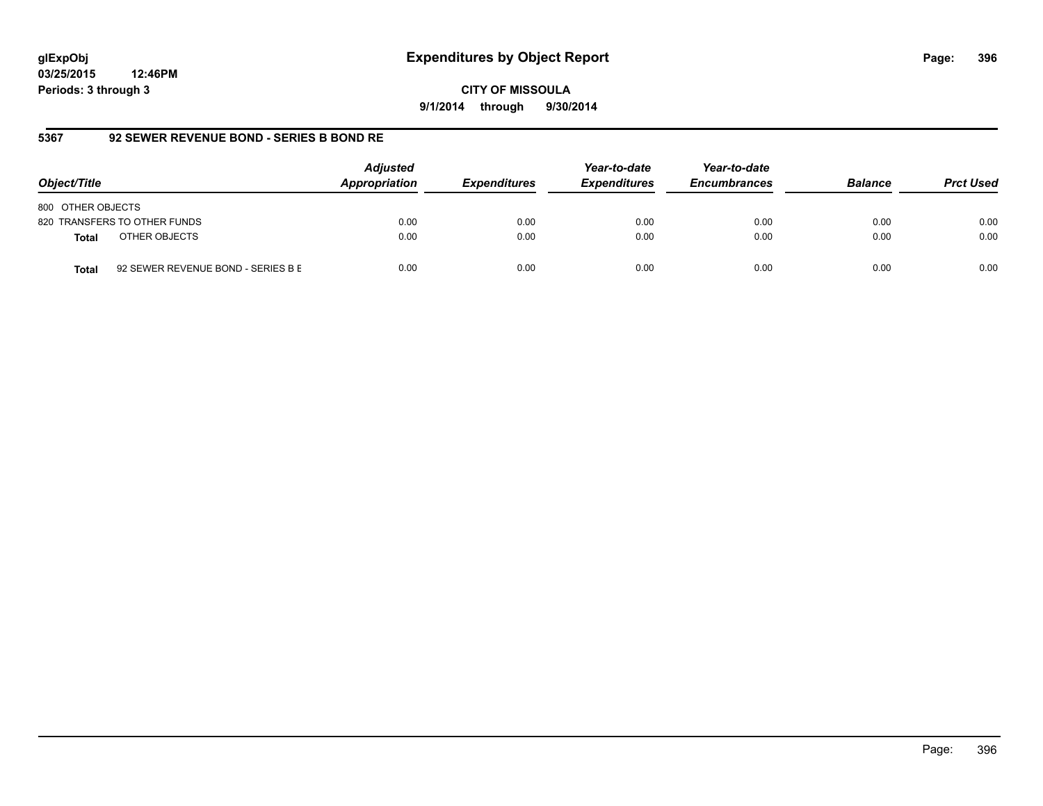**glExpObj** **Expenditures by Object Report**
**03/25/2015 12:46PM**
**Periods: 3 through 3**

**CITY OF MISSOULA**
**9/1/2014 through 9/30/2014**

## 5367 92 SEWER REVENUE BOND - SERIES B BOND RE

| Object/Title | | Adjusted Appropriation | Expenditures | Year-to-date Expenditures | Year-to-date Encumbrances | Balance | Prct Used |
|---|---|---|---|---|---|---|---|
| 800 OTHER OBJECTS | | | | | | | |
| 820 TRANSFERS TO OTHER FUNDS | | 0.00 | 0.00 | 0.00 | 0.00 | 0.00 | 0.00 |
| **Total** | OTHER OBJECTS | 0.00 | 0.00 | 0.00 | 0.00 | 0.00 | 0.00 |
| **Total** | 92 SEWER REVENUE BOND - SERIES B E | 0.00 | 0.00 | 0.00 | 0.00 | 0.00 | 0.00 |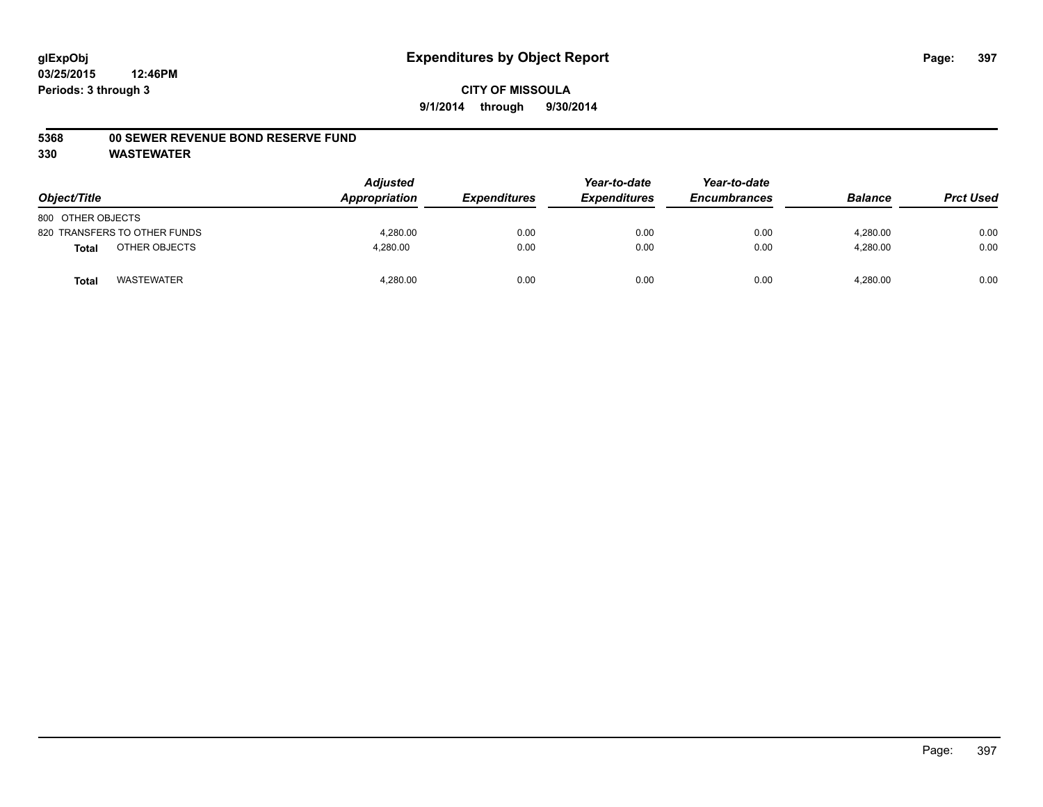glExpObj
03/25/2015 12:46PM
Periods: 3 through 3

# Expenditures by Object Report

**CITY OF MISSOULA**
**9/1/2014 through 9/30/2014**

**5368 00 SEWER REVENUE BOND RESERVE FUND**
**330 WASTEWATER**

| Object/Title | Adjusted Appropriation | Expenditures | Year-to-date Expenditures | Year-to-date Encumbrances | Balance | Prct Used |
|---|---|---|---|---|---|---|
| 800 OTHER OBJECTS | | | | | | |
| 820 TRANSFERS TO OTHER FUNDS | 4,280.00 | 0.00 | 0.00 | 0.00 | 4,280.00 | 0.00 |
| **Total** OTHER OBJECTS | 4,280.00 | 0.00 | 0.00 | 0.00 | 4,280.00 | 0.00 |
| **Total** WASTEWATER | 4,280.00 | 0.00 | 0.00 | 0.00 | 4,280.00 | 0.00 |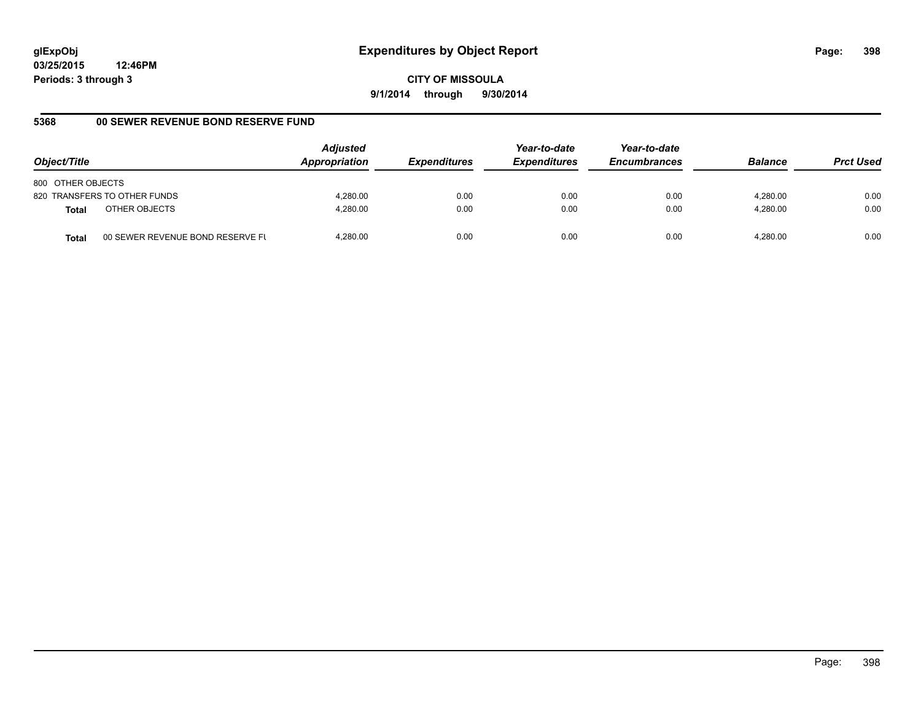**glExpObj**
**03/25/2015 12:46PM**
**Periods: 3 through 3**

# Expenditures by Object Report

**CITY OF MISSOULA**
**9/1/2014 through 9/30/2014**

## 5368 00 SEWER REVENUE BOND RESERVE FUND

| Object/Title | | Adjusted Appropriation | Expenditures | Year-to-date Expenditures | Year-to-date Encumbrances | Balance | Prct Used |
|---|---|---|---|---|---|---|---|
| 800 OTHER OBJECTS | | | | | | | |
| 820 TRANSFERS TO OTHER FUNDS | | 4,280.00 | 0.00 | 0.00 | 0.00 | 4,280.00 | 0.00 |
| **Total** | OTHER OBJECTS | 4,280.00 | 0.00 | 0.00 | 0.00 | 4,280.00 | 0.00 |
| **Total** | 00 SEWER REVENUE BOND RESERVE FU | 4,280.00 | 0.00 | 0.00 | 0.00 | 4,280.00 | 0.00 |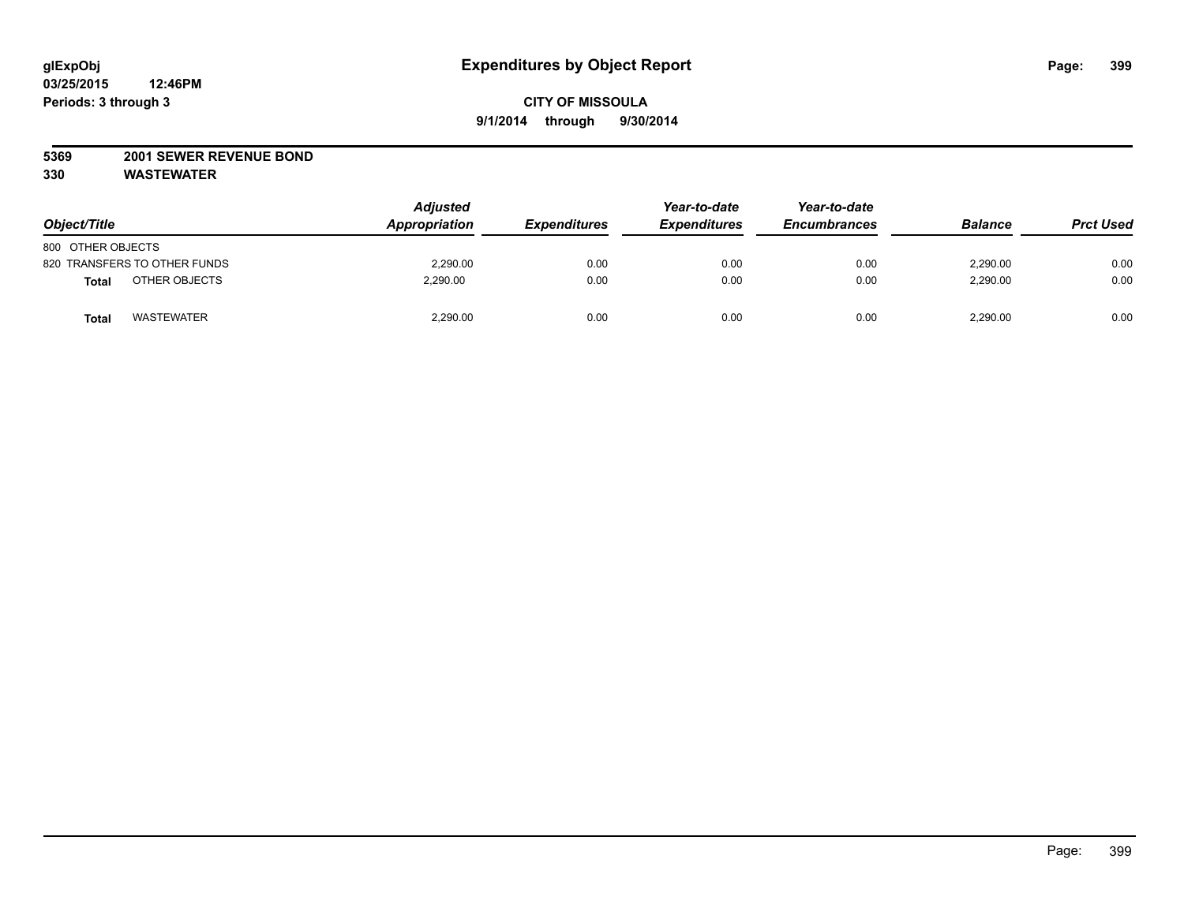# Expenditures by Object Report

**glExpObj**
**03/25/2015 12:46PM**
**Periods: 3 through 3**

**CITY OF MISSOULA**
**9/1/2014 through 9/30/2014**

**5369 2001 SEWER REVENUE BOND**
**330 WASTEWATER**

| Object/Title | Adjusted Appropriation | Expenditures | Year-to-date Expenditures | Year-to-date Encumbrances | Balance | Prct Used |
|---|---|---|---|---|---|---|
| 800 OTHER OBJECTS | | | | | | |
| 820 TRANSFERS TO OTHER FUNDS | 2,290.00 | 0.00 | 0.00 | 0.00 | 2,290.00 | 0.00 |
| **Total** OTHER OBJECTS | 2,290.00 | 0.00 | 0.00 | 0.00 | 2,290.00 | 0.00 |
| **Total** WASTEWATER | 2,290.00 | 0.00 | 0.00 | 0.00 | 2,290.00 | 0.00 |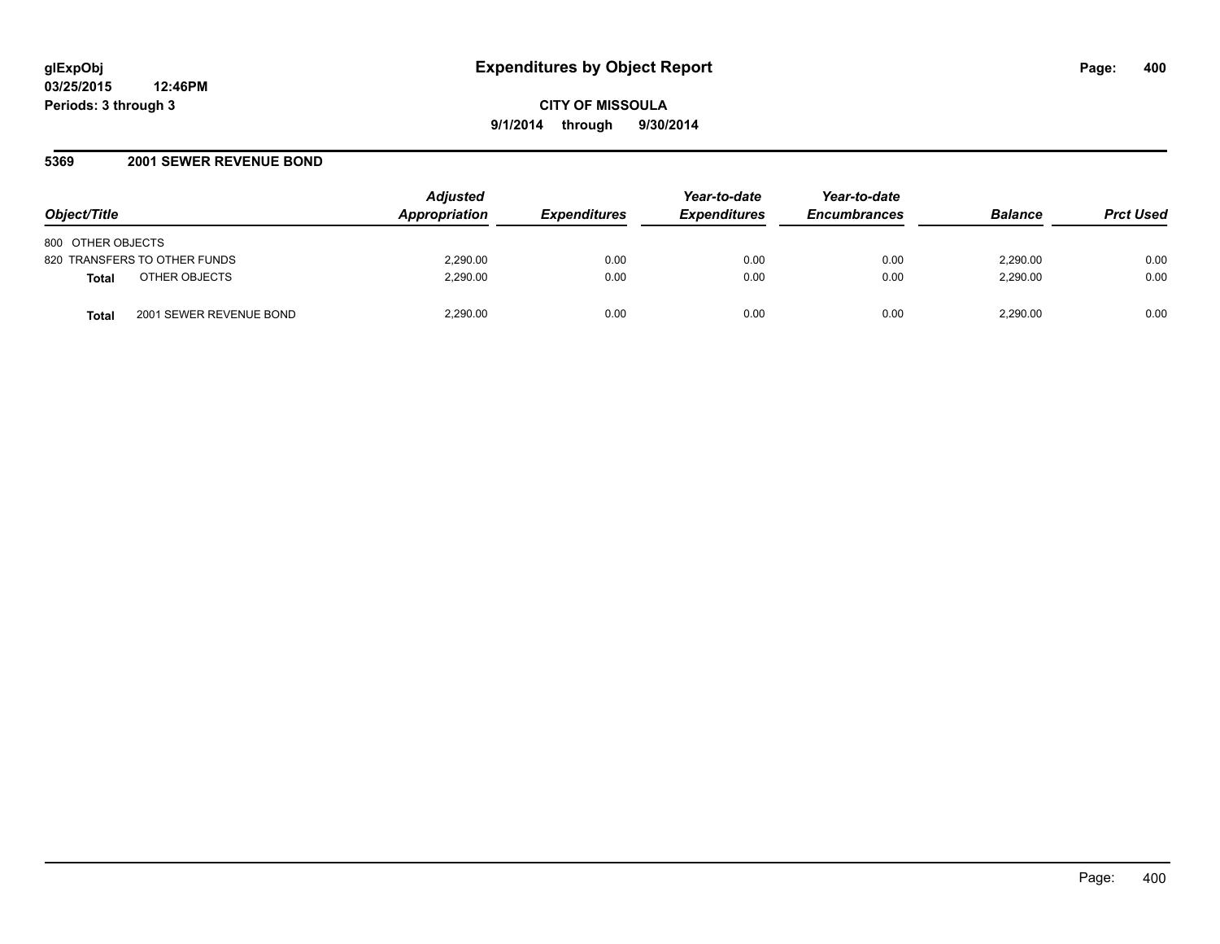glExpObj
03/25/2015 12:46PM
Periods: 3 through 3

# Expenditures by Object Report

**CITY OF MISSOULA**
**9/1/2014 through 9/30/2014**

## 5369 2001 SEWER REVENUE BOND

| Object/Title | Adjusted Appropriation | Expenditures | Year-to-date Expenditures | Year-to-date Encumbrances | Balance | Prct Used |
|---|---|---|---|---|---|---|
| 800 OTHER OBJECTS | | | | | | |
| 820 TRANSFERS TO OTHER FUNDS | 2,290.00 | 0.00 | 0.00 | 0.00 | 2,290.00 | 0.00 |
| **Total** OTHER OBJECTS | 2,290.00 | 0.00 | 0.00 | 0.00 | 2,290.00 | 0.00 |
| **Total** 2001 SEWER REVENUE BOND | 2,290.00 | 0.00 | 0.00 | 0.00 | 2,290.00 | 0.00 |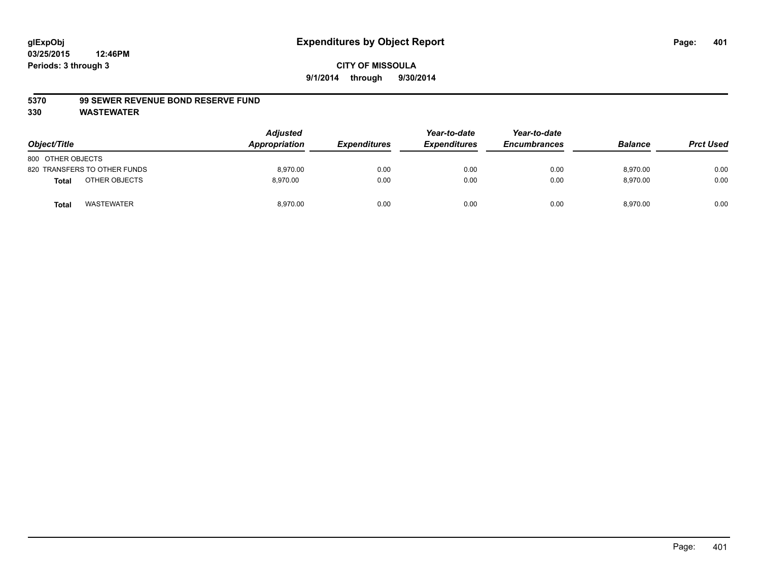# Expenditures by Object Report

glExpObj
03/25/2015 12:46PM
Periods: 3 through 3

**CITY OF MISSOULA**
**9/1/2014 through 9/30/2014**

**5370 99 SEWER REVENUE BOND RESERVE FUND**
**330 WASTEWATER**

| Object/Title | Adjusted Appropriation | Expenditures | Year-to-date Expenditures | Year-to-date Encumbrances | Balance | Prct Used |
|---|---|---|---|---|---|---|
| 800 OTHER OBJECTS | | | | | | |
| 820 TRANSFERS TO OTHER FUNDS | 8,970.00 | 0.00 | 0.00 | 0.00 | 8,970.00 | 0.00 |
| **Total** OTHER OBJECTS | 8,970.00 | 0.00 | 0.00 | 0.00 | 8,970.00 | 0.00 |
| **Total** WASTEWATER | 8,970.00 | 0.00 | 0.00 | 0.00 | 8,970.00 | 0.00 |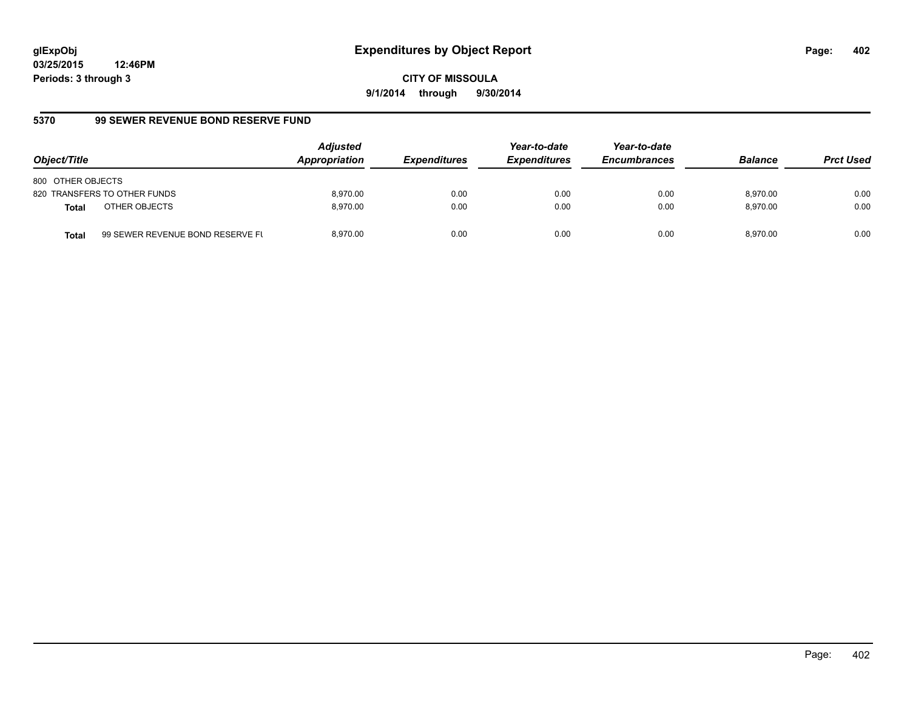**glExpObj**
**03/25/2015 12:46PM**
**Periods: 3 through 3**

# Expenditures by Object Report

**CITY OF MISSOULA**
**9/1/2014 through 9/30/2014**

## 5370 99 SEWER REVENUE BOND RESERVE FUND

| Object/Title | | *Adjusted Appropriation* | *Expenditures* | *Year-to-date Expenditures* | *Year-to-date Encumbrances* | *Balance* | *Prct Used* |
|---|---|---|---|---|---|---|---|
| 800 OTHER OBJECTS | | | | | | | |
| 820 TRANSFERS TO OTHER FUNDS | | 8,970.00 | 0.00 | 0.00 | 0.00 | 8,970.00 | 0.00 |
| **Total** | OTHER OBJECTS | 8,970.00 | 0.00 | 0.00 | 0.00 | 8,970.00 | 0.00 |
| **Total** | 99 SEWER REVENUE BOND RESERVE FU | 8,970.00 | 0.00 | 0.00 | 0.00 | 8,970.00 | 0.00 |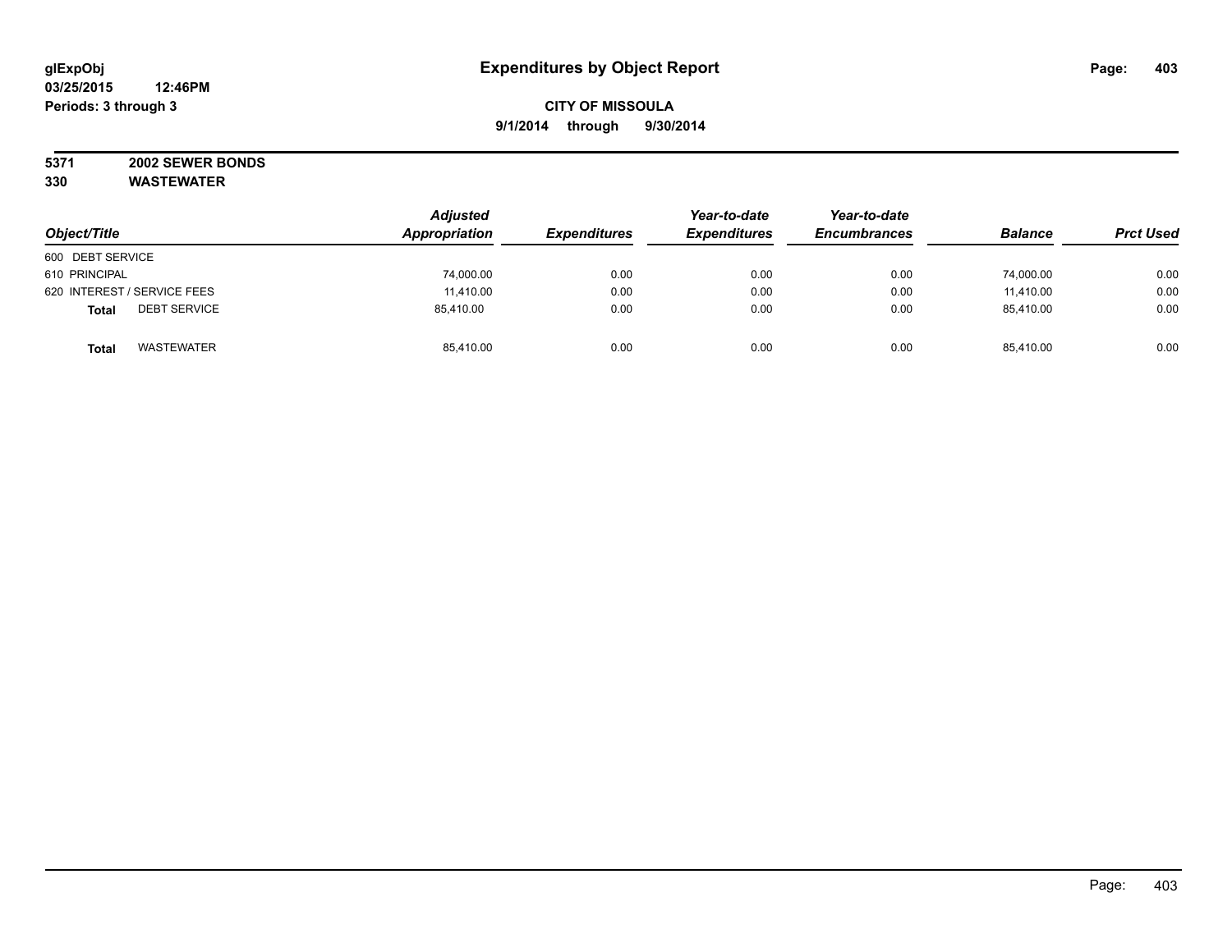**glExpObj**
**03/25/2015 12:46PM**
**Periods: 3 through 3**

# Expenditures by Object Report

**CITY OF MISSOULA**
**9/1/2014 through 9/30/2014**

**5371 2002 SEWER BONDS**
**330 WASTEWATER**

| Object/Title | Adjusted Appropriation | Expenditures | Year-to-date Expenditures | Year-to-date Encumbrances | Balance | Prct Used |
|---|---|---|---|---|---|---|
| 600 DEBT SERVICE | | | | | | |
| 610 PRINCIPAL | 74,000.00 | 0.00 | 0.00 | 0.00 | 74,000.00 | 0.00 |
| 620 INTEREST / SERVICE FEES | 11,410.00 | 0.00 | 0.00 | 0.00 | 11,410.00 | 0.00 |
| **Total** DEBT SERVICE | 85,410.00 | 0.00 | 0.00 | 0.00 | 85,410.00 | 0.00 |
| **Total** WASTEWATER | 85,410.00 | 0.00 | 0.00 | 0.00 | 85,410.00 | 0.00 |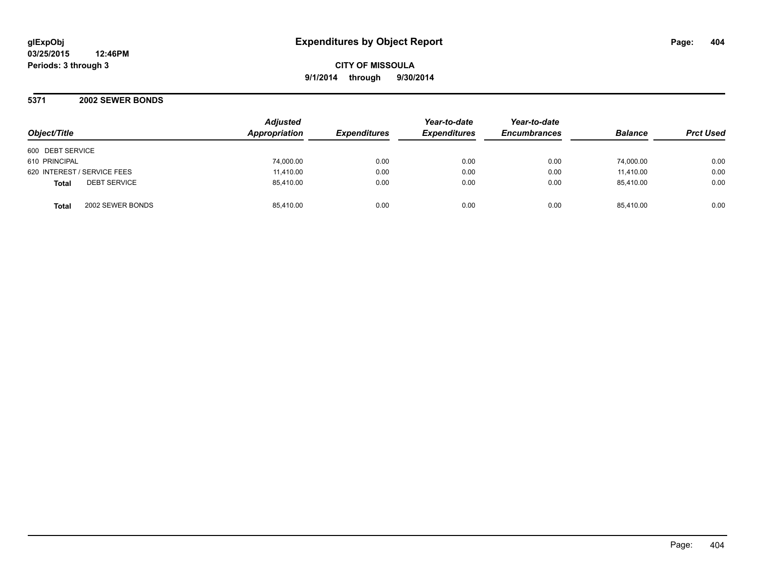# Expenditures by Object Report

glExpObj
03/25/2015 12:46PM
Periods: 3 through 3

**CITY OF MISSOULA**
**9/1/2014 through 9/30/2014**

## 5371 2002 SEWER BONDS

| Object/Title | | Adjusted Appropriation | Expenditures | Year-to-date Expenditures | Year-to-date Encumbrances | Balance | Prct Used |
|---|---|---|---|---|---|---|---|
| 600 DEBT SERVICE | | | | | | | |
| 610 PRINCIPAL | | 74,000.00 | 0.00 | 0.00 | 0.00 | 74,000.00 | 0.00 |
| 620 INTEREST / SERVICE FEES | | 11,410.00 | 0.00 | 0.00 | 0.00 | 11,410.00 | 0.00 |
| **Total** | DEBT SERVICE | 85,410.00 | 0.00 | 0.00 | 0.00 | 85,410.00 | 0.00 |
| **Total** | 2002 SEWER BONDS | 85,410.00 | 0.00 | 0.00 | 0.00 | 85,410.00 | 0.00 |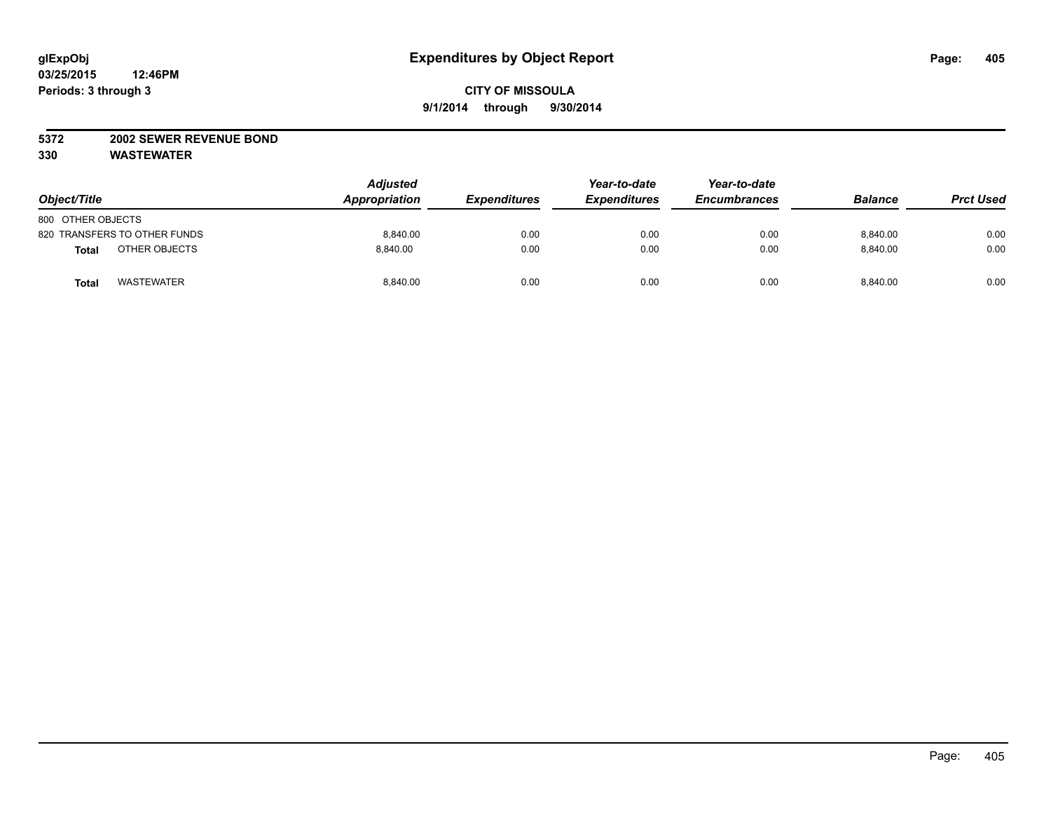glExpObj
03/25/2015 12:46PM
Periods: 3 through 3

# Expenditures by Object Report

**CITY OF MISSOULA**
**9/1/2014 through 9/30/2014**

**5372 2002 SEWER REVENUE BOND**
**330 WASTEWATER**

| Object/Title | Adjusted Appropriation | Expenditures | Year-to-date Expenditures | Year-to-date Encumbrances | Balance | Prct Used |
|---|---|---|---|---|---|---|
| 800 OTHER OBJECTS | | | | | | |
| 820 TRANSFERS TO OTHER FUNDS | 8,840.00 | 0.00 | 0.00 | 0.00 | 8,840.00 | 0.00 |
| **Total** OTHER OBJECTS | 8,840.00 | 0.00 | 0.00 | 0.00 | 8,840.00 | 0.00 |
| **Total** WASTEWATER | 8,840.00 | 0.00 | 0.00 | 0.00 | 8,840.00 | 0.00 |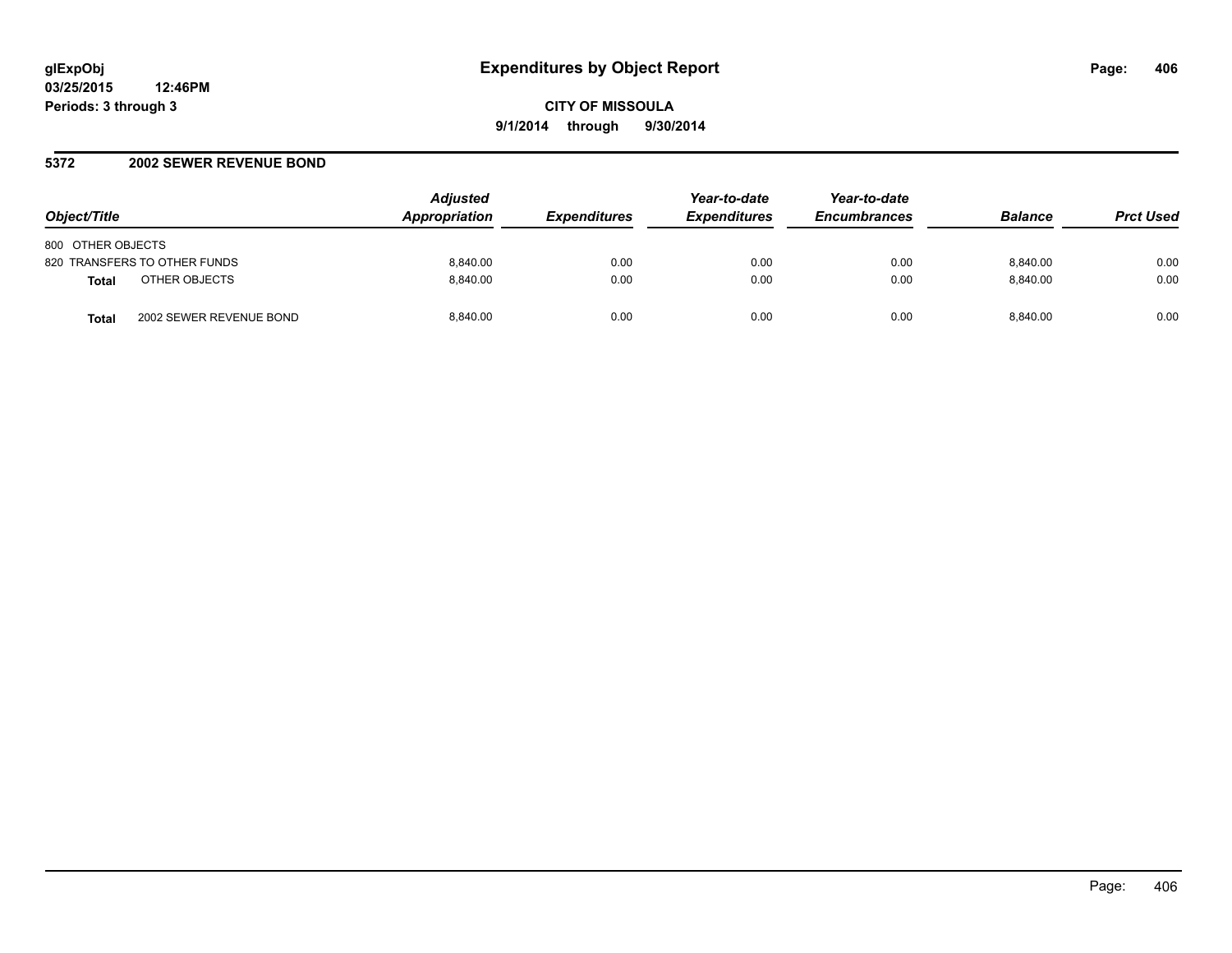# Expenditures by Object Report

glExpObj
03/25/2015 12:46PM
Periods: 3 through 3

**CITY OF MISSOULA**
**9/1/2014 through 9/30/2014**

## 5372 2002 SEWER REVENUE BOND

| Object/Title | | Adjusted Appropriation | Expenditures | Year-to-date Expenditures | Year-to-date Encumbrances | Balance | Prct Used |
|---|---|---|---|---|---|---|---|
| 800 OTHER OBJECTS | | | | | | | |
| 820 TRANSFERS TO OTHER FUNDS | | 8,840.00 | 0.00 | 0.00 | 0.00 | 8,840.00 | 0.00 |
| **Total** | OTHER OBJECTS | 8,840.00 | 0.00 | 0.00 | 0.00 | 8,840.00 | 0.00 |
| **Total** | 2002 SEWER REVENUE BOND | 8,840.00 | 0.00 | 0.00 | 0.00 | 8,840.00 | 0.00 |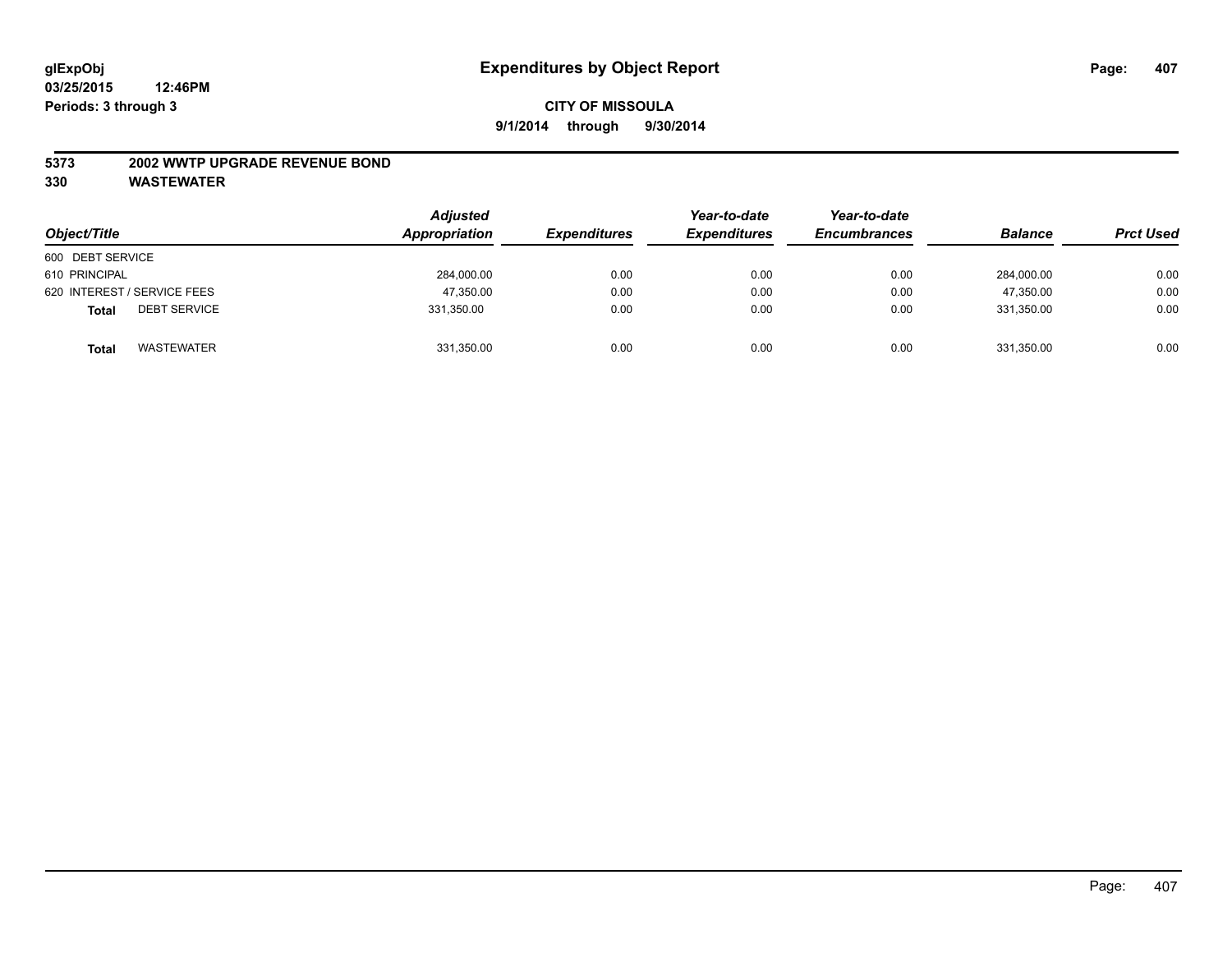glExpObj
03/25/2015 12:46PM
Periods: 3 through 3

# Expenditures by Object Report

**CITY OF MISSOULA**

**9/1/2014 through 9/30/2014**

**5373 2002 WWTP UPGRADE REVENUE BOND**

**330 WASTEWATER**

| Object/Title | Adjusted Appropriation | Expenditures | Year-to-date Expenditures | Year-to-date Encumbrances | Balance | Prct Used |
|---|---|---|---|---|---|---|
| 600 DEBT SERVICE | | | | | | |
| 610 PRINCIPAL | 284,000.00 | 0.00 | 0.00 | 0.00 | 284,000.00 | 0.00 |
| 620 INTEREST / SERVICE FEES | 47,350.00 | 0.00 | 0.00 | 0.00 | 47,350.00 | 0.00 |
| **Total** DEBT SERVICE | 331,350.00 | 0.00 | 0.00 | 0.00 | 331,350.00 | 0.00 |
| **Total** WASTEWATER | 331,350.00 | 0.00 | 0.00 | 0.00 | 331,350.00 | 0.00 |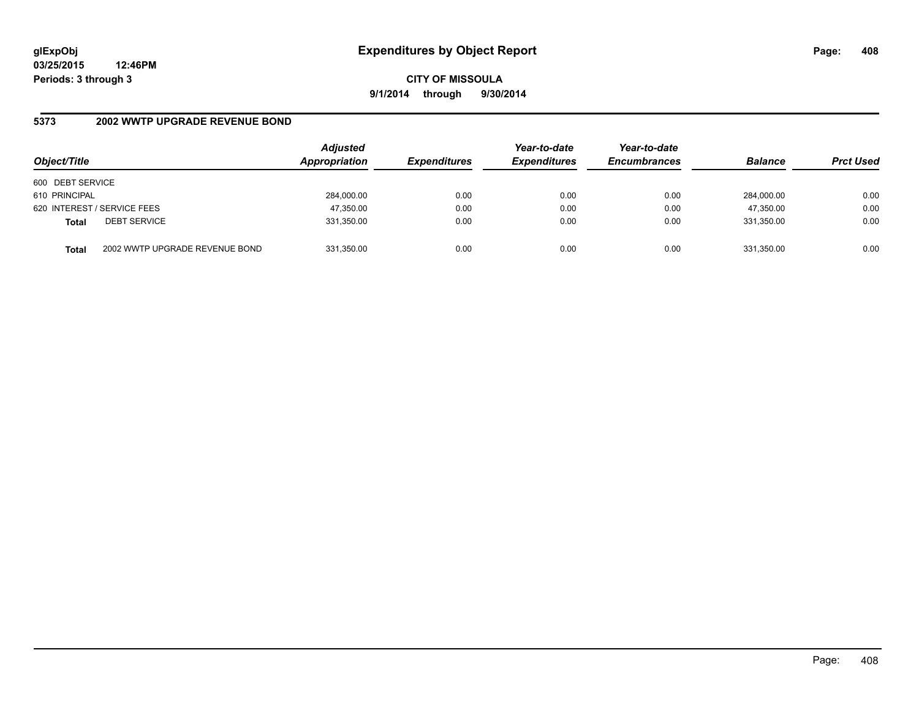**glExpObj**
**03/25/2015 12:46PM**
**Periods: 3 through 3**

# Expenditures by Object Report

**CITY OF MISSOULA**
**9/1/2014 through 9/30/2014**

## 5373 2002 WWTP UPGRADE REVENUE BOND

| Object/Title | | *Adjusted Appropriation* | *Expenditures* | *Year-to-date Expenditures* | *Year-to-date Encumbrances* | *Balance* | *Prct Used* |
|---|---|---|---|---|---|---|---|
| 600 DEBT SERVICE | | | | | | | |
| 610 PRINCIPAL | | 284,000.00 | 0.00 | 0.00 | 0.00 | 284,000.00 | 0.00 |
| 620 INTEREST / SERVICE FEES | | 47,350.00 | 0.00 | 0.00 | 0.00 | 47,350.00 | 0.00 |
| **Total** | DEBT SERVICE | 331,350.00 | 0.00 | 0.00 | 0.00 | 331,350.00 | 0.00 |
| **Total** | 2002 WWTP UPGRADE REVENUE BOND | 331,350.00 | 0.00 | 0.00 | 0.00 | 331,350.00 | 0.00 |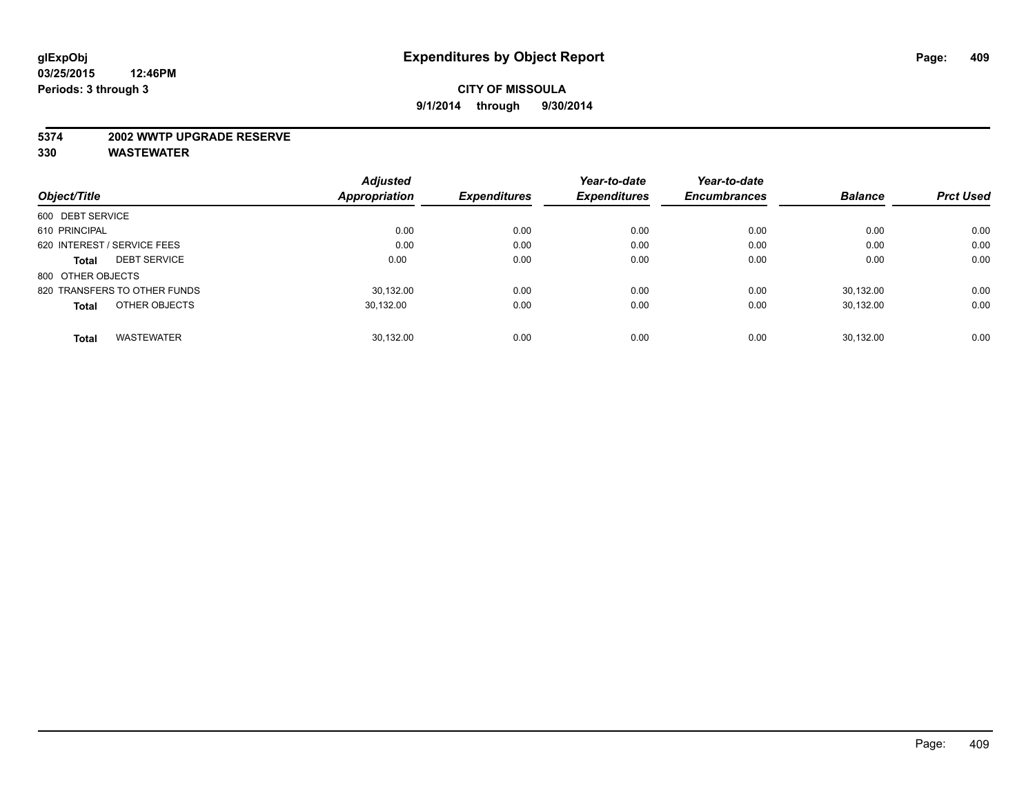# Expenditures by Object Report

glExpObj
03/25/2015 12:46PM
Periods: 3 through 3

**CITY OF MISSOULA**
**9/1/2014 through 9/30/2014**

**5374 2002 WWTP UPGRADE RESERVE**
**330 WASTEWATER**

| Object/Title | Adjusted Appropriation | Expenditures | Year-to-date Expenditures | Year-to-date Encumbrances | Balance | Prct Used |
|---|---|---|---|---|---|---|
| 600 DEBT SERVICE | | | | | | |
| 610 PRINCIPAL | 0.00 | 0.00 | 0.00 | 0.00 | 0.00 | 0.00 |
| 620 INTEREST / SERVICE FEES | 0.00 | 0.00 | 0.00 | 0.00 | 0.00 | 0.00 |
| **Total** DEBT SERVICE | 0.00 | 0.00 | 0.00 | 0.00 | 0.00 | 0.00 |
| 800 OTHER OBJECTS | | | | | | |
| 820 TRANSFERS TO OTHER FUNDS | 30,132.00 | 0.00 | 0.00 | 0.00 | 30,132.00 | 0.00 |
| **Total** OTHER OBJECTS | 30,132.00 | 0.00 | 0.00 | 0.00 | 30,132.00 | 0.00 |
| **Total** WASTEWATER | 30,132.00 | 0.00 | 0.00 | 0.00 | 30,132.00 | 0.00 |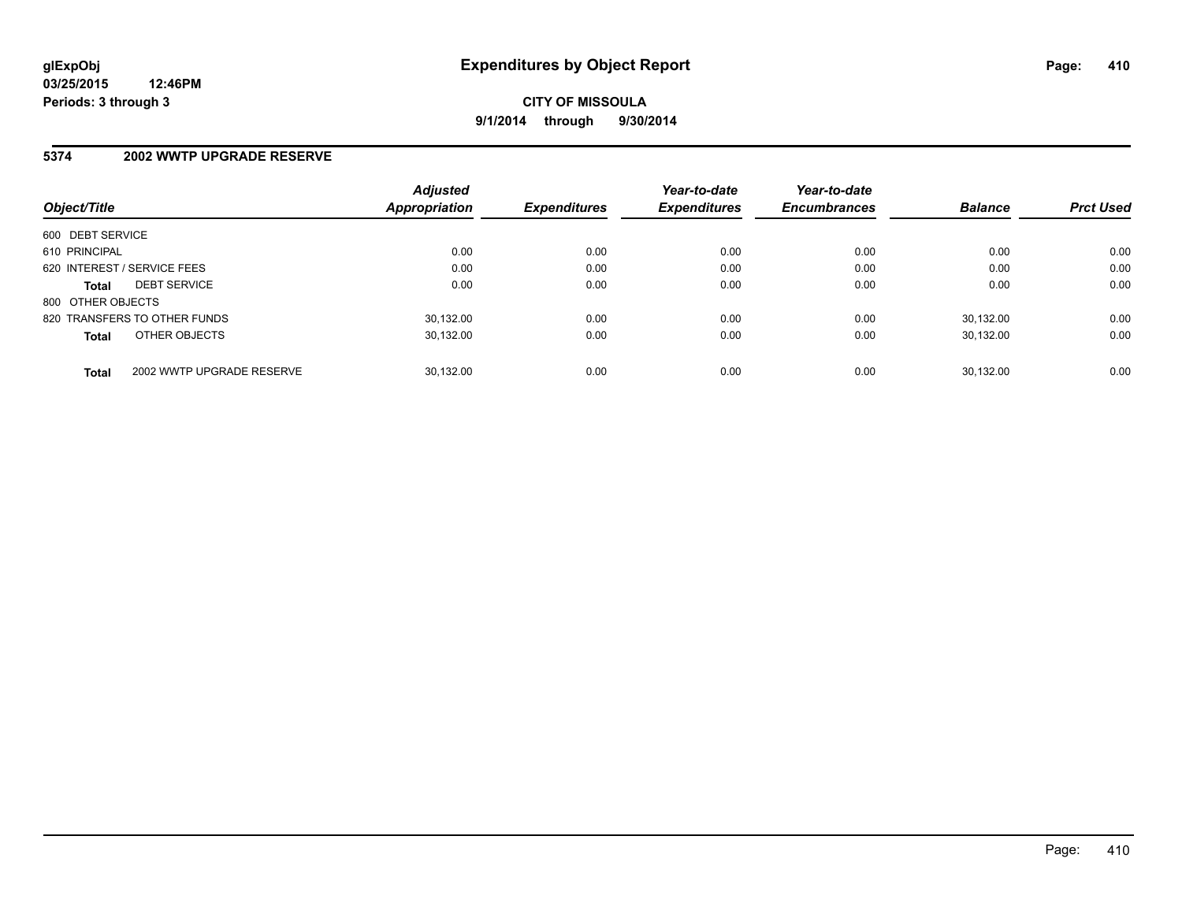**glExpObj**
**03/25/2015 12:46PM**
**Periods: 3 through 3**

# Expenditures by Object Report

**CITY OF MISSOULA**
**9/1/2014 through 9/30/2014**

## 5374 2002 WWTP UPGRADE RESERVE

| Object/Title | Adjusted Appropriation | Expenditures | Year-to-date Expenditures | Year-to-date Encumbrances | Balance | Prct Used |
|---|---|---|---|---|---|---|
| 600 DEBT SERVICE | | | | | | |
| 610 PRINCIPAL | 0.00 | 0.00 | 0.00 | 0.00 | 0.00 | 0.00 |
| 620 INTEREST / SERVICE FEES | 0.00 | 0.00 | 0.00 | 0.00 | 0.00 | 0.00 |
| **Total** DEBT SERVICE | 0.00 | 0.00 | 0.00 | 0.00 | 0.00 | 0.00 |
| 800 OTHER OBJECTS | | | | | | |
| 820 TRANSFERS TO OTHER FUNDS | 30,132.00 | 0.00 | 0.00 | 0.00 | 30,132.00 | 0.00 |
| **Total** OTHER OBJECTS | 30,132.00 | 0.00 | 0.00 | 0.00 | 30,132.00 | 0.00 |
| **Total** 2002 WWTP UPGRADE RESERVE | 30,132.00 | 0.00 | 0.00 | 0.00 | 30,132.00 | 0.00 |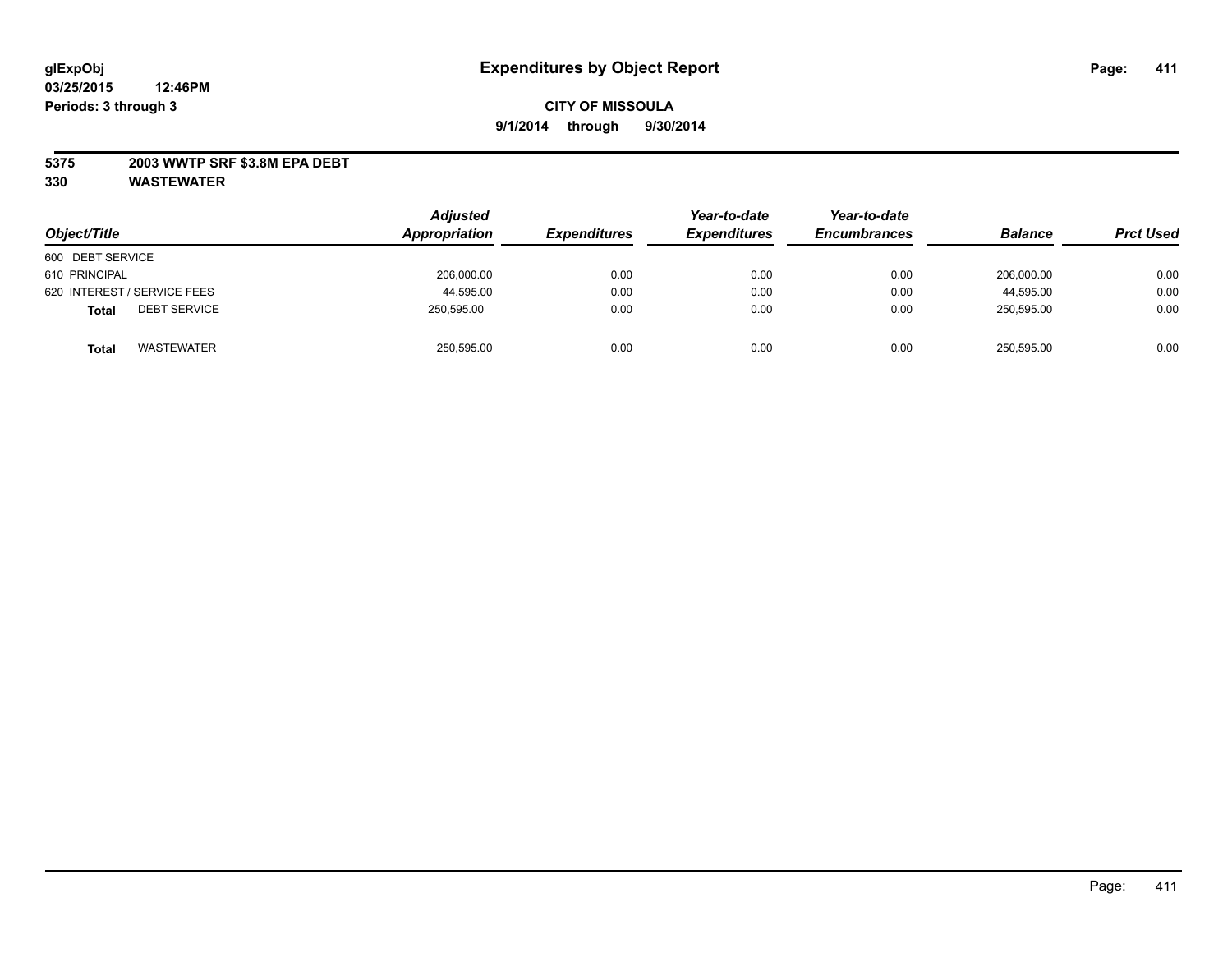glExpObj
03/25/2015 12:46PM
Periods: 3 through 3

# Expenditures by Object Report

**CITY OF MISSOULA**

**9/1/2014 through 9/30/2014**

**5375 2003 WWTP SRF $3.8M EPA DEBT**

**330 WASTEWATER**

| Object/Title | | Adjusted Appropriation | Expenditures | Year-to-date Expenditures | Year-to-date Encumbrances | Balance | Prct Used |
|---|---|---|---|---|---|---|---|
| 600 DEBT SERVICE | | | | | | | |
| 610 PRINCIPAL | | 206,000.00 | 0.00 | 0.00 | 0.00 | 206,000.00 | 0.00 |
| 620 INTEREST / SERVICE FEES | | 44,595.00 | 0.00 | 0.00 | 0.00 | 44,595.00 | 0.00 |
| **Total** | DEBT SERVICE | 250,595.00 | 0.00 | 0.00 | 0.00 | 250,595.00 | 0.00 |
| **Total** | WASTEWATER | 250,595.00 | 0.00 | 0.00 | 0.00 | 250,595.00 | 0.00 |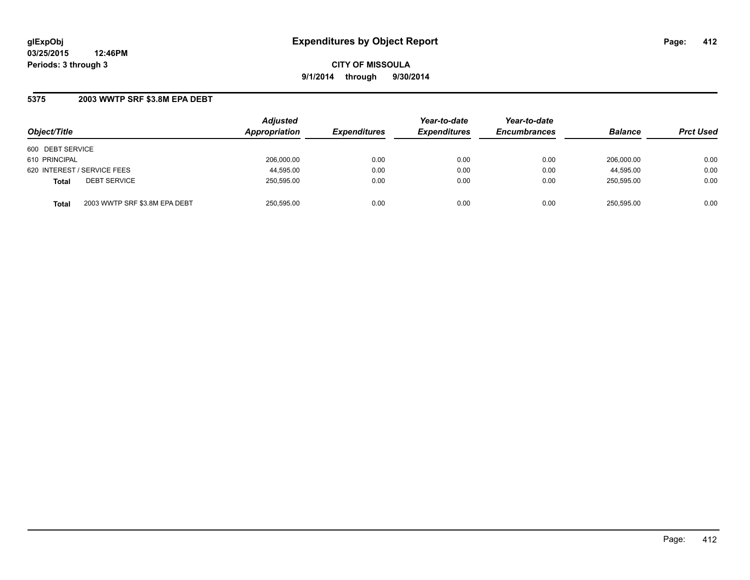**glExpObj**
**03/25/2015 12:46PM**
**Periods: 3 through 3**

# Expenditures by Object Report

**CITY OF MISSOULA**
**9/1/2014 through 9/30/2014**

## 5375 2003 WWTP SRF $3.8M EPA DEBT

| Object/Title | | Adjusted Appropriation | Expenditures | Year-to-date Expenditures | Year-to-date Encumbrances | Balance | Prct Used |
|---|---|---|---|---|---|---|---|
| 600 DEBT SERVICE | | | | | | | |
| 610 PRINCIPAL | | 206,000.00 | 0.00 | 0.00 | 0.00 | 206,000.00 | 0.00 |
| 620 INTEREST / SERVICE FEES | | 44,595.00 | 0.00 | 0.00 | 0.00 | 44,595.00 | 0.00 |
| **Total** | DEBT SERVICE | 250,595.00 | 0.00 | 0.00 | 0.00 | 250,595.00 | 0.00 |
| **Total** | 2003 WWTP SRF $3.8M EPA DEBT | 250,595.00 | 0.00 | 0.00 | 0.00 | 250,595.00 | 0.00 |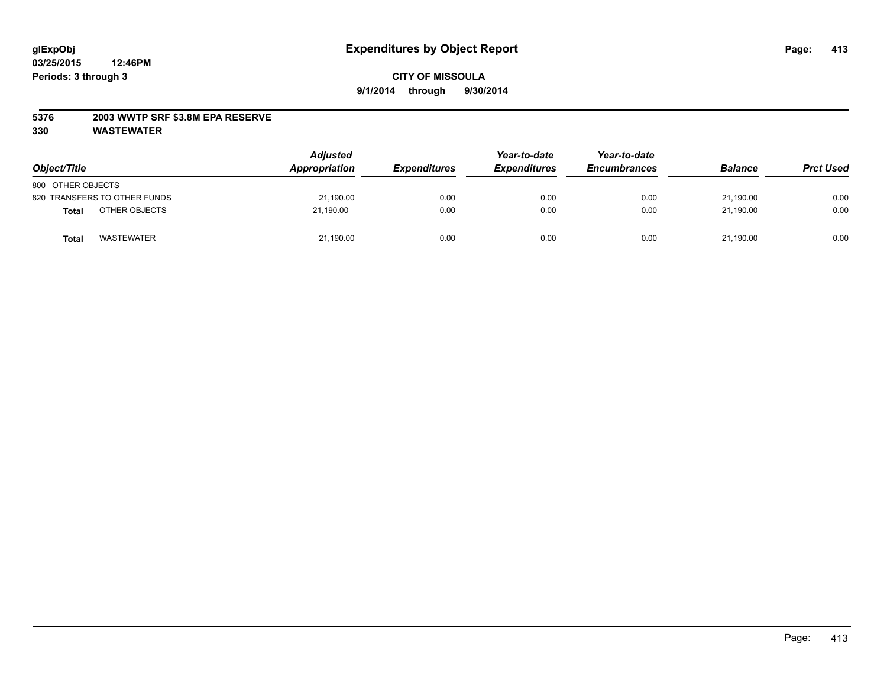# Expenditures by Object Report

glExpObj
03/25/2015 12:46PM
Periods: 3 through 3

**CITY OF MISSOULA**
**9/1/2014 through 9/30/2014**

**5376 2003 WWTP SRF $3.8M EPA RESERVE**
**330 WASTEWATER**

| Object/Title | Adjusted Appropriation | Expenditures | Year-to-date Expenditures | Year-to-date Encumbrances | Balance | Prct Used |
|---|---|---|---|---|---|---|
| 800 OTHER OBJECTS | | | | | | |
| 820 TRANSFERS TO OTHER FUNDS | 21,190.00 | 0.00 | 0.00 | 0.00 | 21,190.00 | 0.00 |
| **Total** OTHER OBJECTS | 21,190.00 | 0.00 | 0.00 | 0.00 | 21,190.00 | 0.00 |
| **Total** WASTEWATER | 21,190.00 | 0.00 | 0.00 | 0.00 | 21,190.00 | 0.00 |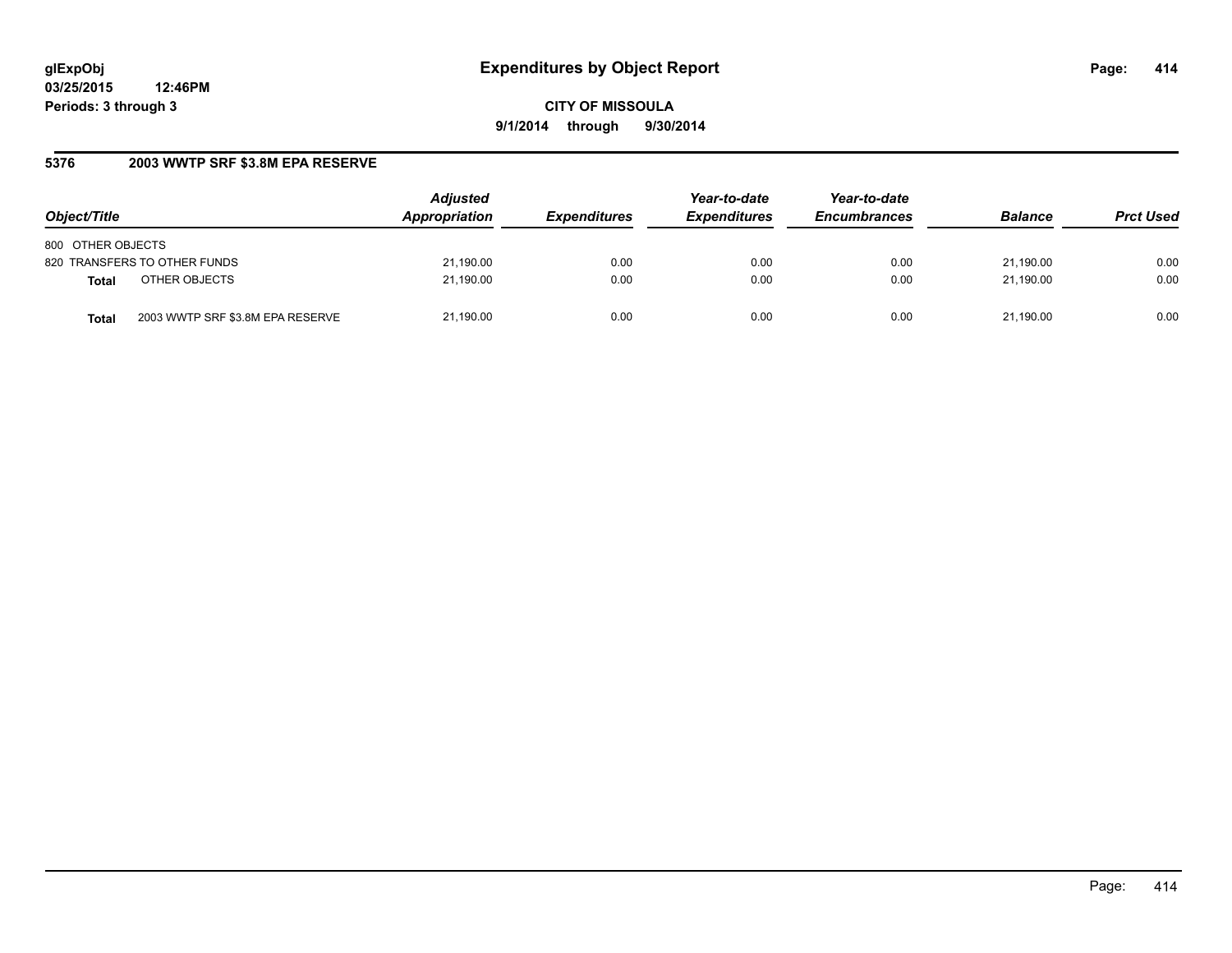**glExpObj**
**03/25/2015 12:46PM**
**Periods: 3 through 3**

# Expenditures by Object Report

**CITY OF MISSOULA**
**9/1/2014 through 9/30/2014**

## 5376 2003 WWTP SRF $3.8M EPA RESERVE

| Object/Title | | Adjusted Appropriation | Expenditures | Year-to-date Expenditures | Year-to-date Encumbrances | Balance | Prct Used |
|---|---|---|---|---|---|---|---|
| 800 OTHER OBJECTS | | | | | | | |
| 820 TRANSFERS TO OTHER FUNDS | | 21,190.00 | 0.00 | 0.00 | 0.00 | 21,190.00 | 0.00 |
| **Total** | OTHER OBJECTS | 21,190.00 | 0.00 | 0.00 | 0.00 | 21,190.00 | 0.00 |
| **Total** | 2003 WWTP SRF $3.8M EPA RESERVE | 21,190.00 | 0.00 | 0.00 | 0.00 | 21,190.00 | 0.00 |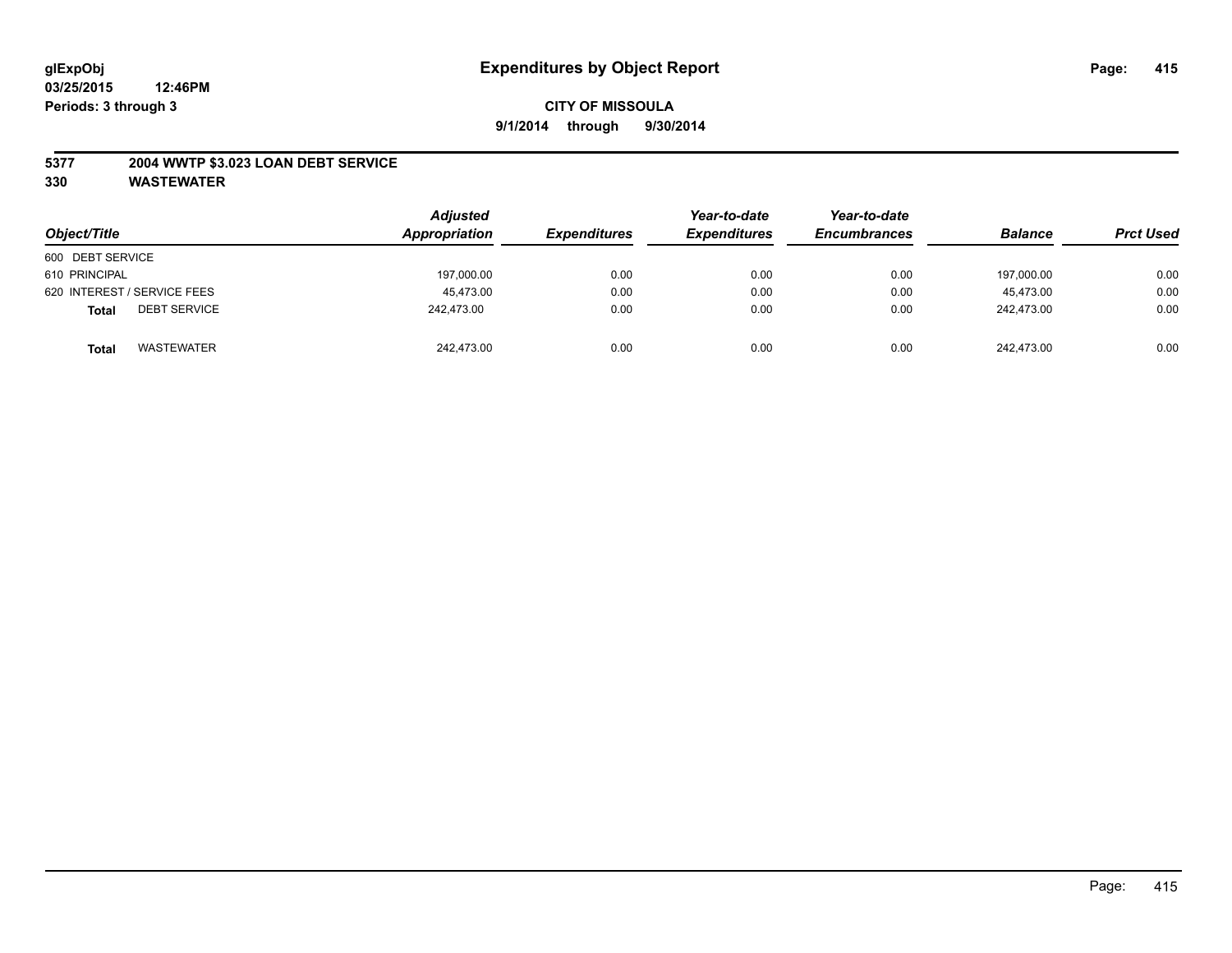# Expenditures by Object Report

glExpObj
03/25/2015 12:46PM
Periods: 3 through 3

**CITY OF MISSOULA**

**9/1/2014 through 9/30/2014**

**5377 2004 WWTP $3.023 LOAN DEBT SERVICE**

**330 WASTEWATER**

| Object/Title | Adjusted Appropriation | Expenditures | Year-to-date Expenditures | Year-to-date Encumbrances | Balance | Prct Used |
|---|---|---|---|---|---|---|
| 600 DEBT SERVICE | | | | | | |
| 610 PRINCIPAL | 197,000.00 | 0.00 | 0.00 | 0.00 | 197,000.00 | 0.00 |
| 620 INTEREST / SERVICE FEES | 45,473.00 | 0.00 | 0.00 | 0.00 | 45,473.00 | 0.00 |
| **Total** DEBT SERVICE | 242,473.00 | 0.00 | 0.00 | 0.00 | 242,473.00 | 0.00 |
| **Total** WASTEWATER | 242,473.00 | 0.00 | 0.00 | 0.00 | 242,473.00 | 0.00 |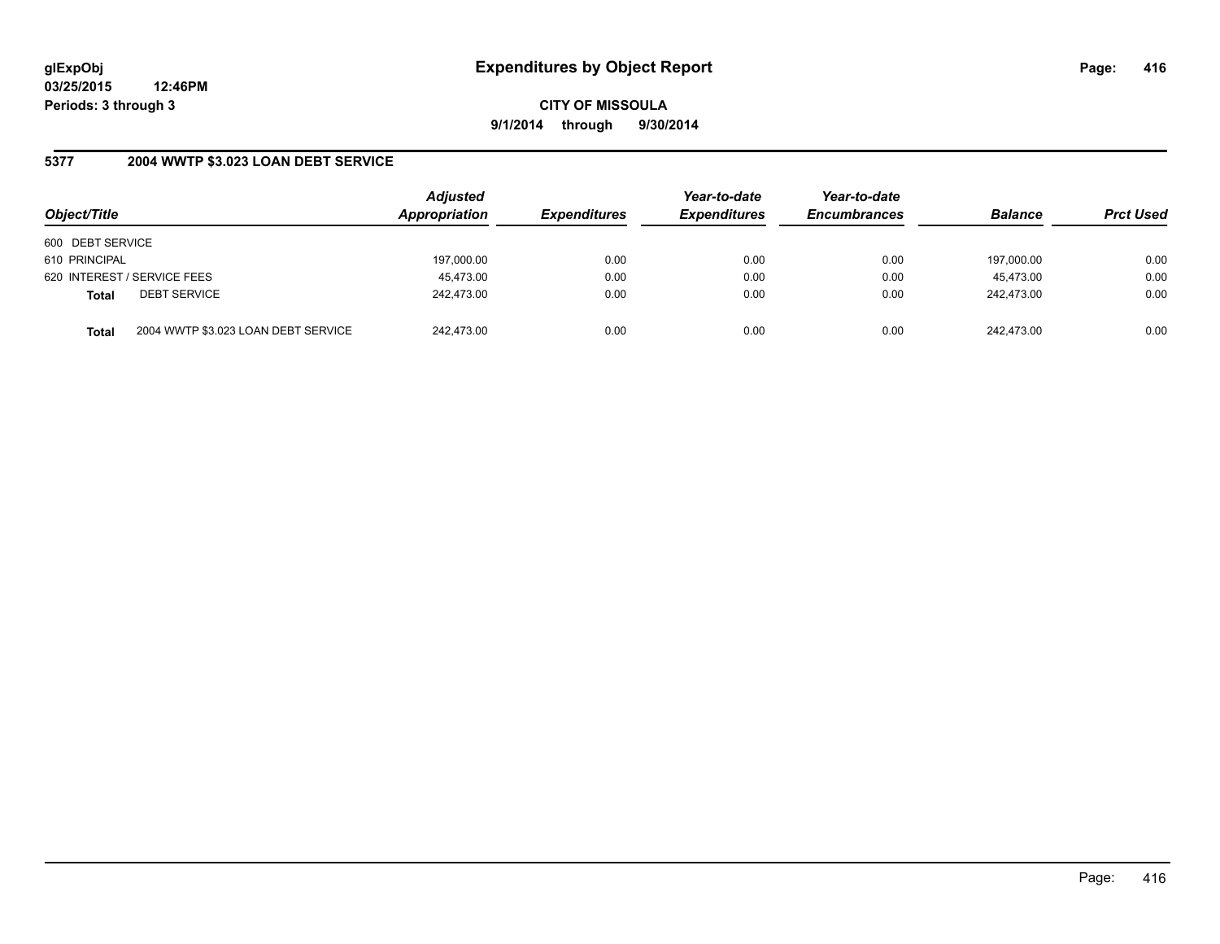**glExpObj** **Expenditures by Object Report**
**03/25/2015 12:46PM**
**Periods: 3 through 3**

**CITY OF MISSOULA**
**9/1/2014 through 9/30/2014**

## 5377 2004 WWTP $3.023 LOAN DEBT SERVICE

| Object/Title | | *Adjusted Appropriation* | *Expenditures* | *Year-to-date Expenditures* | *Year-to-date Encumbrances* | *Balance* | *Prct Used* |
|---|---|---|---|---|---|---|---|
| 600 DEBT SERVICE | | | | | | | |
| 610 PRINCIPAL | | 197,000.00 | 0.00 | 0.00 | 0.00 | 197,000.00 | 0.00 |
| 620 INTEREST / SERVICE FEES | | 45,473.00 | 0.00 | 0.00 | 0.00 | 45,473.00 | 0.00 |
| **Total** | DEBT SERVICE | 242,473.00 | 0.00 | 0.00 | 0.00 | 242,473.00 | 0.00 |
| **Total** | 2004 WWTP $3.023 LOAN DEBT SERVICE | 242,473.00 | 0.00 | 0.00 | 0.00 | 242,473.00 | 0.00 |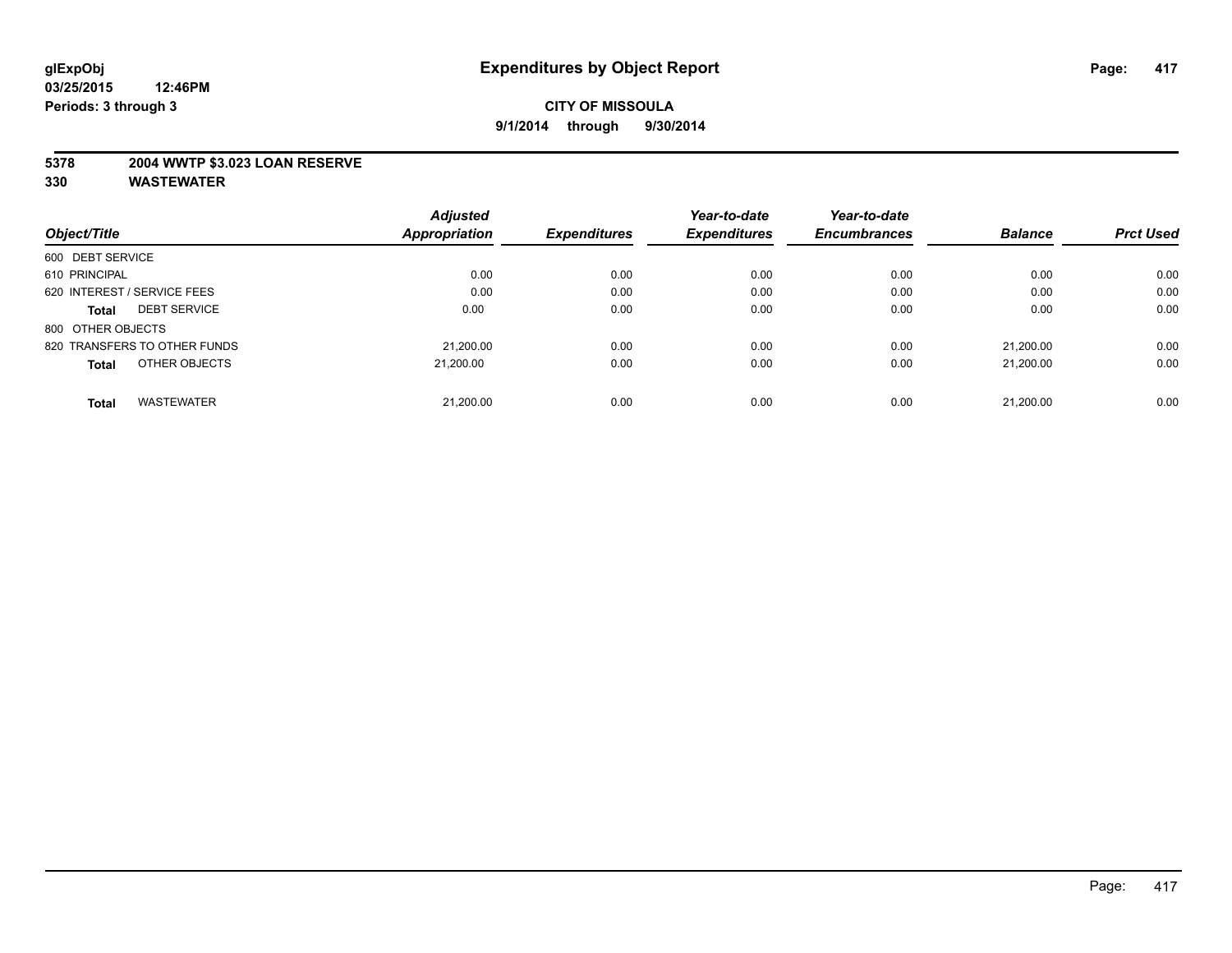# Expenditures by Object Report

glExpObj
03/25/2015 12:46PM
Periods: 3 through 3

**CITY OF MISSOULA**
**9/1/2014 through 9/30/2014**

## 5378 2004 WWTP $3.023 LOAN RESERVE
## 330 WASTEWATER

| Object/Title | Adjusted Appropriation | Expenditures | Year-to-date Expenditures | Year-to-date Encumbrances | Balance | Prct Used |
|---|---|---|---|---|---|---|
| 600 DEBT SERVICE | | | | | | |
| 610 PRINCIPAL | 0.00 | 0.00 | 0.00 | 0.00 | 0.00 | 0.00 |
| 620 INTEREST / SERVICE FEES | 0.00 | 0.00 | 0.00 | 0.00 | 0.00 | 0.00 |
| **Total** DEBT SERVICE | 0.00 | 0.00 | 0.00 | 0.00 | 0.00 | 0.00 |
| 800 OTHER OBJECTS | | | | | | |
| 820 TRANSFERS TO OTHER FUNDS | 21,200.00 | 0.00 | 0.00 | 0.00 | 21,200.00 | 0.00 |
| **Total** OTHER OBJECTS | 21,200.00 | 0.00 | 0.00 | 0.00 | 21,200.00 | 0.00 |
| **Total** WASTEWATER | 21,200.00 | 0.00 | 0.00 | 0.00 | 21,200.00 | 0.00 |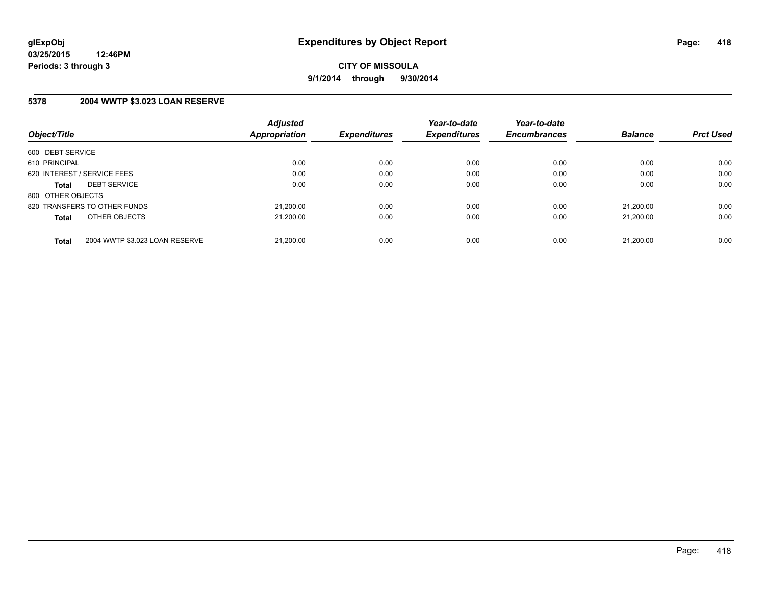# Expenditures by Object Report

glExpObj
03/25/2015 12:46PM
Periods: 3 through 3

**CITY OF MISSOULA**
**9/1/2014 through 9/30/2014**

## 5378 2004 WWTP $3.023 LOAN RESERVE

| Object/Title | Adjusted Appropriation | Expenditures | Year-to-date Expenditures | Year-to-date Encumbrances | Balance | Prct Used |
|---|---|---|---|---|---|---|
| 600 DEBT SERVICE | | | | | | |
| 610 PRINCIPAL | 0.00 | 0.00 | 0.00 | 0.00 | 0.00 | 0.00 |
| 620 INTEREST / SERVICE FEES | 0.00 | 0.00 | 0.00 | 0.00 | 0.00 | 0.00 |
| **Total** DEBT SERVICE | 0.00 | 0.00 | 0.00 | 0.00 | 0.00 | 0.00 |
| 800 OTHER OBJECTS | | | | | | |
| 820 TRANSFERS TO OTHER FUNDS | 21,200.00 | 0.00 | 0.00 | 0.00 | 21,200.00 | 0.00 |
| **Total** OTHER OBJECTS | 21,200.00 | 0.00 | 0.00 | 0.00 | 21,200.00 | 0.00 |
| **Total** 2004 WWTP $3.023 LOAN RESERVE | 21,200.00 | 0.00 | 0.00 | 0.00 | 21,200.00 | 0.00 |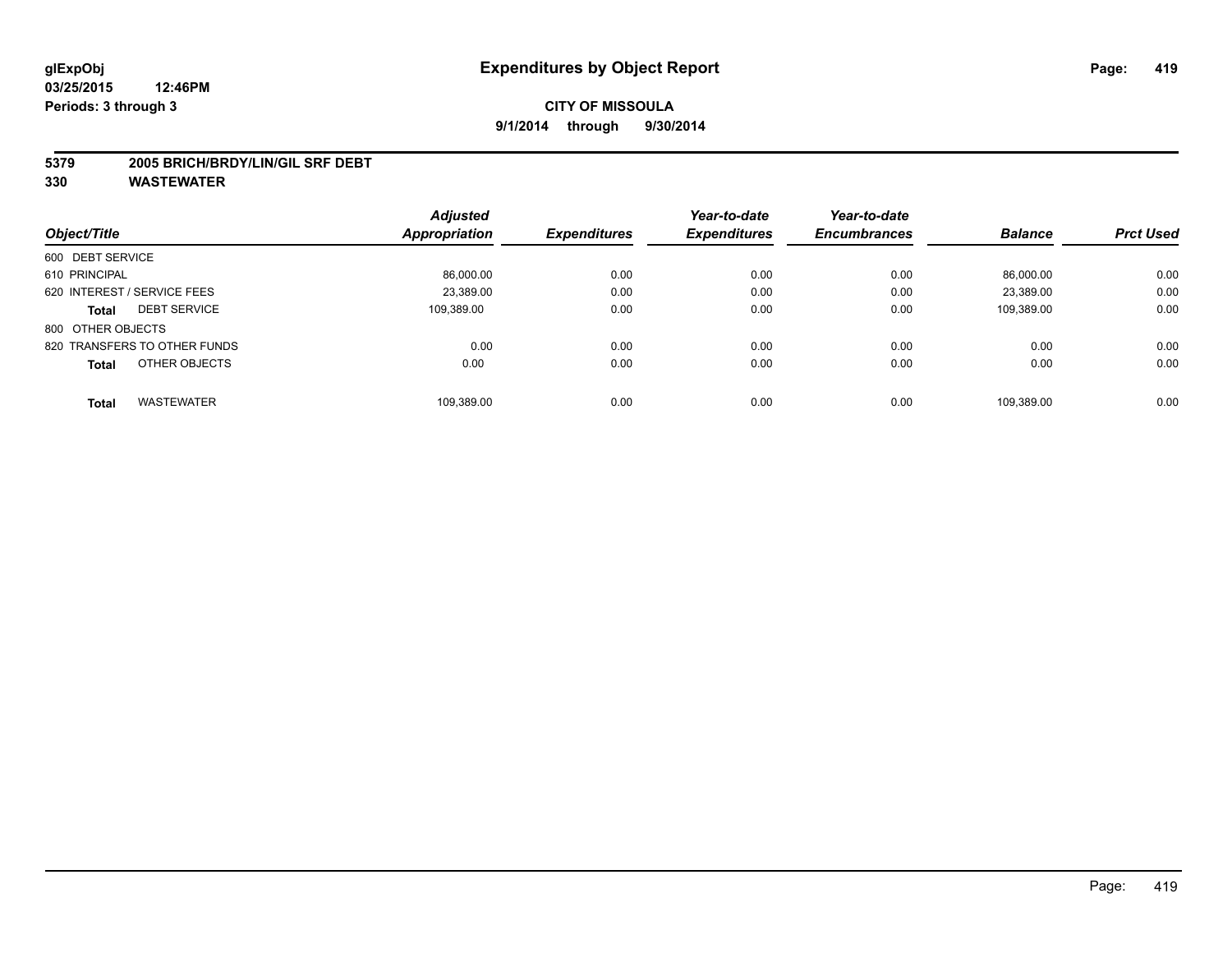# Expenditures by Object Report

glExpObj
03/25/2015 12:46PM
Periods: 3 through 3

**CITY OF MISSOULA**
**9/1/2014 through 9/30/2014**

**5379 2005 BRICH/BRDY/LIN/GIL SRF DEBT**
**330 WASTEWATER**

| Object/Title | | Adjusted Appropriation | Expenditures | Year-to-date Expenditures | Year-to-date Encumbrances | Balance | Prct Used |
|---|---|---|---|---|---|---|---|
| 600 DEBT SERVICE | | | | | | | |
| 610 PRINCIPAL | | 86,000.00 | 0.00 | 0.00 | 0.00 | 86,000.00 | 0.00 |
| 620 INTEREST / SERVICE FEES | | 23,389.00 | 0.00 | 0.00 | 0.00 | 23,389.00 | 0.00 |
| **Total** | DEBT SERVICE | 109,389.00 | 0.00 | 0.00 | 0.00 | 109,389.00 | 0.00 |
| 800 OTHER OBJECTS | | | | | | | |
| 820 TRANSFERS TO OTHER FUNDS | | 0.00 | 0.00 | 0.00 | 0.00 | 0.00 | 0.00 |
| **Total** | OTHER OBJECTS | 0.00 | 0.00 | 0.00 | 0.00 | 0.00 | 0.00 |
| **Total** | WASTEWATER | 109,389.00 | 0.00 | 0.00 | 0.00 | 109,389.00 | 0.00 |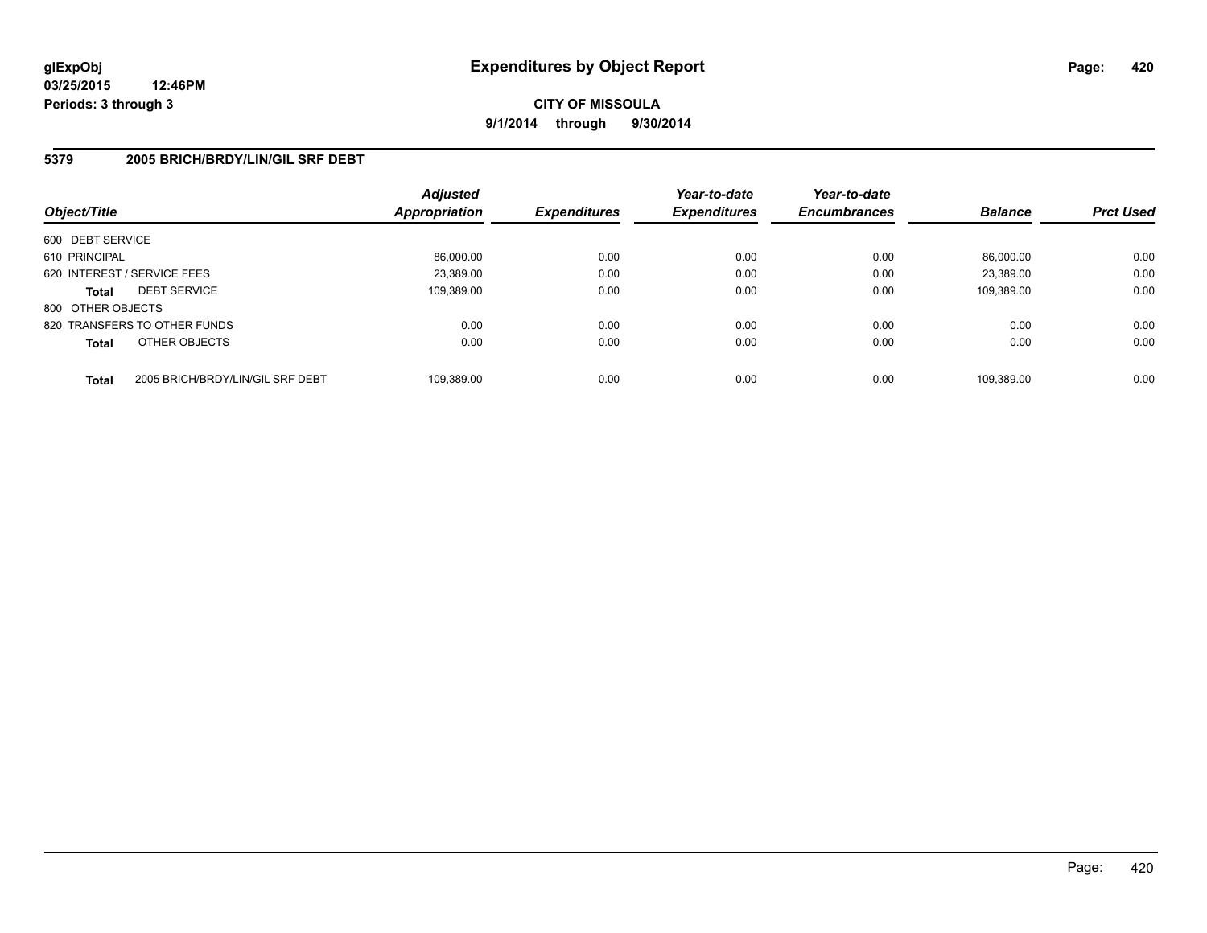**glExpObj**
**03/25/2015 12:46PM**
**Periods: 3 through 3**

# Expenditures by Object Report

**CITY OF MISSOULA**
**9/1/2014 through 9/30/2014**

## 5379 2005 BRICH/BRDY/LIN/GIL SRF DEBT

| Object/Title | Adjusted Appropriation | Expenditures | Year-to-date Expenditures | Year-to-date Encumbrances | Balance | Prct Used |
|---|---|---|---|---|---|---|
| 600 DEBT SERVICE | | | | | | |
| 610 PRINCIPAL | 86,000.00 | 0.00 | 0.00 | 0.00 | 86,000.00 | 0.00 |
| 620 INTEREST / SERVICE FEES | 23,389.00 | 0.00 | 0.00 | 0.00 | 23,389.00 | 0.00 |
| **Total** DEBT SERVICE | 109,389.00 | 0.00 | 0.00 | 0.00 | 109,389.00 | 0.00 |
| 800 OTHER OBJECTS | | | | | | |
| 820 TRANSFERS TO OTHER FUNDS | 0.00 | 0.00 | 0.00 | 0.00 | 0.00 | 0.00 |
| **Total** OTHER OBJECTS | 0.00 | 0.00 | 0.00 | 0.00 | 0.00 | 0.00 |
| **Total** 2005 BRICH/BRDY/LIN/GIL SRF DEBT | 109,389.00 | 0.00 | 0.00 | 0.00 | 109,389.00 | 0.00 |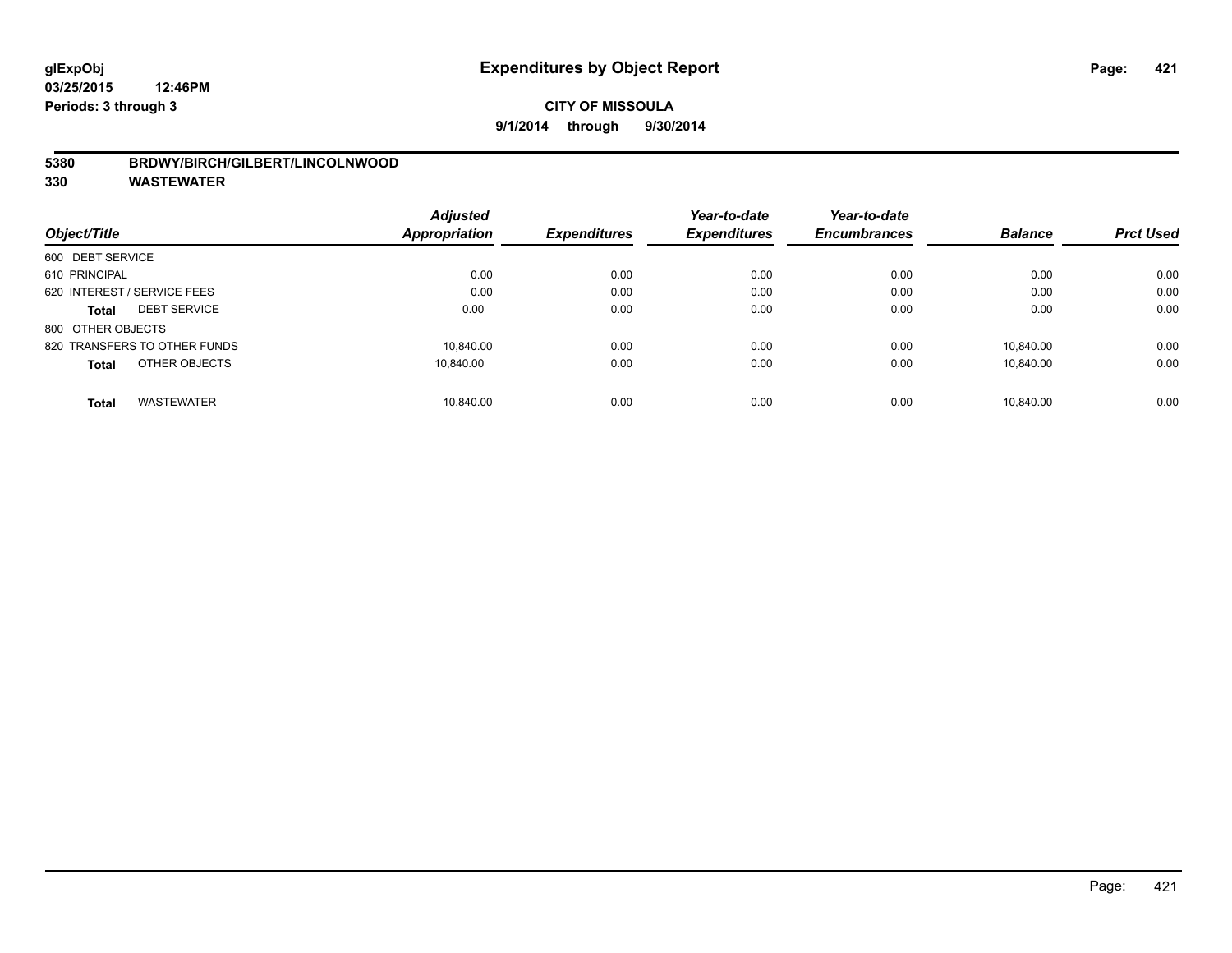**glExpObj**
**03/25/2015 12:46PM**
**Periods: 3 through 3**

# Expenditures by Object Report

**CITY OF MISSOULA**
**9/1/2014 through 9/30/2014**

**5380 BRDWY/BIRCH/GILBERT/LINCOLNWOOD**
**330 WASTEWATER**

| Object/Title | Adjusted Appropriation | Expenditures | Year-to-date Expenditures | Year-to-date Encumbrances | Balance | Prct Used |
|---|---|---|---|---|---|---|
| 600 DEBT SERVICE | | | | | | |
| 610 PRINCIPAL | 0.00 | 0.00 | 0.00 | 0.00 | 0.00 | 0.00 |
| 620 INTEREST / SERVICE FEES | 0.00 | 0.00 | 0.00 | 0.00 | 0.00 | 0.00 |
| **Total** DEBT SERVICE | 0.00 | 0.00 | 0.00 | 0.00 | 0.00 | 0.00 |
| 800 OTHER OBJECTS | | | | | | |
| 820 TRANSFERS TO OTHER FUNDS | 10,840.00 | 0.00 | 0.00 | 0.00 | 10,840.00 | 0.00 |
| **Total** OTHER OBJECTS | 10,840.00 | 0.00 | 0.00 | 0.00 | 10,840.00 | 0.00 |
| **Total** WASTEWATER | 10,840.00 | 0.00 | 0.00 | 0.00 | 10,840.00 | 0.00 |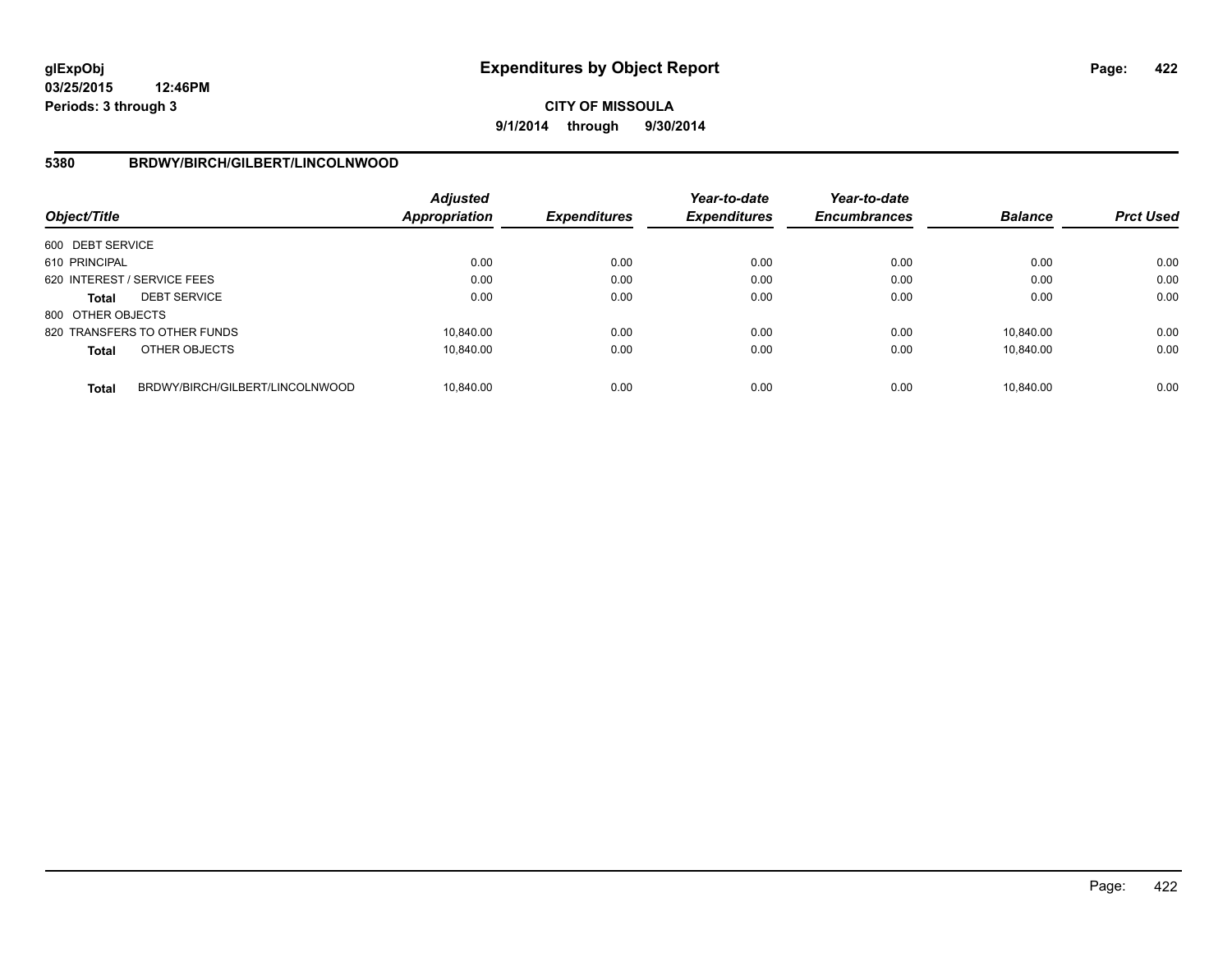# Expenditures by Object Report

glExpObj
03/25/2015 12:46PM
Periods: 3 through 3

**CITY OF MISSOULA**
**9/1/2014 through 9/30/2014**

## 5380 BRDWY/BIRCH/GILBERT/LINCOLNWOOD

| Object/Title | | *Adjusted Appropriation* | *Expenditures* | *Year-to-date Expenditures* | *Year-to-date Encumbrances* | *Balance* | *Prct Used* |
|---|---|---|---|---|---|---|---|
| 600 DEBT SERVICE | | | | | | | |
| 610 PRINCIPAL | | 0.00 | 0.00 | 0.00 | 0.00 | 0.00 | 0.00 |
| 620 INTEREST / SERVICE FEES | | 0.00 | 0.00 | 0.00 | 0.00 | 0.00 | 0.00 |
| **Total** | DEBT SERVICE | 0.00 | 0.00 | 0.00 | 0.00 | 0.00 | 0.00 |
| 800 OTHER OBJECTS | | | | | | | |
| 820 TRANSFERS TO OTHER FUNDS | | 10,840.00 | 0.00 | 0.00 | 0.00 | 10,840.00 | 0.00 |
| **Total** | OTHER OBJECTS | 10,840.00 | 0.00 | 0.00 | 0.00 | 10,840.00 | 0.00 |
| **Total** | BRDWY/BIRCH/GILBERT/LINCOLNWOOD | 10,840.00 | 0.00 | 0.00 | 0.00 | 10,840.00 | 0.00 |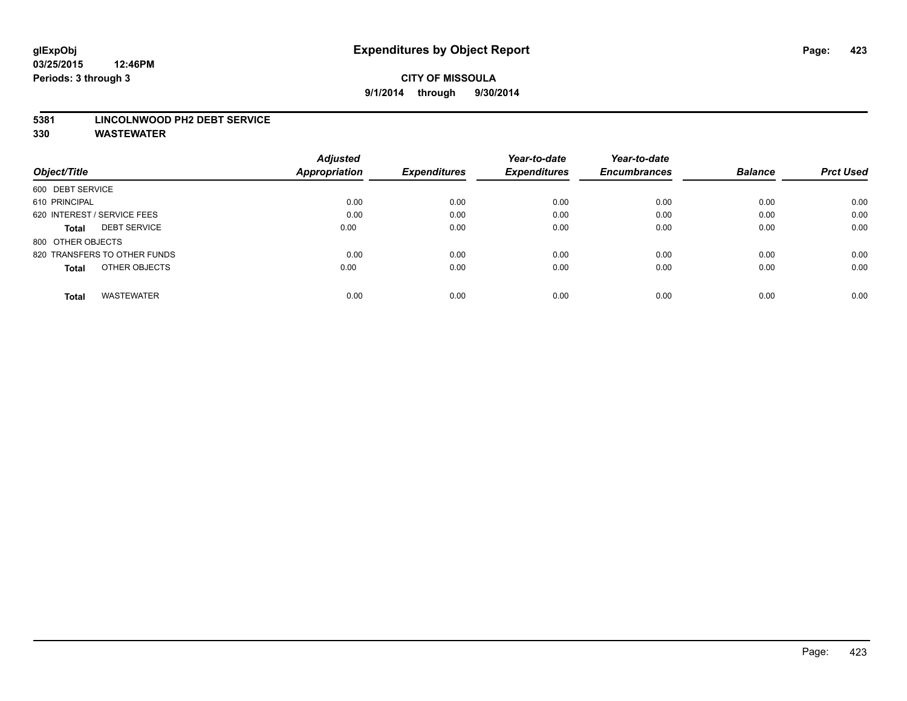# Expenditures by Object Report

**glExpObj**
**03/25/2015 12:46PM**
**Periods: 3 through 3**

**CITY OF MISSOULA**
**9/1/2014 through 9/30/2014**

**5381 LINCOLNWOOD PH2 DEBT SERVICE**
**330 WASTEWATER**

| Object/Title | Adjusted Appropriation | Expenditures | Year-to-date Expenditures | Year-to-date Encumbrances | Balance | Prct Used |
|---|---|---|---|---|---|---|
| 600 DEBT SERVICE | | | | | | |
| 610 PRINCIPAL | 0.00 | 0.00 | 0.00 | 0.00 | 0.00 | 0.00 |
| 620 INTEREST / SERVICE FEES | 0.00 | 0.00 | 0.00 | 0.00 | 0.00 | 0.00 |
| **Total** DEBT SERVICE | 0.00 | 0.00 | 0.00 | 0.00 | 0.00 | 0.00 |
| 800 OTHER OBJECTS | | | | | | |
| 820 TRANSFERS TO OTHER FUNDS | 0.00 | 0.00 | 0.00 | 0.00 | 0.00 | 0.00 |
| **Total** OTHER OBJECTS | 0.00 | 0.00 | 0.00 | 0.00 | 0.00 | 0.00 |
| **Total** WASTEWATER | 0.00 | 0.00 | 0.00 | 0.00 | 0.00 | 0.00 |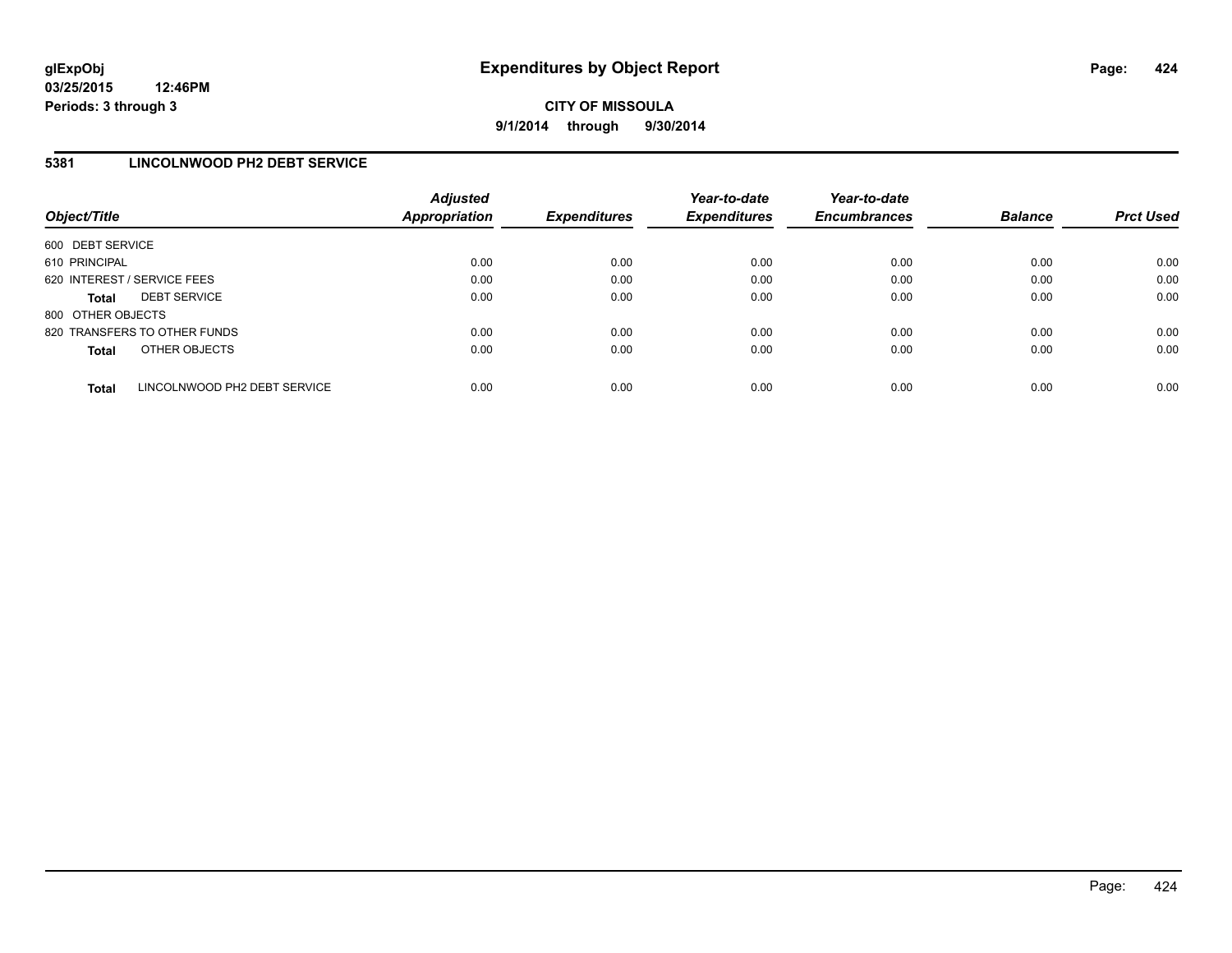# Expenditures by Object Report

glExpObj
03/25/2015 12:46PM
Periods: 3 through 3

**CITY OF MISSOULA**
**9/1/2014 through 9/30/2014**

## 5381 LINCOLNWOOD PH2 DEBT SERVICE

| Object/Title | Adjusted Appropriation | Expenditures | Year-to-date Expenditures | Year-to-date Encumbrances | Balance | Prct Used |
|---|---|---|---|---|---|---|
| 600 DEBT SERVICE | | | | | | |
| 610 PRINCIPAL | 0.00 | 0.00 | 0.00 | 0.00 | 0.00 | 0.00 |
| 620 INTEREST / SERVICE FEES | 0.00 | 0.00 | 0.00 | 0.00 | 0.00 | 0.00 |
| **Total** DEBT SERVICE | 0.00 | 0.00 | 0.00 | 0.00 | 0.00 | 0.00 |
| 800 OTHER OBJECTS | | | | | | |
| 820 TRANSFERS TO OTHER FUNDS | 0.00 | 0.00 | 0.00 | 0.00 | 0.00 | 0.00 |
| **Total** OTHER OBJECTS | 0.00 | 0.00 | 0.00 | 0.00 | 0.00 | 0.00 |
| **Total** LINCOLNWOOD PH2 DEBT SERVICE | 0.00 | 0.00 | 0.00 | 0.00 | 0.00 | 0.00 |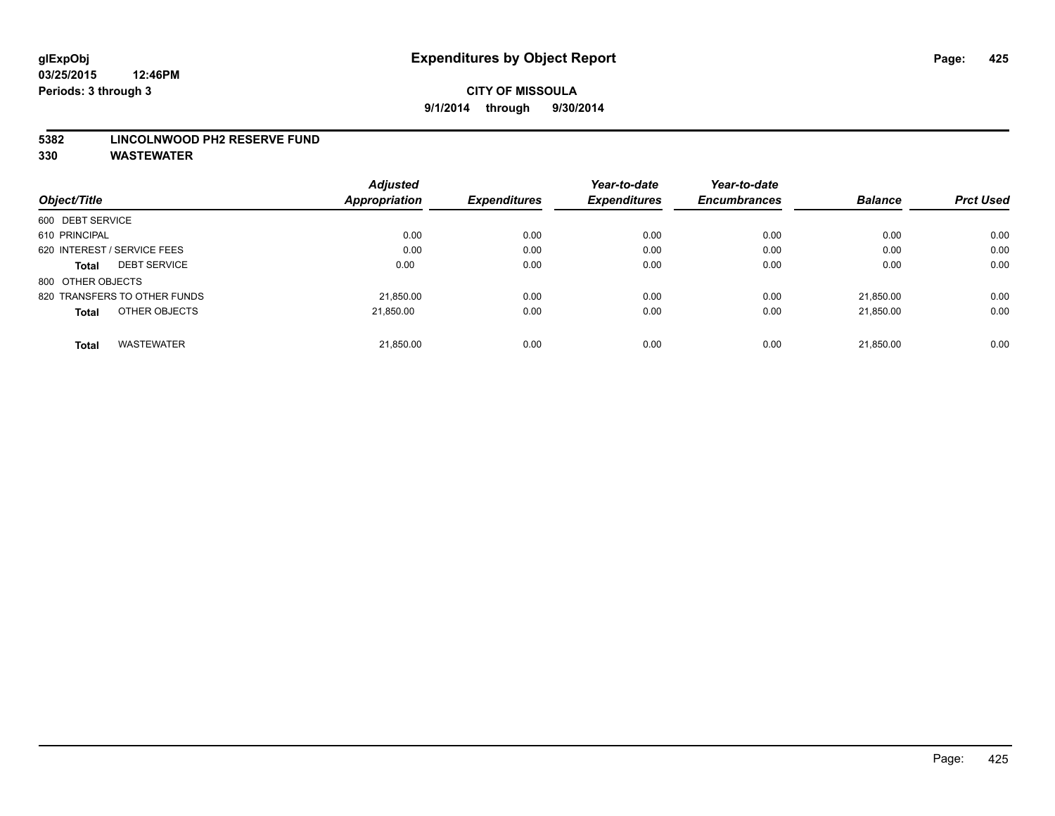**glExpObj**
**03/25/2015 12:46PM**
**Periods: 3 through 3**

# Expenditures by Object Report

**CITY OF MISSOULA**
**9/1/2014 through 9/30/2014**

**5382 LINCOLNWOOD PH2 RESERVE FUND**
**330 WASTEWATER**

| Object/Title | Adjusted Appropriation | Expenditures | Year-to-date Expenditures | Year-to-date Encumbrances | Balance | Prct Used |
|---|---|---|---|---|---|---|
| 600 DEBT SERVICE | | | | | | |
| 610 PRINCIPAL | 0.00 | 0.00 | 0.00 | 0.00 | 0.00 | 0.00 |
| 620 INTEREST / SERVICE FEES | 0.00 | 0.00 | 0.00 | 0.00 | 0.00 | 0.00 |
| **Total** DEBT SERVICE | 0.00 | 0.00 | 0.00 | 0.00 | 0.00 | 0.00 |
| 800 OTHER OBJECTS | | | | | | |
| 820 TRANSFERS TO OTHER FUNDS | 21,850.00 | 0.00 | 0.00 | 0.00 | 21,850.00 | 0.00 |
| **Total** OTHER OBJECTS | 21,850.00 | 0.00 | 0.00 | 0.00 | 21,850.00 | 0.00 |
| **Total** WASTEWATER | 21,850.00 | 0.00 | 0.00 | 0.00 | 21,850.00 | 0.00 |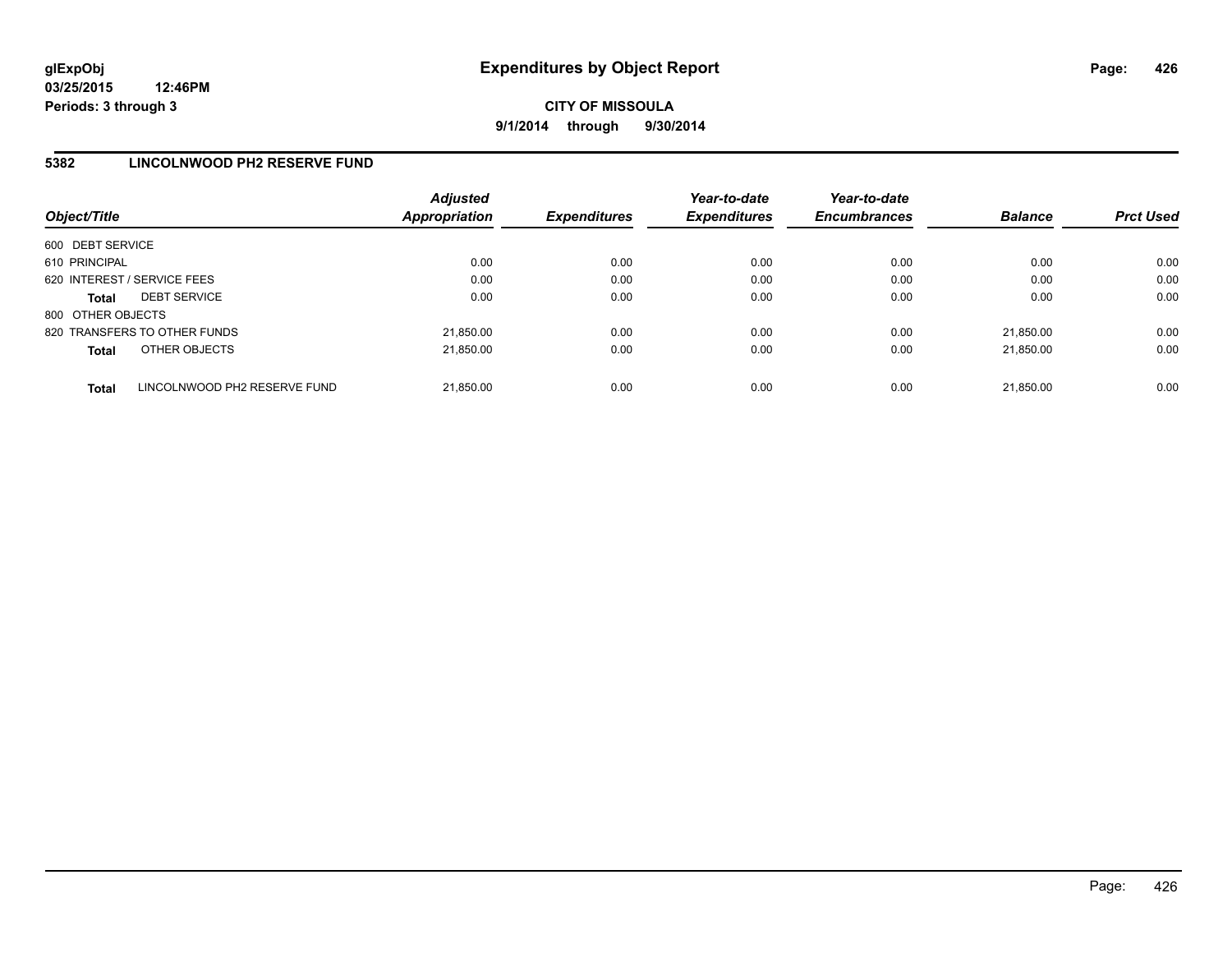glExpObj
03/25/2015 12:46PM
Periods: 3 through 3

# Expenditures by Object Report

**CITY OF MISSOULA**

**9/1/2014 through 9/30/2014**

## 5382 LINCOLNWOOD PH2 RESERVE FUND

| Object/Title | Adjusted Appropriation | Expenditures | Year-to-date Expenditures | Year-to-date Encumbrances | Balance | Prct Used |
|---|---|---|---|---|---|---|
| 600 DEBT SERVICE | | | | | | |
| 610 PRINCIPAL | 0.00 | 0.00 | 0.00 | 0.00 | 0.00 | 0.00 |
| 620 INTEREST / SERVICE FEES | 0.00 | 0.00 | 0.00 | 0.00 | 0.00 | 0.00 |
| **Total** DEBT SERVICE | 0.00 | 0.00 | 0.00 | 0.00 | 0.00 | 0.00 |
| 800 OTHER OBJECTS | | | | | | |
| 820 TRANSFERS TO OTHER FUNDS | 21,850.00 | 0.00 | 0.00 | 0.00 | 21,850.00 | 0.00 |
| **Total** OTHER OBJECTS | 21,850.00 | 0.00 | 0.00 | 0.00 | 21,850.00 | 0.00 |
| **Total** LINCOLNWOOD PH2 RESERVE FUND | 21,850.00 | 0.00 | 0.00 | 0.00 | 21,850.00 | 0.00 |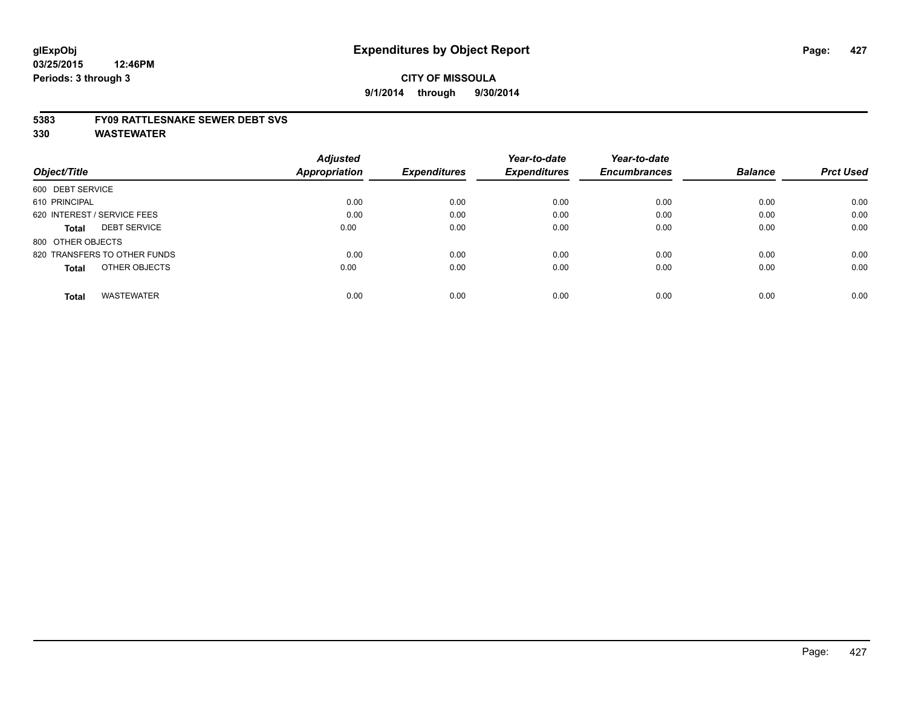**glExpObj**
**03/25/2015 12:46PM**
**Periods: 3 through 3**

# Expenditures by Object Report

**CITY OF MISSOULA**
**9/1/2014 through 9/30/2014**

## 5383 FY09 RATTLESNAKE SEWER DEBT SVS
## 330 WASTEWATER

| Object/Title | Adjusted Appropriation | Expenditures | Year-to-date Expenditures | Year-to-date Encumbrances | Balance | Prct Used |
|---|---|---|---|---|---|---|
| 600 DEBT SERVICE | | | | | | |
| 610 PRINCIPAL | 0.00 | 0.00 | 0.00 | 0.00 | 0.00 | 0.00 |
| 620 INTEREST / SERVICE FEES | 0.00 | 0.00 | 0.00 | 0.00 | 0.00 | 0.00 |
| **Total** DEBT SERVICE | 0.00 | 0.00 | 0.00 | 0.00 | 0.00 | 0.00 |
| 800 OTHER OBJECTS | | | | | | |
| 820 TRANSFERS TO OTHER FUNDS | 0.00 | 0.00 | 0.00 | 0.00 | 0.00 | 0.00 |
| **Total** OTHER OBJECTS | 0.00 | 0.00 | 0.00 | 0.00 | 0.00 | 0.00 |
| **Total** WASTEWATER | 0.00 | 0.00 | 0.00 | 0.00 | 0.00 | 0.00 |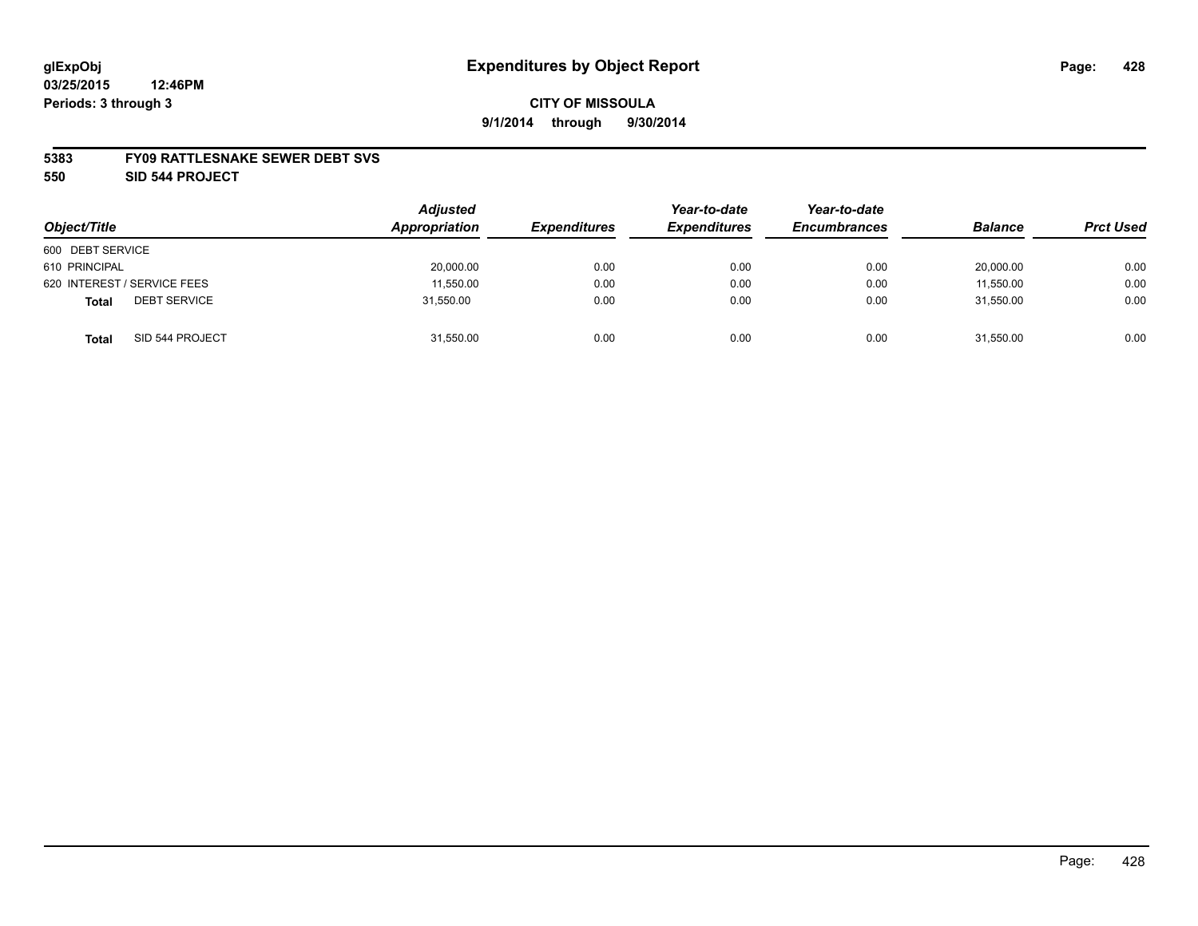# Expenditures by Object Report

glExpObj
03/25/2015 12:46PM
Periods: 3 through 3

**CITY OF MISSOULA**
**9/1/2014 through 9/30/2014**

**5383 FY09 RATTLESNAKE SEWER DEBT SVS**
**550 SID 544 PROJECT**

| Object/Title | Adjusted Appropriation | Expenditures | Year-to-date Expenditures | Year-to-date Encumbrances | Balance | Prct Used |
|---|---|---|---|---|---|---|
| 600 DEBT SERVICE | | | | | | |
| 610 PRINCIPAL | 20,000.00 | 0.00 | 0.00 | 0.00 | 20,000.00 | 0.00 |
| 620 INTEREST / SERVICE FEES | 11,550.00 | 0.00 | 0.00 | 0.00 | 11,550.00 | 0.00 |
| **Total** DEBT SERVICE | 31,550.00 | 0.00 | 0.00 | 0.00 | 31,550.00 | 0.00 |
| **Total** SID 544 PROJECT | 31,550.00 | 0.00 | 0.00 | 0.00 | 31,550.00 | 0.00 |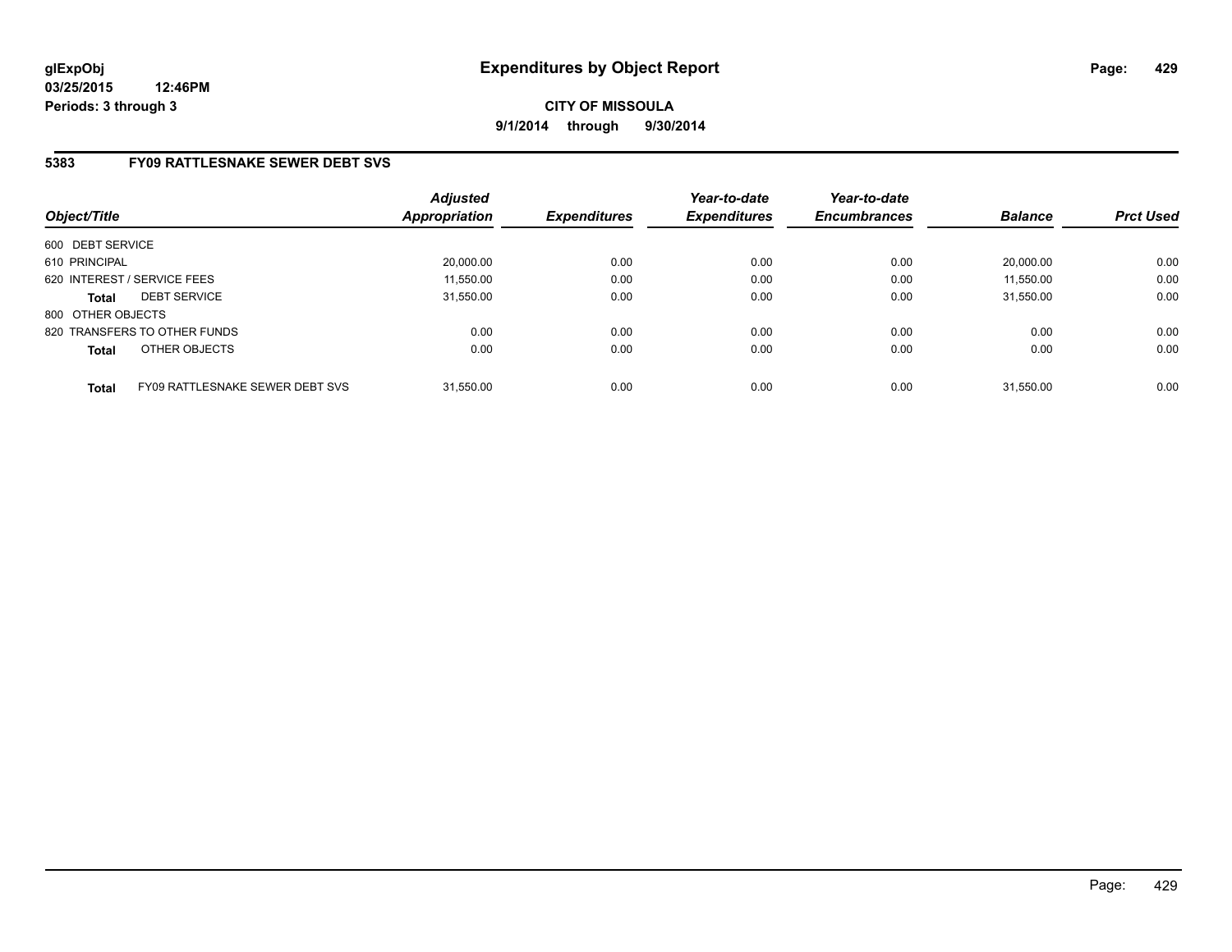# Expenditures by Object Report

glExpObj
03/25/2015 12:46PM
Periods: 3 through 3

**CITY OF MISSOULA**
**9/1/2014 through 9/30/2014**

## 5383 FY09 RATTLESNAKE SEWER DEBT SVS

| Object/Title | | Adjusted Appropriation | Expenditures | Year-to-date Expenditures | Year-to-date Encumbrances | Balance | Prct Used |
|---|---|---|---|---|---|---|---|
| 600 DEBT SERVICE | | | | | | | |
| 610 PRINCIPAL | | 20,000.00 | 0.00 | 0.00 | 0.00 | 20,000.00 | 0.00 |
| 620 INTEREST / SERVICE FEES | | 11,550.00 | 0.00 | 0.00 | 0.00 | 11,550.00 | 0.00 |
| **Total** | DEBT SERVICE | 31,550.00 | 0.00 | 0.00 | 0.00 | 31,550.00 | 0.00 |
| 800 OTHER OBJECTS | | | | | | | |
| 820 TRANSFERS TO OTHER FUNDS | | 0.00 | 0.00 | 0.00 | 0.00 | 0.00 | 0.00 |
| **Total** | OTHER OBJECTS | 0.00 | 0.00 | 0.00 | 0.00 | 0.00 | 0.00 |
| **Total** | FY09 RATTLESNAKE SEWER DEBT SVS | 31,550.00 | 0.00 | 0.00 | 0.00 | 31,550.00 | 0.00 |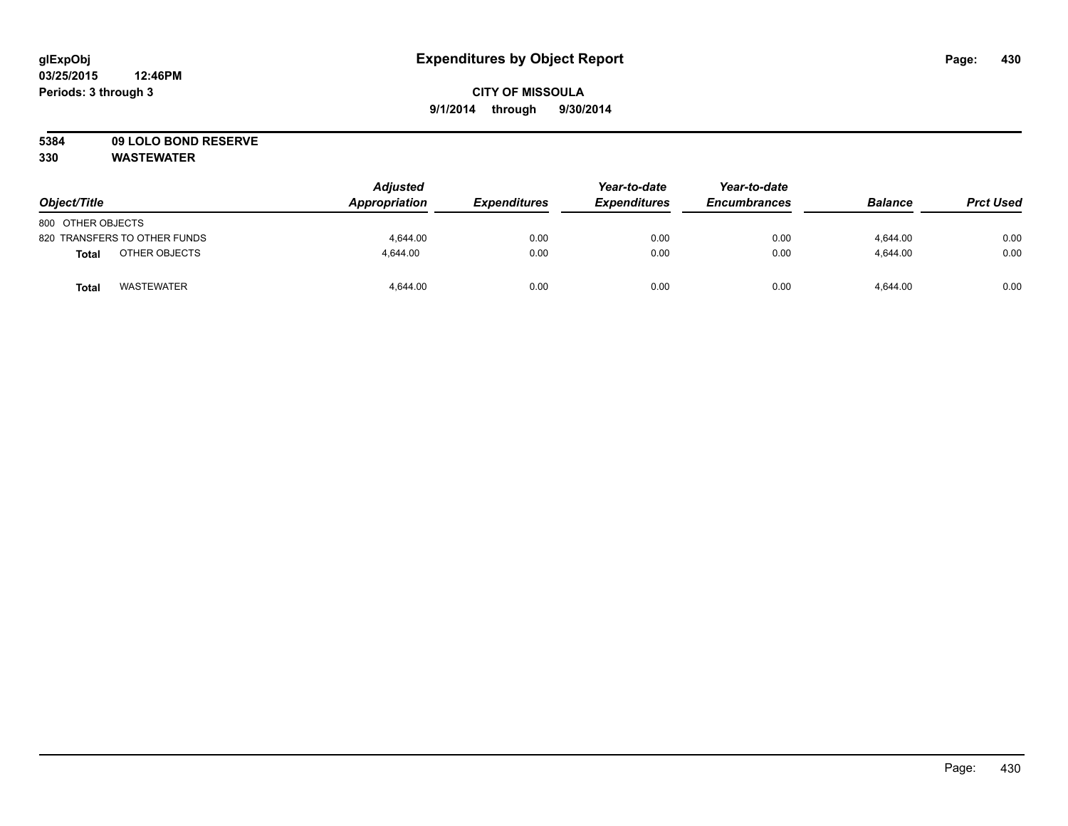**glExpObj**
**03/25/2015 12:46PM**
**Periods: 3 through 3**

# Expenditures by Object Report

**CITY OF MISSOULA**
**9/1/2014 through 9/30/2014**

**5384 09 LOLO BOND RESERVE**
**330 WASTEWATER**

| Object/Title | | Adjusted Appropriation | Expenditures | Year-to-date Expenditures | Year-to-date Encumbrances | Balance | Prct Used |
|---|---|---|---|---|---|---|---|
| 800 OTHER OBJECTS | | | | | | | |
| 820 TRANSFERS TO OTHER FUNDS | | 4,644.00 | 0.00 | 0.00 | 0.00 | 4,644.00 | 0.00 |
| **Total** | OTHER OBJECTS | 4,644.00 | 0.00 | 0.00 | 0.00 | 4,644.00 | 0.00 |
| **Total** | WASTEWATER | 4,644.00 | 0.00 | 0.00 | 0.00 | 4,644.00 | 0.00 |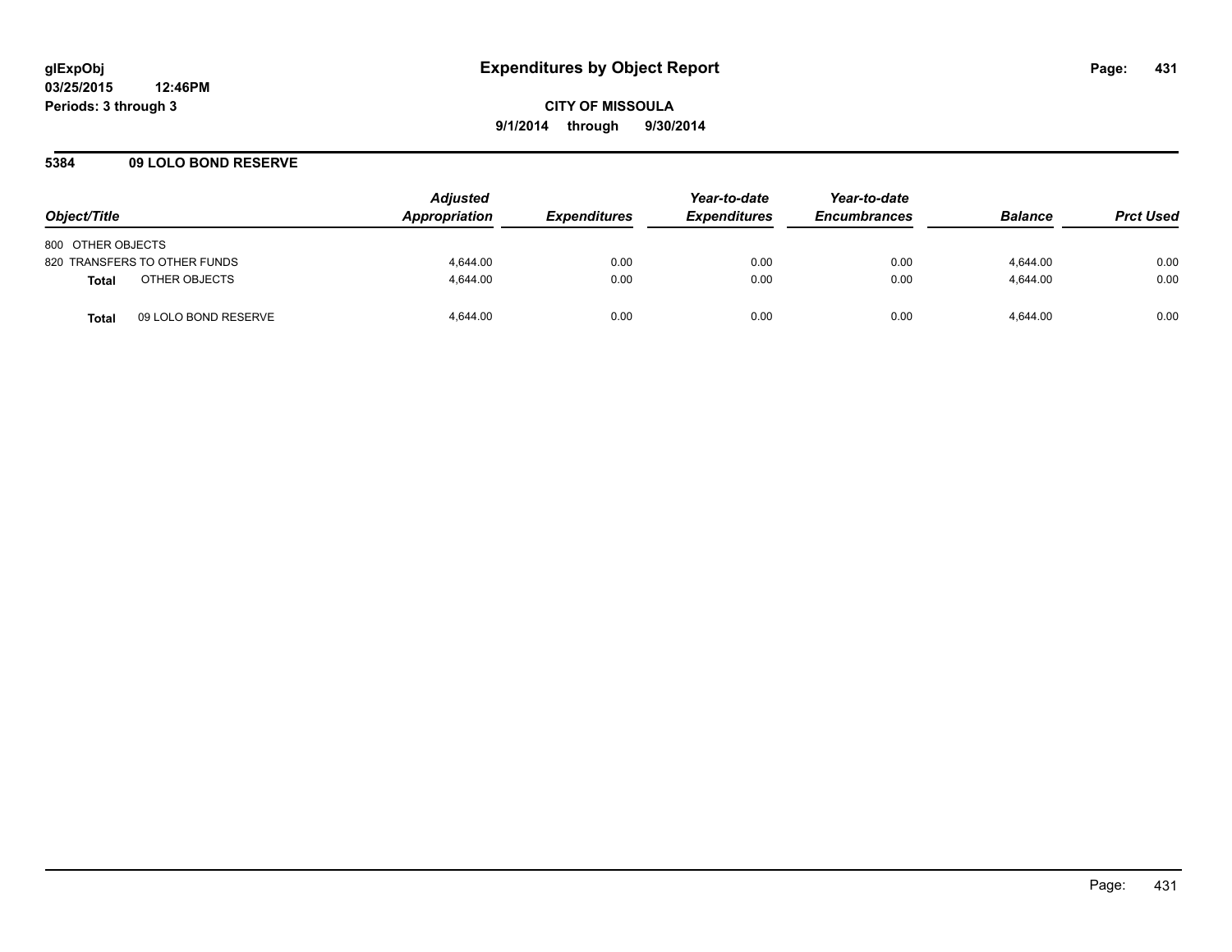# Expenditures by Object Report

glExpObj
03/25/2015 12:46PM
Periods: 3 through 3

**CITY OF MISSOULA**
**9/1/2014 through 9/30/2014**

## 5384 09 LOLO BOND RESERVE

| Object/Title | Adjusted Appropriation | Expenditures | Year-to-date Expenditures | Year-to-date Encumbrances | Balance | Prct Used |
|---|---|---|---|---|---|---|
| 800 OTHER OBJECTS | | | | | | |
| 820 TRANSFERS TO OTHER FUNDS | 4,644.00 | 0.00 | 0.00 | 0.00 | 4,644.00 | 0.00 |
| **Total** OTHER OBJECTS | 4,644.00 | 0.00 | 0.00 | 0.00 | 4,644.00 | 0.00 |
| **Total** 09 LOLO BOND RESERVE | 4,644.00 | 0.00 | 0.00 | 0.00 | 4,644.00 | 0.00 |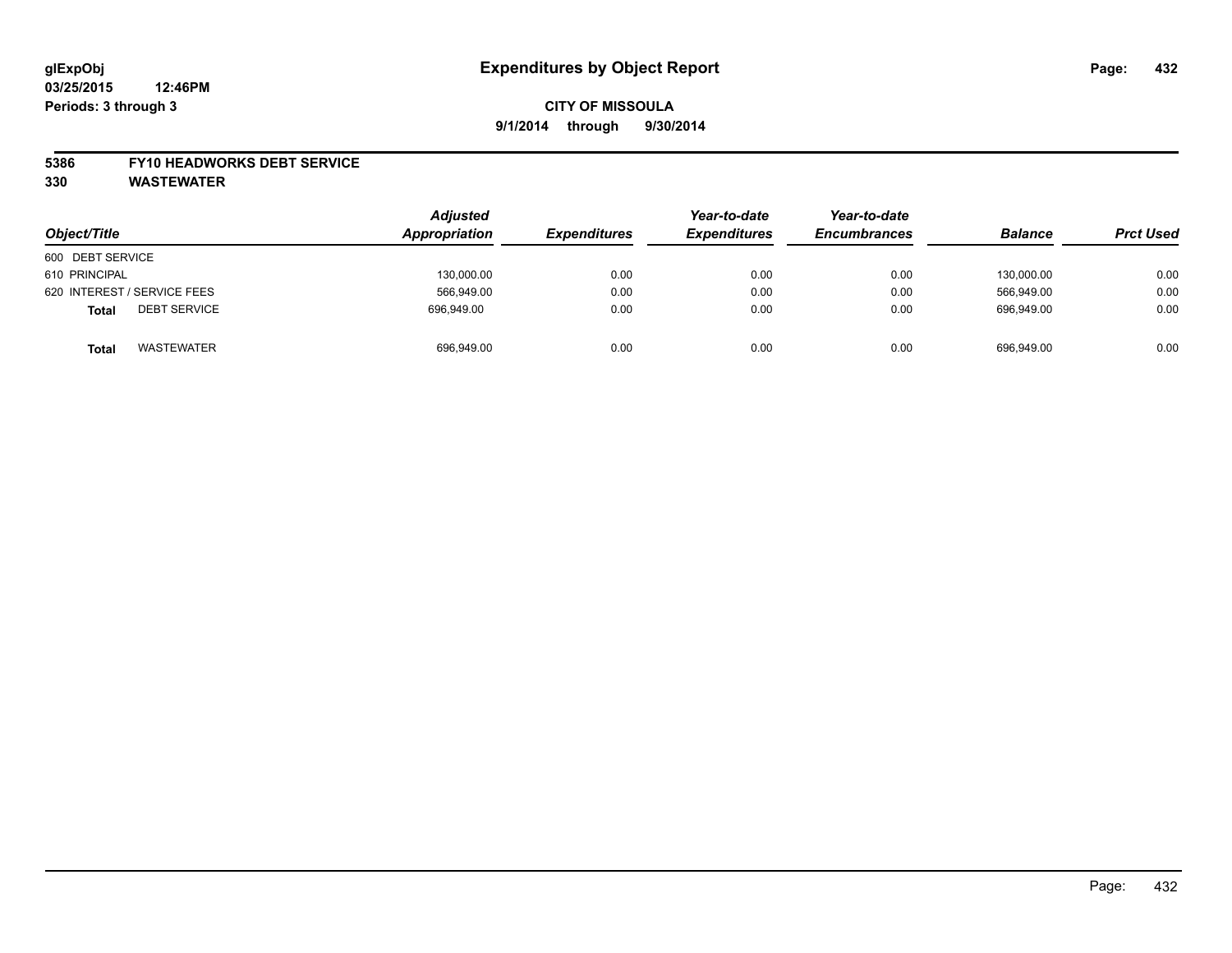**glExpObj**
**03/25/2015 12:46PM**
**Periods: 3 through 3**

# Expenditures by Object Report

**CITY OF MISSOULA**
**9/1/2014 through 9/30/2014**

**5386 FY10 HEADWORKS DEBT SERVICE**
**330 WASTEWATER**

| *Object/Title* | *Adjusted Appropriation* | *Expenditures* | *Year-to-date Expenditures* | *Year-to-date Encumbrances* | *Balance* | *Prct Used* |
|---|---|---|---|---|---|---|
| 600 DEBT SERVICE | | | | | | |
| 610 PRINCIPAL | 130,000.00 | 0.00 | 0.00 | 0.00 | 130,000.00 | 0.00 |
| 620 INTEREST / SERVICE FEES | 566,949.00 | 0.00 | 0.00 | 0.00 | 566,949.00 | 0.00 |
| **Total** DEBT SERVICE | 696,949.00 | 0.00 | 0.00 | 0.00 | 696,949.00 | 0.00 |
| **Total** WASTEWATER | 696,949.00 | 0.00 | 0.00 | 0.00 | 696,949.00 | 0.00 |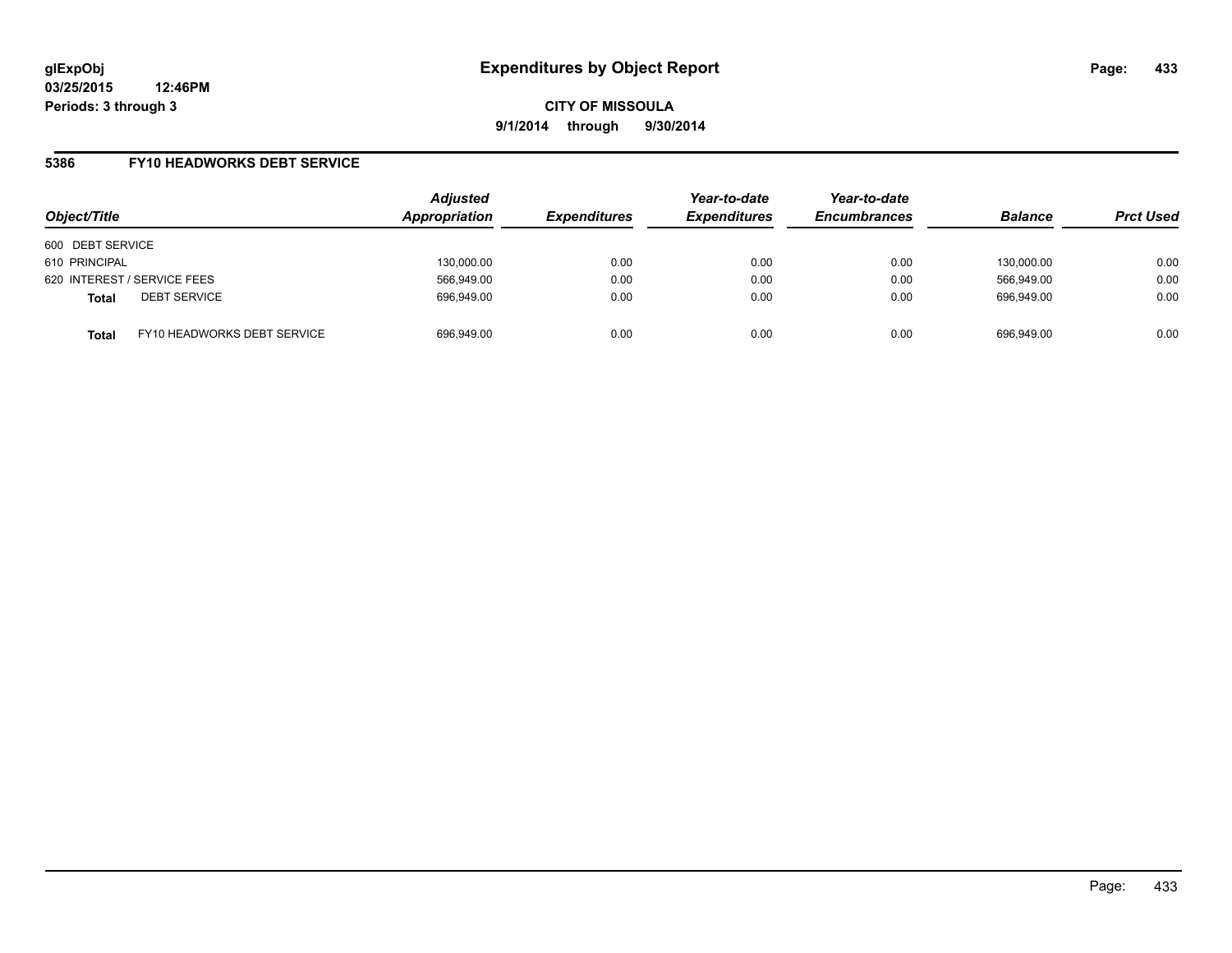# Expenditures by Object Report

glExpObj
03/25/2015 12:46PM
Periods: 3 through 3

**CITY OF MISSOULA**
**9/1/2014 through 9/30/2014**

## 5386 FY10 HEADWORKS DEBT SERVICE

| Object/Title | | Adjusted Appropriation | Expenditures | Year-to-date Expenditures | Year-to-date Encumbrances | Balance | Prct Used |
|---|---|---|---|---|---|---|---|
| 600 DEBT SERVICE | | | | | | | |
| 610 PRINCIPAL | | 130,000.00 | 0.00 | 0.00 | 0.00 | 130,000.00 | 0.00 |
| 620 INTEREST / SERVICE FEES | | 566,949.00 | 0.00 | 0.00 | 0.00 | 566,949.00 | 0.00 |
| **Total** | DEBT SERVICE | 696,949.00 | 0.00 | 0.00 | 0.00 | 696,949.00 | 0.00 |
| **Total** | FY10 HEADWORKS DEBT SERVICE | 696,949.00 | 0.00 | 0.00 | 0.00 | 696,949.00 | 0.00 |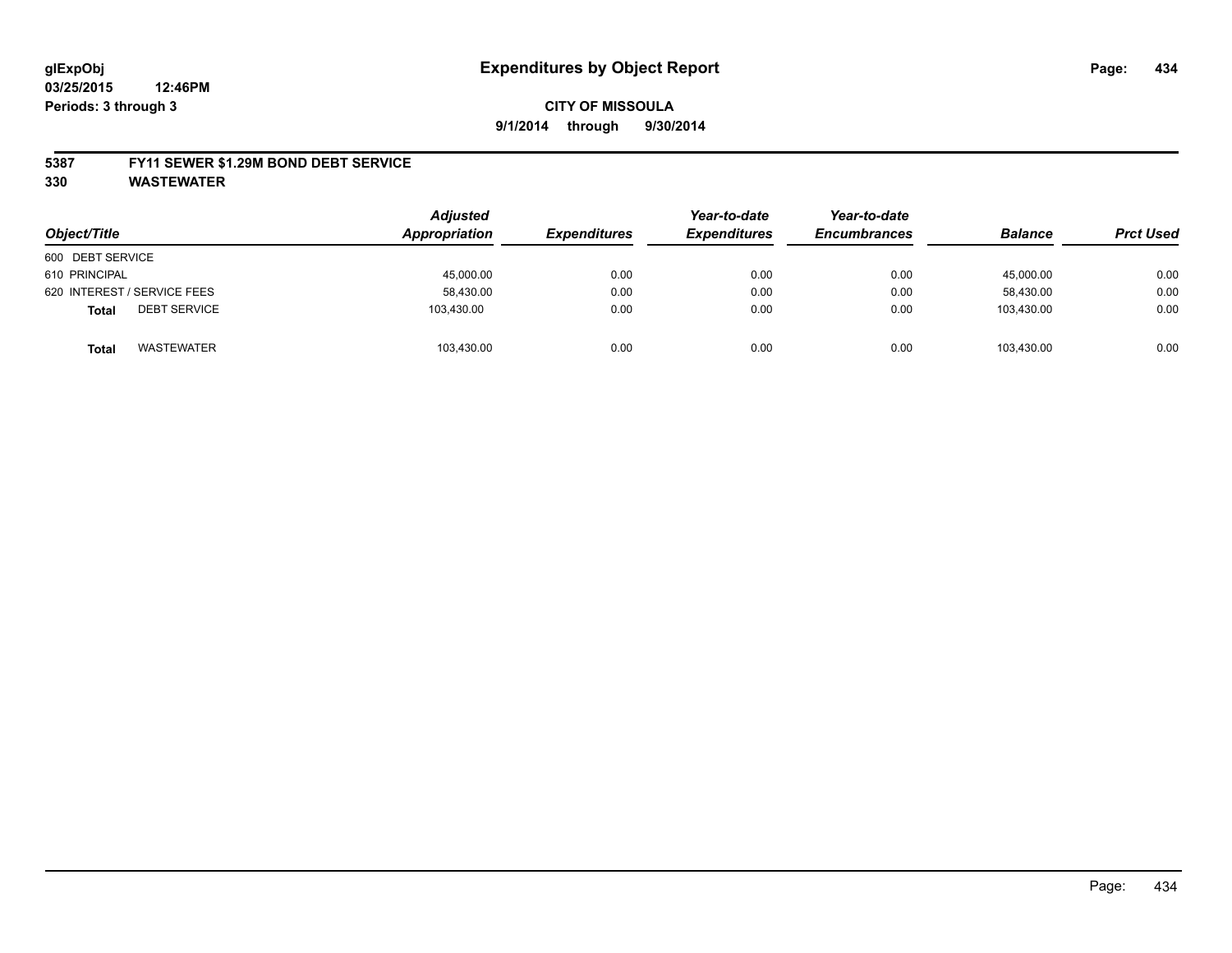# Expenditures by Object Report

glExpObj
03/25/2015 12:46PM
Periods: 3 through 3

**CITY OF MISSOULA**
**9/1/2014 through 9/30/2014**

## 5387 FY11 SEWER $1.29M BOND DEBT SERVICE
## 330 WASTEWATER

| Object/Title | | Adjusted Appropriation | Expenditures | Year-to-date Expenditures | Year-to-date Encumbrances | Balance | Prct Used |
|---|---|---|---|---|---|---|---|
| 600 DEBT SERVICE | | | | | | | |
| 610 PRINCIPAL | | 45,000.00 | 0.00 | 0.00 | 0.00 | 45,000.00 | 0.00 |
| 620 INTEREST / SERVICE FEES | | 58,430.00 | 0.00 | 0.00 | 0.00 | 58,430.00 | 0.00 |
| **Total** | DEBT SERVICE | 103,430.00 | 0.00 | 0.00 | 0.00 | 103,430.00 | 0.00 |
| **Total** | WASTEWATER | 103,430.00 | 0.00 | 0.00 | 0.00 | 103,430.00 | 0.00 |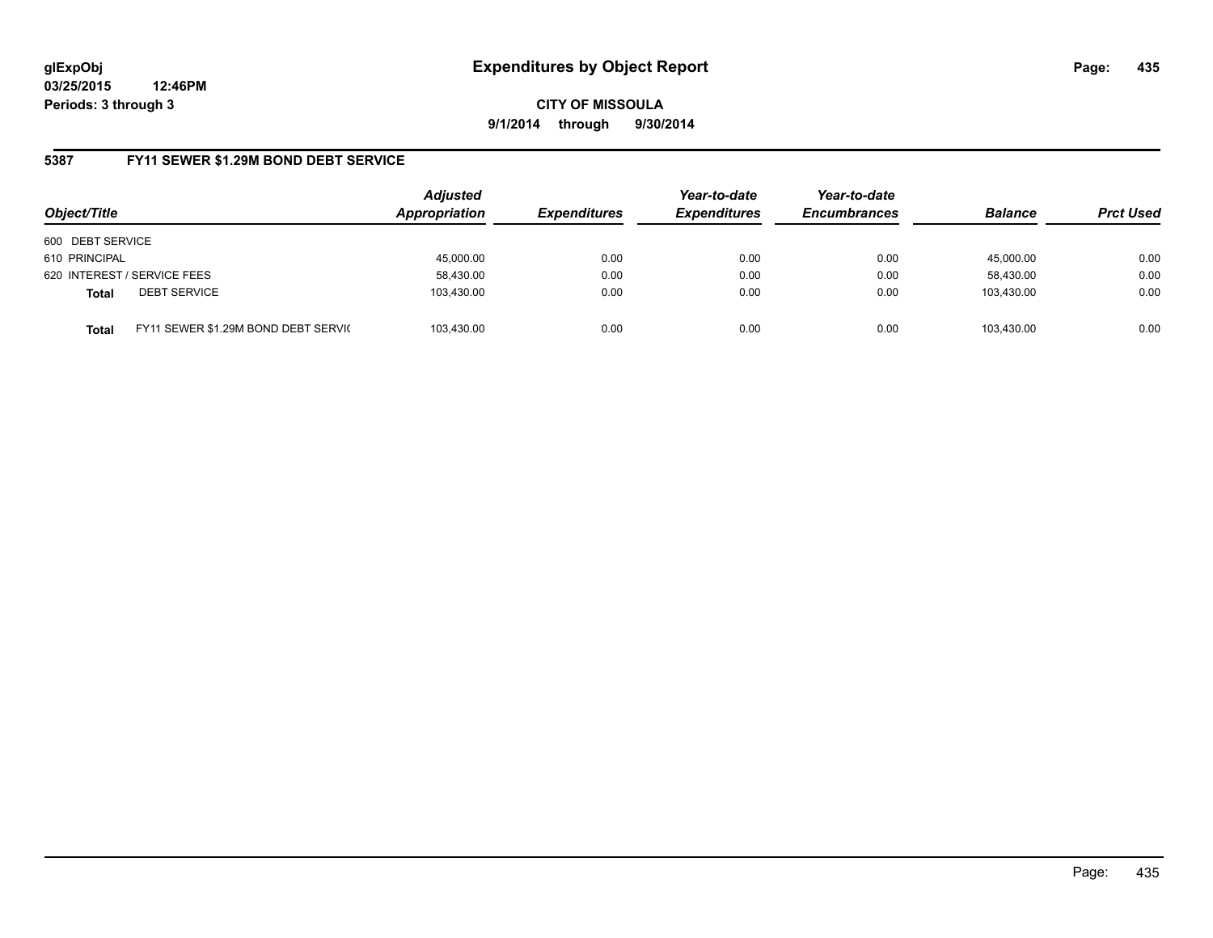glExpObj
03/25/2015 12:46PM
Periods: 3 through 3

# Expenditures by Object Report

**CITY OF MISSOULA**
**9/1/2014 through 9/30/2014**

## 5387 FY11 SEWER $1.29M BOND DEBT SERVICE

| Object/Title | | Adjusted Appropriation | Expenditures | Year-to-date Expenditures | Year-to-date Encumbrances | Balance | Prct Used |
|---|---|---|---|---|---|---|---|
| 600 DEBT SERVICE | | | | | | | |
| 610 PRINCIPAL | | 45,000.00 | 0.00 | 0.00 | 0.00 | 45,000.00 | 0.00 |
| 620 INTEREST / SERVICE FEES | | 58,430.00 | 0.00 | 0.00 | 0.00 | 58,430.00 | 0.00 |
| **Total** | DEBT SERVICE | 103,430.00 | 0.00 | 0.00 | 0.00 | 103,430.00 | 0.00 |
| **Total** | FY11 SEWER $1.29M BOND DEBT SERVIC | 103,430.00 | 0.00 | 0.00 | 0.00 | 103,430.00 | 0.00 |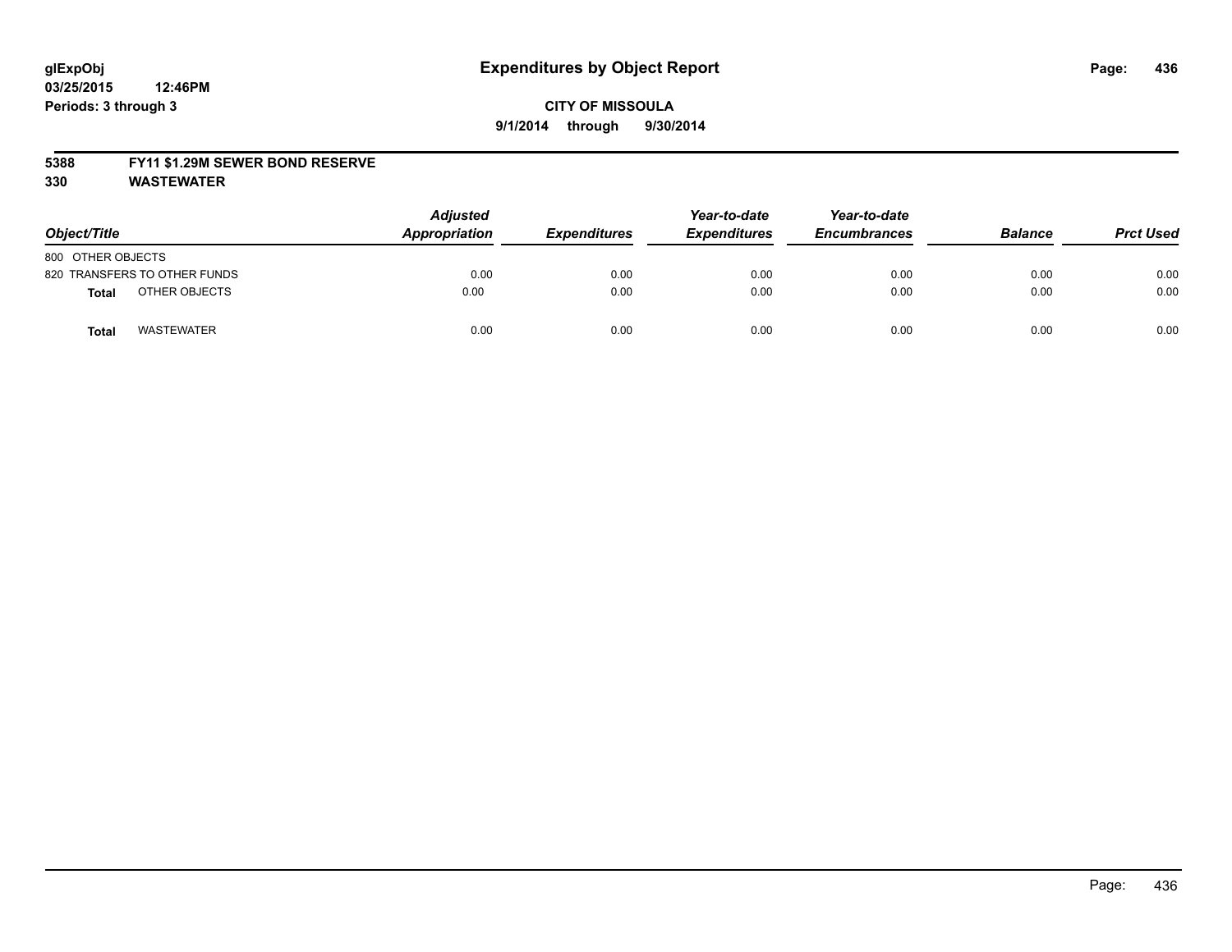glExpObj
03/25/2015 12:46PM
Periods: 3 through 3

# Expenditures by Object Report

**CITY OF MISSOULA**
**9/1/2014 through 9/30/2014**

**5388 FY11 $1.29M SEWER BOND RESERVE**
**330 WASTEWATER**

| Object/Title | Adjusted Appropriation | Expenditures | Year-to-date Expenditures | Year-to-date Encumbrances | Balance | Prct Used |
|---|---|---|---|---|---|---|
| 800 OTHER OBJECTS | | | | | | |
| 820 TRANSFERS TO OTHER FUNDS | 0.00 | 0.00 | 0.00 | 0.00 | 0.00 | 0.00 |
| **Total** OTHER OBJECTS | 0.00 | 0.00 | 0.00 | 0.00 | 0.00 | 0.00 |
| **Total** WASTEWATER | 0.00 | 0.00 | 0.00 | 0.00 | 0.00 | 0.00 |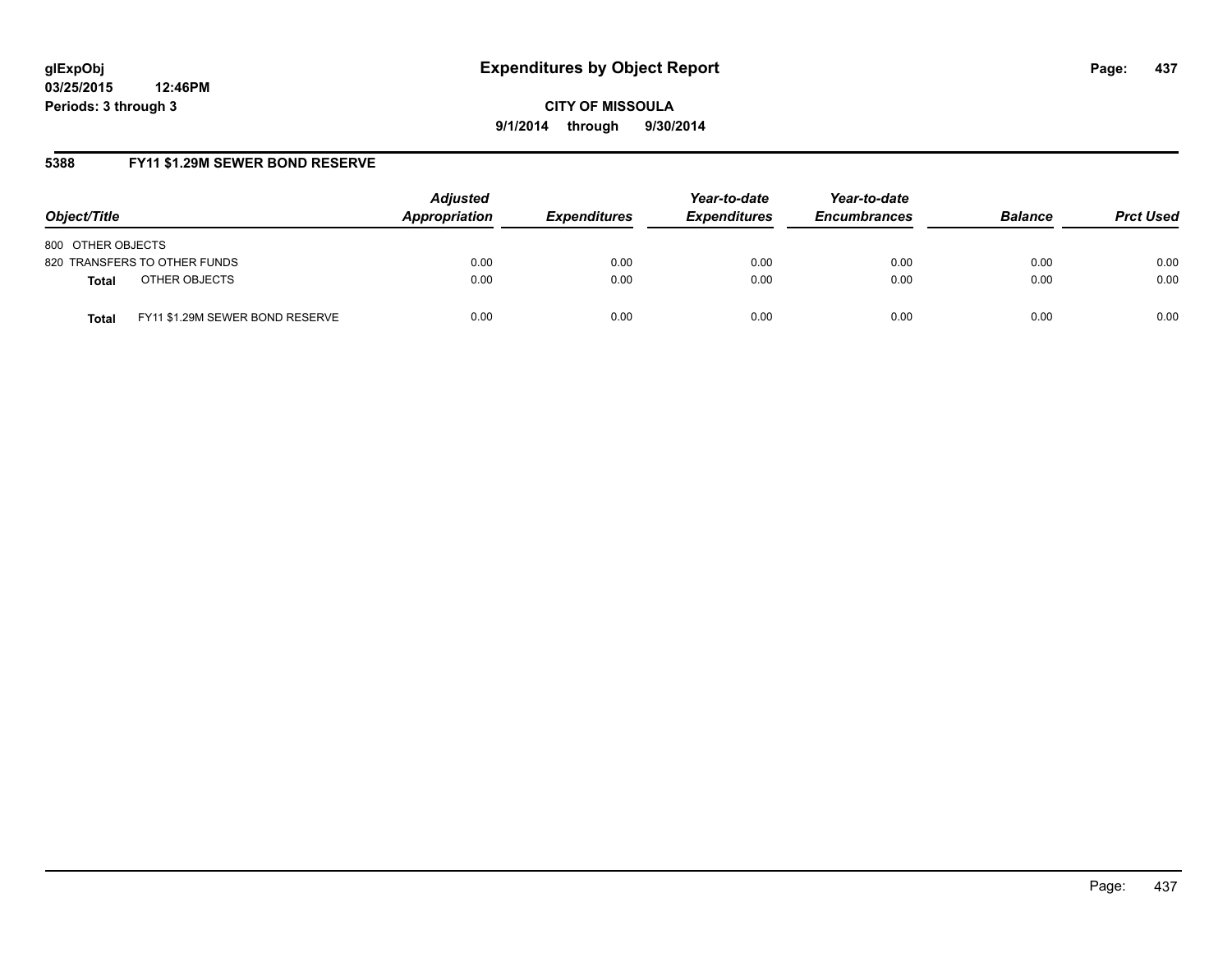**glExpObj**
**03/25/2015 12:46PM**
**Periods: 3 through 3**

# Expenditures by Object Report

**CITY OF MISSOULA**
**9/1/2014 through 9/30/2014**

## 5388 FY11 $1.29M SEWER BOND RESERVE

| Object/Title | | Adjusted Appropriation | Expenditures | Year-to-date Expenditures | Year-to-date Encumbrances | Balance | Prct Used |
|---|---|---|---|---|---|---|---|
| 800 OTHER OBJECTS | | | | | | | |
| 820 TRANSFERS TO OTHER FUNDS | | 0.00 | 0.00 | 0.00 | 0.00 | 0.00 | 0.00 |
| **Total** | OTHER OBJECTS | 0.00 | 0.00 | 0.00 | 0.00 | 0.00 | 0.00 |
| **Total** | FY11 $1.29M SEWER BOND RESERVE | 0.00 | 0.00 | 0.00 | 0.00 | 0.00 | 0.00 |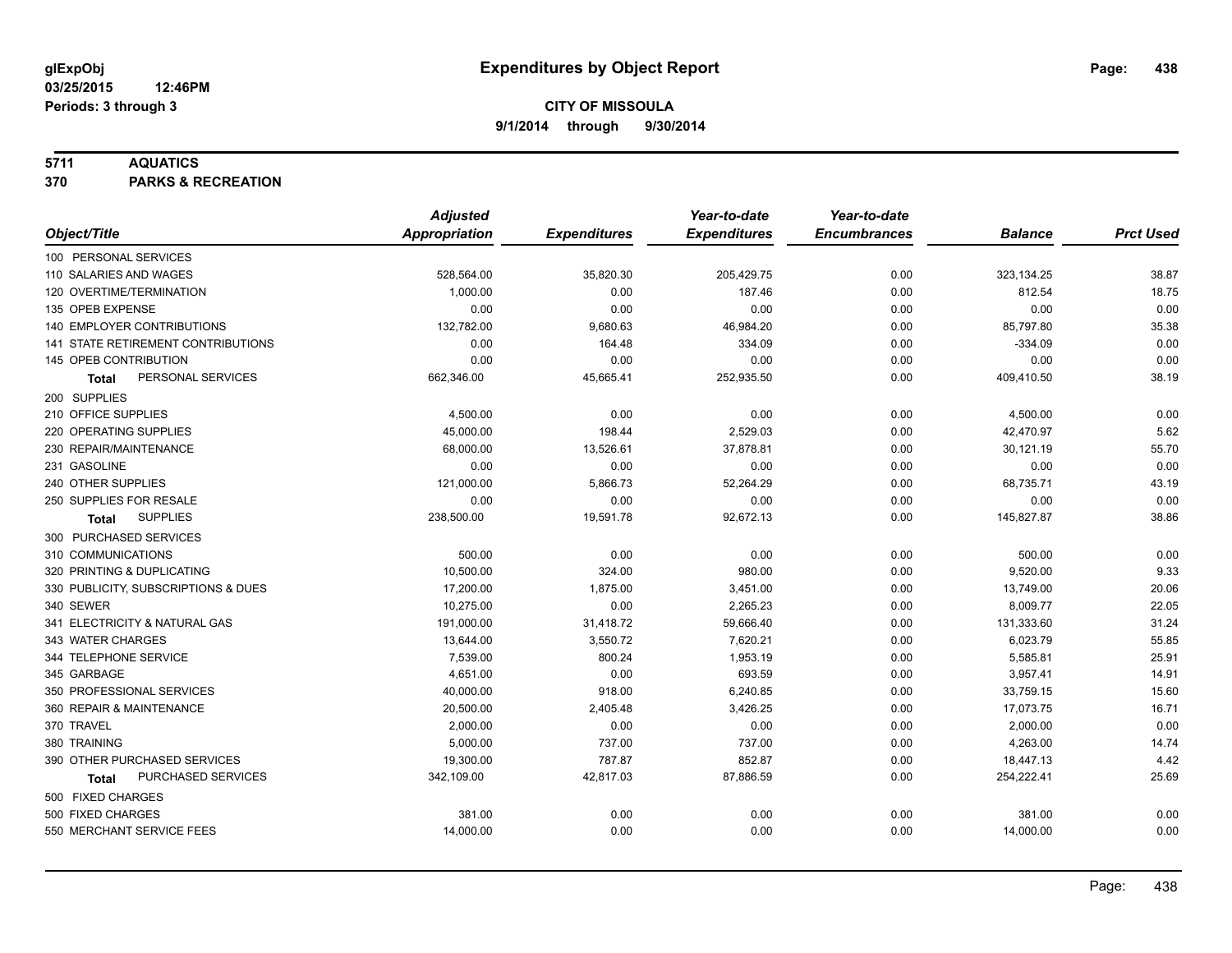# Expenditures by Object Report

glExpObj
03/25/2015 12:46PM
Periods: 3 through 3

**CITY OF MISSOULA**
**9/1/2014 through 9/30/2014**

**5711 AQUATICS**
**370 PARKS & RECREATION**

| Object/Title | Adjusted Appropriation | Expenditures | Year-to-date Expenditures | Year-to-date Encumbrances | Balance | Prct Used |
|---|---|---|---|---|---|---|
| 100 PERSONAL SERVICES | | | | | | |
| 110 SALARIES AND WAGES | 528,564.00 | 35,820.30 | 205,429.75 | 0.00 | 323,134.25 | 38.87 |
| 120 OVERTIME/TERMINATION | 1,000.00 | 0.00 | 187.46 | 0.00 | 812.54 | 18.75 |
| 135 OPEB EXPENSE | 0.00 | 0.00 | 0.00 | 0.00 | 0.00 | 0.00 |
| 140 EMPLOYER CONTRIBUTIONS | 132,782.00 | 9,680.63 | 46,984.20 | 0.00 | 85,797.80 | 35.38 |
| 141 STATE RETIREMENT CONTRIBUTIONS | 0.00 | 164.48 | 334.09 | 0.00 | -334.09 | 0.00 |
| 145 OPEB CONTRIBUTION | 0.00 | 0.00 | 0.00 | 0.00 | 0.00 | 0.00 |
| **Total** PERSONAL SERVICES | 662,346.00 | 45,665.41 | 252,935.50 | 0.00 | 409,410.50 | 38.19 |
| 200 SUPPLIES | | | | | | |
| 210 OFFICE SUPPLIES | 4,500.00 | 0.00 | 0.00 | 0.00 | 4,500.00 | 0.00 |
| 220 OPERATING SUPPLIES | 45,000.00 | 198.44 | 2,529.03 | 0.00 | 42,470.97 | 5.62 |
| 230 REPAIR/MAINTENANCE | 68,000.00 | 13,526.61 | 37,878.81 | 0.00 | 30,121.19 | 55.70 |
| 231 GASOLINE | 0.00 | 0.00 | 0.00 | 0.00 | 0.00 | 0.00 |
| 240 OTHER SUPPLIES | 121,000.00 | 5,866.73 | 52,264.29 | 0.00 | 68,735.71 | 43.19 |
| 250 SUPPLIES FOR RESALE | 0.00 | 0.00 | 0.00 | 0.00 | 0.00 | 0.00 |
| **Total** SUPPLIES | 238,500.00 | 19,591.78 | 92,672.13 | 0.00 | 145,827.87 | 38.86 |
| 300 PURCHASED SERVICES | | | | | | |
| 310 COMMUNICATIONS | 500.00 | 0.00 | 0.00 | 0.00 | 500.00 | 0.00 |
| 320 PRINTING & DUPLICATING | 10,500.00 | 324.00 | 980.00 | 0.00 | 9,520.00 | 9.33 |
| 330 PUBLICITY, SUBSCRIPTIONS & DUES | 17,200.00 | 1,875.00 | 3,451.00 | 0.00 | 13,749.00 | 20.06 |
| 340 SEWER | 10,275.00 | 0.00 | 2,265.23 | 0.00 | 8,009.77 | 22.05 |
| 341 ELECTRICITY & NATURAL GAS | 191,000.00 | 31,418.72 | 59,666.40 | 0.00 | 131,333.60 | 31.24 |
| 343 WATER CHARGES | 13,644.00 | 3,550.72 | 7,620.21 | 0.00 | 6,023.79 | 55.85 |
| 344 TELEPHONE SERVICE | 7,539.00 | 800.24 | 1,953.19 | 0.00 | 5,585.81 | 25.91 |
| 345 GARBAGE | 4,651.00 | 0.00 | 693.59 | 0.00 | 3,957.41 | 14.91 |
| 350 PROFESSIONAL SERVICES | 40,000.00 | 918.00 | 6,240.85 | 0.00 | 33,759.15 | 15.60 |
| 360 REPAIR & MAINTENANCE | 20,500.00 | 2,405.48 | 3,426.25 | 0.00 | 17,073.75 | 16.71 |
| 370 TRAVEL | 2,000.00 | 0.00 | 0.00 | 0.00 | 2,000.00 | 0.00 |
| 380 TRAINING | 5,000.00 | 737.00 | 737.00 | 0.00 | 4,263.00 | 14.74 |
| 390 OTHER PURCHASED SERVICES | 19,300.00 | 787.87 | 852.87 | 0.00 | 18,447.13 | 4.42 |
| **Total** PURCHASED SERVICES | 342,109.00 | 42,817.03 | 87,886.59 | 0.00 | 254,222.41 | 25.69 |
| 500 FIXED CHARGES | | | | | | |
| 500 FIXED CHARGES | 381.00 | 0.00 | 0.00 | 0.00 | 381.00 | 0.00 |
| 550 MERCHANT SERVICE FEES | 14,000.00 | 0.00 | 0.00 | 0.00 | 14,000.00 | 0.00 |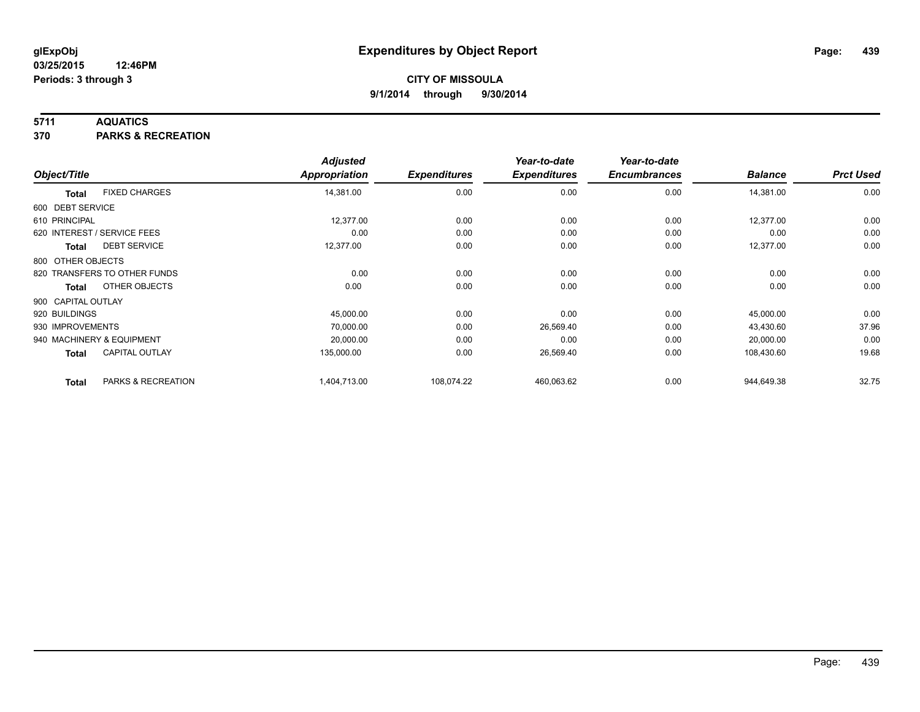**glExpObj** **Expenditures by Object Report**

**03/25/2015 12:46PM**

**Periods: 3 through 3**

**CITY OF MISSOULA**

**9/1/2014 through 9/30/2014**

**5711 AQUATICS**

**370 PARKS & RECREATION**

| Object/Title | | Adjusted Appropriation | Expenditures | Year-to-date Expenditures | Year-to-date Encumbrances | Balance | Prct Used |
|---|---|---|---|---|---|---|---|
| **Total** | FIXED CHARGES | 14,381.00 | 0.00 | 0.00 | 0.00 | 14,381.00 | 0.00 |
| 600 DEBT SERVICE | | | | | | | |
| 610 PRINCIPAL | | 12,377.00 | 0.00 | 0.00 | 0.00 | 12,377.00 | 0.00 |
| 620 INTEREST / SERVICE FEES | | 0.00 | 0.00 | 0.00 | 0.00 | 0.00 | 0.00 |
| **Total** | DEBT SERVICE | 12,377.00 | 0.00 | 0.00 | 0.00 | 12,377.00 | 0.00 |
| 800 OTHER OBJECTS | | | | | | | |
| 820 TRANSFERS TO OTHER FUNDS | | 0.00 | 0.00 | 0.00 | 0.00 | 0.00 | 0.00 |
| **Total** | OTHER OBJECTS | 0.00 | 0.00 | 0.00 | 0.00 | 0.00 | 0.00 |
| 900 CAPITAL OUTLAY | | | | | | | |
| 920 BUILDINGS | | 45,000.00 | 0.00 | 0.00 | 0.00 | 45,000.00 | 0.00 |
| 930 IMPROVEMENTS | | 70,000.00 | 0.00 | 26,569.40 | 0.00 | 43,430.60 | 37.96 |
| 940 MACHINERY & EQUIPMENT | | 20,000.00 | 0.00 | 0.00 | 0.00 | 20,000.00 | 0.00 |
| **Total** | CAPITAL OUTLAY | 135,000.00 | 0.00 | 26,569.40 | 0.00 | 108,430.60 | 19.68 |
| **Total** | PARKS & RECREATION | 1,404,713.00 | 108,074.22 | 460,063.62 | 0.00 | 944,649.38 | 32.75 |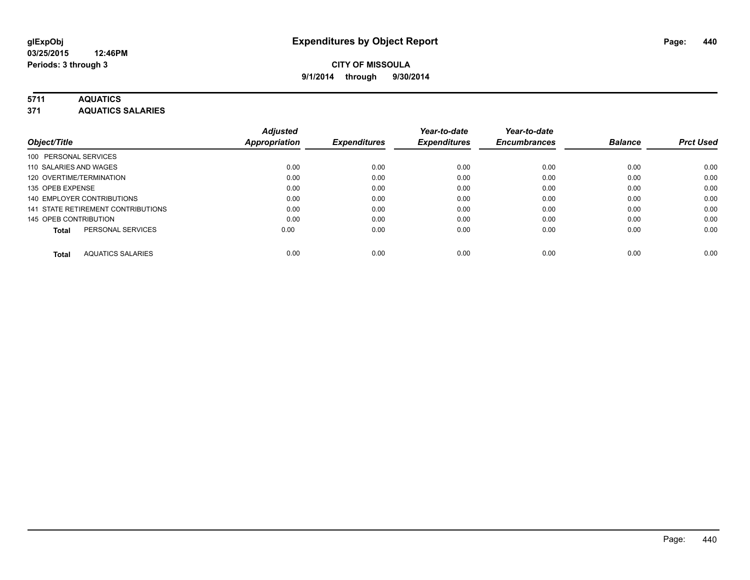# Expenditures by Object Report

glExpObj
03/25/2015 12:46PM
Periods: 3 through 3

**CITY OF MISSOULA**
**9/1/2014 through 9/30/2014**

## 5711 AQUATICS
## 371 AQUATICS SALARIES

| Object/Title | Adjusted Appropriation | Expenditures | Year-to-date Expenditures | Year-to-date Encumbrances | Balance | Prct Used |
|---|---|---|---|---|---|---|
| 100 PERSONAL SERVICES | | | | | | |
| 110 SALARIES AND WAGES | 0.00 | 0.00 | 0.00 | 0.00 | 0.00 | 0.00 |
| 120 OVERTIME/TERMINATION | 0.00 | 0.00 | 0.00 | 0.00 | 0.00 | 0.00 |
| 135 OPEB EXPENSE | 0.00 | 0.00 | 0.00 | 0.00 | 0.00 | 0.00 |
| 140 EMPLOYER CONTRIBUTIONS | 0.00 | 0.00 | 0.00 | 0.00 | 0.00 | 0.00 |
| 141 STATE RETIREMENT CONTRIBUTIONS | 0.00 | 0.00 | 0.00 | 0.00 | 0.00 | 0.00 |
| 145 OPEB CONTRIBUTION | 0.00 | 0.00 | 0.00 | 0.00 | 0.00 | 0.00 |
| **Total** PERSONAL SERVICES | 0.00 | 0.00 | 0.00 | 0.00 | 0.00 | 0.00 |
| **Total** AQUATICS SALARIES | 0.00 | 0.00 | 0.00 | 0.00 | 0.00 | 0.00 |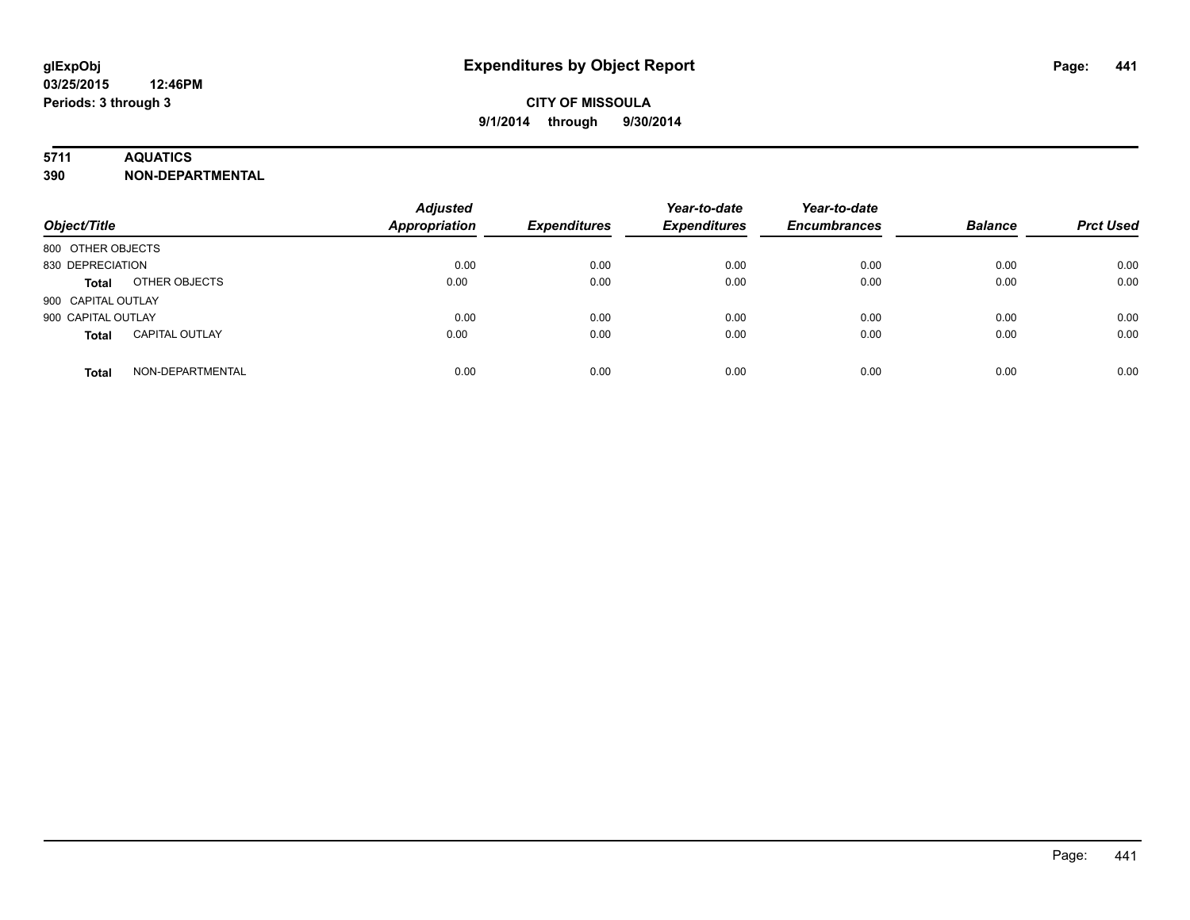# Expenditures by Object Report

glExpObj
03/25/2015 12:46PM
Periods: 3 through 3

**CITY OF MISSOULA**
**9/1/2014 through 9/30/2014**

**5711 AQUATICS**
**390 NON-DEPARTMENTAL**

| Object/Title | | Adjusted Appropriation | Expenditures | Year-to-date Expenditures | Year-to-date Encumbrances | Balance | Prct Used |
|---|---|---|---|---|---|---|---|
| 800 OTHER OBJECTS | | | | | | | |
| 830 DEPRECIATION | | 0.00 | 0.00 | 0.00 | 0.00 | 0.00 | 0.00 |
| **Total** | OTHER OBJECTS | 0.00 | 0.00 | 0.00 | 0.00 | 0.00 | 0.00 |
| 900 CAPITAL OUTLAY | | | | | | | |
| 900 CAPITAL OUTLAY | | 0.00 | 0.00 | 0.00 | 0.00 | 0.00 | 0.00 |
| **Total** | CAPITAL OUTLAY | 0.00 | 0.00 | 0.00 | 0.00 | 0.00 | 0.00 |
| **Total** | NON-DEPARTMENTAL | 0.00 | 0.00 | 0.00 | 0.00 | 0.00 | 0.00 |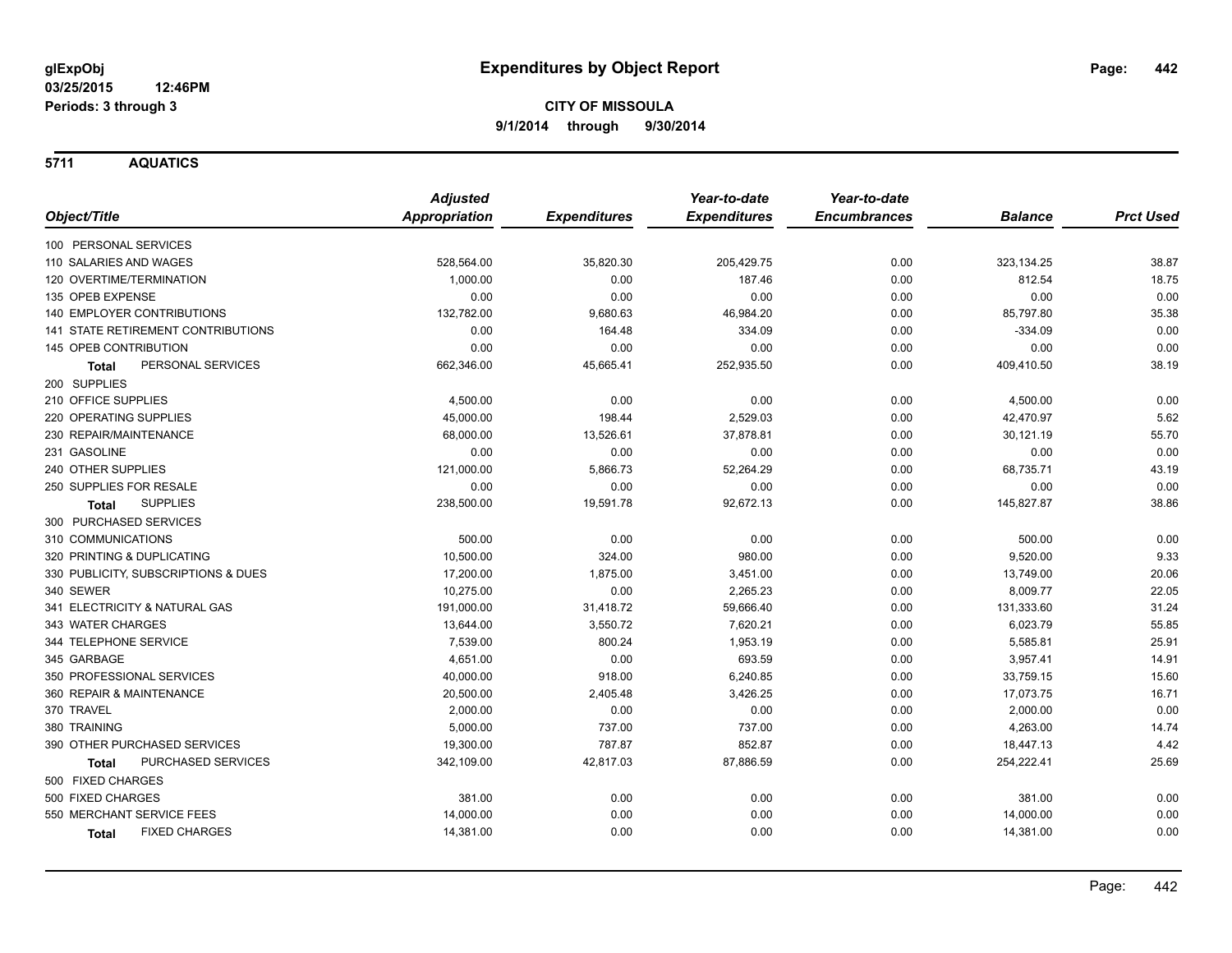**glExpObj** 
**03/25/2015 12:46PM** 
**Periods: 3 through 3**

# Expenditures by Object Report

**CITY OF MISSOULA**
**9/1/2014 through 9/30/2014**

## 5711 AQUATICS

| Object/Title | Adjusted Appropriation | Expenditures | Year-to-date Expenditures | Year-to-date Encumbrances | Balance | Prct Used |
|---|---|---|---|---|---|---|
| 100 PERSONAL SERVICES | | | | | | |
| 110 SALARIES AND WAGES | 528,564.00 | 35,820.30 | 205,429.75 | 0.00 | 323,134.25 | 38.87 |
| 120 OVERTIME/TERMINATION | 1,000.00 | 0.00 | 187.46 | 0.00 | 812.54 | 18.75 |
| 135 OPEB EXPENSE | 0.00 | 0.00 | 0.00 | 0.00 | 0.00 | 0.00 |
| 140 EMPLOYER CONTRIBUTIONS | 132,782.00 | 9,680.63 | 46,984.20 | 0.00 | 85,797.80 | 35.38 |
| 141 STATE RETIREMENT CONTRIBUTIONS | 0.00 | 164.48 | 334.09 | 0.00 | -334.09 | 0.00 |
| 145 OPEB CONTRIBUTION | 0.00 | 0.00 | 0.00 | 0.00 | 0.00 | 0.00 |
| **Total** PERSONAL SERVICES | 662,346.00 | 45,665.41 | 252,935.50 | 0.00 | 409,410.50 | 38.19 |
| 200 SUPPLIES | | | | | | |
| 210 OFFICE SUPPLIES | 4,500.00 | 0.00 | 0.00 | 0.00 | 4,500.00 | 0.00 |
| 220 OPERATING SUPPLIES | 45,000.00 | 198.44 | 2,529.03 | 0.00 | 42,470.97 | 5.62 |
| 230 REPAIR/MAINTENANCE | 68,000.00 | 13,526.61 | 37,878.81 | 0.00 | 30,121.19 | 55.70 |
| 231 GASOLINE | 0.00 | 0.00 | 0.00 | 0.00 | 0.00 | 0.00 |
| 240 OTHER SUPPLIES | 121,000.00 | 5,866.73 | 52,264.29 | 0.00 | 68,735.71 | 43.19 |
| 250 SUPPLIES FOR RESALE | 0.00 | 0.00 | 0.00 | 0.00 | 0.00 | 0.00 |
| **Total** SUPPLIES | 238,500.00 | 19,591.78 | 92,672.13 | 0.00 | 145,827.87 | 38.86 |
| 300 PURCHASED SERVICES | | | | | | |
| 310 COMMUNICATIONS | 500.00 | 0.00 | 0.00 | 0.00 | 500.00 | 0.00 |
| 320 PRINTING & DUPLICATING | 10,500.00 | 324.00 | 980.00 | 0.00 | 9,520.00 | 9.33 |
| 330 PUBLICITY, SUBSCRIPTIONS & DUES | 17,200.00 | 1,875.00 | 3,451.00 | 0.00 | 13,749.00 | 20.06 |
| 340 SEWER | 10,275.00 | 0.00 | 2,265.23 | 0.00 | 8,009.77 | 22.05 |
| 341 ELECTRICITY & NATURAL GAS | 191,000.00 | 31,418.72 | 59,666.40 | 0.00 | 131,333.60 | 31.24 |
| 343 WATER CHARGES | 13,644.00 | 3,550.72 | 7,620.21 | 0.00 | 6,023.79 | 55.85 |
| 344 TELEPHONE SERVICE | 7,539.00 | 800.24 | 1,953.19 | 0.00 | 5,585.81 | 25.91 |
| 345 GARBAGE | 4,651.00 | 0.00 | 693.59 | 0.00 | 3,957.41 | 14.91 |
| 350 PROFESSIONAL SERVICES | 40,000.00 | 918.00 | 6,240.85 | 0.00 | 33,759.15 | 15.60 |
| 360 REPAIR & MAINTENANCE | 20,500.00 | 2,405.48 | 3,426.25 | 0.00 | 17,073.75 | 16.71 |
| 370 TRAVEL | 2,000.00 | 0.00 | 0.00 | 0.00 | 2,000.00 | 0.00 |
| 380 TRAINING | 5,000.00 | 737.00 | 737.00 | 0.00 | 4,263.00 | 14.74 |
| 390 OTHER PURCHASED SERVICES | 19,300.00 | 787.87 | 852.87 | 0.00 | 18,447.13 | 4.42 |
| **Total** PURCHASED SERVICES | 342,109.00 | 42,817.03 | 87,886.59 | 0.00 | 254,222.41 | 25.69 |
| 500 FIXED CHARGES | | | | | | |
| 500 FIXED CHARGES | 381.00 | 0.00 | 0.00 | 0.00 | 381.00 | 0.00 |
| 550 MERCHANT SERVICE FEES | 14,000.00 | 0.00 | 0.00 | 0.00 | 14,000.00 | 0.00 |
| **Total** FIXED CHARGES | 14,381.00 | 0.00 | 0.00 | 0.00 | 14,381.00 | 0.00 |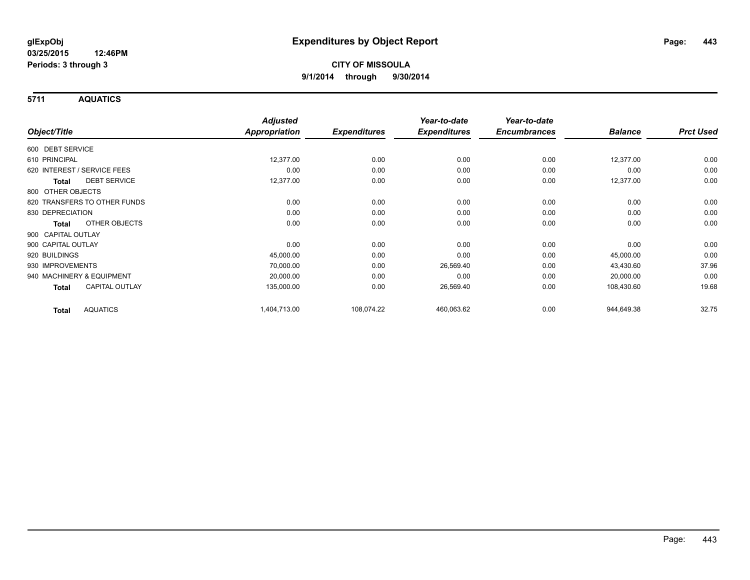**glExpObj**
**03/25/2015 12:46PM**
**Periods: 3 through 3**

# Expenditures by Object Report

**CITY OF MISSOULA**
**9/1/2014 through 9/30/2014**

## 5711 AQUATICS

| Object/Title | Adjusted Appropriation | Expenditures | Year-to-date Expenditures | Year-to-date Encumbrances | Balance | Prct Used |
|---|---|---|---|---|---|---|
| 600 DEBT SERVICE | | | | | | |
| 610 PRINCIPAL | 12,377.00 | 0.00 | 0.00 | 0.00 | 12,377.00 | 0.00 |
| 620 INTEREST / SERVICE FEES | 0.00 | 0.00 | 0.00 | 0.00 | 0.00 | 0.00 |
| **Total** DEBT SERVICE | 12,377.00 | 0.00 | 0.00 | 0.00 | 12,377.00 | 0.00 |
| 800 OTHER OBJECTS | | | | | | |
| 820 TRANSFERS TO OTHER FUNDS | 0.00 | 0.00 | 0.00 | 0.00 | 0.00 | 0.00 |
| 830 DEPRECIATION | 0.00 | 0.00 | 0.00 | 0.00 | 0.00 | 0.00 |
| **Total** OTHER OBJECTS | 0.00 | 0.00 | 0.00 | 0.00 | 0.00 | 0.00 |
| 900 CAPITAL OUTLAY | | | | | | |
| 900 CAPITAL OUTLAY | 0.00 | 0.00 | 0.00 | 0.00 | 0.00 | 0.00 |
| 920 BUILDINGS | 45,000.00 | 0.00 | 0.00 | 0.00 | 45,000.00 | 0.00 |
| 930 IMPROVEMENTS | 70,000.00 | 0.00 | 26,569.40 | 0.00 | 43,430.60 | 37.96 |
| 940 MACHINERY & EQUIPMENT | 20,000.00 | 0.00 | 0.00 | 0.00 | 20,000.00 | 0.00 |
| **Total** CAPITAL OUTLAY | 135,000.00 | 0.00 | 26,569.40 | 0.00 | 108,430.60 | 19.68 |
| **Total** AQUATICS | 1,404,713.00 | 108,074.22 | 460,063.62 | 0.00 | 944,649.38 | 32.75 |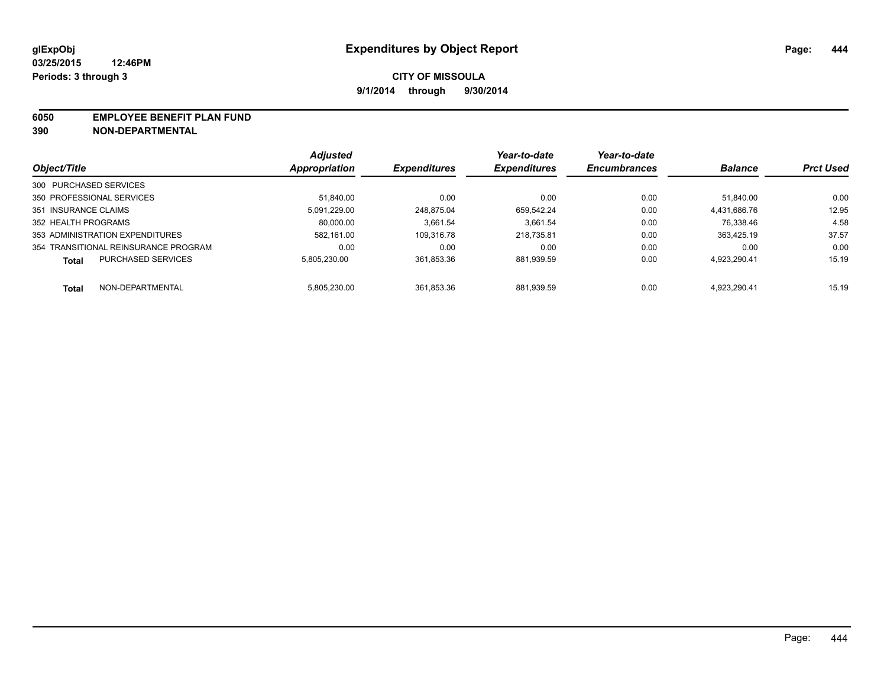# Expenditures by Object Report

glExpObj
03/25/2015 12:46PM
Periods: 3 through 3

**CITY OF MISSOULA**
**9/1/2014 through 9/30/2014**

**6050 EMPLOYEE BENEFIT PLAN FUND**
**390 NON-DEPARTMENTAL**

| Object/Title | Adjusted Appropriation | Expenditures | Year-to-date Expenditures | Year-to-date Encumbrances | Balance | Prct Used |
|---|---|---|---|---|---|---|
| 300 PURCHASED SERVICES | | | | | | |
| 350 PROFESSIONAL SERVICES | 51,840.00 | 0.00 | 0.00 | 0.00 | 51,840.00 | 0.00 |
| 351 INSURANCE CLAIMS | 5,091,229.00 | 248,875.04 | 659,542.24 | 0.00 | 4,431,686.76 | 12.95 |
| 352 HEALTH PROGRAMS | 80,000.00 | 3,661.54 | 3,661.54 | 0.00 | 76,338.46 | 4.58 |
| 353 ADMINISTRATION EXPENDITURES | 582,161.00 | 109,316.78 | 218,735.81 | 0.00 | 363,425.19 | 37.57 |
| 354 TRANSITIONAL REINSURANCE PROGRAM | 0.00 | 0.00 | 0.00 | 0.00 | 0.00 | 0.00 |
| **Total** PURCHASED SERVICES | 5,805,230.00 | 361,853.36 | 881,939.59 | 0.00 | 4,923,290.41 | 15.19 |
| **Total** NON-DEPARTMENTAL | 5,805,230.00 | 361,853.36 | 881,939.59 | 0.00 | 4,923,290.41 | 15.19 |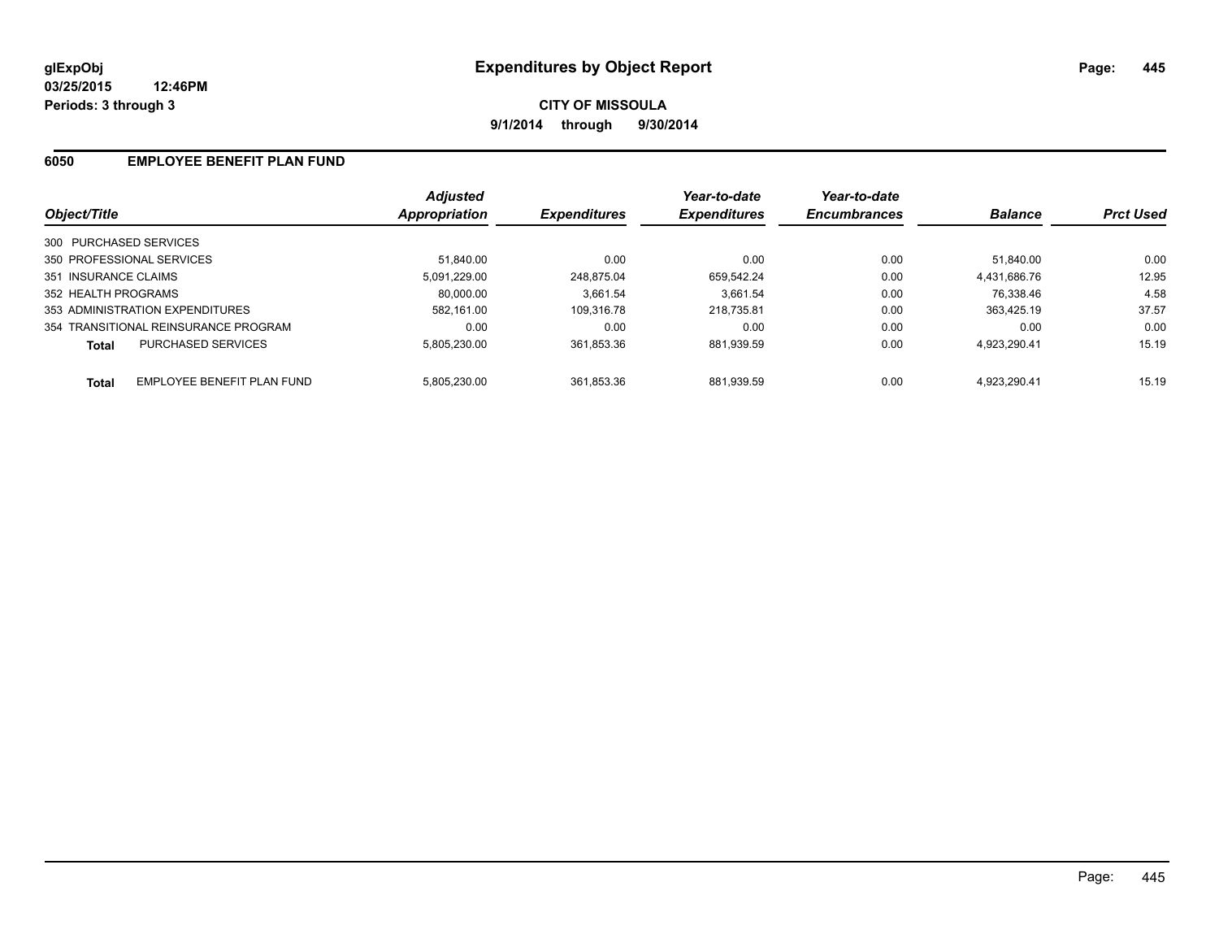**glExpObj** **Expenditures by Object Report**

**03/25/2015 12:46PM**

**Periods: 3 through 3**

**CITY OF MISSOULA**

**9/1/2014 through 9/30/2014**

## 6050 EMPLOYEE BENEFIT PLAN FUND

| Object/Title | | Adjusted Appropriation | Expenditures | Year-to-date Expenditures | Year-to-date Encumbrances | Balance | Prct Used |
|---|---|---|---|---|---|---|---|
| 300 PURCHASED SERVICES | | | | | | | |
| 350 PROFESSIONAL SERVICES | | 51,840.00 | 0.00 | 0.00 | 0.00 | 51,840.00 | 0.00 |
| 351 INSURANCE CLAIMS | | 5,091,229.00 | 248,875.04 | 659,542.24 | 0.00 | 4,431,686.76 | 12.95 |
| 352 HEALTH PROGRAMS | | 80,000.00 | 3,661.54 | 3,661.54 | 0.00 | 76,338.46 | 4.58 |
| 353 ADMINISTRATION EXPENDITURES | | 582,161.00 | 109,316.78 | 218,735.81 | 0.00 | 363,425.19 | 37.57 |
| 354 TRANSITIONAL REINSURANCE PROGRAM | | 0.00 | 0.00 | 0.00 | 0.00 | 0.00 | 0.00 |
| **Total** | PURCHASED SERVICES | 5,805,230.00 | 361,853.36 | 881,939.59 | 0.00 | 4,923,290.41 | 15.19 |
| **Total** | EMPLOYEE BENEFIT PLAN FUND | 5,805,230.00 | 361,853.36 | 881,939.59 | 0.00 | 4,923,290.41 | 15.19 |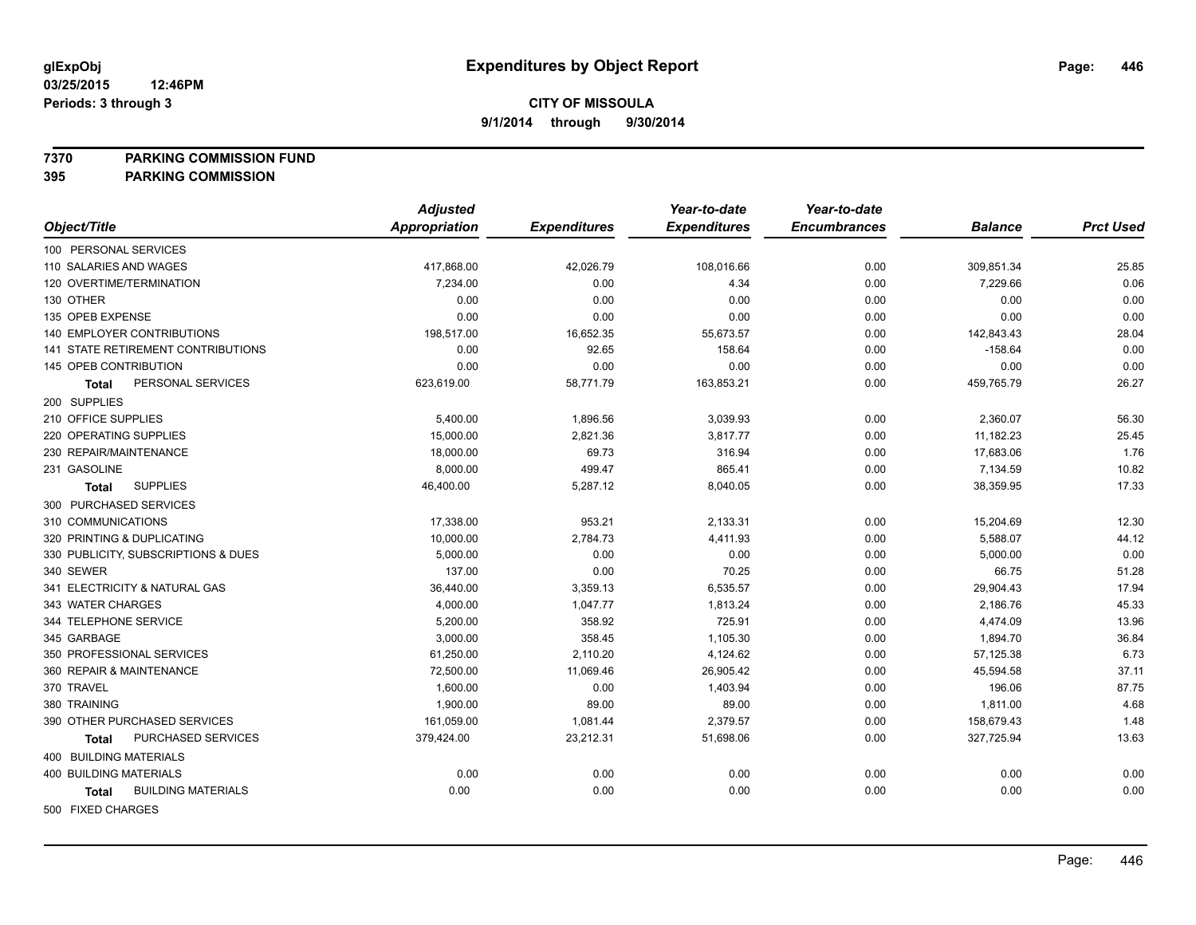glExpObj
03/25/2015 12:46PM
Periods: 3 through 3

# Expenditures by Object Report

**CITY OF MISSOULA**
**9/1/2014 through 9/30/2014**

**7370 PARKING COMMISSION FUND**
**395 PARKING COMMISSION**

| Object/Title | Adjusted Appropriation | Expenditures | Year-to-date Expenditures | Year-to-date Encumbrances | Balance | Prct Used |
|---|---|---|---|---|---|---|
| 100 PERSONAL SERVICES | | | | | | |
| 110 SALARIES AND WAGES | 417,868.00 | 42,026.79 | 108,016.66 | 0.00 | 309,851.34 | 25.85 |
| 120 OVERTIME/TERMINATION | 7,234.00 | 0.00 | 4.34 | 0.00 | 7,229.66 | 0.06 |
| 130 OTHER | 0.00 | 0.00 | 0.00 | 0.00 | 0.00 | 0.00 |
| 135 OPEB EXPENSE | 0.00 | 0.00 | 0.00 | 0.00 | 0.00 | 0.00 |
| 140 EMPLOYER CONTRIBUTIONS | 198,517.00 | 16,652.35 | 55,673.57 | 0.00 | 142,843.43 | 28.04 |
| 141 STATE RETIREMENT CONTRIBUTIONS | 0.00 | 92.65 | 158.64 | 0.00 | -158.64 | 0.00 |
| 145 OPEB CONTRIBUTION | 0.00 | 0.00 | 0.00 | 0.00 | 0.00 | 0.00 |
| **Total** PERSONAL SERVICES | 623,619.00 | 58,771.79 | 163,853.21 | 0.00 | 459,765.79 | 26.27 |
| 200 SUPPLIES | | | | | | |
| 210 OFFICE SUPPLIES | 5,400.00 | 1,896.56 | 3,039.93 | 0.00 | 2,360.07 | 56.30 |
| 220 OPERATING SUPPLIES | 15,000.00 | 2,821.36 | 3,817.77 | 0.00 | 11,182.23 | 25.45 |
| 230 REPAIR/MAINTENANCE | 18,000.00 | 69.73 | 316.94 | 0.00 | 17,683.06 | 1.76 |
| 231 GASOLINE | 8,000.00 | 499.47 | 865.41 | 0.00 | 7,134.59 | 10.82 |
| **Total** SUPPLIES | 46,400.00 | 5,287.12 | 8,040.05 | 0.00 | 38,359.95 | 17.33 |
| 300 PURCHASED SERVICES | | | | | | |
| 310 COMMUNICATIONS | 17,338.00 | 953.21 | 2,133.31 | 0.00 | 15,204.69 | 12.30 |
| 320 PRINTING & DUPLICATING | 10,000.00 | 2,784.73 | 4,411.93 | 0.00 | 5,588.07 | 44.12 |
| 330 PUBLICITY, SUBSCRIPTIONS & DUES | 5,000.00 | 0.00 | 0.00 | 0.00 | 5,000.00 | 0.00 |
| 340 SEWER | 137.00 | 0.00 | 70.25 | 0.00 | 66.75 | 51.28 |
| 341 ELECTRICITY & NATURAL GAS | 36,440.00 | 3,359.13 | 6,535.57 | 0.00 | 29,904.43 | 17.94 |
| 343 WATER CHARGES | 4,000.00 | 1,047.77 | 1,813.24 | 0.00 | 2,186.76 | 45.33 |
| 344 TELEPHONE SERVICE | 5,200.00 | 358.92 | 725.91 | 0.00 | 4,474.09 | 13.96 |
| 345 GARBAGE | 3,000.00 | 358.45 | 1,105.30 | 0.00 | 1,894.70 | 36.84 |
| 350 PROFESSIONAL SERVICES | 61,250.00 | 2,110.20 | 4,124.62 | 0.00 | 57,125.38 | 6.73 |
| 360 REPAIR & MAINTENANCE | 72,500.00 | 11,069.46 | 26,905.42 | 0.00 | 45,594.58 | 37.11 |
| 370 TRAVEL | 1,600.00 | 0.00 | 1,403.94 | 0.00 | 196.06 | 87.75 |
| 380 TRAINING | 1,900.00 | 89.00 | 89.00 | 0.00 | 1,811.00 | 4.68 |
| 390 OTHER PURCHASED SERVICES | 161,059.00 | 1,081.44 | 2,379.57 | 0.00 | 158,679.43 | 1.48 |
| **Total** PURCHASED SERVICES | 379,424.00 | 23,212.31 | 51,698.06 | 0.00 | 327,725.94 | 13.63 |
| 400 BUILDING MATERIALS | | | | | | |
| 400 BUILDING MATERIALS | 0.00 | 0.00 | 0.00 | 0.00 | 0.00 | 0.00 |
| **Total** BUILDING MATERIALS | 0.00 | 0.00 | 0.00 | 0.00 | 0.00 | 0.00 |
| 500 FIXED CHARGES | | | | | | |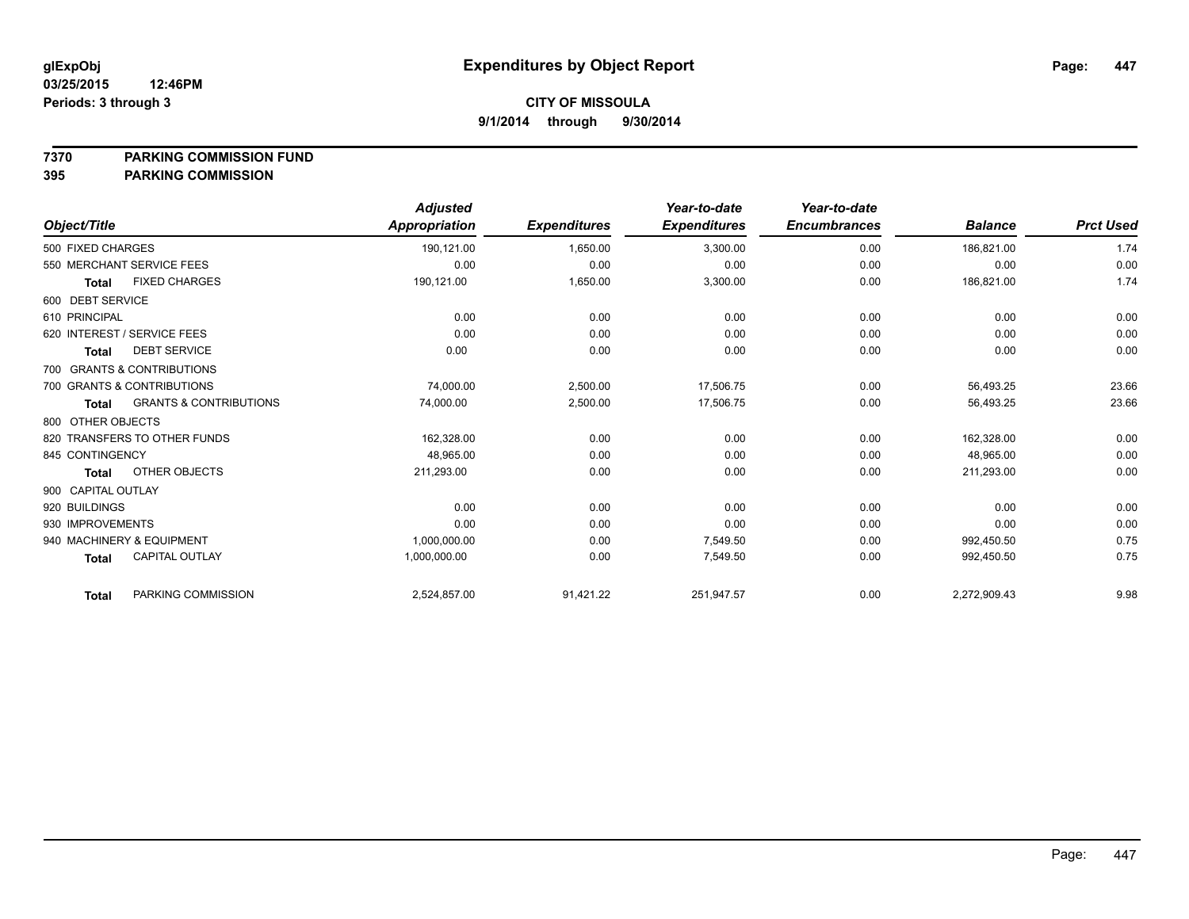# Expenditures by Object Report

glExpObj
03/25/2015 12:46PM
Periods: 3 through 3

**CITY OF MISSOULA**
**9/1/2014 through 9/30/2014**

**7370 PARKING COMMISSION FUND**
**395 PARKING COMMISSION**

| Object/Title | | Adjusted Appropriation | Expenditures | Year-to-date Expenditures | Year-to-date Encumbrances | Balance | Prct Used |
|---|---|---|---|---|---|---|---|
| 500 FIXED CHARGES | | 190,121.00 | 1,650.00 | 3,300.00 | 0.00 | 186,821.00 | 1.74 |
| 550 MERCHANT SERVICE FEES | | 0.00 | 0.00 | 0.00 | 0.00 | 0.00 | 0.00 |
| **Total** | FIXED CHARGES | 190,121.00 | 1,650.00 | 3,300.00 | 0.00 | 186,821.00 | 1.74 |
| 600 DEBT SERVICE | | | | | | | |
| 610 PRINCIPAL | | 0.00 | 0.00 | 0.00 | 0.00 | 0.00 | 0.00 |
| 620 INTEREST / SERVICE FEES | | 0.00 | 0.00 | 0.00 | 0.00 | 0.00 | 0.00 |
| **Total** | DEBT SERVICE | 0.00 | 0.00 | 0.00 | 0.00 | 0.00 | 0.00 |
| 700 GRANTS & CONTRIBUTIONS | | | | | | | |
| 700 GRANTS & CONTRIBUTIONS | | 74,000.00 | 2,500.00 | 17,506.75 | 0.00 | 56,493.25 | 23.66 |
| **Total** | GRANTS & CONTRIBUTIONS | 74,000.00 | 2,500.00 | 17,506.75 | 0.00 | 56,493.25 | 23.66 |
| 800 OTHER OBJECTS | | | | | | | |
| 820 TRANSFERS TO OTHER FUNDS | | 162,328.00 | 0.00 | 0.00 | 0.00 | 162,328.00 | 0.00 |
| 845 CONTINGENCY | | 48,965.00 | 0.00 | 0.00 | 0.00 | 48,965.00 | 0.00 |
| **Total** | OTHER OBJECTS | 211,293.00 | 0.00 | 0.00 | 0.00 | 211,293.00 | 0.00 |
| 900 CAPITAL OUTLAY | | | | | | | |
| 920 BUILDINGS | | 0.00 | 0.00 | 0.00 | 0.00 | 0.00 | 0.00 |
| 930 IMPROVEMENTS | | 0.00 | 0.00 | 0.00 | 0.00 | 0.00 | 0.00 |
| 940 MACHINERY & EQUIPMENT | | 1,000,000.00 | 0.00 | 7,549.50 | 0.00 | 992,450.50 | 0.75 |
| **Total** | CAPITAL OUTLAY | 1,000,000.00 | 0.00 | 7,549.50 | 0.00 | 992,450.50 | 0.75 |
| **Total** | PARKING COMMISSION | 2,524,857.00 | 91,421.22 | 251,947.57 | 0.00 | 2,272,909.43 | 9.98 |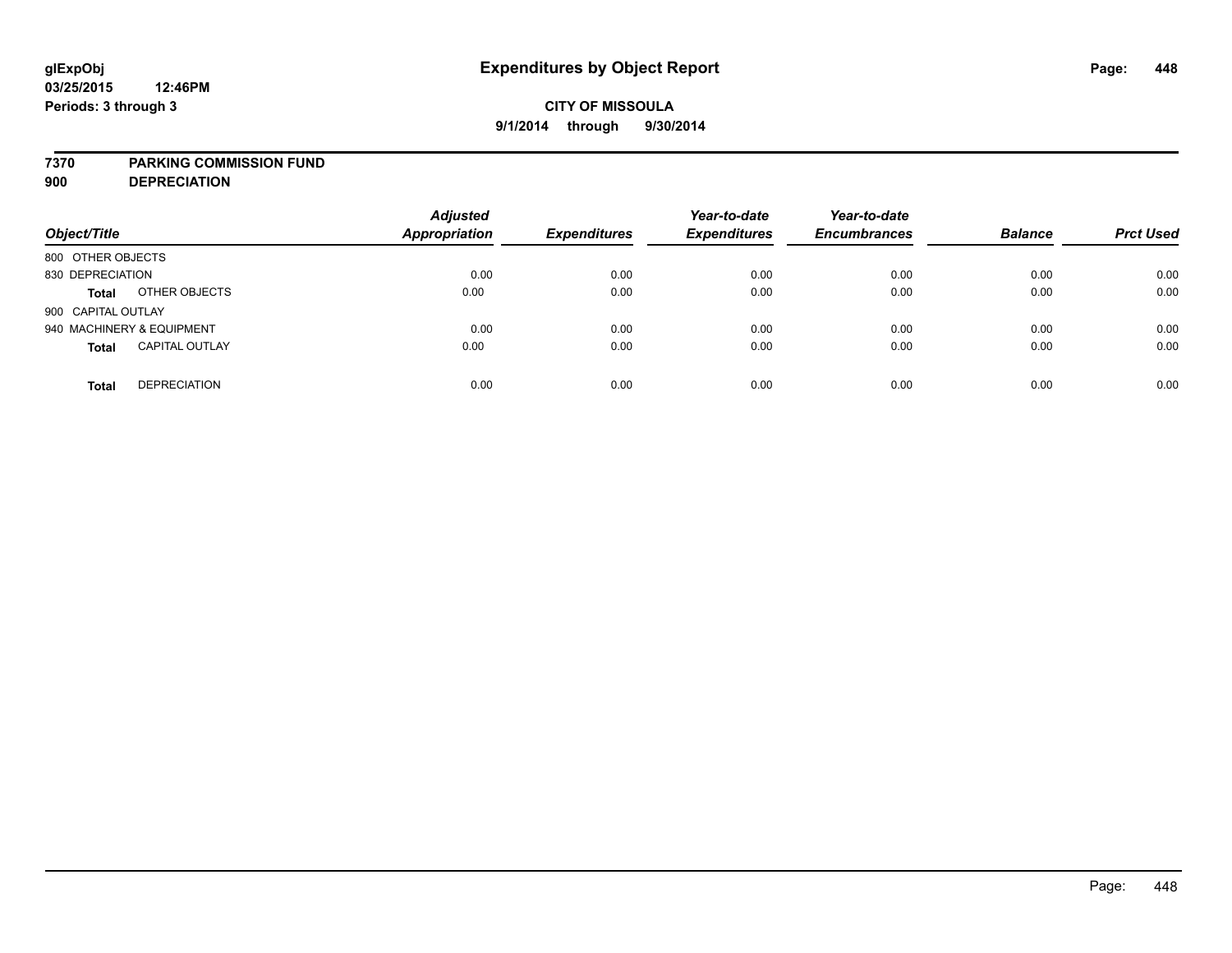**glExpObj**
**03/25/2015 12:46PM**
**Periods: 3 through 3**

# Expenditures by Object Report

**CITY OF MISSOULA**
**9/1/2014 through 9/30/2014**

**7370 PARKING COMMISSION FUND**
**900 DEPRECIATION**

| Object/Title | | Adjusted Appropriation | Expenditures | Year-to-date Expenditures | Year-to-date Encumbrances | Balance | Prct Used |
|---|---|---|---|---|---|---|---|
| 800 OTHER OBJECTS | | | | | | | |
| 830 DEPRECIATION | | 0.00 | 0.00 | 0.00 | 0.00 | 0.00 | 0.00 |
| **Total** | OTHER OBJECTS | 0.00 | 0.00 | 0.00 | 0.00 | 0.00 | 0.00 |
| 900 CAPITAL OUTLAY | | | | | | | |
| 940 MACHINERY & EQUIPMENT | | 0.00 | 0.00 | 0.00 | 0.00 | 0.00 | 0.00 |
| **Total** | CAPITAL OUTLAY | 0.00 | 0.00 | 0.00 | 0.00 | 0.00 | 0.00 |
| **Total** | DEPRECIATION | 0.00 | 0.00 | 0.00 | 0.00 | 0.00 | 0.00 |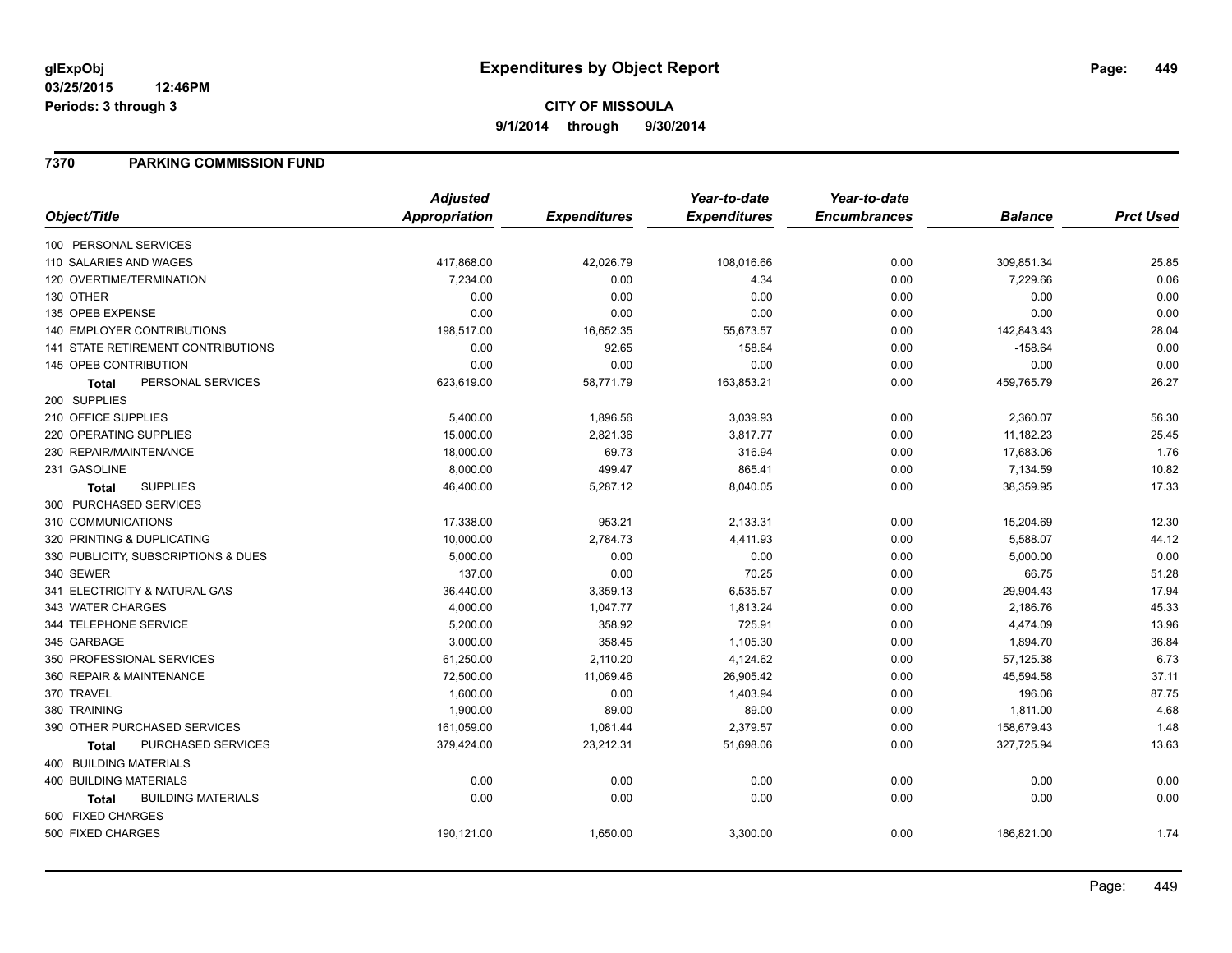**glExpObj**
**03/25/2015 12:46PM**
**Periods: 3 through 3**

# Expenditures by Object Report

**CITY OF MISSOULA**
**9/1/2014 through 9/30/2014**

## 7370 PARKING COMMISSION FUND

| Object/Title | *Adjusted Appropriation* | *Expenditures* | *Year-to-date Expenditures* | *Year-to-date Encumbrances* | *Balance* | *Prct Used* |
|---|---|---|---|---|---|---|
| 100 PERSONAL SERVICES | | | | | | |
| 110 SALARIES AND WAGES | 417,868.00 | 42,026.79 | 108,016.66 | 0.00 | 309,851.34 | 25.85 |
| 120 OVERTIME/TERMINATION | 7,234.00 | 0.00 | 4.34 | 0.00 | 7,229.66 | 0.06 |
| 130 OTHER | 0.00 | 0.00 | 0.00 | 0.00 | 0.00 | 0.00 |
| 135 OPEB EXPENSE | 0.00 | 0.00 | 0.00 | 0.00 | 0.00 | 0.00 |
| 140 EMPLOYER CONTRIBUTIONS | 198,517.00 | 16,652.35 | 55,673.57 | 0.00 | 142,843.43 | 28.04 |
| 141 STATE RETIREMENT CONTRIBUTIONS | 0.00 | 92.65 | 158.64 | 0.00 | -158.64 | 0.00 |
| 145 OPEB CONTRIBUTION | 0.00 | 0.00 | 0.00 | 0.00 | 0.00 | 0.00 |
| **Total** PERSONAL SERVICES | 623,619.00 | 58,771.79 | 163,853.21 | 0.00 | 459,765.79 | 26.27 |
| 200 SUPPLIES | | | | | | |
| 210 OFFICE SUPPLIES | 5,400.00 | 1,896.56 | 3,039.93 | 0.00 | 2,360.07 | 56.30 |
| 220 OPERATING SUPPLIES | 15,000.00 | 2,821.36 | 3,817.77 | 0.00 | 11,182.23 | 25.45 |
| 230 REPAIR/MAINTENANCE | 18,000.00 | 69.73 | 316.94 | 0.00 | 17,683.06 | 1.76 |
| 231 GASOLINE | 8,000.00 | 499.47 | 865.41 | 0.00 | 7,134.59 | 10.82 |
| **Total** SUPPLIES | 46,400.00 | 5,287.12 | 8,040.05 | 0.00 | 38,359.95 | 17.33 |
| 300 PURCHASED SERVICES | | | | | | |
| 310 COMMUNICATIONS | 17,338.00 | 953.21 | 2,133.31 | 0.00 | 15,204.69 | 12.30 |
| 320 PRINTING & DUPLICATING | 10,000.00 | 2,784.73 | 4,411.93 | 0.00 | 5,588.07 | 44.12 |
| 330 PUBLICITY, SUBSCRIPTIONS & DUES | 5,000.00 | 0.00 | 0.00 | 0.00 | 5,000.00 | 0.00 |
| 340 SEWER | 137.00 | 0.00 | 70.25 | 0.00 | 66.75 | 51.28 |
| 341 ELECTRICITY & NATURAL GAS | 36,440.00 | 3,359.13 | 6,535.57 | 0.00 | 29,904.43 | 17.94 |
| 343 WATER CHARGES | 4,000.00 | 1,047.77 | 1,813.24 | 0.00 | 2,186.76 | 45.33 |
| 344 TELEPHONE SERVICE | 5,200.00 | 358.92 | 725.91 | 0.00 | 4,474.09 | 13.96 |
| 345 GARBAGE | 3,000.00 | 358.45 | 1,105.30 | 0.00 | 1,894.70 | 36.84 |
| 350 PROFESSIONAL SERVICES | 61,250.00 | 2,110.20 | 4,124.62 | 0.00 | 57,125.38 | 6.73 |
| 360 REPAIR & MAINTENANCE | 72,500.00 | 11,069.46 | 26,905.42 | 0.00 | 45,594.58 | 37.11 |
| 370 TRAVEL | 1,600.00 | 0.00 | 1,403.94 | 0.00 | 196.06 | 87.75 |
| 380 TRAINING | 1,900.00 | 89.00 | 89.00 | 0.00 | 1,811.00 | 4.68 |
| 390 OTHER PURCHASED SERVICES | 161,059.00 | 1,081.44 | 2,379.57 | 0.00 | 158,679.43 | 1.48 |
| **Total** PURCHASED SERVICES | 379,424.00 | 23,212.31 | 51,698.06 | 0.00 | 327,725.94 | 13.63 |
| 400 BUILDING MATERIALS | | | | | | |
| 400 BUILDING MATERIALS | 0.00 | 0.00 | 0.00 | 0.00 | 0.00 | 0.00 |
| **Total** BUILDING MATERIALS | 0.00 | 0.00 | 0.00 | 0.00 | 0.00 | 0.00 |
| 500 FIXED CHARGES | | | | | | |
| 500 FIXED CHARGES | 190,121.00 | 1,650.00 | 3,300.00 | 0.00 | 186,821.00 | 1.74 |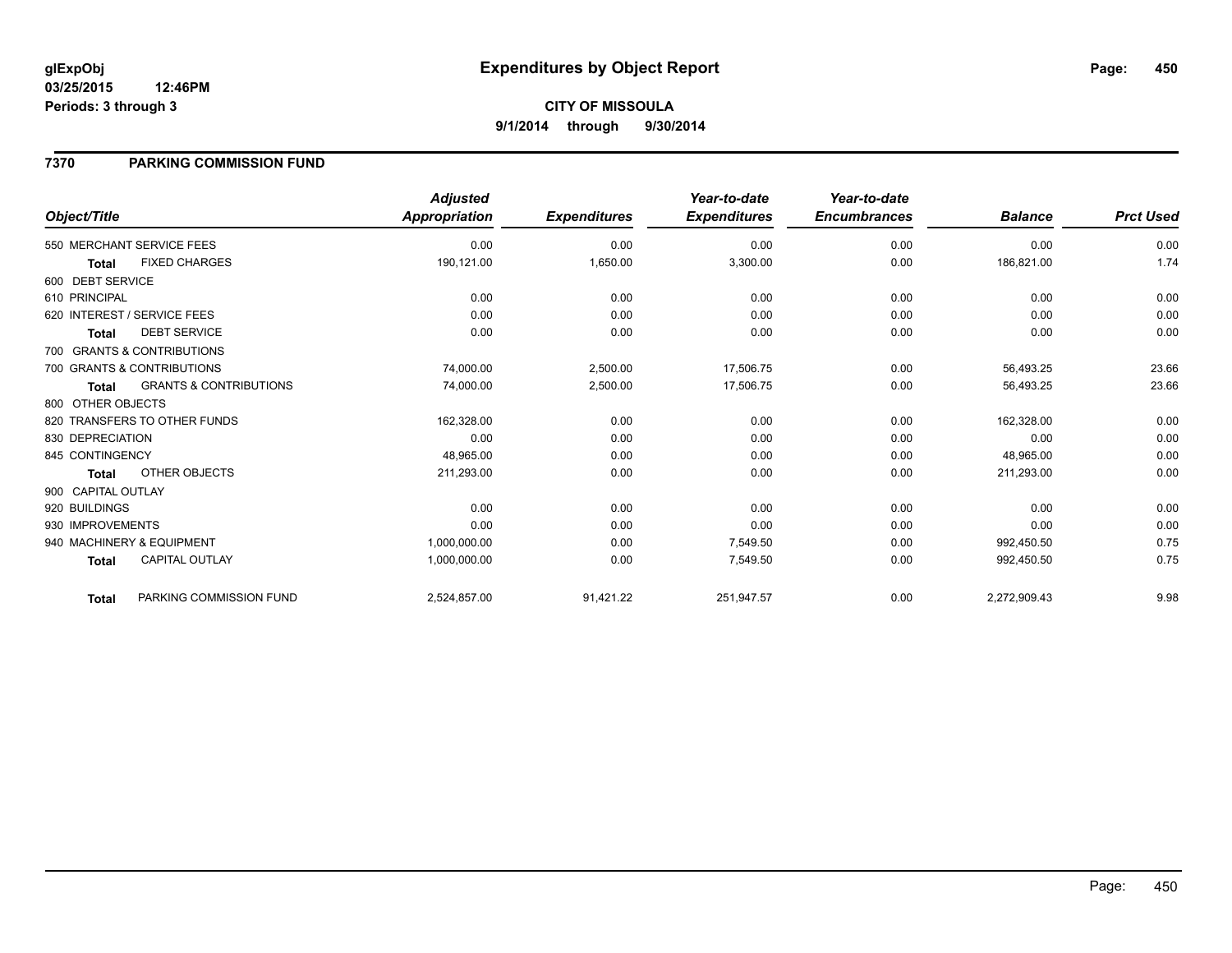**glExpObj**
**03/25/2015 12:46PM**
**Periods: 3 through 3**

# Expenditures by Object Report

**CITY OF MISSOULA**
**9/1/2014 through 9/30/2014**

## 7370 PARKING COMMISSION FUND

| Object/Title | | Adjusted Appropriation | Expenditures | Year-to-date Expenditures | Year-to-date Encumbrances | Balance | Prct Used |
|---|---|---|---|---|---|---|---|
| 550 MERCHANT SERVICE FEES | | 0.00 | 0.00 | 0.00 | 0.00 | 0.00 | 0.00 |
| **Total** | FIXED CHARGES | 190,121.00 | 1,650.00 | 3,300.00 | 0.00 | 186,821.00 | 1.74 |
| 600 DEBT SERVICE | | | | | | | |
| 610 PRINCIPAL | | 0.00 | 0.00 | 0.00 | 0.00 | 0.00 | 0.00 |
| 620 INTEREST / SERVICE FEES | | 0.00 | 0.00 | 0.00 | 0.00 | 0.00 | 0.00 |
| **Total** | DEBT SERVICE | 0.00 | 0.00 | 0.00 | 0.00 | 0.00 | 0.00 |
| 700 GRANTS & CONTRIBUTIONS | | | | | | | |
| 700 GRANTS & CONTRIBUTIONS | | 74,000.00 | 2,500.00 | 17,506.75 | 0.00 | 56,493.25 | 23.66 |
| **Total** | GRANTS & CONTRIBUTIONS | 74,000.00 | 2,500.00 | 17,506.75 | 0.00 | 56,493.25 | 23.66 |
| 800 OTHER OBJECTS | | | | | | | |
| 820 TRANSFERS TO OTHER FUNDS | | 162,328.00 | 0.00 | 0.00 | 0.00 | 162,328.00 | 0.00 |
| 830 DEPRECIATION | | 0.00 | 0.00 | 0.00 | 0.00 | 0.00 | 0.00 |
| 845 CONTINGENCY | | 48,965.00 | 0.00 | 0.00 | 0.00 | 48,965.00 | 0.00 |
| **Total** | OTHER OBJECTS | 211,293.00 | 0.00 | 0.00 | 0.00 | 211,293.00 | 0.00 |
| 900 CAPITAL OUTLAY | | | | | | | |
| 920 BUILDINGS | | 0.00 | 0.00 | 0.00 | 0.00 | 0.00 | 0.00 |
| 930 IMPROVEMENTS | | 0.00 | 0.00 | 0.00 | 0.00 | 0.00 | 0.00 |
| 940 MACHINERY & EQUIPMENT | | 1,000,000.00 | 0.00 | 7,549.50 | 0.00 | 992,450.50 | 0.75 |
| **Total** | CAPITAL OUTLAY | 1,000,000.00 | 0.00 | 7,549.50 | 0.00 | 992,450.50 | 0.75 |
| **Total** | PARKING COMMISSION FUND | 2,524,857.00 | 91,421.22 | 251,947.57 | 0.00 | 2,272,909.43 | 9.98 |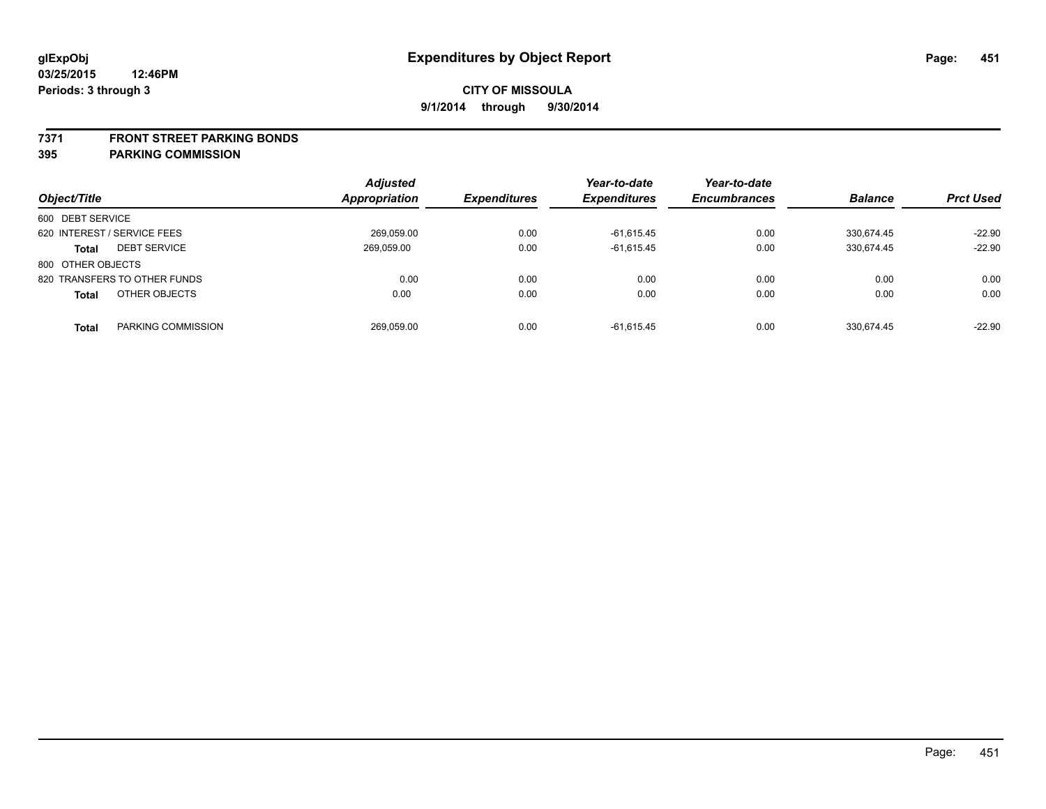**glExpObj** **Expenditures by Object Report**
**03/25/2015 12:46PM**
**Periods: 3 through 3**

**CITY OF MISSOULA**
**9/1/2014 through 9/30/2014**

## 7371 FRONT STREET PARKING BONDS
## 395 PARKING COMMISSION

| Object/Title | | Adjusted Appropriation | Expenditures | Year-to-date Expenditures | Year-to-date Encumbrances | Balance | Prct Used |
|---|---|---|---|---|---|---|---|
| 600 DEBT SERVICE | | | | | | | |
| 620 INTEREST / SERVICE FEES | | 269,059.00 | 0.00 | -61,615.45 | 0.00 | 330,674.45 | -22.90 |
| **Total** | DEBT SERVICE | 269,059.00 | 0.00 | -61,615.45 | 0.00 | 330,674.45 | -22.90 |
| 800 OTHER OBJECTS | | | | | | | |
| 820 TRANSFERS TO OTHER FUNDS | | 0.00 | 0.00 | 0.00 | 0.00 | 0.00 | 0.00 |
| **Total** | OTHER OBJECTS | 0.00 | 0.00 | 0.00 | 0.00 | 0.00 | 0.00 |
| **Total** | PARKING COMMISSION | 269,059.00 | 0.00 | -61,615.45 | 0.00 | 330,674.45 | -22.90 |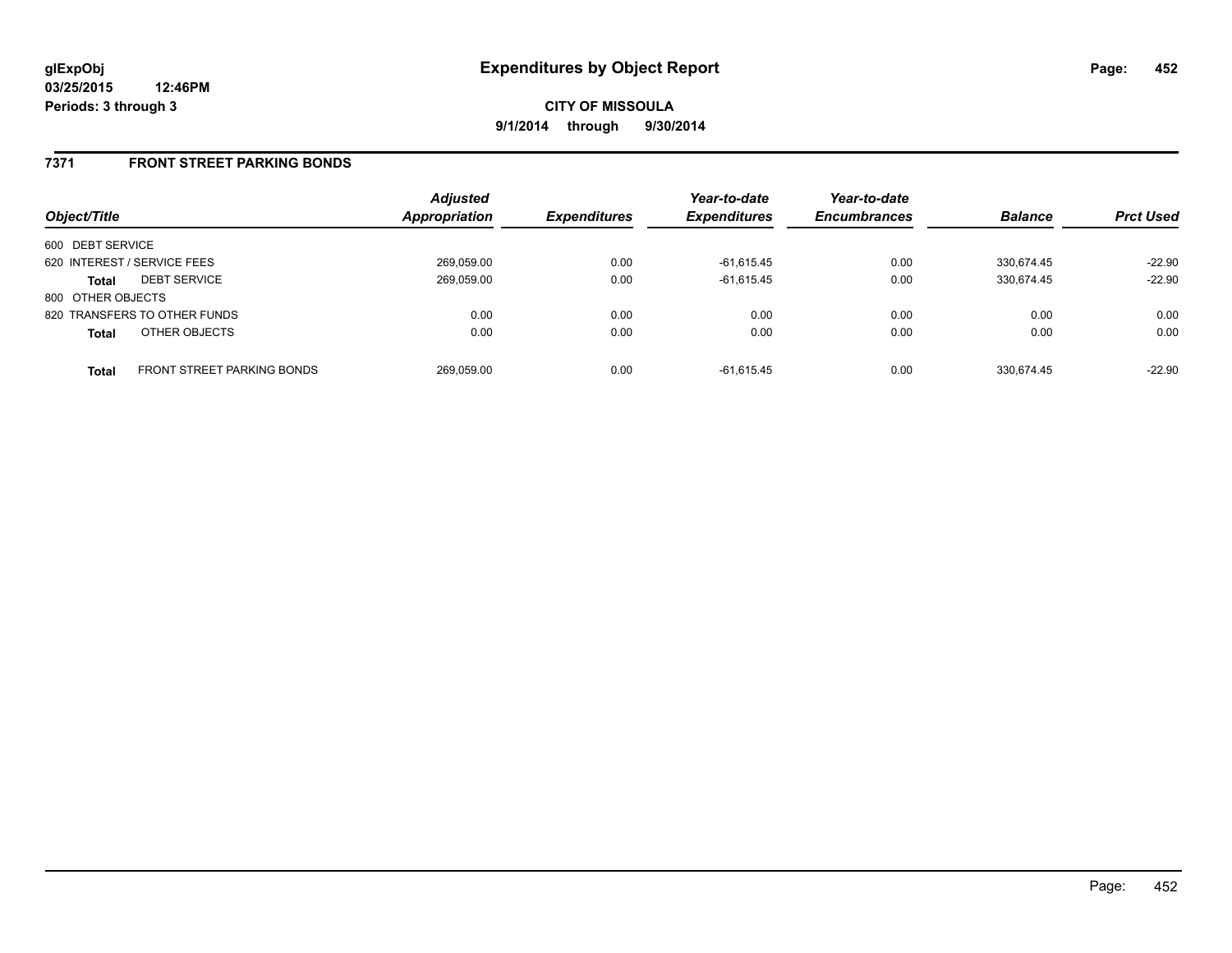**glExpObj**
**03/25/2015 12:46PM**
**Periods: 3 through 3**

# Expenditures by Object Report

**CITY OF MISSOULA**
**9/1/2014 through 9/30/2014**

## 7371 FRONT STREET PARKING BONDS

| Object/Title | | *Adjusted Appropriation* | *Expenditures* | *Year-to-date Expenditures* | *Year-to-date Encumbrances* | *Balance* | *Prct Used* |
|---|---|---|---|---|---|---|---|
| 600 DEBT SERVICE | | | | | | | |
| 620 INTEREST / SERVICE FEES | | 269,059.00 | 0.00 | -61,615.45 | 0.00 | 330,674.45 | -22.90 |
| **Total** | DEBT SERVICE | 269,059.00 | 0.00 | -61,615.45 | 0.00 | 330,674.45 | -22.90 |
| 800 OTHER OBJECTS | | | | | | | |
| 820 TRANSFERS TO OTHER FUNDS | | 0.00 | 0.00 | 0.00 | 0.00 | 0.00 | 0.00 |
| **Total** | OTHER OBJECTS | 0.00 | 0.00 | 0.00 | 0.00 | 0.00 | 0.00 |
| **Total** | FRONT STREET PARKING BONDS | 269,059.00 | 0.00 | -61,615.45 | 0.00 | 330,674.45 | -22.90 |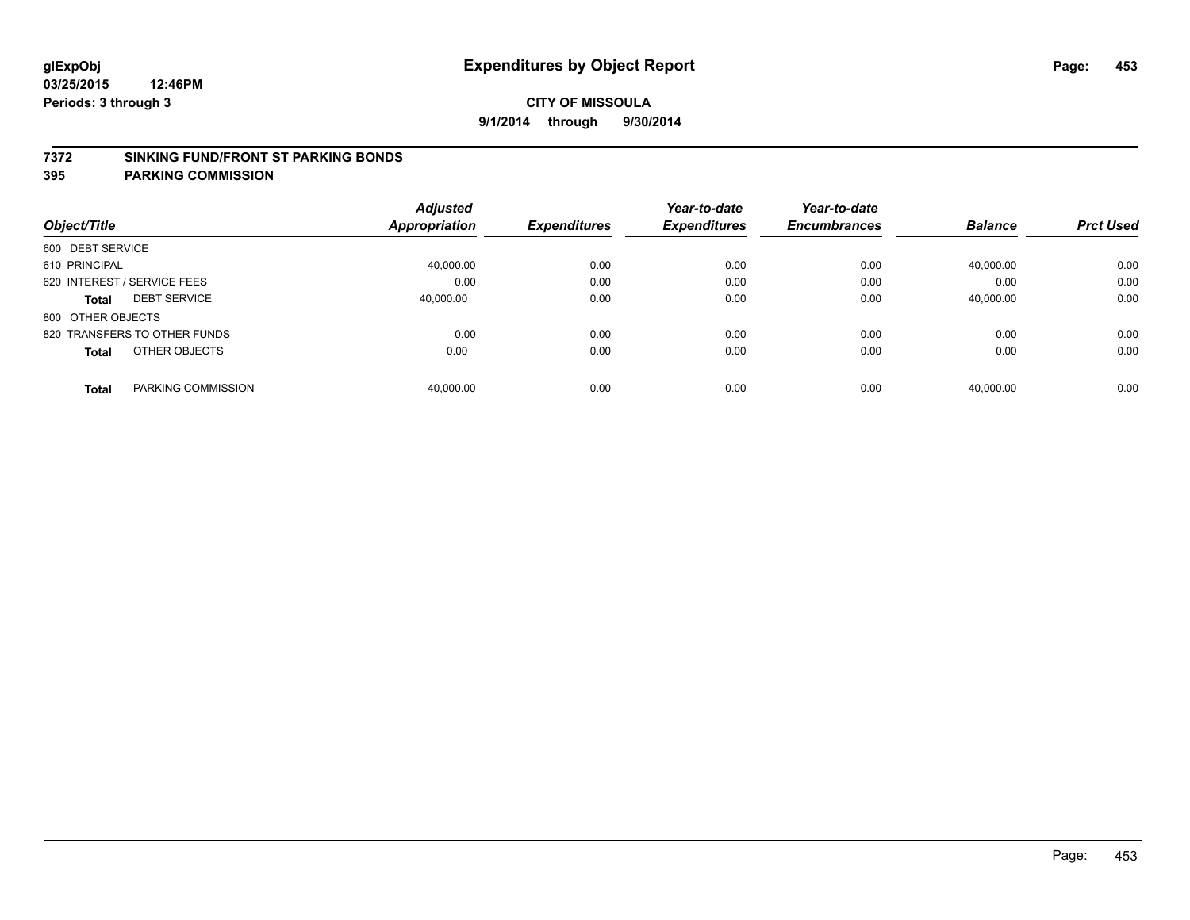glExpObj
03/25/2015 12:46PM
Periods: 3 through 3

# Expenditures by Object Report

**CITY OF MISSOULA**

**9/1/2014 through 9/30/2014**

## 7372 SINKING FUND/FRONT ST PARKING BONDS
## 395 PARKING COMMISSION

| Object/Title | | Adjusted Appropriation | Expenditures | Year-to-date Expenditures | Year-to-date Encumbrances | Balance | Prct Used |
|---|---|---|---|---|---|---|---|
| 600 DEBT SERVICE | | | | | | | |
| 610 PRINCIPAL | | 40,000.00 | 0.00 | 0.00 | 0.00 | 40,000.00 | 0.00 |
| 620 INTEREST / SERVICE FEES | | 0.00 | 0.00 | 0.00 | 0.00 | 0.00 | 0.00 |
| **Total** | DEBT SERVICE | 40,000.00 | 0.00 | 0.00 | 0.00 | 40,000.00 | 0.00 |
| 800 OTHER OBJECTS | | | | | | | |
| 820 TRANSFERS TO OTHER FUNDS | | 0.00 | 0.00 | 0.00 | 0.00 | 0.00 | 0.00 |
| **Total** | OTHER OBJECTS | 0.00 | 0.00 | 0.00 | 0.00 | 0.00 | 0.00 |
| **Total** | PARKING COMMISSION | 40,000.00 | 0.00 | 0.00 | 0.00 | 40,000.00 | 0.00 |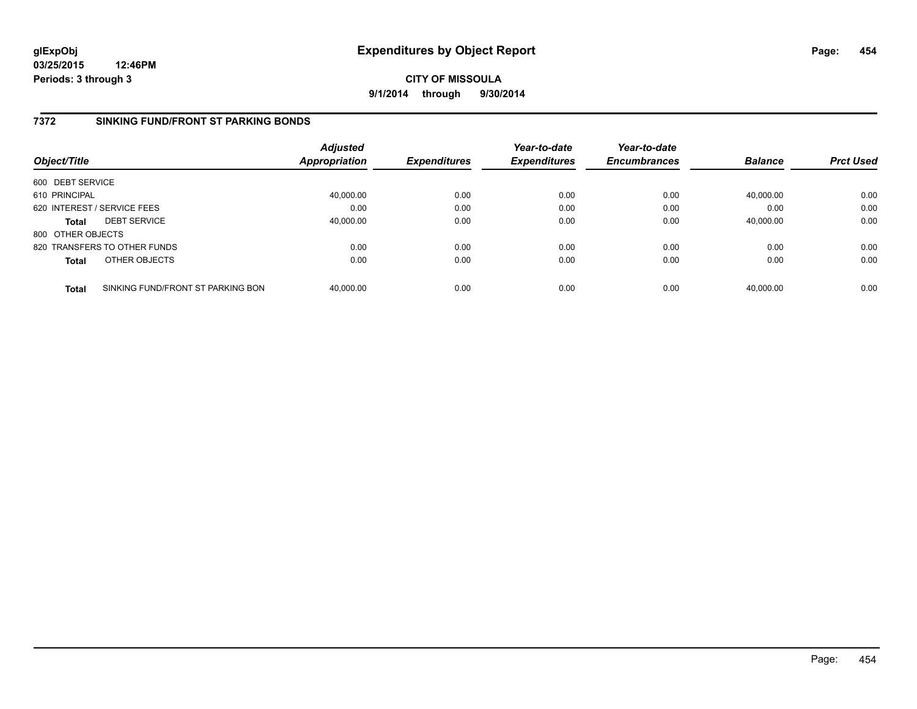**glExpObj**
**03/25/2015 12:46PM**
**Periods: 3 through 3**

# Expenditures by Object Report

**CITY OF MISSOULA**
**9/1/2014 through 9/30/2014**

## 7372 SINKING FUND/FRONT ST PARKING BONDS

| Object/Title | | Adjusted Appropriation | Expenditures | Year-to-date Expenditures | Year-to-date Encumbrances | Balance | Prct Used |
|---|---|---|---|---|---|---|---|
| 600 DEBT SERVICE | | | | | | | |
| 610 PRINCIPAL | | 40,000.00 | 0.00 | 0.00 | 0.00 | 40,000.00 | 0.00 |
| 620 INTEREST / SERVICE FEES | | 0.00 | 0.00 | 0.00 | 0.00 | 0.00 | 0.00 |
| **Total** | DEBT SERVICE | 40,000.00 | 0.00 | 0.00 | 0.00 | 40,000.00 | 0.00 |
| 800 OTHER OBJECTS | | | | | | | |
| 820 TRANSFERS TO OTHER FUNDS | | 0.00 | 0.00 | 0.00 | 0.00 | 0.00 | 0.00 |
| **Total** | OTHER OBJECTS | 0.00 | 0.00 | 0.00 | 0.00 | 0.00 | 0.00 |
| **Total** | SINKING FUND/FRONT ST PARKING BON | 40,000.00 | 0.00 | 0.00 | 0.00 | 40,000.00 | 0.00 |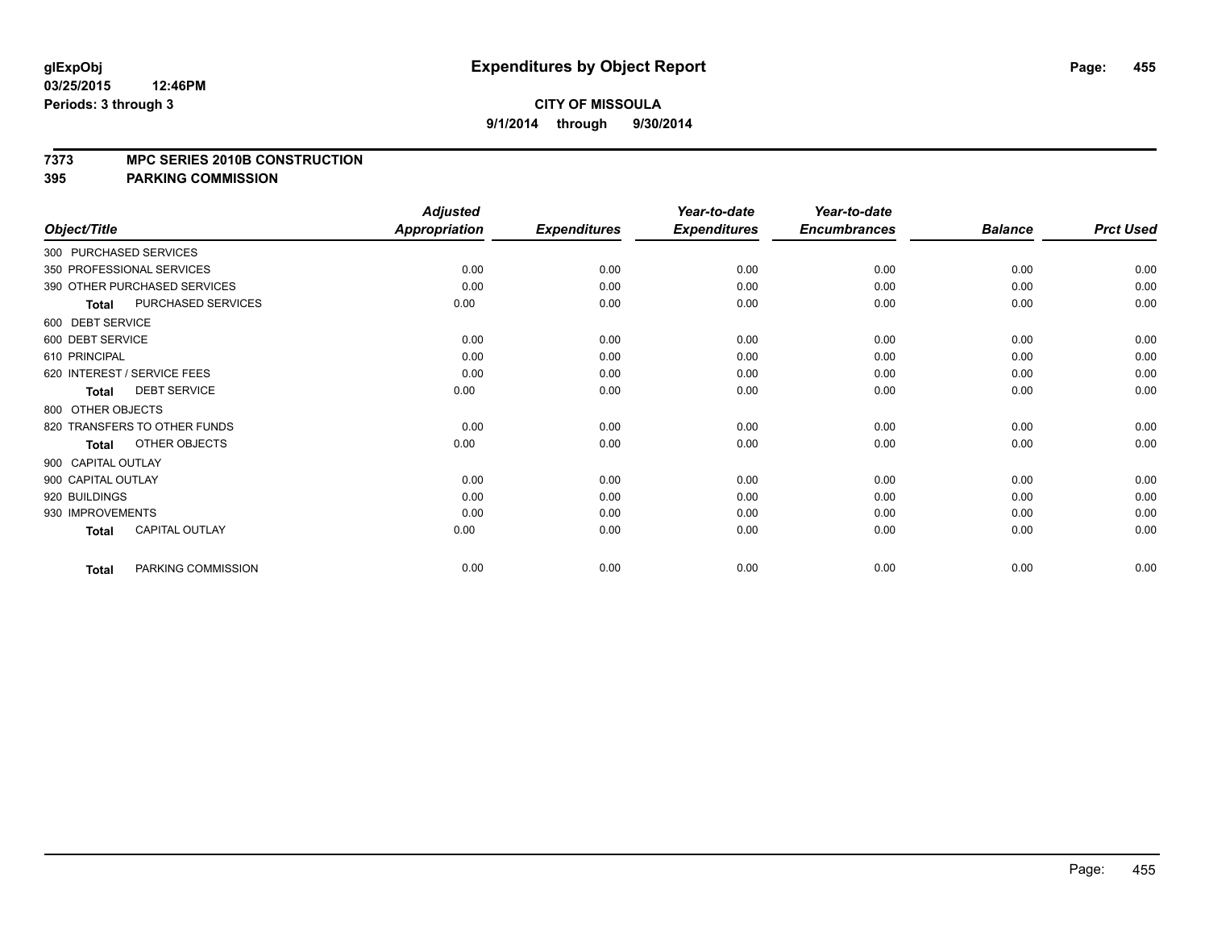# Expenditures by Object Report

glExpObj
03/25/2015 12:46PM
Periods: 3 through 3

**CITY OF MISSOULA**
**9/1/2014 through 9/30/2014**

**7373 MPC SERIES 2010B CONSTRUCTION**
**395 PARKING COMMISSION**

| Object/Title | Adjusted Appropriation | Expenditures | Year-to-date Expenditures | Year-to-date Encumbrances | Balance | Prct Used |
|---|---|---|---|---|---|---|
| 300 PURCHASED SERVICES | | | | | | |
| 350 PROFESSIONAL SERVICES | 0.00 | 0.00 | 0.00 | 0.00 | 0.00 | 0.00 |
| 390 OTHER PURCHASED SERVICES | 0.00 | 0.00 | 0.00 | 0.00 | 0.00 | 0.00 |
| **Total** PURCHASED SERVICES | 0.00 | 0.00 | 0.00 | 0.00 | 0.00 | 0.00 |
| 600 DEBT SERVICE | | | | | | |
| 600 DEBT SERVICE | 0.00 | 0.00 | 0.00 | 0.00 | 0.00 | 0.00 |
| 610 PRINCIPAL | 0.00 | 0.00 | 0.00 | 0.00 | 0.00 | 0.00 |
| 620 INTEREST / SERVICE FEES | 0.00 | 0.00 | 0.00 | 0.00 | 0.00 | 0.00 |
| **Total** DEBT SERVICE | 0.00 | 0.00 | 0.00 | 0.00 | 0.00 | 0.00 |
| 800 OTHER OBJECTS | | | | | | |
| 820 TRANSFERS TO OTHER FUNDS | 0.00 | 0.00 | 0.00 | 0.00 | 0.00 | 0.00 |
| **Total** OTHER OBJECTS | 0.00 | 0.00 | 0.00 | 0.00 | 0.00 | 0.00 |
| 900 CAPITAL OUTLAY | | | | | | |
| 900 CAPITAL OUTLAY | 0.00 | 0.00 | 0.00 | 0.00 | 0.00 | 0.00 |
| 920 BUILDINGS | 0.00 | 0.00 | 0.00 | 0.00 | 0.00 | 0.00 |
| 930 IMPROVEMENTS | 0.00 | 0.00 | 0.00 | 0.00 | 0.00 | 0.00 |
| **Total** CAPITAL OUTLAY | 0.00 | 0.00 | 0.00 | 0.00 | 0.00 | 0.00 |
| **Total** PARKING COMMISSION | 0.00 | 0.00 | 0.00 | 0.00 | 0.00 | 0.00 |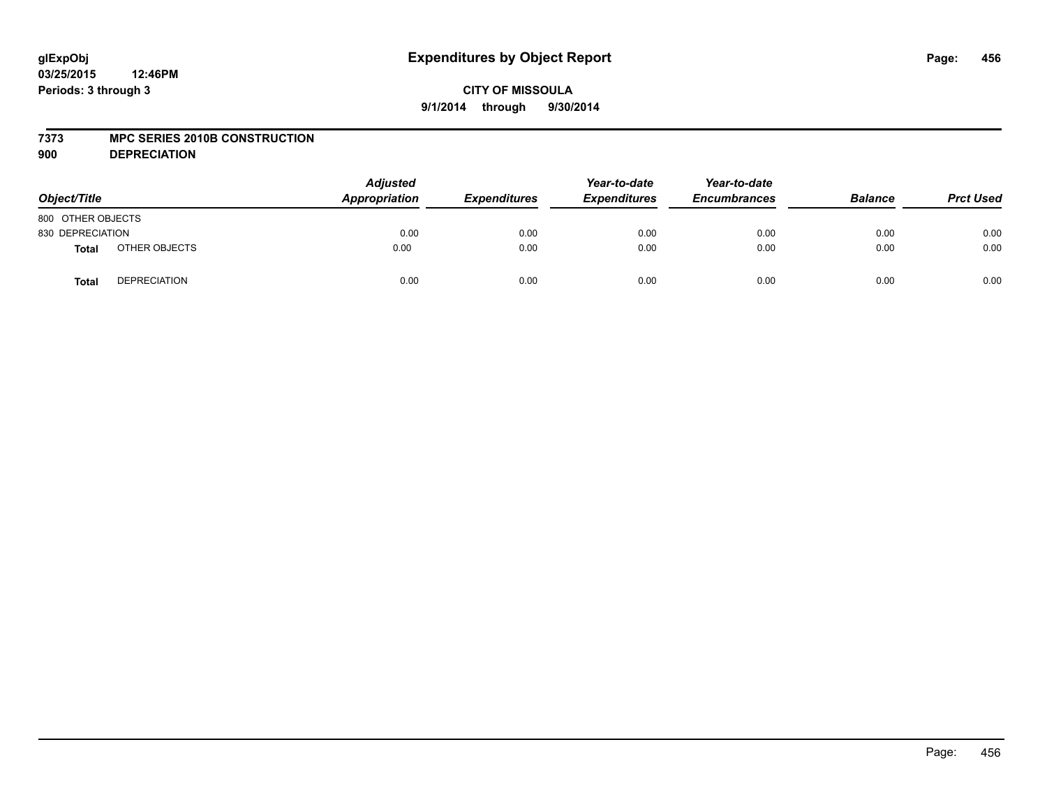**glExpObj**
**03/25/2015 12:46PM**
**Periods: 3 through 3**

# Expenditures by Object Report

**CITY OF MISSOULA**
**9/1/2014 through 9/30/2014**

**7373 MPC SERIES 2010B CONSTRUCTION**
**900 DEPRECIATION**

| Object/Title | | Adjusted Appropriation | Expenditures | Year-to-date Expenditures | Year-to-date Encumbrances | Balance | Prct Used |
|---|---|---|---|---|---|---|---|
| 800 OTHER OBJECTS | | | | | | | |
| 830 DEPRECIATION | | 0.00 | 0.00 | 0.00 | 0.00 | 0.00 | 0.00 |
| **Total** | OTHER OBJECTS | 0.00 | 0.00 | 0.00 | 0.00 | 0.00 | 0.00 |
| **Total** | DEPRECIATION | 0.00 | 0.00 | 0.00 | 0.00 | 0.00 | 0.00 |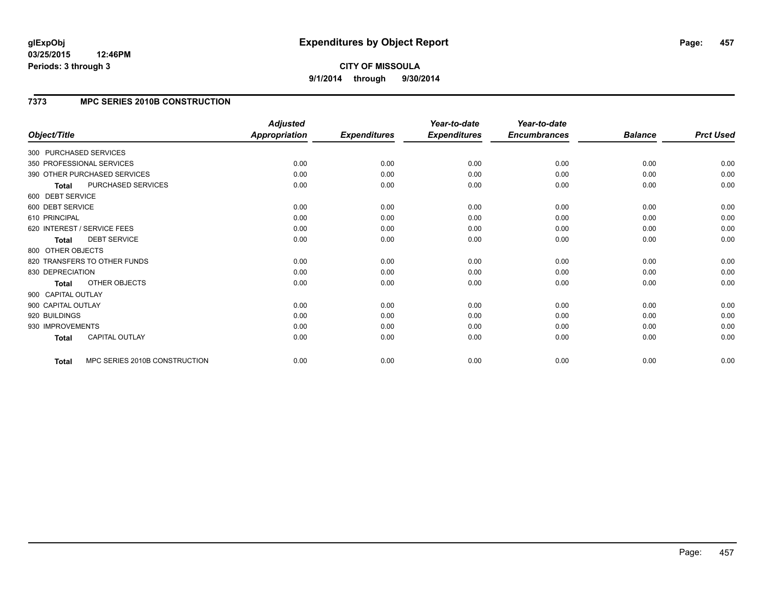# Expenditures by Object Report

**glExpObj**
**03/25/2015 12:46PM**
**Periods: 3 through 3**

**CITY OF MISSOULA**
**9/1/2014 through 9/30/2014**

## 7373 MPC SERIES 2010B CONSTRUCTION

| Object/Title | Adjusted Appropriation | Expenditures | Year-to-date Expenditures | Year-to-date Encumbrances | Balance | Prct Used |
|---|---|---|---|---|---|---|
| 300 PURCHASED SERVICES | | | | | | |
| 350 PROFESSIONAL SERVICES | 0.00 | 0.00 | 0.00 | 0.00 | 0.00 | 0.00 |
| 390 OTHER PURCHASED SERVICES | 0.00 | 0.00 | 0.00 | 0.00 | 0.00 | 0.00 |
| **Total** PURCHASED SERVICES | 0.00 | 0.00 | 0.00 | 0.00 | 0.00 | 0.00 |
| 600 DEBT SERVICE | | | | | | |
| 600 DEBT SERVICE | 0.00 | 0.00 | 0.00 | 0.00 | 0.00 | 0.00 |
| 610 PRINCIPAL | 0.00 | 0.00 | 0.00 | 0.00 | 0.00 | 0.00 |
| 620 INTEREST / SERVICE FEES | 0.00 | 0.00 | 0.00 | 0.00 | 0.00 | 0.00 |
| **Total** DEBT SERVICE | 0.00 | 0.00 | 0.00 | 0.00 | 0.00 | 0.00 |
| 800 OTHER OBJECTS | | | | | | |
| 820 TRANSFERS TO OTHER FUNDS | 0.00 | 0.00 | 0.00 | 0.00 | 0.00 | 0.00 |
| 830 DEPRECIATION | 0.00 | 0.00 | 0.00 | 0.00 | 0.00 | 0.00 |
| **Total** OTHER OBJECTS | 0.00 | 0.00 | 0.00 | 0.00 | 0.00 | 0.00 |
| 900 CAPITAL OUTLAY | | | | | | |
| 900 CAPITAL OUTLAY | 0.00 | 0.00 | 0.00 | 0.00 | 0.00 | 0.00 |
| 920 BUILDINGS | 0.00 | 0.00 | 0.00 | 0.00 | 0.00 | 0.00 |
| 930 IMPROVEMENTS | 0.00 | 0.00 | 0.00 | 0.00 | 0.00 | 0.00 |
| **Total** CAPITAL OUTLAY | 0.00 | 0.00 | 0.00 | 0.00 | 0.00 | 0.00 |
| **Total** MPC SERIES 2010B CONSTRUCTION | 0.00 | 0.00 | 0.00 | 0.00 | 0.00 | 0.00 |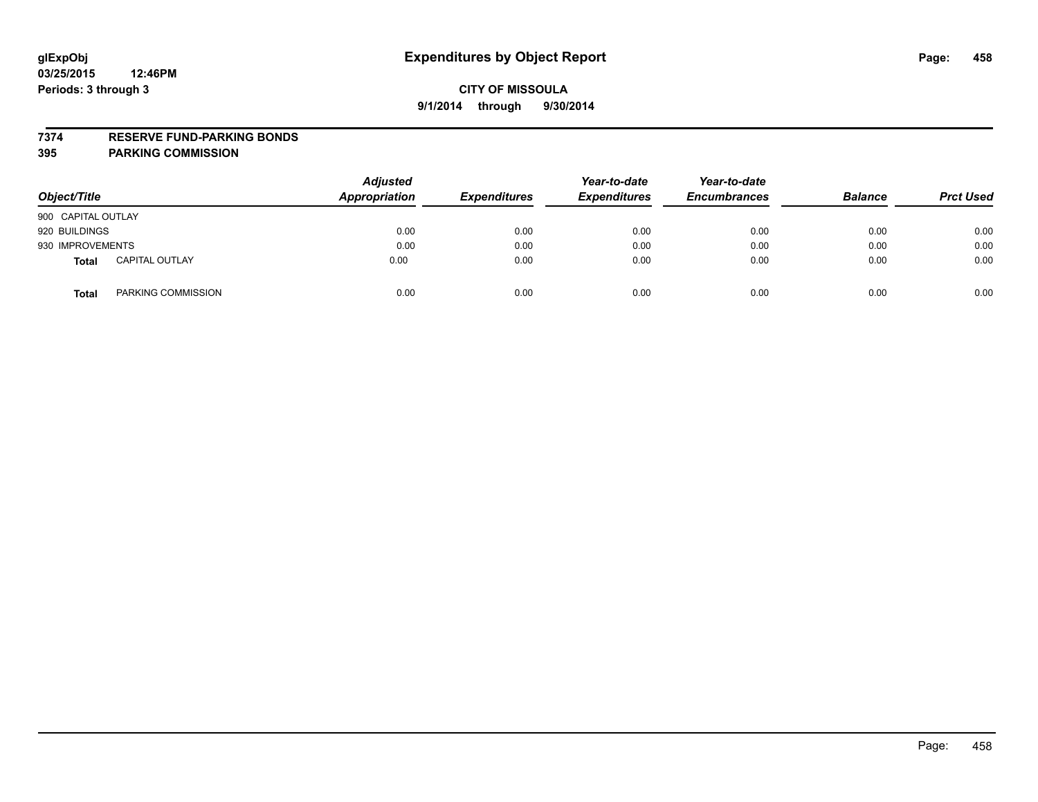# Expenditures by Object Report

glExpObj
03/25/2015 12:46PM
Periods: 3 through 3

**CITY OF MISSOULA**
**9/1/2014 through 9/30/2014**

**7374 RESERVE FUND-PARKING BONDS**
**395 PARKING COMMISSION**

| Object/Title | | Adjusted Appropriation | Expenditures | Year-to-date Expenditures | Year-to-date Encumbrances | Balance | Prct Used |
|---|---|---|---|---|---|---|---|
| 900 CAPITAL OUTLAY | | | | | | | |
| 920 BUILDINGS | | 0.00 | 0.00 | 0.00 | 0.00 | 0.00 | 0.00 |
| 930 IMPROVEMENTS | | 0.00 | 0.00 | 0.00 | 0.00 | 0.00 | 0.00 |
| **Total** | CAPITAL OUTLAY | 0.00 | 0.00 | 0.00 | 0.00 | 0.00 | 0.00 |
| **Total** | PARKING COMMISSION | 0.00 | 0.00 | 0.00 | 0.00 | 0.00 | 0.00 |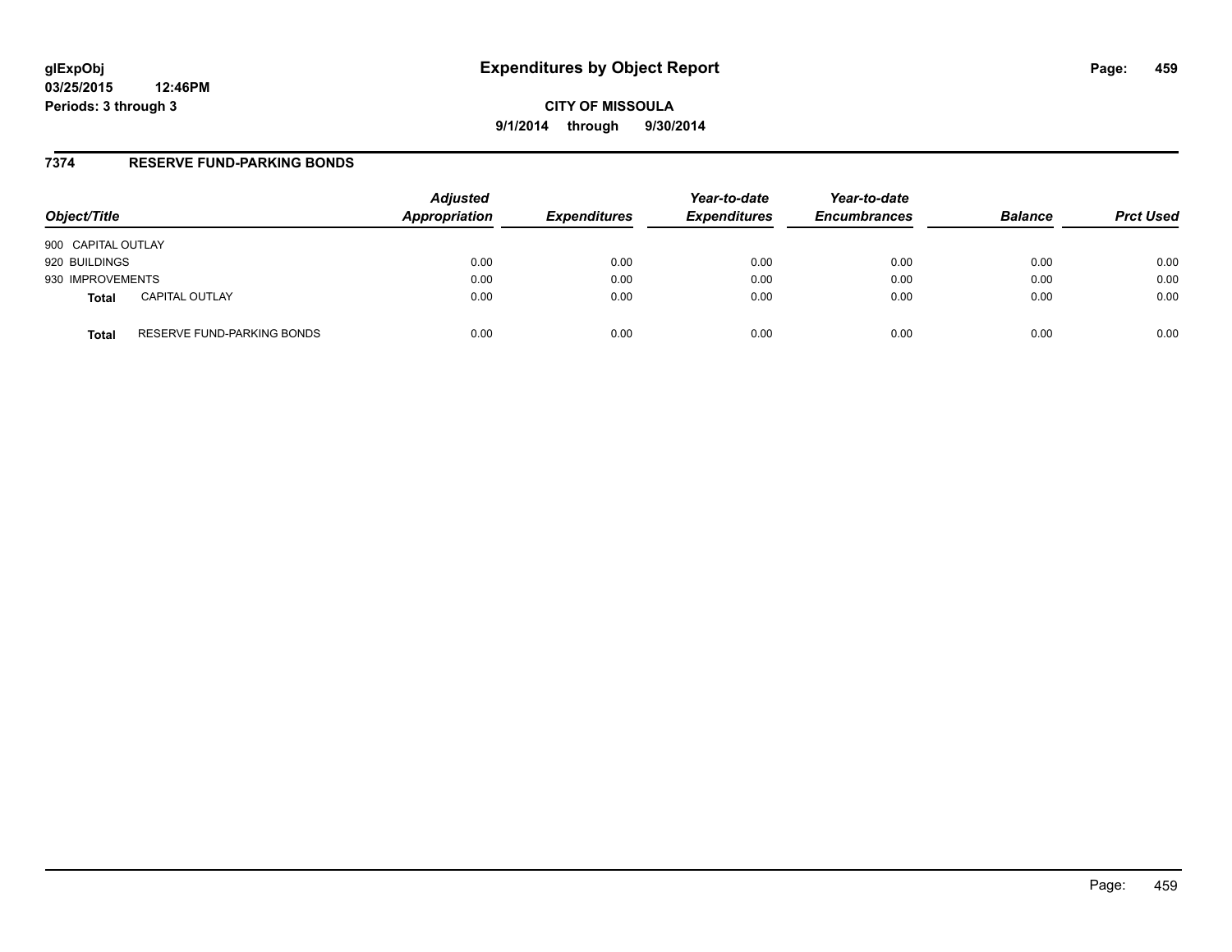**glExpObj**
**03/25/2015 12:46PM**
**Periods: 3 through 3**

# Expenditures by Object Report

**CITY OF MISSOULA**
**9/1/2014 through 9/30/2014**

## 7374 RESERVE FUND-PARKING BONDS

| Object/Title | | Adjusted Appropriation | Expenditures | Year-to-date Expenditures | Year-to-date Encumbrances | Balance | Prct Used |
|---|---|---|---|---|---|---|---|
| 900 CAPITAL OUTLAY | | | | | | | |
| 920 BUILDINGS | | 0.00 | 0.00 | 0.00 | 0.00 | 0.00 | 0.00 |
| 930 IMPROVEMENTS | | 0.00 | 0.00 | 0.00 | 0.00 | 0.00 | 0.00 |
| **Total** | CAPITAL OUTLAY | 0.00 | 0.00 | 0.00 | 0.00 | 0.00 | 0.00 |
| **Total** | RESERVE FUND-PARKING BONDS | 0.00 | 0.00 | 0.00 | 0.00 | 0.00 | 0.00 |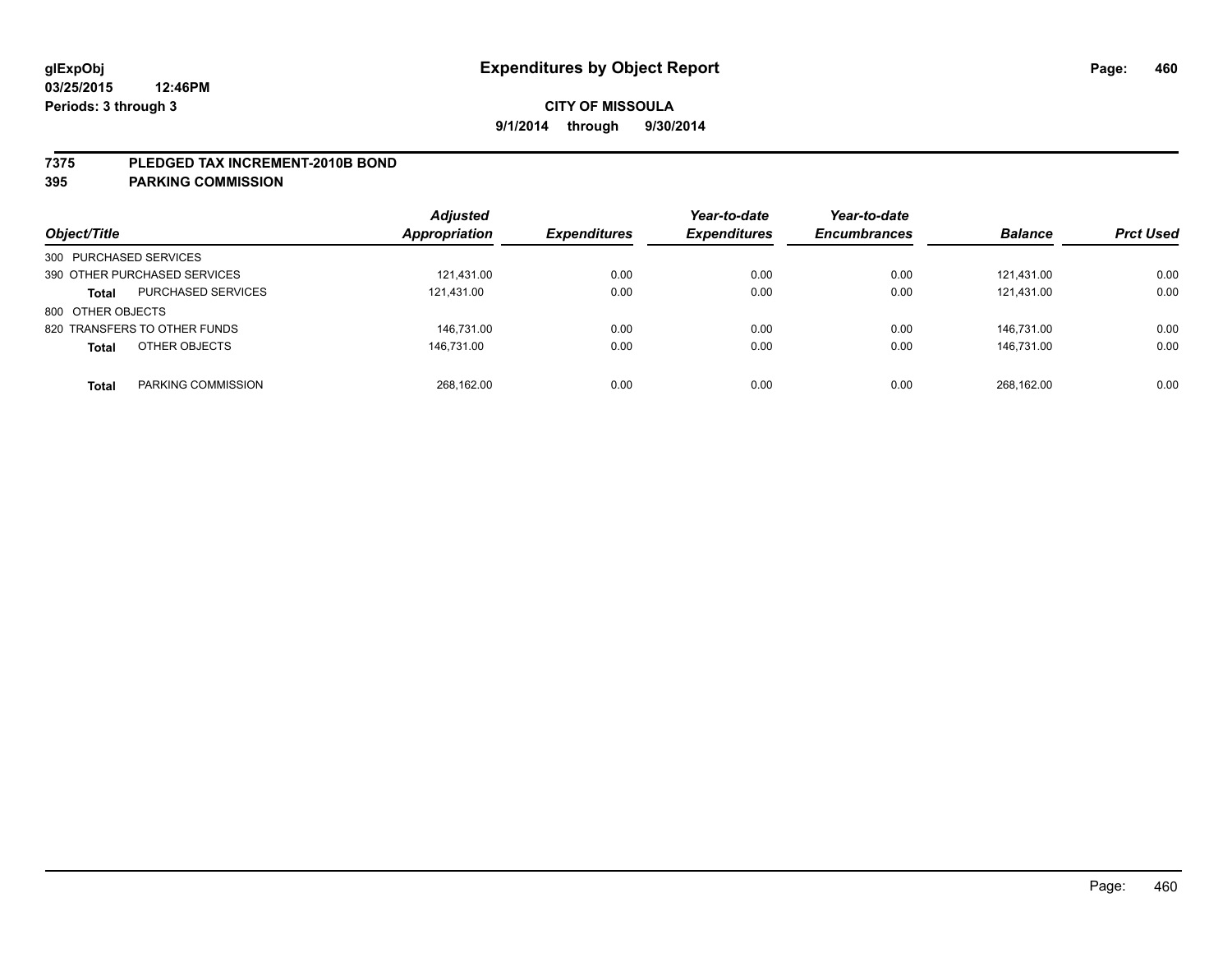**glExpObj**
**03/25/2015 12:46PM**
**Periods: 3 through 3**

# Expenditures by Object Report

**CITY OF MISSOULA**
**9/1/2014 through 9/30/2014**

## 7375 PLEDGED TAX INCREMENT-2010B BOND
## 395 PARKING COMMISSION

| Object/Title | | Adjusted Appropriation | Expenditures | Year-to-date Expenditures | Year-to-date Encumbrances | Balance | Prct Used |
|---|---|---|---|---|---|---|---|
| 300 PURCHASED SERVICES | | | | | | | |
| 390 OTHER PURCHASED SERVICES | | 121,431.00 | 0.00 | 0.00 | 0.00 | 121,431.00 | 0.00 |
| **Total** | PURCHASED SERVICES | 121,431.00 | 0.00 | 0.00 | 0.00 | 121,431.00 | 0.00 |
| 800 OTHER OBJECTS | | | | | | | |
| 820 TRANSFERS TO OTHER FUNDS | | 146,731.00 | 0.00 | 0.00 | 0.00 | 146,731.00 | 0.00 |
| **Total** | OTHER OBJECTS | 146,731.00 | 0.00 | 0.00 | 0.00 | 146,731.00 | 0.00 |
| **Total** | PARKING COMMISSION | 268,162.00 | 0.00 | 0.00 | 0.00 | 268,162.00 | 0.00 |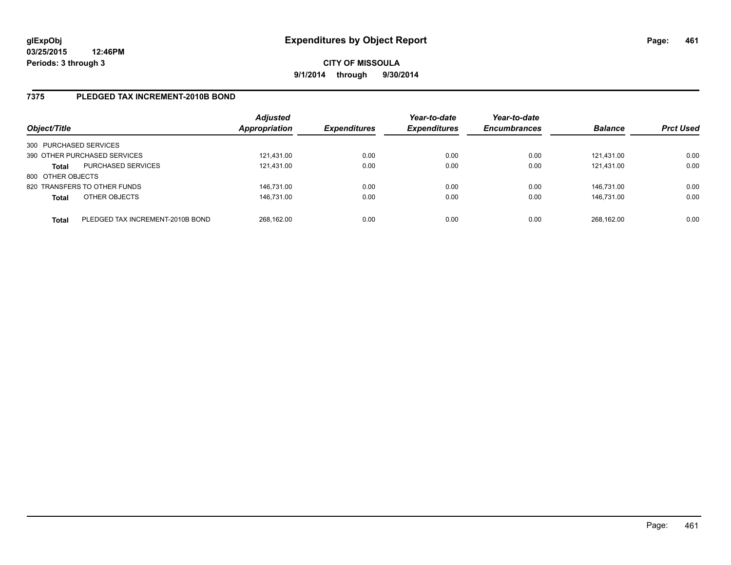**glExpObj** **Expenditures by Object Report**

**03/25/2015 12:46PM**

**Periods: 3 through 3**

**CITY OF MISSOULA**

**9/1/2014 through 9/30/2014**

## 7375 PLEDGED TAX INCREMENT-2010B BOND

| Object/Title | | Adjusted Appropriation | Expenditures | Year-to-date Expenditures | Year-to-date Encumbrances | Balance | Prct Used |
|---|---|---|---|---|---|---|---|
| 300 PURCHASED SERVICES | | | | | | | |
| 390 OTHER PURCHASED SERVICES | | 121,431.00 | 0.00 | 0.00 | 0.00 | 121,431.00 | 0.00 |
| **Total** | PURCHASED SERVICES | 121,431.00 | 0.00 | 0.00 | 0.00 | 121,431.00 | 0.00 |
| 800 OTHER OBJECTS | | | | | | | |
| 820 TRANSFERS TO OTHER FUNDS | | 146,731.00 | 0.00 | 0.00 | 0.00 | 146,731.00 | 0.00 |
| **Total** | OTHER OBJECTS | 146,731.00 | 0.00 | 0.00 | 0.00 | 146,731.00 | 0.00 |
| **Total** | PLEDGED TAX INCREMENT-2010B BOND | 268,162.00 | 0.00 | 0.00 | 0.00 | 268,162.00 | 0.00 |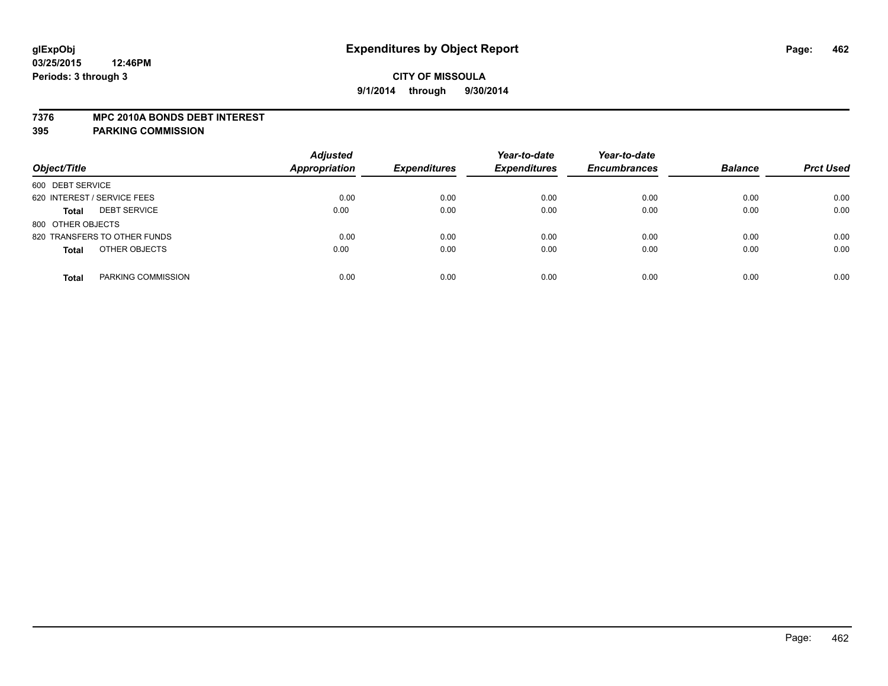**glExpObj**
**03/25/2015 12:46PM**
**Periods: 3 through 3**

# Expenditures by Object Report

**CITY OF MISSOULA**
**9/1/2014 through 9/30/2014**

**7376 MPC 2010A BONDS DEBT INTEREST**
**395 PARKING COMMISSION**

| Object/Title | | Adjusted Appropriation | Expenditures | Year-to-date Expenditures | Year-to-date Encumbrances | Balance | Prct Used |
|---|---|---|---|---|---|---|---|
| 600 DEBT SERVICE | | | | | | | |
| 620 INTEREST / SERVICE FEES | | 0.00 | 0.00 | 0.00 | 0.00 | 0.00 | 0.00 |
| **Total** | DEBT SERVICE | 0.00 | 0.00 | 0.00 | 0.00 | 0.00 | 0.00 |
| 800 OTHER OBJECTS | | | | | | | |
| 820 TRANSFERS TO OTHER FUNDS | | 0.00 | 0.00 | 0.00 | 0.00 | 0.00 | 0.00 |
| **Total** | OTHER OBJECTS | 0.00 | 0.00 | 0.00 | 0.00 | 0.00 | 0.00 |
| **Total** | PARKING COMMISSION | 0.00 | 0.00 | 0.00 | 0.00 | 0.00 | 0.00 |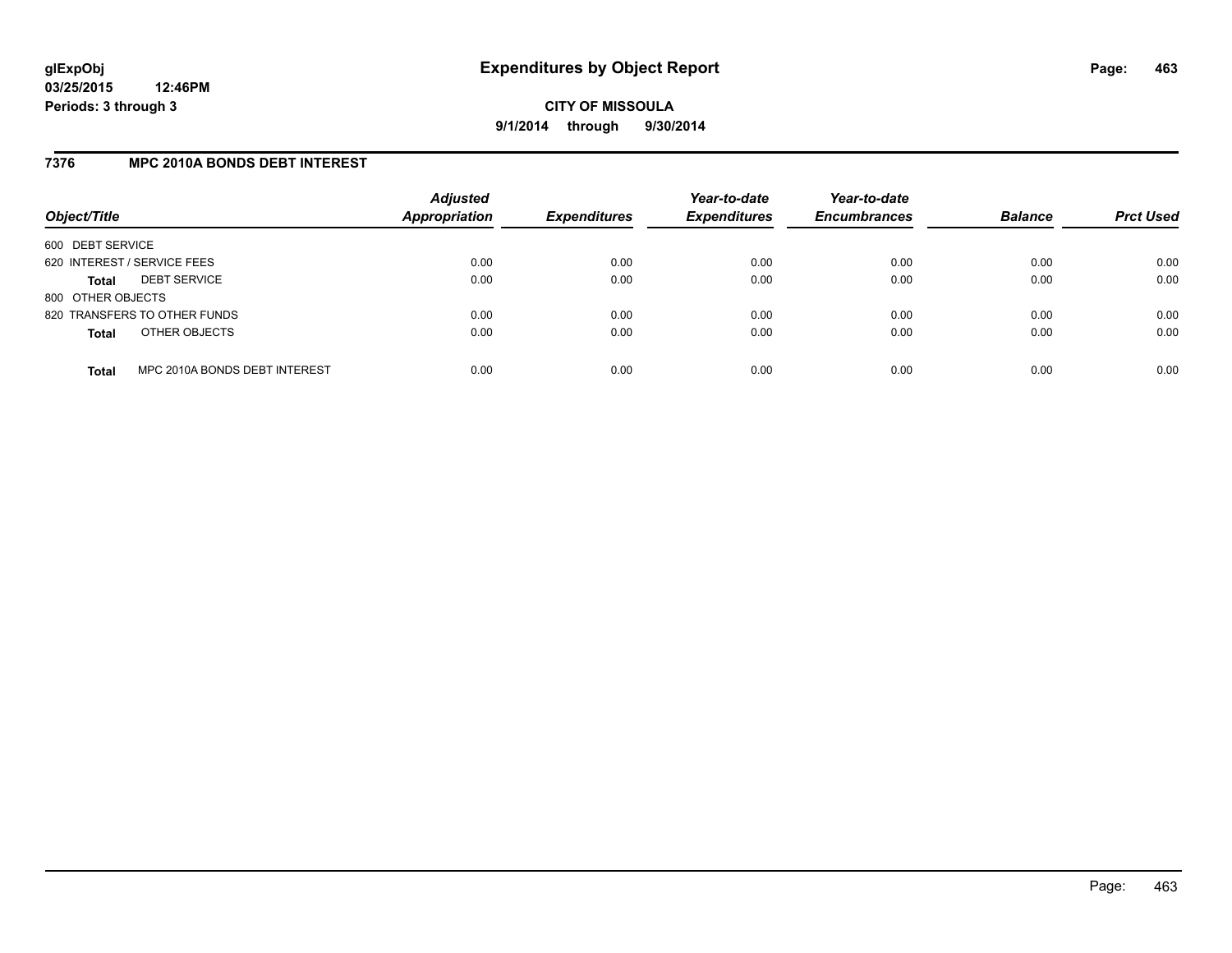**glExpObj**
**03/25/2015 12:46PM**
**Periods: 3 through 3**

# Expenditures by Object Report

**CITY OF MISSOULA**
**9/1/2014 through 9/30/2014**

## 7376 MPC 2010A BONDS DEBT INTEREST

| Object/Title | | *Adjusted Appropriation* | *Expenditures* | *Year-to-date Expenditures* | *Year-to-date Encumbrances* | *Balance* | *Prct Used* |
|---|---|---|---|---|---|---|---|
| 600 DEBT SERVICE | | | | | | | |
| 620 INTEREST / SERVICE FEES | | 0.00 | 0.00 | 0.00 | 0.00 | 0.00 | 0.00 |
| **Total** | DEBT SERVICE | 0.00 | 0.00 | 0.00 | 0.00 | 0.00 | 0.00 |
| 800 OTHER OBJECTS | | | | | | | |
| 820 TRANSFERS TO OTHER FUNDS | | 0.00 | 0.00 | 0.00 | 0.00 | 0.00 | 0.00 |
| **Total** | OTHER OBJECTS | 0.00 | 0.00 | 0.00 | 0.00 | 0.00 | 0.00 |
| **Total** | MPC 2010A BONDS DEBT INTEREST | 0.00 | 0.00 | 0.00 | 0.00 | 0.00 | 0.00 |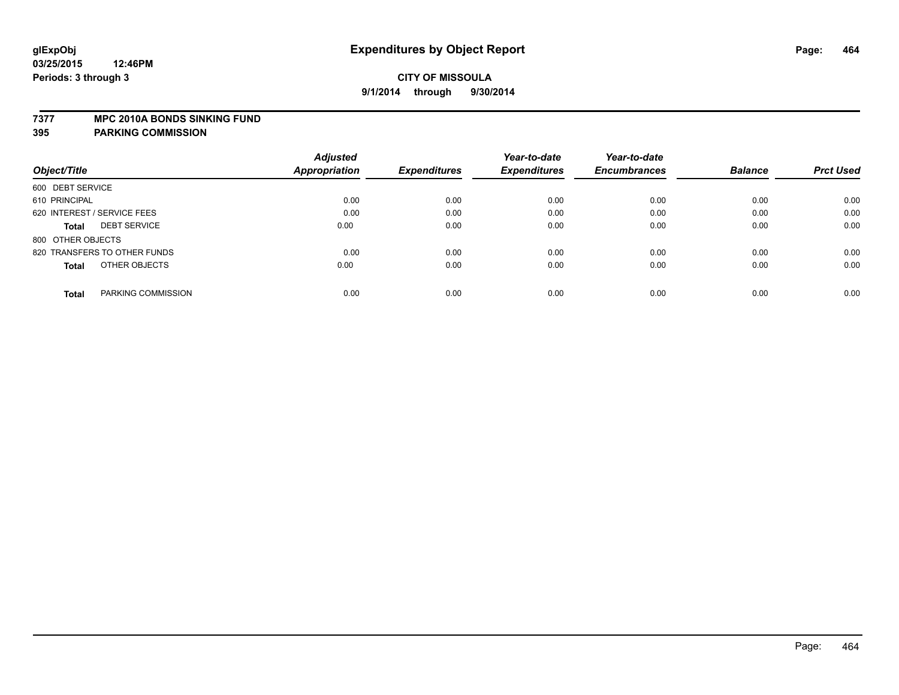# Expenditures by Object Report

glExpObj
03/25/2015 12:46PM
Periods: 3 through 3

**CITY OF MISSOULA**
**9/1/2014 through 9/30/2014**

## 7377 MPC 2010A BONDS SINKING FUND
## 395 PARKING COMMISSION

| Object/Title | Adjusted Appropriation | Expenditures | Year-to-date Expenditures | Year-to-date Encumbrances | Balance | Prct Used |
|---|---|---|---|---|---|---|
| 600 DEBT SERVICE | | | | | | |
| 610 PRINCIPAL | 0.00 | 0.00 | 0.00 | 0.00 | 0.00 | 0.00 |
| 620 INTEREST / SERVICE FEES | 0.00 | 0.00 | 0.00 | 0.00 | 0.00 | 0.00 |
| **Total** DEBT SERVICE | 0.00 | 0.00 | 0.00 | 0.00 | 0.00 | 0.00 |
| 800 OTHER OBJECTS | | | | | | |
| 820 TRANSFERS TO OTHER FUNDS | 0.00 | 0.00 | 0.00 | 0.00 | 0.00 | 0.00 |
| **Total** OTHER OBJECTS | 0.00 | 0.00 | 0.00 | 0.00 | 0.00 | 0.00 |
| **Total** PARKING COMMISSION | 0.00 | 0.00 | 0.00 | 0.00 | 0.00 | 0.00 |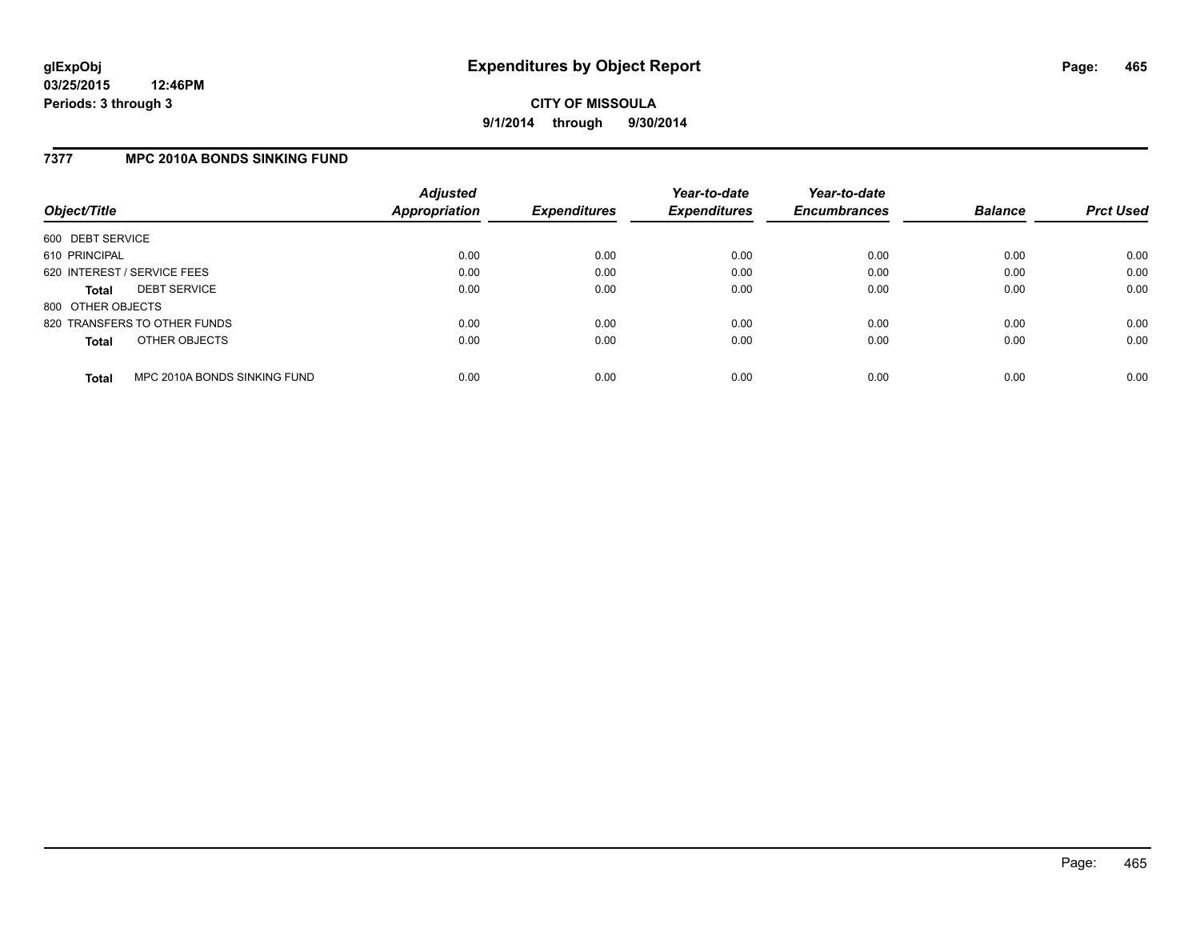**glExpObj**
**03/25/2015 12:46PM**
**Periods: 3 through 3**

# Expenditures by Object Report

**CITY OF MISSOULA**
**9/1/2014 through 9/30/2014**

## 7377 MPC 2010A BONDS SINKING FUND

| Object/Title | Adjusted Appropriation | Expenditures | Year-to-date Expenditures | Year-to-date Encumbrances | Balance | Prct Used |
|---|---|---|---|---|---|---|
| 600 DEBT SERVICE | | | | | | |
| 610 PRINCIPAL | 0.00 | 0.00 | 0.00 | 0.00 | 0.00 | 0.00 |
| 620 INTEREST / SERVICE FEES | 0.00 | 0.00 | 0.00 | 0.00 | 0.00 | 0.00 |
| **Total** DEBT SERVICE | 0.00 | 0.00 | 0.00 | 0.00 | 0.00 | 0.00 |
| 800 OTHER OBJECTS | | | | | | |
| 820 TRANSFERS TO OTHER FUNDS | 0.00 | 0.00 | 0.00 | 0.00 | 0.00 | 0.00 |
| **Total** OTHER OBJECTS | 0.00 | 0.00 | 0.00 | 0.00 | 0.00 | 0.00 |
| **Total** MPC 2010A BONDS SINKING FUND | 0.00 | 0.00 | 0.00 | 0.00 | 0.00 | 0.00 |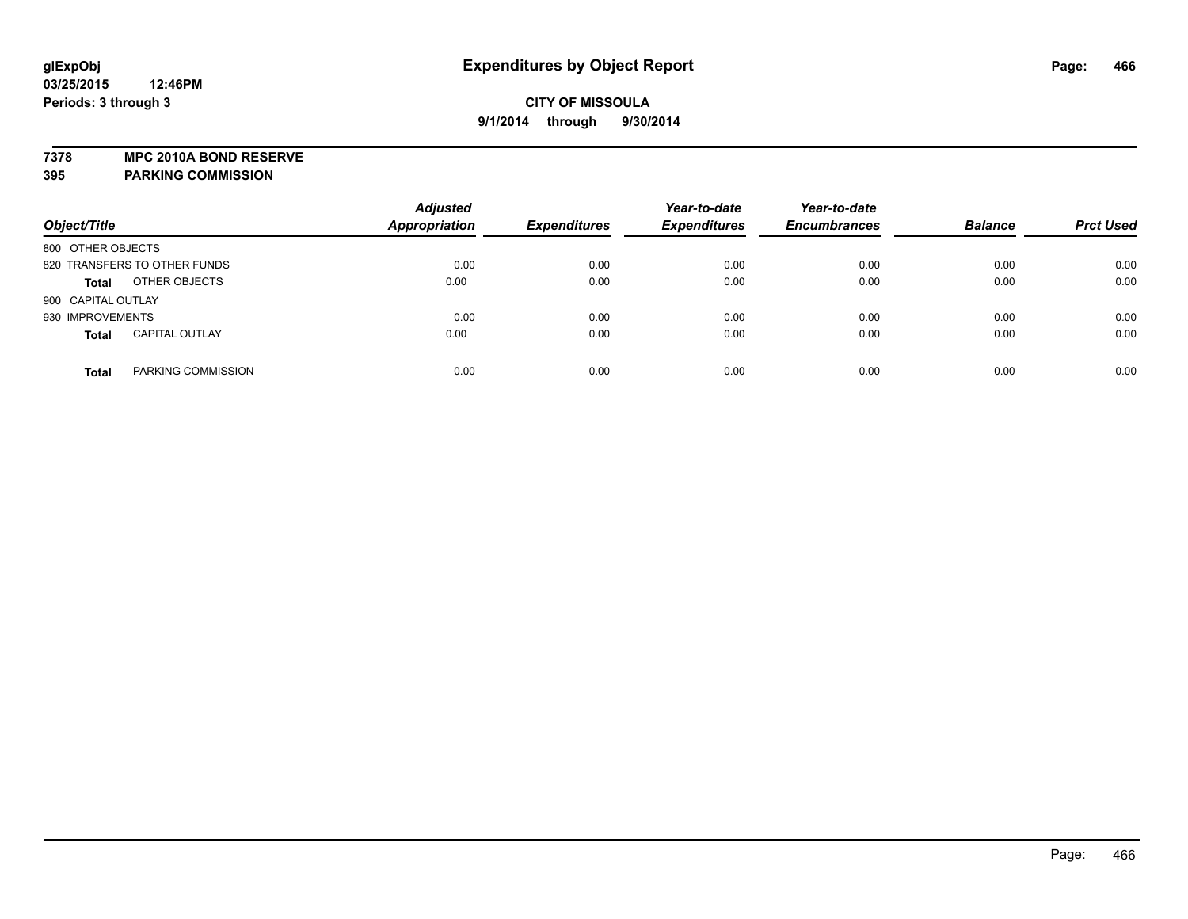# Expenditures by Object Report

glExpObj
03/25/2015 12:46PM
Periods: 3 through 3

**CITY OF MISSOULA**
**9/1/2014 through 9/30/2014**

**7378 MPC 2010A BOND RESERVE**
**395 PARKING COMMISSION**

| Object/Title | | *Adjusted Appropriation* | *Expenditures* | *Year-to-date Expenditures* | *Year-to-date Encumbrances* | *Balance* | *Prct Used* |
|---|---|---|---|---|---|---|---|
| 800 OTHER OBJECTS | | | | | | | |
| 820 TRANSFERS TO OTHER FUNDS | | 0.00 | 0.00 | 0.00 | 0.00 | 0.00 | 0.00 |
| **Total** | OTHER OBJECTS | 0.00 | 0.00 | 0.00 | 0.00 | 0.00 | 0.00 |
| 900 CAPITAL OUTLAY | | | | | | | |
| 930 IMPROVEMENTS | | 0.00 | 0.00 | 0.00 | 0.00 | 0.00 | 0.00 |
| **Total** | CAPITAL OUTLAY | 0.00 | 0.00 | 0.00 | 0.00 | 0.00 | 0.00 |
| **Total** | PARKING COMMISSION | 0.00 | 0.00 | 0.00 | 0.00 | 0.00 | 0.00 |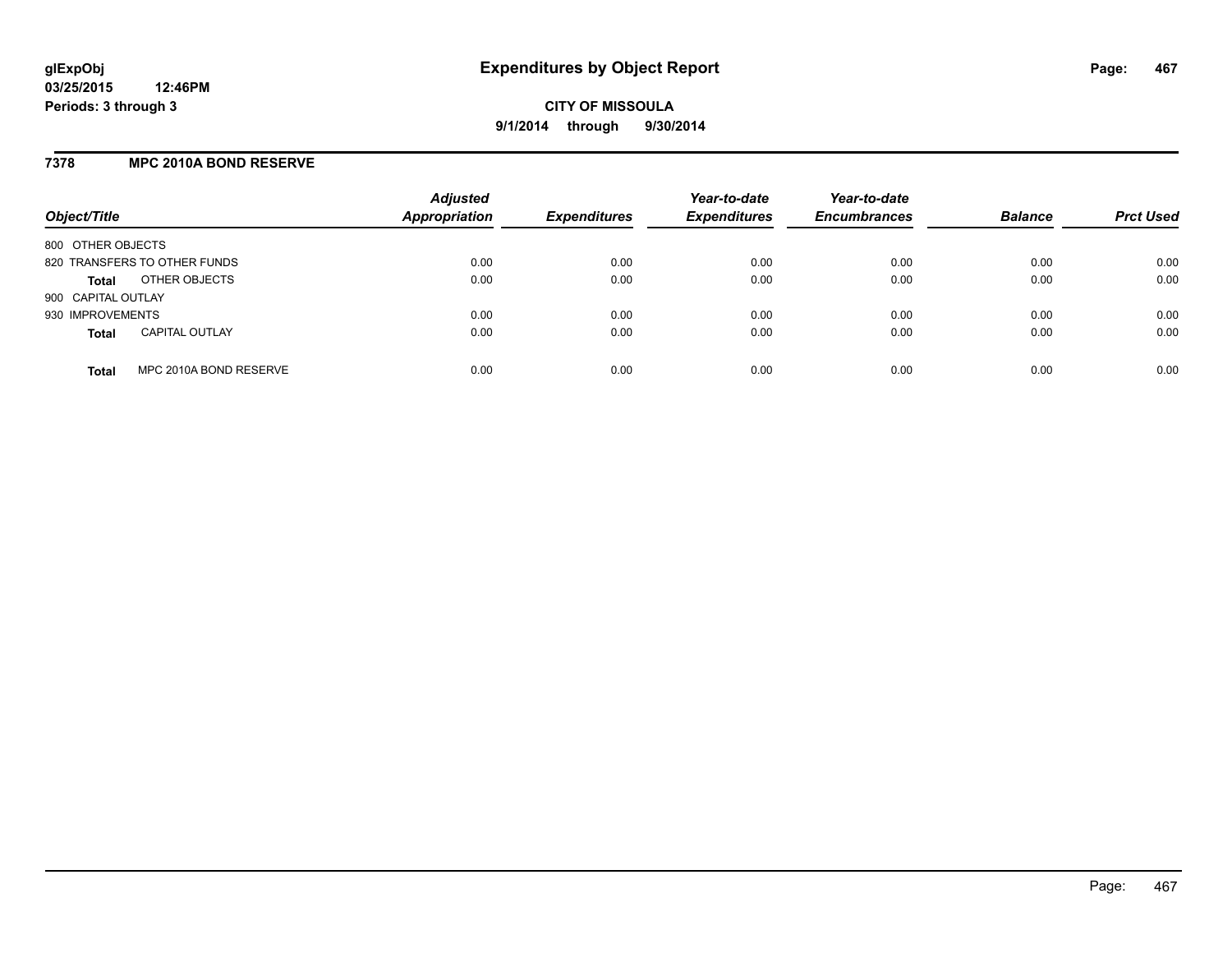# Expenditures by Object Report

glExpObj
03/25/2015 12:46PM
Periods: 3 through 3

**CITY OF MISSOULA**
**9/1/2014 through 9/30/2014**

## 7378 MPC 2010A BOND RESERVE

| Object/Title | Adjusted Appropriation | Expenditures | Year-to-date Expenditures | Year-to-date Encumbrances | Balance | Prct Used |
|---|---|---|---|---|---|---|
| 800 OTHER OBJECTS | | | | | | |
| 820 TRANSFERS TO OTHER FUNDS | 0.00 | 0.00 | 0.00 | 0.00 | 0.00 | 0.00 |
| **Total** OTHER OBJECTS | 0.00 | 0.00 | 0.00 | 0.00 | 0.00 | 0.00 |
| 900 CAPITAL OUTLAY | | | | | | |
| 930 IMPROVEMENTS | 0.00 | 0.00 | 0.00 | 0.00 | 0.00 | 0.00 |
| **Total** CAPITAL OUTLAY | 0.00 | 0.00 | 0.00 | 0.00 | 0.00 | 0.00 |
| **Total** MPC 2010A BOND RESERVE | 0.00 | 0.00 | 0.00 | 0.00 | 0.00 | 0.00 |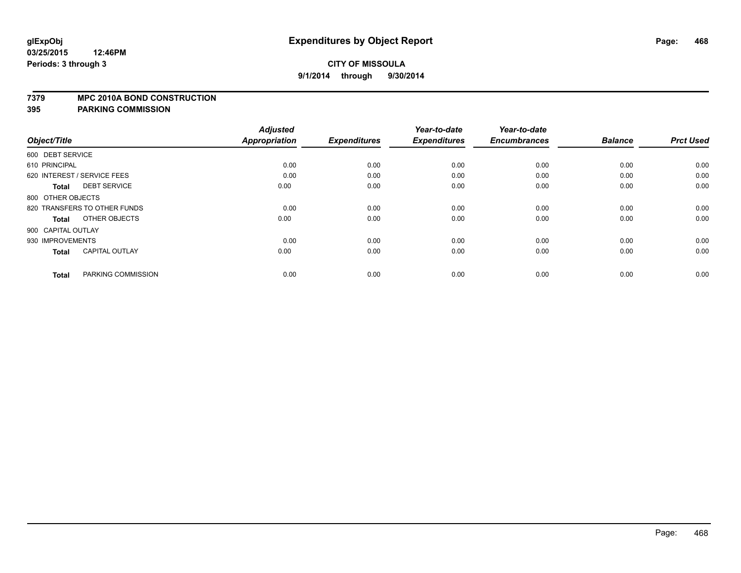**glExpObj** **Expenditures by Object Report**

**03/25/2015 12:46PM**

**Periods: 3 through 3**

**CITY OF MISSOULA**

**9/1/2014 through 9/30/2014**

**7379 MPC 2010A BOND CONSTRUCTION**

**395 PARKING COMMISSION**

| Object/Title | | Adjusted Appropriation | Expenditures | Year-to-date Expenditures | Year-to-date Encumbrances | Balance | Prct Used |
|---|---|---|---|---|---|---|---|
| 600 DEBT SERVICE | | | | | | | |
| 610 PRINCIPAL | | 0.00 | 0.00 | 0.00 | 0.00 | 0.00 | 0.00 |
| 620 INTEREST / SERVICE FEES | | 0.00 | 0.00 | 0.00 | 0.00 | 0.00 | 0.00 |
| **Total** | DEBT SERVICE | 0.00 | 0.00 | 0.00 | 0.00 | 0.00 | 0.00 |
| 800 OTHER OBJECTS | | | | | | | |
| 820 TRANSFERS TO OTHER FUNDS | | 0.00 | 0.00 | 0.00 | 0.00 | 0.00 | 0.00 |
| **Total** | OTHER OBJECTS | 0.00 | 0.00 | 0.00 | 0.00 | 0.00 | 0.00 |
| 900 CAPITAL OUTLAY | | | | | | | |
| 930 IMPROVEMENTS | | 0.00 | 0.00 | 0.00 | 0.00 | 0.00 | 0.00 |
| **Total** | CAPITAL OUTLAY | 0.00 | 0.00 | 0.00 | 0.00 | 0.00 | 0.00 |
| **Total** | PARKING COMMISSION | 0.00 | 0.00 | 0.00 | 0.00 | 0.00 | 0.00 |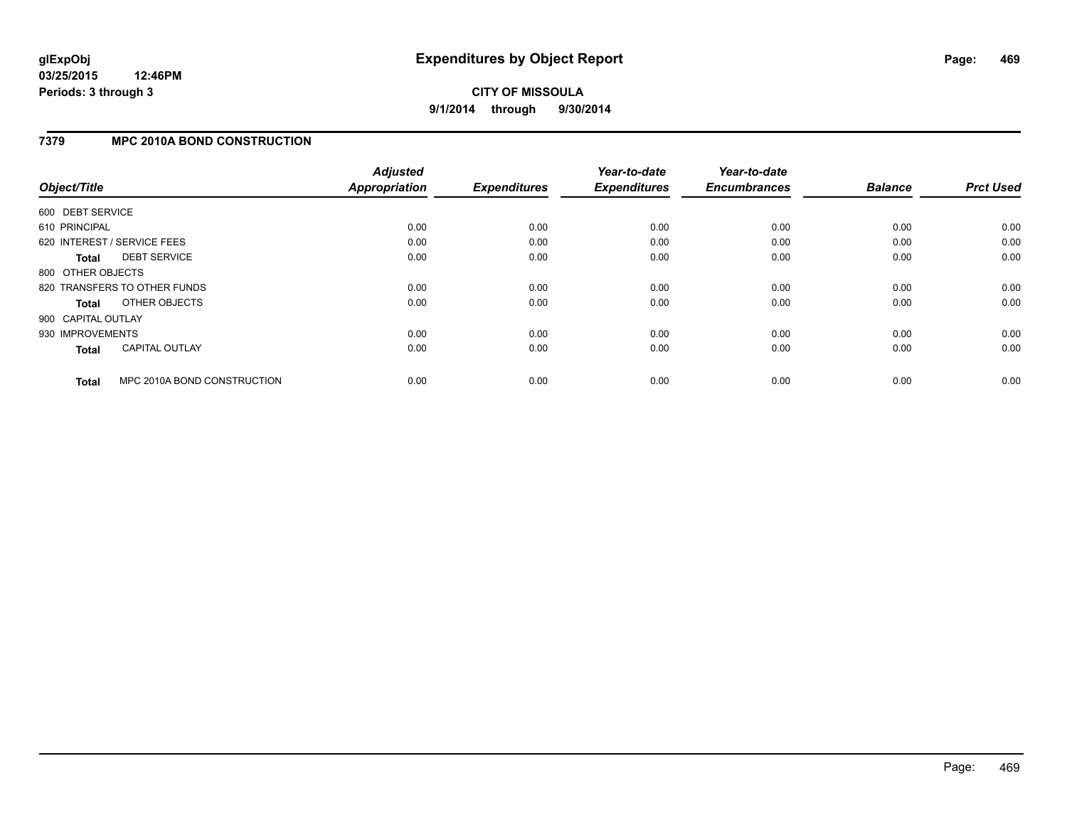**glExpObj**
**03/25/2015 12:46PM**
**Periods: 3 through 3**

# Expenditures by Object Report

**CITY OF MISSOULA**
**9/1/2014 through 9/30/2014**

## 7379 MPC 2010A BOND CONSTRUCTION

| Object/Title | Adjusted Appropriation | Expenditures | Year-to-date Expenditures | Year-to-date Encumbrances | Balance | Prct Used |
|---|---|---|---|---|---|---|
| 600 DEBT SERVICE | | | | | | |
| 610 PRINCIPAL | 0.00 | 0.00 | 0.00 | 0.00 | 0.00 | 0.00 |
| 620 INTEREST / SERVICE FEES | 0.00 | 0.00 | 0.00 | 0.00 | 0.00 | 0.00 |
| **Total** DEBT SERVICE | 0.00 | 0.00 | 0.00 | 0.00 | 0.00 | 0.00 |
| 800 OTHER OBJECTS | | | | | | |
| 820 TRANSFERS TO OTHER FUNDS | 0.00 | 0.00 | 0.00 | 0.00 | 0.00 | 0.00 |
| **Total** OTHER OBJECTS | 0.00 | 0.00 | 0.00 | 0.00 | 0.00 | 0.00 |
| 900 CAPITAL OUTLAY | | | | | | |
| 930 IMPROVEMENTS | 0.00 | 0.00 | 0.00 | 0.00 | 0.00 | 0.00 |
| **Total** CAPITAL OUTLAY | 0.00 | 0.00 | 0.00 | 0.00 | 0.00 | 0.00 |
| **Total** MPC 2010A BOND CONSTRUCTION | 0.00 | 0.00 | 0.00 | 0.00 | 0.00 | 0.00 |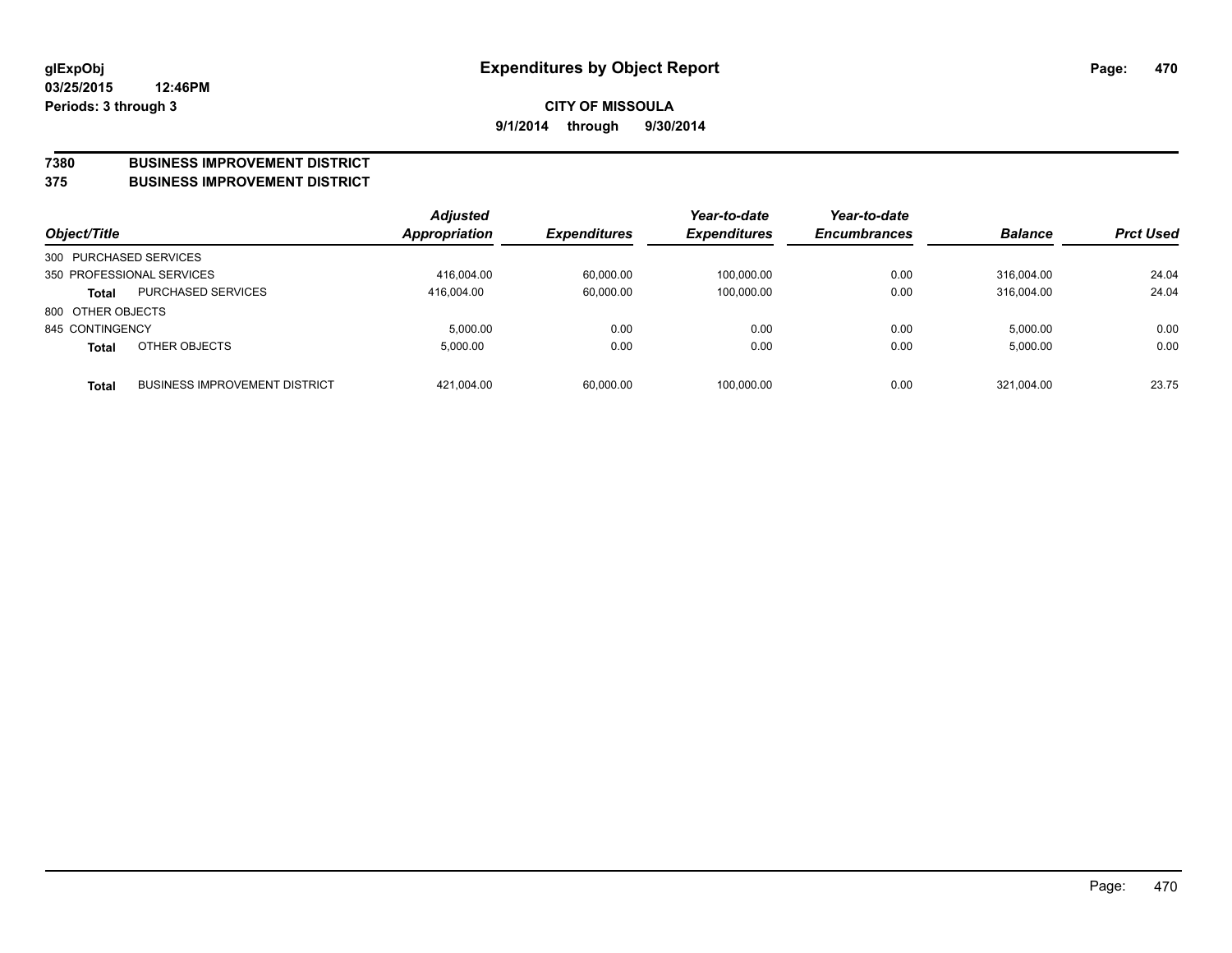glExpObj
03/25/2015 12:46PM
Periods: 3 through 3

# Expenditures by Object Report

**CITY OF MISSOULA**
**9/1/2014 through 9/30/2014**

**7380 BUSINESS IMPROVEMENT DISTRICT**
**375 BUSINESS IMPROVEMENT DISTRICT**

| Object/Title | | Adjusted Appropriation | Expenditures | Year-to-date Expenditures | Year-to-date Encumbrances | Balance | Prct Used |
|---|---|---|---|---|---|---|---|
| 300 PURCHASED SERVICES | | | | | | | |
| 350 PROFESSIONAL SERVICES | | 416,004.00 | 60,000.00 | 100,000.00 | 0.00 | 316,004.00 | 24.04 |
| **Total** | PURCHASED SERVICES | 416,004.00 | 60,000.00 | 100,000.00 | 0.00 | 316,004.00 | 24.04 |
| 800 OTHER OBJECTS | | | | | | | |
| 845 CONTINGENCY | | 5,000.00 | 0.00 | 0.00 | 0.00 | 5,000.00 | 0.00 |
| **Total** | OTHER OBJECTS | 5,000.00 | 0.00 | 0.00 | 0.00 | 5,000.00 | 0.00 |
| **Total** | BUSINESS IMPROVEMENT DISTRICT | 421,004.00 | 60,000.00 | 100,000.00 | 0.00 | 321,004.00 | 23.75 |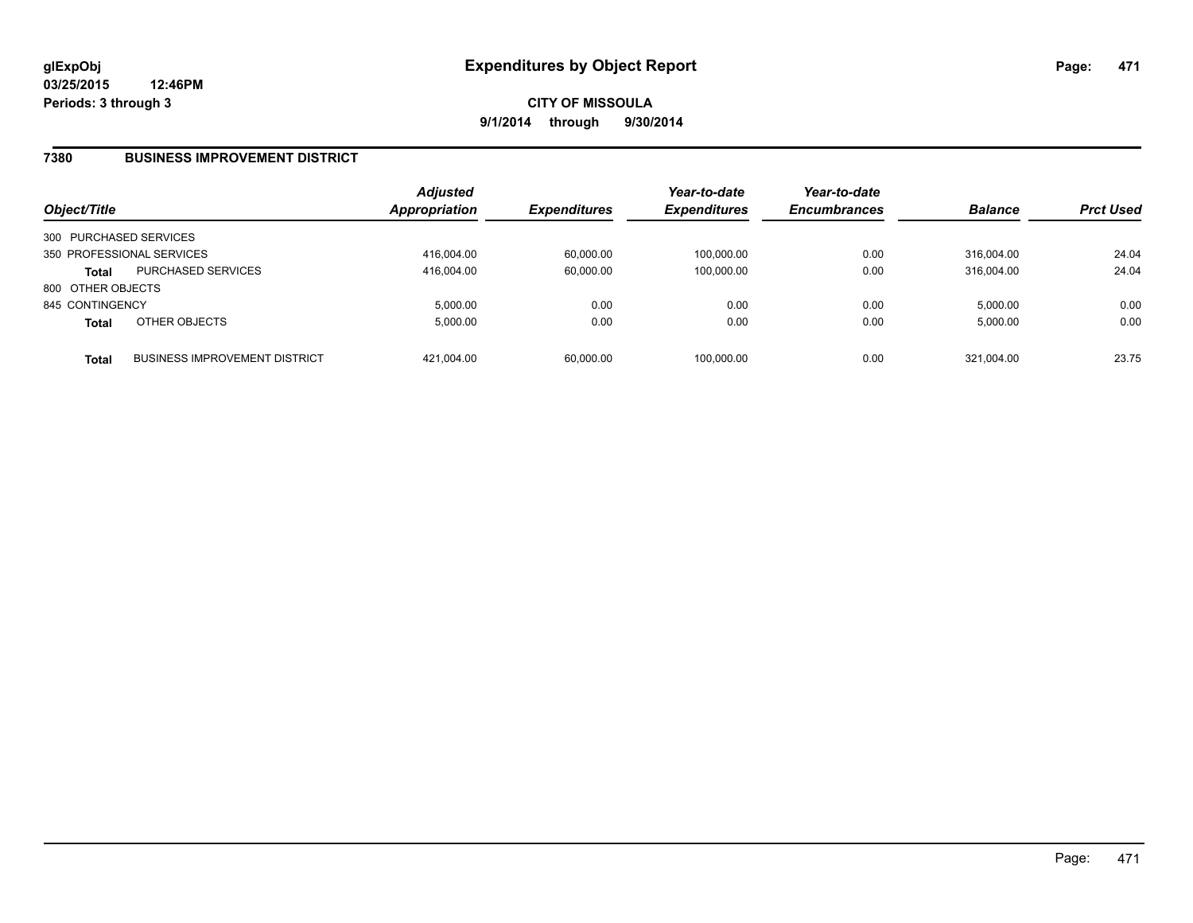# Expenditures by Object Report

glExpObj
03/25/2015 12:46PM
Periods: 3 through 3

**CITY OF MISSOULA**
**9/1/2014 through 9/30/2014**

## 7380 BUSINESS IMPROVEMENT DISTRICT

| Object/Title | | Adjusted Appropriation | Expenditures | Year-to-date Expenditures | Year-to-date Encumbrances | Balance | Prct Used |
|---|---|---|---|---|---|---|---|
| 300 PURCHASED SERVICES | | | | | | | |
| 350 PROFESSIONAL SERVICES | | 416,004.00 | 60,000.00 | 100,000.00 | 0.00 | 316,004.00 | 24.04 |
| **Total** | PURCHASED SERVICES | 416,004.00 | 60,000.00 | 100,000.00 | 0.00 | 316,004.00 | 24.04 |
| 800 OTHER OBJECTS | | | | | | | |
| 845 CONTINGENCY | | 5,000.00 | 0.00 | 0.00 | 0.00 | 5,000.00 | 0.00 |
| **Total** | OTHER OBJECTS | 5,000.00 | 0.00 | 0.00 | 0.00 | 5,000.00 | 0.00 |
| **Total** | BUSINESS IMPROVEMENT DISTRICT | 421,004.00 | 60,000.00 | 100,000.00 | 0.00 | 321,004.00 | 23.75 |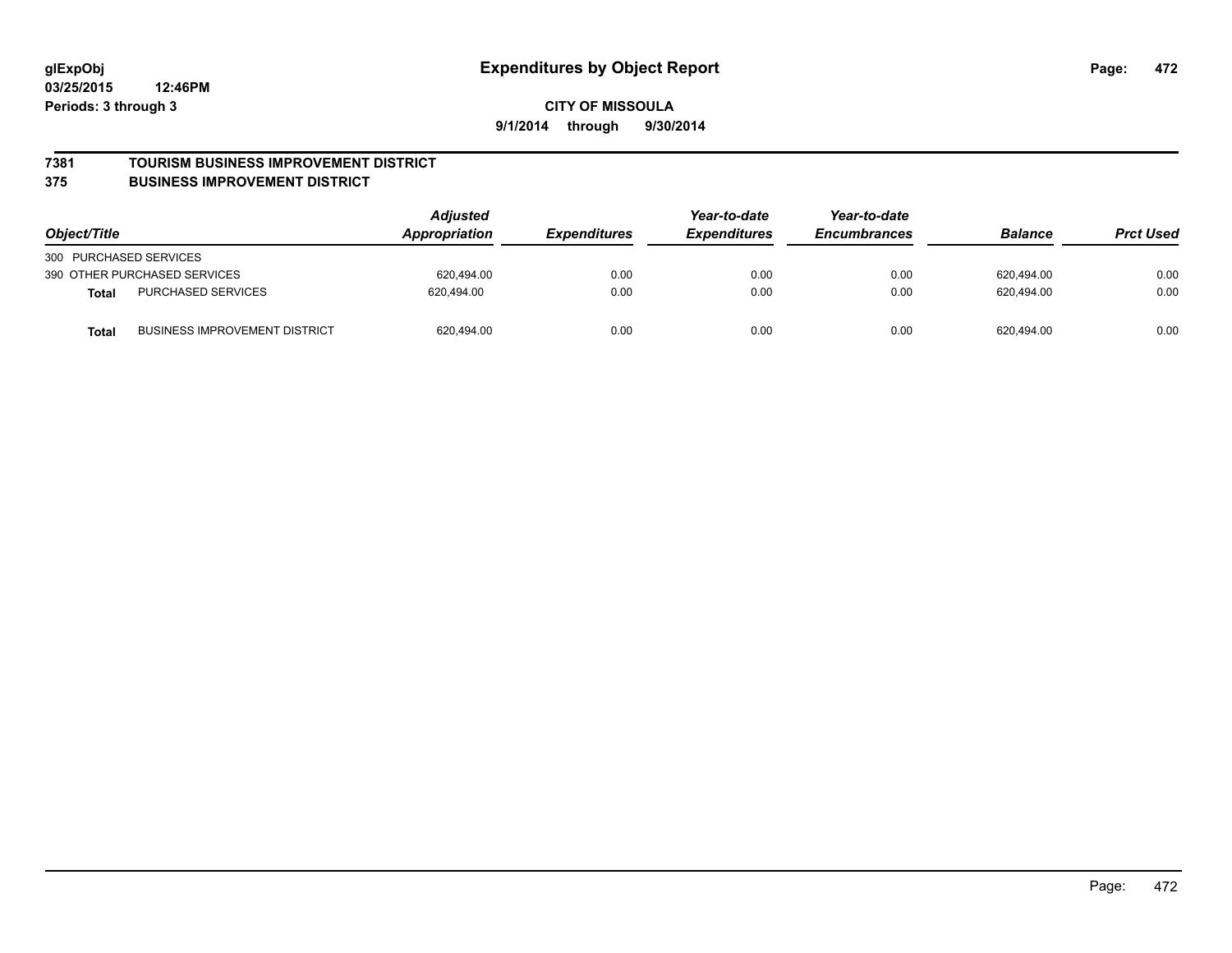# Expenditures by Object Report

**glExpObj**
**03/25/2015 12:46PM**
**Periods: 3 through 3**

**CITY OF MISSOULA**
**9/1/2014 through 9/30/2014**

## 7381 TOURISM BUSINESS IMPROVEMENT DISTRICT
## 375 BUSINESS IMPROVEMENT DISTRICT

| Object/Title | | Adjusted Appropriation | Expenditures | Year-to-date Expenditures | Year-to-date Encumbrances | Balance | Prct Used |
|---|---|---|---|---|---|---|---|
| 300 PURCHASED SERVICES | | | | | | | |
| 390 OTHER PURCHASED SERVICES | | 620,494.00 | 0.00 | 0.00 | 0.00 | 620,494.00 | 0.00 |
| **Total** | PURCHASED SERVICES | 620,494.00 | 0.00 | 0.00 | 0.00 | 620,494.00 | 0.00 |
| **Total** | BUSINESS IMPROVEMENT DISTRICT | 620,494.00 | 0.00 | 0.00 | 0.00 | 620,494.00 | 0.00 |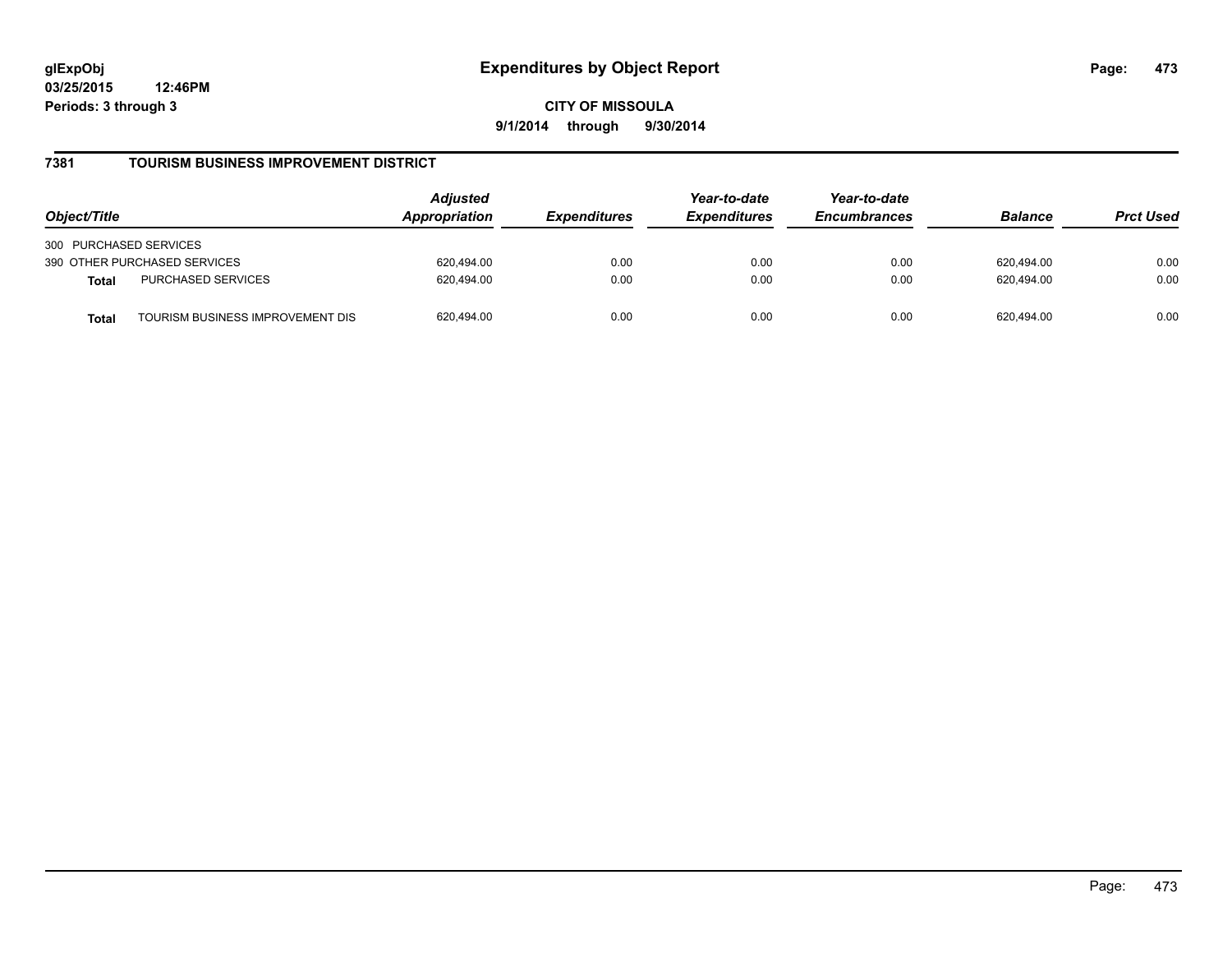**glExpObj**
**03/25/2015 12:46PM**
**Periods: 3 through 3**

# Expenditures by Object Report

**CITY OF MISSOULA**
**9/1/2014 through 9/30/2014**

## 7381 TOURISM BUSINESS IMPROVEMENT DISTRICT

| Object/Title | | *Adjusted Appropriation* | *Expenditures* | *Year-to-date Expenditures* | *Year-to-date Encumbrances* | *Balance* | *Prct Used* |
|---|---|---|---|---|---|---|---|
| 300 PURCHASED SERVICES | | | | | | | |
| 390 OTHER PURCHASED SERVICES | | 620,494.00 | 0.00 | 0.00 | 0.00 | 620,494.00 | 0.00 |
| **Total** | PURCHASED SERVICES | 620,494.00 | 0.00 | 0.00 | 0.00 | 620,494.00 | 0.00 |
| **Total** | TOURISM BUSINESS IMPROVEMENT DIS | 620,494.00 | 0.00 | 0.00 | 0.00 | 620,494.00 | 0.00 |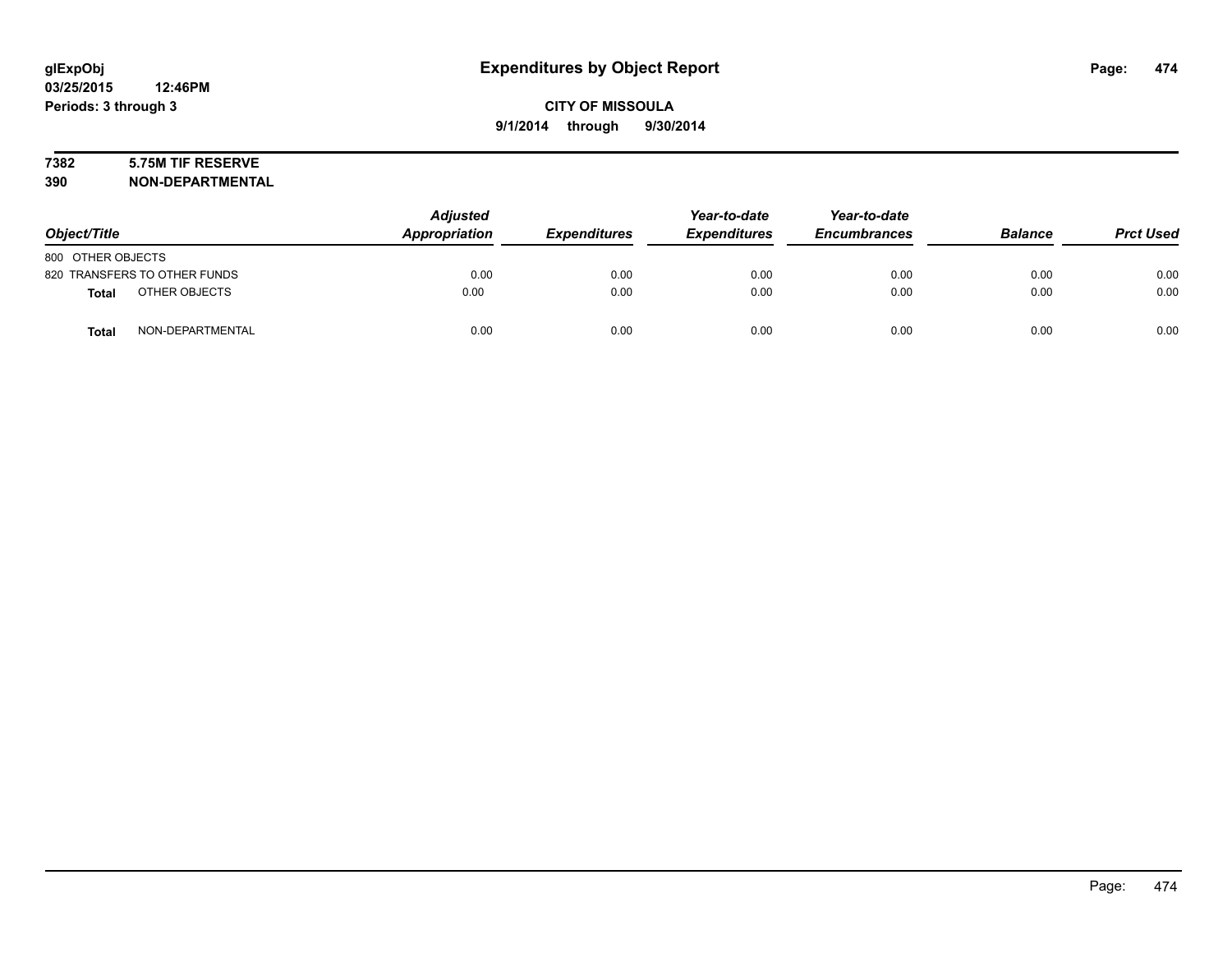# Expenditures by Object Report

glExpObj
03/25/2015 12:46PM
Periods: 3 through 3

**CITY OF MISSOULA**
**9/1/2014 through 9/30/2014**

**7382 5.75M TIF RESERVE**
**390 NON-DEPARTMENTAL**

| Object/Title | Adjusted Appropriation | Expenditures | Year-to-date Expenditures | Year-to-date Encumbrances | Balance | Prct Used |
|---|---|---|---|---|---|---|
| 800 OTHER OBJECTS | | | | | | |
| 820 TRANSFERS TO OTHER FUNDS | 0.00 | 0.00 | 0.00 | 0.00 | 0.00 | 0.00 |
| **Total** OTHER OBJECTS | 0.00 | 0.00 | 0.00 | 0.00 | 0.00 | 0.00 |
| **Total** NON-DEPARTMENTAL | 0.00 | 0.00 | 0.00 | 0.00 | 0.00 | 0.00 |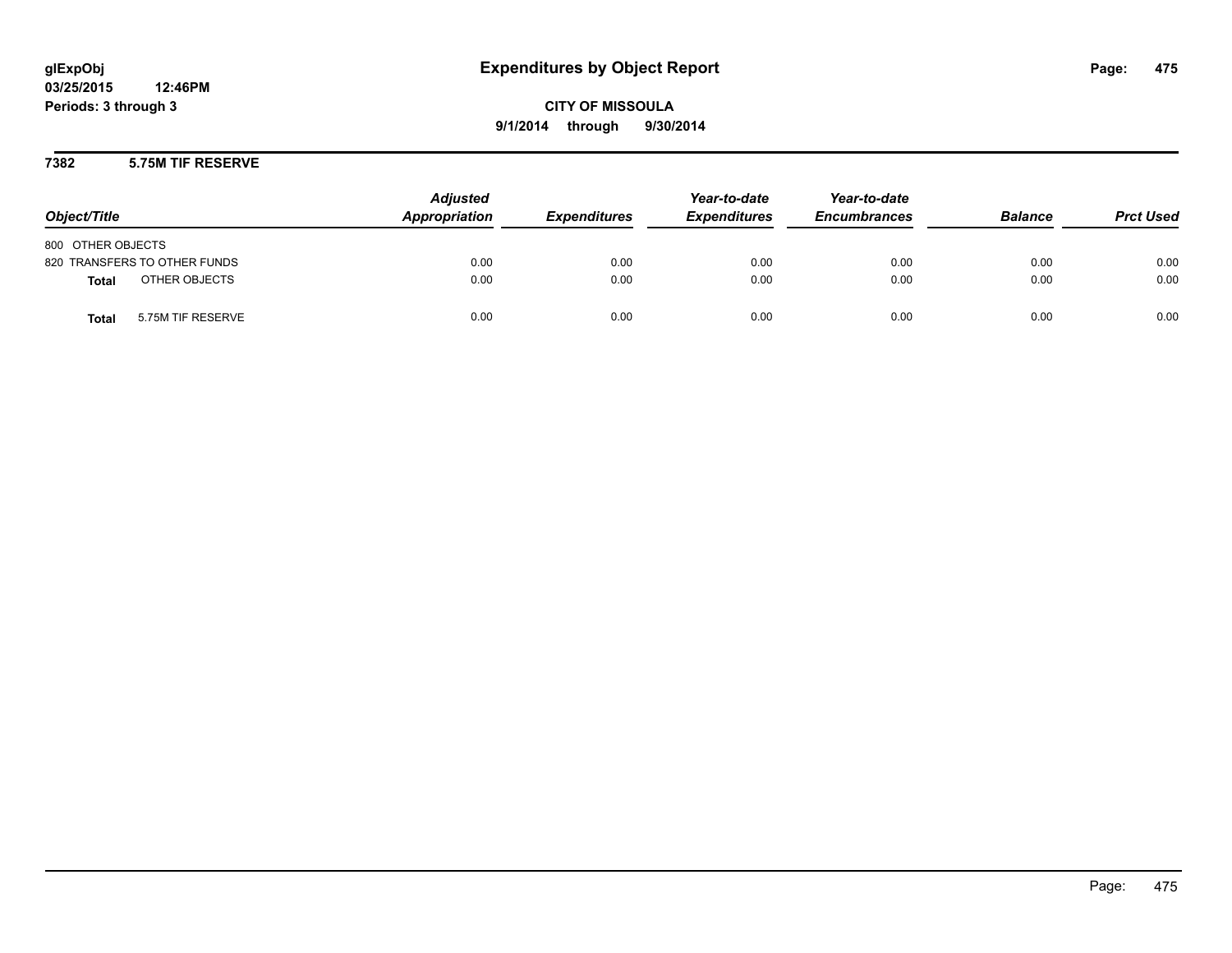# Expenditures by Object Report

glExpObj
03/25/2015 12:46PM
Periods: 3 through 3

**CITY OF MISSOULA**
**9/1/2014 through 9/30/2014**

## 7382 5.75M TIF RESERVE

| Object/Title | Adjusted Appropriation | Expenditures | Year-to-date Expenditures | Year-to-date Encumbrances | Balance | Prct Used |
|---|---|---|---|---|---|---|
| 800 OTHER OBJECTS | | | | | | |
| 820 TRANSFERS TO OTHER FUNDS | 0.00 | 0.00 | 0.00 | 0.00 | 0.00 | 0.00 |
| **Total** OTHER OBJECTS | 0.00 | 0.00 | 0.00 | 0.00 | 0.00 | 0.00 |
| **Total** 5.75M TIF RESERVE | 0.00 | 0.00 | 0.00 | 0.00 | 0.00 | 0.00 |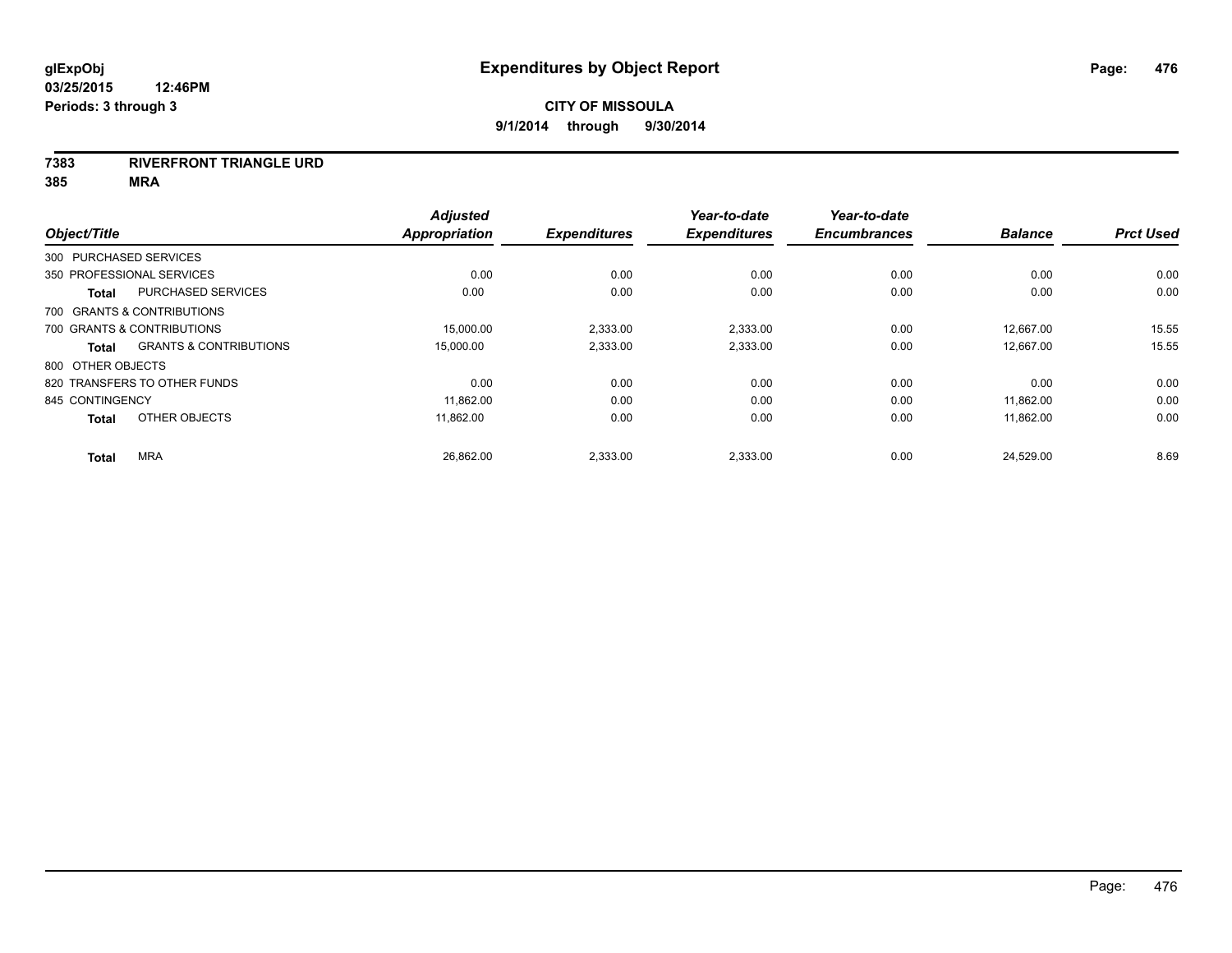**glExpObj** | **Expenditures by Object Report**

**03/25/2015 12:46PM**

**Periods: 3 through 3**

**CITY OF MISSOULA**

**9/1/2014 through 9/30/2014**

**7383 RIVERFRONT TRIANGLE URD**

**385 MRA**

| Object/Title | | Adjusted Appropriation | Expenditures | Year-to-date Expenditures | Year-to-date Encumbrances | Balance | Prct Used |
|---|---|---|---|---|---|---|---|
| 300 PURCHASED SERVICES | | | | | | | |
| 350 PROFESSIONAL SERVICES | | 0.00 | 0.00 | 0.00 | 0.00 | 0.00 | 0.00 |
| **Total** | PURCHASED SERVICES | 0.00 | 0.00 | 0.00 | 0.00 | 0.00 | 0.00 |
| 700 GRANTS & CONTRIBUTIONS | | | | | | | |
| 700 GRANTS & CONTRIBUTIONS | | 15,000.00 | 2,333.00 | 2,333.00 | 0.00 | 12,667.00 | 15.55 |
| **Total** | GRANTS & CONTRIBUTIONS | 15,000.00 | 2,333.00 | 2,333.00 | 0.00 | 12,667.00 | 15.55 |
| 800 OTHER OBJECTS | | | | | | | |
| 820 TRANSFERS TO OTHER FUNDS | | 0.00 | 0.00 | 0.00 | 0.00 | 0.00 | 0.00 |
| 845 CONTINGENCY | | 11,862.00 | 0.00 | 0.00 | 0.00 | 11,862.00 | 0.00 |
| **Total** | OTHER OBJECTS | 11,862.00 | 0.00 | 0.00 | 0.00 | 11,862.00 | 0.00 |
| **Total** | MRA | 26,862.00 | 2,333.00 | 2,333.00 | 0.00 | 24,529.00 | 8.69 |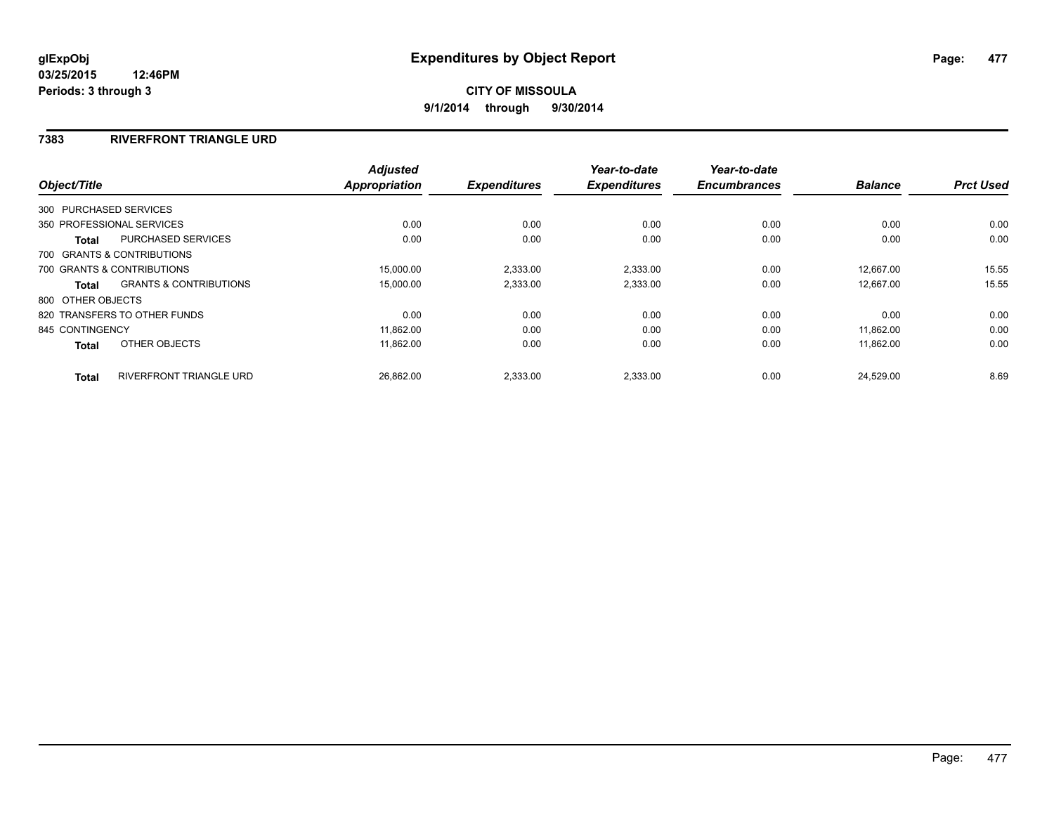# Expenditures by Object Report

glExpObj
03/25/2015 12:46PM
Periods: 3 through 3

**CITY OF MISSOULA**
**9/1/2014 through 9/30/2014**

## 7383 RIVERFRONT TRIANGLE URD

| Object/Title | | *Adjusted Appropriation* | *Expenditures* | *Year-to-date Expenditures* | *Year-to-date Encumbrances* | *Balance* | *Prct Used* |
|---|---|---|---|---|---|---|---|
| 300 PURCHASED SERVICES | | | | | | | |
| 350 PROFESSIONAL SERVICES | | 0.00 | 0.00 | 0.00 | 0.00 | 0.00 | 0.00 |
| **Total** | PURCHASED SERVICES | 0.00 | 0.00 | 0.00 | 0.00 | 0.00 | 0.00 |
| 700 GRANTS & CONTRIBUTIONS | | | | | | | |
| 700 GRANTS & CONTRIBUTIONS | | 15,000.00 | 2,333.00 | 2,333.00 | 0.00 | 12,667.00 | 15.55 |
| **Total** | GRANTS & CONTRIBUTIONS | 15,000.00 | 2,333.00 | 2,333.00 | 0.00 | 12,667.00 | 15.55 |
| 800 OTHER OBJECTS | | | | | | | |
| 820 TRANSFERS TO OTHER FUNDS | | 0.00 | 0.00 | 0.00 | 0.00 | 0.00 | 0.00 |
| 845 CONTINGENCY | | 11,862.00 | 0.00 | 0.00 | 0.00 | 11,862.00 | 0.00 |
| **Total** | OTHER OBJECTS | 11,862.00 | 0.00 | 0.00 | 0.00 | 11,862.00 | 0.00 |
| **Total** | RIVERFRONT TRIANGLE URD | 26,862.00 | 2,333.00 | 2,333.00 | 0.00 | 24,529.00 | 8.69 |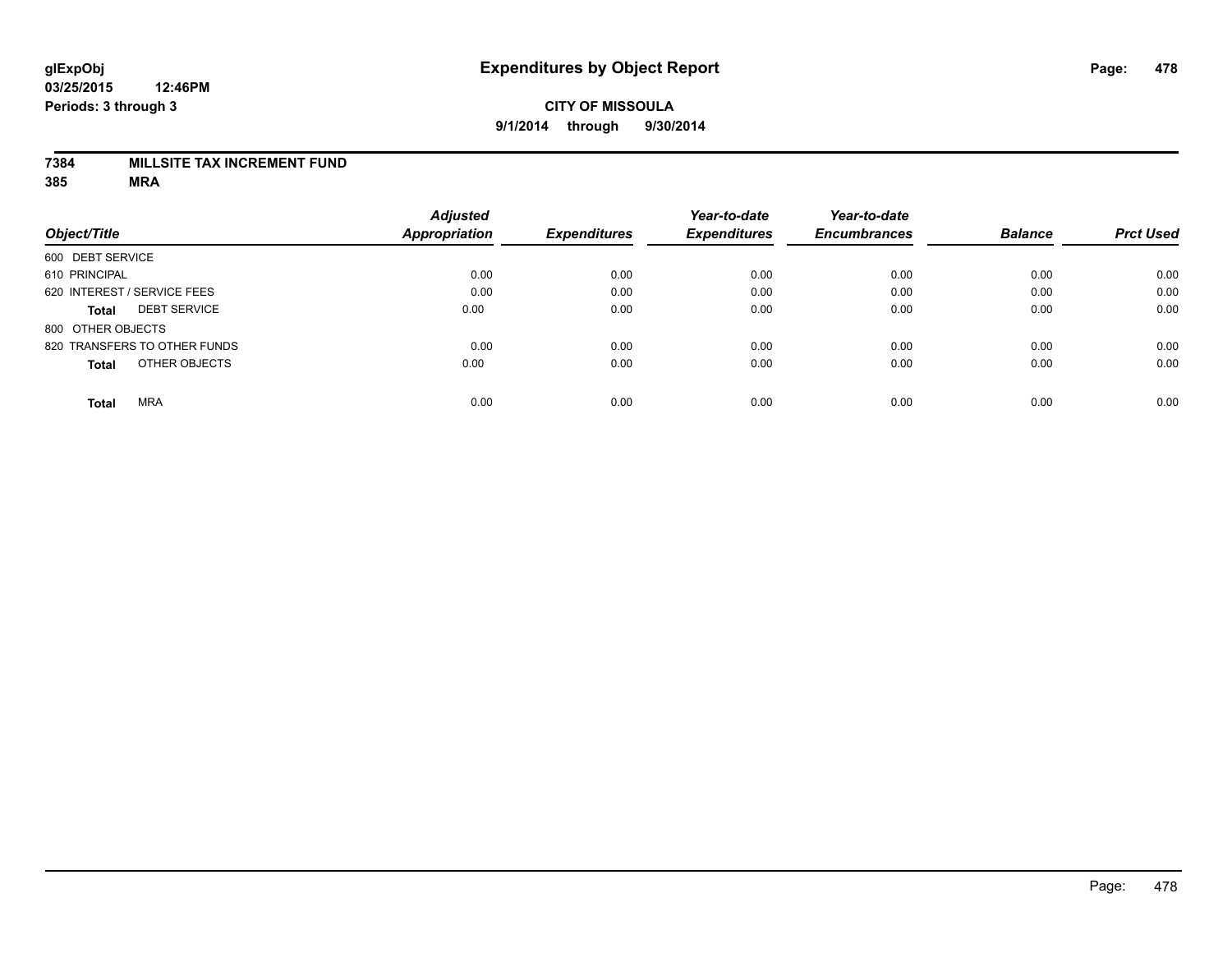**glExpObj**
**03/25/2015 12:46PM**
**Periods: 3 through 3**

# Expenditures by Object Report

**CITY OF MISSOULA**
**9/1/2014 through 9/30/2014**

**7384 MILLSITE TAX INCREMENT FUND**
**385 MRA**

| Object/Title | Adjusted Appropriation | Expenditures | Year-to-date Expenditures | Year-to-date Encumbrances | Balance | Prct Used |
|---|---|---|---|---|---|---|
| 600 DEBT SERVICE | | | | | | |
| 610 PRINCIPAL | 0.00 | 0.00 | 0.00 | 0.00 | 0.00 | 0.00 |
| 620 INTEREST / SERVICE FEES | 0.00 | 0.00 | 0.00 | 0.00 | 0.00 | 0.00 |
| **Total** DEBT SERVICE | 0.00 | 0.00 | 0.00 | 0.00 | 0.00 | 0.00 |
| 800 OTHER OBJECTS | | | | | | |
| 820 TRANSFERS TO OTHER FUNDS | 0.00 | 0.00 | 0.00 | 0.00 | 0.00 | 0.00 |
| **Total** OTHER OBJECTS | 0.00 | 0.00 | 0.00 | 0.00 | 0.00 | 0.00 |
| **Total** MRA | 0.00 | 0.00 | 0.00 | 0.00 | 0.00 | 0.00 |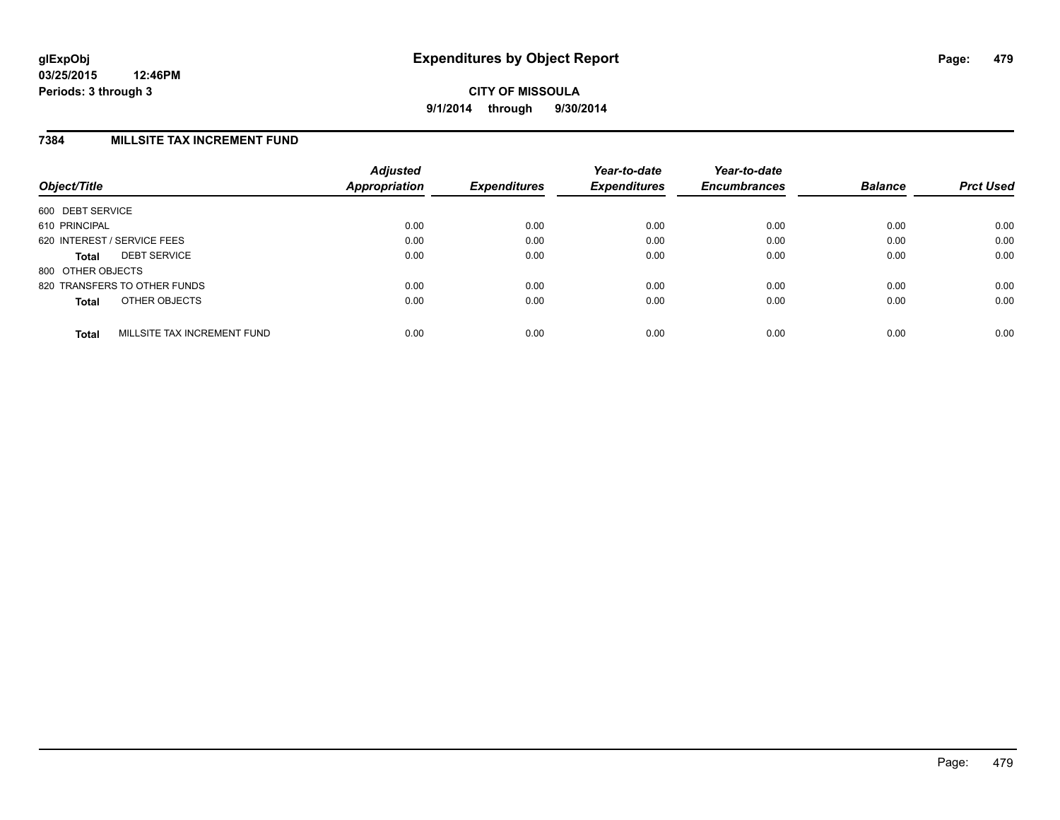**glExpObj** **Expenditures by Object Report**

**03/25/2015 12:46PM**

**Periods: 3 through 3**

**CITY OF MISSOULA**

**9/1/2014 through 9/30/2014**

## 7384 MILLSITE TAX INCREMENT FUND

| Object/Title | Adjusted Appropriation | Expenditures | Year-to-date Expenditures | Year-to-date Encumbrances | Balance | Prct Used |
|---|---|---|---|---|---|---|
| 600 DEBT SERVICE | | | | | | |
| 610 PRINCIPAL | 0.00 | 0.00 | 0.00 | 0.00 | 0.00 | 0.00 |
| 620 INTEREST / SERVICE FEES | 0.00 | 0.00 | 0.00 | 0.00 | 0.00 | 0.00 |
| **Total** DEBT SERVICE | 0.00 | 0.00 | 0.00 | 0.00 | 0.00 | 0.00 |
| 800 OTHER OBJECTS | | | | | | |
| 820 TRANSFERS TO OTHER FUNDS | 0.00 | 0.00 | 0.00 | 0.00 | 0.00 | 0.00 |
| **Total** OTHER OBJECTS | 0.00 | 0.00 | 0.00 | 0.00 | 0.00 | 0.00 |
| **Total** MILLSITE TAX INCREMENT FUND | 0.00 | 0.00 | 0.00 | 0.00 | 0.00 | 0.00 |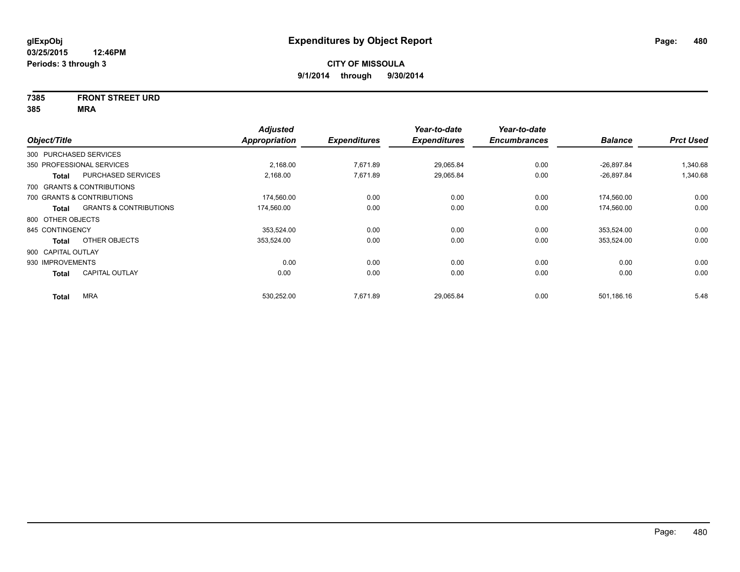**glExpObj** **Expenditures by Object Report**

**03/25/2015 12:46PM**

**Periods: 3 through 3**

**CITY OF MISSOULA**

**9/1/2014 through 9/30/2014**

**7385 FRONT STREET URD**

**385 MRA**

| Object/Title | | Adjusted Appropriation | Expenditures | Year-to-date Expenditures | Year-to-date Encumbrances | Balance | Prct Used |
|---|---|---|---|---|---|---|---|
| 300 PURCHASED SERVICES | | | | | | | |
| 350 PROFESSIONAL SERVICES | | 2,168.00 | 7,671.89 | 29,065.84 | 0.00 | -26,897.84 | 1,340.68 |
| **Total** | PURCHASED SERVICES | 2,168.00 | 7,671.89 | 29,065.84 | 0.00 | -26,897.84 | 1,340.68 |
| 700 GRANTS & CONTRIBUTIONS | | | | | | | |
| 700 GRANTS & CONTRIBUTIONS | | 174,560.00 | 0.00 | 0.00 | 0.00 | 174,560.00 | 0.00 |
| **Total** | GRANTS & CONTRIBUTIONS | 174,560.00 | 0.00 | 0.00 | 0.00 | 174,560.00 | 0.00 |
| 800 OTHER OBJECTS | | | | | | | |
| 845 CONTINGENCY | | 353,524.00 | 0.00 | 0.00 | 0.00 | 353,524.00 | 0.00 |
| **Total** | OTHER OBJECTS | 353,524.00 | 0.00 | 0.00 | 0.00 | 353,524.00 | 0.00 |
| 900 CAPITAL OUTLAY | | | | | | | |
| 930 IMPROVEMENTS | | 0.00 | 0.00 | 0.00 | 0.00 | 0.00 | 0.00 |
| **Total** | CAPITAL OUTLAY | 0.00 | 0.00 | 0.00 | 0.00 | 0.00 | 0.00 |
| **Total** | MRA | 530,252.00 | 7,671.89 | 29,065.84 | 0.00 | 501,186.16 | 5.48 |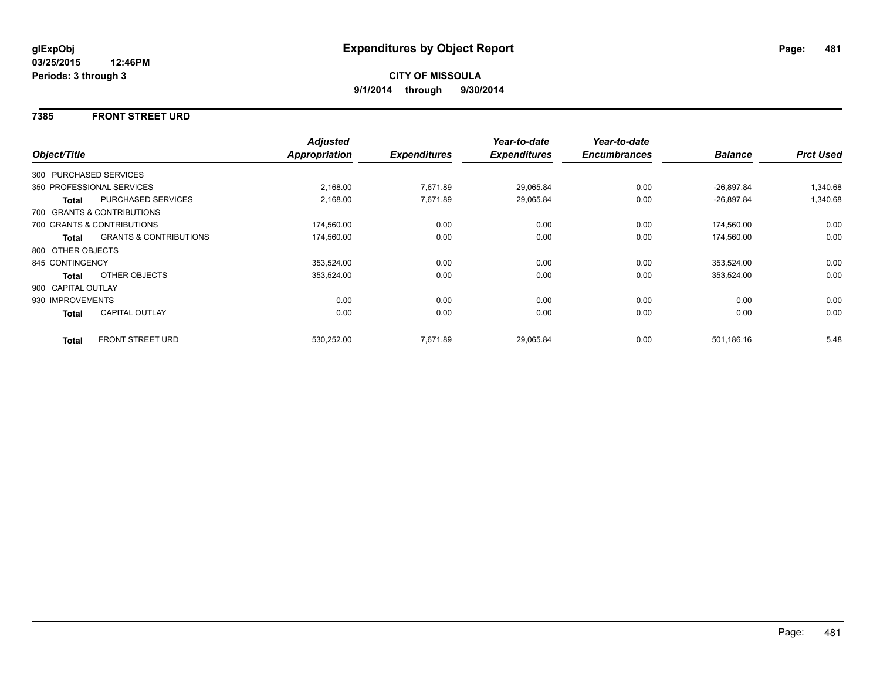# Expenditures by Object Report

glExpObj
03/25/2015 12:46PM
Periods: 3 through 3

**CITY OF MISSOULA**
**9/1/2014 through 9/30/2014**

## 7385 FRONT STREET URD

| Object/Title | | Adjusted Appropriation | Expenditures | Year-to-date Expenditures | Year-to-date Encumbrances | Balance | Prct Used |
|---|---|---|---|---|---|---|---|
| 300 PURCHASED SERVICES | | | | | | | |
| 350 PROFESSIONAL SERVICES | | 2,168.00 | 7,671.89 | 29,065.84 | 0.00 | -26,897.84 | 1,340.68 |
| **Total** | PURCHASED SERVICES | 2,168.00 | 7,671.89 | 29,065.84 | 0.00 | -26,897.84 | 1,340.68 |
| 700 GRANTS & CONTRIBUTIONS | | | | | | | |
| 700 GRANTS & CONTRIBUTIONS | | 174,560.00 | 0.00 | 0.00 | 0.00 | 174,560.00 | 0.00 |
| **Total** | GRANTS & CONTRIBUTIONS | 174,560.00 | 0.00 | 0.00 | 0.00 | 174,560.00 | 0.00 |
| 800 OTHER OBJECTS | | | | | | | |
| 845 CONTINGENCY | | 353,524.00 | 0.00 | 0.00 | 0.00 | 353,524.00 | 0.00 |
| **Total** | OTHER OBJECTS | 353,524.00 | 0.00 | 0.00 | 0.00 | 353,524.00 | 0.00 |
| 900 CAPITAL OUTLAY | | | | | | | |
| 930 IMPROVEMENTS | | 0.00 | 0.00 | 0.00 | 0.00 | 0.00 | 0.00 |
| **Total** | CAPITAL OUTLAY | 0.00 | 0.00 | 0.00 | 0.00 | 0.00 | 0.00 |
| **Total** | FRONT STREET URD | 530,252.00 | 7,671.89 | 29,065.84 | 0.00 | 501,186.16 | 5.48 |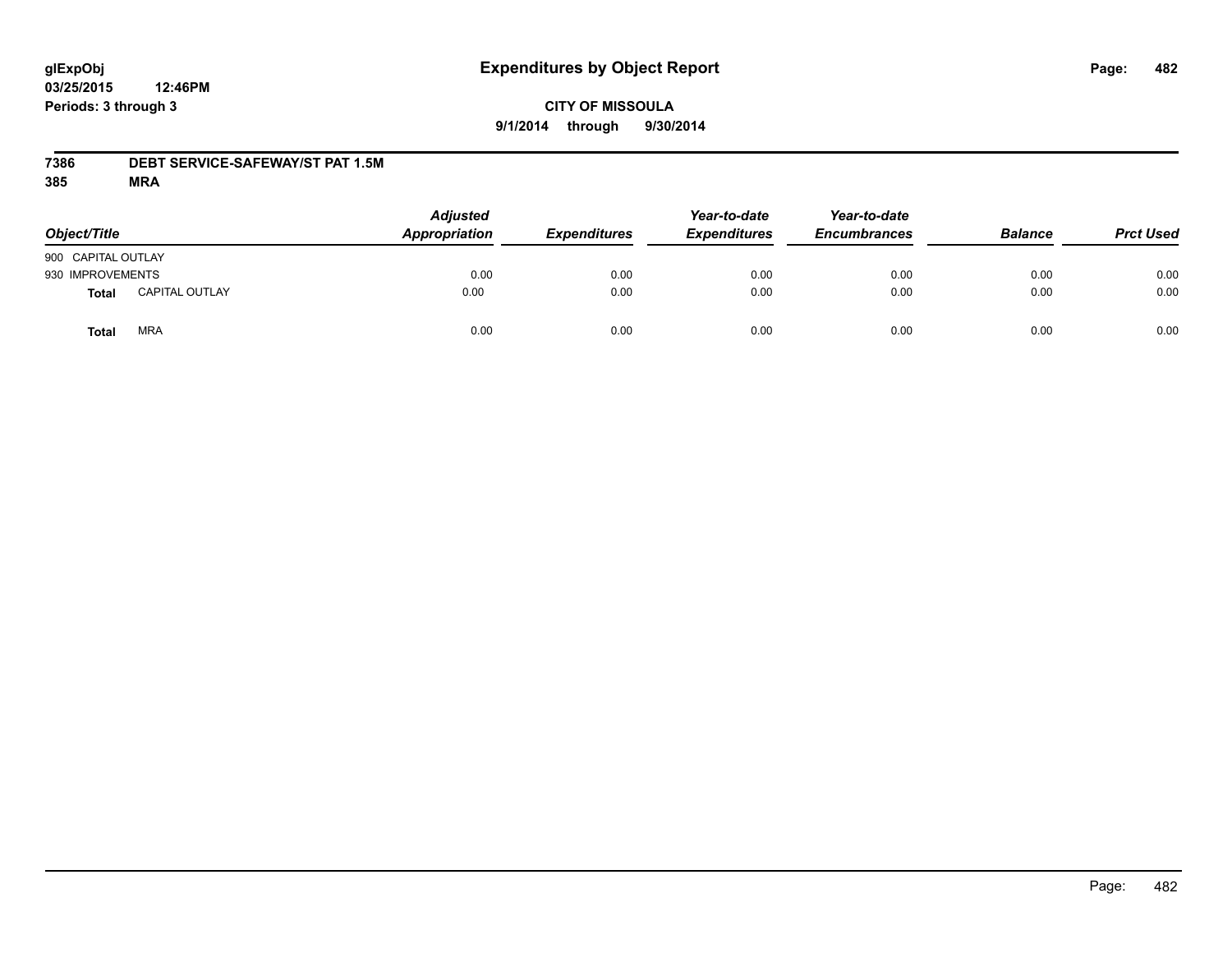**glExpObj**
**03/25/2015 12:46PM**
**Periods: 3 through 3**

# Expenditures by Object Report

**CITY OF MISSOULA**
**9/1/2014 through 9/30/2014**

**7386 DEBT SERVICE-SAFEWAY/ST PAT 1.5M**
**385 MRA**

| Object/Title | Adjusted Appropriation | Expenditures | Year-to-date Expenditures | Year-to-date Encumbrances | Balance | Prct Used |
|---|---|---|---|---|---|---|
| 900 CAPITAL OUTLAY | | | | | | |
| 930 IMPROVEMENTS | 0.00 | 0.00 | 0.00 | 0.00 | 0.00 | 0.00 |
| **Total** CAPITAL OUTLAY | 0.00 | 0.00 | 0.00 | 0.00 | 0.00 | 0.00 |
| **Total** MRA | 0.00 | 0.00 | 0.00 | 0.00 | 0.00 | 0.00 |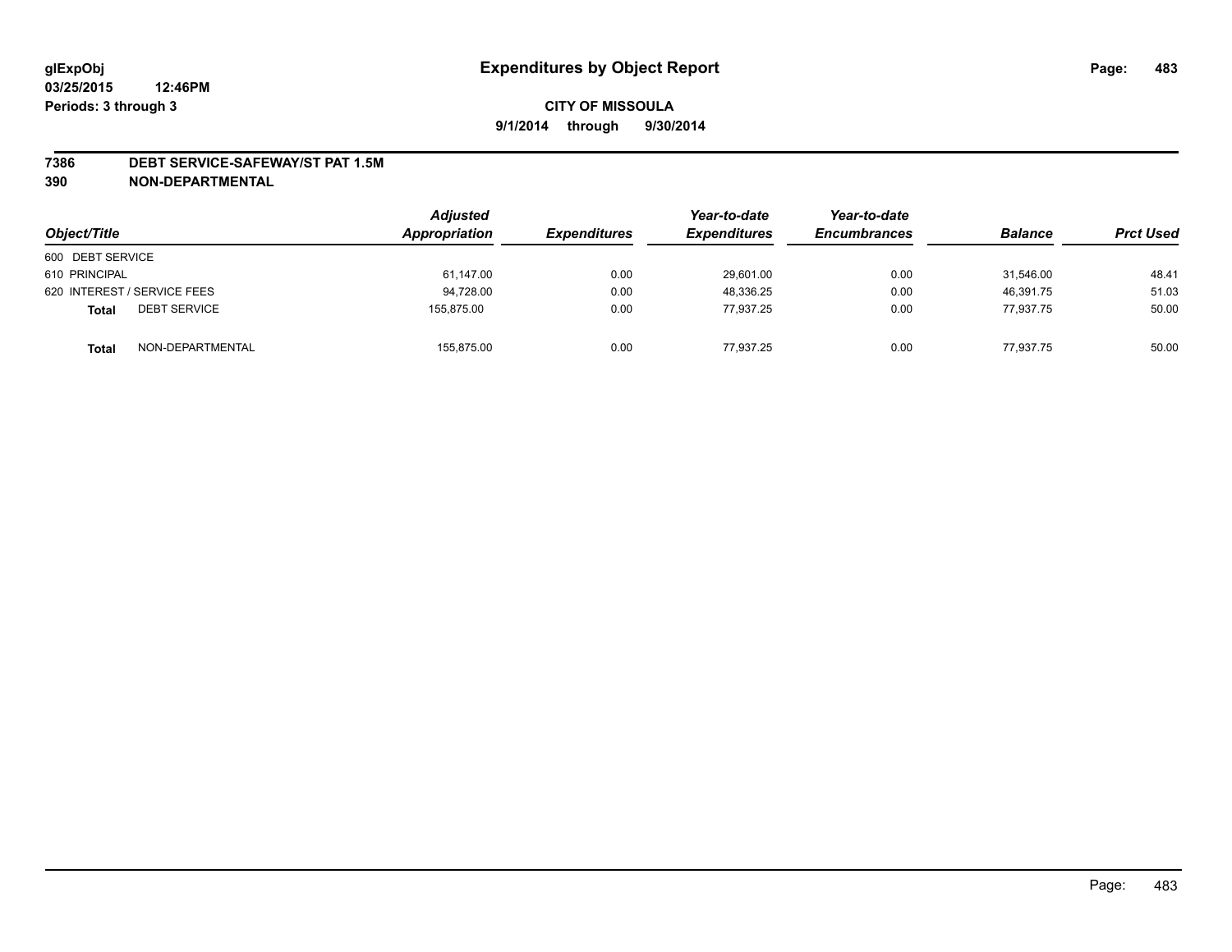**glExpObj** **Expenditures by Object Report**

**03/25/2015 12:46PM**

**Periods: 3 through 3**

**CITY OF MISSOULA**

**9/1/2014 through 9/30/2014**

## 7386 DEBT SERVICE-SAFEWAY/ST PAT 1.5M

## 390 NON-DEPARTMENTAL

| Object/Title | | Adjusted Appropriation | Expenditures | Year-to-date Expenditures | Year-to-date Encumbrances | Balance | Prct Used |
|---|---|---|---|---|---|---|---|
| 600 DEBT SERVICE | | | | | | | |
| 610 PRINCIPAL | | 61,147.00 | 0.00 | 29,601.00 | 0.00 | 31,546.00 | 48.41 |
| 620 INTEREST / SERVICE FEES | | 94,728.00 | 0.00 | 48,336.25 | 0.00 | 46,391.75 | 51.03 |
| **Total** | DEBT SERVICE | 155,875.00 | 0.00 | 77,937.25 | 0.00 | 77,937.75 | 50.00 |
| **Total** | NON-DEPARTMENTAL | 155,875.00 | 0.00 | 77,937.25 | 0.00 | 77,937.75 | 50.00 |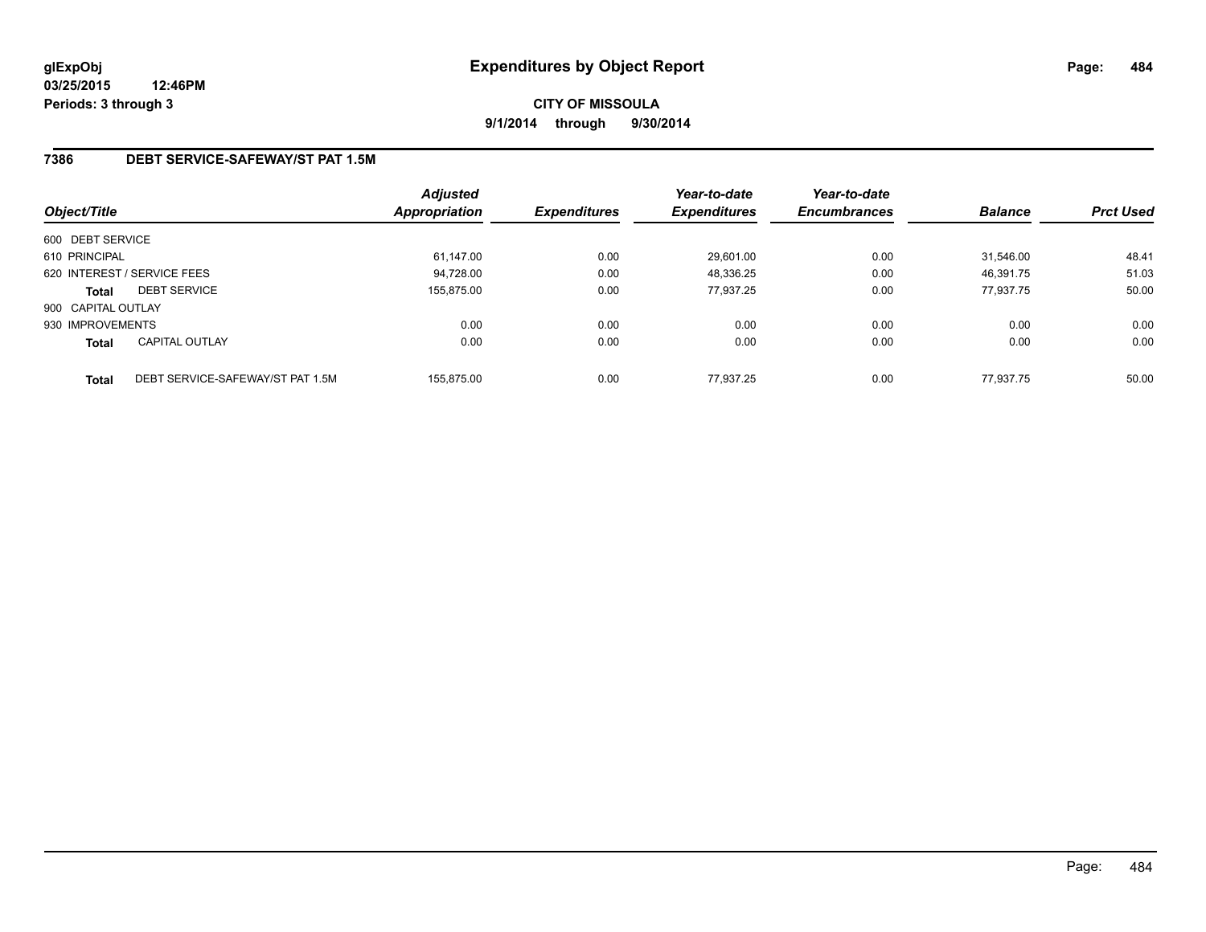# Expenditures by Object Report

glExpObj
03/25/2015 12:46PM
Periods: 3 through 3

**CITY OF MISSOULA**
**9/1/2014 through 9/30/2014**

## 7386 DEBT SERVICE-SAFEWAY/ST PAT 1.5M

| Object/Title | | Adjusted Appropriation | Expenditures | Year-to-date Expenditures | Year-to-date Encumbrances | Balance | Prct Used |
|---|---|---|---|---|---|---|---|
| 600 DEBT SERVICE | | | | | | | |
| 610 PRINCIPAL | | 61,147.00 | 0.00 | 29,601.00 | 0.00 | 31,546.00 | 48.41 |
| 620 INTEREST / SERVICE FEES | | 94,728.00 | 0.00 | 48,336.25 | 0.00 | 46,391.75 | 51.03 |
| **Total** | DEBT SERVICE | 155,875.00 | 0.00 | 77,937.25 | 0.00 | 77,937.75 | 50.00 |
| 900 CAPITAL OUTLAY | | | | | | | |
| 930 IMPROVEMENTS | | 0.00 | 0.00 | 0.00 | 0.00 | 0.00 | 0.00 |
| **Total** | CAPITAL OUTLAY | 0.00 | 0.00 | 0.00 | 0.00 | 0.00 | 0.00 |
| **Total** | DEBT SERVICE-SAFEWAY/ST PAT 1.5M | 155,875.00 | 0.00 | 77,937.25 | 0.00 | 77,937.75 | 50.00 |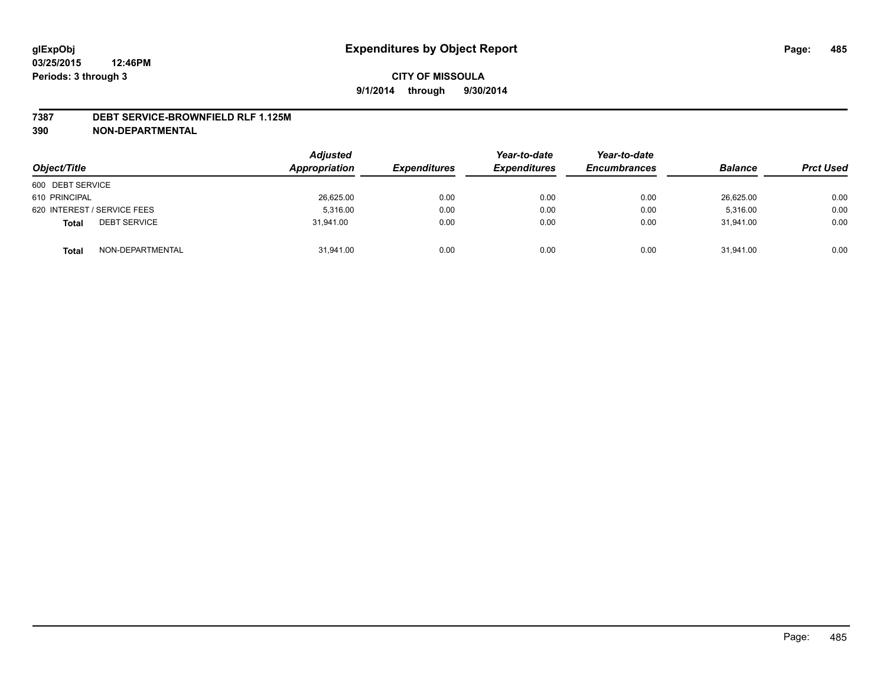**glExpObj** **Expenditures by Object Report**

**03/25/2015 12:46PM**

**Periods: 3 through 3**

**CITY OF MISSOULA**

**9/1/2014 through 9/30/2014**

## 7387 DEBT SERVICE-BROWNFIELD RLF 1.125M

## 390 NON-DEPARTMENTAL

| Object/Title | Adjusted Appropriation | Expenditures | Year-to-date Expenditures | Year-to-date Encumbrances | Balance | Prct Used |
|---|---|---|---|---|---|---|
| 600 DEBT SERVICE | | | | | | |
| 610 PRINCIPAL | 26,625.00 | 0.00 | 0.00 | 0.00 | 26,625.00 | 0.00 |
| 620 INTEREST / SERVICE FEES | 5,316.00 | 0.00 | 0.00 | 0.00 | 5,316.00 | 0.00 |
| **Total** DEBT SERVICE | 31,941.00 | 0.00 | 0.00 | 0.00 | 31,941.00 | 0.00 |
| **Total** NON-DEPARTMENTAL | 31,941.00 | 0.00 | 0.00 | 0.00 | 31,941.00 | 0.00 |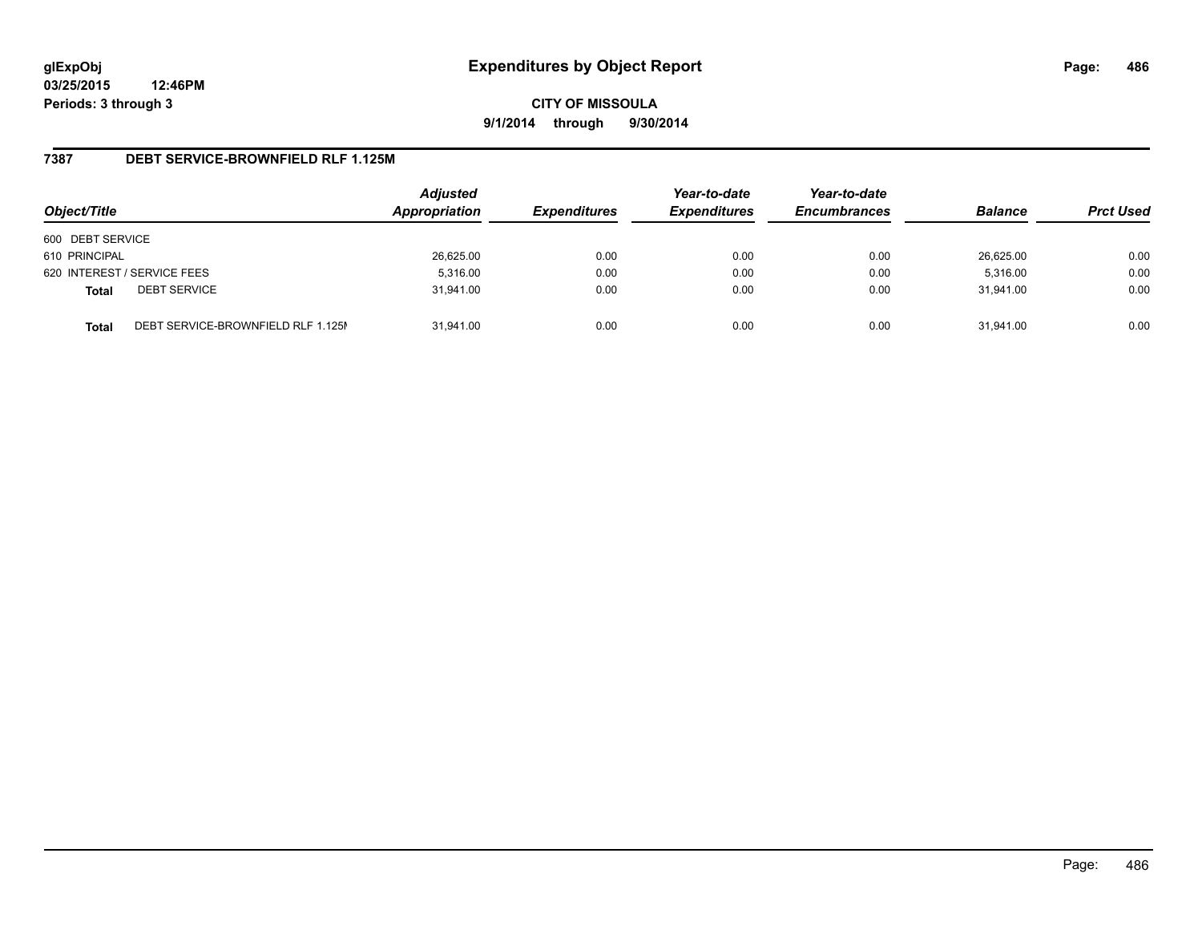**glExpObj**
**03/25/2015 12:46PM**
**Periods: 3 through 3**

# Expenditures by Object Report

**CITY OF MISSOULA**
**9/1/2014 through 9/30/2014**

## 7387 DEBT SERVICE-BROWNFIELD RLF 1.125M

| Object/Title | | Adjusted Appropriation | Expenditures | Year-to-date Expenditures | Year-to-date Encumbrances | Balance | Prct Used |
|---|---|---|---|---|---|---|---|
| 600 DEBT SERVICE | | | | | | | |
| 610 PRINCIPAL | | 26,625.00 | 0.00 | 0.00 | 0.00 | 26,625.00 | 0.00 |
| 620 INTEREST / SERVICE FEES | | 5,316.00 | 0.00 | 0.00 | 0.00 | 5,316.00 | 0.00 |
| **Total** | DEBT SERVICE | 31,941.00 | 0.00 | 0.00 | 0.00 | 31,941.00 | 0.00 |
| **Total** | DEBT SERVICE-BROWNFIELD RLF 1.125M | 31,941.00 | 0.00 | 0.00 | 0.00 | 31,941.00 | 0.00 |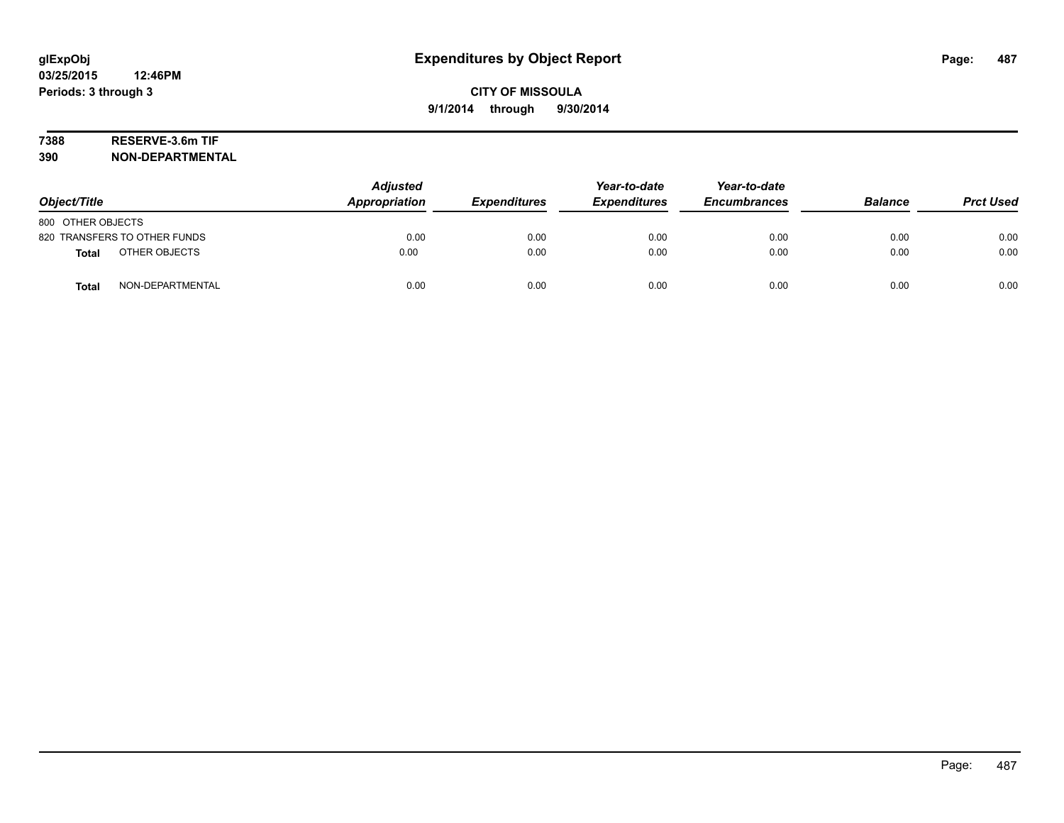**glExpObj**
**03/25/2015 12:46PM**
**Periods: 3 through 3**

# Expenditures by Object Report

**CITY OF MISSOULA**
**9/1/2014 through 9/30/2014**

**7388 RESERVE-3.6m TIF**
**390 NON-DEPARTMENTAL**

| Object/Title | Adjusted Appropriation | Expenditures | Year-to-date Expenditures | Year-to-date Encumbrances | Balance | Prct Used |
|---|---|---|---|---|---|---|
| 800 OTHER OBJECTS | | | | | | |
| 820 TRANSFERS TO OTHER FUNDS | 0.00 | 0.00 | 0.00 | 0.00 | 0.00 | 0.00 |
| **Total** OTHER OBJECTS | 0.00 | 0.00 | 0.00 | 0.00 | 0.00 | 0.00 |
| **Total** NON-DEPARTMENTAL | 0.00 | 0.00 | 0.00 | 0.00 | 0.00 | 0.00 |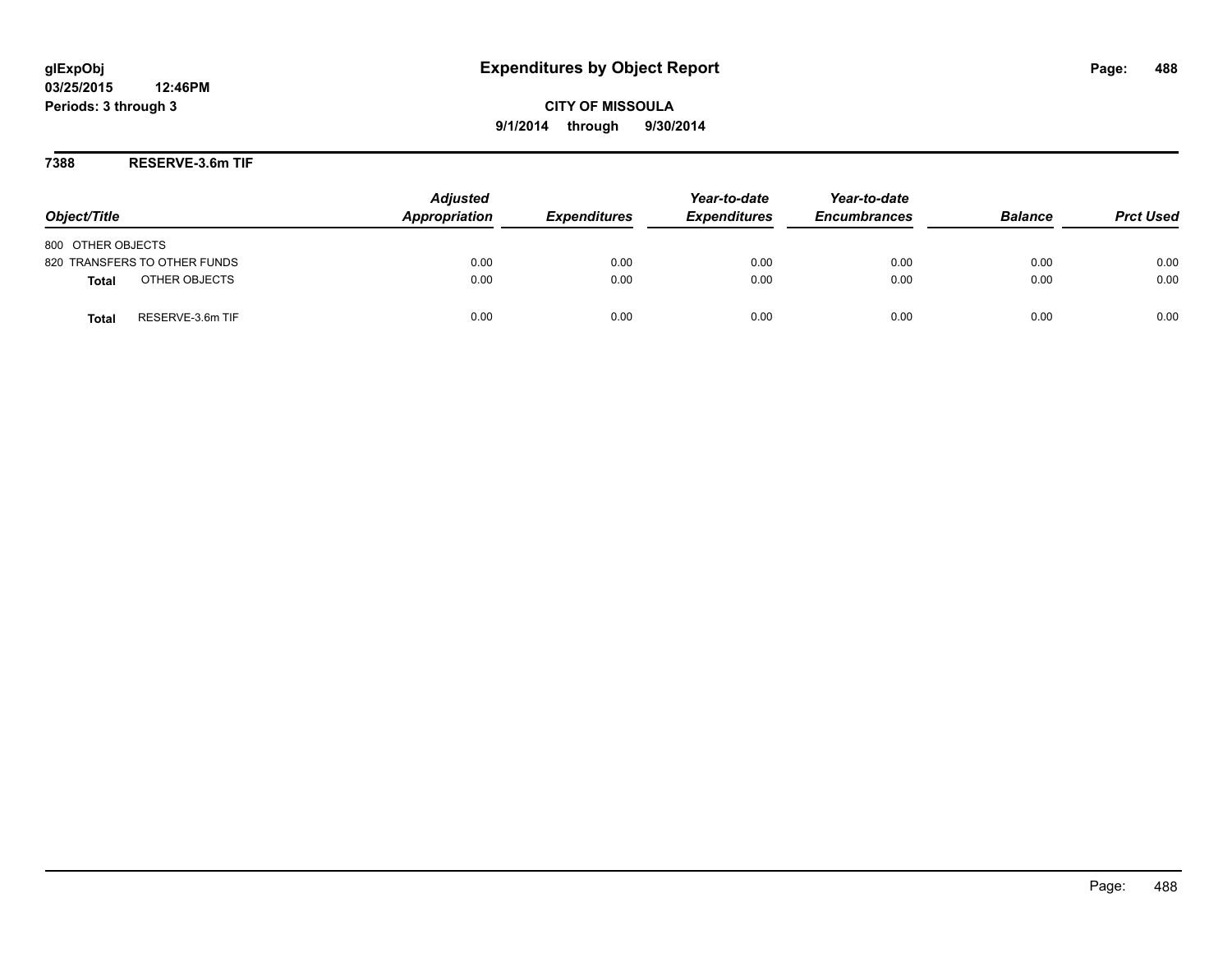glExpObj
03/25/2015 12:46PM
Periods: 3 through 3

# Expenditures by Object Report

**CITY OF MISSOULA**
**9/1/2014 through 9/30/2014**

## 7388 RESERVE-3.6m TIF

| Object/Title | Adjusted Appropriation | Expenditures | Year-to-date Expenditures | Year-to-date Encumbrances | Balance | Prct Used |
|---|---|---|---|---|---|---|
| 800 OTHER OBJECTS | | | | | | |
| 820 TRANSFERS TO OTHER FUNDS | 0.00 | 0.00 | 0.00 | 0.00 | 0.00 | 0.00 |
| **Total** OTHER OBJECTS | 0.00 | 0.00 | 0.00 | 0.00 | 0.00 | 0.00 |
| **Total** RESERVE-3.6m TIF | 0.00 | 0.00 | 0.00 | 0.00 | 0.00 | 0.00 |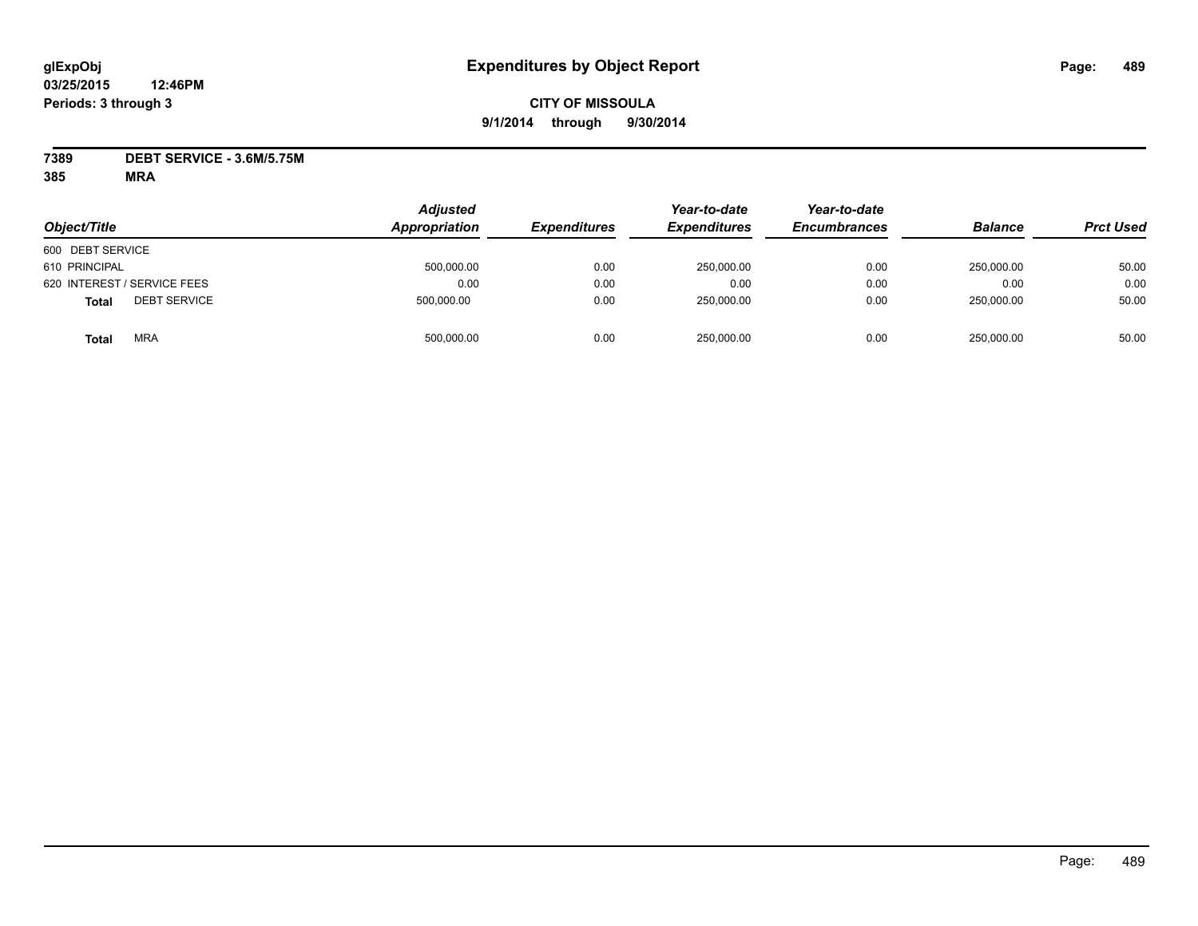**glExpObj**
**03/25/2015 12:46PM**
**Periods: 3 through 3**

# Expenditures by Object Report

**CITY OF MISSOULA**
**9/1/2014 through 9/30/2014**

**7389 DEBT SERVICE - 3.6M/5.75M**
**385 MRA**

| Object/Title | Adjusted Appropriation | Expenditures | Year-to-date Expenditures | Year-to-date Encumbrances | Balance | Prct Used |
|---|---|---|---|---|---|---|
| 600 DEBT SERVICE | | | | | | |
| 610 PRINCIPAL | 500,000.00 | 0.00 | 250,000.00 | 0.00 | 250,000.00 | 50.00 |
| 620 INTEREST / SERVICE FEES | 0.00 | 0.00 | 0.00 | 0.00 | 0.00 | 0.00 |
| **Total** DEBT SERVICE | 500,000.00 | 0.00 | 250,000.00 | 0.00 | 250,000.00 | 50.00 |
| **Total** MRA | 500,000.00 | 0.00 | 250,000.00 | 0.00 | 250,000.00 | 50.00 |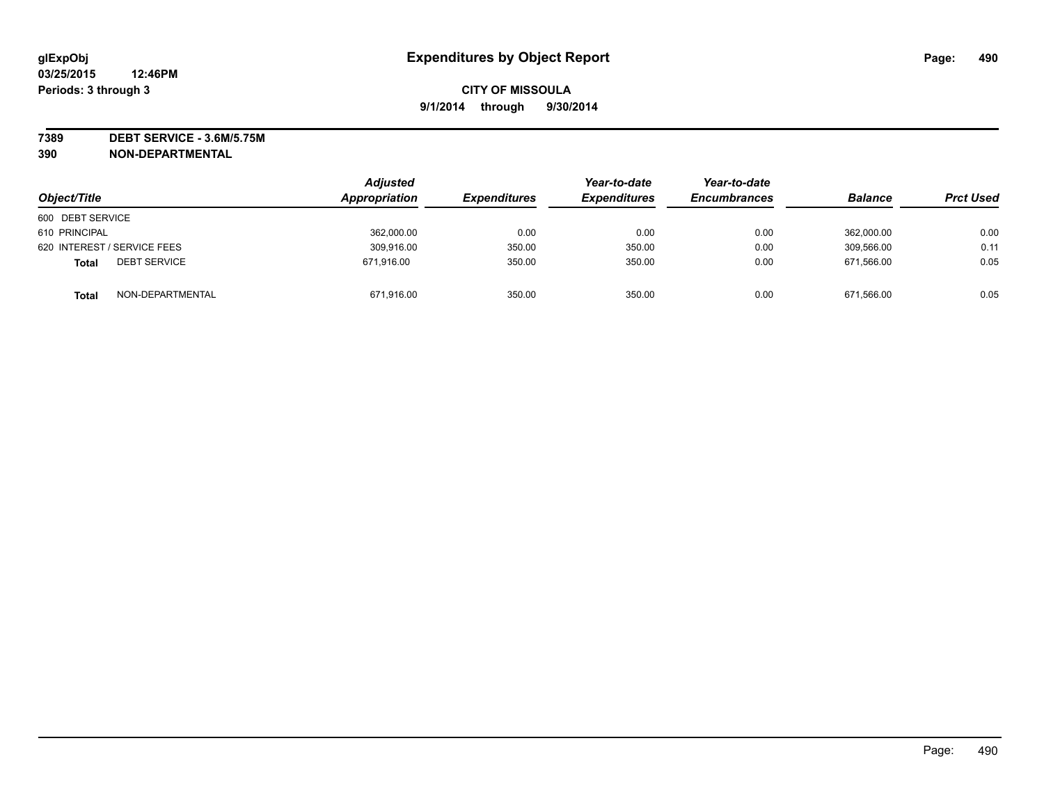# Expenditures by Object Report

glExpObj
03/25/2015 12:46PM
Periods: 3 through 3

CITY OF MISSOULA
9/1/2014 through 9/30/2014

**7389 DEBT SERVICE - 3.6M/5.75M**
**390 NON-DEPARTMENTAL**

| Object/Title | | Adjusted Appropriation | Expenditures | Year-to-date Expenditures | Year-to-date Encumbrances | Balance | Prct Used |
|---|---|---|---|---|---|---|---|
| 600 DEBT SERVICE | | | | | | | |
| 610 PRINCIPAL | | 362,000.00 | 0.00 | 0.00 | 0.00 | 362,000.00 | 0.00 |
| 620 INTEREST / SERVICE FEES | | 309,916.00 | 350.00 | 350.00 | 0.00 | 309,566.00 | 0.11 |
| **Total** | DEBT SERVICE | 671,916.00 | 350.00 | 350.00 | 0.00 | 671,566.00 | 0.05 |
| **Total** | NON-DEPARTMENTAL | 671,916.00 | 350.00 | 350.00 | 0.00 | 671,566.00 | 0.05 |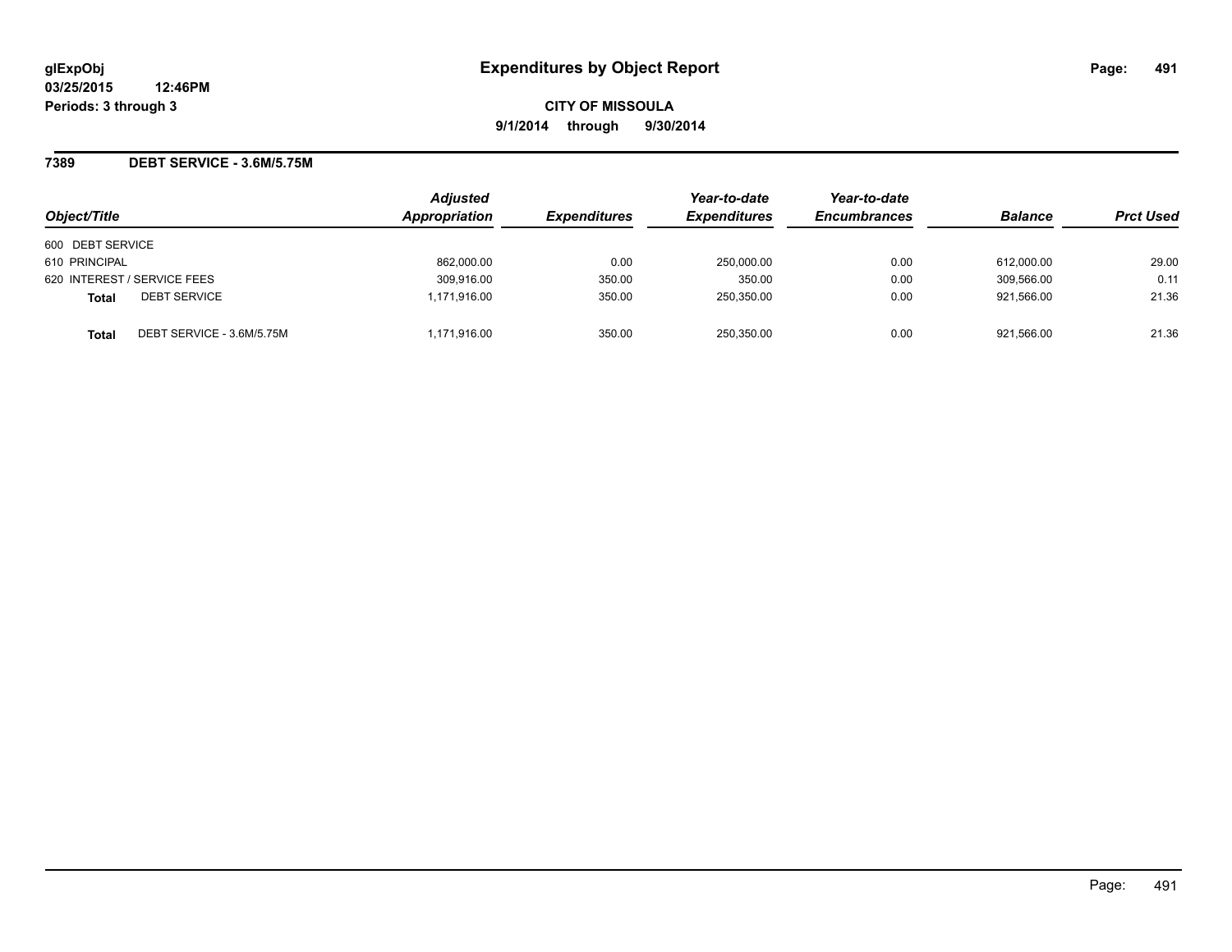# Expenditures by Object Report

glExpObj
03/25/2015 12:46PM
Periods: 3 through 3

**CITY OF MISSOULA**
**9/1/2014 through 9/30/2014**

## 7389 DEBT SERVICE - 3.6M/5.75M

| Object/Title | | Adjusted Appropriation | Expenditures | Year-to-date Expenditures | Year-to-date Encumbrances | Balance | Prct Used |
|---|---|---|---|---|---|---|---|
| 600 DEBT SERVICE | | | | | | | |
| 610 PRINCIPAL | | 862,000.00 | 0.00 | 250,000.00 | 0.00 | 612,000.00 | 29.00 |
| 620 INTEREST / SERVICE FEES | | 309,916.00 | 350.00 | 350.00 | 0.00 | 309,566.00 | 0.11 |
| **Total** | DEBT SERVICE | 1,171,916.00 | 350.00 | 250,350.00 | 0.00 | 921,566.00 | 21.36 |
| **Total** | DEBT SERVICE - 3.6M/5.75M | 1,171,916.00 | 350.00 | 250,350.00 | 0.00 | 921,566.00 | 21.36 |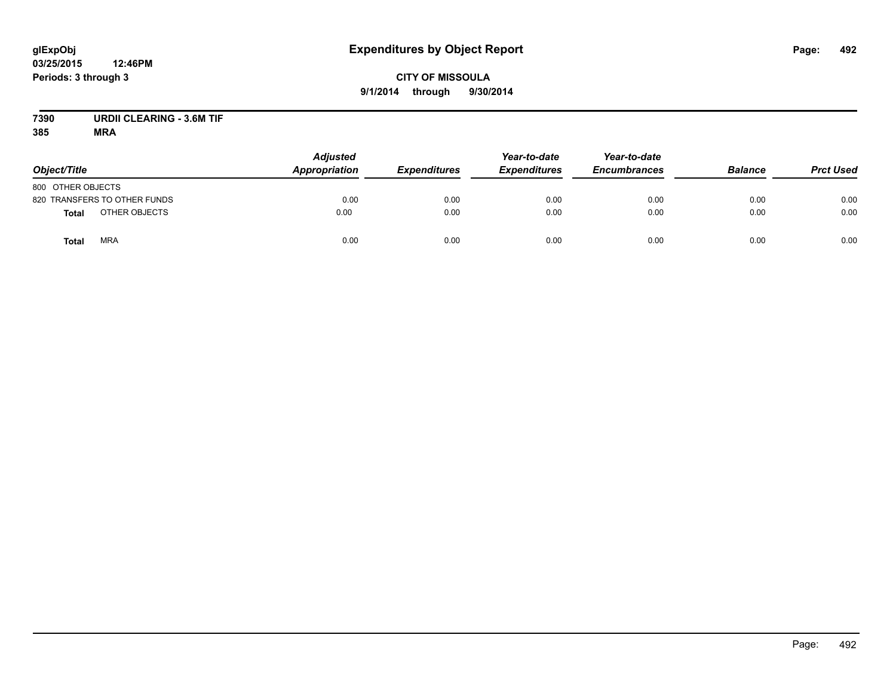**glExpObj**
**03/25/2015 12:46PM**
**Periods: 3 through 3**

# Expenditures by Object Report

**CITY OF MISSOULA**
**9/1/2014 through 9/30/2014**

**7390 URDII CLEARING - 3.6M TIF**
**385 MRA**

| Object/Title | Adjusted Appropriation | Expenditures | Year-to-date Expenditures | Year-to-date Encumbrances | Balance | Prct Used |
|---|---|---|---|---|---|---|
| 800 OTHER OBJECTS | | | | | | |
| 820 TRANSFERS TO OTHER FUNDS | 0.00 | 0.00 | 0.00 | 0.00 | 0.00 | 0.00 |
| **Total** OTHER OBJECTS | 0.00 | 0.00 | 0.00 | 0.00 | 0.00 | 0.00 |
| **Total** MRA | 0.00 | 0.00 | 0.00 | 0.00 | 0.00 | 0.00 |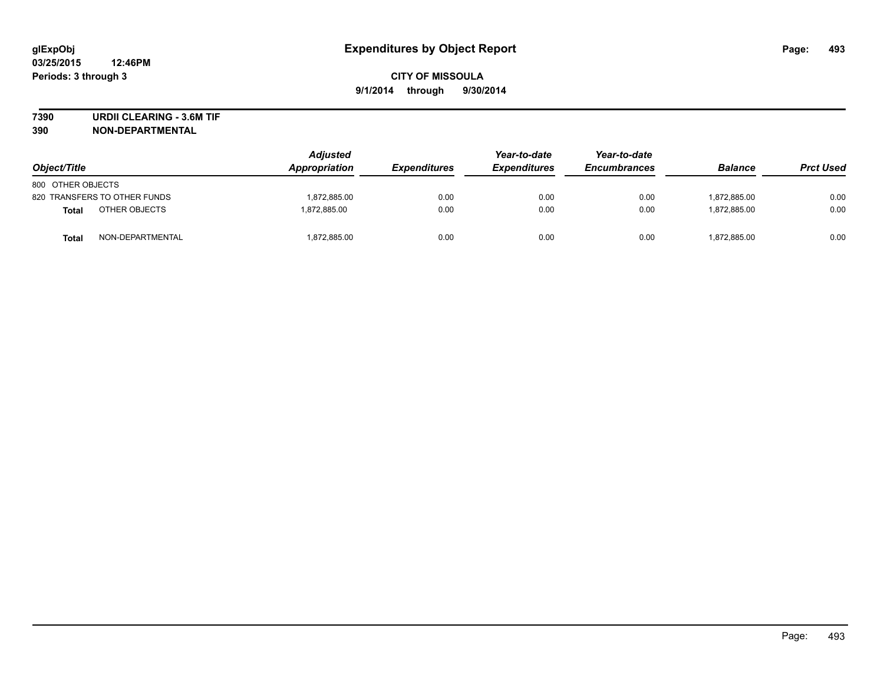# Expenditures by Object Report

glExpObj
03/25/2015 12:46PM
Periods: 3 through 3

**CITY OF MISSOULA**
**9/1/2014 through 9/30/2014**

**7390 URDII CLEARING - 3.6M TIF**
**390 NON-DEPARTMENTAL**

| Object/Title | Adjusted Appropriation | Expenditures | Year-to-date Expenditures | Year-to-date Encumbrances | Balance | Prct Used |
|---|---|---|---|---|---|---|
| 800 OTHER OBJECTS | | | | | | |
| 820 TRANSFERS TO OTHER FUNDS | 1,872,885.00 | 0.00 | 0.00 | 0.00 | 1,872,885.00 | 0.00 |
| **Total** OTHER OBJECTS | 1,872,885.00 | 0.00 | 0.00 | 0.00 | 1,872,885.00 | 0.00 |
| **Total** NON-DEPARTMENTAL | 1,872,885.00 | 0.00 | 0.00 | 0.00 | 1,872,885.00 | 0.00 |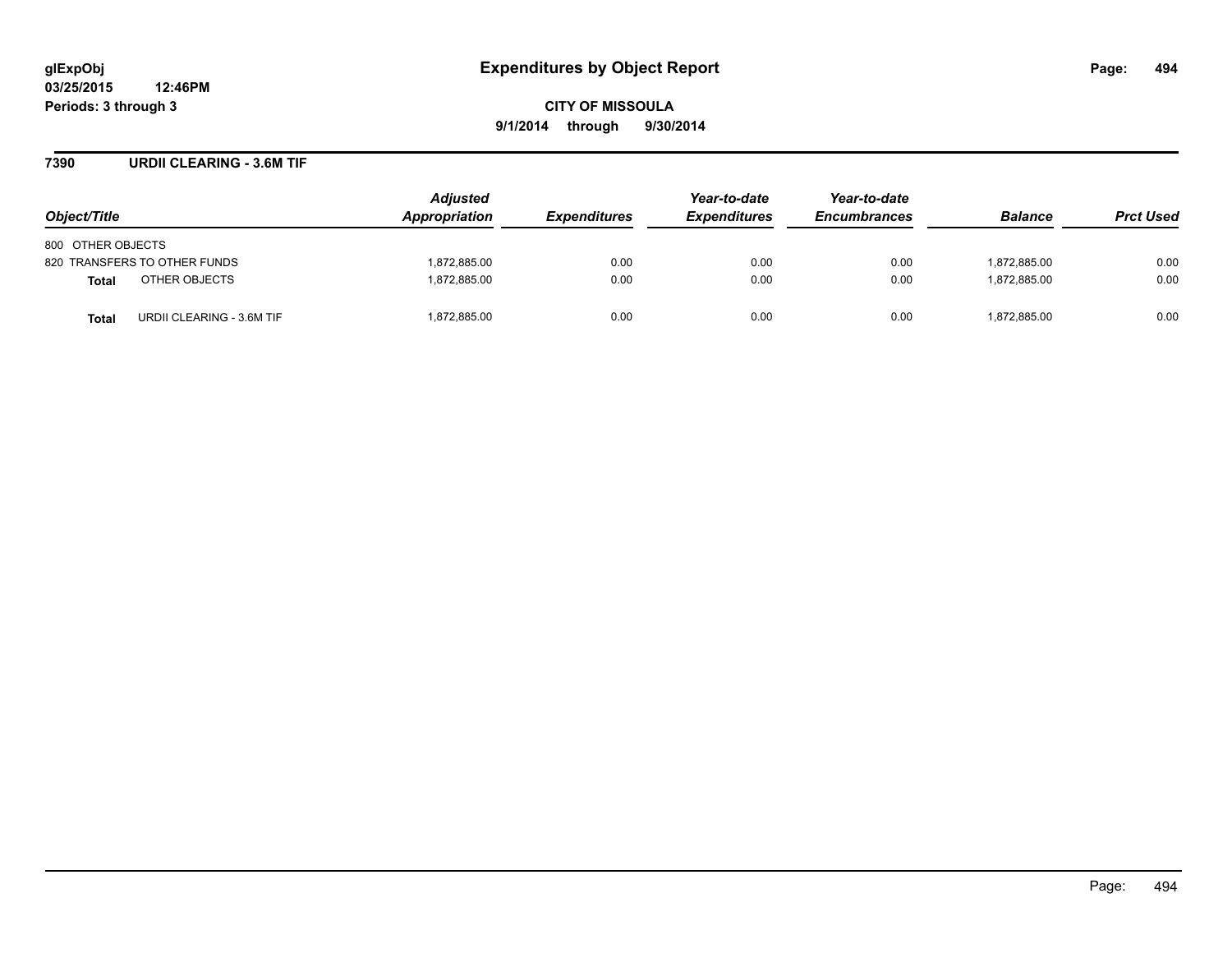glExpObj
03/25/2015 12:46PM
Periods: 3 through 3

# Expenditures by Object Report

**CITY OF MISSOULA**
**9/1/2014 through 9/30/2014**

## 7390 URDII CLEARING - 3.6M TIF

| Object/Title | Adjusted Appropriation | Expenditures | Year-to-date Expenditures | Year-to-date Encumbrances | Balance | Prct Used |
|---|---|---|---|---|---|---|
| 800 OTHER OBJECTS | | | | | | |
| 820 TRANSFERS TO OTHER FUNDS | 1,872,885.00 | 0.00 | 0.00 | 0.00 | 1,872,885.00 | 0.00 |
| **Total** OTHER OBJECTS | 1,872,885.00 | 0.00 | 0.00 | 0.00 | 1,872,885.00 | 0.00 |
| **Total** URDII CLEARING - 3.6M TIF | 1,872,885.00 | 0.00 | 0.00 | 0.00 | 1,872,885.00 | 0.00 |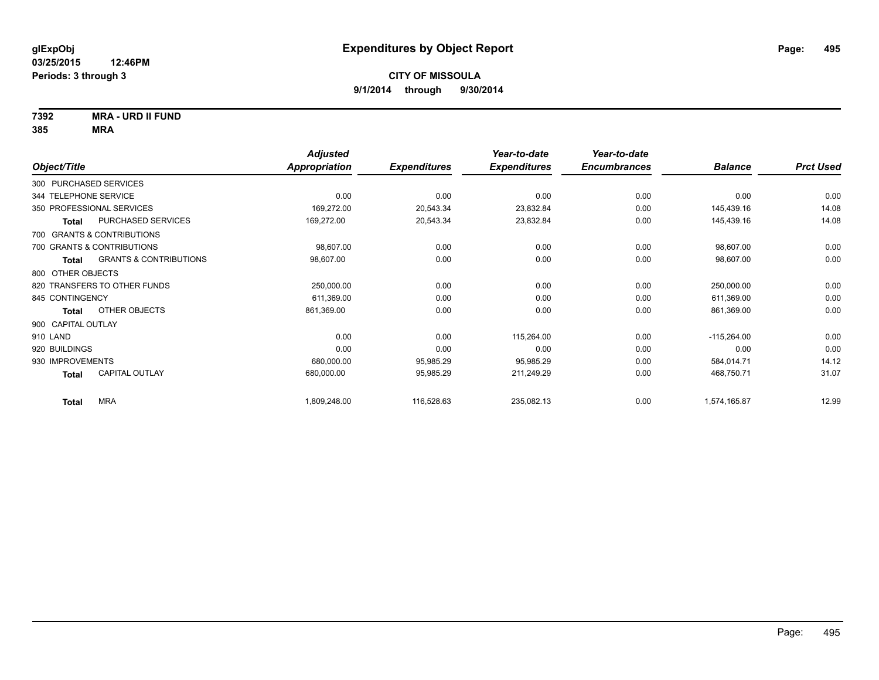**glExpObj** **Expenditures by Object Report**

**03/25/2015 12:46PM**

**Periods: 3 through 3**

**CITY OF MISSOULA**

**9/1/2014 through 9/30/2014**

**7392 MRA - URD II FUND**

**385 MRA**

| Object/Title | Adjusted Appropriation | Expenditures | Year-to-date Expenditures | Year-to-date Encumbrances | Balance | Prct Used |
|---|---|---|---|---|---|---|
| 300 PURCHASED SERVICES | | | | | | |
| 344 TELEPHONE SERVICE | 0.00 | 0.00 | 0.00 | 0.00 | 0.00 | 0.00 |
| 350 PROFESSIONAL SERVICES | 169,272.00 | 20,543.34 | 23,832.84 | 0.00 | 145,439.16 | 14.08 |
| **Total** PURCHASED SERVICES | 169,272.00 | 20,543.34 | 23,832.84 | 0.00 | 145,439.16 | 14.08 |
| 700 GRANTS & CONTRIBUTIONS | | | | | | |
| 700 GRANTS & CONTRIBUTIONS | 98,607.00 | 0.00 | 0.00 | 0.00 | 98,607.00 | 0.00 |
| **Total** GRANTS & CONTRIBUTIONS | 98,607.00 | 0.00 | 0.00 | 0.00 | 98,607.00 | 0.00 |
| 800 OTHER OBJECTS | | | | | | |
| 820 TRANSFERS TO OTHER FUNDS | 250,000.00 | 0.00 | 0.00 | 0.00 | 250,000.00 | 0.00 |
| 845 CONTINGENCY | 611,369.00 | 0.00 | 0.00 | 0.00 | 611,369.00 | 0.00 |
| **Total** OTHER OBJECTS | 861,369.00 | 0.00 | 0.00 | 0.00 | 861,369.00 | 0.00 |
| 900 CAPITAL OUTLAY | | | | | | |
| 910 LAND | 0.00 | 0.00 | 115,264.00 | 0.00 | -115,264.00 | 0.00 |
| 920 BUILDINGS | 0.00 | 0.00 | 0.00 | 0.00 | 0.00 | 0.00 |
| 930 IMPROVEMENTS | 680,000.00 | 95,985.29 | 95,985.29 | 0.00 | 584,014.71 | 14.12 |
| **Total** CAPITAL OUTLAY | 680,000.00 | 95,985.29 | 211,249.29 | 0.00 | 468,750.71 | 31.07 |
| **Total** MRA | 1,809,248.00 | 116,528.63 | 235,082.13 | 0.00 | 1,574,165.87 | 12.99 |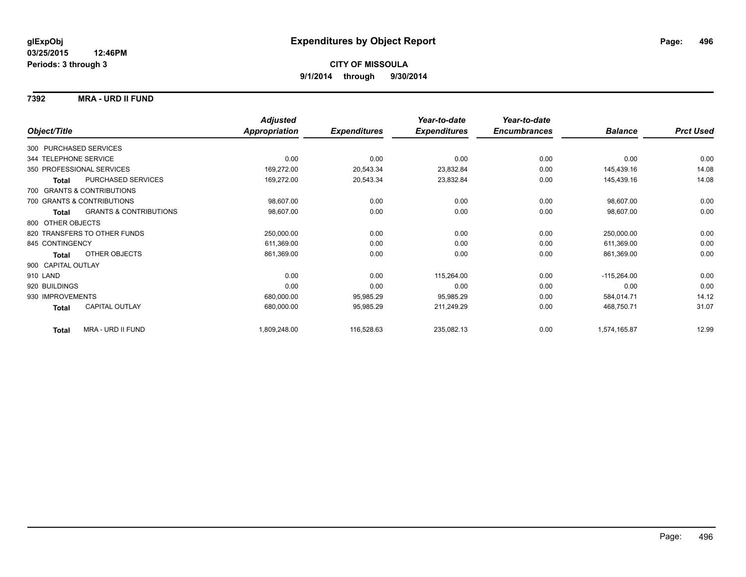**glExpObj** 
**03/25/2015 12:46PM** 
**Periods: 3 through 3**

# Expenditures by Object Report

**CITY OF MISSOULA** 
**9/1/2014 through 9/30/2014**

## 7392 MRA - URD II FUND

| Object/Title | Adjusted Appropriation | Expenditures | Year-to-date Expenditures | Year-to-date Encumbrances | Balance | Prct Used |
|---|---|---|---|---|---|---|
| 300 PURCHASED SERVICES | | | | | | |
| 344 TELEPHONE SERVICE | 0.00 | 0.00 | 0.00 | 0.00 | 0.00 | 0.00 |
| 350 PROFESSIONAL SERVICES | 169,272.00 | 20,543.34 | 23,832.84 | 0.00 | 145,439.16 | 14.08 |
| **Total** PURCHASED SERVICES | 169,272.00 | 20,543.34 | 23,832.84 | 0.00 | 145,439.16 | 14.08 |
| 700 GRANTS & CONTRIBUTIONS | | | | | | |
| 700 GRANTS & CONTRIBUTIONS | 98,607.00 | 0.00 | 0.00 | 0.00 | 98,607.00 | 0.00 |
| **Total** GRANTS & CONTRIBUTIONS | 98,607.00 | 0.00 | 0.00 | 0.00 | 98,607.00 | 0.00 |
| 800 OTHER OBJECTS | | | | | | |
| 820 TRANSFERS TO OTHER FUNDS | 250,000.00 | 0.00 | 0.00 | 0.00 | 250,000.00 | 0.00 |
| 845 CONTINGENCY | 611,369.00 | 0.00 | 0.00 | 0.00 | 611,369.00 | 0.00 |
| **Total** OTHER OBJECTS | 861,369.00 | 0.00 | 0.00 | 0.00 | 861,369.00 | 0.00 |
| 900 CAPITAL OUTLAY | | | | | | |
| 910 LAND | 0.00 | 0.00 | 115,264.00 | 0.00 | -115,264.00 | 0.00 |
| 920 BUILDINGS | 0.00 | 0.00 | 0.00 | 0.00 | 0.00 | 0.00 |
| 930 IMPROVEMENTS | 680,000.00 | 95,985.29 | 95,985.29 | 0.00 | 584,014.71 | 14.12 |
| **Total** CAPITAL OUTLAY | 680,000.00 | 95,985.29 | 211,249.29 | 0.00 | 468,750.71 | 31.07 |
| **Total** MRA - URD II FUND | 1,809,248.00 | 116,528.63 | 235,082.13 | 0.00 | 1,574,165.87 | 12.99 |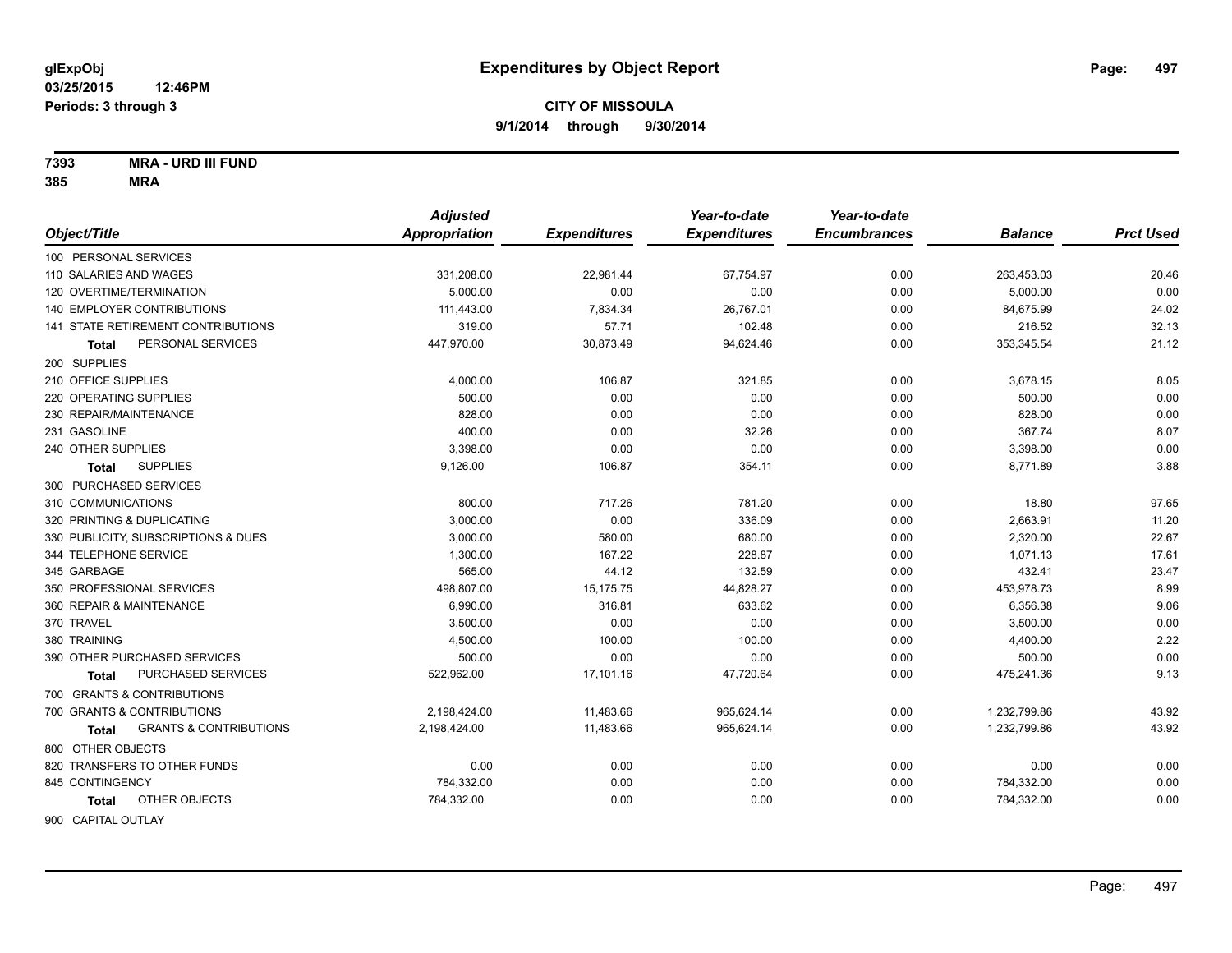glExpObj
03/25/2015 12:46PM
Periods: 3 through 3

# Expenditures by Object Report

**CITY OF MISSOULA**
**9/1/2014 through 9/30/2014**

**7393 MRA - URD III FUND**
**385 MRA**

| Object/Title | Adjusted Appropriation | Expenditures | Year-to-date Expenditures | Year-to-date Encumbrances | Balance | Prct Used |
|---|---|---|---|---|---|---|
| 100 PERSONAL SERVICES | | | | | | |
| 110 SALARIES AND WAGES | 331,208.00 | 22,981.44 | 67,754.97 | 0.00 | 263,453.03 | 20.46 |
| 120 OVERTIME/TERMINATION | 5,000.00 | 0.00 | 0.00 | 0.00 | 5,000.00 | 0.00 |
| 140 EMPLOYER CONTRIBUTIONS | 111,443.00 | 7,834.34 | 26,767.01 | 0.00 | 84,675.99 | 24.02 |
| 141 STATE RETIREMENT CONTRIBUTIONS | 319.00 | 57.71 | 102.48 | 0.00 | 216.52 | 32.13 |
| **Total** PERSONAL SERVICES | 447,970.00 | 30,873.49 | 94,624.46 | 0.00 | 353,345.54 | 21.12 |
| 200 SUPPLIES | | | | | | |
| 210 OFFICE SUPPLIES | 4,000.00 | 106.87 | 321.85 | 0.00 | 3,678.15 | 8.05 |
| 220 OPERATING SUPPLIES | 500.00 | 0.00 | 0.00 | 0.00 | 500.00 | 0.00 |
| 230 REPAIR/MAINTENANCE | 828.00 | 0.00 | 0.00 | 0.00 | 828.00 | 0.00 |
| 231 GASOLINE | 400.00 | 0.00 | 32.26 | 0.00 | 367.74 | 8.07 |
| 240 OTHER SUPPLIES | 3,398.00 | 0.00 | 0.00 | 0.00 | 3,398.00 | 0.00 |
| **Total** SUPPLIES | 9,126.00 | 106.87 | 354.11 | 0.00 | 8,771.89 | 3.88 |
| 300 PURCHASED SERVICES | | | | | | |
| 310 COMMUNICATIONS | 800.00 | 717.26 | 781.20 | 0.00 | 18.80 | 97.65 |
| 320 PRINTING & DUPLICATING | 3,000.00 | 0.00 | 336.09 | 0.00 | 2,663.91 | 11.20 |
| 330 PUBLICITY, SUBSCRIPTIONS & DUES | 3,000.00 | 580.00 | 680.00 | 0.00 | 2,320.00 | 22.67 |
| 344 TELEPHONE SERVICE | 1,300.00 | 167.22 | 228.87 | 0.00 | 1,071.13 | 17.61 |
| 345 GARBAGE | 565.00 | 44.12 | 132.59 | 0.00 | 432.41 | 23.47 |
| 350 PROFESSIONAL SERVICES | 498,807.00 | 15,175.75 | 44,828.27 | 0.00 | 453,978.73 | 8.99 |
| 360 REPAIR & MAINTENANCE | 6,990.00 | 316.81 | 633.62 | 0.00 | 6,356.38 | 9.06 |
| 370 TRAVEL | 3,500.00 | 0.00 | 0.00 | 0.00 | 3,500.00 | 0.00 |
| 380 TRAINING | 4,500.00 | 100.00 | 100.00 | 0.00 | 4,400.00 | 2.22 |
| 390 OTHER PURCHASED SERVICES | 500.00 | 0.00 | 0.00 | 0.00 | 500.00 | 0.00 |
| **Total** PURCHASED SERVICES | 522,962.00 | 17,101.16 | 47,720.64 | 0.00 | 475,241.36 | 9.13 |
| 700 GRANTS & CONTRIBUTIONS | | | | | | |
| 700 GRANTS & CONTRIBUTIONS | 2,198,424.00 | 11,483.66 | 965,624.14 | 0.00 | 1,232,799.86 | 43.92 |
| **Total** GRANTS & CONTRIBUTIONS | 2,198,424.00 | 11,483.66 | 965,624.14 | 0.00 | 1,232,799.86 | 43.92 |
| 800 OTHER OBJECTS | | | | | | |
| 820 TRANSFERS TO OTHER FUNDS | 0.00 | 0.00 | 0.00 | 0.00 | 0.00 | 0.00 |
| 845 CONTINGENCY | 784,332.00 | 0.00 | 0.00 | 0.00 | 784,332.00 | 0.00 |
| **Total** OTHER OBJECTS | 784,332.00 | 0.00 | 0.00 | 0.00 | 784,332.00 | 0.00 |
| 900 CAPITAL OUTLAY | | | | | | |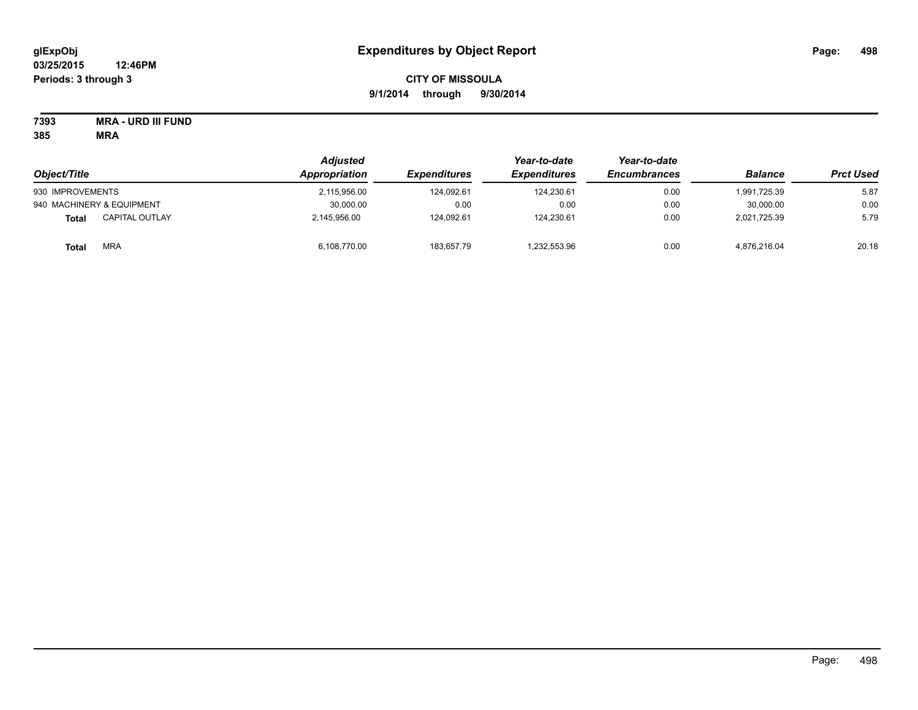# Expenditures by Object Report

glExpObj
03/25/2015 12:46PM
Periods: 3 through 3

**CITY OF MISSOULA**
**9/1/2014 through 9/30/2014**

**7393 MRA - URD III FUND**
**385 MRA**

| Object/Title | | Adjusted Appropriation | Expenditures | Year-to-date Expenditures | Year-to-date Encumbrances | Balance | Prct Used |
|---|---|---|---|---|---|---|---|
| 930 IMPROVEMENTS | | 2,115,956.00 | 124,092.61 | 124,230.61 | 0.00 | 1,991,725.39 | 5.87 |
| 940 MACHINERY & EQUIPMENT | | 30,000.00 | 0.00 | 0.00 | 0.00 | 30,000.00 | 0.00 |
| **Total** | CAPITAL OUTLAY | 2,145,956.00 | 124,092.61 | 124,230.61 | 0.00 | 2,021,725.39 | 5.79 |
| **Total** | MRA | 6,108,770.00 | 183,657.79 | 1,232,553.96 | 0.00 | 4,876,216.04 | 20.18 |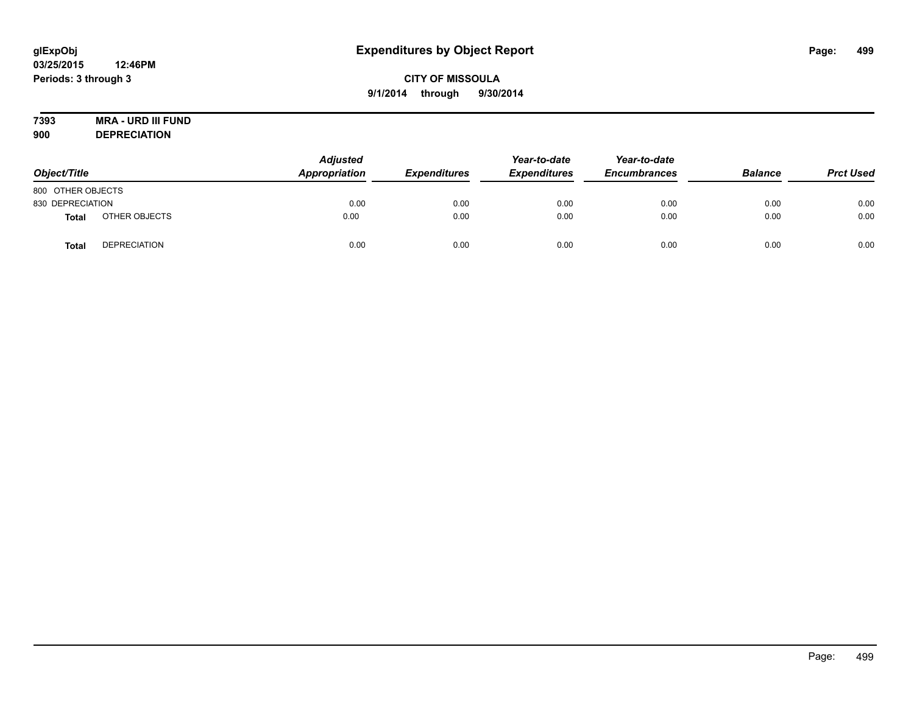glExpObj
03/25/2015 12:46PM
Periods: 3 through 3

# Expenditures by Object Report

**CITY OF MISSOULA**
**9/1/2014 through 9/30/2014**

**7393 MRA - URD III FUND**
**900 DEPRECIATION**

| Object/Title | | Adjusted Appropriation | Expenditures | Year-to-date Expenditures | Year-to-date Encumbrances | Balance | Prct Used |
|---|---|---|---|---|---|---|---|
| 800 OTHER OBJECTS | | | | | | | |
| 830 DEPRECIATION | | 0.00 | 0.00 | 0.00 | 0.00 | 0.00 | 0.00 |
| **Total** | OTHER OBJECTS | 0.00 | 0.00 | 0.00 | 0.00 | 0.00 | 0.00 |
| **Total** | DEPRECIATION | 0.00 | 0.00 | 0.00 | 0.00 | 0.00 | 0.00 |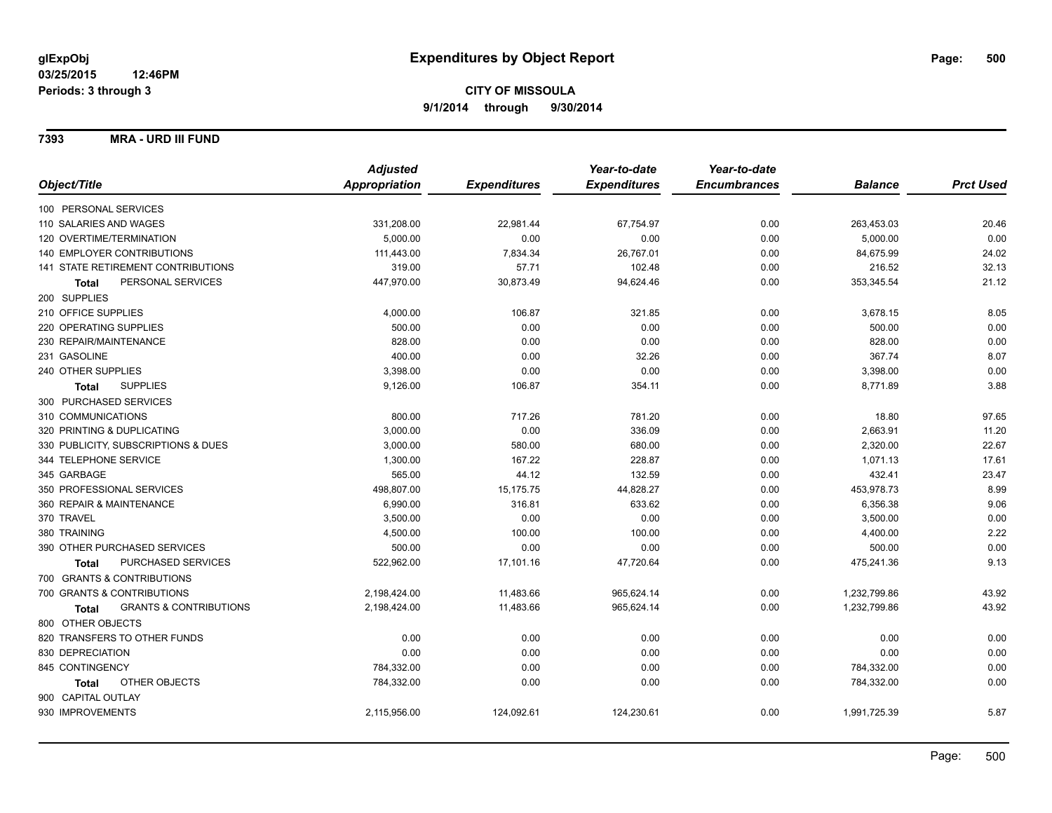**glExpObj**
**03/25/2015 12:46PM**
**Periods: 3 through 3**

# Expenditures by Object Report

**CITY OF MISSOULA**
**9/1/2014 through 9/30/2014**

**7393 MRA - URD III FUND**

| Object/Title | Adjusted Appropriation | Expenditures | Year-to-date Expenditures | Year-to-date Encumbrances | Balance | Prct Used |
|---|---|---|---|---|---|---|
| 100 PERSONAL SERVICES | | | | | | |
| 110 SALARIES AND WAGES | 331,208.00 | 22,981.44 | 67,754.97 | 0.00 | 263,453.03 | 20.46 |
| 120 OVERTIME/TERMINATION | 5,000.00 | 0.00 | 0.00 | 0.00 | 5,000.00 | 0.00 |
| 140 EMPLOYER CONTRIBUTIONS | 111,443.00 | 7,834.34 | 26,767.01 | 0.00 | 84,675.99 | 24.02 |
| 141 STATE RETIREMENT CONTRIBUTIONS | 319.00 | 57.71 | 102.48 | 0.00 | 216.52 | 32.13 |
| **Total** PERSONAL SERVICES | 447,970.00 | 30,873.49 | 94,624.46 | 0.00 | 353,345.54 | 21.12 |
| 200 SUPPLIES | | | | | | |
| 210 OFFICE SUPPLIES | 4,000.00 | 106.87 | 321.85 | 0.00 | 3,678.15 | 8.05 |
| 220 OPERATING SUPPLIES | 500.00 | 0.00 | 0.00 | 0.00 | 500.00 | 0.00 |
| 230 REPAIR/MAINTENANCE | 828.00 | 0.00 | 0.00 | 0.00 | 828.00 | 0.00 |
| 231 GASOLINE | 400.00 | 0.00 | 32.26 | 0.00 | 367.74 | 8.07 |
| 240 OTHER SUPPLIES | 3,398.00 | 0.00 | 0.00 | 0.00 | 3,398.00 | 0.00 |
| **Total** SUPPLIES | 9,126.00 | 106.87 | 354.11 | 0.00 | 8,771.89 | 3.88 |
| 300 PURCHASED SERVICES | | | | | | |
| 310 COMMUNICATIONS | 800.00 | 717.26 | 781.20 | 0.00 | 18.80 | 97.65 |
| 320 PRINTING & DUPLICATING | 3,000.00 | 0.00 | 336.09 | 0.00 | 2,663.91 | 11.20 |
| 330 PUBLICITY, SUBSCRIPTIONS & DUES | 3,000.00 | 580.00 | 680.00 | 0.00 | 2,320.00 | 22.67 |
| 344 TELEPHONE SERVICE | 1,300.00 | 167.22 | 228.87 | 0.00 | 1,071.13 | 17.61 |
| 345 GARBAGE | 565.00 | 44.12 | 132.59 | 0.00 | 432.41 | 23.47 |
| 350 PROFESSIONAL SERVICES | 498,807.00 | 15,175.75 | 44,828.27 | 0.00 | 453,978.73 | 8.99 |
| 360 REPAIR & MAINTENANCE | 6,990.00 | 316.81 | 633.62 | 0.00 | 6,356.38 | 9.06 |
| 370 TRAVEL | 3,500.00 | 0.00 | 0.00 | 0.00 | 3,500.00 | 0.00 |
| 380 TRAINING | 4,500.00 | 100.00 | 100.00 | 0.00 | 4,400.00 | 2.22 |
| 390 OTHER PURCHASED SERVICES | 500.00 | 0.00 | 0.00 | 0.00 | 500.00 | 0.00 |
| **Total** PURCHASED SERVICES | 522,962.00 | 17,101.16 | 47,720.64 | 0.00 | 475,241.36 | 9.13 |
| 700 GRANTS & CONTRIBUTIONS | | | | | | |
| 700 GRANTS & CONTRIBUTIONS | 2,198,424.00 | 11,483.66 | 965,624.14 | 0.00 | 1,232,799.86 | 43.92 |
| **Total** GRANTS & CONTRIBUTIONS | 2,198,424.00 | 11,483.66 | 965,624.14 | 0.00 | 1,232,799.86 | 43.92 |
| 800 OTHER OBJECTS | | | | | | |
| 820 TRANSFERS TO OTHER FUNDS | 0.00 | 0.00 | 0.00 | 0.00 | 0.00 | 0.00 |
| 830 DEPRECIATION | 0.00 | 0.00 | 0.00 | 0.00 | 0.00 | 0.00 |
| 845 CONTINGENCY | 784,332.00 | 0.00 | 0.00 | 0.00 | 784,332.00 | 0.00 |
| **Total** OTHER OBJECTS | 784,332.00 | 0.00 | 0.00 | 0.00 | 784,332.00 | 0.00 |
| 900 CAPITAL OUTLAY | | | | | | |
| 930 IMPROVEMENTS | 2,115,956.00 | 124,092.61 | 124,230.61 | 0.00 | 1,991,725.39 | 5.87 |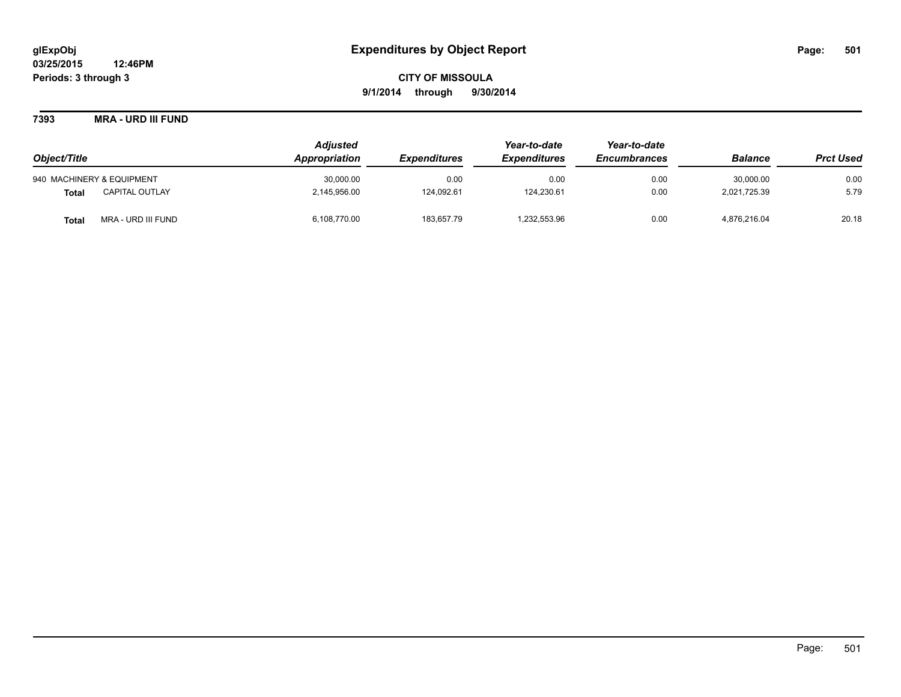**glExpObj**
**03/25/2015 12:46PM**
**Periods: 3 through 3**

# Expenditures by Object Report

**CITY OF MISSOULA**
**9/1/2014 through 9/30/2014**

## 7393 MRA - URD III FUND

| Object/Title | | Adjusted Appropriation | Expenditures | Year-to-date Expenditures | Year-to-date Encumbrances | Balance | Prct Used |
|---|---|---|---|---|---|---|---|
| 940 MACHINERY & EQUIPMENT | | 30,000.00 | 0.00 | 0.00 | 0.00 | 30,000.00 | 0.00 |
| **Total** | CAPITAL OUTLAY | 2,145,956.00 | 124,092.61 | 124,230.61 | 0.00 | 2,021,725.39 | 5.79 |
| **Total** | MRA - URD III FUND | 6,108,770.00 | 183,657.79 | 1,232,553.96 | 0.00 | 4,876,216.04 | 20.18 |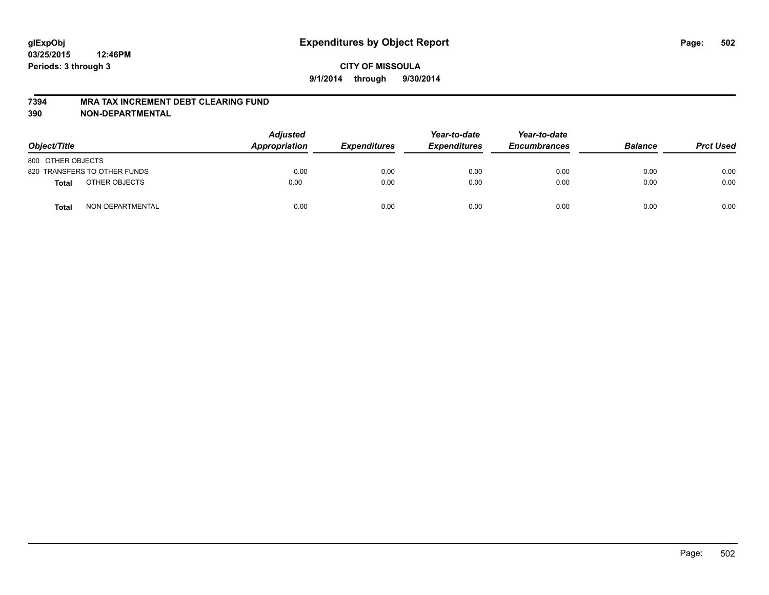# Expenditures by Object Report

glExpObj
03/25/2015 12:46PM
Periods: 3 through 3

**CITY OF MISSOULA**
**9/1/2014 through 9/30/2014**

**7394 MRA TAX INCREMENT DEBT CLEARING FUND**
**390 NON-DEPARTMENTAL**

| Object/Title | | Adjusted Appropriation | Expenditures | Year-to-date Expenditures | Year-to-date Encumbrances | Balance | Prct Used |
|---|---|---|---|---|---|---|---|
| 800 OTHER OBJECTS | | | | | | | |
| 820 TRANSFERS TO OTHER FUNDS | | 0.00 | 0.00 | 0.00 | 0.00 | 0.00 | 0.00 |
| **Total** | OTHER OBJECTS | 0.00 | 0.00 | 0.00 | 0.00 | 0.00 | 0.00 |
| **Total** | NON-DEPARTMENTAL | 0.00 | 0.00 | 0.00 | 0.00 | 0.00 | 0.00 |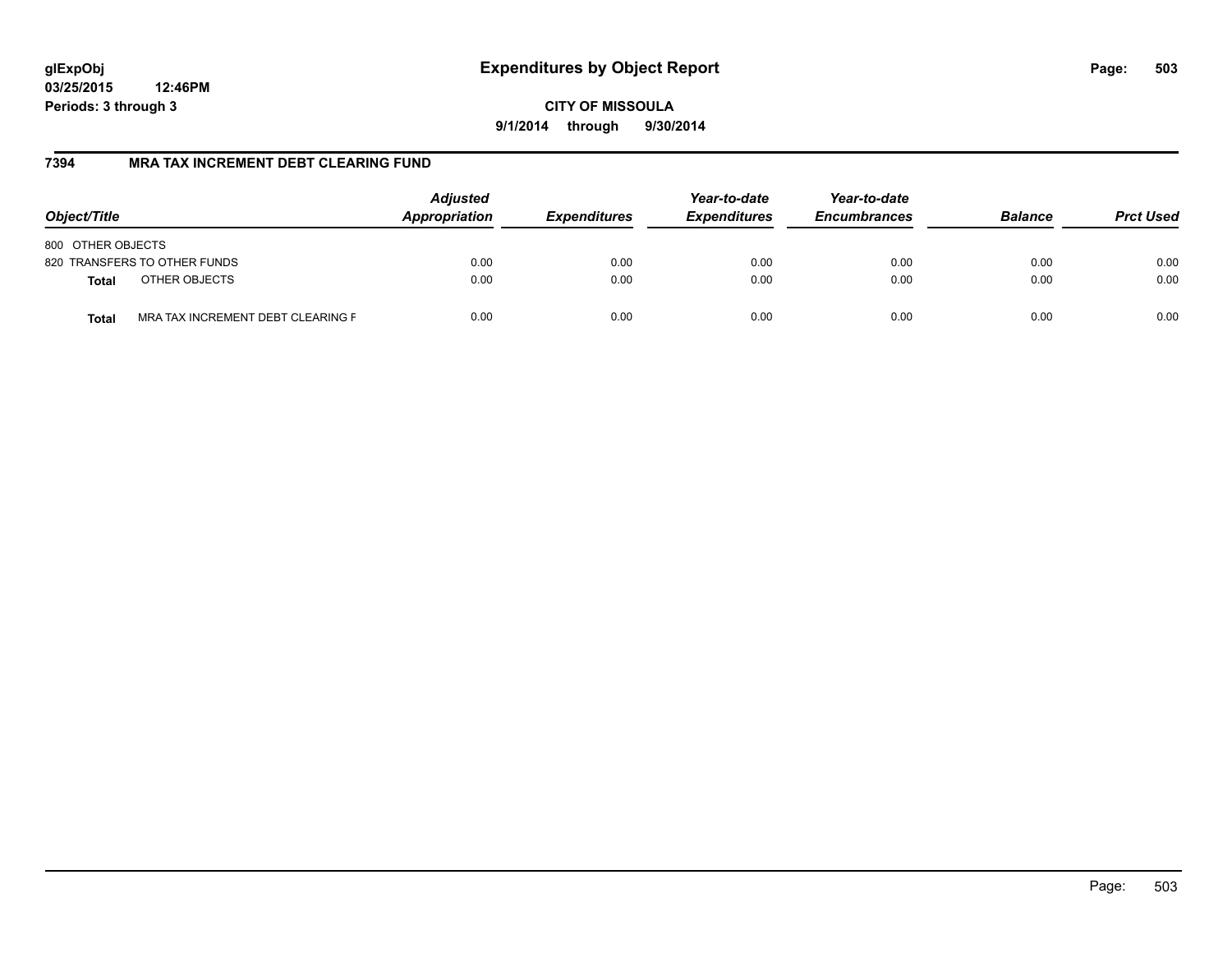**glExpObj**
**03/25/2015 12:46PM**
**Periods: 3 through 3**

# Expenditures by Object Report

**CITY OF MISSOULA**
**9/1/2014 through 9/30/2014**

## 7394 MRA TAX INCREMENT DEBT CLEARING FUND

| Object/Title | | Adjusted Appropriation | Expenditures | Year-to-date Expenditures | Year-to-date Encumbrances | Balance | Prct Used |
|---|---|---|---|---|---|---|---|
| 800 OTHER OBJECTS | | | | | | | |
| 820 TRANSFERS TO OTHER FUNDS | | 0.00 | 0.00 | 0.00 | 0.00 | 0.00 | 0.00 |
| **Total** | OTHER OBJECTS | 0.00 | 0.00 | 0.00 | 0.00 | 0.00 | 0.00 |
| **Total** | MRA TAX INCREMENT DEBT CLEARING F | 0.00 | 0.00 | 0.00 | 0.00 | 0.00 | 0.00 |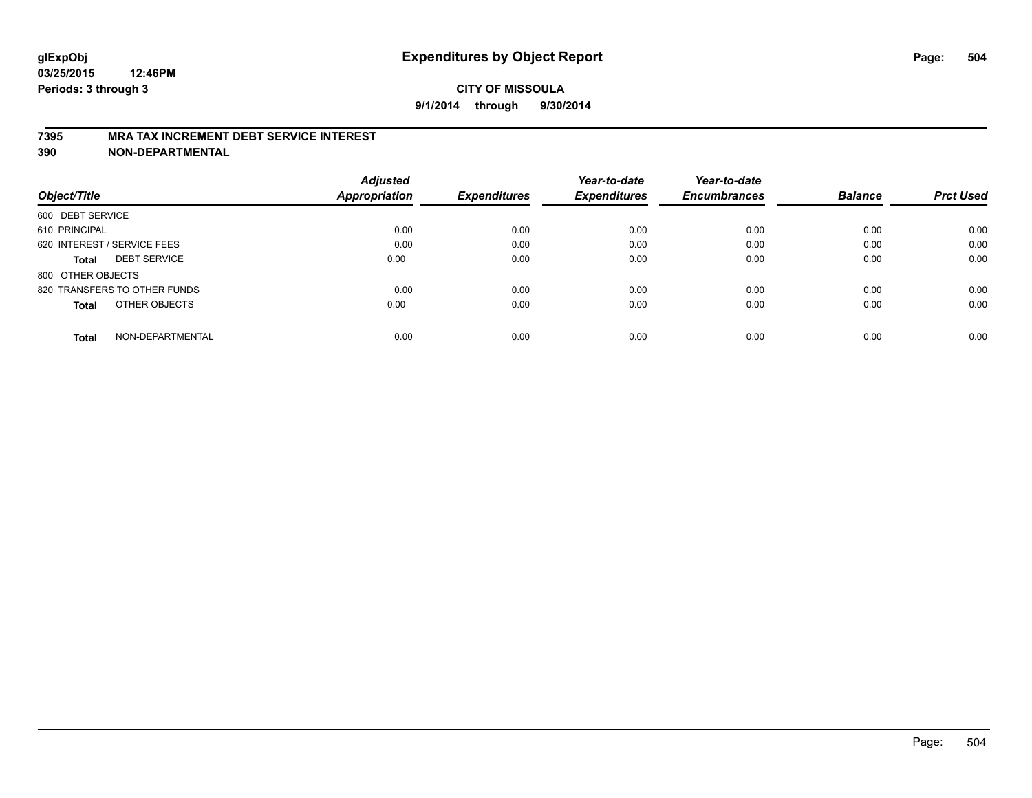**glExpObj** **Expenditures by Object Report**

**03/25/2015 12:46PM**

**Periods: 3 through 3**

**CITY OF MISSOULA**

**9/1/2014 through 9/30/2014**

## 7395 MRA TAX INCREMENT DEBT SERVICE INTEREST
## 390 NON-DEPARTMENTAL

| Object/Title | Adjusted Appropriation | Expenditures | Year-to-date Expenditures | Year-to-date Encumbrances | Balance | Prct Used |
|---|---|---|---|---|---|---|
| 600 DEBT SERVICE | | | | | | |
| 610 PRINCIPAL | 0.00 | 0.00 | 0.00 | 0.00 | 0.00 | 0.00 |
| 620 INTEREST / SERVICE FEES | 0.00 | 0.00 | 0.00 | 0.00 | 0.00 | 0.00 |
| **Total** DEBT SERVICE | 0.00 | 0.00 | 0.00 | 0.00 | 0.00 | 0.00 |
| 800 OTHER OBJECTS | | | | | | |
| 820 TRANSFERS TO OTHER FUNDS | 0.00 | 0.00 | 0.00 | 0.00 | 0.00 | 0.00 |
| **Total** OTHER OBJECTS | 0.00 | 0.00 | 0.00 | 0.00 | 0.00 | 0.00 |
| **Total** NON-DEPARTMENTAL | 0.00 | 0.00 | 0.00 | 0.00 | 0.00 | 0.00 |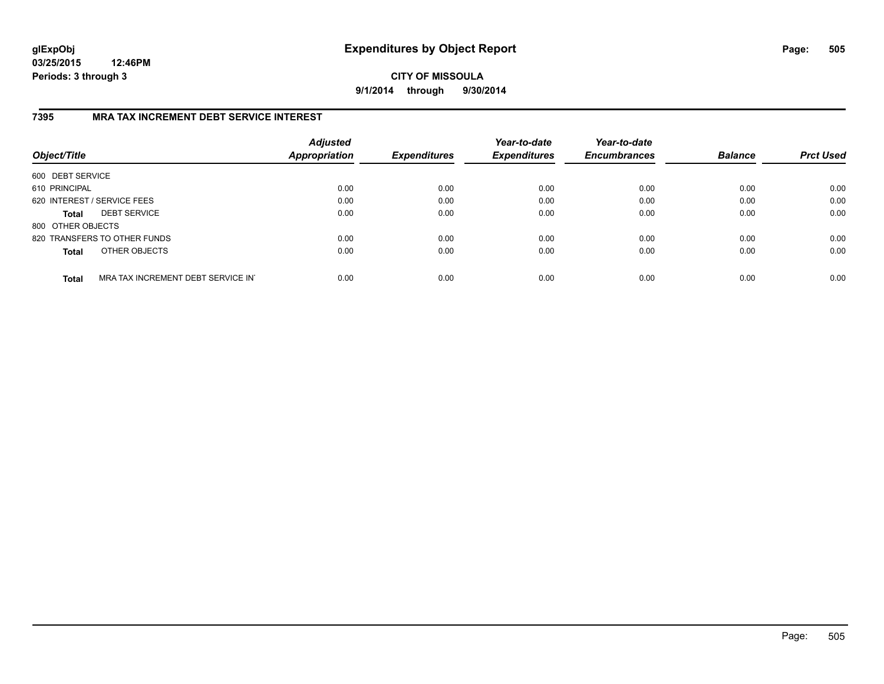# Expenditures by Object Report

glExpObj
03/25/2015 12:46PM
Periods: 3 through 3

**CITY OF MISSOULA**
**9/1/2014 through 9/30/2014**

## 7395 MRA TAX INCREMENT DEBT SERVICE INTEREST

| Object/Title | Adjusted Appropriation | Expenditures | Year-to-date Expenditures | Year-to-date Encumbrances | Balance | Prct Used |
|---|---|---|---|---|---|---|
| 600 DEBT SERVICE | | | | | | |
| 610 PRINCIPAL | 0.00 | 0.00 | 0.00 | 0.00 | 0.00 | 0.00 |
| 620 INTEREST / SERVICE FEES | 0.00 | 0.00 | 0.00 | 0.00 | 0.00 | 0.00 |
| **Total** DEBT SERVICE | 0.00 | 0.00 | 0.00 | 0.00 | 0.00 | 0.00 |
| 800 OTHER OBJECTS | | | | | | |
| 820 TRANSFERS TO OTHER FUNDS | 0.00 | 0.00 | 0.00 | 0.00 | 0.00 | 0.00 |
| **Total** OTHER OBJECTS | 0.00 | 0.00 | 0.00 | 0.00 | 0.00 | 0.00 |
| **Total** MRA TAX INCREMENT DEBT SERVICE IN' | 0.00 | 0.00 | 0.00 | 0.00 | 0.00 | 0.00 |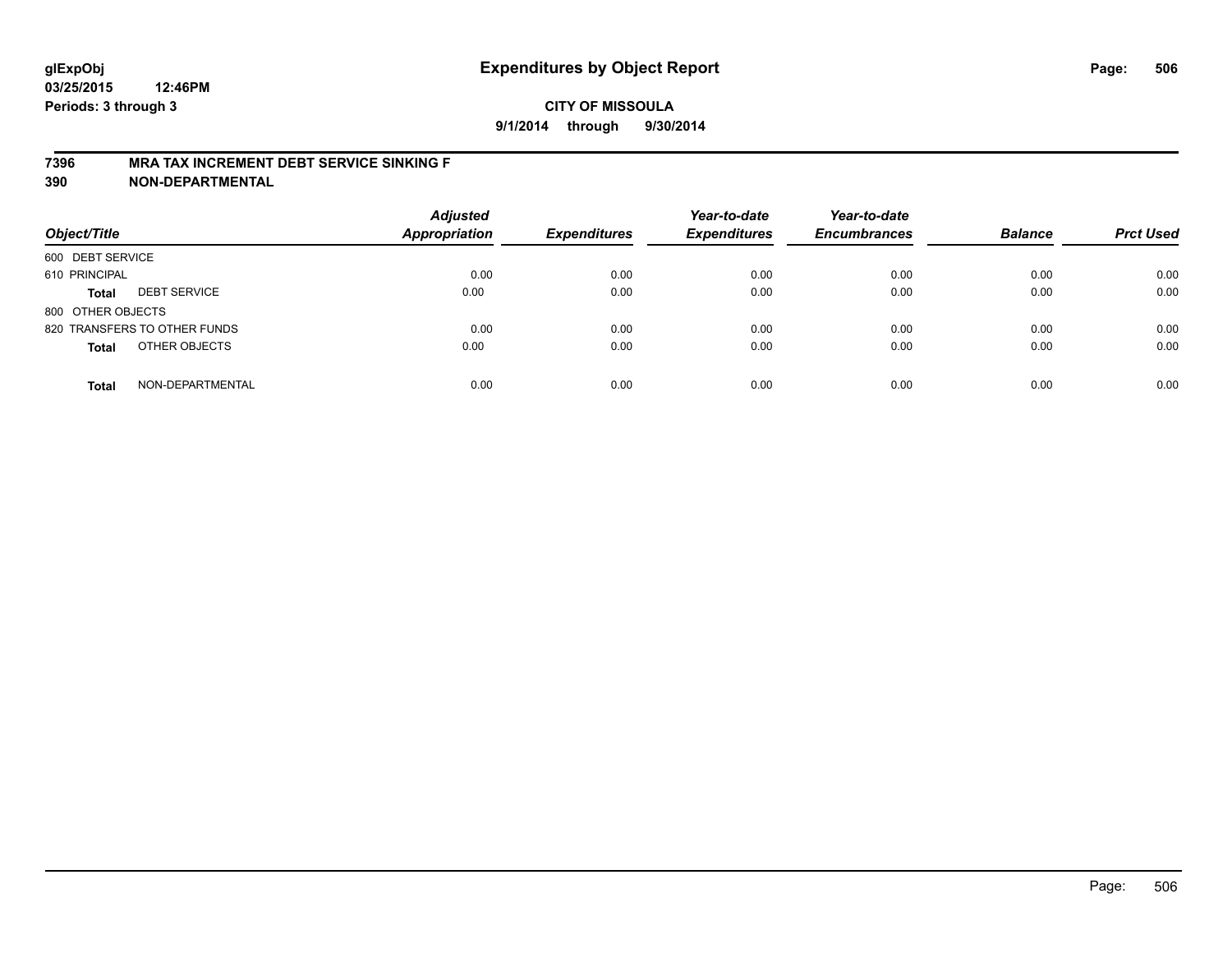glExpObj
03/25/2015 12:46PM
Periods: 3 through 3

# Expenditures by Object Report

**CITY OF MISSOULA**
**9/1/2014 through 9/30/2014**

**7396 MRA TAX INCREMENT DEBT SERVICE SINKING F**
**390 NON-DEPARTMENTAL**

| Object/Title | | Adjusted Appropriation | Expenditures | Year-to-date Expenditures | Year-to-date Encumbrances | Balance | Prct Used |
|---|---|---|---|---|---|---|---|
| 600 DEBT SERVICE | | | | | | | |
| 610 PRINCIPAL | | 0.00 | 0.00 | 0.00 | 0.00 | 0.00 | 0.00 |
| **Total** | DEBT SERVICE | 0.00 | 0.00 | 0.00 | 0.00 | 0.00 | 0.00 |
| 800 OTHER OBJECTS | | | | | | | |
| 820 TRANSFERS TO OTHER FUNDS | | 0.00 | 0.00 | 0.00 | 0.00 | 0.00 | 0.00 |
| **Total** | OTHER OBJECTS | 0.00 | 0.00 | 0.00 | 0.00 | 0.00 | 0.00 |
| **Total** | NON-DEPARTMENTAL | 0.00 | 0.00 | 0.00 | 0.00 | 0.00 | 0.00 |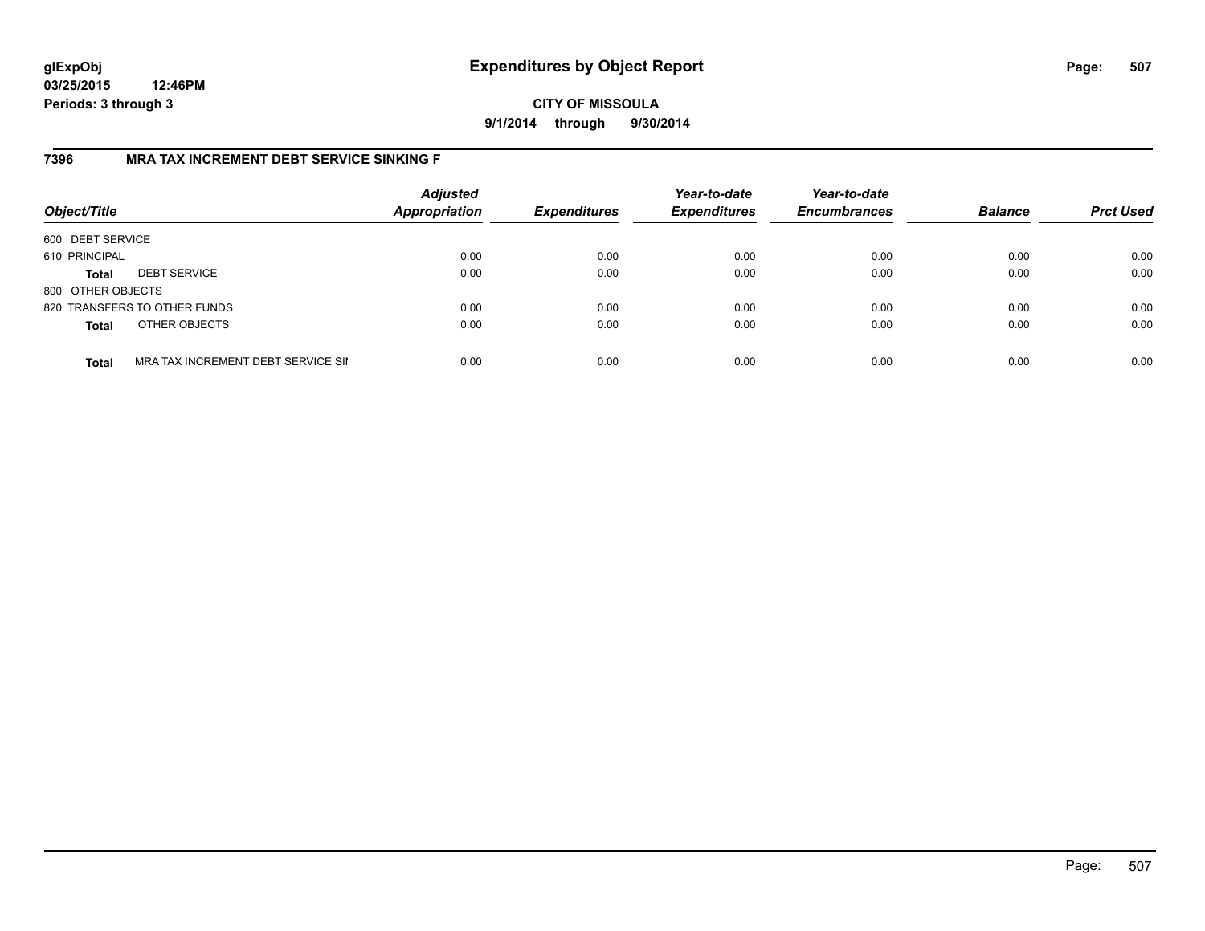# Expenditures by Object Report

glExpObj
03/25/2015 12:46PM
Periods: 3 through 3

**CITY OF MISSOULA**
**9/1/2014 through 9/30/2014**

## 7396 MRA TAX INCREMENT DEBT SERVICE SINKING F

| Object/Title | | Adjusted Appropriation | Expenditures | Year-to-date Expenditures | Year-to-date Encumbrances | Balance | Prct Used |
|---|---|---|---|---|---|---|---|
| 600 DEBT SERVICE | | | | | | | |
| 610 PRINCIPAL | | 0.00 | 0.00 | 0.00 | 0.00 | 0.00 | 0.00 |
| **Total** | DEBT SERVICE | 0.00 | 0.00 | 0.00 | 0.00 | 0.00 | 0.00 |
| 800 OTHER OBJECTS | | | | | | | |
| 820 TRANSFERS TO OTHER FUNDS | | 0.00 | 0.00 | 0.00 | 0.00 | 0.00 | 0.00 |
| **Total** | OTHER OBJECTS | 0.00 | 0.00 | 0.00 | 0.00 | 0.00 | 0.00 |
| **Total** | MRA TAX INCREMENT DEBT SERVICE SII | 0.00 | 0.00 | 0.00 | 0.00 | 0.00 | 0.00 |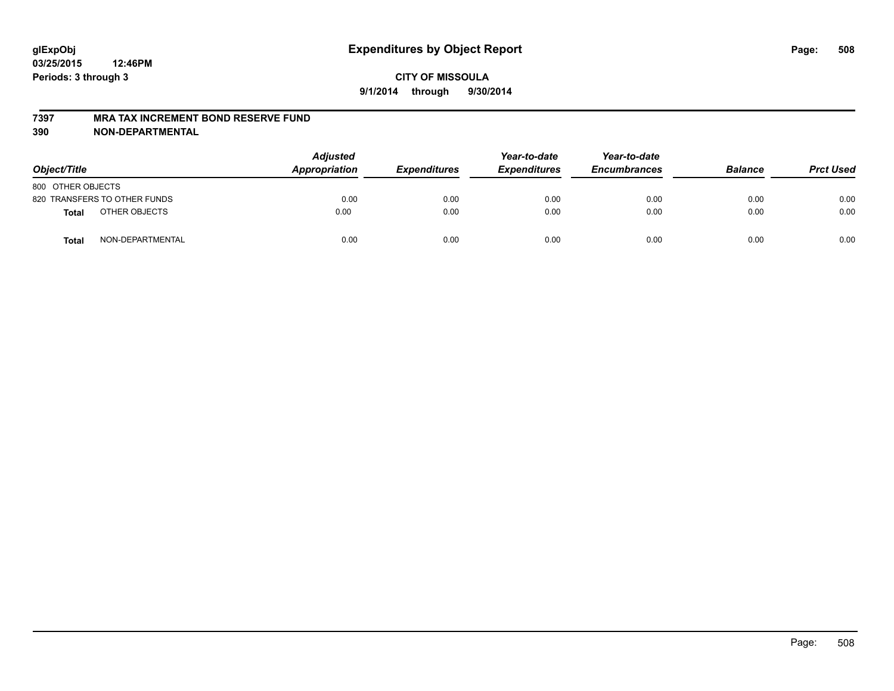# Expenditures by Object Report

glExpObj
03/25/2015 12:46PM
Periods: 3 through 3

**CITY OF MISSOULA**
**9/1/2014 through 9/30/2014**

**7397 MRA TAX INCREMENT BOND RESERVE FUND**
**390 NON-DEPARTMENTAL**

| Object/Title | Adjusted Appropriation | Expenditures | Year-to-date Expenditures | Year-to-date Encumbrances | Balance | Prct Used |
|---|---|---|---|---|---|---|
| 800 OTHER OBJECTS | | | | | | |
| 820 TRANSFERS TO OTHER FUNDS | 0.00 | 0.00 | 0.00 | 0.00 | 0.00 | 0.00 |
| **Total** OTHER OBJECTS | 0.00 | 0.00 | 0.00 | 0.00 | 0.00 | 0.00 |
| **Total** NON-DEPARTMENTAL | 0.00 | 0.00 | 0.00 | 0.00 | 0.00 | 0.00 |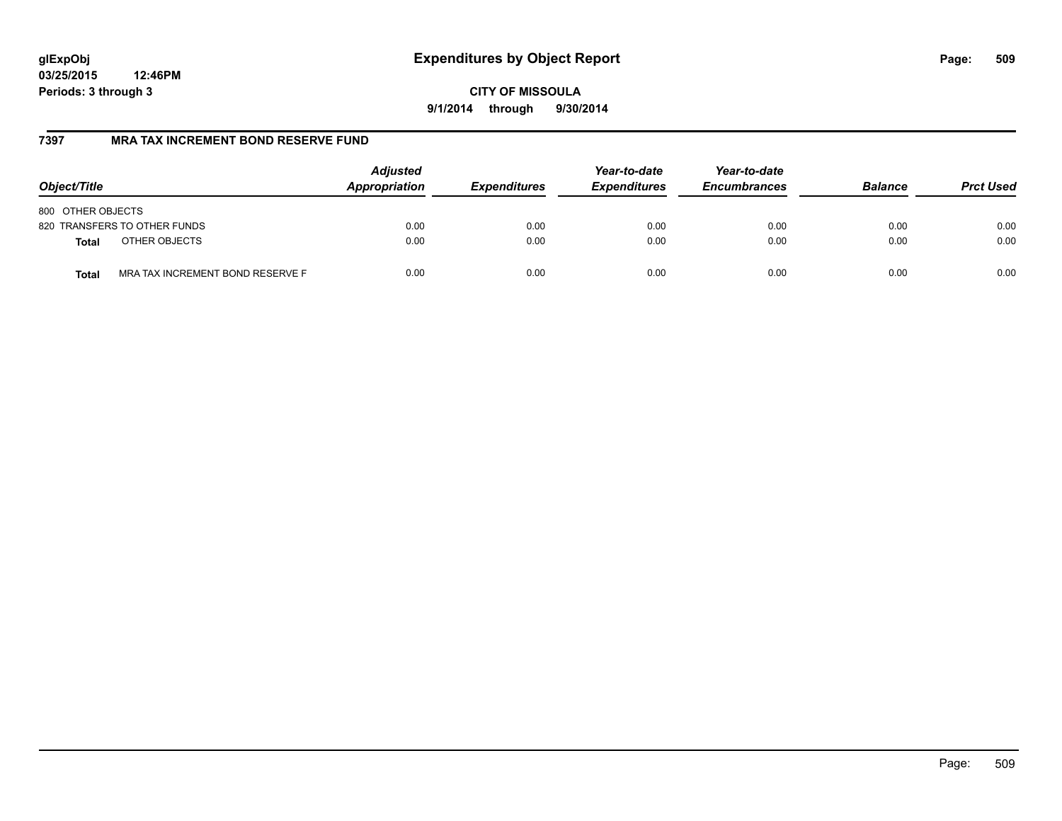**glExpObj** **Expenditures by Object Report**
**03/25/2015 12:46PM**
**Periods: 3 through 3**

**CITY OF MISSOULA**
**9/1/2014 through 9/30/2014**

## 7397 MRA TAX INCREMENT BOND RESERVE FUND

| Object/Title | Adjusted Appropriation | Expenditures | Year-to-date Expenditures | Year-to-date Encumbrances | Balance | Prct Used |
|---|---|---|---|---|---|---|
| 800 OTHER OBJECTS | | | | | | |
| 820 TRANSFERS TO OTHER FUNDS | 0.00 | 0.00 | 0.00 | 0.00 | 0.00 | 0.00 |
| **Total** OTHER OBJECTS | 0.00 | 0.00 | 0.00 | 0.00 | 0.00 | 0.00 |
| **Total** MRA TAX INCREMENT BOND RESERVE F | 0.00 | 0.00 | 0.00 | 0.00 | 0.00 | 0.00 |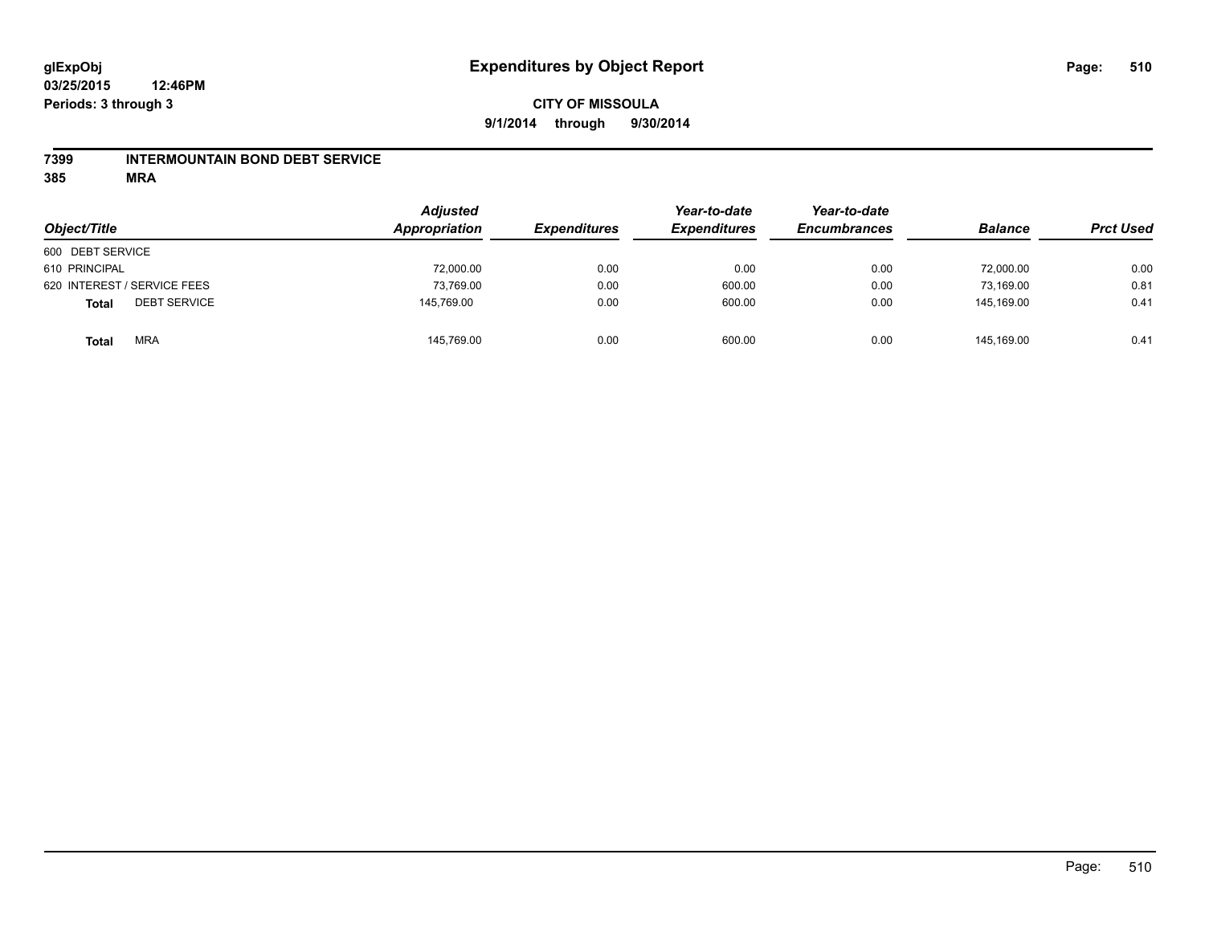**glExpObj**
**03/25/2015 12:46PM**
**Periods: 3 through 3**

# Expenditures by Object Report

**CITY OF MISSOULA**
**9/1/2014 through 9/30/2014**

**7399 INTERMOUNTAIN BOND DEBT SERVICE**
**385 MRA**

| Object/Title | Adjusted Appropriation | Expenditures | Year-to-date Expenditures | Year-to-date Encumbrances | Balance | Prct Used |
|---|---|---|---|---|---|---|
| 600 DEBT SERVICE | | | | | | |
| 610 PRINCIPAL | 72,000.00 | 0.00 | 0.00 | 0.00 | 72,000.00 | 0.00 |
| 620 INTEREST / SERVICE FEES | 73,769.00 | 0.00 | 600.00 | 0.00 | 73,169.00 | 0.81 |
| **Total** DEBT SERVICE | 145,769.00 | 0.00 | 600.00 | 0.00 | 145,169.00 | 0.41 |
| **Total** MRA | 145,769.00 | 0.00 | 600.00 | 0.00 | 145,169.00 | 0.41 |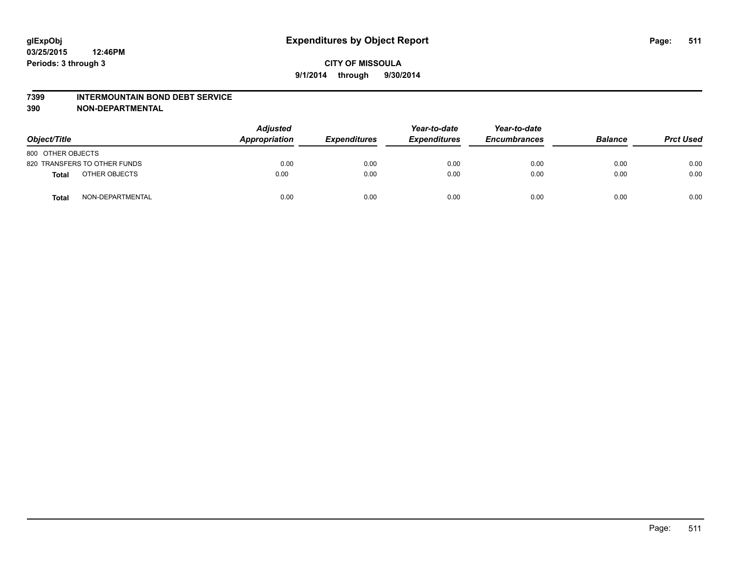**glExpObj**
**03/25/2015 12:46PM**
**Periods: 3 through 3**

# Expenditures by Object Report

**CITY OF MISSOULA**
**9/1/2014 through 9/30/2014**

## 7399 INTERMOUNTAIN BOND DEBT SERVICE
## 390 NON-DEPARTMENTAL

| Object/Title | | Adjusted Appropriation | Expenditures | Year-to-date Expenditures | Year-to-date Encumbrances | Balance | Prct Used |
|---|---|---|---|---|---|---|---|
| 800 OTHER OBJECTS | | | | | | | |
| 820 TRANSFERS TO OTHER FUNDS | | 0.00 | 0.00 | 0.00 | 0.00 | 0.00 | 0.00 |
| **Total** | OTHER OBJECTS | 0.00 | 0.00 | 0.00 | 0.00 | 0.00 | 0.00 |
| **Total** | NON-DEPARTMENTAL | 0.00 | 0.00 | 0.00 | 0.00 | 0.00 | 0.00 |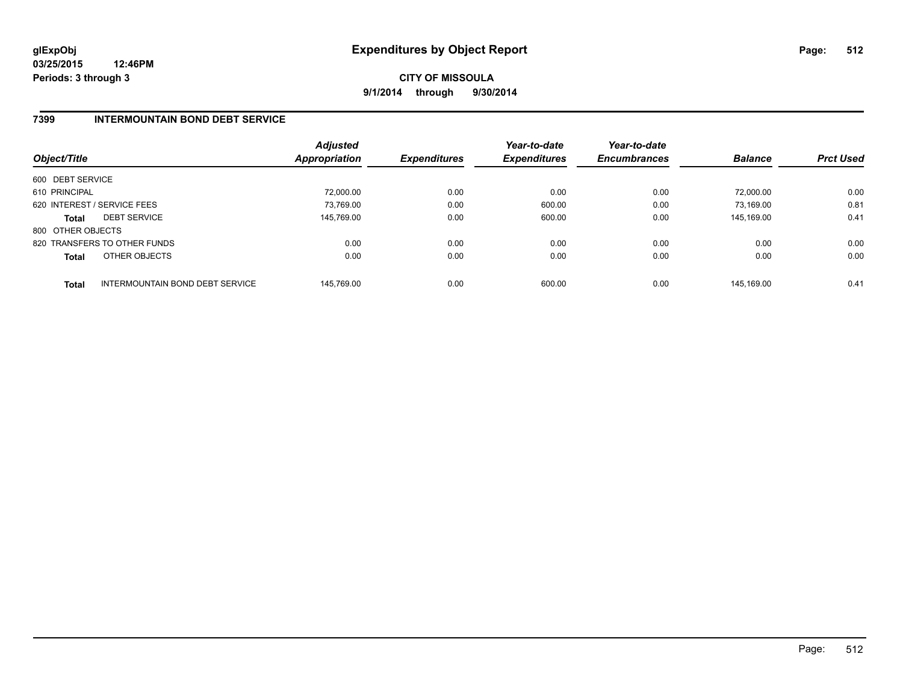**glExpObj**
**03/25/2015 12:46PM**
**Periods: 3 through 3**

# Expenditures by Object Report

**CITY OF MISSOULA**
**9/1/2014 through 9/30/2014**

## 7399 INTERMOUNTAIN BOND DEBT SERVICE

| Object/Title | Adjusted Appropriation | Expenditures | Year-to-date Expenditures | Year-to-date Encumbrances | Balance | Prct Used |
|---|---|---|---|---|---|---|
| 600 DEBT SERVICE | | | | | | |
| 610 PRINCIPAL | 72,000.00 | 0.00 | 0.00 | 0.00 | 72,000.00 | 0.00 |
| 620 INTEREST / SERVICE FEES | 73,769.00 | 0.00 | 600.00 | 0.00 | 73,169.00 | 0.81 |
| **Total** DEBT SERVICE | 145,769.00 | 0.00 | 600.00 | 0.00 | 145,169.00 | 0.41 |
| 800 OTHER OBJECTS | | | | | | |
| 820 TRANSFERS TO OTHER FUNDS | 0.00 | 0.00 | 0.00 | 0.00 | 0.00 | 0.00 |
| **Total** OTHER OBJECTS | 0.00 | 0.00 | 0.00 | 0.00 | 0.00 | 0.00 |
| **Total** INTERMOUNTAIN BOND DEBT SERVICE | 145,769.00 | 0.00 | 600.00 | 0.00 | 145,169.00 | 0.41 |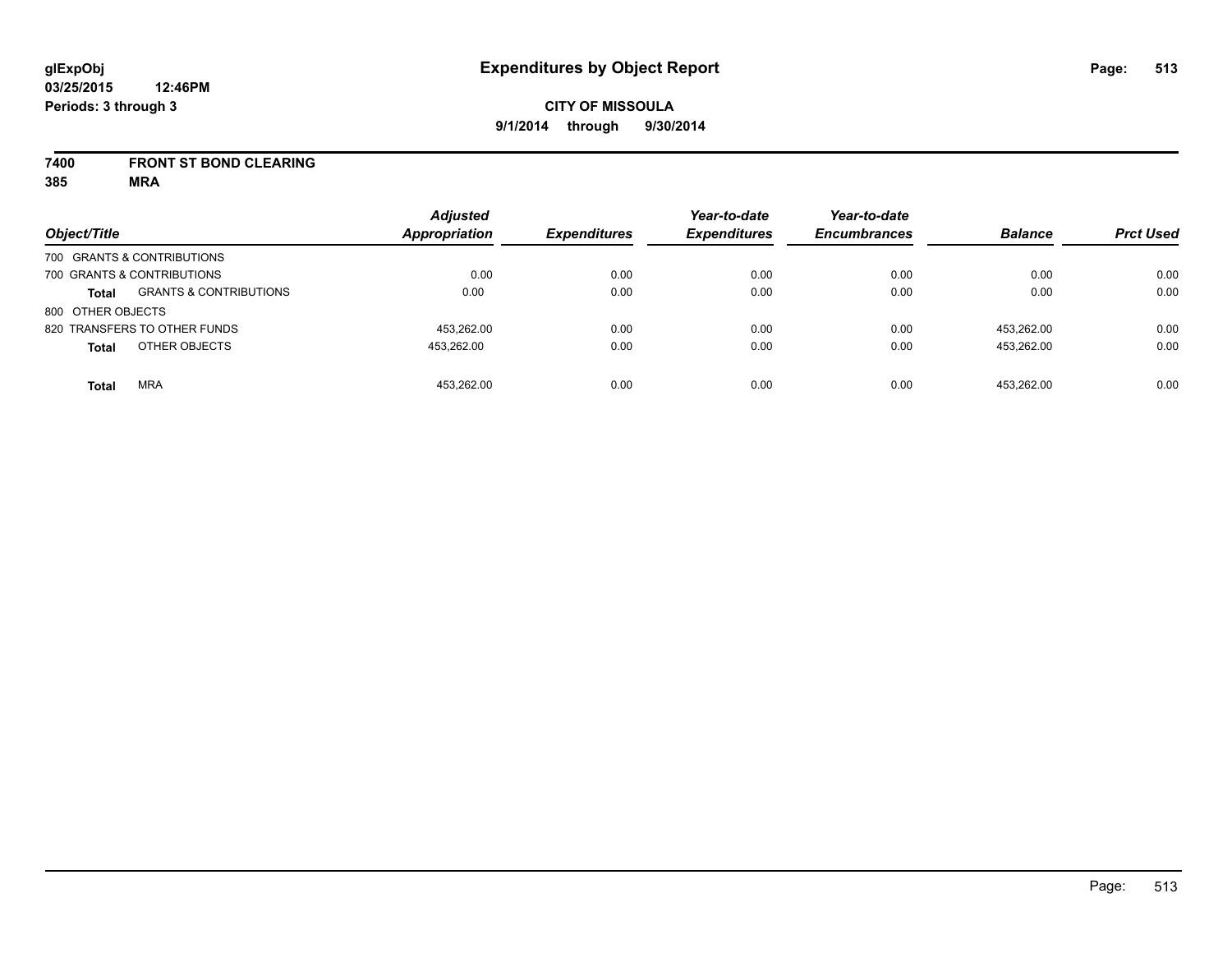# Expenditures by Object Report

glExpObj
03/25/2015 12:46PM
Periods: 3 through 3

**CITY OF MISSOULA**
**9/1/2014 through 9/30/2014**

**7400 FRONT ST BOND CLEARING**
**385 MRA**

| Object/Title | | Adjusted Appropriation | Expenditures | Year-to-date Expenditures | Year-to-date Encumbrances | Balance | Prct Used |
|---|---|---|---|---|---|---|---|
| 700 GRANTS & CONTRIBUTIONS | | | | | | | |
| 700 GRANTS & CONTRIBUTIONS | | 0.00 | 0.00 | 0.00 | 0.00 | 0.00 | 0.00 |
| **Total** | GRANTS & CONTRIBUTIONS | 0.00 | 0.00 | 0.00 | 0.00 | 0.00 | 0.00 |
| 800 OTHER OBJECTS | | | | | | | |
| 820 TRANSFERS TO OTHER FUNDS | | 453,262.00 | 0.00 | 0.00 | 0.00 | 453,262.00 | 0.00 |
| **Total** | OTHER OBJECTS | 453,262.00 | 0.00 | 0.00 | 0.00 | 453,262.00 | 0.00 |
| **Total** | MRA | 453,262.00 | 0.00 | 0.00 | 0.00 | 453,262.00 | 0.00 |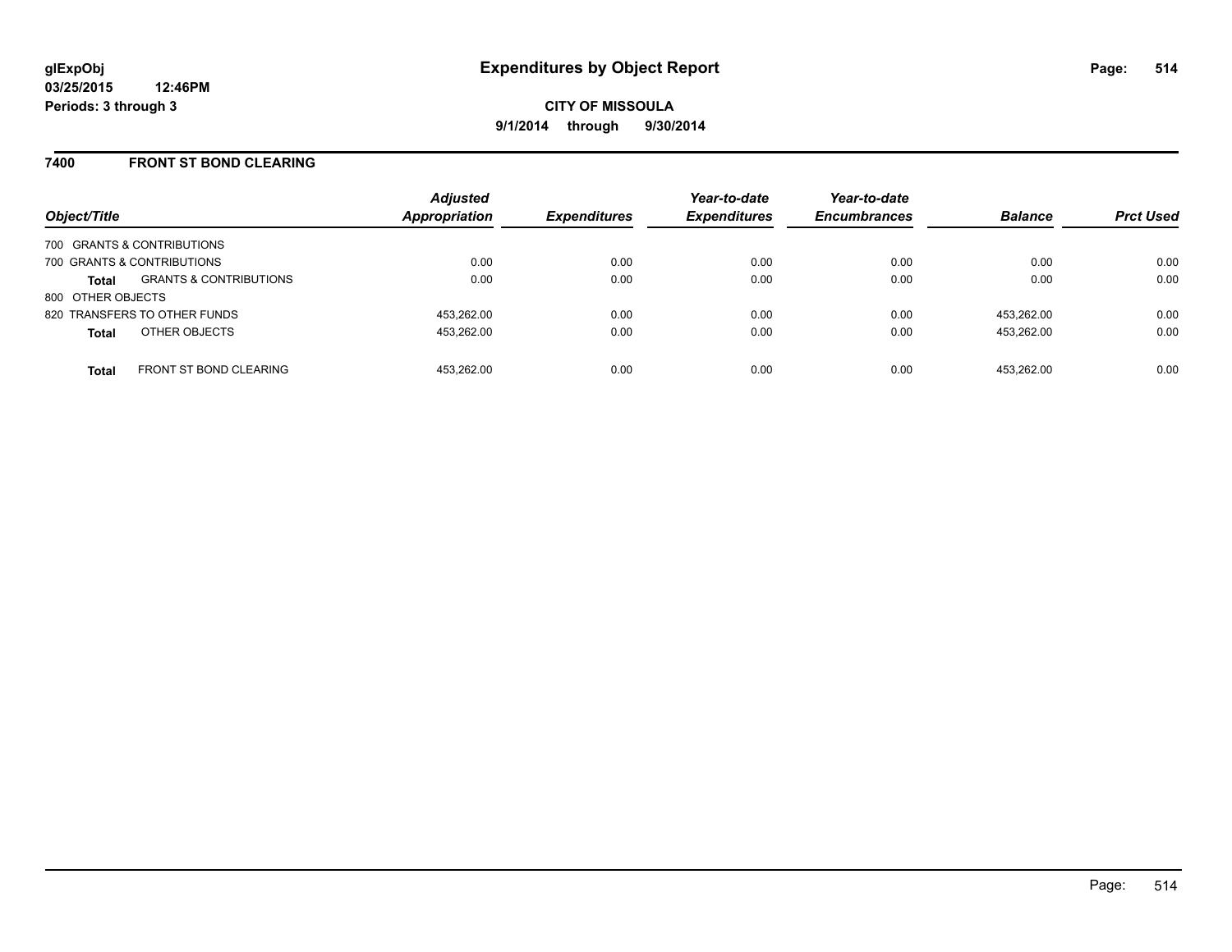**glExpObj**
**03/25/2015 12:46PM**
**Periods: 3 through 3**

# Expenditures by Object Report

**CITY OF MISSOULA**
**9/1/2014 through 9/30/2014**

## 7400 FRONT ST BOND CLEARING

| Object/Title | | *Adjusted Appropriation* | *Expenditures* | *Year-to-date Expenditures* | *Year-to-date Encumbrances* | *Balance* | *Prct Used* |
|---|---|---|---|---|---|---|---|
| 700 GRANTS & CONTRIBUTIONS | | | | | | | |
| 700 GRANTS & CONTRIBUTIONS | | 0.00 | 0.00 | 0.00 | 0.00 | 0.00 | 0.00 |
| **Total** | GRANTS & CONTRIBUTIONS | 0.00 | 0.00 | 0.00 | 0.00 | 0.00 | 0.00 |
| 800 OTHER OBJECTS | | | | | | | |
| 820 TRANSFERS TO OTHER FUNDS | | 453,262.00 | 0.00 | 0.00 | 0.00 | 453,262.00 | 0.00 |
| **Total** | OTHER OBJECTS | 453,262.00 | 0.00 | 0.00 | 0.00 | 453,262.00 | 0.00 |
| **Total** | FRONT ST BOND CLEARING | 453,262.00 | 0.00 | 0.00 | 0.00 | 453,262.00 | 0.00 |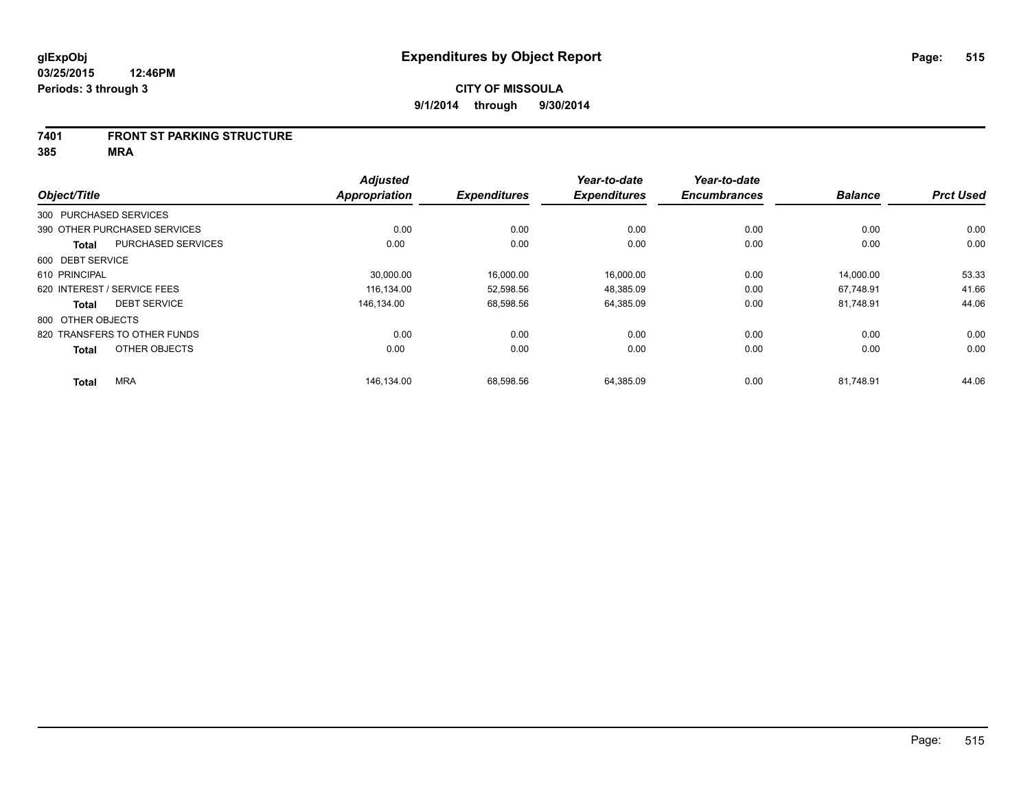**glExpObj** **Expenditures by Object Report**

**03/25/2015 12:46PM**

**Periods: 3 through 3**

**CITY OF MISSOULA**

**9/1/2014 through 9/30/2014**

## 7401 FRONT ST PARKING STRUCTURE

## 385 MRA

| Object/Title | | *Adjusted Appropriation* | *Expenditures* | *Year-to-date Expenditures* | *Year-to-date Encumbrances* | *Balance* | *Prct Used* |
|---|---|---|---|---|---|---|---|
| 300 PURCHASED SERVICES | | | | | | | |
| 390 OTHER PURCHASED SERVICES | | 0.00 | 0.00 | 0.00 | 0.00 | 0.00 | 0.00 |
| **Total** | PURCHASED SERVICES | 0.00 | 0.00 | 0.00 | 0.00 | 0.00 | 0.00 |
| 600 DEBT SERVICE | | | | | | | |
| 610 PRINCIPAL | | 30,000.00 | 16,000.00 | 16,000.00 | 0.00 | 14,000.00 | 53.33 |
| 620 INTEREST / SERVICE FEES | | 116,134.00 | 52,598.56 | 48,385.09 | 0.00 | 67,748.91 | 41.66 |
| **Total** | DEBT SERVICE | 146,134.00 | 68,598.56 | 64,385.09 | 0.00 | 81,748.91 | 44.06 |
| 800 OTHER OBJECTS | | | | | | | |
| 820 TRANSFERS TO OTHER FUNDS | | 0.00 | 0.00 | 0.00 | 0.00 | 0.00 | 0.00 |
| **Total** | OTHER OBJECTS | 0.00 | 0.00 | 0.00 | 0.00 | 0.00 | 0.00 |
| **Total** | MRA | 146,134.00 | 68,598.56 | 64,385.09 | 0.00 | 81,748.91 | 44.06 |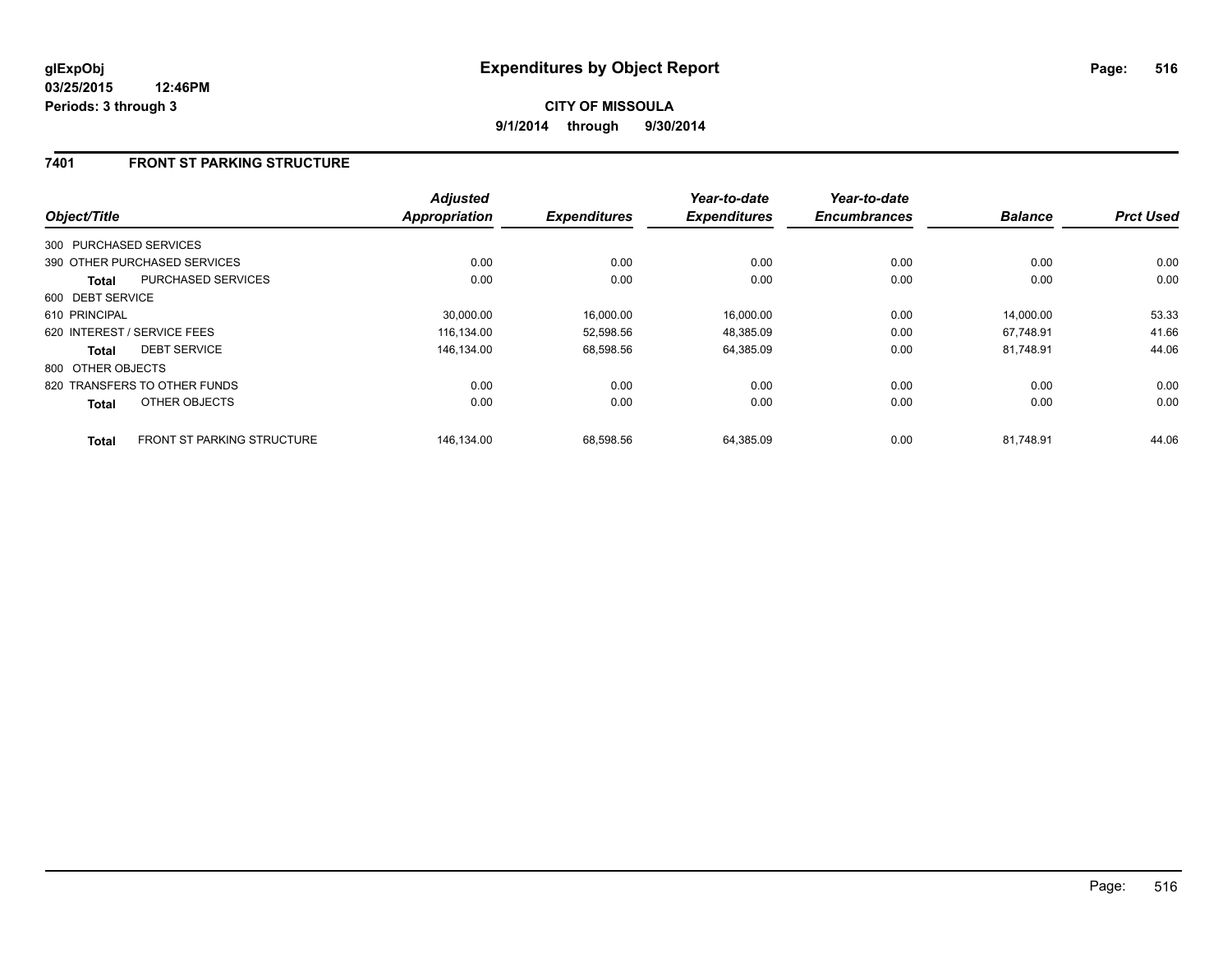**glExpObj** **Expenditures by Object Report**

**03/25/2015 12:46PM**

**Periods: 3 through 3**

**CITY OF MISSOULA**

**9/1/2014 through 9/30/2014**

## 7401 FRONT ST PARKING STRUCTURE

| Object/Title | Adjusted Appropriation | Expenditures | Year-to-date Expenditures | Year-to-date Encumbrances | Balance | Prct Used |
|---|---|---|---|---|---|---|
| 300 PURCHASED SERVICES | | | | | | |
| 390 OTHER PURCHASED SERVICES | 0.00 | 0.00 | 0.00 | 0.00 | 0.00 | 0.00 |
| **Total** PURCHASED SERVICES | 0.00 | 0.00 | 0.00 | 0.00 | 0.00 | 0.00 |
| 600 DEBT SERVICE | | | | | | |
| 610 PRINCIPAL | 30,000.00 | 16,000.00 | 16,000.00 | 0.00 | 14,000.00 | 53.33 |
| 620 INTEREST / SERVICE FEES | 116,134.00 | 52,598.56 | 48,385.09 | 0.00 | 67,748.91 | 41.66 |
| **Total** DEBT SERVICE | 146,134.00 | 68,598.56 | 64,385.09 | 0.00 | 81,748.91 | 44.06 |
| 800 OTHER OBJECTS | | | | | | |
| 820 TRANSFERS TO OTHER FUNDS | 0.00 | 0.00 | 0.00 | 0.00 | 0.00 | 0.00 |
| **Total** OTHER OBJECTS | 0.00 | 0.00 | 0.00 | 0.00 | 0.00 | 0.00 |
| **Total** FRONT ST PARKING STRUCTURE | 146,134.00 | 68,598.56 | 64,385.09 | 0.00 | 81,748.91 | 44.06 |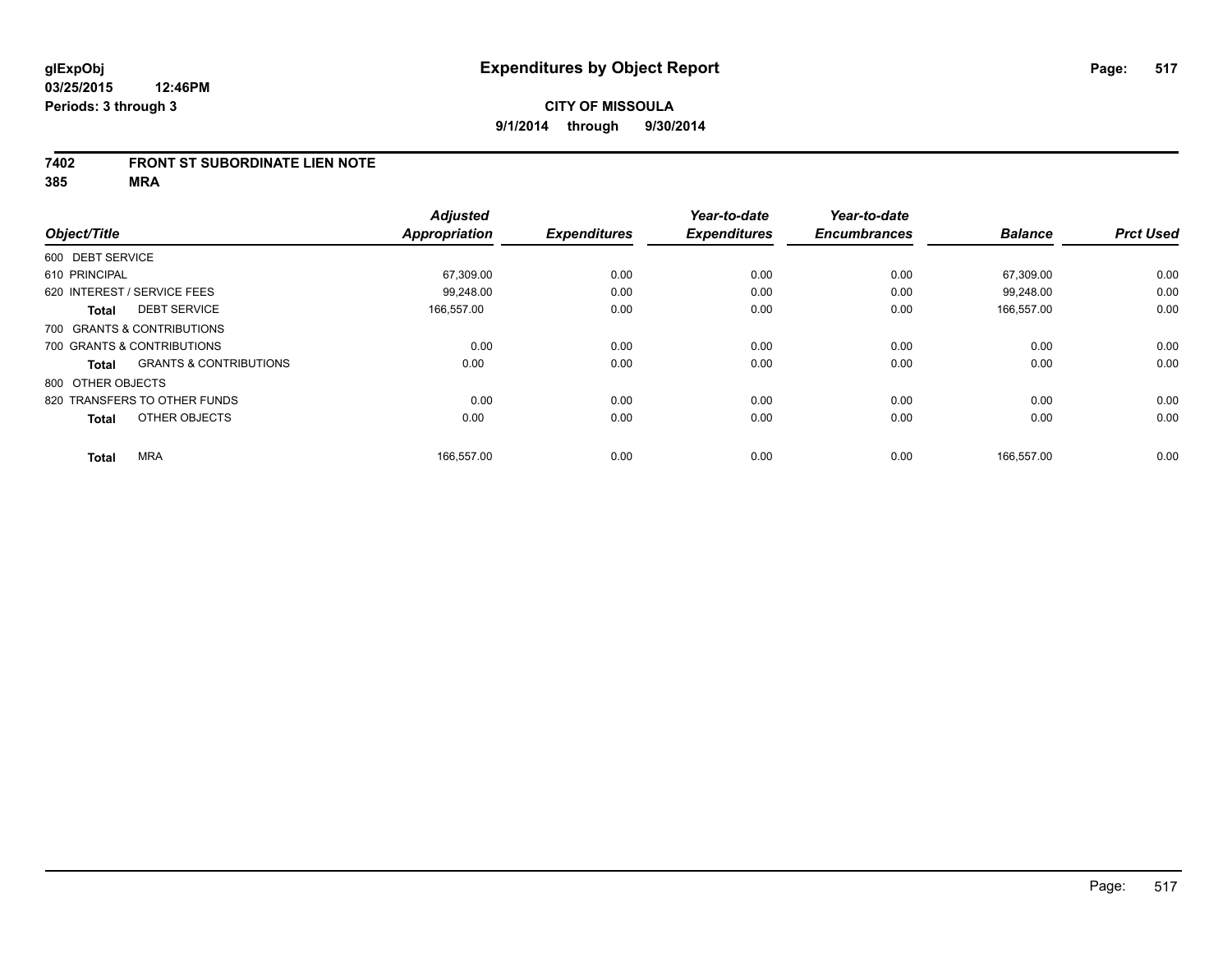# Expenditures by Object Report

glExpObj
03/25/2015 12:46PM
Periods: 3 through 3

**CITY OF MISSOULA**
**9/1/2014 through 9/30/2014**

## 7402 FRONT ST SUBORDINATE LIEN NOTE
## 385 MRA

| Object/Title | | Adjusted Appropriation | Expenditures | Year-to-date Expenditures | Year-to-date Encumbrances | Balance | Prct Used |
|---|---|---|---|---|---|---|---|
| 600 DEBT SERVICE | | | | | | | |
| 610 PRINCIPAL | | 67,309.00 | 0.00 | 0.00 | 0.00 | 67,309.00 | 0.00 |
| 620 INTEREST / SERVICE FEES | | 99,248.00 | 0.00 | 0.00 | 0.00 | 99,248.00 | 0.00 |
| **Total** | DEBT SERVICE | 166,557.00 | 0.00 | 0.00 | 0.00 | 166,557.00 | 0.00 |
| 700 GRANTS & CONTRIBUTIONS | | | | | | | |
| 700 GRANTS & CONTRIBUTIONS | | 0.00 | 0.00 | 0.00 | 0.00 | 0.00 | 0.00 |
| **Total** | GRANTS & CONTRIBUTIONS | 0.00 | 0.00 | 0.00 | 0.00 | 0.00 | 0.00 |
| 800 OTHER OBJECTS | | | | | | | |
| 820 TRANSFERS TO OTHER FUNDS | | 0.00 | 0.00 | 0.00 | 0.00 | 0.00 | 0.00 |
| **Total** | OTHER OBJECTS | 0.00 | 0.00 | 0.00 | 0.00 | 0.00 | 0.00 |
| **Total** | MRA | 166,557.00 | 0.00 | 0.00 | 0.00 | 166,557.00 | 0.00 |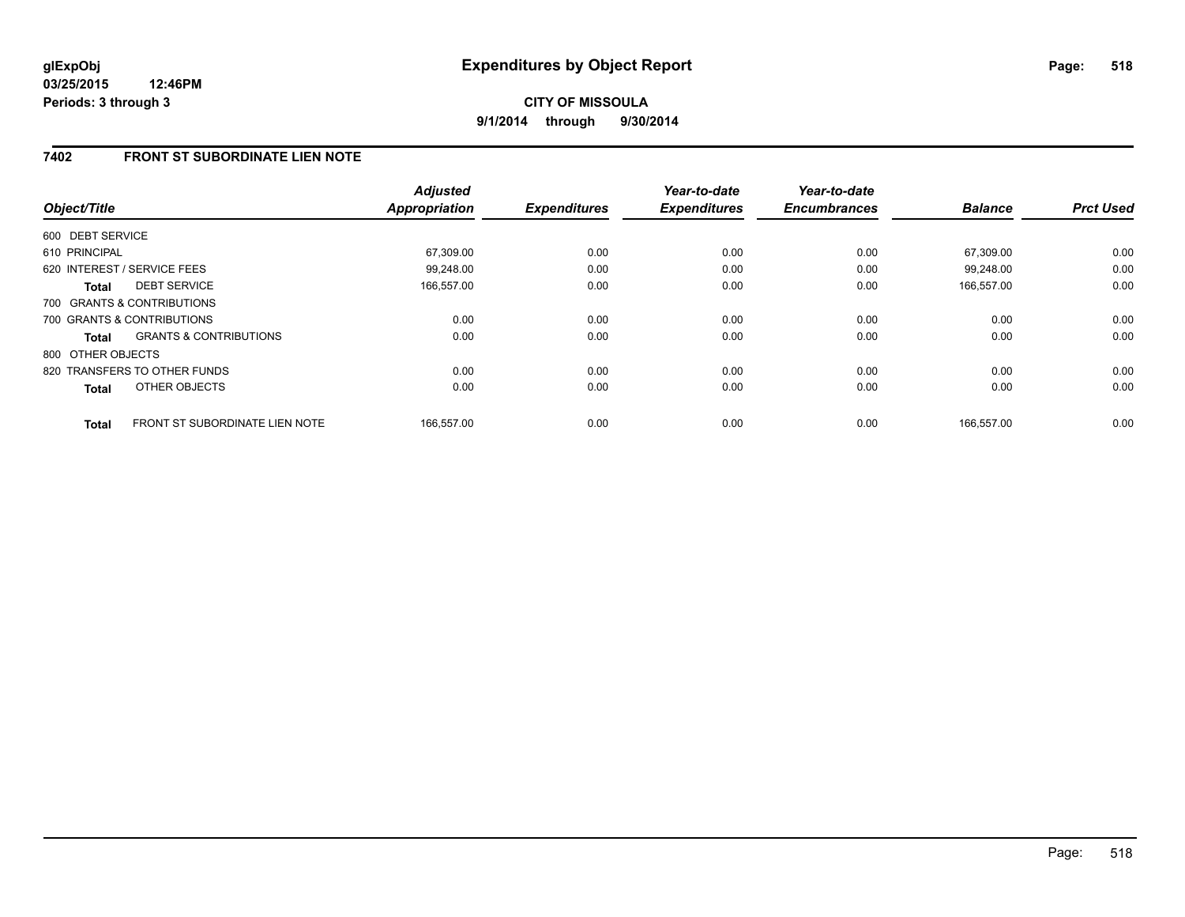**glExpObj**
**03/25/2015 12:46PM**
**Periods: 3 through 3**

# Expenditures by Object Report

**CITY OF MISSOULA**
**9/1/2014 through 9/30/2014**

## 7402 FRONT ST SUBORDINATE LIEN NOTE

| Object/Title | | Adjusted Appropriation | Expenditures | Year-to-date Expenditures | Year-to-date Encumbrances | Balance | Prct Used |
|---|---|---|---|---|---|---|---|
| 600 DEBT SERVICE | | | | | | | |
| 610 PRINCIPAL | | 67,309.00 | 0.00 | 0.00 | 0.00 | 67,309.00 | 0.00 |
| 620 INTEREST / SERVICE FEES | | 99,248.00 | 0.00 | 0.00 | 0.00 | 99,248.00 | 0.00 |
| **Total** | DEBT SERVICE | 166,557.00 | 0.00 | 0.00 | 0.00 | 166,557.00 | 0.00 |
| 700 GRANTS & CONTRIBUTIONS | | | | | | | |
| 700 GRANTS & CONTRIBUTIONS | | 0.00 | 0.00 | 0.00 | 0.00 | 0.00 | 0.00 |
| **Total** | GRANTS & CONTRIBUTIONS | 0.00 | 0.00 | 0.00 | 0.00 | 0.00 | 0.00 |
| 800 OTHER OBJECTS | | | | | | | |
| 820 TRANSFERS TO OTHER FUNDS | | 0.00 | 0.00 | 0.00 | 0.00 | 0.00 | 0.00 |
| **Total** | OTHER OBJECTS | 0.00 | 0.00 | 0.00 | 0.00 | 0.00 | 0.00 |
| **Total** | FRONT ST SUBORDINATE LIEN NOTE | 166,557.00 | 0.00 | 0.00 | 0.00 | 166,557.00 | 0.00 |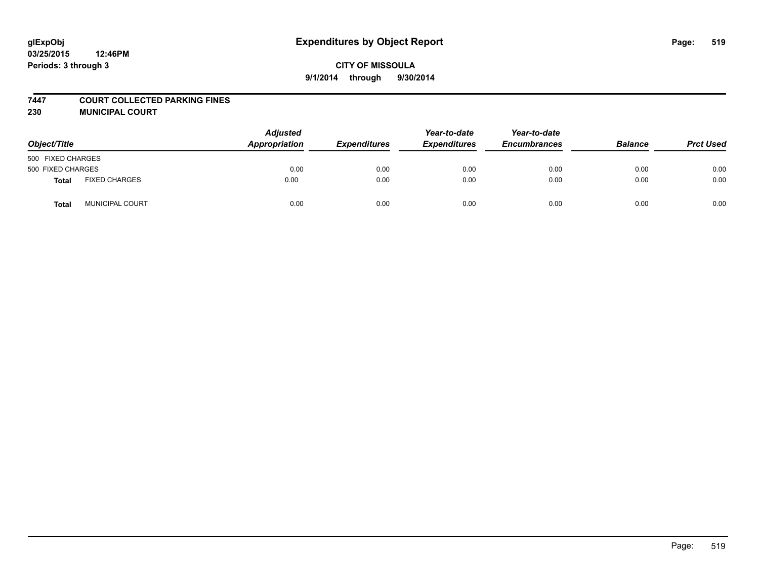# Expenditures by Object Report

glExpObj
03/25/2015 12:46PM
Periods: 3 through 3

**CITY OF MISSOULA**
**9/1/2014 through 9/30/2014**

**7447 COURT COLLECTED PARKING FINES**
**230 MUNICIPAL COURT**

| Object/Title | | Adjusted Appropriation | Expenditures | Year-to-date Expenditures | Year-to-date Encumbrances | Balance | Prct Used |
|---|---|---|---|---|---|---|---|
| 500 FIXED CHARGES | | | | | | | |
| 500 FIXED CHARGES | | 0.00 | 0.00 | 0.00 | 0.00 | 0.00 | 0.00 |
| **Total** | FIXED CHARGES | 0.00 | 0.00 | 0.00 | 0.00 | 0.00 | 0.00 |
| **Total** | MUNICIPAL COURT | 0.00 | 0.00 | 0.00 | 0.00 | 0.00 | 0.00 |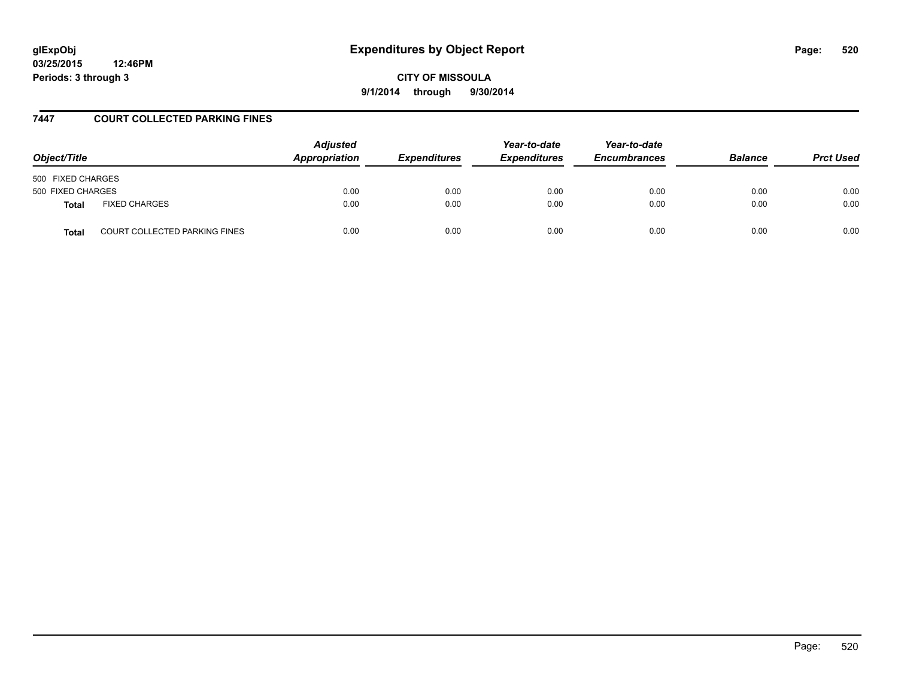**glExpObj**
**03/25/2015 12:46PM**
**Periods: 3 through 3**

# Expenditures by Object Report

**CITY OF MISSOULA**
**9/1/2014 through 9/30/2014**

## 7447 COURT COLLECTED PARKING FINES

| Object/Title | | Adjusted Appropriation | Expenditures | Year-to-date Expenditures | Year-to-date Encumbrances | Balance | Prct Used |
|---|---|---|---|---|---|---|---|
| 500 FIXED CHARGES | | | | | | | |
| 500 FIXED CHARGES | | 0.00 | 0.00 | 0.00 | 0.00 | 0.00 | 0.00 |
| **Total** | FIXED CHARGES | 0.00 | 0.00 | 0.00 | 0.00 | 0.00 | 0.00 |
| **Total** | COURT COLLECTED PARKING FINES | 0.00 | 0.00 | 0.00 | 0.00 | 0.00 | 0.00 |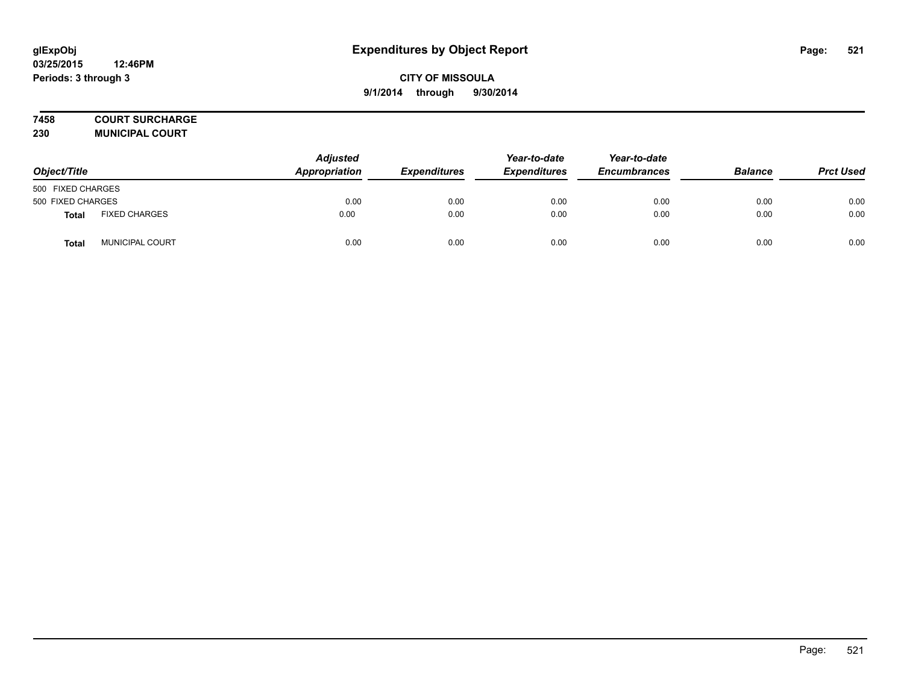glExpObj
03/25/2015 12:46PM
Periods: 3 through 3

# Expenditures by Object Report

**CITY OF MISSOULA**
**9/1/2014 through 9/30/2014**

**7458 COURT SURCHARGE**
**230 MUNICIPAL COURT**

| Object/Title | | Adjusted Appropriation | Expenditures | Year-to-date Expenditures | Year-to-date Encumbrances | Balance | Prct Used |
|---|---|---|---|---|---|---|---|
| 500 FIXED CHARGES | | | | | | | |
| 500 FIXED CHARGES | | 0.00 | 0.00 | 0.00 | 0.00 | 0.00 | 0.00 |
| **Total** | FIXED CHARGES | 0.00 | 0.00 | 0.00 | 0.00 | 0.00 | 0.00 |
| **Total** | MUNICIPAL COURT | 0.00 | 0.00 | 0.00 | 0.00 | 0.00 | 0.00 |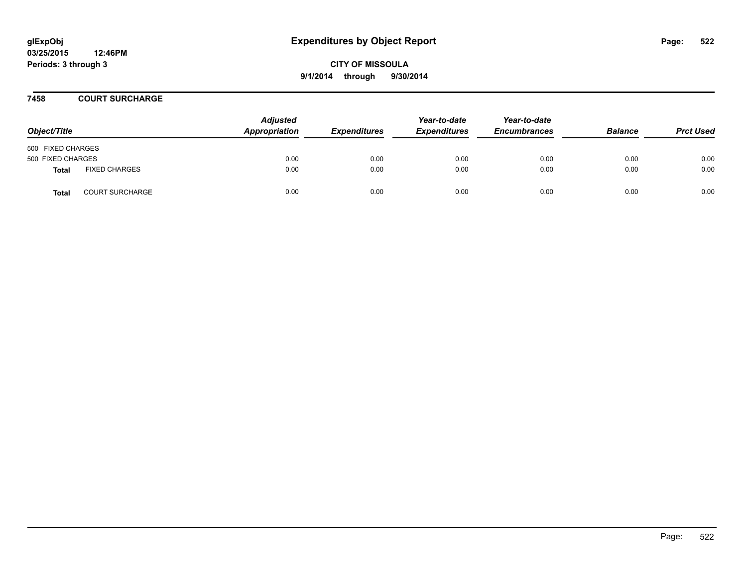**glExpObj**
**03/25/2015 12:46PM**
**Periods: 3 through 3**

# Expenditures by Object Report

**CITY OF MISSOULA**
**9/1/2014 through 9/30/2014**

## 7458 COURT SURCHARGE

| Object/Title | | Adjusted Appropriation | Expenditures | Year-to-date Expenditures | Year-to-date Encumbrances | Balance | Prct Used |
|---|---|---|---|---|---|---|---|
| 500 FIXED CHARGES | | | | | | | |
| 500 FIXED CHARGES | | 0.00 | 0.00 | 0.00 | 0.00 | 0.00 | 0.00 |
| **Total** | FIXED CHARGES | 0.00 | 0.00 | 0.00 | 0.00 | 0.00 | 0.00 |
| **Total** | COURT SURCHARGE | 0.00 | 0.00 | 0.00 | 0.00 | 0.00 | 0.00 |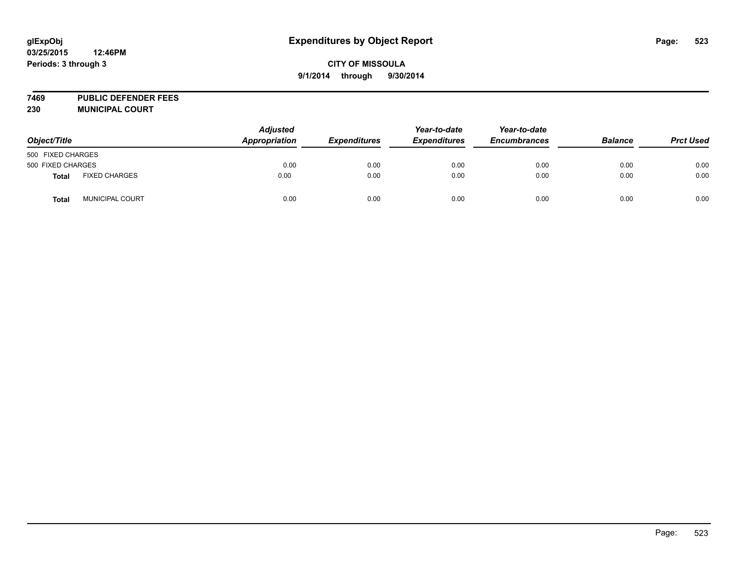**glExpObj** **Expenditures by Object Report**

**03/25/2015 12:46PM**

**Periods: 3 through 3**

**CITY OF MISSOULA**

**9/1/2014 through 9/30/2014**

**7469 PUBLIC DEFENDER FEES**

**230 MUNICIPAL COURT**

| Object/Title | | Adjusted Appropriation | Expenditures | Year-to-date Expenditures | Year-to-date Encumbrances | Balance | Prct Used |
|---|---|---|---|---|---|---|---|
| 500 FIXED CHARGES | | | | | | | |
| 500 FIXED CHARGES | | 0.00 | 0.00 | 0.00 | 0.00 | 0.00 | 0.00 |
| **Total** | FIXED CHARGES | 0.00 | 0.00 | 0.00 | 0.00 | 0.00 | 0.00 |
| **Total** | MUNICIPAL COURT | 0.00 | 0.00 | 0.00 | 0.00 | 0.00 | 0.00 |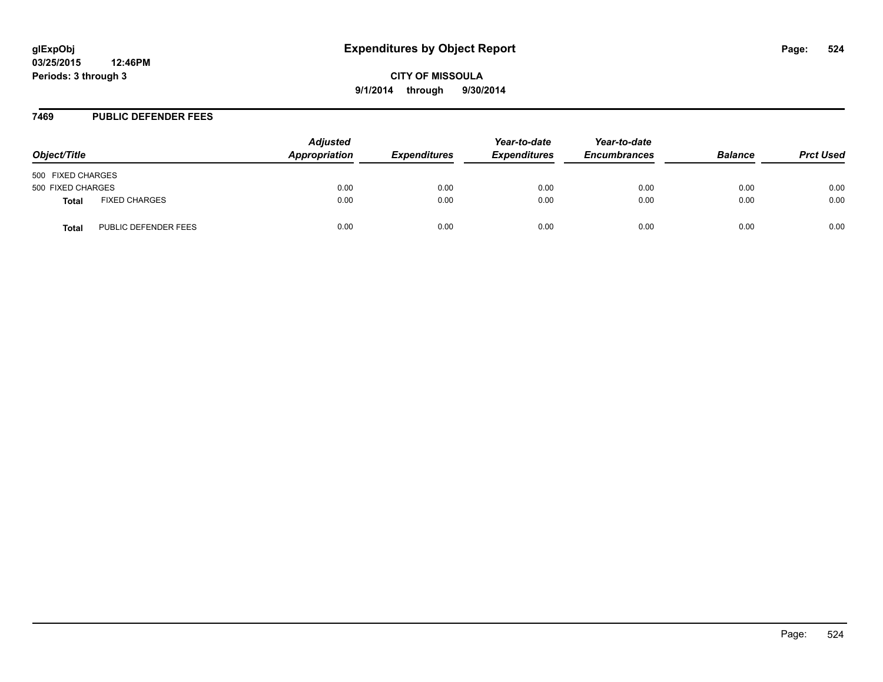glExpObj
03/25/2015 12:46PM
Periods: 3 through 3

# Expenditures by Object Report

CITY OF MISSOULA
9/1/2014 through 9/30/2014

## 7469 PUBLIC DEFENDER FEES

| Object/Title | | Adjusted Appropriation | Expenditures | Year-to-date Expenditures | Year-to-date Encumbrances | Balance | Prct Used |
|---|---|---|---|---|---|---|---|
| 500 FIXED CHARGES | | | | | | | |
| 500 FIXED CHARGES | | 0.00 | 0.00 | 0.00 | 0.00 | 0.00 | 0.00 |
| **Total** | FIXED CHARGES | 0.00 | 0.00 | 0.00 | 0.00 | 0.00 | 0.00 |
| **Total** | PUBLIC DEFENDER FEES | 0.00 | 0.00 | 0.00 | 0.00 | 0.00 | 0.00 |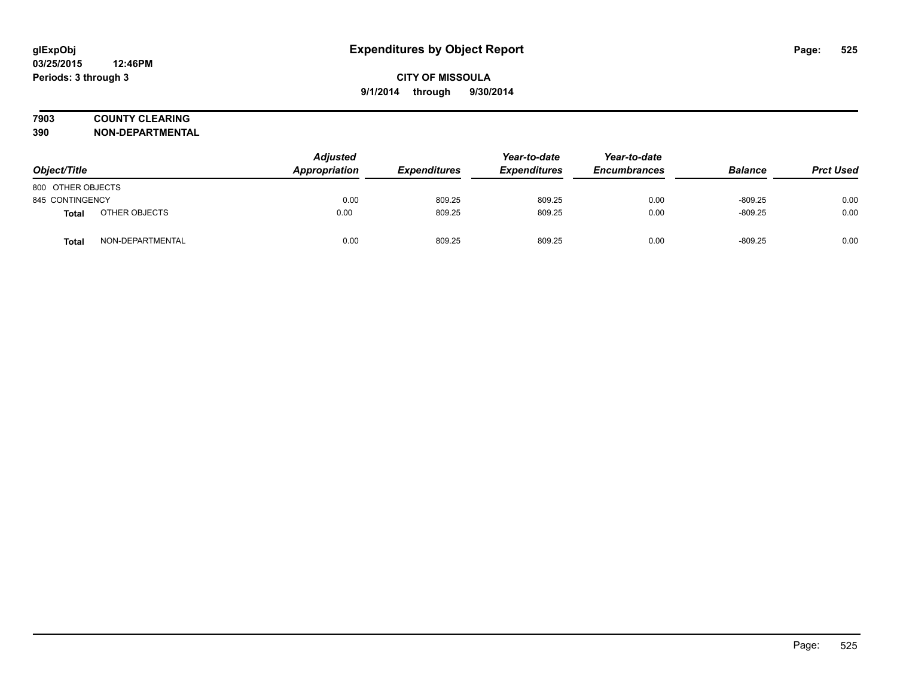**glExpObj** **Expenditures by Object Report**
**03/25/2015 12:46PM**
**Periods: 3 through 3**

**CITY OF MISSOULA**
**9/1/2014 through 9/30/2014**

**7903 COUNTY CLEARING**
**390 NON-DEPARTMENTAL**

| Object/Title | | Adjusted Appropriation | Expenditures | Year-to-date Expenditures | Year-to-date Encumbrances | Balance | Prct Used |
|---|---|---|---|---|---|---|---|
| 800 OTHER OBJECTS | | | | | | | |
| 845 CONTINGENCY | | 0.00 | 809.25 | 809.25 | 0.00 | -809.25 | 0.00 |
| **Total** | OTHER OBJECTS | 0.00 | 809.25 | 809.25 | 0.00 | -809.25 | 0.00 |
| **Total** | NON-DEPARTMENTAL | 0.00 | 809.25 | 809.25 | 0.00 | -809.25 | 0.00 |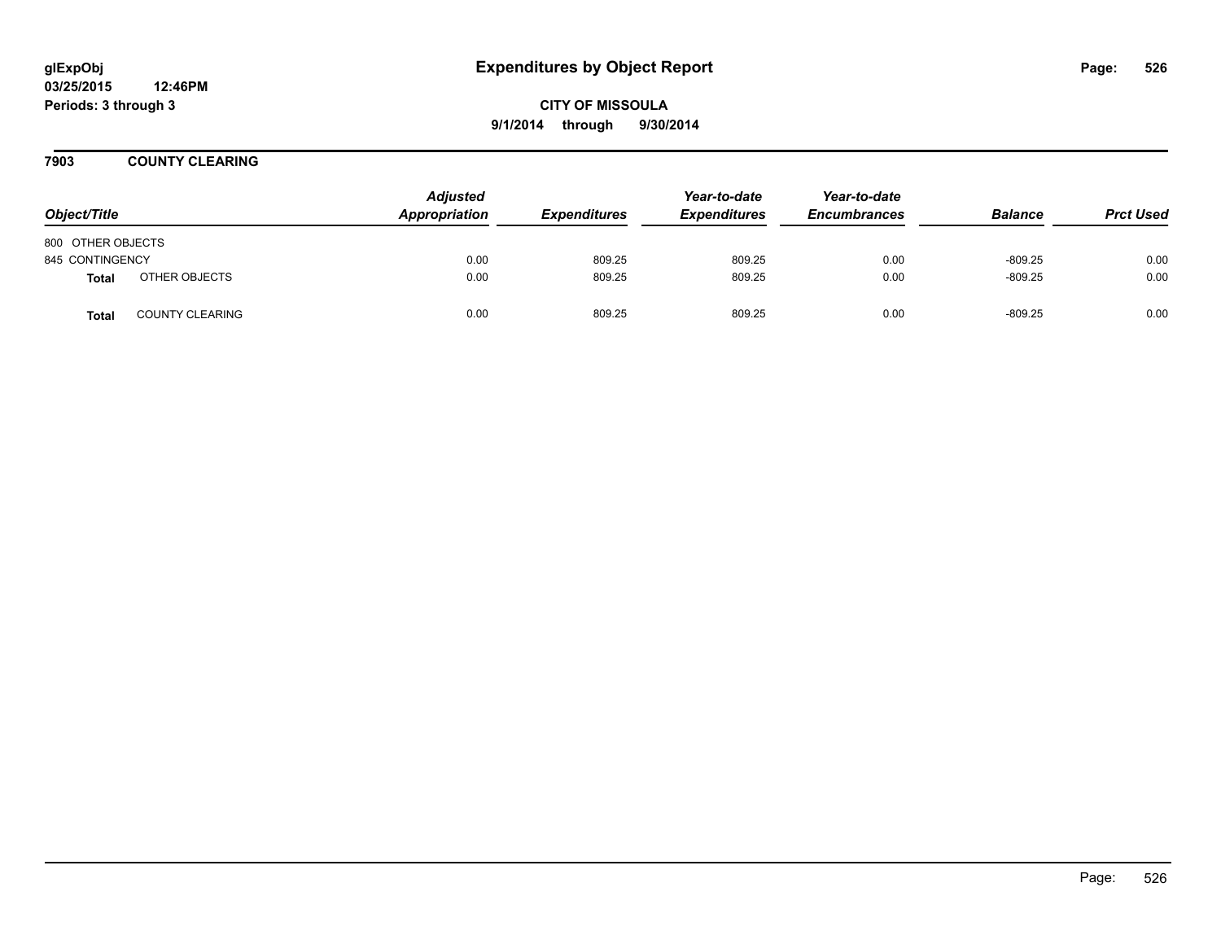# Expenditures by Object Report

glExpObj
03/25/2015 12:46PM
Periods: 3 through 3

**CITY OF MISSOULA**
**9/1/2014 through 9/30/2014**

## 7903 COUNTY CLEARING

| Object/Title | | Adjusted Appropriation | Expenditures | Year-to-date Expenditures | Year-to-date Encumbrances | Balance | Prct Used |
|---|---|---|---|---|---|---|---|
| 800 OTHER OBJECTS | | | | | | | |
| 845 CONTINGENCY | | 0.00 | 809.25 | 809.25 | 0.00 | -809.25 | 0.00 |
| **Total** | OTHER OBJECTS | 0.00 | 809.25 | 809.25 | 0.00 | -809.25 | 0.00 |
| **Total** | COUNTY CLEARING | 0.00 | 809.25 | 809.25 | 0.00 | -809.25 | 0.00 |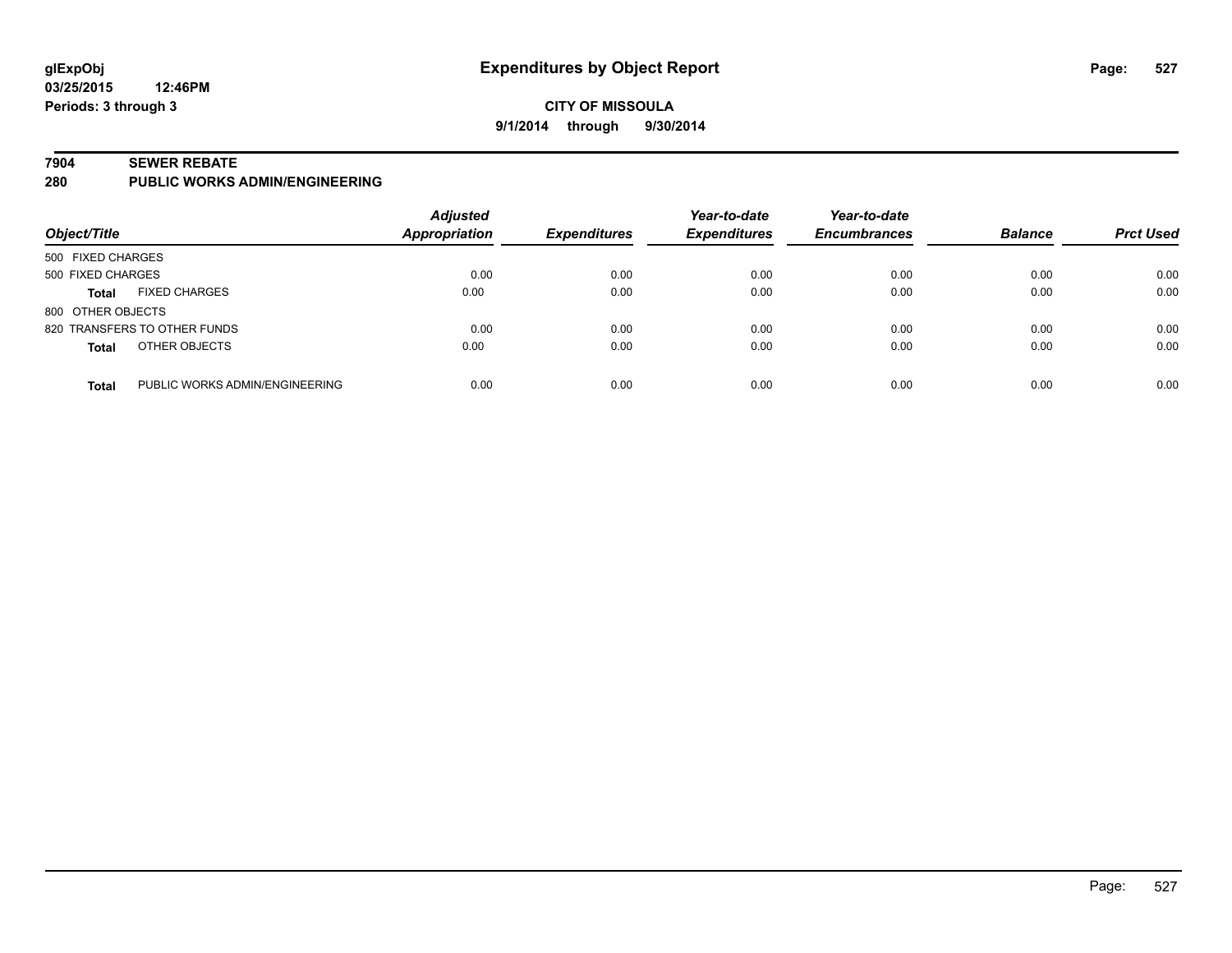**glExpObj** 
**03/25/2015 12:46PM** 
**Periods: 3 through 3**

# Expenditures by Object Report

**CITY OF MISSOULA** 
**9/1/2014 through 9/30/2014**

## 7904 SEWER REBATE
## 280 PUBLIC WORKS ADMIN/ENGINEERING

| Object/Title | | Adjusted Appropriation | Expenditures | Year-to-date Expenditures | Year-to-date Encumbrances | Balance | Prct Used |
|---|---|---|---|---|---|---|---|
| 500 FIXED CHARGES | | | | | | | |
| 500 FIXED CHARGES | | 0.00 | 0.00 | 0.00 | 0.00 | 0.00 | 0.00 |
| **Total** | FIXED CHARGES | 0.00 | 0.00 | 0.00 | 0.00 | 0.00 | 0.00 |
| 800 OTHER OBJECTS | | | | | | | |
| 820 TRANSFERS TO OTHER FUNDS | | 0.00 | 0.00 | 0.00 | 0.00 | 0.00 | 0.00 |
| **Total** | OTHER OBJECTS | 0.00 | 0.00 | 0.00 | 0.00 | 0.00 | 0.00 |
| **Total** | PUBLIC WORKS ADMIN/ENGINEERING | 0.00 | 0.00 | 0.00 | 0.00 | 0.00 | 0.00 |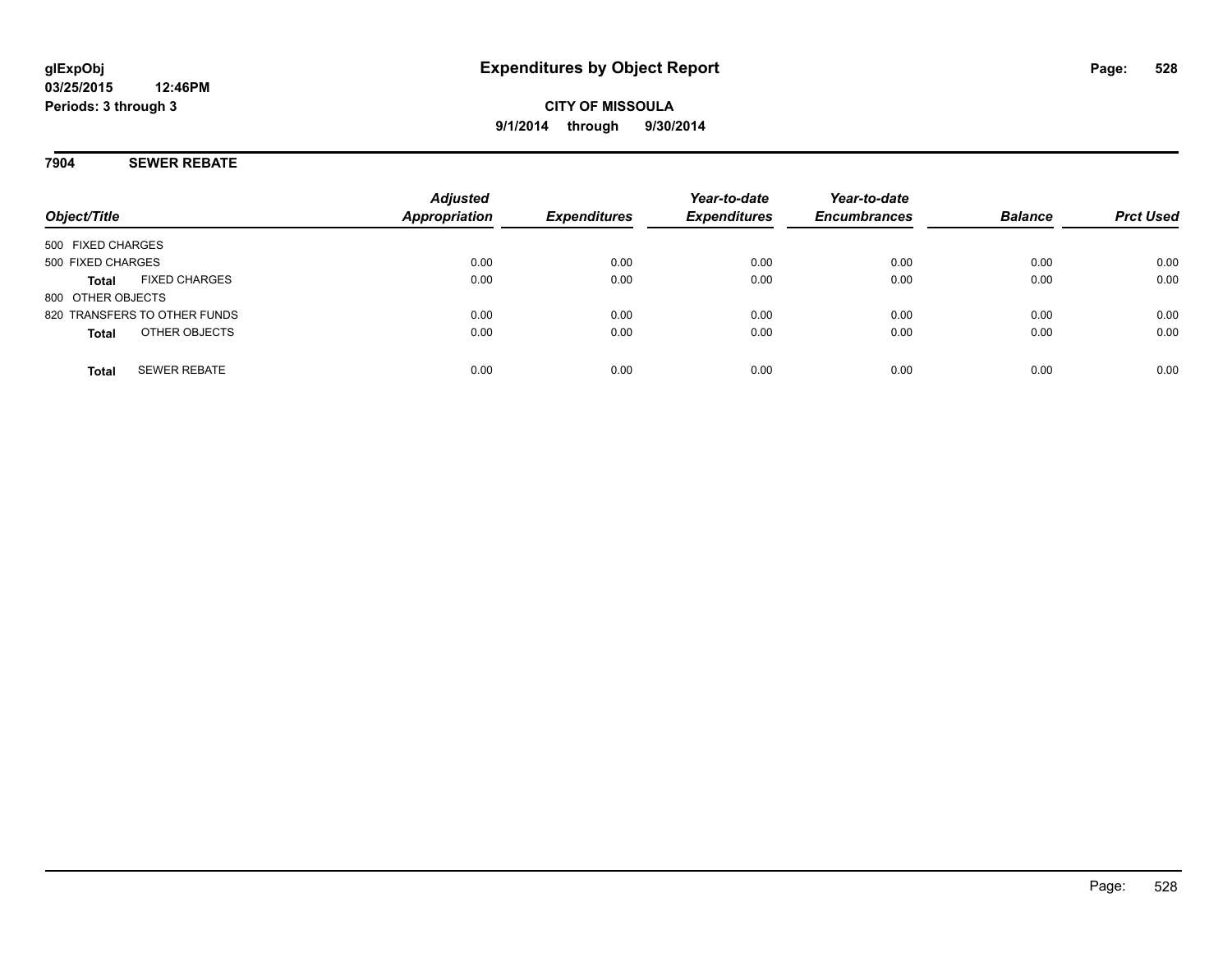**glExpObj**
**03/25/2015 12:46PM**
**Periods: 3 through 3**

# Expenditures by Object Report

**CITY OF MISSOULA**
**9/1/2014 through 9/30/2014**

## 7904 SEWER REBATE

| Object/Title | Adjusted Appropriation | Expenditures | Year-to-date Expenditures | Year-to-date Encumbrances | Balance | Prct Used |
|---|---|---|---|---|---|---|
| 500 FIXED CHARGES | | | | | | |
| 500 FIXED CHARGES | 0.00 | 0.00 | 0.00 | 0.00 | 0.00 | 0.00 |
| **Total** FIXED CHARGES | 0.00 | 0.00 | 0.00 | 0.00 | 0.00 | 0.00 |
| 800 OTHER OBJECTS | | | | | | |
| 820 TRANSFERS TO OTHER FUNDS | 0.00 | 0.00 | 0.00 | 0.00 | 0.00 | 0.00 |
| **Total** OTHER OBJECTS | 0.00 | 0.00 | 0.00 | 0.00 | 0.00 | 0.00 |
| **Total** SEWER REBATE | 0.00 | 0.00 | 0.00 | 0.00 | 0.00 | 0.00 |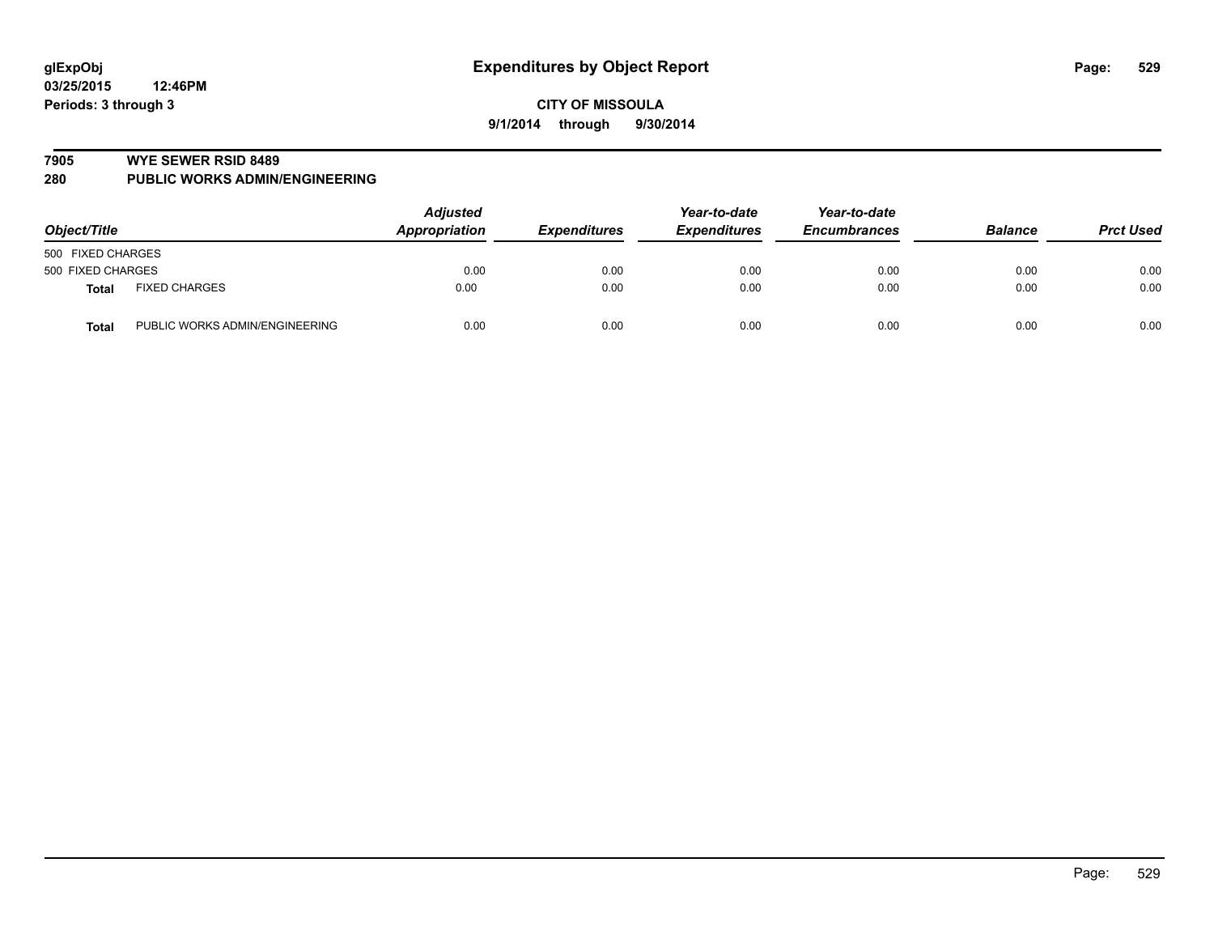**glExpObj** **Expenditures by Object Report**

**03/25/2015 12:46PM**

**Periods: 3 through 3**

**CITY OF MISSOULA**

**9/1/2014 through 9/30/2014**

**7905 WYE SEWER RSID 8489**

**280 PUBLIC WORKS ADMIN/ENGINEERING**

| Object/Title | | Adjusted Appropriation | Expenditures | Year-to-date Expenditures | Year-to-date Encumbrances | Balance | Prct Used |
|---|---|---|---|---|---|---|---|
| 500 FIXED CHARGES | | | | | | | |
| 500 FIXED CHARGES | | 0.00 | 0.00 | 0.00 | 0.00 | 0.00 | 0.00 |
| **Total** | FIXED CHARGES | 0.00 | 0.00 | 0.00 | 0.00 | 0.00 | 0.00 |
| **Total** | PUBLIC WORKS ADMIN/ENGINEERING | 0.00 | 0.00 | 0.00 | 0.00 | 0.00 | 0.00 |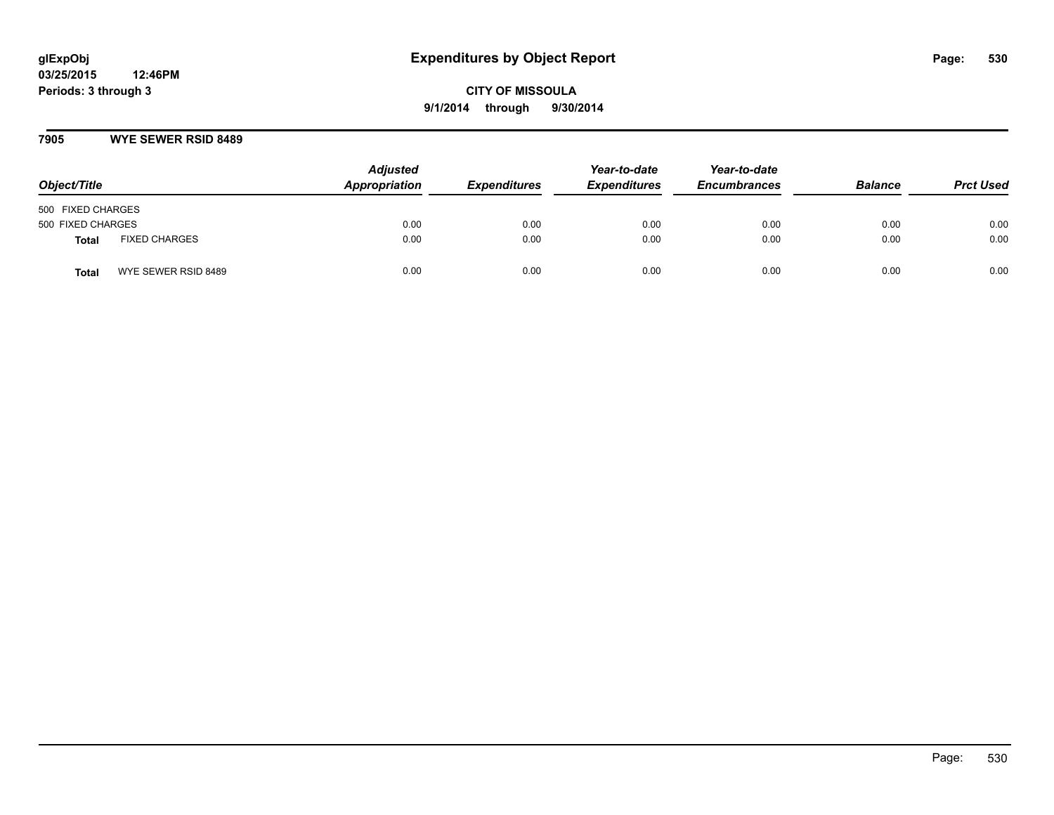# Expenditures by Object Report

glExpObj
03/25/2015 12:46PM
Periods: 3 through 3

**CITY OF MISSOULA**
**9/1/2014 through 9/30/2014**

## 7905 WYE SEWER RSID 8489

| Object/Title | | Adjusted Appropriation | Expenditures | Year-to-date Expenditures | Year-to-date Encumbrances | Balance | Prct Used |
|---|---|---|---|---|---|---|---|
| 500 FIXED CHARGES | | | | | | | |
| 500 FIXED CHARGES | | 0.00 | 0.00 | 0.00 | 0.00 | 0.00 | 0.00 |
| **Total** | FIXED CHARGES | 0.00 | 0.00 | 0.00 | 0.00 | 0.00 | 0.00 |
| **Total** | WYE SEWER RSID 8489 | 0.00 | 0.00 | 0.00 | 0.00 | 0.00 | 0.00 |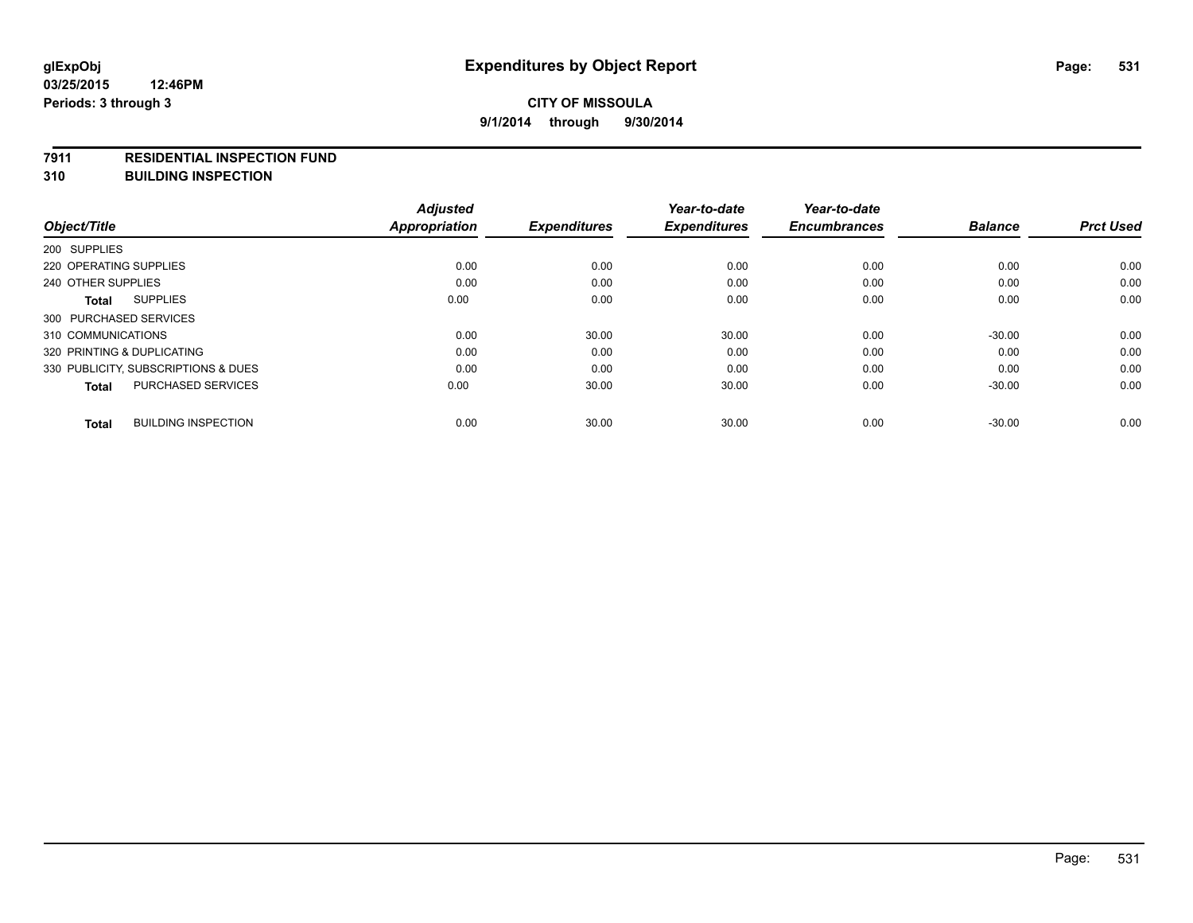# Expenditures by Object Report

glExpObj
03/25/2015 12:46PM
Periods: 3 through 3

**CITY OF MISSOULA**
**9/1/2014 through 9/30/2014**

**7911 RESIDENTIAL INSPECTION FUND**
**310 BUILDING INSPECTION**

| Object/Title | Adjusted Appropriation | Expenditures | Year-to-date Expenditures | Year-to-date Encumbrances | Balance | Prct Used |
|---|---|---|---|---|---|---|
| 200 SUPPLIES | | | | | | |
| 220 OPERATING SUPPLIES | 0.00 | 0.00 | 0.00 | 0.00 | 0.00 | 0.00 |
| 240 OTHER SUPPLIES | 0.00 | 0.00 | 0.00 | 0.00 | 0.00 | 0.00 |
| **Total** SUPPLIES | 0.00 | 0.00 | 0.00 | 0.00 | 0.00 | 0.00 |
| 300 PURCHASED SERVICES | | | | | | |
| 310 COMMUNICATIONS | 0.00 | 30.00 | 30.00 | 0.00 | -30.00 | 0.00 |
| 320 PRINTING & DUPLICATING | 0.00 | 0.00 | 0.00 | 0.00 | 0.00 | 0.00 |
| 330 PUBLICITY, SUBSCRIPTIONS & DUES | 0.00 | 0.00 | 0.00 | 0.00 | 0.00 | 0.00 |
| **Total** PURCHASED SERVICES | 0.00 | 30.00 | 30.00 | 0.00 | -30.00 | 0.00 |
| **Total** BUILDING INSPECTION | 0.00 | 30.00 | 30.00 | 0.00 | -30.00 | 0.00 |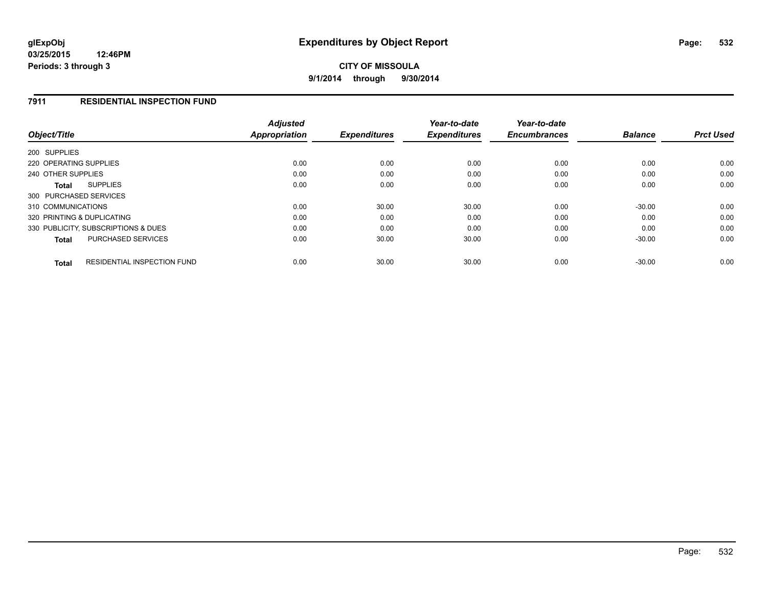# Expenditures by Object Report

glExpObj
03/25/2015 12:46PM
Periods: 3 through 3

**CITY OF MISSOULA**
**9/1/2014 through 9/30/2014**

## 7911 RESIDENTIAL INSPECTION FUND

| Object/Title | Adjusted Appropriation | Expenditures | Year-to-date Expenditures | Year-to-date Encumbrances | Balance | Prct Used |
|---|---|---|---|---|---|---|
| 200 SUPPLIES | | | | | | |
| 220 OPERATING SUPPLIES | 0.00 | 0.00 | 0.00 | 0.00 | 0.00 | 0.00 |
| 240 OTHER SUPPLIES | 0.00 | 0.00 | 0.00 | 0.00 | 0.00 | 0.00 |
| **Total** SUPPLIES | 0.00 | 0.00 | 0.00 | 0.00 | 0.00 | 0.00 |
| 300 PURCHASED SERVICES | | | | | | |
| 310 COMMUNICATIONS | 0.00 | 30.00 | 30.00 | 0.00 | -30.00 | 0.00 |
| 320 PRINTING & DUPLICATING | 0.00 | 0.00 | 0.00 | 0.00 | 0.00 | 0.00 |
| 330 PUBLICITY, SUBSCRIPTIONS & DUES | 0.00 | 0.00 | 0.00 | 0.00 | 0.00 | 0.00 |
| **Total** PURCHASED SERVICES | 0.00 | 30.00 | 30.00 | 0.00 | -30.00 | 0.00 |
| **Total** RESIDENTIAL INSPECTION FUND | 0.00 | 30.00 | 30.00 | 0.00 | -30.00 | 0.00 |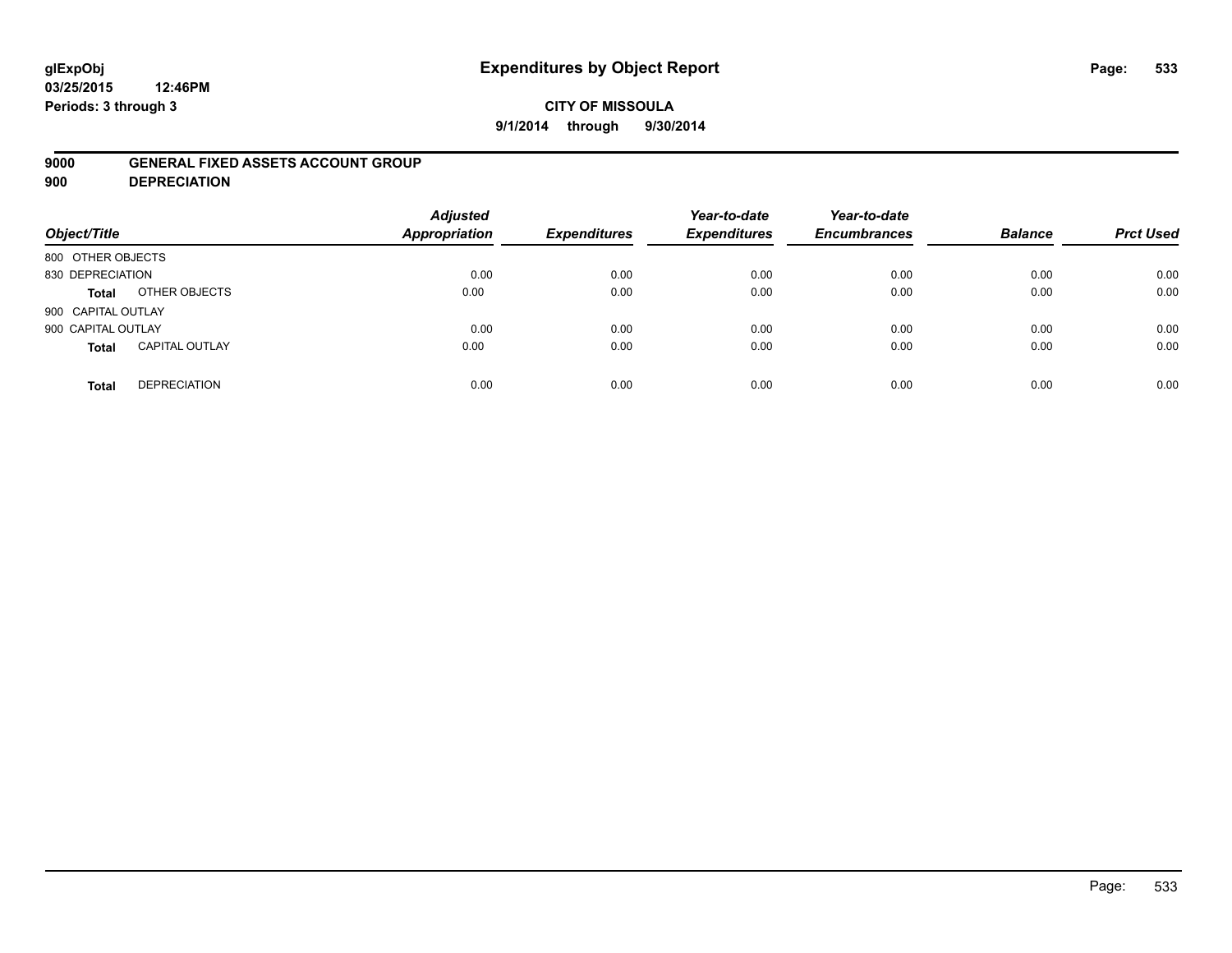glExpObj
03/25/2015 12:46PM
Periods: 3 through 3

# Expenditures by Object Report

**CITY OF MISSOULA**

**9/1/2014 through 9/30/2014**

**9000 GENERAL FIXED ASSETS ACCOUNT GROUP**
**900 DEPRECIATION**

| Object/Title | | Adjusted Appropriation | Expenditures | Year-to-date Expenditures | Year-to-date Encumbrances | Balance | Prct Used |
|---|---|---|---|---|---|---|---|
| 800 OTHER OBJECTS | | | | | | | |
| 830 DEPRECIATION | | 0.00 | 0.00 | 0.00 | 0.00 | 0.00 | 0.00 |
| **Total** | OTHER OBJECTS | 0.00 | 0.00 | 0.00 | 0.00 | 0.00 | 0.00 |
| 900 CAPITAL OUTLAY | | | | | | | |
| 900 CAPITAL OUTLAY | | 0.00 | 0.00 | 0.00 | 0.00 | 0.00 | 0.00 |
| **Total** | CAPITAL OUTLAY | 0.00 | 0.00 | 0.00 | 0.00 | 0.00 | 0.00 |
| **Total** | DEPRECIATION | 0.00 | 0.00 | 0.00 | 0.00 | 0.00 | 0.00 |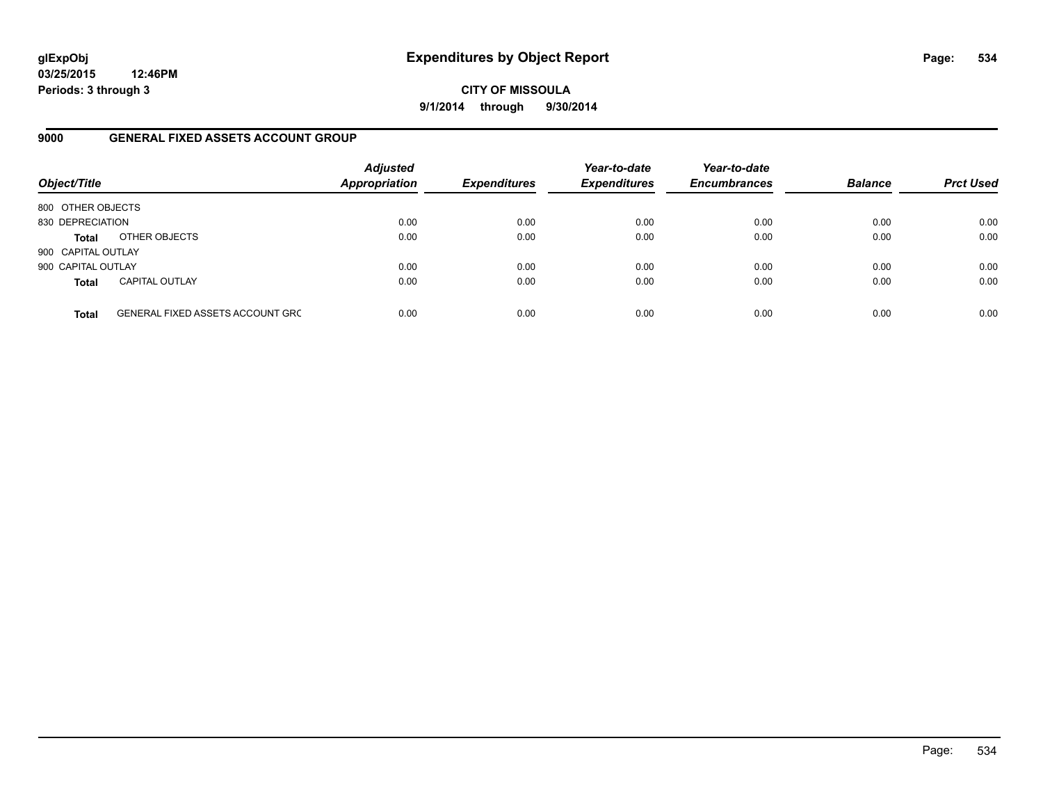# Expenditures by Object Report

glExpObj
03/25/2015 12:46PM
Periods: 3 through 3

**CITY OF MISSOULA**
**9/1/2014 through 9/30/2014**

## 9000 GENERAL FIXED ASSETS ACCOUNT GROUP

| Object/Title | | Adjusted Appropriation | Expenditures | Year-to-date Expenditures | Year-to-date Encumbrances | Balance | Prct Used |
|---|---|---|---|---|---|---|---|
| 800 OTHER OBJECTS | | | | | | | |
| 830 DEPRECIATION | | 0.00 | 0.00 | 0.00 | 0.00 | 0.00 | 0.00 |
| **Total** | OTHER OBJECTS | 0.00 | 0.00 | 0.00 | 0.00 | 0.00 | 0.00 |
| 900 CAPITAL OUTLAY | | | | | | | |
| 900 CAPITAL OUTLAY | | 0.00 | 0.00 | 0.00 | 0.00 | 0.00 | 0.00 |
| **Total** | CAPITAL OUTLAY | 0.00 | 0.00 | 0.00 | 0.00 | 0.00 | 0.00 |
| **Total** | GENERAL FIXED ASSETS ACCOUNT GRC | 0.00 | 0.00 | 0.00 | 0.00 | 0.00 | 0.00 |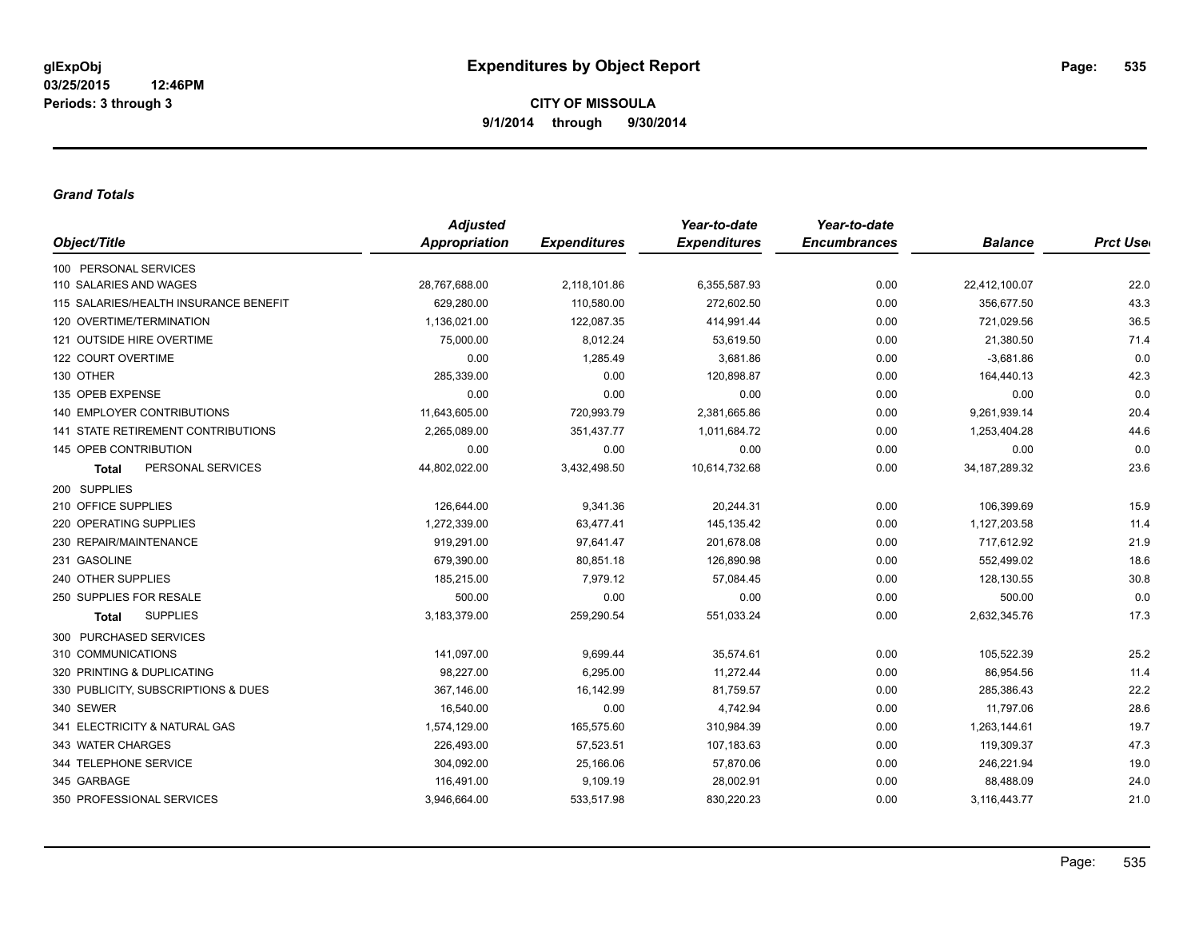**glExpObj**
**03/25/2015 12:46PM**
**Periods: 3 through 3**

# Expenditures by Object Report

**CITY OF MISSOULA**
**9/1/2014 through 9/30/2014**

### *Grand Totals*

| Object/Title | *Adjusted Appropriation* | *Expenditures* | *Year-to-date Expenditures* | *Year-to-date Encumbrances* | *Balance* | *Prct Used* |
|---|---|---|---|---|---|---|
| 100 PERSONAL SERVICES | | | | | | |
| 110 SALARIES AND WAGES | 28,767,688.00 | 2,118,101.86 | 6,355,587.93 | 0.00 | 22,412,100.07 | 22.0 |
| 115 SALARIES/HEALTH INSURANCE BENEFIT | 629,280.00 | 110,580.00 | 272,602.50 | 0.00 | 356,677.50 | 43.3 |
| 120 OVERTIME/TERMINATION | 1,136,021.00 | 122,087.35 | 414,991.44 | 0.00 | 721,029.56 | 36.5 |
| 121 OUTSIDE HIRE OVERTIME | 75,000.00 | 8,012.24 | 53,619.50 | 0.00 | 21,380.50 | 71.4 |
| 122 COURT OVERTIME | 0.00 | 1,285.49 | 3,681.86 | 0.00 | -3,681.86 | 0.0 |
| 130 OTHER | 285,339.00 | 0.00 | 120,898.87 | 0.00 | 164,440.13 | 42.3 |
| 135 OPEB EXPENSE | 0.00 | 0.00 | 0.00 | 0.00 | 0.00 | 0.0 |
| 140 EMPLOYER CONTRIBUTIONS | 11,643,605.00 | 720,993.79 | 2,381,665.86 | 0.00 | 9,261,939.14 | 20.4 |
| 141 STATE RETIREMENT CONTRIBUTIONS | 2,265,089.00 | 351,437.77 | 1,011,684.72 | 0.00 | 1,253,404.28 | 44.6 |
| 145 OPEB CONTRIBUTION | 0.00 | 0.00 | 0.00 | 0.00 | 0.00 | 0.0 |
| **Total** PERSONAL SERVICES | 44,802,022.00 | 3,432,498.50 | 10,614,732.68 | 0.00 | 34,187,289.32 | 23.6 |
| 200 SUPPLIES | | | | | | |
| 210 OFFICE SUPPLIES | 126,644.00 | 9,341.36 | 20,244.31 | 0.00 | 106,399.69 | 15.9 |
| 220 OPERATING SUPPLIES | 1,272,339.00 | 63,477.41 | 145,135.42 | 0.00 | 1,127,203.58 | 11.4 |
| 230 REPAIR/MAINTENANCE | 919,291.00 | 97,641.47 | 201,678.08 | 0.00 | 717,612.92 | 21.9 |
| 231 GASOLINE | 679,390.00 | 80,851.18 | 126,890.98 | 0.00 | 552,499.02 | 18.6 |
| 240 OTHER SUPPLIES | 185,215.00 | 7,979.12 | 57,084.45 | 0.00 | 128,130.55 | 30.8 |
| 250 SUPPLIES FOR RESALE | 500.00 | 0.00 | 0.00 | 0.00 | 500.00 | 0.0 |
| **Total** SUPPLIES | 3,183,379.00 | 259,290.54 | 551,033.24 | 0.00 | 2,632,345.76 | 17.3 |
| 300 PURCHASED SERVICES | | | | | | |
| 310 COMMUNICATIONS | 141,097.00 | 9,699.44 | 35,574.61 | 0.00 | 105,522.39 | 25.2 |
| 320 PRINTING & DUPLICATING | 98,227.00 | 6,295.00 | 11,272.44 | 0.00 | 86,954.56 | 11.4 |
| 330 PUBLICITY, SUBSCRIPTIONS & DUES | 367,146.00 | 16,142.99 | 81,759.57 | 0.00 | 285,386.43 | 22.2 |
| 340 SEWER | 16,540.00 | 0.00 | 4,742.94 | 0.00 | 11,797.06 | 28.6 |
| 341 ELECTRICITY & NATURAL GAS | 1,574,129.00 | 165,575.60 | 310,984.39 | 0.00 | 1,263,144.61 | 19.7 |
| 343 WATER CHARGES | 226,493.00 | 57,523.51 | 107,183.63 | 0.00 | 119,309.37 | 47.3 |
| 344 TELEPHONE SERVICE | 304,092.00 | 25,166.06 | 57,870.06 | 0.00 | 246,221.94 | 19.0 |
| 345 GARBAGE | 116,491.00 | 9,109.19 | 28,002.91 | 0.00 | 88,488.09 | 24.0 |
| 350 PROFESSIONAL SERVICES | 3,946,664.00 | 533,517.98 | 830,220.23 | 0.00 | 3,116,443.77 | 21.0 |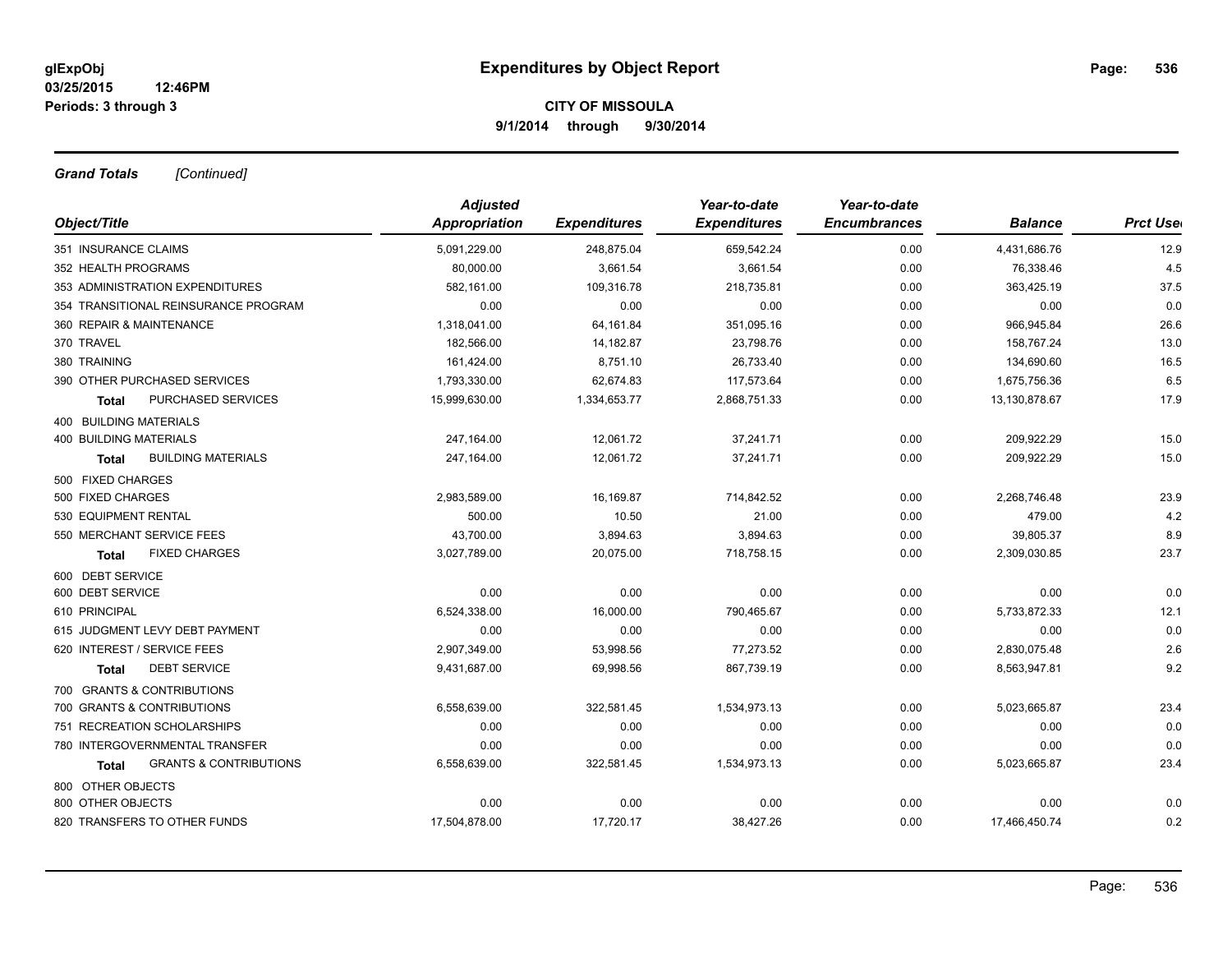**glExpObj**
**03/25/2015 12:46PM**
**Periods: 3 through 3**

# Expenditures by Object Report

**CITY OF MISSOULA**
**9/1/2014 through 9/30/2014**

***Grand Totals*** *[Continued]*

| Object/Title | Adjusted Appropriation | Expenditures | Year-to-date Expenditures | Year-to-date Encumbrances | Balance | Prct Used |
|---|---|---|---|---|---|---|
| 351 INSURANCE CLAIMS | 5,091,229.00 | 248,875.04 | 659,542.24 | 0.00 | 4,431,686.76 | 12.9 |
| 352 HEALTH PROGRAMS | 80,000.00 | 3,661.54 | 3,661.54 | 0.00 | 76,338.46 | 4.5 |
| 353 ADMINISTRATION EXPENDITURES | 582,161.00 | 109,316.78 | 218,735.81 | 0.00 | 363,425.19 | 37.5 |
| 354 TRANSITIONAL REINSURANCE PROGRAM | 0.00 | 0.00 | 0.00 | 0.00 | 0.00 | 0.0 |
| 360 REPAIR & MAINTENANCE | 1,318,041.00 | 64,161.84 | 351,095.16 | 0.00 | 966,945.84 | 26.6 |
| 370 TRAVEL | 182,566.00 | 14,182.87 | 23,798.76 | 0.00 | 158,767.24 | 13.0 |
| 380 TRAINING | 161,424.00 | 8,751.10 | 26,733.40 | 0.00 | 134,690.60 | 16.5 |
| 390 OTHER PURCHASED SERVICES | 1,793,330.00 | 62,674.83 | 117,573.64 | 0.00 | 1,675,756.36 | 6.5 |
| **Total** PURCHASED SERVICES | 15,999,630.00 | 1,334,653.77 | 2,868,751.33 | 0.00 | 13,130,878.67 | 17.9 |
| 400 BUILDING MATERIALS | | | | | | |
| 400 BUILDING MATERIALS | 247,164.00 | 12,061.72 | 37,241.71 | 0.00 | 209,922.29 | 15.0 |
| **Total** BUILDING MATERIALS | 247,164.00 | 12,061.72 | 37,241.71 | 0.00 | 209,922.29 | 15.0 |
| 500 FIXED CHARGES | | | | | | |
| 500 FIXED CHARGES | 2,983,589.00 | 16,169.87 | 714,842.52 | 0.00 | 2,268,746.48 | 23.9 |
| 530 EQUIPMENT RENTAL | 500.00 | 10.50 | 21.00 | 0.00 | 479.00 | 4.2 |
| 550 MERCHANT SERVICE FEES | 43,700.00 | 3,894.63 | 3,894.63 | 0.00 | 39,805.37 | 8.9 |
| **Total** FIXED CHARGES | 3,027,789.00 | 20,075.00 | 718,758.15 | 0.00 | 2,309,030.85 | 23.7 |
| 600 DEBT SERVICE | | | | | | |
| 600 DEBT SERVICE | 0.00 | 0.00 | 0.00 | 0.00 | 0.00 | 0.0 |
| 610 PRINCIPAL | 6,524,338.00 | 16,000.00 | 790,465.67 | 0.00 | 5,733,872.33 | 12.1 |
| 615 JUDGMENT LEVY DEBT PAYMENT | 0.00 | 0.00 | 0.00 | 0.00 | 0.00 | 0.0 |
| 620 INTEREST / SERVICE FEES | 2,907,349.00 | 53,998.56 | 77,273.52 | 0.00 | 2,830,075.48 | 2.6 |
| **Total** DEBT SERVICE | 9,431,687.00 | 69,998.56 | 867,739.19 | 0.00 | 8,563,947.81 | 9.2 |
| 700 GRANTS & CONTRIBUTIONS | | | | | | |
| 700 GRANTS & CONTRIBUTIONS | 6,558,639.00 | 322,581.45 | 1,534,973.13 | 0.00 | 5,023,665.87 | 23.4 |
| 751 RECREATION SCHOLARSHIPS | 0.00 | 0.00 | 0.00 | 0.00 | 0.00 | 0.0 |
| 780 INTERGOVERNMENTAL TRANSFER | 0.00 | 0.00 | 0.00 | 0.00 | 0.00 | 0.0 |
| **Total** GRANTS & CONTRIBUTIONS | 6,558,639.00 | 322,581.45 | 1,534,973.13 | 0.00 | 5,023,665.87 | 23.4 |
| 800 OTHER OBJECTS | | | | | | |
| 800 OTHER OBJECTS | 0.00 | 0.00 | 0.00 | 0.00 | 0.00 | 0.0 |
| 820 TRANSFERS TO OTHER FUNDS | 17,504,878.00 | 17,720.17 | 38,427.26 | 0.00 | 17,466,450.74 | 0.2 |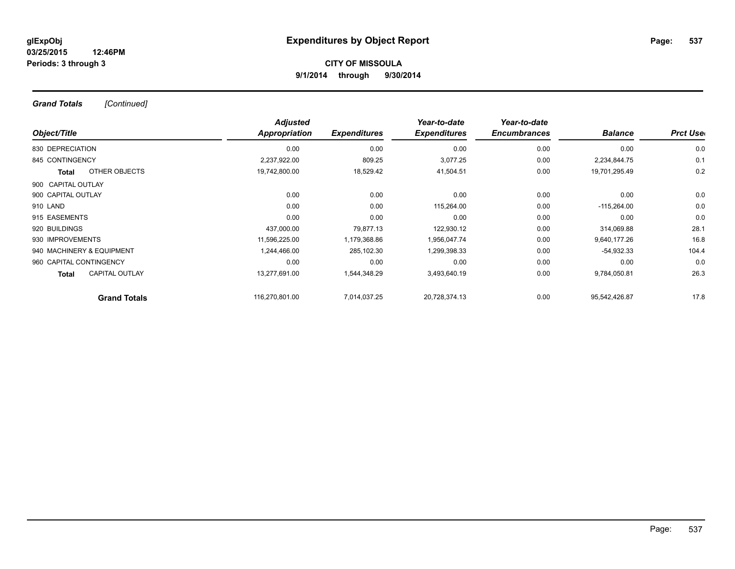# Expenditures by Object Report

glExpObj
03/25/2015 12:46PM
Periods: 3 through 3

**CITY OF MISSOULA**
**9/1/2014 through 9/30/2014**

***Grand Totals*** *[Continued]*

| *Object/Title* | | *Adjusted Appropriation* | *Expenditures* | *Year-to-date Expenditures* | *Year-to-date Encumbrances* | *Balance* | *Prct Used* |
|---|---|---|---|---|---|---|---|
| 830 DEPRECIATION | | 0.00 | 0.00 | 0.00 | 0.00 | 0.00 | 0.0 |
| 845 CONTINGENCY | | 2,237,922.00 | 809.25 | 3,077.25 | 0.00 | 2,234,844.75 | 0.1 |
| **Total** | OTHER OBJECTS | 19,742,800.00 | 18,529.42 | 41,504.51 | 0.00 | 19,701,295.49 | 0.2 |
| 900 CAPITAL OUTLAY | | | | | | | |
| 900 CAPITAL OUTLAY | | 0.00 | 0.00 | 0.00 | 0.00 | 0.00 | 0.0 |
| 910 LAND | | 0.00 | 0.00 | 115,264.00 | 0.00 | -115,264.00 | 0.0 |
| 915 EASEMENTS | | 0.00 | 0.00 | 0.00 | 0.00 | 0.00 | 0.0 |
| 920 BUILDINGS | | 437,000.00 | 79,877.13 | 122,930.12 | 0.00 | 314,069.88 | 28.1 |
| 930 IMPROVEMENTS | | 11,596,225.00 | 1,179,368.86 | 1,956,047.74 | 0.00 | 9,640,177.26 | 16.8 |
| 940 MACHINERY & EQUIPMENT | | 1,244,466.00 | 285,102.30 | 1,299,398.33 | 0.00 | -54,932.33 | 104.4 |
| 960 CAPITAL CONTINGENCY | | 0.00 | 0.00 | 0.00 | 0.00 | 0.00 | 0.0 |
| **Total** | CAPITAL OUTLAY | 13,277,691.00 | 1,544,348.29 | 3,493,640.19 | 0.00 | 9,784,050.81 | 26.3 |
| **Grand Totals** | | 116,270,801.00 | 7,014,037.25 | 20,728,374.13 | 0.00 | 95,542,426.87 | 17.8 |